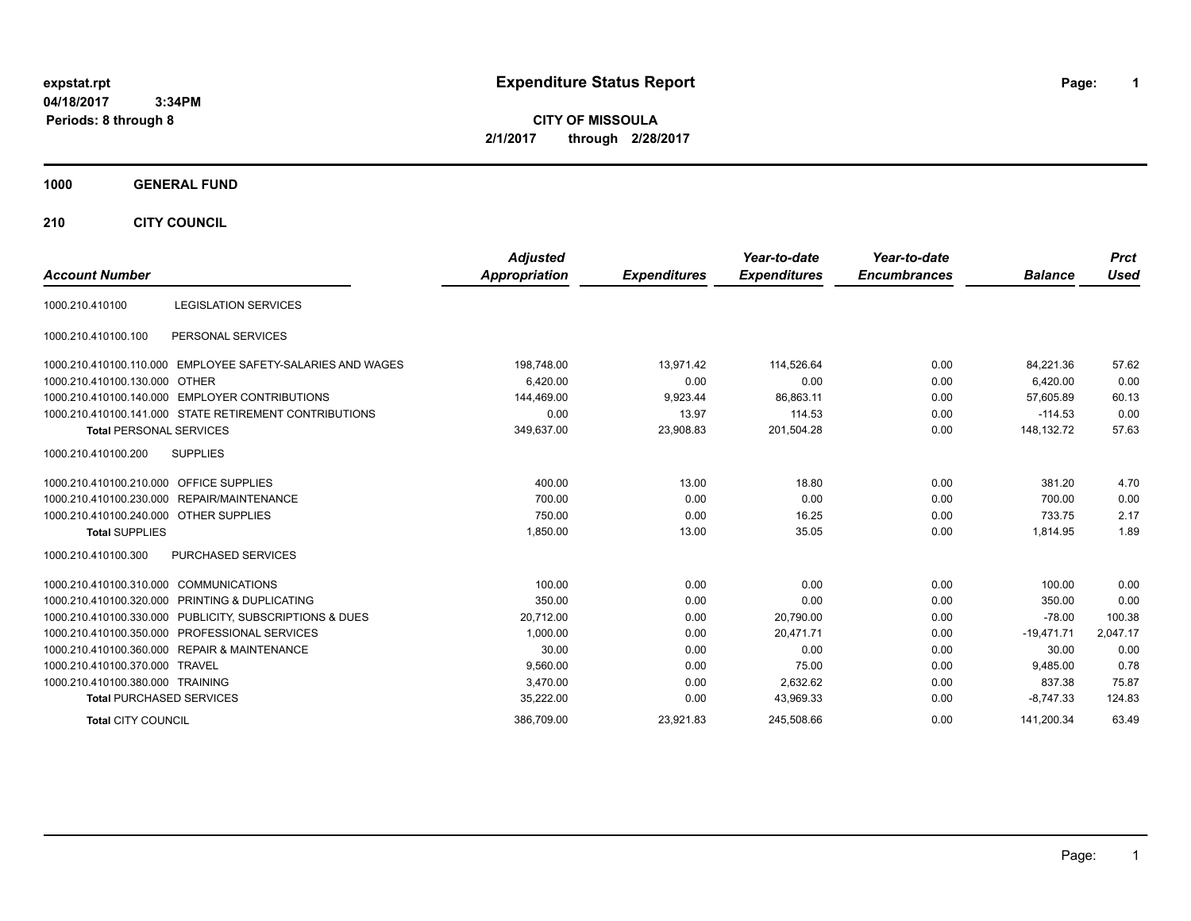expstat.rpt
04/18/2017 3:34PM
Periods: 8 through 8

# Expenditure Status Report

**CITY OF MISSOULA**
**2/1/2017 through 2/28/2017**

## 1000 GENERAL FUND

### 210 CITY COUNCIL

| Account Number | | Adjusted Appropriation | Expenditures | Year-to-date Expenditures | Year-to-date Encumbrances | Balance | Prct Used |
|---|---|---|---|---|---|---|---|
| 1000.210.410100 | LEGISLATION SERVICES | | | | | | |
| 1000.210.410100.100 | PERSONAL SERVICES | | | | | | |
| 1000.210.410100.110.000 | EMPLOYEE SAFETY-SALARIES AND WAGES | 198,748.00 | 13,971.42 | 114,526.64 | 0.00 | 84,221.36 | 57.62 |
| 1000.210.410100.130.000 | OTHER | 6,420.00 | 0.00 | 0.00 | 0.00 | 6,420.00 | 0.00 |
| 1000.210.410100.140.000 | EMPLOYER CONTRIBUTIONS | 144,469.00 | 9,923.44 | 86,863.11 | 0.00 | 57,605.89 | 60.13 |
| 1000.210.410100.141.000 | STATE RETIREMENT CONTRIBUTIONS | 0.00 | 13.97 | 114.53 | 0.00 | -114.53 | 0.00 |
| **Total** PERSONAL SERVICES | | 349,637.00 | 23,908.83 | 201,504.28 | 0.00 | 148,132.72 | 57.63 |
| 1000.210.410100.200 | SUPPLIES | | | | | | |
| 1000.210.410100.210.000 | OFFICE SUPPLIES | 400.00 | 13.00 | 18.80 | 0.00 | 381.20 | 4.70 |
| 1000.210.410100.230.000 | REPAIR/MAINTENANCE | 700.00 | 0.00 | 0.00 | 0.00 | 700.00 | 0.00 |
| 1000.210.410100.240.000 | OTHER SUPPLIES | 750.00 | 0.00 | 16.25 | 0.00 | 733.75 | 2.17 |
| **Total** SUPPLIES | | 1,850.00 | 13.00 | 35.05 | 0.00 | 1,814.95 | 1.89 |
| 1000.210.410100.300 | PURCHASED SERVICES | | | | | | |
| 1000.210.410100.310.000 | COMMUNICATIONS | 100.00 | 0.00 | 0.00 | 0.00 | 100.00 | 0.00 |
| 1000.210.410100.320.000 | PRINTING & DUPLICATING | 350.00 | 0.00 | 0.00 | 0.00 | 350.00 | 0.00 |
| 1000.210.410100.330.000 | PUBLICITY, SUBSCRIPTIONS & DUES | 20,712.00 | 0.00 | 20,790.00 | 0.00 | -78.00 | 100.38 |
| 1000.210.410100.350.000 | PROFESSIONAL SERVICES | 1,000.00 | 0.00 | 20,471.71 | 0.00 | -19,471.71 | 2,047.17 |
| 1000.210.410100.360.000 | REPAIR & MAINTENANCE | 30.00 | 0.00 | 0.00 | 0.00 | 30.00 | 0.00 |
| 1000.210.410100.370.000 | TRAVEL | 9,560.00 | 0.00 | 75.00 | 0.00 | 9,485.00 | 0.78 |
| 1000.210.410100.380.000 | TRAINING | 3,470.00 | 0.00 | 2,632.62 | 0.00 | 837.38 | 75.87 |
| **Total** PURCHASED SERVICES | | 35,222.00 | 0.00 | 43,969.33 | 0.00 | -8,747.33 | 124.83 |
| **Total** CITY COUNCIL | | 386,709.00 | 23,921.83 | 245,508.66 | 0.00 | 141,200.34 | 63.49 |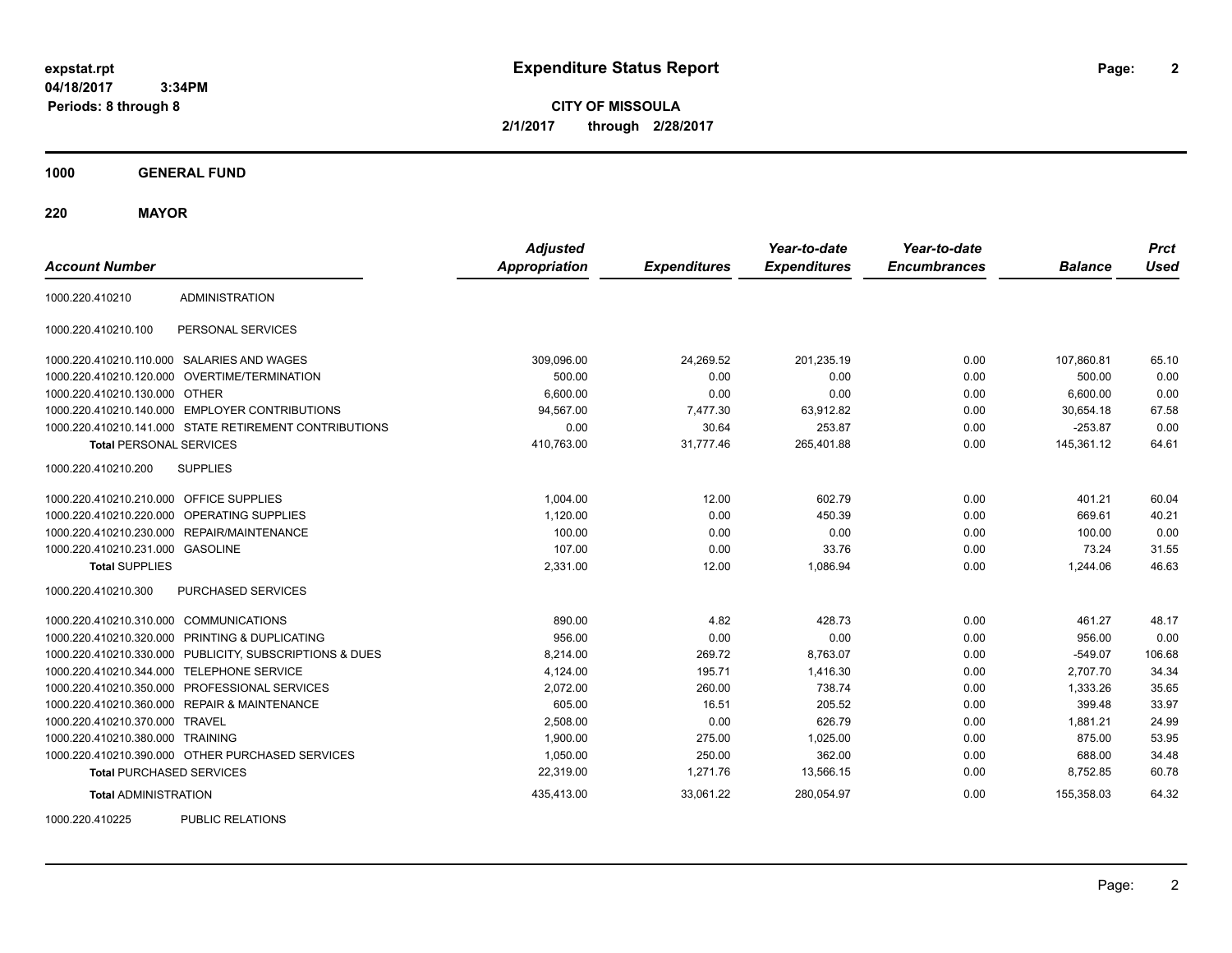# Expenditure Status Report

expstat.rpt
04/18/2017 3:34PM
Periods: 8 through 8

**CITY OF MISSOULA**
**2/1/2017 through 2/28/2017**

## 1000 GENERAL FUND

### 220 MAYOR

| Account Number | | Adjusted Appropriation | Expenditures | Year-to-date Expenditures | Year-to-date Encumbrances | Balance | Prct Used |
|---|---|---|---|---|---|---|---|
| 1000.220.410210 | ADMINISTRATION | | | | | | |
| 1000.220.410210.100 | PERSONAL SERVICES | | | | | | |
| 1000.220.410210.110.000 | SALARIES AND WAGES | 309,096.00 | 24,269.52 | 201,235.19 | 0.00 | 107,860.81 | 65.10 |
| 1000.220.410210.120.000 | OVERTIME/TERMINATION | 500.00 | 0.00 | 0.00 | 0.00 | 500.00 | 0.00 |
| 1000.220.410210.130.000 | OTHER | 6,600.00 | 0.00 | 0.00 | 0.00 | 6,600.00 | 0.00 |
| 1000.220.410210.140.000 | EMPLOYER CONTRIBUTIONS | 94,567.00 | 7,477.30 | 63,912.82 | 0.00 | 30,654.18 | 67.58 |
| 1000.220.410210.141.000 | STATE RETIREMENT CONTRIBUTIONS | 0.00 | 30.64 | 253.87 | 0.00 | -253.87 | 0.00 |
| **Total** PERSONAL SERVICES | | 410,763.00 | 31,777.46 | 265,401.88 | 0.00 | 145,361.12 | 64.61 |
| 1000.220.410210.200 | SUPPLIES | | | | | | |
| 1000.220.410210.210.000 | OFFICE SUPPLIES | 1,004.00 | 12.00 | 602.79 | 0.00 | 401.21 | 60.04 |
| 1000.220.410210.220.000 | OPERATING SUPPLIES | 1,120.00 | 0.00 | 450.39 | 0.00 | 669.61 | 40.21 |
| 1000.220.410210.230.000 | REPAIR/MAINTENANCE | 100.00 | 0.00 | 0.00 | 0.00 | 100.00 | 0.00 |
| 1000.220.410210.231.000 | GASOLINE | 107.00 | 0.00 | 33.76 | 0.00 | 73.24 | 31.55 |
| **Total** SUPPLIES | | 2,331.00 | 12.00 | 1,086.94 | 0.00 | 1,244.06 | 46.63 |
| 1000.220.410210.300 | PURCHASED SERVICES | | | | | | |
| 1000.220.410210.310.000 | COMMUNICATIONS | 890.00 | 4.82 | 428.73 | 0.00 | 461.27 | 48.17 |
| 1000.220.410210.320.000 | PRINTING & DUPLICATING | 956.00 | 0.00 | 0.00 | 0.00 | 956.00 | 0.00 |
| 1000.220.410210.330.000 | PUBLICITY, SUBSCRIPTIONS & DUES | 8,214.00 | 269.72 | 8,763.07 | 0.00 | -549.07 | 106.68 |
| 1000.220.410210.344.000 | TELEPHONE SERVICE | 4,124.00 | 195.71 | 1,416.30 | 0.00 | 2,707.70 | 34.34 |
| 1000.220.410210.350.000 | PROFESSIONAL SERVICES | 2,072.00 | 260.00 | 738.74 | 0.00 | 1,333.26 | 35.65 |
| 1000.220.410210.360.000 | REPAIR & MAINTENANCE | 605.00 | 16.51 | 205.52 | 0.00 | 399.48 | 33.97 |
| 1000.220.410210.370.000 | TRAVEL | 2,508.00 | 0.00 | 626.79 | 0.00 | 1,881.21 | 24.99 |
| 1000.220.410210.380.000 | TRAINING | 1,900.00 | 275.00 | 1,025.00 | 0.00 | 875.00 | 53.95 |
| 1000.220.410210.390.000 | OTHER PURCHASED SERVICES | 1,050.00 | 250.00 | 362.00 | 0.00 | 688.00 | 34.48 |
| **Total** PURCHASED SERVICES | | 22,319.00 | 1,271.76 | 13,566.15 | 0.00 | 8,752.85 | 60.78 |
| **Total** ADMINISTRATION | | 435,413.00 | 33,061.22 | 280,054.97 | 0.00 | 155,358.03 | 64.32 |
| 1000.220.410225 | PUBLIC RELATIONS | | | | | | |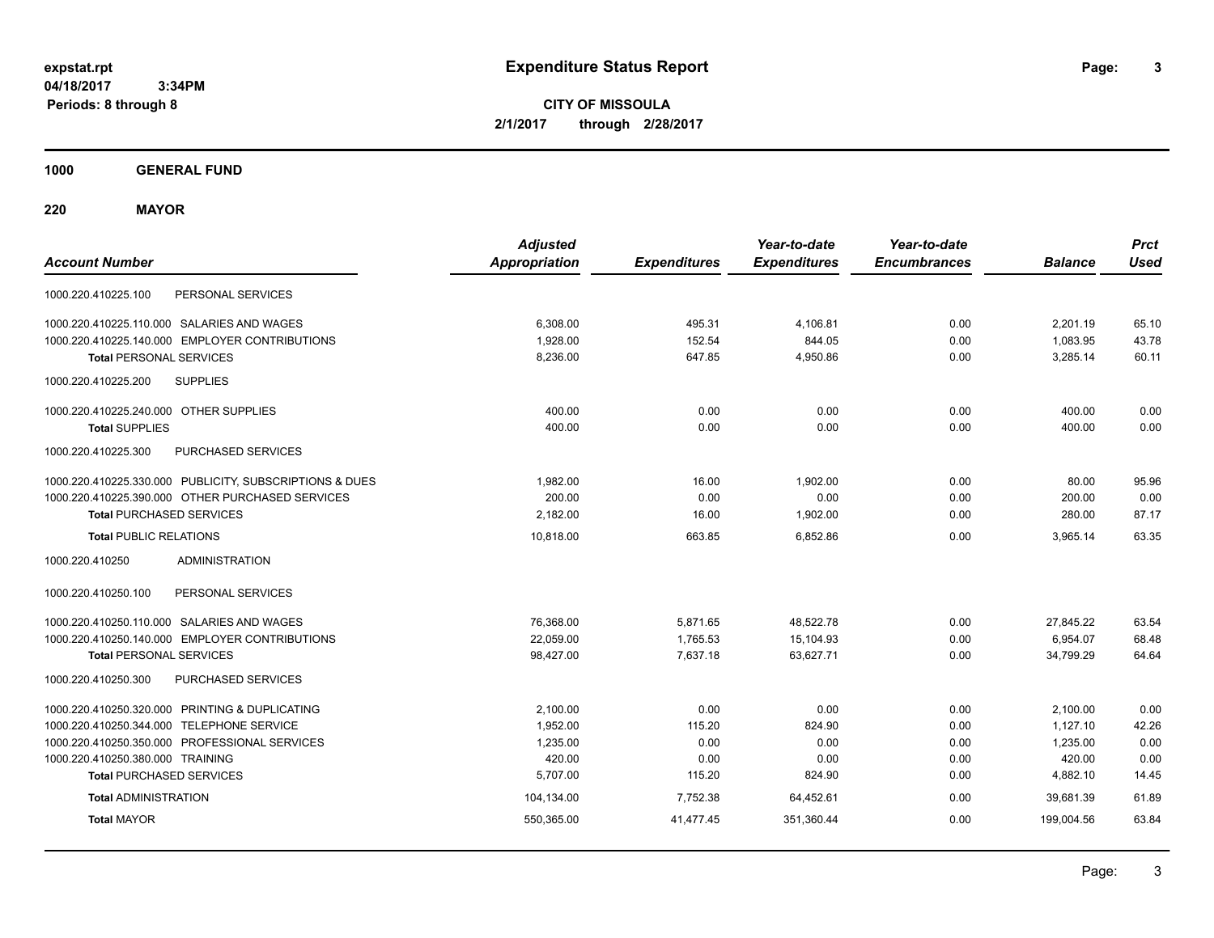# Expenditure Status Report

expstat.rpt
04/18/2017 3:34PM
Periods: 8 through 8

**CITY OF MISSOULA**
**2/1/2017 through 2/28/2017**

## 1000 GENERAL FUND

### 220 MAYOR

| Account Number | Adjusted Appropriation | Expenditures | Year-to-date Expenditures | Year-to-date Encumbrances | Balance | Prct Used |
|---|---|---|---|---|---|---|
| 1000.220.410225.100 PERSONAL SERVICES | | | | | | |
| 1000.220.410225.110.000 SALARIES AND WAGES | 6,308.00 | 495.31 | 4,106.81 | 0.00 | 2,201.19 | 65.10 |
| 1000.220.410225.140.000 EMPLOYER CONTRIBUTIONS | 1,928.00 | 152.54 | 844.05 | 0.00 | 1,083.95 | 43.78 |
| **Total** PERSONAL SERVICES | 8,236.00 | 647.85 | 4,950.86 | 0.00 | 3,285.14 | 60.11 |
| 1000.220.410225.200 SUPPLIES | | | | | | |
| 1000.220.410225.240.000 OTHER SUPPLIES | 400.00 | 0.00 | 0.00 | 0.00 | 400.00 | 0.00 |
| **Total** SUPPLIES | 400.00 | 0.00 | 0.00 | 0.00 | 400.00 | 0.00 |
| 1000.220.410225.300 PURCHASED SERVICES | | | | | | |
| 1000.220.410225.330.000 PUBLICITY, SUBSCRIPTIONS & DUES | 1,982.00 | 16.00 | 1,902.00 | 0.00 | 80.00 | 95.96 |
| 1000.220.410225.390.000 OTHER PURCHASED SERVICES | 200.00 | 0.00 | 0.00 | 0.00 | 200.00 | 0.00 |
| **Total** PURCHASED SERVICES | 2,182.00 | 16.00 | 1,902.00 | 0.00 | 280.00 | 87.17 |
| **Total** PUBLIC RELATIONS | 10,818.00 | 663.85 | 6,852.86 | 0.00 | 3,965.14 | 63.35 |
| 1000.220.410250 ADMINISTRATION | | | | | | |
| 1000.220.410250.100 PERSONAL SERVICES | | | | | | |
| 1000.220.410250.110.000 SALARIES AND WAGES | 76,368.00 | 5,871.65 | 48,522.78 | 0.00 | 27,845.22 | 63.54 |
| 1000.220.410250.140.000 EMPLOYER CONTRIBUTIONS | 22,059.00 | 1,765.53 | 15,104.93 | 0.00 | 6,954.07 | 68.48 |
| **Total** PERSONAL SERVICES | 98,427.00 | 7,637.18 | 63,627.71 | 0.00 | 34,799.29 | 64.64 |
| 1000.220.410250.300 PURCHASED SERVICES | | | | | | |
| 1000.220.410250.320.000 PRINTING & DUPLICATING | 2,100.00 | 0.00 | 0.00 | 0.00 | 2,100.00 | 0.00 |
| 1000.220.410250.344.000 TELEPHONE SERVICE | 1,952.00 | 115.20 | 824.90 | 0.00 | 1,127.10 | 42.26 |
| 1000.220.410250.350.000 PROFESSIONAL SERVICES | 1,235.00 | 0.00 | 0.00 | 0.00 | 1,235.00 | 0.00 |
| 1000.220.410250.380.000 TRAINING | 420.00 | 0.00 | 0.00 | 0.00 | 420.00 | 0.00 |
| **Total** PURCHASED SERVICES | 5,707.00 | 115.20 | 824.90 | 0.00 | 4,882.10 | 14.45 |
| **Total** ADMINISTRATION | 104,134.00 | 7,752.38 | 64,452.61 | 0.00 | 39,681.39 | 61.89 |
| **Total** MAYOR | 550,365.00 | 41,477.45 | 351,360.44 | 0.00 | 199,004.56 | 63.84 |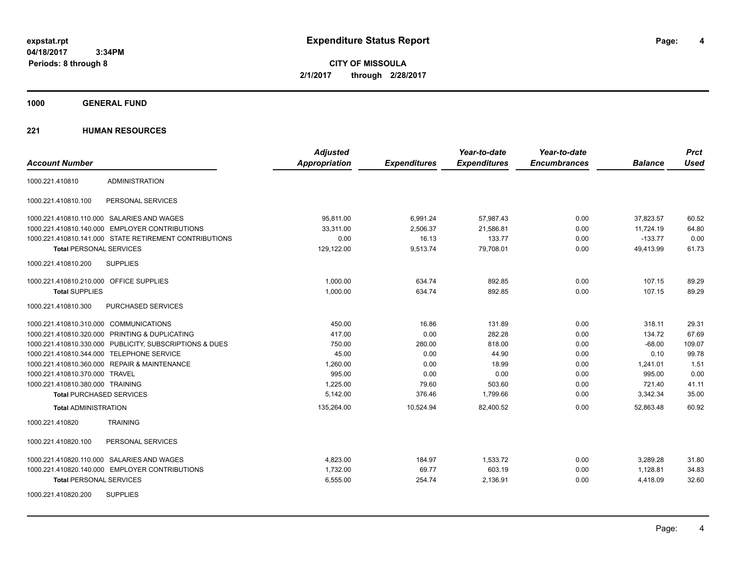**expstat.rpt**
**04/18/2017 3:34PM**
**Periods: 8 through 8**

# Expenditure Status Report

**CITY OF MISSOULA**
**2/1/2017 through 2/28/2017**

## 1000 GENERAL FUND

### 221 HUMAN RESOURCES

| Account Number | | Adjusted Appropriation | Expenditures | Year-to-date Expenditures | Year-to-date Encumbrances | Balance | Prct Used |
|---|---|---|---|---|---|---|---|
| 1000.221.410810 | ADMINISTRATION | | | | | | |
| 1000.221.410810.100 | PERSONAL SERVICES | | | | | | |
| 1000.221.410810.110.000 | SALARIES AND WAGES | 95,811.00 | 6,991.24 | 57,987.43 | 0.00 | 37,823.57 | 60.52 |
| 1000.221.410810.140.000 | EMPLOYER CONTRIBUTIONS | 33,311.00 | 2,506.37 | 21,586.81 | 0.00 | 11,724.19 | 64.80 |
| 1000.221.410810.141.000 | STATE RETIREMENT CONTRIBUTIONS | 0.00 | 16.13 | 133.77 | 0.00 | -133.77 | 0.00 |
| **Total** PERSONAL SERVICES | | 129,122.00 | 9,513.74 | 79,708.01 | 0.00 | 49,413.99 | 61.73 |
| 1000.221.410810.200 | SUPPLIES | | | | | | |
| 1000.221.410810.210.000 | OFFICE SUPPLIES | 1,000.00 | 634.74 | 892.85 | 0.00 | 107.15 | 89.29 |
| **Total** SUPPLIES | | 1,000.00 | 634.74 | 892.85 | 0.00 | 107.15 | 89.29 |
| 1000.221.410810.300 | PURCHASED SERVICES | | | | | | |
| 1000.221.410810.310.000 | COMMUNICATIONS | 450.00 | 16.86 | 131.89 | 0.00 | 318.11 | 29.31 |
| 1000.221.410810.320.000 | PRINTING & DUPLICATING | 417.00 | 0.00 | 282.28 | 0.00 | 134.72 | 67.69 |
| 1000.221.410810.330.000 | PUBLICITY, SUBSCRIPTIONS & DUES | 750.00 | 280.00 | 818.00 | 0.00 | -68.00 | 109.07 |
| 1000.221.410810.344.000 | TELEPHONE SERVICE | 45.00 | 0.00 | 44.90 | 0.00 | 0.10 | 99.78 |
| 1000.221.410810.360.000 | REPAIR & MAINTENANCE | 1,260.00 | 0.00 | 18.99 | 0.00 | 1,241.01 | 1.51 |
| 1000.221.410810.370.000 | TRAVEL | 995.00 | 0.00 | 0.00 | 0.00 | 995.00 | 0.00 |
| 1000.221.410810.380.000 | TRAINING | 1,225.00 | 79.60 | 503.60 | 0.00 | 721.40 | 41.11 |
| **Total** PURCHASED SERVICES | | 5,142.00 | 376.46 | 1,799.66 | 0.00 | 3,342.34 | 35.00 |
| **Total** ADMINISTRATION | | 135,264.00 | 10,524.94 | 82,400.52 | 0.00 | 52,863.48 | 60.92 |
| 1000.221.410820 | TRAINING | | | | | | |
| 1000.221.410820.100 | PERSONAL SERVICES | | | | | | |
| 1000.221.410820.110.000 | SALARIES AND WAGES | 4,823.00 | 184.97 | 1,533.72 | 0.00 | 3,289.28 | 31.80 |
| 1000.221.410820.140.000 | EMPLOYER CONTRIBUTIONS | 1,732.00 | 69.77 | 603.19 | 0.00 | 1,128.81 | 34.83 |
| **Total** PERSONAL SERVICES | | 6,555.00 | 254.74 | 2,136.91 | 0.00 | 4,418.09 | 32.60 |
| 1000.221.410820.200 | SUPPLIES | | | | | | |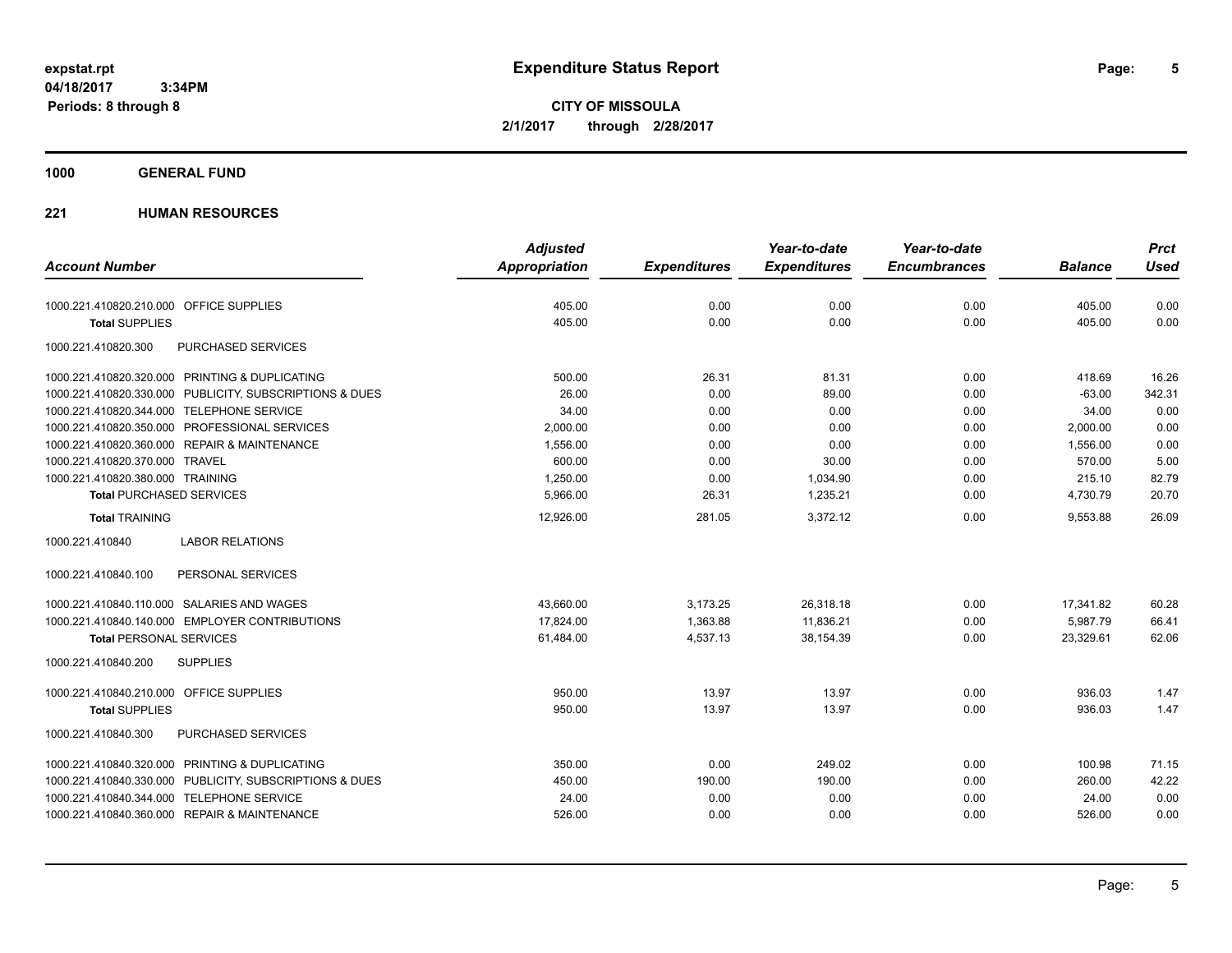# Expenditure Status Report

**CITY OF MISSOULA**
**2/1/2017 through 2/28/2017**

expstat.rpt
04/18/2017 3:34PM
Periods: 8 through 8

## 1000 GENERAL FUND

## 221 HUMAN RESOURCES

| Account Number | | Adjusted Appropriation | Expenditures | Year-to-date Expenditures | Year-to-date Encumbrances | Balance | Prct Used |
|---|---|---|---|---|---|---|---|
| 1000.221.410820.210.000 | OFFICE SUPPLIES | 405.00 | 0.00 | 0.00 | 0.00 | 405.00 | 0.00 |
| **Total** SUPPLIES | | 405.00 | 0.00 | 0.00 | 0.00 | 405.00 | 0.00 |
| 1000.221.410820.300 | PURCHASED SERVICES | | | | | | |
| 1000.221.410820.320.000 | PRINTING & DUPLICATING | 500.00 | 26.31 | 81.31 | 0.00 | 418.69 | 16.26 |
| 1000.221.410820.330.000 | PUBLICITY, SUBSCRIPTIONS & DUES | 26.00 | 0.00 | 89.00 | 0.00 | -63.00 | 342.31 |
| 1000.221.410820.344.000 | TELEPHONE SERVICE | 34.00 | 0.00 | 0.00 | 0.00 | 34.00 | 0.00 |
| 1000.221.410820.350.000 | PROFESSIONAL SERVICES | 2,000.00 | 0.00 | 0.00 | 0.00 | 2,000.00 | 0.00 |
| 1000.221.410820.360.000 | REPAIR & MAINTENANCE | 1,556.00 | 0.00 | 0.00 | 0.00 | 1,556.00 | 0.00 |
| 1000.221.410820.370.000 | TRAVEL | 600.00 | 0.00 | 30.00 | 0.00 | 570.00 | 5.00 |
| 1000.221.410820.380.000 | TRAINING | 1,250.00 | 0.00 | 1,034.90 | 0.00 | 215.10 | 82.79 |
| **Total** PURCHASED SERVICES | | 5,966.00 | 26.31 | 1,235.21 | 0.00 | 4,730.79 | 20.70 |
| **Total** TRAINING | | 12,926.00 | 281.05 | 3,372.12 | 0.00 | 9,553.88 | 26.09 |
| 1000.221.410840 | LABOR RELATIONS | | | | | | |
| 1000.221.410840.100 | PERSONAL SERVICES | | | | | | |
| 1000.221.410840.110.000 | SALARIES AND WAGES | 43,660.00 | 3,173.25 | 26,318.18 | 0.00 | 17,341.82 | 60.28 |
| 1000.221.410840.140.000 | EMPLOYER CONTRIBUTIONS | 17,824.00 | 1,363.88 | 11,836.21 | 0.00 | 5,987.79 | 66.41 |
| **Total** PERSONAL SERVICES | | 61,484.00 | 4,537.13 | 38,154.39 | 0.00 | 23,329.61 | 62.06 |
| 1000.221.410840.200 | SUPPLIES | | | | | | |
| 1000.221.410840.210.000 | OFFICE SUPPLIES | 950.00 | 13.97 | 13.97 | 0.00 | 936.03 | 1.47 |
| **Total** SUPPLIES | | 950.00 | 13.97 | 13.97 | 0.00 | 936.03 | 1.47 |
| 1000.221.410840.300 | PURCHASED SERVICES | | | | | | |
| 1000.221.410840.320.000 | PRINTING & DUPLICATING | 350.00 | 0.00 | 249.02 | 0.00 | 100.98 | 71.15 |
| 1000.221.410840.330.000 | PUBLICITY, SUBSCRIPTIONS & DUES | 450.00 | 190.00 | 190.00 | 0.00 | 260.00 | 42.22 |
| 1000.221.410840.344.000 | TELEPHONE SERVICE | 24.00 | 0.00 | 0.00 | 0.00 | 24.00 | 0.00 |
| 1000.221.410840.360.000 | REPAIR & MAINTENANCE | 526.00 | 0.00 | 0.00 | 0.00 | 526.00 | 0.00 |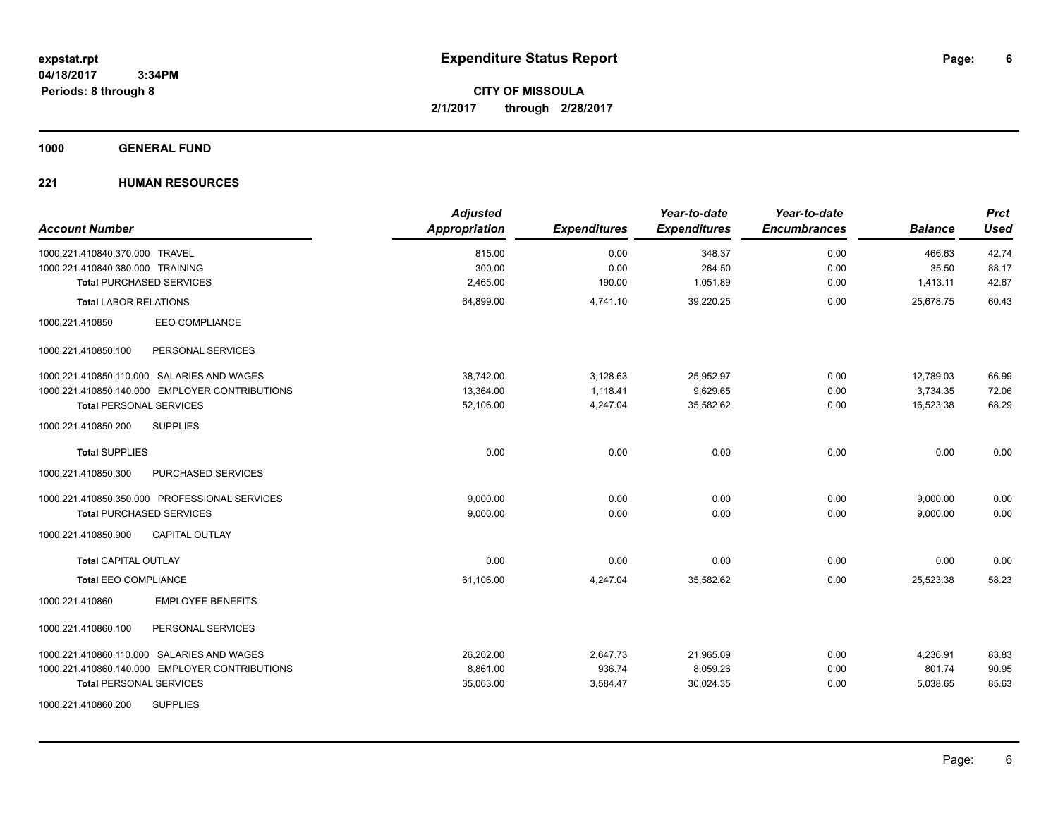**Expenditure Status Report**

**CITY OF MISSOULA**
**2/1/2017 through 2/28/2017**

expstat.rpt
04/18/2017 3:34PM
Periods: 8 through 8

**1000 GENERAL FUND**

**221 HUMAN RESOURCES**

| Account Number | Adjusted Appropriation | Expenditures | Year-to-date Expenditures | Year-to-date Encumbrances | Balance | Prct Used |
|---|---|---|---|---|---|---|
| 1000.221.410840.370.000 TRAVEL | 815.00 | 0.00 | 348.37 | 0.00 | 466.63 | 42.74 |
| 1000.221.410840.380.000 TRAINING | 300.00 | 0.00 | 264.50 | 0.00 | 35.50 | 88.17 |
| **Total** PURCHASED SERVICES | 2,465.00 | 190.00 | 1,051.89 | 0.00 | 1,413.11 | 42.67 |
| **Total** LABOR RELATIONS | 64,899.00 | 4,741.10 | 39,220.25 | 0.00 | 25,678.75 | 60.43 |
| 1000.221.410850 EEO COMPLIANCE | | | | | | |
| 1000.221.410850.100 PERSONAL SERVICES | | | | | | |
| 1000.221.410850.110.000 SALARIES AND WAGES | 38,742.00 | 3,128.63 | 25,952.97 | 0.00 | 12,789.03 | 66.99 |
| 1000.221.410850.140.000 EMPLOYER CONTRIBUTIONS | 13,364.00 | 1,118.41 | 9,629.65 | 0.00 | 3,734.35 | 72.06 |
| **Total** PERSONAL SERVICES | 52,106.00 | 4,247.04 | 35,582.62 | 0.00 | 16,523.38 | 68.29 |
| 1000.221.410850.200 SUPPLIES | | | | | | |
| **Total** SUPPLIES | 0.00 | 0.00 | 0.00 | 0.00 | 0.00 | 0.00 |
| 1000.221.410850.300 PURCHASED SERVICES | | | | | | |
| 1000.221.410850.350.000 PROFESSIONAL SERVICES | 9,000.00 | 0.00 | 0.00 | 0.00 | 9,000.00 | 0.00 |
| **Total** PURCHASED SERVICES | 9,000.00 | 0.00 | 0.00 | 0.00 | 9,000.00 | 0.00 |
| 1000.221.410850.900 CAPITAL OUTLAY | | | | | | |
| **Total** CAPITAL OUTLAY | 0.00 | 0.00 | 0.00 | 0.00 | 0.00 | 0.00 |
| **Total** EEO COMPLIANCE | 61,106.00 | 4,247.04 | 35,582.62 | 0.00 | 25,523.38 | 58.23 |
| 1000.221.410860 EMPLOYEE BENEFITS | | | | | | |
| 1000.221.410860.100 PERSONAL SERVICES | | | | | | |
| 1000.221.410860.110.000 SALARIES AND WAGES | 26,202.00 | 2,647.73 | 21,965.09 | 0.00 | 4,236.91 | 83.83 |
| 1000.221.410860.140.000 EMPLOYER CONTRIBUTIONS | 8,861.00 | 936.74 | 8,059.26 | 0.00 | 801.74 | 90.95 |
| **Total** PERSONAL SERVICES | 35,063.00 | 3,584.47 | 30,024.35 | 0.00 | 5,038.65 | 85.63 |
| 1000.221.410860.200 SUPPLIES | | | | | | |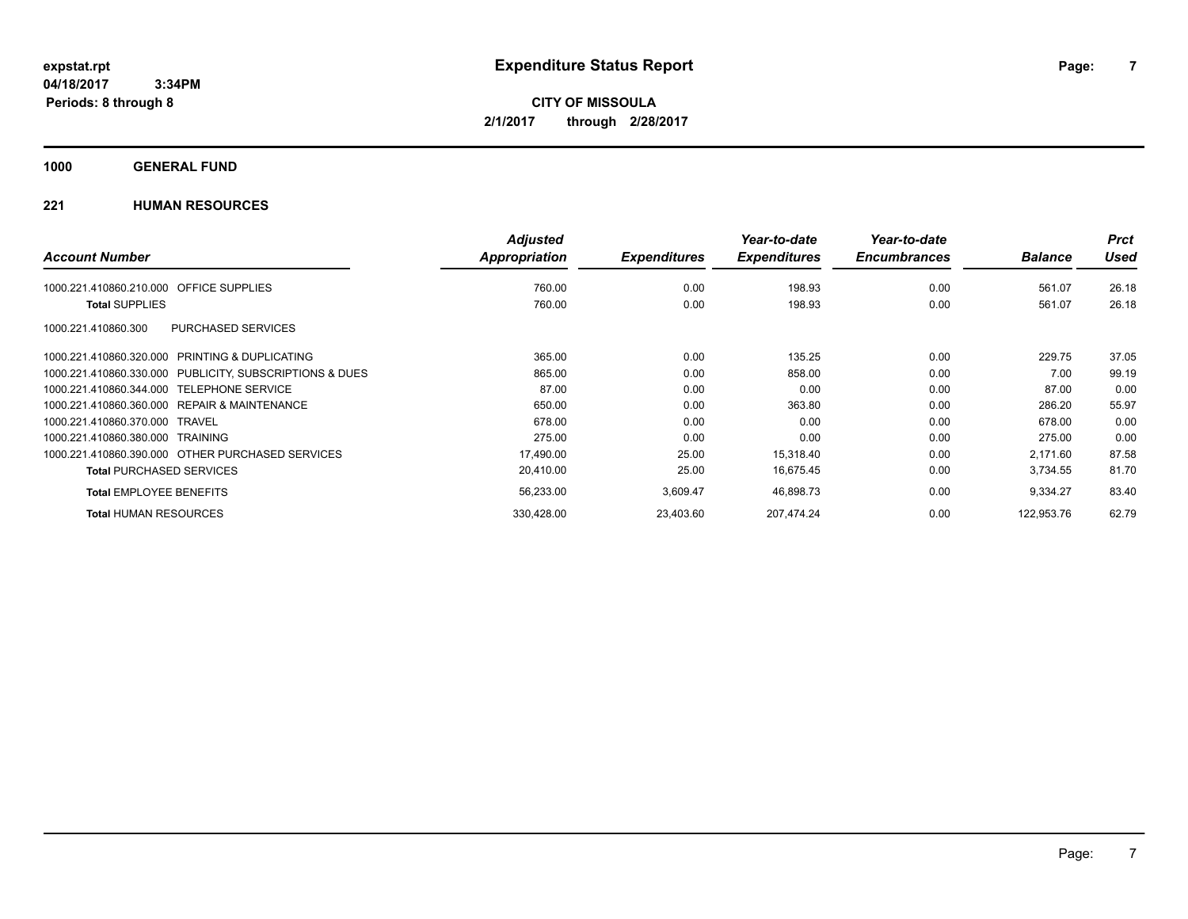# Expenditure Status Report

expstat.rpt
04/18/2017 3:34PM
Periods: 8 through 8

**CITY OF MISSOULA**
**2/1/2017 through 2/28/2017**

## 1000 GENERAL FUND

### 221 HUMAN RESOURCES

| Account Number | | Adjusted Appropriation | Expenditures | Year-to-date Expenditures | Year-to-date Encumbrances | Balance | Prct Used |
|---|---|---|---|---|---|---|---|
| 1000.221.410860.210.000 | OFFICE SUPPLIES | 760.00 | 0.00 | 198.93 | 0.00 | 561.07 | 26.18 |
| **Total** SUPPLIES | | 760.00 | 0.00 | 198.93 | 0.00 | 561.07 | 26.18 |
| 1000.221.410860.300 | PURCHASED SERVICES | | | | | | |
| 1000.221.410860.320.000 | PRINTING & DUPLICATING | 365.00 | 0.00 | 135.25 | 0.00 | 229.75 | 37.05 |
| 1000.221.410860.330.000 | PUBLICITY, SUBSCRIPTIONS & DUES | 865.00 | 0.00 | 858.00 | 0.00 | 7.00 | 99.19 |
| 1000.221.410860.344.000 | TELEPHONE SERVICE | 87.00 | 0.00 | 0.00 | 0.00 | 87.00 | 0.00 |
| 1000.221.410860.360.000 | REPAIR & MAINTENANCE | 650.00 | 0.00 | 363.80 | 0.00 | 286.20 | 55.97 |
| 1000.221.410860.370.000 | TRAVEL | 678.00 | 0.00 | 0.00 | 0.00 | 678.00 | 0.00 |
| 1000.221.410860.380.000 | TRAINING | 275.00 | 0.00 | 0.00 | 0.00 | 275.00 | 0.00 |
| 1000.221.410860.390.000 | OTHER PURCHASED SERVICES | 17,490.00 | 25.00 | 15,318.40 | 0.00 | 2,171.60 | 87.58 |
| **Total** PURCHASED SERVICES | | 20,410.00 | 25.00 | 16,675.45 | 0.00 | 3,734.55 | 81.70 |
| **Total** EMPLOYEE BENEFITS | | 56,233.00 | 3,609.47 | 46,898.73 | 0.00 | 9,334.27 | 83.40 |
| **Total** HUMAN RESOURCES | | 330,428.00 | 23,403.60 | 207,474.24 | 0.00 | 122,953.76 | 62.79 |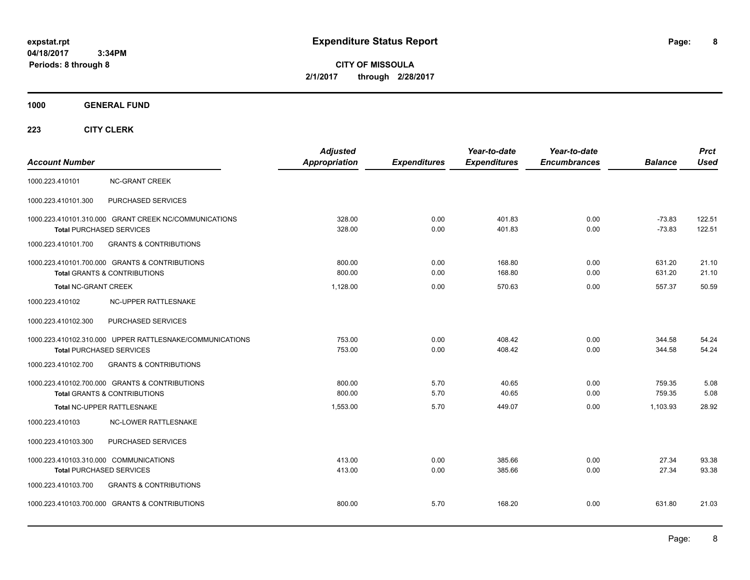**expstat.rpt**
**04/18/2017 3:34PM**
**Periods: 8 through 8**

# Expenditure Status Report

**CITY OF MISSOULA**
**2/1/2017 through 2/28/2017**

## 1000 GENERAL FUND

### 223 CITY CLERK

| Account Number | | Adjusted Appropriation | Expenditures | Year-to-date Expenditures | Year-to-date Encumbrances | Balance | Prct Used |
|---|---|---|---|---|---|---|---|
| 1000.223.410101 | NC-GRANT CREEK | | | | | | |
| 1000.223.410101.300 | PURCHASED SERVICES | | | | | | |
| 1000.223.410101.310.000 | GRANT CREEK NC/COMMUNICATIONS | 328.00 | 0.00 | 401.83 | 0.00 | -73.83 | 122.51 |
| **Total** PURCHASED SERVICES | | 328.00 | 0.00 | 401.83 | 0.00 | -73.83 | 122.51 |
| 1000.223.410101.700 | GRANTS & CONTRIBUTIONS | | | | | | |
| 1000.223.410101.700.000 | GRANTS & CONTRIBUTIONS | 800.00 | 0.00 | 168.80 | 0.00 | 631.20 | 21.10 |
| **Total** GRANTS & CONTRIBUTIONS | | 800.00 | 0.00 | 168.80 | 0.00 | 631.20 | 21.10 |
| **Total** NC-GRANT CREEK | | 1,128.00 | 0.00 | 570.63 | 0.00 | 557.37 | 50.59 |
| 1000.223.410102 | NC-UPPER RATTLESNAKE | | | | | | |
| 1000.223.410102.300 | PURCHASED SERVICES | | | | | | |
| 1000.223.410102.310.000 | UPPER RATTLESNAKE/COMMUNICATIONS | 753.00 | 0.00 | 408.42 | 0.00 | 344.58 | 54.24 |
| **Total** PURCHASED SERVICES | | 753.00 | 0.00 | 408.42 | 0.00 | 344.58 | 54.24 |
| 1000.223.410102.700 | GRANTS & CONTRIBUTIONS | | | | | | |
| 1000.223.410102.700.000 | GRANTS & CONTRIBUTIONS | 800.00 | 5.70 | 40.65 | 0.00 | 759.35 | 5.08 |
| **Total** GRANTS & CONTRIBUTIONS | | 800.00 | 5.70 | 40.65 | 0.00 | 759.35 | 5.08 |
| **Total** NC-UPPER RATTLESNAKE | | 1,553.00 | 5.70 | 449.07 | 0.00 | 1,103.93 | 28.92 |
| 1000.223.410103 | NC-LOWER RATTLESNAKE | | | | | | |
| 1000.223.410103.300 | PURCHASED SERVICES | | | | | | |
| 1000.223.410103.310.000 | COMMUNICATIONS | 413.00 | 0.00 | 385.66 | 0.00 | 27.34 | 93.38 |
| **Total** PURCHASED SERVICES | | 413.00 | 0.00 | 385.66 | 0.00 | 27.34 | 93.38 |
| 1000.223.410103.700 | GRANTS & CONTRIBUTIONS | | | | | | |
| 1000.223.410103.700.000 | GRANTS & CONTRIBUTIONS | 800.00 | 5.70 | 168.20 | 0.00 | 631.80 | 21.03 |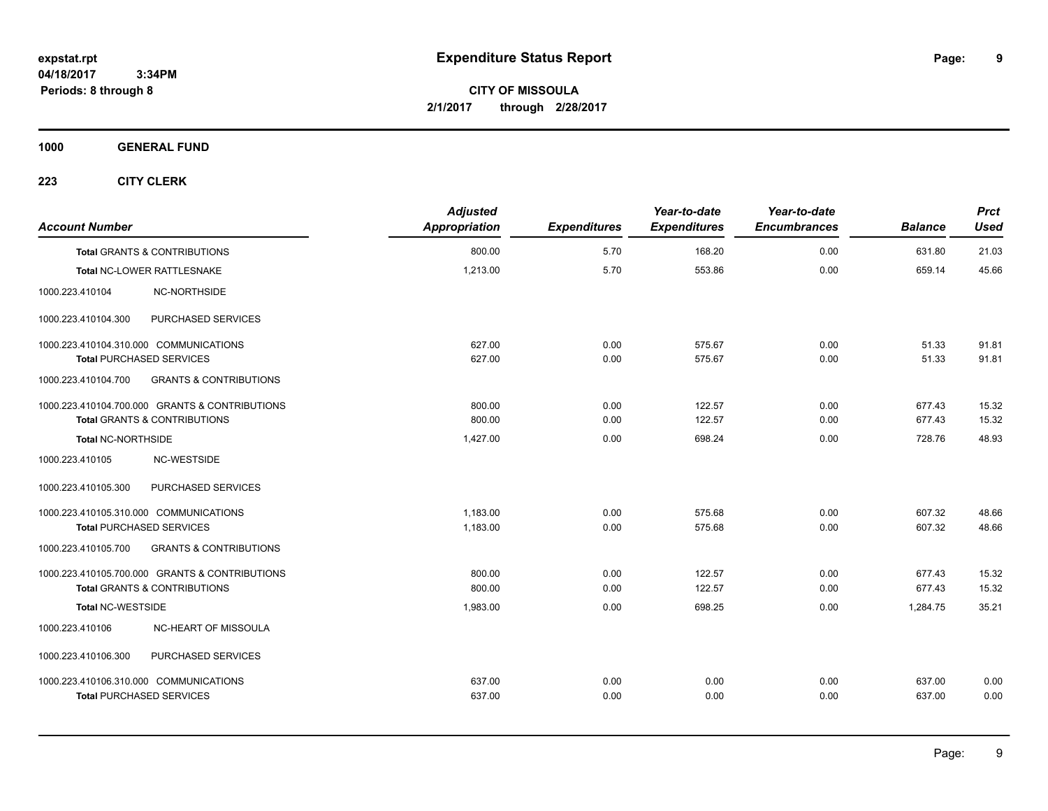# Expenditure Status Report

expstat.rpt
04/18/2017 3:34PM
Periods: 8 through 8

**CITY OF MISSOULA**
**2/1/2017 through 2/28/2017**

**1000 GENERAL FUND**

**223 CITY CLERK**

| Account Number | Adjusted Appropriation | Expenditures | Year-to-date Expenditures | Year-to-date Encumbrances | Balance | Prct Used |
|---|---|---|---|---|---|---|
| **Total GRANTS & CONTRIBUTIONS** | 800.00 | 5.70 | 168.20 | 0.00 | 631.80 | 21.03 |
| **Total NC-LOWER RATTLESNAKE** | 1,213.00 | 5.70 | 553.86 | 0.00 | 659.14 | 45.66 |
| 1000.223.410104 NC-NORTHSIDE | | | | | | |
| 1000.223.410104.300 PURCHASED SERVICES | | | | | | |
| 1000.223.410104.310.000 COMMUNICATIONS | 627.00 | 0.00 | 575.67 | 0.00 | 51.33 | 91.81 |
| **Total PURCHASED SERVICES** | 627.00 | 0.00 | 575.67 | 0.00 | 51.33 | 91.81 |
| 1000.223.410104.700 GRANTS & CONTRIBUTIONS | | | | | | |
| 1000.223.410104.700.000 GRANTS & CONTRIBUTIONS | 800.00 | 0.00 | 122.57 | 0.00 | 677.43 | 15.32 |
| **Total GRANTS & CONTRIBUTIONS** | 800.00 | 0.00 | 122.57 | 0.00 | 677.43 | 15.32 |
| **Total NC-NORTHSIDE** | 1,427.00 | 0.00 | 698.24 | 0.00 | 728.76 | 48.93 |
| 1000.223.410105 NC-WESTSIDE | | | | | | |
| 1000.223.410105.300 PURCHASED SERVICES | | | | | | |
| 1000.223.410105.310.000 COMMUNICATIONS | 1,183.00 | 0.00 | 575.68 | 0.00 | 607.32 | 48.66 |
| **Total PURCHASED SERVICES** | 1,183.00 | 0.00 | 575.68 | 0.00 | 607.32 | 48.66 |
| 1000.223.410105.700 GRANTS & CONTRIBUTIONS | | | | | | |
| 1000.223.410105.700.000 GRANTS & CONTRIBUTIONS | 800.00 | 0.00 | 122.57 | 0.00 | 677.43 | 15.32 |
| **Total GRANTS & CONTRIBUTIONS** | 800.00 | 0.00 | 122.57 | 0.00 | 677.43 | 15.32 |
| **Total NC-WESTSIDE** | 1,983.00 | 0.00 | 698.25 | 0.00 | 1,284.75 | 35.21 |
| 1000.223.410106 NC-HEART OF MISSOULA | | | | | | |
| 1000.223.410106.300 PURCHASED SERVICES | | | | | | |
| 1000.223.410106.310.000 COMMUNICATIONS | 637.00 | 0.00 | 0.00 | 0.00 | 637.00 | 0.00 |
| **Total PURCHASED SERVICES** | 637.00 | 0.00 | 0.00 | 0.00 | 637.00 | 0.00 |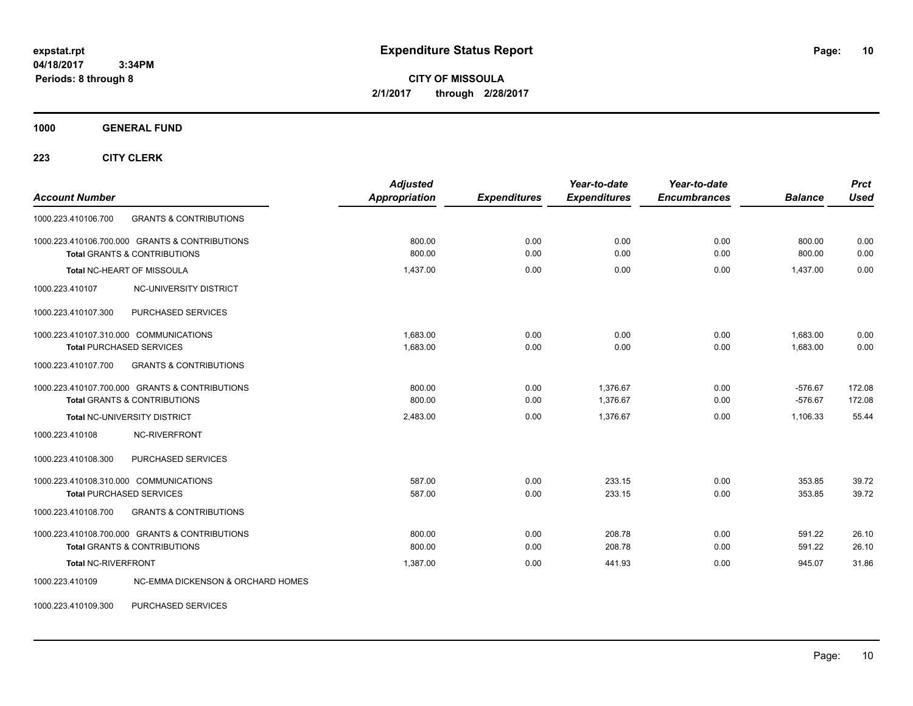# Expenditure Status Report

**expstat.rpt**
**04/18/2017 3:34PM**
**Periods: 8 through 8**

**CITY OF MISSOULA**
**2/1/2017 through 2/28/2017**

## 1000 GENERAL FUND

### 223 CITY CLERK

| Account Number | | Adjusted Appropriation | Expenditures | Year-to-date Expenditures | Year-to-date Encumbrances | Balance | Prct Used |
|---|---|---|---|---|---|---|---|
| 1000.223.410106.700 | GRANTS & CONTRIBUTIONS | | | | | | |
| 1000.223.410106.700.000 | GRANTS & CONTRIBUTIONS | 800.00 | 0.00 | 0.00 | 0.00 | 800.00 | 0.00 |
| **Total** GRANTS & CONTRIBUTIONS | | 800.00 | 0.00 | 0.00 | 0.00 | 800.00 | 0.00 |
| **Total** NC-HEART OF MISSOULA | | 1,437.00 | 0.00 | 0.00 | 0.00 | 1,437.00 | 0.00 |
| 1000.223.410107 | NC-UNIVERSITY DISTRICT | | | | | | |
| 1000.223.410107.300 | PURCHASED SERVICES | | | | | | |
| 1000.223.410107.310.000 | COMMUNICATIONS | 1,683.00 | 0.00 | 0.00 | 0.00 | 1,683.00 | 0.00 |
| **Total** PURCHASED SERVICES | | 1,683.00 | 0.00 | 0.00 | 0.00 | 1,683.00 | 0.00 |
| 1000.223.410107.700 | GRANTS & CONTRIBUTIONS | | | | | | |
| 1000.223.410107.700.000 | GRANTS & CONTRIBUTIONS | 800.00 | 0.00 | 1,376.67 | 0.00 | -576.67 | 172.08 |
| **Total** GRANTS & CONTRIBUTIONS | | 800.00 | 0.00 | 1,376.67 | 0.00 | -576.67 | 172.08 |
| **Total** NC-UNIVERSITY DISTRICT | | 2,483.00 | 0.00 | 1,376.67 | 0.00 | 1,106.33 | 55.44 |
| 1000.223.410108 | NC-RIVERFRONT | | | | | | |
| 1000.223.410108.300 | PURCHASED SERVICES | | | | | | |
| 1000.223.410108.310.000 | COMMUNICATIONS | 587.00 | 0.00 | 233.15 | 0.00 | 353.85 | 39.72 |
| **Total** PURCHASED SERVICES | | 587.00 | 0.00 | 233.15 | 0.00 | 353.85 | 39.72 |
| 1000.223.410108.700 | GRANTS & CONTRIBUTIONS | | | | | | |
| 1000.223.410108.700.000 | GRANTS & CONTRIBUTIONS | 800.00 | 0.00 | 208.78 | 0.00 | 591.22 | 26.10 |
| **Total** GRANTS & CONTRIBUTIONS | | 800.00 | 0.00 | 208.78 | 0.00 | 591.22 | 26.10 |
| **Total** NC-RIVERFRONT | | 1,387.00 | 0.00 | 441.93 | 0.00 | 945.07 | 31.86 |
| 1000.223.410109 | NC-EMMA DICKENSON & ORCHARD HOMES | | | | | | |
| 1000.223.410109.300 | PURCHASED SERVICES | | | | | | |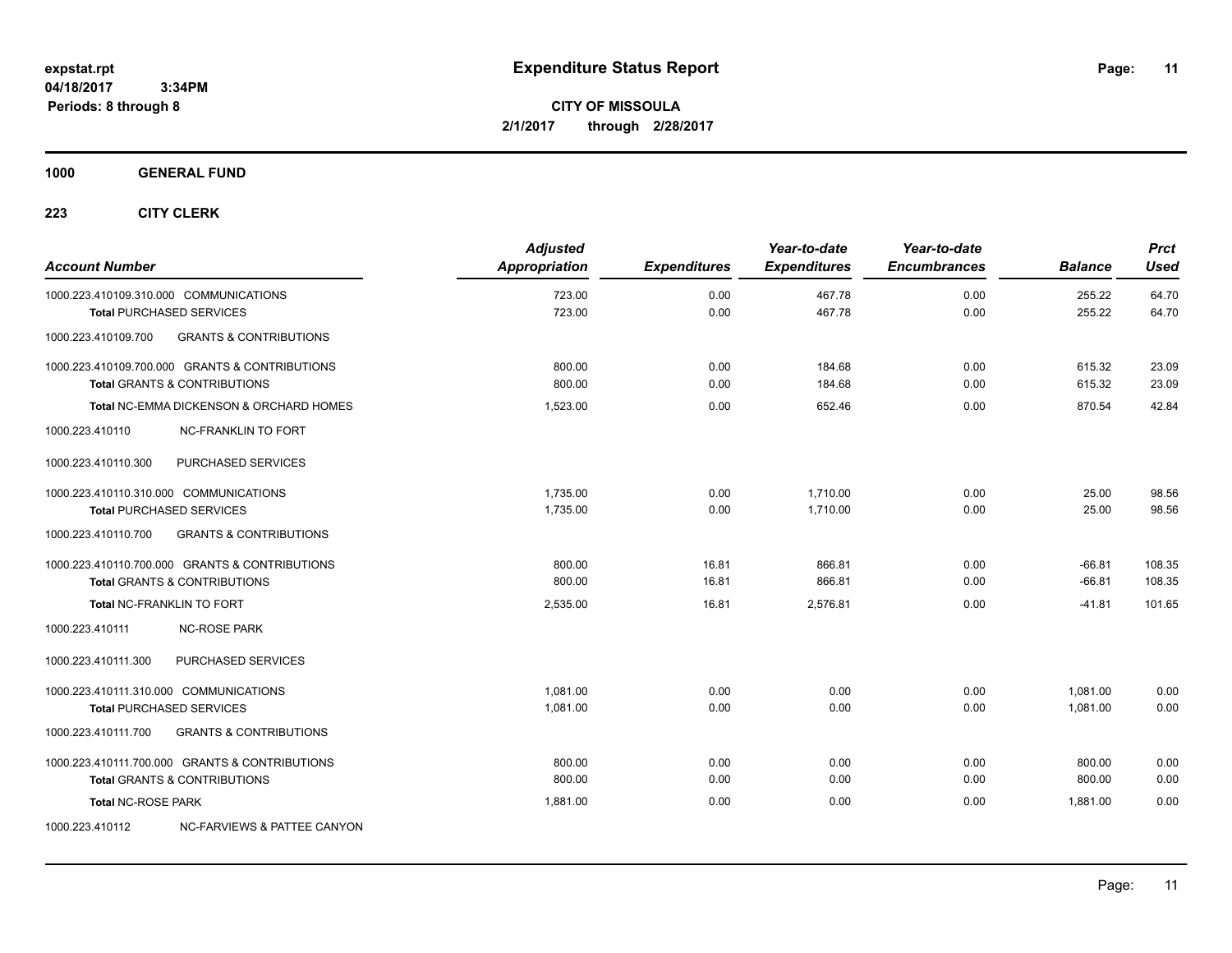**expstat.rpt**
**04/18/2017 3:34PM**
**Periods: 8 through 8**

# Expenditure Status Report

**CITY OF MISSOULA**
**2/1/2017 through 2/28/2017**

## 1000 GENERAL FUND

### 223 CITY CLERK

| Account Number | Adjusted Appropriation | Expenditures | Year-to-date Expenditures | Year-to-date Encumbrances | Balance | Prct Used |
|---|---|---|---|---|---|---|
| 1000.223.410109.310.000 COMMUNICATIONS | 723.00 | 0.00 | 467.78 | 0.00 | 255.22 | 64.70 |
| **Total** PURCHASED SERVICES | 723.00 | 0.00 | 467.78 | 0.00 | 255.22 | 64.70 |
| 1000.223.410109.700 GRANTS & CONTRIBUTIONS | | | | | | |
| 1000.223.410109.700.000 GRANTS & CONTRIBUTIONS | 800.00 | 0.00 | 184.68 | 0.00 | 615.32 | 23.09 |
| **Total** GRANTS & CONTRIBUTIONS | 800.00 | 0.00 | 184.68 | 0.00 | 615.32 | 23.09 |
| **Total** NC-EMMA DICKENSON & ORCHARD HOMES | 1,523.00 | 0.00 | 652.46 | 0.00 | 870.54 | 42.84 |
| 1000.223.410110 NC-FRANKLIN TO FORT | | | | | | |
| 1000.223.410110.300 PURCHASED SERVICES | | | | | | |
| 1000.223.410110.310.000 COMMUNICATIONS | 1,735.00 | 0.00 | 1,710.00 | 0.00 | 25.00 | 98.56 |
| **Total** PURCHASED SERVICES | 1,735.00 | 0.00 | 1,710.00 | 0.00 | 25.00 | 98.56 |
| 1000.223.410110.700 GRANTS & CONTRIBUTIONS | | | | | | |
| 1000.223.410110.700.000 GRANTS & CONTRIBUTIONS | 800.00 | 16.81 | 866.81 | 0.00 | -66.81 | 108.35 |
| **Total** GRANTS & CONTRIBUTIONS | 800.00 | 16.81 | 866.81 | 0.00 | -66.81 | 108.35 |
| **Total** NC-FRANKLIN TO FORT | 2,535.00 | 16.81 | 2,576.81 | 0.00 | -41.81 | 101.65 |
| 1000.223.410111 NC-ROSE PARK | | | | | | |
| 1000.223.410111.300 PURCHASED SERVICES | | | | | | |
| 1000.223.410111.310.000 COMMUNICATIONS | 1,081.00 | 0.00 | 0.00 | 0.00 | 1,081.00 | 0.00 |
| **Total** PURCHASED SERVICES | 1,081.00 | 0.00 | 0.00 | 0.00 | 1,081.00 | 0.00 |
| 1000.223.410111.700 GRANTS & CONTRIBUTIONS | | | | | | |
| 1000.223.410111.700.000 GRANTS & CONTRIBUTIONS | 800.00 | 0.00 | 0.00 | 0.00 | 800.00 | 0.00 |
| **Total** GRANTS & CONTRIBUTIONS | 800.00 | 0.00 | 0.00 | 0.00 | 800.00 | 0.00 |
| **Total** NC-ROSE PARK | 1,881.00 | 0.00 | 0.00 | 0.00 | 1,881.00 | 0.00 |
| 1000.223.410112 NC-FARVIEWS & PATTEE CANYON | | | | | | |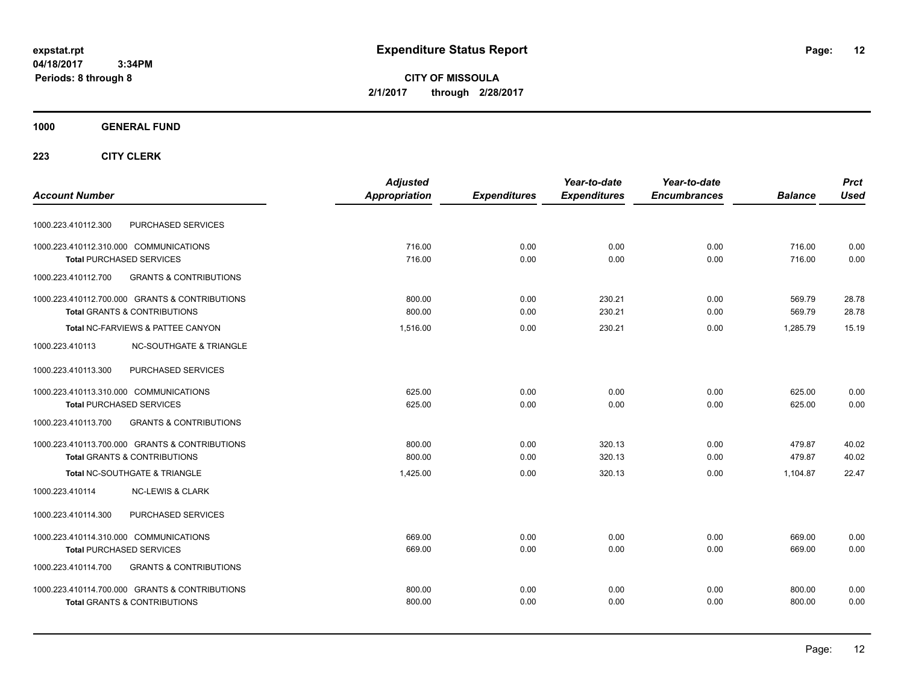# Expenditure Status Report

**CITY OF MISSOULA**
**2/1/2017 through 2/28/2017**

expstat.rpt
04/18/2017 3:34PM
Periods: 8 through 8

**1000 GENERAL FUND**

**223 CITY CLERK**

| Account Number | | Adjusted Appropriation | Expenditures | Year-to-date Expenditures | Year-to-date Encumbrances | Balance | Prct Used |
|---|---|---|---|---|---|---|---|
| 1000.223.410112.300 | PURCHASED SERVICES | | | | | | |
| 1000.223.410112.310.000 | COMMUNICATIONS | 716.00 | 0.00 | 0.00 | 0.00 | 716.00 | 0.00 |
| **Total** PURCHASED SERVICES | | 716.00 | 0.00 | 0.00 | 0.00 | 716.00 | 0.00 |
| 1000.223.410112.700 | GRANTS & CONTRIBUTIONS | | | | | | |
| 1000.223.410112.700.000 | GRANTS & CONTRIBUTIONS | 800.00 | 0.00 | 230.21 | 0.00 | 569.79 | 28.78 |
| **Total** GRANTS & CONTRIBUTIONS | | 800.00 | 0.00 | 230.21 | 0.00 | 569.79 | 28.78 |
| **Total** NC-FARVIEWS & PATTEE CANYON | | 1,516.00 | 0.00 | 230.21 | 0.00 | 1,285.79 | 15.19 |
| 1000.223.410113 | NC-SOUTHGATE & TRIANGLE | | | | | | |
| 1000.223.410113.300 | PURCHASED SERVICES | | | | | | |
| 1000.223.410113.310.000 | COMMUNICATIONS | 625.00 | 0.00 | 0.00 | 0.00 | 625.00 | 0.00 |
| **Total** PURCHASED SERVICES | | 625.00 | 0.00 | 0.00 | 0.00 | 625.00 | 0.00 |
| 1000.223.410113.700 | GRANTS & CONTRIBUTIONS | | | | | | |
| 1000.223.410113.700.000 | GRANTS & CONTRIBUTIONS | 800.00 | 0.00 | 320.13 | 0.00 | 479.87 | 40.02 |
| **Total** GRANTS & CONTRIBUTIONS | | 800.00 | 0.00 | 320.13 | 0.00 | 479.87 | 40.02 |
| **Total** NC-SOUTHGATE & TRIANGLE | | 1,425.00 | 0.00 | 320.13 | 0.00 | 1,104.87 | 22.47 |
| 1000.223.410114 | NC-LEWIS & CLARK | | | | | | |
| 1000.223.410114.300 | PURCHASED SERVICES | | | | | | |
| 1000.223.410114.310.000 | COMMUNICATIONS | 669.00 | 0.00 | 0.00 | 0.00 | 669.00 | 0.00 |
| **Total** PURCHASED SERVICES | | 669.00 | 0.00 | 0.00 | 0.00 | 669.00 | 0.00 |
| 1000.223.410114.700 | GRANTS & CONTRIBUTIONS | | | | | | |
| 1000.223.410114.700.000 | GRANTS & CONTRIBUTIONS | 800.00 | 0.00 | 0.00 | 0.00 | 800.00 | 0.00 |
| **Total** GRANTS & CONTRIBUTIONS | | 800.00 | 0.00 | 0.00 | 0.00 | 800.00 | 0.00 |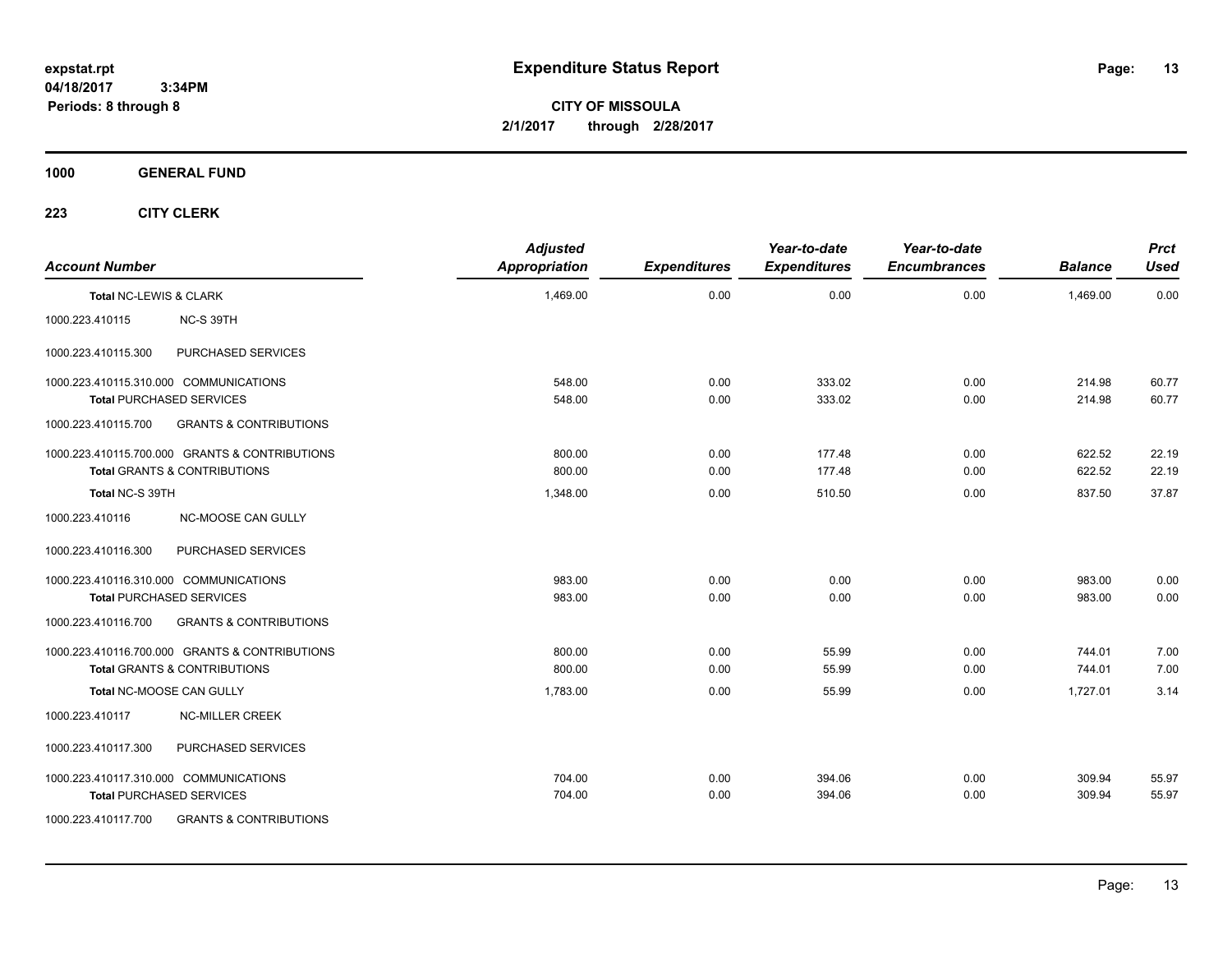# Expenditure Status Report

expstat.rpt
04/18/2017 3:34PM
Periods: 8 through 8

**CITY OF MISSOULA**
**2/1/2017 through 2/28/2017**

## 1000 GENERAL FUND

### 223 CITY CLERK

| Account Number | | Adjusted Appropriation | Expenditures | Year-to-date Expenditures | Year-to-date Encumbrances | Balance | Prct Used |
|---|---|---|---|---|---|---|---|
| **Total NC-LEWIS & CLARK** | | 1,469.00 | 0.00 | 0.00 | 0.00 | 1,469.00 | 0.00 |
| 1000.223.410115 | NC-S 39TH | | | | | | |
| 1000.223.410115.300 | PURCHASED SERVICES | | | | | | |
| 1000.223.410115.310.000 | COMMUNICATIONS | 548.00 | 0.00 | 333.02 | 0.00 | 214.98 | 60.77 |
| **Total PURCHASED SERVICES** | | 548.00 | 0.00 | 333.02 | 0.00 | 214.98 | 60.77 |
| 1000.223.410115.700 | GRANTS & CONTRIBUTIONS | | | | | | |
| 1000.223.410115.700.000 | GRANTS & CONTRIBUTIONS | 800.00 | 0.00 | 177.48 | 0.00 | 622.52 | 22.19 |
| **Total GRANTS & CONTRIBUTIONS** | | 800.00 | 0.00 | 177.48 | 0.00 | 622.52 | 22.19 |
| **Total NC-S 39TH** | | 1,348.00 | 0.00 | 510.50 | 0.00 | 837.50 | 37.87 |
| 1000.223.410116 | NC-MOOSE CAN GULLY | | | | | | |
| 1000.223.410116.300 | PURCHASED SERVICES | | | | | | |
| 1000.223.410116.310.000 | COMMUNICATIONS | 983.00 | 0.00 | 0.00 | 0.00 | 983.00 | 0.00 |
| **Total PURCHASED SERVICES** | | 983.00 | 0.00 | 0.00 | 0.00 | 983.00 | 0.00 |
| 1000.223.410116.700 | GRANTS & CONTRIBUTIONS | | | | | | |
| 1000.223.410116.700.000 | GRANTS & CONTRIBUTIONS | 800.00 | 0.00 | 55.99 | 0.00 | 744.01 | 7.00 |
| **Total GRANTS & CONTRIBUTIONS** | | 800.00 | 0.00 | 55.99 | 0.00 | 744.01 | 7.00 |
| **Total NC-MOOSE CAN GULLY** | | 1,783.00 | 0.00 | 55.99 | 0.00 | 1,727.01 | 3.14 |
| 1000.223.410117 | NC-MILLER CREEK | | | | | | |
| 1000.223.410117.300 | PURCHASED SERVICES | | | | | | |
| 1000.223.410117.310.000 | COMMUNICATIONS | 704.00 | 0.00 | 394.06 | 0.00 | 309.94 | 55.97 |
| **Total PURCHASED SERVICES** | | 704.00 | 0.00 | 394.06 | 0.00 | 309.94 | 55.97 |
| 1000.223.410117.700 | GRANTS & CONTRIBUTIONS | | | | | | |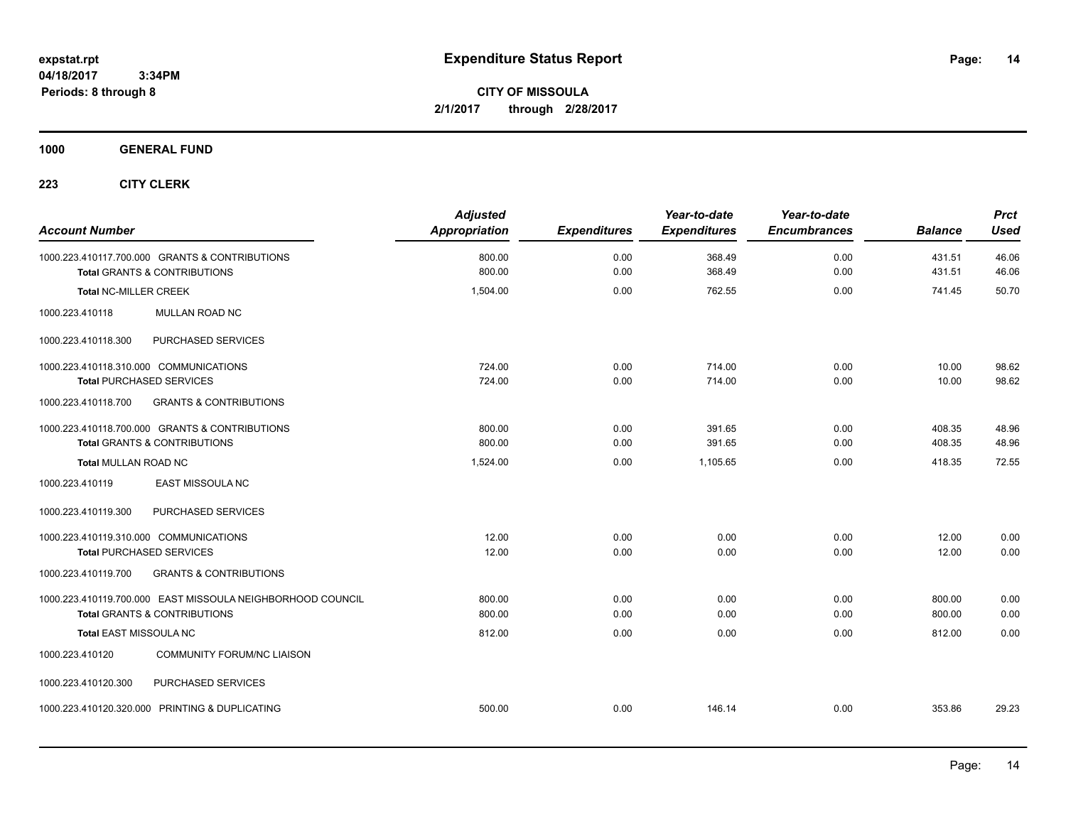# Expenditure Status Report

expstat.rpt
04/18/2017 3:34PM
Periods: 8 through 8

**CITY OF MISSOULA**
**2/1/2017 through 2/28/2017**

**1000 GENERAL FUND**

**223 CITY CLERK**

| Account Number | Adjusted Appropriation | Expenditures | Year-to-date Expenditures | Year-to-date Encumbrances | Balance | Prct Used |
|---|---|---|---|---|---|---|
| 1000.223.410117.700.000 GRANTS & CONTRIBUTIONS | 800.00 | 0.00 | 368.49 | 0.00 | 431.51 | 46.06 |
| **Total** GRANTS & CONTRIBUTIONS | 800.00 | 0.00 | 368.49 | 0.00 | 431.51 | 46.06 |
| **Total** NC-MILLER CREEK | 1,504.00 | 0.00 | 762.55 | 0.00 | 741.45 | 50.70 |
| 1000.223.410118 MULLAN ROAD NC | | | | | | |
| 1000.223.410118.300 PURCHASED SERVICES | | | | | | |
| 1000.223.410118.310.000 COMMUNICATIONS | 724.00 | 0.00 | 714.00 | 0.00 | 10.00 | 98.62 |
| **Total** PURCHASED SERVICES | 724.00 | 0.00 | 714.00 | 0.00 | 10.00 | 98.62 |
| 1000.223.410118.700 GRANTS & CONTRIBUTIONS | | | | | | |
| 1000.223.410118.700.000 GRANTS & CONTRIBUTIONS | 800.00 | 0.00 | 391.65 | 0.00 | 408.35 | 48.96 |
| **Total** GRANTS & CONTRIBUTIONS | 800.00 | 0.00 | 391.65 | 0.00 | 408.35 | 48.96 |
| **Total** MULLAN ROAD NC | 1,524.00 | 0.00 | 1,105.65 | 0.00 | 418.35 | 72.55 |
| 1000.223.410119 EAST MISSOULA NC | | | | | | |
| 1000.223.410119.300 PURCHASED SERVICES | | | | | | |
| 1000.223.410119.310.000 COMMUNICATIONS | 12.00 | 0.00 | 0.00 | 0.00 | 12.00 | 0.00 |
| **Total** PURCHASED SERVICES | 12.00 | 0.00 | 0.00 | 0.00 | 12.00 | 0.00 |
| 1000.223.410119.700 GRANTS & CONTRIBUTIONS | | | | | | |
| 1000.223.410119.700.000 EAST MISSOULA NEIGHBORHOOD COUNCIL | 800.00 | 0.00 | 0.00 | 0.00 | 800.00 | 0.00 |
| **Total** GRANTS & CONTRIBUTIONS | 800.00 | 0.00 | 0.00 | 0.00 | 800.00 | 0.00 |
| **Total** EAST MISSOULA NC | 812.00 | 0.00 | 0.00 | 0.00 | 812.00 | 0.00 |
| 1000.223.410120 COMMUNITY FORUM/NC LIAISON | | | | | | |
| 1000.223.410120.300 PURCHASED SERVICES | | | | | | |
| 1000.223.410120.320.000 PRINTING & DUPLICATING | 500.00 | 0.00 | 146.14 | 0.00 | 353.86 | 29.23 |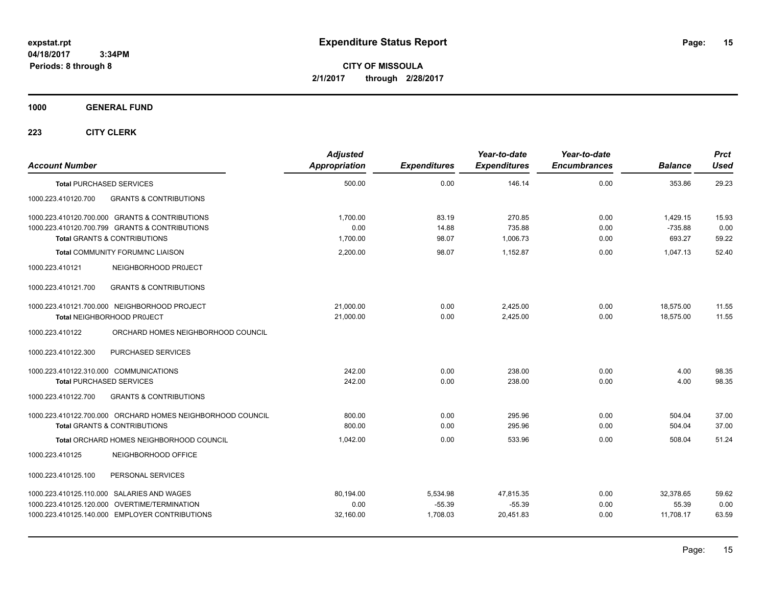**expstat.rpt**
**04/18/2017 3:34PM**
**Periods: 8 through 8**

# Expenditure Status Report

**CITY OF MISSOULA**
**2/1/2017 through 2/28/2017**

## 1000 GENERAL FUND

### 223 CITY CLERK

| Account Number | Adjusted Appropriation | Expenditures | Year-to-date Expenditures | Year-to-date Encumbrances | Balance | Prct Used |
|---|---|---|---|---|---|---|
| **Total** PURCHASED SERVICES | 500.00 | 0.00 | 146.14 | 0.00 | 353.86 | 29.23 |
| 1000.223.410120.700 GRANTS & CONTRIBUTIONS | | | | | | |
| 1000.223.410120.700.000 GRANTS & CONTRIBUTIONS | 1,700.00 | 83.19 | 270.85 | 0.00 | 1,429.15 | 15.93 |
| 1000.223.410120.700.799 GRANTS & CONTRIBUTIONS | 0.00 | 14.88 | 735.88 | 0.00 | -735.88 | 0.00 |
| **Total** GRANTS & CONTRIBUTIONS | 1,700.00 | 98.07 | 1,006.73 | 0.00 | 693.27 | 59.22 |
| **Total** COMMUNITY FORUM/NC LIAISON | 2,200.00 | 98.07 | 1,152.87 | 0.00 | 1,047.13 | 52.40 |
| 1000.223.410121 NEIGHBORHOOD PR0JECT | | | | | | |
| 1000.223.410121.700 GRANTS & CONTRIBUTIONS | | | | | | |
| 1000.223.410121.700.000 NEIGHBORHOOD PROJECT | 21,000.00 | 0.00 | 2,425.00 | 0.00 | 18,575.00 | 11.55 |
| **Total** NEIGHBORHOOD PR0JECT | 21,000.00 | 0.00 | 2,425.00 | 0.00 | 18,575.00 | 11.55 |
| 1000.223.410122 ORCHARD HOMES NEIGHBORHOOD COUNCIL | | | | | | |
| 1000.223.410122.300 PURCHASED SERVICES | | | | | | |
| 1000.223.410122.310.000 COMMUNICATIONS | 242.00 | 0.00 | 238.00 | 0.00 | 4.00 | 98.35 |
| **Total** PURCHASED SERVICES | 242.00 | 0.00 | 238.00 | 0.00 | 4.00 | 98.35 |
| 1000.223.410122.700 GRANTS & CONTRIBUTIONS | | | | | | |
| 1000.223.410122.700.000 ORCHARD HOMES NEIGHBORHOOD COUNCIL | 800.00 | 0.00 | 295.96 | 0.00 | 504.04 | 37.00 |
| **Total** GRANTS & CONTRIBUTIONS | 800.00 | 0.00 | 295.96 | 0.00 | 504.04 | 37.00 |
| **Total** ORCHARD HOMES NEIGHBORHOOD COUNCIL | 1,042.00 | 0.00 | 533.96 | 0.00 | 508.04 | 51.24 |
| 1000.223.410125 NEIGHBORHOOD OFFICE | | | | | | |
| 1000.223.410125.100 PERSONAL SERVICES | | | | | | |
| 1000.223.410125.110.000 SALARIES AND WAGES | 80,194.00 | 5,534.98 | 47,815.35 | 0.00 | 32,378.65 | 59.62 |
| 1000.223.410125.120.000 OVERTIME/TERMINATION | 0.00 | -55.39 | -55.39 | 0.00 | 55.39 | 0.00 |
| 1000.223.410125.140.000 EMPLOYER CONTRIBUTIONS | 32,160.00 | 1,708.03 | 20,451.83 | 0.00 | 11,708.17 | 63.59 |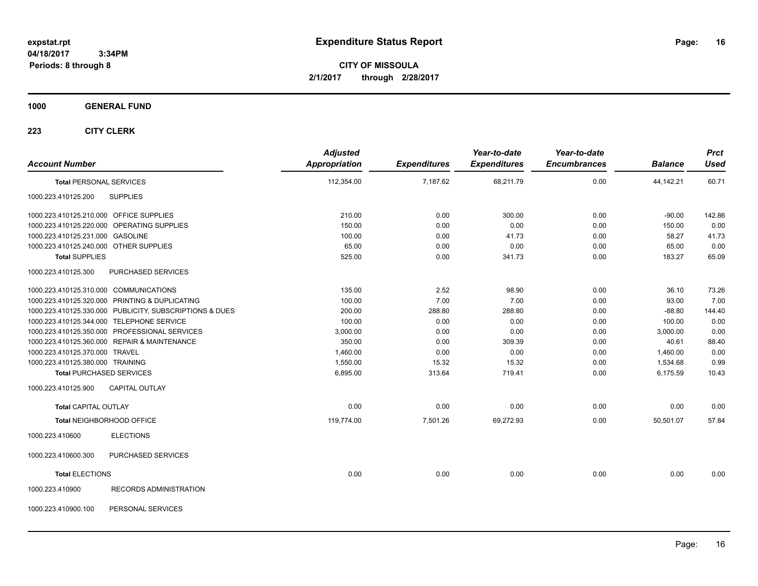expstat.rpt
04/18/2017 3:34PM
Periods: 8 through 8

# Expenditure Status Report

**CITY OF MISSOULA**
**2/1/2017 through 2/28/2017**

**1000 GENERAL FUND**

**223 CITY CLERK**

| Account Number | | Adjusted Appropriation | Expenditures | Year-to-date Expenditures | Year-to-date Encumbrances | Balance | Prct Used |
|---|---|---|---|---|---|---|---|
| **Total** PERSONAL SERVICES | | 112,354.00 | 7,187.62 | 68,211.79 | 0.00 | 44,142.21 | 60.71 |
| 1000.223.410125.200 | SUPPLIES | | | | | | |
| 1000.223.410125.210.000 | OFFICE SUPPLIES | 210.00 | 0.00 | 300.00 | 0.00 | -90.00 | 142.86 |
| 1000.223.410125.220.000 | OPERATING SUPPLIES | 150.00 | 0.00 | 0.00 | 0.00 | 150.00 | 0.00 |
| 1000.223.410125.231.000 | GASOLINE | 100.00 | 0.00 | 41.73 | 0.00 | 58.27 | 41.73 |
| 1000.223.410125.240.000 | OTHER SUPPLIES | 65.00 | 0.00 | 0.00 | 0.00 | 65.00 | 0.00 |
| **Total** SUPPLIES | | 525.00 | 0.00 | 341.73 | 0.00 | 183.27 | 65.09 |
| 1000.223.410125.300 | PURCHASED SERVICES | | | | | | |
| 1000.223.410125.310.000 | COMMUNICATIONS | 135.00 | 2.52 | 98.90 | 0.00 | 36.10 | 73.26 |
| 1000.223.410125.320.000 | PRINTING & DUPLICATING | 100.00 | 7.00 | 7.00 | 0.00 | 93.00 | 7.00 |
| 1000.223.410125.330.000 | PUBLICITY, SUBSCRIPTIONS & DUES | 200.00 | 288.80 | 288.80 | 0.00 | -88.80 | 144.40 |
| 1000.223.410125.344.000 | TELEPHONE SERVICE | 100.00 | 0.00 | 0.00 | 0.00 | 100.00 | 0.00 |
| 1000.223.410125.350.000 | PROFESSIONAL SERVICES | 3,000.00 | 0.00 | 0.00 | 0.00 | 3,000.00 | 0.00 |
| 1000.223.410125.360.000 | REPAIR & MAINTENANCE | 350.00 | 0.00 | 309.39 | 0.00 | 40.61 | 88.40 |
| 1000.223.410125.370.000 | TRAVEL | 1,460.00 | 0.00 | 0.00 | 0.00 | 1,460.00 | 0.00 |
| 1000.223.410125.380.000 | TRAINING | 1,550.00 | 15.32 | 15.32 | 0.00 | 1,534.68 | 0.99 |
| **Total** PURCHASED SERVICES | | 6,895.00 | 313.64 | 719.41 | 0.00 | 6,175.59 | 10.43 |
| 1000.223.410125.900 | CAPITAL OUTLAY | | | | | | |
| **Total** CAPITAL OUTLAY | | 0.00 | 0.00 | 0.00 | 0.00 | 0.00 | 0.00 |
| **Total** NEIGHBORHOOD OFFICE | | 119,774.00 | 7,501.26 | 69,272.93 | 0.00 | 50,501.07 | 57.84 |
| 1000.223.410600 | ELECTIONS | | | | | | |
| 1000.223.410600.300 | PURCHASED SERVICES | | | | | | |
| **Total** ELECTIONS | | 0.00 | 0.00 | 0.00 | 0.00 | 0.00 | 0.00 |
| 1000.223.410900 | RECORDS ADMINISTRATION | | | | | | |
| 1000.223.410900.100 | PERSONAL SERVICES | | | | | | |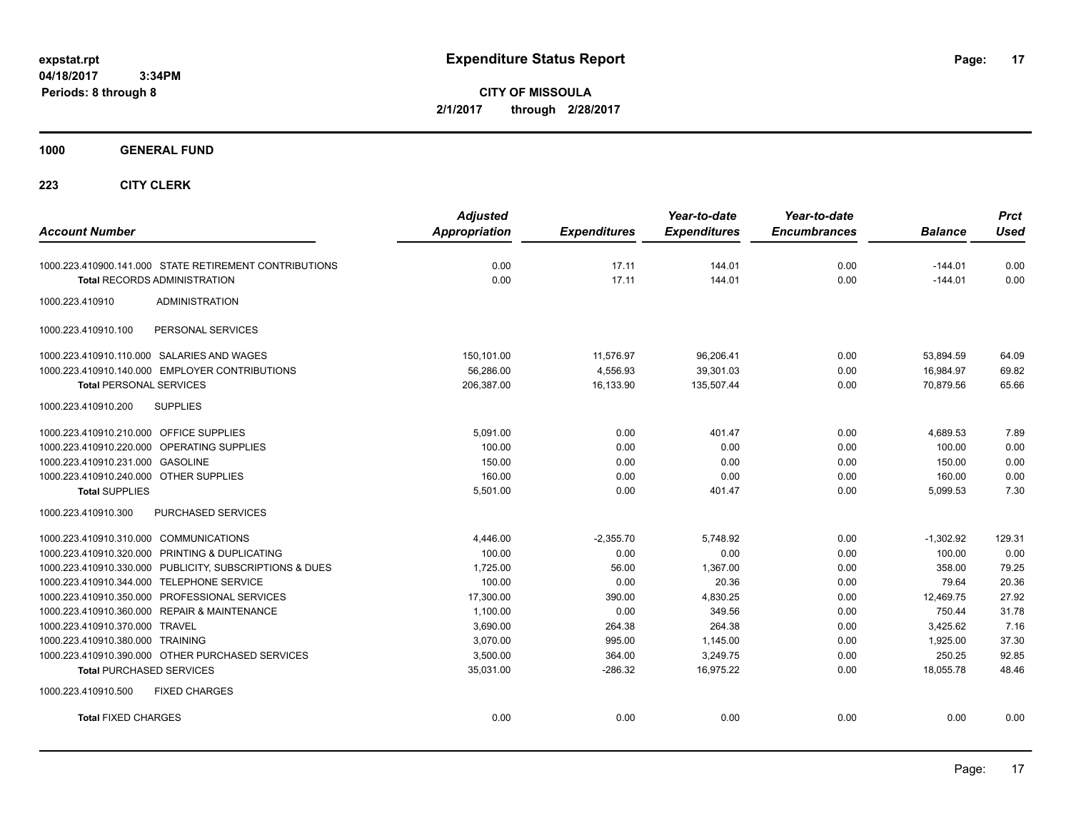**expstat.rpt**
**04/18/2017 3:34PM**
**Periods: 8 through 8**

# Expenditure Status Report

**CITY OF MISSOULA**
**2/1/2017 through 2/28/2017**

## 1000 GENERAL FUND

### 223 CITY CLERK

| Account Number | Adjusted Appropriation | Expenditures | Year-to-date Expenditures | Year-to-date Encumbrances | Balance | Prct Used |
|---|---|---|---|---|---|---|
| 1000.223.410900.141.000 STATE RETIREMENT CONTRIBUTIONS | 0.00 | 17.11 | 144.01 | 0.00 | -144.01 | 0.00 |
| **Total** RECORDS ADMINISTRATION | 0.00 | 17.11 | 144.01 | 0.00 | -144.01 | 0.00 |
| 1000.223.410910 ADMINISTRATION | | | | | | |
| 1000.223.410910.100 PERSONAL SERVICES | | | | | | |
| 1000.223.410910.110.000 SALARIES AND WAGES | 150,101.00 | 11,576.97 | 96,206.41 | 0.00 | 53,894.59 | 64.09 |
| 1000.223.410910.140.000 EMPLOYER CONTRIBUTIONS | 56,286.00 | 4,556.93 | 39,301.03 | 0.00 | 16,984.97 | 69.82 |
| **Total** PERSONAL SERVICES | 206,387.00 | 16,133.90 | 135,507.44 | 0.00 | 70,879.56 | 65.66 |
| 1000.223.410910.200 SUPPLIES | | | | | | |
| 1000.223.410910.210.000 OFFICE SUPPLIES | 5,091.00 | 0.00 | 401.47 | 0.00 | 4,689.53 | 7.89 |
| 1000.223.410910.220.000 OPERATING SUPPLIES | 100.00 | 0.00 | 0.00 | 0.00 | 100.00 | 0.00 |
| 1000.223.410910.231.000 GASOLINE | 150.00 | 0.00 | 0.00 | 0.00 | 150.00 | 0.00 |
| 1000.223.410910.240.000 OTHER SUPPLIES | 160.00 | 0.00 | 0.00 | 0.00 | 160.00 | 0.00 |
| **Total** SUPPLIES | 5,501.00 | 0.00 | 401.47 | 0.00 | 5,099.53 | 7.30 |
| 1000.223.410910.300 PURCHASED SERVICES | | | | | | |
| 1000.223.410910.310.000 COMMUNICATIONS | 4,446.00 | -2,355.70 | 5,748.92 | 0.00 | -1,302.92 | 129.31 |
| 1000.223.410910.320.000 PRINTING & DUPLICATING | 100.00 | 0.00 | 0.00 | 0.00 | 100.00 | 0.00 |
| 1000.223.410910.330.000 PUBLICITY, SUBSCRIPTIONS & DUES | 1,725.00 | 56.00 | 1,367.00 | 0.00 | 358.00 | 79.25 |
| 1000.223.410910.344.000 TELEPHONE SERVICE | 100.00 | 0.00 | 20.36 | 0.00 | 79.64 | 20.36 |
| 1000.223.410910.350.000 PROFESSIONAL SERVICES | 17,300.00 | 390.00 | 4,830.25 | 0.00 | 12,469.75 | 27.92 |
| 1000.223.410910.360.000 REPAIR & MAINTENANCE | 1,100.00 | 0.00 | 349.56 | 0.00 | 750.44 | 31.78 |
| 1000.223.410910.370.000 TRAVEL | 3,690.00 | 264.38 | 264.38 | 0.00 | 3,425.62 | 7.16 |
| 1000.223.410910.380.000 TRAINING | 3,070.00 | 995.00 | 1,145.00 | 0.00 | 1,925.00 | 37.30 |
| 1000.223.410910.390.000 OTHER PURCHASED SERVICES | 3,500.00 | 364.00 | 3,249.75 | 0.00 | 250.25 | 92.85 |
| **Total** PURCHASED SERVICES | 35,031.00 | -286.32 | 16,975.22 | 0.00 | 18,055.78 | 48.46 |
| 1000.223.410910.500 FIXED CHARGES | | | | | | |
| **Total** FIXED CHARGES | 0.00 | 0.00 | 0.00 | 0.00 | 0.00 | 0.00 |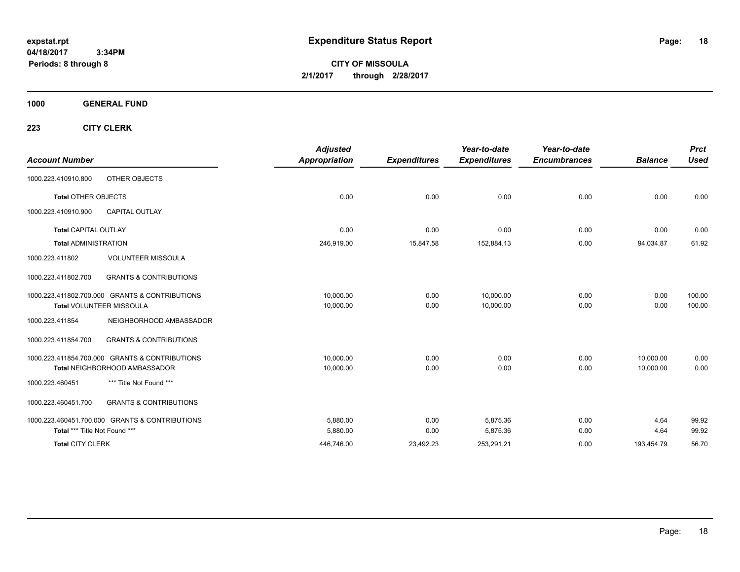**expstat.rpt**
**04/18/2017 3:34PM**
**Periods: 8 through 8**

# Expenditure Status Report

**CITY OF MISSOULA**
**2/1/2017 through 2/28/2017**

## 1000 GENERAL FUND

### 223 CITY CLERK

| Account Number | | Adjusted Appropriation | Expenditures | Year-to-date Expenditures | Year-to-date Encumbrances | Balance | Prct Used |
|---|---|---|---|---|---|---|---|
| 1000.223.410910.800 | OTHER OBJECTS | | | | | | |
| Total OTHER OBJECTS | | 0.00 | 0.00 | 0.00 | 0.00 | 0.00 | 0.00 |
| 1000.223.410910.900 | CAPITAL OUTLAY | | | | | | |
| Total CAPITAL OUTLAY | | 0.00 | 0.00 | 0.00 | 0.00 | 0.00 | 0.00 |
| Total ADMINISTRATION | | 246,919.00 | 15,847.58 | 152,884.13 | 0.00 | 94,034.87 | 61.92 |
| 1000.223.411802 | VOLUNTEER MISSOULA | | | | | | |
| 1000.223.411802.700 | GRANTS & CONTRIBUTIONS | | | | | | |
| 1000.223.411802.700.000 | GRANTS & CONTRIBUTIONS | 10,000.00 | 0.00 | 10,000.00 | 0.00 | 0.00 | 100.00 |
| Total VOLUNTEER MISSOULA | | 10,000.00 | 0.00 | 10,000.00 | 0.00 | 0.00 | 100.00 |
| 1000.223.411854 | NEIGHBORHOOD AMBASSADOR | | | | | | |
| 1000.223.411854.700 | GRANTS & CONTRIBUTIONS | | | | | | |
| 1000.223.411854.700.000 | GRANTS & CONTRIBUTIONS | 10,000.00 | 0.00 | 0.00 | 0.00 | 10,000.00 | 0.00 |
| Total NEIGHBORHOOD AMBASSADOR | | 10,000.00 | 0.00 | 0.00 | 0.00 | 10,000.00 | 0.00 |
| 1000.223.460451 | *** Title Not Found *** | | | | | | |
| 1000.223.460451.700 | GRANTS & CONTRIBUTIONS | | | | | | |
| 1000.223.460451.700.000 | GRANTS & CONTRIBUTIONS | 5,880.00 | 0.00 | 5,875.36 | 0.00 | 4.64 | 99.92 |
| Total *** Title Not Found *** | | 5,880.00 | 0.00 | 5,875.36 | 0.00 | 4.64 | 99.92 |
| Total CITY CLERK | | 446,746.00 | 23,492.23 | 253,291.21 | 0.00 | 193,454.79 | 56.70 |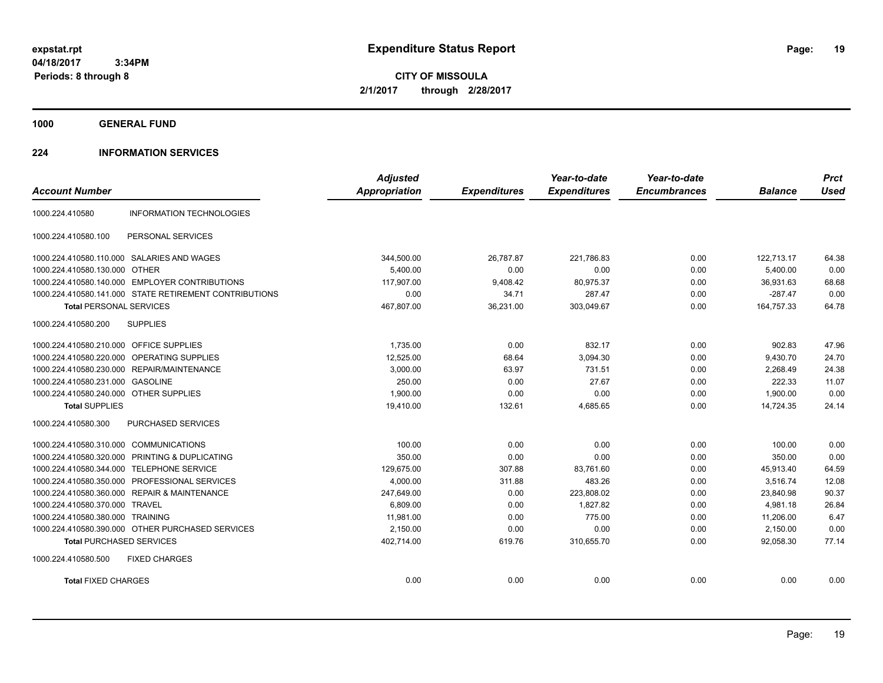# Expenditure Status Report

expstat.rpt
04/18/2017 3:34PM
Periods: 8 through 8

**CITY OF MISSOULA**
**2/1/2017 through 2/28/2017**

## 1000 GENERAL FUND

### 224 INFORMATION SERVICES

| Account Number | | Adjusted Appropriation | Expenditures | Year-to-date Expenditures | Year-to-date Encumbrances | Balance | Prct Used |
|---|---|---|---|---|---|---|---|
| 1000.224.410580 | INFORMATION TECHNOLOGIES | | | | | | |
| 1000.224.410580.100 | PERSONAL SERVICES | | | | | | |
| 1000.224.410580.110.000 | SALARIES AND WAGES | 344,500.00 | 26,787.87 | 221,786.83 | 0.00 | 122,713.17 | 64.38 |
| 1000.224.410580.130.000 | OTHER | 5,400.00 | 0.00 | 0.00 | 0.00 | 5,400.00 | 0.00 |
| 1000.224.410580.140.000 | EMPLOYER CONTRIBUTIONS | 117,907.00 | 9,408.42 | 80,975.37 | 0.00 | 36,931.63 | 68.68 |
| 1000.224.410580.141.000 | STATE RETIREMENT CONTRIBUTIONS | 0.00 | 34.71 | 287.47 | 0.00 | -287.47 | 0.00 |
| **Total** PERSONAL SERVICES | | 467,807.00 | 36,231.00 | 303,049.67 | 0.00 | 164,757.33 | 64.78 |
| 1000.224.410580.200 | SUPPLIES | | | | | | |
| 1000.224.410580.210.000 | OFFICE SUPPLIES | 1,735.00 | 0.00 | 832.17 | 0.00 | 902.83 | 47.96 |
| 1000.224.410580.220.000 | OPERATING SUPPLIES | 12,525.00 | 68.64 | 3,094.30 | 0.00 | 9,430.70 | 24.70 |
| 1000.224.410580.230.000 | REPAIR/MAINTENANCE | 3,000.00 | 63.97 | 731.51 | 0.00 | 2,268.49 | 24.38 |
| 1000.224.410580.231.000 | GASOLINE | 250.00 | 0.00 | 27.67 | 0.00 | 222.33 | 11.07 |
| 1000.224.410580.240.000 | OTHER SUPPLIES | 1,900.00 | 0.00 | 0.00 | 0.00 | 1,900.00 | 0.00 |
| **Total** SUPPLIES | | 19,410.00 | 132.61 | 4,685.65 | 0.00 | 14,724.35 | 24.14 |
| 1000.224.410580.300 | PURCHASED SERVICES | | | | | | |
| 1000.224.410580.310.000 | COMMUNICATIONS | 100.00 | 0.00 | 0.00 | 0.00 | 100.00 | 0.00 |
| 1000.224.410580.320.000 | PRINTING & DUPLICATING | 350.00 | 0.00 | 0.00 | 0.00 | 350.00 | 0.00 |
| 1000.224.410580.344.000 | TELEPHONE SERVICE | 129,675.00 | 307.88 | 83,761.60 | 0.00 | 45,913.40 | 64.59 |
| 1000.224.410580.350.000 | PROFESSIONAL SERVICES | 4,000.00 | 311.88 | 483.26 | 0.00 | 3,516.74 | 12.08 |
| 1000.224.410580.360.000 | REPAIR & MAINTENANCE | 247,649.00 | 0.00 | 223,808.02 | 0.00 | 23,840.98 | 90.37 |
| 1000.224.410580.370.000 | TRAVEL | 6,809.00 | 0.00 | 1,827.82 | 0.00 | 4,981.18 | 26.84 |
| 1000.224.410580.380.000 | TRAINING | 11,981.00 | 0.00 | 775.00 | 0.00 | 11,206.00 | 6.47 |
| 1000.224.410580.390.000 | OTHER PURCHASED SERVICES | 2,150.00 | 0.00 | 0.00 | 0.00 | 2,150.00 | 0.00 |
| **Total** PURCHASED SERVICES | | 402,714.00 | 619.76 | 310,655.70 | 0.00 | 92,058.30 | 77.14 |
| 1000.224.410580.500 | FIXED CHARGES | | | | | | |
| **Total** FIXED CHARGES | | 0.00 | 0.00 | 0.00 | 0.00 | 0.00 | 0.00 |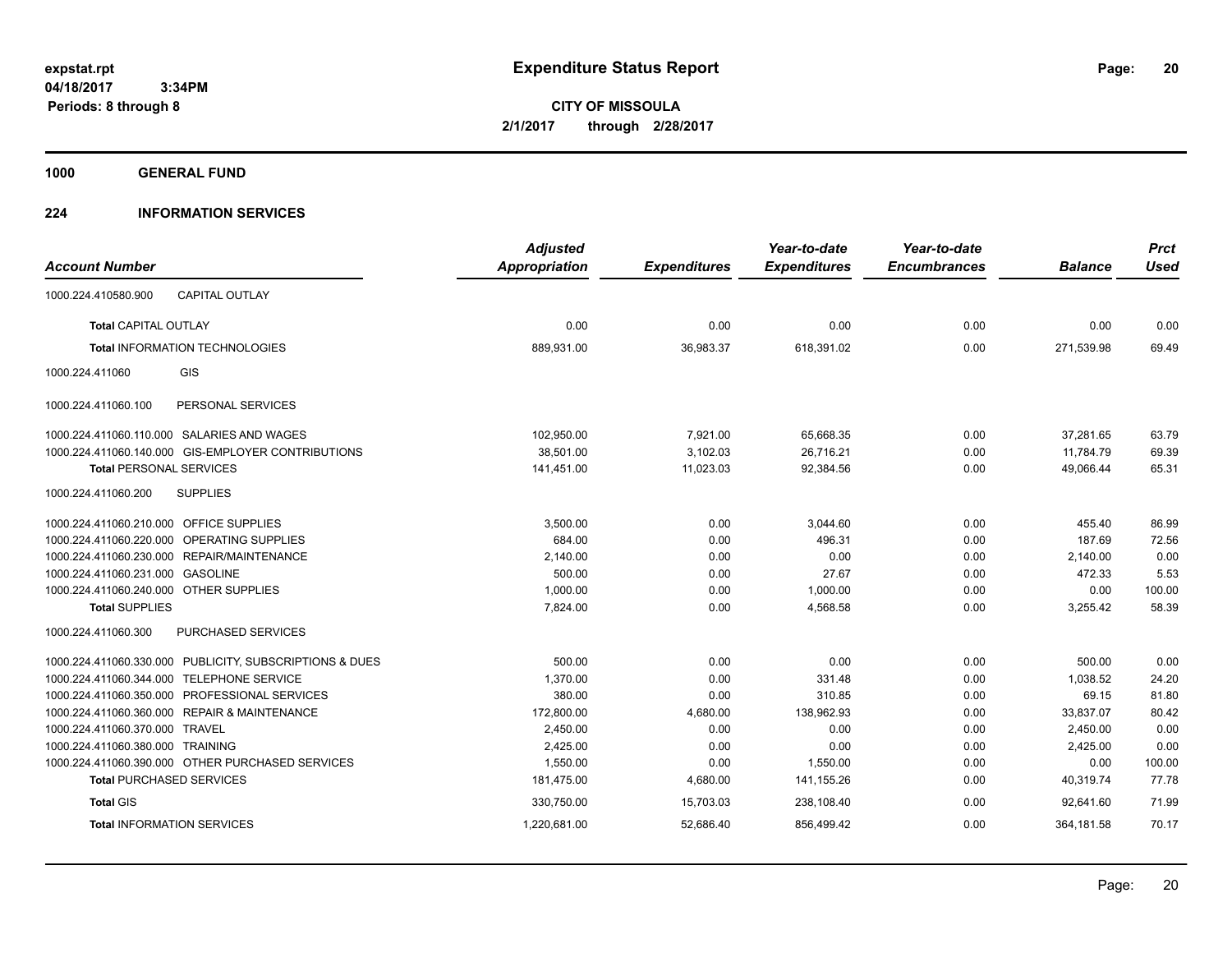**expstat.rpt**
**04/18/2017 3:34PM**
**Periods: 8 through 8**

# Expenditure Status Report

**CITY OF MISSOULA**
**2/1/2017 through 2/28/2017**

## 1000 GENERAL FUND

## 224 INFORMATION SERVICES

| Account Number | | Adjusted Appropriation | Expenditures | Year-to-date Expenditures | Year-to-date Encumbrances | Balance | Prct Used |
|---|---|---|---|---|---|---|---|
| 1000.224.410580.900 | CAPITAL OUTLAY | | | | | | |
| **Total** CAPITAL OUTLAY | | 0.00 | 0.00 | 0.00 | 0.00 | 0.00 | 0.00 |
| **Total** INFORMATION TECHNOLOGIES | | 889,931.00 | 36,983.37 | 618,391.02 | 0.00 | 271,539.98 | 69.49 |
| 1000.224.411060 | GIS | | | | | | |
| 1000.224.411060.100 | PERSONAL SERVICES | | | | | | |
| 1000.224.411060.110.000 | SALARIES AND WAGES | 102,950.00 | 7,921.00 | 65,668.35 | 0.00 | 37,281.65 | 63.79 |
| 1000.224.411060.140.000 | GIS-EMPLOYER CONTRIBUTIONS | 38,501.00 | 3,102.03 | 26,716.21 | 0.00 | 11,784.79 | 69.39 |
| **Total** PERSONAL SERVICES | | 141,451.00 | 11,023.03 | 92,384.56 | 0.00 | 49,066.44 | 65.31 |
| 1000.224.411060.200 | SUPPLIES | | | | | | |
| 1000.224.411060.210.000 | OFFICE SUPPLIES | 3,500.00 | 0.00 | 3,044.60 | 0.00 | 455.40 | 86.99 |
| 1000.224.411060.220.000 | OPERATING SUPPLIES | 684.00 | 0.00 | 496.31 | 0.00 | 187.69 | 72.56 |
| 1000.224.411060.230.000 | REPAIR/MAINTENANCE | 2,140.00 | 0.00 | 0.00 | 0.00 | 2,140.00 | 0.00 |
| 1000.224.411060.231.000 | GASOLINE | 500.00 | 0.00 | 27.67 | 0.00 | 472.33 | 5.53 |
| 1000.224.411060.240.000 | OTHER SUPPLIES | 1,000.00 | 0.00 | 1,000.00 | 0.00 | 0.00 | 100.00 |
| **Total** SUPPLIES | | 7,824.00 | 0.00 | 4,568.58 | 0.00 | 3,255.42 | 58.39 |
| 1000.224.411060.300 | PURCHASED SERVICES | | | | | | |
| 1000.224.411060.330.000 | PUBLICITY, SUBSCRIPTIONS & DUES | 500.00 | 0.00 | 0.00 | 0.00 | 500.00 | 0.00 |
| 1000.224.411060.344.000 | TELEPHONE SERVICE | 1,370.00 | 0.00 | 331.48 | 0.00 | 1,038.52 | 24.20 |
| 1000.224.411060.350.000 | PROFESSIONAL SERVICES | 380.00 | 0.00 | 310.85 | 0.00 | 69.15 | 81.80 |
| 1000.224.411060.360.000 | REPAIR & MAINTENANCE | 172,800.00 | 4,680.00 | 138,962.93 | 0.00 | 33,837.07 | 80.42 |
| 1000.224.411060.370.000 | TRAVEL | 2,450.00 | 0.00 | 0.00 | 0.00 | 2,450.00 | 0.00 |
| 1000.224.411060.380.000 | TRAINING | 2,425.00 | 0.00 | 0.00 | 0.00 | 2,425.00 | 0.00 |
| 1000.224.411060.390.000 | OTHER PURCHASED SERVICES | 1,550.00 | 0.00 | 1,550.00 | 0.00 | 0.00 | 100.00 |
| **Total** PURCHASED SERVICES | | 181,475.00 | 4,680.00 | 141,155.26 | 0.00 | 40,319.74 | 77.78 |
| **Total** GIS | | 330,750.00 | 15,703.03 | 238,108.40 | 0.00 | 92,641.60 | 71.99 |
| **Total** INFORMATION SERVICES | | 1,220,681.00 | 52,686.40 | 856,499.42 | 0.00 | 364,181.58 | 70.17 |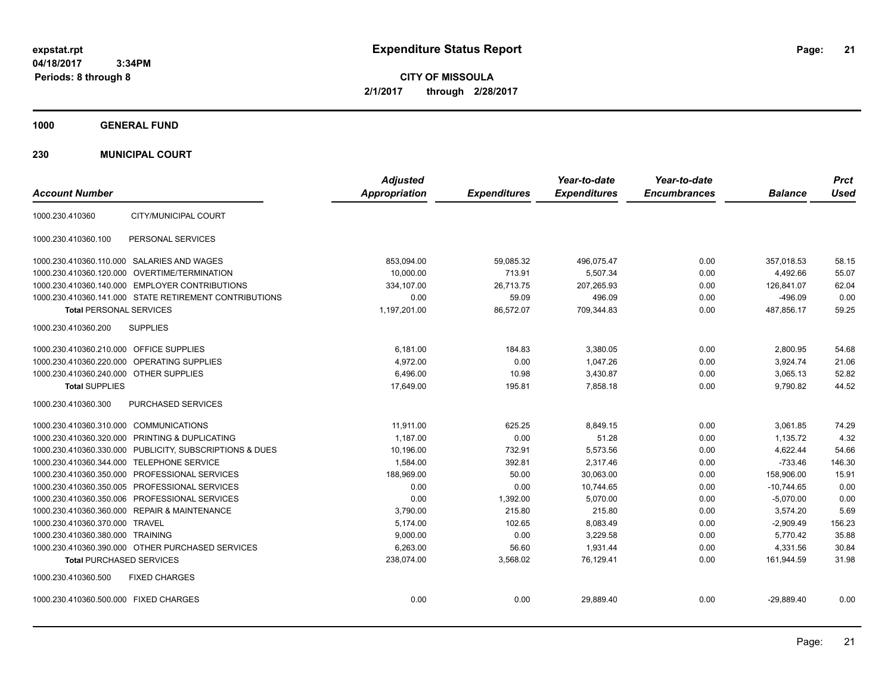**expstat.rpt**
**04/18/2017 3:34PM**
**Periods: 8 through 8**

# Expenditure Status Report

**CITY OF MISSOULA**
**2/1/2017 through 2/28/2017**

## 1000 GENERAL FUND

## 230 MUNICIPAL COURT

| Account Number | | Adjusted Appropriation | Expenditures | Year-to-date Expenditures | Year-to-date Encumbrances | Balance | Prct Used |
|---|---|---|---|---|---|---|---|
| 1000.230.410360 | CITY/MUNICIPAL COURT | | | | | | |
| 1000.230.410360.100 | PERSONAL SERVICES | | | | | | |
| 1000.230.410360.110.000 | SALARIES AND WAGES | 853,094.00 | 59,085.32 | 496,075.47 | 0.00 | 357,018.53 | 58.15 |
| 1000.230.410360.120.000 | OVERTIME/TERMINATION | 10,000.00 | 713.91 | 5,507.34 | 0.00 | 4,492.66 | 55.07 |
| 1000.230.410360.140.000 | EMPLOYER CONTRIBUTIONS | 334,107.00 | 26,713.75 | 207,265.93 | 0.00 | 126,841.07 | 62.04 |
| 1000.230.410360.141.000 | STATE RETIREMENT CONTRIBUTIONS | 0.00 | 59.09 | 496.09 | 0.00 | -496.09 | 0.00 |
| **Total** PERSONAL SERVICES | | 1,197,201.00 | 86,572.07 | 709,344.83 | 0.00 | 487,856.17 | 59.25 |
| 1000.230.410360.200 | SUPPLIES | | | | | | |
| 1000.230.410360.210.000 | OFFICE SUPPLIES | 6,181.00 | 184.83 | 3,380.05 | 0.00 | 2,800.95 | 54.68 |
| 1000.230.410360.220.000 | OPERATING SUPPLIES | 4,972.00 | 0.00 | 1,047.26 | 0.00 | 3,924.74 | 21.06 |
| 1000.230.410360.240.000 | OTHER SUPPLIES | 6,496.00 | 10.98 | 3,430.87 | 0.00 | 3,065.13 | 52.82 |
| **Total** SUPPLIES | | 17,649.00 | 195.81 | 7,858.18 | 0.00 | 9,790.82 | 44.52 |
| 1000.230.410360.300 | PURCHASED SERVICES | | | | | | |
| 1000.230.410360.310.000 | COMMUNICATIONS | 11,911.00 | 625.25 | 8,849.15 | 0.00 | 3,061.85 | 74.29 |
| 1000.230.410360.320.000 | PRINTING & DUPLICATING | 1,187.00 | 0.00 | 51.28 | 0.00 | 1,135.72 | 4.32 |
| 1000.230.410360.330.000 | PUBLICITY, SUBSCRIPTIONS & DUES | 10,196.00 | 732.91 | 5,573.56 | 0.00 | 4,622.44 | 54.66 |
| 1000.230.410360.344.000 | TELEPHONE SERVICE | 1,584.00 | 392.81 | 2,317.46 | 0.00 | -733.46 | 146.30 |
| 1000.230.410360.350.000 | PROFESSIONAL SERVICES | 188,969.00 | 50.00 | 30,063.00 | 0.00 | 158,906.00 | 15.91 |
| 1000.230.410360.350.005 | PROFESSIONAL SERVICES | 0.00 | 0.00 | 10,744.65 | 0.00 | -10,744.65 | 0.00 |
| 1000.230.410360.350.006 | PROFESSIONAL SERVICES | 0.00 | 1,392.00 | 5,070.00 | 0.00 | -5,070.00 | 0.00 |
| 1000.230.410360.360.000 | REPAIR & MAINTENANCE | 3,790.00 | 215.80 | 215.80 | 0.00 | 3,574.20 | 5.69 |
| 1000.230.410360.370.000 | TRAVEL | 5,174.00 | 102.65 | 8,083.49 | 0.00 | -2,909.49 | 156.23 |
| 1000.230.410360.380.000 | TRAINING | 9,000.00 | 0.00 | 3,229.58 | 0.00 | 5,770.42 | 35.88 |
| 1000.230.410360.390.000 | OTHER PURCHASED SERVICES | 6,263.00 | 56.60 | 1,931.44 | 0.00 | 4,331.56 | 30.84 |
| **Total** PURCHASED SERVICES | | 238,074.00 | 3,568.02 | 76,129.41 | 0.00 | 161,944.59 | 31.98 |
| 1000.230.410360.500 | FIXED CHARGES | | | | | | |
| 1000.230.410360.500.000 | FIXED CHARGES | 0.00 | 0.00 | 29,889.40 | 0.00 | -29,889.40 | 0.00 |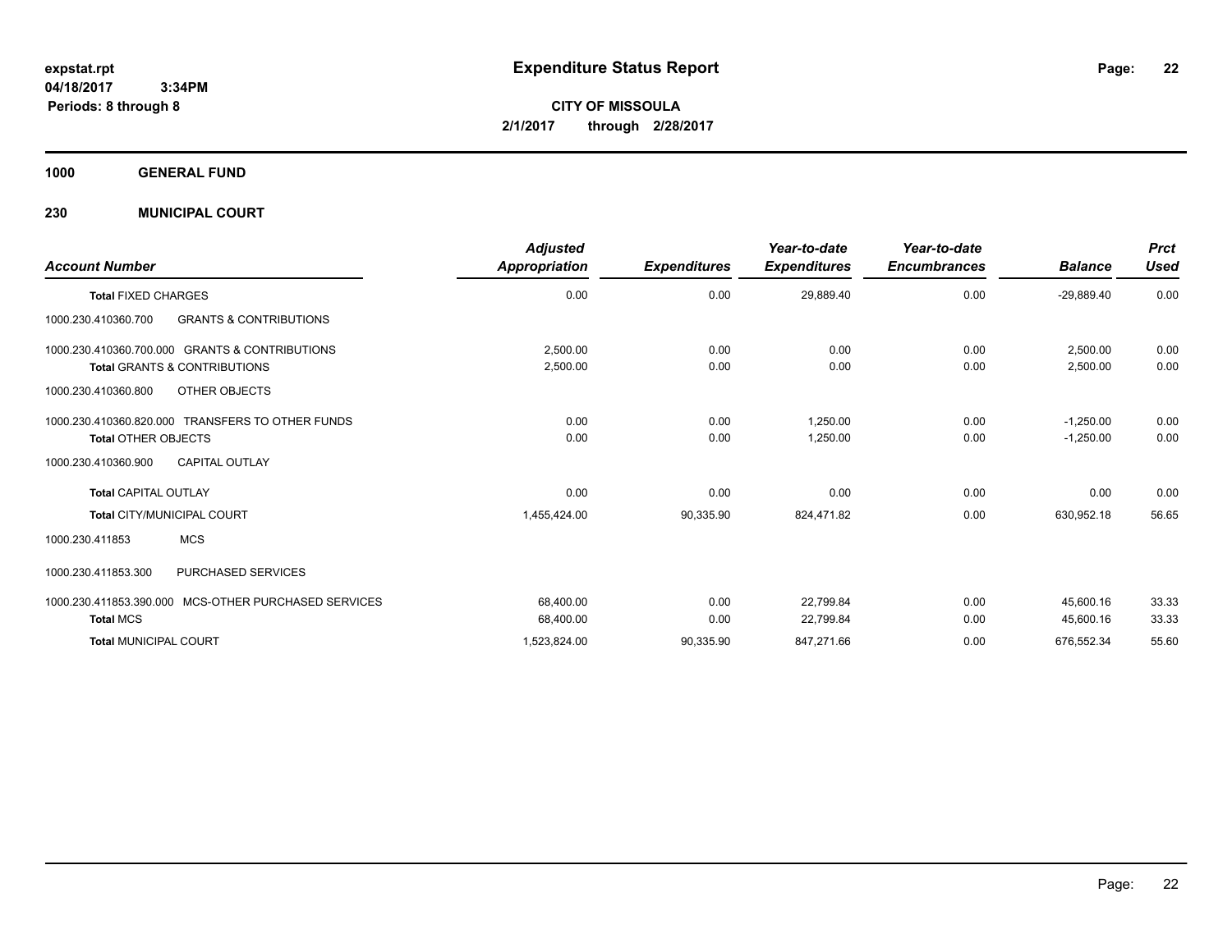**expstat.rpt**
**04/18/2017 3:34PM**
**Periods: 8 through 8**

# Expenditure Status Report

**CITY OF MISSOULA**
**2/1/2017 through 2/28/2017**

## 1000 GENERAL FUND

## 230 MUNICIPAL COURT

| Account Number | Adjusted Appropriation | Expenditures | Year-to-date Expenditures | Year-to-date Encumbrances | Balance | Prct Used |
|---|---|---|---|---|---|---|
| **Total FIXED CHARGES** | 0.00 | 0.00 | 29,889.40 | 0.00 | -29,889.40 | 0.00 |
| 1000.230.410360.700 GRANTS & CONTRIBUTIONS | | | | | | |
| 1000.230.410360.700.000 GRANTS & CONTRIBUTIONS | 2,500.00 | 0.00 | 0.00 | 0.00 | 2,500.00 | 0.00 |
| **Total GRANTS & CONTRIBUTIONS** | 2,500.00 | 0.00 | 0.00 | 0.00 | 2,500.00 | 0.00 |
| 1000.230.410360.800 OTHER OBJECTS | | | | | | |
| 1000.230.410360.820.000 TRANSFERS TO OTHER FUNDS | 0.00 | 0.00 | 1,250.00 | 0.00 | -1,250.00 | 0.00 |
| **Total OTHER OBJECTS** | 0.00 | 0.00 | 1,250.00 | 0.00 | -1,250.00 | 0.00 |
| 1000.230.410360.900 CAPITAL OUTLAY | | | | | | |
| **Total CAPITAL OUTLAY** | 0.00 | 0.00 | 0.00 | 0.00 | 0.00 | 0.00 |
| **Total CITY/MUNICIPAL COURT** | 1,455,424.00 | 90,335.90 | 824,471.82 | 0.00 | 630,952.18 | 56.65 |
| 1000.230.411853 MCS | | | | | | |
| 1000.230.411853.300 PURCHASED SERVICES | | | | | | |
| 1000.230.411853.390.000 MCS-OTHER PURCHASED SERVICES | 68,400.00 | 0.00 | 22,799.84 | 0.00 | 45,600.16 | 33.33 |
| **Total MCS** | 68,400.00 | 0.00 | 22,799.84 | 0.00 | 45,600.16 | 33.33 |
| **Total MUNICIPAL COURT** | 1,523,824.00 | 90,335.90 | 847,271.66 | 0.00 | 676,552.34 | 55.60 |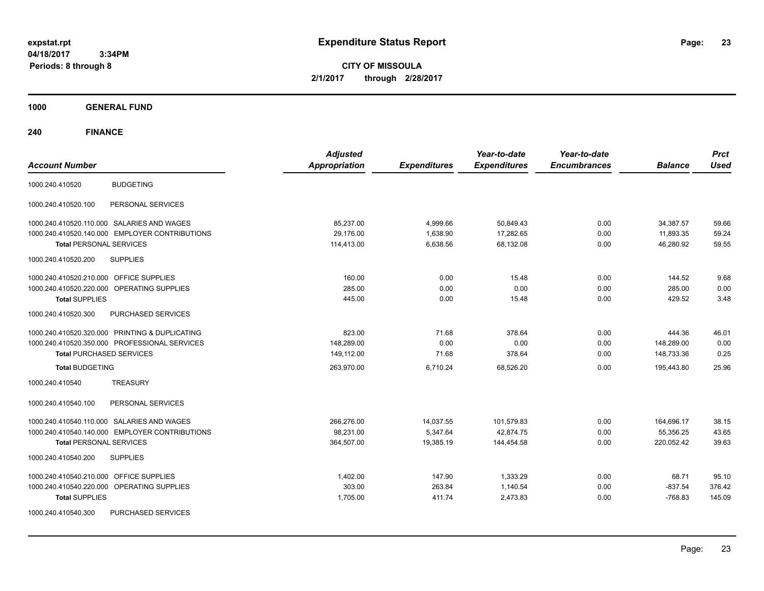# Expenditure Status Report

**CITY OF MISSOULA**

**2/1/2017 through 2/28/2017**

expstat.rpt
04/18/2017 3:34PM
Periods: 8 through 8

## 1000 GENERAL FUND

## 240 FINANCE

| Account Number | | Adjusted Appropriation | Expenditures | Year-to-date Expenditures | Year-to-date Encumbrances | Balance | Prct Used |
|---|---|---|---|---|---|---|---|
| 1000.240.410520 | BUDGETING | | | | | | |
| 1000.240.410520.100 | PERSONAL SERVICES | | | | | | |
| 1000.240.410520.110.000 | SALARIES AND WAGES | 85,237.00 | 4,999.66 | 50,849.43 | 0.00 | 34,387.57 | 59.66 |
| 1000.240.410520.140.000 | EMPLOYER CONTRIBUTIONS | 29,176.00 | 1,638.90 | 17,282.65 | 0.00 | 11,893.35 | 59.24 |
| **Total** PERSONAL SERVICES | | 114,413.00 | 6,638.56 | 68,132.08 | 0.00 | 46,280.92 | 59.55 |
| 1000.240.410520.200 | SUPPLIES | | | | | | |
| 1000.240.410520.210.000 | OFFICE SUPPLIES | 160.00 | 0.00 | 15.48 | 0.00 | 144.52 | 9.68 |
| 1000.240.410520.220.000 | OPERATING SUPPLIES | 285.00 | 0.00 | 0.00 | 0.00 | 285.00 | 0.00 |
| **Total** SUPPLIES | | 445.00 | 0.00 | 15.48 | 0.00 | 429.52 | 3.48 |
| 1000.240.410520.300 | PURCHASED SERVICES | | | | | | |
| 1000.240.410520.320.000 | PRINTING & DUPLICATING | 823.00 | 71.68 | 378.64 | 0.00 | 444.36 | 46.01 |
| 1000.240.410520.350.000 | PROFESSIONAL SERVICES | 148,289.00 | 0.00 | 0.00 | 0.00 | 148,289.00 | 0.00 |
| **Total** PURCHASED SERVICES | | 149,112.00 | 71.68 | 378.64 | 0.00 | 148,733.36 | 0.25 |
| **Total** BUDGETING | | 263,970.00 | 6,710.24 | 68,526.20 | 0.00 | 195,443.80 | 25.96 |
| 1000.240.410540 | TREASURY | | | | | | |
| 1000.240.410540.100 | PERSONAL SERVICES | | | | | | |
| 1000.240.410540.110.000 | SALARIES AND WAGES | 266,276.00 | 14,037.55 | 101,579.83 | 0.00 | 164,696.17 | 38.15 |
| 1000.240.410540.140.000 | EMPLOYER CONTRIBUTIONS | 98,231.00 | 5,347.64 | 42,874.75 | 0.00 | 55,356.25 | 43.65 |
| **Total** PERSONAL SERVICES | | 364,507.00 | 19,385.19 | 144,454.58 | 0.00 | 220,052.42 | 39.63 |
| 1000.240.410540.200 | SUPPLIES | | | | | | |
| 1000.240.410540.210.000 | OFFICE SUPPLIES | 1,402.00 | 147.90 | 1,333.29 | 0.00 | 68.71 | 95.10 |
| 1000.240.410540.220.000 | OPERATING SUPPLIES | 303.00 | 263.84 | 1,140.54 | 0.00 | -837.54 | 376.42 |
| **Total** SUPPLIES | | 1,705.00 | 411.74 | 2,473.83 | 0.00 | -768.83 | 145.09 |
| 1000.240.410540.300 | PURCHASED SERVICES | | | | | | |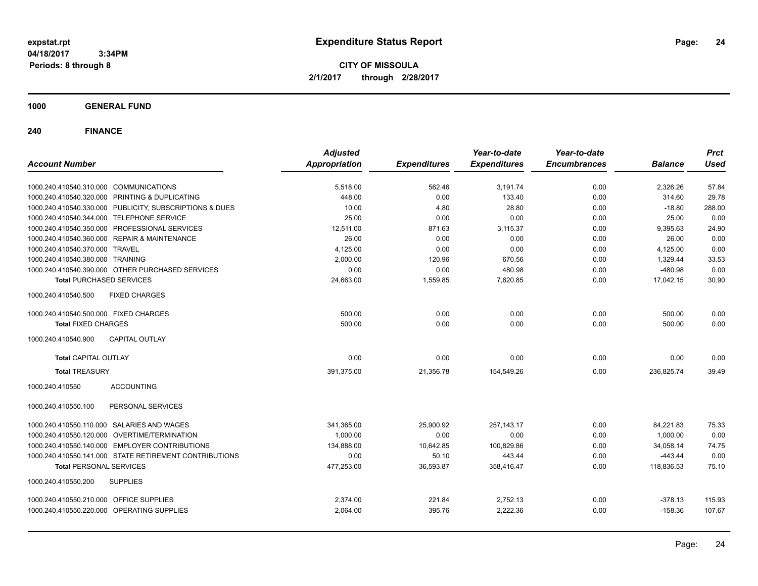**expstat.rpt**
**04/18/2017 3:34PM**
**Periods: 8 through 8**

# Expenditure Status Report

**CITY OF MISSOULA**
**2/1/2017 through 2/28/2017**

## 1000 GENERAL FUND

### 240 FINANCE

| Account Number | Adjusted Appropriation | Expenditures | Year-to-date Expenditures | Year-to-date Encumbrances | Balance | Prct Used |
|---|---|---|---|---|---|---|
| 1000.240.410540.310.000 COMMUNICATIONS | 5,518.00 | 562.46 | 3,191.74 | 0.00 | 2,326.26 | 57.84 |
| 1000.240.410540.320.000 PRINTING & DUPLICATING | 448.00 | 0.00 | 133.40 | 0.00 | 314.60 | 29.78 |
| 1000.240.410540.330.000 PUBLICITY, SUBSCRIPTIONS & DUES | 10.00 | 4.80 | 28.80 | 0.00 | -18.80 | 288.00 |
| 1000.240.410540.344.000 TELEPHONE SERVICE | 25.00 | 0.00 | 0.00 | 0.00 | 25.00 | 0.00 |
| 1000.240.410540.350.000 PROFESSIONAL SERVICES | 12,511.00 | 871.63 | 3,115.37 | 0.00 | 9,395.63 | 24.90 |
| 1000.240.410540.360.000 REPAIR & MAINTENANCE | 26.00 | 0.00 | 0.00 | 0.00 | 26.00 | 0.00 |
| 1000.240.410540.370.000 TRAVEL | 4,125.00 | 0.00 | 0.00 | 0.00 | 4,125.00 | 0.00 |
| 1000.240.410540.380.000 TRAINING | 2,000.00 | 120.96 | 670.56 | 0.00 | 1,329.44 | 33.53 |
| 1000.240.410540.390.000 OTHER PURCHASED SERVICES | 0.00 | 0.00 | 480.98 | 0.00 | -480.98 | 0.00 |
| **Total** PURCHASED SERVICES | 24,663.00 | 1,559.85 | 7,620.85 | 0.00 | 17,042.15 | 30.90 |
| 1000.240.410540.500 FIXED CHARGES | | | | | | |
| 1000.240.410540.500.000 FIXED CHARGES | 500.00 | 0.00 | 0.00 | 0.00 | 500.00 | 0.00 |
| **Total** FIXED CHARGES | 500.00 | 0.00 | 0.00 | 0.00 | 500.00 | 0.00 |
| 1000.240.410540.900 CAPITAL OUTLAY | | | | | | |
| **Total** CAPITAL OUTLAY | 0.00 | 0.00 | 0.00 | 0.00 | 0.00 | 0.00 |
| **Total** TREASURY | 391,375.00 | 21,356.78 | 154,549.26 | 0.00 | 236,825.74 | 39.49 |
| 1000.240.410550 ACCOUNTING | | | | | | |
| 1000.240.410550.100 PERSONAL SERVICES | | | | | | |
| 1000.240.410550.110.000 SALARIES AND WAGES | 341,365.00 | 25,900.92 | 257,143.17 | 0.00 | 84,221.83 | 75.33 |
| 1000.240.410550.120.000 OVERTIME/TERMINATION | 1,000.00 | 0.00 | 0.00 | 0.00 | 1,000.00 | 0.00 |
| 1000.240.410550.140.000 EMPLOYER CONTRIBUTIONS | 134,888.00 | 10,642.85 | 100,829.86 | 0.00 | 34,058.14 | 74.75 |
| 1000.240.410550.141.000 STATE RETIREMENT CONTRIBUTIONS | 0.00 | 50.10 | 443.44 | 0.00 | -443.44 | 0.00 |
| **Total** PERSONAL SERVICES | 477,253.00 | 36,593.87 | 358,416.47 | 0.00 | 118,836.53 | 75.10 |
| 1000.240.410550.200 SUPPLIES | | | | | | |
| 1000.240.410550.210.000 OFFICE SUPPLIES | 2,374.00 | 221.84 | 2,752.13 | 0.00 | -378.13 | 115.93 |
| 1000.240.410550.220.000 OPERATING SUPPLIES | 2,064.00 | 395.76 | 2,222.36 | 0.00 | -158.36 | 107.67 |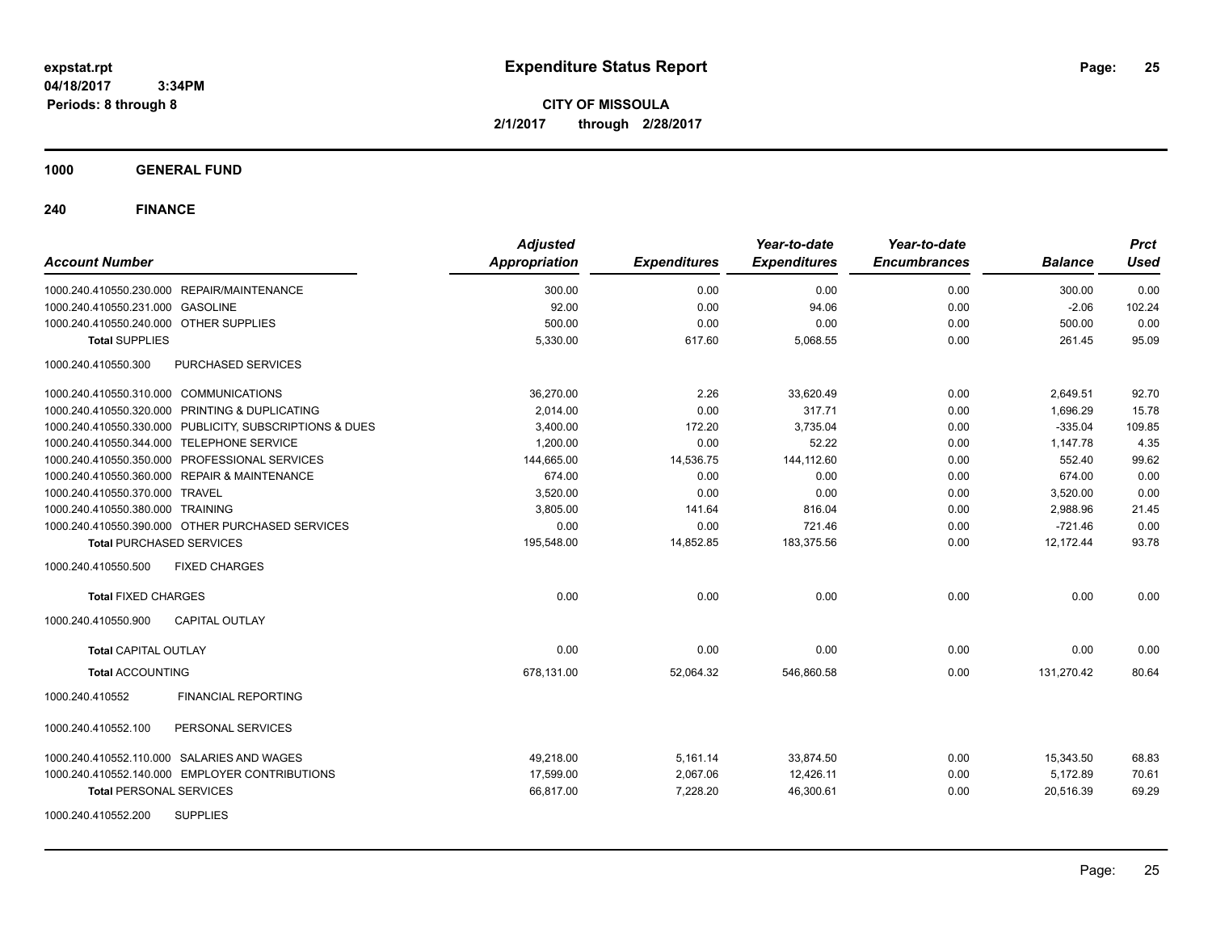**expstat.rpt**
**04/18/2017 3:34PM**
**Periods: 8 through 8**

# Expenditure Status Report

**CITY OF MISSOULA**
**2/1/2017 through 2/28/2017**

## 1000 GENERAL FUND

## 240 FINANCE

| Account Number | | Adjusted Appropriation | Expenditures | Year-to-date Expenditures | Year-to-date Encumbrances | Balance | Prct Used |
|---|---|---|---|---|---|---|---|
| 1000.240.410550.230.000 | REPAIR/MAINTENANCE | 300.00 | 0.00 | 0.00 | 0.00 | 300.00 | 0.00 |
| 1000.240.410550.231.000 | GASOLINE | 92.00 | 0.00 | 94.06 | 0.00 | -2.06 | 102.24 |
| 1000.240.410550.240.000 | OTHER SUPPLIES | 500.00 | 0.00 | 0.00 | 0.00 | 500.00 | 0.00 |
| **Total SUPPLIES** | | 5,330.00 | 617.60 | 5,068.55 | 0.00 | 261.45 | 95.09 |
| 1000.240.410550.300 | PURCHASED SERVICES | | | | | | |
| 1000.240.410550.310.000 | COMMUNICATIONS | 36,270.00 | 2.26 | 33,620.49 | 0.00 | 2,649.51 | 92.70 |
| 1000.240.410550.320.000 | PRINTING & DUPLICATING | 2,014.00 | 0.00 | 317.71 | 0.00 | 1,696.29 | 15.78 |
| 1000.240.410550.330.000 | PUBLICITY, SUBSCRIPTIONS & DUES | 3,400.00 | 172.20 | 3,735.04 | 0.00 | -335.04 | 109.85 |
| 1000.240.410550.344.000 | TELEPHONE SERVICE | 1,200.00 | 0.00 | 52.22 | 0.00 | 1,147.78 | 4.35 |
| 1000.240.410550.350.000 | PROFESSIONAL SERVICES | 144,665.00 | 14,536.75 | 144,112.60 | 0.00 | 552.40 | 99.62 |
| 1000.240.410550.360.000 | REPAIR & MAINTENANCE | 674.00 | 0.00 | 0.00 | 0.00 | 674.00 | 0.00 |
| 1000.240.410550.370.000 | TRAVEL | 3,520.00 | 0.00 | 0.00 | 0.00 | 3,520.00 | 0.00 |
| 1000.240.410550.380.000 | TRAINING | 3,805.00 | 141.64 | 816.04 | 0.00 | 2,988.96 | 21.45 |
| 1000.240.410550.390.000 | OTHER PURCHASED SERVICES | 0.00 | 0.00 | 721.46 | 0.00 | -721.46 | 0.00 |
| **Total PURCHASED SERVICES** | | 195,548.00 | 14,852.85 | 183,375.56 | 0.00 | 12,172.44 | 93.78 |
| 1000.240.410550.500 | FIXED CHARGES | | | | | | |
| **Total FIXED CHARGES** | | 0.00 | 0.00 | 0.00 | 0.00 | 0.00 | 0.00 |
| 1000.240.410550.900 | CAPITAL OUTLAY | | | | | | |
| **Total CAPITAL OUTLAY** | | 0.00 | 0.00 | 0.00 | 0.00 | 0.00 | 0.00 |
| **Total ACCOUNTING** | | 678,131.00 | 52,064.32 | 546,860.58 | 0.00 | 131,270.42 | 80.64 |
| 1000.240.410552 | FINANCIAL REPORTING | | | | | | |
| 1000.240.410552.100 | PERSONAL SERVICES | | | | | | |
| 1000.240.410552.110.000 | SALARIES AND WAGES | 49,218.00 | 5,161.14 | 33,874.50 | 0.00 | 15,343.50 | 68.83 |
| 1000.240.410552.140.000 | EMPLOYER CONTRIBUTIONS | 17,599.00 | 2,067.06 | 12,426.11 | 0.00 | 5,172.89 | 70.61 |
| **Total PERSONAL SERVICES** | | 66,817.00 | 7,228.20 | 46,300.61 | 0.00 | 20,516.39 | 69.29 |
| 1000.240.410552.200 | SUPPLIES | | | | | | |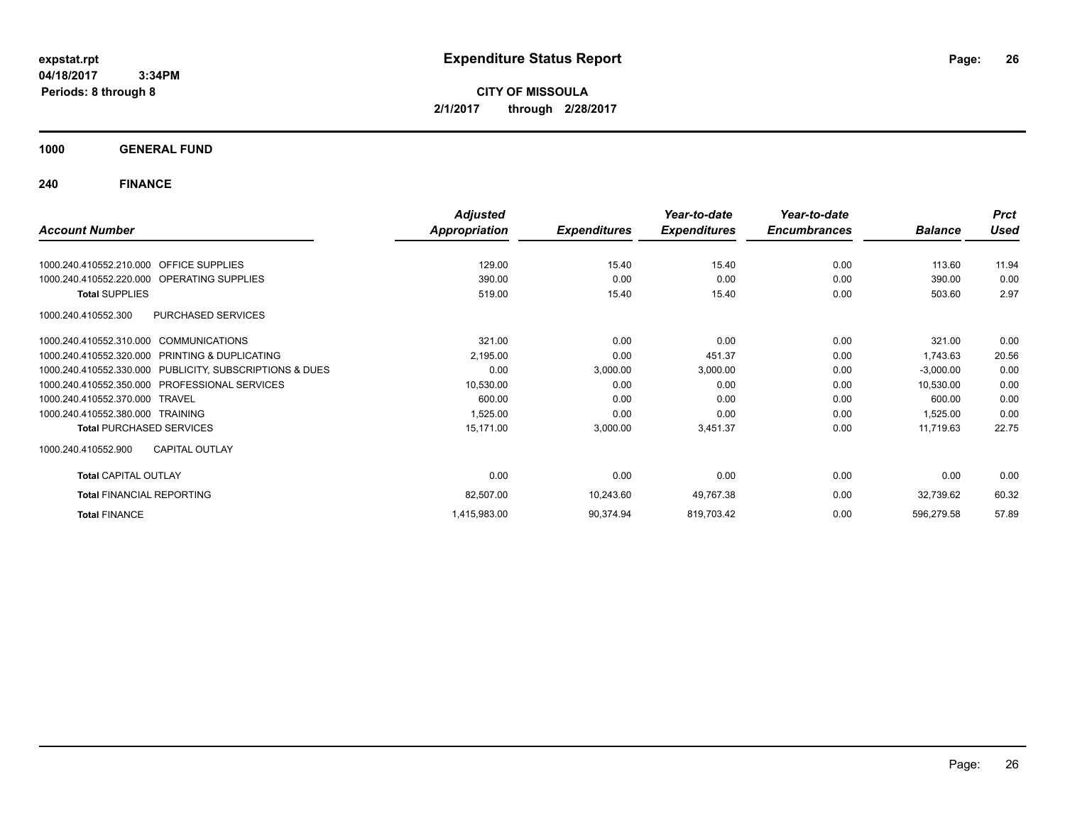expstat.rpt
04/18/2017 3:34PM
Periods: 8 through 8

# Expenditure Status Report

**CITY OF MISSOULA**
**2/1/2017 through 2/28/2017**

## 1000 GENERAL FUND

### 240 FINANCE

| Account Number | Adjusted Appropriation | Expenditures | Year-to-date Expenditures | Year-to-date Encumbrances | Balance | Prct Used |
|---|---|---|---|---|---|---|
| 1000.240.410552.210.000 OFFICE SUPPLIES | 129.00 | 15.40 | 15.40 | 0.00 | 113.60 | 11.94 |
| 1000.240.410552.220.000 OPERATING SUPPLIES | 390.00 | 0.00 | 0.00 | 0.00 | 390.00 | 0.00 |
| **Total** SUPPLIES | 519.00 | 15.40 | 15.40 | 0.00 | 503.60 | 2.97 |
| 1000.240.410552.300 PURCHASED SERVICES | | | | | | |
| 1000.240.410552.310.000 COMMUNICATIONS | 321.00 | 0.00 | 0.00 | 0.00 | 321.00 | 0.00 |
| 1000.240.410552.320.000 PRINTING & DUPLICATING | 2,195.00 | 0.00 | 451.37 | 0.00 | 1,743.63 | 20.56 |
| 1000.240.410552.330.000 PUBLICITY, SUBSCRIPTIONS & DUES | 0.00 | 3,000.00 | 3,000.00 | 0.00 | -3,000.00 | 0.00 |
| 1000.240.410552.350.000 PROFESSIONAL SERVICES | 10,530.00 | 0.00 | 0.00 | 0.00 | 10,530.00 | 0.00 |
| 1000.240.410552.370.000 TRAVEL | 600.00 | 0.00 | 0.00 | 0.00 | 600.00 | 0.00 |
| 1000.240.410552.380.000 TRAINING | 1,525.00 | 0.00 | 0.00 | 0.00 | 1,525.00 | 0.00 |
| **Total** PURCHASED SERVICES | 15,171.00 | 3,000.00 | 3,451.37 | 0.00 | 11,719.63 | 22.75 |
| 1000.240.410552.900 CAPITAL OUTLAY | | | | | | |
| **Total** CAPITAL OUTLAY | 0.00 | 0.00 | 0.00 | 0.00 | 0.00 | 0.00 |
| **Total** FINANCIAL REPORTING | 82,507.00 | 10,243.60 | 49,767.38 | 0.00 | 32,739.62 | 60.32 |
| **Total** FINANCE | 1,415,983.00 | 90,374.94 | 819,703.42 | 0.00 | 596,279.58 | 57.89 |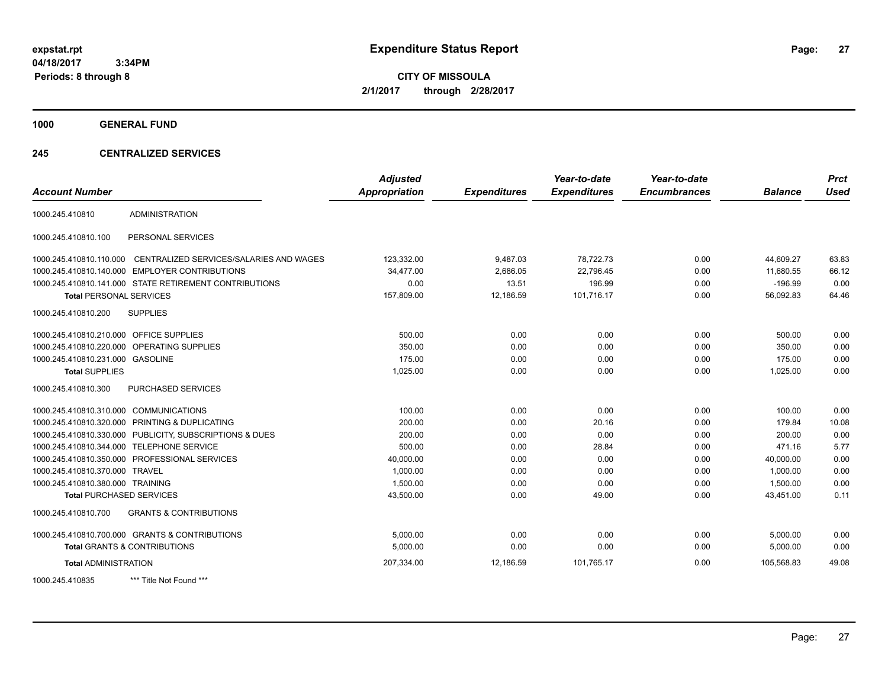# Expenditure Status Report

**CITY OF MISSOULA**

**2/1/2017 through 2/28/2017**

expstat.rpt
04/18/2017 3:34PM
Periods: 8 through 8

**1000 GENERAL FUND**

**245 CENTRALIZED SERVICES**

| Account Number | | Adjusted Appropriation | Expenditures | Year-to-date Expenditures | Year-to-date Encumbrances | Balance | Prct Used |
|---|---|---|---|---|---|---|---|
| 1000.245.410810 | ADMINISTRATION | | | | | | |
| 1000.245.410810.100 | PERSONAL SERVICES | | | | | | |
| 1000.245.410810.110.000 | CENTRALIZED SERVICES/SALARIES AND WAGES | 123,332.00 | 9,487.03 | 78,722.73 | 0.00 | 44,609.27 | 63.83 |
| 1000.245.410810.140.000 | EMPLOYER CONTRIBUTIONS | 34,477.00 | 2,686.05 | 22,796.45 | 0.00 | 11,680.55 | 66.12 |
| 1000.245.410810.141.000 | STATE RETIREMENT CONTRIBUTIONS | 0.00 | 13.51 | 196.99 | 0.00 | -196.99 | 0.00 |
| **Total** PERSONAL SERVICES | | 157,809.00 | 12,186.59 | 101,716.17 | 0.00 | 56,092.83 | 64.46 |
| 1000.245.410810.200 | SUPPLIES | | | | | | |
| 1000.245.410810.210.000 | OFFICE SUPPLIES | 500.00 | 0.00 | 0.00 | 0.00 | 500.00 | 0.00 |
| 1000.245.410810.220.000 | OPERATING SUPPLIES | 350.00 | 0.00 | 0.00 | 0.00 | 350.00 | 0.00 |
| 1000.245.410810.231.000 | GASOLINE | 175.00 | 0.00 | 0.00 | 0.00 | 175.00 | 0.00 |
| **Total** SUPPLIES | | 1,025.00 | 0.00 | 0.00 | 0.00 | 1,025.00 | 0.00 |
| 1000.245.410810.300 | PURCHASED SERVICES | | | | | | |
| 1000.245.410810.310.000 | COMMUNICATIONS | 100.00 | 0.00 | 0.00 | 0.00 | 100.00 | 0.00 |
| 1000.245.410810.320.000 | PRINTING & DUPLICATING | 200.00 | 0.00 | 20.16 | 0.00 | 179.84 | 10.08 |
| 1000.245.410810.330.000 | PUBLICITY, SUBSCRIPTIONS & DUES | 200.00 | 0.00 | 0.00 | 0.00 | 200.00 | 0.00 |
| 1000.245.410810.344.000 | TELEPHONE SERVICE | 500.00 | 0.00 | 28.84 | 0.00 | 471.16 | 5.77 |
| 1000.245.410810.350.000 | PROFESSIONAL SERVICES | 40,000.00 | 0.00 | 0.00 | 0.00 | 40,000.00 | 0.00 |
| 1000.245.410810.370.000 | TRAVEL | 1,000.00 | 0.00 | 0.00 | 0.00 | 1,000.00 | 0.00 |
| 1000.245.410810.380.000 | TRAINING | 1,500.00 | 0.00 | 0.00 | 0.00 | 1,500.00 | 0.00 |
| **Total** PURCHASED SERVICES | | 43,500.00 | 0.00 | 49.00 | 0.00 | 43,451.00 | 0.11 |
| 1000.245.410810.700 | GRANTS & CONTRIBUTIONS | | | | | | |
| 1000.245.410810.700.000 | GRANTS & CONTRIBUTIONS | 5,000.00 | 0.00 | 0.00 | 0.00 | 5,000.00 | 0.00 |
| **Total** GRANTS & CONTRIBUTIONS | | 5,000.00 | 0.00 | 0.00 | 0.00 | 5,000.00 | 0.00 |
| **Total** ADMINISTRATION | | 207,334.00 | 12,186.59 | 101,765.17 | 0.00 | 105,568.83 | 49.08 |
| 1000.245.410835 | *** Title Not Found *** | | | | | | |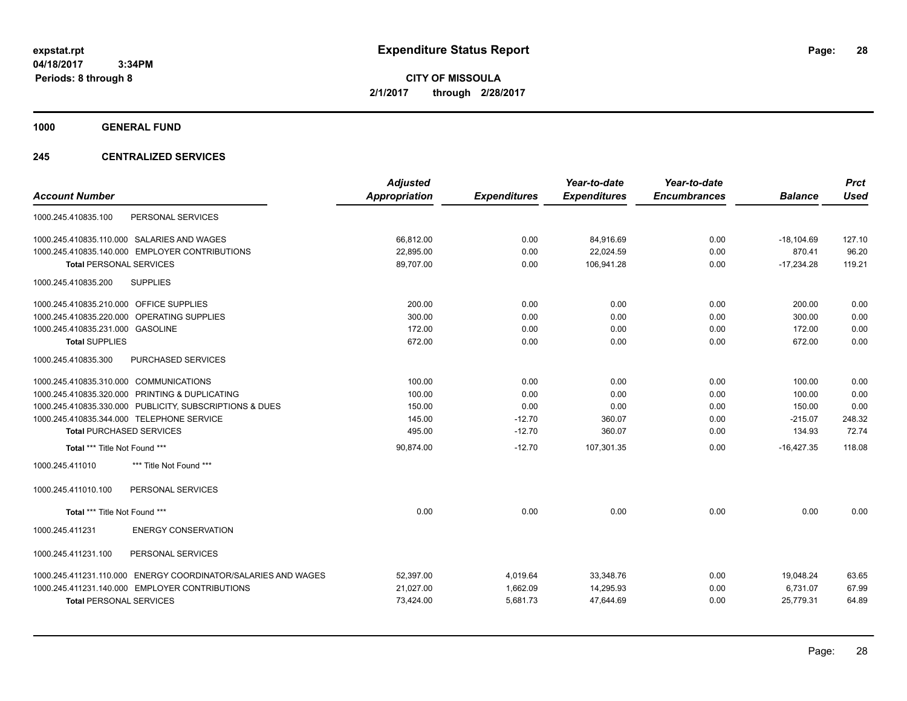# Expenditure Status Report

expstat.rpt
04/18/2017 3:34PM
Periods: 8 through 8

**CITY OF MISSOULA**
**2/1/2017 through 2/28/2017**

**1000 GENERAL FUND**

**245 CENTRALIZED SERVICES**

| Account Number | Adjusted Appropriation | Expenditures | Year-to-date Expenditures | Year-to-date Encumbrances | Balance | Prct Used |
|---|---|---|---|---|---|---|
| 1000.245.410835.100 PERSONAL SERVICES | | | | | | |
| 1000.245.410835.110.000 SALARIES AND WAGES | 66,812.00 | 0.00 | 84,916.69 | 0.00 | -18,104.69 | 127.10 |
| 1000.245.410835.140.000 EMPLOYER CONTRIBUTIONS | 22,895.00 | 0.00 | 22,024.59 | 0.00 | 870.41 | 96.20 |
| **Total** PERSONAL SERVICES | 89,707.00 | 0.00 | 106,941.28 | 0.00 | -17,234.28 | 119.21 |
| 1000.245.410835.200 SUPPLIES | | | | | | |
| 1000.245.410835.210.000 OFFICE SUPPLIES | 200.00 | 0.00 | 0.00 | 0.00 | 200.00 | 0.00 |
| 1000.245.410835.220.000 OPERATING SUPPLIES | 300.00 | 0.00 | 0.00 | 0.00 | 300.00 | 0.00 |
| 1000.245.410835.231.000 GASOLINE | 172.00 | 0.00 | 0.00 | 0.00 | 172.00 | 0.00 |
| **Total** SUPPLIES | 672.00 | 0.00 | 0.00 | 0.00 | 672.00 | 0.00 |
| 1000.245.410835.300 PURCHASED SERVICES | | | | | | |
| 1000.245.410835.310.000 COMMUNICATIONS | 100.00 | 0.00 | 0.00 | 0.00 | 100.00 | 0.00 |
| 1000.245.410835.320.000 PRINTING & DUPLICATING | 100.00 | 0.00 | 0.00 | 0.00 | 100.00 | 0.00 |
| 1000.245.410835.330.000 PUBLICITY, SUBSCRIPTIONS & DUES | 150.00 | 0.00 | 0.00 | 0.00 | 150.00 | 0.00 |
| 1000.245.410835.344.000 TELEPHONE SERVICE | 145.00 | -12.70 | 360.07 | 0.00 | -215.07 | 248.32 |
| **Total** PURCHASED SERVICES | 495.00 | -12.70 | 360.07 | 0.00 | 134.93 | 72.74 |
| **Total** *** Title Not Found *** | 90,874.00 | -12.70 | 107,301.35 | 0.00 | -16,427.35 | 118.08 |
| 1000.245.411010 *** Title Not Found *** | | | | | | |
| 1000.245.411010.100 PERSONAL SERVICES | | | | | | |
| **Total** *** Title Not Found *** | 0.00 | 0.00 | 0.00 | 0.00 | 0.00 | 0.00 |
| 1000.245.411231 ENERGY CONSERVATION | | | | | | |
| 1000.245.411231.100 PERSONAL SERVICES | | | | | | |
| 1000.245.411231.110.000 ENERGY COORDINATOR/SALARIES AND WAGES | 52,397.00 | 4,019.64 | 33,348.76 | 0.00 | 19,048.24 | 63.65 |
| 1000.245.411231.140.000 EMPLOYER CONTRIBUTIONS | 21,027.00 | 1,662.09 | 14,295.93 | 0.00 | 6,731.07 | 67.99 |
| **Total** PERSONAL SERVICES | 73,424.00 | 5,681.73 | 47,644.69 | 0.00 | 25,779.31 | 64.89 |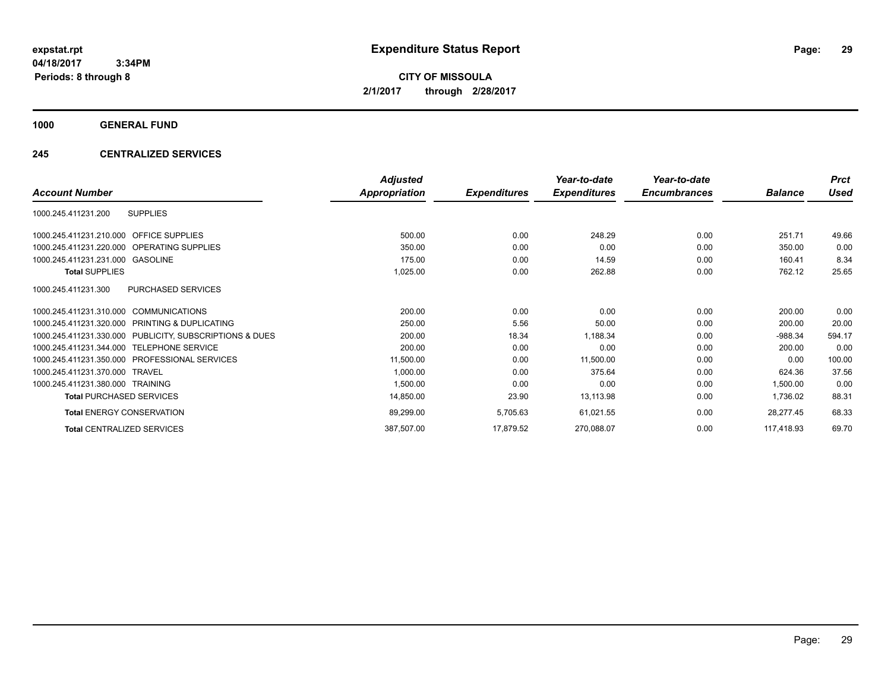**expstat.rpt**
**04/18/2017 3:34PM**
**Periods: 8 through 8**

# Expenditure Status Report

**CITY OF MISSOULA**
**2/1/2017 through 2/28/2017**

**1000 GENERAL FUND**

**245 CENTRALIZED SERVICES**

| Account Number | | Adjusted Appropriation | Expenditures | Year-to-date Expenditures | Year-to-date Encumbrances | Balance | Prct Used |
|---|---|---|---|---|---|---|---|
| 1000.245.411231.200 | SUPPLIES | | | | | | |
| 1000.245.411231.210.000 | OFFICE SUPPLIES | 500.00 | 0.00 | 248.29 | 0.00 | 251.71 | 49.66 |
| 1000.245.411231.220.000 | OPERATING SUPPLIES | 350.00 | 0.00 | 0.00 | 0.00 | 350.00 | 0.00 |
| 1000.245.411231.231.000 | GASOLINE | 175.00 | 0.00 | 14.59 | 0.00 | 160.41 | 8.34 |
| **Total SUPPLIES** | | 1,025.00 | 0.00 | 262.88 | 0.00 | 762.12 | 25.65 |
| 1000.245.411231.300 | PURCHASED SERVICES | | | | | | |
| 1000.245.411231.310.000 | COMMUNICATIONS | 200.00 | 0.00 | 0.00 | 0.00 | 200.00 | 0.00 |
| 1000.245.411231.320.000 | PRINTING & DUPLICATING | 250.00 | 5.56 | 50.00 | 0.00 | 200.00 | 20.00 |
| 1000.245.411231.330.000 | PUBLICITY, SUBSCRIPTIONS & DUES | 200.00 | 18.34 | 1,188.34 | 0.00 | -988.34 | 594.17 |
| 1000.245.411231.344.000 | TELEPHONE SERVICE | 200.00 | 0.00 | 0.00 | 0.00 | 200.00 | 0.00 |
| 1000.245.411231.350.000 | PROFESSIONAL SERVICES | 11,500.00 | 0.00 | 11,500.00 | 0.00 | 0.00 | 100.00 |
| 1000.245.411231.370.000 | TRAVEL | 1,000.00 | 0.00 | 375.64 | 0.00 | 624.36 | 37.56 |
| 1000.245.411231.380.000 | TRAINING | 1,500.00 | 0.00 | 0.00 | 0.00 | 1,500.00 | 0.00 |
| **Total PURCHASED SERVICES** | | 14,850.00 | 23.90 | 13,113.98 | 0.00 | 1,736.02 | 88.31 |
| **Total ENERGY CONSERVATION** | | 89,299.00 | 5,705.63 | 61,021.55 | 0.00 | 28,277.45 | 68.33 |
| **Total CENTRALIZED SERVICES** | | 387,507.00 | 17,879.52 | 270,088.07 | 0.00 | 117,418.93 | 69.70 |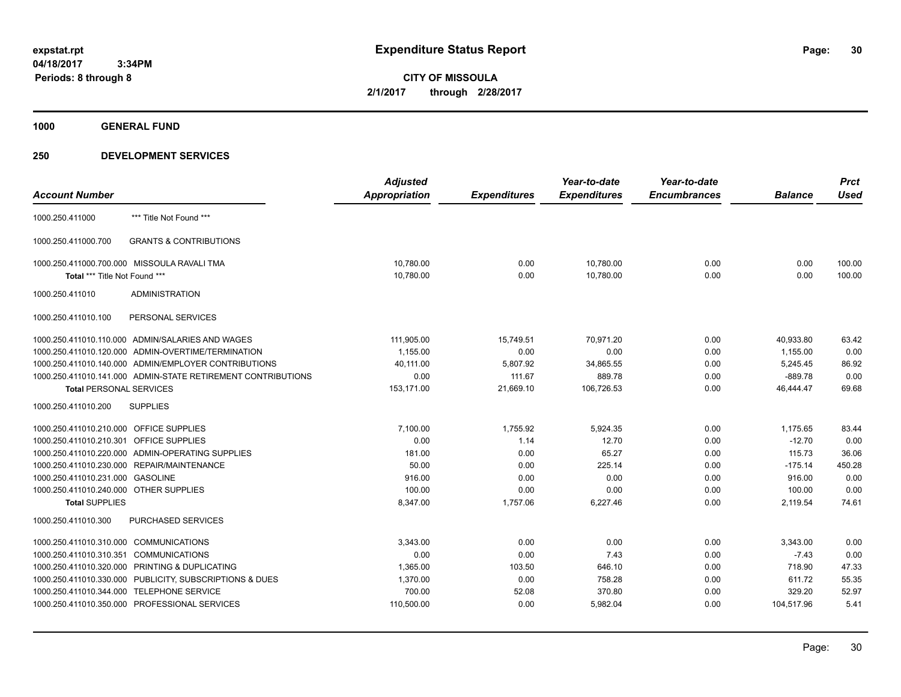# Expenditure Status Report

expstat.rpt
04/18/2017 3:34PM
Periods: 8 through 8

**CITY OF MISSOULA**
**2/1/2017 through 2/28/2017**

## 1000 GENERAL FUND

## 250 DEVELOPMENT SERVICES

| Account Number | | Adjusted Appropriation | Expenditures | Year-to-date Expenditures | Year-to-date Encumbrances | Balance | Prct Used |
|---|---|---|---|---|---|---|---|
| 1000.250.411000 | *** Title Not Found *** | | | | | | |
| 1000.250.411000.700 | GRANTS & CONTRIBUTIONS | | | | | | |
| 1000.250.411000.700.000 | MISSOULA RAVALI TMA | 10,780.00 | 0.00 | 10,780.00 | 0.00 | 0.00 | 100.00 |
| **Total** *** Title Not Found *** | | 10,780.00 | 0.00 | 10,780.00 | 0.00 | 0.00 | 100.00 |
| 1000.250.411010 | ADMINISTRATION | | | | | | |
| 1000.250.411010.100 | PERSONAL SERVICES | | | | | | |
| 1000.250.411010.110.000 | ADMIN/SALARIES AND WAGES | 111,905.00 | 15,749.51 | 70,971.20 | 0.00 | 40,933.80 | 63.42 |
| 1000.250.411010.120.000 | ADMIN-OVERTIME/TERMINATION | 1,155.00 | 0.00 | 0.00 | 0.00 | 1,155.00 | 0.00 |
| 1000.250.411010.140.000 | ADMIN/EMPLOYER CONTRIBUTIONS | 40,111.00 | 5,807.92 | 34,865.55 | 0.00 | 5,245.45 | 86.92 |
| 1000.250.411010.141.000 | ADMIN-STATE RETIREMENT CONTRIBUTIONS | 0.00 | 111.67 | 889.78 | 0.00 | -889.78 | 0.00 |
| **Total PERSONAL SERVICES** | | 153,171.00 | 21,669.10 | 106,726.53 | 0.00 | 46,444.47 | 69.68 |
| 1000.250.411010.200 | SUPPLIES | | | | | | |
| 1000.250.411010.210.000 | OFFICE SUPPLIES | 7,100.00 | 1,755.92 | 5,924.35 | 0.00 | 1,175.65 | 83.44 |
| 1000.250.411010.210.301 | OFFICE SUPPLIES | 0.00 | 1.14 | 12.70 | 0.00 | -12.70 | 0.00 |
| 1000.250.411010.220.000 | ADMIN-OPERATING SUPPLIES | 181.00 | 0.00 | 65.27 | 0.00 | 115.73 | 36.06 |
| 1000.250.411010.230.000 | REPAIR/MAINTENANCE | 50.00 | 0.00 | 225.14 | 0.00 | -175.14 | 450.28 |
| 1000.250.411010.231.000 | GASOLINE | 916.00 | 0.00 | 0.00 | 0.00 | 916.00 | 0.00 |
| 1000.250.411010.240.000 | OTHER SUPPLIES | 100.00 | 0.00 | 0.00 | 0.00 | 100.00 | 0.00 |
| **Total SUPPLIES** | | 8,347.00 | 1,757.06 | 6,227.46 | 0.00 | 2,119.54 | 74.61 |
| 1000.250.411010.300 | PURCHASED SERVICES | | | | | | |
| 1000.250.411010.310.000 | COMMUNICATIONS | 3,343.00 | 0.00 | 0.00 | 0.00 | 3,343.00 | 0.00 |
| 1000.250.411010.310.351 | COMMUNICATIONS | 0.00 | 0.00 | 7.43 | 0.00 | -7.43 | 0.00 |
| 1000.250.411010.320.000 | PRINTING & DUPLICATING | 1,365.00 | 103.50 | 646.10 | 0.00 | 718.90 | 47.33 |
| 1000.250.411010.330.000 | PUBLICITY, SUBSCRIPTIONS & DUES | 1,370.00 | 0.00 | 758.28 | 0.00 | 611.72 | 55.35 |
| 1000.250.411010.344.000 | TELEPHONE SERVICE | 700.00 | 52.08 | 370.80 | 0.00 | 329.20 | 52.97 |
| 1000.250.411010.350.000 | PROFESSIONAL SERVICES | 110,500.00 | 0.00 | 5,982.04 | 0.00 | 104,517.96 | 5.41 |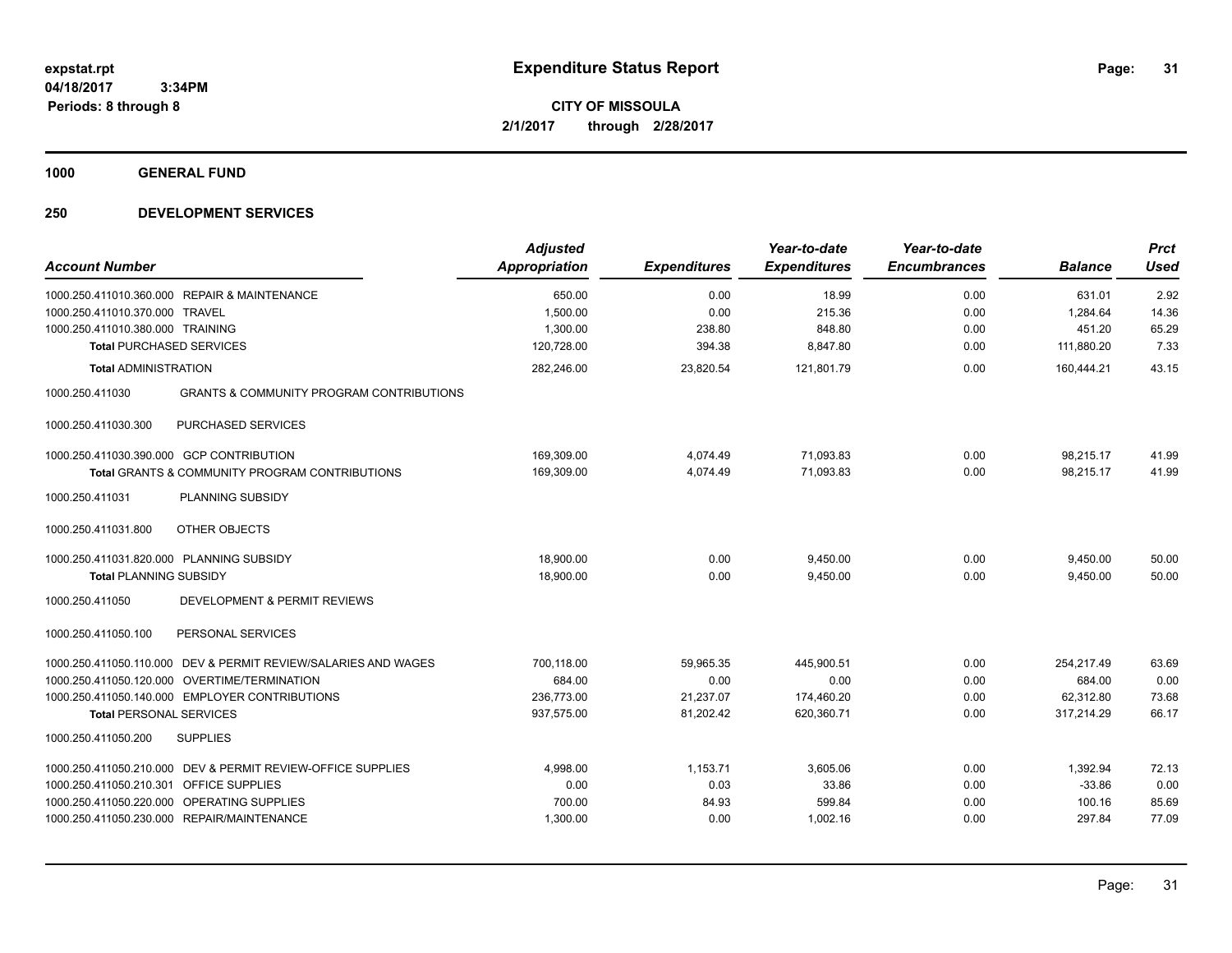**expstat.rpt**
**04/18/2017 3:34PM**
**Periods: 8 through 8**

# Expenditure Status Report

**CITY OF MISSOULA**
**2/1/2017 through 2/28/2017**

## 1000 GENERAL FUND

## 250 DEVELOPMENT SERVICES

| Account Number | | Adjusted Appropriation | Expenditures | Year-to-date Expenditures | Year-to-date Encumbrances | Balance | Prct Used |
|---|---|---|---|---|---|---|---|
| 1000.250.411010.360.000 | REPAIR & MAINTENANCE | 650.00 | 0.00 | 18.99 | 0.00 | 631.01 | 2.92 |
| 1000.250.411010.370.000 | TRAVEL | 1,500.00 | 0.00 | 215.36 | 0.00 | 1,284.64 | 14.36 |
| 1000.250.411010.380.000 | TRAINING | 1,300.00 | 238.80 | 848.80 | 0.00 | 451.20 | 65.29 |
| **Total** PURCHASED SERVICES | | 120,728.00 | 394.38 | 8,847.80 | 0.00 | 111,880.20 | 7.33 |
| **Total** ADMINISTRATION | | 282,246.00 | 23,820.54 | 121,801.79 | 0.00 | 160,444.21 | 43.15 |
| 1000.250.411030 | GRANTS & COMMUNITY PROGRAM CONTRIBUTIONS | | | | | | |
| 1000.250.411030.300 | PURCHASED SERVICES | | | | | | |
| 1000.250.411030.390.000 | GCP CONTRIBUTION | 169,309.00 | 4,074.49 | 71,093.83 | 0.00 | 98,215.17 | 41.99 |
| **Total** GRANTS & COMMUNITY PROGRAM CONTRIBUTIONS | | 169,309.00 | 4,074.49 | 71,093.83 | 0.00 | 98,215.17 | 41.99 |
| 1000.250.411031 | PLANNING SUBSIDY | | | | | | |
| 1000.250.411031.800 | OTHER OBJECTS | | | | | | |
| 1000.250.411031.820.000 | PLANNING SUBSIDY | 18,900.00 | 0.00 | 9,450.00 | 0.00 | 9,450.00 | 50.00 |
| **Total** PLANNING SUBSIDY | | 18,900.00 | 0.00 | 9,450.00 | 0.00 | 9,450.00 | 50.00 |
| 1000.250.411050 | DEVELOPMENT & PERMIT REVIEWS | | | | | | |
| 1000.250.411050.100 | PERSONAL SERVICES | | | | | | |
| 1000.250.411050.110.000 | DEV & PERMIT REVIEW/SALARIES AND WAGES | 700,118.00 | 59,965.35 | 445,900.51 | 0.00 | 254,217.49 | 63.69 |
| 1000.250.411050.120.000 | OVERTIME/TERMINATION | 684.00 | 0.00 | 0.00 | 0.00 | 684.00 | 0.00 |
| 1000.250.411050.140.000 | EMPLOYER CONTRIBUTIONS | 236,773.00 | 21,237.07 | 174,460.20 | 0.00 | 62,312.80 | 73.68 |
| **Total** PERSONAL SERVICES | | 937,575.00 | 81,202.42 | 620,360.71 | 0.00 | 317,214.29 | 66.17 |
| 1000.250.411050.200 | SUPPLIES | | | | | | |
| 1000.250.411050.210.000 | DEV & PERMIT REVIEW-OFFICE SUPPLIES | 4,998.00 | 1,153.71 | 3,605.06 | 0.00 | 1,392.94 | 72.13 |
| 1000.250.411050.210.301 | OFFICE SUPPLIES | 0.00 | 0.03 | 33.86 | 0.00 | -33.86 | 0.00 |
| 1000.250.411050.220.000 | OPERATING SUPPLIES | 700.00 | 84.93 | 599.84 | 0.00 | 100.16 | 85.69 |
| 1000.250.411050.230.000 | REPAIR/MAINTENANCE | 1,300.00 | 0.00 | 1,002.16 | 0.00 | 297.84 | 77.09 |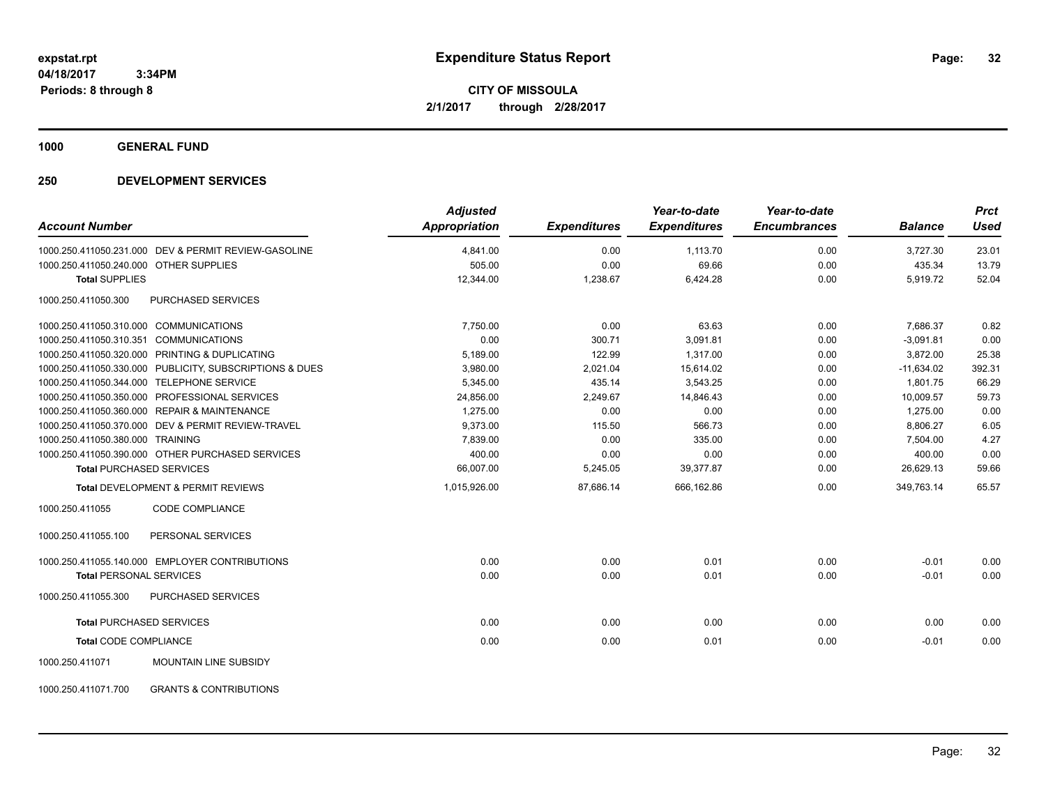**expstat.rpt**
**04/18/2017 3:34PM**
**Periods: 8 through 8**

# Expenditure Status Report

**CITY OF MISSOULA**
**2/1/2017 through 2/28/2017**

## 1000 GENERAL FUND

## 250 DEVELOPMENT SERVICES

| Account Number | | Adjusted Appropriation | Expenditures | Year-to-date Expenditures | Year-to-date Encumbrances | Balance | Prct Used |
|---|---|---|---|---|---|---|---|
| 1000.250.411050.231.000 | DEV & PERMIT REVIEW-GASOLINE | 4,841.00 | 0.00 | 1,113.70 | 0.00 | 3,727.30 | 23.01 |
| 1000.250.411050.240.000 | OTHER SUPPLIES | 505.00 | 0.00 | 69.66 | 0.00 | 435.34 | 13.79 |
| **Total** SUPPLIES | | 12,344.00 | 1,238.67 | 6,424.28 | 0.00 | 5,919.72 | 52.04 |
| 1000.250.411050.300 | PURCHASED SERVICES | | | | | | |
| 1000.250.411050.310.000 | COMMUNICATIONS | 7,750.00 | 0.00 | 63.63 | 0.00 | 7,686.37 | 0.82 |
| 1000.250.411050.310.351 | COMMUNICATIONS | 0.00 | 300.71 | 3,091.81 | 0.00 | -3,091.81 | 0.00 |
| 1000.250.411050.320.000 | PRINTING & DUPLICATING | 5,189.00 | 122.99 | 1,317.00 | 0.00 | 3,872.00 | 25.38 |
| 1000.250.411050.330.000 | PUBLICITY, SUBSCRIPTIONS & DUES | 3,980.00 | 2,021.04 | 15,614.02 | 0.00 | -11,634.02 | 392.31 |
| 1000.250.411050.344.000 | TELEPHONE SERVICE | 5,345.00 | 435.14 | 3,543.25 | 0.00 | 1,801.75 | 66.29 |
| 1000.250.411050.350.000 | PROFESSIONAL SERVICES | 24,856.00 | 2,249.67 | 14,846.43 | 0.00 | 10,009.57 | 59.73 |
| 1000.250.411050.360.000 | REPAIR & MAINTENANCE | 1,275.00 | 0.00 | 0.00 | 0.00 | 1,275.00 | 0.00 |
| 1000.250.411050.370.000 | DEV & PERMIT REVIEW-TRAVEL | 9,373.00 | 115.50 | 566.73 | 0.00 | 8,806.27 | 6.05 |
| 1000.250.411050.380.000 | TRAINING | 7,839.00 | 0.00 | 335.00 | 0.00 | 7,504.00 | 4.27 |
| 1000.250.411050.390.000 | OTHER PURCHASED SERVICES | 400.00 | 0.00 | 0.00 | 0.00 | 400.00 | 0.00 |
| **Total** PURCHASED SERVICES | | 66,007.00 | 5,245.05 | 39,377.87 | 0.00 | 26,629.13 | 59.66 |
| **Total** DEVELOPMENT & PERMIT REVIEWS | | 1,015,926.00 | 87,686.14 | 666,162.86 | 0.00 | 349,763.14 | 65.57 |
| 1000.250.411055 | CODE COMPLIANCE | | | | | | |
| 1000.250.411055.100 | PERSONAL SERVICES | | | | | | |
| 1000.250.411055.140.000 | EMPLOYER CONTRIBUTIONS | 0.00 | 0.00 | 0.01 | 0.00 | -0.01 | 0.00 |
| **Total** PERSONAL SERVICES | | 0.00 | 0.00 | 0.01 | 0.00 | -0.01 | 0.00 |
| 1000.250.411055.300 | PURCHASED SERVICES | | | | | | |
| **Total** PURCHASED SERVICES | | 0.00 | 0.00 | 0.00 | 0.00 | 0.00 | 0.00 |
| **Total** CODE COMPLIANCE | | 0.00 | 0.00 | 0.01 | 0.00 | -0.01 | 0.00 |
| 1000.250.411071 | MOUNTAIN LINE SUBSIDY | | | | | | |
| 1000.250.411071.700 | GRANTS & CONTRIBUTIONS | | | | | | |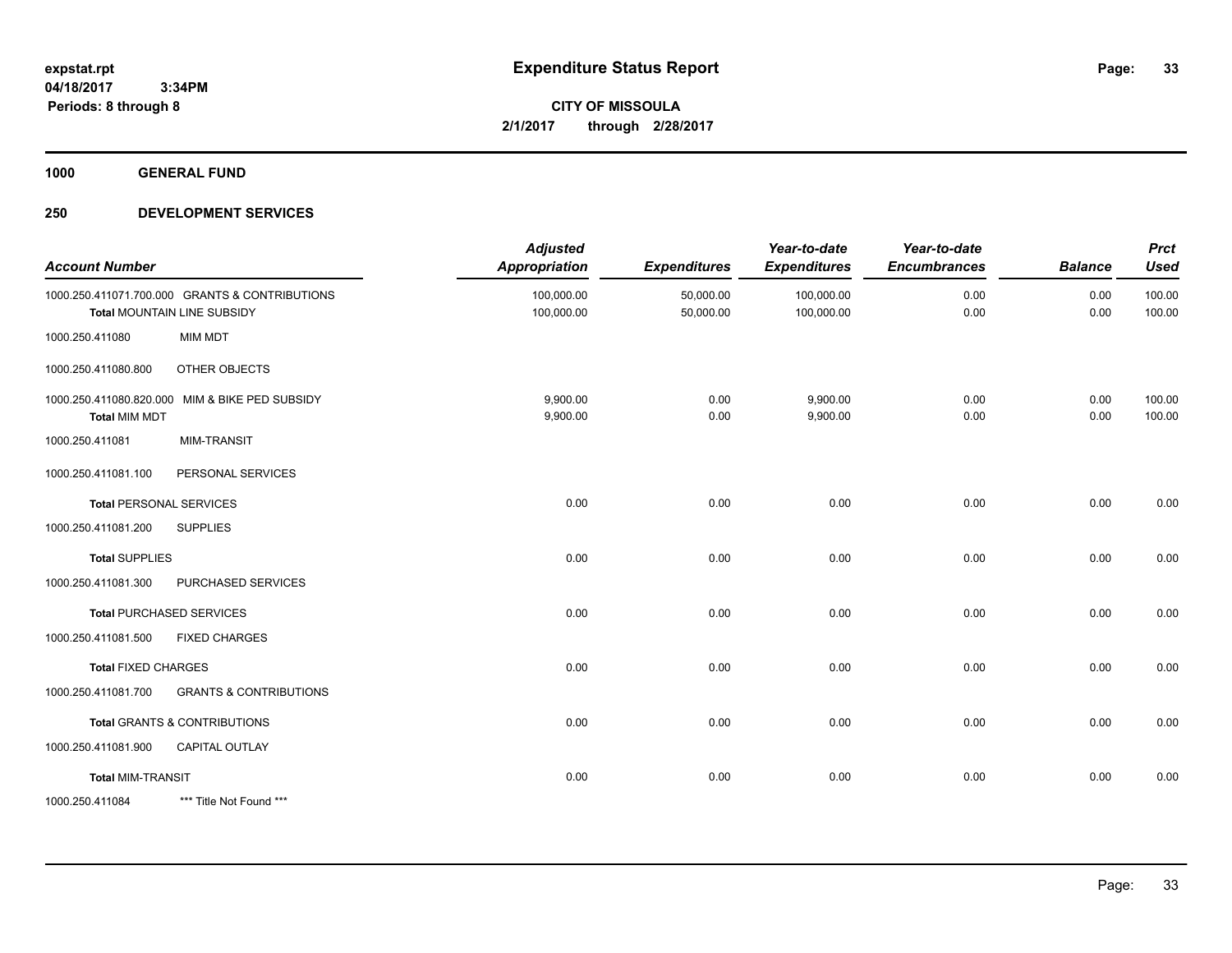**expstat.rpt**
**04/18/2017 3:34PM**
**Periods: 8 through 8**

# Expenditure Status Report

**CITY OF MISSOULA**
**2/1/2017 through 2/28/2017**

## 1000 GENERAL FUND

### 250 DEVELOPMENT SERVICES

| Account Number | | Adjusted Appropriation | Expenditures | Year-to-date Expenditures | Year-to-date Encumbrances | Balance | Prct Used |
|---|---|---|---|---|---|---|---|
| 1000.250.411071.700.000 | GRANTS & CONTRIBUTIONS | 100,000.00 | 50,000.00 | 100,000.00 | 0.00 | 0.00 | 100.00 |
| **Total** MOUNTAIN LINE SUBSIDY | | 100,000.00 | 50,000.00 | 100,000.00 | 0.00 | 0.00 | 100.00 |
| 1000.250.411080 | MIM MDT | | | | | | |
| 1000.250.411080.800 | OTHER OBJECTS | | | | | | |
| 1000.250.411080.820.000 | MIM & BIKE PED SUBSIDY | 9,900.00 | 0.00 | 9,900.00 | 0.00 | 0.00 | 100.00 |
| **Total** MIM MDT | | 9,900.00 | 0.00 | 9,900.00 | 0.00 | 0.00 | 100.00 |
| 1000.250.411081 | MIM-TRANSIT | | | | | | |
| 1000.250.411081.100 | PERSONAL SERVICES | | | | | | |
| **Total** PERSONAL SERVICES | | 0.00 | 0.00 | 0.00 | 0.00 | 0.00 | 0.00 |
| 1000.250.411081.200 | SUPPLIES | | | | | | |
| **Total** SUPPLIES | | 0.00 | 0.00 | 0.00 | 0.00 | 0.00 | 0.00 |
| 1000.250.411081.300 | PURCHASED SERVICES | | | | | | |
| **Total** PURCHASED SERVICES | | 0.00 | 0.00 | 0.00 | 0.00 | 0.00 | 0.00 |
| 1000.250.411081.500 | FIXED CHARGES | | | | | | |
| **Total** FIXED CHARGES | | 0.00 | 0.00 | 0.00 | 0.00 | 0.00 | 0.00 |
| 1000.250.411081.700 | GRANTS & CONTRIBUTIONS | | | | | | |
| **Total** GRANTS & CONTRIBUTIONS | | 0.00 | 0.00 | 0.00 | 0.00 | 0.00 | 0.00 |
| 1000.250.411081.900 | CAPITAL OUTLAY | | | | | | |
| **Total** MIM-TRANSIT | | 0.00 | 0.00 | 0.00 | 0.00 | 0.00 | 0.00 |
| 1000.250.411084 | *** Title Not Found *** | | | | | | |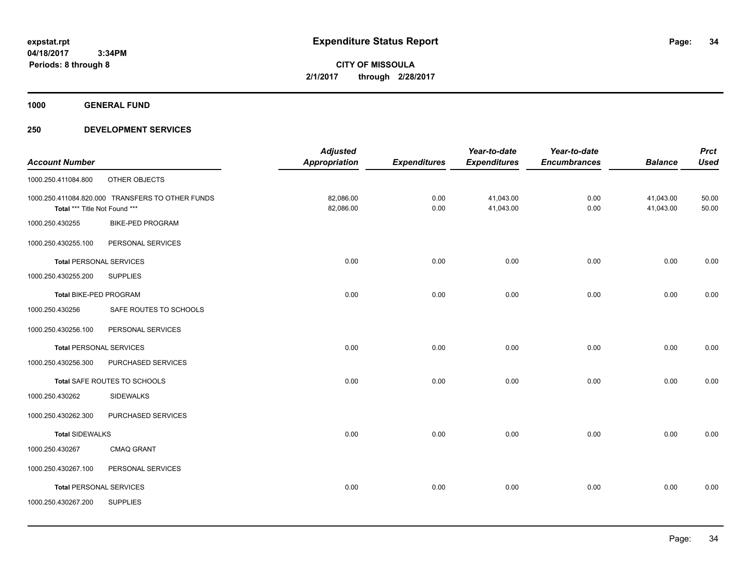**Expenditure Status Report**

**CITY OF MISSOULA**
**2/1/2017 through 2/28/2017**

expstat.rpt
04/18/2017 3:34PM
Periods: 8 through 8

**1000 GENERAL FUND**

**250 DEVELOPMENT SERVICES**

| Account Number | | Adjusted Appropriation | Expenditures | Year-to-date Expenditures | Year-to-date Encumbrances | Balance | Prct Used |
|---|---|---|---|---|---|---|---|
| 1000.250.411084.800 | OTHER OBJECTS | | | | | | |
| 1000.250.411084.820.000 | TRANSFERS TO OTHER FUNDS | 82,086.00 | 0.00 | 41,043.00 | 0.00 | 41,043.00 | 50.00 |
| **Total** *** Title Not Found *** | | 82,086.00 | 0.00 | 41,043.00 | 0.00 | 41,043.00 | 50.00 |
| 1000.250.430255 | BIKE-PED PROGRAM | | | | | | |
| 1000.250.430255.100 | PERSONAL SERVICES | | | | | | |
| **Total** PERSONAL SERVICES | | 0.00 | 0.00 | 0.00 | 0.00 | 0.00 | 0.00 |
| 1000.250.430255.200 | SUPPLIES | | | | | | |
| **Total** BIKE-PED PROGRAM | | 0.00 | 0.00 | 0.00 | 0.00 | 0.00 | 0.00 |
| 1000.250.430256 | SAFE ROUTES TO SCHOOLS | | | | | | |
| 1000.250.430256.100 | PERSONAL SERVICES | | | | | | |
| **Total** PERSONAL SERVICES | | 0.00 | 0.00 | 0.00 | 0.00 | 0.00 | 0.00 |
| 1000.250.430256.300 | PURCHASED SERVICES | | | | | | |
| **Total** SAFE ROUTES TO SCHOOLS | | 0.00 | 0.00 | 0.00 | 0.00 | 0.00 | 0.00 |
| 1000.250.430262 | SIDEWALKS | | | | | | |
| 1000.250.430262.300 | PURCHASED SERVICES | | | | | | |
| **Total** SIDEWALKS | | 0.00 | 0.00 | 0.00 | 0.00 | 0.00 | 0.00 |
| 1000.250.430267 | CMAQ GRANT | | | | | | |
| 1000.250.430267.100 | PERSONAL SERVICES | | | | | | |
| **Total** PERSONAL SERVICES | | 0.00 | 0.00 | 0.00 | 0.00 | 0.00 | 0.00 |
| 1000.250.430267.200 | SUPPLIES | | | | | | |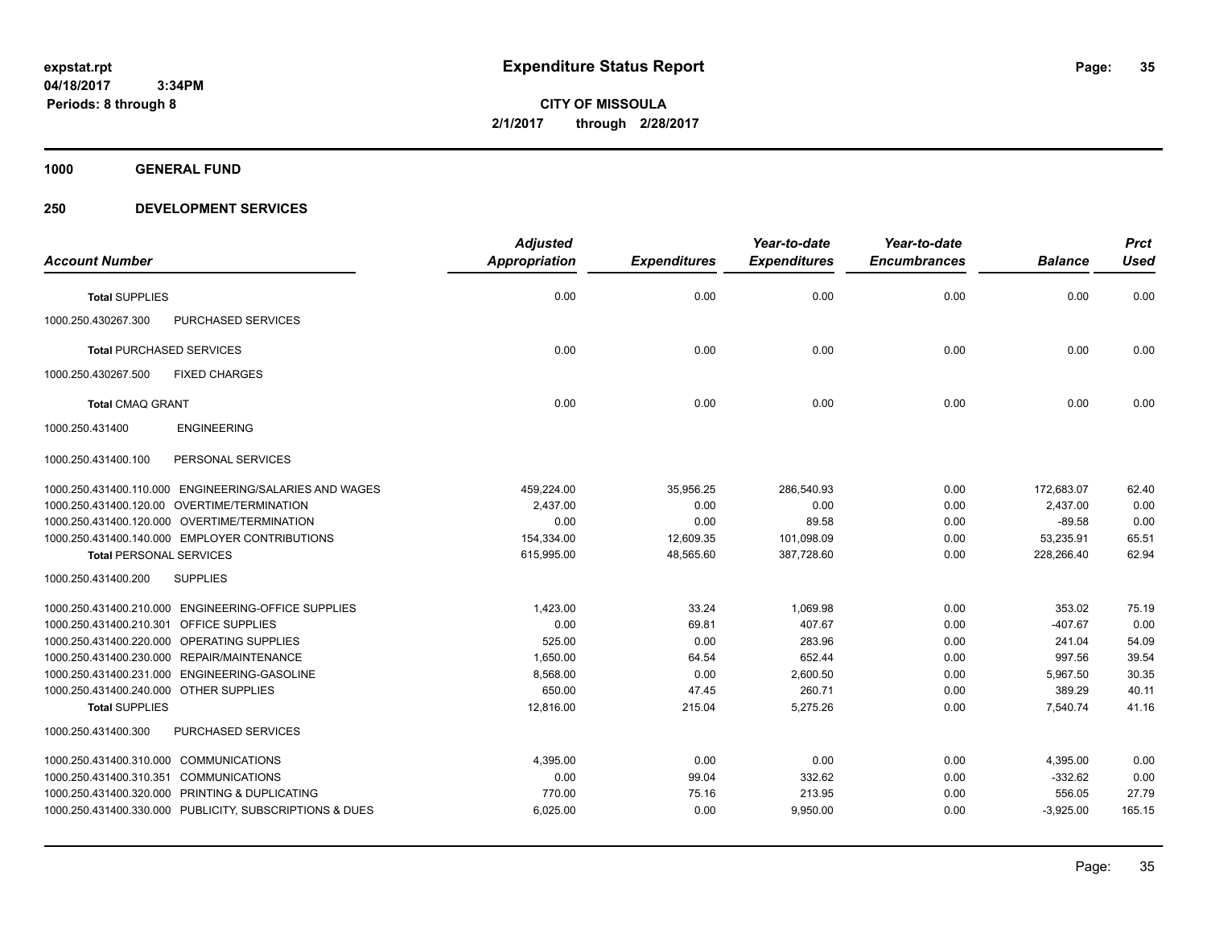**expstat.rpt**
**04/18/2017 3:34PM**
**Periods: 8 through 8**

# Expenditure Status Report

**CITY OF MISSOULA**
**2/1/2017 through 2/28/2017**

## 1000 GENERAL FUND

## 250 DEVELOPMENT SERVICES

| Account Number | | Adjusted Appropriation | Expenditures | Year-to-date Expenditures | Year-to-date Encumbrances | Balance | Prct Used |
|---|---|---|---|---|---|---|---|
| **Total SUPPLIES** | | 0.00 | 0.00 | 0.00 | 0.00 | 0.00 | 0.00 |
| 1000.250.430267.300 | PURCHASED SERVICES | | | | | | |
| **Total PURCHASED SERVICES** | | 0.00 | 0.00 | 0.00 | 0.00 | 0.00 | 0.00 |
| 1000.250.430267.500 | FIXED CHARGES | | | | | | |
| **Total CMAQ GRANT** | | 0.00 | 0.00 | 0.00 | 0.00 | 0.00 | 0.00 |
| 1000.250.431400 | ENGINEERING | | | | | | |
| 1000.250.431400.100 | PERSONAL SERVICES | | | | | | |
| 1000.250.431400.110.000 | ENGINEERING/SALARIES AND WAGES | 459,224.00 | 35,956.25 | 286,540.93 | 0.00 | 172,683.07 | 62.40 |
| 1000.250.431400.120.00 | OVERTIME/TERMINATION | 2,437.00 | 0.00 | 0.00 | 0.00 | 2,437.00 | 0.00 |
| 1000.250.431400.120.000 | OVERTIME/TERMINATION | 0.00 | 0.00 | 89.58 | 0.00 | -89.58 | 0.00 |
| 1000.250.431400.140.000 | EMPLOYER CONTRIBUTIONS | 154,334.00 | 12,609.35 | 101,098.09 | 0.00 | 53,235.91 | 65.51 |
| **Total PERSONAL SERVICES** | | 615,995.00 | 48,565.60 | 387,728.60 | 0.00 | 228,266.40 | 62.94 |
| 1000.250.431400.200 | SUPPLIES | | | | | | |
| 1000.250.431400.210.000 | ENGINEERING-OFFICE SUPPLIES | 1,423.00 | 33.24 | 1,069.98 | 0.00 | 353.02 | 75.19 |
| 1000.250.431400.210.301 | OFFICE SUPPLIES | 0.00 | 69.81 | 407.67 | 0.00 | -407.67 | 0.00 |
| 1000.250.431400.220.000 | OPERATING SUPPLIES | 525.00 | 0.00 | 283.96 | 0.00 | 241.04 | 54.09 |
| 1000.250.431400.230.000 | REPAIR/MAINTENANCE | 1,650.00 | 64.54 | 652.44 | 0.00 | 997.56 | 39.54 |
| 1000.250.431400.231.000 | ENGINEERING-GASOLINE | 8,568.00 | 0.00 | 2,600.50 | 0.00 | 5,967.50 | 30.35 |
| 1000.250.431400.240.000 | OTHER SUPPLIES | 650.00 | 47.45 | 260.71 | 0.00 | 389.29 | 40.11 |
| **Total SUPPLIES** | | 12,816.00 | 215.04 | 5,275.26 | 0.00 | 7,540.74 | 41.16 |
| 1000.250.431400.300 | PURCHASED SERVICES | | | | | | |
| 1000.250.431400.310.000 | COMMUNICATIONS | 4,395.00 | 0.00 | 0.00 | 0.00 | 4,395.00 | 0.00 |
| 1000.250.431400.310.351 | COMMUNICATIONS | 0.00 | 99.04 | 332.62 | 0.00 | -332.62 | 0.00 |
| 1000.250.431400.320.000 | PRINTING & DUPLICATING | 770.00 | 75.16 | 213.95 | 0.00 | 556.05 | 27.79 |
| 1000.250.431400.330.000 | PUBLICITY, SUBSCRIPTIONS & DUES | 6,025.00 | 0.00 | 9,950.00 | 0.00 | -3,925.00 | 165.15 |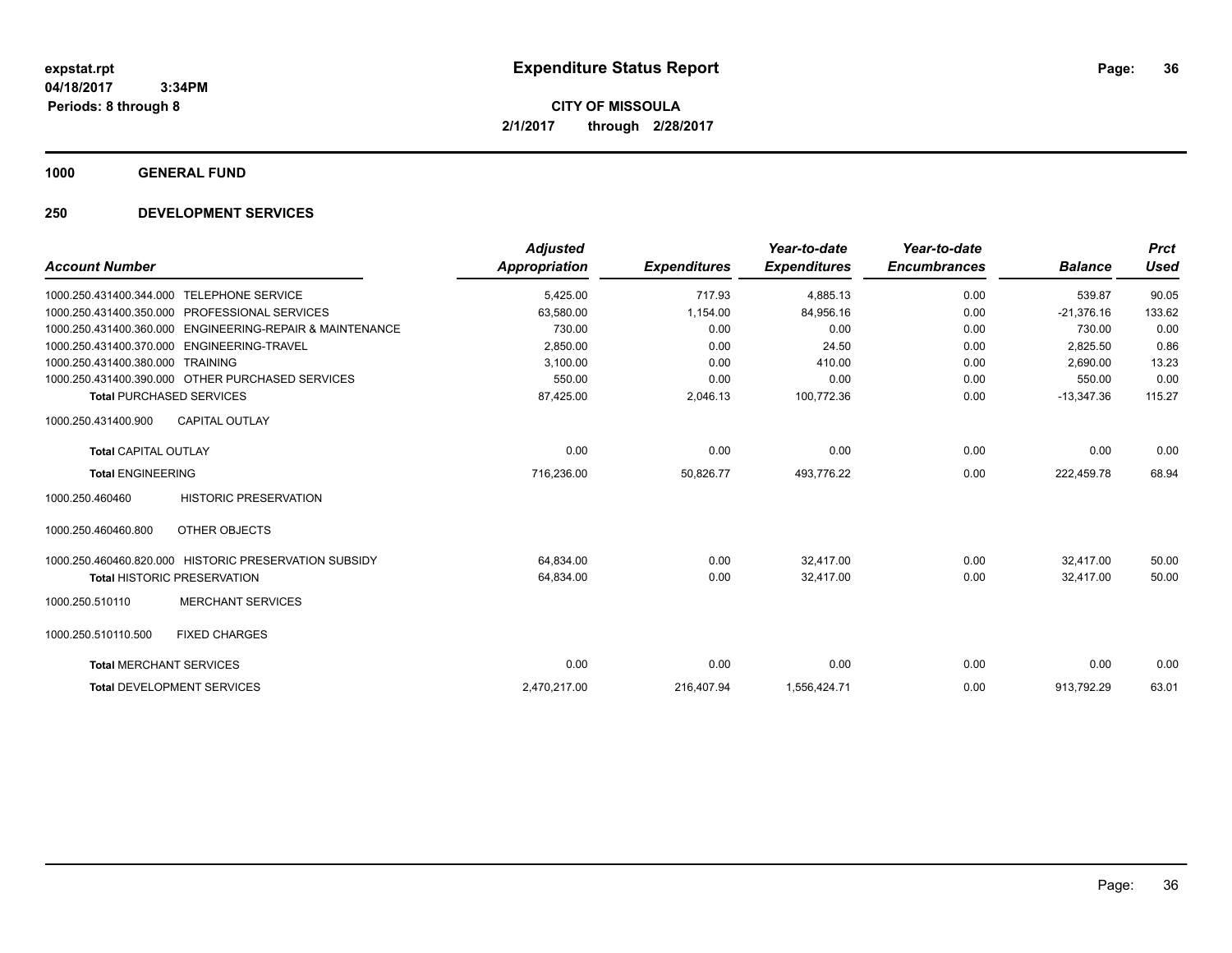# Expenditure Status Report

**CITY OF MISSOULA**
**2/1/2017 through 2/28/2017**

expstat.rpt
04/18/2017 3:34PM
Periods: 8 through 8

## 1000 GENERAL FUND

## 250 DEVELOPMENT SERVICES

| Account Number | Adjusted Appropriation | Expenditures | Year-to-date Expenditures | Year-to-date Encumbrances | Balance | Prct Used |
|---|---|---|---|---|---|---|
| 1000.250.431400.344.000 TELEPHONE SERVICE | 5,425.00 | 717.93 | 4,885.13 | 0.00 | 539.87 | 90.05 |
| 1000.250.431400.350.000 PROFESSIONAL SERVICES | 63,580.00 | 1,154.00 | 84,956.16 | 0.00 | -21,376.16 | 133.62 |
| 1000.250.431400.360.000 ENGINEERING-REPAIR & MAINTENANCE | 730.00 | 0.00 | 0.00 | 0.00 | 730.00 | 0.00 |
| 1000.250.431400.370.000 ENGINEERING-TRAVEL | 2,850.00 | 0.00 | 24.50 | 0.00 | 2,825.50 | 0.86 |
| 1000.250.431400.380.000 TRAINING | 3,100.00 | 0.00 | 410.00 | 0.00 | 2,690.00 | 13.23 |
| 1000.250.431400.390.000 OTHER PURCHASED SERVICES | 550.00 | 0.00 | 0.00 | 0.00 | 550.00 | 0.00 |
| **Total** PURCHASED SERVICES | 87,425.00 | 2,046.13 | 100,772.36 | 0.00 | -13,347.36 | 115.27 |
| 1000.250.431400.900 CAPITAL OUTLAY | | | | | | |
| **Total** CAPITAL OUTLAY | 0.00 | 0.00 | 0.00 | 0.00 | 0.00 | 0.00 |
| **Total** ENGINEERING | 716,236.00 | 50,826.77 | 493,776.22 | 0.00 | 222,459.78 | 68.94 |
| 1000.250.460460 HISTORIC PRESERVATION | | | | | | |
| 1000.250.460460.800 OTHER OBJECTS | | | | | | |
| 1000.250.460460.820.000 HISTORIC PRESERVATION SUBSIDY | 64,834.00 | 0.00 | 32,417.00 | 0.00 | 32,417.00 | 50.00 |
| **Total** HISTORIC PRESERVATION | 64,834.00 | 0.00 | 32,417.00 | 0.00 | 32,417.00 | 50.00 |
| 1000.250.510110 MERCHANT SERVICES | | | | | | |
| 1000.250.510110.500 FIXED CHARGES | | | | | | |
| **Total** MERCHANT SERVICES | 0.00 | 0.00 | 0.00 | 0.00 | 0.00 | 0.00 |
| **Total** DEVELOPMENT SERVICES | 2,470,217.00 | 216,407.94 | 1,556,424.71 | 0.00 | 913,792.29 | 63.01 |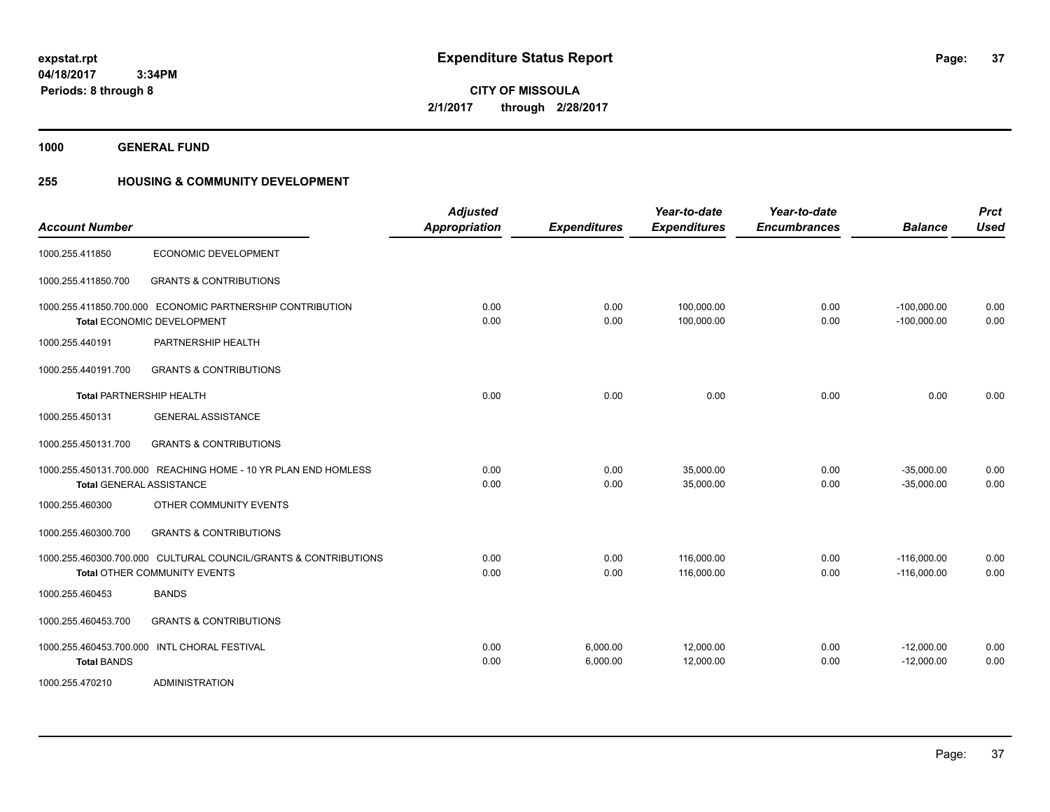**expstat.rpt**
**04/18/2017 3:34PM**
**Periods: 8 through 8**

# Expenditure Status Report

**CITY OF MISSOULA**
**2/1/2017 through 2/28/2017**

**1000 GENERAL FUND**

## 255 HOUSING & COMMUNITY DEVELOPMENT

| Account Number | | Adjusted Appropriation | Expenditures | Year-to-date Expenditures | Year-to-date Encumbrances | Balance | Prct Used |
|---|---|---|---|---|---|---|---|
| 1000.255.411850 | ECONOMIC DEVELOPMENT | | | | | | |
| 1000.255.411850.700 | GRANTS & CONTRIBUTIONS | | | | | | |
| 1000.255.411850.700.000 | ECONOMIC PARTNERSHIP CONTRIBUTION | 0.00 | 0.00 | 100,000.00 | 0.00 | -100,000.00 | 0.00 |
| | **Total** ECONOMIC DEVELOPMENT | 0.00 | 0.00 | 100,000.00 | 0.00 | -100,000.00 | 0.00 |
| 1000.255.440191 | PARTNERSHIP HEALTH | | | | | | |
| 1000.255.440191.700 | GRANTS & CONTRIBUTIONS | | | | | | |
| | **Total** PARTNERSHIP HEALTH | 0.00 | 0.00 | 0.00 | 0.00 | 0.00 | 0.00 |
| 1000.255.450131 | GENERAL ASSISTANCE | | | | | | |
| 1000.255.450131.700 | GRANTS & CONTRIBUTIONS | | | | | | |
| 1000.255.450131.700.000 | REACHING HOME - 10 YR PLAN END HOMLESS | 0.00 | 0.00 | 35,000.00 | 0.00 | -35,000.00 | 0.00 |
| | **Total** GENERAL ASSISTANCE | 0.00 | 0.00 | 35,000.00 | 0.00 | -35,000.00 | 0.00 |
| 1000.255.460300 | OTHER COMMUNITY EVENTS | | | | | | |
| 1000.255.460300.700 | GRANTS & CONTRIBUTIONS | | | | | | |
| 1000.255.460300.700.000 | CULTURAL COUNCIL/GRANTS & CONTRIBUTIONS | 0.00 | 0.00 | 116,000.00 | 0.00 | -116,000.00 | 0.00 |
| | **Total** OTHER COMMUNITY EVENTS | 0.00 | 0.00 | 116,000.00 | 0.00 | -116,000.00 | 0.00 |
| 1000.255.460453 | BANDS | | | | | | |
| 1000.255.460453.700 | GRANTS & CONTRIBUTIONS | | | | | | |
| 1000.255.460453.700.000 | INTL CHORAL FESTIVAL | 0.00 | 6,000.00 | 12,000.00 | 0.00 | -12,000.00 | 0.00 |
| **Total** BANDS | | 0.00 | 6,000.00 | 12,000.00 | 0.00 | -12,000.00 | 0.00 |
| 1000.255.470210 | ADMINISTRATION | | | | | | |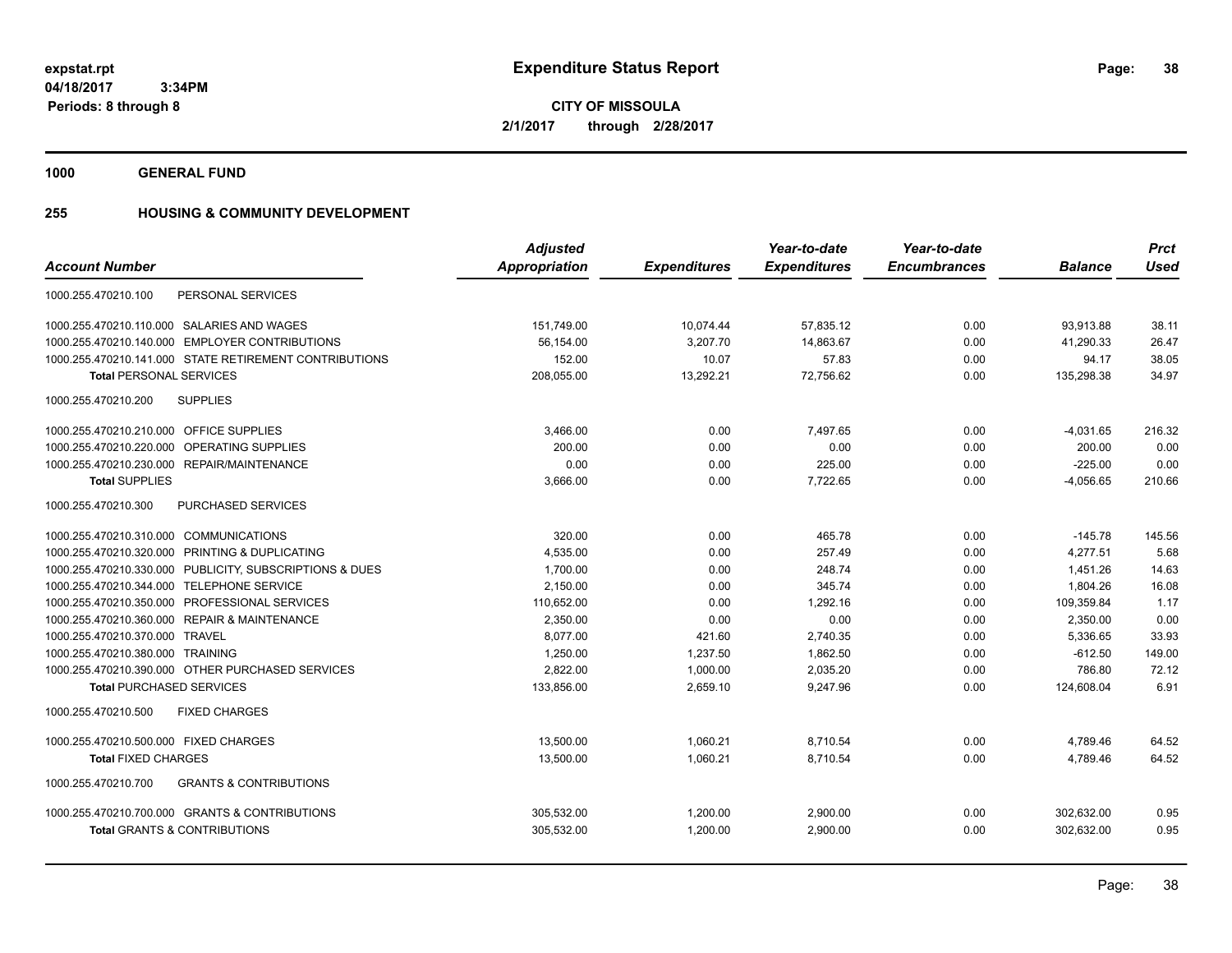# Expenditure Status Report

expstat.rpt
04/18/2017 3:34PM
Periods: 8 through 8

**CITY OF MISSOULA**
**2/1/2017 through 2/28/2017**

## 1000 GENERAL FUND

## 255 HOUSING & COMMUNITY DEVELOPMENT

| Account Number | Adjusted Appropriation | Expenditures | Year-to-date Expenditures | Year-to-date Encumbrances | Balance | Prct Used |
|---|---|---|---|---|---|---|
| 1000.255.470210.100 PERSONAL SERVICES | | | | | | |
| 1000.255.470210.110.000 SALARIES AND WAGES | 151,749.00 | 10,074.44 | 57,835.12 | 0.00 | 93,913.88 | 38.11 |
| 1000.255.470210.140.000 EMPLOYER CONTRIBUTIONS | 56,154.00 | 3,207.70 | 14,863.67 | 0.00 | 41,290.33 | 26.47 |
| 1000.255.470210.141.000 STATE RETIREMENT CONTRIBUTIONS | 152.00 | 10.07 | 57.83 | 0.00 | 94.17 | 38.05 |
| **Total** PERSONAL SERVICES | 208,055.00 | 13,292.21 | 72,756.62 | 0.00 | 135,298.38 | 34.97 |
| 1000.255.470210.200 SUPPLIES | | | | | | |
| 1000.255.470210.210.000 OFFICE SUPPLIES | 3,466.00 | 0.00 | 7,497.65 | 0.00 | -4,031.65 | 216.32 |
| 1000.255.470210.220.000 OPERATING SUPPLIES | 200.00 | 0.00 | 0.00 | 0.00 | 200.00 | 0.00 |
| 1000.255.470210.230.000 REPAIR/MAINTENANCE | 0.00 | 0.00 | 225.00 | 0.00 | -225.00 | 0.00 |
| **Total** SUPPLIES | 3,666.00 | 0.00 | 7,722.65 | 0.00 | -4,056.65 | 210.66 |
| 1000.255.470210.300 PURCHASED SERVICES | | | | | | |
| 1000.255.470210.310.000 COMMUNICATIONS | 320.00 | 0.00 | 465.78 | 0.00 | -145.78 | 145.56 |
| 1000.255.470210.320.000 PRINTING & DUPLICATING | 4,535.00 | 0.00 | 257.49 | 0.00 | 4,277.51 | 5.68 |
| 1000.255.470210.330.000 PUBLICITY, SUBSCRIPTIONS & DUES | 1,700.00 | 0.00 | 248.74 | 0.00 | 1,451.26 | 14.63 |
| 1000.255.470210.344.000 TELEPHONE SERVICE | 2,150.00 | 0.00 | 345.74 | 0.00 | 1,804.26 | 16.08 |
| 1000.255.470210.350.000 PROFESSIONAL SERVICES | 110,652.00 | 0.00 | 1,292.16 | 0.00 | 109,359.84 | 1.17 |
| 1000.255.470210.360.000 REPAIR & MAINTENANCE | 2,350.00 | 0.00 | 0.00 | 0.00 | 2,350.00 | 0.00 |
| 1000.255.470210.370.000 TRAVEL | 8,077.00 | 421.60 | 2,740.35 | 0.00 | 5,336.65 | 33.93 |
| 1000.255.470210.380.000 TRAINING | 1,250.00 | 1,237.50 | 1,862.50 | 0.00 | -612.50 | 149.00 |
| 1000.255.470210.390.000 OTHER PURCHASED SERVICES | 2,822.00 | 1,000.00 | 2,035.20 | 0.00 | 786.80 | 72.12 |
| **Total** PURCHASED SERVICES | 133,856.00 | 2,659.10 | 9,247.96 | 0.00 | 124,608.04 | 6.91 |
| 1000.255.470210.500 FIXED CHARGES | | | | | | |
| 1000.255.470210.500.000 FIXED CHARGES | 13,500.00 | 1,060.21 | 8,710.54 | 0.00 | 4,789.46 | 64.52 |
| **Total** FIXED CHARGES | 13,500.00 | 1,060.21 | 8,710.54 | 0.00 | 4,789.46 | 64.52 |
| 1000.255.470210.700 GRANTS & CONTRIBUTIONS | | | | | | |
| 1000.255.470210.700.000 GRANTS & CONTRIBUTIONS | 305,532.00 | 1,200.00 | 2,900.00 | 0.00 | 302,632.00 | 0.95 |
| **Total** GRANTS & CONTRIBUTIONS | 305,532.00 | 1,200.00 | 2,900.00 | 0.00 | 302,632.00 | 0.95 |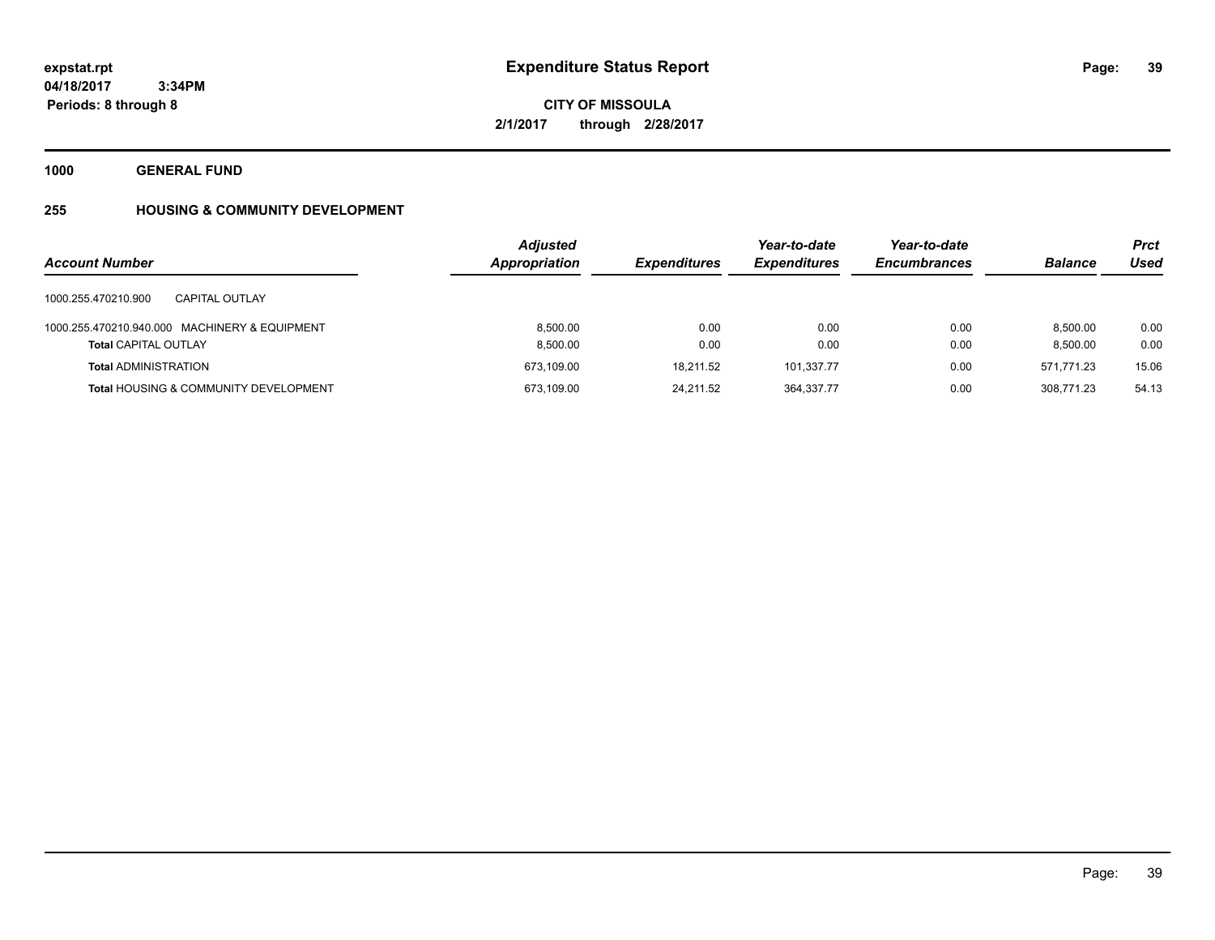# Expenditure Status Report

expstat.rpt
04/18/2017 3:34PM
Periods: 8 through 8

**CITY OF MISSOULA**
**2/1/2017 through 2/28/2017**

**1000 GENERAL FUND**

**255 HOUSING & COMMUNITY DEVELOPMENT**

| Account Number | Adjusted Appropriation | Expenditures | Year-to-date Expenditures | Year-to-date Encumbrances | Balance | Prct Used |
|---|---|---|---|---|---|---|
| 1000.255.470210.900 CAPITAL OUTLAY | | | | | | |
| 1000.255.470210.940.000 MACHINERY & EQUIPMENT | 8,500.00 | 0.00 | 0.00 | 0.00 | 8,500.00 | 0.00 |
| **Total** CAPITAL OUTLAY | 8,500.00 | 0.00 | 0.00 | 0.00 | 8,500.00 | 0.00 |
| **Total** ADMINISTRATION | 673,109.00 | 18,211.52 | 101,337.77 | 0.00 | 571,771.23 | 15.06 |
| **Total** HOUSING & COMMUNITY DEVELOPMENT | 673,109.00 | 24,211.52 | 364,337.77 | 0.00 | 308,771.23 | 54.13 |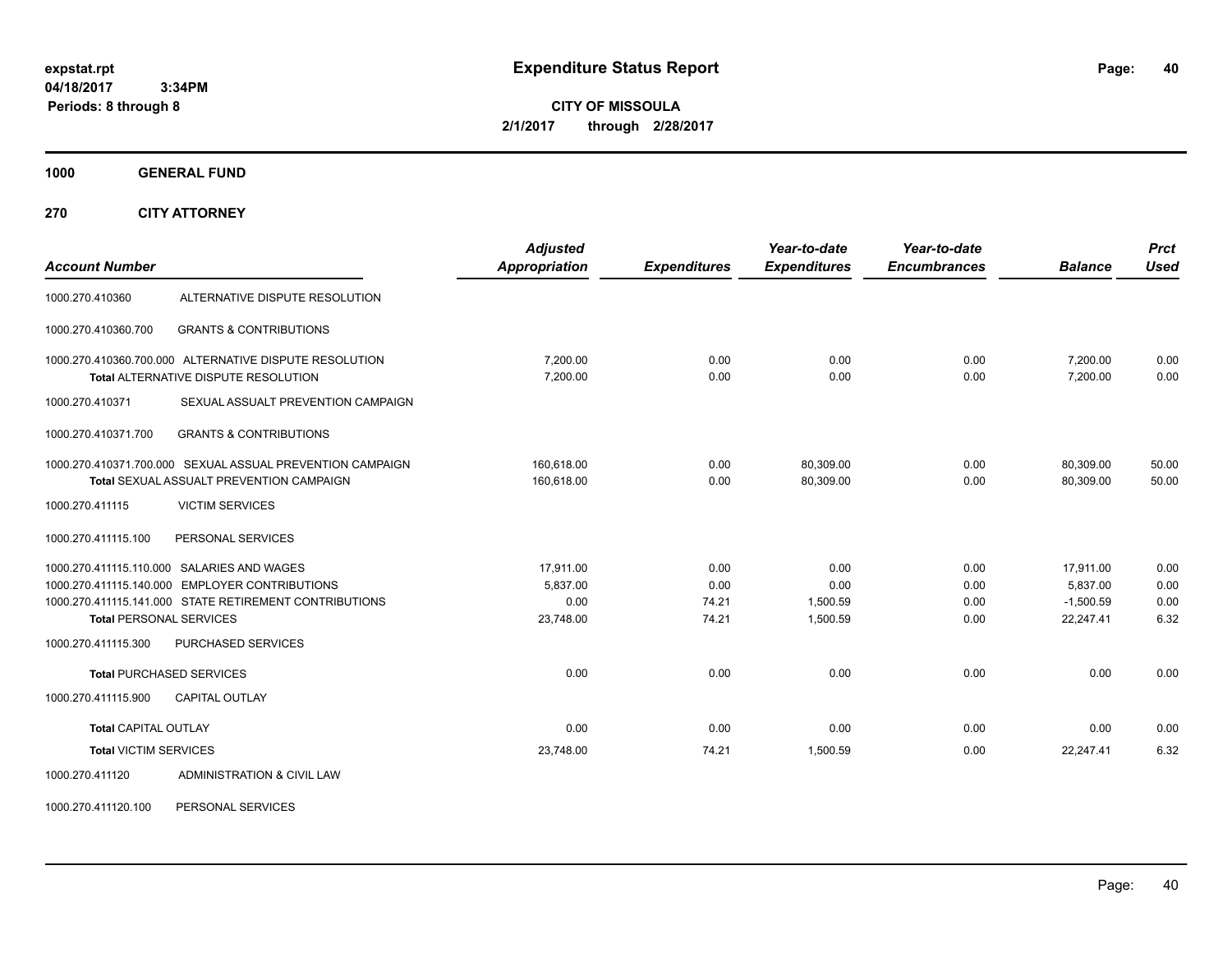**expstat.rpt**
**04/18/2017 3:34PM**
**Periods: 8 through 8**

# Expenditure Status Report

**CITY OF MISSOULA**
**2/1/2017 through 2/28/2017**

## 1000 GENERAL FUND

## 270 CITY ATTORNEY

| Account Number | | Adjusted Appropriation | Expenditures | Year-to-date Expenditures | Year-to-date Encumbrances | Balance | Prct Used |
|---|---|---|---|---|---|---|---|
| 1000.270.410360 | ALTERNATIVE DISPUTE RESOLUTION | | | | | | |
| 1000.270.410360.700 | GRANTS & CONTRIBUTIONS | | | | | | |
| 1000.270.410360.700.000 | ALTERNATIVE DISPUTE RESOLUTION | 7,200.00 | 0.00 | 0.00 | 0.00 | 7,200.00 | 0.00 |
| **Total** ALTERNATIVE DISPUTE RESOLUTION | | 7,200.00 | 0.00 | 0.00 | 0.00 | 7,200.00 | 0.00 |
| 1000.270.410371 | SEXUAL ASSAULT PREVENTION CAMPAIGN | | | | | | |
| 1000.270.410371.700 | GRANTS & CONTRIBUTIONS | | | | | | |
| 1000.270.410371.700.000 | SEXUAL ASSUAL PREVENTION CAMPAIGN | 160,618.00 | 0.00 | 80,309.00 | 0.00 | 80,309.00 | 50.00 |
| **Total** SEXUAL ASSUALT PREVENTION CAMPAIGN | | 160,618.00 | 0.00 | 80,309.00 | 0.00 | 80,309.00 | 50.00 |
| 1000.270.411115 | VICTIM SERVICES | | | | | | |
| 1000.270.411115.100 | PERSONAL SERVICES | | | | | | |
| 1000.270.411115.110.000 | SALARIES AND WAGES | 17,911.00 | 0.00 | 0.00 | 0.00 | 17,911.00 | 0.00 |
| 1000.270.411115.140.000 | EMPLOYER CONTRIBUTIONS | 5,837.00 | 0.00 | 0.00 | 0.00 | 5,837.00 | 0.00 |
| 1000.270.411115.141.000 | STATE RETIREMENT CONTRIBUTIONS | 0.00 | 74.21 | 1,500.59 | 0.00 | -1,500.59 | 0.00 |
| **Total** PERSONAL SERVICES | | 23,748.00 | 74.21 | 1,500.59 | 0.00 | 22,247.41 | 6.32 |
| 1000.270.411115.300 | PURCHASED SERVICES | | | | | | |
| **Total** PURCHASED SERVICES | | 0.00 | 0.00 | 0.00 | 0.00 | 0.00 | 0.00 |
| 1000.270.411115.900 | CAPITAL OUTLAY | | | | | | |
| **Total** CAPITAL OUTLAY | | 0.00 | 0.00 | 0.00 | 0.00 | 0.00 | 0.00 |
| **Total** VICTIM SERVICES | | 23,748.00 | 74.21 | 1,500.59 | 0.00 | 22,247.41 | 6.32 |
| 1000.270.411120 | ADMINISTRATION & CIVIL LAW | | | | | | |
| 1000.270.411120.100 | PERSONAL SERVICES | | | | | | |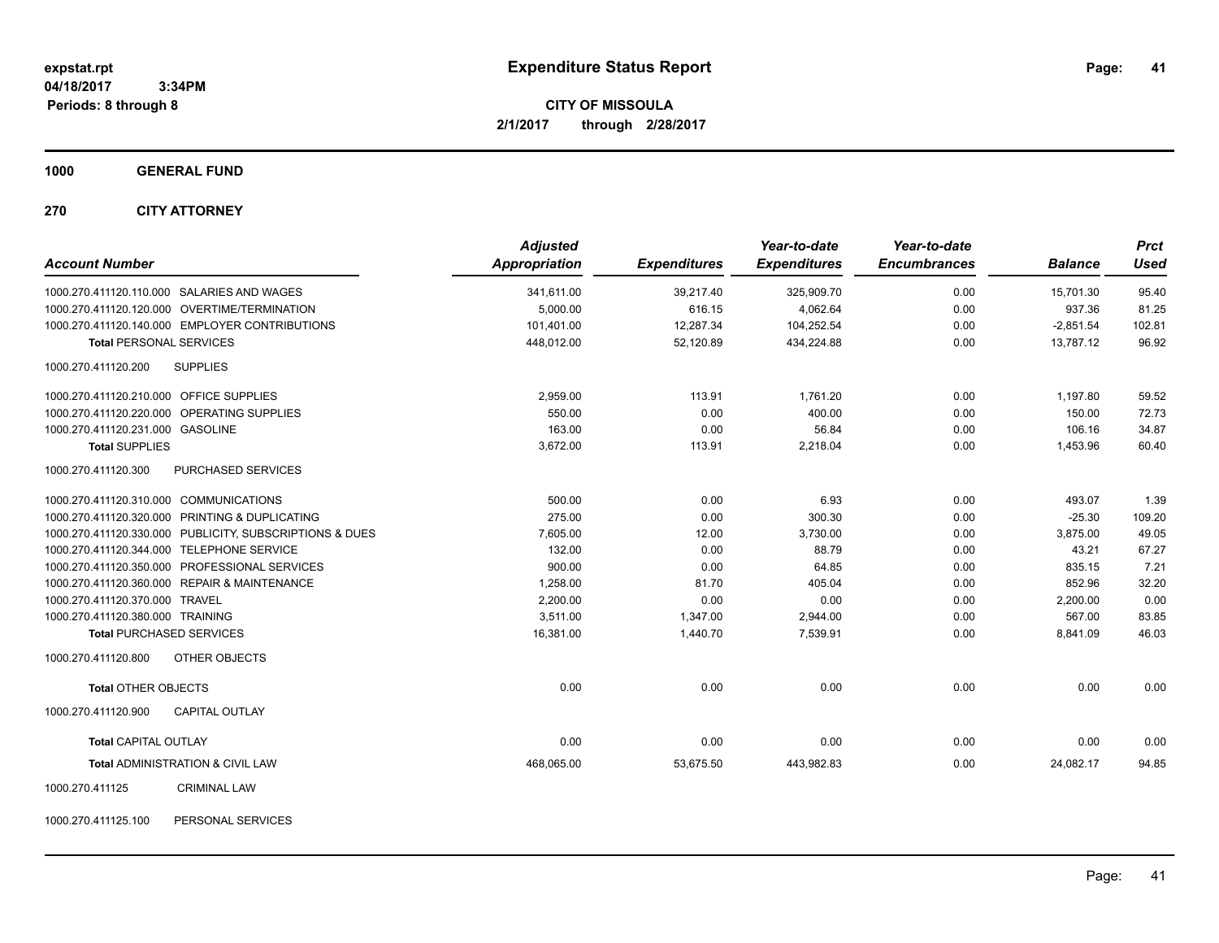expstat.rpt
04/18/2017 3:34PM
Periods: 8 through 8

# Expenditure Status Report

**CITY OF MISSOULA**
**2/1/2017 through 2/28/2017**

**1000 GENERAL FUND**

**270 CITY ATTORNEY**

| Account Number | Adjusted Appropriation | Expenditures | Year-to-date Expenditures | Year-to-date Encumbrances | Balance | Prct Used |
|---|---|---|---|---|---|---|
| 1000.270.411120.110.000 SALARIES AND WAGES | 341,611.00 | 39,217.40 | 325,909.70 | 0.00 | 15,701.30 | 95.40 |
| 1000.270.411120.120.000 OVERTIME/TERMINATION | 5,000.00 | 616.15 | 4,062.64 | 0.00 | 937.36 | 81.25 |
| 1000.270.411120.140.000 EMPLOYER CONTRIBUTIONS | 101,401.00 | 12,287.34 | 104,252.54 | 0.00 | -2,851.54 | 102.81 |
| **Total** PERSONAL SERVICES | 448,012.00 | 52,120.89 | 434,224.88 | 0.00 | 13,787.12 | 96.92 |
| 1000.270.411120.200 SUPPLIES | | | | | | |
| 1000.270.411120.210.000 OFFICE SUPPLIES | 2,959.00 | 113.91 | 1,761.20 | 0.00 | 1,197.80 | 59.52 |
| 1000.270.411120.220.000 OPERATING SUPPLIES | 550.00 | 0.00 | 400.00 | 0.00 | 150.00 | 72.73 |
| 1000.270.411120.231.000 GASOLINE | 163.00 | 0.00 | 56.84 | 0.00 | 106.16 | 34.87 |
| **Total** SUPPLIES | 3,672.00 | 113.91 | 2,218.04 | 0.00 | 1,453.96 | 60.40 |
| 1000.270.411120.300 PURCHASED SERVICES | | | | | | |
| 1000.270.411120.310.000 COMMUNICATIONS | 500.00 | 0.00 | 6.93 | 0.00 | 493.07 | 1.39 |
| 1000.270.411120.320.000 PRINTING & DUPLICATING | 275.00 | 0.00 | 300.30 | 0.00 | -25.30 | 109.20 |
| 1000.270.411120.330.000 PUBLICITY, SUBSCRIPTIONS & DUES | 7,605.00 | 12.00 | 3,730.00 | 0.00 | 3,875.00 | 49.05 |
| 1000.270.411120.344.000 TELEPHONE SERVICE | 132.00 | 0.00 | 88.79 | 0.00 | 43.21 | 67.27 |
| 1000.270.411120.350.000 PROFESSIONAL SERVICES | 900.00 | 0.00 | 64.85 | 0.00 | 835.15 | 7.21 |
| 1000.270.411120.360.000 REPAIR & MAINTENANCE | 1,258.00 | 81.70 | 405.04 | 0.00 | 852.96 | 32.20 |
| 1000.270.411120.370.000 TRAVEL | 2,200.00 | 0.00 | 0.00 | 0.00 | 2,200.00 | 0.00 |
| 1000.270.411120.380.000 TRAINING | 3,511.00 | 1,347.00 | 2,944.00 | 0.00 | 567.00 | 83.85 |
| **Total** PURCHASED SERVICES | 16,381.00 | 1,440.70 | 7,539.91 | 0.00 | 8,841.09 | 46.03 |
| 1000.270.411120.800 OTHER OBJECTS | | | | | | |
| **Total** OTHER OBJECTS | 0.00 | 0.00 | 0.00 | 0.00 | 0.00 | 0.00 |
| 1000.270.411120.900 CAPITAL OUTLAY | | | | | | |
| **Total** CAPITAL OUTLAY | 0.00 | 0.00 | 0.00 | 0.00 | 0.00 | 0.00 |
| **Total** ADMINISTRATION & CIVIL LAW | 468,065.00 | 53,675.50 | 443,982.83 | 0.00 | 24,082.17 | 94.85 |
| 1000.270.411125 CRIMINAL LAW | | | | | | |
| 1000.270.411125.100 PERSONAL SERVICES | | | | | | |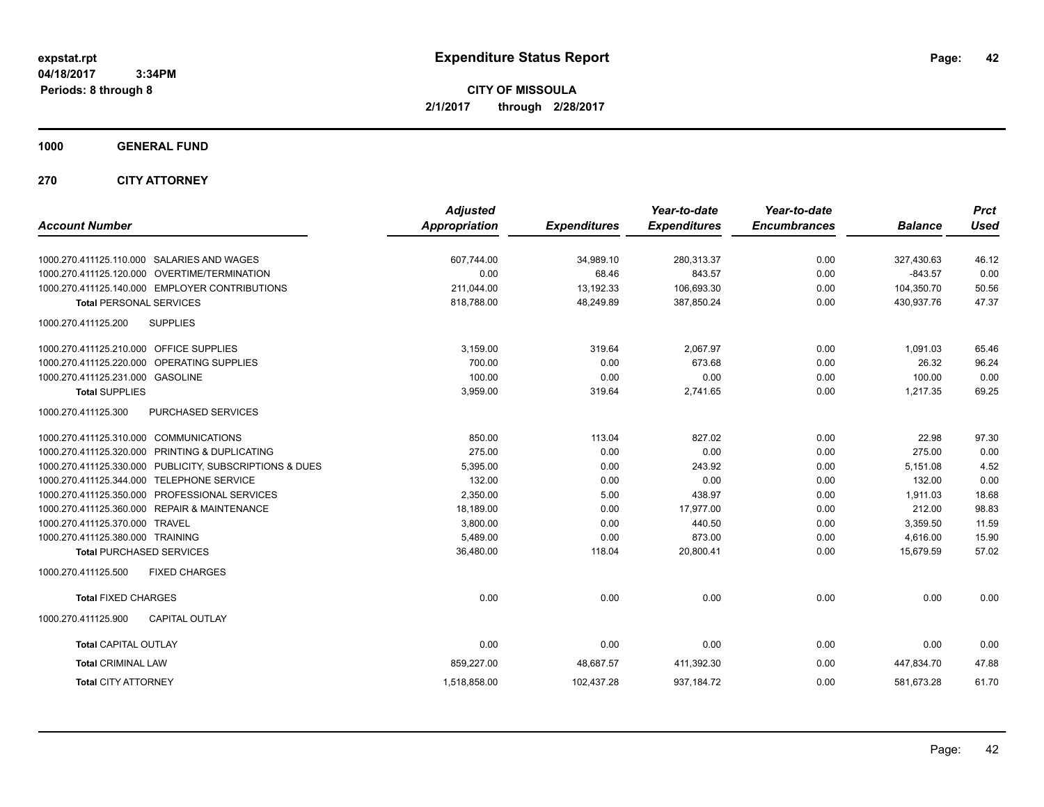expstat.rpt
04/18/2017 3:34PM
Periods: 8 through 8

# Expenditure Status Report

**CITY OF MISSOULA**
**2/1/2017 through 2/28/2017**

## 1000 GENERAL FUND

## 270 CITY ATTORNEY

| Account Number | | Adjusted Appropriation | Expenditures | Year-to-date Expenditures | Year-to-date Encumbrances | Balance | Prct Used |
|---|---|---|---|---|---|---|---|
| 1000.270.411125.110.000 | SALARIES AND WAGES | 607,744.00 | 34,989.10 | 280,313.37 | 0.00 | 327,430.63 | 46.12 |
| 1000.270.411125.120.000 | OVERTIME/TERMINATION | 0.00 | 68.46 | 843.57 | 0.00 | -843.57 | 0.00 |
| 1000.270.411125.140.000 | EMPLOYER CONTRIBUTIONS | 211,044.00 | 13,192.33 | 106,693.30 | 0.00 | 104,350.70 | 50.56 |
| **Total** PERSONAL SERVICES | | 818,788.00 | 48,249.89 | 387,850.24 | 0.00 | 430,937.76 | 47.37 |
| 1000.270.411125.200 | SUPPLIES | | | | | | |
| 1000.270.411125.210.000 | OFFICE SUPPLIES | 3,159.00 | 319.64 | 2,067.97 | 0.00 | 1,091.03 | 65.46 |
| 1000.270.411125.220.000 | OPERATING SUPPLIES | 700.00 | 0.00 | 673.68 | 0.00 | 26.32 | 96.24 |
| 1000.270.411125.231.000 | GASOLINE | 100.00 | 0.00 | 0.00 | 0.00 | 100.00 | 0.00 |
| **Total** SUPPLIES | | 3,959.00 | 319.64 | 2,741.65 | 0.00 | 1,217.35 | 69.25 |
| 1000.270.411125.300 | PURCHASED SERVICES | | | | | | |
| 1000.270.411125.310.000 | COMMUNICATIONS | 850.00 | 113.04 | 827.02 | 0.00 | 22.98 | 97.30 |
| 1000.270.411125.320.000 | PRINTING & DUPLICATING | 275.00 | 0.00 | 0.00 | 0.00 | 275.00 | 0.00 |
| 1000.270.411125.330.000 | PUBLICITY, SUBSCRIPTIONS & DUES | 5,395.00 | 0.00 | 243.92 | 0.00 | 5,151.08 | 4.52 |
| 1000.270.411125.344.000 | TELEPHONE SERVICE | 132.00 | 0.00 | 0.00 | 0.00 | 132.00 | 0.00 |
| 1000.270.411125.350.000 | PROFESSIONAL SERVICES | 2,350.00 | 5.00 | 438.97 | 0.00 | 1,911.03 | 18.68 |
| 1000.270.411125.360.000 | REPAIR & MAINTENANCE | 18,189.00 | 0.00 | 17,977.00 | 0.00 | 212.00 | 98.83 |
| 1000.270.411125.370.000 | TRAVEL | 3,800.00 | 0.00 | 440.50 | 0.00 | 3,359.50 | 11.59 |
| 1000.270.411125.380.000 | TRAINING | 5,489.00 | 0.00 | 873.00 | 0.00 | 4,616.00 | 15.90 |
| **Total** PURCHASED SERVICES | | 36,480.00 | 118.04 | 20,800.41 | 0.00 | 15,679.59 | 57.02 |
| 1000.270.411125.500 | FIXED CHARGES | | | | | | |
| **Total** FIXED CHARGES | | 0.00 | 0.00 | 0.00 | 0.00 | 0.00 | 0.00 |
| 1000.270.411125.900 | CAPITAL OUTLAY | | | | | | |
| **Total** CAPITAL OUTLAY | | 0.00 | 0.00 | 0.00 | 0.00 | 0.00 | 0.00 |
| **Total** CRIMINAL LAW | | 859,227.00 | 48,687.57 | 411,392.30 | 0.00 | 447,834.70 | 47.88 |
| **Total** CITY ATTORNEY | | 1,518,858.00 | 102,437.28 | 937,184.72 | 0.00 | 581,673.28 | 61.70 |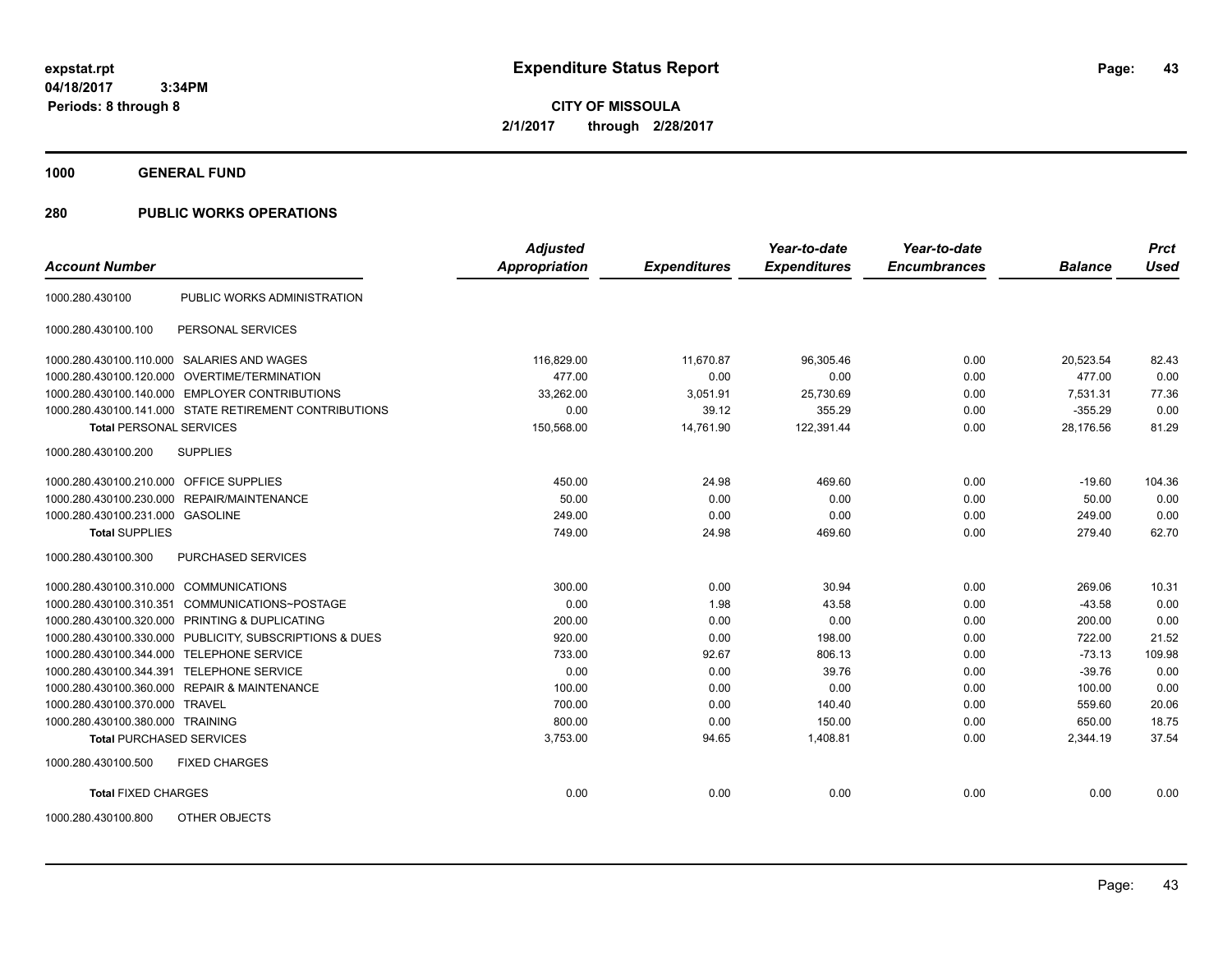# Expenditure Status Report

**CITY OF MISSOULA**

**2/1/2017 through 2/28/2017**

expstat.rpt
04/18/2017 3:34PM
Periods: 8 through 8

## 1000 GENERAL FUND

## 280 PUBLIC WORKS OPERATIONS

| Account Number | | Adjusted Appropriation | Expenditures | Year-to-date Expenditures | Year-to-date Encumbrances | Balance | Prct Used |
|---|---|---|---|---|---|---|---|
| 1000.280.430100 | PUBLIC WORKS ADMINISTRATION | | | | | | |
| 1000.280.430100.100 | PERSONAL SERVICES | | | | | | |
| 1000.280.430100.110.000 | SALARIES AND WAGES | 116,829.00 | 11,670.87 | 96,305.46 | 0.00 | 20,523.54 | 82.43 |
| 1000.280.430100.120.000 | OVERTIME/TERMINATION | 477.00 | 0.00 | 0.00 | 0.00 | 477.00 | 0.00 |
| 1000.280.430100.140.000 | EMPLOYER CONTRIBUTIONS | 33,262.00 | 3,051.91 | 25,730.69 | 0.00 | 7,531.31 | 77.36 |
| 1000.280.430100.141.000 | STATE RETIREMENT CONTRIBUTIONS | 0.00 | 39.12 | 355.29 | 0.00 | -355.29 | 0.00 |
| **Total PERSONAL SERVICES** | | 150,568.00 | 14,761.90 | 122,391.44 | 0.00 | 28,176.56 | 81.29 |
| 1000.280.430100.200 | SUPPLIES | | | | | | |
| 1000.280.430100.210.000 | OFFICE SUPPLIES | 450.00 | 24.98 | 469.60 | 0.00 | -19.60 | 104.36 |
| 1000.280.430100.230.000 | REPAIR/MAINTENANCE | 50.00 | 0.00 | 0.00 | 0.00 | 50.00 | 0.00 |
| 1000.280.430100.231.000 | GASOLINE | 249.00 | 0.00 | 0.00 | 0.00 | 249.00 | 0.00 |
| **Total SUPPLIES** | | 749.00 | 24.98 | 469.60 | 0.00 | 279.40 | 62.70 |
| 1000.280.430100.300 | PURCHASED SERVICES | | | | | | |
| 1000.280.430100.310.000 | COMMUNICATIONS | 300.00 | 0.00 | 30.94 | 0.00 | 269.06 | 10.31 |
| 1000.280.430100.310.351 | COMMUNICATIONS~POSTAGE | 0.00 | 1.98 | 43.58 | 0.00 | -43.58 | 0.00 |
| 1000.280.430100.320.000 | PRINTING & DUPLICATING | 200.00 | 0.00 | 0.00 | 0.00 | 200.00 | 0.00 |
| 1000.280.430100.330.000 | PUBLICITY, SUBSCRIPTIONS & DUES | 920.00 | 0.00 | 198.00 | 0.00 | 722.00 | 21.52 |
| 1000.280.430100.344.000 | TELEPHONE SERVICE | 733.00 | 92.67 | 806.13 | 0.00 | -73.13 | 109.98 |
| 1000.280.430100.344.391 | TELEPHONE SERVICE | 0.00 | 0.00 | 39.76 | 0.00 | -39.76 | 0.00 |
| 1000.280.430100.360.000 | REPAIR & MAINTENANCE | 100.00 | 0.00 | 0.00 | 0.00 | 100.00 | 0.00 |
| 1000.280.430100.370.000 | TRAVEL | 700.00 | 0.00 | 140.40 | 0.00 | 559.60 | 20.06 |
| 1000.280.430100.380.000 | TRAINING | 800.00 | 0.00 | 150.00 | 0.00 | 650.00 | 18.75 |
| **Total PURCHASED SERVICES** | | 3,753.00 | 94.65 | 1,408.81 | 0.00 | 2,344.19 | 37.54 |
| 1000.280.430100.500 | FIXED CHARGES | | | | | | |
| **Total FIXED CHARGES** | | 0.00 | 0.00 | 0.00 | 0.00 | 0.00 | 0.00 |
| 1000.280.430100.800 | OTHER OBJECTS | | | | | | |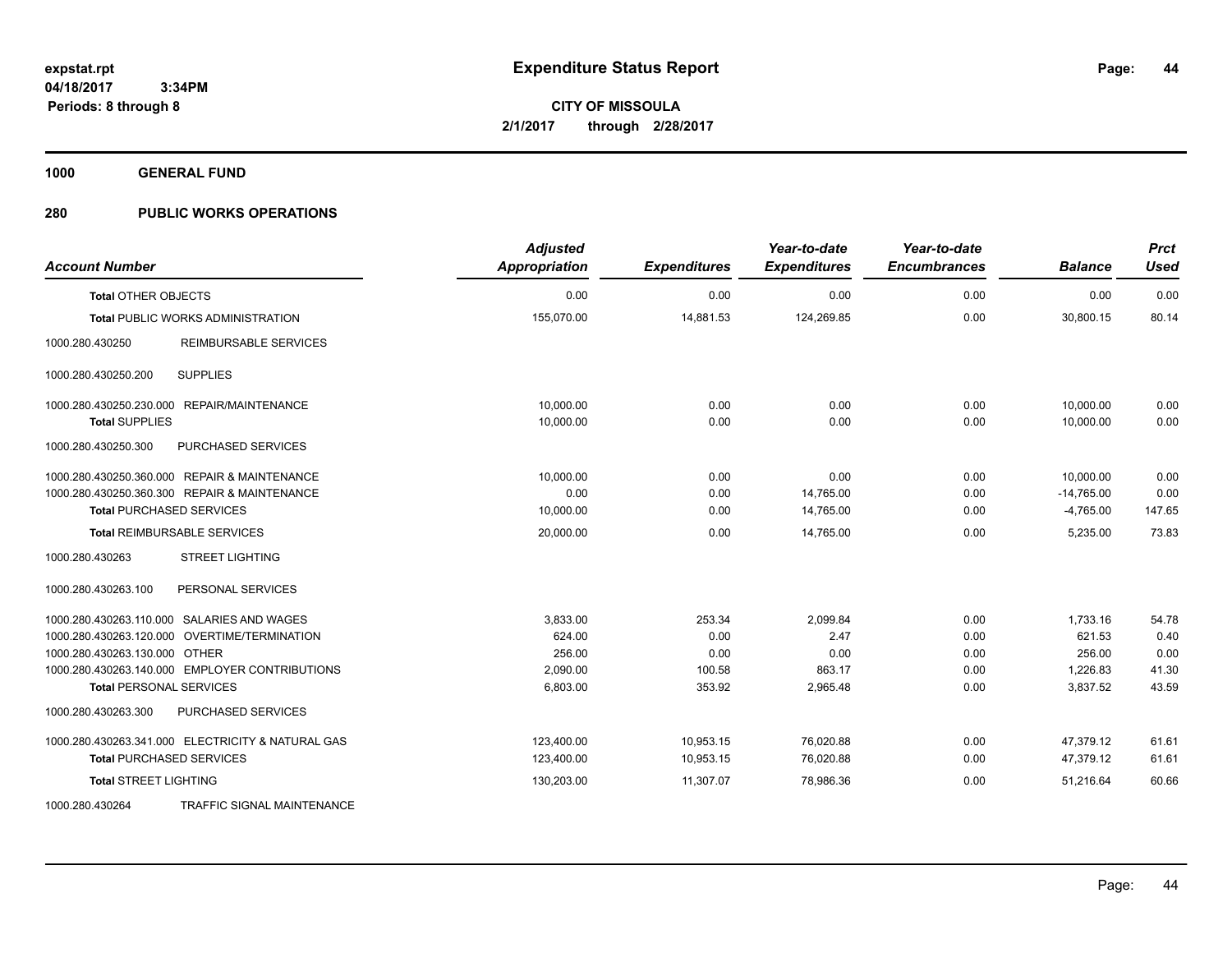**expstat.rpt**
**04/18/2017 3:34PM**
**Periods: 8 through 8**

# Expenditure Status Report

**CITY OF MISSOULA**
**2/1/2017 through 2/28/2017**

## 1000 GENERAL FUND

## 280 PUBLIC WORKS OPERATIONS

| Account Number | | Adjusted Appropriation | Expenditures | Year-to-date Expenditures | Year-to-date Encumbrances | Balance | Prct Used |
|---|---|---|---|---|---|---|---|
| **Total** OTHER OBJECTS | | 0.00 | 0.00 | 0.00 | 0.00 | 0.00 | 0.00 |
| **Total** PUBLIC WORKS ADMINISTRATION | | 155,070.00 | 14,881.53 | 124,269.85 | 0.00 | 30,800.15 | 80.14 |
| 1000.280.430250 | REIMBURSABLE SERVICES | | | | | | |
| 1000.280.430250.200 | SUPPLIES | | | | | | |
| 1000.280.430250.230.000 | REPAIR/MAINTENANCE | 10,000.00 | 0.00 | 0.00 | 0.00 | 10,000.00 | 0.00 |
| **Total SUPPLIES** | | 10,000.00 | 0.00 | 0.00 | 0.00 | 10,000.00 | 0.00 |
| 1000.280.430250.300 | PURCHASED SERVICES | | | | | | |
| 1000.280.430250.360.000 | REPAIR & MAINTENANCE | 10,000.00 | 0.00 | 0.00 | 0.00 | 10,000.00 | 0.00 |
| 1000.280.430250.360.300 | REPAIR & MAINTENANCE | 0.00 | 0.00 | 14,765.00 | 0.00 | -14,765.00 | 0.00 |
| **Total** PURCHASED SERVICES | | 10,000.00 | 0.00 | 14,765.00 | 0.00 | -4,765.00 | 147.65 |
| **Total** REIMBURSABLE SERVICES | | 20,000.00 | 0.00 | 14,765.00 | 0.00 | 5,235.00 | 73.83 |
| 1000.280.430263 | STREET LIGHTING | | | | | | |
| 1000.280.430263.100 | PERSONAL SERVICES | | | | | | |
| 1000.280.430263.110.000 | SALARIES AND WAGES | 3,833.00 | 253.34 | 2,099.84 | 0.00 | 1,733.16 | 54.78 |
| 1000.280.430263.120.000 | OVERTIME/TERMINATION | 624.00 | 0.00 | 2.47 | 0.00 | 621.53 | 0.40 |
| 1000.280.430263.130.000 | OTHER | 256.00 | 0.00 | 0.00 | 0.00 | 256.00 | 0.00 |
| 1000.280.430263.140.000 | EMPLOYER CONTRIBUTIONS | 2,090.00 | 100.58 | 863.17 | 0.00 | 1,226.83 | 41.30 |
| **Total** PERSONAL SERVICES | | 6,803.00 | 353.92 | 2,965.48 | 0.00 | 3,837.52 | 43.59 |
| 1000.280.430263.300 | PURCHASED SERVICES | | | | | | |
| 1000.280.430263.341.000 | ELECTRICITY & NATURAL GAS | 123,400.00 | 10,953.15 | 76,020.88 | 0.00 | 47,379.12 | 61.61 |
| **Total** PURCHASED SERVICES | | 123,400.00 | 10,953.15 | 76,020.88 | 0.00 | 47,379.12 | 61.61 |
| **Total** STREET LIGHTING | | 130,203.00 | 11,307.07 | 78,986.36 | 0.00 | 51,216.64 | 60.66 |
| 1000.280.430264 | TRAFFIC SIGNAL MAINTENANCE | | | | | | |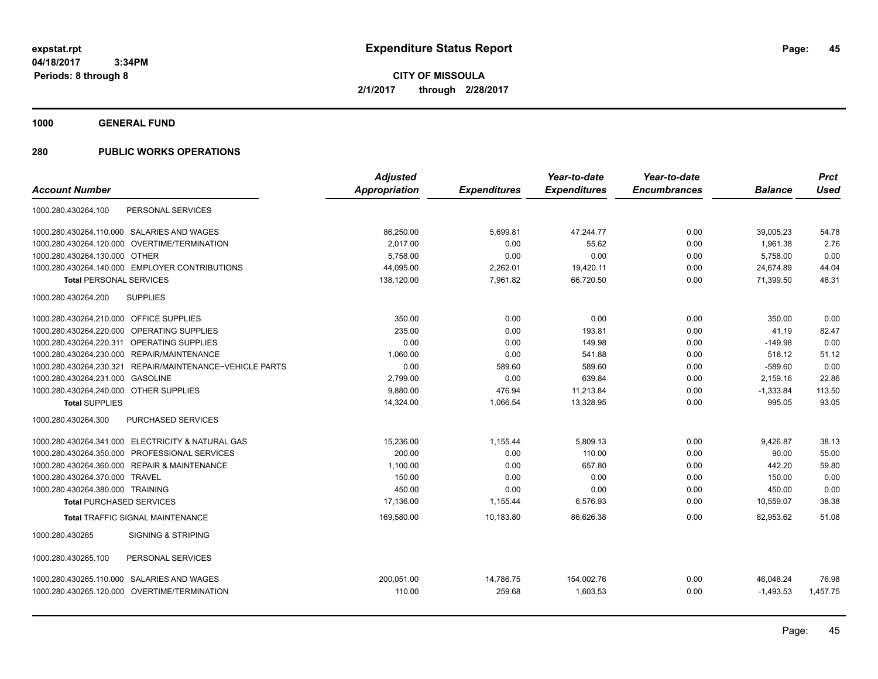# Expenditure Status Report

**CITY OF MISSOULA**

**2/1/2017 through 2/28/2017**

expstat.rpt
04/18/2017 3:34PM
Periods: 8 through 8

## 1000 GENERAL FUND

## 280 PUBLIC WORKS OPERATIONS

| Account Number | | Adjusted Appropriation | Expenditures | Year-to-date Expenditures | Year-to-date Encumbrances | Balance | Prct Used |
|---|---|---|---|---|---|---|---|
| 1000.280.430264.100 | PERSONAL SERVICES | | | | | | |
| 1000.280.430264.110.000 | SALARIES AND WAGES | 86,250.00 | 5,699.81 | 47,244.77 | 0.00 | 39,005.23 | 54.78 |
| 1000.280.430264.120.000 | OVERTIME/TERMINATION | 2,017.00 | 0.00 | 55.62 | 0.00 | 1,961.38 | 2.76 |
| 1000.280.430264.130.000 | OTHER | 5,758.00 | 0.00 | 0.00 | 0.00 | 5,758.00 | 0.00 |
| 1000.280.430264.140.000 | EMPLOYER CONTRIBUTIONS | 44,095.00 | 2,262.01 | 19,420.11 | 0.00 | 24,674.89 | 44.04 |
| **Total** PERSONAL SERVICES | | 138,120.00 | 7,961.82 | 66,720.50 | 0.00 | 71,399.50 | 48.31 |
| 1000.280.430264.200 | SUPPLIES | | | | | | |
| 1000.280.430264.210.000 | OFFICE SUPPLIES | 350.00 | 0.00 | 0.00 | 0.00 | 350.00 | 0.00 |
| 1000.280.430264.220.000 | OPERATING SUPPLIES | 235.00 | 0.00 | 193.81 | 0.00 | 41.19 | 82.47 |
| 1000.280.430264.220.311 | OPERATING SUPPLIES | 0.00 | 0.00 | 149.98 | 0.00 | -149.98 | 0.00 |
| 1000.280.430264.230.000 | REPAIR/MAINTENANCE | 1,060.00 | 0.00 | 541.88 | 0.00 | 518.12 | 51.12 |
| 1000.280.430264.230.321 | REPAIR/MAINTENANCE~VEHICLE PARTS | 0.00 | 589.60 | 589.60 | 0.00 | -589.60 | 0.00 |
| 1000.280.430264.231.000 | GASOLINE | 2,799.00 | 0.00 | 639.84 | 0.00 | 2,159.16 | 22.86 |
| 1000.280.430264.240.000 | OTHER SUPPLIES | 9,880.00 | 476.94 | 11,213.84 | 0.00 | -1,333.84 | 113.50 |
| **Total** SUPPLIES | | 14,324.00 | 1,066.54 | 13,328.95 | 0.00 | 995.05 | 93.05 |
| 1000.280.430264.300 | PURCHASED SERVICES | | | | | | |
| 1000.280.430264.341.000 | ELECTRICITY & NATURAL GAS | 15,236.00 | 1,155.44 | 5,809.13 | 0.00 | 9,426.87 | 38.13 |
| 1000.280.430264.350.000 | PROFESSIONAL SERVICES | 200.00 | 0.00 | 110.00 | 0.00 | 90.00 | 55.00 |
| 1000.280.430264.360.000 | REPAIR & MAINTENANCE | 1,100.00 | 0.00 | 657.80 | 0.00 | 442.20 | 59.80 |
| 1000.280.430264.370.000 | TRAVEL | 150.00 | 0.00 | 0.00 | 0.00 | 150.00 | 0.00 |
| 1000.280.430264.380.000 | TRAINING | 450.00 | 0.00 | 0.00 | 0.00 | 450.00 | 0.00 |
| **Total** PURCHASED SERVICES | | 17,136.00 | 1,155.44 | 6,576.93 | 0.00 | 10,559.07 | 38.38 |
| **Total** TRAFFIC SIGNAL MAINTENANCE | | 169,580.00 | 10,183.80 | 86,626.38 | 0.00 | 82,953.62 | 51.08 |
| 1000.280.430265 | SIGNING & STRIPING | | | | | | |
| 1000.280.430265.100 | PERSONAL SERVICES | | | | | | |
| 1000.280.430265.110.000 | SALARIES AND WAGES | 200,051.00 | 14,786.75 | 154,002.76 | 0.00 | 46,048.24 | 76.98 |
| 1000.280.430265.120.000 | OVERTIME/TERMINATION | 110.00 | 259.68 | 1,603.53 | 0.00 | -1,493.53 | 1,457.75 |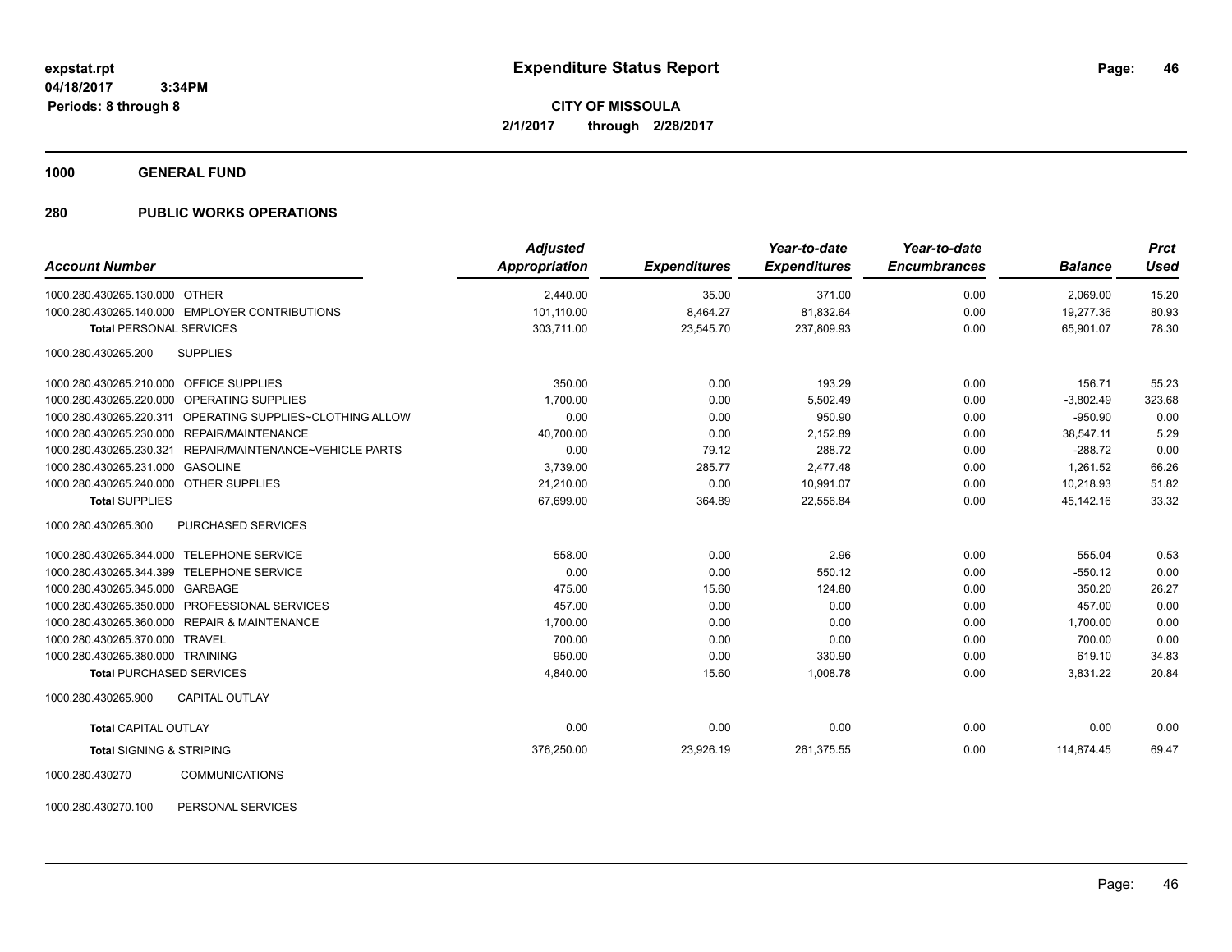# Expenditure Status Report

expstat.rpt
04/18/2017 3:34PM
Periods: 8 through 8

**CITY OF MISSOULA**
**2/1/2017 through 2/28/2017**

## 1000 GENERAL FUND

### 280 PUBLIC WORKS OPERATIONS

| Account Number | | Adjusted Appropriation | Expenditures | Year-to-date Expenditures | Year-to-date Encumbrances | Balance | Prct Used |
|---|---|---|---|---|---|---|---|
| 1000.280.430265.130.000 | OTHER | 2,440.00 | 35.00 | 371.00 | 0.00 | 2,069.00 | 15.20 |
| 1000.280.430265.140.000 | EMPLOYER CONTRIBUTIONS | 101,110.00 | 8,464.27 | 81,832.64 | 0.00 | 19,277.36 | 80.93 |
| **Total** PERSONAL SERVICES | | 303,711.00 | 23,545.70 | 237,809.93 | 0.00 | 65,901.07 | 78.30 |
| 1000.280.430265.200 | SUPPLIES | | | | | | |
| 1000.280.430265.210.000 | OFFICE SUPPLIES | 350.00 | 0.00 | 193.29 | 0.00 | 156.71 | 55.23 |
| 1000.280.430265.220.000 | OPERATING SUPPLIES | 1,700.00 | 0.00 | 5,502.49 | 0.00 | -3,802.49 | 323.68 |
| 1000.280.430265.220.311 | OPERATING SUPPLIES~CLOTHING ALLOW | 0.00 | 0.00 | 950.90 | 0.00 | -950.90 | 0.00 |
| 1000.280.430265.230.000 | REPAIR/MAINTENANCE | 40,700.00 | 0.00 | 2,152.89 | 0.00 | 38,547.11 | 5.29 |
| 1000.280.430265.230.321 | REPAIR/MAINTENANCE~VEHICLE PARTS | 0.00 | 79.12 | 288.72 | 0.00 | -288.72 | 0.00 |
| 1000.280.430265.231.000 | GASOLINE | 3,739.00 | 285.77 | 2,477.48 | 0.00 | 1,261.52 | 66.26 |
| 1000.280.430265.240.000 | OTHER SUPPLIES | 21,210.00 | 0.00 | 10,991.07 | 0.00 | 10,218.93 | 51.82 |
| **Total** SUPPLIES | | 67,699.00 | 364.89 | 22,556.84 | 0.00 | 45,142.16 | 33.32 |
| 1000.280.430265.300 | PURCHASED SERVICES | | | | | | |
| 1000.280.430265.344.000 | TELEPHONE SERVICE | 558.00 | 0.00 | 2.96 | 0.00 | 555.04 | 0.53 |
| 1000.280.430265.344.399 | TELEPHONE SERVICE | 0.00 | 0.00 | 550.12 | 0.00 | -550.12 | 0.00 |
| 1000.280.430265.345.000 | GARBAGE | 475.00 | 15.60 | 124.80 | 0.00 | 350.20 | 26.27 |
| 1000.280.430265.350.000 | PROFESSIONAL SERVICES | 457.00 | 0.00 | 0.00 | 0.00 | 457.00 | 0.00 |
| 1000.280.430265.360.000 | REPAIR & MAINTENANCE | 1,700.00 | 0.00 | 0.00 | 0.00 | 1,700.00 | 0.00 |
| 1000.280.430265.370.000 | TRAVEL | 700.00 | 0.00 | 0.00 | 0.00 | 700.00 | 0.00 |
| 1000.280.430265.380.000 | TRAINING | 950.00 | 0.00 | 330.90 | 0.00 | 619.10 | 34.83 |
| **Total** PURCHASED SERVICES | | 4,840.00 | 15.60 | 1,008.78 | 0.00 | 3,831.22 | 20.84 |
| 1000.280.430265.900 | CAPITAL OUTLAY | | | | | | |
| **Total** CAPITAL OUTLAY | | 0.00 | 0.00 | 0.00 | 0.00 | 0.00 | 0.00 |
| **Total** SIGNING & STRIPING | | 376,250.00 | 23,926.19 | 261,375.55 | 0.00 | 114,874.45 | 69.47 |
| 1000.280.430270 | COMMUNICATIONS | | | | | | |
| 1000.280.430270.100 | PERSONAL SERVICES | | | | | | |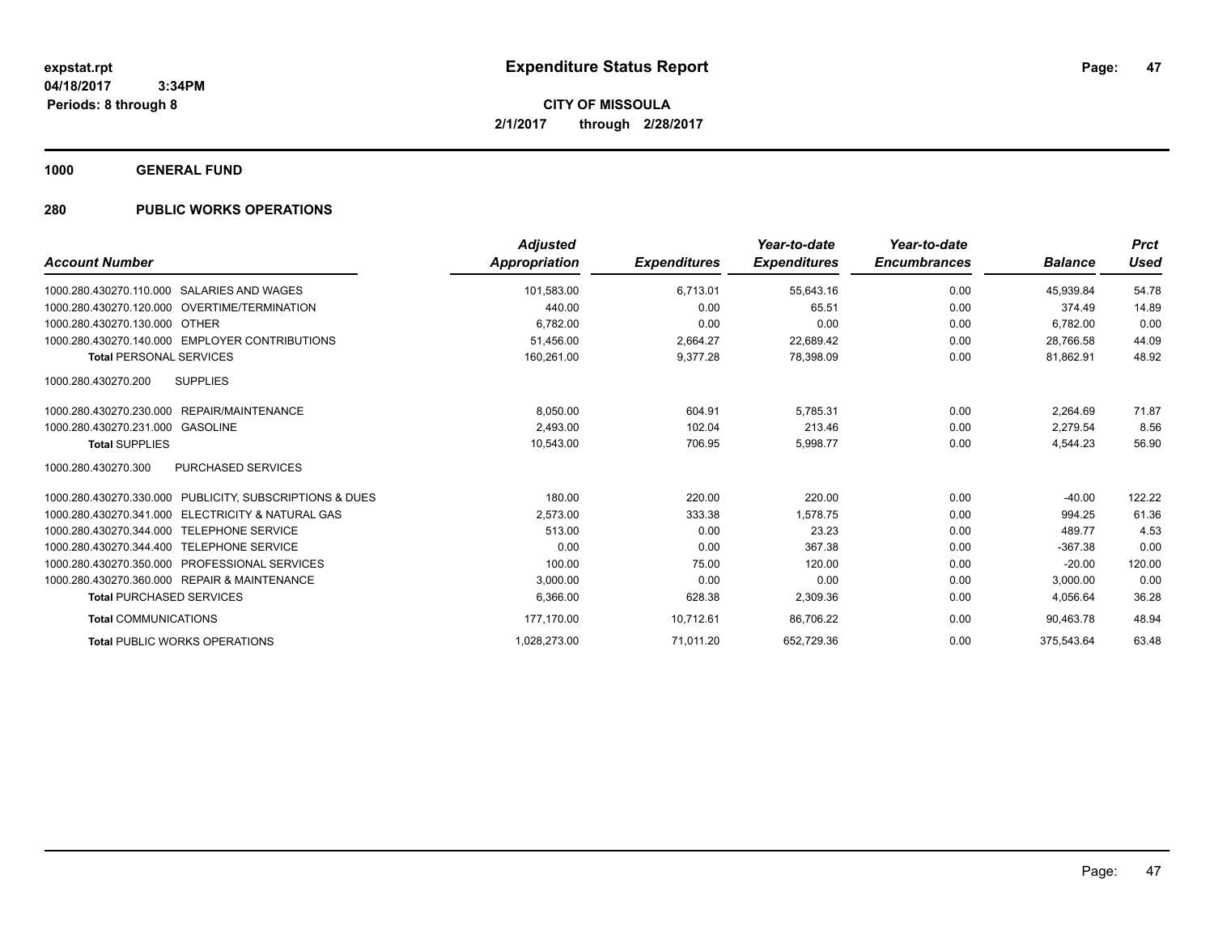# Expenditure Status Report

**CITY OF MISSOULA**
**2/1/2017 through 2/28/2017**

expstat.rpt
04/18/2017 3:34PM
Periods: 8 through 8

## 1000 GENERAL FUND

## 280 PUBLIC WORKS OPERATIONS

| Account Number | Adjusted Appropriation | Expenditures | Year-to-date Expenditures | Year-to-date Encumbrances | Balance | Prct Used |
|---|---|---|---|---|---|---|
| 1000.280.430270.110.000 SALARIES AND WAGES | 101,583.00 | 6,713.01 | 55,643.16 | 0.00 | 45,939.84 | 54.78 |
| 1000.280.430270.120.000 OVERTIME/TERMINATION | 440.00 | 0.00 | 65.51 | 0.00 | 374.49 | 14.89 |
| 1000.280.430270.130.000 OTHER | 6,782.00 | 0.00 | 0.00 | 0.00 | 6,782.00 | 0.00 |
| 1000.280.430270.140.000 EMPLOYER CONTRIBUTIONS | 51,456.00 | 2,664.27 | 22,689.42 | 0.00 | 28,766.58 | 44.09 |
| **Total** PERSONAL SERVICES | 160,261.00 | 9,377.28 | 78,398.09 | 0.00 | 81,862.91 | 48.92 |
| 1000.280.430270.200 SUPPLIES | | | | | | |
| 1000.280.430270.230.000 REPAIR/MAINTENANCE | 8,050.00 | 604.91 | 5,785.31 | 0.00 | 2,264.69 | 71.87 |
| 1000.280.430270.231.000 GASOLINE | 2,493.00 | 102.04 | 213.46 | 0.00 | 2,279.54 | 8.56 |
| **Total** SUPPLIES | 10,543.00 | 706.95 | 5,998.77 | 0.00 | 4,544.23 | 56.90 |
| 1000.280.430270.300 PURCHASED SERVICES | | | | | | |
| 1000.280.430270.330.000 PUBLICITY, SUBSCRIPTIONS & DUES | 180.00 | 220.00 | 220.00 | 0.00 | -40.00 | 122.22 |
| 1000.280.430270.341.000 ELECTRICITY & NATURAL GAS | 2,573.00 | 333.38 | 1,578.75 | 0.00 | 994.25 | 61.36 |
| 1000.280.430270.344.000 TELEPHONE SERVICE | 513.00 | 0.00 | 23.23 | 0.00 | 489.77 | 4.53 |
| 1000.280.430270.344.400 TELEPHONE SERVICE | 0.00 | 0.00 | 367.38 | 0.00 | -367.38 | 0.00 |
| 1000.280.430270.350.000 PROFESSIONAL SERVICES | 100.00 | 75.00 | 120.00 | 0.00 | -20.00 | 120.00 |
| 1000.280.430270.360.000 REPAIR & MAINTENANCE | 3,000.00 | 0.00 | 0.00 | 0.00 | 3,000.00 | 0.00 |
| **Total** PURCHASED SERVICES | 6,366.00 | 628.38 | 2,309.36 | 0.00 | 4,056.64 | 36.28 |
| **Total** COMMUNICATIONS | 177,170.00 | 10,712.61 | 86,706.22 | 0.00 | 90,463.78 | 48.94 |
| **Total** PUBLIC WORKS OPERATIONS | 1,028,273.00 | 71,011.20 | 652,729.36 | 0.00 | 375,543.64 | 63.48 |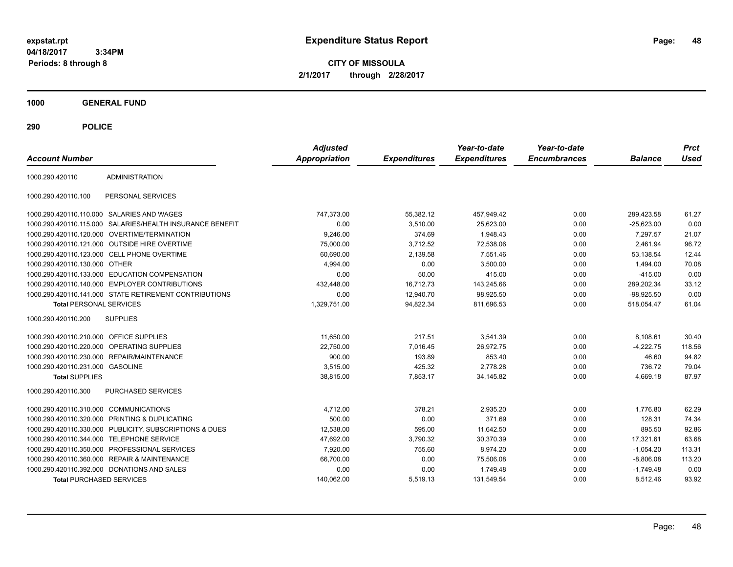# Expenditure Status Report

**CITY OF MISSOULA**

**2/1/2017 through 2/28/2017**

expstat.rpt
04/18/2017 3:34PM
Periods: 8 through 8

## 1000 GENERAL FUND

## 290 POLICE

| Account Number | | Adjusted Appropriation | Expenditures | Year-to-date Expenditures | Year-to-date Encumbrances | Balance | Prct Used |
|---|---|---|---|---|---|---|---|
| 1000.290.420110 | ADMINISTRATION | | | | | | |
| 1000.290.420110.100 | PERSONAL SERVICES | | | | | | |
| 1000.290.420110.110.000 | SALARIES AND WAGES | 747,373.00 | 55,382.12 | 457,949.42 | 0.00 | 289,423.58 | 61.27 |
| 1000.290.420110.115.000 | SALARIES/HEALTH INSURANCE BENEFIT | 0.00 | 3,510.00 | 25,623.00 | 0.00 | -25,623.00 | 0.00 |
| 1000.290.420110.120.000 | OVERTIME/TERMINATION | 9,246.00 | 374.69 | 1,948.43 | 0.00 | 7,297.57 | 21.07 |
| 1000.290.420110.121.000 | OUTSIDE HIRE OVERTIME | 75,000.00 | 3,712.52 | 72,538.06 | 0.00 | 2,461.94 | 96.72 |
| 1000.290.420110.123.000 | CELL PHONE OVERTIME | 60,690.00 | 2,139.58 | 7,551.46 | 0.00 | 53,138.54 | 12.44 |
| 1000.290.420110.130.000 | OTHER | 4,994.00 | 0.00 | 3,500.00 | 0.00 | 1,494.00 | 70.08 |
| 1000.290.420110.133.000 | EDUCATION COMPENSATION | 0.00 | 50.00 | 415.00 | 0.00 | -415.00 | 0.00 |
| 1000.290.420110.140.000 | EMPLOYER CONTRIBUTIONS | 432,448.00 | 16,712.73 | 143,245.66 | 0.00 | 289,202.34 | 33.12 |
| 1000.290.420110.141.000 | STATE RETIREMENT CONTRIBUTIONS | 0.00 | 12,940.70 | 98,925.50 | 0.00 | -98,925.50 | 0.00 |
| **Total** PERSONAL SERVICES | | 1,329,751.00 | 94,822.34 | 811,696.53 | 0.00 | 518,054.47 | 61.04 |
| 1000.290.420110.200 | SUPPLIES | | | | | | |
| 1000.290.420110.210.000 | OFFICE SUPPLIES | 11,650.00 | 217.51 | 3,541.39 | 0.00 | 8,108.61 | 30.40 |
| 1000.290.420110.220.000 | OPERATING SUPPLIES | 22,750.00 | 7,016.45 | 26,972.75 | 0.00 | -4,222.75 | 118.56 |
| 1000.290.420110.230.000 | REPAIR/MAINTENANCE | 900.00 | 193.89 | 853.40 | 0.00 | 46.60 | 94.82 |
| 1000.290.420110.231.000 | GASOLINE | 3,515.00 | 425.32 | 2,778.28 | 0.00 | 736.72 | 79.04 |
| **Total** SUPPLIES | | 38,815.00 | 7,853.17 | 34,145.82 | 0.00 | 4,669.18 | 87.97 |
| 1000.290.420110.300 | PURCHASED SERVICES | | | | | | |
| 1000.290.420110.310.000 | COMMUNICATIONS | 4,712.00 | 378.21 | 2,935.20 | 0.00 | 1,776.80 | 62.29 |
| 1000.290.420110.320.000 | PRINTING & DUPLICATING | 500.00 | 0.00 | 371.69 | 0.00 | 128.31 | 74.34 |
| 1000.290.420110.330.000 | PUBLICITY, SUBSCRIPTIONS & DUES | 12,538.00 | 595.00 | 11,642.50 | 0.00 | 895.50 | 92.86 |
| 1000.290.420110.344.000 | TELEPHONE SERVICE | 47,692.00 | 3,790.32 | 30,370.39 | 0.00 | 17,321.61 | 63.68 |
| 1000.290.420110.350.000 | PROFESSIONAL SERVICES | 7,920.00 | 755.60 | 8,974.20 | 0.00 | -1,054.20 | 113.31 |
| 1000.290.420110.360.000 | REPAIR & MAINTENANCE | 66,700.00 | 0.00 | 75,506.08 | 0.00 | -8,806.08 | 113.20 |
| 1000.290.420110.392.000 | DONATIONS AND SALES | 0.00 | 0.00 | 1,749.48 | 0.00 | -1,749.48 | 0.00 |
| **Total** PURCHASED SERVICES | | 140,062.00 | 5,519.13 | 131,549.54 | 0.00 | 8,512.46 | 93.92 |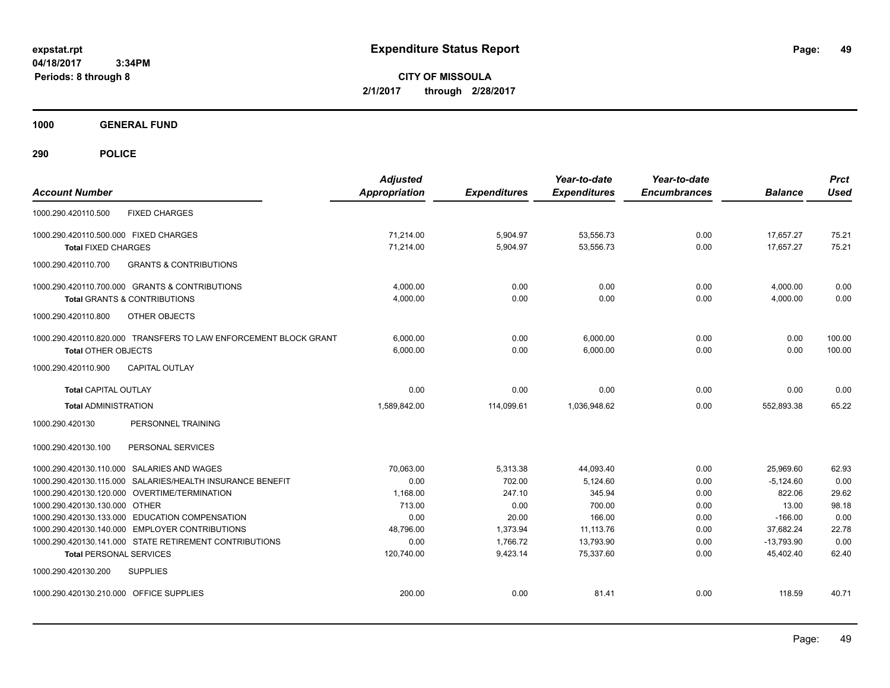**expstat.rpt**
**04/18/2017 3:34PM**
**Periods: 8 through 8**

# Expenditure Status Report

**CITY OF MISSOULA**
**2/1/2017 through 2/28/2017**

## 1000 GENERAL FUND

## 290 POLICE

| Account Number | Adjusted Appropriation | Expenditures | Year-to-date Expenditures | Year-to-date Encumbrances | Balance | Prct Used |
|---|---|---|---|---|---|---|
| 1000.290.420110.500 FIXED CHARGES | | | | | | |
| 1000.290.420110.500.000 FIXED CHARGES | 71,214.00 | 5,904.97 | 53,556.73 | 0.00 | 17,657.27 | 75.21 |
| **Total** FIXED CHARGES | 71,214.00 | 5,904.97 | 53,556.73 | 0.00 | 17,657.27 | 75.21 |
| 1000.290.420110.700 GRANTS & CONTRIBUTIONS | | | | | | |
| 1000.290.420110.700.000 GRANTS & CONTRIBUTIONS | 4,000.00 | 0.00 | 0.00 | 0.00 | 4,000.00 | 0.00 |
| **Total** GRANTS & CONTRIBUTIONS | 4,000.00 | 0.00 | 0.00 | 0.00 | 4,000.00 | 0.00 |
| 1000.290.420110.800 OTHER OBJECTS | | | | | | |
| 1000.290.420110.820.000 TRANSFERS TO LAW ENFORCEMENT BLOCK GRANT | 6,000.00 | 0.00 | 6,000.00 | 0.00 | 0.00 | 100.00 |
| **Total** OTHER OBJECTS | 6,000.00 | 0.00 | 6,000.00 | 0.00 | 0.00 | 100.00 |
| 1000.290.420110.900 CAPITAL OUTLAY | | | | | | |
| **Total** CAPITAL OUTLAY | 0.00 | 0.00 | 0.00 | 0.00 | 0.00 | 0.00 |
| **Total** ADMINISTRATION | 1,589,842.00 | 114,099.61 | 1,036,948.62 | 0.00 | 552,893.38 | 65.22 |
| 1000.290.420130 PERSONNEL TRAINING | | | | | | |
| 1000.290.420130.100 PERSONAL SERVICES | | | | | | |
| 1000.290.420130.110.000 SALARIES AND WAGES | 70,063.00 | 5,313.38 | 44,093.40 | 0.00 | 25,969.60 | 62.93 |
| 1000.290.420130.115.000 SALARIES/HEALTH INSURANCE BENEFIT | 0.00 | 702.00 | 5,124.60 | 0.00 | -5,124.60 | 0.00 |
| 1000.290.420130.120.000 OVERTIME/TERMINATION | 1,168.00 | 247.10 | 345.94 | 0.00 | 822.06 | 29.62 |
| 1000.290.420130.130.000 OTHER | 713.00 | 0.00 | 700.00 | 0.00 | 13.00 | 98.18 |
| 1000.290.420130.133.000 EDUCATION COMPENSATION | 0.00 | 20.00 | 166.00 | 0.00 | -166.00 | 0.00 |
| 1000.290.420130.140.000 EMPLOYER CONTRIBUTIONS | 48,796.00 | 1,373.94 | 11,113.76 | 0.00 | 37,682.24 | 22.78 |
| 1000.290.420130.141.000 STATE RETIREMENT CONTRIBUTIONS | 0.00 | 1,766.72 | 13,793.90 | 0.00 | -13,793.90 | 0.00 |
| **Total** PERSONAL SERVICES | 120,740.00 | 9,423.14 | 75,337.60 | 0.00 | 45,402.40 | 62.40 |
| 1000.290.420130.200 SUPPLIES | | | | | | |
| 1000.290.420130.210.000 OFFICE SUPPLIES | 200.00 | 0.00 | 81.41 | 0.00 | 118.59 | 40.71 |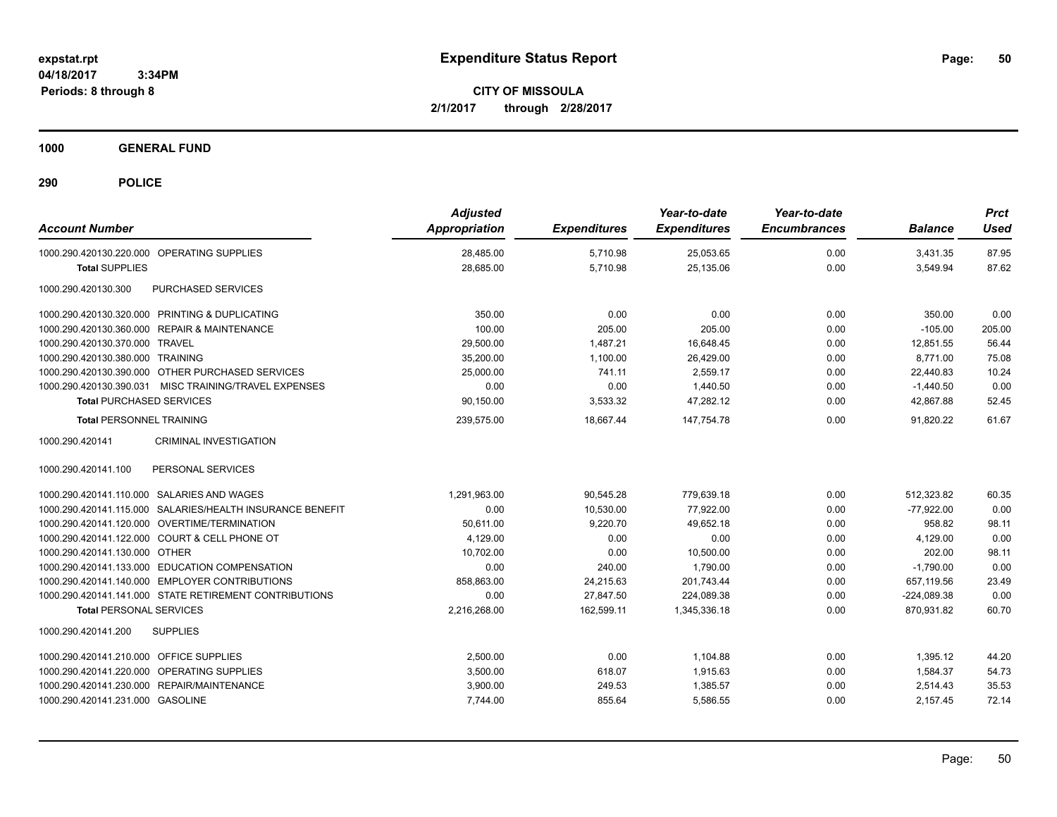**expstat.rpt**
**04/18/2017 3:34PM**
**Periods: 8 through 8**

# Expenditure Status Report

**CITY OF MISSOULA**
**2/1/2017 through 2/28/2017**

## 1000 GENERAL FUND

## 290 POLICE

| Account Number | Adjusted Appropriation | Expenditures | Year-to-date Expenditures | Year-to-date Encumbrances | Balance | Prct Used |
|---|---|---|---|---|---|---|
| 1000.290.420130.220.000 OPERATING SUPPLIES | 28,485.00 | 5,710.98 | 25,053.65 | 0.00 | 3,431.35 | 87.95 |
| **Total** SUPPLIES | 28,685.00 | 5,710.98 | 25,135.06 | 0.00 | 3,549.94 | 87.62 |
| 1000.290.420130.300 PURCHASED SERVICES | | | | | | |
| 1000.290.420130.320.000 PRINTING & DUPLICATING | 350.00 | 0.00 | 0.00 | 0.00 | 350.00 | 0.00 |
| 1000.290.420130.360.000 REPAIR & MAINTENANCE | 100.00 | 205.00 | 205.00 | 0.00 | -105.00 | 205.00 |
| 1000.290.420130.370.000 TRAVEL | 29,500.00 | 1,487.21 | 16,648.45 | 0.00 | 12,851.55 | 56.44 |
| 1000.290.420130.380.000 TRAINING | 35,200.00 | 1,100.00 | 26,429.00 | 0.00 | 8,771.00 | 75.08 |
| 1000.290.420130.390.000 OTHER PURCHASED SERVICES | 25,000.00 | 741.11 | 2,559.17 | 0.00 | 22,440.83 | 10.24 |
| 1000.290.420130.390.031 MISC TRAINING/TRAVEL EXPENSES | 0.00 | 0.00 | 1,440.50 | 0.00 | -1,440.50 | 0.00 |
| **Total** PURCHASED SERVICES | 90,150.00 | 3,533.32 | 47,282.12 | 0.00 | 42,867.88 | 52.45 |
| **Total** PERSONNEL TRAINING | 239,575.00 | 18,667.44 | 147,754.78 | 0.00 | 91,820.22 | 61.67 |
| 1000.290.420141 CRIMINAL INVESTIGATION | | | | | | |
| 1000.290.420141.100 PERSONAL SERVICES | | | | | | |
| 1000.290.420141.110.000 SALARIES AND WAGES | 1,291,963.00 | 90,545.28 | 779,639.18 | 0.00 | 512,323.82 | 60.35 |
| 1000.290.420141.115.000 SALARIES/HEALTH INSURANCE BENEFIT | 0.00 | 10,530.00 | 77,922.00 | 0.00 | -77,922.00 | 0.00 |
| 1000.290.420141.120.000 OVERTIME/TERMINATION | 50,611.00 | 9,220.70 | 49,652.18 | 0.00 | 958.82 | 98.11 |
| 1000.290.420141.122.000 COURT & CELL PHONE OT | 4,129.00 | 0.00 | 0.00 | 0.00 | 4,129.00 | 0.00 |
| 1000.290.420141.130.000 OTHER | 10,702.00 | 0.00 | 10,500.00 | 0.00 | 202.00 | 98.11 |
| 1000.290.420141.133.000 EDUCATION COMPENSATION | 0.00 | 240.00 | 1,790.00 | 0.00 | -1,790.00 | 0.00 |
| 1000.290.420141.140.000 EMPLOYER CONTRIBUTIONS | 858,863.00 | 24,215.63 | 201,743.44 | 0.00 | 657,119.56 | 23.49 |
| 1000.290.420141.141.000 STATE RETIREMENT CONTRIBUTIONS | 0.00 | 27,847.50 | 224,089.38 | 0.00 | -224,089.38 | 0.00 |
| **Total** PERSONAL SERVICES | 2,216,268.00 | 162,599.11 | 1,345,336.18 | 0.00 | 870,931.82 | 60.70 |
| 1000.290.420141.200 SUPPLIES | | | | | | |
| 1000.290.420141.210.000 OFFICE SUPPLIES | 2,500.00 | 0.00 | 1,104.88 | 0.00 | 1,395.12 | 44.20 |
| 1000.290.420141.220.000 OPERATING SUPPLIES | 3,500.00 | 618.07 | 1,915.63 | 0.00 | 1,584.37 | 54.73 |
| 1000.290.420141.230.000 REPAIR/MAINTENANCE | 3,900.00 | 249.53 | 1,385.57 | 0.00 | 2,514.43 | 35.53 |
| 1000.290.420141.231.000 GASOLINE | 7,744.00 | 855.64 | 5,586.55 | 0.00 | 2,157.45 | 72.14 |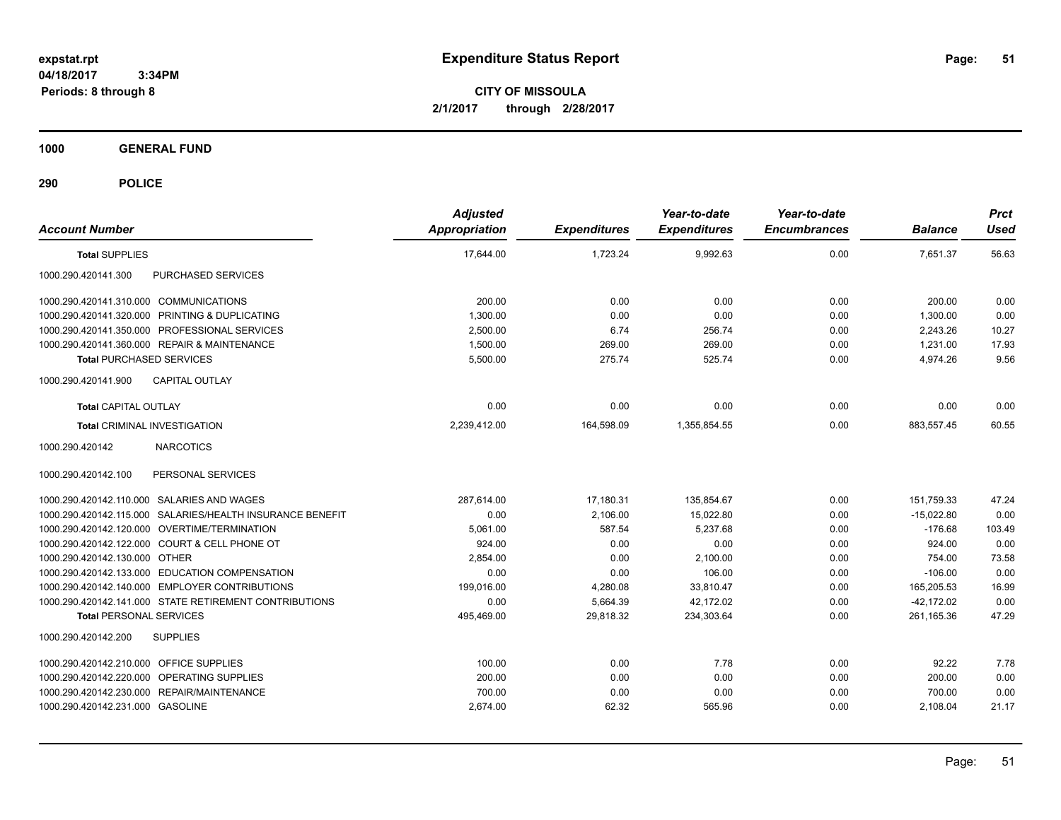**Expenditure Status Report**

**CITY OF MISSOULA**
**2/1/2017 through 2/28/2017**

expstat.rpt
04/18/2017 3:34PM
Periods: 8 through 8

## 1000 GENERAL FUND

## 290 POLICE

| Account Number | | Adjusted Appropriation | Expenditures | Year-to-date Expenditures | Year-to-date Encumbrances | Balance | Prct Used |
|---|---|---|---|---|---|---|---|
| **Total** SUPPLIES | | 17,644.00 | 1,723.24 | 9,992.63 | 0.00 | 7,651.37 | 56.63 |
| 1000.290.420141.300 | PURCHASED SERVICES | | | | | | |
| 1000.290.420141.310.000 | COMMUNICATIONS | 200.00 | 0.00 | 0.00 | 0.00 | 200.00 | 0.00 |
| 1000.290.420141.320.000 | PRINTING & DUPLICATING | 1,300.00 | 0.00 | 0.00 | 0.00 | 1,300.00 | 0.00 |
| 1000.290.420141.350.000 | PROFESSIONAL SERVICES | 2,500.00 | 6.74 | 256.74 | 0.00 | 2,243.26 | 10.27 |
| 1000.290.420141.360.000 | REPAIR & MAINTENANCE | 1,500.00 | 269.00 | 269.00 | 0.00 | 1,231.00 | 17.93 |
| **Total** PURCHASED SERVICES | | 5,500.00 | 275.74 | 525.74 | 0.00 | 4,974.26 | 9.56 |
| 1000.290.420141.900 | CAPITAL OUTLAY | | | | | | |
| **Total** CAPITAL OUTLAY | | 0.00 | 0.00 | 0.00 | 0.00 | 0.00 | 0.00 |
| **Total** CRIMINAL INVESTIGATION | | 2,239,412.00 | 164,598.09 | 1,355,854.55 | 0.00 | 883,557.45 | 60.55 |
| 1000.290.420142 | NARCOTICS | | | | | | |
| 1000.290.420142.100 | PERSONAL SERVICES | | | | | | |
| 1000.290.420142.110.000 | SALARIES AND WAGES | 287,614.00 | 17,180.31 | 135,854.67 | 0.00 | 151,759.33 | 47.24 |
| 1000.290.420142.115.000 | SALARIES/HEALTH INSURANCE BENEFIT | 0.00 | 2,106.00 | 15,022.80 | 0.00 | -15,022.80 | 0.00 |
| 1000.290.420142.120.000 | OVERTIME/TERMINATION | 5,061.00 | 587.54 | 5,237.68 | 0.00 | -176.68 | 103.49 |
| 1000.290.420142.122.000 | COURT & CELL PHONE OT | 924.00 | 0.00 | 0.00 | 0.00 | 924.00 | 0.00 |
| 1000.290.420142.130.000 | OTHER | 2,854.00 | 0.00 | 2,100.00 | 0.00 | 754.00 | 73.58 |
| 1000.290.420142.133.000 | EDUCATION COMPENSATION | 0.00 | 0.00 | 106.00 | 0.00 | -106.00 | 0.00 |
| 1000.290.420142.140.000 | EMPLOYER CONTRIBUTIONS | 199,016.00 | 4,280.08 | 33,810.47 | 0.00 | 165,205.53 | 16.99 |
| 1000.290.420142.141.000 | STATE RETIREMENT CONTRIBUTIONS | 0.00 | 5,664.39 | 42,172.02 | 0.00 | -42,172.02 | 0.00 |
| **Total** PERSONAL SERVICES | | 495,469.00 | 29,818.32 | 234,303.64 | 0.00 | 261,165.36 | 47.29 |
| 1000.290.420142.200 | SUPPLIES | | | | | | |
| 1000.290.420142.210.000 | OFFICE SUPPLIES | 100.00 | 0.00 | 7.78 | 0.00 | 92.22 | 7.78 |
| 1000.290.420142.220.000 | OPERATING SUPPLIES | 200.00 | 0.00 | 0.00 | 0.00 | 200.00 | 0.00 |
| 1000.290.420142.230.000 | REPAIR/MAINTENANCE | 700.00 | 0.00 | 0.00 | 0.00 | 700.00 | 0.00 |
| 1000.290.420142.231.000 | GASOLINE | 2,674.00 | 62.32 | 565.96 | 0.00 | 2,108.04 | 21.17 |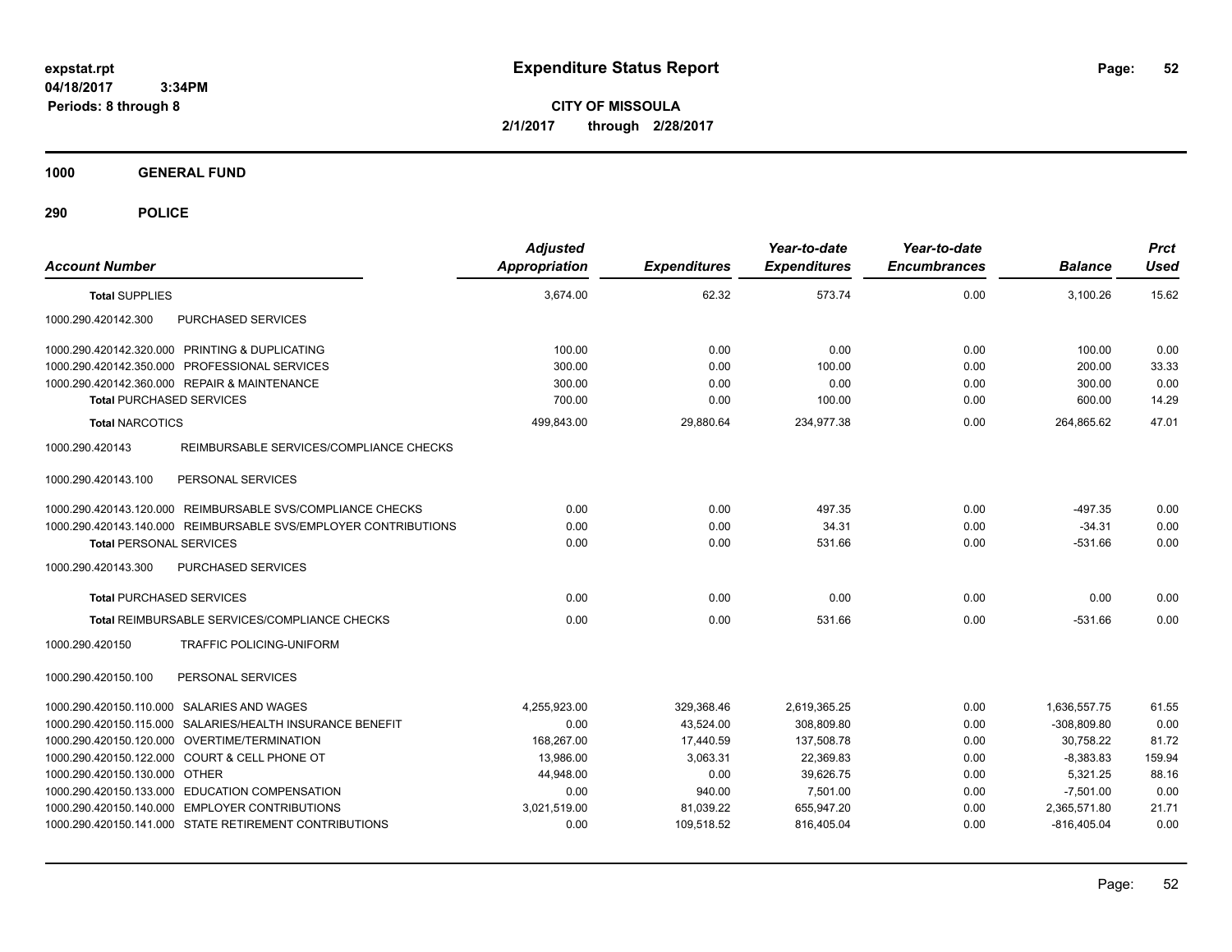**expstat.rpt**
**04/18/2017 3:34PM**
**Periods: 8 through 8**

# Expenditure Status Report

**CITY OF MISSOULA**
**2/1/2017 through 2/28/2017**

## 1000 GENERAL FUND

## 290 POLICE

| Account Number | Adjusted Appropriation | Expenditures | Year-to-date Expenditures | Year-to-date Encumbrances | Balance | Prct Used |
|---|---|---|---|---|---|---|
| **Total SUPPLIES** | 3,674.00 | 62.32 | 573.74 | 0.00 | 3,100.26 | 15.62 |
| 1000.290.420142.300 PURCHASED SERVICES | | | | | | |
| 1000.290.420142.320.000 PRINTING & DUPLICATING | 100.00 | 0.00 | 0.00 | 0.00 | 100.00 | 0.00 |
| 1000.290.420142.350.000 PROFESSIONAL SERVICES | 300.00 | 0.00 | 100.00 | 0.00 | 200.00 | 33.33 |
| 1000.290.420142.360.000 REPAIR & MAINTENANCE | 300.00 | 0.00 | 0.00 | 0.00 | 300.00 | 0.00 |
| **Total PURCHASED SERVICES** | 700.00 | 0.00 | 100.00 | 0.00 | 600.00 | 14.29 |
| **Total NARCOTICS** | 499,843.00 | 29,880.64 | 234,977.38 | 0.00 | 264,865.62 | 47.01 |
| 1000.290.420143 REIMBURSABLE SERVICES/COMPLIANCE CHECKS | | | | | | |
| 1000.290.420143.100 PERSONAL SERVICES | | | | | | |
| 1000.290.420143.120.000 REIMBURSABLE SVS/COMPLIANCE CHECKS | 0.00 | 0.00 | 497.35 | 0.00 | -497.35 | 0.00 |
| 1000.290.420143.140.000 REIMBURSABLE SVS/EMPLOYER CONTRIBUTIONS | 0.00 | 0.00 | 34.31 | 0.00 | -34.31 | 0.00 |
| **Total PERSONAL SERVICES** | 0.00 | 0.00 | 531.66 | 0.00 | -531.66 | 0.00 |
| 1000.290.420143.300 PURCHASED SERVICES | | | | | | |
| **Total PURCHASED SERVICES** | 0.00 | 0.00 | 0.00 | 0.00 | 0.00 | 0.00 |
| **Total REIMBURSABLE SERVICES/COMPLIANCE CHECKS** | 0.00 | 0.00 | 531.66 | 0.00 | -531.66 | 0.00 |
| 1000.290.420150 TRAFFIC POLICING-UNIFORM | | | | | | |
| 1000.290.420150.100 PERSONAL SERVICES | | | | | | |
| 1000.290.420150.110.000 SALARIES AND WAGES | 4,255,923.00 | 329,368.46 | 2,619,365.25 | 0.00 | 1,636,557.75 | 61.55 |
| 1000.290.420150.115.000 SALARIES/HEALTH INSURANCE BENEFIT | 0.00 | 43,524.00 | 308,809.80 | 0.00 | -308,809.80 | 0.00 |
| 1000.290.420150.120.000 OVERTIME/TERMINATION | 168,267.00 | 17,440.59 | 137,508.78 | 0.00 | 30,758.22 | 81.72 |
| 1000.290.420150.122.000 COURT & CELL PHONE OT | 13,986.00 | 3,063.31 | 22,369.83 | 0.00 | -8,383.83 | 159.94 |
| 1000.290.420150.130.000 OTHER | 44,948.00 | 0.00 | 39,626.75 | 0.00 | 5,321.25 | 88.16 |
| 1000.290.420150.133.000 EDUCATION COMPENSATION | 0.00 | 940.00 | 7,501.00 | 0.00 | -7,501.00 | 0.00 |
| 1000.290.420150.140.000 EMPLOYER CONTRIBUTIONS | 3,021,519.00 | 81,039.22 | 655,947.20 | 0.00 | 2,365,571.80 | 21.71 |
| 1000.290.420150.141.000 STATE RETIREMENT CONTRIBUTIONS | 0.00 | 109,518.52 | 816,405.04 | 0.00 | -816,405.04 | 0.00 |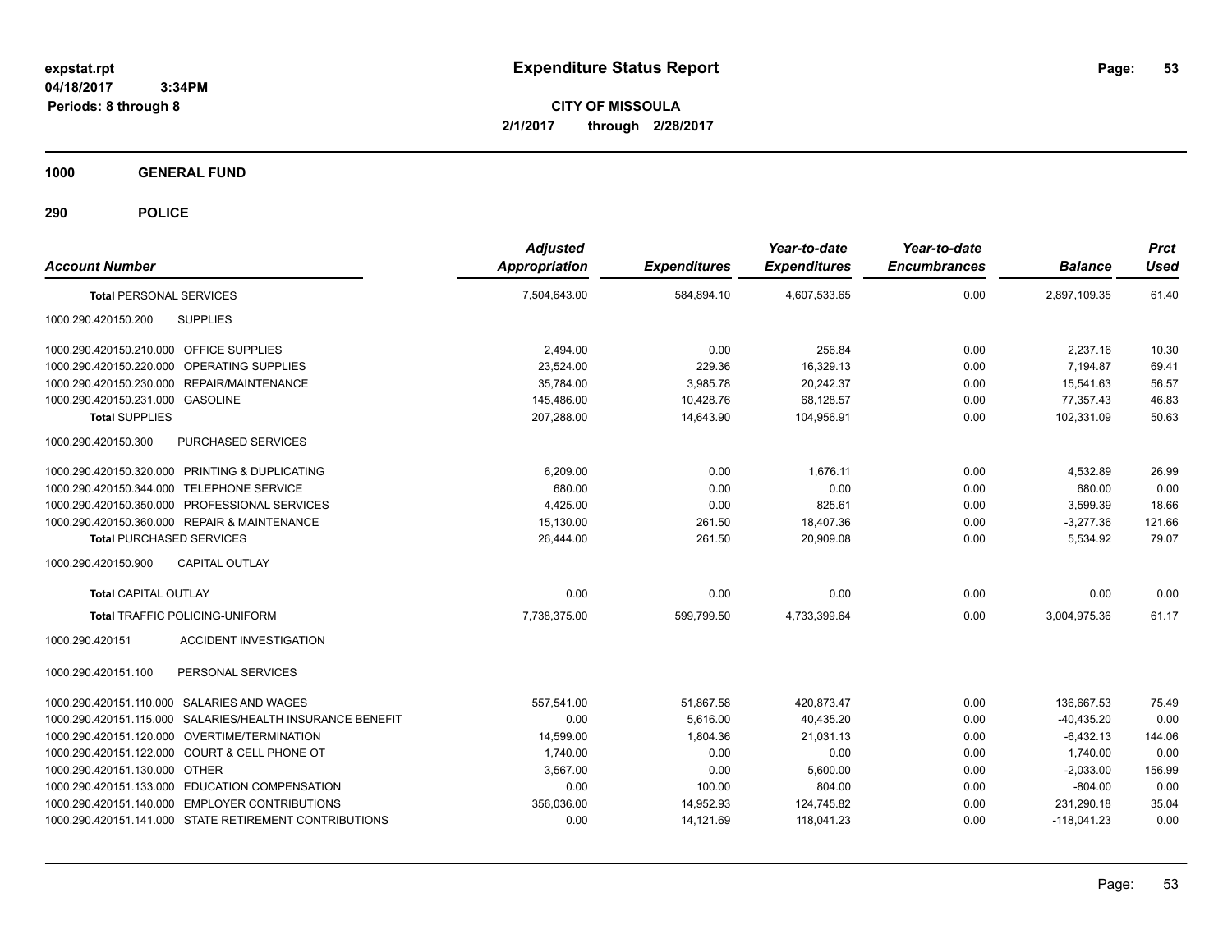**expstat.rpt**
**04/18/2017 3:34PM**
**Periods: 8 through 8**

# Expenditure Status Report

**CITY OF MISSOULA**
**2/1/2017 through 2/28/2017**

## 1000 GENERAL FUND

## 290 POLICE

| Account Number | | Adjusted Appropriation | Expenditures | Year-to-date Expenditures | Year-to-date Encumbrances | Balance | Prct Used |
|---|---|---|---|---|---|---|---|
| **Total** PERSONAL SERVICES | | 7,504,643.00 | 584,894.10 | 4,607,533.65 | 0.00 | 2,897,109.35 | 61.40 |
| 1000.290.420150.200 | SUPPLIES | | | | | | |
| 1000.290.420150.210.000 | OFFICE SUPPLIES | 2,494.00 | 0.00 | 256.84 | 0.00 | 2,237.16 | 10.30 |
| 1000.290.420150.220.000 | OPERATING SUPPLIES | 23,524.00 | 229.36 | 16,329.13 | 0.00 | 7,194.87 | 69.41 |
| 1000.290.420150.230.000 | REPAIR/MAINTENANCE | 35,784.00 | 3,985.78 | 20,242.37 | 0.00 | 15,541.63 | 56.57 |
| 1000.290.420150.231.000 | GASOLINE | 145,486.00 | 10,428.76 | 68,128.57 | 0.00 | 77,357.43 | 46.83 |
| **Total SUPPLIES** | | 207,288.00 | 14,643.90 | 104,956.91 | 0.00 | 102,331.09 | 50.63 |
| 1000.290.420150.300 | PURCHASED SERVICES | | | | | | |
| 1000.290.420150.320.000 | PRINTING & DUPLICATING | 6,209.00 | 0.00 | 1,676.11 | 0.00 | 4,532.89 | 26.99 |
| 1000.290.420150.344.000 | TELEPHONE SERVICE | 680.00 | 0.00 | 0.00 | 0.00 | 680.00 | 0.00 |
| 1000.290.420150.350.000 | PROFESSIONAL SERVICES | 4,425.00 | 0.00 | 825.61 | 0.00 | 3,599.39 | 18.66 |
| 1000.290.420150.360.000 | REPAIR & MAINTENANCE | 15,130.00 | 261.50 | 18,407.36 | 0.00 | -3,277.36 | 121.66 |
| **Total** PURCHASED SERVICES | | 26,444.00 | 261.50 | 20,909.08 | 0.00 | 5,534.92 | 79.07 |
| 1000.290.420150.900 | CAPITAL OUTLAY | | | | | | |
| **Total** CAPITAL OUTLAY | | 0.00 | 0.00 | 0.00 | 0.00 | 0.00 | 0.00 |
| **Total** TRAFFIC POLICING-UNIFORM | | 7,738,375.00 | 599,799.50 | 4,733,399.64 | 0.00 | 3,004,975.36 | 61.17 |
| 1000.290.420151 | ACCIDENT INVESTIGATION | | | | | | |
| 1000.290.420151.100 | PERSONAL SERVICES | | | | | | |
| 1000.290.420151.110.000 | SALARIES AND WAGES | 557,541.00 | 51,867.58 | 420,873.47 | 0.00 | 136,667.53 | 75.49 |
| 1000.290.420151.115.000 | SALARIES/HEALTH INSURANCE BENEFIT | 0.00 | 5,616.00 | 40,435.20 | 0.00 | -40,435.20 | 0.00 |
| 1000.290.420151.120.000 | OVERTIME/TERMINATION | 14,599.00 | 1,804.36 | 21,031.13 | 0.00 | -6,432.13 | 144.06 |
| 1000.290.420151.122.000 | COURT & CELL PHONE OT | 1,740.00 | 0.00 | 0.00 | 0.00 | 1,740.00 | 0.00 |
| 1000.290.420151.130.000 | OTHER | 3,567.00 | 0.00 | 5,600.00 | 0.00 | -2,033.00 | 156.99 |
| 1000.290.420151.133.000 | EDUCATION COMPENSATION | 0.00 | 100.00 | 804.00 | 0.00 | -804.00 | 0.00 |
| 1000.290.420151.140.000 | EMPLOYER CONTRIBUTIONS | 356,036.00 | 14,952.93 | 124,745.82 | 0.00 | 231,290.18 | 35.04 |
| 1000.290.420151.141.000 | STATE RETIREMENT CONTRIBUTIONS | 0.00 | 14,121.69 | 118,041.23 | 0.00 | -118,041.23 | 0.00 |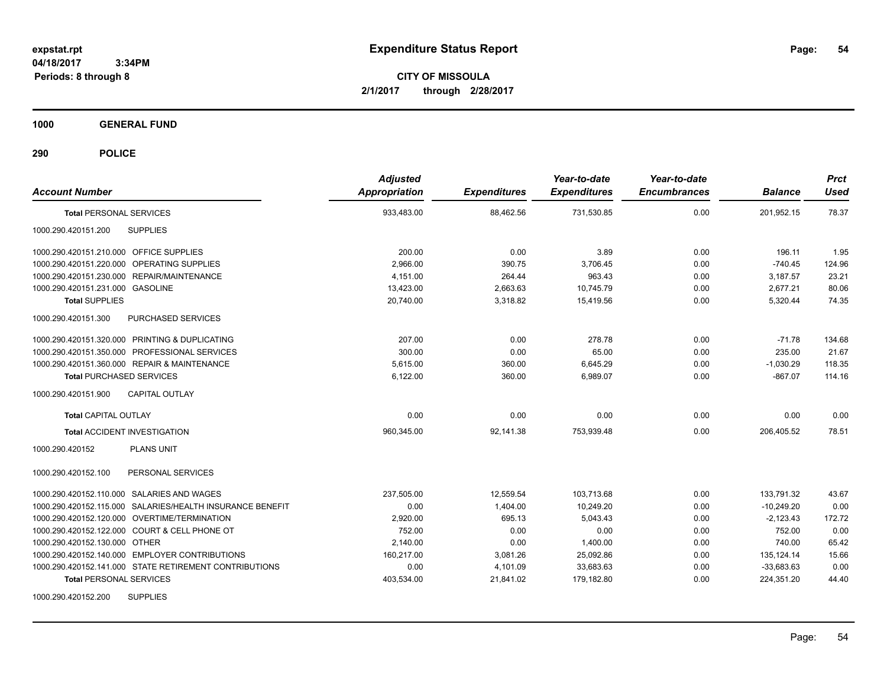**CITY OF MISSOULA**

**2/1/2017 through 2/28/2017**

**1000 GENERAL FUND**

**290 POLICE**

| Account Number | | Adjusted Appropriation | Expenditures | Year-to-date Expenditures | Year-to-date Encumbrances | Balance | Prct Used |
|---|---|---|---|---|---|---|---|
| **Total** PERSONAL SERVICES | | 933,483.00 | 88,462.56 | 731,530.85 | 0.00 | 201,952.15 | 78.37 |
| 1000.290.420151.200 | SUPPLIES | | | | | | |
| 1000.290.420151.210.000 | OFFICE SUPPLIES | 200.00 | 0.00 | 3.89 | 0.00 | 196.11 | 1.95 |
| 1000.290.420151.220.000 | OPERATING SUPPLIES | 2,966.00 | 390.75 | 3,706.45 | 0.00 | -740.45 | 124.96 |
| 1000.290.420151.230.000 | REPAIR/MAINTENANCE | 4,151.00 | 264.44 | 963.43 | 0.00 | 3,187.57 | 23.21 |
| 1000.290.420151.231.000 | GASOLINE | 13,423.00 | 2,663.63 | 10,745.79 | 0.00 | 2,677.21 | 80.06 |
| **Total SUPPLIES** | | 20,740.00 | 3,318.82 | 15,419.56 | 0.00 | 5,320.44 | 74.35 |
| 1000.290.420151.300 | PURCHASED SERVICES | | | | | | |
| 1000.290.420151.320.000 | PRINTING & DUPLICATING | 207.00 | 0.00 | 278.78 | 0.00 | -71.78 | 134.68 |
| 1000.290.420151.350.000 | PROFESSIONAL SERVICES | 300.00 | 0.00 | 65.00 | 0.00 | 235.00 | 21.67 |
| 1000.290.420151.360.000 | REPAIR & MAINTENANCE | 5,615.00 | 360.00 | 6,645.29 | 0.00 | -1,030.29 | 118.35 |
| **Total** PURCHASED SERVICES | | 6,122.00 | 360.00 | 6,989.07 | 0.00 | -867.07 | 114.16 |
| 1000.290.420151.900 | CAPITAL OUTLAY | | | | | | |
| **Total** CAPITAL OUTLAY | | 0.00 | 0.00 | 0.00 | 0.00 | 0.00 | 0.00 |
| **Total** ACCIDENT INVESTIGATION | | 960,345.00 | 92,141.38 | 753,939.48 | 0.00 | 206,405.52 | 78.51 |
| 1000.290.420152 | PLANS UNIT | | | | | | |
| 1000.290.420152.100 | PERSONAL SERVICES | | | | | | |
| 1000.290.420152.110.000 | SALARIES AND WAGES | 237,505.00 | 12,559.54 | 103,713.68 | 0.00 | 133,791.32 | 43.67 |
| 1000.290.420152.115.000 | SALARIES/HEALTH INSURANCE BENEFIT | 0.00 | 1,404.00 | 10,249.20 | 0.00 | -10,249.20 | 0.00 |
| 1000.290.420152.120.000 | OVERTIME/TERMINATION | 2,920.00 | 695.13 | 5,043.43 | 0.00 | -2,123.43 | 172.72 |
| 1000.290.420152.122.000 | COURT & CELL PHONE OT | 752.00 | 0.00 | 0.00 | 0.00 | 752.00 | 0.00 |
| 1000.290.420152.130.000 | OTHER | 2,140.00 | 0.00 | 1,400.00 | 0.00 | 740.00 | 65.42 |
| 1000.290.420152.140.000 | EMPLOYER CONTRIBUTIONS | 160,217.00 | 3,081.26 | 25,092.86 | 0.00 | 135,124.14 | 15.66 |
| 1000.290.420152.141.000 | STATE RETIREMENT CONTRIBUTIONS | 0.00 | 4,101.09 | 33,683.63 | 0.00 | -33,683.63 | 0.00 |
| **Total** PERSONAL SERVICES | | 403,534.00 | 21,841.02 | 179,182.80 | 0.00 | 224,351.20 | 44.40 |
| 1000.290.420152.200 | SUPPLIES | | | | | | |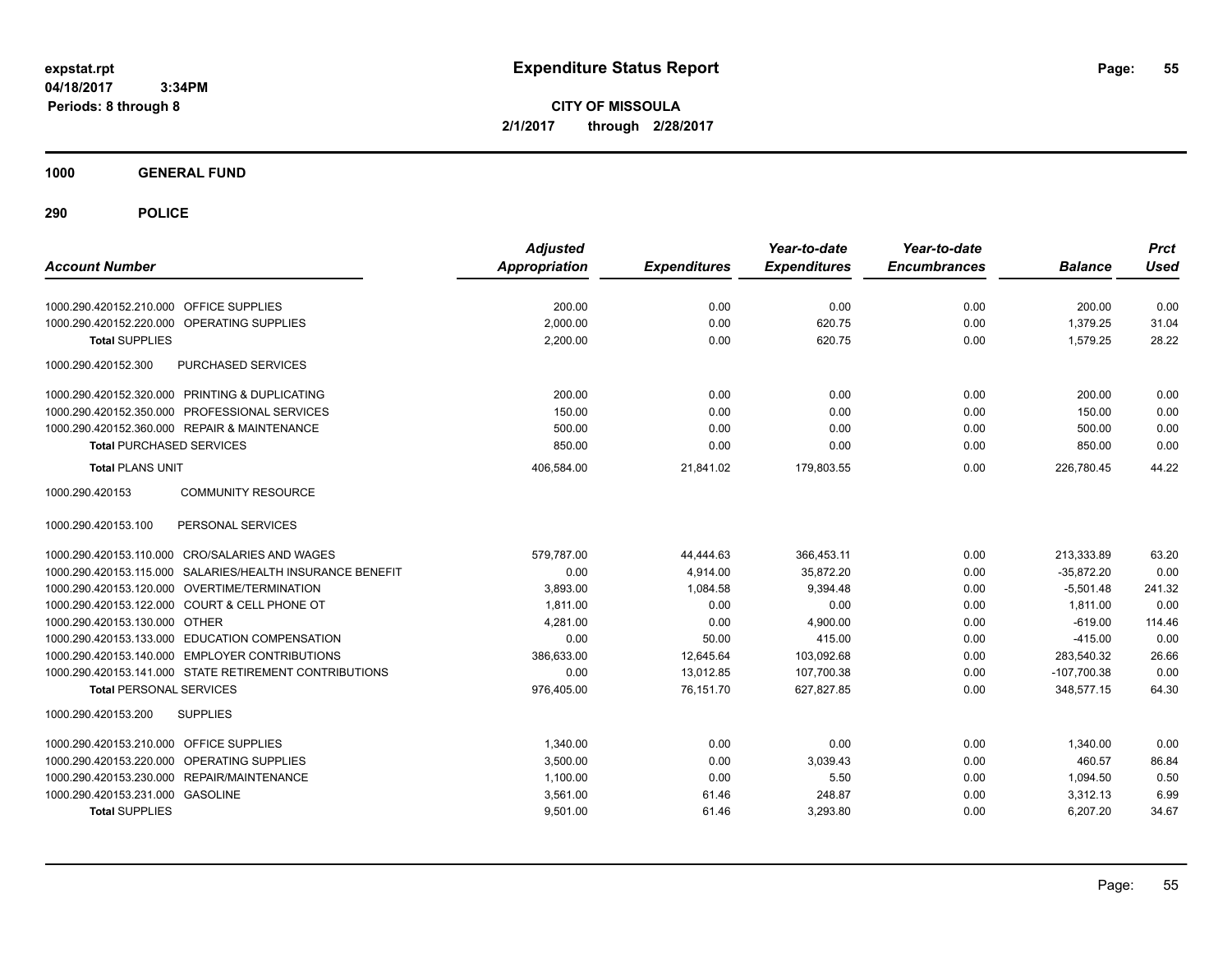**expstat.rpt**
**04/18/2017 3:34PM**
**Periods: 8 through 8**

# Expenditure Status Report

**CITY OF MISSOULA**
**2/1/2017 through 2/28/2017**

## 1000 GENERAL FUND

## 290 POLICE

| Account Number | | Adjusted Appropriation | Expenditures | Year-to-date Expenditures | Year-to-date Encumbrances | Balance | Prct Used |
|---|---|---|---|---|---|---|---|
| 1000.290.420152.210.000 | OFFICE SUPPLIES | 200.00 | 0.00 | 0.00 | 0.00 | 200.00 | 0.00 |
| 1000.290.420152.220.000 | OPERATING SUPPLIES | 2,000.00 | 0.00 | 620.75 | 0.00 | 1,379.25 | 31.04 |
| **Total SUPPLIES** | | 2,200.00 | 0.00 | 620.75 | 0.00 | 1,579.25 | 28.22 |
| 1000.290.420152.300 | PURCHASED SERVICES | | | | | | |
| 1000.290.420152.320.000 | PRINTING & DUPLICATING | 200.00 | 0.00 | 0.00 | 0.00 | 200.00 | 0.00 |
| 1000.290.420152.350.000 | PROFESSIONAL SERVICES | 150.00 | 0.00 | 0.00 | 0.00 | 150.00 | 0.00 |
| 1000.290.420152.360.000 | REPAIR & MAINTENANCE | 500.00 | 0.00 | 0.00 | 0.00 | 500.00 | 0.00 |
| **Total PURCHASED SERVICES** | | 850.00 | 0.00 | 0.00 | 0.00 | 850.00 | 0.00 |
| **Total PLANS UNIT** | | 406,584.00 | 21,841.02 | 179,803.55 | 0.00 | 226,780.45 | 44.22 |
| 1000.290.420153 | COMMUNITY RESOURCE | | | | | | |
| 1000.290.420153.100 | PERSONAL SERVICES | | | | | | |
| 1000.290.420153.110.000 | CRO/SALARIES AND WAGES | 579,787.00 | 44,444.63 | 366,453.11 | 0.00 | 213,333.89 | 63.20 |
| 1000.290.420153.115.000 | SALARIES/HEALTH INSURANCE BENEFIT | 0.00 | 4,914.00 | 35,872.20 | 0.00 | -35,872.20 | 0.00 |
| 1000.290.420153.120.000 | OVERTIME/TERMINATION | 3,893.00 | 1,084.58 | 9,394.48 | 0.00 | -5,501.48 | 241.32 |
| 1000.290.420153.122.000 | COURT & CELL PHONE OT | 1,811.00 | 0.00 | 0.00 | 0.00 | 1,811.00 | 0.00 |
| 1000.290.420153.130.000 | OTHER | 4,281.00 | 0.00 | 4,900.00 | 0.00 | -619.00 | 114.46 |
| 1000.290.420153.133.000 | EDUCATION COMPENSATION | 0.00 | 50.00 | 415.00 | 0.00 | -415.00 | 0.00 |
| 1000.290.420153.140.000 | EMPLOYER CONTRIBUTIONS | 386,633.00 | 12,645.64 | 103,092.68 | 0.00 | 283,540.32 | 26.66 |
| 1000.290.420153.141.000 | STATE RETIREMENT CONTRIBUTIONS | 0.00 | 13,012.85 | 107,700.38 | 0.00 | -107,700.38 | 0.00 |
| **Total PERSONAL SERVICES** | | 976,405.00 | 76,151.70 | 627,827.85 | 0.00 | 348,577.15 | 64.30 |
| 1000.290.420153.200 | SUPPLIES | | | | | | |
| 1000.290.420153.210.000 | OFFICE SUPPLIES | 1,340.00 | 0.00 | 0.00 | 0.00 | 1,340.00 | 0.00 |
| 1000.290.420153.220.000 | OPERATING SUPPLIES | 3,500.00 | 0.00 | 3,039.43 | 0.00 | 460.57 | 86.84 |
| 1000.290.420153.230.000 | REPAIR/MAINTENANCE | 1,100.00 | 0.00 | 5.50 | 0.00 | 1,094.50 | 0.50 |
| 1000.290.420153.231.000 | GASOLINE | 3,561.00 | 61.46 | 248.87 | 0.00 | 3,312.13 | 6.99 |
| **Total SUPPLIES** | | 9,501.00 | 61.46 | 3,293.80 | 0.00 | 6,207.20 | 34.67 |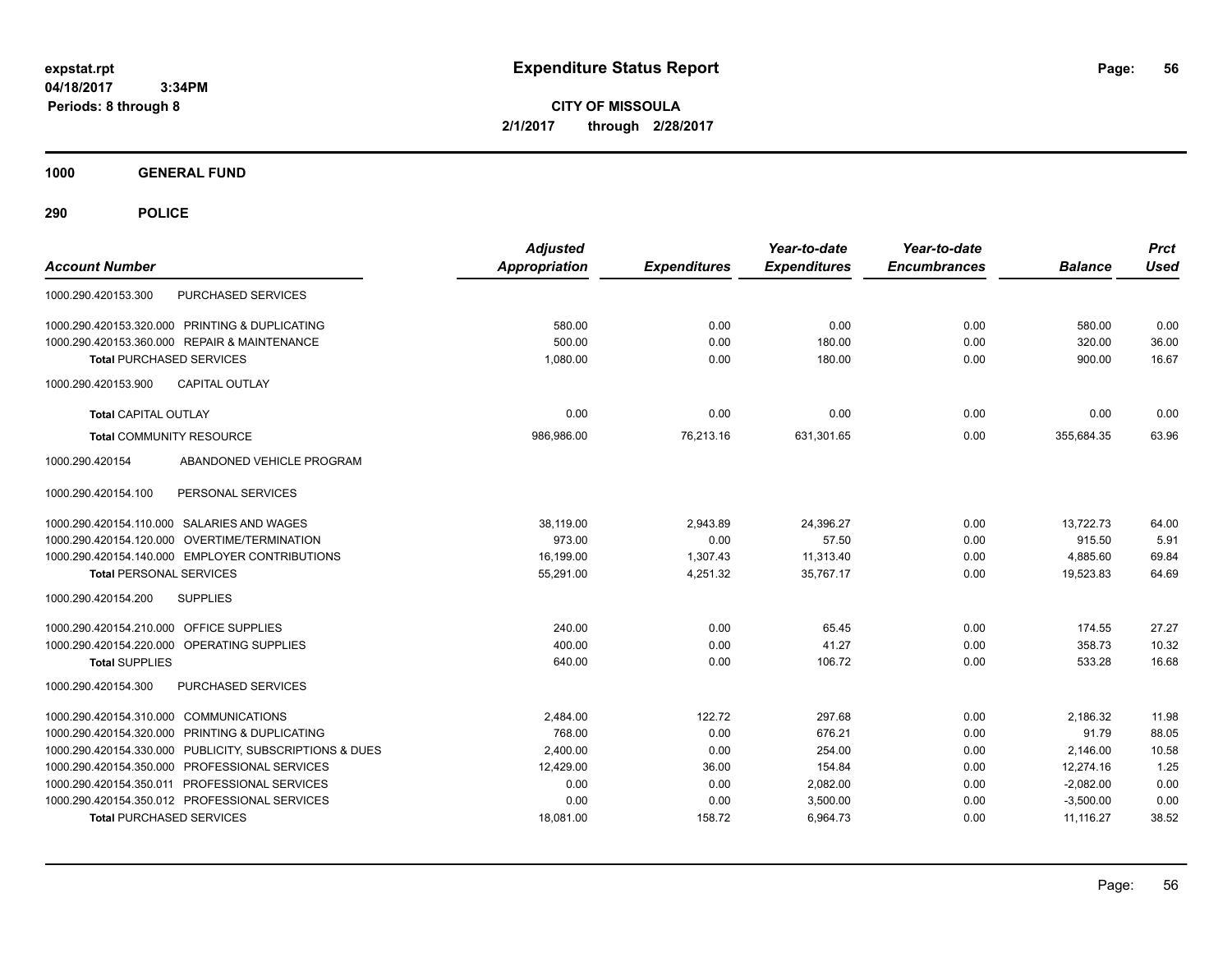**expstat.rpt**
**04/18/2017 3:34PM**
**Periods: 8 through 8**

# Expenditure Status Report

**CITY OF MISSOULA**
**2/1/2017 through 2/28/2017**

## 1000 GENERAL FUND

## 290 POLICE

| Account Number | | Adjusted Appropriation | Expenditures | Year-to-date Expenditures | Year-to-date Encumbrances | Balance | Prct Used |
|---|---|---|---|---|---|---|---|
| 1000.290.420153.300 | PURCHASED SERVICES | | | | | | |
| 1000.290.420153.320.000 | PRINTING & DUPLICATING | 580.00 | 0.00 | 0.00 | 0.00 | 580.00 | 0.00 |
| 1000.290.420153.360.000 | REPAIR & MAINTENANCE | 500.00 | 0.00 | 180.00 | 0.00 | 320.00 | 36.00 |
| **Total** PURCHASED SERVICES | | 1,080.00 | 0.00 | 180.00 | 0.00 | 900.00 | 16.67 |
| 1000.290.420153.900 | CAPITAL OUTLAY | | | | | | |
| **Total** CAPITAL OUTLAY | | 0.00 | 0.00 | 0.00 | 0.00 | 0.00 | 0.00 |
| **Total** COMMUNITY RESOURCE | | 986,986.00 | 76,213.16 | 631,301.65 | 0.00 | 355,684.35 | 63.96 |
| 1000.290.420154 | ABANDONED VEHICLE PROGRAM | | | | | | |
| 1000.290.420154.100 | PERSONAL SERVICES | | | | | | |
| 1000.290.420154.110.000 | SALARIES AND WAGES | 38,119.00 | 2,943.89 | 24,396.27 | 0.00 | 13,722.73 | 64.00 |
| 1000.290.420154.120.000 | OVERTIME/TERMINATION | 973.00 | 0.00 | 57.50 | 0.00 | 915.50 | 5.91 |
| 1000.290.420154.140.000 | EMPLOYER CONTRIBUTIONS | 16,199.00 | 1,307.43 | 11,313.40 | 0.00 | 4,885.60 | 69.84 |
| **Total** PERSONAL SERVICES | | 55,291.00 | 4,251.32 | 35,767.17 | 0.00 | 19,523.83 | 64.69 |
| 1000.290.420154.200 | SUPPLIES | | | | | | |
| 1000.290.420154.210.000 | OFFICE SUPPLIES | 240.00 | 0.00 | 65.45 | 0.00 | 174.55 | 27.27 |
| 1000.290.420154.220.000 | OPERATING SUPPLIES | 400.00 | 0.00 | 41.27 | 0.00 | 358.73 | 10.32 |
| **Total** SUPPLIES | | 640.00 | 0.00 | 106.72 | 0.00 | 533.28 | 16.68 |
| 1000.290.420154.300 | PURCHASED SERVICES | | | | | | |
| 1000.290.420154.310.000 | COMMUNICATIONS | 2,484.00 | 122.72 | 297.68 | 0.00 | 2,186.32 | 11.98 |
| 1000.290.420154.320.000 | PRINTING & DUPLICATING | 768.00 | 0.00 | 676.21 | 0.00 | 91.79 | 88.05 |
| 1000.290.420154.330.000 | PUBLICITY, SUBSCRIPTIONS & DUES | 2,400.00 | 0.00 | 254.00 | 0.00 | 2,146.00 | 10.58 |
| 1000.290.420154.350.000 | PROFESSIONAL SERVICES | 12,429.00 | 36.00 | 154.84 | 0.00 | 12,274.16 | 1.25 |
| 1000.290.420154.350.011 | PROFESSIONAL SERVICES | 0.00 | 0.00 | 2,082.00 | 0.00 | -2,082.00 | 0.00 |
| 1000.290.420154.350.012 | PROFESSIONAL SERVICES | 0.00 | 0.00 | 3,500.00 | 0.00 | -3,500.00 | 0.00 |
| **Total** PURCHASED SERVICES | | 18,081.00 | 158.72 | 6,964.73 | 0.00 | 11,116.27 | 38.52 |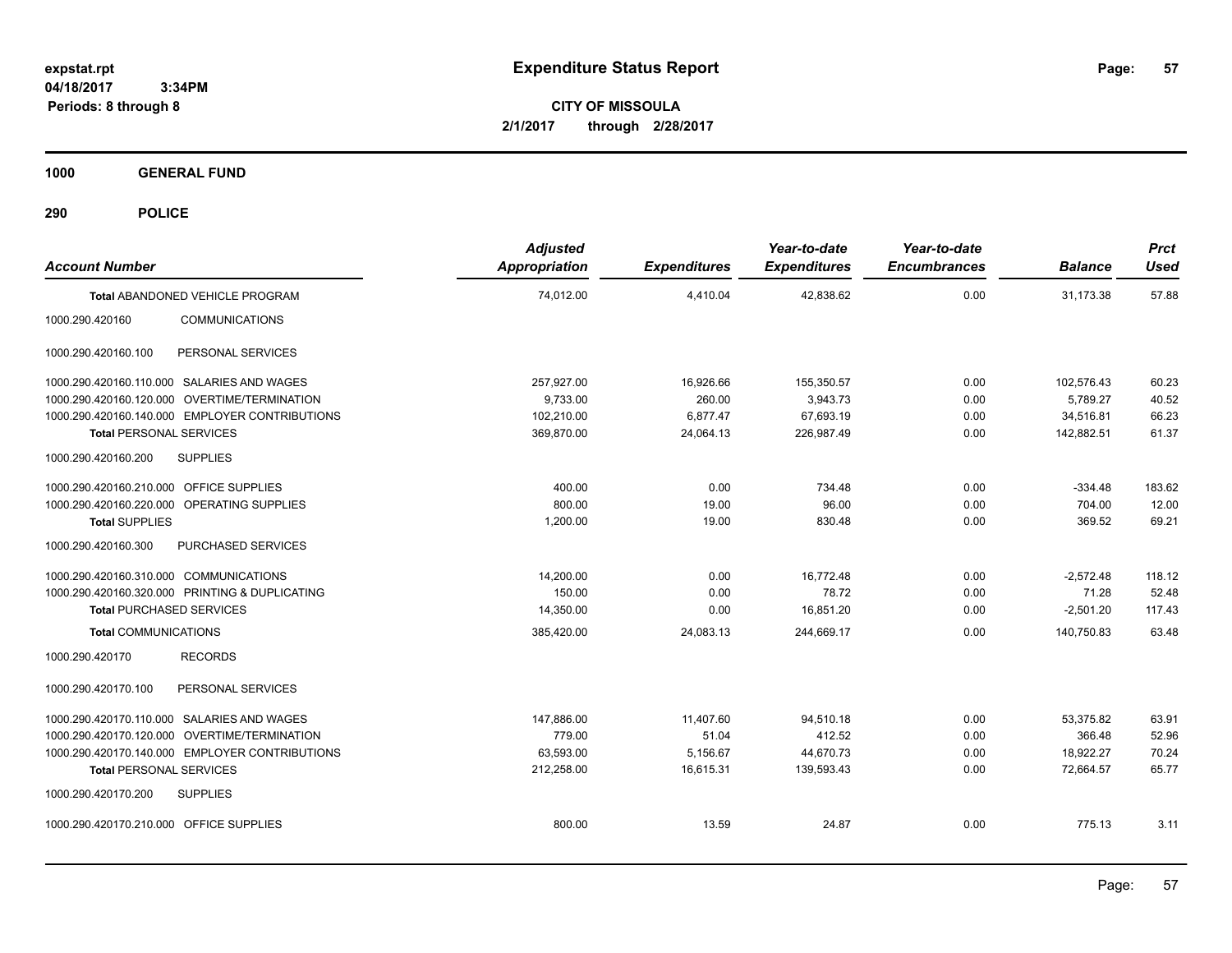**expstat.rpt**
**04/18/2017 3:34PM**
**Periods: 8 through 8**

# Expenditure Status Report

**CITY OF MISSOULA**
**2/1/2017 through 2/28/2017**

## 1000 GENERAL FUND

## 290 POLICE

| Account Number | | Adjusted Appropriation | Expenditures | Year-to-date Expenditures | Year-to-date Encumbrances | Balance | Prct Used |
|---|---|---|---|---|---|---|---|
| **Total** ABANDONED VEHICLE PROGRAM | | 74,012.00 | 4,410.04 | 42,838.62 | 0.00 | 31,173.38 | 57.88 |
| 1000.290.420160 | COMMUNICATIONS | | | | | | |
| 1000.290.420160.100 | PERSONAL SERVICES | | | | | | |
| 1000.290.420160.110.000 | SALARIES AND WAGES | 257,927.00 | 16,926.66 | 155,350.57 | 0.00 | 102,576.43 | 60.23 |
| 1000.290.420160.120.000 | OVERTIME/TERMINATION | 9,733.00 | 260.00 | 3,943.73 | 0.00 | 5,789.27 | 40.52 |
| 1000.290.420160.140.000 | EMPLOYER CONTRIBUTIONS | 102,210.00 | 6,877.47 | 67,693.19 | 0.00 | 34,516.81 | 66.23 |
| **Total** PERSONAL SERVICES | | 369,870.00 | 24,064.13 | 226,987.49 | 0.00 | 142,882.51 | 61.37 |
| 1000.290.420160.200 | SUPPLIES | | | | | | |
| 1000.290.420160.210.000 | OFFICE SUPPLIES | 400.00 | 0.00 | 734.48 | 0.00 | -334.48 | 183.62 |
| 1000.290.420160.220.000 | OPERATING SUPPLIES | 800.00 | 19.00 | 96.00 | 0.00 | 704.00 | 12.00 |
| **Total** SUPPLIES | | 1,200.00 | 19.00 | 830.48 | 0.00 | 369.52 | 69.21 |
| 1000.290.420160.300 | PURCHASED SERVICES | | | | | | |
| 1000.290.420160.310.000 | COMMUNICATIONS | 14,200.00 | 0.00 | 16,772.48 | 0.00 | -2,572.48 | 118.12 |
| 1000.290.420160.320.000 | PRINTING & DUPLICATING | 150.00 | 0.00 | 78.72 | 0.00 | 71.28 | 52.48 |
| **Total** PURCHASED SERVICES | | 14,350.00 | 0.00 | 16,851.20 | 0.00 | -2,501.20 | 117.43 |
| **Total** COMMUNICATIONS | | 385,420.00 | 24,083.13 | 244,669.17 | 0.00 | 140,750.83 | 63.48 |
| 1000.290.420170 | RECORDS | | | | | | |
| 1000.290.420170.100 | PERSONAL SERVICES | | | | | | |
| 1000.290.420170.110.000 | SALARIES AND WAGES | 147,886.00 | 11,407.60 | 94,510.18 | 0.00 | 53,375.82 | 63.91 |
| 1000.290.420170.120.000 | OVERTIME/TERMINATION | 779.00 | 51.04 | 412.52 | 0.00 | 366.48 | 52.96 |
| 1000.290.420170.140.000 | EMPLOYER CONTRIBUTIONS | 63,593.00 | 5,156.67 | 44,670.73 | 0.00 | 18,922.27 | 70.24 |
| **Total** PERSONAL SERVICES | | 212,258.00 | 16,615.31 | 139,593.43 | 0.00 | 72,664.57 | 65.77 |
| 1000.290.420170.200 | SUPPLIES | | | | | | |
| 1000.290.420170.210.000 | OFFICE SUPPLIES | 800.00 | 13.59 | 24.87 | 0.00 | 775.13 | 3.11 |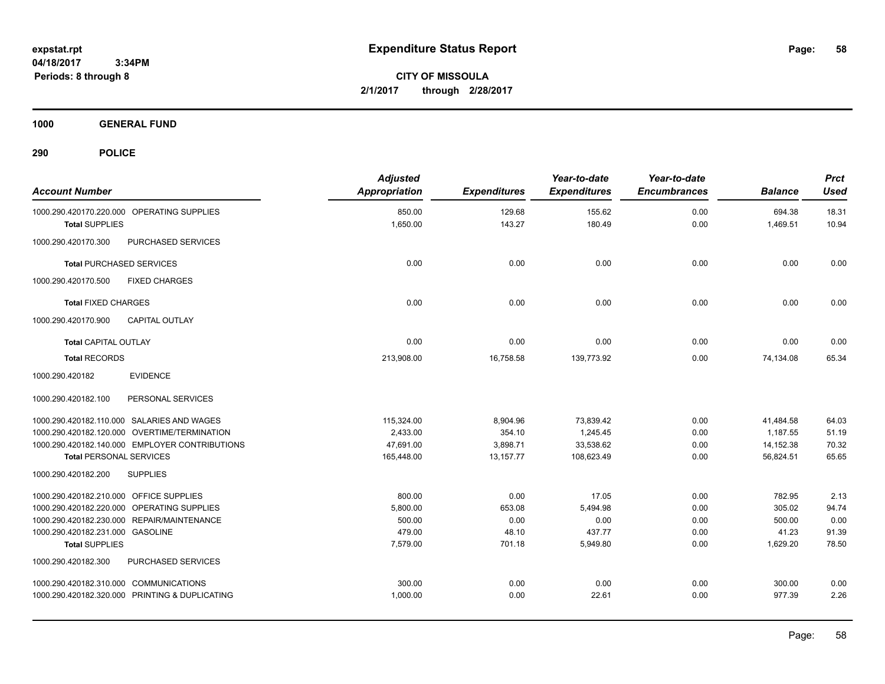**expstat.rpt**
**04/18/2017 3:34PM**
**Periods: 8 through 8**

# Expenditure Status Report

**CITY OF MISSOULA**
**2/1/2017 through 2/28/2017**

## 1000 GENERAL FUND

## 290 POLICE

| Account Number | Adjusted Appropriation | Expenditures | Year-to-date Expenditures | Year-to-date Encumbrances | Balance | Prct Used |
|---|---|---|---|---|---|---|
| 1000.290.420170.220.000 OPERATING SUPPLIES | 850.00 | 129.68 | 155.62 | 0.00 | 694.38 | 18.31 |
| **Total SUPPLIES** | 1,650.00 | 143.27 | 180.49 | 0.00 | 1,469.51 | 10.94 |
| 1000.290.420170.300 PURCHASED SERVICES | | | | | | |
| **Total PURCHASED SERVICES** | 0.00 | 0.00 | 0.00 | 0.00 | 0.00 | 0.00 |
| 1000.290.420170.500 FIXED CHARGES | | | | | | |
| **Total FIXED CHARGES** | 0.00 | 0.00 | 0.00 | 0.00 | 0.00 | 0.00 |
| 1000.290.420170.900 CAPITAL OUTLAY | | | | | | |
| **Total CAPITAL OUTLAY** | 0.00 | 0.00 | 0.00 | 0.00 | 0.00 | 0.00 |
| **Total RECORDS** | 213,908.00 | 16,758.58 | 139,773.92 | 0.00 | 74,134.08 | 65.34 |
| 1000.290.420182 EVIDENCE | | | | | | |
| 1000.290.420182.100 PERSONAL SERVICES | | | | | | |
| 1000.290.420182.110.000 SALARIES AND WAGES | 115,324.00 | 8,904.96 | 73,839.42 | 0.00 | 41,484.58 | 64.03 |
| 1000.290.420182.120.000 OVERTIME/TERMINATION | 2,433.00 | 354.10 | 1,245.45 | 0.00 | 1,187.55 | 51.19 |
| 1000.290.420182.140.000 EMPLOYER CONTRIBUTIONS | 47,691.00 | 3,898.71 | 33,538.62 | 0.00 | 14,152.38 | 70.32 |
| **Total PERSONAL SERVICES** | 165,448.00 | 13,157.77 | 108,623.49 | 0.00 | 56,824.51 | 65.65 |
| 1000.290.420182.200 SUPPLIES | | | | | | |
| 1000.290.420182.210.000 OFFICE SUPPLIES | 800.00 | 0.00 | 17.05 | 0.00 | 782.95 | 2.13 |
| 1000.290.420182.220.000 OPERATING SUPPLIES | 5,800.00 | 653.08 | 5,494.98 | 0.00 | 305.02 | 94.74 |
| 1000.290.420182.230.000 REPAIR/MAINTENANCE | 500.00 | 0.00 | 0.00 | 0.00 | 500.00 | 0.00 |
| 1000.290.420182.231.000 GASOLINE | 479.00 | 48.10 | 437.77 | 0.00 | 41.23 | 91.39 |
| **Total SUPPLIES** | 7,579.00 | 701.18 | 5,949.80 | 0.00 | 1,629.20 | 78.50 |
| 1000.290.420182.300 PURCHASED SERVICES | | | | | | |
| 1000.290.420182.310.000 COMMUNICATIONS | 300.00 | 0.00 | 0.00 | 0.00 | 300.00 | 0.00 |
| 1000.290.420182.320.000 PRINTING & DUPLICATING | 1,000.00 | 0.00 | 22.61 | 0.00 | 977.39 | 2.26 |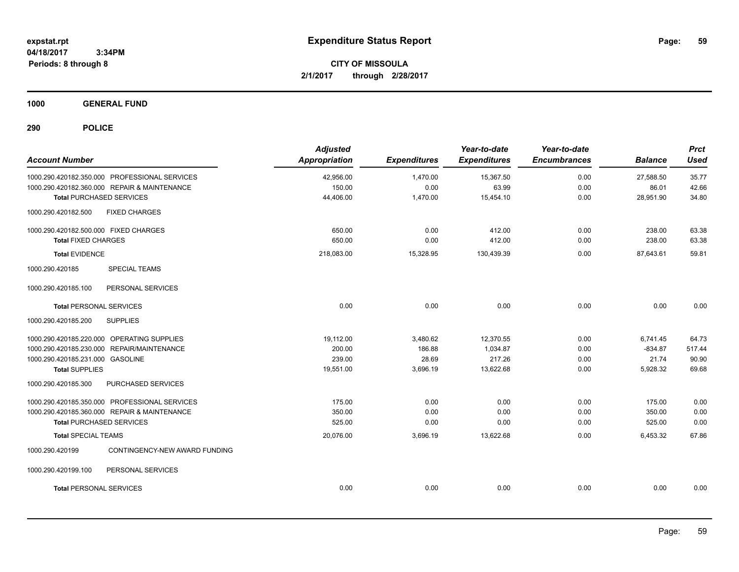# Expenditure Status Report

expstat.rpt
04/18/2017 3:34PM
Periods: 8 through 8

**CITY OF MISSOULA**
**2/1/2017 through 2/28/2017**

## 1000 GENERAL FUND

## 290 POLICE

| Account Number | Adjusted Appropriation | Expenditures | Year-to-date Expenditures | Year-to-date Encumbrances | Balance | Prct Used |
|---|---|---|---|---|---|---|
| 1000.290.420182.350.000 PROFESSIONAL SERVICES | 42,956.00 | 1,470.00 | 15,367.50 | 0.00 | 27,588.50 | 35.77 |
| 1000.290.420182.360.000 REPAIR & MAINTENANCE | 150.00 | 0.00 | 63.99 | 0.00 | 86.01 | 42.66 |
| **Total** PURCHASED SERVICES | 44,406.00 | 1,470.00 | 15,454.10 | 0.00 | 28,951.90 | 34.80 |
| 1000.290.420182.500 FIXED CHARGES | | | | | | |
| 1000.290.420182.500.000 FIXED CHARGES | 650.00 | 0.00 | 412.00 | 0.00 | 238.00 | 63.38 |
| **Total** FIXED CHARGES | 650.00 | 0.00 | 412.00 | 0.00 | 238.00 | 63.38 |
| **Total** EVIDENCE | 218,083.00 | 15,328.95 | 130,439.39 | 0.00 | 87,643.61 | 59.81 |
| 1000.290.420185 SPECIAL TEAMS | | | | | | |
| 1000.290.420185.100 PERSONAL SERVICES | | | | | | |
| **Total** PERSONAL SERVICES | 0.00 | 0.00 | 0.00 | 0.00 | 0.00 | 0.00 |
| 1000.290.420185.200 SUPPLIES | | | | | | |
| 1000.290.420185.220.000 OPERATING SUPPLIES | 19,112.00 | 3,480.62 | 12,370.55 | 0.00 | 6,741.45 | 64.73 |
| 1000.290.420185.230.000 REPAIR/MAINTENANCE | 200.00 | 186.88 | 1,034.87 | 0.00 | -834.87 | 517.44 |
| 1000.290.420185.231.000 GASOLINE | 239.00 | 28.69 | 217.26 | 0.00 | 21.74 | 90.90 |
| **Total** SUPPLIES | 19,551.00 | 3,696.19 | 13,622.68 | 0.00 | 5,928.32 | 69.68 |
| 1000.290.420185.300 PURCHASED SERVICES | | | | | | |
| 1000.290.420185.350.000 PROFESSIONAL SERVICES | 175.00 | 0.00 | 0.00 | 0.00 | 175.00 | 0.00 |
| 1000.290.420185.360.000 REPAIR & MAINTENANCE | 350.00 | 0.00 | 0.00 | 0.00 | 350.00 | 0.00 |
| **Total** PURCHASED SERVICES | 525.00 | 0.00 | 0.00 | 0.00 | 525.00 | 0.00 |
| **Total** SPECIAL TEAMS | 20,076.00 | 3,696.19 | 13,622.68 | 0.00 | 6,453.32 | 67.86 |
| 1000.290.420199 CONTINGENCY-NEW AWARD FUNDING | | | | | | |
| 1000.290.420199.100 PERSONAL SERVICES | | | | | | |
| **Total** PERSONAL SERVICES | 0.00 | 0.00 | 0.00 | 0.00 | 0.00 | 0.00 |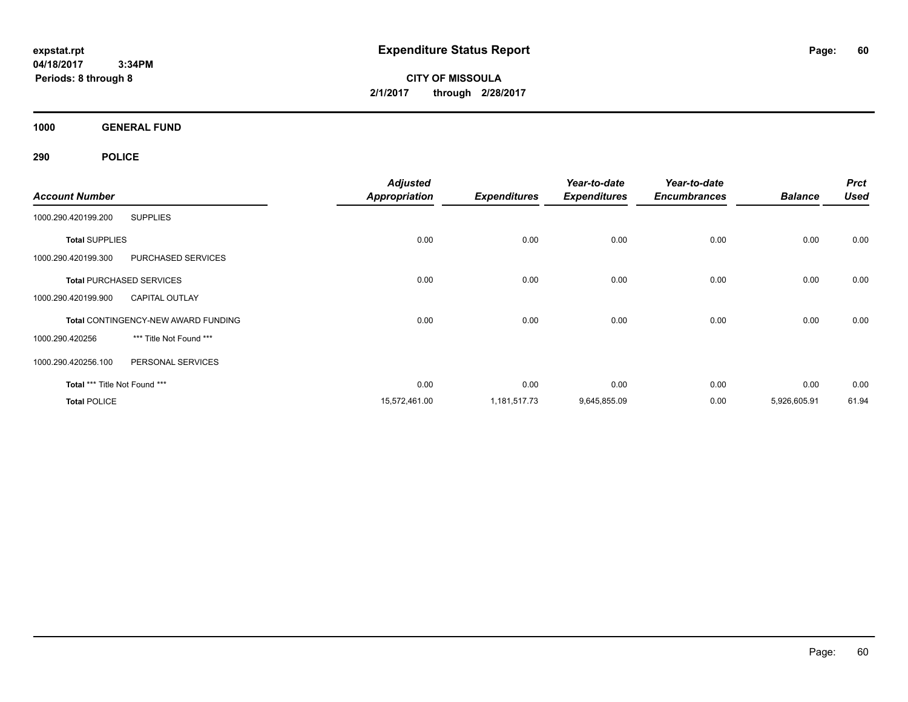**expstat.rpt**
**04/18/2017 3:34PM**
**Periods: 8 through 8**

# Expenditure Status Report

**CITY OF MISSOULA**
**2/1/2017 through 2/28/2017**

## 1000 GENERAL FUND

## 290 POLICE

| Account Number | | Adjusted Appropriation | Expenditures | Year-to-date Expenditures | Year-to-date Encumbrances | Balance | Prct Used |
|---|---|---|---|---|---|---|---|
| 1000.290.420199.200 | SUPPLIES | | | | | | |
| **Total** SUPPLIES | | 0.00 | 0.00 | 0.00 | 0.00 | 0.00 | 0.00 |
| 1000.290.420199.300 | PURCHASED SERVICES | | | | | | |
| **Total** PURCHASED SERVICES | | 0.00 | 0.00 | 0.00 | 0.00 | 0.00 | 0.00 |
| 1000.290.420199.900 | CAPITAL OUTLAY | | | | | | |
| **Total** CONTINGENCY-NEW AWARD FUNDING | | 0.00 | 0.00 | 0.00 | 0.00 | 0.00 | 0.00 |
| 1000.290.420256 | *** Title Not Found *** | | | | | | |
| 1000.290.420256.100 | PERSONAL SERVICES | | | | | | |
| **Total** *** Title Not Found *** | | 0.00 | 0.00 | 0.00 | 0.00 | 0.00 | 0.00 |
| **Total** POLICE | | 15,572,461.00 | 1,181,517.73 | 9,645,855.09 | 0.00 | 5,926,605.91 | 61.94 |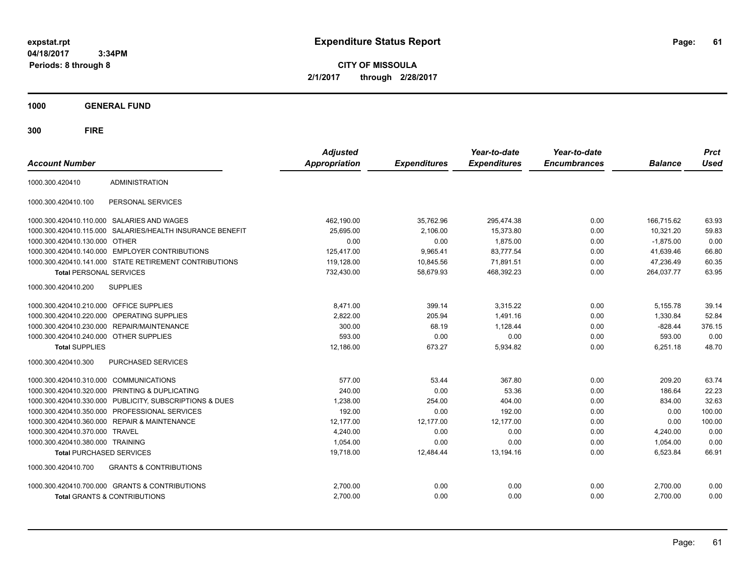# Expenditure Status Report

**CITY OF MISSOULA**

**2/1/2017 through 2/28/2017**

expstat.rpt
04/18/2017 3:34PM
Periods: 8 through 8

**1000 GENERAL FUND**

**300 FIRE**

| Account Number | | Adjusted Appropriation | Expenditures | Year-to-date Expenditures | Year-to-date Encumbrances | Balance | Prct Used |
|---|---|---|---|---|---|---|---|
| 1000.300.420410 | ADMINISTRATION | | | | | | |
| 1000.300.420410.100 | PERSONAL SERVICES | | | | | | |
| 1000.300.420410.110.000 | SALARIES AND WAGES | 462,190.00 | 35,762.96 | 295,474.38 | 0.00 | 166,715.62 | 63.93 |
| 1000.300.420410.115.000 | SALARIES/HEALTH INSURANCE BENEFIT | 25,695.00 | 2,106.00 | 15,373.80 | 0.00 | 10,321.20 | 59.83 |
| 1000.300.420410.130.000 | OTHER | 0.00 | 0.00 | 1,875.00 | 0.00 | -1,875.00 | 0.00 |
| 1000.300.420410.140.000 | EMPLOYER CONTRIBUTIONS | 125,417.00 | 9,965.41 | 83,777.54 | 0.00 | 41,639.46 | 66.80 |
| 1000.300.420410.141.000 | STATE RETIREMENT CONTRIBUTIONS | 119,128.00 | 10,845.56 | 71,891.51 | 0.00 | 47,236.49 | 60.35 |
| **Total** PERSONAL SERVICES | | 732,430.00 | 58,679.93 | 468,392.23 | 0.00 | 264,037.77 | 63.95 |
| 1000.300.420410.200 | SUPPLIES | | | | | | |
| 1000.300.420410.210.000 | OFFICE SUPPLIES | 8,471.00 | 399.14 | 3,315.22 | 0.00 | 5,155.78 | 39.14 |
| 1000.300.420410.220.000 | OPERATING SUPPLIES | 2,822.00 | 205.94 | 1,491.16 | 0.00 | 1,330.84 | 52.84 |
| 1000.300.420410.230.000 | REPAIR/MAINTENANCE | 300.00 | 68.19 | 1,128.44 | 0.00 | -828.44 | 376.15 |
| 1000.300.420410.240.000 | OTHER SUPPLIES | 593.00 | 0.00 | 0.00 | 0.00 | 593.00 | 0.00 |
| **Total** SUPPLIES | | 12,186.00 | 673.27 | 5,934.82 | 0.00 | 6,251.18 | 48.70 |
| 1000.300.420410.300 | PURCHASED SERVICES | | | | | | |
| 1000.300.420410.310.000 | COMMUNICATIONS | 577.00 | 53.44 | 367.80 | 0.00 | 209.20 | 63.74 |
| 1000.300.420410.320.000 | PRINTING & DUPLICATING | 240.00 | 0.00 | 53.36 | 0.00 | 186.64 | 22.23 |
| 1000.300.420410.330.000 | PUBLICITY, SUBSCRIPTIONS & DUES | 1,238.00 | 254.00 | 404.00 | 0.00 | 834.00 | 32.63 |
| 1000.300.420410.350.000 | PROFESSIONAL SERVICES | 192.00 | 0.00 | 192.00 | 0.00 | 0.00 | 100.00 |
| 1000.300.420410.360.000 | REPAIR & MAINTENANCE | 12,177.00 | 12,177.00 | 12,177.00 | 0.00 | 0.00 | 100.00 |
| 1000.300.420410.370.000 | TRAVEL | 4,240.00 | 0.00 | 0.00 | 0.00 | 4,240.00 | 0.00 |
| 1000.300.420410.380.000 | TRAINING | 1,054.00 | 0.00 | 0.00 | 0.00 | 1,054.00 | 0.00 |
| **Total** PURCHASED SERVICES | | 19,718.00 | 12,484.44 | 13,194.16 | 0.00 | 6,523.84 | 66.91 |
| 1000.300.420410.700 | GRANTS & CONTRIBUTIONS | | | | | | |
| 1000.300.420410.700.000 | GRANTS & CONTRIBUTIONS | 2,700.00 | 0.00 | 0.00 | 0.00 | 2,700.00 | 0.00 |
| **Total** GRANTS & CONTRIBUTIONS | | 2,700.00 | 0.00 | 0.00 | 0.00 | 2,700.00 | 0.00 |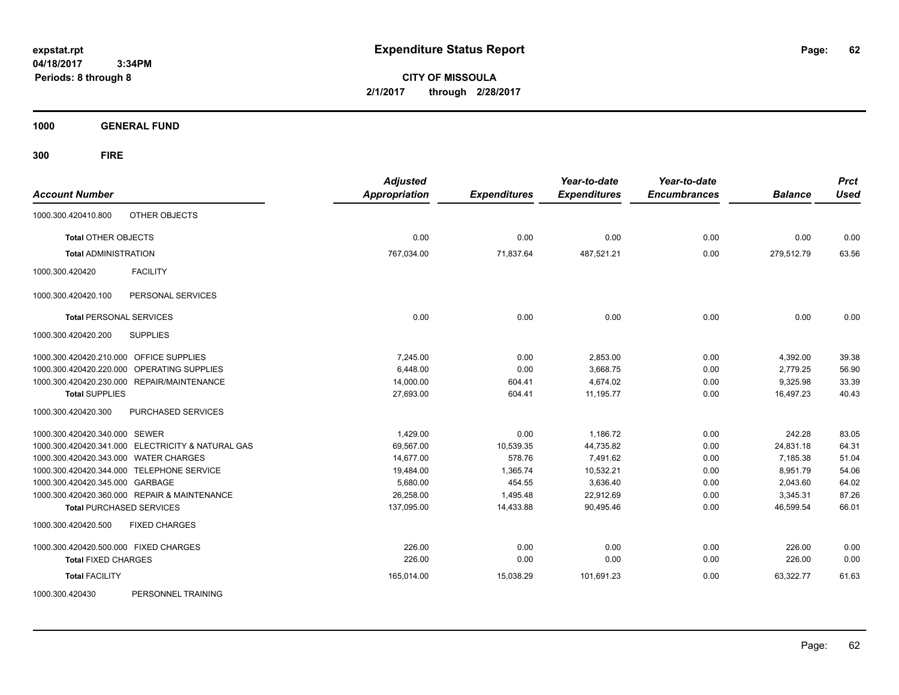**expstat.rpt**
**04/18/2017 3:34PM**
**Periods: 8 through 8**

# Expenditure Status Report

**CITY OF MISSOULA**
**2/1/2017 through 2/28/2017**

## 1000 GENERAL FUND

## 300 FIRE

| Account Number | | Adjusted Appropriation | Expenditures | Year-to-date Expenditures | Year-to-date Encumbrances | Balance | Prct Used |
|---|---|---|---|---|---|---|---|
| 1000.300.420410.800 | OTHER OBJECTS | | | | | | |
| **Total** OTHER OBJECTS | | 0.00 | 0.00 | 0.00 | 0.00 | 0.00 | 0.00 |
| **Total** ADMINISTRATION | | 767,034.00 | 71,837.64 | 487,521.21 | 0.00 | 279,512.79 | 63.56 |
| 1000.300.420420 | FACILITY | | | | | | |
| 1000.300.420420.100 | PERSONAL SERVICES | | | | | | |
| **Total** PERSONAL SERVICES | | 0.00 | 0.00 | 0.00 | 0.00 | 0.00 | 0.00 |
| 1000.300.420420.200 | SUPPLIES | | | | | | |
| 1000.300.420420.210.000 | OFFICE SUPPLIES | 7,245.00 | 0.00 | 2,853.00 | 0.00 | 4,392.00 | 39.38 |
| 1000.300.420420.220.000 | OPERATING SUPPLIES | 6,448.00 | 0.00 | 3,668.75 | 0.00 | 2,779.25 | 56.90 |
| 1000.300.420420.230.000 | REPAIR/MAINTENANCE | 14,000.00 | 604.41 | 4,674.02 | 0.00 | 9,325.98 | 33.39 |
| **Total** SUPPLIES | | 27,693.00 | 604.41 | 11,195.77 | 0.00 | 16,497.23 | 40.43 |
| 1000.300.420420.300 | PURCHASED SERVICES | | | | | | |
| 1000.300.420420.340.000 | SEWER | 1,429.00 | 0.00 | 1,186.72 | 0.00 | 242.28 | 83.05 |
| 1000.300.420420.341.000 | ELECTRICITY & NATURAL GAS | 69,567.00 | 10,539.35 | 44,735.82 | 0.00 | 24,831.18 | 64.31 |
| 1000.300.420420.343.000 | WATER CHARGES | 14,677.00 | 578.76 | 7,491.62 | 0.00 | 7,185.38 | 51.04 |
| 1000.300.420420.344.000 | TELEPHONE SERVICE | 19,484.00 | 1,365.74 | 10,532.21 | 0.00 | 8,951.79 | 54.06 |
| 1000.300.420420.345.000 | GARBAGE | 5,680.00 | 454.55 | 3,636.40 | 0.00 | 2,043.60 | 64.02 |
| 1000.300.420420.360.000 | REPAIR & MAINTENANCE | 26,258.00 | 1,495.48 | 22,912.69 | 0.00 | 3,345.31 | 87.26 |
| **Total** PURCHASED SERVICES | | 137,095.00 | 14,433.88 | 90,495.46 | 0.00 | 46,599.54 | 66.01 |
| 1000.300.420420.500 | FIXED CHARGES | | | | | | |
| 1000.300.420420.500.000 | FIXED CHARGES | 226.00 | 0.00 | 0.00 | 0.00 | 226.00 | 0.00 |
| **Total** FIXED CHARGES | | 226.00 | 0.00 | 0.00 | 0.00 | 226.00 | 0.00 |
| **Total** FACILITY | | 165,014.00 | 15,038.29 | 101,691.23 | 0.00 | 63,322.77 | 61.63 |
| 1000.300.420430 | PERSONNEL TRAINING | | | | | | |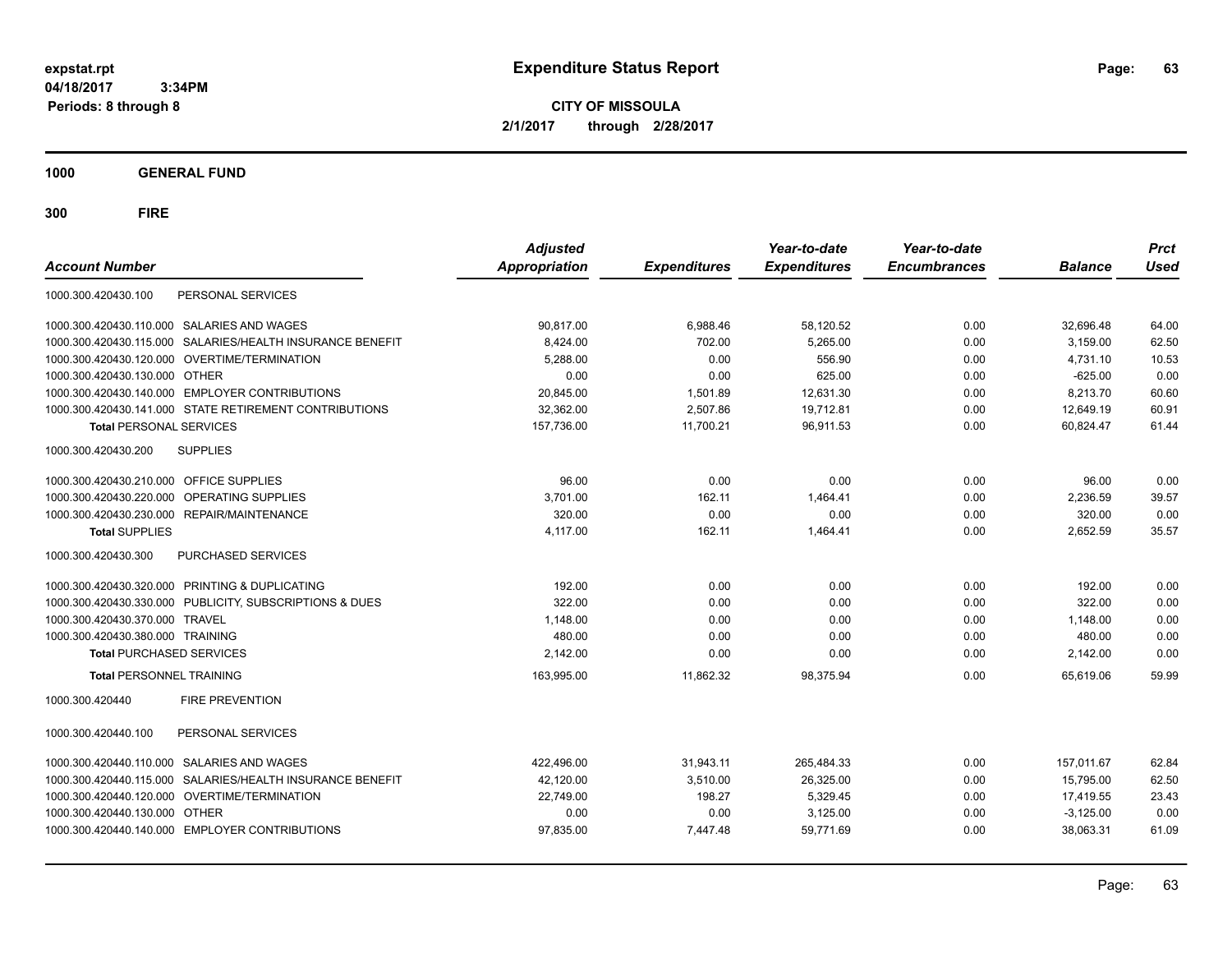**expstat.rpt**
**04/18/2017 3:34PM**
**Periods: 8 through 8**

# Expenditure Status Report

**CITY OF MISSOULA**
**2/1/2017 through 2/28/2017**

**1000 GENERAL FUND**

**300 FIRE**

| Account Number | Adjusted Appropriation | Expenditures | Year-to-date Expenditures | Year-to-date Encumbrances | Balance | Prct Used |
|---|---|---|---|---|---|---|
| 1000.300.420430.100 PERSONAL SERVICES | | | | | | |
| 1000.300.420430.110.000 SALARIES AND WAGES | 90,817.00 | 6,988.46 | 58,120.52 | 0.00 | 32,696.48 | 64.00 |
| 1000.300.420430.115.000 SALARIES/HEALTH INSURANCE BENEFIT | 8,424.00 | 702.00 | 5,265.00 | 0.00 | 3,159.00 | 62.50 |
| 1000.300.420430.120.000 OVERTIME/TERMINATION | 5,288.00 | 0.00 | 556.90 | 0.00 | 4,731.10 | 10.53 |
| 1000.300.420430.130.000 OTHER | 0.00 | 0.00 | 625.00 | 0.00 | -625.00 | 0.00 |
| 1000.300.420430.140.000 EMPLOYER CONTRIBUTIONS | 20,845.00 | 1,501.89 | 12,631.30 | 0.00 | 8,213.70 | 60.60 |
| 1000.300.420430.141.000 STATE RETIREMENT CONTRIBUTIONS | 32,362.00 | 2,507.86 | 19,712.81 | 0.00 | 12,649.19 | 60.91 |
| **Total PERSONAL SERVICES** | 157,736.00 | 11,700.21 | 96,911.53 | 0.00 | 60,824.47 | 61.44 |
| 1000.300.420430.200 SUPPLIES | | | | | | |
| 1000.300.420430.210.000 OFFICE SUPPLIES | 96.00 | 0.00 | 0.00 | 0.00 | 96.00 | 0.00 |
| 1000.300.420430.220.000 OPERATING SUPPLIES | 3,701.00 | 162.11 | 1,464.41 | 0.00 | 2,236.59 | 39.57 |
| 1000.300.420430.230.000 REPAIR/MAINTENANCE | 320.00 | 0.00 | 0.00 | 0.00 | 320.00 | 0.00 |
| **Total SUPPLIES** | 4,117.00 | 162.11 | 1,464.41 | 0.00 | 2,652.59 | 35.57 |
| 1000.300.420430.300 PURCHASED SERVICES | | | | | | |
| 1000.300.420430.320.000 PRINTING & DUPLICATING | 192.00 | 0.00 | 0.00 | 0.00 | 192.00 | 0.00 |
| 1000.300.420430.330.000 PUBLICITY, SUBSCRIPTIONS & DUES | 322.00 | 0.00 | 0.00 | 0.00 | 322.00 | 0.00 |
| 1000.300.420430.370.000 TRAVEL | 1,148.00 | 0.00 | 0.00 | 0.00 | 1,148.00 | 0.00 |
| 1000.300.420430.380.000 TRAINING | 480.00 | 0.00 | 0.00 | 0.00 | 480.00 | 0.00 |
| **Total PURCHASED SERVICES** | 2,142.00 | 0.00 | 0.00 | 0.00 | 2,142.00 | 0.00 |
| **Total PERSONNEL TRAINING** | 163,995.00 | 11,862.32 | 98,375.94 | 0.00 | 65,619.06 | 59.99 |
| 1000.300.420440 FIRE PREVENTION | | | | | | |
| 1000.300.420440.100 PERSONAL SERVICES | | | | | | |
| 1000.300.420440.110.000 SALARIES AND WAGES | 422,496.00 | 31,943.11 | 265,484.33 | 0.00 | 157,011.67 | 62.84 |
| 1000.300.420440.115.000 SALARIES/HEALTH INSURANCE BENEFIT | 42,120.00 | 3,510.00 | 26,325.00 | 0.00 | 15,795.00 | 62.50 |
| 1000.300.420440.120.000 OVERTIME/TERMINATION | 22,749.00 | 198.27 | 5,329.45 | 0.00 | 17,419.55 | 23.43 |
| 1000.300.420440.130.000 OTHER | 0.00 | 0.00 | 3,125.00 | 0.00 | -3,125.00 | 0.00 |
| 1000.300.420440.140.000 EMPLOYER CONTRIBUTIONS | 97,835.00 | 7,447.48 | 59,771.69 | 0.00 | 38,063.31 | 61.09 |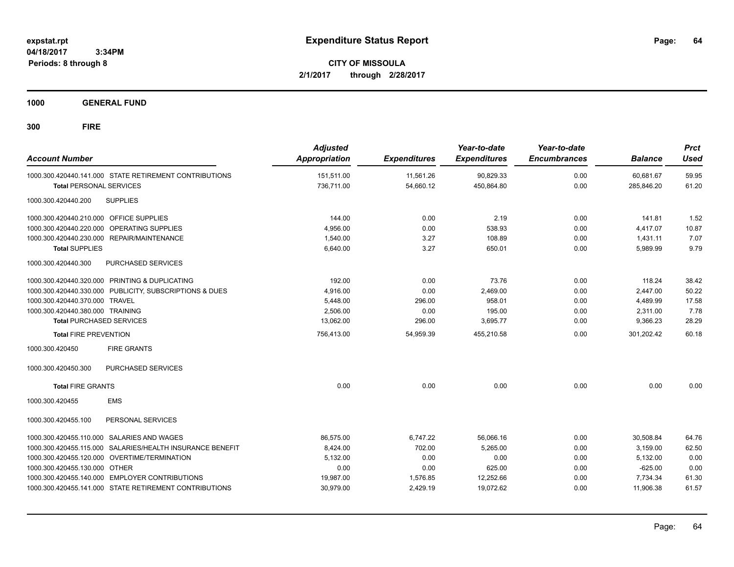**Expenditure Status Report**

**CITY OF MISSOULA**
**2/1/2017 through 2/28/2017**

expstat.rpt
04/18/2017 3:34PM
Periods: 8 through 8

## 1000 GENERAL FUND

## 300 FIRE

| Account Number | Adjusted Appropriation | Expenditures | Year-to-date Expenditures | Year-to-date Encumbrances | Balance | Prct Used |
|---|---|---|---|---|---|---|
| 1000.300.420440.141.000 STATE RETIREMENT CONTRIBUTIONS | 151,511.00 | 11,561.26 | 90,829.33 | 0.00 | 60,681.67 | 59.95 |
| **Total** PERSONAL SERVICES | 736,711.00 | 54,660.12 | 450,864.80 | 0.00 | 285,846.20 | 61.20 |
| 1000.300.420440.200 SUPPLIES | | | | | | |
| 1000.300.420440.210.000 OFFICE SUPPLIES | 144.00 | 0.00 | 2.19 | 0.00 | 141.81 | 1.52 |
| 1000.300.420440.220.000 OPERATING SUPPLIES | 4,956.00 | 0.00 | 538.93 | 0.00 | 4,417.07 | 10.87 |
| 1000.300.420440.230.000 REPAIR/MAINTENANCE | 1,540.00 | 3.27 | 108.89 | 0.00 | 1,431.11 | 7.07 |
| **Total** SUPPLIES | 6,640.00 | 3.27 | 650.01 | 0.00 | 5,989.99 | 9.79 |
| 1000.300.420440.300 PURCHASED SERVICES | | | | | | |
| 1000.300.420440.320.000 PRINTING & DUPLICATING | 192.00 | 0.00 | 73.76 | 0.00 | 118.24 | 38.42 |
| 1000.300.420440.330.000 PUBLICITY, SUBSCRIPTIONS & DUES | 4,916.00 | 0.00 | 2,469.00 | 0.00 | 2,447.00 | 50.22 |
| 1000.300.420440.370.000 TRAVEL | 5,448.00 | 296.00 | 958.01 | 0.00 | 4,489.99 | 17.58 |
| 1000.300.420440.380.000 TRAINING | 2,506.00 | 0.00 | 195.00 | 0.00 | 2,311.00 | 7.78 |
| **Total** PURCHASED SERVICES | 13,062.00 | 296.00 | 3,695.77 | 0.00 | 9,366.23 | 28.29 |
| **Total** FIRE PREVENTION | 756,413.00 | 54,959.39 | 455,210.58 | 0.00 | 301,202.42 | 60.18 |
| 1000.300.420450 FIRE GRANTS | | | | | | |
| 1000.300.420450.300 PURCHASED SERVICES | | | | | | |
| **Total** FIRE GRANTS | 0.00 | 0.00 | 0.00 | 0.00 | 0.00 | 0.00 |
| 1000.300.420455 EMS | | | | | | |
| 1000.300.420455.100 PERSONAL SERVICES | | | | | | |
| 1000.300.420455.110.000 SALARIES AND WAGES | 86,575.00 | 6,747.22 | 56,066.16 | 0.00 | 30,508.84 | 64.76 |
| 1000.300.420455.115.000 SALARIES/HEALTH INSURANCE BENEFIT | 8,424.00 | 702.00 | 5,265.00 | 0.00 | 3,159.00 | 62.50 |
| 1000.300.420455.120.000 OVERTIME/TERMINATION | 5,132.00 | 0.00 | 0.00 | 0.00 | 5,132.00 | 0.00 |
| 1000.300.420455.130.000 OTHER | 0.00 | 0.00 | 625.00 | 0.00 | -625.00 | 0.00 |
| 1000.300.420455.140.000 EMPLOYER CONTRIBUTIONS | 19,987.00 | 1,576.85 | 12,252.66 | 0.00 | 7,734.34 | 61.30 |
| 1000.300.420455.141.000 STATE RETIREMENT CONTRIBUTIONS | 30,979.00 | 2,429.19 | 19,072.62 | 0.00 | 11,906.38 | 61.57 |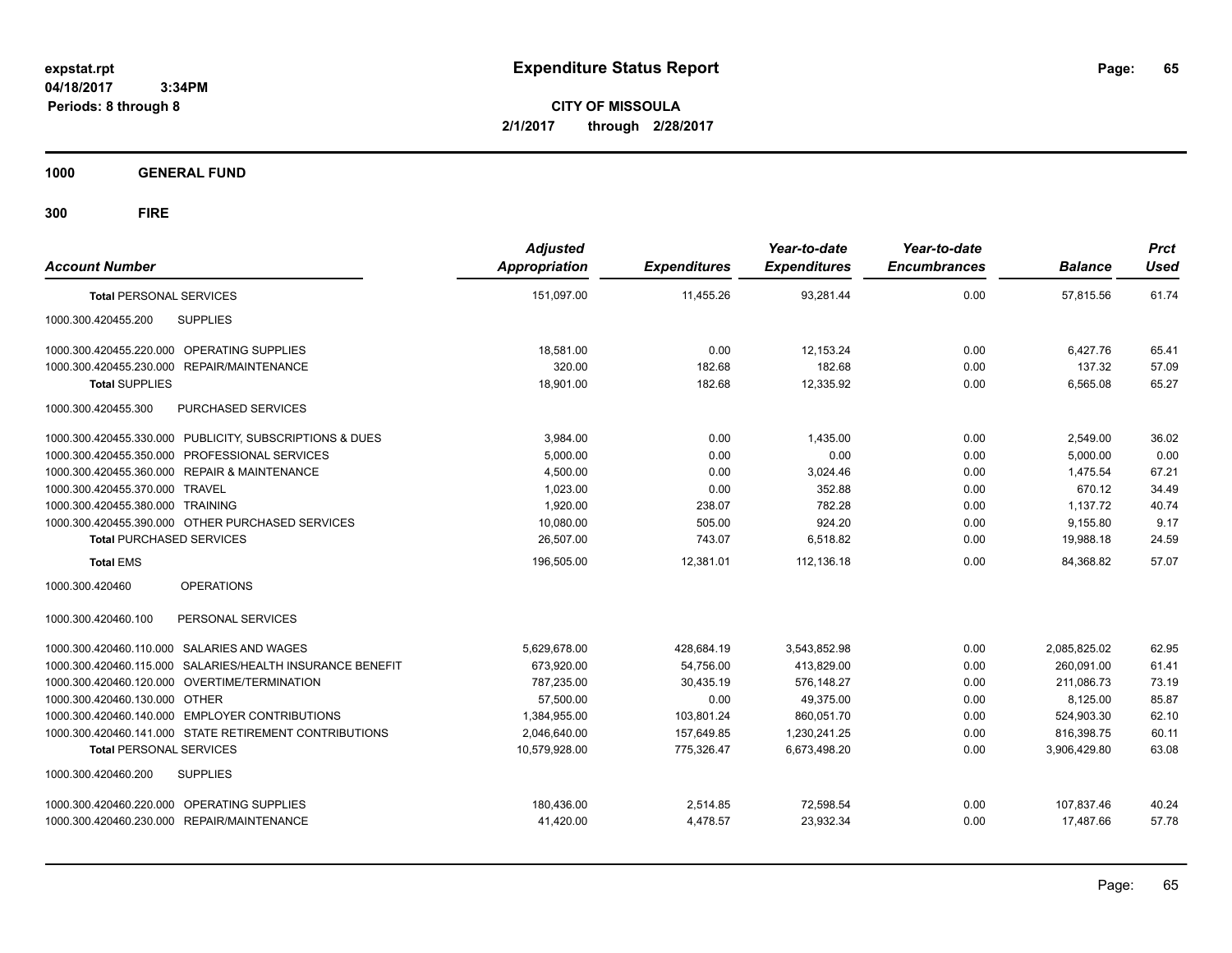**expstat.rpt**
**04/18/2017 3:34PM**
**Periods: 8 through 8**

# Expenditure Status Report

**CITY OF MISSOULA**
**2/1/2017 through 2/28/2017**

**1000 GENERAL FUND**

**300 FIRE**

| Account Number | | Adjusted Appropriation | Expenditures | Year-to-date Expenditures | Year-to-date Encumbrances | Balance | Prct Used |
|---|---|---|---|---|---|---|---|
| **Total PERSONAL SERVICES** | | 151,097.00 | 11,455.26 | 93,281.44 | 0.00 | 57,815.56 | 61.74 |
| 1000.300.420455.200 | SUPPLIES | | | | | | |
| 1000.300.420455.220.000 | OPERATING SUPPLIES | 18,581.00 | 0.00 | 12,153.24 | 0.00 | 6,427.76 | 65.41 |
| 1000.300.420455.230.000 | REPAIR/MAINTENANCE | 320.00 | 182.68 | 182.68 | 0.00 | 137.32 | 57.09 |
| **Total SUPPLIES** | | 18,901.00 | 182.68 | 12,335.92 | 0.00 | 6,565.08 | 65.27 |
| 1000.300.420455.300 | PURCHASED SERVICES | | | | | | |
| 1000.300.420455.330.000 | PUBLICITY, SUBSCRIPTIONS & DUES | 3,984.00 | 0.00 | 1,435.00 | 0.00 | 2,549.00 | 36.02 |
| 1000.300.420455.350.000 | PROFESSIONAL SERVICES | 5,000.00 | 0.00 | 0.00 | 0.00 | 5,000.00 | 0.00 |
| 1000.300.420455.360.000 | REPAIR & MAINTENANCE | 4,500.00 | 0.00 | 3,024.46 | 0.00 | 1,475.54 | 67.21 |
| 1000.300.420455.370.000 | TRAVEL | 1,023.00 | 0.00 | 352.88 | 0.00 | 670.12 | 34.49 |
| 1000.300.420455.380.000 | TRAINING | 1,920.00 | 238.07 | 782.28 | 0.00 | 1,137.72 | 40.74 |
| 1000.300.420455.390.000 | OTHER PURCHASED SERVICES | 10,080.00 | 505.00 | 924.20 | 0.00 | 9,155.80 | 9.17 |
| **Total PURCHASED SERVICES** | | 26,507.00 | 743.07 | 6,518.82 | 0.00 | 19,988.18 | 24.59 |
| **Total EMS** | | 196,505.00 | 12,381.01 | 112,136.18 | 0.00 | 84,368.82 | 57.07 |
| 1000.300.420460 | OPERATIONS | | | | | | |
| 1000.300.420460.100 | PERSONAL SERVICES | | | | | | |
| 1000.300.420460.110.000 | SALARIES AND WAGES | 5,629,678.00 | 428,684.19 | 3,543,852.98 | 0.00 | 2,085,825.02 | 62.95 |
| 1000.300.420460.115.000 | SALARIES/HEALTH INSURANCE BENEFIT | 673,920.00 | 54,756.00 | 413,829.00 | 0.00 | 260,091.00 | 61.41 |
| 1000.300.420460.120.000 | OVERTIME/TERMINATION | 787,235.00 | 30,435.19 | 576,148.27 | 0.00 | 211,086.73 | 73.19 |
| 1000.300.420460.130.000 | OTHER | 57,500.00 | 0.00 | 49,375.00 | 0.00 | 8,125.00 | 85.87 |
| 1000.300.420460.140.000 | EMPLOYER CONTRIBUTIONS | 1,384,955.00 | 103,801.24 | 860,051.70 | 0.00 | 524,903.30 | 62.10 |
| 1000.300.420460.141.000 | STATE RETIREMENT CONTRIBUTIONS | 2,046,640.00 | 157,649.85 | 1,230,241.25 | 0.00 | 816,398.75 | 60.11 |
| **Total PERSONAL SERVICES** | | 10,579,928.00 | 775,326.47 | 6,673,498.20 | 0.00 | 3,906,429.80 | 63.08 |
| 1000.300.420460.200 | SUPPLIES | | | | | | |
| 1000.300.420460.220.000 | OPERATING SUPPLIES | 180,436.00 | 2,514.85 | 72,598.54 | 0.00 | 107,837.46 | 40.24 |
| 1000.300.420460.230.000 | REPAIR/MAINTENANCE | 41,420.00 | 4,478.57 | 23,932.34 | 0.00 | 17,487.66 | 57.78 |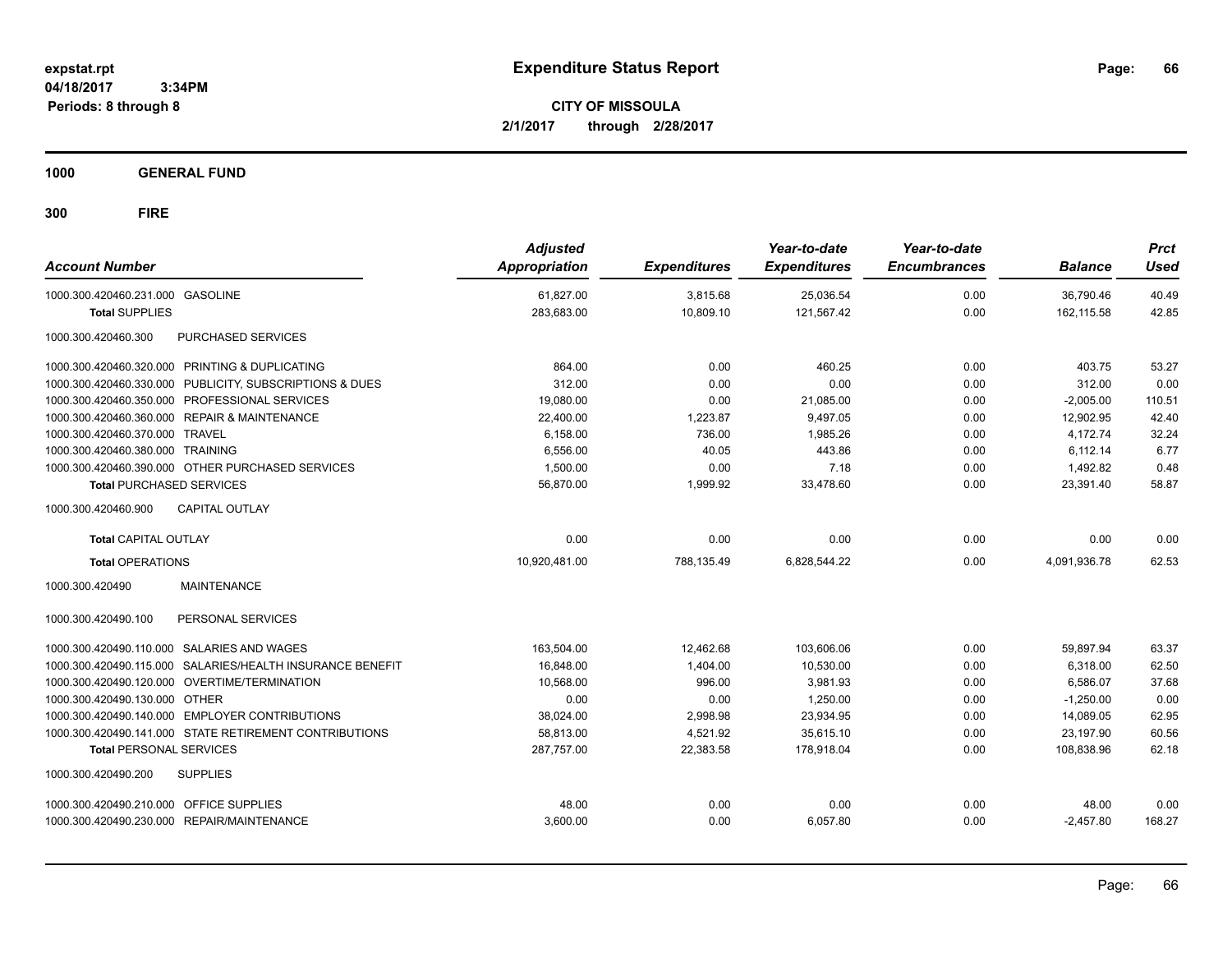**expstat.rpt**
**04/18/2017 3:34PM**
**Periods: 8 through 8**

# Expenditure Status Report

**CITY OF MISSOULA**
**2/1/2017 through 2/28/2017**

## 1000 GENERAL FUND

## 300 FIRE

| Account Number | Adjusted Appropriation | Expenditures | Year-to-date Expenditures | Year-to-date Encumbrances | Balance | Prct Used |
|---|---|---|---|---|---|---|
| 1000.300.420460.231.000 GASOLINE | 61,827.00 | 3,815.68 | 25,036.54 | 0.00 | 36,790.46 | 40.49 |
| **Total** SUPPLIES | 283,683.00 | 10,809.10 | 121,567.42 | 0.00 | 162,115.58 | 42.85 |
| 1000.300.420460.300 PURCHASED SERVICES | | | | | | |
| 1000.300.420460.320.000 PRINTING & DUPLICATING | 864.00 | 0.00 | 460.25 | 0.00 | 403.75 | 53.27 |
| 1000.300.420460.330.000 PUBLICITY, SUBSCRIPTIONS & DUES | 312.00 | 0.00 | 0.00 | 0.00 | 312.00 | 0.00 |
| 1000.300.420460.350.000 PROFESSIONAL SERVICES | 19,080.00 | 0.00 | 21,085.00 | 0.00 | -2,005.00 | 110.51 |
| 1000.300.420460.360.000 REPAIR & MAINTENANCE | 22,400.00 | 1,223.87 | 9,497.05 | 0.00 | 12,902.95 | 42.40 |
| 1000.300.420460.370.000 TRAVEL | 6,158.00 | 736.00 | 1,985.26 | 0.00 | 4,172.74 | 32.24 |
| 1000.300.420460.380.000 TRAINING | 6,556.00 | 40.05 | 443.86 | 0.00 | 6,112.14 | 6.77 |
| 1000.300.420460.390.000 OTHER PURCHASED SERVICES | 1,500.00 | 0.00 | 7.18 | 0.00 | 1,492.82 | 0.48 |
| **Total** PURCHASED SERVICES | 56,870.00 | 1,999.92 | 33,478.60 | 0.00 | 23,391.40 | 58.87 |
| 1000.300.420460.900 CAPITAL OUTLAY | | | | | | |
| **Total** CAPITAL OUTLAY | 0.00 | 0.00 | 0.00 | 0.00 | 0.00 | 0.00 |
| **Total** OPERATIONS | 10,920,481.00 | 788,135.49 | 6,828,544.22 | 0.00 | 4,091,936.78 | 62.53 |
| 1000.300.420490 MAINTENANCE | | | | | | |
| 1000.300.420490.100 PERSONAL SERVICES | | | | | | |
| 1000.300.420490.110.000 SALARIES AND WAGES | 163,504.00 | 12,462.68 | 103,606.06 | 0.00 | 59,897.94 | 63.37 |
| 1000.300.420490.115.000 SALARIES/HEALTH INSURANCE BENEFIT | 16,848.00 | 1,404.00 | 10,530.00 | 0.00 | 6,318.00 | 62.50 |
| 1000.300.420490.120.000 OVERTIME/TERMINATION | 10,568.00 | 996.00 | 3,981.93 | 0.00 | 6,586.07 | 37.68 |
| 1000.300.420490.130.000 OTHER | 0.00 | 0.00 | 1,250.00 | 0.00 | -1,250.00 | 0.00 |
| 1000.300.420490.140.000 EMPLOYER CONTRIBUTIONS | 38,024.00 | 2,998.98 | 23,934.95 | 0.00 | 14,089.05 | 62.95 |
| 1000.300.420490.141.000 STATE RETIREMENT CONTRIBUTIONS | 58,813.00 | 4,521.92 | 35,615.10 | 0.00 | 23,197.90 | 60.56 |
| **Total** PERSONAL SERVICES | 287,757.00 | 22,383.58 | 178,918.04 | 0.00 | 108,838.96 | 62.18 |
| 1000.300.420490.200 SUPPLIES | | | | | | |
| 1000.300.420490.210.000 OFFICE SUPPLIES | 48.00 | 0.00 | 0.00 | 0.00 | 48.00 | 0.00 |
| 1000.300.420490.230.000 REPAIR/MAINTENANCE | 3,600.00 | 0.00 | 6,057.80 | 0.00 | -2,457.80 | 168.27 |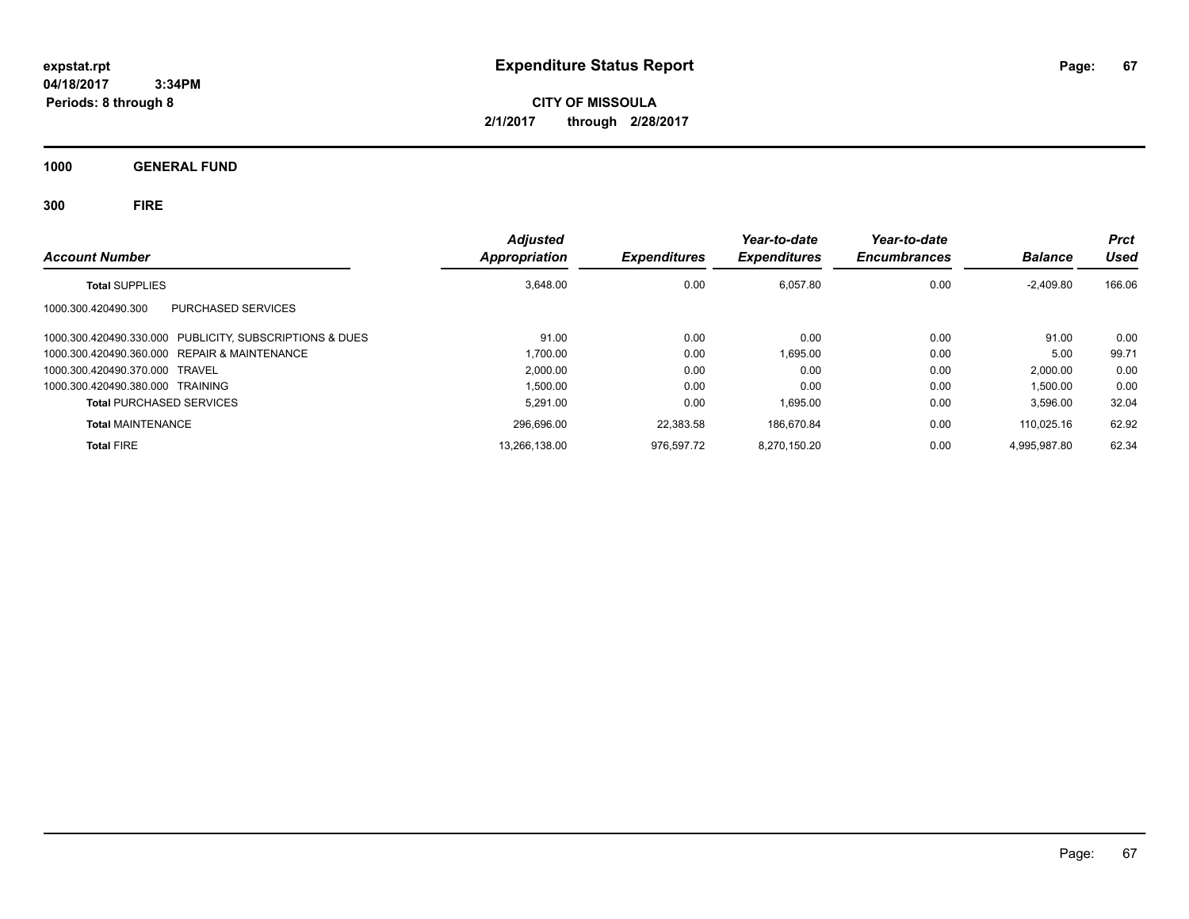**expstat.rpt**
**04/18/2017 3:34PM**
**Periods: 8 through 8**

# Expenditure Status Report

**CITY OF MISSOULA**
**2/1/2017 through 2/28/2017**

## 1000 GENERAL FUND

## 300 FIRE

| Account Number | Adjusted Appropriation | Expenditures | Year-to-date Expenditures | Year-to-date Encumbrances | Balance | Prct Used |
|---|---|---|---|---|---|---|
| **Total** SUPPLIES | 3,648.00 | 0.00 | 6,057.80 | 0.00 | -2,409.80 | 166.06 |
| 1000.300.420490.300 PURCHASED SERVICES | | | | | | |
| 1000.300.420490.330.000 PUBLICITY, SUBSCRIPTIONS & DUES | 91.00 | 0.00 | 0.00 | 0.00 | 91.00 | 0.00 |
| 1000.300.420490.360.000 REPAIR & MAINTENANCE | 1,700.00 | 0.00 | 1,695.00 | 0.00 | 5.00 | 99.71 |
| 1000.300.420490.370.000 TRAVEL | 2,000.00 | 0.00 | 0.00 | 0.00 | 2,000.00 | 0.00 |
| 1000.300.420490.380.000 TRAINING | 1,500.00 | 0.00 | 0.00 | 0.00 | 1,500.00 | 0.00 |
| **Total** PURCHASED SERVICES | 5,291.00 | 0.00 | 1,695.00 | 0.00 | 3,596.00 | 32.04 |
| **Total** MAINTENANCE | 296,696.00 | 22,383.58 | 186,670.84 | 0.00 | 110,025.16 | 62.92 |
| **Total** FIRE | 13,266,138.00 | 976,597.72 | 8,270,150.20 | 0.00 | 4,995,987.80 | 62.34 |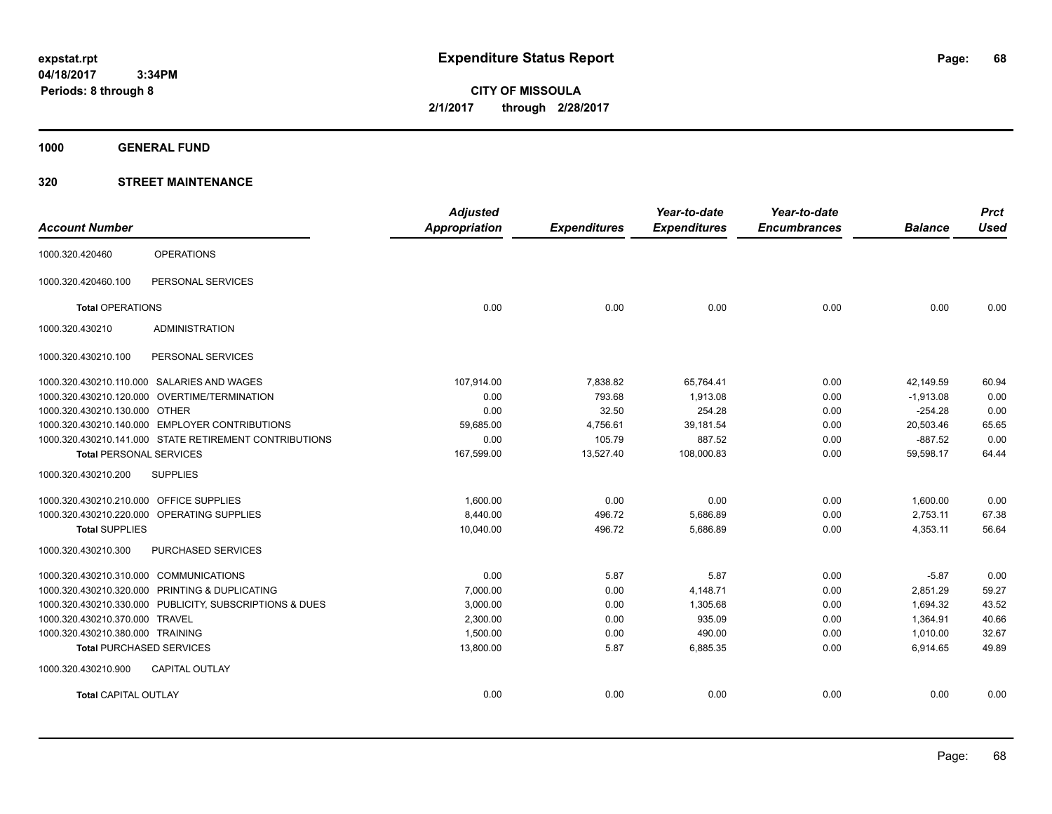**expstat.rpt**
**04/18/2017 3:34PM**
**Periods: 8 through 8**

# Expenditure Status Report

**CITY OF MISSOULA**
**2/1/2017 through 2/28/2017**

## 1000 GENERAL FUND

### 320 STREET MAINTENANCE

| Account Number | | Adjusted Appropriation | Expenditures | Year-to-date Expenditures | Year-to-date Encumbrances | Balance | Prct Used |
|---|---|---|---|---|---|---|---|
| 1000.320.420460 | OPERATIONS | | | | | | |
| 1000.320.420460.100 | PERSONAL SERVICES | | | | | | |
| **Total** OPERATIONS | | 0.00 | 0.00 | 0.00 | 0.00 | 0.00 | 0.00 |
| 1000.320.430210 | ADMINISTRATION | | | | | | |
| 1000.320.430210.100 | PERSONAL SERVICES | | | | | | |
| 1000.320.430210.110.000 | SALARIES AND WAGES | 107,914.00 | 7,838.82 | 65,764.41 | 0.00 | 42,149.59 | 60.94 |
| 1000.320.430210.120.000 | OVERTIME/TERMINATION | 0.00 | 793.68 | 1,913.08 | 0.00 | -1,913.08 | 0.00 |
| 1000.320.430210.130.000 | OTHER | 0.00 | 32.50 | 254.28 | 0.00 | -254.28 | 0.00 |
| 1000.320.430210.140.000 | EMPLOYER CONTRIBUTIONS | 59,685.00 | 4,756.61 | 39,181.54 | 0.00 | 20,503.46 | 65.65 |
| 1000.320.430210.141.000 | STATE RETIREMENT CONTRIBUTIONS | 0.00 | 105.79 | 887.52 | 0.00 | -887.52 | 0.00 |
| **Total** PERSONAL SERVICES | | 167,599.00 | 13,527.40 | 108,000.83 | 0.00 | 59,598.17 | 64.44 |
| 1000.320.430210.200 | SUPPLIES | | | | | | |
| 1000.320.430210.210.000 | OFFICE SUPPLIES | 1,600.00 | 0.00 | 0.00 | 0.00 | 1,600.00 | 0.00 |
| 1000.320.430210.220.000 | OPERATING SUPPLIES | 8,440.00 | 496.72 | 5,686.89 | 0.00 | 2,753.11 | 67.38 |
| **Total** SUPPLIES | | 10,040.00 | 496.72 | 5,686.89 | 0.00 | 4,353.11 | 56.64 |
| 1000.320.430210.300 | PURCHASED SERVICES | | | | | | |
| 1000.320.430210.310.000 | COMMUNICATIONS | 0.00 | 5.87 | 5.87 | 0.00 | -5.87 | 0.00 |
| 1000.320.430210.320.000 | PRINTING & DUPLICATING | 7,000.00 | 0.00 | 4,148.71 | 0.00 | 2,851.29 | 59.27 |
| 1000.320.430210.330.000 | PUBLICITY, SUBSCRIPTIONS & DUES | 3,000.00 | 0.00 | 1,305.68 | 0.00 | 1,694.32 | 43.52 |
| 1000.320.430210.370.000 | TRAVEL | 2,300.00 | 0.00 | 935.09 | 0.00 | 1,364.91 | 40.66 |
| 1000.320.430210.380.000 | TRAINING | 1,500.00 | 0.00 | 490.00 | 0.00 | 1,010.00 | 32.67 |
| **Total** PURCHASED SERVICES | | 13,800.00 | 5.87 | 6,885.35 | 0.00 | 6,914.65 | 49.89 |
| 1000.320.430210.900 | CAPITAL OUTLAY | | | | | | |
| **Total** CAPITAL OUTLAY | | 0.00 | 0.00 | 0.00 | 0.00 | 0.00 | 0.00 |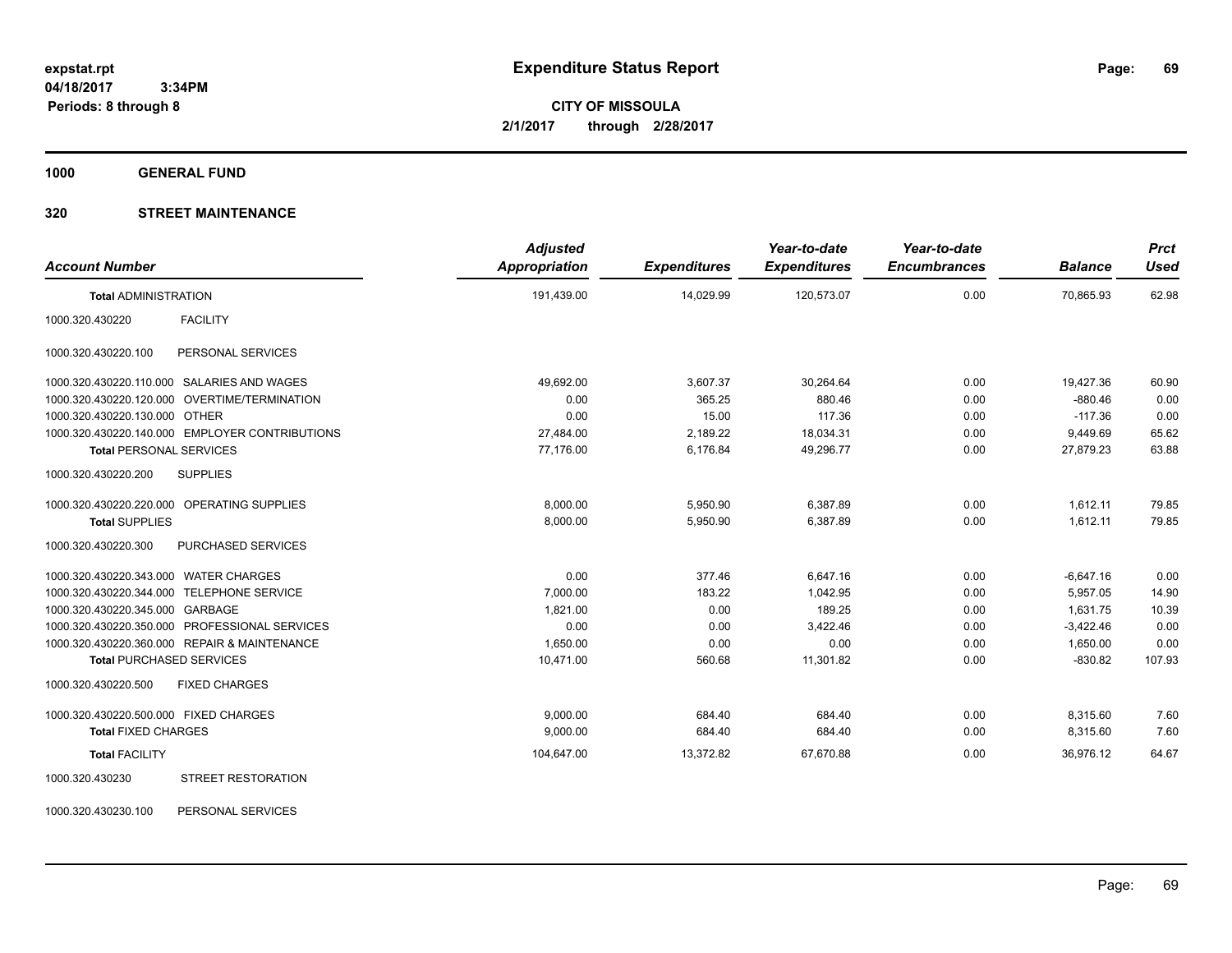**expstat.rpt**
**04/18/2017 3:34PM**
**Periods: 8 through 8**

# Expenditure Status Report

**CITY OF MISSOULA**
**2/1/2017 through 2/28/2017**

## 1000 GENERAL FUND

### 320 STREET MAINTENANCE

| Account Number | | Adjusted Appropriation | Expenditures | Year-to-date Expenditures | Year-to-date Encumbrances | Balance | Prct Used |
|---|---|---|---|---|---|---|---|
| **Total** ADMINISTRATION | | 191,439.00 | 14,029.99 | 120,573.07 | 0.00 | 70,865.93 | 62.98 |
| 1000.320.430220 | FACILITY | | | | | | |
| 1000.320.430220.100 | PERSONAL SERVICES | | | | | | |
| 1000.320.430220.110.000 | SALARIES AND WAGES | 49,692.00 | 3,607.37 | 30,264.64 | 0.00 | 19,427.36 | 60.90 |
| 1000.320.430220.120.000 | OVERTIME/TERMINATION | 0.00 | 365.25 | 880.46 | 0.00 | -880.46 | 0.00 |
| 1000.320.430220.130.000 | OTHER | 0.00 | 15.00 | 117.36 | 0.00 | -117.36 | 0.00 |
| 1000.320.430220.140.000 | EMPLOYER CONTRIBUTIONS | 27,484.00 | 2,189.22 | 18,034.31 | 0.00 | 9,449.69 | 65.62 |
| **Total** PERSONAL SERVICES | | 77,176.00 | 6,176.84 | 49,296.77 | 0.00 | 27,879.23 | 63.88 |
| 1000.320.430220.200 | SUPPLIES | | | | | | |
| 1000.320.430220.220.000 | OPERATING SUPPLIES | 8,000.00 | 5,950.90 | 6,387.89 | 0.00 | 1,612.11 | 79.85 |
| **Total** SUPPLIES | | 8,000.00 | 5,950.90 | 6,387.89 | 0.00 | 1,612.11 | 79.85 |
| 1000.320.430220.300 | PURCHASED SERVICES | | | | | | |
| 1000.320.430220.343.000 | WATER CHARGES | 0.00 | 377.46 | 6,647.16 | 0.00 | -6,647.16 | 0.00 |
| 1000.320.430220.344.000 | TELEPHONE SERVICE | 7,000.00 | 183.22 | 1,042.95 | 0.00 | 5,957.05 | 14.90 |
| 1000.320.430220.345.000 | GARBAGE | 1,821.00 | 0.00 | 189.25 | 0.00 | 1,631.75 | 10.39 |
| 1000.320.430220.350.000 | PROFESSIONAL SERVICES | 0.00 | 0.00 | 3,422.46 | 0.00 | -3,422.46 | 0.00 |
| 1000.320.430220.360.000 | REPAIR & MAINTENANCE | 1,650.00 | 0.00 | 0.00 | 0.00 | 1,650.00 | 0.00 |
| **Total** PURCHASED SERVICES | | 10,471.00 | 560.68 | 11,301.82 | 0.00 | -830.82 | 107.93 |
| 1000.320.430220.500 | FIXED CHARGES | | | | | | |
| 1000.320.430220.500.000 | FIXED CHARGES | 9,000.00 | 684.40 | 684.40 | 0.00 | 8,315.60 | 7.60 |
| **Total** FIXED CHARGES | | 9,000.00 | 684.40 | 684.40 | 0.00 | 8,315.60 | 7.60 |
| **Total** FACILITY | | 104,647.00 | 13,372.82 | 67,670.88 | 0.00 | 36,976.12 | 64.67 |
| 1000.320.430230 | STREET RESTORATION | | | | | | |
| 1000.320.430230.100 | PERSONAL SERVICES | | | | | | |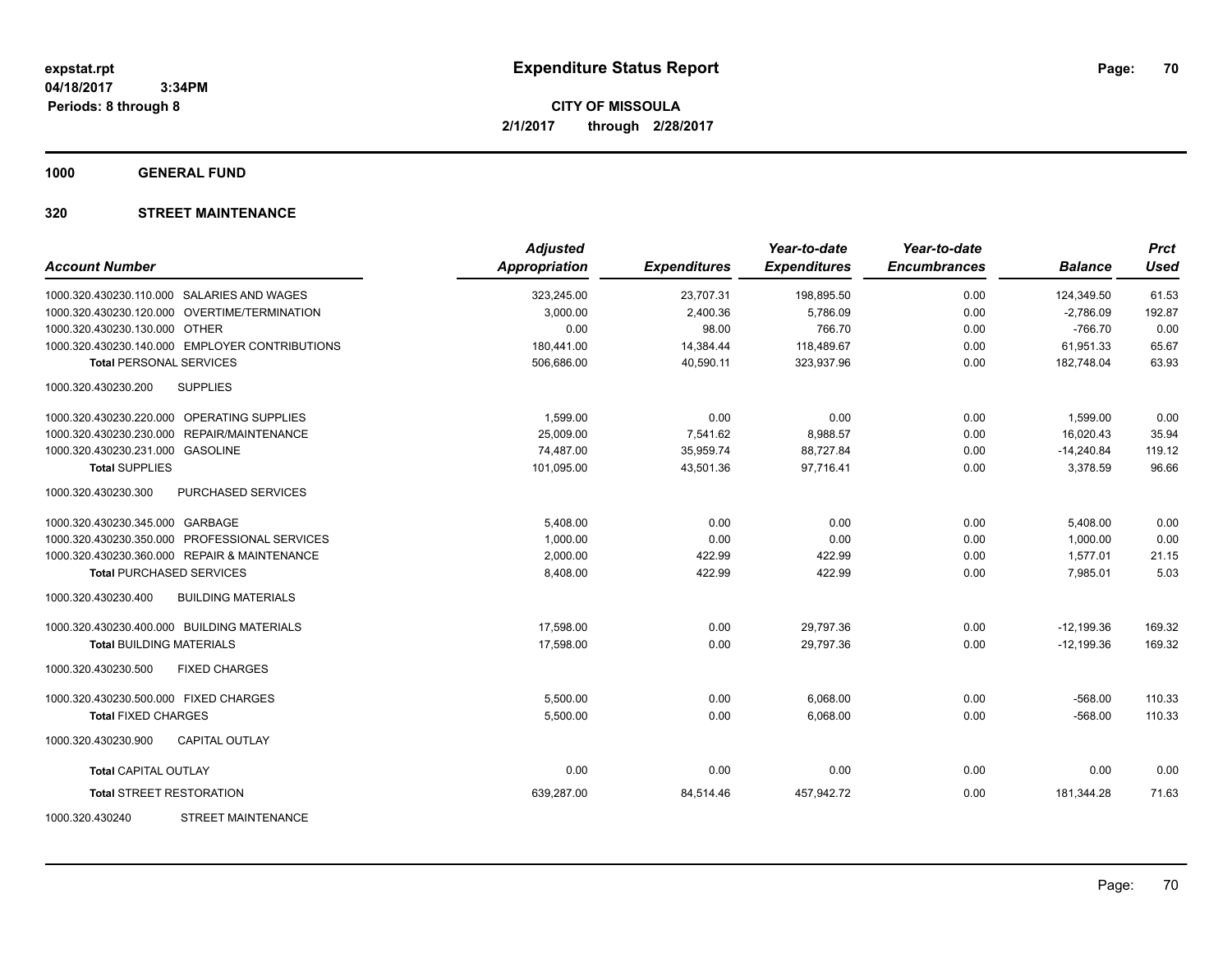**expstat.rpt**
**04/18/2017 3:34PM**
**Periods: 8 through 8**

# Expenditure Status Report

**CITY OF MISSOULA**
**2/1/2017 through 2/28/2017**

## 1000 GENERAL FUND

## 320 STREET MAINTENANCE

| Account Number | Adjusted Appropriation | Expenditures | Year-to-date Expenditures | Year-to-date Encumbrances | Balance | Prct Used |
|---|---|---|---|---|---|---|
| 1000.320.430230.110.000 SALARIES AND WAGES | 323,245.00 | 23,707.31 | 198,895.50 | 0.00 | 124,349.50 | 61.53 |
| 1000.320.430230.120.000 OVERTIME/TERMINATION | 3,000.00 | 2,400.36 | 5,786.09 | 0.00 | -2,786.09 | 192.87 |
| 1000.320.430230.130.000 OTHER | 0.00 | 98.00 | 766.70 | 0.00 | -766.70 | 0.00 |
| 1000.320.430230.140.000 EMPLOYER CONTRIBUTIONS | 180,441.00 | 14,384.44 | 118,489.67 | 0.00 | 61,951.33 | 65.67 |
| **Total** PERSONAL SERVICES | 506,686.00 | 40,590.11 | 323,937.96 | 0.00 | 182,748.04 | 63.93 |
| 1000.320.430230.200 SUPPLIES | | | | | | |
| 1000.320.430230.220.000 OPERATING SUPPLIES | 1,599.00 | 0.00 | 0.00 | 0.00 | 1,599.00 | 0.00 |
| 1000.320.430230.230.000 REPAIR/MAINTENANCE | 25,009.00 | 7,541.62 | 8,988.57 | 0.00 | 16,020.43 | 35.94 |
| 1000.320.430230.231.000 GASOLINE | 74,487.00 | 35,959.74 | 88,727.84 | 0.00 | -14,240.84 | 119.12 |
| **Total** SUPPLIES | 101,095.00 | 43,501.36 | 97,716.41 | 0.00 | 3,378.59 | 96.66 |
| 1000.320.430230.300 PURCHASED SERVICES | | | | | | |
| 1000.320.430230.345.000 GARBAGE | 5,408.00 | 0.00 | 0.00 | 0.00 | 5,408.00 | 0.00 |
| 1000.320.430230.350.000 PROFESSIONAL SERVICES | 1,000.00 | 0.00 | 0.00 | 0.00 | 1,000.00 | 0.00 |
| 1000.320.430230.360.000 REPAIR & MAINTENANCE | 2,000.00 | 422.99 | 422.99 | 0.00 | 1,577.01 | 21.15 |
| **Total** PURCHASED SERVICES | 8,408.00 | 422.99 | 422.99 | 0.00 | 7,985.01 | 5.03 |
| 1000.320.430230.400 BUILDING MATERIALS | | | | | | |
| 1000.320.430230.400.000 BUILDING MATERIALS | 17,598.00 | 0.00 | 29,797.36 | 0.00 | -12,199.36 | 169.32 |
| **Total** BUILDING MATERIALS | 17,598.00 | 0.00 | 29,797.36 | 0.00 | -12,199.36 | 169.32 |
| 1000.320.430230.500 FIXED CHARGES | | | | | | |
| 1000.320.430230.500.000 FIXED CHARGES | 5,500.00 | 0.00 | 6,068.00 | 0.00 | -568.00 | 110.33 |
| **Total** FIXED CHARGES | 5,500.00 | 0.00 | 6,068.00 | 0.00 | -568.00 | 110.33 |
| 1000.320.430230.900 CAPITAL OUTLAY | | | | | | |
| **Total** CAPITAL OUTLAY | 0.00 | 0.00 | 0.00 | 0.00 | 0.00 | 0.00 |
| **Total** STREET RESTORATION | 639,287.00 | 84,514.46 | 457,942.72 | 0.00 | 181,344.28 | 71.63 |

1000.320.430240 STREET MAINTENANCE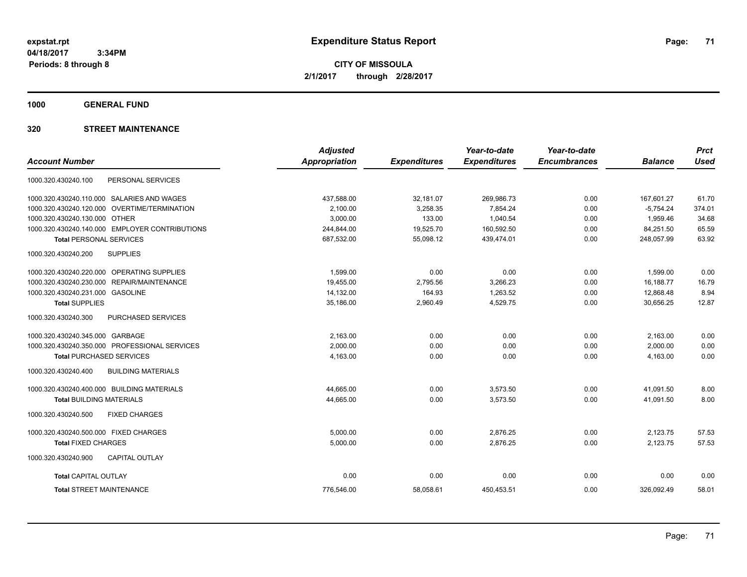**expstat.rpt**
**04/18/2017 3:34PM**
**Periods: 8 through 8**

# Expenditure Status Report

**CITY OF MISSOULA**
**2/1/2017 through 2/28/2017**

## 1000 GENERAL FUND

### 320 STREET MAINTENANCE

| Account Number | Adjusted Appropriation | Expenditures | Year-to-date Expenditures | Year-to-date Encumbrances | Balance | Prct Used |
|---|---|---|---|---|---|---|
| 1000.320.430240.100 PERSONAL SERVICES | | | | | | |
| 1000.320.430240.110.000 SALARIES AND WAGES | 437,588.00 | 32,181.07 | 269,986.73 | 0.00 | 167,601.27 | 61.70 |
| 1000.320.430240.120.000 OVERTIME/TERMINATION | 2,100.00 | 3,258.35 | 7,854.24 | 0.00 | -5,754.24 | 374.01 |
| 1000.320.430240.130.000 OTHER | 3,000.00 | 133.00 | 1,040.54 | 0.00 | 1,959.46 | 34.68 |
| 1000.320.430240.140.000 EMPLOYER CONTRIBUTIONS | 244,844.00 | 19,525.70 | 160,592.50 | 0.00 | 84,251.50 | 65.59 |
| **Total** PERSONAL SERVICES | 687,532.00 | 55,098.12 | 439,474.01 | 0.00 | 248,057.99 | 63.92 |
| 1000.320.430240.200 SUPPLIES | | | | | | |
| 1000.320.430240.220.000 OPERATING SUPPLIES | 1,599.00 | 0.00 | 0.00 | 0.00 | 1,599.00 | 0.00 |
| 1000.320.430240.230.000 REPAIR/MAINTENANCE | 19,455.00 | 2,795.56 | 3,266.23 | 0.00 | 16,188.77 | 16.79 |
| 1000.320.430240.231.000 GASOLINE | 14,132.00 | 164.93 | 1,263.52 | 0.00 | 12,868.48 | 8.94 |
| **Total** SUPPLIES | 35,186.00 | 2,960.49 | 4,529.75 | 0.00 | 30,656.25 | 12.87 |
| 1000.320.430240.300 PURCHASED SERVICES | | | | | | |
| 1000.320.430240.345.000 GARBAGE | 2,163.00 | 0.00 | 0.00 | 0.00 | 2,163.00 | 0.00 |
| 1000.320.430240.350.000 PROFESSIONAL SERVICES | 2,000.00 | 0.00 | 0.00 | 0.00 | 2,000.00 | 0.00 |
| **Total** PURCHASED SERVICES | 4,163.00 | 0.00 | 0.00 | 0.00 | 4,163.00 | 0.00 |
| 1000.320.430240.400 BUILDING MATERIALS | | | | | | |
| 1000.320.430240.400.000 BUILDING MATERIALS | 44,665.00 | 0.00 | 3,573.50 | 0.00 | 41,091.50 | 8.00 |
| **Total** BUILDING MATERIALS | 44,665.00 | 0.00 | 3,573.50 | 0.00 | 41,091.50 | 8.00 |
| 1000.320.430240.500 FIXED CHARGES | | | | | | |
| 1000.320.430240.500.000 FIXED CHARGES | 5,000.00 | 0.00 | 2,876.25 | 0.00 | 2,123.75 | 57.53 |
| **Total** FIXED CHARGES | 5,000.00 | 0.00 | 2,876.25 | 0.00 | 2,123.75 | 57.53 |
| 1000.320.430240.900 CAPITAL OUTLAY | | | | | | |
| **Total** CAPITAL OUTLAY | 0.00 | 0.00 | 0.00 | 0.00 | 0.00 | 0.00 |
| **Total** STREET MAINTENANCE | 776,546.00 | 58,058.61 | 450,453.51 | 0.00 | 326,092.49 | 58.01 |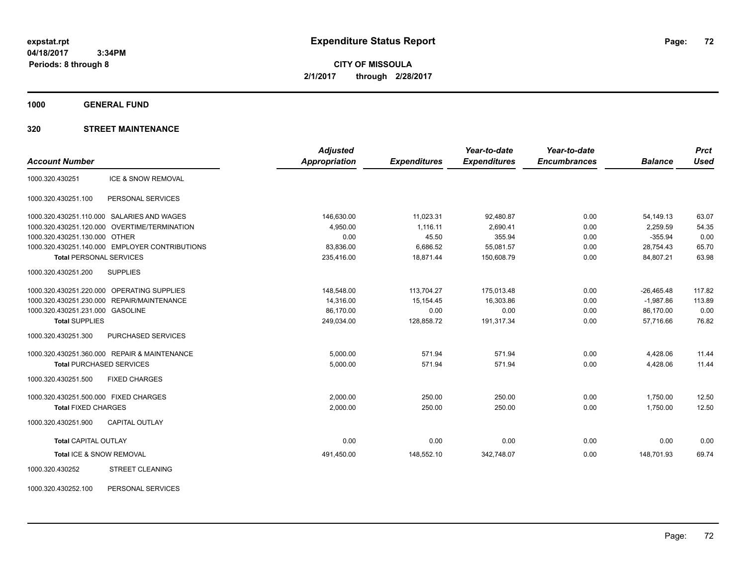**expstat.rpt**
**04/18/2017 3:34PM**
**Periods: 8 through 8**

# Expenditure Status Report

**CITY OF MISSOULA**
**2/1/2017 through 2/28/2017**

## 1000 GENERAL FUND

### 320 STREET MAINTENANCE

| Account Number | | Adjusted Appropriation | Expenditures | Year-to-date Expenditures | Year-to-date Encumbrances | Balance | Prct Used |
|---|---|---|---|---|---|---|---|
| 1000.320.430251 | ICE & SNOW REMOVAL | | | | | | |
| 1000.320.430251.100 | PERSONAL SERVICES | | | | | | |
| 1000.320.430251.110.000 | SALARIES AND WAGES | 146,630.00 | 11,023.31 | 92,480.87 | 0.00 | 54,149.13 | 63.07 |
| 1000.320.430251.120.000 | OVERTIME/TERMINATION | 4,950.00 | 1,116.11 | 2,690.41 | 0.00 | 2,259.59 | 54.35 |
| 1000.320.430251.130.000 | OTHER | 0.00 | 45.50 | 355.94 | 0.00 | -355.94 | 0.00 |
| 1000.320.430251.140.000 | EMPLOYER CONTRIBUTIONS | 83,836.00 | 6,686.52 | 55,081.57 | 0.00 | 28,754.43 | 65.70 |
| **Total** PERSONAL SERVICES | | 235,416.00 | 18,871.44 | 150,608.79 | 0.00 | 84,807.21 | 63.98 |
| 1000.320.430251.200 | SUPPLIES | | | | | | |
| 1000.320.430251.220.000 | OPERATING SUPPLIES | 148,548.00 | 113,704.27 | 175,013.48 | 0.00 | -26,465.48 | 117.82 |
| 1000.320.430251.230.000 | REPAIR/MAINTENANCE | 14,316.00 | 15,154.45 | 16,303.86 | 0.00 | -1,987.86 | 113.89 |
| 1000.320.430251.231.000 | GASOLINE | 86,170.00 | 0.00 | 0.00 | 0.00 | 86,170.00 | 0.00 |
| **Total** SUPPLIES | | 249,034.00 | 128,858.72 | 191,317.34 | 0.00 | 57,716.66 | 76.82 |
| 1000.320.430251.300 | PURCHASED SERVICES | | | | | | |
| 1000.320.430251.360.000 | REPAIR & MAINTENANCE | 5,000.00 | 571.94 | 571.94 | 0.00 | 4,428.06 | 11.44 |
| **Total** PURCHASED SERVICES | | 5,000.00 | 571.94 | 571.94 | 0.00 | 4,428.06 | 11.44 |
| 1000.320.430251.500 | FIXED CHARGES | | | | | | |
| 1000.320.430251.500.000 | FIXED CHARGES | 2,000.00 | 250.00 | 250.00 | 0.00 | 1,750.00 | 12.50 |
| **Total** FIXED CHARGES | | 2,000.00 | 250.00 | 250.00 | 0.00 | 1,750.00 | 12.50 |
| 1000.320.430251.900 | CAPITAL OUTLAY | | | | | | |
| **Total** CAPITAL OUTLAY | | 0.00 | 0.00 | 0.00 | 0.00 | 0.00 | 0.00 |
| **Total** ICE & SNOW REMOVAL | | 491,450.00 | 148,552.10 | 342,748.07 | 0.00 | 148,701.93 | 69.74 |
| 1000.320.430252 | STREET CLEANING | | | | | | |
| 1000.320.430252.100 | PERSONAL SERVICES | | | | | | |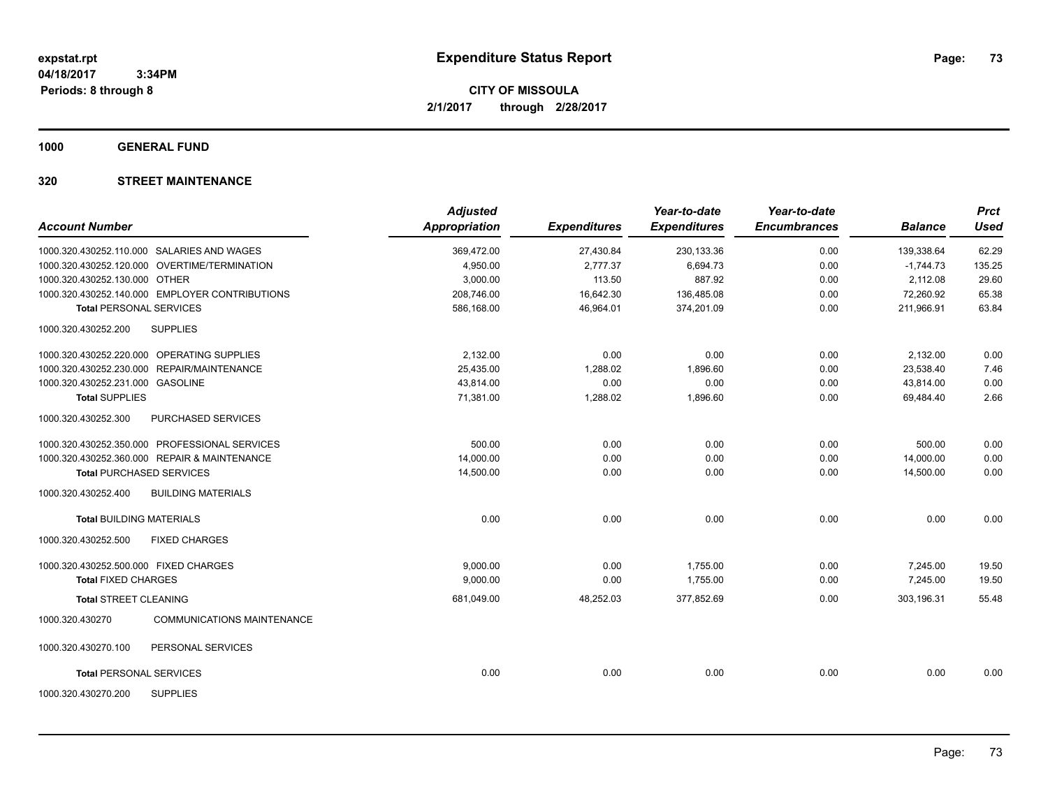**expstat.rpt**
**04/18/2017 3:34PM**
**Periods: 8 through 8**

# Expenditure Status Report

**CITY OF MISSOULA**
**2/1/2017 through 2/28/2017**

## 1000 GENERAL FUND

## 320 STREET MAINTENANCE

| Account Number | Adjusted Appropriation | Expenditures | Year-to-date Expenditures | Year-to-date Encumbrances | Balance | Prct Used |
|---|---|---|---|---|---|---|
| 1000.320.430252.110.000 SALARIES AND WAGES | 369,472.00 | 27,430.84 | 230,133.36 | 0.00 | 139,338.64 | 62.29 |
| 1000.320.430252.120.000 OVERTIME/TERMINATION | 4,950.00 | 2,777.37 | 6,694.73 | 0.00 | -1,744.73 | 135.25 |
| 1000.320.430252.130.000 OTHER | 3,000.00 | 113.50 | 887.92 | 0.00 | 2,112.08 | 29.60 |
| 1000.320.430252.140.000 EMPLOYER CONTRIBUTIONS | 208,746.00 | 16,642.30 | 136,485.08 | 0.00 | 72,260.92 | 65.38 |
| **Total** PERSONAL SERVICES | 586,168.00 | 46,964.01 | 374,201.09 | 0.00 | 211,966.91 | 63.84 |
| 1000.320.430252.200 SUPPLIES | | | | | | |
| 1000.320.430252.220.000 OPERATING SUPPLIES | 2,132.00 | 0.00 | 0.00 | 0.00 | 2,132.00 | 0.00 |
| 1000.320.430252.230.000 REPAIR/MAINTENANCE | 25,435.00 | 1,288.02 | 1,896.60 | 0.00 | 23,538.40 | 7.46 |
| 1000.320.430252.231.000 GASOLINE | 43,814.00 | 0.00 | 0.00 | 0.00 | 43,814.00 | 0.00 |
| **Total** SUPPLIES | 71,381.00 | 1,288.02 | 1,896.60 | 0.00 | 69,484.40 | 2.66 |
| 1000.320.430252.300 PURCHASED SERVICES | | | | | | |
| 1000.320.430252.350.000 PROFESSIONAL SERVICES | 500.00 | 0.00 | 0.00 | 0.00 | 500.00 | 0.00 |
| 1000.320.430252.360.000 REPAIR & MAINTENANCE | 14,000.00 | 0.00 | 0.00 | 0.00 | 14,000.00 | 0.00 |
| **Total** PURCHASED SERVICES | 14,500.00 | 0.00 | 0.00 | 0.00 | 14,500.00 | 0.00 |
| 1000.320.430252.400 BUILDING MATERIALS | | | | | | |
| **Total** BUILDING MATERIALS | 0.00 | 0.00 | 0.00 | 0.00 | 0.00 | 0.00 |
| 1000.320.430252.500 FIXED CHARGES | | | | | | |
| 1000.320.430252.500.000 FIXED CHARGES | 9,000.00 | 0.00 | 1,755.00 | 0.00 | 7,245.00 | 19.50 |
| **Total** FIXED CHARGES | 9,000.00 | 0.00 | 1,755.00 | 0.00 | 7,245.00 | 19.50 |
| **Total** STREET CLEANING | 681,049.00 | 48,252.03 | 377,852.69 | 0.00 | 303,196.31 | 55.48 |
| 1000.320.430270 COMMUNICATIONS MAINTENANCE | | | | | | |
| 1000.320.430270.100 PERSONAL SERVICES | | | | | | |
| **Total** PERSONAL SERVICES | 0.00 | 0.00 | 0.00 | 0.00 | 0.00 | 0.00 |
| 1000.320.430270.200 SUPPLIES | | | | | | |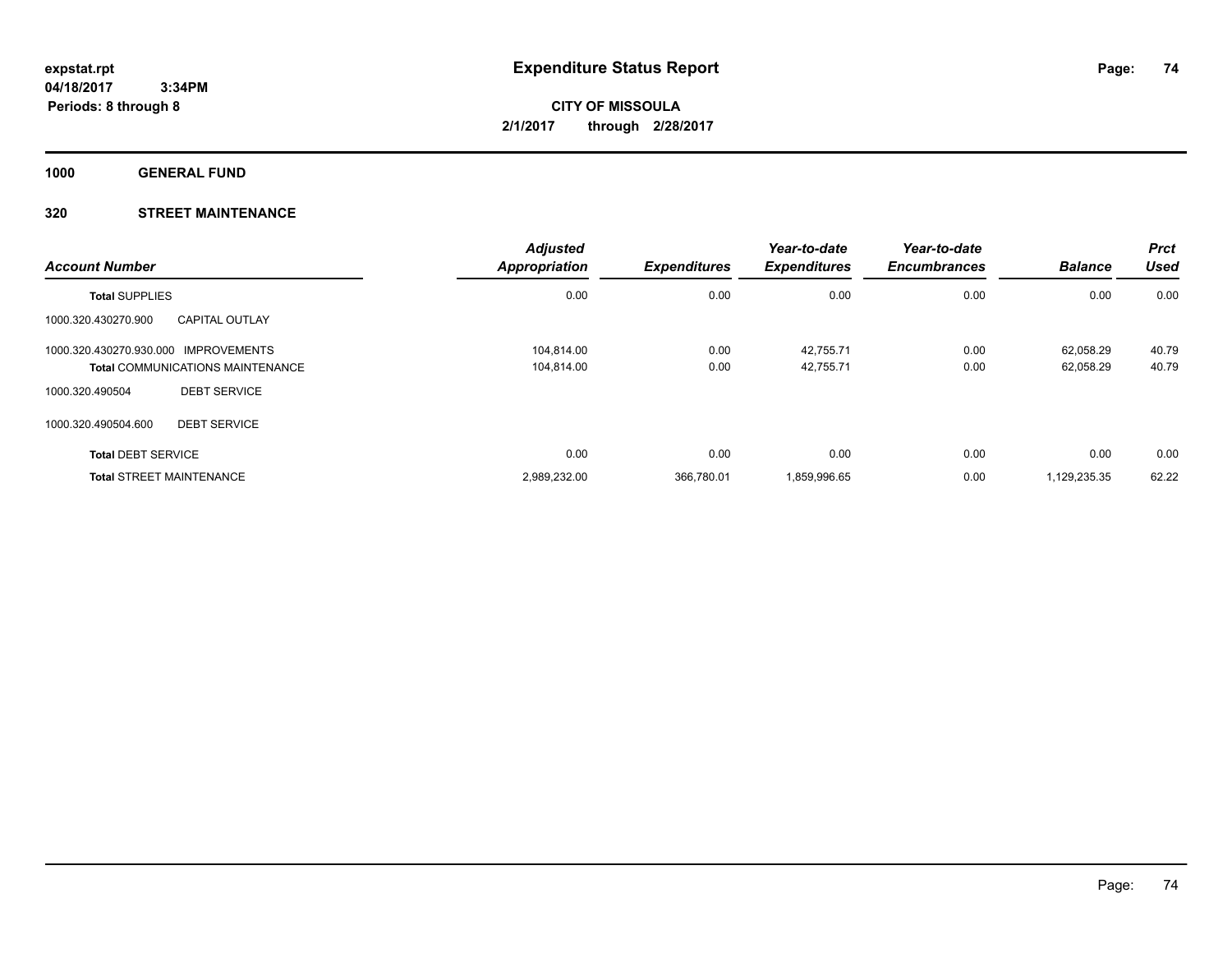# Expenditure Status Report

**expstat.rpt**
**04/18/2017 3:34PM**
**Periods: 8 through 8**

**CITY OF MISSOULA**
**2/1/2017 through 2/28/2017**

**1000 GENERAL FUND**

**320 STREET MAINTENANCE**

| Account Number | | Adjusted Appropriation | Expenditures | Year-to-date Expenditures | Year-to-date Encumbrances | Balance | Prct Used |
|---|---|---|---|---|---|---|---|
| **Total** SUPPLIES | | 0.00 | 0.00 | 0.00 | 0.00 | 0.00 | 0.00 |
| 1000.320.430270.900 | CAPITAL OUTLAY | | | | | | |
| 1000.320.430270.930.000 | IMPROVEMENTS | 104,814.00 | 0.00 | 42,755.71 | 0.00 | 62,058.29 | 40.79 |
| **Total** COMMUNICATIONS MAINTENANCE | | 104,814.00 | 0.00 | 42,755.71 | 0.00 | 62,058.29 | 40.79 |
| 1000.320.490504 | DEBT SERVICE | | | | | | |
| 1000.320.490504.600 | DEBT SERVICE | | | | | | |
| **Total** DEBT SERVICE | | 0.00 | 0.00 | 0.00 | 0.00 | 0.00 | 0.00 |
| **Total** STREET MAINTENANCE | | 2,989,232.00 | 366,780.01 | 1,859,996.65 | 0.00 | 1,129,235.35 | 62.22 |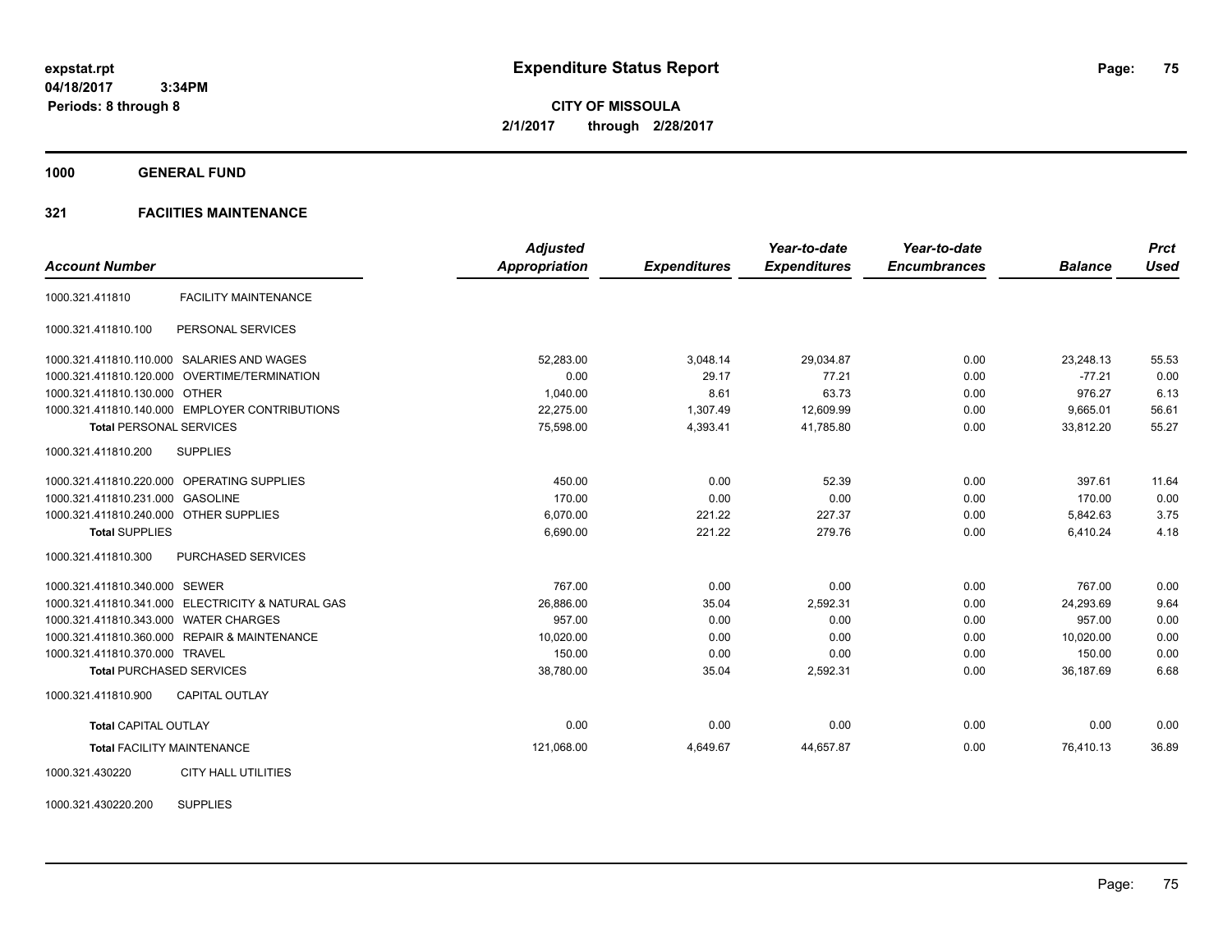# Expenditure Status Report

expstat.rpt
04/18/2017 3:34PM
Periods: 8 through 8

**CITY OF MISSOULA**
**2/1/2017 through 2/28/2017**

**1000 GENERAL FUND**

**321 FACIITIES MAINTENANCE**

| Account Number | Adjusted Appropriation | Expenditures | Year-to-date Expenditures | Year-to-date Encumbrances | Balance | Prct Used |
|---|---|---|---|---|---|---|
| 1000.321.411810 FACILITY MAINTENANCE | | | | | | |
| 1000.321.411810.100 PERSONAL SERVICES | | | | | | |
| 1000.321.411810.110.000 SALARIES AND WAGES | 52,283.00 | 3,048.14 | 29,034.87 | 0.00 | 23,248.13 | 55.53 |
| 1000.321.411810.120.000 OVERTIME/TERMINATION | 0.00 | 29.17 | 77.21 | 0.00 | -77.21 | 0.00 |
| 1000.321.411810.130.000 OTHER | 1,040.00 | 8.61 | 63.73 | 0.00 | 976.27 | 6.13 |
| 1000.321.411810.140.000 EMPLOYER CONTRIBUTIONS | 22,275.00 | 1,307.49 | 12,609.99 | 0.00 | 9,665.01 | 56.61 |
| **Total PERSONAL SERVICES** | 75,598.00 | 4,393.41 | 41,785.80 | 0.00 | 33,812.20 | 55.27 |
| 1000.321.411810.200 SUPPLIES | | | | | | |
| 1000.321.411810.220.000 OPERATING SUPPLIES | 450.00 | 0.00 | 52.39 | 0.00 | 397.61 | 11.64 |
| 1000.321.411810.231.000 GASOLINE | 170.00 | 0.00 | 0.00 | 0.00 | 170.00 | 0.00 |
| 1000.321.411810.240.000 OTHER SUPPLIES | 6,070.00 | 221.22 | 227.37 | 0.00 | 5,842.63 | 3.75 |
| **Total SUPPLIES** | 6,690.00 | 221.22 | 279.76 | 0.00 | 6,410.24 | 4.18 |
| 1000.321.411810.300 PURCHASED SERVICES | | | | | | |
| 1000.321.411810.340.000 SEWER | 767.00 | 0.00 | 0.00 | 0.00 | 767.00 | 0.00 |
| 1000.321.411810.341.000 ELECTRICITY & NATURAL GAS | 26,886.00 | 35.04 | 2,592.31 | 0.00 | 24,293.69 | 9.64 |
| 1000.321.411810.343.000 WATER CHARGES | 957.00 | 0.00 | 0.00 | 0.00 | 957.00 | 0.00 |
| 1000.321.411810.360.000 REPAIR & MAINTENANCE | 10,020.00 | 0.00 | 0.00 | 0.00 | 10,020.00 | 0.00 |
| 1000.321.411810.370.000 TRAVEL | 150.00 | 0.00 | 0.00 | 0.00 | 150.00 | 0.00 |
| **Total PURCHASED SERVICES** | 38,780.00 | 35.04 | 2,592.31 | 0.00 | 36,187.69 | 6.68 |
| 1000.321.411810.900 CAPITAL OUTLAY | | | | | | |
| **Total CAPITAL OUTLAY** | 0.00 | 0.00 | 0.00 | 0.00 | 0.00 | 0.00 |
| **Total FACILITY MAINTENANCE** | 121,068.00 | 4,649.67 | 44,657.87 | 0.00 | 76,410.13 | 36.89 |
| 1000.321.430220 CITY HALL UTILITIES | | | | | | |
| 1000.321.430220.200 SUPPLIES | | | | | | |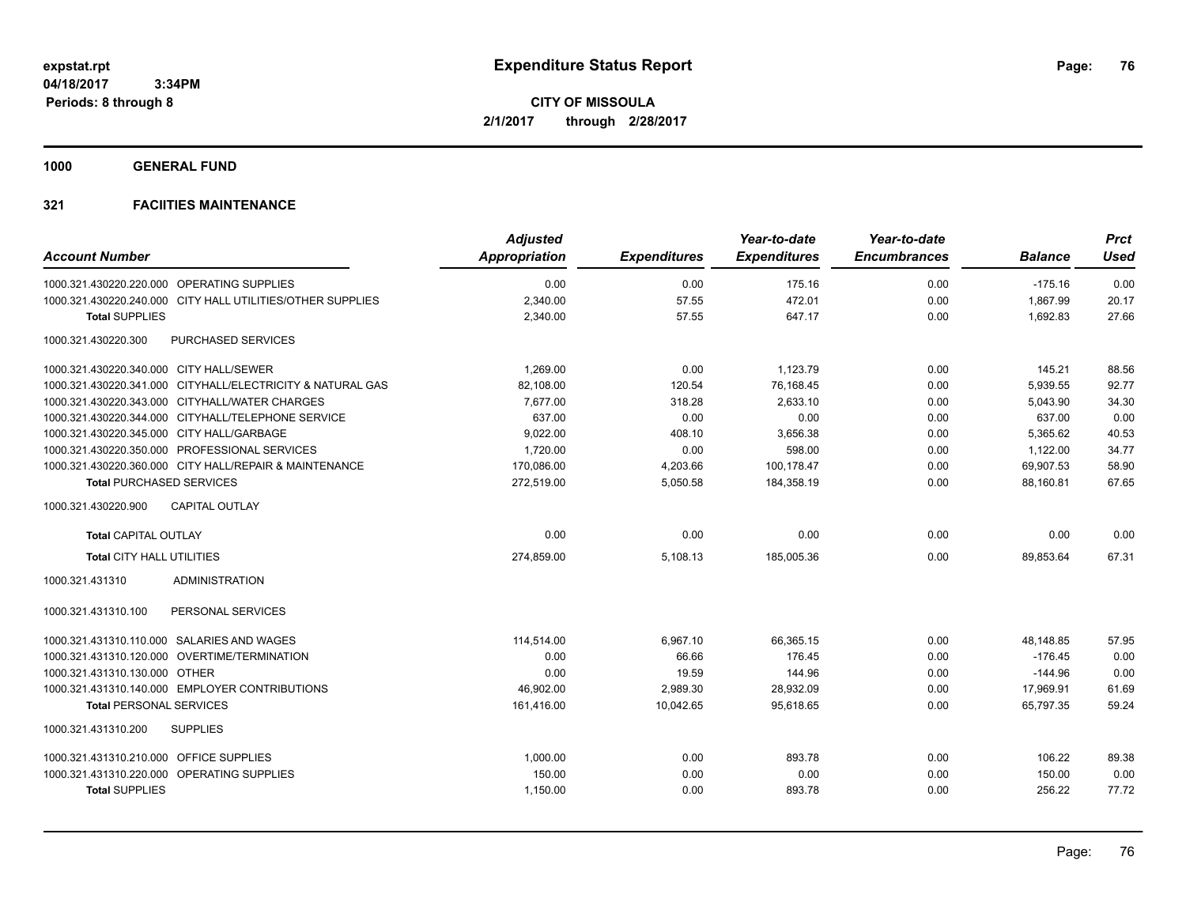**expstat.rpt**
**04/18/2017 3:34PM**
**Periods: 8 through 8**

# Expenditure Status Report

**CITY OF MISSOULA**
**2/1/2017 through 2/28/2017**

## 1000 GENERAL FUND

### 321 FACIITIES MAINTENANCE

| Account Number | Adjusted Appropriation | Expenditures | Year-to-date Expenditures | Year-to-date Encumbrances | Balance | Prct Used |
|---|---|---|---|---|---|---|
| 1000.321.430220.220.000 OPERATING SUPPLIES | 0.00 | 0.00 | 175.16 | 0.00 | -175.16 | 0.00 |
| 1000.321.430220.240.000 CITY HALL UTILITIES/OTHER SUPPLIES | 2,340.00 | 57.55 | 472.01 | 0.00 | 1,867.99 | 20.17 |
| **Total** SUPPLIES | 2,340.00 | 57.55 | 647.17 | 0.00 | 1,692.83 | 27.66 |
| 1000.321.430220.300 PURCHASED SERVICES | | | | | | |
| 1000.321.430220.340.000 CITY HALL/SEWER | 1,269.00 | 0.00 | 1,123.79 | 0.00 | 145.21 | 88.56 |
| 1000.321.430220.341.000 CITYHALL/ELECTRICITY & NATURAL GAS | 82,108.00 | 120.54 | 76,168.45 | 0.00 | 5,939.55 | 92.77 |
| 1000.321.430220.343.000 CITYHALL/WATER CHARGES | 7,677.00 | 318.28 | 2,633.10 | 0.00 | 5,043.90 | 34.30 |
| 1000.321.430220.344.000 CITYHALL/TELEPHONE SERVICE | 637.00 | 0.00 | 0.00 | 0.00 | 637.00 | 0.00 |
| 1000.321.430220.345.000 CITY HALL/GARBAGE | 9,022.00 | 408.10 | 3,656.38 | 0.00 | 5,365.62 | 40.53 |
| 1000.321.430220.350.000 PROFESSIONAL SERVICES | 1,720.00 | 0.00 | 598.00 | 0.00 | 1,122.00 | 34.77 |
| 1000.321.430220.360.000 CITY HALL/REPAIR & MAINTENANCE | 170,086.00 | 4,203.66 | 100,178.47 | 0.00 | 69,907.53 | 58.90 |
| **Total** PURCHASED SERVICES | 272,519.00 | 5,050.58 | 184,358.19 | 0.00 | 88,160.81 | 67.65 |
| 1000.321.430220.900 CAPITAL OUTLAY | | | | | | |
| **Total** CAPITAL OUTLAY | 0.00 | 0.00 | 0.00 | 0.00 | 0.00 | 0.00 |
| **Total** CITY HALL UTILITIES | 274,859.00 | 5,108.13 | 185,005.36 | 0.00 | 89,853.64 | 67.31 |
| 1000.321.431310 ADMINISTRATION | | | | | | |
| 1000.321.431310.100 PERSONAL SERVICES | | | | | | |
| 1000.321.431310.110.000 SALARIES AND WAGES | 114,514.00 | 6,967.10 | 66,365.15 | 0.00 | 48,148.85 | 57.95 |
| 1000.321.431310.120.000 OVERTIME/TERMINATION | 0.00 | 66.66 | 176.45 | 0.00 | -176.45 | 0.00 |
| 1000.321.431310.130.000 OTHER | 0.00 | 19.59 | 144.96 | 0.00 | -144.96 | 0.00 |
| 1000.321.431310.140.000 EMPLOYER CONTRIBUTIONS | 46,902.00 | 2,989.30 | 28,932.09 | 0.00 | 17,969.91 | 61.69 |
| **Total** PERSONAL SERVICES | 161,416.00 | 10,042.65 | 95,618.65 | 0.00 | 65,797.35 | 59.24 |
| 1000.321.431310.200 SUPPLIES | | | | | | |
| 1000.321.431310.210.000 OFFICE SUPPLIES | 1,000.00 | 0.00 | 893.78 | 0.00 | 106.22 | 89.38 |
| 1000.321.431310.220.000 OPERATING SUPPLIES | 150.00 | 0.00 | 0.00 | 0.00 | 150.00 | 0.00 |
| **Total** SUPPLIES | 1,150.00 | 0.00 | 893.78 | 0.00 | 256.22 | 77.72 |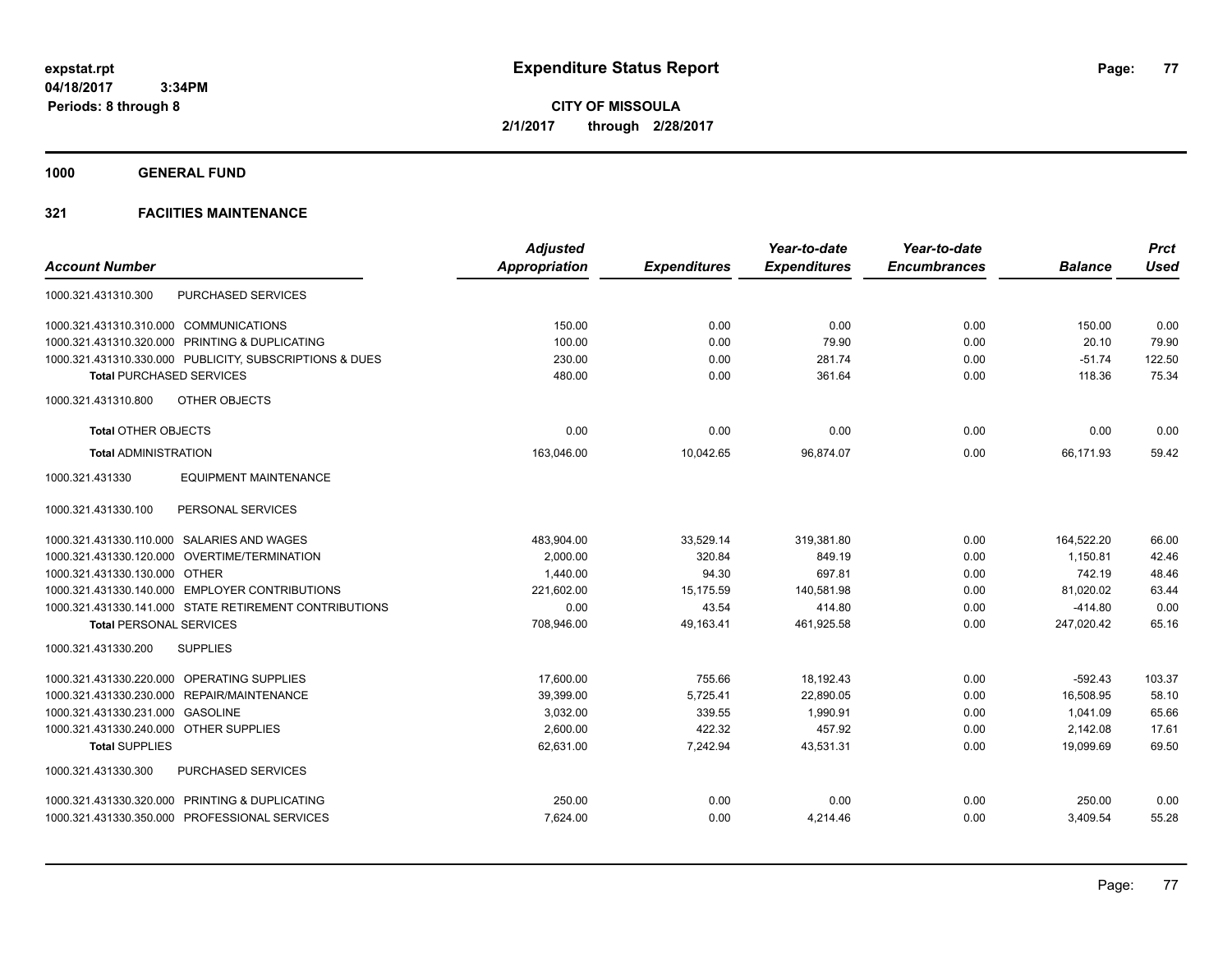**expstat.rpt**
**04/18/2017 3:34PM**
**Periods: 8 through 8**

# Expenditure Status Report

**CITY OF MISSOULA**
**2/1/2017 through 2/28/2017**

## 1000 GENERAL FUND

### 321 FACIITIES MAINTENANCE

| Account Number | Adjusted Appropriation | Expenditures | Year-to-date Expenditures | Year-to-date Encumbrances | Balance | Prct Used |
|---|---|---|---|---|---|---|
| 1000.321.431310.300 PURCHASED SERVICES | | | | | | |
| 1000.321.431310.310.000 COMMUNICATIONS | 150.00 | 0.00 | 0.00 | 0.00 | 150.00 | 0.00 |
| 1000.321.431310.320.000 PRINTING & DUPLICATING | 100.00 | 0.00 | 79.90 | 0.00 | 20.10 | 79.90 |
| 1000.321.431310.330.000 PUBLICITY, SUBSCRIPTIONS & DUES | 230.00 | 0.00 | 281.74 | 0.00 | -51.74 | 122.50 |
| **Total** PURCHASED SERVICES | 480.00 | 0.00 | 361.64 | 0.00 | 118.36 | 75.34 |
| 1000.321.431310.800 OTHER OBJECTS | | | | | | |
| **Total** OTHER OBJECTS | 0.00 | 0.00 | 0.00 | 0.00 | 0.00 | 0.00 |
| **Total** ADMINISTRATION | 163,046.00 | 10,042.65 | 96,874.07 | 0.00 | 66,171.93 | 59.42 |
| 1000.321.431330 EQUIPMENT MAINTENANCE | | | | | | |
| 1000.321.431330.100 PERSONAL SERVICES | | | | | | |
| 1000.321.431330.110.000 SALARIES AND WAGES | 483,904.00 | 33,529.14 | 319,381.80 | 0.00 | 164,522.20 | 66.00 |
| 1000.321.431330.120.000 OVERTIME/TERMINATION | 2,000.00 | 320.84 | 849.19 | 0.00 | 1,150.81 | 42.46 |
| 1000.321.431330.130.000 OTHER | 1,440.00 | 94.30 | 697.81 | 0.00 | 742.19 | 48.46 |
| 1000.321.431330.140.000 EMPLOYER CONTRIBUTIONS | 221,602.00 | 15,175.59 | 140,581.98 | 0.00 | 81,020.02 | 63.44 |
| 1000.321.431330.141.000 STATE RETIREMENT CONTRIBUTIONS | 0.00 | 43.54 | 414.80 | 0.00 | -414.80 | 0.00 |
| **Total** PERSONAL SERVICES | 708,946.00 | 49,163.41 | 461,925.58 | 0.00 | 247,020.42 | 65.16 |
| 1000.321.431330.200 SUPPLIES | | | | | | |
| 1000.321.431330.220.000 OPERATING SUPPLIES | 17,600.00 | 755.66 | 18,192.43 | 0.00 | -592.43 | 103.37 |
| 1000.321.431330.230.000 REPAIR/MAINTENANCE | 39,399.00 | 5,725.41 | 22,890.05 | 0.00 | 16,508.95 | 58.10 |
| 1000.321.431330.231.000 GASOLINE | 3,032.00 | 339.55 | 1,990.91 | 0.00 | 1,041.09 | 65.66 |
| 1000.321.431330.240.000 OTHER SUPPLIES | 2,600.00 | 422.32 | 457.92 | 0.00 | 2,142.08 | 17.61 |
| **Total** SUPPLIES | 62,631.00 | 7,242.94 | 43,531.31 | 0.00 | 19,099.69 | 69.50 |
| 1000.321.431330.300 PURCHASED SERVICES | | | | | | |
| 1000.321.431330.320.000 PRINTING & DUPLICATING | 250.00 | 0.00 | 0.00 | 0.00 | 250.00 | 0.00 |
| 1000.321.431330.350.000 PROFESSIONAL SERVICES | 7,624.00 | 0.00 | 4,214.46 | 0.00 | 3,409.54 | 55.28 |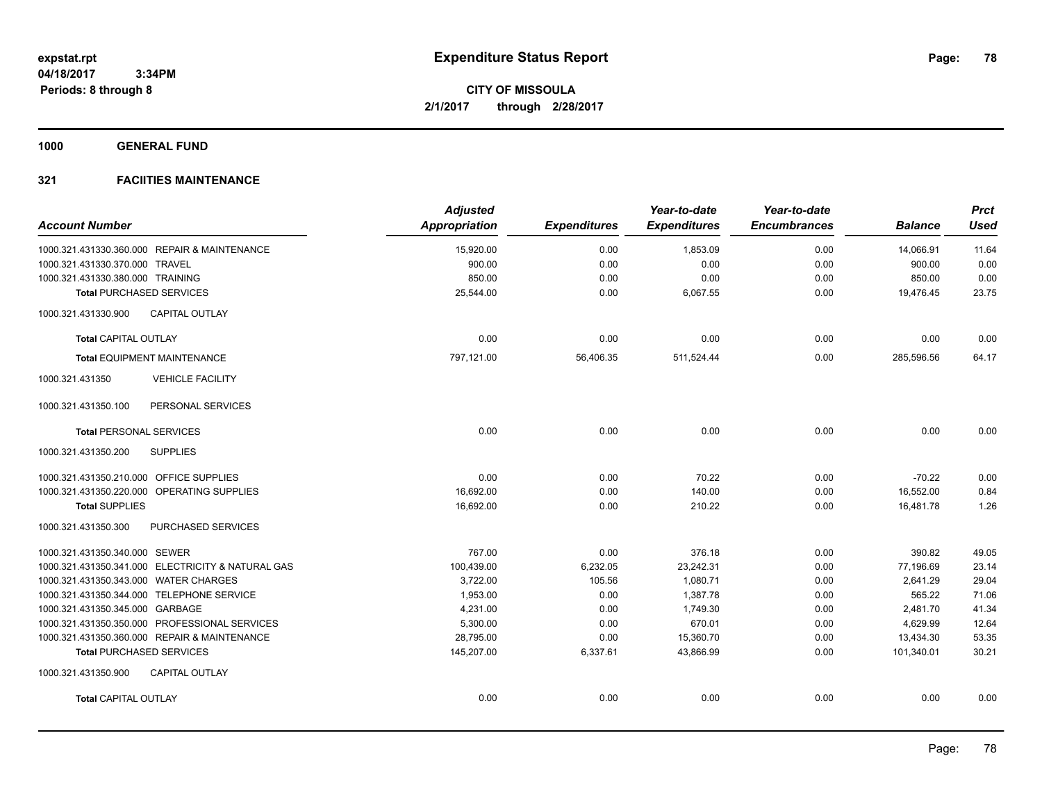**Expenditure Status Report**

expstat.rpt
04/18/2017 3:34PM
Periods: 8 through 8

**CITY OF MISSOULA**
**2/1/2017 through 2/28/2017**

## 1000 GENERAL FUND

### 321 FACIITIES MAINTENANCE

| Account Number | Adjusted Appropriation | Expenditures | Year-to-date Expenditures | Year-to-date Encumbrances | Balance | Prct Used |
|---|---|---|---|---|---|---|
| 1000.321.431330.360.000 REPAIR & MAINTENANCE | 15,920.00 | 0.00 | 1,853.09 | 0.00 | 14,066.91 | 11.64 |
| 1000.321.431330.370.000 TRAVEL | 900.00 | 0.00 | 0.00 | 0.00 | 900.00 | 0.00 |
| 1000.321.431330.380.000 TRAINING | 850.00 | 0.00 | 0.00 | 0.00 | 850.00 | 0.00 |
| **Total** PURCHASED SERVICES | 25,544.00 | 0.00 | 6,067.55 | 0.00 | 19,476.45 | 23.75 |
| 1000.321.431330.900 CAPITAL OUTLAY | | | | | | |
| **Total** CAPITAL OUTLAY | 0.00 | 0.00 | 0.00 | 0.00 | 0.00 | 0.00 |
| **Total** EQUIPMENT MAINTENANCE | 797,121.00 | 56,406.35 | 511,524.44 | 0.00 | 285,596.56 | 64.17 |
| 1000.321.431350 VEHICLE FACILITY | | | | | | |
| 1000.321.431350.100 PERSONAL SERVICES | | | | | | |
| **Total** PERSONAL SERVICES | 0.00 | 0.00 | 0.00 | 0.00 | 0.00 | 0.00 |
| 1000.321.431350.200 SUPPLIES | | | | | | |
| 1000.321.431350.210.000 OFFICE SUPPLIES | 0.00 | 0.00 | 70.22 | 0.00 | -70.22 | 0.00 |
| 1000.321.431350.220.000 OPERATING SUPPLIES | 16,692.00 | 0.00 | 140.00 | 0.00 | 16,552.00 | 0.84 |
| **Total** SUPPLIES | 16,692.00 | 0.00 | 210.22 | 0.00 | 16,481.78 | 1.26 |
| 1000.321.431350.300 PURCHASED SERVICES | | | | | | |
| 1000.321.431350.340.000 SEWER | 767.00 | 0.00 | 376.18 | 0.00 | 390.82 | 49.05 |
| 1000.321.431350.341.000 ELECTRICITY & NATURAL GAS | 100,439.00 | 6,232.05 | 23,242.31 | 0.00 | 77,196.69 | 23.14 |
| 1000.321.431350.343.000 WATER CHARGES | 3,722.00 | 105.56 | 1,080.71 | 0.00 | 2,641.29 | 29.04 |
| 1000.321.431350.344.000 TELEPHONE SERVICE | 1,953.00 | 0.00 | 1,387.78 | 0.00 | 565.22 | 71.06 |
| 1000.321.431350.345.000 GARBAGE | 4,231.00 | 0.00 | 1,749.30 | 0.00 | 2,481.70 | 41.34 |
| 1000.321.431350.350.000 PROFESSIONAL SERVICES | 5,300.00 | 0.00 | 670.01 | 0.00 | 4,629.99 | 12.64 |
| 1000.321.431350.360.000 REPAIR & MAINTENANCE | 28,795.00 | 0.00 | 15,360.70 | 0.00 | 13,434.30 | 53.35 |
| **Total** PURCHASED SERVICES | 145,207.00 | 6,337.61 | 43,866.99 | 0.00 | 101,340.01 | 30.21 |
| 1000.321.431350.900 CAPITAL OUTLAY | | | | | | |
| **Total** CAPITAL OUTLAY | 0.00 | 0.00 | 0.00 | 0.00 | 0.00 | 0.00 |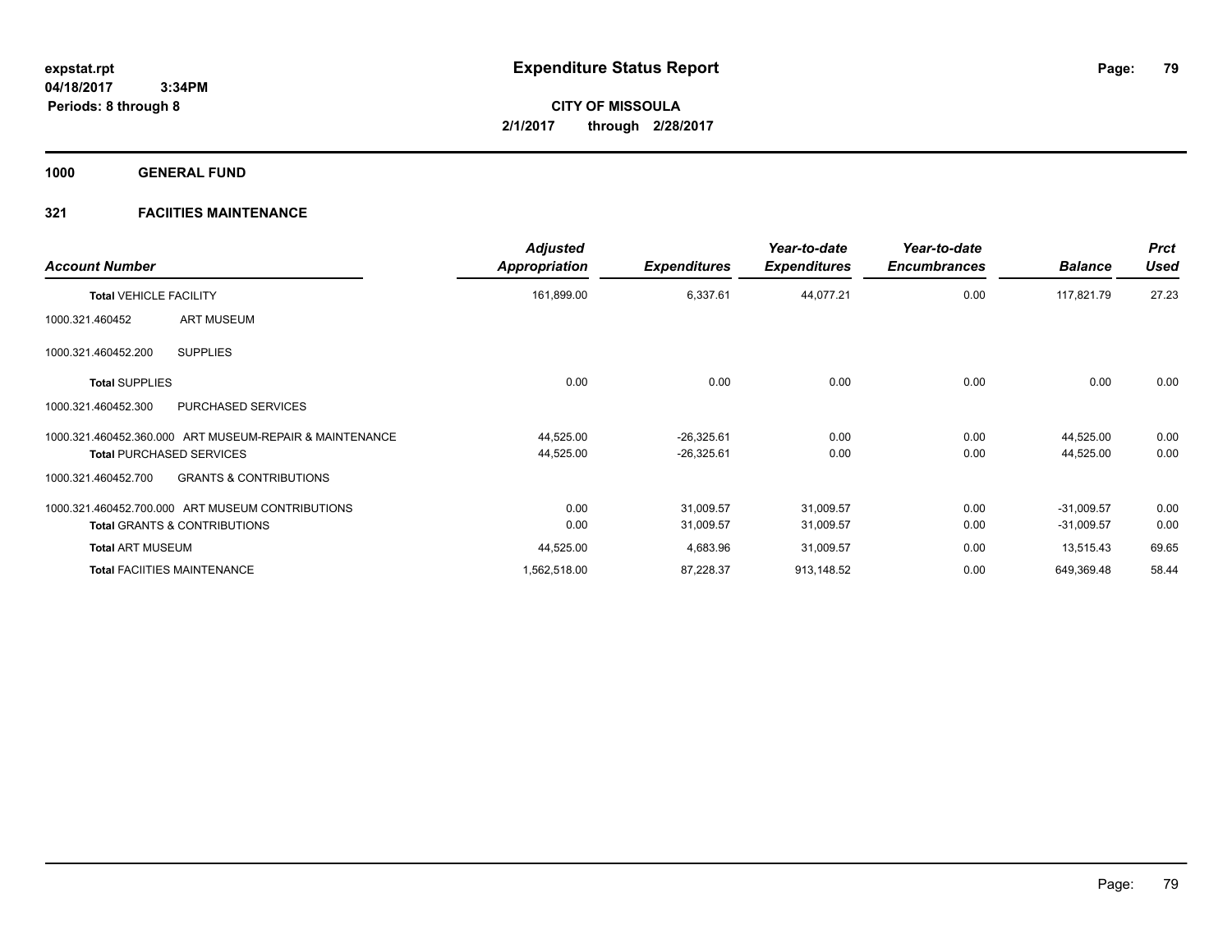# Expenditure Status Report

expstat.rpt
04/18/2017 3:34PM
Periods: 8 through 8

**CITY OF MISSOULA**
**2/1/2017 through 2/28/2017**

**1000 GENERAL FUND**

**321 FACIITIES MAINTENANCE**

| Account Number | | Adjusted Appropriation | Expenditures | Year-to-date Expenditures | Year-to-date Encumbrances | Balance | Prct Used |
|---|---|---|---|---|---|---|---|
| Total VEHICLE FACILITY | | 161,899.00 | 6,337.61 | 44,077.21 | 0.00 | 117,821.79 | 27.23 |
| 1000.321.460452 | ART MUSEUM | | | | | | |
| 1000.321.460452.200 | SUPPLIES | | | | | | |
| Total SUPPLIES | | 0.00 | 0.00 | 0.00 | 0.00 | 0.00 | 0.00 |
| 1000.321.460452.300 | PURCHASED SERVICES | | | | | | |
| 1000.321.460452.360.000 | ART MUSEUM-REPAIR & MAINTENANCE | 44,525.00 | -26,325.61 | 0.00 | 0.00 | 44,525.00 | 0.00 |
| Total PURCHASED SERVICES | | 44,525.00 | -26,325.61 | 0.00 | 0.00 | 44,525.00 | 0.00 |
| 1000.321.460452.700 | GRANTS & CONTRIBUTIONS | | | | | | |
| 1000.321.460452.700.000 | ART MUSEUM CONTRIBUTIONS | 0.00 | 31,009.57 | 31,009.57 | 0.00 | -31,009.57 | 0.00 |
| Total GRANTS & CONTRIBUTIONS | | 0.00 | 31,009.57 | 31,009.57 | 0.00 | -31,009.57 | 0.00 |
| Total ART MUSEUM | | 44,525.00 | 4,683.96 | 31,009.57 | 0.00 | 13,515.43 | 69.65 |
| Total FACIITIES MAINTENANCE | | 1,562,518.00 | 87,228.37 | 913,148.52 | 0.00 | 649,369.48 | 58.44 |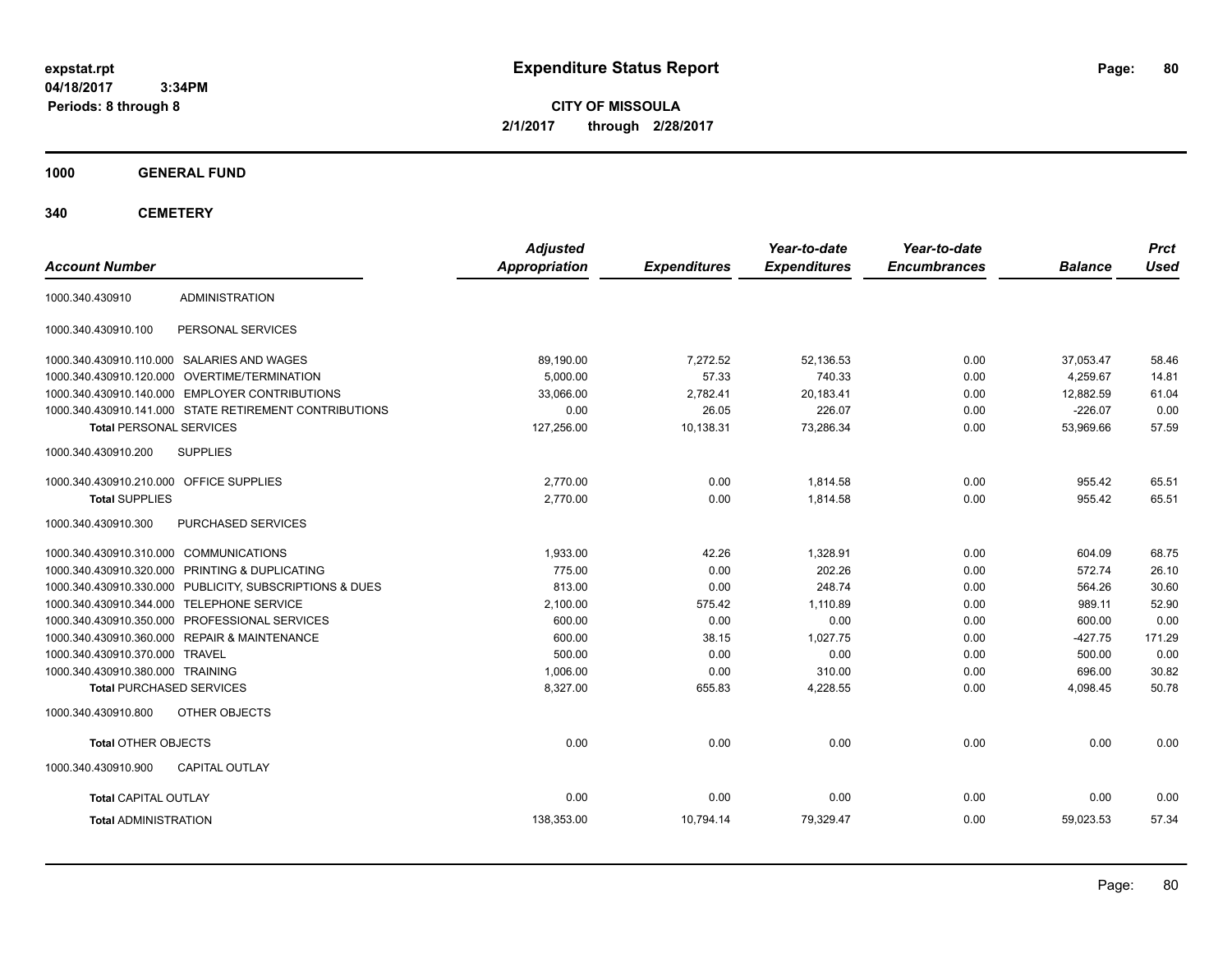expstat.rpt
04/18/2017 3:34PM
Periods: 8 through 8

# Expenditure Status Report

**CITY OF MISSOULA**
**2/1/2017 through 2/28/2017**

## 1000 GENERAL FUND

## 340 CEMETERY

| Account Number | | Adjusted Appropriation | Expenditures | Year-to-date Expenditures | Year-to-date Encumbrances | Balance | Prct Used |
|---|---|---|---|---|---|---|---|
| 1000.340.430910 | ADMINISTRATION | | | | | | |
| 1000.340.430910.100 | PERSONAL SERVICES | | | | | | |
| 1000.340.430910.110.000 | SALARIES AND WAGES | 89,190.00 | 7,272.52 | 52,136.53 | 0.00 | 37,053.47 | 58.46 |
| 1000.340.430910.120.000 | OVERTIME/TERMINATION | 5,000.00 | 57.33 | 740.33 | 0.00 | 4,259.67 | 14.81 |
| 1000.340.430910.140.000 | EMPLOYER CONTRIBUTIONS | 33,066.00 | 2,782.41 | 20,183.41 | 0.00 | 12,882.59 | 61.04 |
| 1000.340.430910.141.000 | STATE RETIREMENT CONTRIBUTIONS | 0.00 | 26.05 | 226.07 | 0.00 | -226.07 | 0.00 |
| **Total** PERSONAL SERVICES | | 127,256.00 | 10,138.31 | 73,286.34 | 0.00 | 53,969.66 | 57.59 |
| 1000.340.430910.200 | SUPPLIES | | | | | | |
| 1000.340.430910.210.000 | OFFICE SUPPLIES | 2,770.00 | 0.00 | 1,814.58 | 0.00 | 955.42 | 65.51 |
| **Total** SUPPLIES | | 2,770.00 | 0.00 | 1,814.58 | 0.00 | 955.42 | 65.51 |
| 1000.340.430910.300 | PURCHASED SERVICES | | | | | | |
| 1000.340.430910.310.000 | COMMUNICATIONS | 1,933.00 | 42.26 | 1,328.91 | 0.00 | 604.09 | 68.75 |
| 1000.340.430910.320.000 | PRINTING & DUPLICATING | 775.00 | 0.00 | 202.26 | 0.00 | 572.74 | 26.10 |
| 1000.340.430910.330.000 | PUBLICITY, SUBSCRIPTIONS & DUES | 813.00 | 0.00 | 248.74 | 0.00 | 564.26 | 30.60 |
| 1000.340.430910.344.000 | TELEPHONE SERVICE | 2,100.00 | 575.42 | 1,110.89 | 0.00 | 989.11 | 52.90 |
| 1000.340.430910.350.000 | PROFESSIONAL SERVICES | 600.00 | 0.00 | 0.00 | 0.00 | 600.00 | 0.00 |
| 1000.340.430910.360.000 | REPAIR & MAINTENANCE | 600.00 | 38.15 | 1,027.75 | 0.00 | -427.75 | 171.29 |
| 1000.340.430910.370.000 | TRAVEL | 500.00 | 0.00 | 0.00 | 0.00 | 500.00 | 0.00 |
| 1000.340.430910.380.000 | TRAINING | 1,006.00 | 0.00 | 310.00 | 0.00 | 696.00 | 30.82 |
| **Total** PURCHASED SERVICES | | 8,327.00 | 655.83 | 4,228.55 | 0.00 | 4,098.45 | 50.78 |
| 1000.340.430910.800 | OTHER OBJECTS | | | | | | |
| **Total** OTHER OBJECTS | | 0.00 | 0.00 | 0.00 | 0.00 | 0.00 | 0.00 |
| 1000.340.430910.900 | CAPITAL OUTLAY | | | | | | |
| **Total** CAPITAL OUTLAY | | 0.00 | 0.00 | 0.00 | 0.00 | 0.00 | 0.00 |
| **Total** ADMINISTRATION | | 138,353.00 | 10,794.14 | 79,329.47 | 0.00 | 59,023.53 | 57.34 |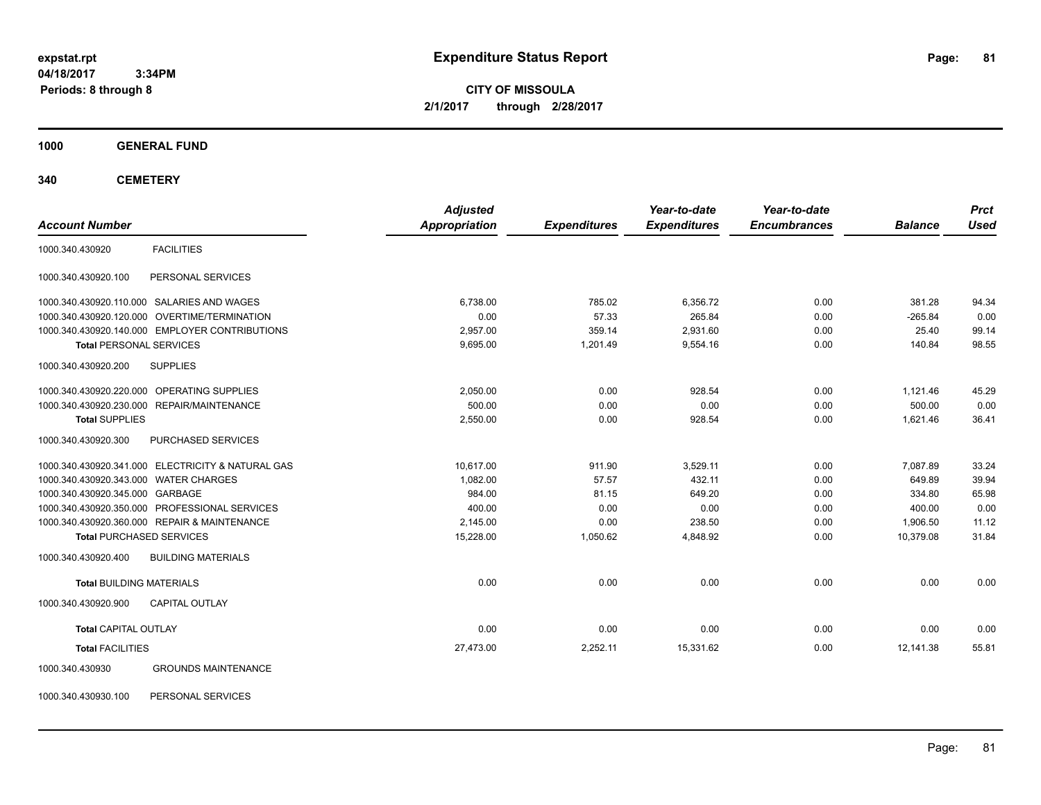expstat.rpt
04/18/2017 3:34PM
Periods: 8 through 8

# Expenditure Status Report

**CITY OF MISSOULA**
**2/1/2017 through 2/28/2017**

**1000 GENERAL FUND**

**340 CEMETERY**

| Account Number | | Adjusted Appropriation | Expenditures | Year-to-date Expenditures | Year-to-date Encumbrances | Balance | Prct Used |
|---|---|---|---|---|---|---|---|
| 1000.340.430920 | FACILITIES | | | | | | |
| 1000.340.430920.100 | PERSONAL SERVICES | | | | | | |
| 1000.340.430920.110.000 | SALARIES AND WAGES | 6,738.00 | 785.02 | 6,356.72 | 0.00 | 381.28 | 94.34 |
| 1000.340.430920.120.000 | OVERTIME/TERMINATION | 0.00 | 57.33 | 265.84 | 0.00 | -265.84 | 0.00 |
| 1000.340.430920.140.000 | EMPLOYER CONTRIBUTIONS | 2,957.00 | 359.14 | 2,931.60 | 0.00 | 25.40 | 99.14 |
| **Total** PERSONAL SERVICES | | 9,695.00 | 1,201.49 | 9,554.16 | 0.00 | 140.84 | 98.55 |
| 1000.340.430920.200 | SUPPLIES | | | | | | |
| 1000.340.430920.220.000 | OPERATING SUPPLIES | 2,050.00 | 0.00 | 928.54 | 0.00 | 1,121.46 | 45.29 |
| 1000.340.430920.230.000 | REPAIR/MAINTENANCE | 500.00 | 0.00 | 0.00 | 0.00 | 500.00 | 0.00 |
| **Total** SUPPLIES | | 2,550.00 | 0.00 | 928.54 | 0.00 | 1,621.46 | 36.41 |
| 1000.340.430920.300 | PURCHASED SERVICES | | | | | | |
| 1000.340.430920.341.000 | ELECTRICITY & NATURAL GAS | 10,617.00 | 911.90 | 3,529.11 | 0.00 | 7,087.89 | 33.24 |
| 1000.340.430920.343.000 | WATER CHARGES | 1,082.00 | 57.57 | 432.11 | 0.00 | 649.89 | 39.94 |
| 1000.340.430920.345.000 | GARBAGE | 984.00 | 81.15 | 649.20 | 0.00 | 334.80 | 65.98 |
| 1000.340.430920.350.000 | PROFESSIONAL SERVICES | 400.00 | 0.00 | 0.00 | 0.00 | 400.00 | 0.00 |
| 1000.340.430920.360.000 | REPAIR & MAINTENANCE | 2,145.00 | 0.00 | 238.50 | 0.00 | 1,906.50 | 11.12 |
| **Total** PURCHASED SERVICES | | 15,228.00 | 1,050.62 | 4,848.92 | 0.00 | 10,379.08 | 31.84 |
| 1000.340.430920.400 | BUILDING MATERIALS | | | | | | |
| **Total** BUILDING MATERIALS | | 0.00 | 0.00 | 0.00 | 0.00 | 0.00 | 0.00 |
| 1000.340.430920.900 | CAPITAL OUTLAY | | | | | | |
| **Total** CAPITAL OUTLAY | | 0.00 | 0.00 | 0.00 | 0.00 | 0.00 | 0.00 |
| **Total** FACILITIES | | 27,473.00 | 2,252.11 | 15,331.62 | 0.00 | 12,141.38 | 55.81 |
| 1000.340.430930 | GROUNDS MAINTENANCE | | | | | | |
| 1000.340.430930.100 | PERSONAL SERVICES | | | | | | |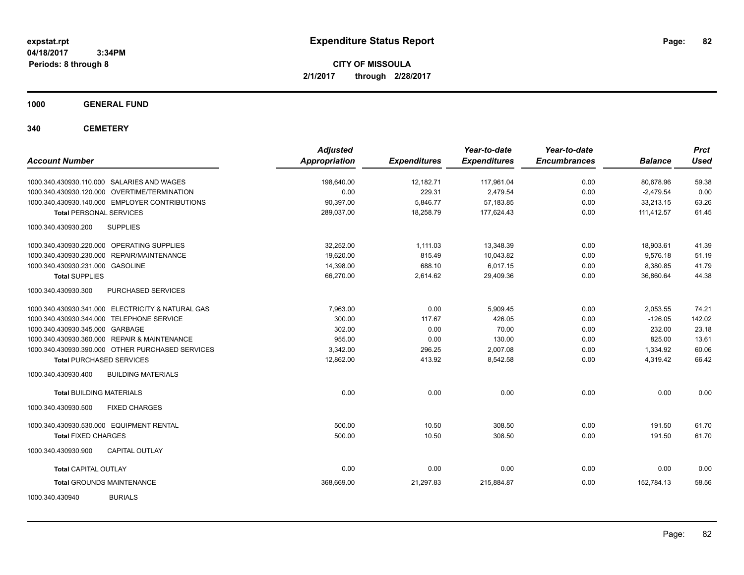# Expenditure Status Report

expstat.rpt
04/18/2017 3:34PM
Periods: 8 through 8

**CITY OF MISSOULA**
**2/1/2017 through 2/28/2017**

**1000 GENERAL FUND**

**340 CEMETERY**

| Account Number | Adjusted Appropriation | Expenditures | Year-to-date Expenditures | Year-to-date Encumbrances | Balance | Prct Used |
|---|---|---|---|---|---|---|
| 1000.340.430930.110.000 SALARIES AND WAGES | 198,640.00 | 12,182.71 | 117,961.04 | 0.00 | 80,678.96 | 59.38 |
| 1000.340.430930.120.000 OVERTIME/TERMINATION | 0.00 | 229.31 | 2,479.54 | 0.00 | -2,479.54 | 0.00 |
| 1000.340.430930.140.000 EMPLOYER CONTRIBUTIONS | 90,397.00 | 5,846.77 | 57,183.85 | 0.00 | 33,213.15 | 63.26 |
| **Total** PERSONAL SERVICES | 289,037.00 | 18,258.79 | 177,624.43 | 0.00 | 111,412.57 | 61.45 |
| 1000.340.430930.200 SUPPLIES | | | | | | |
| 1000.340.430930.220.000 OPERATING SUPPLIES | 32,252.00 | 1,111.03 | 13,348.39 | 0.00 | 18,903.61 | 41.39 |
| 1000.340.430930.230.000 REPAIR/MAINTENANCE | 19,620.00 | 815.49 | 10,043.82 | 0.00 | 9,576.18 | 51.19 |
| 1000.340.430930.231.000 GASOLINE | 14,398.00 | 688.10 | 6,017.15 | 0.00 | 8,380.85 | 41.79 |
| **Total** SUPPLIES | 66,270.00 | 2,614.62 | 29,409.36 | 0.00 | 36,860.64 | 44.38 |
| 1000.340.430930.300 PURCHASED SERVICES | | | | | | |
| 1000.340.430930.341.000 ELECTRICITY & NATURAL GAS | 7,963.00 | 0.00 | 5,909.45 | 0.00 | 2,053.55 | 74.21 |
| 1000.340.430930.344.000 TELEPHONE SERVICE | 300.00 | 117.67 | 426.05 | 0.00 | -126.05 | 142.02 |
| 1000.340.430930.345.000 GARBAGE | 302.00 | 0.00 | 70.00 | 0.00 | 232.00 | 23.18 |
| 1000.340.430930.360.000 REPAIR & MAINTENANCE | 955.00 | 0.00 | 130.00 | 0.00 | 825.00 | 13.61 |
| 1000.340.430930.390.000 OTHER PURCHASED SERVICES | 3,342.00 | 296.25 | 2,007.08 | 0.00 | 1,334.92 | 60.06 |
| **Total** PURCHASED SERVICES | 12,862.00 | 413.92 | 8,542.58 | 0.00 | 4,319.42 | 66.42 |
| 1000.340.430930.400 BUILDING MATERIALS | | | | | | |
| **Total** BUILDING MATERIALS | 0.00 | 0.00 | 0.00 | 0.00 | 0.00 | 0.00 |
| 1000.340.430930.500 FIXED CHARGES | | | | | | |
| 1000.340.430930.530.000 EQUIPMENT RENTAL | 500.00 | 10.50 | 308.50 | 0.00 | 191.50 | 61.70 |
| **Total** FIXED CHARGES | 500.00 | 10.50 | 308.50 | 0.00 | 191.50 | 61.70 |
| 1000.340.430930.900 CAPITAL OUTLAY | | | | | | |
| **Total** CAPITAL OUTLAY | 0.00 | 0.00 | 0.00 | 0.00 | 0.00 | 0.00 |
| **Total** GROUNDS MAINTENANCE | 368,669.00 | 21,297.83 | 215,884.87 | 0.00 | 152,784.13 | 58.56 |
| 1000.340.430940 BURIALS | | | | | | |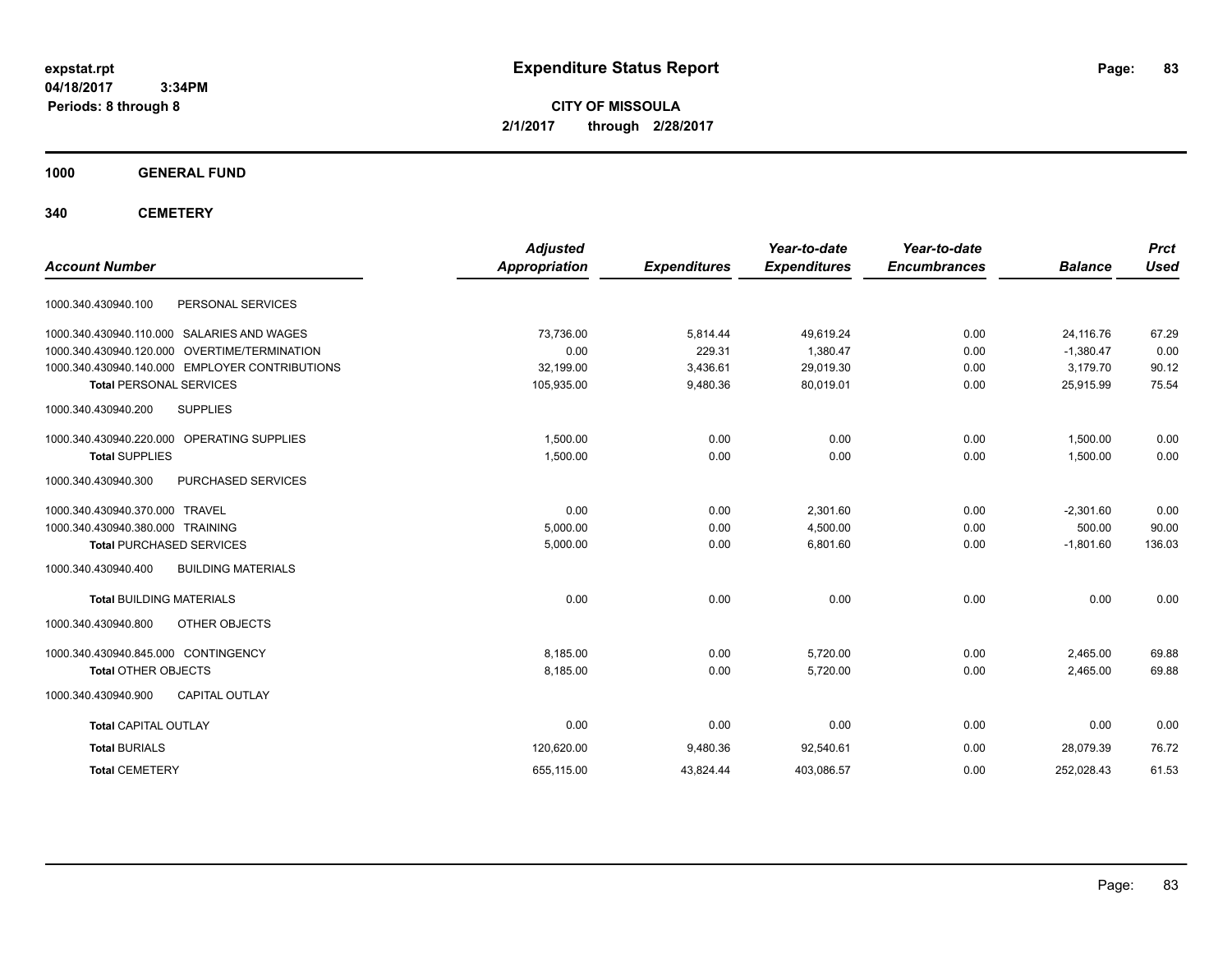**expstat.rpt**
**04/18/2017 3:34PM**
**Periods: 8 through 8**

# Expenditure Status Report

**CITY OF MISSOULA**
**2/1/2017 through 2/28/2017**

## 1000 GENERAL FUND

## 340 CEMETERY

| Account Number | | Adjusted Appropriation | Expenditures | Year-to-date Expenditures | Year-to-date Encumbrances | Balance | Prct Used |
|---|---|---|---|---|---|---|---|
| 1000.340.430940.100 | PERSONAL SERVICES | | | | | | |
| 1000.340.430940.110.000 | SALARIES AND WAGES | 73,736.00 | 5,814.44 | 49,619.24 | 0.00 | 24,116.76 | 67.29 |
| 1000.340.430940.120.000 | OVERTIME/TERMINATION | 0.00 | 229.31 | 1,380.47 | 0.00 | -1,380.47 | 0.00 |
| 1000.340.430940.140.000 | EMPLOYER CONTRIBUTIONS | 32,199.00 | 3,436.61 | 29,019.30 | 0.00 | 3,179.70 | 90.12 |
| **Total** PERSONAL SERVICES | | 105,935.00 | 9,480.36 | 80,019.01 | 0.00 | 25,915.99 | 75.54 |
| 1000.340.430940.200 | SUPPLIES | | | | | | |
| 1000.340.430940.220.000 | OPERATING SUPPLIES | 1,500.00 | 0.00 | 0.00 | 0.00 | 1,500.00 | 0.00 |
| **Total** SUPPLIES | | 1,500.00 | 0.00 | 0.00 | 0.00 | 1,500.00 | 0.00 |
| 1000.340.430940.300 | PURCHASED SERVICES | | | | | | |
| 1000.340.430940.370.000 | TRAVEL | 0.00 | 0.00 | 2,301.60 | 0.00 | -2,301.60 | 0.00 |
| 1000.340.430940.380.000 | TRAINING | 5,000.00 | 0.00 | 4,500.00 | 0.00 | 500.00 | 90.00 |
| **Total** PURCHASED SERVICES | | 5,000.00 | 0.00 | 6,801.60 | 0.00 | -1,801.60 | 136.03 |
| 1000.340.430940.400 | BUILDING MATERIALS | | | | | | |
| **Total** BUILDING MATERIALS | | 0.00 | 0.00 | 0.00 | 0.00 | 0.00 | 0.00 |
| 1000.340.430940.800 | OTHER OBJECTS | | | | | | |
| 1000.340.430940.845.000 | CONTINGENCY | 8,185.00 | 0.00 | 5,720.00 | 0.00 | 2,465.00 | 69.88 |
| **Total** OTHER OBJECTS | | 8,185.00 | 0.00 | 5,720.00 | 0.00 | 2,465.00 | 69.88 |
| 1000.340.430940.900 | CAPITAL OUTLAY | | | | | | |
| **Total** CAPITAL OUTLAY | | 0.00 | 0.00 | 0.00 | 0.00 | 0.00 | 0.00 |
| **Total** BURIALS | | 120,620.00 | 9,480.36 | 92,540.61 | 0.00 | 28,079.39 | 76.72 |
| **Total** CEMETERY | | 655,115.00 | 43,824.44 | 403,086.57 | 0.00 | 252,028.43 | 61.53 |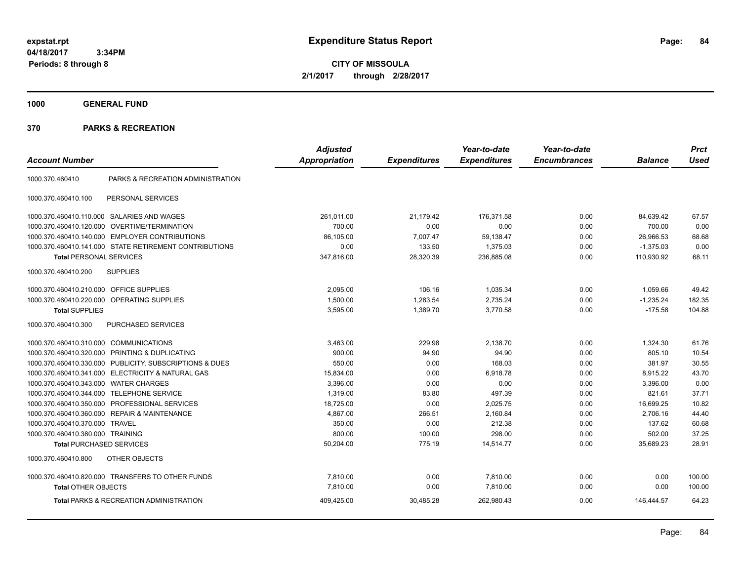expstat.rpt
04/18/2017 3:34PM
Periods: 8 through 8

# Expenditure Status Report

**CITY OF MISSOULA**
**2/1/2017 through 2/28/2017**

## 1000 GENERAL FUND

## 370 PARKS & RECREATION

| Account Number | | Adjusted Appropriation | Expenditures | Year-to-date Expenditures | Year-to-date Encumbrances | Balance | Prct Used |
|---|---|---|---|---|---|---|---|
| 1000.370.460410 | PARKS & RECREATION ADMINISTRATION | | | | | | |
| 1000.370.460410.100 | PERSONAL SERVICES | | | | | | |
| 1000.370.460410.110.000 | SALARIES AND WAGES | 261,011.00 | 21,179.42 | 176,371.58 | 0.00 | 84,639.42 | 67.57 |
| 1000.370.460410.120.000 | OVERTIME/TERMINATION | 700.00 | 0.00 | 0.00 | 0.00 | 700.00 | 0.00 |
| 1000.370.460410.140.000 | EMPLOYER CONTRIBUTIONS | 86,105.00 | 7,007.47 | 59,138.47 | 0.00 | 26,966.53 | 68.68 |
| 1000.370.460410.141.000 | STATE RETIREMENT CONTRIBUTIONS | 0.00 | 133.50 | 1,375.03 | 0.00 | -1,375.03 | 0.00 |
| **Total** PERSONAL SERVICES | | 347,816.00 | 28,320.39 | 236,885.08 | 0.00 | 110,930.92 | 68.11 |
| 1000.370.460410.200 | SUPPLIES | | | | | | |
| 1000.370.460410.210.000 | OFFICE SUPPLIES | 2,095.00 | 106.16 | 1,035.34 | 0.00 | 1,059.66 | 49.42 |
| 1000.370.460410.220.000 | OPERATING SUPPLIES | 1,500.00 | 1,283.54 | 2,735.24 | 0.00 | -1,235.24 | 182.35 |
| **Total** SUPPLIES | | 3,595.00 | 1,389.70 | 3,770.58 | 0.00 | -175.58 | 104.88 |
| 1000.370.460410.300 | PURCHASED SERVICES | | | | | | |
| 1000.370.460410.310.000 | COMMUNICATIONS | 3,463.00 | 229.98 | 2,138.70 | 0.00 | 1,324.30 | 61.76 |
| 1000.370.460410.320.000 | PRINTING & DUPLICATING | 900.00 | 94.90 | 94.90 | 0.00 | 805.10 | 10.54 |
| 1000.370.460410.330.000 | PUBLICITY, SUBSCRIPTIONS & DUES | 550.00 | 0.00 | 168.03 | 0.00 | 381.97 | 30.55 |
| 1000.370.460410.341.000 | ELECTRICITY & NATURAL GAS | 15,834.00 | 0.00 | 6,918.78 | 0.00 | 8,915.22 | 43.70 |
| 1000.370.460410.343.000 | WATER CHARGES | 3,396.00 | 0.00 | 0.00 | 0.00 | 3,396.00 | 0.00 |
| 1000.370.460410.344.000 | TELEPHONE SERVICE | 1,319.00 | 83.80 | 497.39 | 0.00 | 821.61 | 37.71 |
| 1000.370.460410.350.000 | PROFESSIONAL SERVICES | 18,725.00 | 0.00 | 2,025.75 | 0.00 | 16,699.25 | 10.82 |
| 1000.370.460410.360.000 | REPAIR & MAINTENANCE | 4,867.00 | 266.51 | 2,160.84 | 0.00 | 2,706.16 | 44.40 |
| 1000.370.460410.370.000 | TRAVEL | 350.00 | 0.00 | 212.38 | 0.00 | 137.62 | 60.68 |
| 1000.370.460410.380.000 | TRAINING | 800.00 | 100.00 | 298.00 | 0.00 | 502.00 | 37.25 |
| **Total** PURCHASED SERVICES | | 50,204.00 | 775.19 | 14,514.77 | 0.00 | 35,689.23 | 28.91 |
| 1000.370.460410.800 | OTHER OBJECTS | | | | | | |
| 1000.370.460410.820.000 | TRANSFERS TO OTHER FUNDS | 7,810.00 | 0.00 | 7,810.00 | 0.00 | 0.00 | 100.00 |
| **Total** OTHER OBJECTS | | 7,810.00 | 0.00 | 7,810.00 | 0.00 | 0.00 | 100.00 |
| **Total** PARKS & RECREATION ADMINISTRATION | | 409,425.00 | 30,485.28 | 262,980.43 | 0.00 | 146,444.57 | 64.23 |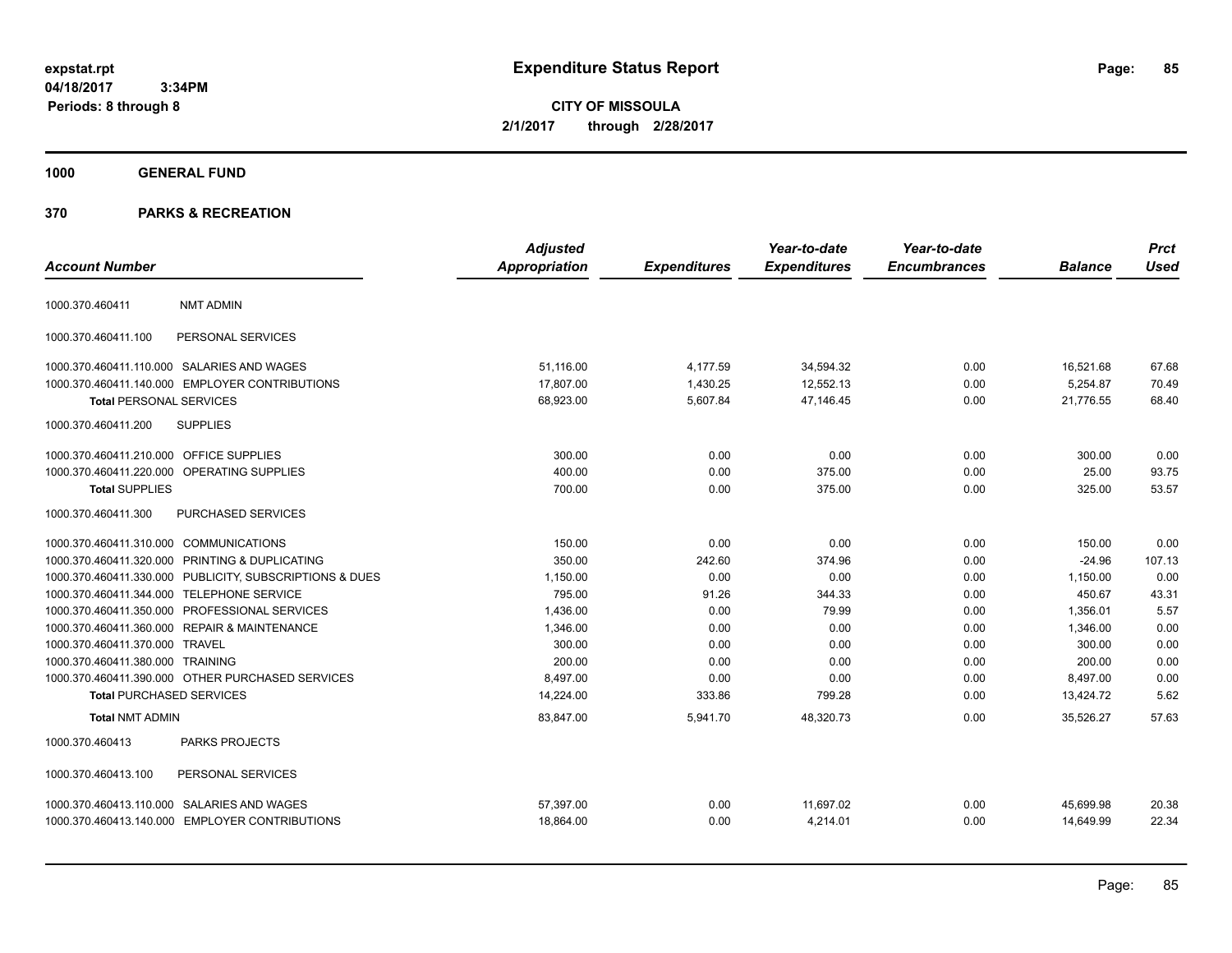# Expenditure Status Report

expstat.rpt
04/18/2017 3:34PM
Periods: 8 through 8

**CITY OF MISSOULA**
**2/1/2017 through 2/28/2017**

## 1000 GENERAL FUND

## 370 PARKS & RECREATION

| Account Number | | Adjusted Appropriation | Expenditures | Year-to-date Expenditures | Year-to-date Encumbrances | Balance | Prct Used |
|---|---|---|---|---|---|---|---|
| 1000.370.460411 | NMT ADMIN | | | | | | |
| 1000.370.460411.100 | PERSONAL SERVICES | | | | | | |
| 1000.370.460411.110.000 | SALARIES AND WAGES | 51,116.00 | 4,177.59 | 34,594.32 | 0.00 | 16,521.68 | 67.68 |
| 1000.370.460411.140.000 | EMPLOYER CONTRIBUTIONS | 17,807.00 | 1,430.25 | 12,552.13 | 0.00 | 5,254.87 | 70.49 |
| **Total** PERSONAL SERVICES | | 68,923.00 | 5,607.84 | 47,146.45 | 0.00 | 21,776.55 | 68.40 |
| 1000.370.460411.200 | SUPPLIES | | | | | | |
| 1000.370.460411.210.000 | OFFICE SUPPLIES | 300.00 | 0.00 | 0.00 | 0.00 | 300.00 | 0.00 |
| 1000.370.460411.220.000 | OPERATING SUPPLIES | 400.00 | 0.00 | 375.00 | 0.00 | 25.00 | 93.75 |
| **Total** SUPPLIES | | 700.00 | 0.00 | 375.00 | 0.00 | 325.00 | 53.57 |
| 1000.370.460411.300 | PURCHASED SERVICES | | | | | | |
| 1000.370.460411.310.000 | COMMUNICATIONS | 150.00 | 0.00 | 0.00 | 0.00 | 150.00 | 0.00 |
| 1000.370.460411.320.000 | PRINTING & DUPLICATING | 350.00 | 242.60 | 374.96 | 0.00 | -24.96 | 107.13 |
| 1000.370.460411.330.000 | PUBLICITY, SUBSCRIPTIONS & DUES | 1,150.00 | 0.00 | 0.00 | 0.00 | 1,150.00 | 0.00 |
| 1000.370.460411.344.000 | TELEPHONE SERVICE | 795.00 | 91.26 | 344.33 | 0.00 | 450.67 | 43.31 |
| 1000.370.460411.350.000 | PROFESSIONAL SERVICES | 1,436.00 | 0.00 | 79.99 | 0.00 | 1,356.01 | 5.57 |
| 1000.370.460411.360.000 | REPAIR & MAINTENANCE | 1,346.00 | 0.00 | 0.00 | 0.00 | 1,346.00 | 0.00 |
| 1000.370.460411.370.000 | TRAVEL | 300.00 | 0.00 | 0.00 | 0.00 | 300.00 | 0.00 |
| 1000.370.460411.380.000 | TRAINING | 200.00 | 0.00 | 0.00 | 0.00 | 200.00 | 0.00 |
| 1000.370.460411.390.000 | OTHER PURCHASED SERVICES | 8,497.00 | 0.00 | 0.00 | 0.00 | 8,497.00 | 0.00 |
| **Total** PURCHASED SERVICES | | 14,224.00 | 333.86 | 799.28 | 0.00 | 13,424.72 | 5.62 |
| **Total** NMT ADMIN | | 83,847.00 | 5,941.70 | 48,320.73 | 0.00 | 35,526.27 | 57.63 |
| 1000.370.460413 | PARKS PROJECTS | | | | | | |
| 1000.370.460413.100 | PERSONAL SERVICES | | | | | | |
| 1000.370.460413.110.000 | SALARIES AND WAGES | 57,397.00 | 0.00 | 11,697.02 | 0.00 | 45,699.98 | 20.38 |
| 1000.370.460413.140.000 | EMPLOYER CONTRIBUTIONS | 18,864.00 | 0.00 | 4,214.01 | 0.00 | 14,649.99 | 22.34 |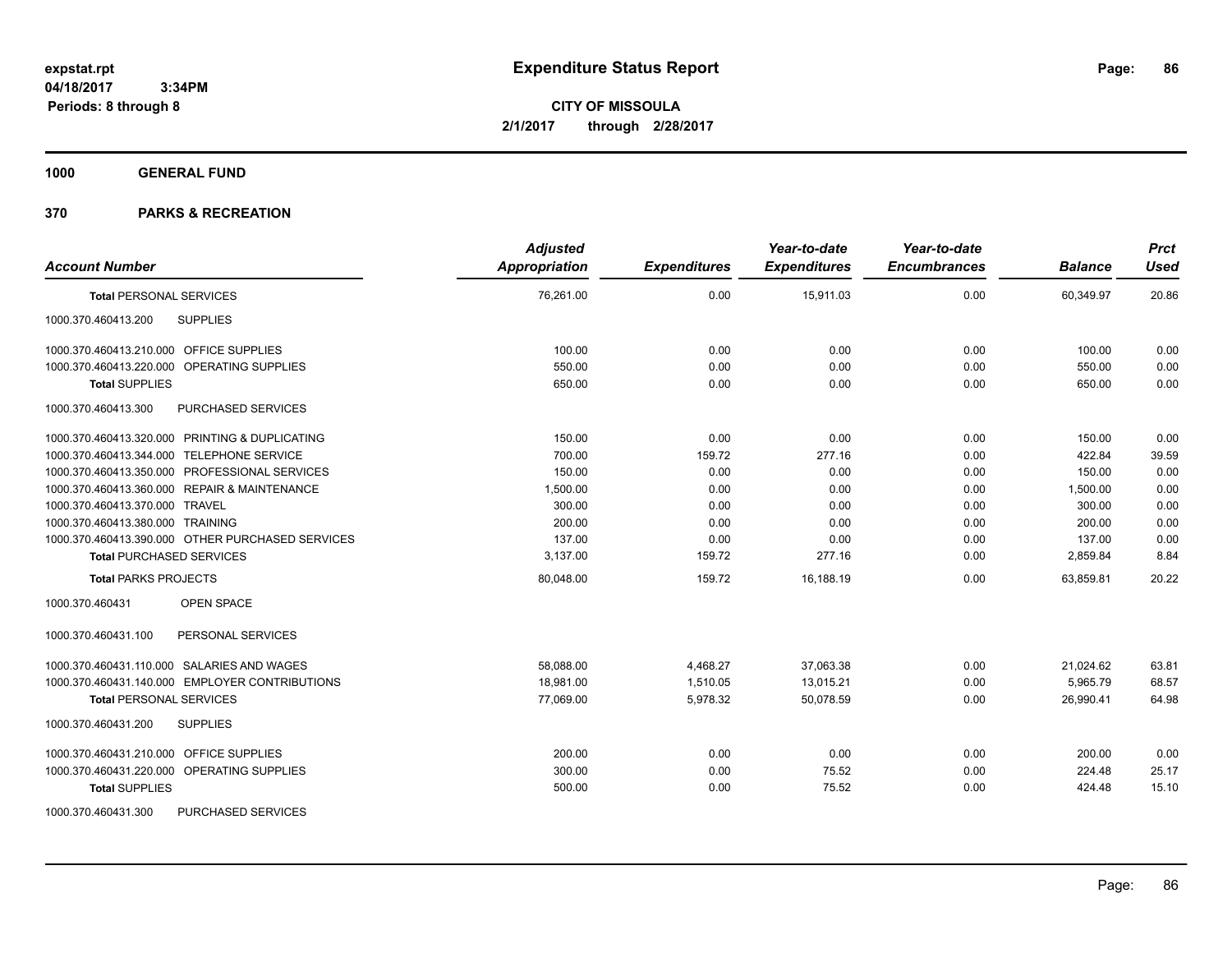**expstat.rpt**
**04/18/2017 3:34PM**
**Periods: 8 through 8**

# Expenditure Status Report

**CITY OF MISSOULA**
**2/1/2017 through 2/28/2017**

**1000 GENERAL FUND**

**370 PARKS & RECREATION**

| Account Number | Adjusted Appropriation | Expenditures | Year-to-date Expenditures | Year-to-date Encumbrances | Balance | Prct Used |
|---|---|---|---|---|---|---|
| **Total** PERSONAL SERVICES | 76,261.00 | 0.00 | 15,911.03 | 0.00 | 60,349.97 | 20.86 |
| 1000.370.460413.200 SUPPLIES | | | | | | |
| 1000.370.460413.210.000 OFFICE SUPPLIES | 100.00 | 0.00 | 0.00 | 0.00 | 100.00 | 0.00 |
| 1000.370.460413.220.000 OPERATING SUPPLIES | 550.00 | 0.00 | 0.00 | 0.00 | 550.00 | 0.00 |
| **Total** SUPPLIES | 650.00 | 0.00 | 0.00 | 0.00 | 650.00 | 0.00 |
| 1000.370.460413.300 PURCHASED SERVICES | | | | | | |
| 1000.370.460413.320.000 PRINTING & DUPLICATING | 150.00 | 0.00 | 0.00 | 0.00 | 150.00 | 0.00 |
| 1000.370.460413.344.000 TELEPHONE SERVICE | 700.00 | 159.72 | 277.16 | 0.00 | 422.84 | 39.59 |
| 1000.370.460413.350.000 PROFESSIONAL SERVICES | 150.00 | 0.00 | 0.00 | 0.00 | 150.00 | 0.00 |
| 1000.370.460413.360.000 REPAIR & MAINTENANCE | 1,500.00 | 0.00 | 0.00 | 0.00 | 1,500.00 | 0.00 |
| 1000.370.460413.370.000 TRAVEL | 300.00 | 0.00 | 0.00 | 0.00 | 300.00 | 0.00 |
| 1000.370.460413.380.000 TRAINING | 200.00 | 0.00 | 0.00 | 0.00 | 200.00 | 0.00 |
| 1000.370.460413.390.000 OTHER PURCHASED SERVICES | 137.00 | 0.00 | 0.00 | 0.00 | 137.00 | 0.00 |
| **Total** PURCHASED SERVICES | 3,137.00 | 159.72 | 277.16 | 0.00 | 2,859.84 | 8.84 |
| **Total** PARKS PROJECTS | 80,048.00 | 159.72 | 16,188.19 | 0.00 | 63,859.81 | 20.22 |
| 1000.370.460431 OPEN SPACE | | | | | | |
| 1000.370.460431.100 PERSONAL SERVICES | | | | | | |
| 1000.370.460431.110.000 SALARIES AND WAGES | 58,088.00 | 4,468.27 | 37,063.38 | 0.00 | 21,024.62 | 63.81 |
| 1000.370.460431.140.000 EMPLOYER CONTRIBUTIONS | 18,981.00 | 1,510.05 | 13,015.21 | 0.00 | 5,965.79 | 68.57 |
| **Total** PERSONAL SERVICES | 77,069.00 | 5,978.32 | 50,078.59 | 0.00 | 26,990.41 | 64.98 |
| 1000.370.460431.200 SUPPLIES | | | | | | |
| 1000.370.460431.210.000 OFFICE SUPPLIES | 200.00 | 0.00 | 0.00 | 0.00 | 200.00 | 0.00 |
| 1000.370.460431.220.000 OPERATING SUPPLIES | 300.00 | 0.00 | 75.52 | 0.00 | 224.48 | 25.17 |
| **Total** SUPPLIES | 500.00 | 0.00 | 75.52 | 0.00 | 424.48 | 15.10 |
| 1000.370.460431.300 PURCHASED SERVICES | | | | | | |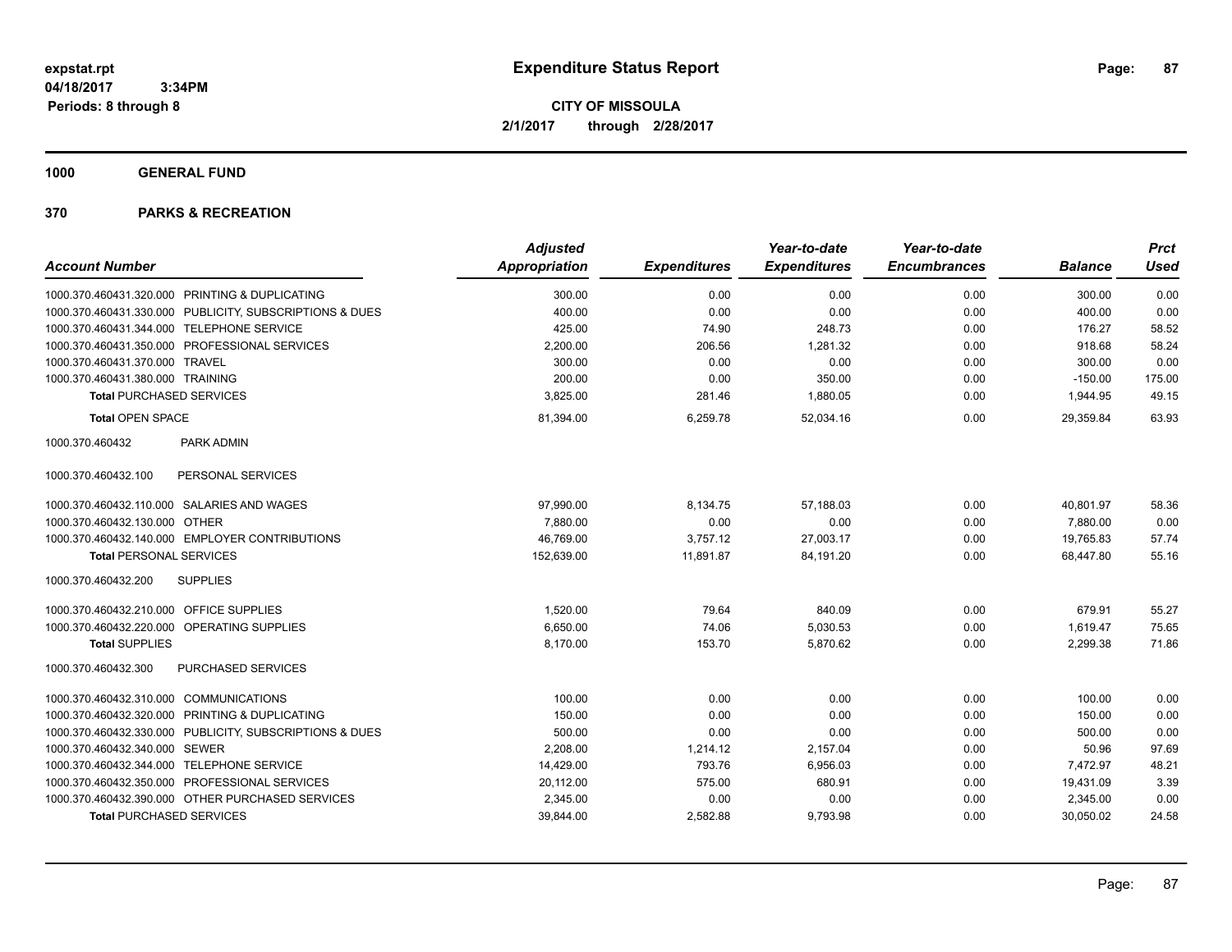# Expenditure Status Report

**CITY OF MISSOULA**
**2/1/2017 through 2/28/2017**

expstat.rpt
04/18/2017 3:34PM
Periods: 8 through 8

**1000 GENERAL FUND**

**370 PARKS & RECREATION**

| Account Number | | Adjusted Appropriation | Expenditures | Year-to-date Expenditures | Year-to-date Encumbrances | Balance | Prct Used |
|---|---|---|---|---|---|---|---|
| 1000.370.460431.320.000 | PRINTING & DUPLICATING | 300.00 | 0.00 | 0.00 | 0.00 | 300.00 | 0.00 |
| 1000.370.460431.330.000 | PUBLICITY, SUBSCRIPTIONS & DUES | 400.00 | 0.00 | 0.00 | 0.00 | 400.00 | 0.00 |
| 1000.370.460431.344.000 | TELEPHONE SERVICE | 425.00 | 74.90 | 248.73 | 0.00 | 176.27 | 58.52 |
| 1000.370.460431.350.000 | PROFESSIONAL SERVICES | 2,200.00 | 206.56 | 1,281.32 | 0.00 | 918.68 | 58.24 |
| 1000.370.460431.370.000 | TRAVEL | 300.00 | 0.00 | 0.00 | 0.00 | 300.00 | 0.00 |
| 1000.370.460431.380.000 | TRAINING | 200.00 | 0.00 | 350.00 | 0.00 | -150.00 | 175.00 |
| **Total** PURCHASED SERVICES | | 3,825.00 | 281.46 | 1,880.05 | 0.00 | 1,944.95 | 49.15 |
| **Total** OPEN SPACE | | 81,394.00 | 6,259.78 | 52,034.16 | 0.00 | 29,359.84 | 63.93 |
| 1000.370.460432 | PARK ADMIN | | | | | | |
| 1000.370.460432.100 | PERSONAL SERVICES | | | | | | |
| 1000.370.460432.110.000 | SALARIES AND WAGES | 97,990.00 | 8,134.75 | 57,188.03 | 0.00 | 40,801.97 | 58.36 |
| 1000.370.460432.130.000 | OTHER | 7,880.00 | 0.00 | 0.00 | 0.00 | 7,880.00 | 0.00 |
| 1000.370.460432.140.000 | EMPLOYER CONTRIBUTIONS | 46,769.00 | 3,757.12 | 27,003.17 | 0.00 | 19,765.83 | 57.74 |
| **Total** PERSONAL SERVICES | | 152,639.00 | 11,891.87 | 84,191.20 | 0.00 | 68,447.80 | 55.16 |
| 1000.370.460432.200 | SUPPLIES | | | | | | |
| 1000.370.460432.210.000 | OFFICE SUPPLIES | 1,520.00 | 79.64 | 840.09 | 0.00 | 679.91 | 55.27 |
| 1000.370.460432.220.000 | OPERATING SUPPLIES | 6,650.00 | 74.06 | 5,030.53 | 0.00 | 1,619.47 | 75.65 |
| **Total** SUPPLIES | | 8,170.00 | 153.70 | 5,870.62 | 0.00 | 2,299.38 | 71.86 |
| 1000.370.460432.300 | PURCHASED SERVICES | | | | | | |
| 1000.370.460432.310.000 | COMMUNICATIONS | 100.00 | 0.00 | 0.00 | 0.00 | 100.00 | 0.00 |
| 1000.370.460432.320.000 | PRINTING & DUPLICATING | 150.00 | 0.00 | 0.00 | 0.00 | 150.00 | 0.00 |
| 1000.370.460432.330.000 | PUBLICITY, SUBSCRIPTIONS & DUES | 500.00 | 0.00 | 0.00 | 0.00 | 500.00 | 0.00 |
| 1000.370.460432.340.000 | SEWER | 2,208.00 | 1,214.12 | 2,157.04 | 0.00 | 50.96 | 97.69 |
| 1000.370.460432.344.000 | TELEPHONE SERVICE | 14,429.00 | 793.76 | 6,956.03 | 0.00 | 7,472.97 | 48.21 |
| 1000.370.460432.350.000 | PROFESSIONAL SERVICES | 20,112.00 | 575.00 | 680.91 | 0.00 | 19,431.09 | 3.39 |
| 1000.370.460432.390.000 | OTHER PURCHASED SERVICES | 2,345.00 | 0.00 | 0.00 | 0.00 | 2,345.00 | 0.00 |
| **Total** PURCHASED SERVICES | | 39,844.00 | 2,582.88 | 9,793.98 | 0.00 | 30,050.02 | 24.58 |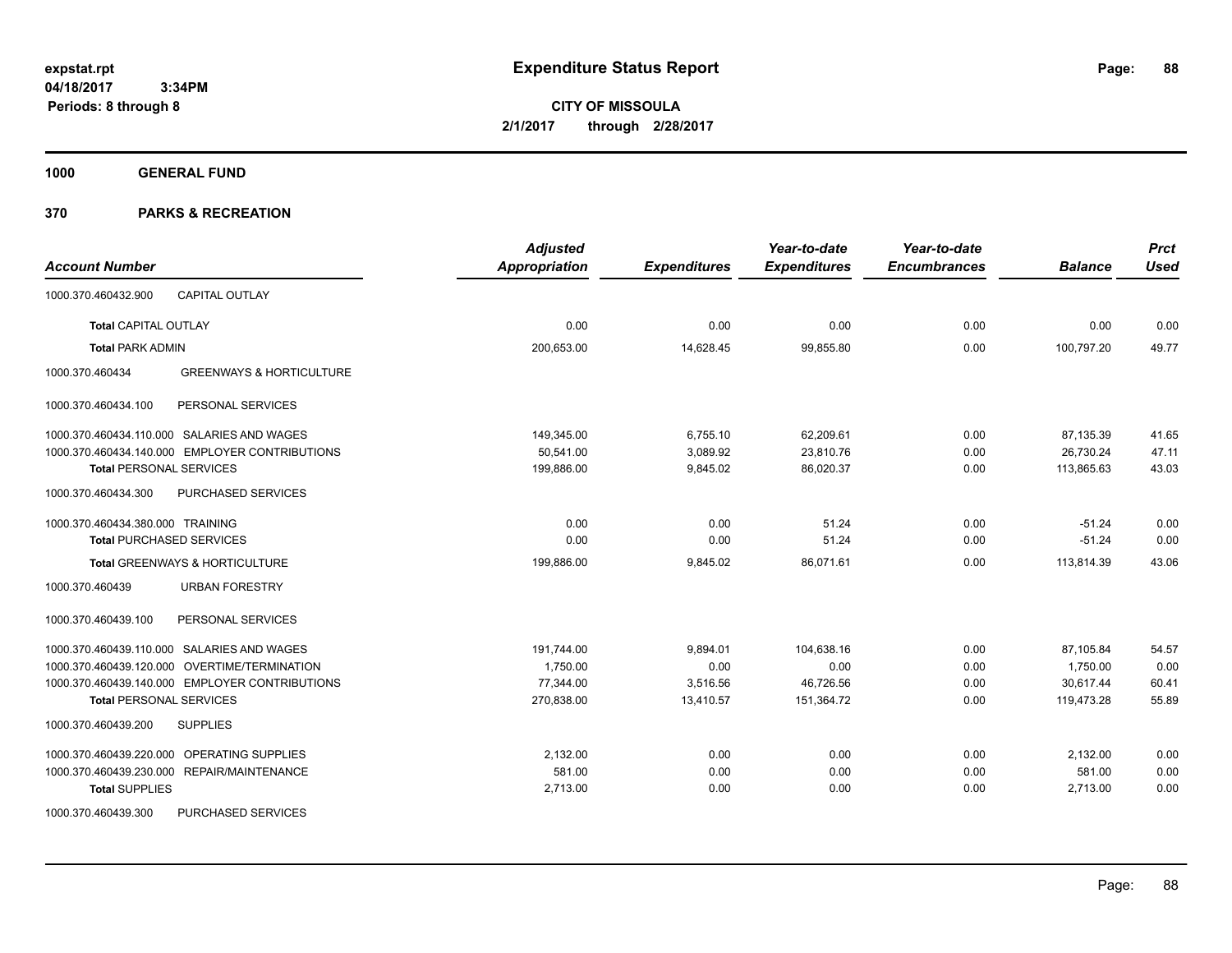**expstat.rpt**
**04/18/2017 3:34PM**
**Periods: 8 through 8**

# Expenditure Status Report

**CITY OF MISSOULA**
**2/1/2017 through 2/28/2017**

## 1000 GENERAL FUND

## 370 PARKS & RECREATION

| Account Number | Adjusted Appropriation | Expenditures | Year-to-date Expenditures | Year-to-date Encumbrances | Balance | Prct Used |
|---|---|---|---|---|---|---|
| 1000.370.460432.900 CAPITAL OUTLAY | | | | | | |
| **Total** CAPITAL OUTLAY | 0.00 | 0.00 | 0.00 | 0.00 | 0.00 | 0.00 |
| **Total** PARK ADMIN | 200,653.00 | 14,628.45 | 99,855.80 | 0.00 | 100,797.20 | 49.77 |
| 1000.370.460434 GREENWAYS & HORTICULTURE | | | | | | |
| 1000.370.460434.100 PERSONAL SERVICES | | | | | | |
| 1000.370.460434.110.000 SALARIES AND WAGES | 149,345.00 | 6,755.10 | 62,209.61 | 0.00 | 87,135.39 | 41.65 |
| 1000.370.460434.140.000 EMPLOYER CONTRIBUTIONS | 50,541.00 | 3,089.92 | 23,810.76 | 0.00 | 26,730.24 | 47.11 |
| **Total** PERSONAL SERVICES | 199,886.00 | 9,845.02 | 86,020.37 | 0.00 | 113,865.63 | 43.03 |
| 1000.370.460434.300 PURCHASED SERVICES | | | | | | |
| 1000.370.460434.380.000 TRAINING | 0.00 | 0.00 | 51.24 | 0.00 | -51.24 | 0.00 |
| **Total** PURCHASED SERVICES | 0.00 | 0.00 | 51.24 | 0.00 | -51.24 | 0.00 |
| **Total** GREENWAYS & HORTICULTURE | 199,886.00 | 9,845.02 | 86,071.61 | 0.00 | 113,814.39 | 43.06 |
| 1000.370.460439 URBAN FORESTRY | | | | | | |
| 1000.370.460439.100 PERSONAL SERVICES | | | | | | |
| 1000.370.460439.110.000 SALARIES AND WAGES | 191,744.00 | 9,894.01 | 104,638.16 | 0.00 | 87,105.84 | 54.57 |
| 1000.370.460439.120.000 OVERTIME/TERMINATION | 1,750.00 | 0.00 | 0.00 | 0.00 | 1,750.00 | 0.00 |
| 1000.370.460439.140.000 EMPLOYER CONTRIBUTIONS | 77,344.00 | 3,516.56 | 46,726.56 | 0.00 | 30,617.44 | 60.41 |
| **Total** PERSONAL SERVICES | 270,838.00 | 13,410.57 | 151,364.72 | 0.00 | 119,473.28 | 55.89 |
| 1000.370.460439.200 SUPPLIES | | | | | | |
| 1000.370.460439.220.000 OPERATING SUPPLIES | 2,132.00 | 0.00 | 0.00 | 0.00 | 2,132.00 | 0.00 |
| 1000.370.460439.230.000 REPAIR/MAINTENANCE | 581.00 | 0.00 | 0.00 | 0.00 | 581.00 | 0.00 |
| **Total** SUPPLIES | 2,713.00 | 0.00 | 0.00 | 0.00 | 2,713.00 | 0.00 |
| 1000.370.460439.300 PURCHASED SERVICES | | | | | | |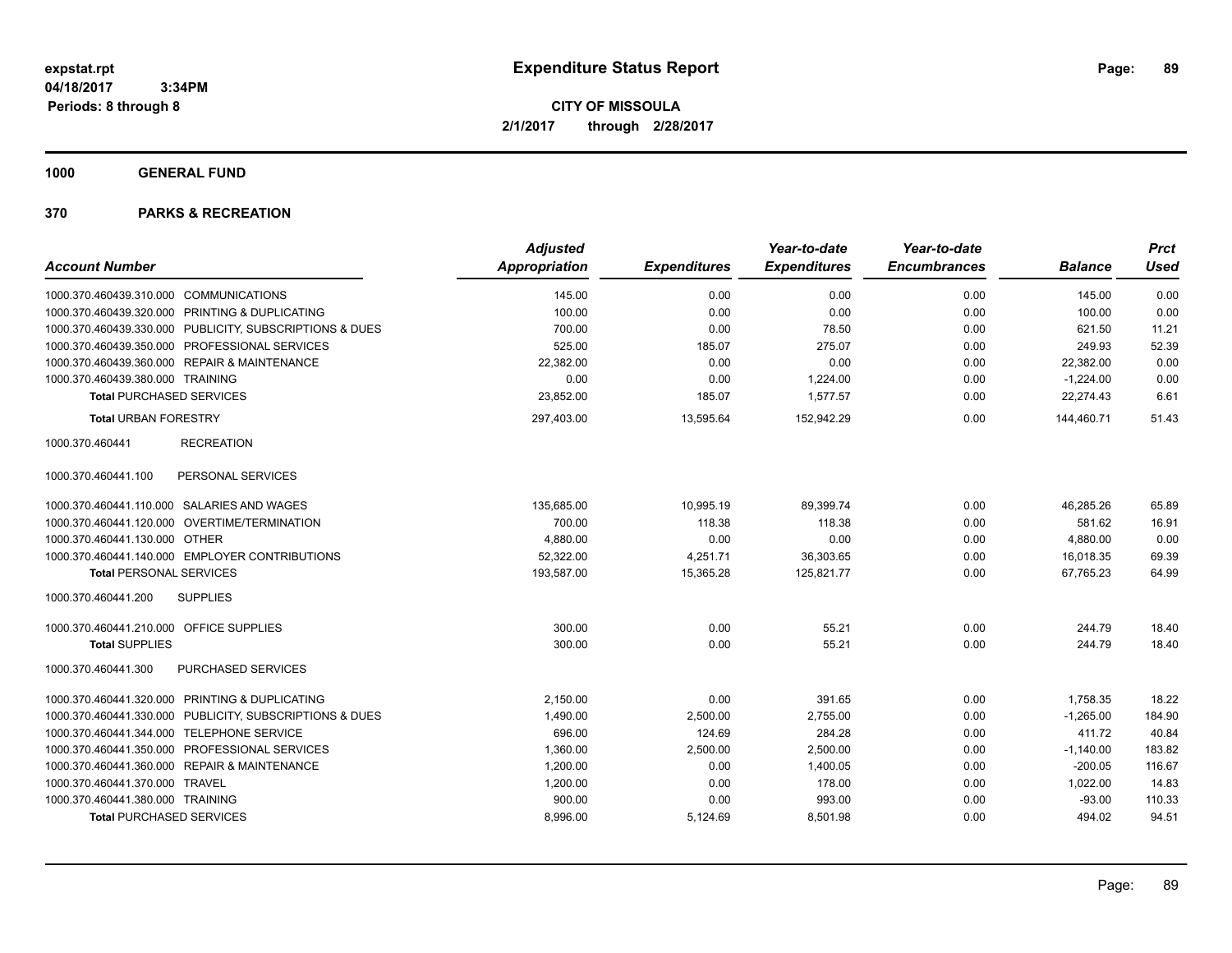**expstat.rpt**
**04/18/2017 3:34PM**
**Periods: 8 through 8**

# Expenditure Status Report

**CITY OF MISSOULA**
**2/1/2017 through 2/28/2017**

## 1000 GENERAL FUND

## 370 PARKS & RECREATION

| Account Number | Adjusted Appropriation | Expenditures | Year-to-date Expenditures | Year-to-date Encumbrances | Balance | Prct Used |
|---|---|---|---|---|---|---|
| 1000.370.460439.310.000 COMMUNICATIONS | 145.00 | 0.00 | 0.00 | 0.00 | 145.00 | 0.00 |
| 1000.370.460439.320.000 PRINTING & DUPLICATING | 100.00 | 0.00 | 0.00 | 0.00 | 100.00 | 0.00 |
| 1000.370.460439.330.000 PUBLICITY, SUBSCRIPTIONS & DUES | 700.00 | 0.00 | 78.50 | 0.00 | 621.50 | 11.21 |
| 1000.370.460439.350.000 PROFESSIONAL SERVICES | 525.00 | 185.07 | 275.07 | 0.00 | 249.93 | 52.39 |
| 1000.370.460439.360.000 REPAIR & MAINTENANCE | 22,382.00 | 0.00 | 0.00 | 0.00 | 22,382.00 | 0.00 |
| 1000.370.460439.380.000 TRAINING | 0.00 | 0.00 | 1,224.00 | 0.00 | -1,224.00 | 0.00 |
| **Total** PURCHASED SERVICES | 23,852.00 | 185.07 | 1,577.57 | 0.00 | 22,274.43 | 6.61 |
| **Total** URBAN FORESTRY | 297,403.00 | 13,595.64 | 152,942.29 | 0.00 | 144,460.71 | 51.43 |
| 1000.370.460441 RECREATION | | | | | | |
| 1000.370.460441.100 PERSONAL SERVICES | | | | | | |
| 1000.370.460441.110.000 SALARIES AND WAGES | 135,685.00 | 10,995.19 | 89,399.74 | 0.00 | 46,285.26 | 65.89 |
| 1000.370.460441.120.000 OVERTIME/TERMINATION | 700.00 | 118.38 | 118.38 | 0.00 | 581.62 | 16.91 |
| 1000.370.460441.130.000 OTHER | 4,880.00 | 0.00 | 0.00 | 0.00 | 4,880.00 | 0.00 |
| 1000.370.460441.140.000 EMPLOYER CONTRIBUTIONS | 52,322.00 | 4,251.71 | 36,303.65 | 0.00 | 16,018.35 | 69.39 |
| **Total** PERSONAL SERVICES | 193,587.00 | 15,365.28 | 125,821.77 | 0.00 | 67,765.23 | 64.99 |
| 1000.370.460441.200 SUPPLIES | | | | | | |
| 1000.370.460441.210.000 OFFICE SUPPLIES | 300.00 | 0.00 | 55.21 | 0.00 | 244.79 | 18.40 |
| **Total** SUPPLIES | 300.00 | 0.00 | 55.21 | 0.00 | 244.79 | 18.40 |
| 1000.370.460441.300 PURCHASED SERVICES | | | | | | |
| 1000.370.460441.320.000 PRINTING & DUPLICATING | 2,150.00 | 0.00 | 391.65 | 0.00 | 1,758.35 | 18.22 |
| 1000.370.460441.330.000 PUBLICITY, SUBSCRIPTIONS & DUES | 1,490.00 | 2,500.00 | 2,755.00 | 0.00 | -1,265.00 | 184.90 |
| 1000.370.460441.344.000 TELEPHONE SERVICE | 696.00 | 124.69 | 284.28 | 0.00 | 411.72 | 40.84 |
| 1000.370.460441.350.000 PROFESSIONAL SERVICES | 1,360.00 | 2,500.00 | 2,500.00 | 0.00 | -1,140.00 | 183.82 |
| 1000.370.460441.360.000 REPAIR & MAINTENANCE | 1,200.00 | 0.00 | 1,400.05 | 0.00 | -200.05 | 116.67 |
| 1000.370.460441.370.000 TRAVEL | 1,200.00 | 0.00 | 178.00 | 0.00 | 1,022.00 | 14.83 |
| 1000.370.460441.380.000 TRAINING | 900.00 | 0.00 | 993.00 | 0.00 | -93.00 | 110.33 |
| **Total** PURCHASED SERVICES | 8,996.00 | 5,124.69 | 8,501.98 | 0.00 | 494.02 | 94.51 |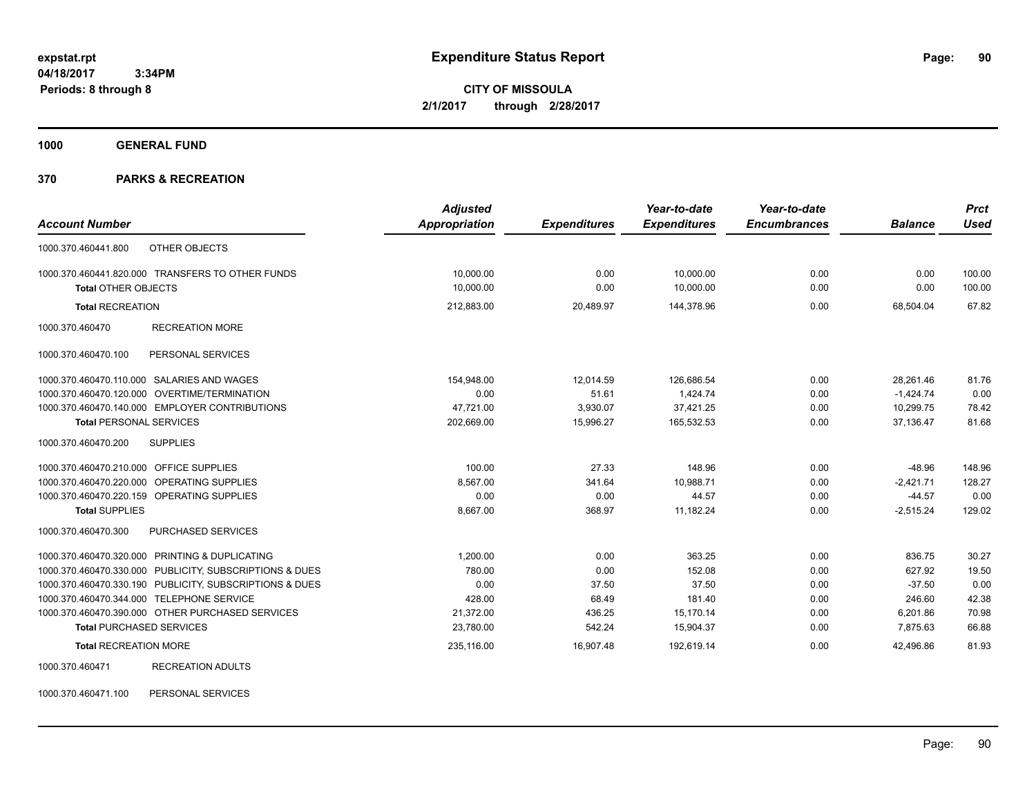**expstat.rpt**
**04/18/2017 3:34PM**
**Periods: 8 through 8**

# Expenditure Status Report

**CITY OF MISSOULA**
**2/1/2017 through 2/28/2017**

## 1000 GENERAL FUND

## 370 PARKS & RECREATION

| Account Number | | Adjusted Appropriation | Expenditures | Year-to-date Expenditures | Year-to-date Encumbrances | Balance | Prct Used |
|---|---|---|---|---|---|---|---|
| 1000.370.460441.800 | OTHER OBJECTS | | | | | | |
| 1000.370.460441.820.000 | TRANSFERS TO OTHER FUNDS | 10,000.00 | 0.00 | 10,000.00 | 0.00 | 0.00 | 100.00 |
| **Total** OTHER OBJECTS | | 10,000.00 | 0.00 | 10,000.00 | 0.00 | 0.00 | 100.00 |
| **Total** RECREATION | | 212,883.00 | 20,489.97 | 144,378.96 | 0.00 | 68,504.04 | 67.82 |
| 1000.370.460470 | RECREATION MORE | | | | | | |
| 1000.370.460470.100 | PERSONAL SERVICES | | | | | | |
| 1000.370.460470.110.000 | SALARIES AND WAGES | 154,948.00 | 12,014.59 | 126,686.54 | 0.00 | 28,261.46 | 81.76 |
| 1000.370.460470.120.000 | OVERTIME/TERMINATION | 0.00 | 51.61 | 1,424.74 | 0.00 | -1,424.74 | 0.00 |
| 1000.370.460470.140.000 | EMPLOYER CONTRIBUTIONS | 47,721.00 | 3,930.07 | 37,421.25 | 0.00 | 10,299.75 | 78.42 |
| **Total** PERSONAL SERVICES | | 202,669.00 | 15,996.27 | 165,532.53 | 0.00 | 37,136.47 | 81.68 |
| 1000.370.460470.200 | SUPPLIES | | | | | | |
| 1000.370.460470.210.000 | OFFICE SUPPLIES | 100.00 | 27.33 | 148.96 | 0.00 | -48.96 | 148.96 |
| 1000.370.460470.220.000 | OPERATING SUPPLIES | 8,567.00 | 341.64 | 10,988.71 | 0.00 | -2,421.71 | 128.27 |
| 1000.370.460470.220.159 | OPERATING SUPPLIES | 0.00 | 0.00 | 44.57 | 0.00 | -44.57 | 0.00 |
| **Total** SUPPLIES | | 8,667.00 | 368.97 | 11,182.24 | 0.00 | -2,515.24 | 129.02 |
| 1000.370.460470.300 | PURCHASED SERVICES | | | | | | |
| 1000.370.460470.320.000 | PRINTING & DUPLICATING | 1,200.00 | 0.00 | 363.25 | 0.00 | 836.75 | 30.27 |
| 1000.370.460470.330.000 | PUBLICITY, SUBSCRIPTIONS & DUES | 780.00 | 0.00 | 152.08 | 0.00 | 627.92 | 19.50 |
| 1000.370.460470.330.190 | PUBLICITY, SUBSCRIPTIONS & DUES | 0.00 | 37.50 | 37.50 | 0.00 | -37.50 | 0.00 |
| 1000.370.460470.344.000 | TELEPHONE SERVICE | 428.00 | 68.49 | 181.40 | 0.00 | 246.60 | 42.38 |
| 1000.370.460470.390.000 | OTHER PURCHASED SERVICES | 21,372.00 | 436.25 | 15,170.14 | 0.00 | 6,201.86 | 70.98 |
| **Total** PURCHASED SERVICES | | 23,780.00 | 542.24 | 15,904.37 | 0.00 | 7,875.63 | 66.88 |
| **Total** RECREATION MORE | | 235,116.00 | 16,907.48 | 192,619.14 | 0.00 | 42,496.86 | 81.93 |
| 1000.370.460471 | RECREATION ADULTS | | | | | | |
| 1000.370.460471.100 | PERSONAL SERVICES | | | | | | |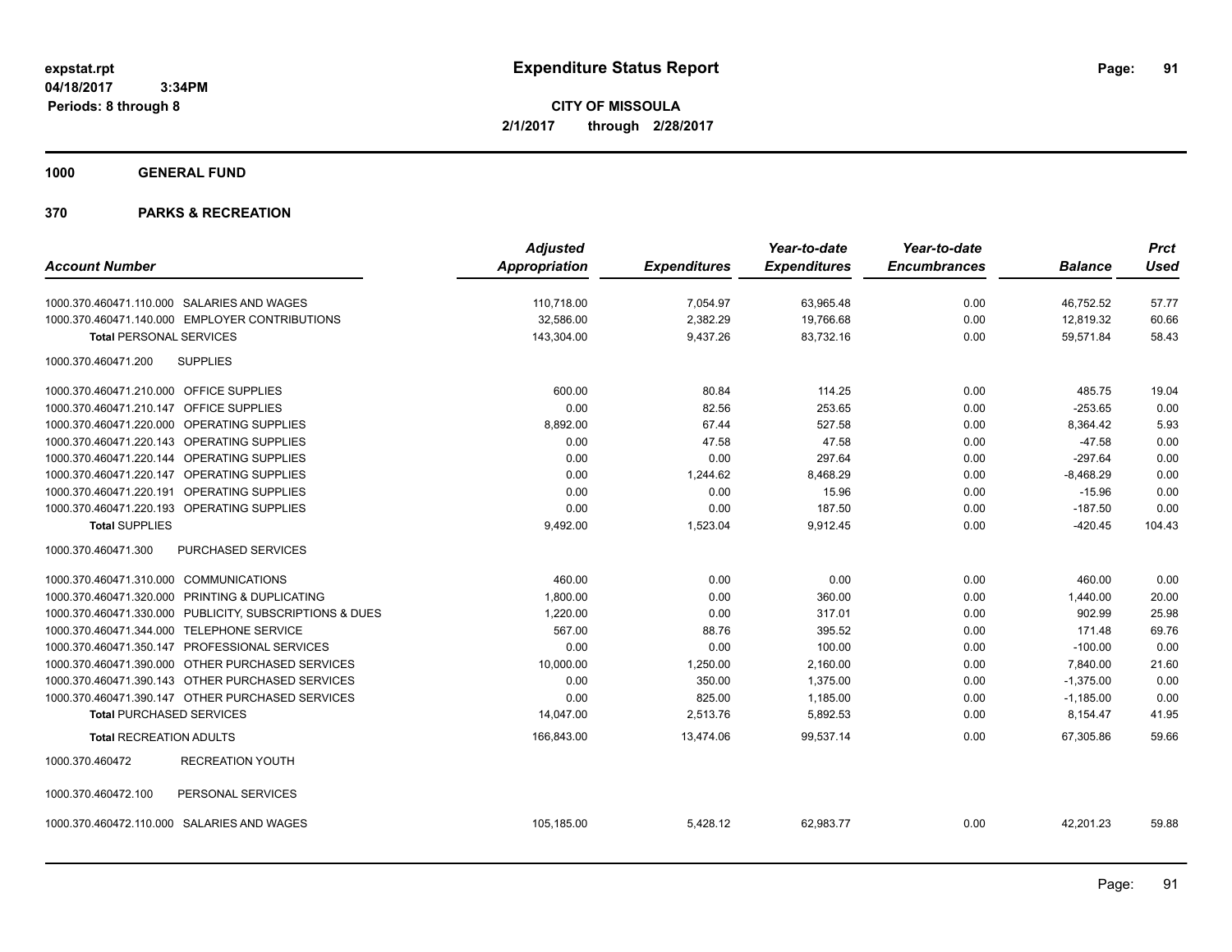**expstat.rpt**
**04/18/2017 3:34PM**
**Periods: 8 through 8**

# Expenditure Status Report

**CITY OF MISSOULA**
**2/1/2017 through 2/28/2017**

## 1000 GENERAL FUND

## 370 PARKS & RECREATION

| Account Number | Adjusted Appropriation | Expenditures | Year-to-date Expenditures | Year-to-date Encumbrances | Balance | Prct Used |
|---|---|---|---|---|---|---|
| 1000.370.460471.110.000 SALARIES AND WAGES | 110,718.00 | 7,054.97 | 63,965.48 | 0.00 | 46,752.52 | 57.77 |
| 1000.370.460471.140.000 EMPLOYER CONTRIBUTIONS | 32,586.00 | 2,382.29 | 19,766.68 | 0.00 | 12,819.32 | 60.66 |
| **Total** PERSONAL SERVICES | 143,304.00 | 9,437.26 | 83,732.16 | 0.00 | 59,571.84 | 58.43 |
| 1000.370.460471.200 SUPPLIES | | | | | | |
| 1000.370.460471.210.000 OFFICE SUPPLIES | 600.00 | 80.84 | 114.25 | 0.00 | 485.75 | 19.04 |
| 1000.370.460471.210.147 OFFICE SUPPLIES | 0.00 | 82.56 | 253.65 | 0.00 | -253.65 | 0.00 |
| 1000.370.460471.220.000 OPERATING SUPPLIES | 8,892.00 | 67.44 | 527.58 | 0.00 | 8,364.42 | 5.93 |
| 1000.370.460471.220.143 OPERATING SUPPLIES | 0.00 | 47.58 | 47.58 | 0.00 | -47.58 | 0.00 |
| 1000.370.460471.220.144 OPERATING SUPPLIES | 0.00 | 0.00 | 297.64 | 0.00 | -297.64 | 0.00 |
| 1000.370.460471.220.147 OPERATING SUPPLIES | 0.00 | 1,244.62 | 8,468.29 | 0.00 | -8,468.29 | 0.00 |
| 1000.370.460471.220.191 OPERATING SUPPLIES | 0.00 | 0.00 | 15.96 | 0.00 | -15.96 | 0.00 |
| 1000.370.460471.220.193 OPERATING SUPPLIES | 0.00 | 0.00 | 187.50 | 0.00 | -187.50 | 0.00 |
| **Total** SUPPLIES | 9,492.00 | 1,523.04 | 9,912.45 | 0.00 | -420.45 | 104.43 |
| 1000.370.460471.300 PURCHASED SERVICES | | | | | | |
| 1000.370.460471.310.000 COMMUNICATIONS | 460.00 | 0.00 | 0.00 | 0.00 | 460.00 | 0.00 |
| 1000.370.460471.320.000 PRINTING & DUPLICATING | 1,800.00 | 0.00 | 360.00 | 0.00 | 1,440.00 | 20.00 |
| 1000.370.460471.330.000 PUBLICITY, SUBSCRIPTIONS & DUES | 1,220.00 | 0.00 | 317.01 | 0.00 | 902.99 | 25.98 |
| 1000.370.460471.344.000 TELEPHONE SERVICE | 567.00 | 88.76 | 395.52 | 0.00 | 171.48 | 69.76 |
| 1000.370.460471.350.147 PROFESSIONAL SERVICES | 0.00 | 0.00 | 100.00 | 0.00 | -100.00 | 0.00 |
| 1000.370.460471.390.000 OTHER PURCHASED SERVICES | 10,000.00 | 1,250.00 | 2,160.00 | 0.00 | 7,840.00 | 21.60 |
| 1000.370.460471.390.143 OTHER PURCHASED SERVICES | 0.00 | 350.00 | 1,375.00 | 0.00 | -1,375.00 | 0.00 |
| 1000.370.460471.390.147 OTHER PURCHASED SERVICES | 0.00 | 825.00 | 1,185.00 | 0.00 | -1,185.00 | 0.00 |
| **Total** PURCHASED SERVICES | 14,047.00 | 2,513.76 | 5,892.53 | 0.00 | 8,154.47 | 41.95 |
| **Total** RECREATION ADULTS | 166,843.00 | 13,474.06 | 99,537.14 | 0.00 | 67,305.86 | 59.66 |
| 1000.370.460472 RECREATION YOUTH | | | | | | |
| 1000.370.460472.100 PERSONAL SERVICES | | | | | | |
| 1000.370.460472.110.000 SALARIES AND WAGES | 105,185.00 | 5,428.12 | 62,983.77 | 0.00 | 42,201.23 | 59.88 |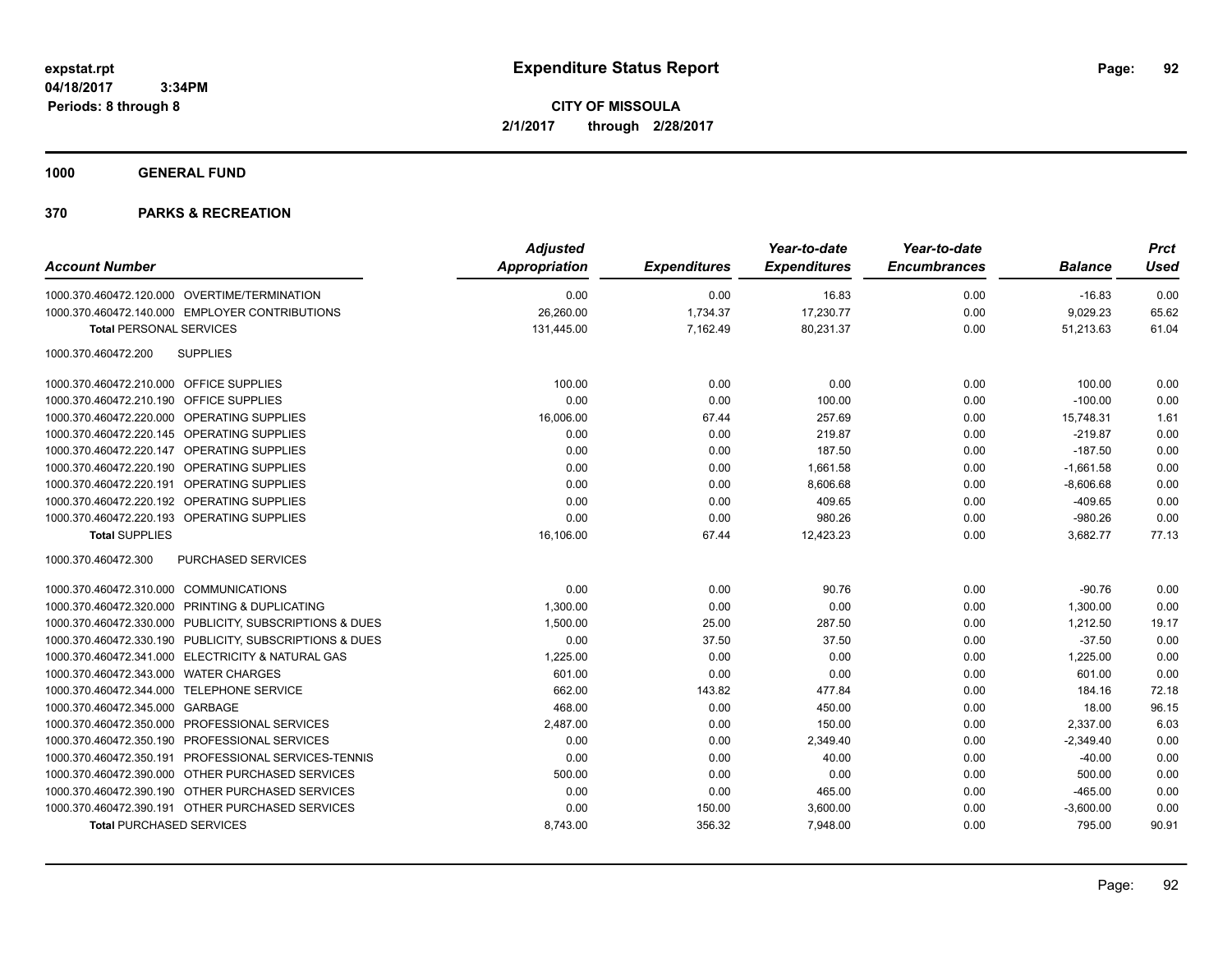**expstat.rpt**
**04/18/2017 3:34PM**
**Periods: 8 through 8**

# Expenditure Status Report

**CITY OF MISSOULA**
**2/1/2017 through 2/28/2017**

## 1000 GENERAL FUND

## 370 PARKS & RECREATION

| Account Number | | Adjusted Appropriation | Expenditures | Year-to-date Expenditures | Year-to-date Encumbrances | Balance | Prct Used |
|---|---|---|---|---|---|---|---|
| 1000.370.460472.120.000 | OVERTIME/TERMINATION | 0.00 | 0.00 | 16.83 | 0.00 | -16.83 | 0.00 |
| 1000.370.460472.140.000 | EMPLOYER CONTRIBUTIONS | 26,260.00 | 1,734.37 | 17,230.77 | 0.00 | 9,029.23 | 65.62 |
| **Total** PERSONAL SERVICES | | 131,445.00 | 7,162.49 | 80,231.37 | 0.00 | 51,213.63 | 61.04 |
| 1000.370.460472.200 | SUPPLIES | | | | | | |
| 1000.370.460472.210.000 | OFFICE SUPPLIES | 100.00 | 0.00 | 0.00 | 0.00 | 100.00 | 0.00 |
| 1000.370.460472.210.190 | OFFICE SUPPLIES | 0.00 | 0.00 | 100.00 | 0.00 | -100.00 | 0.00 |
| 1000.370.460472.220.000 | OPERATING SUPPLIES | 16,006.00 | 67.44 | 257.69 | 0.00 | 15,748.31 | 1.61 |
| 1000.370.460472.220.145 | OPERATING SUPPLIES | 0.00 | 0.00 | 219.87 | 0.00 | -219.87 | 0.00 |
| 1000.370.460472.220.147 | OPERATING SUPPLIES | 0.00 | 0.00 | 187.50 | 0.00 | -187.50 | 0.00 |
| 1000.370.460472.220.190 | OPERATING SUPPLIES | 0.00 | 0.00 | 1,661.58 | 0.00 | -1,661.58 | 0.00 |
| 1000.370.460472.220.191 | OPERATING SUPPLIES | 0.00 | 0.00 | 8,606.68 | 0.00 | -8,606.68 | 0.00 |
| 1000.370.460472.220.192 | OPERATING SUPPLIES | 0.00 | 0.00 | 409.65 | 0.00 | -409.65 | 0.00 |
| 1000.370.460472.220.193 | OPERATING SUPPLIES | 0.00 | 0.00 | 980.26 | 0.00 | -980.26 | 0.00 |
| **Total** SUPPLIES | | 16,106.00 | 67.44 | 12,423.23 | 0.00 | 3,682.77 | 77.13 |
| 1000.370.460472.300 | PURCHASED SERVICES | | | | | | |
| 1000.370.460472.310.000 | COMMUNICATIONS | 0.00 | 0.00 | 90.76 | 0.00 | -90.76 | 0.00 |
| 1000.370.460472.320.000 | PRINTING & DUPLICATING | 1,300.00 | 0.00 | 0.00 | 0.00 | 1,300.00 | 0.00 |
| 1000.370.460472.330.000 | PUBLICITY, SUBSCRIPTIONS & DUES | 1,500.00 | 25.00 | 287.50 | 0.00 | 1,212.50 | 19.17 |
| 1000.370.460472.330.190 | PUBLICITY, SUBSCRIPTIONS & DUES | 0.00 | 37.50 | 37.50 | 0.00 | -37.50 | 0.00 |
| 1000.370.460472.341.000 | ELECTRICITY & NATURAL GAS | 1,225.00 | 0.00 | 0.00 | 0.00 | 1,225.00 | 0.00 |
| 1000.370.460472.343.000 | WATER CHARGES | 601.00 | 0.00 | 0.00 | 0.00 | 601.00 | 0.00 |
| 1000.370.460472.344.000 | TELEPHONE SERVICE | 662.00 | 143.82 | 477.84 | 0.00 | 184.16 | 72.18 |
| 1000.370.460472.345.000 | GARBAGE | 468.00 | 0.00 | 450.00 | 0.00 | 18.00 | 96.15 |
| 1000.370.460472.350.000 | PROFESSIONAL SERVICES | 2,487.00 | 0.00 | 150.00 | 0.00 | 2,337.00 | 6.03 |
| 1000.370.460472.350.190 | PROFESSIONAL SERVICES | 0.00 | 0.00 | 2,349.40 | 0.00 | -2,349.40 | 0.00 |
| 1000.370.460472.350.191 | PROFESSIONAL SERVICES-TENNIS | 0.00 | 0.00 | 40.00 | 0.00 | -40.00 | 0.00 |
| 1000.370.460472.390.000 | OTHER PURCHASED SERVICES | 500.00 | 0.00 | 0.00 | 0.00 | 500.00 | 0.00 |
| 1000.370.460472.390.190 | OTHER PURCHASED SERVICES | 0.00 | 0.00 | 465.00 | 0.00 | -465.00 | 0.00 |
| 1000.370.460472.390.191 | OTHER PURCHASED SERVICES | 0.00 | 150.00 | 3,600.00 | 0.00 | -3,600.00 | 0.00 |
| **Total** PURCHASED SERVICES | | 8,743.00 | 356.32 | 7,948.00 | 0.00 | 795.00 | 90.91 |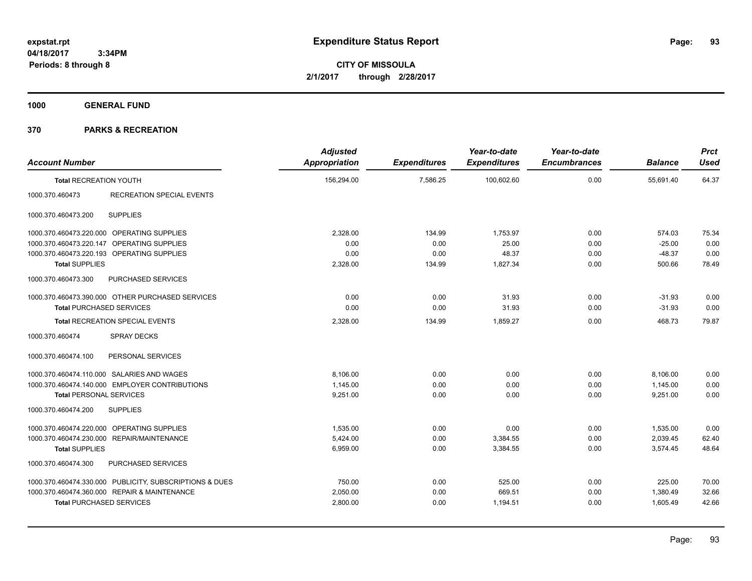**expstat.rpt**
**04/18/2017 3:34PM**
**Periods: 8 through 8**

# Expenditure Status Report

**CITY OF MISSOULA**
**2/1/2017 through 2/28/2017**

## 1000 GENERAL FUND

## 370 PARKS & RECREATION

| Account Number | | Adjusted Appropriation | Expenditures | Year-to-date Expenditures | Year-to-date Encumbrances | Balance | Prct Used |
|---|---|---|---|---|---|---|---|
| **Total** RECREATION YOUTH | | 156,294.00 | 7,586.25 | 100,602.60 | 0.00 | 55,691.40 | 64.37 |
| 1000.370.460473 | RECREATION SPECIAL EVENTS | | | | | | |
| 1000.370.460473.200 | SUPPLIES | | | | | | |
| 1000.370.460473.220.000 | OPERATING SUPPLIES | 2,328.00 | 134.99 | 1,753.97 | 0.00 | 574.03 | 75.34 |
| 1000.370.460473.220.147 | OPERATING SUPPLIES | 0.00 | 0.00 | 25.00 | 0.00 | -25.00 | 0.00 |
| 1000.370.460473.220.193 | OPERATING SUPPLIES | 0.00 | 0.00 | 48.37 | 0.00 | -48.37 | 0.00 |
| **Total** SUPPLIES | | 2,328.00 | 134.99 | 1,827.34 | 0.00 | 500.66 | 78.49 |
| 1000.370.460473.300 | PURCHASED SERVICES | | | | | | |
| 1000.370.460473.390.000 | OTHER PURCHASED SERVICES | 0.00 | 0.00 | 31.93 | 0.00 | -31.93 | 0.00 |
| **Total** PURCHASED SERVICES | | 0.00 | 0.00 | 31.93 | 0.00 | -31.93 | 0.00 |
| **Total** RECREATION SPECIAL EVENTS | | 2,328.00 | 134.99 | 1,859.27 | 0.00 | 468.73 | 79.87 |
| 1000.370.460474 | SPRAY DECKS | | | | | | |
| 1000.370.460474.100 | PERSONAL SERVICES | | | | | | |
| 1000.370.460474.110.000 | SALARIES AND WAGES | 8,106.00 | 0.00 | 0.00 | 0.00 | 8,106.00 | 0.00 |
| 1000.370.460474.140.000 | EMPLOYER CONTRIBUTIONS | 1,145.00 | 0.00 | 0.00 | 0.00 | 1,145.00 | 0.00 |
| **Total** PERSONAL SERVICES | | 9,251.00 | 0.00 | 0.00 | 0.00 | 9,251.00 | 0.00 |
| 1000.370.460474.200 | SUPPLIES | | | | | | |
| 1000.370.460474.220.000 | OPERATING SUPPLIES | 1,535.00 | 0.00 | 0.00 | 0.00 | 1,535.00 | 0.00 |
| 1000.370.460474.230.000 | REPAIR/MAINTENANCE | 5,424.00 | 0.00 | 3,384.55 | 0.00 | 2,039.45 | 62.40 |
| **Total** SUPPLIES | | 6,959.00 | 0.00 | 3,384.55 | 0.00 | 3,574.45 | 48.64 |
| 1000.370.460474.300 | PURCHASED SERVICES | | | | | | |
| 1000.370.460474.330.000 | PUBLICITY, SUBSCRIPTIONS & DUES | 750.00 | 0.00 | 525.00 | 0.00 | 225.00 | 70.00 |
| 1000.370.460474.360.000 | REPAIR & MAINTENANCE | 2,050.00 | 0.00 | 669.51 | 0.00 | 1,380.49 | 32.66 |
| **Total** PURCHASED SERVICES | | 2,800.00 | 0.00 | 1,194.51 | 0.00 | 1,605.49 | 42.66 |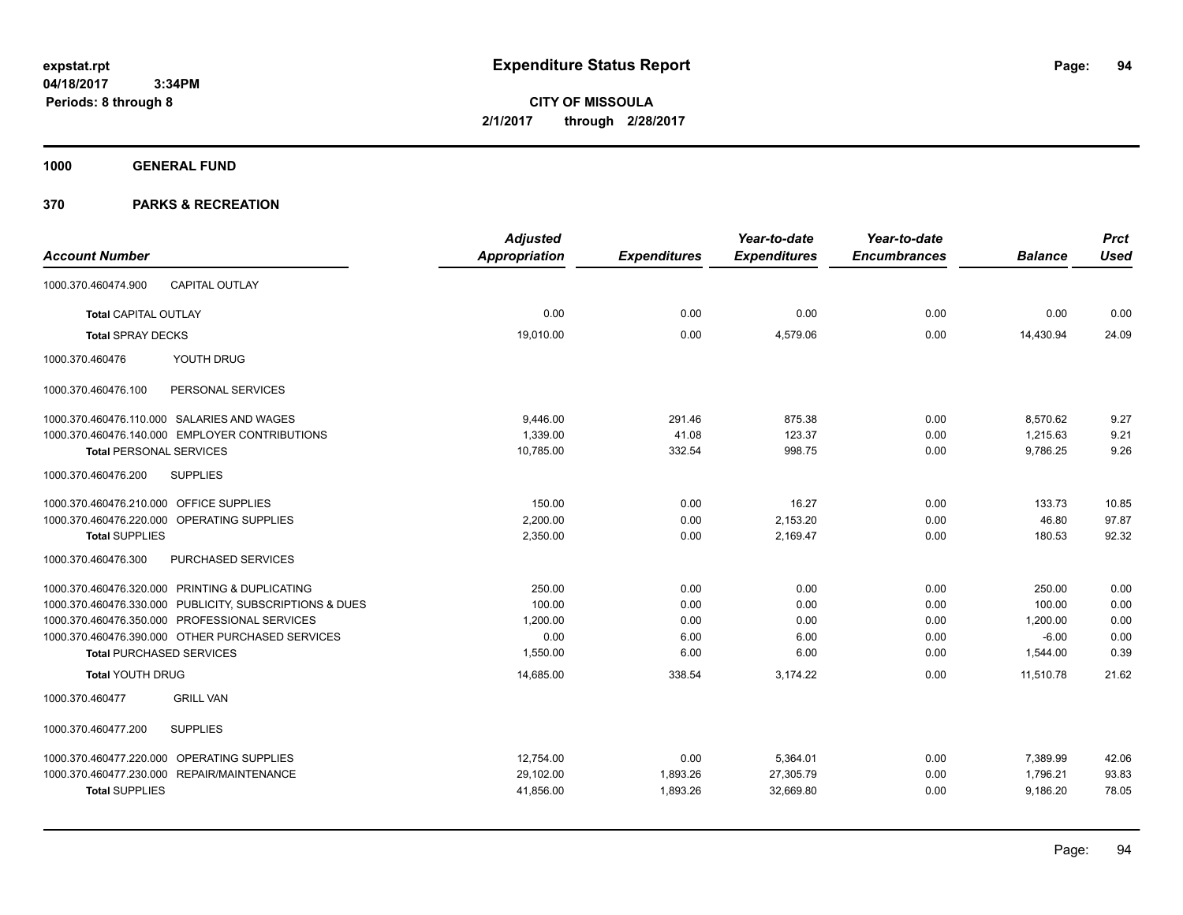# Expenditure Status Report

expstat.rpt
04/18/2017 3:34PM
Periods: 8 through 8

**CITY OF MISSOULA**
**2/1/2017 through 2/28/2017**

**1000 GENERAL FUND**

**370 PARKS & RECREATION**

| Account Number | Adjusted Appropriation | Expenditures | Year-to-date Expenditures | Year-to-date Encumbrances | Balance | Prct Used |
|---|---|---|---|---|---|---|
| 1000.370.460474.900 CAPITAL OUTLAY | | | | | | |
| **Total** CAPITAL OUTLAY | 0.00 | 0.00 | 0.00 | 0.00 | 0.00 | 0.00 |
| **Total** SPRAY DECKS | 19,010.00 | 0.00 | 4,579.06 | 0.00 | 14,430.94 | 24.09 |
| 1000.370.460476 YOUTH DRUG | | | | | | |
| 1000.370.460476.100 PERSONAL SERVICES | | | | | | |
| 1000.370.460476.110.000 SALARIES AND WAGES | 9,446.00 | 291.46 | 875.38 | 0.00 | 8,570.62 | 9.27 |
| 1000.370.460476.140.000 EMPLOYER CONTRIBUTIONS | 1,339.00 | 41.08 | 123.37 | 0.00 | 1,215.63 | 9.21 |
| **Total** PERSONAL SERVICES | 10,785.00 | 332.54 | 998.75 | 0.00 | 9,786.25 | 9.26 |
| 1000.370.460476.200 SUPPLIES | | | | | | |
| 1000.370.460476.210.000 OFFICE SUPPLIES | 150.00 | 0.00 | 16.27 | 0.00 | 133.73 | 10.85 |
| 1000.370.460476.220.000 OPERATING SUPPLIES | 2,200.00 | 0.00 | 2,153.20 | 0.00 | 46.80 | 97.87 |
| **Total** SUPPLIES | 2,350.00 | 0.00 | 2,169.47 | 0.00 | 180.53 | 92.32 |
| 1000.370.460476.300 PURCHASED SERVICES | | | | | | |
| 1000.370.460476.320.000 PRINTING & DUPLICATING | 250.00 | 0.00 | 0.00 | 0.00 | 250.00 | 0.00 |
| 1000.370.460476.330.000 PUBLICITY, SUBSCRIPTIONS & DUES | 100.00 | 0.00 | 0.00 | 0.00 | 100.00 | 0.00 |
| 1000.370.460476.350.000 PROFESSIONAL SERVICES | 1,200.00 | 0.00 | 0.00 | 0.00 | 1,200.00 | 0.00 |
| 1000.370.460476.390.000 OTHER PURCHASED SERVICES | 0.00 | 6.00 | 6.00 | 0.00 | -6.00 | 0.00 |
| **Total** PURCHASED SERVICES | 1,550.00 | 6.00 | 6.00 | 0.00 | 1,544.00 | 0.39 |
| **Total** YOUTH DRUG | 14,685.00 | 338.54 | 3,174.22 | 0.00 | 11,510.78 | 21.62 |
| 1000.370.460477 GRILL VAN | | | | | | |
| 1000.370.460477.200 SUPPLIES | | | | | | |
| 1000.370.460477.220.000 OPERATING SUPPLIES | 12,754.00 | 0.00 | 5,364.01 | 0.00 | 7,389.99 | 42.06 |
| 1000.370.460477.230.000 REPAIR/MAINTENANCE | 29,102.00 | 1,893.26 | 27,305.79 | 0.00 | 1,796.21 | 93.83 |
| **Total** SUPPLIES | 41,856.00 | 1,893.26 | 32,669.80 | 0.00 | 9,186.20 | 78.05 |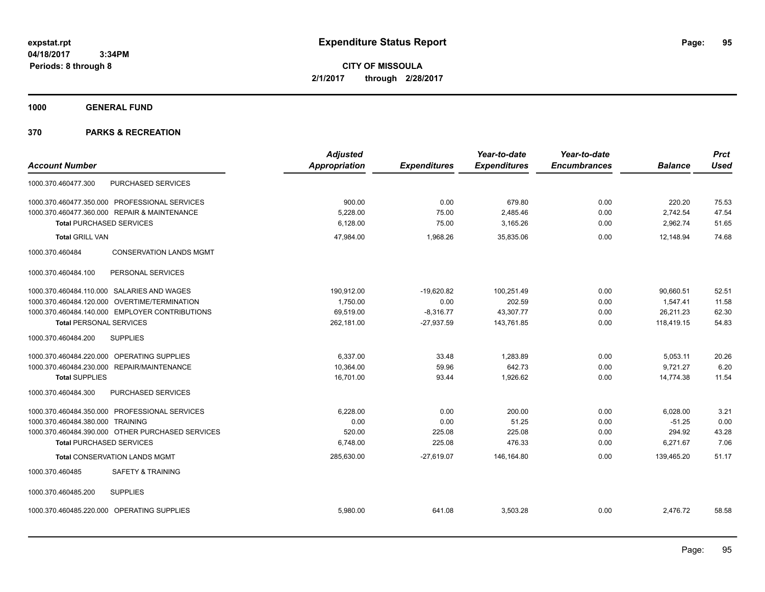**expstat.rpt**
**04/18/2017 3:34PM**
**Periods: 8 through 8**

# Expenditure Status Report

**CITY OF MISSOULA**
**2/1/2017 through 2/28/2017**

## 1000 GENERAL FUND

## 370 PARKS & RECREATION

| Account Number | | Adjusted Appropriation | Expenditures | Year-to-date Expenditures | Year-to-date Encumbrances | Balance | Prct Used |
|---|---|---|---|---|---|---|---|
| 1000.370.460477.300 | PURCHASED SERVICES | | | | | | |
| 1000.370.460477.350.000 | PROFESSIONAL SERVICES | 900.00 | 0.00 | 679.80 | 0.00 | 220.20 | 75.53 |
| 1000.370.460477.360.000 | REPAIR & MAINTENANCE | 5,228.00 | 75.00 | 2,485.46 | 0.00 | 2,742.54 | 47.54 |
| **Total** PURCHASED SERVICES | | 6,128.00 | 75.00 | 3,165.26 | 0.00 | 2,962.74 | 51.65 |
| **Total** GRILL VAN | | 47,984.00 | 1,968.26 | 35,835.06 | 0.00 | 12,148.94 | 74.68 |
| 1000.370.460484 | CONSERVATION LANDS MGMT | | | | | | |
| 1000.370.460484.100 | PERSONAL SERVICES | | | | | | |
| 1000.370.460484.110.000 | SALARIES AND WAGES | 190,912.00 | -19,620.82 | 100,251.49 | 0.00 | 90,660.51 | 52.51 |
| 1000.370.460484.120.000 | OVERTIME/TERMINATION | 1,750.00 | 0.00 | 202.59 | 0.00 | 1,547.41 | 11.58 |
| 1000.370.460484.140.000 | EMPLOYER CONTRIBUTIONS | 69,519.00 | -8,316.77 | 43,307.77 | 0.00 | 26,211.23 | 62.30 |
| **Total** PERSONAL SERVICES | | 262,181.00 | -27,937.59 | 143,761.85 | 0.00 | 118,419.15 | 54.83 |
| 1000.370.460484.200 | SUPPLIES | | | | | | |
| 1000.370.460484.220.000 | OPERATING SUPPLIES | 6,337.00 | 33.48 | 1,283.89 | 0.00 | 5,053.11 | 20.26 |
| 1000.370.460484.230.000 | REPAIR/MAINTENANCE | 10,364.00 | 59.96 | 642.73 | 0.00 | 9,721.27 | 6.20 |
| **Total** SUPPLIES | | 16,701.00 | 93.44 | 1,926.62 | 0.00 | 14,774.38 | 11.54 |
| 1000.370.460484.300 | PURCHASED SERVICES | | | | | | |
| 1000.370.460484.350.000 | PROFESSIONAL SERVICES | 6,228.00 | 0.00 | 200.00 | 0.00 | 6,028.00 | 3.21 |
| 1000.370.460484.380.000 | TRAINING | 0.00 | 0.00 | 51.25 | 0.00 | -51.25 | 0.00 |
| 1000.370.460484.390.000 | OTHER PURCHASED SERVICES | 520.00 | 225.08 | 225.08 | 0.00 | 294.92 | 43.28 |
| **Total** PURCHASED SERVICES | | 6,748.00 | 225.08 | 476.33 | 0.00 | 6,271.67 | 7.06 |
| **Total** CONSERVATION LANDS MGMT | | 285,630.00 | -27,619.07 | 146,164.80 | 0.00 | 139,465.20 | 51.17 |
| 1000.370.460485 | SAFETY & TRAINING | | | | | | |
| 1000.370.460485.200 | SUPPLIES | | | | | | |
| 1000.370.460485.220.000 | OPERATING SUPPLIES | 5,980.00 | 641.08 | 3,503.28 | 0.00 | 2,476.72 | 58.58 |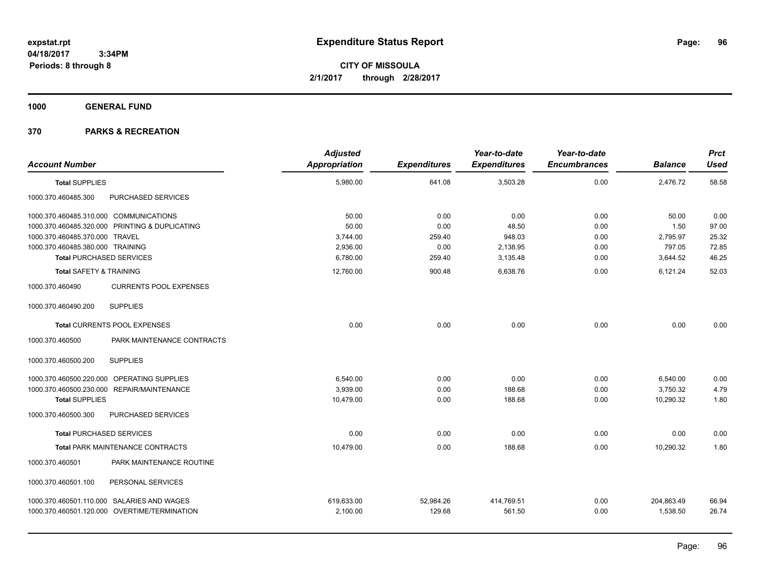expstat.rpt
04/18/2017 3:34PM
Periods: 8 through 8

# Expenditure Status Report

**CITY OF MISSOULA**
**2/1/2017 through 2/28/2017**

## 1000 GENERAL FUND

## 370 PARKS & RECREATION

| Account Number | | Adjusted Appropriation | Expenditures | Year-to-date Expenditures | Year-to-date Encumbrances | Balance | Prct Used |
|---|---|---|---|---|---|---|---|
| **Total SUPPLIES** | | 5,980.00 | 641.08 | 3,503.28 | 0.00 | 2,476.72 | 58.58 |
| 1000.370.460485.300 | PURCHASED SERVICES | | | | | | |
| 1000.370.460485.310.000 | COMMUNICATIONS | 50.00 | 0.00 | 0.00 | 0.00 | 50.00 | 0.00 |
| 1000.370.460485.320.000 | PRINTING & DUPLICATING | 50.00 | 0.00 | 48.50 | 0.00 | 1.50 | 97.00 |
| 1000.370.460485.370.000 | TRAVEL | 3,744.00 | 259.40 | 948.03 | 0.00 | 2,795.97 | 25.32 |
| 1000.370.460485.380.000 | TRAINING | 2,936.00 | 0.00 | 2,138.95 | 0.00 | 797.05 | 72.85 |
| **Total PURCHASED SERVICES** | | 6,780.00 | 259.40 | 3,135.48 | 0.00 | 3,644.52 | 46.25 |
| **Total SAFETY & TRAINING** | | 12,760.00 | 900.48 | 6,638.76 | 0.00 | 6,121.24 | 52.03 |
| 1000.370.460490 | CURRENTS POOL EXPENSES | | | | | | |
| 1000.370.460490.200 | SUPPLIES | | | | | | |
| **Total CURRENTS POOL EXPENSES** | | 0.00 | 0.00 | 0.00 | 0.00 | 0.00 | 0.00 |
| 1000.370.460500 | PARK MAINTENANCE CONTRACTS | | | | | | |
| 1000.370.460500.200 | SUPPLIES | | | | | | |
| 1000.370.460500.220.000 | OPERATING SUPPLIES | 6,540.00 | 0.00 | 0.00 | 0.00 | 6,540.00 | 0.00 |
| 1000.370.460500.230.000 | REPAIR/MAINTENANCE | 3,939.00 | 0.00 | 188.68 | 0.00 | 3,750.32 | 4.79 |
| **Total SUPPLIES** | | 10,479.00 | 0.00 | 188.68 | 0.00 | 10,290.32 | 1.80 |
| 1000.370.460500.300 | PURCHASED SERVICES | | | | | | |
| **Total PURCHASED SERVICES** | | 0.00 | 0.00 | 0.00 | 0.00 | 0.00 | 0.00 |
| **Total PARK MAINTENANCE CONTRACTS** | | 10,479.00 | 0.00 | 188.68 | 0.00 | 10,290.32 | 1.80 |
| 1000.370.460501 | PARK MAINTENANCE ROUTINE | | | | | | |
| 1000.370.460501.100 | PERSONAL SERVICES | | | | | | |
| 1000.370.460501.110.000 | SALARIES AND WAGES | 619,633.00 | 52,984.26 | 414,769.51 | 0.00 | 204,863.49 | 66.94 |
| 1000.370.460501.120.000 | OVERTIME/TERMINATION | 2,100.00 | 129.68 | 561.50 | 0.00 | 1,538.50 | 26.74 |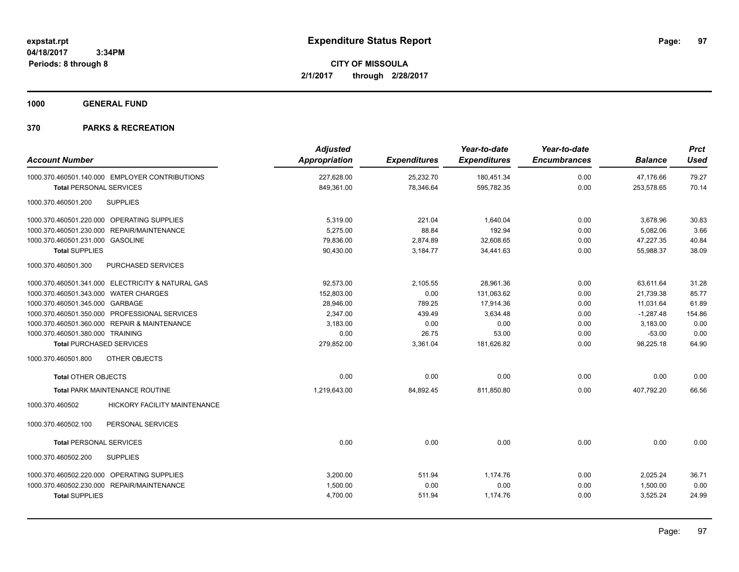# Expenditure Status Report

expstat.rpt
04/18/2017 3:34PM
Periods: 8 through 8

**CITY OF MISSOULA**
**2/1/2017 through 2/28/2017**

**1000 GENERAL FUND**

**370 PARKS & RECREATION**

| Account Number | Adjusted Appropriation | Expenditures | Year-to-date Expenditures | Year-to-date Encumbrances | Balance | Prct Used |
|---|---|---|---|---|---|---|
| 1000.370.460501.140.000 EMPLOYER CONTRIBUTIONS | 227,628.00 | 25,232.70 | 180,451.34 | 0.00 | 47,176.66 | 79.27 |
| **Total** PERSONAL SERVICES | 849,361.00 | 78,346.64 | 595,782.35 | 0.00 | 253,578.65 | 70.14 |
| 1000.370.460501.200 SUPPLIES | | | | | | |
| 1000.370.460501.220.000 OPERATING SUPPLIES | 5,319.00 | 221.04 | 1,640.04 | 0.00 | 3,678.96 | 30.83 |
| 1000.370.460501.230.000 REPAIR/MAINTENANCE | 5,275.00 | 88.84 | 192.94 | 0.00 | 5,082.06 | 3.66 |
| 1000.370.460501.231.000 GASOLINE | 79,836.00 | 2,874.89 | 32,608.65 | 0.00 | 47,227.35 | 40.84 |
| **Total** SUPPLIES | 90,430.00 | 3,184.77 | 34,441.63 | 0.00 | 55,988.37 | 38.09 |
| 1000.370.460501.300 PURCHASED SERVICES | | | | | | |
| 1000.370.460501.341.000 ELECTRICITY & NATURAL GAS | 92,573.00 | 2,105.55 | 28,961.36 | 0.00 | 63,611.64 | 31.28 |
| 1000.370.460501.343.000 WATER CHARGES | 152,803.00 | 0.00 | 131,063.62 | 0.00 | 21,739.38 | 85.77 |
| 1000.370.460501.345.000 GARBAGE | 28,946.00 | 789.25 | 17,914.36 | 0.00 | 11,031.64 | 61.89 |
| 1000.370.460501.350.000 PROFESSIONAL SERVICES | 2,347.00 | 439.49 | 3,634.48 | 0.00 | -1,287.48 | 154.86 |
| 1000.370.460501.360.000 REPAIR & MAINTENANCE | 3,183.00 | 0.00 | 0.00 | 0.00 | 3,183.00 | 0.00 |
| 1000.370.460501.380.000 TRAINING | 0.00 | 26.75 | 53.00 | 0.00 | -53.00 | 0.00 |
| **Total** PURCHASED SERVICES | 279,852.00 | 3,361.04 | 181,626.82 | 0.00 | 98,225.18 | 64.90 |
| 1000.370.460501.800 OTHER OBJECTS | | | | | | |
| **Total** OTHER OBJECTS | 0.00 | 0.00 | 0.00 | 0.00 | 0.00 | 0.00 |
| **Total** PARK MAINTENANCE ROUTINE | 1,219,643.00 | 84,892.45 | 811,850.80 | 0.00 | 407,792.20 | 66.56 |
| 1000.370.460502 HICKORY FACILITY MAINTENANCE | | | | | | |
| 1000.370.460502.100 PERSONAL SERVICES | | | | | | |
| **Total** PERSONAL SERVICES | 0.00 | 0.00 | 0.00 | 0.00 | 0.00 | 0.00 |
| 1000.370.460502.200 SUPPLIES | | | | | | |
| 1000.370.460502.220.000 OPERATING SUPPLIES | 3,200.00 | 511.94 | 1,174.76 | 0.00 | 2,025.24 | 36.71 |
| 1000.370.460502.230.000 REPAIR/MAINTENANCE | 1,500.00 | 0.00 | 0.00 | 0.00 | 1,500.00 | 0.00 |
| **Total** SUPPLIES | 4,700.00 | 511.94 | 1,174.76 | 0.00 | 3,525.24 | 24.99 |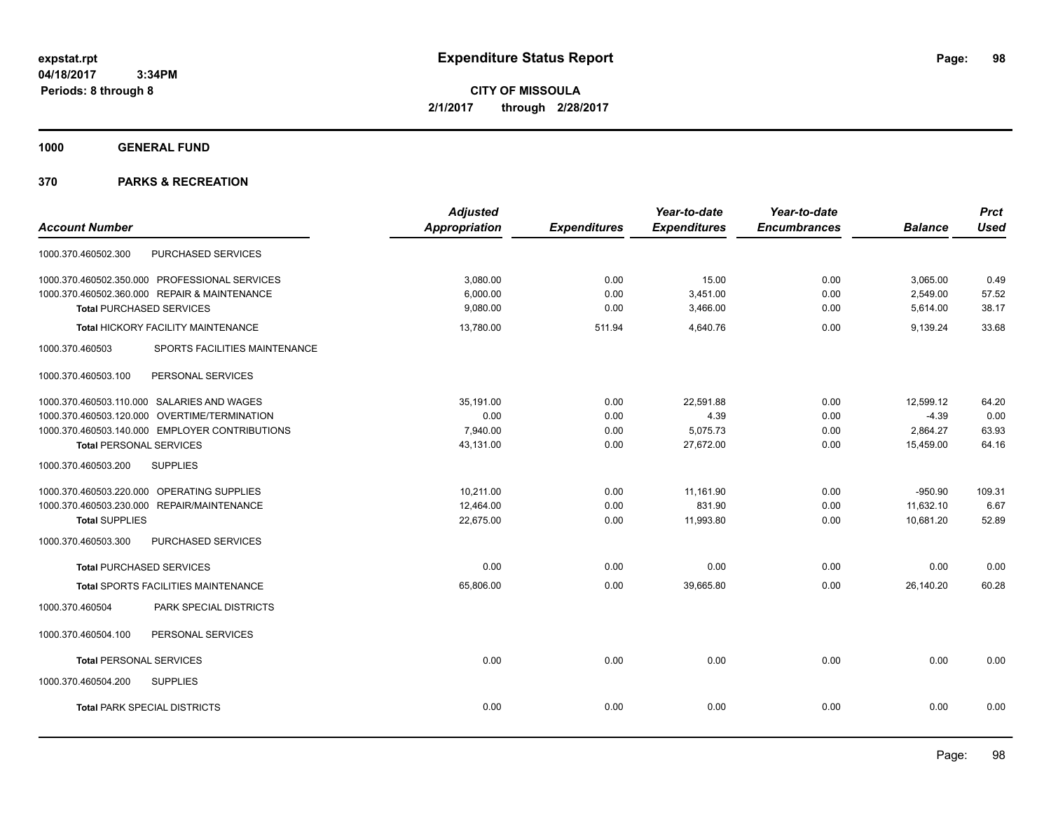**expstat.rpt**
**04/18/2017 3:34PM**
**Periods: 8 through 8**

# Expenditure Status Report

**CITY OF MISSOULA**
**2/1/2017 through 2/28/2017**

## 1000 GENERAL FUND

## 370 PARKS & RECREATION

| Account Number | Adjusted Appropriation | Expenditures | Year-to-date Expenditures | Year-to-date Encumbrances | Balance | Prct Used |
|---|---|---|---|---|---|---|
| 1000.370.460502.300 PURCHASED SERVICES | | | | | | |
| 1000.370.460502.350.000 PROFESSIONAL SERVICES | 3,080.00 | 0.00 | 15.00 | 0.00 | 3,065.00 | 0.49 |
| 1000.370.460502.360.000 REPAIR & MAINTENANCE | 6,000.00 | 0.00 | 3,451.00 | 0.00 | 2,549.00 | 57.52 |
| **Total** PURCHASED SERVICES | 9,080.00 | 0.00 | 3,466.00 | 0.00 | 5,614.00 | 38.17 |
| **Total** HICKORY FACILITY MAINTENANCE | 13,780.00 | 511.94 | 4,640.76 | 0.00 | 9,139.24 | 33.68 |
| 1000.370.460503 SPORTS FACILITIES MAINTENANCE | | | | | | |
| 1000.370.460503.100 PERSONAL SERVICES | | | | | | |
| 1000.370.460503.110.000 SALARIES AND WAGES | 35,191.00 | 0.00 | 22,591.88 | 0.00 | 12,599.12 | 64.20 |
| 1000.370.460503.120.000 OVERTIME/TERMINATION | 0.00 | 0.00 | 4.39 | 0.00 | -4.39 | 0.00 |
| 1000.370.460503.140.000 EMPLOYER CONTRIBUTIONS | 7,940.00 | 0.00 | 5,075.73 | 0.00 | 2,864.27 | 63.93 |
| **Total** PERSONAL SERVICES | 43,131.00 | 0.00 | 27,672.00 | 0.00 | 15,459.00 | 64.16 |
| 1000.370.460503.200 SUPPLIES | | | | | | |
| 1000.370.460503.220.000 OPERATING SUPPLIES | 10,211.00 | 0.00 | 11,161.90 | 0.00 | -950.90 | 109.31 |
| 1000.370.460503.230.000 REPAIR/MAINTENANCE | 12,464.00 | 0.00 | 831.90 | 0.00 | 11,632.10 | 6.67 |
| **Total** SUPPLIES | 22,675.00 | 0.00 | 11,993.80 | 0.00 | 10,681.20 | 52.89 |
| 1000.370.460503.300 PURCHASED SERVICES | | | | | | |
| **Total** PURCHASED SERVICES | 0.00 | 0.00 | 0.00 | 0.00 | 0.00 | 0.00 |
| **Total** SPORTS FACILITIES MAINTENANCE | 65,806.00 | 0.00 | 39,665.80 | 0.00 | 26,140.20 | 60.28 |
| 1000.370.460504 PARK SPECIAL DISTRICTS | | | | | | |
| 1000.370.460504.100 PERSONAL SERVICES | | | | | | |
| **Total** PERSONAL SERVICES | 0.00 | 0.00 | 0.00 | 0.00 | 0.00 | 0.00 |
| 1000.370.460504.200 SUPPLIES | | | | | | |
| **Total** PARK SPECIAL DISTRICTS | 0.00 | 0.00 | 0.00 | 0.00 | 0.00 | 0.00 |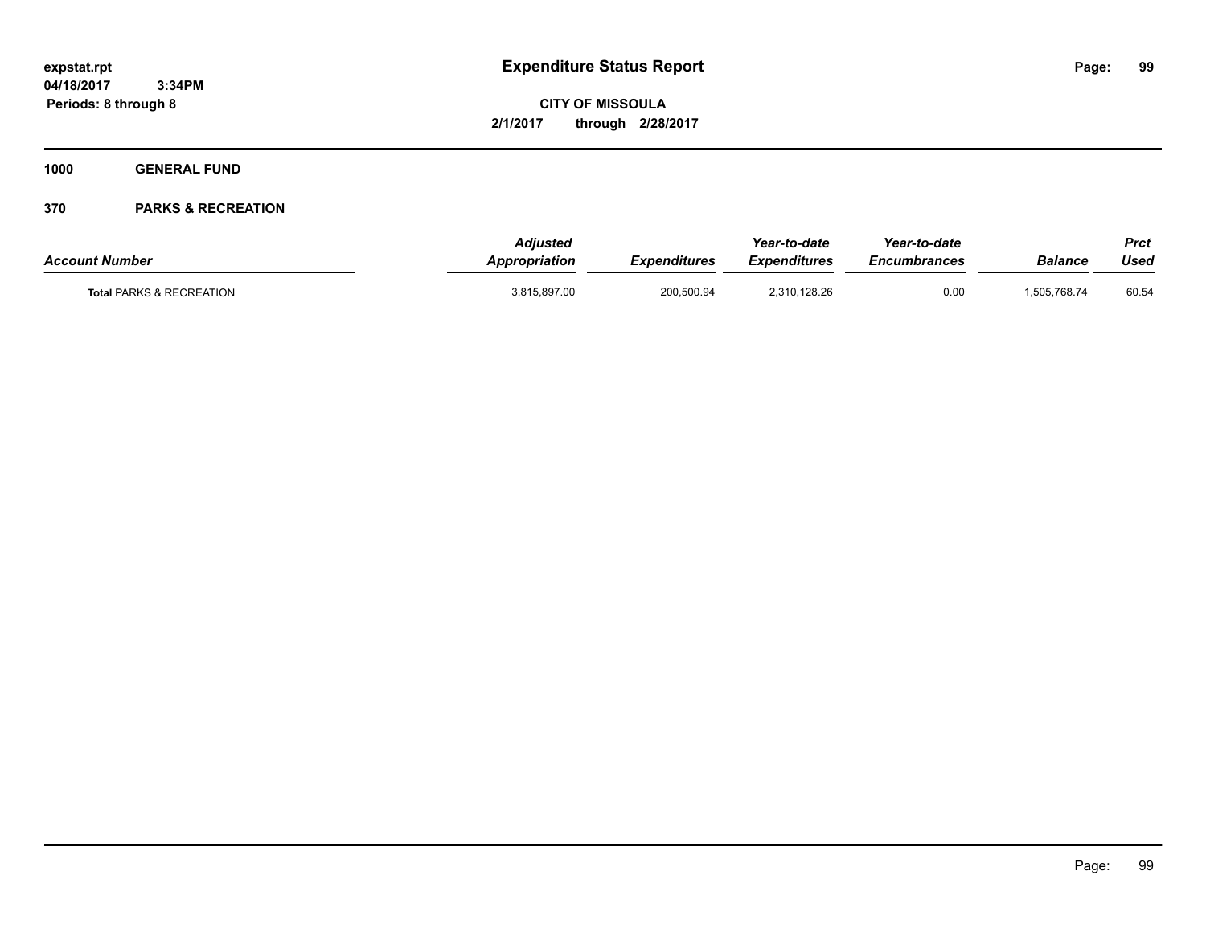expstat.rpt
04/18/2017 3:34PM
Periods: 8 through 8

# Expenditure Status Report

**CITY OF MISSOULA**
**2/1/2017 through 2/28/2017**

**1000 GENERAL FUND**

**370 PARKS & RECREATION**

| Account Number | Adjusted Appropriation | Expenditures | Year-to-date Expenditures | Year-to-date Encumbrances | Balance | Prct Used |
|---|---|---|---|---|---|---|
| Total PARKS & RECREATION | 3,815,897.00 | 200,500.94 | 2,310,128.26 | 0.00 | 1,505,768.74 | 60.54 |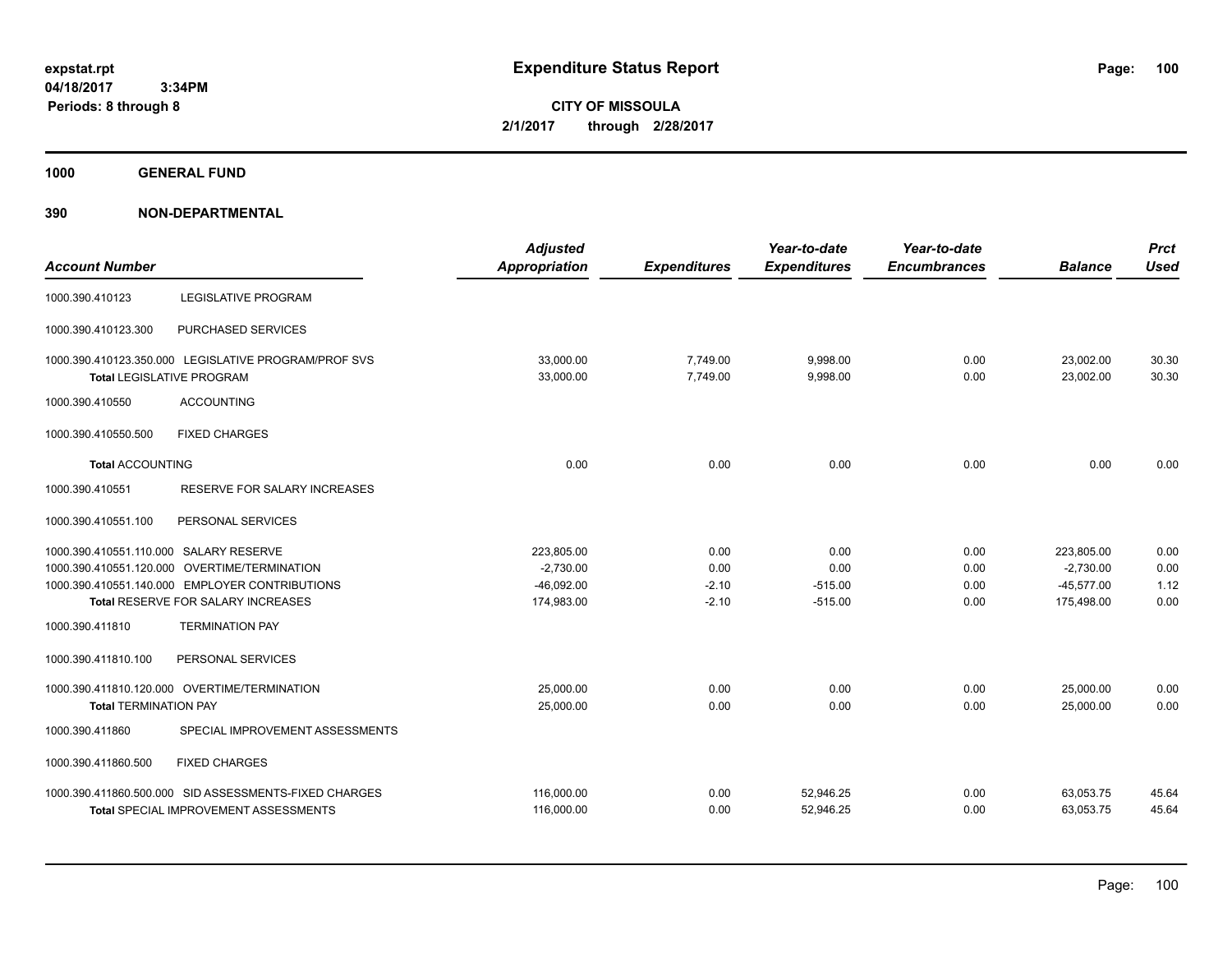**expstat.rpt**
**04/18/2017 3:34PM**
**Periods: 8 through 8**

# Expenditure Status Report

**CITY OF MISSOULA**
**2/1/2017 through 2/28/2017**

## 1000 GENERAL FUND

### 390 NON-DEPARTMENTAL

| Account Number | | Adjusted Appropriation | Expenditures | Year-to-date Expenditures | Year-to-date Encumbrances | Balance | Prct Used |
|---|---|---|---|---|---|---|---|
| 1000.390.410123 | LEGISLATIVE PROGRAM | | | | | | |
| 1000.390.410123.300 | PURCHASED SERVICES | | | | | | |
| 1000.390.410123.350.000 | LEGISLATIVE PROGRAM/PROF SVS | 33,000.00 | 7,749.00 | 9,998.00 | 0.00 | 23,002.00 | 30.30 |
| **Total** LEGISLATIVE PROGRAM | | 33,000.00 | 7,749.00 | 9,998.00 | 0.00 | 23,002.00 | 30.30 |
| 1000.390.410550 | ACCOUNTING | | | | | | |
| 1000.390.410550.500 | FIXED CHARGES | | | | | | |
| **Total** ACCOUNTING | | 0.00 | 0.00 | 0.00 | 0.00 | 0.00 | 0.00 |
| 1000.390.410551 | RESERVE FOR SALARY INCREASES | | | | | | |
| 1000.390.410551.100 | PERSONAL SERVICES | | | | | | |
| 1000.390.410551.110.000 | SALARY RESERVE | 223,805.00 | 0.00 | 0.00 | 0.00 | 223,805.00 | 0.00 |
| 1000.390.410551.120.000 | OVERTIME/TERMINATION | -2,730.00 | 0.00 | 0.00 | 0.00 | -2,730.00 | 0.00 |
| 1000.390.410551.140.000 | EMPLOYER CONTRIBUTIONS | -46,092.00 | -2.10 | -515.00 | 0.00 | -45,577.00 | 1.12 |
| **Total** RESERVE FOR SALARY INCREASES | | 174,983.00 | -2.10 | -515.00 | 0.00 | 175,498.00 | 0.00 |
| 1000.390.411810 | TERMINATION PAY | | | | | | |
| 1000.390.411810.100 | PERSONAL SERVICES | | | | | | |
| 1000.390.411810.120.000 | OVERTIME/TERMINATION | 25,000.00 | 0.00 | 0.00 | 0.00 | 25,000.00 | 0.00 |
| **Total** TERMINATION PAY | | 25,000.00 | 0.00 | 0.00 | 0.00 | 25,000.00 | 0.00 |
| 1000.390.411860 | SPECIAL IMPROVEMENT ASSESSMENTS | | | | | | |
| 1000.390.411860.500 | FIXED CHARGES | | | | | | |
| 1000.390.411860.500.000 | SID ASSESSMENTS-FIXED CHARGES | 116,000.00 | 0.00 | 52,946.25 | 0.00 | 63,053.75 | 45.64 |
| **Total** SPECIAL IMPROVEMENT ASSESSMENTS | | 116,000.00 | 0.00 | 52,946.25 | 0.00 | 63,053.75 | 45.64 |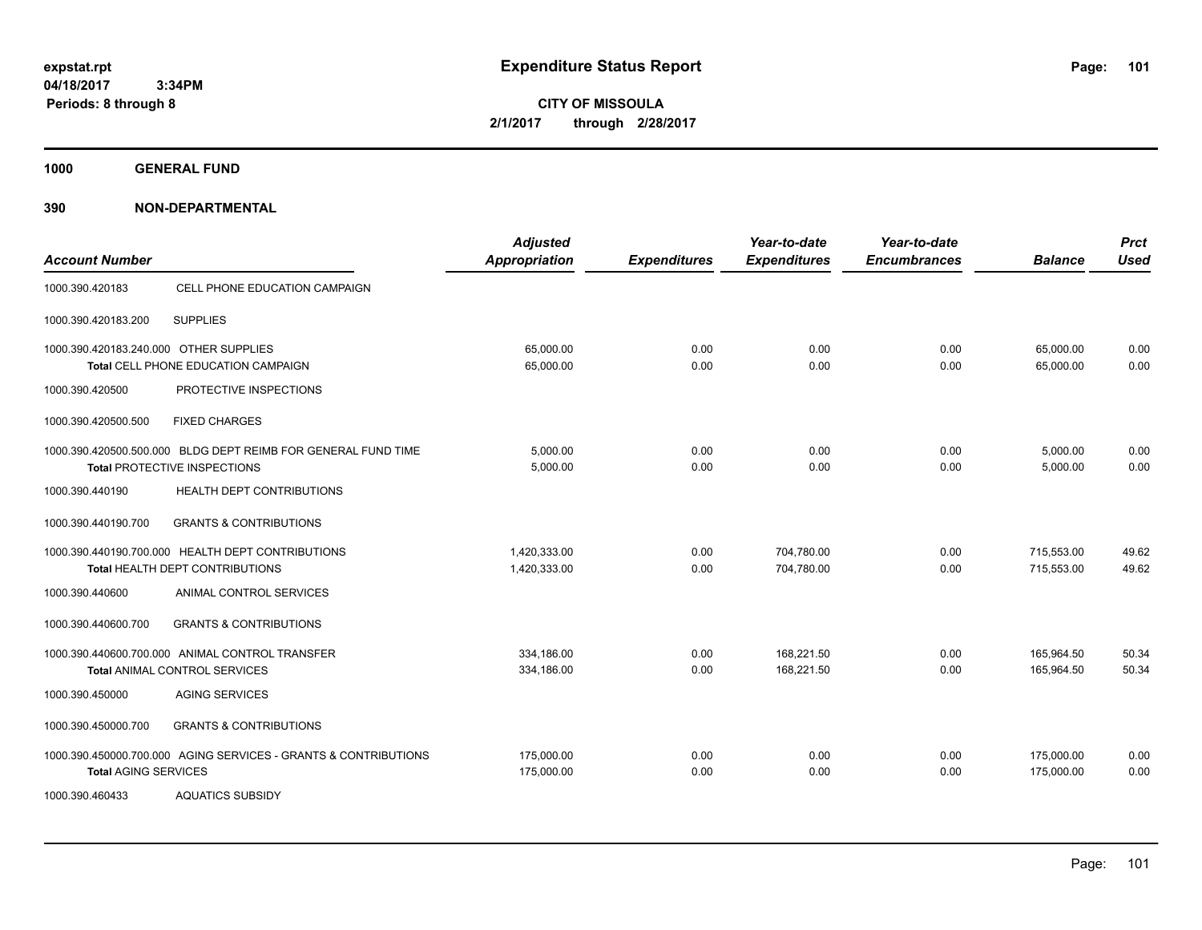**expstat.rpt**
**04/18/2017 3:34PM**
**Periods: 8 through 8**

# Expenditure Status Report

**CITY OF MISSOULA**
**2/1/2017 through 2/28/2017**

## 1000 GENERAL FUND

## 390 NON-DEPARTMENTAL

| Account Number | | Adjusted Appropriation | Expenditures | Year-to-date Expenditures | Year-to-date Encumbrances | Balance | Prct Used |
|---|---|---|---|---|---|---|---|
| 1000.390.420183 | CELL PHONE EDUCATION CAMPAIGN | | | | | | |
| 1000.390.420183.200 | SUPPLIES | | | | | | |
| 1000.390.420183.240.000 | OTHER SUPPLIES | 65,000.00 | 0.00 | 0.00 | 0.00 | 65,000.00 | 0.00 |
| | **Total** CELL PHONE EDUCATION CAMPAIGN | 65,000.00 | 0.00 | 0.00 | 0.00 | 65,000.00 | 0.00 |
| 1000.390.420500 | PROTECTIVE INSPECTIONS | | | | | | |
| 1000.390.420500.500 | FIXED CHARGES | | | | | | |
| 1000.390.420500.500.000 | BLDG DEPT REIMB FOR GENERAL FUND TIME | 5,000.00 | 0.00 | 0.00 | 0.00 | 5,000.00 | 0.00 |
| | **Total** PROTECTIVE INSPECTIONS | 5,000.00 | 0.00 | 0.00 | 0.00 | 5,000.00 | 0.00 |
| 1000.390.440190 | HEALTH DEPT CONTRIBUTIONS | | | | | | |
| 1000.390.440190.700 | GRANTS & CONTRIBUTIONS | | | | | | |
| 1000.390.440190.700.000 | HEALTH DEPT CONTRIBUTIONS | 1,420,333.00 | 0.00 | 704,780.00 | 0.00 | 715,553.00 | 49.62 |
| | **Total** HEALTH DEPT CONTRIBUTIONS | 1,420,333.00 | 0.00 | 704,780.00 | 0.00 | 715,553.00 | 49.62 |
| 1000.390.440600 | ANIMAL CONTROL SERVICES | | | | | | |
| 1000.390.440600.700 | GRANTS & CONTRIBUTIONS | | | | | | |
| 1000.390.440600.700.000 | ANIMAL CONTROL TRANSFER | 334,186.00 | 0.00 | 168,221.50 | 0.00 | 165,964.50 | 50.34 |
| | **Total** ANIMAL CONTROL SERVICES | 334,186.00 | 0.00 | 168,221.50 | 0.00 | 165,964.50 | 50.34 |
| 1000.390.450000 | AGING SERVICES | | | | | | |
| 1000.390.450000.700 | GRANTS & CONTRIBUTIONS | | | | | | |
| 1000.390.450000.700.000 | AGING SERVICES - GRANTS & CONTRIBUTIONS | 175,000.00 | 0.00 | 0.00 | 0.00 | 175,000.00 | 0.00 |
| | **Total** AGING SERVICES | 175,000.00 | 0.00 | 0.00 | 0.00 | 175,000.00 | 0.00 |
| 1000.390.460433 | AQUATICS SUBSIDY | | | | | | |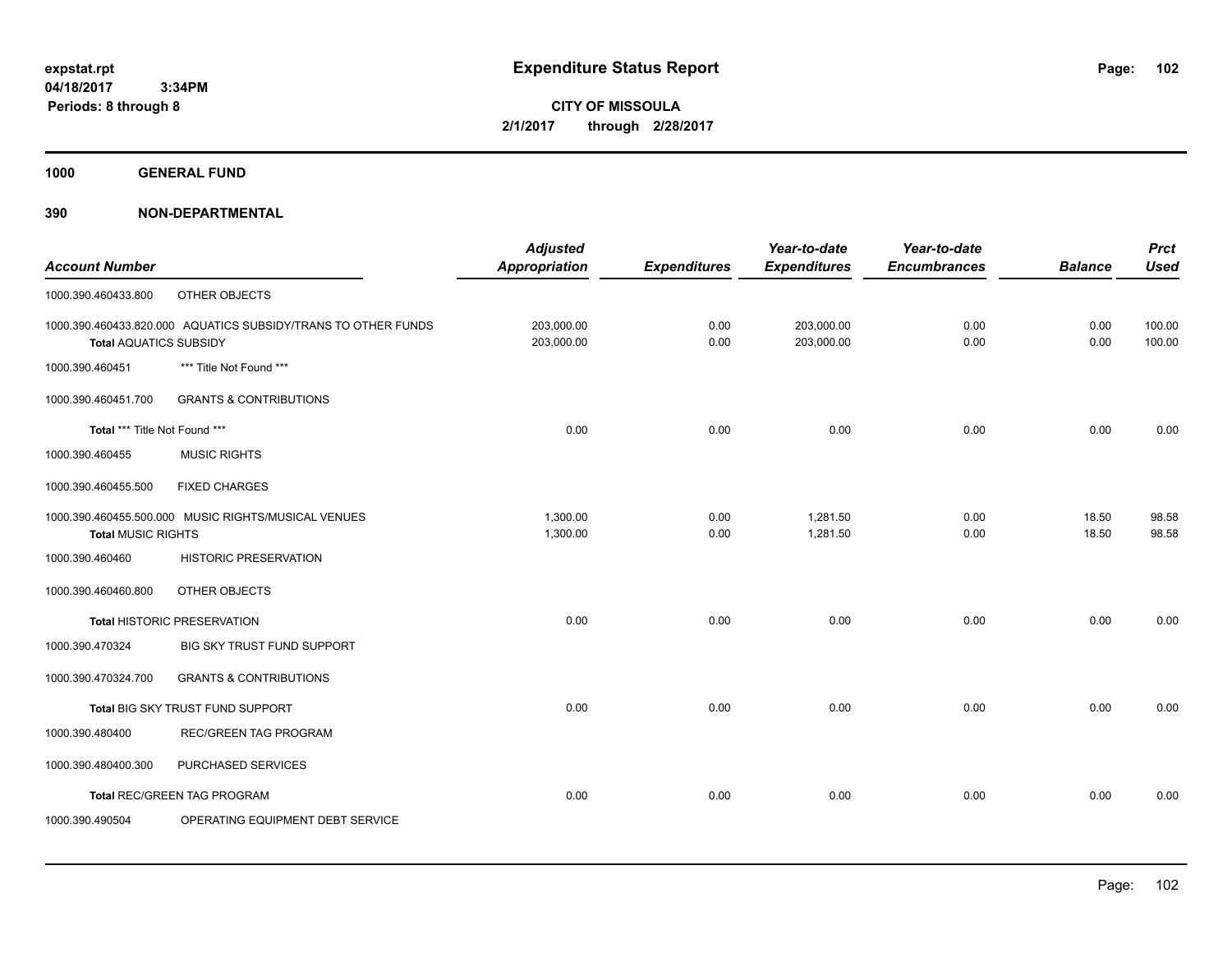**expstat.rpt**
**04/18/2017 3:34PM**
**Periods: 8 through 8**

# Expenditure Status Report

**CITY OF MISSOULA**
**2/1/2017 through 2/28/2017**

## 1000 GENERAL FUND

## 390 NON-DEPARTMENTAL

| Account Number | Adjusted Appropriation | Expenditures | Year-to-date Expenditures | Year-to-date Encumbrances | Balance | Prct Used |
|---|---|---|---|---|---|---|
| 1000.390.460433.800 OTHER OBJECTS | | | | | | |
| 1000.390.460433.820.000 AQUATICS SUBSIDY/TRANS TO OTHER FUNDS | 203,000.00 | 0.00 | 203,000.00 | 0.00 | 0.00 | 100.00 |
| **Total** AQUATICS SUBSIDY | 203,000.00 | 0.00 | 203,000.00 | 0.00 | 0.00 | 100.00 |
| 1000.390.460451 *** Title Not Found *** | | | | | | |
| 1000.390.460451.700 GRANTS & CONTRIBUTIONS | | | | | | |
| **Total** *** Title Not Found *** | 0.00 | 0.00 | 0.00 | 0.00 | 0.00 | 0.00 |
| 1000.390.460455 MUSIC RIGHTS | | | | | | |
| 1000.390.460455.500 FIXED CHARGES | | | | | | |
| 1000.390.460455.500.000 MUSIC RIGHTS/MUSICAL VENUES | 1,300.00 | 0.00 | 1,281.50 | 0.00 | 18.50 | 98.58 |
| **Total** MUSIC RIGHTS | 1,300.00 | 0.00 | 1,281.50 | 0.00 | 18.50 | 98.58 |
| 1000.390.460460 HISTORIC PRESERVATION | | | | | | |
| 1000.390.460460.800 OTHER OBJECTS | | | | | | |
| **Total** HISTORIC PRESERVATION | 0.00 | 0.00 | 0.00 | 0.00 | 0.00 | 0.00 |
| 1000.390.470324 BIG SKY TRUST FUND SUPPORT | | | | | | |
| 1000.390.470324.700 GRANTS & CONTRIBUTIONS | | | | | | |
| **Total** BIG SKY TRUST FUND SUPPORT | 0.00 | 0.00 | 0.00 | 0.00 | 0.00 | 0.00 |
| 1000.390.480400 REC/GREEN TAG PROGRAM | | | | | | |
| 1000.390.480400.300 PURCHASED SERVICES | | | | | | |
| **Total** REC/GREEN TAG PROGRAM | 0.00 | 0.00 | 0.00 | 0.00 | 0.00 | 0.00 |
| 1000.390.490504 OPERATING EQUIPMENT DEBT SERVICE | | | | | | |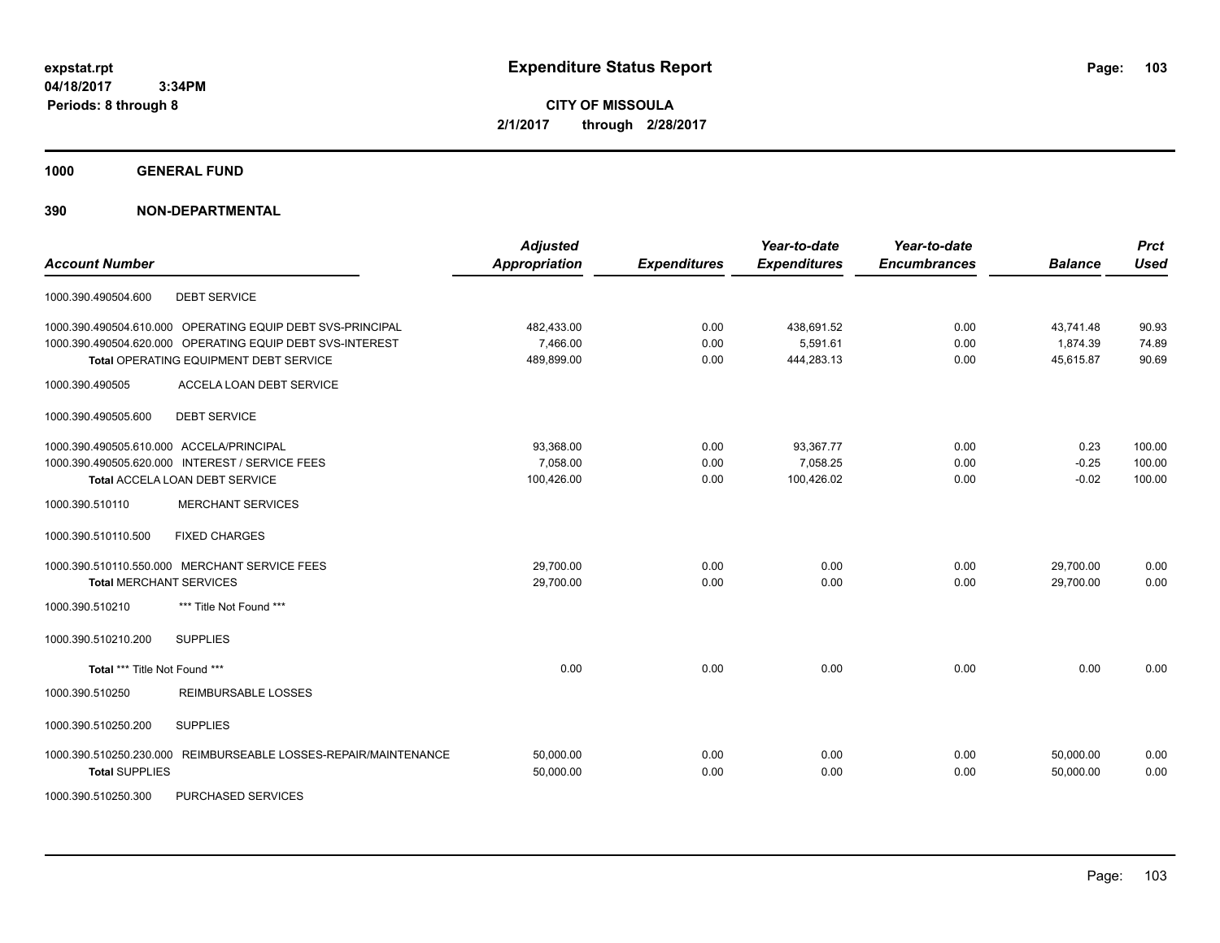# Expenditure Status Report

expstat.rpt
04/18/2017 3:34PM
Periods: 8 through 8

**CITY OF MISSOULA**
**2/1/2017 through 2/28/2017**

**1000 GENERAL FUND**

**390 NON-DEPARTMENTAL**

| Account Number | | Adjusted Appropriation | Expenditures | Year-to-date Expenditures | Year-to-date Encumbrances | Balance | Prct Used |
|---|---|---|---|---|---|---|---|
| 1000.390.490504.600 | DEBT SERVICE | | | | | | |
| 1000.390.490504.610.000 | OPERATING EQUIP DEBT SVS-PRINCIPAL | 482,433.00 | 0.00 | 438,691.52 | 0.00 | 43,741.48 | 90.93 |
| 1000.390.490504.620.000 | OPERATING EQUIP DEBT SVS-INTEREST | 7,466.00 | 0.00 | 5,591.61 | 0.00 | 1,874.39 | 74.89 |
| | **Total** OPERATING EQUIPMENT DEBT SERVICE | 489,899.00 | 0.00 | 444,283.13 | 0.00 | 45,615.87 | 90.69 |
| 1000.390.490505 | ACCELA LOAN DEBT SERVICE | | | | | | |
| 1000.390.490505.600 | DEBT SERVICE | | | | | | |
| 1000.390.490505.610.000 | ACCELA/PRINCIPAL | 93,368.00 | 0.00 | 93,367.77 | 0.00 | 0.23 | 100.00 |
| 1000.390.490505.620.000 | INTEREST / SERVICE FEES | 7,058.00 | 0.00 | 7,058.25 | 0.00 | -0.25 | 100.00 |
| | **Total** ACCELA LOAN DEBT SERVICE | 100,426.00 | 0.00 | 100,426.02 | 0.00 | -0.02 | 100.00 |
| 1000.390.510110 | MERCHANT SERVICES | | | | | | |
| 1000.390.510110.500 | FIXED CHARGES | | | | | | |
| 1000.390.510110.550.000 | MERCHANT SERVICE FEES | 29,700.00 | 0.00 | 0.00 | 0.00 | 29,700.00 | 0.00 |
| | **Total** MERCHANT SERVICES | 29,700.00 | 0.00 | 0.00 | 0.00 | 29,700.00 | 0.00 |
| 1000.390.510210 | *** Title Not Found *** | | | | | | |
| 1000.390.510210.200 | SUPPLIES | | | | | | |
| | **Total** *** Title Not Found *** | 0.00 | 0.00 | 0.00 | 0.00 | 0.00 | 0.00 |
| 1000.390.510250 | REIMBURSABLE LOSSES | | | | | | |
| 1000.390.510250.200 | SUPPLIES | | | | | | |
| 1000.390.510250.230.000 | REIMBURSEABLE LOSSES-REPAIR/MAINTENANCE | 50,000.00 | 0.00 | 0.00 | 0.00 | 50,000.00 | 0.00 |
| | **Total** SUPPLIES | 50,000.00 | 0.00 | 0.00 | 0.00 | 50,000.00 | 0.00 |
| 1000.390.510250.300 | PURCHASED SERVICES | | | | | | |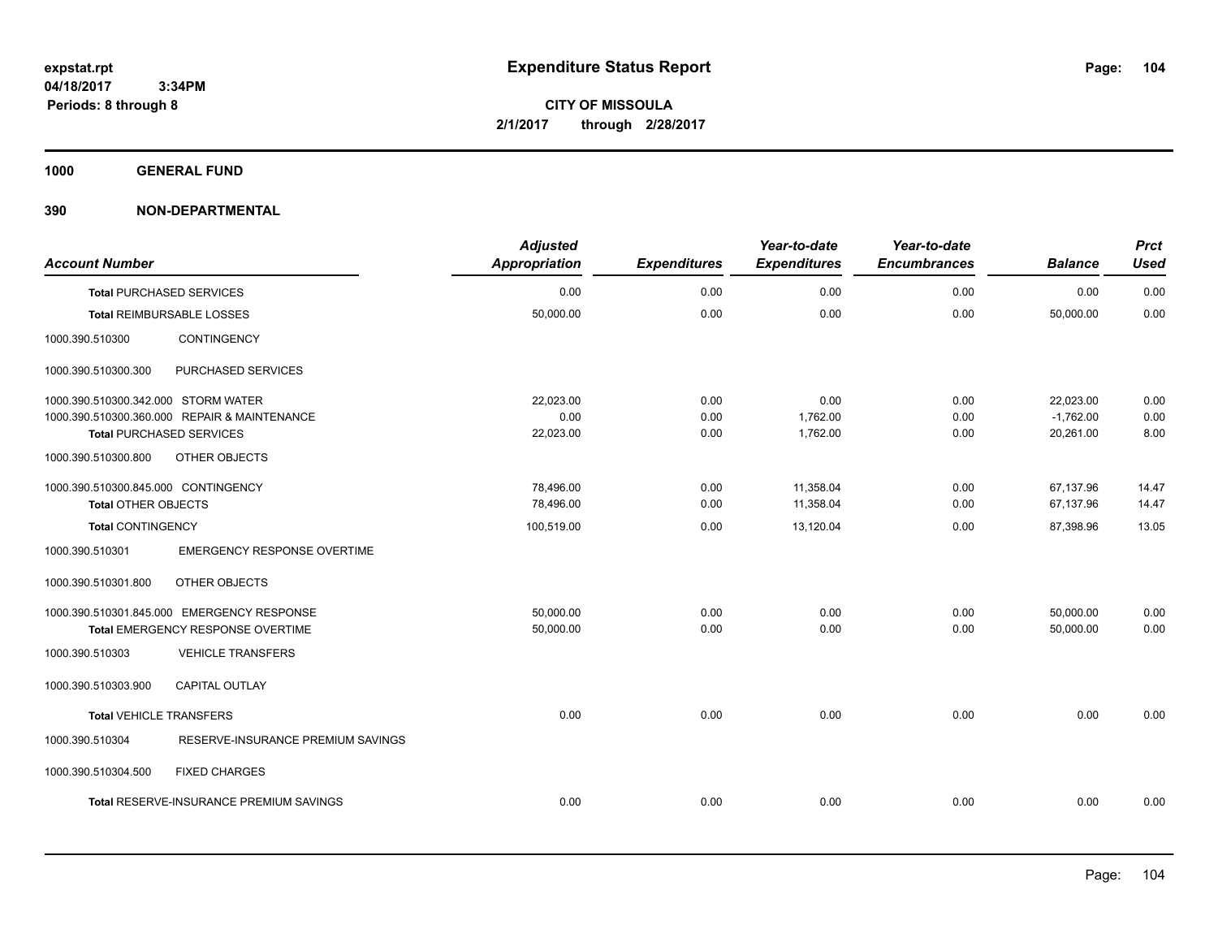**1000 GENERAL FUND**

**390 NON-DEPARTMENTAL**

| Account Number | | Adjusted Appropriation | Expenditures | Year-to-date Expenditures | Year-to-date Encumbrances | Balance | Prct Used |
|---|---|---|---|---|---|---|---|
| **Total** PURCHASED SERVICES | | 0.00 | 0.00 | 0.00 | 0.00 | 0.00 | 0.00 |
| **Total** REIMBURSABLE LOSSES | | 50,000.00 | 0.00 | 0.00 | 0.00 | 50,000.00 | 0.00 |
| 1000.390.510300 | CONTINGENCY | | | | | | |
| 1000.390.510300.300 | PURCHASED SERVICES | | | | | | |
| 1000.390.510300.342.000 | STORM WATER | 22,023.00 | 0.00 | 0.00 | 0.00 | 22,023.00 | 0.00 |
| 1000.390.510300.360.000 | REPAIR & MAINTENANCE | 0.00 | 0.00 | 1,762.00 | 0.00 | -1,762.00 | 0.00 |
| **Total** PURCHASED SERVICES | | 22,023.00 | 0.00 | 1,762.00 | 0.00 | 20,261.00 | 8.00 |
| 1000.390.510300.800 | OTHER OBJECTS | | | | | | |
| 1000.390.510300.845.000 | CONTINGENCY | 78,496.00 | 0.00 | 11,358.04 | 0.00 | 67,137.96 | 14.47 |
| **Total** OTHER OBJECTS | | 78,496.00 | 0.00 | 11,358.04 | 0.00 | 67,137.96 | 14.47 |
| **Total** CONTINGENCY | | 100,519.00 | 0.00 | 13,120.04 | 0.00 | 87,398.96 | 13.05 |
| 1000.390.510301 | EMERGENCY RESPONSE OVERTIME | | | | | | |
| 1000.390.510301.800 | OTHER OBJECTS | | | | | | |
| 1000.390.510301.845.000 | EMERGENCY RESPONSE | 50,000.00 | 0.00 | 0.00 | 0.00 | 50,000.00 | 0.00 |
| **Total** EMERGENCY RESPONSE OVERTIME | | 50,000.00 | 0.00 | 0.00 | 0.00 | 50,000.00 | 0.00 |
| 1000.390.510303 | VEHICLE TRANSFERS | | | | | | |
| 1000.390.510303.900 | CAPITAL OUTLAY | | | | | | |
| **Total** VEHICLE TRANSFERS | | 0.00 | 0.00 | 0.00 | 0.00 | 0.00 | 0.00 |
| 1000.390.510304 | RESERVE-INSURANCE PREMIUM SAVINGS | | | | | | |
| 1000.390.510304.500 | FIXED CHARGES | | | | | | |
| **Total** RESERVE-INSURANCE PREMIUM SAVINGS | | 0.00 | 0.00 | 0.00 | 0.00 | 0.00 | 0.00 |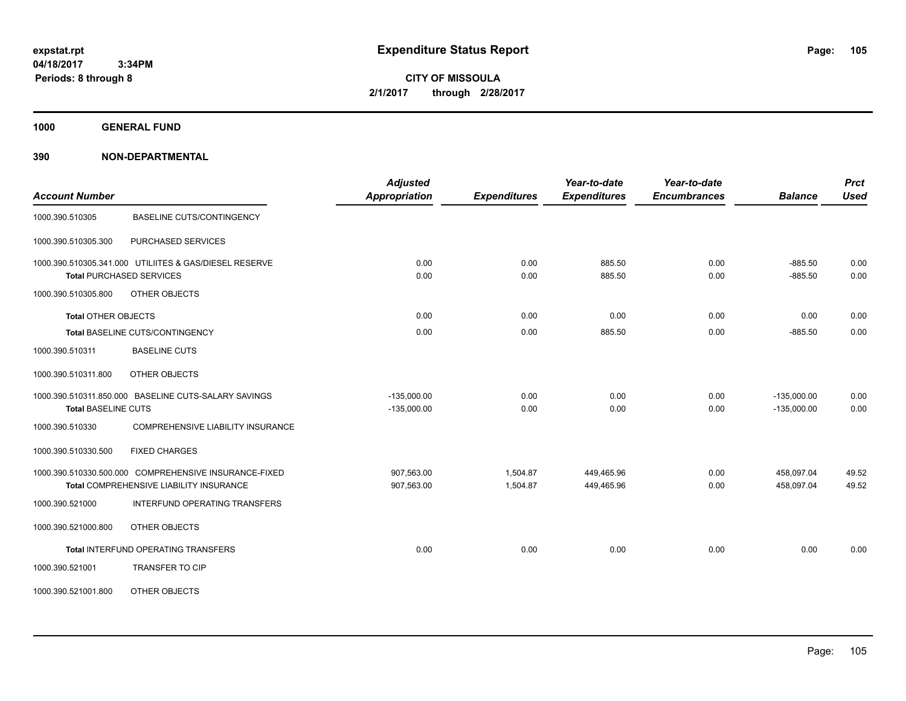expstat.rpt
04/18/2017 3:34PM
Periods: 8 through 8

# Expenditure Status Report

**CITY OF MISSOULA**
**2/1/2017 through 2/28/2017**

**1000 GENERAL FUND**

**390 NON-DEPARTMENTAL**

| Account Number | | Adjusted Appropriation | Expenditures | Year-to-date Expenditures | Year-to-date Encumbrances | Balance | Prct Used |
|---|---|---|---|---|---|---|---|
| 1000.390.510305 | BASELINE CUTS/CONTINGENCY | | | | | | |
| 1000.390.510305.300 | PURCHASED SERVICES | | | | | | |
| 1000.390.510305.341.000 | UTILIITES & GAS/DIESEL RESERVE | 0.00 | 0.00 | 885.50 | 0.00 | -885.50 | 0.00 |
| **Total** PURCHASED SERVICES | | 0.00 | 0.00 | 885.50 | 0.00 | -885.50 | 0.00 |
| 1000.390.510305.800 | OTHER OBJECTS | | | | | | |
| **Total** OTHER OBJECTS | | 0.00 | 0.00 | 0.00 | 0.00 | 0.00 | 0.00 |
| **Total** BASELINE CUTS/CONTINGENCY | | 0.00 | 0.00 | 885.50 | 0.00 | -885.50 | 0.00 |
| 1000.390.510311 | BASELINE CUTS | | | | | | |
| 1000.390.510311.800 | OTHER OBJECTS | | | | | | |
| 1000.390.510311.850.000 | BASELINE CUTS-SALARY SAVINGS | -135,000.00 | 0.00 | 0.00 | 0.00 | -135,000.00 | 0.00 |
| **Total** BASELINE CUTS | | -135,000.00 | 0.00 | 0.00 | 0.00 | -135,000.00 | 0.00 |
| 1000.390.510330 | COMPREHENSIVE LIABILITY INSURANCE | | | | | | |
| 1000.390.510330.500 | FIXED CHARGES | | | | | | |
| 1000.390.510330.500.000 | COMPREHENSIVE INSURANCE-FIXED | 907,563.00 | 1,504.87 | 449,465.96 | 0.00 | 458,097.04 | 49.52 |
| **Total** COMPREHENSIVE LIABILITY INSURANCE | | 907,563.00 | 1,504.87 | 449,465.96 | 0.00 | 458,097.04 | 49.52 |
| 1000.390.521000 | INTERFUND OPERATING TRANSFERS | | | | | | |
| 1000.390.521000.800 | OTHER OBJECTS | | | | | | |
| **Total** INTERFUND OPERATING TRANSFERS | | 0.00 | 0.00 | 0.00 | 0.00 | 0.00 | 0.00 |
| 1000.390.521001 | TRANSFER TO CIP | | | | | | |
| 1000.390.521001.800 | OTHER OBJECTS | | | | | | |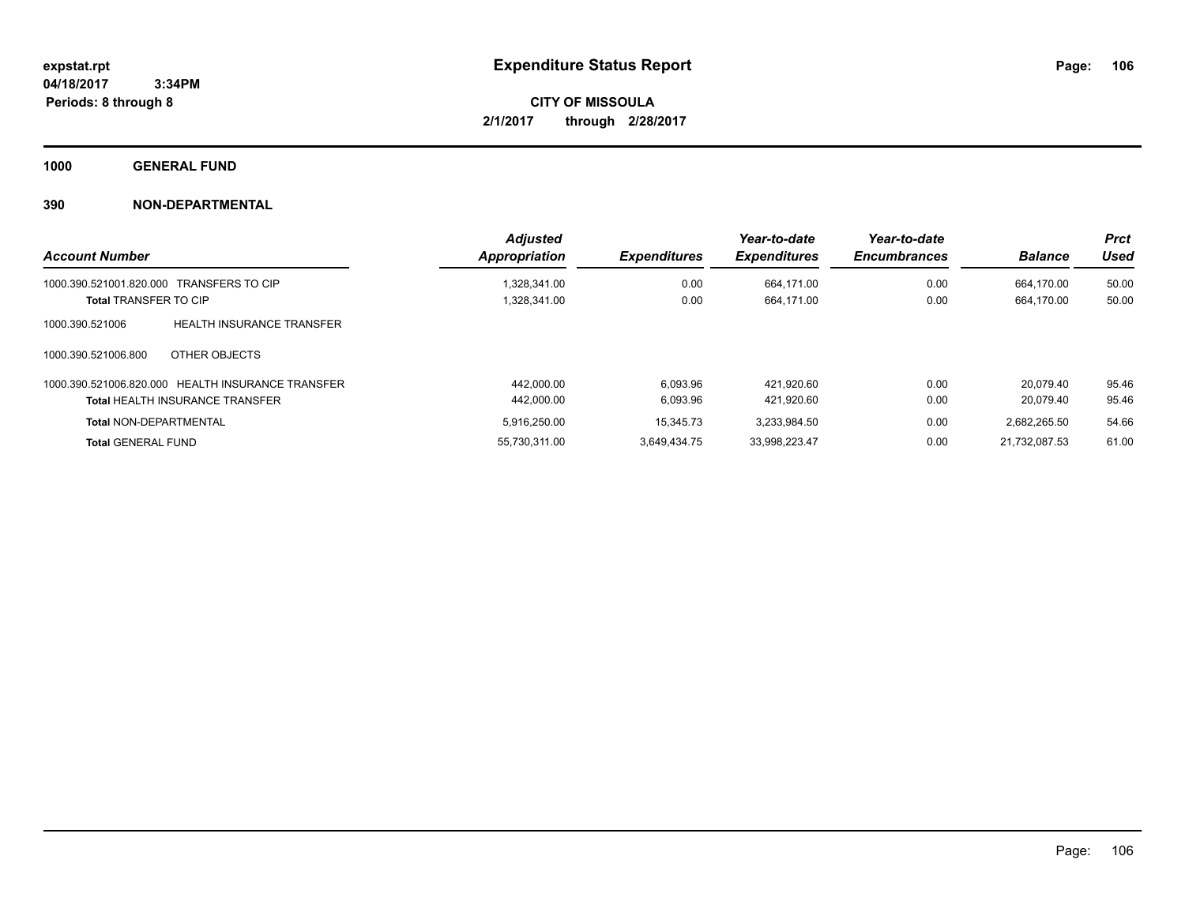**expstat.rpt**
**04/18/2017 3:34PM**
**Periods: 8 through 8**

# Expenditure Status Report

**CITY OF MISSOULA**
**2/1/2017 through 2/28/2017**

## 1000 GENERAL FUND

## 390 NON-DEPARTMENTAL

| Account Number | Adjusted Appropriation | Expenditures | Year-to-date Expenditures | Year-to-date Encumbrances | Balance | Prct Used |
|---|---|---|---|---|---|---|
| 1000.390.521001.820.000 TRANSFERS TO CIP | 1,328,341.00 | 0.00 | 664,171.00 | 0.00 | 664,170.00 | 50.00 |
| **Total** TRANSFER TO CIP | 1,328,341.00 | 0.00 | 664,171.00 | 0.00 | 664,170.00 | 50.00 |
| 1000.390.521006 HEALTH INSURANCE TRANSFER | | | | | | |
| 1000.390.521006.800 OTHER OBJECTS | | | | | | |
| 1000.390.521006.820.000 HEALTH INSURANCE TRANSFER | 442,000.00 | 6,093.96 | 421,920.60 | 0.00 | 20,079.40 | 95.46 |
| **Total** HEALTH INSURANCE TRANSFER | 442,000.00 | 6,093.96 | 421,920.60 | 0.00 | 20,079.40 | 95.46 |
| **Total** NON-DEPARTMENTAL | 5,916,250.00 | 15,345.73 | 3,233,984.50 | 0.00 | 2,682,265.50 | 54.66 |
| **Total** GENERAL FUND | 55,730,311.00 | 3,649,434.75 | 33,998,223.47 | 0.00 | 21,732,087.53 | 61.00 |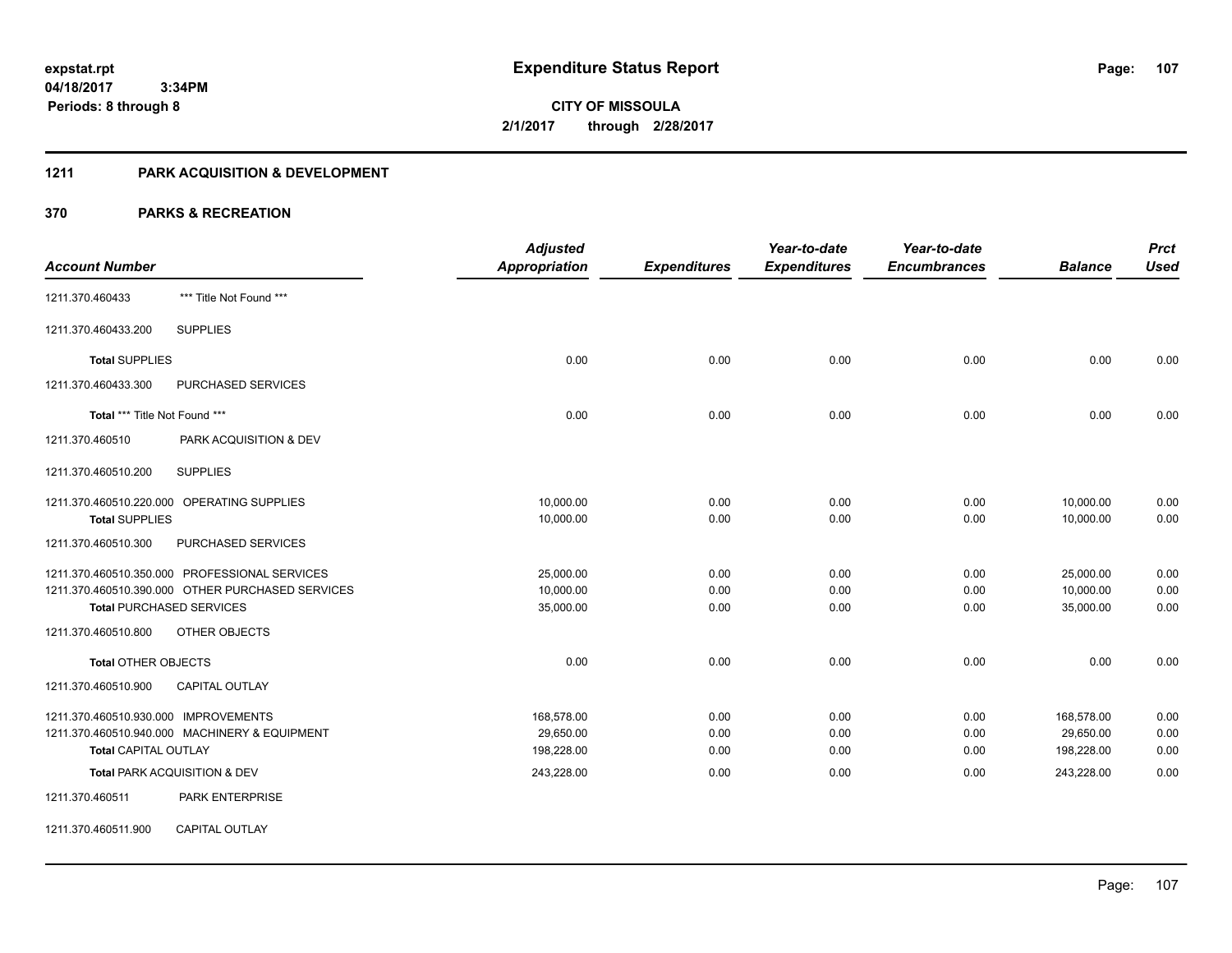# Expenditure Status Report

**CITY OF MISSOULA**
**2/1/2017 through 2/28/2017**

expstat.rpt
04/18/2017 3:34PM
Periods: 8 through 8

## 1211 PARK ACQUISITION & DEVELOPMENT

### 370 PARKS & RECREATION

| Account Number | | Adjusted Appropriation | Expenditures | Year-to-date Expenditures | Year-to-date Encumbrances | Balance | Prct Used |
|---|---|---|---|---|---|---|---|
| 1211.370.460433 | *** Title Not Found *** | | | | | | |
| 1211.370.460433.200 | SUPPLIES | | | | | | |
| **Total** SUPPLIES | | 0.00 | 0.00 | 0.00 | 0.00 | 0.00 | 0.00 |
| 1211.370.460433.300 | PURCHASED SERVICES | | | | | | |
| **Total** *** Title Not Found *** | | 0.00 | 0.00 | 0.00 | 0.00 | 0.00 | 0.00 |
| 1211.370.460510 | PARK ACQUISITION & DEV | | | | | | |
| 1211.370.460510.200 | SUPPLIES | | | | | | |
| 1211.370.460510.220.000 | OPERATING SUPPLIES | 10,000.00 | 0.00 | 0.00 | 0.00 | 10,000.00 | 0.00 |
| **Total** SUPPLIES | | 10,000.00 | 0.00 | 0.00 | 0.00 | 10,000.00 | 0.00 |
| 1211.370.460510.300 | PURCHASED SERVICES | | | | | | |
| 1211.370.460510.350.000 | PROFESSIONAL SERVICES | 25,000.00 | 0.00 | 0.00 | 0.00 | 25,000.00 | 0.00 |
| 1211.370.460510.390.000 | OTHER PURCHASED SERVICES | 10,000.00 | 0.00 | 0.00 | 0.00 | 10,000.00 | 0.00 |
| **Total** PURCHASED SERVICES | | 35,000.00 | 0.00 | 0.00 | 0.00 | 35,000.00 | 0.00 |
| 1211.370.460510.800 | OTHER OBJECTS | | | | | | |
| **Total** OTHER OBJECTS | | 0.00 | 0.00 | 0.00 | 0.00 | 0.00 | 0.00 |
| 1211.370.460510.900 | CAPITAL OUTLAY | | | | | | |
| 1211.370.460510.930.000 | IMPROVEMENTS | 168,578.00 | 0.00 | 0.00 | 0.00 | 168,578.00 | 0.00 |
| 1211.370.460510.940.000 | MACHINERY & EQUIPMENT | 29,650.00 | 0.00 | 0.00 | 0.00 | 29,650.00 | 0.00 |
| **Total** CAPITAL OUTLAY | | 198,228.00 | 0.00 | 0.00 | 0.00 | 198,228.00 | 0.00 |
| **Total** PARK ACQUISITION & DEV | | 243,228.00 | 0.00 | 0.00 | 0.00 | 243,228.00 | 0.00 |
| 1211.370.460511 | PARK ENTERPRISE | | | | | | |
| 1211.370.460511.900 | CAPITAL OUTLAY | | | | | | |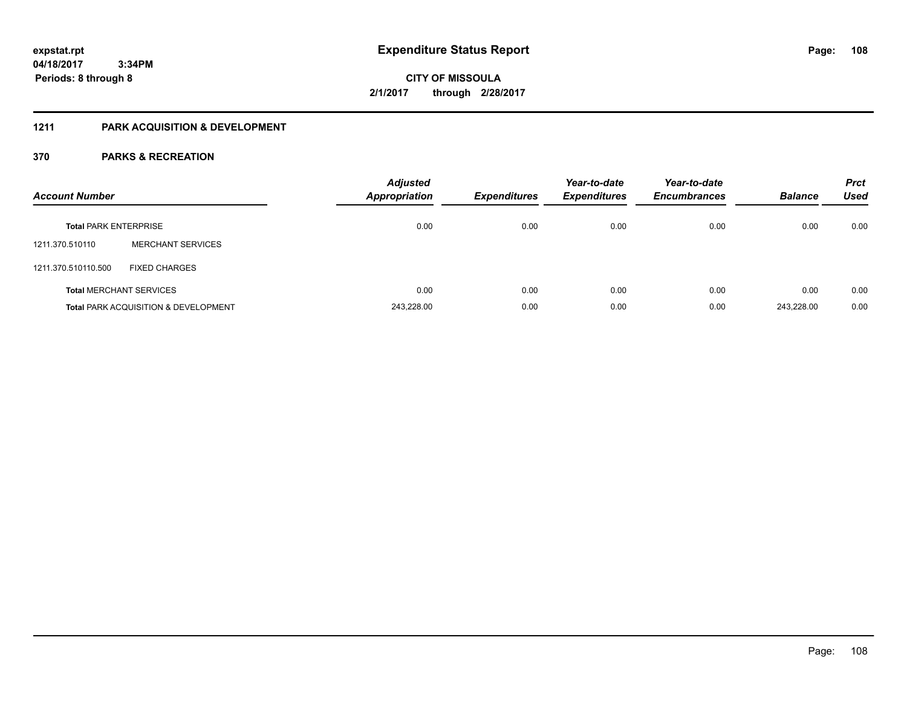# Expenditure Status Report

**CITY OF MISSOULA**

**2/1/2017 through 2/28/2017**

expstat.rpt
04/18/2017 3:34PM
Periods: 8 through 8

## 1211 PARK ACQUISITION & DEVELOPMENT

## 370 PARKS & RECREATION

| Account Number | | Adjusted Appropriation | Expenditures | Year-to-date Expenditures | Year-to-date Encumbrances | Balance | Prct Used |
|---|---|---|---|---|---|---|---|
| **Total** PARK ENTERPRISE | | 0.00 | 0.00 | 0.00 | 0.00 | 0.00 | 0.00 |
| 1211.370.510110 | MERCHANT SERVICES | | | | | | |
| 1211.370.510110.500 | FIXED CHARGES | | | | | | |
| **Total** MERCHANT SERVICES | | 0.00 | 0.00 | 0.00 | 0.00 | 0.00 | 0.00 |
| **Total** PARK ACQUISITION & DEVELOPMENT | | 243,228.00 | 0.00 | 0.00 | 0.00 | 243,228.00 | 0.00 |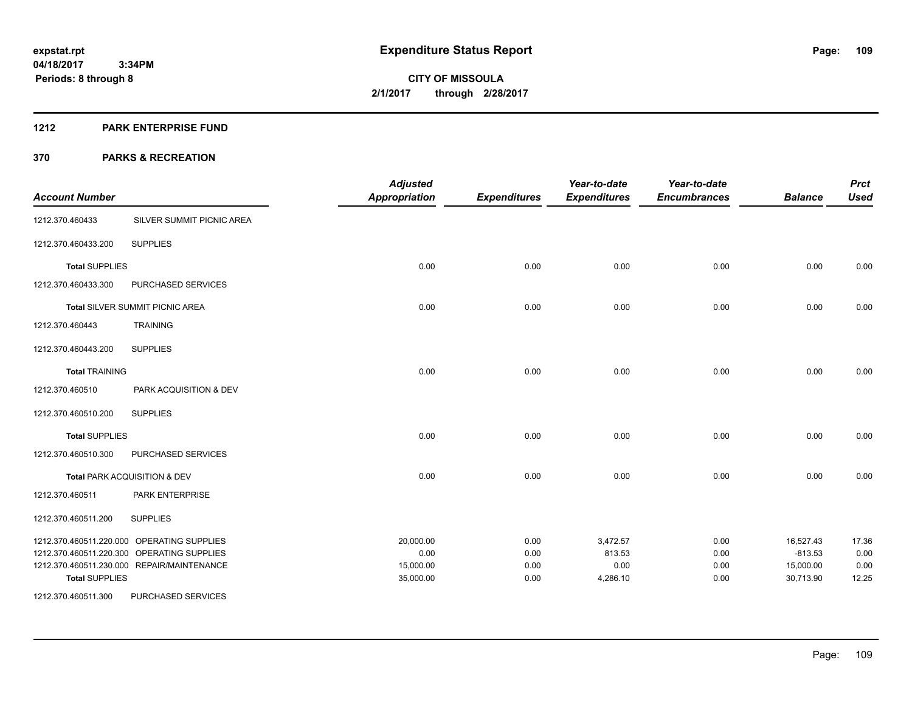# Expenditure Status Report

expstat.rpt
04/18/2017 3:34PM
Periods: 8 through 8

**CITY OF MISSOULA**
**2/1/2017 through 2/28/2017**

## 1212 PARK ENTERPRISE FUND

## 370 PARKS & RECREATION

| Account Number | | Adjusted Appropriation | Expenditures | Year-to-date Expenditures | Year-to-date Encumbrances | Balance | Prct Used |
|---|---|---|---|---|---|---|---|
| 1212.370.460433 | SILVER SUMMIT PICNIC AREA | | | | | | |
| 1212.370.460433.200 | SUPPLIES | | | | | | |
| **Total** SUPPLIES | | 0.00 | 0.00 | 0.00 | 0.00 | 0.00 | 0.00 |
| 1212.370.460433.300 | PURCHASED SERVICES | | | | | | |
| **Total** SILVER SUMMIT PICNIC AREA | | 0.00 | 0.00 | 0.00 | 0.00 | 0.00 | 0.00 |
| 1212.370.460443 | TRAINING | | | | | | |
| 1212.370.460443.200 | SUPPLIES | | | | | | |
| **Total** TRAINING | | 0.00 | 0.00 | 0.00 | 0.00 | 0.00 | 0.00 |
| 1212.370.460510 | PARK ACQUISITION & DEV | | | | | | |
| 1212.370.460510.200 | SUPPLIES | | | | | | |
| **Total** SUPPLIES | | 0.00 | 0.00 | 0.00 | 0.00 | 0.00 | 0.00 |
| 1212.370.460510.300 | PURCHASED SERVICES | | | | | | |
| **Total** PARK ACQUISITION & DEV | | 0.00 | 0.00 | 0.00 | 0.00 | 0.00 | 0.00 |
| 1212.370.460511 | PARK ENTERPRISE | | | | | | |
| 1212.370.460511.200 | SUPPLIES | | | | | | |
| 1212.370.460511.220.000 | OPERATING SUPPLIES | 20,000.00 | 0.00 | 3,472.57 | 0.00 | 16,527.43 | 17.36 |
| 1212.370.460511.220.300 | OPERATING SUPPLIES | 0.00 | 0.00 | 813.53 | 0.00 | -813.53 | 0.00 |
| 1212.370.460511.230.000 | REPAIR/MAINTENANCE | 15,000.00 | 0.00 | 0.00 | 0.00 | 15,000.00 | 0.00 |
| **Total** SUPPLIES | | 35,000.00 | 0.00 | 4,286.10 | 0.00 | 30,713.90 | 12.25 |
| 1212.370.460511.300 | PURCHASED SERVICES | | | | | | |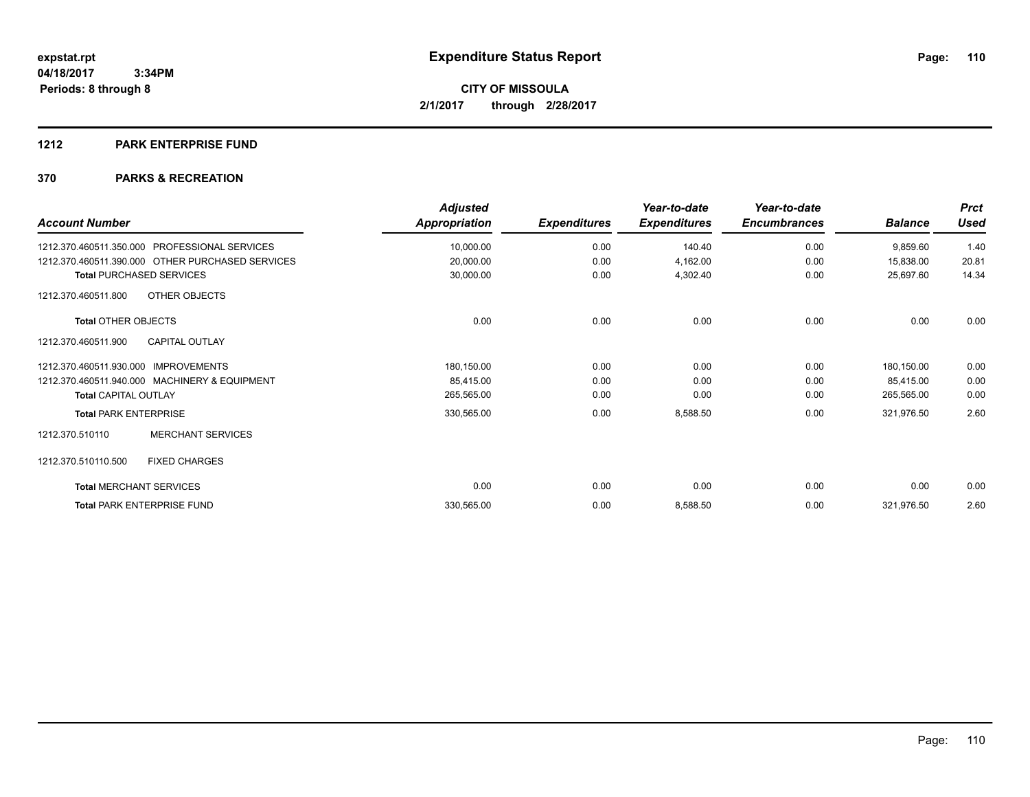**expstat.rpt**
**04/18/2017 3:34PM**
**Periods: 8 through 8**

# Expenditure Status Report

**CITY OF MISSOULA**
**2/1/2017 through 2/28/2017**

## 1212 PARK ENTERPRISE FUND

## 370 PARKS & RECREATION

| Account Number | Adjusted Appropriation | Expenditures | Year-to-date Expenditures | Year-to-date Encumbrances | Balance | Prct Used |
|---|---|---|---|---|---|---|
| 1212.370.460511.350.000 PROFESSIONAL SERVICES | 10,000.00 | 0.00 | 140.40 | 0.00 | 9,859.60 | 1.40 |
| 1212.370.460511.390.000 OTHER PURCHASED SERVICES | 20,000.00 | 0.00 | 4,162.00 | 0.00 | 15,838.00 | 20.81 |
| **Total** PURCHASED SERVICES | 30,000.00 | 0.00 | 4,302.40 | 0.00 | 25,697.60 | 14.34 |
| 1212.370.460511.800 OTHER OBJECTS | | | | | | |
| **Total** OTHER OBJECTS | 0.00 | 0.00 | 0.00 | 0.00 | 0.00 | 0.00 |
| 1212.370.460511.900 CAPITAL OUTLAY | | | | | | |
| 1212.370.460511.930.000 IMPROVEMENTS | 180,150.00 | 0.00 | 0.00 | 0.00 | 180,150.00 | 0.00 |
| 1212.370.460511.940.000 MACHINERY & EQUIPMENT | 85,415.00 | 0.00 | 0.00 | 0.00 | 85,415.00 | 0.00 |
| **Total** CAPITAL OUTLAY | 265,565.00 | 0.00 | 0.00 | 0.00 | 265,565.00 | 0.00 |
| **Total** PARK ENTERPRISE | 330,565.00 | 0.00 | 8,588.50 | 0.00 | 321,976.50 | 2.60 |
| 1212.370.510110 MERCHANT SERVICES | | | | | | |
| 1212.370.510110.500 FIXED CHARGES | | | | | | |
| **Total** MERCHANT SERVICES | 0.00 | 0.00 | 0.00 | 0.00 | 0.00 | 0.00 |
| **Total** PARK ENTERPRISE FUND | 330,565.00 | 0.00 | 8,588.50 | 0.00 | 321,976.50 | 2.60 |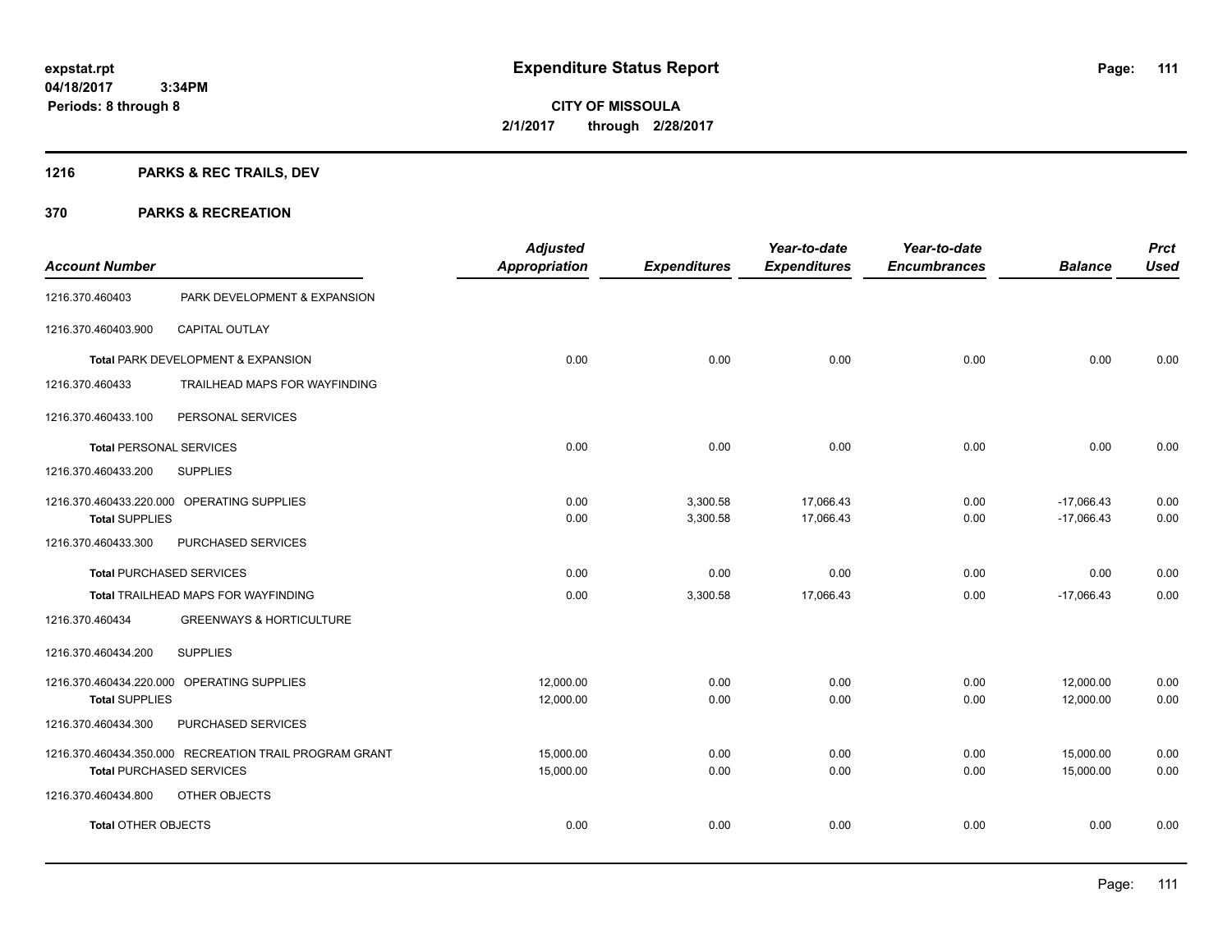**expstat.rpt**
**04/18/2017 3:34PM**
**Periods: 8 through 8**

# Expenditure Status Report

**CITY OF MISSOULA**
**2/1/2017 through 2/28/2017**

## 1216 PARKS & REC TRAILS, DEV

## 370 PARKS & RECREATION

| Account Number | | Adjusted Appropriation | Expenditures | Year-to-date Expenditures | Year-to-date Encumbrances | Balance | Prct Used |
|---|---|---|---|---|---|---|---|
| 1216.370.460403 | PARK DEVELOPMENT & EXPANSION | | | | | | |
| 1216.370.460403.900 | CAPITAL OUTLAY | | | | | | |
| **Total** PARK DEVELOPMENT & EXPANSION | | 0.00 | 0.00 | 0.00 | 0.00 | 0.00 | 0.00 |
| 1216.370.460433 | TRAILHEAD MAPS FOR WAYFINDING | | | | | | |
| 1216.370.460433.100 | PERSONAL SERVICES | | | | | | |
| **Total** PERSONAL SERVICES | | 0.00 | 0.00 | 0.00 | 0.00 | 0.00 | 0.00 |
| 1216.370.460433.200 | SUPPLIES | | | | | | |
| 1216.370.460433.220.000 | OPERATING SUPPLIES | 0.00 | 3,300.58 | 17,066.43 | 0.00 | -17,066.43 | 0.00 |
| **Total** SUPPLIES | | 0.00 | 3,300.58 | 17,066.43 | 0.00 | -17,066.43 | 0.00 |
| 1216.370.460433.300 | PURCHASED SERVICES | | | | | | |
| **Total** PURCHASED SERVICES | | 0.00 | 0.00 | 0.00 | 0.00 | 0.00 | 0.00 |
| **Total** TRAILHEAD MAPS FOR WAYFINDING | | 0.00 | 3,300.58 | 17,066.43 | 0.00 | -17,066.43 | 0.00 |
| 1216.370.460434 | GREENWAYS & HORTICULTURE | | | | | | |
| 1216.370.460434.200 | SUPPLIES | | | | | | |
| 1216.370.460434.220.000 | OPERATING SUPPLIES | 12,000.00 | 0.00 | 0.00 | 0.00 | 12,000.00 | 0.00 |
| **Total** SUPPLIES | | 12,000.00 | 0.00 | 0.00 | 0.00 | 12,000.00 | 0.00 |
| 1216.370.460434.300 | PURCHASED SERVICES | | | | | | |
| 1216.370.460434.350.000 | RECREATION TRAIL PROGRAM GRANT | 15,000.00 | 0.00 | 0.00 | 0.00 | 15,000.00 | 0.00 |
| **Total** PURCHASED SERVICES | | 15,000.00 | 0.00 | 0.00 | 0.00 | 15,000.00 | 0.00 |
| 1216.370.460434.800 | OTHER OBJECTS | | | | | | |
| **Total** OTHER OBJECTS | | 0.00 | 0.00 | 0.00 | 0.00 | 0.00 | 0.00 |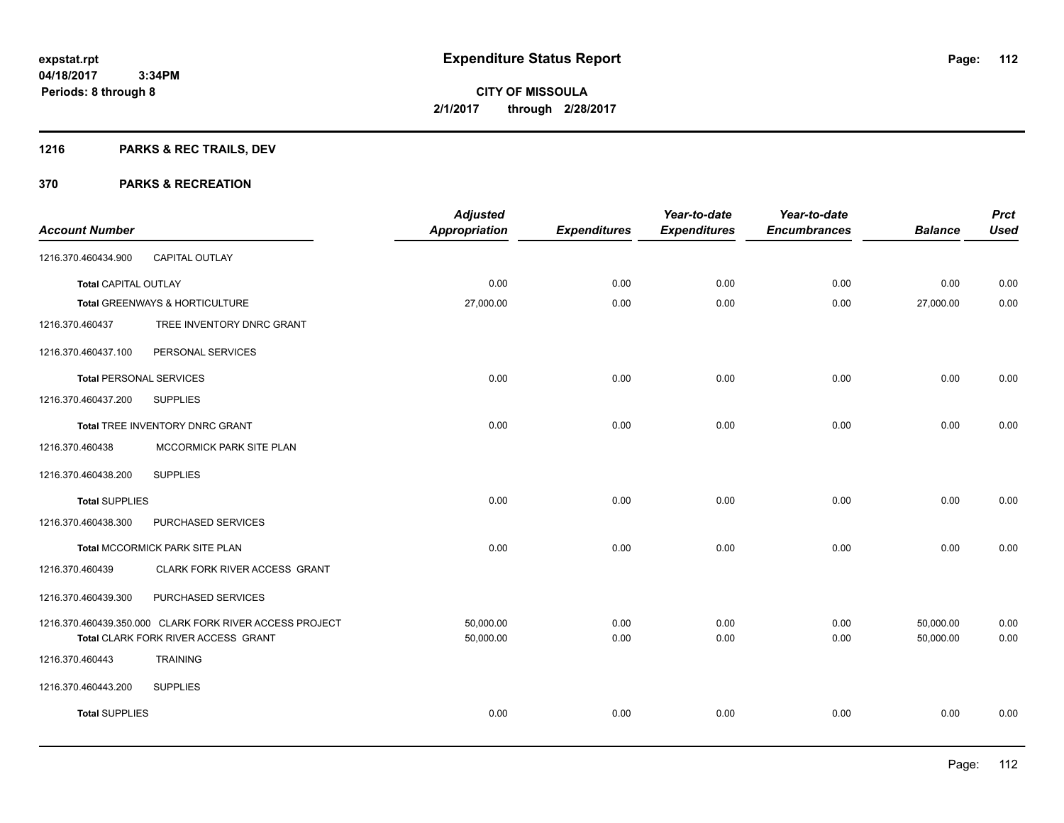**expstat.rpt**
**04/18/2017 3:34PM**
**Periods: 8 through 8**

# Expenditure Status Report

**CITY OF MISSOULA**
**2/1/2017 through 2/28/2017**

## 1216 PARKS & REC TRAILS, DEV

## 370 PARKS & RECREATION

| Account Number | | Adjusted Appropriation | Expenditures | Year-to-date Expenditures | Year-to-date Encumbrances | Balance | Prct Used |
|---|---|---|---|---|---|---|---|
| 1216.370.460434.900 | CAPITAL OUTLAY | | | | | | |
| **Total** CAPITAL OUTLAY | | 0.00 | 0.00 | 0.00 | 0.00 | 0.00 | 0.00 |
| **Total** GREENWAYS & HORTICULTURE | | 27,000.00 | 0.00 | 0.00 | 0.00 | 27,000.00 | 0.00 |
| 1216.370.460437 | TREE INVENTORY DNRC GRANT | | | | | | |
| 1216.370.460437.100 | PERSONAL SERVICES | | | | | | |
| **Total** PERSONAL SERVICES | | 0.00 | 0.00 | 0.00 | 0.00 | 0.00 | 0.00 |
| 1216.370.460437.200 | SUPPLIES | | | | | | |
| **Total** TREE INVENTORY DNRC GRANT | | 0.00 | 0.00 | 0.00 | 0.00 | 0.00 | 0.00 |
| 1216.370.460438 | MCCORMICK PARK SITE PLAN | | | | | | |
| 1216.370.460438.200 | SUPPLIES | | | | | | |
| **Total** SUPPLIES | | 0.00 | 0.00 | 0.00 | 0.00 | 0.00 | 0.00 |
| 1216.370.460438.300 | PURCHASED SERVICES | | | | | | |
| **Total** MCCORMICK PARK SITE PLAN | | 0.00 | 0.00 | 0.00 | 0.00 | 0.00 | 0.00 |
| 1216.370.460439 | CLARK FORK RIVER ACCESS GRANT | | | | | | |
| 1216.370.460439.300 | PURCHASED SERVICES | | | | | | |
| 1216.370.460439.350.000 | CLARK FORK RIVER ACCESS PROJECT | 50,000.00 | 0.00 | 0.00 | 0.00 | 50,000.00 | 0.00 |
| **Total** CLARK FORK RIVER ACCESS GRANT | | 50,000.00 | 0.00 | 0.00 | 0.00 | 50,000.00 | 0.00 |
| 1216.370.460443 | TRAINING | | | | | | |
| 1216.370.460443.200 | SUPPLIES | | | | | | |
| **Total** SUPPLIES | | 0.00 | 0.00 | 0.00 | 0.00 | 0.00 | 0.00 |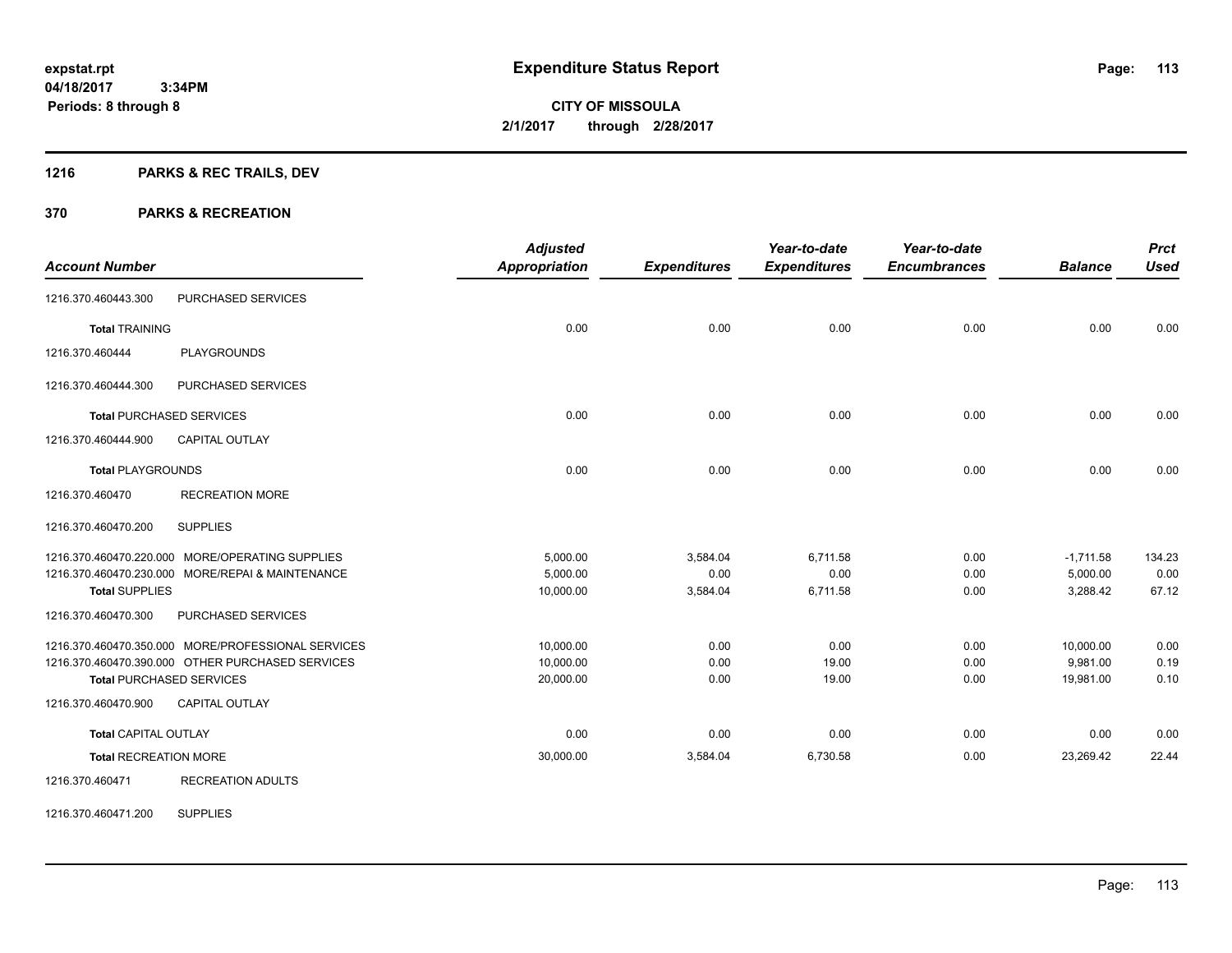# Expenditure Status Report

expstat.rpt
04/18/2017 3:34PM
Periods: 8 through 8

**CITY OF MISSOULA**
**2/1/2017 through 2/28/2017**

## 1216 PARKS & REC TRAILS, DEV

## 370 PARKS & RECREATION

| Account Number | | Adjusted Appropriation | Expenditures | Year-to-date Expenditures | Year-to-date Encumbrances | Balance | Prct Used |
|---|---|---|---|---|---|---|---|
| 1216.370.460443.300 | PURCHASED SERVICES | | | | | | |
| **Total** TRAINING | | 0.00 | 0.00 | 0.00 | 0.00 | 0.00 | 0.00 |
| 1216.370.460444 | PLAYGROUNDS | | | | | | |
| 1216.370.460444.300 | PURCHASED SERVICES | | | | | | |
| **Total** PURCHASED SERVICES | | 0.00 | 0.00 | 0.00 | 0.00 | 0.00 | 0.00 |
| 1216.370.460444.900 | CAPITAL OUTLAY | | | | | | |
| **Total** PLAYGROUNDS | | 0.00 | 0.00 | 0.00 | 0.00 | 0.00 | 0.00 |
| 1216.370.460470 | RECREATION MORE | | | | | | |
| 1216.370.460470.200 | SUPPLIES | | | | | | |
| 1216.370.460470.220.000 | MORE/OPERATING SUPPLIES | 5,000.00 | 3,584.04 | 6,711.58 | 0.00 | -1,711.58 | 134.23 |
| 1216.370.460470.230.000 | MORE/REPAI & MAINTENANCE | 5,000.00 | 0.00 | 0.00 | 0.00 | 5,000.00 | 0.00 |
| **Total** SUPPLIES | | 10,000.00 | 3,584.04 | 6,711.58 | 0.00 | 3,288.42 | 67.12 |
| 1216.370.460470.300 | PURCHASED SERVICES | | | | | | |
| 1216.370.460470.350.000 | MORE/PROFESSIONAL SERVICES | 10,000.00 | 0.00 | 0.00 | 0.00 | 10,000.00 | 0.00 |
| 1216.370.460470.390.000 | OTHER PURCHASED SERVICES | 10,000.00 | 0.00 | 19.00 | 0.00 | 9,981.00 | 0.19 |
| **Total** PURCHASED SERVICES | | 20,000.00 | 0.00 | 19.00 | 0.00 | 19,981.00 | 0.10 |
| 1216.370.460470.900 | CAPITAL OUTLAY | | | | | | |
| **Total** CAPITAL OUTLAY | | 0.00 | 0.00 | 0.00 | 0.00 | 0.00 | 0.00 |
| **Total** RECREATION MORE | | 30,000.00 | 3,584.04 | 6,730.58 | 0.00 | 23,269.42 | 22.44 |
| 1216.370.460471 | RECREATION ADULTS | | | | | | |
| 1216.370.460471.200 | SUPPLIES | | | | | | |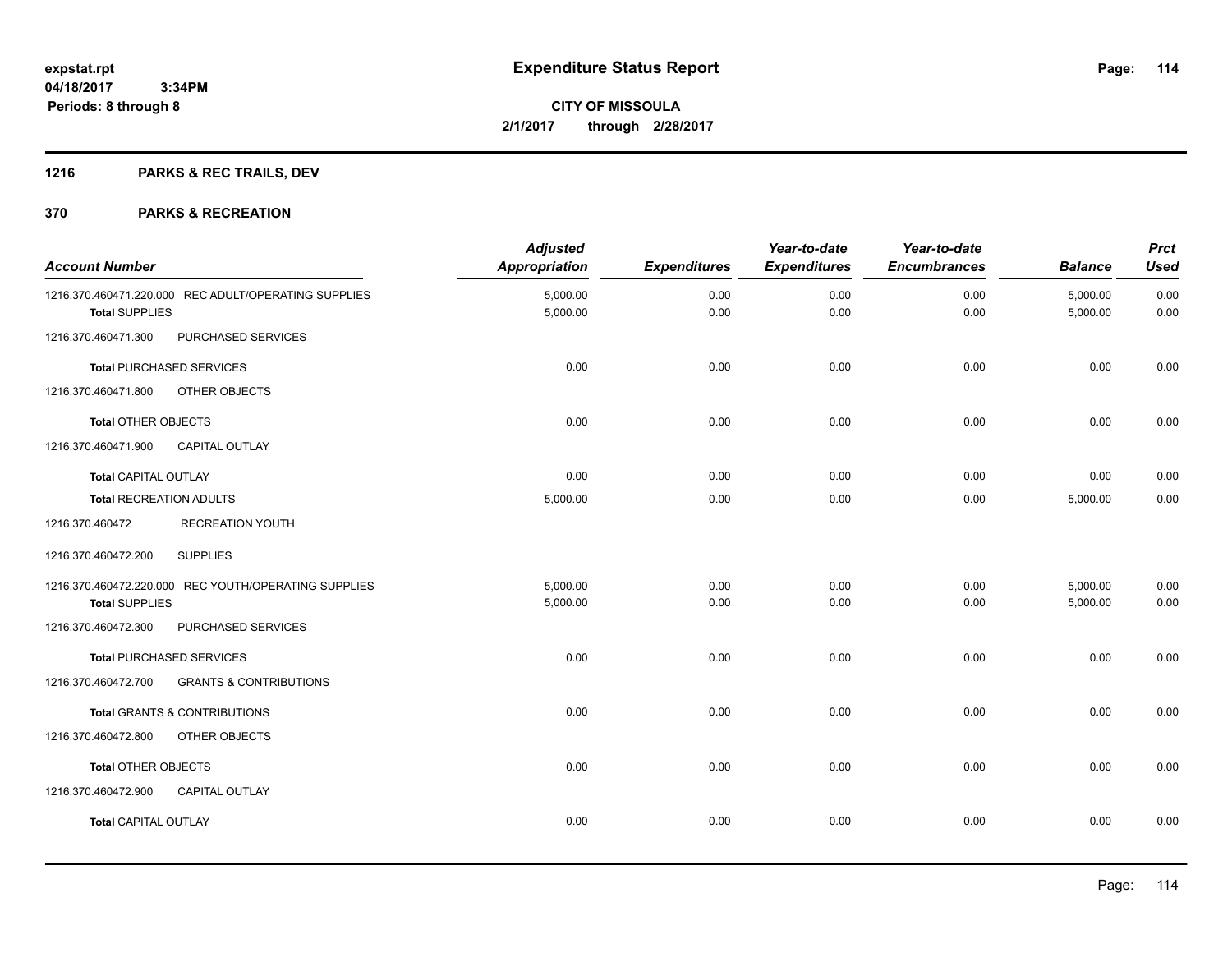**expstat.rpt**
**04/18/2017 3:34PM**
**Periods: 8 through 8**

# Expenditure Status Report

**CITY OF MISSOULA**
**2/1/2017 through 2/28/2017**

## 1216 PARKS & REC TRAILS, DEV

## 370 PARKS & RECREATION

| Account Number | Adjusted Appropriation | Expenditures | Year-to-date Expenditures | Year-to-date Encumbrances | Balance | Prct Used |
|---|---|---|---|---|---|---|
| 1216.370.460471.220.000 REC ADULT/OPERATING SUPPLIES | 5,000.00 | 0.00 | 0.00 | 0.00 | 5,000.00 | 0.00 |
| **Total** SUPPLIES | 5,000.00 | 0.00 | 0.00 | 0.00 | 5,000.00 | 0.00 |
| 1216.370.460471.300 PURCHASED SERVICES | | | | | | |
| **Total** PURCHASED SERVICES | 0.00 | 0.00 | 0.00 | 0.00 | 0.00 | 0.00 |
| 1216.370.460471.800 OTHER OBJECTS | | | | | | |
| **Total** OTHER OBJECTS | 0.00 | 0.00 | 0.00 | 0.00 | 0.00 | 0.00 |
| 1216.370.460471.900 CAPITAL OUTLAY | | | | | | |
| **Total** CAPITAL OUTLAY | 0.00 | 0.00 | 0.00 | 0.00 | 0.00 | 0.00 |
| **Total** RECREATION ADULTS | 5,000.00 | 0.00 | 0.00 | 0.00 | 5,000.00 | 0.00 |
| 1216.370.460472 RECREATION YOUTH | | | | | | |
| 1216.370.460472.200 SUPPLIES | | | | | | |
| 1216.370.460472.220.000 REC YOUTH/OPERATING SUPPLIES | 5,000.00 | 0.00 | 0.00 | 0.00 | 5,000.00 | 0.00 |
| **Total** SUPPLIES | 5,000.00 | 0.00 | 0.00 | 0.00 | 5,000.00 | 0.00 |
| 1216.370.460472.300 PURCHASED SERVICES | | | | | | |
| **Total** PURCHASED SERVICES | 0.00 | 0.00 | 0.00 | 0.00 | 0.00 | 0.00 |
| 1216.370.460472.700 GRANTS & CONTRIBUTIONS | | | | | | |
| **Total** GRANTS & CONTRIBUTIONS | 0.00 | 0.00 | 0.00 | 0.00 | 0.00 | 0.00 |
| 1216.370.460472.800 OTHER OBJECTS | | | | | | |
| **Total** OTHER OBJECTS | 0.00 | 0.00 | 0.00 | 0.00 | 0.00 | 0.00 |
| 1216.370.460472.900 CAPITAL OUTLAY | | | | | | |
| **Total** CAPITAL OUTLAY | 0.00 | 0.00 | 0.00 | 0.00 | 0.00 | 0.00 |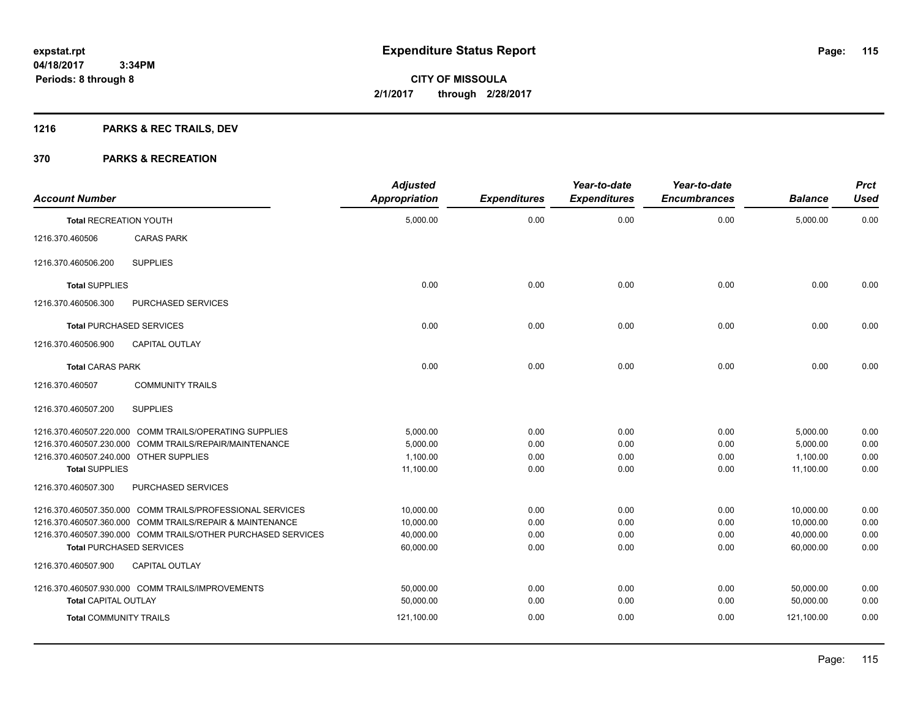**Expenditure Status Report**

**CITY OF MISSOULA**
**2/1/2017 through 2/28/2017**

expstat.rpt
04/18/2017 3:34PM
Periods: 8 through 8

## 1216 PARKS & REC TRAILS, DEV

## 370 PARKS & RECREATION

| Account Number | | Adjusted Appropriation | Expenditures | Year-to-date Expenditures | Year-to-date Encumbrances | Balance | Prct Used |
|---|---|---|---|---|---|---|---|
| **Total** RECREATION YOUTH | | 5,000.00 | 0.00 | 0.00 | 0.00 | 5,000.00 | 0.00 |
| 1216.370.460506 | CARAS PARK | | | | | | |
| 1216.370.460506.200 | SUPPLIES | | | | | | |
| **Total** SUPPLIES | | 0.00 | 0.00 | 0.00 | 0.00 | 0.00 | 0.00 |
| 1216.370.460506.300 | PURCHASED SERVICES | | | | | | |
| **Total** PURCHASED SERVICES | | 0.00 | 0.00 | 0.00 | 0.00 | 0.00 | 0.00 |
| 1216.370.460506.900 | CAPITAL OUTLAY | | | | | | |
| **Total** CARAS PARK | | 0.00 | 0.00 | 0.00 | 0.00 | 0.00 | 0.00 |
| 1216.370.460507 | COMMUNITY TRAILS | | | | | | |
| 1216.370.460507.200 | SUPPLIES | | | | | | |
| 1216.370.460507.220.000 | COMM TRAILS/OPERATING SUPPLIES | 5,000.00 | 0.00 | 0.00 | 0.00 | 5,000.00 | 0.00 |
| 1216.370.460507.230.000 | COMM TRAILS/REPAIR/MAINTENANCE | 5,000.00 | 0.00 | 0.00 | 0.00 | 5,000.00 | 0.00 |
| 1216.370.460507.240.000 | OTHER SUPPLIES | 1,100.00 | 0.00 | 0.00 | 0.00 | 1,100.00 | 0.00 |
| **Total** SUPPLIES | | 11,100.00 | 0.00 | 0.00 | 0.00 | 11,100.00 | 0.00 |
| 1216.370.460507.300 | PURCHASED SERVICES | | | | | | |
| 1216.370.460507.350.000 | COMM TRAILS/PROFESSIONAL SERVICES | 10,000.00 | 0.00 | 0.00 | 0.00 | 10,000.00 | 0.00 |
| 1216.370.460507.360.000 | COMM TRAILS/REPAIR & MAINTENANCE | 10,000.00 | 0.00 | 0.00 | 0.00 | 10,000.00 | 0.00 |
| 1216.370.460507.390.000 | COMM TRAILS/OTHER PURCHASED SERVICES | 40,000.00 | 0.00 | 0.00 | 0.00 | 40,000.00 | 0.00 |
| **Total** PURCHASED SERVICES | | 60,000.00 | 0.00 | 0.00 | 0.00 | 60,000.00 | 0.00 |
| 1216.370.460507.900 | CAPITAL OUTLAY | | | | | | |
| 1216.370.460507.930.000 | COMM TRAILS/IMPROVEMENTS | 50,000.00 | 0.00 | 0.00 | 0.00 | 50,000.00 | 0.00 |
| **Total** CAPITAL OUTLAY | | 50,000.00 | 0.00 | 0.00 | 0.00 | 50,000.00 | 0.00 |
| **Total** COMMUNITY TRAILS | | 121,100.00 | 0.00 | 0.00 | 0.00 | 121,100.00 | 0.00 |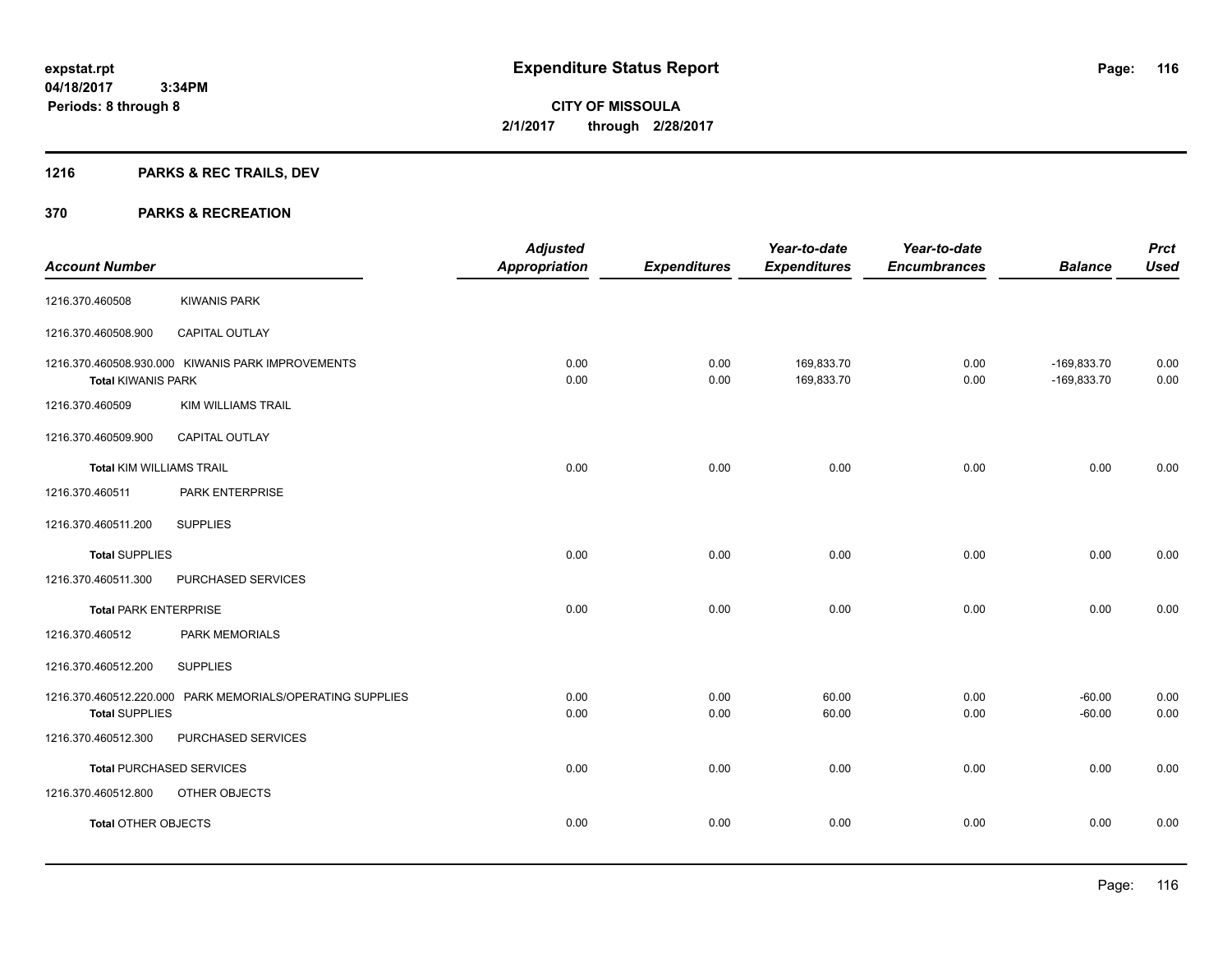**expstat.rpt**
**04/18/2017 3:34PM**
**Periods: 8 through 8**

# Expenditure Status Report

**CITY OF MISSOULA**
**2/1/2017 through 2/28/2017**

## 1216 PARKS & REC TRAILS, DEV

## 370 PARKS & RECREATION

| Account Number | | Adjusted Appropriation | Expenditures | Year-to-date Expenditures | Year-to-date Encumbrances | Balance | Prct Used |
|---|---|---|---|---|---|---|---|
| 1216.370.460508 | KIWANIS PARK | | | | | | |
| 1216.370.460508.900 | CAPITAL OUTLAY | | | | | | |
| 1216.370.460508.930.000 | KIWANIS PARK IMPROVEMENTS | 0.00 | 0.00 | 169,833.70 | 0.00 | -169,833.70 | 0.00 |
| **Total** KIWANIS PARK | | 0.00 | 0.00 | 169,833.70 | 0.00 | -169,833.70 | 0.00 |
| 1216.370.460509 | KIM WILLIAMS TRAIL | | | | | | |
| 1216.370.460509.900 | CAPITAL OUTLAY | | | | | | |
| **Total** KIM WILLIAMS TRAIL | | 0.00 | 0.00 | 0.00 | 0.00 | 0.00 | 0.00 |
| 1216.370.460511 | PARK ENTERPRISE | | | | | | |
| 1216.370.460511.200 | SUPPLIES | | | | | | |
| **Total** SUPPLIES | | 0.00 | 0.00 | 0.00 | 0.00 | 0.00 | 0.00 |
| 1216.370.460511.300 | PURCHASED SERVICES | | | | | | |
| **Total** PARK ENTERPRISE | | 0.00 | 0.00 | 0.00 | 0.00 | 0.00 | 0.00 |
| 1216.370.460512 | PARK MEMORIALS | | | | | | |
| 1216.370.460512.200 | SUPPLIES | | | | | | |
| 1216.370.460512.220.000 | PARK MEMORIALS/OPERATING SUPPLIES | 0.00 | 0.00 | 60.00 | 0.00 | -60.00 | 0.00 |
| **Total** SUPPLIES | | 0.00 | 0.00 | 60.00 | 0.00 | -60.00 | 0.00 |
| 1216.370.460512.300 | PURCHASED SERVICES | | | | | | |
| **Total** PURCHASED SERVICES | | 0.00 | 0.00 | 0.00 | 0.00 | 0.00 | 0.00 |
| 1216.370.460512.800 | OTHER OBJECTS | | | | | | |
| **Total** OTHER OBJECTS | | 0.00 | 0.00 | 0.00 | 0.00 | 0.00 | 0.00 |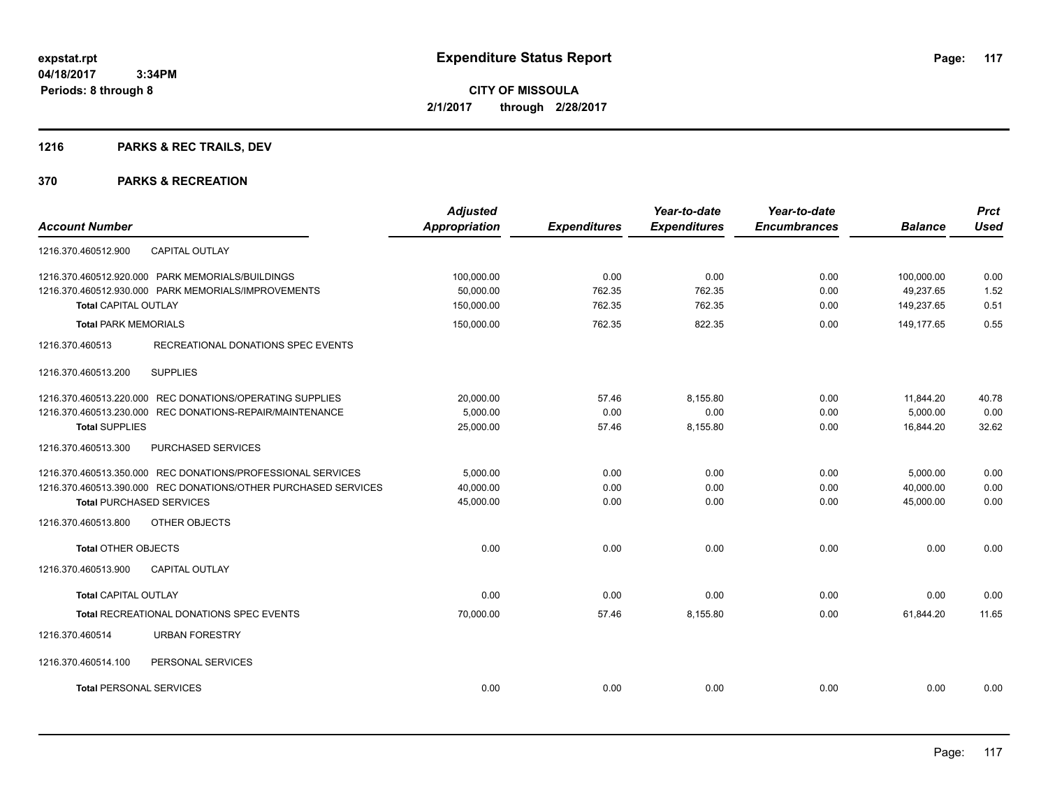**expstat.rpt**
**04/18/2017 3:34PM**
**Periods: 8 through 8**

# Expenditure Status Report

**CITY OF MISSOULA**
**2/1/2017 through 2/28/2017**

## 1216 PARKS & REC TRAILS, DEV

## 370 PARKS & RECREATION

| Account Number | Adjusted Appropriation | Expenditures | Year-to-date Expenditures | Year-to-date Encumbrances | Balance | Prct Used |
|---|---|---|---|---|---|---|
| 1216.370.460512.900 CAPITAL OUTLAY | | | | | | |
| 1216.370.460512.920.000 PARK MEMORIALS/BUILDINGS | 100,000.00 | 0.00 | 0.00 | 0.00 | 100,000.00 | 0.00 |
| 1216.370.460512.930.000 PARK MEMORIALS/IMPROVEMENTS | 50,000.00 | 762.35 | 762.35 | 0.00 | 49,237.65 | 1.52 |
| **Total** CAPITAL OUTLAY | 150,000.00 | 762.35 | 762.35 | 0.00 | 149,237.65 | 0.51 |
| **Total** PARK MEMORIALS | 150,000.00 | 762.35 | 822.35 | 0.00 | 149,177.65 | 0.55 |
| 1216.370.460513 RECREATIONAL DONATIONS SPEC EVENTS | | | | | | |
| 1216.370.460513.200 SUPPLIES | | | | | | |
| 1216.370.460513.220.000 REC DONATIONS/OPERATING SUPPLIES | 20,000.00 | 57.46 | 8,155.80 | 0.00 | 11,844.20 | 40.78 |
| 1216.370.460513.230.000 REC DONATIONS-REPAIR/MAINTENANCE | 5,000.00 | 0.00 | 0.00 | 0.00 | 5,000.00 | 0.00 |
| **Total** SUPPLIES | 25,000.00 | 57.46 | 8,155.80 | 0.00 | 16,844.20 | 32.62 |
| 1216.370.460513.300 PURCHASED SERVICES | | | | | | |
| 1216.370.460513.350.000 REC DONATIONS/PROFESSIONAL SERVICES | 5,000.00 | 0.00 | 0.00 | 0.00 | 5,000.00 | 0.00 |
| 1216.370.460513.390.000 REC DONATIONS/OTHER PURCHASED SERVICES | 40,000.00 | 0.00 | 0.00 | 0.00 | 40,000.00 | 0.00 |
| **Total** PURCHASED SERVICES | 45,000.00 | 0.00 | 0.00 | 0.00 | 45,000.00 | 0.00 |
| 1216.370.460513.800 OTHER OBJECTS | | | | | | |
| **Total** OTHER OBJECTS | 0.00 | 0.00 | 0.00 | 0.00 | 0.00 | 0.00 |
| 1216.370.460513.900 CAPITAL OUTLAY | | | | | | |
| **Total** CAPITAL OUTLAY | 0.00 | 0.00 | 0.00 | 0.00 | 0.00 | 0.00 |
| **Total** RECREATIONAL DONATIONS SPEC EVENTS | 70,000.00 | 57.46 | 8,155.80 | 0.00 | 61,844.20 | 11.65 |
| 1216.370.460514 URBAN FORESTRY | | | | | | |
| 1216.370.460514.100 PERSONAL SERVICES | | | | | | |
| **Total** PERSONAL SERVICES | 0.00 | 0.00 | 0.00 | 0.00 | 0.00 | 0.00 |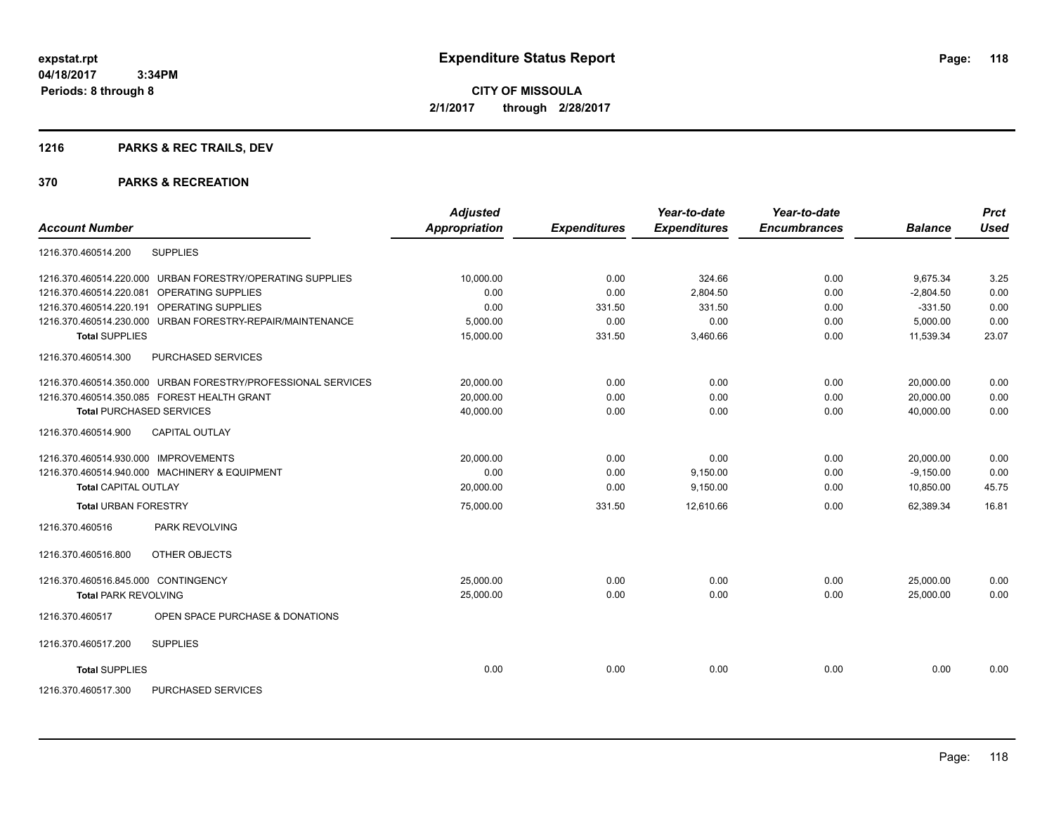**expstat.rpt**
**04/18/2017 3:34PM**
**Periods: 8 through 8**

# Expenditure Status Report

**CITY OF MISSOULA**
**2/1/2017 through 2/28/2017**

## 1216 PARKS & REC TRAILS, DEV

## 370 PARKS & RECREATION

| Account Number | | Adjusted Appropriation | Expenditures | Year-to-date Expenditures | Year-to-date Encumbrances | Balance | Prct Used |
|---|---|---|---|---|---|---|---|
| 1216.370.460514.200 | SUPPLIES | | | | | | |
| 1216.370.460514.220.000 | URBAN FORESTRY/OPERATING SUPPLIES | 10,000.00 | 0.00 | 324.66 | 0.00 | 9,675.34 | 3.25 |
| 1216.370.460514.220.081 | OPERATING SUPPLIES | 0.00 | 0.00 | 2,804.50 | 0.00 | -2,804.50 | 0.00 |
| 1216.370.460514.220.191 | OPERATING SUPPLIES | 0.00 | 331.50 | 331.50 | 0.00 | -331.50 | 0.00 |
| 1216.370.460514.230.000 | URBAN FORESTRY-REPAIR/MAINTENANCE | 5,000.00 | 0.00 | 0.00 | 0.00 | 5,000.00 | 0.00 |
| **Total** SUPPLIES | | 15,000.00 | 331.50 | 3,460.66 | 0.00 | 11,539.34 | 23.07 |
| 1216.370.460514.300 | PURCHASED SERVICES | | | | | | |
| 1216.370.460514.350.000 | URBAN FORESTRY/PROFESSIONAL SERVICES | 20,000.00 | 0.00 | 0.00 | 0.00 | 20,000.00 | 0.00 |
| 1216.370.460514.350.085 | FOREST HEALTH GRANT | 20,000.00 | 0.00 | 0.00 | 0.00 | 20,000.00 | 0.00 |
| **Total** PURCHASED SERVICES | | 40,000.00 | 0.00 | 0.00 | 0.00 | 40,000.00 | 0.00 |
| 1216.370.460514.900 | CAPITAL OUTLAY | | | | | | |
| 1216.370.460514.930.000 | IMPROVEMENTS | 20,000.00 | 0.00 | 0.00 | 0.00 | 20,000.00 | 0.00 |
| 1216.370.460514.940.000 | MACHINERY & EQUIPMENT | 0.00 | 0.00 | 9,150.00 | 0.00 | -9,150.00 | 0.00 |
| **Total** CAPITAL OUTLAY | | 20,000.00 | 0.00 | 9,150.00 | 0.00 | 10,850.00 | 45.75 |
| **Total** URBAN FORESTRY | | 75,000.00 | 331.50 | 12,610.66 | 0.00 | 62,389.34 | 16.81 |
| 1216.370.460516 | PARK REVOLVING | | | | | | |
| 1216.370.460516.800 | OTHER OBJECTS | | | | | | |
| 1216.370.460516.845.000 | CONTINGENCY | 25,000.00 | 0.00 | 0.00 | 0.00 | 25,000.00 | 0.00 |
| **Total** PARK REVOLVING | | 25,000.00 | 0.00 | 0.00 | 0.00 | 25,000.00 | 0.00 |
| 1216.370.460517 | OPEN SPACE PURCHASE & DONATIONS | | | | | | |
| 1216.370.460517.200 | SUPPLIES | | | | | | |
| **Total** SUPPLIES | | 0.00 | 0.00 | 0.00 | 0.00 | 0.00 | 0.00 |
| 1216.370.460517.300 | PURCHASED SERVICES | | | | | | |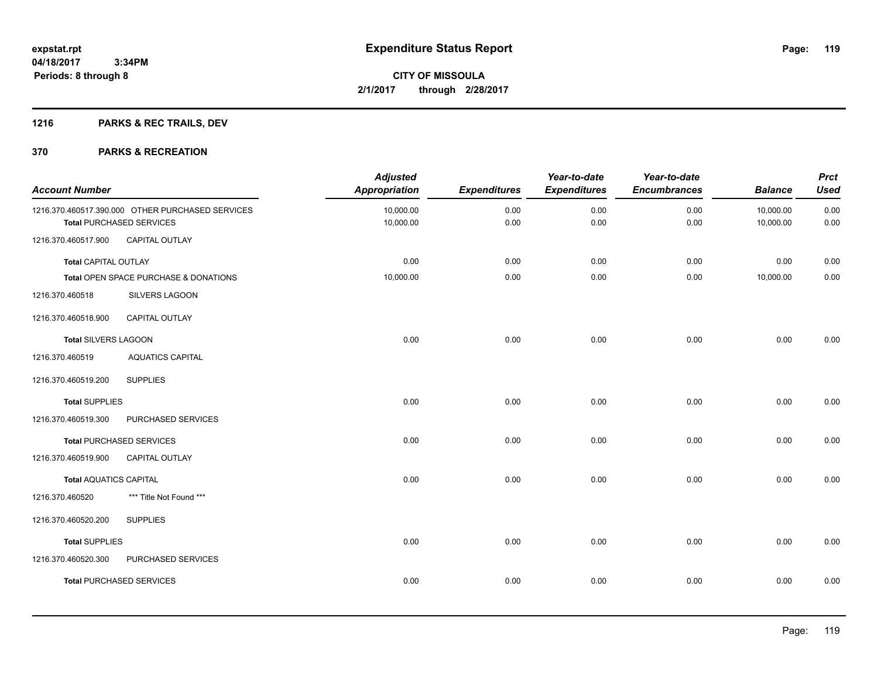# Expenditure Status Report

expstat.rpt
04/18/2017 3:34PM
Periods: 8 through 8

**CITY OF MISSOULA**
**2/1/2017 through 2/28/2017**

## 1216 PARKS & REC TRAILS, DEV

## 370 PARKS & RECREATION

| Account Number | Adjusted Appropriation | Expenditures | Year-to-date Expenditures | Year-to-date Encumbrances | Balance | Prct Used |
|---|---|---|---|---|---|---|
| 1216.370.460517.390.000 OTHER PURCHASED SERVICES | 10,000.00 | 0.00 | 0.00 | 0.00 | 10,000.00 | 0.00 |
| **Total** PURCHASED SERVICES | 10,000.00 | 0.00 | 0.00 | 0.00 | 10,000.00 | 0.00 |
| 1216.370.460517.900 CAPITAL OUTLAY | | | | | | |
| **Total** CAPITAL OUTLAY | 0.00 | 0.00 | 0.00 | 0.00 | 0.00 | 0.00 |
| **Total** OPEN SPACE PURCHASE & DONATIONS | 10,000.00 | 0.00 | 0.00 | 0.00 | 10,000.00 | 0.00 |
| 1216.370.460518 SILVERS LAGOON | | | | | | |
| 1216.370.460518.900 CAPITAL OUTLAY | | | | | | |
| **Total** SILVERS LAGOON | 0.00 | 0.00 | 0.00 | 0.00 | 0.00 | 0.00 |
| 1216.370.460519 AQUATICS CAPITAL | | | | | | |
| 1216.370.460519.200 SUPPLIES | | | | | | |
| **Total** SUPPLIES | 0.00 | 0.00 | 0.00 | 0.00 | 0.00 | 0.00 |
| 1216.370.460519.300 PURCHASED SERVICES | | | | | | |
| **Total** PURCHASED SERVICES | 0.00 | 0.00 | 0.00 | 0.00 | 0.00 | 0.00 |
| 1216.370.460519.900 CAPITAL OUTLAY | | | | | | |
| **Total** AQUATICS CAPITAL | 0.00 | 0.00 | 0.00 | 0.00 | 0.00 | 0.00 |
| 1216.370.460520 *** Title Not Found *** | | | | | | |
| 1216.370.460520.200 SUPPLIES | | | | | | |
| **Total** SUPPLIES | 0.00 | 0.00 | 0.00 | 0.00 | 0.00 | 0.00 |
| 1216.370.460520.300 PURCHASED SERVICES | | | | | | |
| **Total** PURCHASED SERVICES | 0.00 | 0.00 | 0.00 | 0.00 | 0.00 | 0.00 |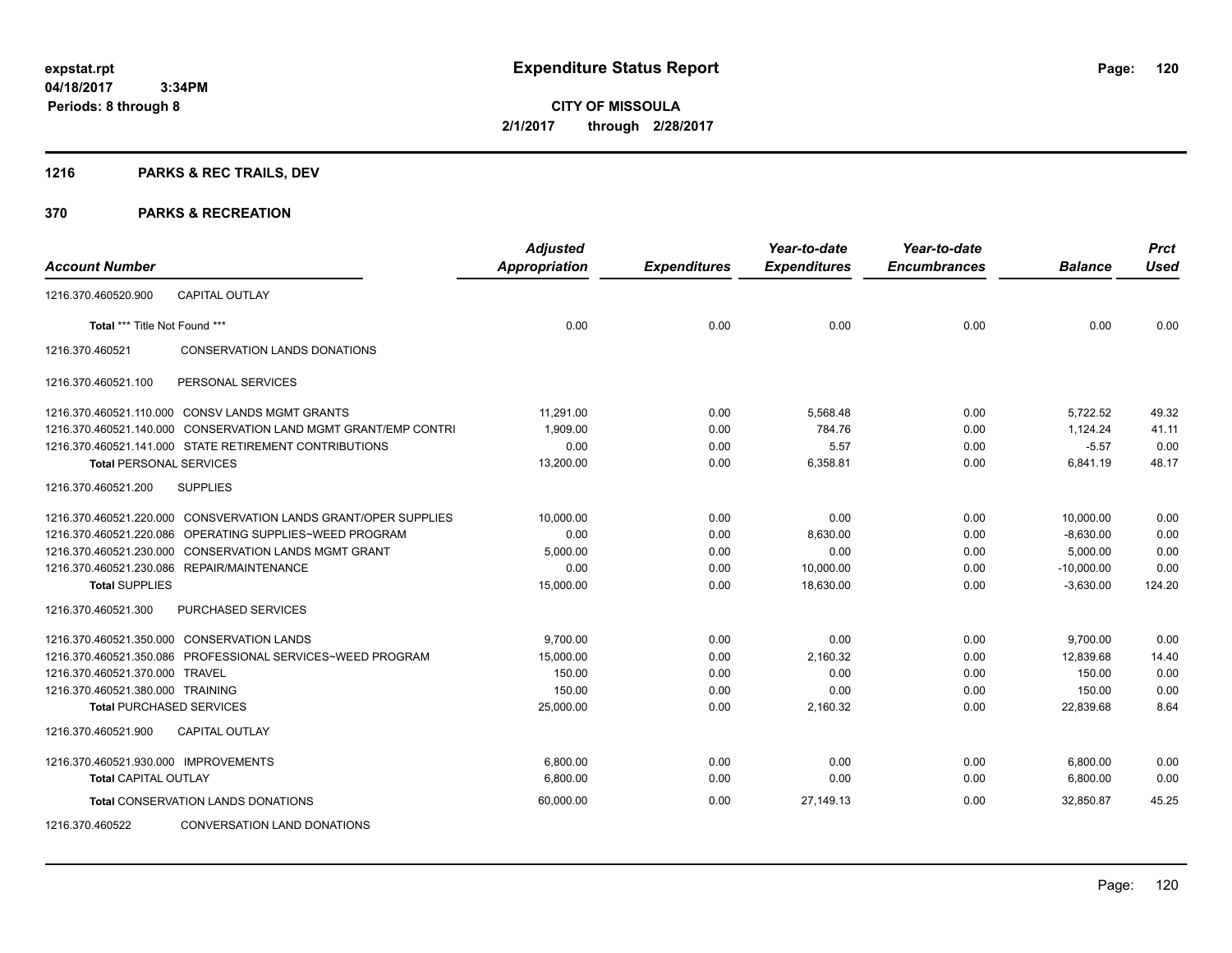**expstat.rpt**
**04/18/2017 3:34PM**
**Periods: 8 through 8**

# Expenditure Status Report

**CITY OF MISSOULA**
**2/1/2017 through 2/28/2017**

## 1216 PARKS & REC TRAILS, DEV

## 370 PARKS & RECREATION

| Account Number | Adjusted Appropriation | Expenditures | Year-to-date Expenditures | Year-to-date Encumbrances | Balance | Prct Used |
|---|---|---|---|---|---|---|
| 1216.370.460520.900 CAPITAL OUTLAY | | | | | | |
| **Total** *** Title Not Found *** | 0.00 | 0.00 | 0.00 | 0.00 | 0.00 | 0.00 |
| 1216.370.460521 CONSERVATION LANDS DONATIONS | | | | | | |
| 1216.370.460521.100 PERSONAL SERVICES | | | | | | |
| 1216.370.460521.110.000 CONSV LANDS MGMT GRANTS | 11,291.00 | 0.00 | 5,568.48 | 0.00 | 5,722.52 | 49.32 |
| 1216.370.460521.140.000 CONSERVATION LAND MGMT GRANT/EMP CONTRI | 1,909.00 | 0.00 | 784.76 | 0.00 | 1,124.24 | 41.11 |
| 1216.370.460521.141.000 STATE RETIREMENT CONTRIBUTIONS | 0.00 | 0.00 | 5.57 | 0.00 | -5.57 | 0.00 |
| **Total** PERSONAL SERVICES | 13,200.00 | 0.00 | 6,358.81 | 0.00 | 6,841.19 | 48.17 |
| 1216.370.460521.200 SUPPLIES | | | | | | |
| 1216.370.460521.220.000 CONSVERVATION LANDS GRANT/OPER SUPPLIES | 10,000.00 | 0.00 | 0.00 | 0.00 | 10,000.00 | 0.00 |
| 1216.370.460521.220.086 OPERATING SUPPLIES~WEED PROGRAM | 0.00 | 0.00 | 8,630.00 | 0.00 | -8,630.00 | 0.00 |
| 1216.370.460521.230.000 CONSERVATION LANDS MGMT GRANT | 5,000.00 | 0.00 | 0.00 | 0.00 | 5,000.00 | 0.00 |
| 1216.370.460521.230.086 REPAIR/MAINTENANCE | 0.00 | 0.00 | 10,000.00 | 0.00 | -10,000.00 | 0.00 |
| **Total** SUPPLIES | 15,000.00 | 0.00 | 18,630.00 | 0.00 | -3,630.00 | 124.20 |
| 1216.370.460521.300 PURCHASED SERVICES | | | | | | |
| 1216.370.460521.350.000 CONSERVATION LANDS | 9,700.00 | 0.00 | 0.00 | 0.00 | 9,700.00 | 0.00 |
| 1216.370.460521.350.086 PROFESSIONAL SERVICES~WEED PROGRAM | 15,000.00 | 0.00 | 2,160.32 | 0.00 | 12,839.68 | 14.40 |
| 1216.370.460521.370.000 TRAVEL | 150.00 | 0.00 | 0.00 | 0.00 | 150.00 | 0.00 |
| 1216.370.460521.380.000 TRAINING | 150.00 | 0.00 | 0.00 | 0.00 | 150.00 | 0.00 |
| **Total** PURCHASED SERVICES | 25,000.00 | 0.00 | 2,160.32 | 0.00 | 22,839.68 | 8.64 |
| 1216.370.460521.900 CAPITAL OUTLAY | | | | | | |
| 1216.370.460521.930.000 IMPROVEMENTS | 6,800.00 | 0.00 | 0.00 | 0.00 | 6,800.00 | 0.00 |
| **Total** CAPITAL OUTLAY | 6,800.00 | 0.00 | 0.00 | 0.00 | 6,800.00 | 0.00 |
| **Total** CONSERVATION LANDS DONATIONS | 60,000.00 | 0.00 | 27,149.13 | 0.00 | 32,850.87 | 45.25 |
| 1216.370.460522 CONVERSATION LAND DONATIONS | | | | | | |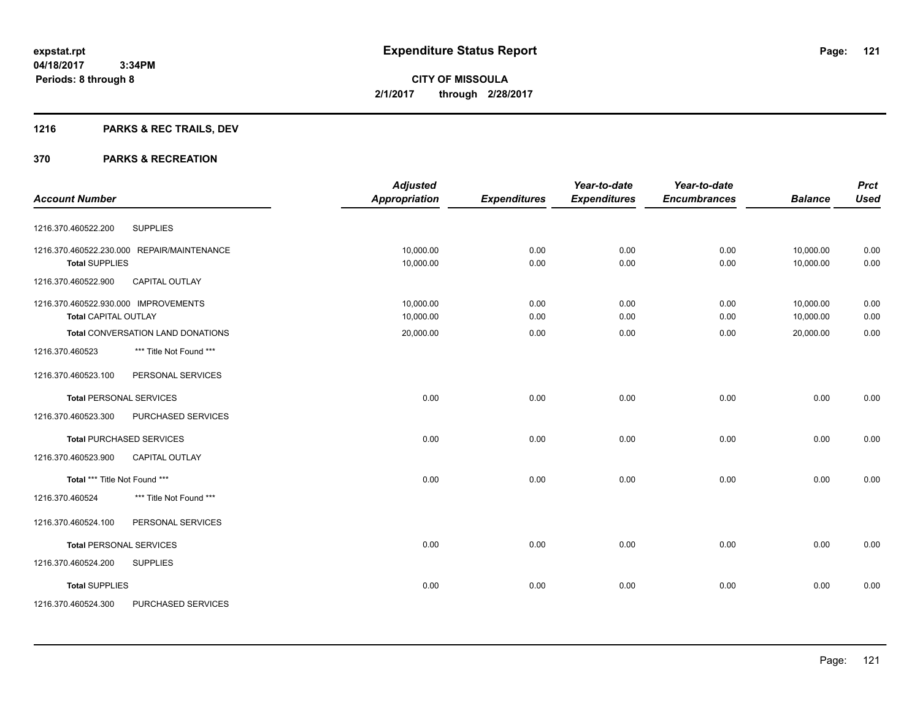# Expenditure Status Report

**CITY OF MISSOULA**
**2/1/2017 through 2/28/2017**

expstat.rpt
04/18/2017 3:34PM
Periods: 8 through 8

## 1216 PARKS & REC TRAILS, DEV

## 370 PARKS & RECREATION

| Account Number | | Adjusted Appropriation | Expenditures | Year-to-date Expenditures | Year-to-date Encumbrances | Balance | Prct Used |
|---|---|---|---|---|---|---|---|
| 1216.370.460522.200 | SUPPLIES | | | | | | |
| 1216.370.460522.230.000 | REPAIR/MAINTENANCE | 10,000.00 | 0.00 | 0.00 | 0.00 | 10,000.00 | 0.00 |
| **Total** SUPPLIES | | 10,000.00 | 0.00 | 0.00 | 0.00 | 10,000.00 | 0.00 |
| 1216.370.460522.900 | CAPITAL OUTLAY | | | | | | |
| 1216.370.460522.930.000 | IMPROVEMENTS | 10,000.00 | 0.00 | 0.00 | 0.00 | 10,000.00 | 0.00 |
| **Total** CAPITAL OUTLAY | | 10,000.00 | 0.00 | 0.00 | 0.00 | 10,000.00 | 0.00 |
| **Total** CONVERSATION LAND DONATIONS | | 20,000.00 | 0.00 | 0.00 | 0.00 | 20,000.00 | 0.00 |
| 1216.370.460523 | *** Title Not Found *** | | | | | | |
| 1216.370.460523.100 | PERSONAL SERVICES | | | | | | |
| **Total** PERSONAL SERVICES | | 0.00 | 0.00 | 0.00 | 0.00 | 0.00 | 0.00 |
| 1216.370.460523.300 | PURCHASED SERVICES | | | | | | |
| **Total** PURCHASED SERVICES | | 0.00 | 0.00 | 0.00 | 0.00 | 0.00 | 0.00 |
| 1216.370.460523.900 | CAPITAL OUTLAY | | | | | | |
| **Total** *** Title Not Found *** | | 0.00 | 0.00 | 0.00 | 0.00 | 0.00 | 0.00 |
| 1216.370.460524 | *** Title Not Found *** | | | | | | |
| 1216.370.460524.100 | PERSONAL SERVICES | | | | | | |
| **Total** PERSONAL SERVICES | | 0.00 | 0.00 | 0.00 | 0.00 | 0.00 | 0.00 |
| 1216.370.460524.200 | SUPPLIES | | | | | | |
| **Total** SUPPLIES | | 0.00 | 0.00 | 0.00 | 0.00 | 0.00 | 0.00 |
| 1216.370.460524.300 | PURCHASED SERVICES | | | | | | |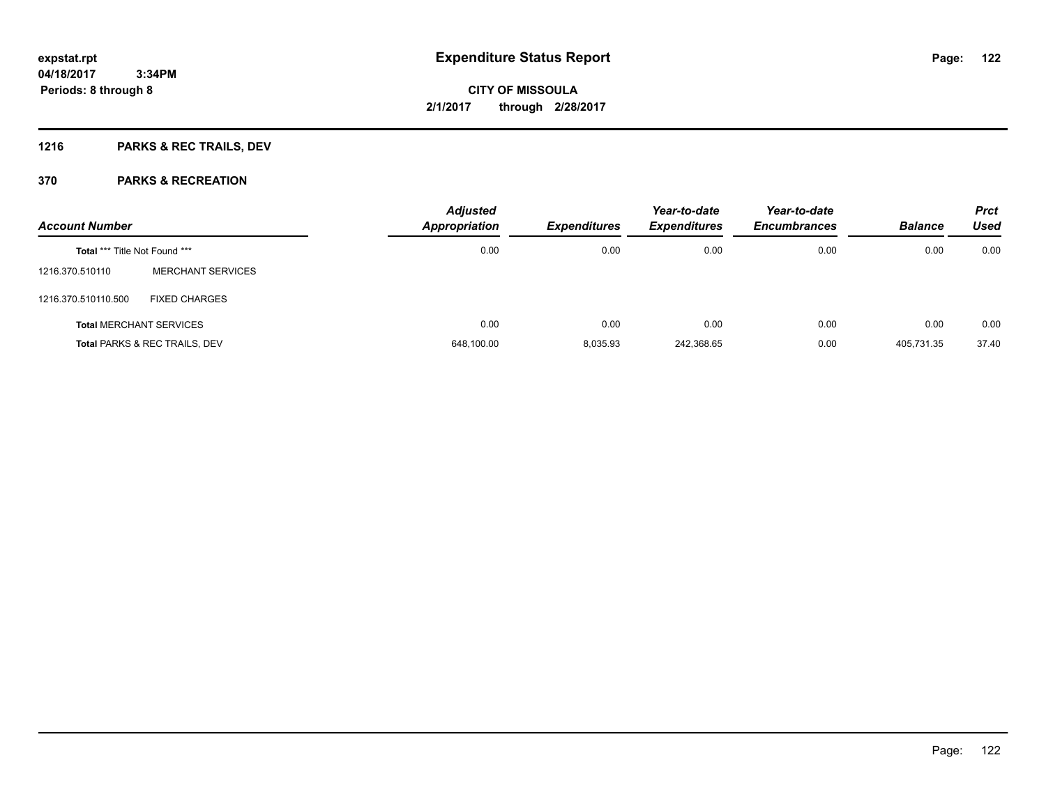**expstat.rpt**
**04/18/2017 3:34PM**
**Periods: 8 through 8**

# Expenditure Status Report

**CITY OF MISSOULA**
**2/1/2017 through 2/28/2017**

## 1216 PARKS & REC TRAILS, DEV

## 370 PARKS & RECREATION

| Account Number | | Adjusted Appropriation | Expenditures | Year-to-date Expenditures | Year-to-date Encumbrances | Balance | Prct Used |
|---|---|---|---|---|---|---|---|
| **Total** *** Title Not Found *** | | 0.00 | 0.00 | 0.00 | 0.00 | 0.00 | 0.00 |
| 1216.370.510110 | MERCHANT SERVICES | | | | | | |
| 1216.370.510110.500 | FIXED CHARGES | | | | | | |
| **Total** MERCHANT SERVICES | | 0.00 | 0.00 | 0.00 | 0.00 | 0.00 | 0.00 |
| **Total** PARKS & REC TRAILS, DEV | | 648,100.00 | 8,035.93 | 242,368.65 | 0.00 | 405,731.35 | 37.40 |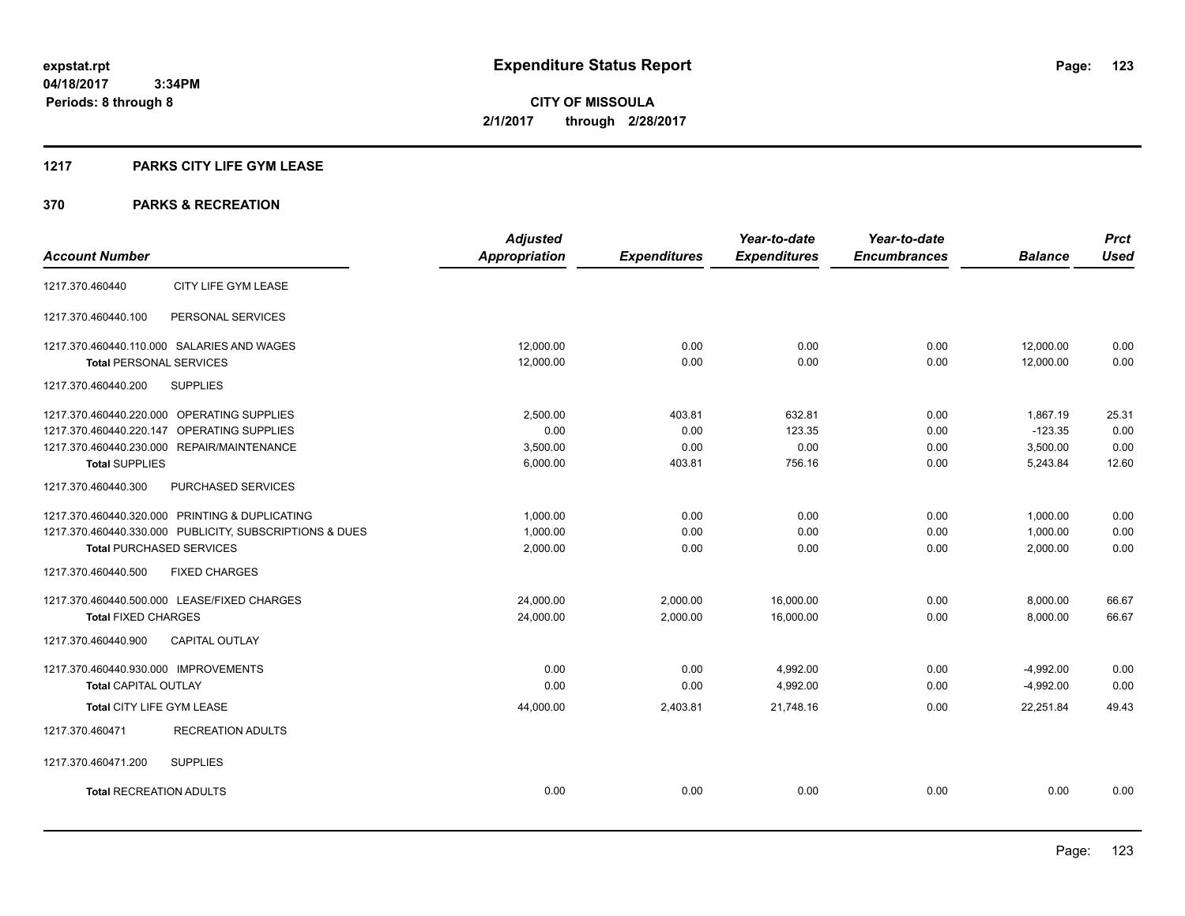# Expenditure Status Report

expstat.rpt
04/18/2017 3:34PM
Periods: 8 through 8

**CITY OF MISSOULA**
**2/1/2017 through 2/28/2017**

## 1217 PARKS CITY LIFE GYM LEASE

## 370 PARKS & RECREATION

| Account Number | | Adjusted Appropriation | Expenditures | Year-to-date Expenditures | Year-to-date Encumbrances | Balance | Prct Used |
|---|---|---|---|---|---|---|---|
| 1217.370.460440 | CITY LIFE GYM LEASE | | | | | | |
| 1217.370.460440.100 | PERSONAL SERVICES | | | | | | |
| 1217.370.460440.110.000 | SALARIES AND WAGES | 12,000.00 | 0.00 | 0.00 | 0.00 | 12,000.00 | 0.00 |
| **Total** PERSONAL SERVICES | | 12,000.00 | 0.00 | 0.00 | 0.00 | 12,000.00 | 0.00 |
| 1217.370.460440.200 | SUPPLIES | | | | | | |
| 1217.370.460440.220.000 | OPERATING SUPPLIES | 2,500.00 | 403.81 | 632.81 | 0.00 | 1,867.19 | 25.31 |
| 1217.370.460440.220.147 | OPERATING SUPPLIES | 0.00 | 0.00 | 123.35 | 0.00 | -123.35 | 0.00 |
| 1217.370.460440.230.000 | REPAIR/MAINTENANCE | 3,500.00 | 0.00 | 0.00 | 0.00 | 3,500.00 | 0.00 |
| **Total** SUPPLIES | | 6,000.00 | 403.81 | 756.16 | 0.00 | 5,243.84 | 12.60 |
| 1217.370.460440.300 | PURCHASED SERVICES | | | | | | |
| 1217.370.460440.320.000 | PRINTING & DUPLICATING | 1,000.00 | 0.00 | 0.00 | 0.00 | 1,000.00 | 0.00 |
| 1217.370.460440.330.000 | PUBLICITY, SUBSCRIPTIONS & DUES | 1,000.00 | 0.00 | 0.00 | 0.00 | 1,000.00 | 0.00 |
| **Total** PURCHASED SERVICES | | 2,000.00 | 0.00 | 0.00 | 0.00 | 2,000.00 | 0.00 |
| 1217.370.460440.500 | FIXED CHARGES | | | | | | |
| 1217.370.460440.500.000 | LEASE/FIXED CHARGES | 24,000.00 | 2,000.00 | 16,000.00 | 0.00 | 8,000.00 | 66.67 |
| **Total** FIXED CHARGES | | 24,000.00 | 2,000.00 | 16,000.00 | 0.00 | 8,000.00 | 66.67 |
| 1217.370.460440.900 | CAPITAL OUTLAY | | | | | | |
| 1217.370.460440.930.000 | IMPROVEMENTS | 0.00 | 0.00 | 4,992.00 | 0.00 | -4,992.00 | 0.00 |
| **Total** CAPITAL OUTLAY | | 0.00 | 0.00 | 4,992.00 | 0.00 | -4,992.00 | 0.00 |
| **Total** CITY LIFE GYM LEASE | | 44,000.00 | 2,403.81 | 21,748.16 | 0.00 | 22,251.84 | 49.43 |
| 1217.370.460471 | RECREATION ADULTS | | | | | | |
| 1217.370.460471.200 | SUPPLIES | | | | | | |
| **Total** RECREATION ADULTS | | 0.00 | 0.00 | 0.00 | 0.00 | 0.00 | 0.00 |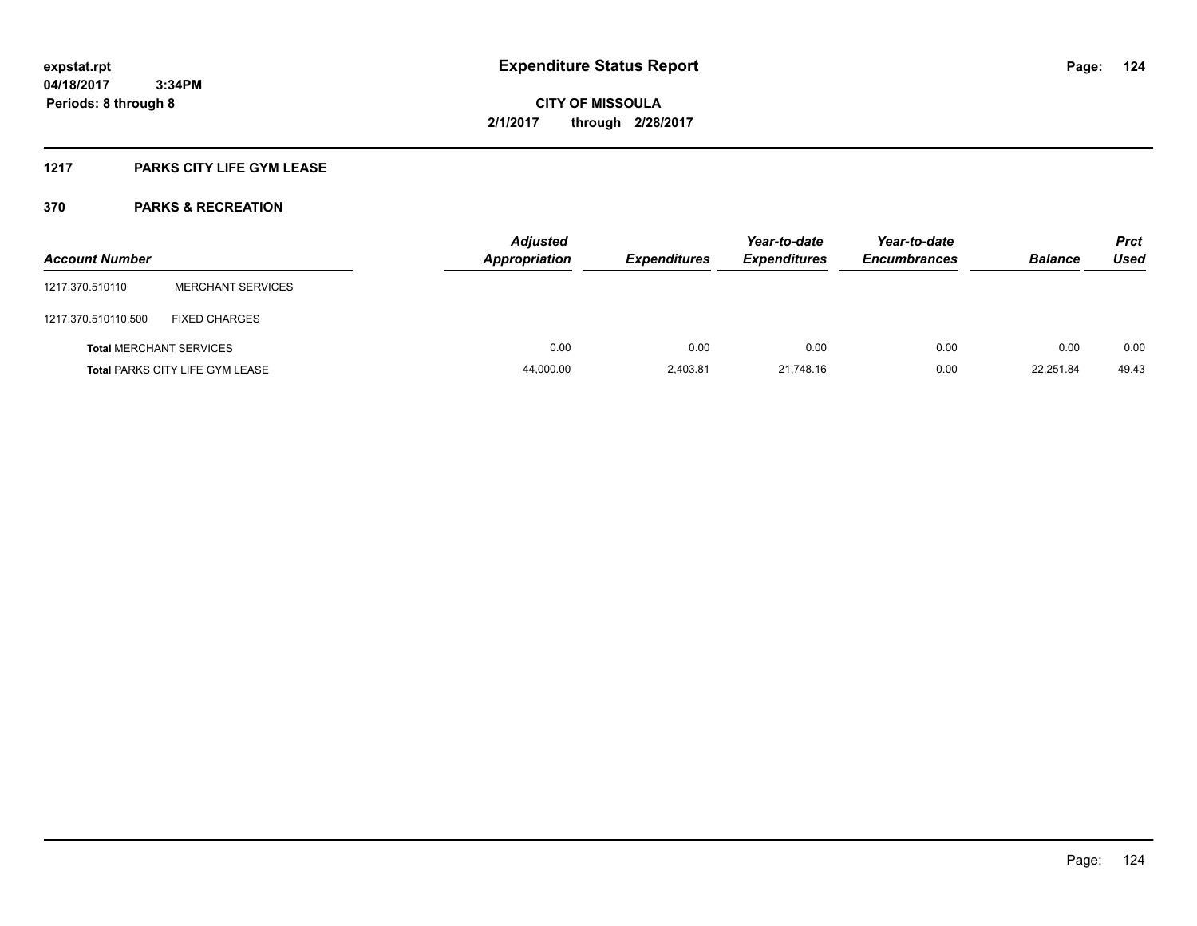# Expenditure Status Report

expstat.rpt
04/18/2017 3:34PM
Periods: 8 through 8

**CITY OF MISSOULA**
**2/1/2017 through 2/28/2017**

## 1217 PARKS CITY LIFE GYM LEASE

### 370 PARKS & RECREATION

| Account Number | | Adjusted Appropriation | Expenditures | Year-to-date Expenditures | Year-to-date Encumbrances | Balance | Prct Used |
|---|---|---|---|---|---|---|---|
| 1217.370.510110 | MERCHANT SERVICES | | | | | | |
| 1217.370.510110.500 | FIXED CHARGES | | | | | | |
| **Total** MERCHANT SERVICES | | 0.00 | 0.00 | 0.00 | 0.00 | 0.00 | 0.00 |
| **Total** PARKS CITY LIFE GYM LEASE | | 44,000.00 | 2,403.81 | 21,748.16 | 0.00 | 22,251.84 | 49.43 |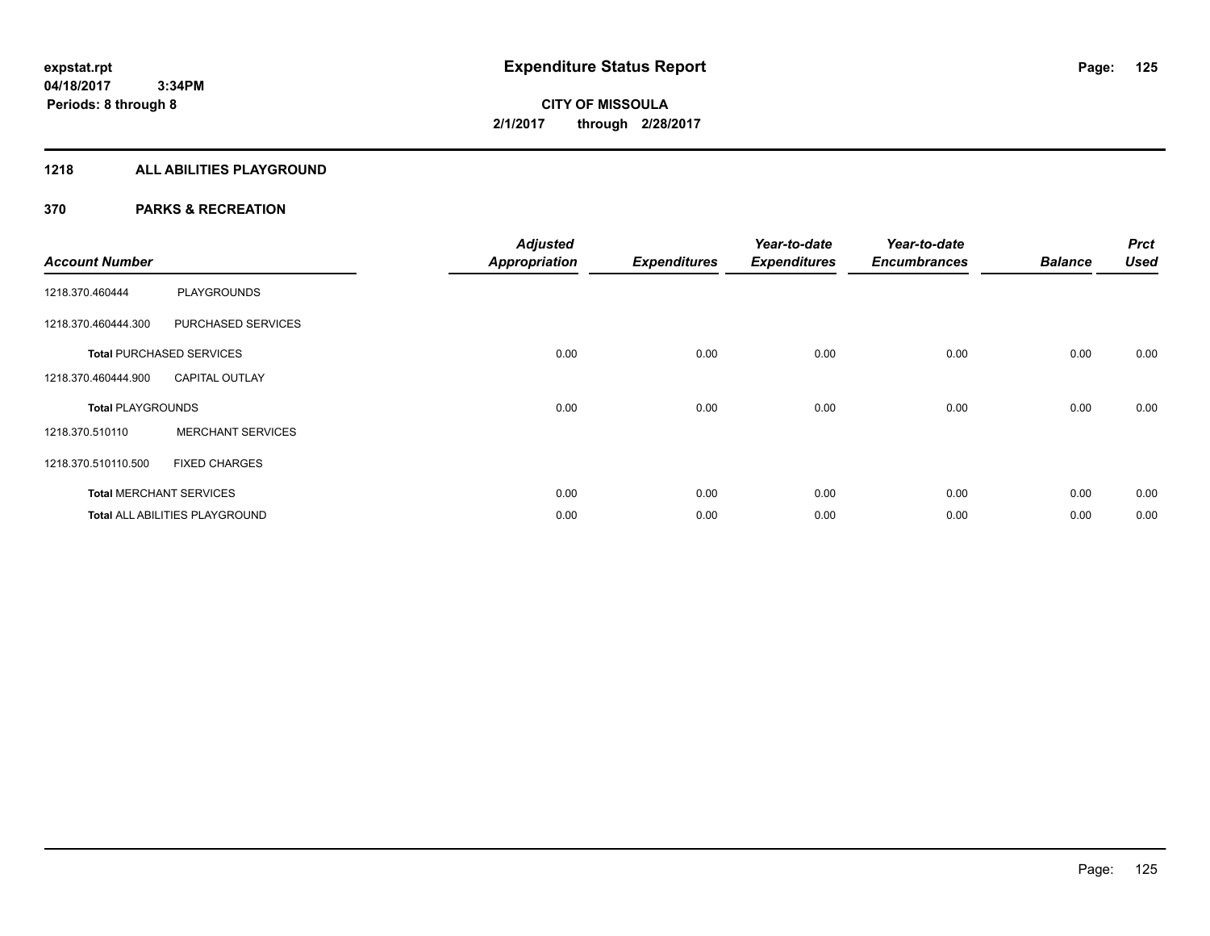**expstat.rpt**
**04/18/2017 3:34PM**
**Periods: 8 through 8**

# Expenditure Status Report

**CITY OF MISSOULA**
**2/1/2017 through 2/28/2017**

## 1218 ALL ABILITIES PLAYGROUND

## 370 PARKS & RECREATION

| Account Number | | Adjusted Appropriation | Expenditures | Year-to-date Expenditures | Year-to-date Encumbrances | Balance | Prct Used |
|---|---|---|---|---|---|---|---|
| 1218.370.460444 | PLAYGROUNDS | | | | | | |
| 1218.370.460444.300 | PURCHASED SERVICES | | | | | | |
| **Total** PURCHASED SERVICES | | 0.00 | 0.00 | 0.00 | 0.00 | 0.00 | 0.00 |
| 1218.370.460444.900 | CAPITAL OUTLAY | | | | | | |
| **Total** PLAYGROUNDS | | 0.00 | 0.00 | 0.00 | 0.00 | 0.00 | 0.00 |
| 1218.370.510110 | MERCHANT SERVICES | | | | | | |
| 1218.370.510110.500 | FIXED CHARGES | | | | | | |
| **Total** MERCHANT SERVICES | | 0.00 | 0.00 | 0.00 | 0.00 | 0.00 | 0.00 |
| **Total** ALL ABILITIES PLAYGROUND | | 0.00 | 0.00 | 0.00 | 0.00 | 0.00 | 0.00 |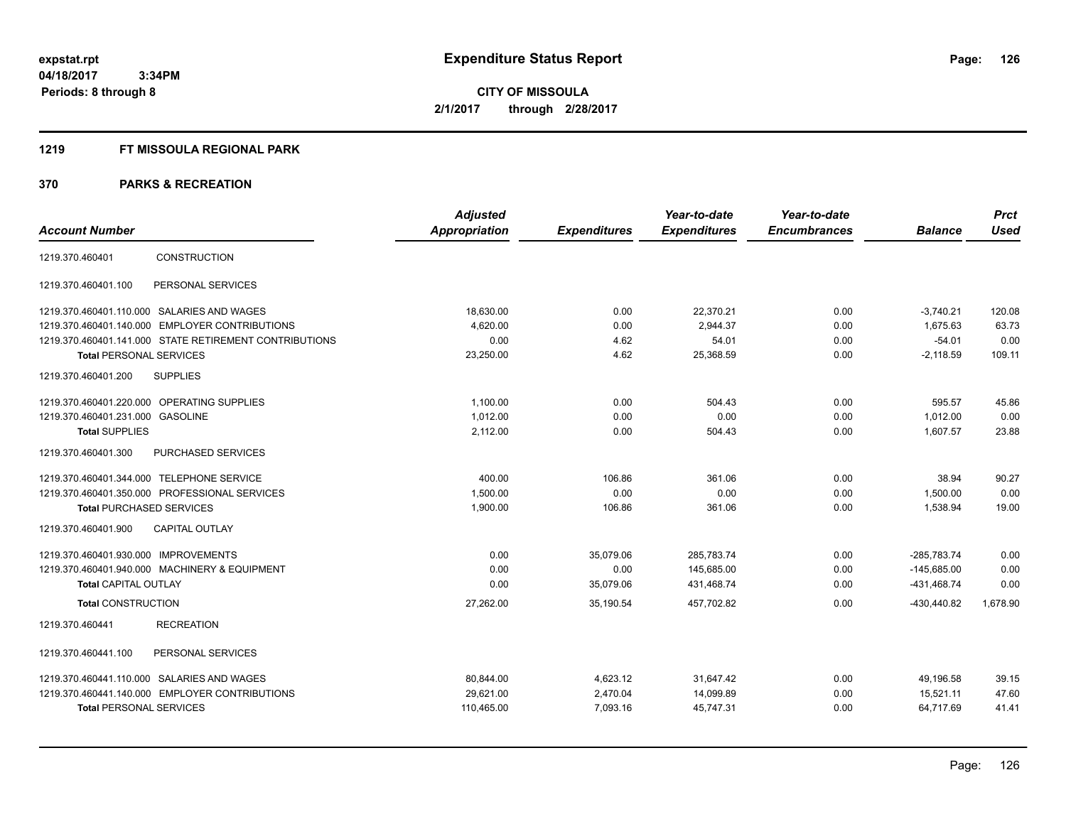**expstat.rpt**
**04/18/2017 3:34PM**
**Periods: 8 through 8**

# Expenditure Status Report

**CITY OF MISSOULA**
**2/1/2017 through 2/28/2017**

## 1219 FT MISSOULA REGIONAL PARK

## 370 PARKS & RECREATION

| Account Number | | Adjusted Appropriation | Expenditures | Year-to-date Expenditures | Year-to-date Encumbrances | Balance | Prct Used |
|---|---|---|---|---|---|---|---|
| 1219.370.460401 | CONSTRUCTION | | | | | | |
| 1219.370.460401.100 | PERSONAL SERVICES | | | | | | |
| 1219.370.460401.110.000 | SALARIES AND WAGES | 18,630.00 | 0.00 | 22,370.21 | 0.00 | -3,740.21 | 120.08 |
| 1219.370.460401.140.000 | EMPLOYER CONTRIBUTIONS | 4,620.00 | 0.00 | 2,944.37 | 0.00 | 1,675.63 | 63.73 |
| 1219.370.460401.141.000 | STATE RETIREMENT CONTRIBUTIONS | 0.00 | 4.62 | 54.01 | 0.00 | -54.01 | 0.00 |
| **Total** PERSONAL SERVICES | | 23,250.00 | 4.62 | 25,368.59 | 0.00 | -2,118.59 | 109.11 |
| 1219.370.460401.200 | SUPPLIES | | | | | | |
| 1219.370.460401.220.000 | OPERATING SUPPLIES | 1,100.00 | 0.00 | 504.43 | 0.00 | 595.57 | 45.86 |
| 1219.370.460401.231.000 | GASOLINE | 1,012.00 | 0.00 | 0.00 | 0.00 | 1,012.00 | 0.00 |
| **Total** SUPPLIES | | 2,112.00 | 0.00 | 504.43 | 0.00 | 1,607.57 | 23.88 |
| 1219.370.460401.300 | PURCHASED SERVICES | | | | | | |
| 1219.370.460401.344.000 | TELEPHONE SERVICE | 400.00 | 106.86 | 361.06 | 0.00 | 38.94 | 90.27 |
| 1219.370.460401.350.000 | PROFESSIONAL SERVICES | 1,500.00 | 0.00 | 0.00 | 0.00 | 1,500.00 | 0.00 |
| **Total** PURCHASED SERVICES | | 1,900.00 | 106.86 | 361.06 | 0.00 | 1,538.94 | 19.00 |
| 1219.370.460401.900 | CAPITAL OUTLAY | | | | | | |
| 1219.370.460401.930.000 | IMPROVEMENTS | 0.00 | 35,079.06 | 285,783.74 | 0.00 | -285,783.74 | 0.00 |
| 1219.370.460401.940.000 | MACHINERY & EQUIPMENT | 0.00 | 0.00 | 145,685.00 | 0.00 | -145,685.00 | 0.00 |
| **Total** CAPITAL OUTLAY | | 0.00 | 35,079.06 | 431,468.74 | 0.00 | -431,468.74 | 0.00 |
| **Total** CONSTRUCTION | | 27,262.00 | 35,190.54 | 457,702.82 | 0.00 | -430,440.82 | 1,678.90 |
| 1219.370.460441 | RECREATION | | | | | | |
| 1219.370.460441.100 | PERSONAL SERVICES | | | | | | |
| 1219.370.460441.110.000 | SALARIES AND WAGES | 80,844.00 | 4,623.12 | 31,647.42 | 0.00 | 49,196.58 | 39.15 |
| 1219.370.460441.140.000 | EMPLOYER CONTRIBUTIONS | 29,621.00 | 2,470.04 | 14,099.89 | 0.00 | 15,521.11 | 47.60 |
| **Total** PERSONAL SERVICES | | 110,465.00 | 7,093.16 | 45,747.31 | 0.00 | 64,717.69 | 41.41 |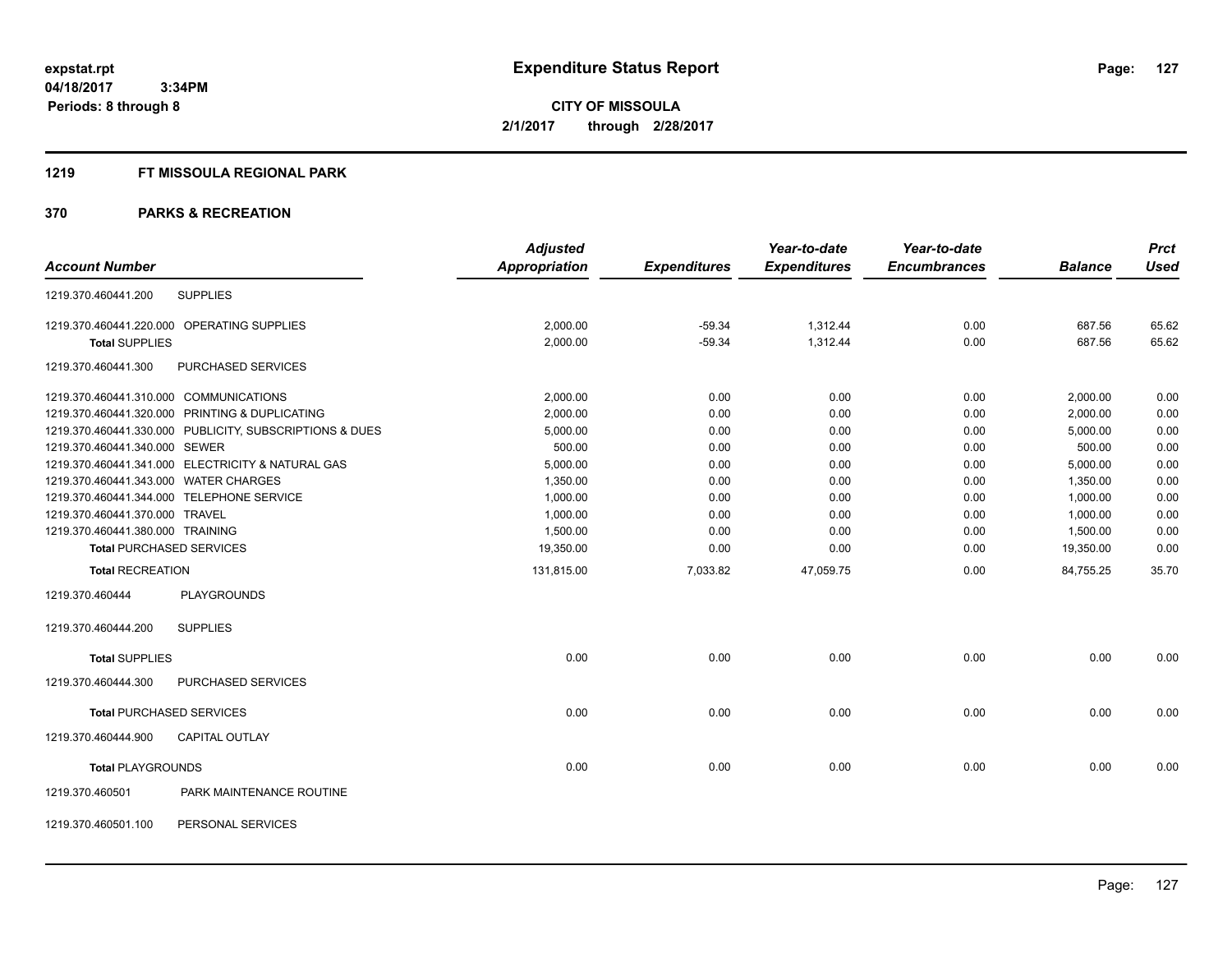# Expenditure Status Report

**CITY OF MISSOULA**
**2/1/2017 through 2/28/2017**

expstat.rpt
04/18/2017 3:34PM
Periods: 8 through 8

## 1219 FT MISSOULA REGIONAL PARK

## 370 PARKS & RECREATION

| Account Number | | Adjusted Appropriation | Expenditures | Year-to-date Expenditures | Year-to-date Encumbrances | Balance | Prct Used |
|---|---|---|---|---|---|---|---|
| 1219.370.460441.200 | SUPPLIES | | | | | | |
| 1219.370.460441.220.000 | OPERATING SUPPLIES | 2,000.00 | -59.34 | 1,312.44 | 0.00 | 687.56 | 65.62 |
| **Total** SUPPLIES | | 2,000.00 | -59.34 | 1,312.44 | 0.00 | 687.56 | 65.62 |
| 1219.370.460441.300 | PURCHASED SERVICES | | | | | | |
| 1219.370.460441.310.000 | COMMUNICATIONS | 2,000.00 | 0.00 | 0.00 | 0.00 | 2,000.00 | 0.00 |
| 1219.370.460441.320.000 | PRINTING & DUPLICATING | 2,000.00 | 0.00 | 0.00 | 0.00 | 2,000.00 | 0.00 |
| 1219.370.460441.330.000 | PUBLICITY, SUBSCRIPTIONS & DUES | 5,000.00 | 0.00 | 0.00 | 0.00 | 5,000.00 | 0.00 |
| 1219.370.460441.340.000 | SEWER | 500.00 | 0.00 | 0.00 | 0.00 | 500.00 | 0.00 |
| 1219.370.460441.341.000 | ELECTRICITY & NATURAL GAS | 5,000.00 | 0.00 | 0.00 | 0.00 | 5,000.00 | 0.00 |
| 1219.370.460441.343.000 | WATER CHARGES | 1,350.00 | 0.00 | 0.00 | 0.00 | 1,350.00 | 0.00 |
| 1219.370.460441.344.000 | TELEPHONE SERVICE | 1,000.00 | 0.00 | 0.00 | 0.00 | 1,000.00 | 0.00 |
| 1219.370.460441.370.000 | TRAVEL | 1,000.00 | 0.00 | 0.00 | 0.00 | 1,000.00 | 0.00 |
| 1219.370.460441.380.000 | TRAINING | 1,500.00 | 0.00 | 0.00 | 0.00 | 1,500.00 | 0.00 |
| **Total** PURCHASED SERVICES | | 19,350.00 | 0.00 | 0.00 | 0.00 | 19,350.00 | 0.00 |
| **Total** RECREATION | | 131,815.00 | 7,033.82 | 47,059.75 | 0.00 | 84,755.25 | 35.70 |
| 1219.370.460444 | PLAYGROUNDS | | | | | | |
| 1219.370.460444.200 | SUPPLIES | | | | | | |
| **Total** SUPPLIES | | 0.00 | 0.00 | 0.00 | 0.00 | 0.00 | 0.00 |
| 1219.370.460444.300 | PURCHASED SERVICES | | | | | | |
| **Total** PURCHASED SERVICES | | 0.00 | 0.00 | 0.00 | 0.00 | 0.00 | 0.00 |
| 1219.370.460444.900 | CAPITAL OUTLAY | | | | | | |
| **Total** PLAYGROUNDS | | 0.00 | 0.00 | 0.00 | 0.00 | 0.00 | 0.00 |
| 1219.370.460501 | PARK MAINTENANCE ROUTINE | | | | | | |
| 1219.370.460501.100 | PERSONAL SERVICES | | | | | | |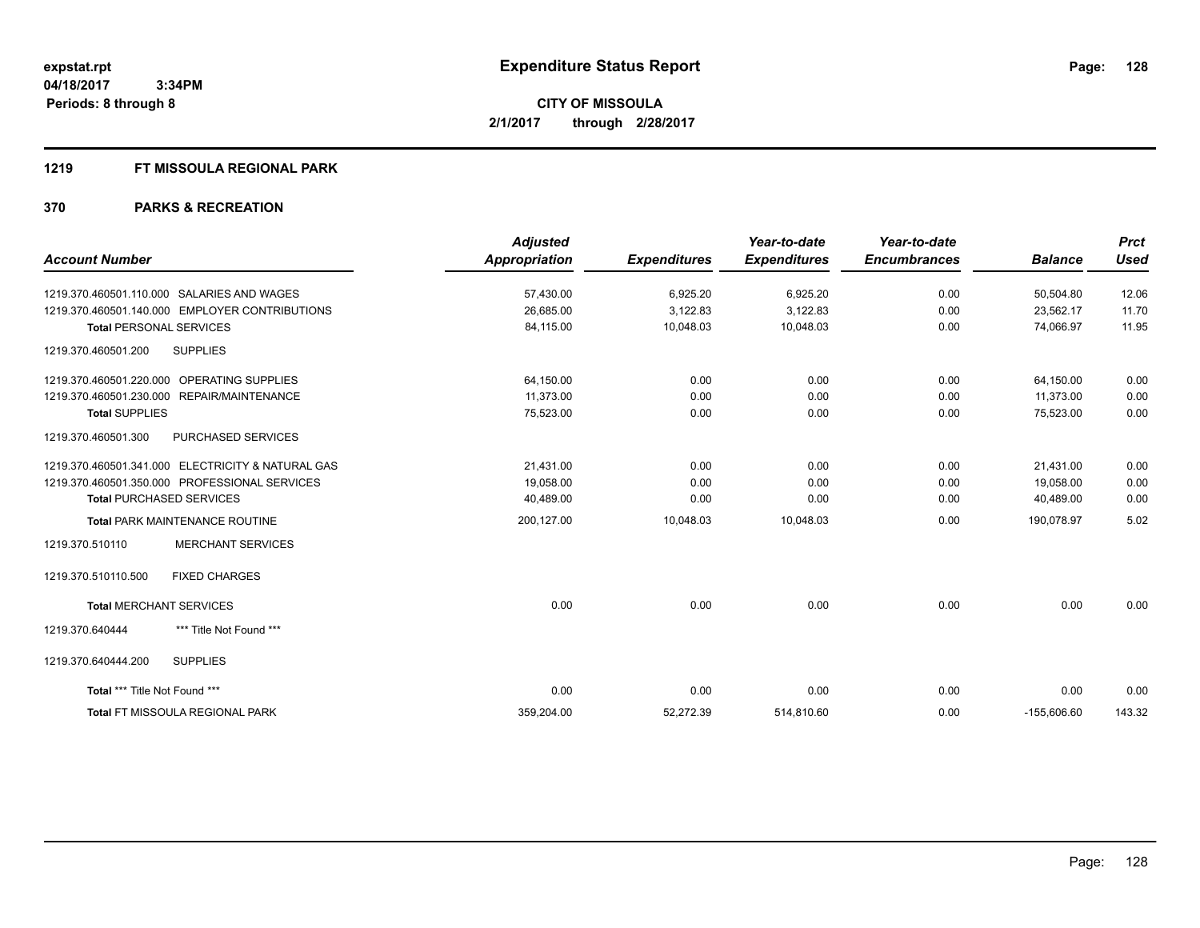# Expenditure Status Report

expstat.rpt
04/18/2017 3:34PM
Periods: 8 through 8

**CITY OF MISSOULA**
**2/1/2017 through 2/28/2017**

## 1219 FT MISSOULA REGIONAL PARK

## 370 PARKS & RECREATION

| Account Number | Adjusted Appropriation | Expenditures | Year-to-date Expenditures | Year-to-date Encumbrances | Balance | Prct Used |
|---|---|---|---|---|---|---|
| 1219.370.460501.110.000 SALARIES AND WAGES | 57,430.00 | 6,925.20 | 6,925.20 | 0.00 | 50,504.80 | 12.06 |
| 1219.370.460501.140.000 EMPLOYER CONTRIBUTIONS | 26,685.00 | 3,122.83 | 3,122.83 | 0.00 | 23,562.17 | 11.70 |
| **Total** PERSONAL SERVICES | 84,115.00 | 10,048.03 | 10,048.03 | 0.00 | 74,066.97 | 11.95 |
| 1219.370.460501.200 SUPPLIES | | | | | | |
| 1219.370.460501.220.000 OPERATING SUPPLIES | 64,150.00 | 0.00 | 0.00 | 0.00 | 64,150.00 | 0.00 |
| 1219.370.460501.230.000 REPAIR/MAINTENANCE | 11,373.00 | 0.00 | 0.00 | 0.00 | 11,373.00 | 0.00 |
| **Total** SUPPLIES | 75,523.00 | 0.00 | 0.00 | 0.00 | 75,523.00 | 0.00 |
| 1219.370.460501.300 PURCHASED SERVICES | | | | | | |
| 1219.370.460501.341.000 ELECTRICITY & NATURAL GAS | 21,431.00 | 0.00 | 0.00 | 0.00 | 21,431.00 | 0.00 |
| 1219.370.460501.350.000 PROFESSIONAL SERVICES | 19,058.00 | 0.00 | 0.00 | 0.00 | 19,058.00 | 0.00 |
| **Total** PURCHASED SERVICES | 40,489.00 | 0.00 | 0.00 | 0.00 | 40,489.00 | 0.00 |
| **Total** PARK MAINTENANCE ROUTINE | 200,127.00 | 10,048.03 | 10,048.03 | 0.00 | 190,078.97 | 5.02 |
| 1219.370.510110 MERCHANT SERVICES | | | | | | |
| 1219.370.510110.500 FIXED CHARGES | | | | | | |
| **Total** MERCHANT SERVICES | 0.00 | 0.00 | 0.00 | 0.00 | 0.00 | 0.00 |
| 1219.370.640444 *** Title Not Found *** | | | | | | |
| 1219.370.640444.200 SUPPLIES | | | | | | |
| **Total** *** Title Not Found *** | 0.00 | 0.00 | 0.00 | 0.00 | 0.00 | 0.00 |
| **Total** FT MISSOULA REGIONAL PARK | 359,204.00 | 52,272.39 | 514,810.60 | 0.00 | -155,606.60 | 143.32 |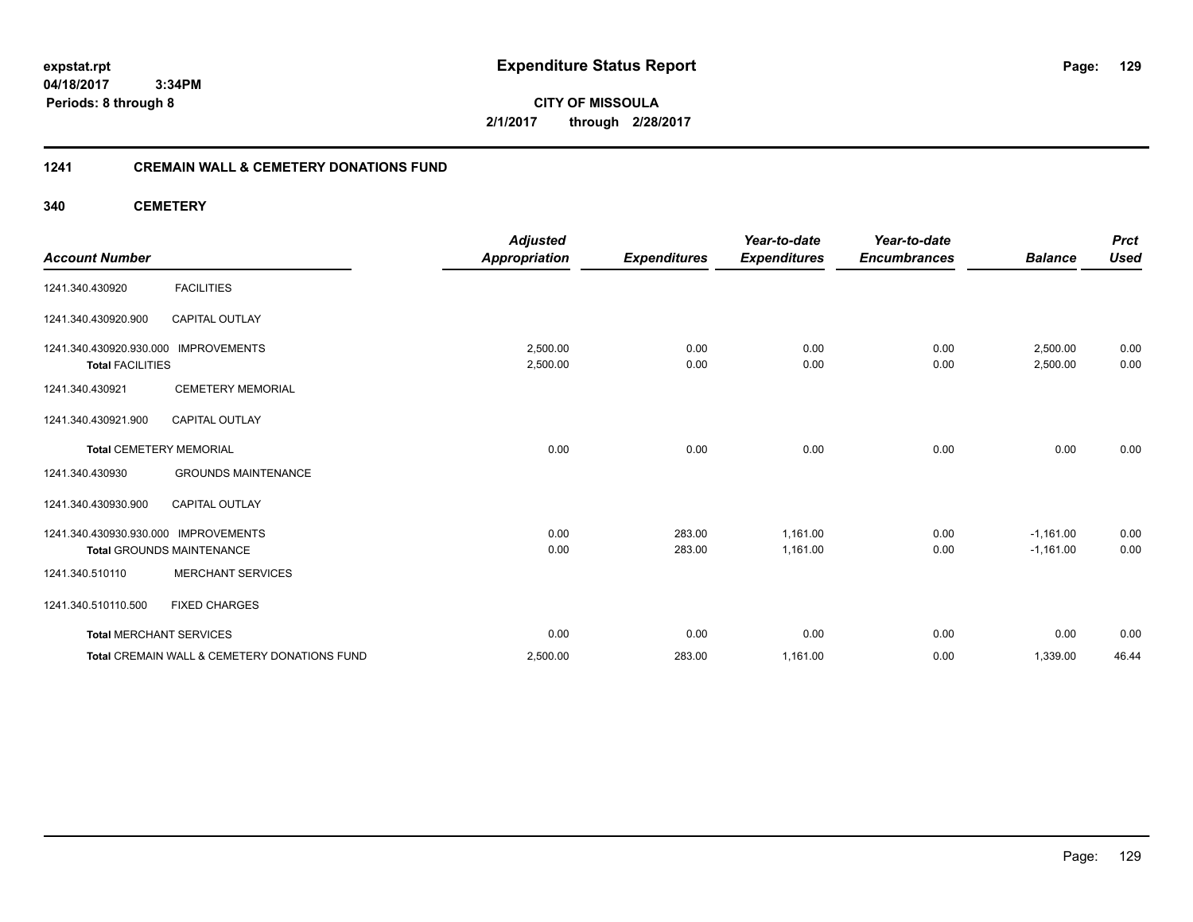expstat.rpt
04/18/2017 3:34PM
Periods: 8 through 8

# Expenditure Status Report

**CITY OF MISSOULA**
**2/1/2017 through 2/28/2017**

## 1241 CREMAIN WALL & CEMETERY DONATIONS FUND

### 340 CEMETERY

| Account Number | | Adjusted Appropriation | Expenditures | Year-to-date Expenditures | Year-to-date Encumbrances | Balance | Prct Used |
|---|---|---|---|---|---|---|---|
| 1241.340.430920 | FACILITIES | | | | | | |
| 1241.340.430920.900 | CAPITAL OUTLAY | | | | | | |
| 1241.340.430920.930.000 | IMPROVEMENTS | 2,500.00 | 0.00 | 0.00 | 0.00 | 2,500.00 | 0.00 |
| **Total** FACILITIES | | 2,500.00 | 0.00 | 0.00 | 0.00 | 2,500.00 | 0.00 |
| 1241.340.430921 | CEMETERY MEMORIAL | | | | | | |
| 1241.340.430921.900 | CAPITAL OUTLAY | | | | | | |
| **Total** CEMETERY MEMORIAL | | 0.00 | 0.00 | 0.00 | 0.00 | 0.00 | 0.00 |
| 1241.340.430930 | GROUNDS MAINTENANCE | | | | | | |
| 1241.340.430930.900 | CAPITAL OUTLAY | | | | | | |
| 1241.340.430930.930.000 | IMPROVEMENTS | 0.00 | 283.00 | 1,161.00 | 0.00 | -1,161.00 | 0.00 |
| **Total** GROUNDS MAINTENANCE | | 0.00 | 283.00 | 1,161.00 | 0.00 | -1,161.00 | 0.00 |
| 1241.340.510110 | MERCHANT SERVICES | | | | | | |
| 1241.340.510110.500 | FIXED CHARGES | | | | | | |
| **Total** MERCHANT SERVICES | | 0.00 | 0.00 | 0.00 | 0.00 | 0.00 | 0.00 |
| **Total** CREMAIN WALL & CEMETERY DONATIONS FUND | | 2,500.00 | 283.00 | 1,161.00 | 0.00 | 1,339.00 | 46.44 |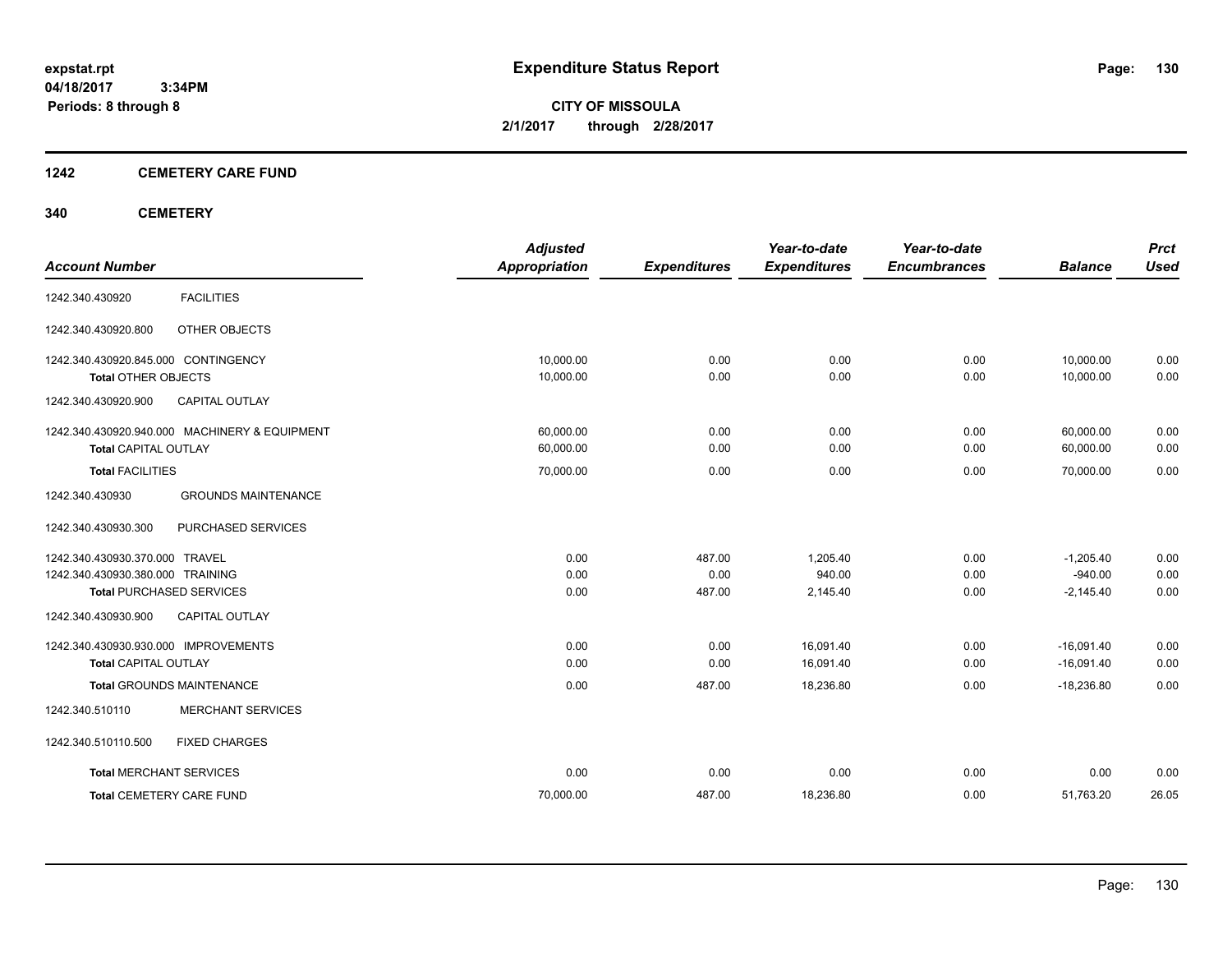**expstat.rpt**
**04/18/2017 3:34PM**
**Periods: 8 through 8**

# Expenditure Status Report

**CITY OF MISSOULA**
**2/1/2017 through 2/28/2017**

## 1242 CEMETERY CARE FUND

## 340 CEMETERY

| Account Number | | Adjusted Appropriation | Expenditures | Year-to-date Expenditures | Year-to-date Encumbrances | Balance | Prct Used |
|---|---|---|---|---|---|---|---|
| 1242.340.430920 | FACILITIES | | | | | | |
| 1242.340.430920.800 | OTHER OBJECTS | | | | | | |
| 1242.340.430920.845.000 CONTINGENCY | | 10,000.00 | 0.00 | 0.00 | 0.00 | 10,000.00 | 0.00 |
| **Total** OTHER OBJECTS | | 10,000.00 | 0.00 | 0.00 | 0.00 | 10,000.00 | 0.00 |
| 1242.340.430920.900 | CAPITAL OUTLAY | | | | | | |
| 1242.340.430920.940.000 MACHINERY & EQUIPMENT | | 60,000.00 | 0.00 | 0.00 | 0.00 | 60,000.00 | 0.00 |
| **Total** CAPITAL OUTLAY | | 60,000.00 | 0.00 | 0.00 | 0.00 | 60,000.00 | 0.00 |
| **Total** FACILITIES | | 70,000.00 | 0.00 | 0.00 | 0.00 | 70,000.00 | 0.00 |
| 1242.340.430930 | GROUNDS MAINTENANCE | | | | | | |
| 1242.340.430930.300 | PURCHASED SERVICES | | | | | | |
| 1242.340.430930.370.000 TRAVEL | | 0.00 | 487.00 | 1,205.40 | 0.00 | -1,205.40 | 0.00 |
| 1242.340.430930.380.000 TRAINING | | 0.00 | 0.00 | 940.00 | 0.00 | -940.00 | 0.00 |
| **Total** PURCHASED SERVICES | | 0.00 | 487.00 | 2,145.40 | 0.00 | -2,145.40 | 0.00 |
| 1242.340.430930.900 | CAPITAL OUTLAY | | | | | | |
| 1242.340.430930.930.000 IMPROVEMENTS | | 0.00 | 0.00 | 16,091.40 | 0.00 | -16,091.40 | 0.00 |
| **Total** CAPITAL OUTLAY | | 0.00 | 0.00 | 16,091.40 | 0.00 | -16,091.40 | 0.00 |
| **Total** GROUNDS MAINTENANCE | | 0.00 | 487.00 | 18,236.80 | 0.00 | -18,236.80 | 0.00 |
| 1242.340.510110 | MERCHANT SERVICES | | | | | | |
| 1242.340.510110.500 | FIXED CHARGES | | | | | | |
| **Total** MERCHANT SERVICES | | 0.00 | 0.00 | 0.00 | 0.00 | 0.00 | 0.00 |
| **Total** CEMETERY CARE FUND | | 70,000.00 | 487.00 | 18,236.80 | 0.00 | 51,763.20 | 26.05 |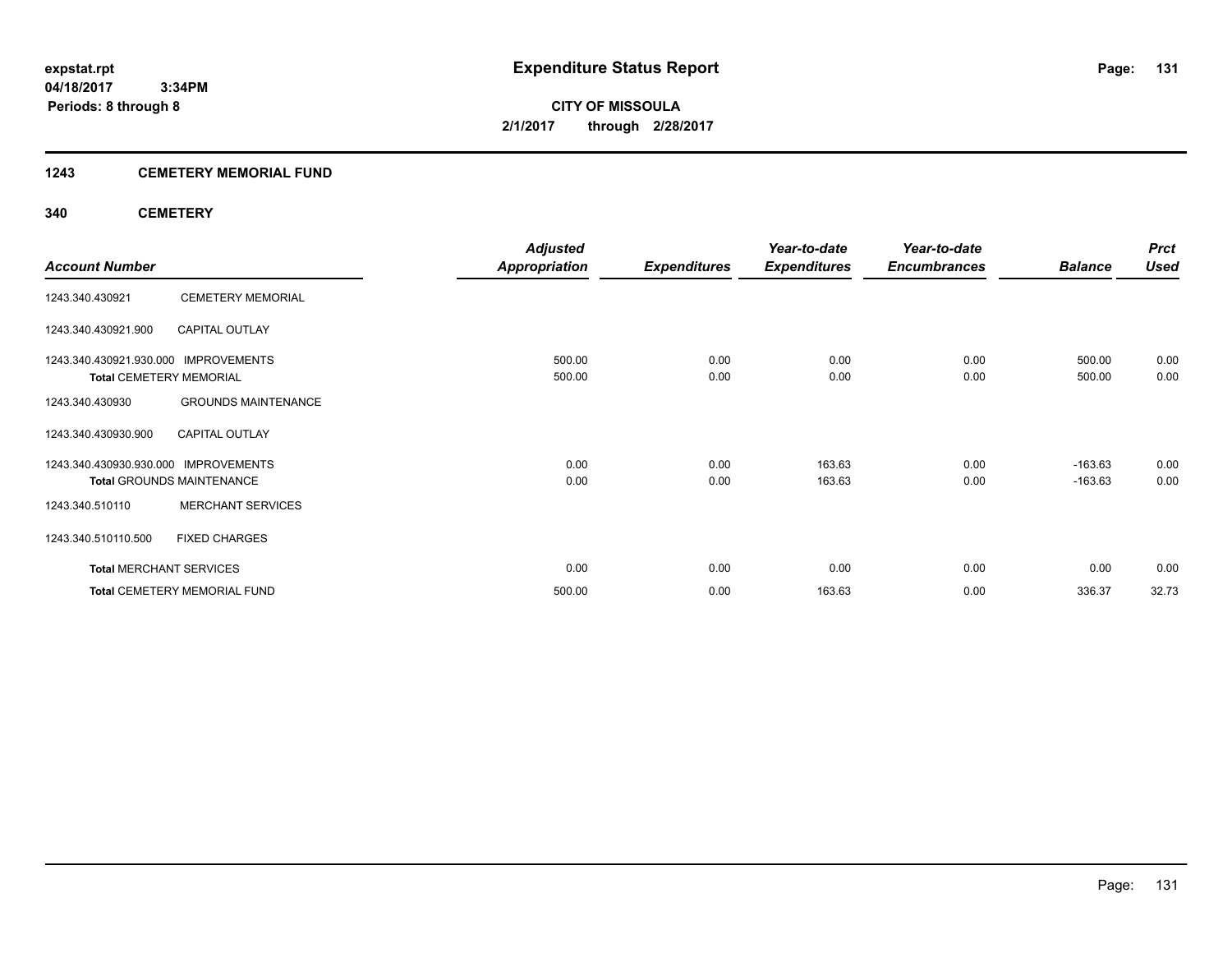**expstat.rpt**
**04/18/2017 3:34PM**
**Periods: 8 through 8**

# Expenditure Status Report

**CITY OF MISSOULA**
**2/1/2017 through 2/28/2017**

## 1243 CEMETERY MEMORIAL FUND

### 340 CEMETERY

| Account Number | | Adjusted Appropriation | Expenditures | Year-to-date Expenditures | Year-to-date Encumbrances | Balance | Prct Used |
|---|---|---|---|---|---|---|---|
| 1243.340.430921 | CEMETERY MEMORIAL | | | | | | |
| 1243.340.430921.900 | CAPITAL OUTLAY | | | | | | |
| 1243.340.430921.930.000 | IMPROVEMENTS | 500.00 | 0.00 | 0.00 | 0.00 | 500.00 | 0.00 |
| **Total** CEMETERY MEMORIAL | | 500.00 | 0.00 | 0.00 | 0.00 | 500.00 | 0.00 |
| 1243.340.430930 | GROUNDS MAINTENANCE | | | | | | |
| 1243.340.430930.900 | CAPITAL OUTLAY | | | | | | |
| 1243.340.430930.930.000 | IMPROVEMENTS | 0.00 | 0.00 | 163.63 | 0.00 | -163.63 | 0.00 |
| **Total** GROUNDS MAINTENANCE | | 0.00 | 0.00 | 163.63 | 0.00 | -163.63 | 0.00 |
| 1243.340.510110 | MERCHANT SERVICES | | | | | | |
| 1243.340.510110.500 | FIXED CHARGES | | | | | | |
| **Total** MERCHANT SERVICES | | 0.00 | 0.00 | 0.00 | 0.00 | 0.00 | 0.00 |
| **Total** CEMETERY MEMORIAL FUND | | 500.00 | 0.00 | 163.63 | 0.00 | 336.37 | 32.73 |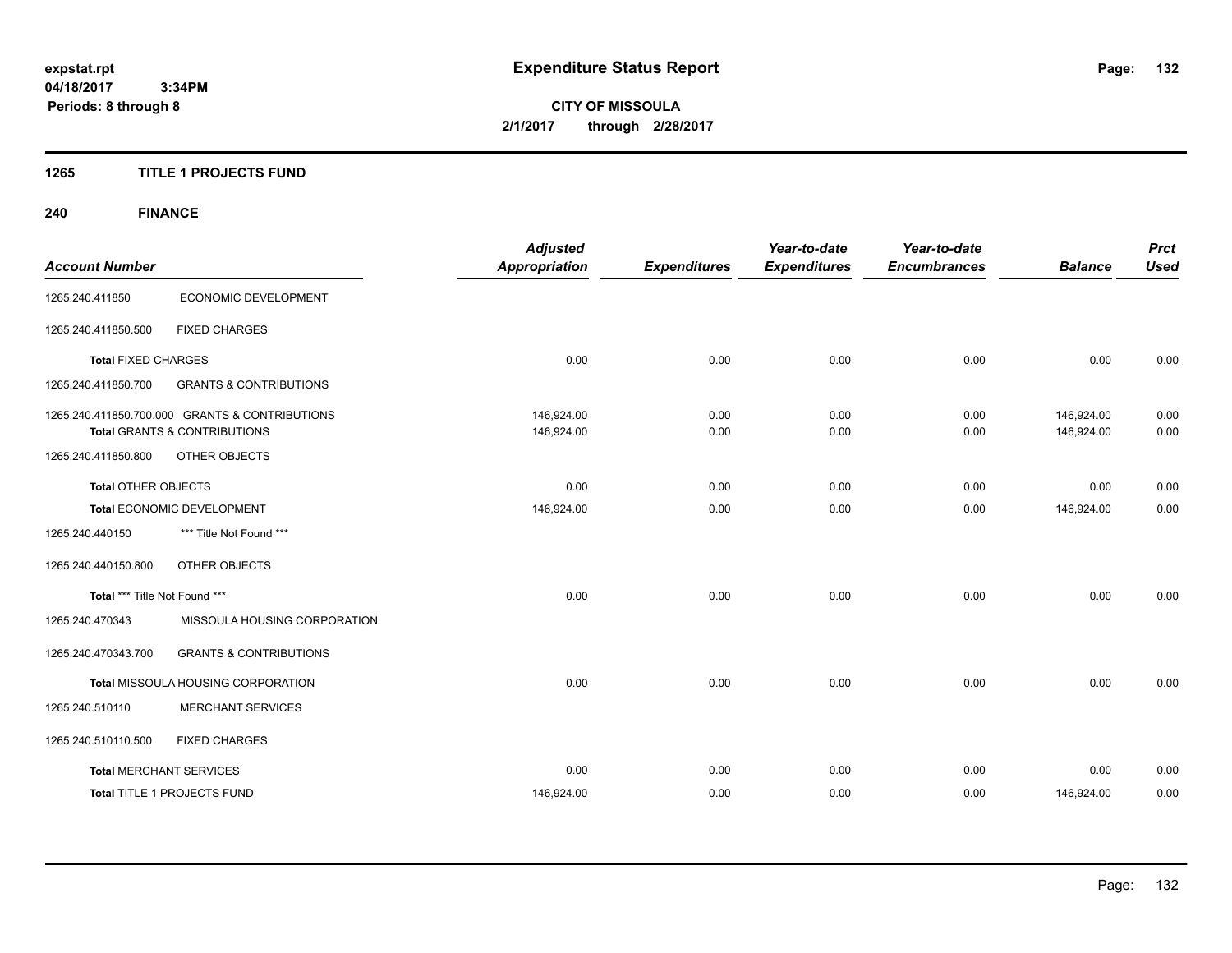expstat.rpt
04/18/2017 3:34PM
Periods: 8 through 8

# Expenditure Status Report

**CITY OF MISSOULA**
**2/1/2017 through 2/28/2017**

## 1265 TITLE 1 PROJECTS FUND

## 240 FINANCE

| Account Number | | Adjusted Appropriation | Expenditures | Year-to-date Expenditures | Year-to-date Encumbrances | Balance | Prct Used |
|---|---|---|---|---|---|---|---|
| 1265.240.411850 | ECONOMIC DEVELOPMENT | | | | | | |
| 1265.240.411850.500 | FIXED CHARGES | | | | | | |
| **Total** FIXED CHARGES | | 0.00 | 0.00 | 0.00 | 0.00 | 0.00 | 0.00 |
| 1265.240.411850.700 | GRANTS & CONTRIBUTIONS | | | | | | |
| 1265.240.411850.700.000 | GRANTS & CONTRIBUTIONS | 146,924.00 | 0.00 | 0.00 | 0.00 | 146,924.00 | 0.00 |
| **Total** GRANTS & CONTRIBUTIONS | | 146,924.00 | 0.00 | 0.00 | 0.00 | 146,924.00 | 0.00 |
| 1265.240.411850.800 | OTHER OBJECTS | | | | | | |
| **Total** OTHER OBJECTS | | 0.00 | 0.00 | 0.00 | 0.00 | 0.00 | 0.00 |
| **Total** ECONOMIC DEVELOPMENT | | 146,924.00 | 0.00 | 0.00 | 0.00 | 146,924.00 | 0.00 |
| 1265.240.440150 | *** Title Not Found *** | | | | | | |
| 1265.240.440150.800 | OTHER OBJECTS | | | | | | |
| **Total** *** Title Not Found *** | | 0.00 | 0.00 | 0.00 | 0.00 | 0.00 | 0.00 |
| 1265.240.470343 | MISSOULA HOUSING CORPORATION | | | | | | |
| 1265.240.470343.700 | GRANTS & CONTRIBUTIONS | | | | | | |
| **Total** MISSOULA HOUSING CORPORATION | | 0.00 | 0.00 | 0.00 | 0.00 | 0.00 | 0.00 |
| 1265.240.510110 | MERCHANT SERVICES | | | | | | |
| 1265.240.510110.500 | FIXED CHARGES | | | | | | |
| **Total** MERCHANT SERVICES | | 0.00 | 0.00 | 0.00 | 0.00 | 0.00 | 0.00 |
| **Total** TITLE 1 PROJECTS FUND | | 146,924.00 | 0.00 | 0.00 | 0.00 | 146,924.00 | 0.00 |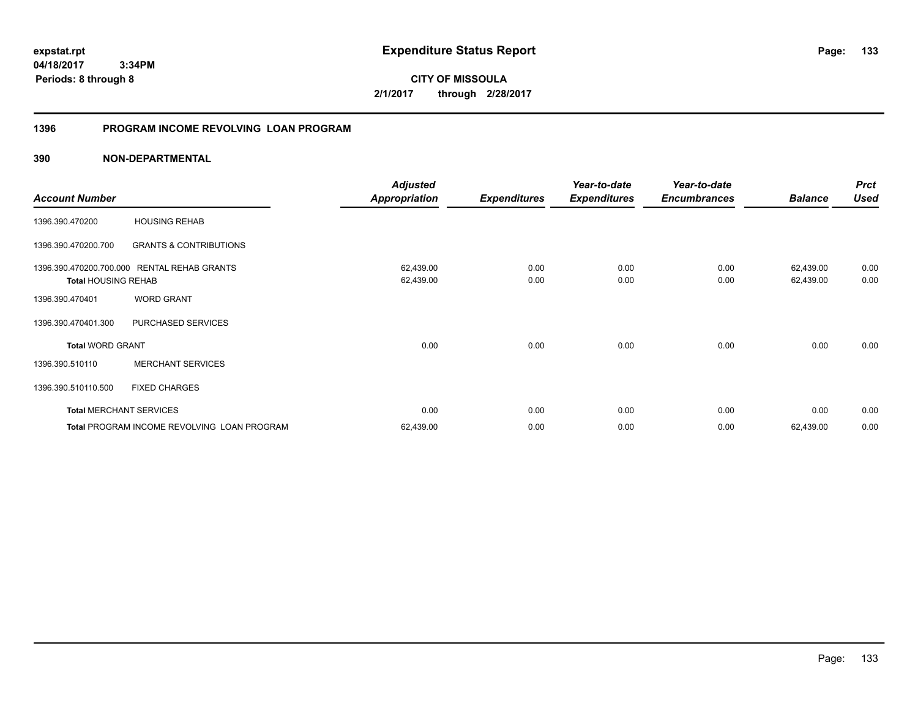**expstat.rpt**
**04/18/2017 3:34PM**
**Periods: 8 through 8**

# Expenditure Status Report

**CITY OF MISSOULA**
**2/1/2017 through 2/28/2017**

## 1396 PROGRAM INCOME REVOLVING LOAN PROGRAM

## 390 NON-DEPARTMENTAL

| Account Number | | Adjusted Appropriation | Expenditures | Year-to-date Expenditures | Year-to-date Encumbrances | Balance | Prct Used |
|---|---|---|---|---|---|---|---|
| 1396.390.470200 | HOUSING REHAB | | | | | | |
| 1396.390.470200.700 | GRANTS & CONTRIBUTIONS | | | | | | |
| 1396.390.470200.700.000 | RENTAL REHAB GRANTS | 62,439.00 | 0.00 | 0.00 | 0.00 | 62,439.00 | 0.00 |
| **Total** HOUSING REHAB | | 62,439.00 | 0.00 | 0.00 | 0.00 | 62,439.00 | 0.00 |
| 1396.390.470401 | WORD GRANT | | | | | | |
| 1396.390.470401.300 | PURCHASED SERVICES | | | | | | |
| **Total** WORD GRANT | | 0.00 | 0.00 | 0.00 | 0.00 | 0.00 | 0.00 |
| 1396.390.510110 | MERCHANT SERVICES | | | | | | |
| 1396.390.510110.500 | FIXED CHARGES | | | | | | |
| **Total** MERCHANT SERVICES | | 0.00 | 0.00 | 0.00 | 0.00 | 0.00 | 0.00 |
| **Total** PROGRAM INCOME REVOLVING LOAN PROGRAM | | 62,439.00 | 0.00 | 0.00 | 0.00 | 62,439.00 | 0.00 |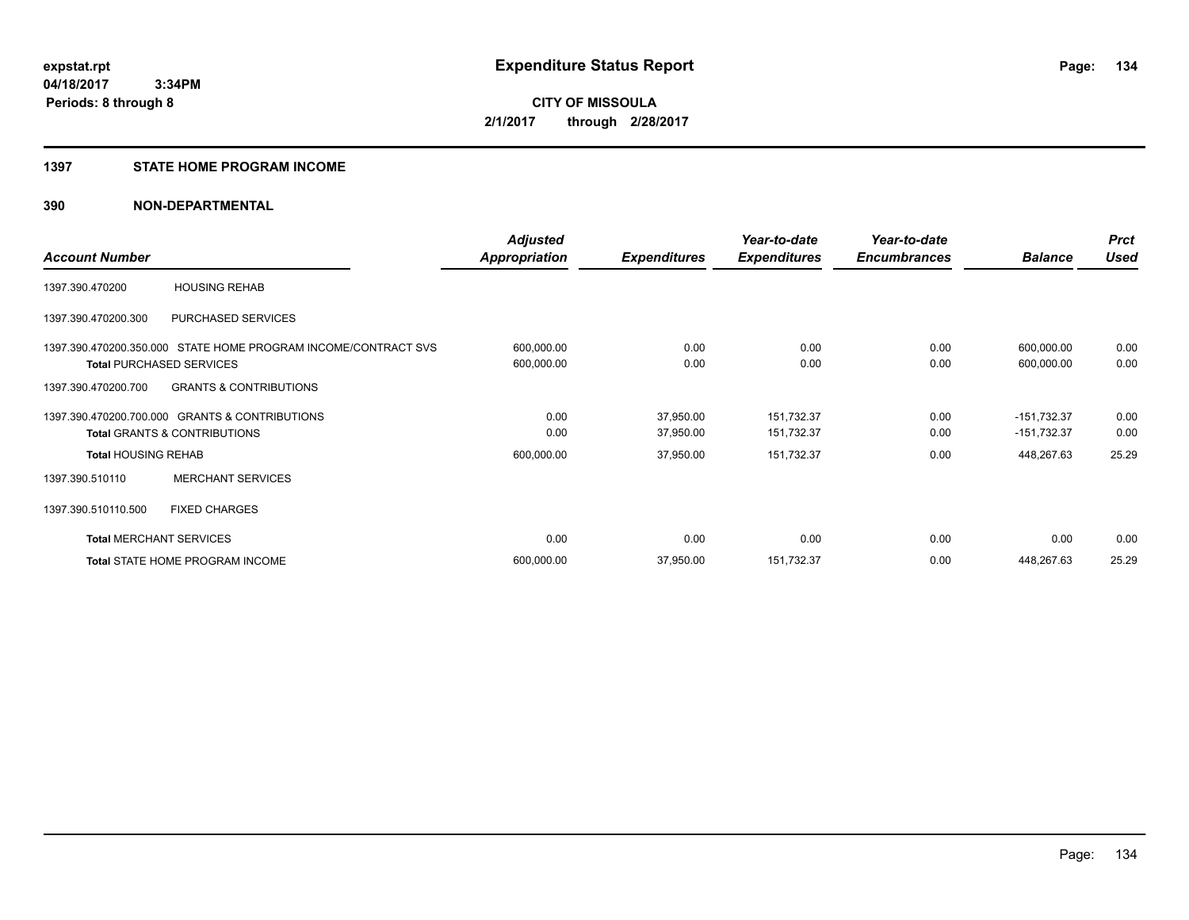**expstat.rpt**
**04/18/2017 3:34PM**
**Periods: 8 through 8**

# Expenditure Status Report

**CITY OF MISSOULA**
**2/1/2017 through 2/28/2017**

## 1397 STATE HOME PROGRAM INCOME

### 390 NON-DEPARTMENTAL

| Account Number | | Adjusted Appropriation | Expenditures | Year-to-date Expenditures | Year-to-date Encumbrances | Balance | Prct Used |
|---|---|---|---|---|---|---|---|
| 1397.390.470200 | HOUSING REHAB | | | | | | |
| 1397.390.470200.300 | PURCHASED SERVICES | | | | | | |
| 1397.390.470200.350.000 | STATE HOME PROGRAM INCOME/CONTRACT SVS | 600,000.00 | 0.00 | 0.00 | 0.00 | 600,000.00 | 0.00 |
| **Total** PURCHASED SERVICES | | 600,000.00 | 0.00 | 0.00 | 0.00 | 600,000.00 | 0.00 |
| 1397.390.470200.700 | GRANTS & CONTRIBUTIONS | | | | | | |
| 1397.390.470200.700.000 | GRANTS & CONTRIBUTIONS | 0.00 | 37,950.00 | 151,732.37 | 0.00 | -151,732.37 | 0.00 |
| **Total** GRANTS & CONTRIBUTIONS | | 0.00 | 37,950.00 | 151,732.37 | 0.00 | -151,732.37 | 0.00 |
| **Total** HOUSING REHAB | | 600,000.00 | 37,950.00 | 151,732.37 | 0.00 | 448,267.63 | 25.29 |
| 1397.390.510110 | MERCHANT SERVICES | | | | | | |
| 1397.390.510110.500 | FIXED CHARGES | | | | | | |
| **Total** MERCHANT SERVICES | | 0.00 | 0.00 | 0.00 | 0.00 | 0.00 | 0.00 |
| **Total** STATE HOME PROGRAM INCOME | | 600,000.00 | 37,950.00 | 151,732.37 | 0.00 | 448,267.63 | 25.29 |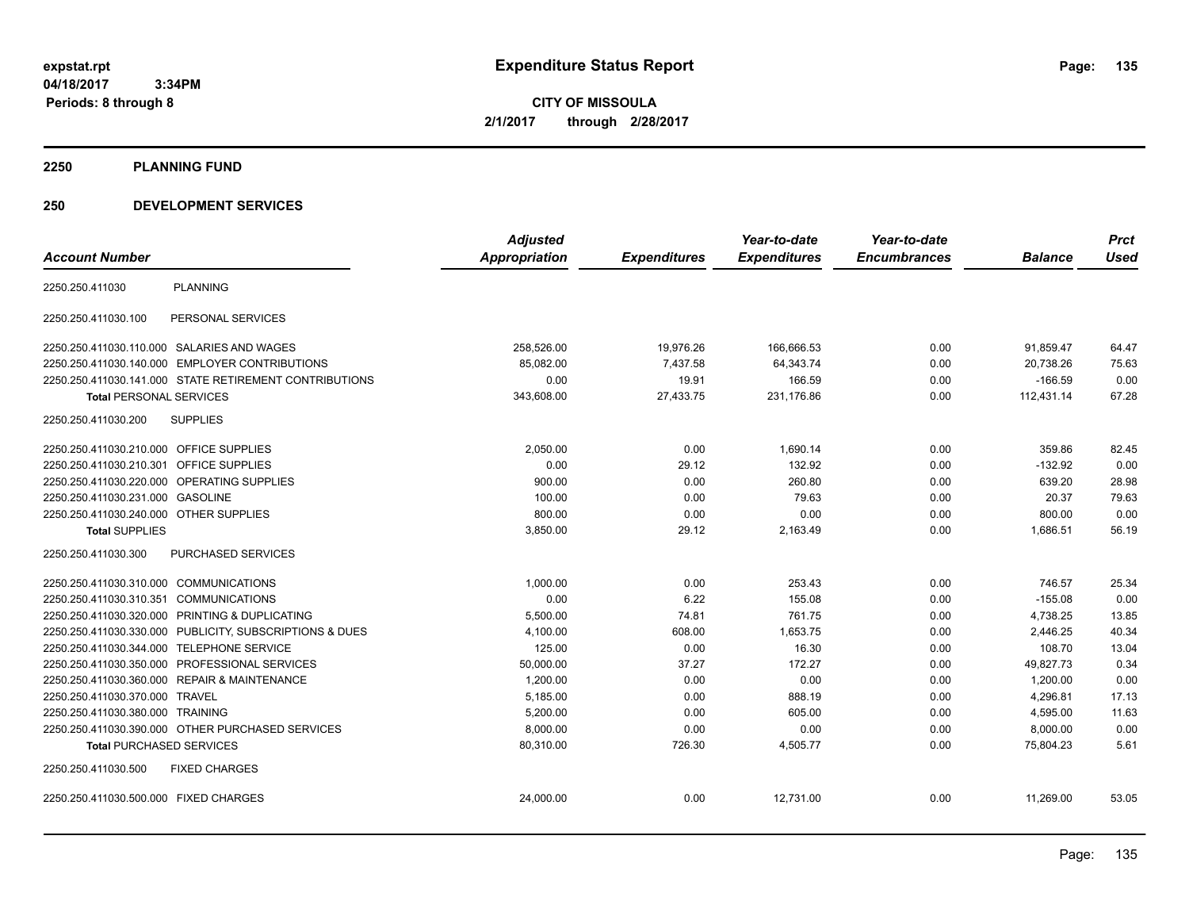# Expenditure Status Report

expstat.rpt
04/18/2017 3:34PM
Periods: 8 through 8

**CITY OF MISSOULA**
**2/1/2017 through 2/28/2017**

## 2250 PLANNING FUND

## 250 DEVELOPMENT SERVICES

| Account Number | | Adjusted Appropriation | Expenditures | Year-to-date Expenditures | Year-to-date Encumbrances | Balance | Prct Used |
|---|---|---|---|---|---|---|---|
| 2250.250.411030 | PLANNING | | | | | | |
| 2250.250.411030.100 | PERSONAL SERVICES | | | | | | |
| 2250.250.411030.110.000 | SALARIES AND WAGES | 258,526.00 | 19,976.26 | 166,666.53 | 0.00 | 91,859.47 | 64.47 |
| 2250.250.411030.140.000 | EMPLOYER CONTRIBUTIONS | 85,082.00 | 7,437.58 | 64,343.74 | 0.00 | 20,738.26 | 75.63 |
| 2250.250.411030.141.000 | STATE RETIREMENT CONTRIBUTIONS | 0.00 | 19.91 | 166.59 | 0.00 | -166.59 | 0.00 |
| **Total** PERSONAL SERVICES | | 343,608.00 | 27,433.75 | 231,176.86 | 0.00 | 112,431.14 | 67.28 |
| 2250.250.411030.200 | SUPPLIES | | | | | | |
| 2250.250.411030.210.000 | OFFICE SUPPLIES | 2,050.00 | 0.00 | 1,690.14 | 0.00 | 359.86 | 82.45 |
| 2250.250.411030.210.301 | OFFICE SUPPLIES | 0.00 | 29.12 | 132.92 | 0.00 | -132.92 | 0.00 |
| 2250.250.411030.220.000 | OPERATING SUPPLIES | 900.00 | 0.00 | 260.80 | 0.00 | 639.20 | 28.98 |
| 2250.250.411030.231.000 | GASOLINE | 100.00 | 0.00 | 79.63 | 0.00 | 20.37 | 79.63 |
| 2250.250.411030.240.000 | OTHER SUPPLIES | 800.00 | 0.00 | 0.00 | 0.00 | 800.00 | 0.00 |
| **Total** SUPPLIES | | 3,850.00 | 29.12 | 2,163.49 | 0.00 | 1,686.51 | 56.19 |
| 2250.250.411030.300 | PURCHASED SERVICES | | | | | | |
| 2250.250.411030.310.000 | COMMUNICATIONS | 1,000.00 | 0.00 | 253.43 | 0.00 | 746.57 | 25.34 |
| 2250.250.411030.310.351 | COMMUNICATIONS | 0.00 | 6.22 | 155.08 | 0.00 | -155.08 | 0.00 |
| 2250.250.411030.320.000 | PRINTING & DUPLICATING | 5,500.00 | 74.81 | 761.75 | 0.00 | 4,738.25 | 13.85 |
| 2250.250.411030.330.000 | PUBLICITY, SUBSCRIPTIONS & DUES | 4,100.00 | 608.00 | 1,653.75 | 0.00 | 2,446.25 | 40.34 |
| 2250.250.411030.344.000 | TELEPHONE SERVICE | 125.00 | 0.00 | 16.30 | 0.00 | 108.70 | 13.04 |
| 2250.250.411030.350.000 | PROFESSIONAL SERVICES | 50,000.00 | 37.27 | 172.27 | 0.00 | 49,827.73 | 0.34 |
| 2250.250.411030.360.000 | REPAIR & MAINTENANCE | 1,200.00 | 0.00 | 0.00 | 0.00 | 1,200.00 | 0.00 |
| 2250.250.411030.370.000 | TRAVEL | 5,185.00 | 0.00 | 888.19 | 0.00 | 4,296.81 | 17.13 |
| 2250.250.411030.380.000 | TRAINING | 5,200.00 | 0.00 | 605.00 | 0.00 | 4,595.00 | 11.63 |
| 2250.250.411030.390.000 | OTHER PURCHASED SERVICES | 8,000.00 | 0.00 | 0.00 | 0.00 | 8,000.00 | 0.00 |
| **Total** PURCHASED SERVICES | | 80,310.00 | 726.30 | 4,505.77 | 0.00 | 75,804.23 | 5.61 |
| 2250.250.411030.500 | FIXED CHARGES | | | | | | |
| 2250.250.411030.500.000 | FIXED CHARGES | 24,000.00 | 0.00 | 12,731.00 | 0.00 | 11,269.00 | 53.05 |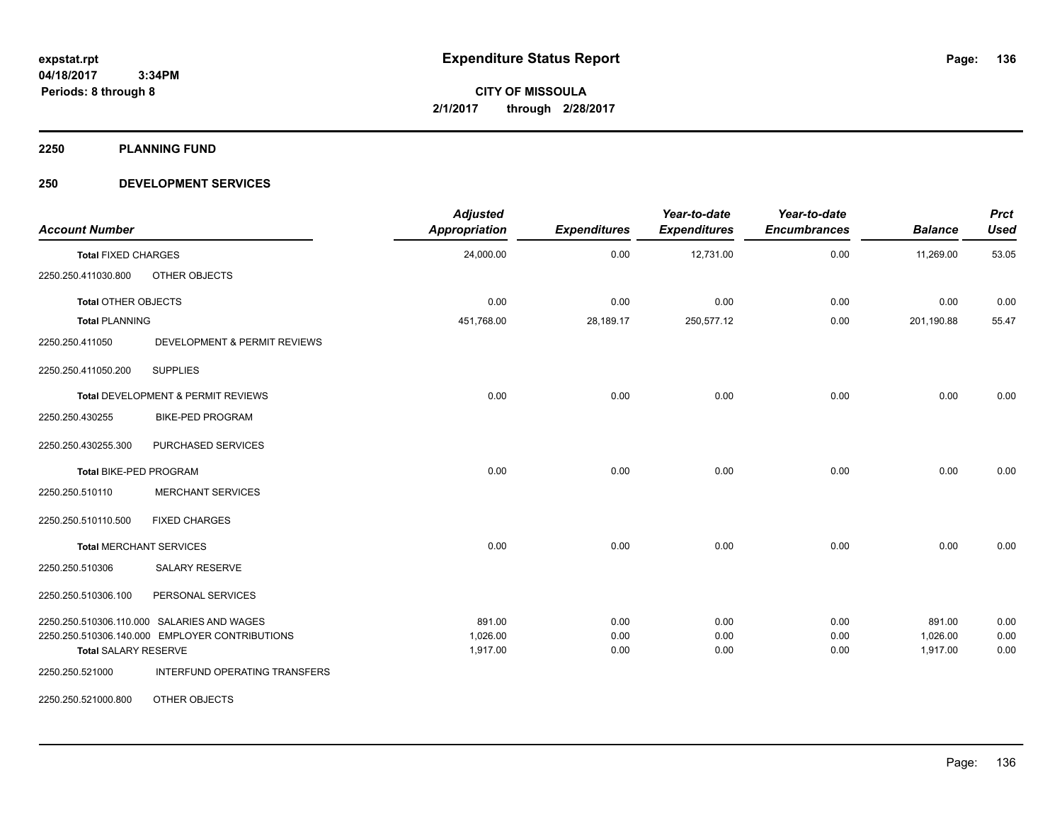**expstat.rpt**
**04/18/2017 3:34PM**
**Periods: 8 through 8**

# Expenditure Status Report

**CITY OF MISSOULA**
**2/1/2017 through 2/28/2017**

## 2250 PLANNING FUND

## 250 DEVELOPMENT SERVICES

| Account Number | | Adjusted Appropriation | Expenditures | Year-to-date Expenditures | Year-to-date Encumbrances | Balance | Prct Used |
|---|---|---|---|---|---|---|---|
| **Total** FIXED CHARGES | | 24,000.00 | 0.00 | 12,731.00 | 0.00 | 11,269.00 | 53.05 |
| 2250.250.411030.800 | OTHER OBJECTS | | | | | | |
| **Total** OTHER OBJECTS | | 0.00 | 0.00 | 0.00 | 0.00 | 0.00 | 0.00 |
| **Total** PLANNING | | 451,768.00 | 28,189.17 | 250,577.12 | 0.00 | 201,190.88 | 55.47 |
| 2250.250.411050 | DEVELOPMENT & PERMIT REVIEWS | | | | | | |
| 2250.250.411050.200 | SUPPLIES | | | | | | |
| **Total** DEVELOPMENT & PERMIT REVIEWS | | 0.00 | 0.00 | 0.00 | 0.00 | 0.00 | 0.00 |
| 2250.250.430255 | BIKE-PED PROGRAM | | | | | | |
| 2250.250.430255.300 | PURCHASED SERVICES | | | | | | |
| **Total** BIKE-PED PROGRAM | | 0.00 | 0.00 | 0.00 | 0.00 | 0.00 | 0.00 |
| 2250.250.510110 | MERCHANT SERVICES | | | | | | |
| 2250.250.510110.500 | FIXED CHARGES | | | | | | |
| **Total** MERCHANT SERVICES | | 0.00 | 0.00 | 0.00 | 0.00 | 0.00 | 0.00 |
| 2250.250.510306 | SALARY RESERVE | | | | | | |
| 2250.250.510306.100 | PERSONAL SERVICES | | | | | | |
| 2250.250.510306.110.000 | SALARIES AND WAGES | 891.00 | 0.00 | 0.00 | 0.00 | 891.00 | 0.00 |
| 2250.250.510306.140.000 | EMPLOYER CONTRIBUTIONS | 1,026.00 | 0.00 | 0.00 | 0.00 | 1,026.00 | 0.00 |
| **Total** SALARY RESERVE | | 1,917.00 | 0.00 | 0.00 | 0.00 | 1,917.00 | 0.00 |
| 2250.250.521000 | INTERFUND OPERATING TRANSFERS | | | | | | |
| 2250.250.521000.800 | OTHER OBJECTS | | | | | | |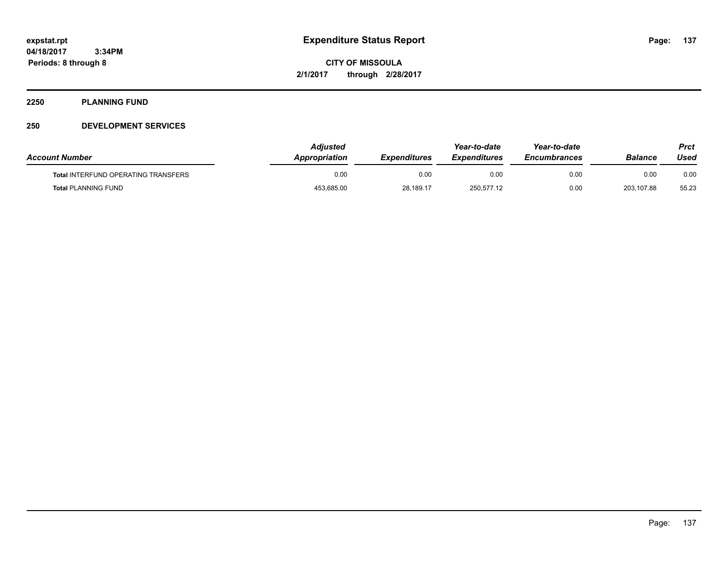**expstat.rpt**
**04/18/2017 3:34PM**
**Periods: 8 through 8**

# Expenditure Status Report

**CITY OF MISSOULA**
**2/1/2017 through 2/28/2017**

## 2250 PLANNING FUND

## 250 DEVELOPMENT SERVICES

| Account Number | Adjusted Appropriation | Expenditures | Year-to-date Expenditures | Year-to-date Encumbrances | Balance | Prct Used |
|---|---|---|---|---|---|---|
| **Total** INTERFUND OPERATING TRANSFERS | 0.00 | 0.00 | 0.00 | 0.00 | 0.00 | 0.00 |
| **Total** PLANNING FUND | 453,685.00 | 28,189.17 | 250,577.12 | 0.00 | 203,107.88 | 55.23 |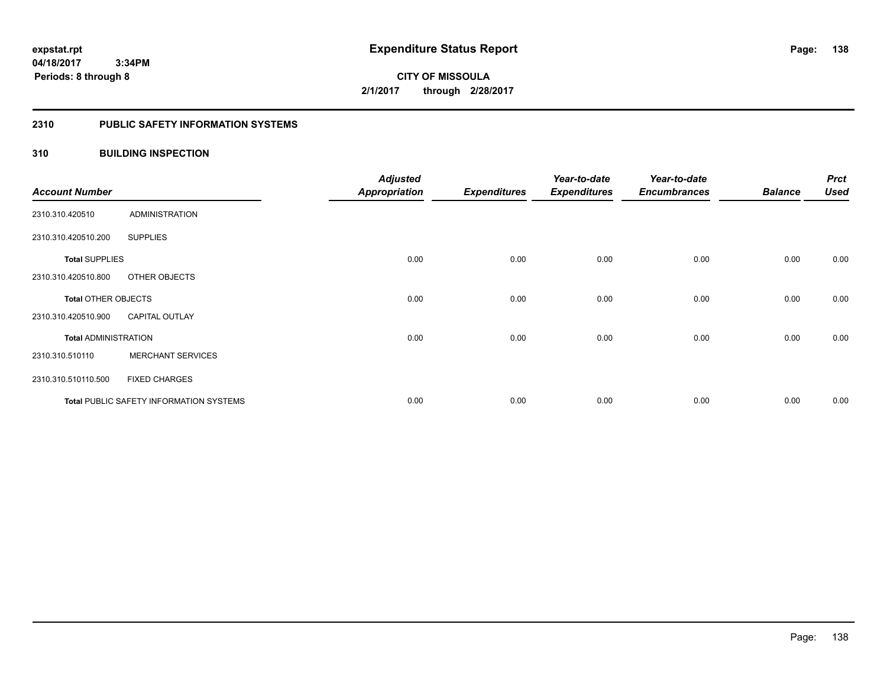**expstat.rpt**
**04/18/2017 3:34PM**
**Periods: 8 through 8**

# Expenditure Status Report

**CITY OF MISSOULA**
**2/1/2017 through 2/28/2017**

## 2310 PUBLIC SAFETY INFORMATION SYSTEMS

### 310 BUILDING INSPECTION

| Account Number | | Adjusted Appropriation | Expenditures | Year-to-date Expenditures | Year-to-date Encumbrances | Balance | Prct Used |
|---|---|---|---|---|---|---|---|
| 2310.310.420510 | ADMINISTRATION | | | | | | |
| 2310.310.420510.200 | SUPPLIES | | | | | | |
| **Total** SUPPLIES | | 0.00 | 0.00 | 0.00 | 0.00 | 0.00 | 0.00 |
| 2310.310.420510.800 | OTHER OBJECTS | | | | | | |
| **Total** OTHER OBJECTS | | 0.00 | 0.00 | 0.00 | 0.00 | 0.00 | 0.00 |
| 2310.310.420510.900 | CAPITAL OUTLAY | | | | | | |
| **Total** ADMINISTRATION | | 0.00 | 0.00 | 0.00 | 0.00 | 0.00 | 0.00 |
| 2310.310.510110 | MERCHANT SERVICES | | | | | | |
| 2310.310.510110.500 | FIXED CHARGES | | | | | | |
| **Total** PUBLIC SAFETY INFORMATION SYSTEMS | | 0.00 | 0.00 | 0.00 | 0.00 | 0.00 | 0.00 |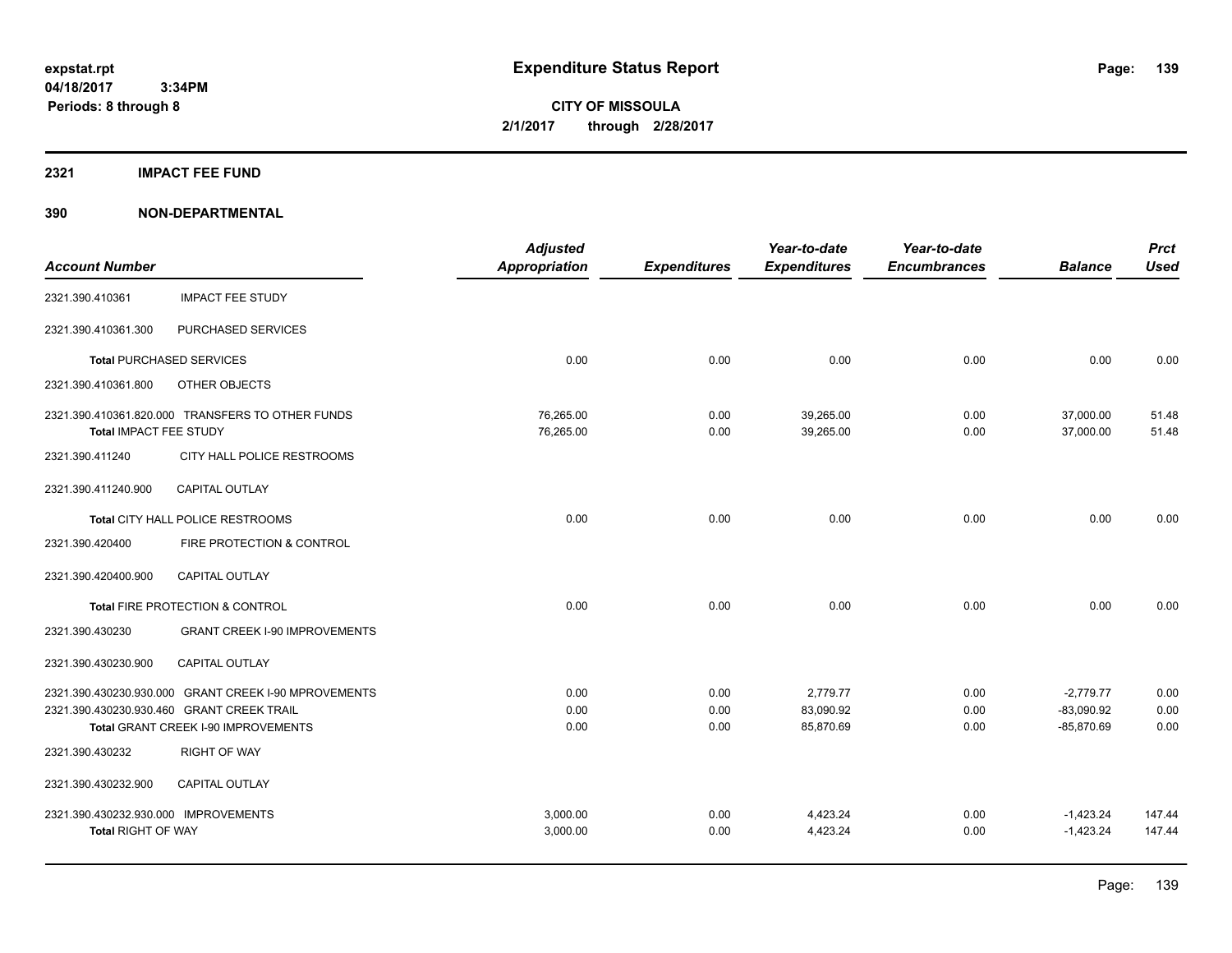# Expenditure Status Report

expstat.rpt
04/18/2017 3:34PM
Periods: 8 through 8

**CITY OF MISSOULA**
**2/1/2017 through 2/28/2017**

## 2321 IMPACT FEE FUND

## 390 NON-DEPARTMENTAL

| Account Number | | Adjusted Appropriation | Expenditures | Year-to-date Expenditures | Year-to-date Encumbrances | Balance | Prct Used |
|---|---|---|---|---|---|---|---|
| 2321.390.410361 | IMPACT FEE STUDY | | | | | | |
| 2321.390.410361.300 | PURCHASED SERVICES | | | | | | |
| **Total** PURCHASED SERVICES | | 0.00 | 0.00 | 0.00 | 0.00 | 0.00 | 0.00 |
| 2321.390.410361.800 | OTHER OBJECTS | | | | | | |
| 2321.390.410361.820.000 | TRANSFERS TO OTHER FUNDS | 76,265.00 | 0.00 | 39,265.00 | 0.00 | 37,000.00 | 51.48 |
| **Total** IMPACT FEE STUDY | | 76,265.00 | 0.00 | 39,265.00 | 0.00 | 37,000.00 | 51.48 |
| 2321.390.411240 | CITY HALL POLICE RESTROOMS | | | | | | |
| 2321.390.411240.900 | CAPITAL OUTLAY | | | | | | |
| **Total** CITY HALL POLICE RESTROOMS | | 0.00 | 0.00 | 0.00 | 0.00 | 0.00 | 0.00 |
| 2321.390.420400 | FIRE PROTECTION & CONTROL | | | | | | |
| 2321.390.420400.900 | CAPITAL OUTLAY | | | | | | |
| **Total** FIRE PROTECTION & CONTROL | | 0.00 | 0.00 | 0.00 | 0.00 | 0.00 | 0.00 |
| 2321.390.430230 | GRANT CREEK I-90 IMPROVEMENTS | | | | | | |
| 2321.390.430230.900 | CAPITAL OUTLAY | | | | | | |
| 2321.390.430230.930.000 | GRANT CREEK I-90 MPROVEMENTS | 0.00 | 0.00 | 2,779.77 | 0.00 | -2,779.77 | 0.00 |
| 2321.390.430230.930.460 | GRANT CREEK TRAIL | 0.00 | 0.00 | 83,090.92 | 0.00 | -83,090.92 | 0.00 |
| **Total** GRANT CREEK I-90 IMPROVEMENTS | | 0.00 | 0.00 | 85,870.69 | 0.00 | -85,870.69 | 0.00 |
| 2321.390.430232 | RIGHT OF WAY | | | | | | |
| 2321.390.430232.900 | CAPITAL OUTLAY | | | | | | |
| 2321.390.430232.930.000 | IMPROVEMENTS | 3,000.00 | 0.00 | 4,423.24 | 0.00 | -1,423.24 | 147.44 |
| **Total** RIGHT OF WAY | | 3,000.00 | 0.00 | 4,423.24 | 0.00 | -1,423.24 | 147.44 |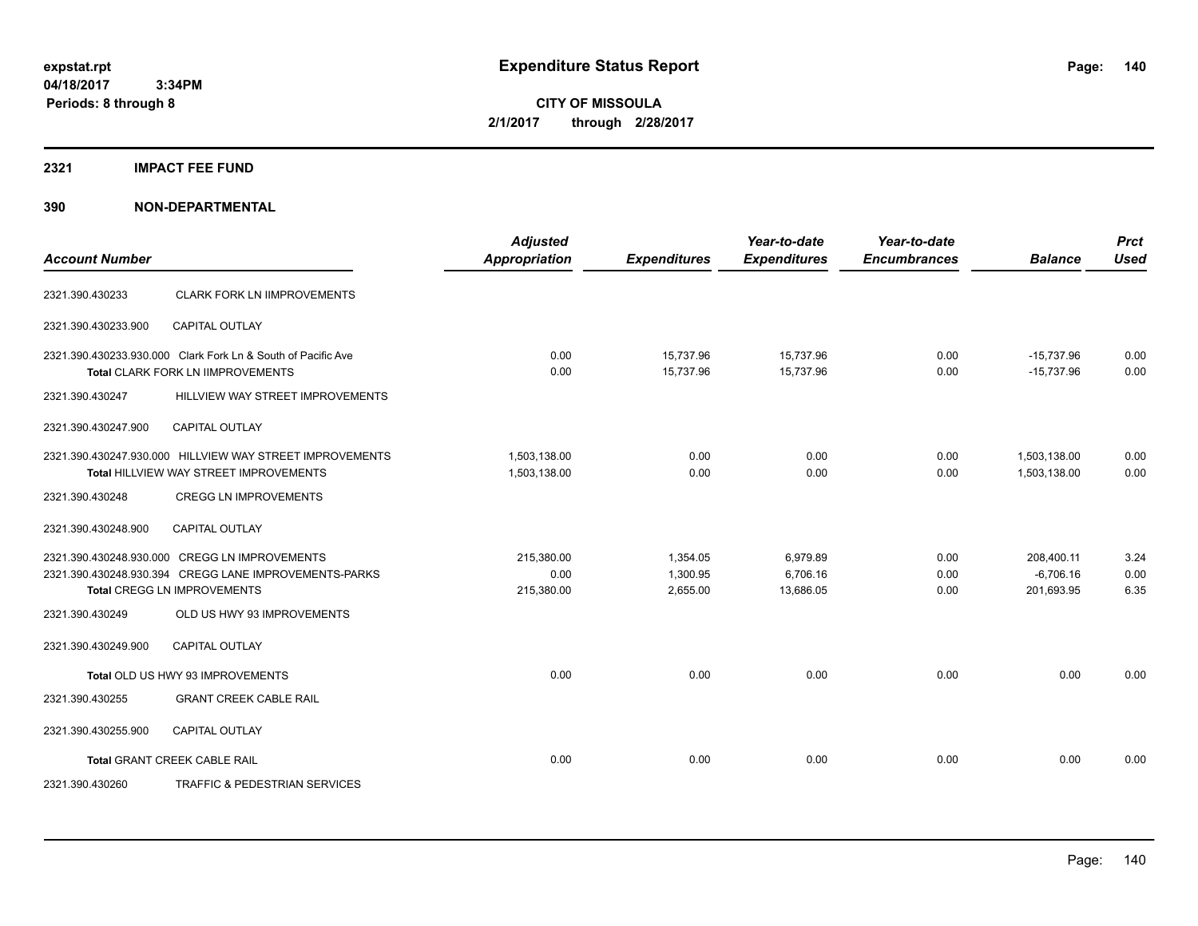**expstat.rpt**
**04/18/2017 3:34PM**
**Periods: 8 through 8**

# Expenditure Status Report

**CITY OF MISSOULA**
**2/1/2017 through 2/28/2017**

## 2321 IMPACT FEE FUND

## 390 NON-DEPARTMENTAL

| Account Number | | Adjusted Appropriation | Expenditures | Year-to-date Expenditures | Year-to-date Encumbrances | Balance | Prct Used |
|---|---|---|---|---|---|---|---|
| 2321.390.430233 | CLARK FORK LN IIMPROVEMENTS | | | | | | |
| 2321.390.430233.900 | CAPITAL OUTLAY | | | | | | |
| 2321.390.430233.930.000 | Clark Fork Ln & South of Pacific Ave | 0.00 | 15,737.96 | 15,737.96 | 0.00 | -15,737.96 | 0.00 |
| | **Total** CLARK FORK LN IIMPROVEMENTS | 0.00 | 15,737.96 | 15,737.96 | 0.00 | -15,737.96 | 0.00 |
| 2321.390.430247 | HILLVIEW WAY STREET IMPROVEMENTS | | | | | | |
| 2321.390.430247.900 | CAPITAL OUTLAY | | | | | | |
| 2321.390.430247.930.000 | HILLVIEW WAY STREET IMPROVEMENTS | 1,503,138.00 | 0.00 | 0.00 | 0.00 | 1,503,138.00 | 0.00 |
| | **Total** HILLVIEW WAY STREET IMPROVEMENTS | 1,503,138.00 | 0.00 | 0.00 | 0.00 | 1,503,138.00 | 0.00 |
| 2321.390.430248 | CREGG LN IMPROVEMENTS | | | | | | |
| 2321.390.430248.900 | CAPITAL OUTLAY | | | | | | |
| 2321.390.430248.930.000 | CREGG LN IMPROVEMENTS | 215,380.00 | 1,354.05 | 6,979.89 | 0.00 | 208,400.11 | 3.24 |
| 2321.390.430248.930.394 | CREGG LANE IMPROVEMENTS-PARKS | 0.00 | 1,300.95 | 6,706.16 | 0.00 | -6,706.16 | 0.00 |
| | **Total** CREGG LN IMPROVEMENTS | 215,380.00 | 2,655.00 | 13,686.05 | 0.00 | 201,693.95 | 6.35 |
| 2321.390.430249 | OLD US HWY 93 IMPROVEMENTS | | | | | | |
| 2321.390.430249.900 | CAPITAL OUTLAY | | | | | | |
| | **Total** OLD US HWY 93 IMPROVEMENTS | 0.00 | 0.00 | 0.00 | 0.00 | 0.00 | 0.00 |
| 2321.390.430255 | GRANT CREEK CABLE RAIL | | | | | | |
| 2321.390.430255.900 | CAPITAL OUTLAY | | | | | | |
| | **Total** GRANT CREEK CABLE RAIL | 0.00 | 0.00 | 0.00 | 0.00 | 0.00 | 0.00 |
| 2321.390.430260 | TRAFFIC & PEDESTRIAN SERVICES | | | | | | |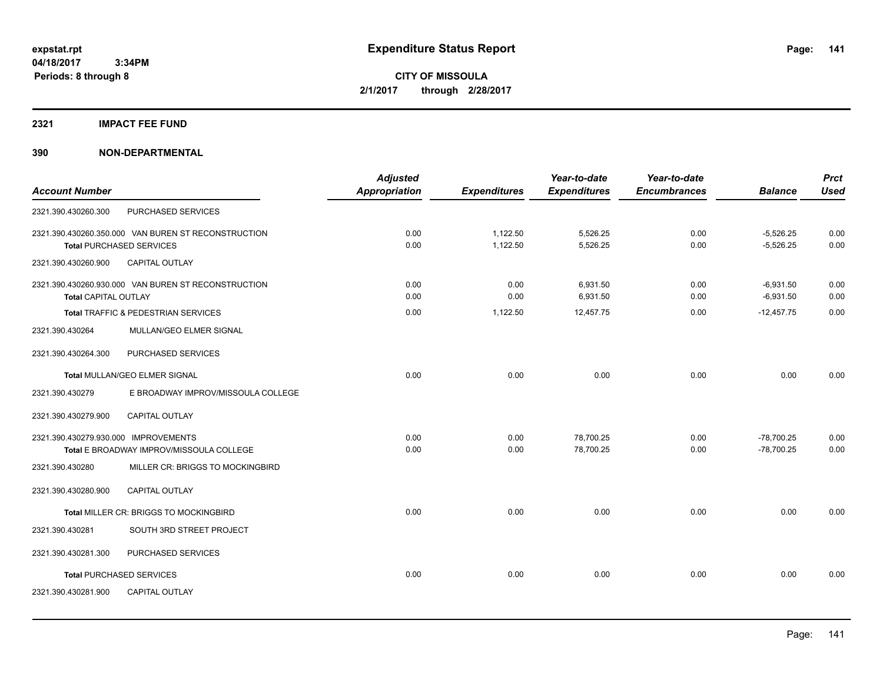# Expenditure Status Report

**CITY OF MISSOULA**
**2/1/2017 through 2/28/2017**

expstat.rpt
04/18/2017 3:34PM
Periods: 8 through 8

## 2321 IMPACT FEE FUND

## 390 NON-DEPARTMENTAL

| Account Number | | Adjusted Appropriation | Expenditures | Year-to-date Expenditures | Year-to-date Encumbrances | Balance | Prct Used |
|---|---|---|---|---|---|---|---|
| 2321.390.430260.300 | PURCHASED SERVICES | | | | | | |
| 2321.390.430260.350.000 VAN BUREN ST RECONSTRUCTION | | 0.00 | 1,122.50 | 5,526.25 | 0.00 | -5,526.25 | 0.00 |
| **Total** PURCHASED SERVICES | | 0.00 | 1,122.50 | 5,526.25 | 0.00 | -5,526.25 | 0.00 |
| 2321.390.430260.900 | CAPITAL OUTLAY | | | | | | |
| 2321.390.430260.930.000 VAN BUREN ST RECONSTRUCTION | | 0.00 | 0.00 | 6,931.50 | 0.00 | -6,931.50 | 0.00 |
| **Total** CAPITAL OUTLAY | | 0.00 | 0.00 | 6,931.50 | 0.00 | -6,931.50 | 0.00 |
| **Total** TRAFFIC & PEDESTRIAN SERVICES | | 0.00 | 1,122.50 | 12,457.75 | 0.00 | -12,457.75 | 0.00 |
| 2321.390.430264 | MULLAN/GEO ELMER SIGNAL | | | | | | |
| 2321.390.430264.300 | PURCHASED SERVICES | | | | | | |
| **Total** MULLAN/GEO ELMER SIGNAL | | 0.00 | 0.00 | 0.00 | 0.00 | 0.00 | 0.00 |
| 2321.390.430279 | E BROADWAY IMPROV/MISSOULA COLLEGE | | | | | | |
| 2321.390.430279.900 | CAPITAL OUTLAY | | | | | | |
| 2321.390.430279.930.000 IMPROVEMENTS | | 0.00 | 0.00 | 78,700.25 | 0.00 | -78,700.25 | 0.00 |
| **Total** E BROADWAY IMPROV/MISSOULA COLLEGE | | 0.00 | 0.00 | 78,700.25 | 0.00 | -78,700.25 | 0.00 |
| 2321.390.430280 | MILLER CR: BRIGGS TO MOCKINGBIRD | | | | | | |
| 2321.390.430280.900 | CAPITAL OUTLAY | | | | | | |
| **Total** MILLER CR: BRIGGS TO MOCKINGBIRD | | 0.00 | 0.00 | 0.00 | 0.00 | 0.00 | 0.00 |
| 2321.390.430281 | SOUTH 3RD STREET PROJECT | | | | | | |
| 2321.390.430281.300 | PURCHASED SERVICES | | | | | | |
| **Total** PURCHASED SERVICES | | 0.00 | 0.00 | 0.00 | 0.00 | 0.00 | 0.00 |
| 2321.390.430281.900 | CAPITAL OUTLAY | | | | | | |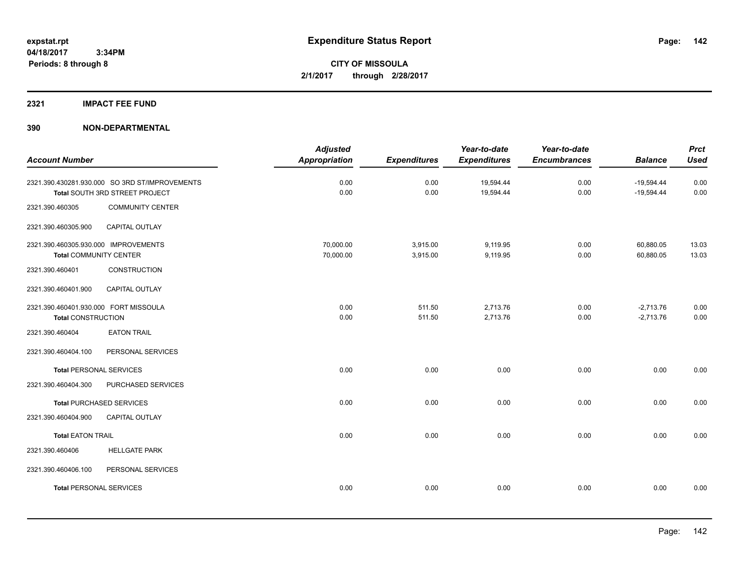expstat.rpt
04/18/2017 3:34PM
Periods: 8 through 8

# Expenditure Status Report

**CITY OF MISSOULA**
**2/1/2017 through 2/28/2017**

## 2321 IMPACT FEE FUND

## 390 NON-DEPARTMENTAL

| Account Number | | Adjusted Appropriation | Expenditures | Year-to-date Expenditures | Year-to-date Encumbrances | Balance | Prct Used |
|---|---|---|---|---|---|---|---|
| 2321.390.430281.930.000 | SO 3RD ST/IMPROVEMENTS | 0.00 | 0.00 | 19,594.44 | 0.00 | -19,594.44 | 0.00 |
| **Total** SOUTH 3RD STREET PROJECT | | 0.00 | 0.00 | 19,594.44 | 0.00 | -19,594.44 | 0.00 |
| 2321.390.460305 | COMMUNITY CENTER | | | | | | |
| 2321.390.460305.900 | CAPITAL OUTLAY | | | | | | |
| 2321.390.460305.930.000 | IMPROVEMENTS | 70,000.00 | 3,915.00 | 9,119.95 | 0.00 | 60,880.05 | 13.03 |
| **Total** COMMUNITY CENTER | | 70,000.00 | 3,915.00 | 9,119.95 | 0.00 | 60,880.05 | 13.03 |
| 2321.390.460401 | CONSTRUCTION | | | | | | |
| 2321.390.460401.900 | CAPITAL OUTLAY | | | | | | |
| 2321.390.460401.930.000 | FORT MISSOULA | 0.00 | 511.50 | 2,713.76 | 0.00 | -2,713.76 | 0.00 |
| **Total** CONSTRUCTION | | 0.00 | 511.50 | 2,713.76 | 0.00 | -2,713.76 | 0.00 |
| 2321.390.460404 | EATON TRAIL | | | | | | |
| 2321.390.460404.100 | PERSONAL SERVICES | | | | | | |
| **Total** PERSONAL SERVICES | | 0.00 | 0.00 | 0.00 | 0.00 | 0.00 | 0.00 |
| 2321.390.460404.300 | PURCHASED SERVICES | | | | | | |
| **Total** PURCHASED SERVICES | | 0.00 | 0.00 | 0.00 | 0.00 | 0.00 | 0.00 |
| 2321.390.460404.900 | CAPITAL OUTLAY | | | | | | |
| **Total** EATON TRAIL | | 0.00 | 0.00 | 0.00 | 0.00 | 0.00 | 0.00 |
| 2321.390.460406 | HELLGATE PARK | | | | | | |
| 2321.390.460406.100 | PERSONAL SERVICES | | | | | | |
| **Total** PERSONAL SERVICES | | 0.00 | 0.00 | 0.00 | 0.00 | 0.00 | 0.00 |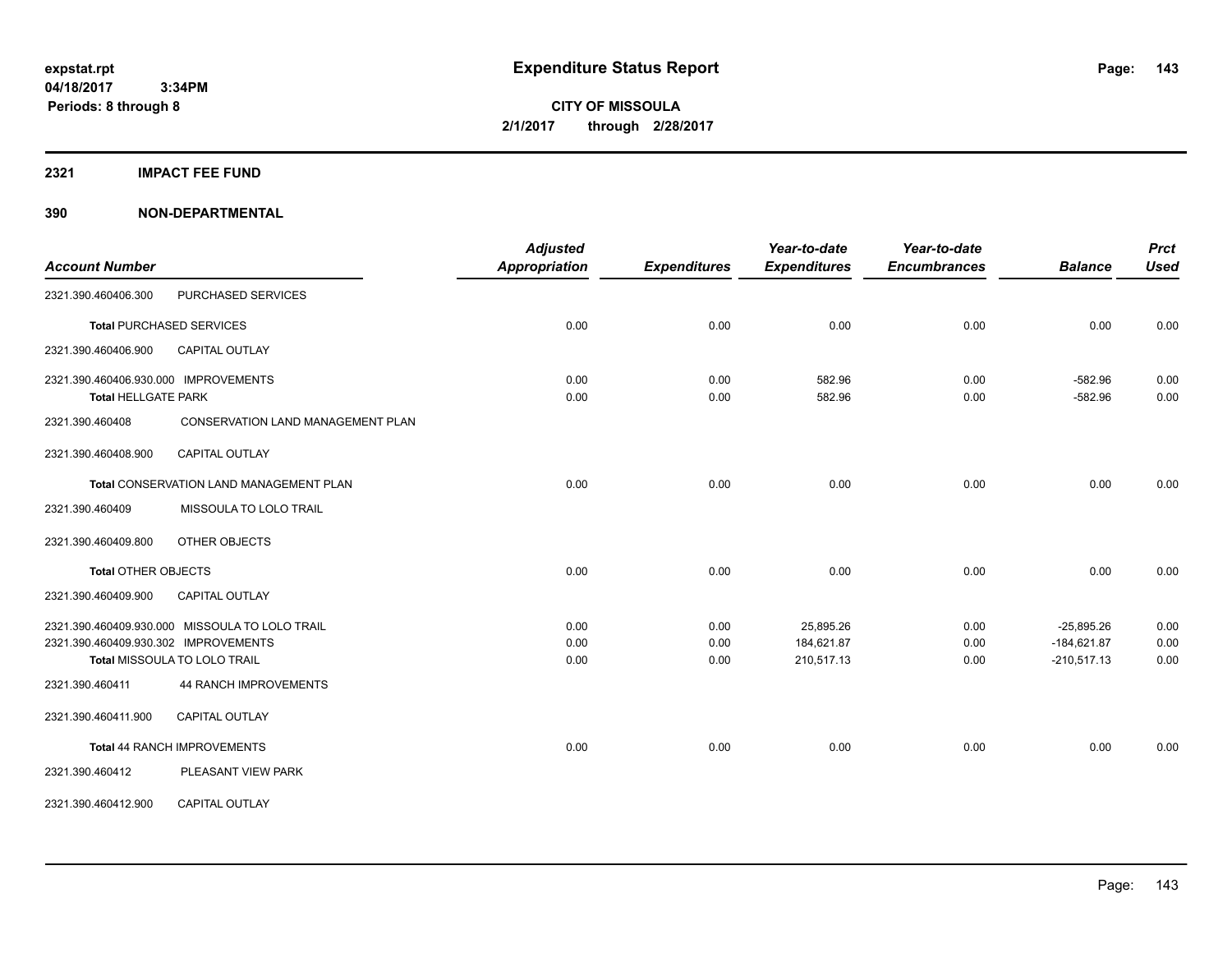**expstat.rpt**
**04/18/2017 3:34PM**
**Periods: 8 through 8**

# Expenditure Status Report

**CITY OF MISSOULA**
**2/1/2017 through 2/28/2017**

## 2321 IMPACT FEE FUND

### 390 NON-DEPARTMENTAL

| Account Number | | Adjusted Appropriation | Expenditures | Year-to-date Expenditures | Year-to-date Encumbrances | Balance | Prct Used |
|---|---|---|---|---|---|---|---|
| 2321.390.460406.300 | PURCHASED SERVICES | | | | | | |
| **Total** PURCHASED SERVICES | | 0.00 | 0.00 | 0.00 | 0.00 | 0.00 | 0.00 |
| 2321.390.460406.900 | CAPITAL OUTLAY | | | | | | |
| 2321.390.460406.930.000 | IMPROVEMENTS | 0.00 | 0.00 | 582.96 | 0.00 | -582.96 | 0.00 |
| **Total** HELLGATE PARK | | 0.00 | 0.00 | 582.96 | 0.00 | -582.96 | 0.00 |
| 2321.390.460408 | CONSERVATION LAND MANAGEMENT PLAN | | | | | | |
| 2321.390.460408.900 | CAPITAL OUTLAY | | | | | | |
| **Total** CONSERVATION LAND MANAGEMENT PLAN | | 0.00 | 0.00 | 0.00 | 0.00 | 0.00 | 0.00 |
| 2321.390.460409 | MISSOULA TO LOLO TRAIL | | | | | | |
| 2321.390.460409.800 | OTHER OBJECTS | | | | | | |
| **Total** OTHER OBJECTS | | 0.00 | 0.00 | 0.00 | 0.00 | 0.00 | 0.00 |
| 2321.390.460409.900 | CAPITAL OUTLAY | | | | | | |
| 2321.390.460409.930.000 | MISSOULA TO LOLO TRAIL | 0.00 | 0.00 | 25,895.26 | 0.00 | -25,895.26 | 0.00 |
| 2321.390.460409.930.302 | IMPROVEMENTS | 0.00 | 0.00 | 184,621.87 | 0.00 | -184,621.87 | 0.00 |
| **Total** MISSOULA TO LOLO TRAIL | | 0.00 | 0.00 | 210,517.13 | 0.00 | -210,517.13 | 0.00 |
| 2321.390.460411 | 44 RANCH IMPROVEMENTS | | | | | | |
| 2321.390.460411.900 | CAPITAL OUTLAY | | | | | | |
| **Total** 44 RANCH IMPROVEMENTS | | 0.00 | 0.00 | 0.00 | 0.00 | 0.00 | 0.00 |
| 2321.390.460412 | PLEASANT VIEW PARK | | | | | | |
| 2321.390.460412.900 | CAPITAL OUTLAY | | | | | | |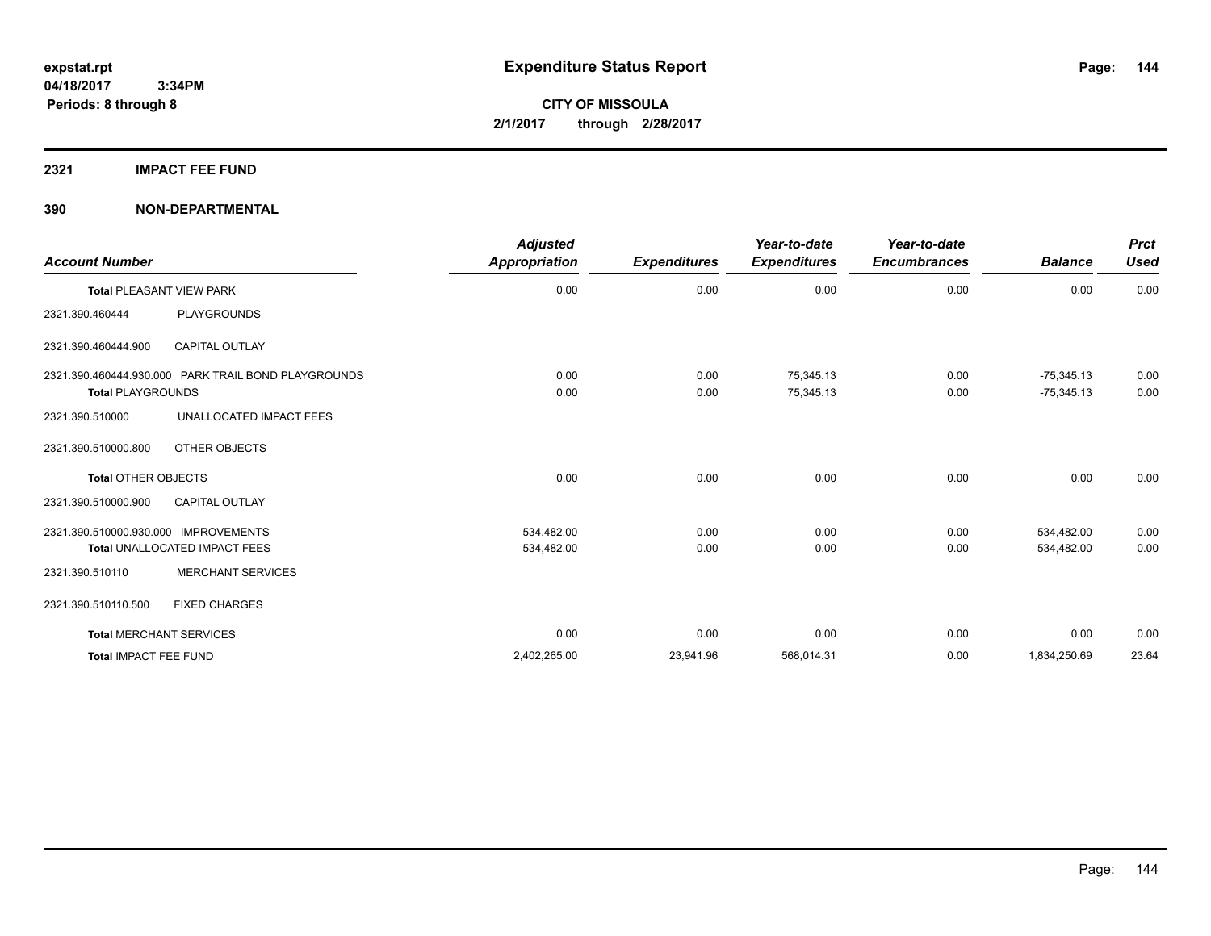# Expenditure Status Report

expstat.rpt
04/18/2017 3:34PM
Periods: 8 through 8

**CITY OF MISSOULA**
**2/1/2017 through 2/28/2017**

## 2321 IMPACT FEE FUND

### 390 NON-DEPARTMENTAL

| Account Number | | Adjusted Appropriation | Expenditures | Year-to-date Expenditures | Year-to-date Encumbrances | Balance | Prct Used |
|---|---|---|---|---|---|---|---|
| **Total** PLEASANT VIEW PARK | | 0.00 | 0.00 | 0.00 | 0.00 | 0.00 | 0.00 |
| 2321.390.460444 | PLAYGROUNDS | | | | | | |
| 2321.390.460444.900 | CAPITAL OUTLAY | | | | | | |
| 2321.390.460444.930.000 | PARK TRAIL BOND PLAYGROUNDS | 0.00 | 0.00 | 75,345.13 | 0.00 | -75,345.13 | 0.00 |
| **Total PLAYGROUNDS** | | 0.00 | 0.00 | 75,345.13 | 0.00 | -75,345.13 | 0.00 |
| 2321.390.510000 | UNALLOCATED IMPACT FEES | | | | | | |
| 2321.390.510000.800 | OTHER OBJECTS | | | | | | |
| **Total OTHER OBJECTS** | | 0.00 | 0.00 | 0.00 | 0.00 | 0.00 | 0.00 |
| 2321.390.510000.900 | CAPITAL OUTLAY | | | | | | |
| 2321.390.510000.930.000 | IMPROVEMENTS | 534,482.00 | 0.00 | 0.00 | 0.00 | 534,482.00 | 0.00 |
| **Total** UNALLOCATED IMPACT FEES | | 534,482.00 | 0.00 | 0.00 | 0.00 | 534,482.00 | 0.00 |
| 2321.390.510110 | MERCHANT SERVICES | | | | | | |
| 2321.390.510110.500 | FIXED CHARGES | | | | | | |
| **Total** MERCHANT SERVICES | | 0.00 | 0.00 | 0.00 | 0.00 | 0.00 | 0.00 |
| **Total** IMPACT FEE FUND | | 2,402,265.00 | 23,941.96 | 568,014.31 | 0.00 | 1,834,250.69 | 23.64 |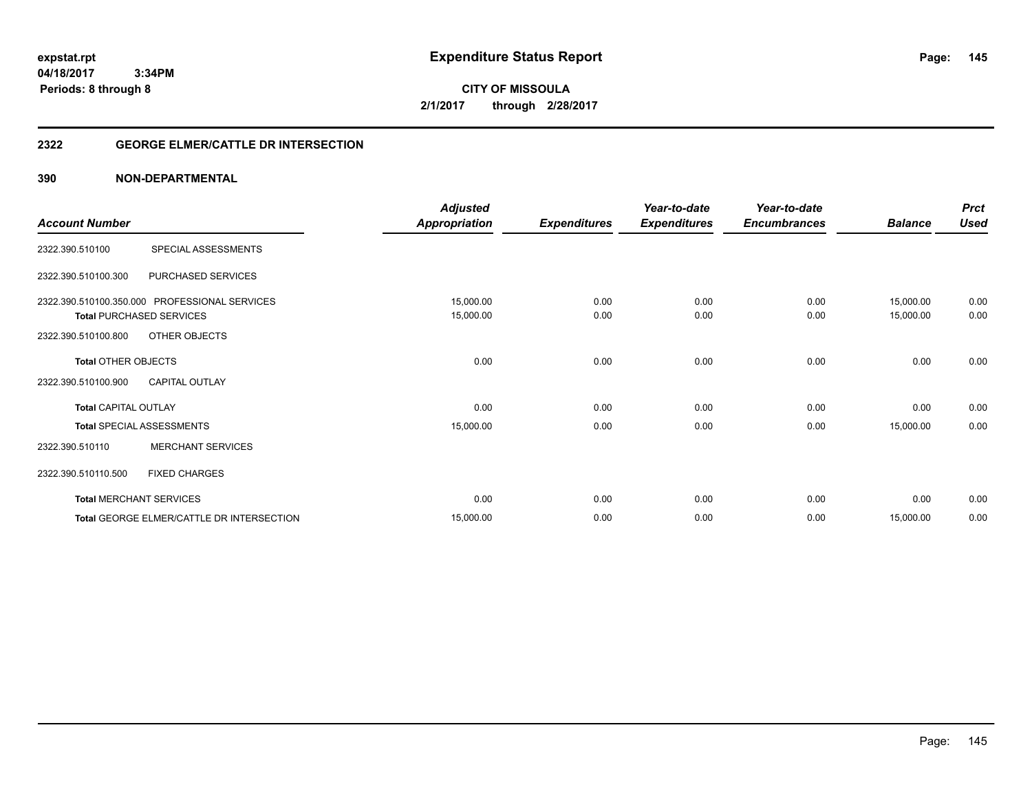**expstat.rpt**
**04/18/2017 3:34PM**
**Periods: 8 through 8**

# Expenditure Status Report

**CITY OF MISSOULA**
**2/1/2017 through 2/28/2017**

## 2322 GEORGE ELMER/CATTLE DR INTERSECTION

### 390 NON-DEPARTMENTAL

| Account Number | | Adjusted Appropriation | Expenditures | Year-to-date Expenditures | Year-to-date Encumbrances | Balance | Prct Used |
|---|---|---|---|---|---|---|---|
| 2322.390.510100 | SPECIAL ASSESSMENTS | | | | | | |
| 2322.390.510100.300 | PURCHASED SERVICES | | | | | | |
| 2322.390.510100.350.000 | PROFESSIONAL SERVICES | 15,000.00 | 0.00 | 0.00 | 0.00 | 15,000.00 | 0.00 |
| **Total** PURCHASED SERVICES | | 15,000.00 | 0.00 | 0.00 | 0.00 | 15,000.00 | 0.00 |
| 2322.390.510100.800 | OTHER OBJECTS | | | | | | |
| **Total** OTHER OBJECTS | | 0.00 | 0.00 | 0.00 | 0.00 | 0.00 | 0.00 |
| 2322.390.510100.900 | CAPITAL OUTLAY | | | | | | |
| **Total** CAPITAL OUTLAY | | 0.00 | 0.00 | 0.00 | 0.00 | 0.00 | 0.00 |
| **Total** SPECIAL ASSESSMENTS | | 15,000.00 | 0.00 | 0.00 | 0.00 | 15,000.00 | 0.00 |
| 2322.390.510110 | MERCHANT SERVICES | | | | | | |
| 2322.390.510110.500 | FIXED CHARGES | | | | | | |
| **Total** MERCHANT SERVICES | | 0.00 | 0.00 | 0.00 | 0.00 | 0.00 | 0.00 |
| **Total** GEORGE ELMER/CATTLE DR INTERSECTION | | 15,000.00 | 0.00 | 0.00 | 0.00 | 15,000.00 | 0.00 |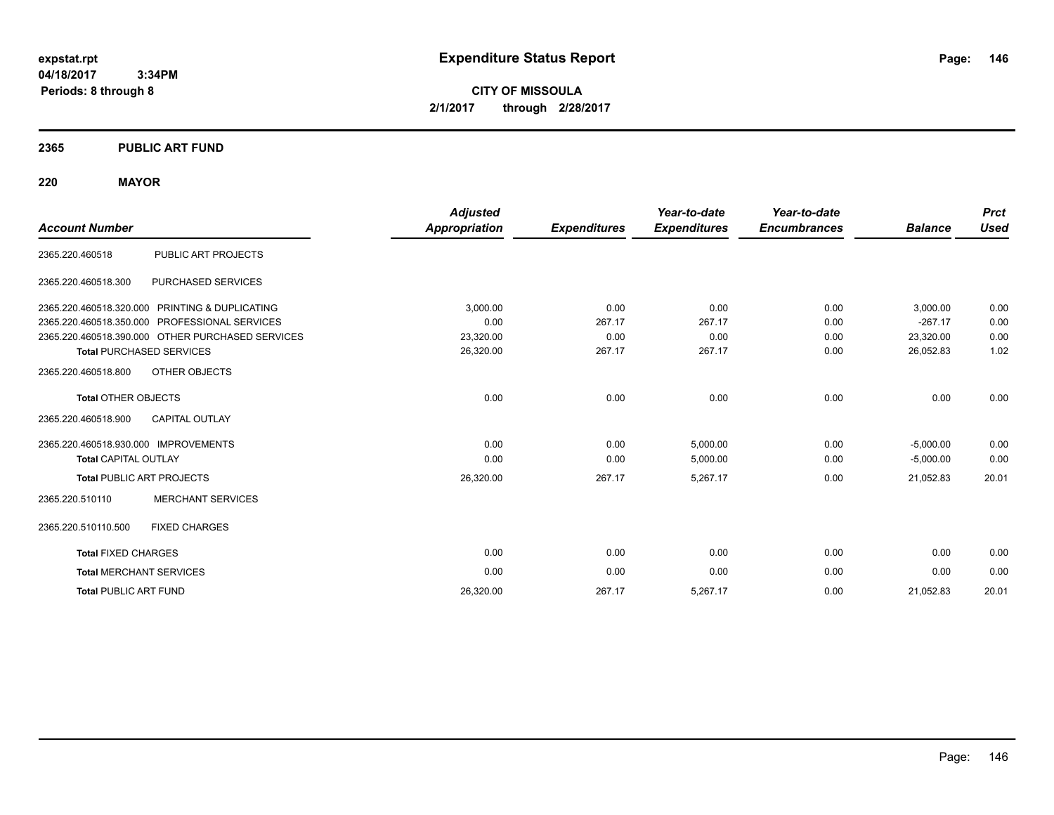**expstat.rpt**
**04/18/2017 3:34PM**
**Periods: 8 through 8**

# Expenditure Status Report

**CITY OF MISSOULA**
**2/1/2017 through 2/28/2017**

## 2365 PUBLIC ART FUND

### 220 MAYOR

| Account Number | | Adjusted Appropriation | Expenditures | Year-to-date Expenditures | Year-to-date Encumbrances | Balance | Prct Used |
|---|---|---|---|---|---|---|---|
| 2365.220.460518 | PUBLIC ART PROJECTS | | | | | | |
| 2365.220.460518.300 | PURCHASED SERVICES | | | | | | |
| 2365.220.460518.320.000 | PRINTING & DUPLICATING | 3,000.00 | 0.00 | 0.00 | 0.00 | 3,000.00 | 0.00 |
| 2365.220.460518.350.000 | PROFESSIONAL SERVICES | 0.00 | 267.17 | 267.17 | 0.00 | -267.17 | 0.00 |
| 2365.220.460518.390.000 | OTHER PURCHASED SERVICES | 23,320.00 | 0.00 | 0.00 | 0.00 | 23,320.00 | 0.00 |
| **Total** PURCHASED SERVICES | | 26,320.00 | 267.17 | 267.17 | 0.00 | 26,052.83 | 1.02 |
| 2365.220.460518.800 | OTHER OBJECTS | | | | | | |
| **Total** OTHER OBJECTS | | 0.00 | 0.00 | 0.00 | 0.00 | 0.00 | 0.00 |
| 2365.220.460518.900 | CAPITAL OUTLAY | | | | | | |
| 2365.220.460518.930.000 | IMPROVEMENTS | 0.00 | 0.00 | 5,000.00 | 0.00 | -5,000.00 | 0.00 |
| **Total** CAPITAL OUTLAY | | 0.00 | 0.00 | 5,000.00 | 0.00 | -5,000.00 | 0.00 |
| **Total** PUBLIC ART PROJECTS | | 26,320.00 | 267.17 | 5,267.17 | 0.00 | 21,052.83 | 20.01 |
| 2365.220.510110 | MERCHANT SERVICES | | | | | | |
| 2365.220.510110.500 | FIXED CHARGES | | | | | | |
| **Total** FIXED CHARGES | | 0.00 | 0.00 | 0.00 | 0.00 | 0.00 | 0.00 |
| **Total** MERCHANT SERVICES | | 0.00 | 0.00 | 0.00 | 0.00 | 0.00 | 0.00 |
| **Total** PUBLIC ART FUND | | 26,320.00 | 267.17 | 5,267.17 | 0.00 | 21,052.83 | 20.01 |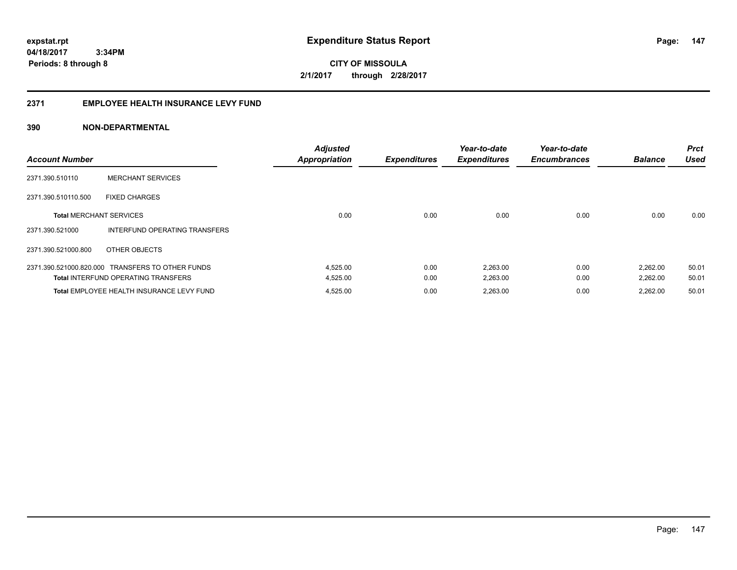**expstat.rpt**
**04/18/2017 3:34PM**
**Periods: 8 through 8**

# Expenditure Status Report

**CITY OF MISSOULA**
**2/1/2017 through 2/28/2017**

## 2371 EMPLOYEE HEALTH INSURANCE LEVY FUND

## 390 NON-DEPARTMENTAL

| Account Number | | Adjusted Appropriation | Expenditures | Year-to-date Expenditures | Year-to-date Encumbrances | Balance | Prct Used |
|---|---|---|---|---|---|---|---|
| 2371.390.510110 | MERCHANT SERVICES | | | | | | |
| 2371.390.510110.500 | FIXED CHARGES | | | | | | |
| **Total** MERCHANT SERVICES | | 0.00 | 0.00 | 0.00 | 0.00 | 0.00 | 0.00 |
| 2371.390.521000 | INTERFUND OPERATING TRANSFERS | | | | | | |
| 2371.390.521000.800 | OTHER OBJECTS | | | | | | |
| 2371.390.521000.820.000 | TRANSFERS TO OTHER FUNDS | 4,525.00 | 0.00 | 2,263.00 | 0.00 | 2,262.00 | 50.01 |
| **Total** INTERFUND OPERATING TRANSFERS | | 4,525.00 | 0.00 | 2,263.00 | 0.00 | 2,262.00 | 50.01 |
| **Total** EMPLOYEE HEALTH INSURANCE LEVY FUND | | 4,525.00 | 0.00 | 2,263.00 | 0.00 | 2,262.00 | 50.01 |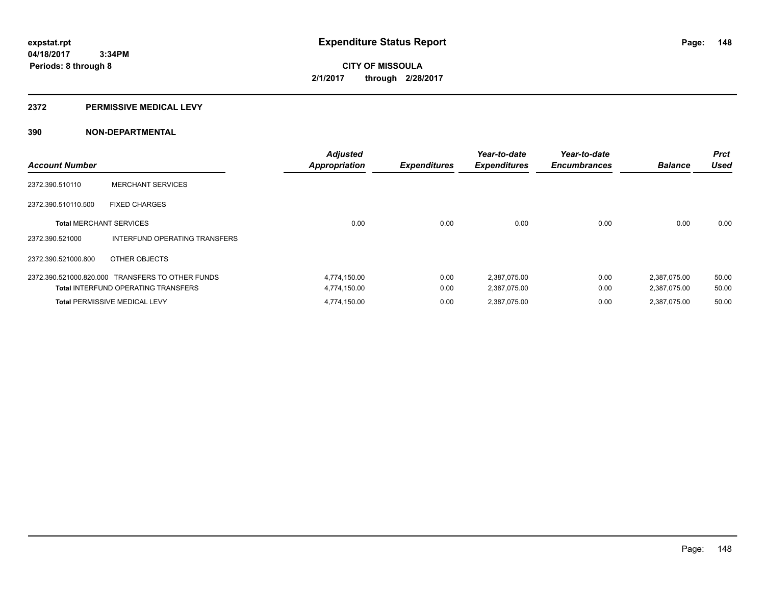expstat.rpt
04/18/2017 3:34PM
Periods: 8 through 8

# Expenditure Status Report

CITY OF MISSOULA

2/1/2017 through 2/28/2017

## 2372 PERMISSIVE MEDICAL LEVY

### 390 NON-DEPARTMENTAL

| Account Number | | Adjusted Appropriation | Expenditures | Year-to-date Expenditures | Year-to-date Encumbrances | Balance | Prct Used |
|---|---|---|---|---|---|---|---|
| 2372.390.510110 | MERCHANT SERVICES | | | | | | |
| 2372.390.510110.500 | FIXED CHARGES | | | | | | |
| **Total** MERCHANT SERVICES | | 0.00 | 0.00 | 0.00 | 0.00 | 0.00 | 0.00 |
| 2372.390.521000 | INTERFUND OPERATING TRANSFERS | | | | | | |
| 2372.390.521000.800 | OTHER OBJECTS | | | | | | |
| 2372.390.521000.820.000 | TRANSFERS TO OTHER FUNDS | 4,774,150.00 | 0.00 | 2,387,075.00 | 0.00 | 2,387,075.00 | 50.00 |
| **Total** INTERFUND OPERATING TRANSFERS | | 4,774,150.00 | 0.00 | 2,387,075.00 | 0.00 | 2,387,075.00 | 50.00 |
| **Total** PERMISSIVE MEDICAL LEVY | | 4,774,150.00 | 0.00 | 2,387,075.00 | 0.00 | 2,387,075.00 | 50.00 |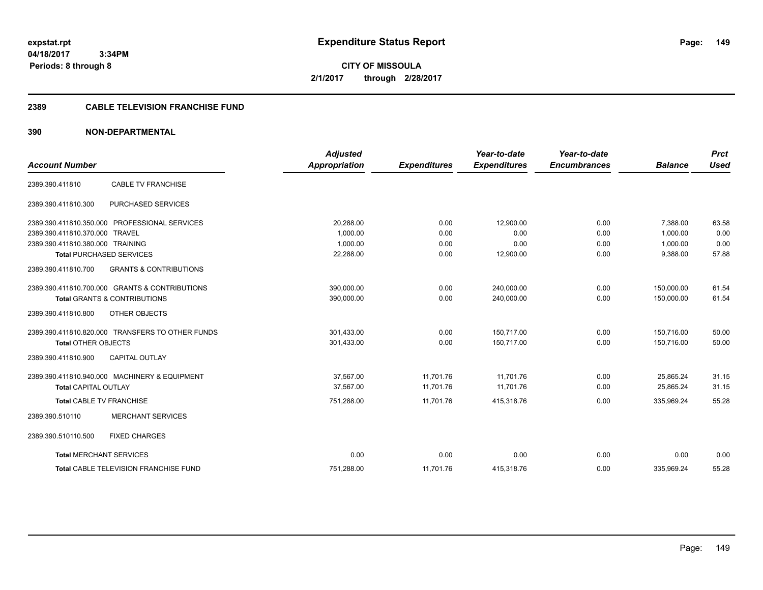expstat.rpt
04/18/2017 3:34PM
Periods: 8 through 8

# Expenditure Status Report

**CITY OF MISSOULA**
**2/1/2017 through 2/28/2017**

## 2389 CABLE TELEVISION FRANCHISE FUND

### 390 NON-DEPARTMENTAL

| Account Number | | Adjusted Appropriation | Expenditures | Year-to-date Expenditures | Year-to-date Encumbrances | Balance | Prct Used |
|---|---|---|---|---|---|---|---|
| 2389.390.411810 | CABLE TV FRANCHISE | | | | | | |
| 2389.390.411810.300 | PURCHASED SERVICES | | | | | | |
| 2389.390.411810.350.000 | PROFESSIONAL SERVICES | 20,288.00 | 0.00 | 12,900.00 | 0.00 | 7,388.00 | 63.58 |
| 2389.390.411810.370.000 | TRAVEL | 1,000.00 | 0.00 | 0.00 | 0.00 | 1,000.00 | 0.00 |
| 2389.390.411810.380.000 | TRAINING | 1,000.00 | 0.00 | 0.00 | 0.00 | 1,000.00 | 0.00 |
| **Total** PURCHASED SERVICES | | 22,288.00 | 0.00 | 12,900.00 | 0.00 | 9,388.00 | 57.88 |
| 2389.390.411810.700 | GRANTS & CONTRIBUTIONS | | | | | | |
| 2389.390.411810.700.000 | GRANTS & CONTRIBUTIONS | 390,000.00 | 0.00 | 240,000.00 | 0.00 | 150,000.00 | 61.54 |
| **Total** GRANTS & CONTRIBUTIONS | | 390,000.00 | 0.00 | 240,000.00 | 0.00 | 150,000.00 | 61.54 |
| 2389.390.411810.800 | OTHER OBJECTS | | | | | | |
| 2389.390.411810.820.000 | TRANSFERS TO OTHER FUNDS | 301,433.00 | 0.00 | 150,717.00 | 0.00 | 150,716.00 | 50.00 |
| **Total** OTHER OBJECTS | | 301,433.00 | 0.00 | 150,717.00 | 0.00 | 150,716.00 | 50.00 |
| 2389.390.411810.900 | CAPITAL OUTLAY | | | | | | |
| 2389.390.411810.940.000 | MACHINERY & EQUIPMENT | 37,567.00 | 11,701.76 | 11,701.76 | 0.00 | 25,865.24 | 31.15 |
| **Total** CAPITAL OUTLAY | | 37,567.00 | 11,701.76 | 11,701.76 | 0.00 | 25,865.24 | 31.15 |
| **Total** CABLE TV FRANCHISE | | 751,288.00 | 11,701.76 | 415,318.76 | 0.00 | 335,969.24 | 55.28 |
| 2389.390.510110 | MERCHANT SERVICES | | | | | | |
| 2389.390.510110.500 | FIXED CHARGES | | | | | | |
| **Total** MERCHANT SERVICES | | 0.00 | 0.00 | 0.00 | 0.00 | 0.00 | 0.00 |
| **Total** CABLE TELEVISION FRANCHISE FUND | | 751,288.00 | 11,701.76 | 415,318.76 | 0.00 | 335,969.24 | 55.28 |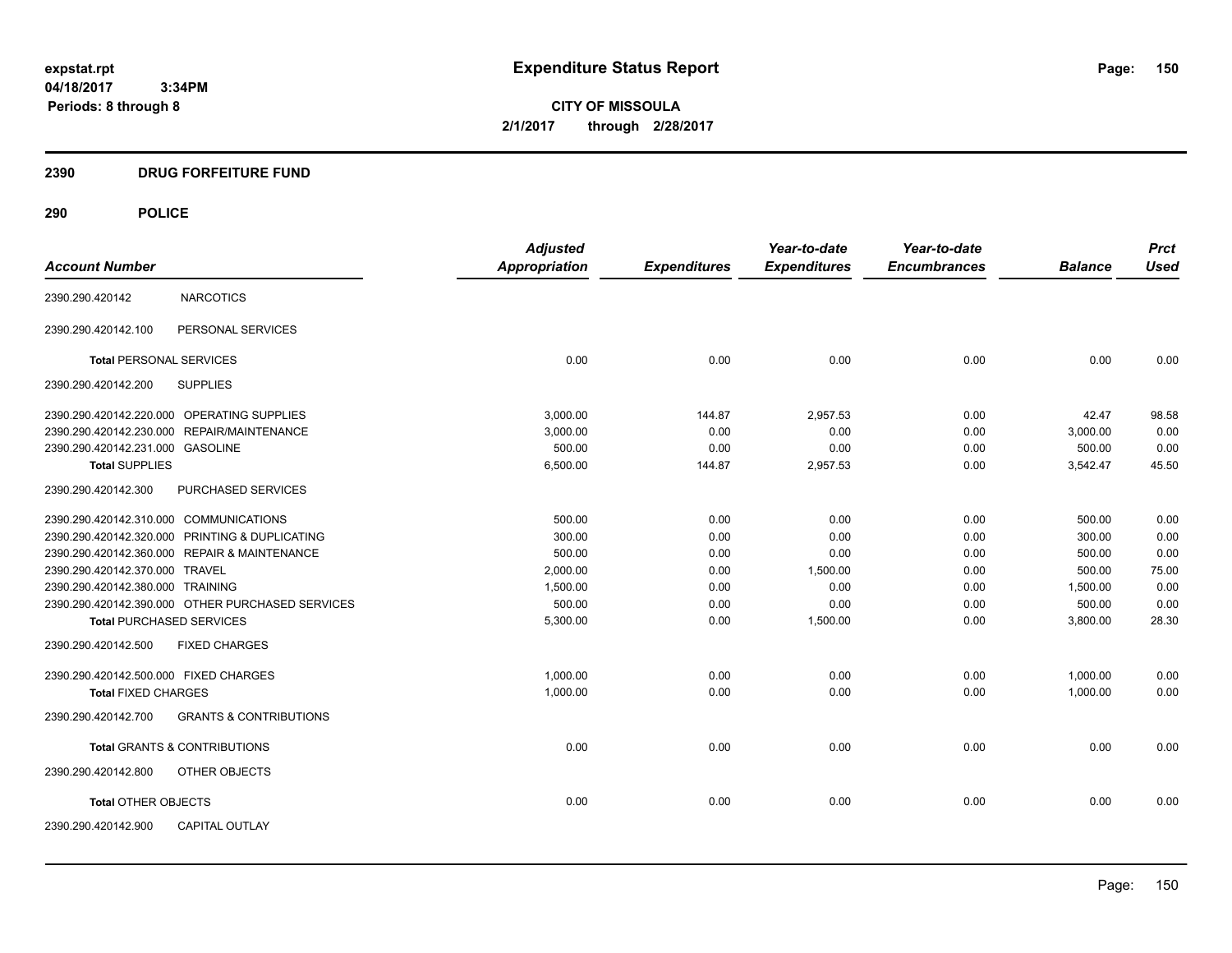# Expenditure Status Report

expstat.rpt
04/18/2017 3:34PM
Periods: 8 through 8

**CITY OF MISSOULA**
**2/1/2017 through 2/28/2017**

## 2390 DRUG FORFEITURE FUND

## 290 POLICE

| Account Number | | Adjusted Appropriation | Expenditures | Year-to-date Expenditures | Year-to-date Encumbrances | Balance | Prct Used |
|---|---|---|---|---|---|---|---|
| 2390.290.420142 | NARCOTICS | | | | | | |
| 2390.290.420142.100 | PERSONAL SERVICES | | | | | | |
| **Total** PERSONAL SERVICES | | 0.00 | 0.00 | 0.00 | 0.00 | 0.00 | 0.00 |
| 2390.290.420142.200 | SUPPLIES | | | | | | |
| 2390.290.420142.220.000 | OPERATING SUPPLIES | 3,000.00 | 144.87 | 2,957.53 | 0.00 | 42.47 | 98.58 |
| 2390.290.420142.230.000 | REPAIR/MAINTENANCE | 3,000.00 | 0.00 | 0.00 | 0.00 | 3,000.00 | 0.00 |
| 2390.290.420142.231.000 | GASOLINE | 500.00 | 0.00 | 0.00 | 0.00 | 500.00 | 0.00 |
| **Total SUPPLIES** | | 6,500.00 | 144.87 | 2,957.53 | 0.00 | 3,542.47 | 45.50 |
| 2390.290.420142.300 | PURCHASED SERVICES | | | | | | |
| 2390.290.420142.310.000 | COMMUNICATIONS | 500.00 | 0.00 | 0.00 | 0.00 | 500.00 | 0.00 |
| 2390.290.420142.320.000 | PRINTING & DUPLICATING | 300.00 | 0.00 | 0.00 | 0.00 | 300.00 | 0.00 |
| 2390.290.420142.360.000 | REPAIR & MAINTENANCE | 500.00 | 0.00 | 0.00 | 0.00 | 500.00 | 0.00 |
| 2390.290.420142.370.000 | TRAVEL | 2,000.00 | 0.00 | 1,500.00 | 0.00 | 500.00 | 75.00 |
| 2390.290.420142.380.000 | TRAINING | 1,500.00 | 0.00 | 0.00 | 0.00 | 1,500.00 | 0.00 |
| 2390.290.420142.390.000 | OTHER PURCHASED SERVICES | 500.00 | 0.00 | 0.00 | 0.00 | 500.00 | 0.00 |
| **Total PURCHASED SERVICES** | | 5,300.00 | 0.00 | 1,500.00 | 0.00 | 3,800.00 | 28.30 |
| 2390.290.420142.500 | FIXED CHARGES | | | | | | |
| 2390.290.420142.500.000 | FIXED CHARGES | 1,000.00 | 0.00 | 0.00 | 0.00 | 1,000.00 | 0.00 |
| **Total FIXED CHARGES** | | 1,000.00 | 0.00 | 0.00 | 0.00 | 1,000.00 | 0.00 |
| 2390.290.420142.700 | GRANTS & CONTRIBUTIONS | | | | | | |
| **Total** GRANTS & CONTRIBUTIONS | | 0.00 | 0.00 | 0.00 | 0.00 | 0.00 | 0.00 |
| 2390.290.420142.800 | OTHER OBJECTS | | | | | | |
| **Total** OTHER OBJECTS | | 0.00 | 0.00 | 0.00 | 0.00 | 0.00 | 0.00 |
| 2390.290.420142.900 | CAPITAL OUTLAY | | | | | | |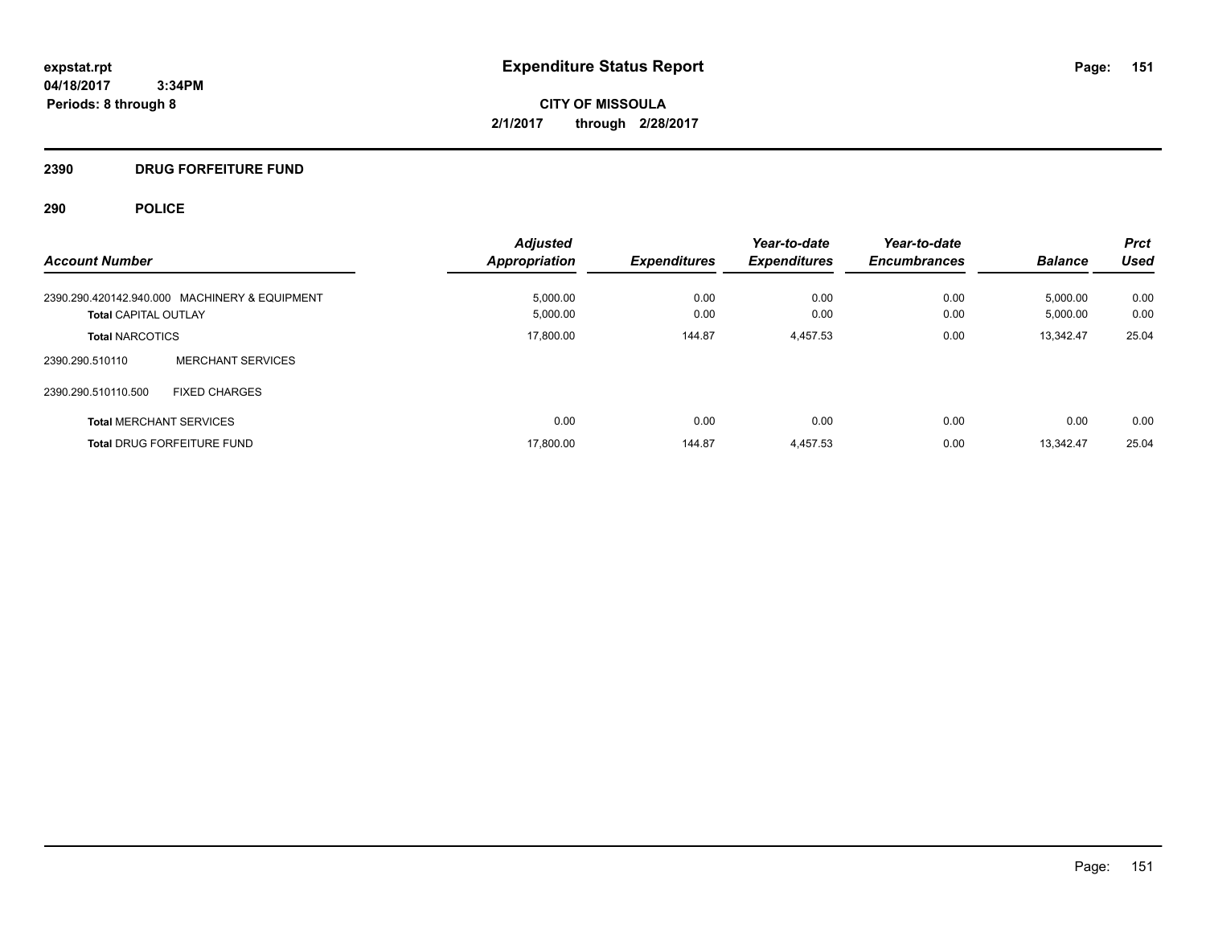**expstat.rpt**
**04/18/2017 3:34PM**
**Periods: 8 through 8**

# Expenditure Status Report

**CITY OF MISSOULA**
**2/1/2017 through 2/28/2017**

## 2390 DRUG FORFEITURE FUND

## 290 POLICE

| Account Number | Adjusted Appropriation | Expenditures | Year-to-date Expenditures | Year-to-date Encumbrances | Balance | Prct Used |
|---|---|---|---|---|---|---|
| 2390.290.420142.940.000 MACHINERY & EQUIPMENT | 5,000.00 | 0.00 | 0.00 | 0.00 | 5,000.00 | 0.00 |
| **Total** CAPITAL OUTLAY | 5,000.00 | 0.00 | 0.00 | 0.00 | 5,000.00 | 0.00 |
| **Total** NARCOTICS | 17,800.00 | 144.87 | 4,457.53 | 0.00 | 13,342.47 | 25.04 |
| 2390.290.510110 MERCHANT SERVICES | | | | | | |
| 2390.290.510110.500 FIXED CHARGES | | | | | | |
| **Total** MERCHANT SERVICES | 0.00 | 0.00 | 0.00 | 0.00 | 0.00 | 0.00 |
| **Total** DRUG FORFEITURE FUND | 17,800.00 | 144.87 | 4,457.53 | 0.00 | 13,342.47 | 25.04 |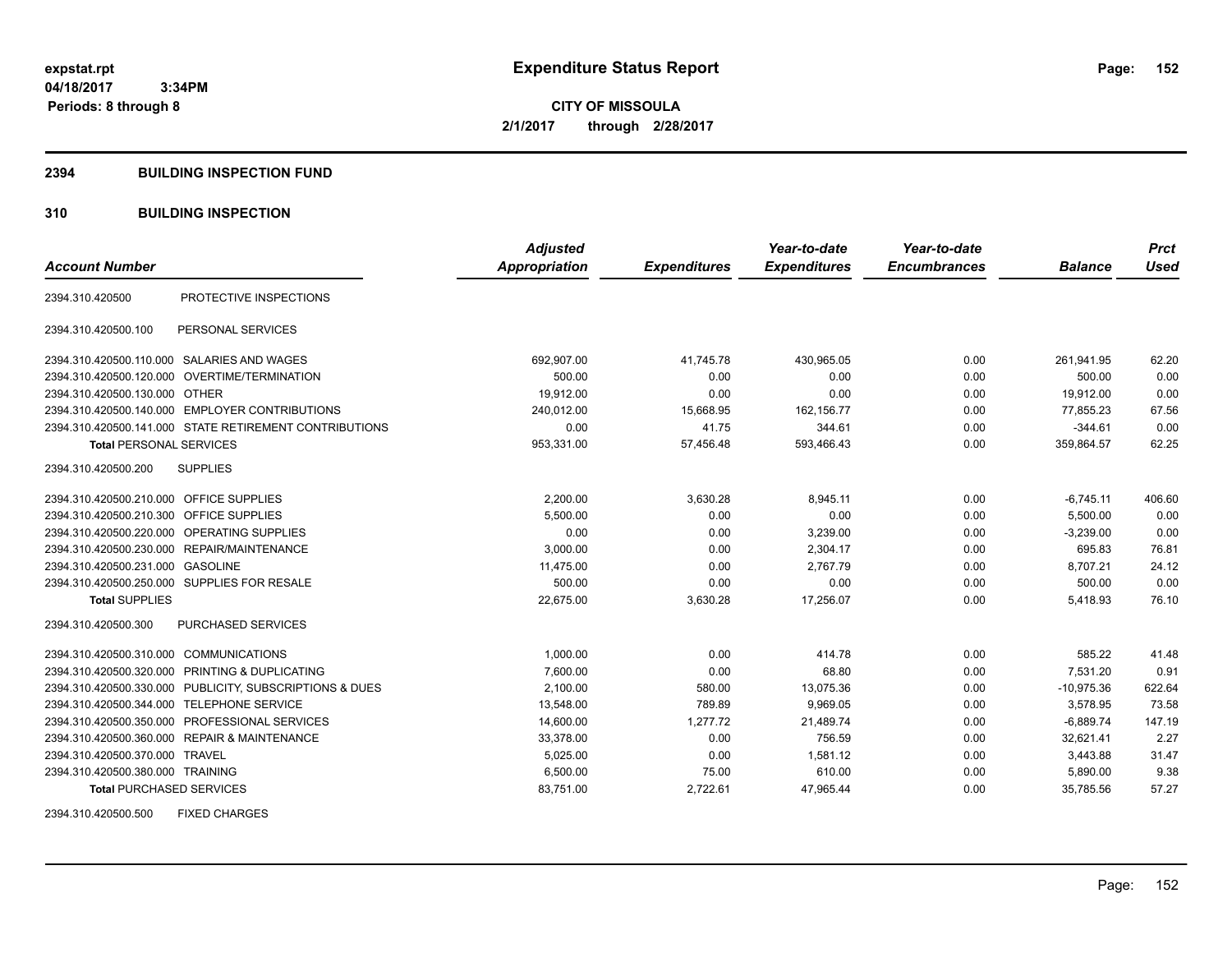# Expenditure Status Report

**CITY OF MISSOULA**
**2/1/2017 through 2/28/2017**

expstat.rpt
04/18/2017 3:34PM
Periods: 8 through 8

## 2394 BUILDING INSPECTION FUND

### 310 BUILDING INSPECTION

| Account Number | | Adjusted Appropriation | Expenditures | Year-to-date Expenditures | Year-to-date Encumbrances | Balance | Prct Used |
|---|---|---|---|---|---|---|---|
| 2394.310.420500 | PROTECTIVE INSPECTIONS | | | | | | |
| 2394.310.420500.100 | PERSONAL SERVICES | | | | | | |
| 2394.310.420500.110.000 | SALARIES AND WAGES | 692,907.00 | 41,745.78 | 430,965.05 | 0.00 | 261,941.95 | 62.20 |
| 2394.310.420500.120.000 | OVERTIME/TERMINATION | 500.00 | 0.00 | 0.00 | 0.00 | 500.00 | 0.00 |
| 2394.310.420500.130.000 | OTHER | 19,912.00 | 0.00 | 0.00 | 0.00 | 19,912.00 | 0.00 |
| 2394.310.420500.140.000 | EMPLOYER CONTRIBUTIONS | 240,012.00 | 15,668.95 | 162,156.77 | 0.00 | 77,855.23 | 67.56 |
| 2394.310.420500.141.000 | STATE RETIREMENT CONTRIBUTIONS | 0.00 | 41.75 | 344.61 | 0.00 | -344.61 | 0.00 |
| **Total** PERSONAL SERVICES | | 953,331.00 | 57,456.48 | 593,466.43 | 0.00 | 359,864.57 | 62.25 |
| 2394.310.420500.200 | SUPPLIES | | | | | | |
| 2394.310.420500.210.000 | OFFICE SUPPLIES | 2,200.00 | 3,630.28 | 8,945.11 | 0.00 | -6,745.11 | 406.60 |
| 2394.310.420500.210.300 | OFFICE SUPPLIES | 5,500.00 | 0.00 | 0.00 | 0.00 | 5,500.00 | 0.00 |
| 2394.310.420500.220.000 | OPERATING SUPPLIES | 0.00 | 0.00 | 3,239.00 | 0.00 | -3,239.00 | 0.00 |
| 2394.310.420500.230.000 | REPAIR/MAINTENANCE | 3,000.00 | 0.00 | 2,304.17 | 0.00 | 695.83 | 76.81 |
| 2394.310.420500.231.000 | GASOLINE | 11,475.00 | 0.00 | 2,767.79 | 0.00 | 8,707.21 | 24.12 |
| 2394.310.420500.250.000 | SUPPLIES FOR RESALE | 500.00 | 0.00 | 0.00 | 0.00 | 500.00 | 0.00 |
| **Total** SUPPLIES | | 22,675.00 | 3,630.28 | 17,256.07 | 0.00 | 5,418.93 | 76.10 |
| 2394.310.420500.300 | PURCHASED SERVICES | | | | | | |
| 2394.310.420500.310.000 | COMMUNICATIONS | 1,000.00 | 0.00 | 414.78 | 0.00 | 585.22 | 41.48 |
| 2394.310.420500.320.000 | PRINTING & DUPLICATING | 7,600.00 | 0.00 | 68.80 | 0.00 | 7,531.20 | 0.91 |
| 2394.310.420500.330.000 | PUBLICITY, SUBSCRIPTIONS & DUES | 2,100.00 | 580.00 | 13,075.36 | 0.00 | -10,975.36 | 622.64 |
| 2394.310.420500.344.000 | TELEPHONE SERVICE | 13,548.00 | 789.89 | 9,969.05 | 0.00 | 3,578.95 | 73.58 |
| 2394.310.420500.350.000 | PROFESSIONAL SERVICES | 14,600.00 | 1,277.72 | 21,489.74 | 0.00 | -6,889.74 | 147.19 |
| 2394.310.420500.360.000 | REPAIR & MAINTENANCE | 33,378.00 | 0.00 | 756.59 | 0.00 | 32,621.41 | 2.27 |
| 2394.310.420500.370.000 | TRAVEL | 5,025.00 | 0.00 | 1,581.12 | 0.00 | 3,443.88 | 31.47 |
| 2394.310.420500.380.000 | TRAINING | 6,500.00 | 75.00 | 610.00 | 0.00 | 5,890.00 | 9.38 |
| **Total** PURCHASED SERVICES | | 83,751.00 | 2,722.61 | 47,965.44 | 0.00 | 35,785.56 | 57.27 |
| 2394.310.420500.500 | FIXED CHARGES | | | | | | |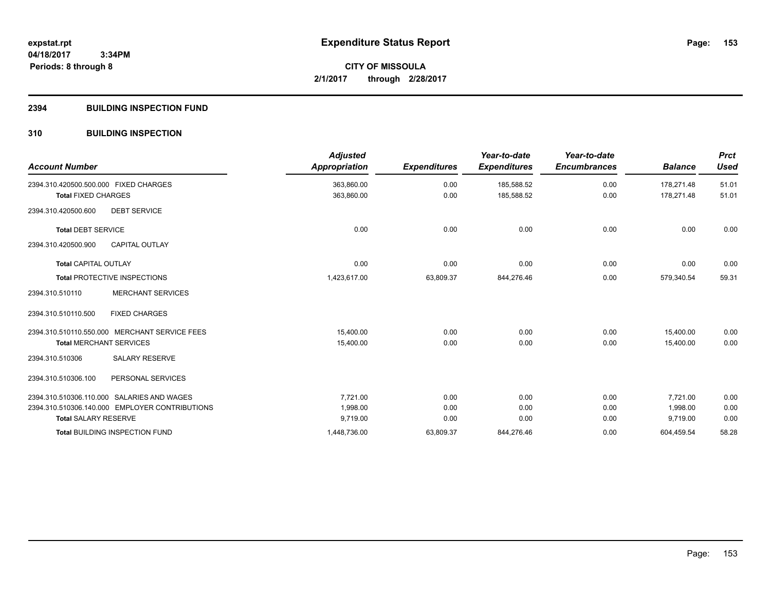**Expenditure Status Report**

**CITY OF MISSOULA**

**2/1/2017 through 2/28/2017**

expstat.rpt
04/18/2017 3:34PM
Periods: 8 through 8

## 2394 BUILDING INSPECTION FUND

## 310 BUILDING INSPECTION

| Account Number | Adjusted Appropriation | Expenditures | Year-to-date Expenditures | Year-to-date Encumbrances | Balance | Prct Used |
|---|---|---|---|---|---|---|
| 2394.310.420500.500.000 FIXED CHARGES | 363,860.00 | 0.00 | 185,588.52 | 0.00 | 178,271.48 | 51.01 |
| **Total** FIXED CHARGES | 363,860.00 | 0.00 | 185,588.52 | 0.00 | 178,271.48 | 51.01 |
| 2394.310.420500.600 DEBT SERVICE | | | | | | |
| **Total** DEBT SERVICE | 0.00 | 0.00 | 0.00 | 0.00 | 0.00 | 0.00 |
| 2394.310.420500.900 CAPITAL OUTLAY | | | | | | |
| **Total** CAPITAL OUTLAY | 0.00 | 0.00 | 0.00 | 0.00 | 0.00 | 0.00 |
| **Total** PROTECTIVE INSPECTIONS | 1,423,617.00 | 63,809.37 | 844,276.46 | 0.00 | 579,340.54 | 59.31 |
| 2394.310.510110 MERCHANT SERVICES | | | | | | |
| 2394.310.510110.500 FIXED CHARGES | | | | | | |
| 2394.310.510110.550.000 MERCHANT SERVICE FEES | 15,400.00 | 0.00 | 0.00 | 0.00 | 15,400.00 | 0.00 |
| **Total** MERCHANT SERVICES | 15,400.00 | 0.00 | 0.00 | 0.00 | 15,400.00 | 0.00 |
| 2394.310.510306 SALARY RESERVE | | | | | | |
| 2394.310.510306.100 PERSONAL SERVICES | | | | | | |
| 2394.310.510306.110.000 SALARIES AND WAGES | 7,721.00 | 0.00 | 0.00 | 0.00 | 7,721.00 | 0.00 |
| 2394.310.510306.140.000 EMPLOYER CONTRIBUTIONS | 1,998.00 | 0.00 | 0.00 | 0.00 | 1,998.00 | 0.00 |
| **Total** SALARY RESERVE | 9,719.00 | 0.00 | 0.00 | 0.00 | 9,719.00 | 0.00 |
| **Total** BUILDING INSPECTION FUND | 1,448,736.00 | 63,809.37 | 844,276.46 | 0.00 | 604,459.54 | 58.28 |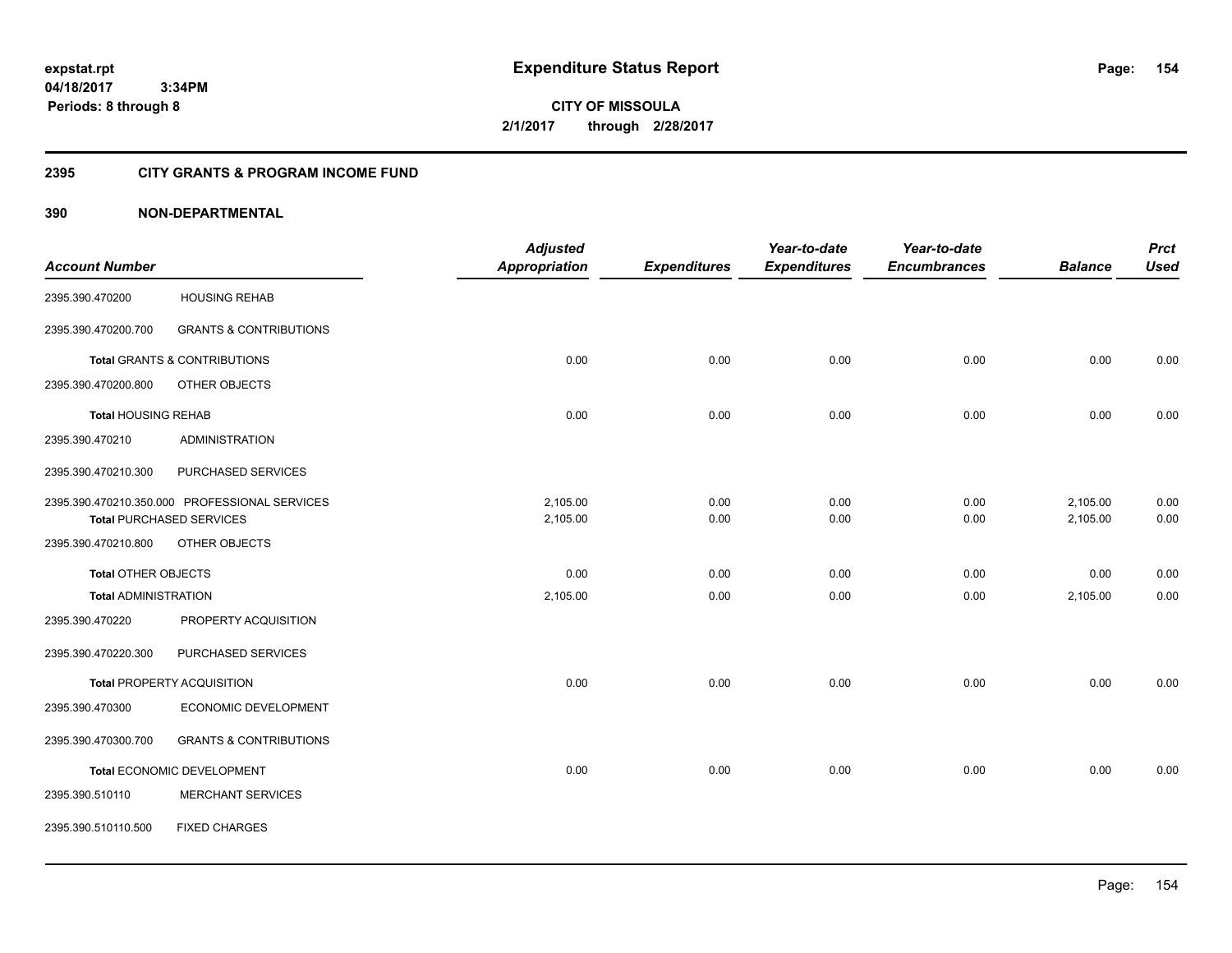# Expenditure Status Report

expstat.rpt
04/18/2017 3:34PM
Periods: 8 through 8

**CITY OF MISSOULA**
**2/1/2017 through 2/28/2017**

## 2395 CITY GRANTS & PROGRAM INCOME FUND

### 390 NON-DEPARTMENTAL

| Account Number | | Adjusted Appropriation | Expenditures | Year-to-date Expenditures | Year-to-date Encumbrances | Balance | Prct Used |
|---|---|---|---|---|---|---|---|
| 2395.390.470200 | HOUSING REHAB | | | | | | |
| 2395.390.470200.700 | GRANTS & CONTRIBUTIONS | | | | | | |
| **Total** GRANTS & CONTRIBUTIONS | | 0.00 | 0.00 | 0.00 | 0.00 | 0.00 | 0.00 |
| 2395.390.470200.800 | OTHER OBJECTS | | | | | | |
| **Total** HOUSING REHAB | | 0.00 | 0.00 | 0.00 | 0.00 | 0.00 | 0.00 |
| 2395.390.470210 | ADMINISTRATION | | | | | | |
| 2395.390.470210.300 | PURCHASED SERVICES | | | | | | |
| 2395.390.470210.350.000 | PROFESSIONAL SERVICES | 2,105.00 | 0.00 | 0.00 | 0.00 | 2,105.00 | 0.00 |
| **Total** PURCHASED SERVICES | | 2,105.00 | 0.00 | 0.00 | 0.00 | 2,105.00 | 0.00 |
| 2395.390.470210.800 | OTHER OBJECTS | | | | | | |
| **Total** OTHER OBJECTS | | 0.00 | 0.00 | 0.00 | 0.00 | 0.00 | 0.00 |
| **Total** ADMINISTRATION | | 2,105.00 | 0.00 | 0.00 | 0.00 | 2,105.00 | 0.00 |
| 2395.390.470220 | PROPERTY ACQUISITION | | | | | | |
| 2395.390.470220.300 | PURCHASED SERVICES | | | | | | |
| **Total** PROPERTY ACQUISITION | | 0.00 | 0.00 | 0.00 | 0.00 | 0.00 | 0.00 |
| 2395.390.470300 | ECONOMIC DEVELOPMENT | | | | | | |
| 2395.390.470300.700 | GRANTS & CONTRIBUTIONS | | | | | | |
| **Total** ECONOMIC DEVELOPMENT | | 0.00 | 0.00 | 0.00 | 0.00 | 0.00 | 0.00 |
| 2395.390.510110 | MERCHANT SERVICES | | | | | | |
| 2395.390.510110.500 | FIXED CHARGES | | | | | | |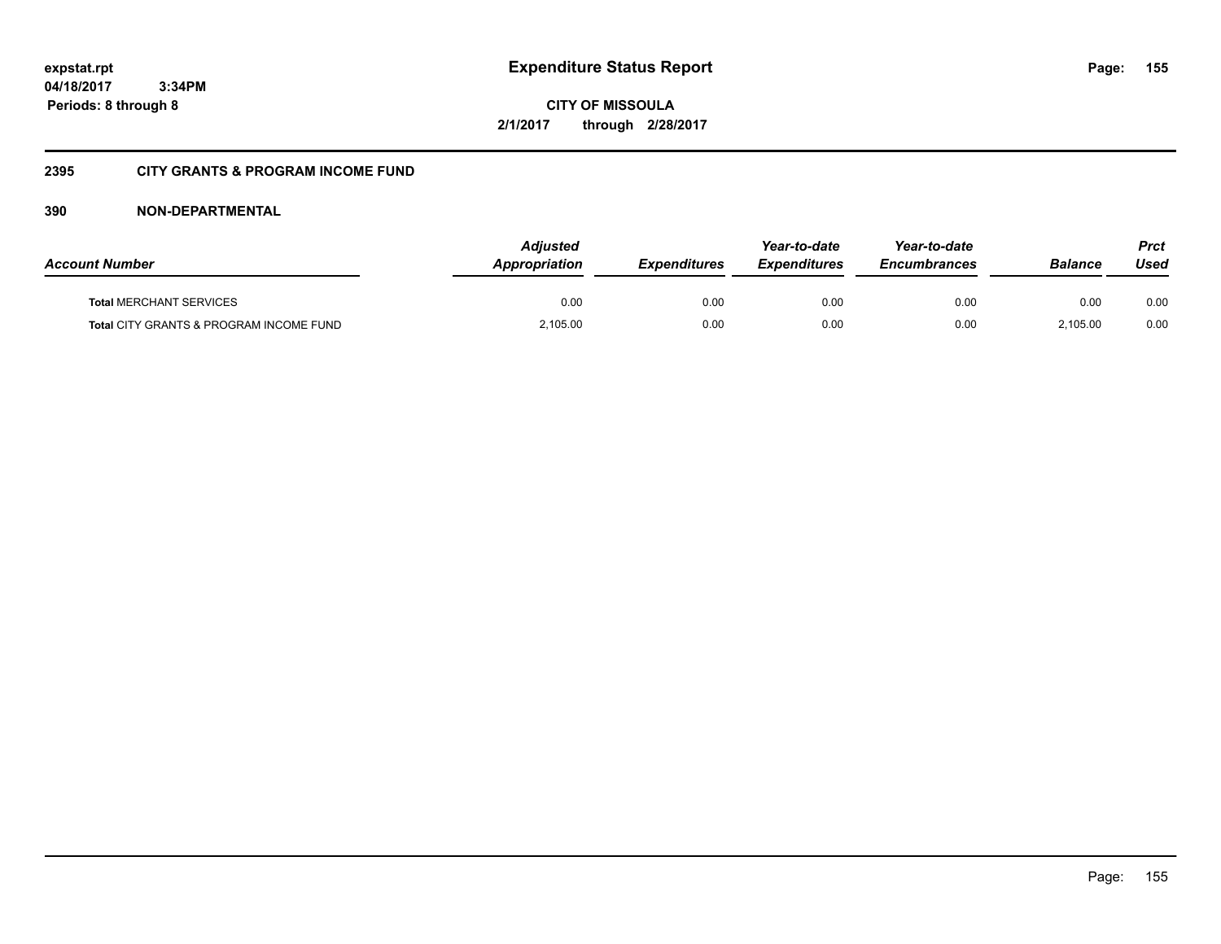# Expenditure Status Report

expstat.rpt
04/18/2017 3:34PM
Periods: 8 through 8

CITY OF MISSOULA
2/1/2017 through 2/28/2017

## 2395 CITY GRANTS & PROGRAM INCOME FUND

### 390 NON-DEPARTMENTAL

| Account Number | Adjusted Appropriation | Expenditures | Year-to-date Expenditures | Year-to-date Encumbrances | Balance | Prct Used |
|---|---|---|---|---|---|---|
| **Total** MERCHANT SERVICES | 0.00 | 0.00 | 0.00 | 0.00 | 0.00 | 0.00 |
| **Total** CITY GRANTS & PROGRAM INCOME FUND | 2,105.00 | 0.00 | 0.00 | 0.00 | 2,105.00 | 0.00 |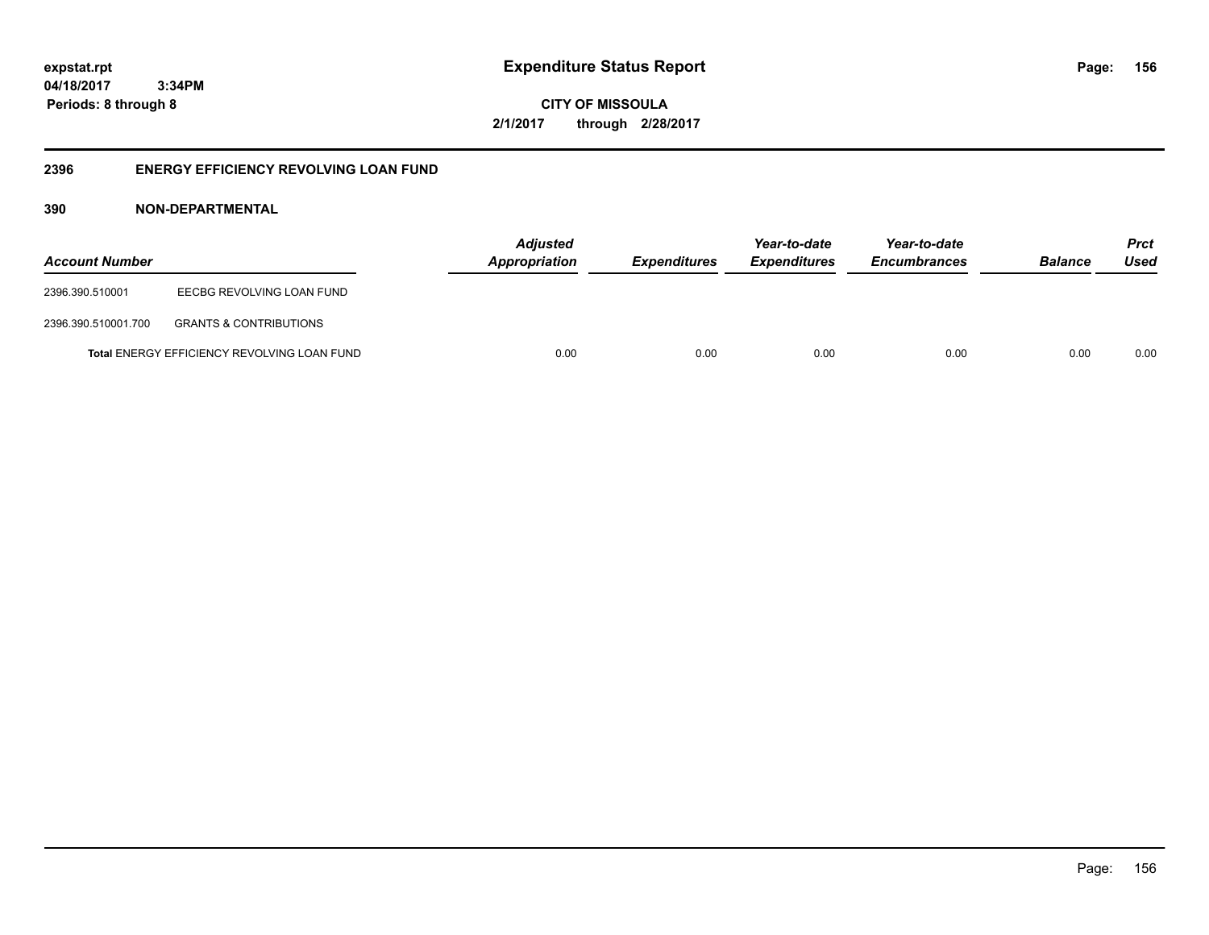# Expenditure Status Report

**CITY OF MISSOULA**

**2/1/2017 through 2/28/2017**

expstat.rpt
04/18/2017 3:34PM
Periods: 8 through 8

## 2396 ENERGY EFFICIENCY REVOLVING LOAN FUND

### 390 NON-DEPARTMENTAL

| Account Number | | Adjusted Appropriation | Expenditures | Year-to-date Expenditures | Year-to-date Encumbrances | Balance | Prct Used |
|---|---|---|---|---|---|---|---|
| 2396.390.510001 | EECBG REVOLVING LOAN FUND | | | | | | |
| 2396.390.510001.700 | GRANTS & CONTRIBUTIONS | | | | | | |
| **Total** ENERGY EFFICIENCY REVOLVING LOAN FUND | | 0.00 | 0.00 | 0.00 | 0.00 | 0.00 | 0.00 |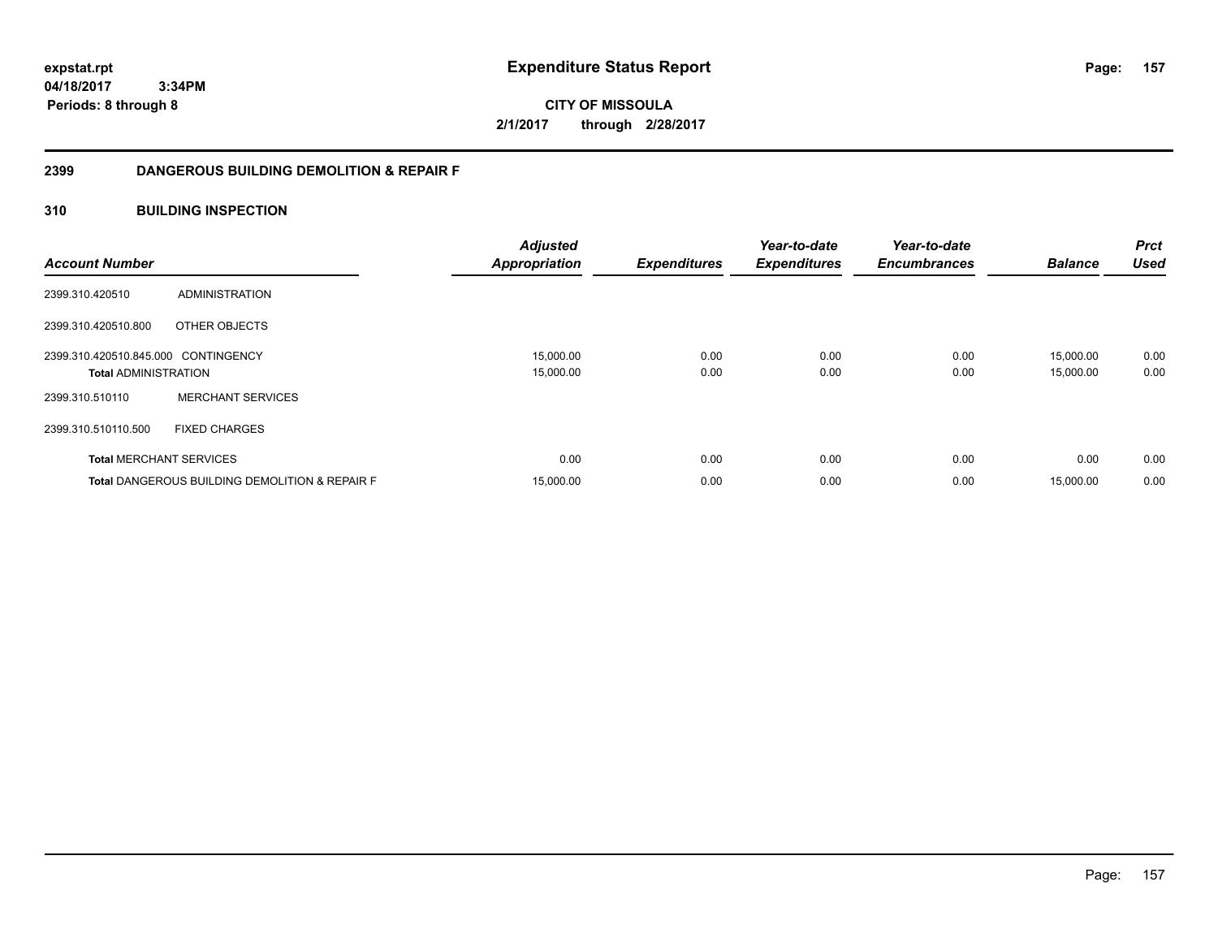# Expenditure Status Report

**CITY OF MISSOULA**
**2/1/2017 through 2/28/2017**

expstat.rpt
04/18/2017 3:34PM
Periods: 8 through 8

## 2399 DANGEROUS BUILDING DEMOLITION & REPAIR F

### 310 BUILDING INSPECTION

| Account Number | | Adjusted Appropriation | Expenditures | Year-to-date Expenditures | Year-to-date Encumbrances | Balance | Prct Used |
|---|---|---|---|---|---|---|---|
| 2399.310.420510 | ADMINISTRATION | | | | | | |
| 2399.310.420510.800 | OTHER OBJECTS | | | | | | |
| 2399.310.420510.845.000 | CONTINGENCY | 15,000.00 | 0.00 | 0.00 | 0.00 | 15,000.00 | 0.00 |
| **Total** ADMINISTRATION | | 15,000.00 | 0.00 | 0.00 | 0.00 | 15,000.00 | 0.00 |
| 2399.310.510110 | MERCHANT SERVICES | | | | | | |
| 2399.310.510110.500 | FIXED CHARGES | | | | | | |
| **Total** MERCHANT SERVICES | | 0.00 | 0.00 | 0.00 | 0.00 | 0.00 | 0.00 |
| **Total** DANGEROUS BUILDING DEMOLITION & REPAIR F | | 15,000.00 | 0.00 | 0.00 | 0.00 | 15,000.00 | 0.00 |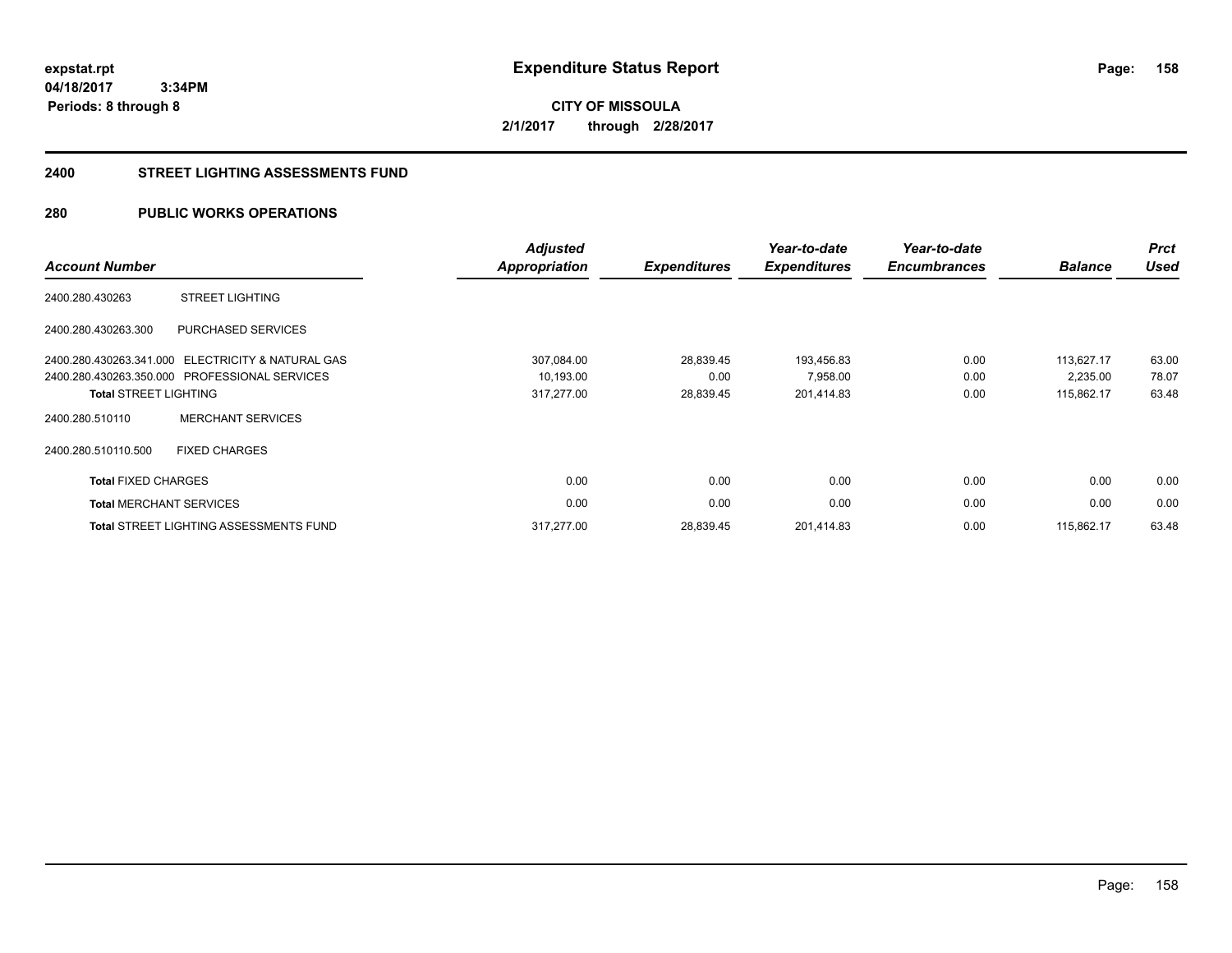expstat.rpt
04/18/2017 3:34PM
Periods: 8 through 8

# Expenditure Status Report

CITY OF MISSOULA
2/1/2017 through 2/28/2017

## 2400 STREET LIGHTING ASSESSMENTS FUND

## 280 PUBLIC WORKS OPERATIONS

| Account Number | | Adjusted Appropriation | Expenditures | Year-to-date Expenditures | Year-to-date Encumbrances | Balance | Prct Used |
|---|---|---|---|---|---|---|---|
| 2400.280.430263 | STREET LIGHTING | | | | | | |
| 2400.280.430263.300 | PURCHASED SERVICES | | | | | | |
| 2400.280.430263.341.000 | ELECTRICITY & NATURAL GAS | 307,084.00 | 28,839.45 | 193,456.83 | 0.00 | 113,627.17 | 63.00 |
| 2400.280.430263.350.000 | PROFESSIONAL SERVICES | 10,193.00 | 0.00 | 7,958.00 | 0.00 | 2,235.00 | 78.07 |
| **Total** STREET LIGHTING | | 317,277.00 | 28,839.45 | 201,414.83 | 0.00 | 115,862.17 | 63.48 |
| 2400.280.510110 | MERCHANT SERVICES | | | | | | |
| 2400.280.510110.500 | FIXED CHARGES | | | | | | |
| **Total** FIXED CHARGES | | 0.00 | 0.00 | 0.00 | 0.00 | 0.00 | 0.00 |
| **Total** MERCHANT SERVICES | | 0.00 | 0.00 | 0.00 | 0.00 | 0.00 | 0.00 |
| **Total** STREET LIGHTING ASSESSMENTS FUND | | 317,277.00 | 28,839.45 | 201,414.83 | 0.00 | 115,862.17 | 63.48 |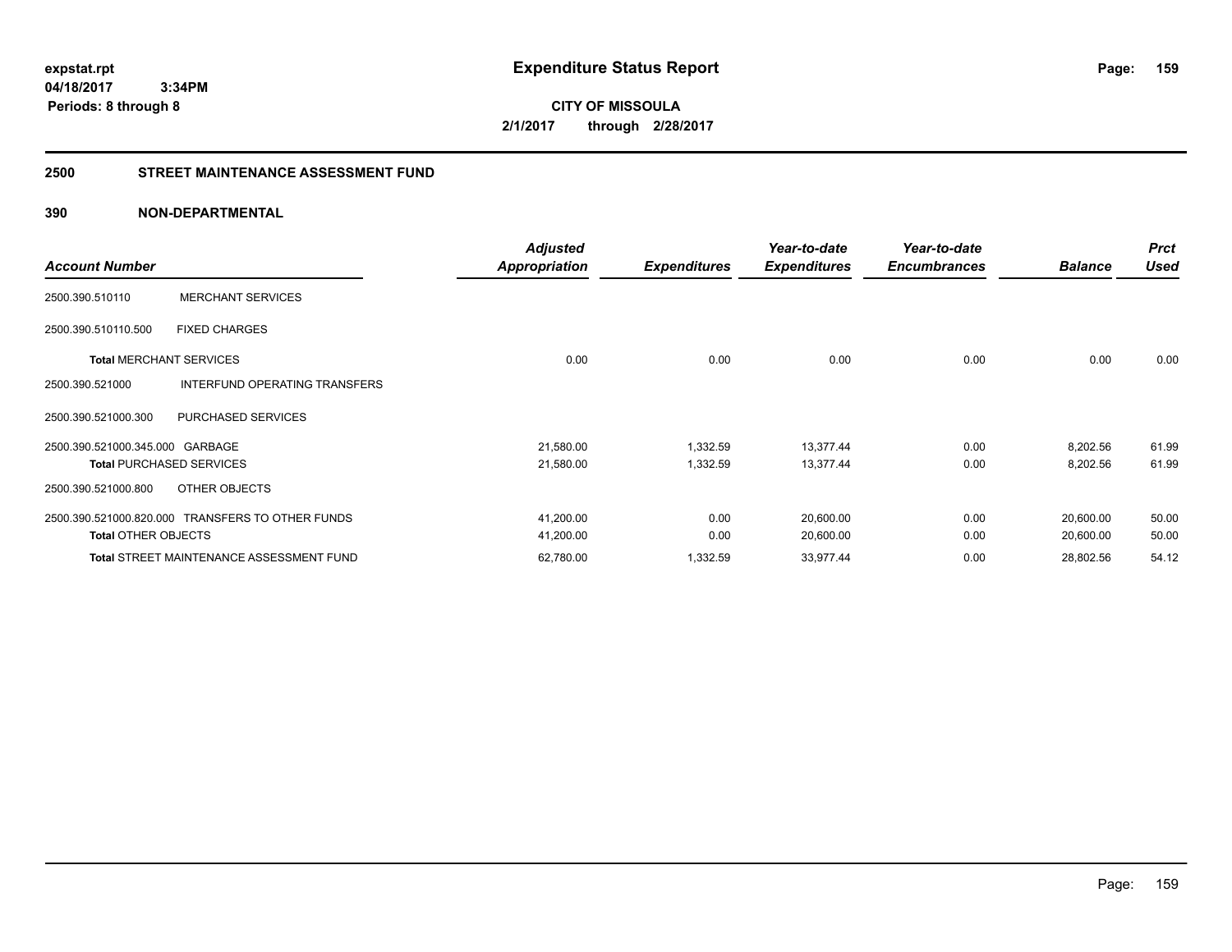**expstat.rpt**
**04/18/2017 3:34PM**
**Periods: 8 through 8**

# Expenditure Status Report

**CITY OF MISSOULA**
**2/1/2017 through 2/28/2017**

## 2500 STREET MAINTENANCE ASSESSMENT FUND

### 390 NON-DEPARTMENTAL

| Account Number | | Adjusted Appropriation | Expenditures | Year-to-date Expenditures | Year-to-date Encumbrances | Balance | Prct Used |
|---|---|---|---|---|---|---|---|
| 2500.390.510110 | MERCHANT SERVICES | | | | | | |
| 2500.390.510110.500 | FIXED CHARGES | | | | | | |
| **Total** MERCHANT SERVICES | | 0.00 | 0.00 | 0.00 | 0.00 | 0.00 | 0.00 |
| 2500.390.521000 | INTERFUND OPERATING TRANSFERS | | | | | | |
| 2500.390.521000.300 | PURCHASED SERVICES | | | | | | |
| 2500.390.521000.345.000 | GARBAGE | 21,580.00 | 1,332.59 | 13,377.44 | 0.00 | 8,202.56 | 61.99 |
| **Total** PURCHASED SERVICES | | 21,580.00 | 1,332.59 | 13,377.44 | 0.00 | 8,202.56 | 61.99 |
| 2500.390.521000.800 | OTHER OBJECTS | | | | | | |
| 2500.390.521000.820.000 | TRANSFERS TO OTHER FUNDS | 41,200.00 | 0.00 | 20,600.00 | 0.00 | 20,600.00 | 50.00 |
| **Total** OTHER OBJECTS | | 41,200.00 | 0.00 | 20,600.00 | 0.00 | 20,600.00 | 50.00 |
| **Total** STREET MAINTENANCE ASSESSMENT FUND | | 62,780.00 | 1,332.59 | 33,977.44 | 0.00 | 28,802.56 | 54.12 |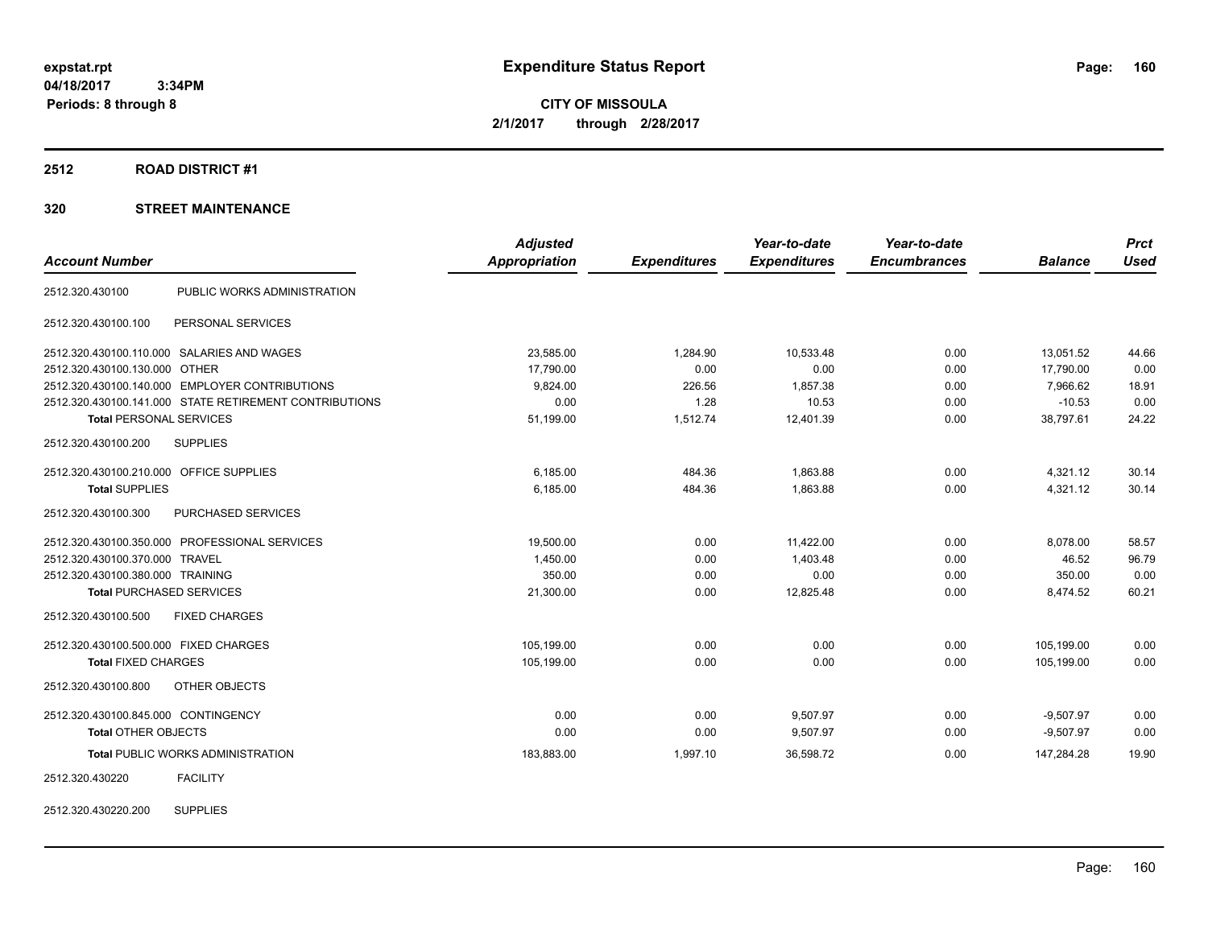**expstat.rpt**
**04/18/2017 3:34PM**
**Periods: 8 through 8**

# Expenditure Status Report

**CITY OF MISSOULA**
**2/1/2017 through 2/28/2017**

## 2512 ROAD DISTRICT #1

### 320 STREET MAINTENANCE

| Account Number | | Adjusted Appropriation | Expenditures | Year-to-date Expenditures | Year-to-date Encumbrances | Balance | Prct Used |
|---|---|---|---|---|---|---|---|
| 2512.320.430100 | PUBLIC WORKS ADMINISTRATION | | | | | | |
| 2512.320.430100.100 | PERSONAL SERVICES | | | | | | |
| 2512.320.430100.110.000 | SALARIES AND WAGES | 23,585.00 | 1,284.90 | 10,533.48 | 0.00 | 13,051.52 | 44.66 |
| 2512.320.430100.130.000 | OTHER | 17,790.00 | 0.00 | 0.00 | 0.00 | 17,790.00 | 0.00 |
| 2512.320.430100.140.000 | EMPLOYER CONTRIBUTIONS | 9,824.00 | 226.56 | 1,857.38 | 0.00 | 7,966.62 | 18.91 |
| 2512.320.430100.141.000 | STATE RETIREMENT CONTRIBUTIONS | 0.00 | 1.28 | 10.53 | 0.00 | -10.53 | 0.00 |
| **Total** PERSONAL SERVICES | | 51,199.00 | 1,512.74 | 12,401.39 | 0.00 | 38,797.61 | 24.22 |
| 2512.320.430100.200 | SUPPLIES | | | | | | |
| 2512.320.430100.210.000 | OFFICE SUPPLIES | 6,185.00 | 484.36 | 1,863.88 | 0.00 | 4,321.12 | 30.14 |
| **Total** SUPPLIES | | 6,185.00 | 484.36 | 1,863.88 | 0.00 | 4,321.12 | 30.14 |
| 2512.320.430100.300 | PURCHASED SERVICES | | | | | | |
| 2512.320.430100.350.000 | PROFESSIONAL SERVICES | 19,500.00 | 0.00 | 11,422.00 | 0.00 | 8,078.00 | 58.57 |
| 2512.320.430100.370.000 | TRAVEL | 1,450.00 | 0.00 | 1,403.48 | 0.00 | 46.52 | 96.79 |
| 2512.320.430100.380.000 | TRAINING | 350.00 | 0.00 | 0.00 | 0.00 | 350.00 | 0.00 |
| **Total** PURCHASED SERVICES | | 21,300.00 | 0.00 | 12,825.48 | 0.00 | 8,474.52 | 60.21 |
| 2512.320.430100.500 | FIXED CHARGES | | | | | | |
| 2512.320.430100.500.000 | FIXED CHARGES | 105,199.00 | 0.00 | 0.00 | 0.00 | 105,199.00 | 0.00 |
| **Total** FIXED CHARGES | | 105,199.00 | 0.00 | 0.00 | 0.00 | 105,199.00 | 0.00 |
| 2512.320.430100.800 | OTHER OBJECTS | | | | | | |
| 2512.320.430100.845.000 | CONTINGENCY | 0.00 | 0.00 | 9,507.97 | 0.00 | -9,507.97 | 0.00 |
| **Total** OTHER OBJECTS | | 0.00 | 0.00 | 9,507.97 | 0.00 | -9,507.97 | 0.00 |
| **Total** PUBLIC WORKS ADMINISTRATION | | 183,883.00 | 1,997.10 | 36,598.72 | 0.00 | 147,284.28 | 19.90 |
| 2512.320.430220 | FACILITY | | | | | | |
| 2512.320.430220.200 | SUPPLIES | | | | | | |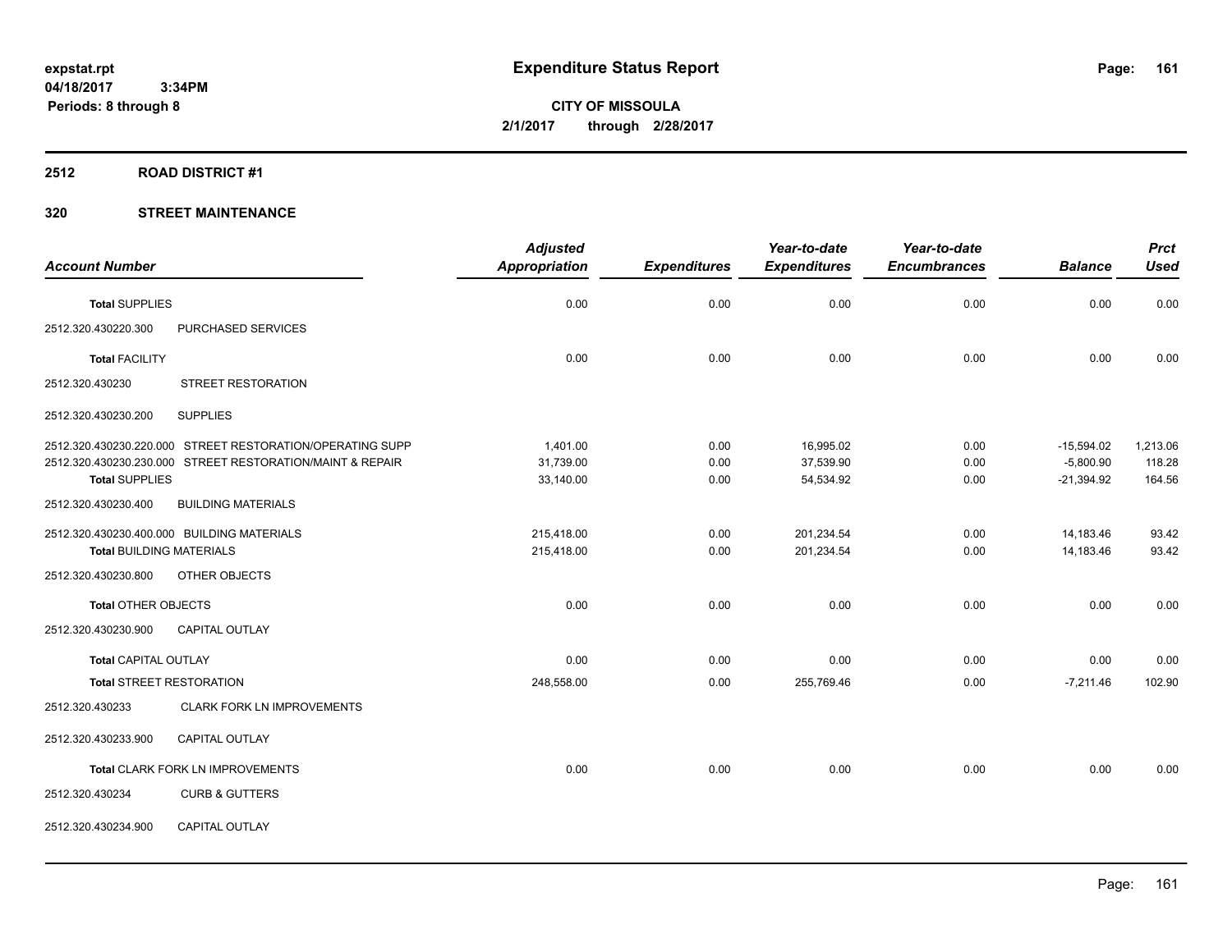# Expenditure Status Report

**CITY OF MISSOULA**
**2/1/2017 through 2/28/2017**

expstat.rpt
04/18/2017 3:34PM
Periods: 8 through 8

**2512 ROAD DISTRICT #1**

**320 STREET MAINTENANCE**

| Account Number | | Adjusted Appropriation | Expenditures | Year-to-date Expenditures | Year-to-date Encumbrances | Balance | Prct Used |
|---|---|---|---|---|---|---|---|
| **Total** SUPPLIES | | 0.00 | 0.00 | 0.00 | 0.00 | 0.00 | 0.00 |
| 2512.320.430220.300 | PURCHASED SERVICES | | | | | | |
| **Total** FACILITY | | 0.00 | 0.00 | 0.00 | 0.00 | 0.00 | 0.00 |
| 2512.320.430230 | STREET RESTORATION | | | | | | |
| 2512.320.430230.200 | SUPPLIES | | | | | | |
| 2512.320.430230.220.000 | STREET RESTORATION/OPERATING SUPP | 1,401.00 | 0.00 | 16,995.02 | 0.00 | -15,594.02 | 1,213.06 |
| 2512.320.430230.230.000 | STREET RESTORATION/MAINT & REPAIR | 31,739.00 | 0.00 | 37,539.90 | 0.00 | -5,800.90 | 118.28 |
| **Total** SUPPLIES | | 33,140.00 | 0.00 | 54,534.92 | 0.00 | -21,394.92 | 164.56 |
| 2512.320.430230.400 | BUILDING MATERIALS | | | | | | |
| 2512.320.430230.400.000 | BUILDING MATERIALS | 215,418.00 | 0.00 | 201,234.54 | 0.00 | 14,183.46 | 93.42 |
| **Total** BUILDING MATERIALS | | 215,418.00 | 0.00 | 201,234.54 | 0.00 | 14,183.46 | 93.42 |
| 2512.320.430230.800 | OTHER OBJECTS | | | | | | |
| **Total** OTHER OBJECTS | | 0.00 | 0.00 | 0.00 | 0.00 | 0.00 | 0.00 |
| 2512.320.430230.900 | CAPITAL OUTLAY | | | | | | |
| **Total** CAPITAL OUTLAY | | 0.00 | 0.00 | 0.00 | 0.00 | 0.00 | 0.00 |
| **Total** STREET RESTORATION | | 248,558.00 | 0.00 | 255,769.46 | 0.00 | -7,211.46 | 102.90 |
| 2512.320.430233 | CLARK FORK LN IMPROVEMENTS | | | | | | |
| 2512.320.430233.900 | CAPITAL OUTLAY | | | | | | |
| **Total** CLARK FORK LN IMPROVEMENTS | | 0.00 | 0.00 | 0.00 | 0.00 | 0.00 | 0.00 |
| 2512.320.430234 | CURB & GUTTERS | | | | | | |
| 2512.320.430234.900 | CAPITAL OUTLAY | | | | | | |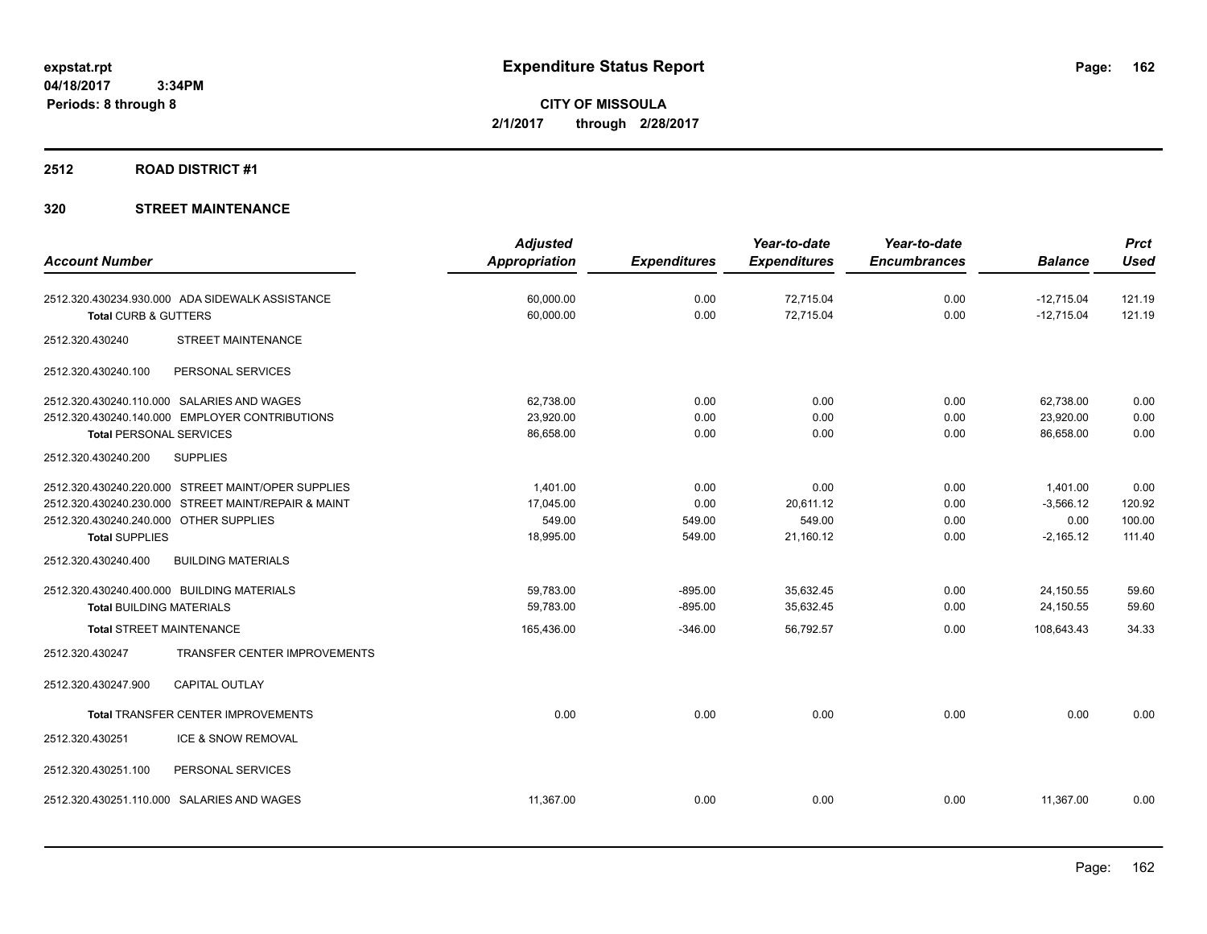**expstat.rpt**
**04/18/2017 3:34PM**
**Periods: 8 through 8**

# Expenditure Status Report

**CITY OF MISSOULA**
**2/1/2017 through 2/28/2017**

## 2512 ROAD DISTRICT #1

### 320 STREET MAINTENANCE

| Account Number | Adjusted Appropriation | Expenditures | Year-to-date Expenditures | Year-to-date Encumbrances | Balance | Prct Used |
|---|---|---|---|---|---|---|
| 2512.320.430234.930.000 ADA SIDEWALK ASSISTANCE | 60,000.00 | 0.00 | 72,715.04 | 0.00 | -12,715.04 | 121.19 |
| **Total** CURB & GUTTERS | 60,000.00 | 0.00 | 72,715.04 | 0.00 | -12,715.04 | 121.19 |
| 2512.320.430240 STREET MAINTENANCE | | | | | | |
| 2512.320.430240.100 PERSONAL SERVICES | | | | | | |
| 2512.320.430240.110.000 SALARIES AND WAGES | 62,738.00 | 0.00 | 0.00 | 0.00 | 62,738.00 | 0.00 |
| 2512.320.430240.140.000 EMPLOYER CONTRIBUTIONS | 23,920.00 | 0.00 | 0.00 | 0.00 | 23,920.00 | 0.00 |
| **Total** PERSONAL SERVICES | 86,658.00 | 0.00 | 0.00 | 0.00 | 86,658.00 | 0.00 |
| 2512.320.430240.200 SUPPLIES | | | | | | |
| 2512.320.430240.220.000 STREET MAINT/OPER SUPPLIES | 1,401.00 | 0.00 | 0.00 | 0.00 | 1,401.00 | 0.00 |
| 2512.320.430240.230.000 STREET MAINT/REPAIR & MAINT | 17,045.00 | 0.00 | 20,611.12 | 0.00 | -3,566.12 | 120.92 |
| 2512.320.430240.240.000 OTHER SUPPLIES | 549.00 | 549.00 | 549.00 | 0.00 | 0.00 | 100.00 |
| **Total** SUPPLIES | 18,995.00 | 549.00 | 21,160.12 | 0.00 | -2,165.12 | 111.40 |
| 2512.320.430240.400 BUILDING MATERIALS | | | | | | |
| 2512.320.430240.400.000 BUILDING MATERIALS | 59,783.00 | -895.00 | 35,632.45 | 0.00 | 24,150.55 | 59.60 |
| **Total** BUILDING MATERIALS | 59,783.00 | -895.00 | 35,632.45 | 0.00 | 24,150.55 | 59.60 |
| **Total** STREET MAINTENANCE | 165,436.00 | -346.00 | 56,792.57 | 0.00 | 108,643.43 | 34.33 |
| 2512.320.430247 TRANSFER CENTER IMPROVEMENTS | | | | | | |
| 2512.320.430247.900 CAPITAL OUTLAY | | | | | | |
| **Total** TRANSFER CENTER IMPROVEMENTS | 0.00 | 0.00 | 0.00 | 0.00 | 0.00 | 0.00 |
| 2512.320.430251 ICE & SNOW REMOVAL | | | | | | |
| 2512.320.430251.100 PERSONAL SERVICES | | | | | | |
| 2512.320.430251.110.000 SALARIES AND WAGES | 11,367.00 | 0.00 | 0.00 | 0.00 | 11,367.00 | 0.00 |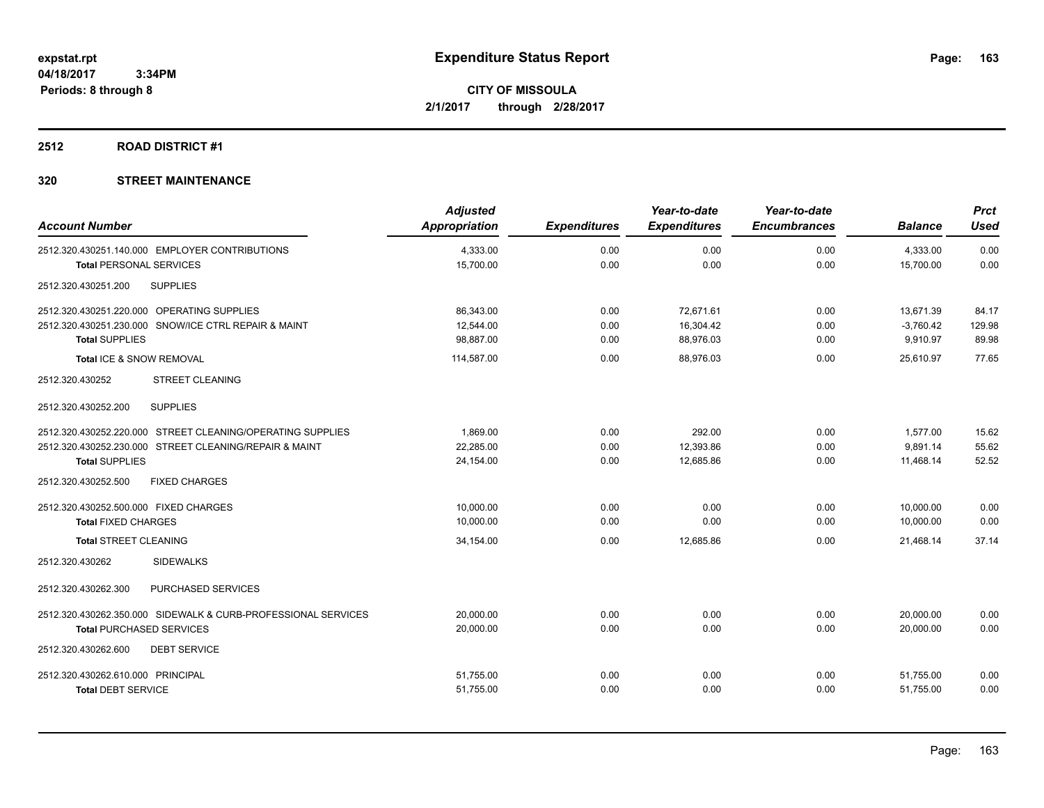**expstat.rpt**
**04/18/2017 3:34PM**
**Periods: 8 through 8**

# Expenditure Status Report

**CITY OF MISSOULA**
**2/1/2017 through 2/28/2017**

## 2512 ROAD DISTRICT #1

## 320 STREET MAINTENANCE

| Account Number | Adjusted Appropriation | Expenditures | Year-to-date Expenditures | Year-to-date Encumbrances | Balance | Prct Used |
|---|---|---|---|---|---|---|
| 2512.320.430251.140.000 EMPLOYER CONTRIBUTIONS | 4,333.00 | 0.00 | 0.00 | 0.00 | 4,333.00 | 0.00 |
| **Total** PERSONAL SERVICES | 15,700.00 | 0.00 | 0.00 | 0.00 | 15,700.00 | 0.00 |
| 2512.320.430251.200 SUPPLIES | | | | | | |
| 2512.320.430251.220.000 OPERATING SUPPLIES | 86,343.00 | 0.00 | 72,671.61 | 0.00 | 13,671.39 | 84.17 |
| 2512.320.430251.230.000 SNOW/ICE CTRL REPAIR & MAINT | 12,544.00 | 0.00 | 16,304.42 | 0.00 | -3,760.42 | 129.98 |
| **Total** SUPPLIES | 98,887.00 | 0.00 | 88,976.03 | 0.00 | 9,910.97 | 89.98 |
| **Total** ICE & SNOW REMOVAL | 114,587.00 | 0.00 | 88,976.03 | 0.00 | 25,610.97 | 77.65 |
| 2512.320.430252 STREET CLEANING | | | | | | |
| 2512.320.430252.200 SUPPLIES | | | | | | |
| 2512.320.430252.220.000 STREET CLEANING/OPERATING SUPPLIES | 1,869.00 | 0.00 | 292.00 | 0.00 | 1,577.00 | 15.62 |
| 2512.320.430252.230.000 STREET CLEANING/REPAIR & MAINT | 22,285.00 | 0.00 | 12,393.86 | 0.00 | 9,891.14 | 55.62 |
| **Total** SUPPLIES | 24,154.00 | 0.00 | 12,685.86 | 0.00 | 11,468.14 | 52.52 |
| 2512.320.430252.500 FIXED CHARGES | | | | | | |
| 2512.320.430252.500.000 FIXED CHARGES | 10,000.00 | 0.00 | 0.00 | 0.00 | 10,000.00 | 0.00 |
| **Total** FIXED CHARGES | 10,000.00 | 0.00 | 0.00 | 0.00 | 10,000.00 | 0.00 |
| **Total** STREET CLEANING | 34,154.00 | 0.00 | 12,685.86 | 0.00 | 21,468.14 | 37.14 |
| 2512.320.430262 SIDEWALKS | | | | | | |
| 2512.320.430262.300 PURCHASED SERVICES | | | | | | |
| 2512.320.430262.350.000 SIDEWALK & CURB-PROFESSIONAL SERVICES | 20,000.00 | 0.00 | 0.00 | 0.00 | 20,000.00 | 0.00 |
| **Total** PURCHASED SERVICES | 20,000.00 | 0.00 | 0.00 | 0.00 | 20,000.00 | 0.00 |
| 2512.320.430262.600 DEBT SERVICE | | | | | | |
| 2512.320.430262.610.000 PRINCIPAL | 51,755.00 | 0.00 | 0.00 | 0.00 | 51,755.00 | 0.00 |
| **Total** DEBT SERVICE | 51,755.00 | 0.00 | 0.00 | 0.00 | 51,755.00 | 0.00 |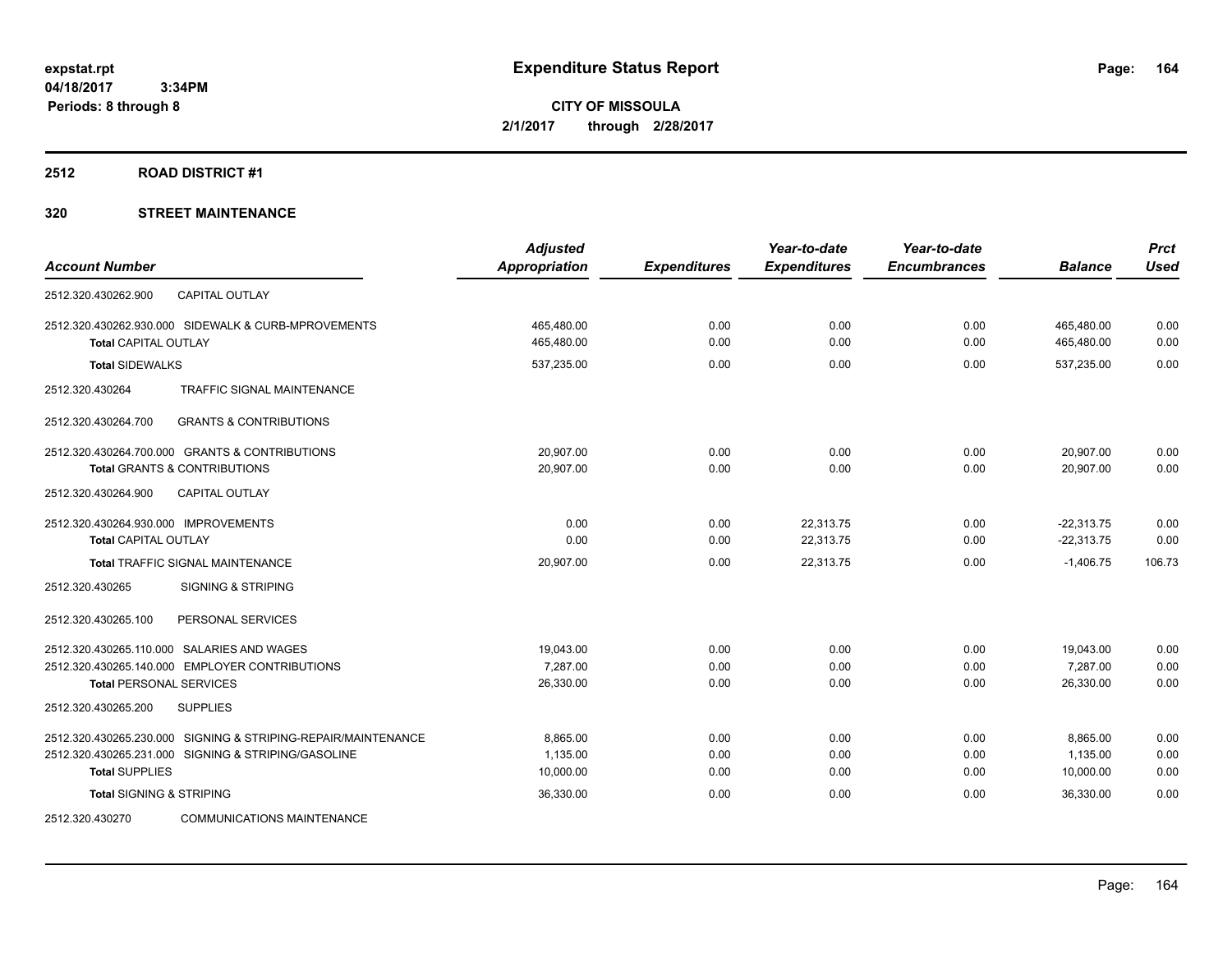expstat.rpt
04/18/2017 3:34PM
Periods: 8 through 8

# Expenditure Status Report

**CITY OF MISSOULA**
**2/1/2017 through 2/28/2017**

## 2512 ROAD DISTRICT #1

### 320 STREET MAINTENANCE

| Account Number | Adjusted Appropriation | Expenditures | Year-to-date Expenditures | Year-to-date Encumbrances | Balance | Prct Used |
|---|---|---|---|---|---|---|
| 2512.320.430262.900 CAPITAL OUTLAY | | | | | | |
| 2512.320.430262.930.000 SIDEWALK & CURB-MPROVEMENTS | 465,480.00 | 0.00 | 0.00 | 0.00 | 465,480.00 | 0.00 |
| **Total** CAPITAL OUTLAY | 465,480.00 | 0.00 | 0.00 | 0.00 | 465,480.00 | 0.00 |
| **Total** SIDEWALKS | 537,235.00 | 0.00 | 0.00 | 0.00 | 537,235.00 | 0.00 |
| 2512.320.430264 TRAFFIC SIGNAL MAINTENANCE | | | | | | |
| 2512.320.430264.700 GRANTS & CONTRIBUTIONS | | | | | | |
| 2512.320.430264.700.000 GRANTS & CONTRIBUTIONS | 20,907.00 | 0.00 | 0.00 | 0.00 | 20,907.00 | 0.00 |
| **Total** GRANTS & CONTRIBUTIONS | 20,907.00 | 0.00 | 0.00 | 0.00 | 20,907.00 | 0.00 |
| 2512.320.430264.900 CAPITAL OUTLAY | | | | | | |
| 2512.320.430264.930.000 IMPROVEMENTS | 0.00 | 0.00 | 22,313.75 | 0.00 | -22,313.75 | 0.00 |
| **Total** CAPITAL OUTLAY | 0.00 | 0.00 | 22,313.75 | 0.00 | -22,313.75 | 0.00 |
| **Total** TRAFFIC SIGNAL MAINTENANCE | 20,907.00 | 0.00 | 22,313.75 | 0.00 | -1,406.75 | 106.73 |
| 2512.320.430265 SIGNING & STRIPING | | | | | | |
| 2512.320.430265.100 PERSONAL SERVICES | | | | | | |
| 2512.320.430265.110.000 SALARIES AND WAGES | 19,043.00 | 0.00 | 0.00 | 0.00 | 19,043.00 | 0.00 |
| 2512.320.430265.140.000 EMPLOYER CONTRIBUTIONS | 7,287.00 | 0.00 | 0.00 | 0.00 | 7,287.00 | 0.00 |
| **Total** PERSONAL SERVICES | 26,330.00 | 0.00 | 0.00 | 0.00 | 26,330.00 | 0.00 |
| 2512.320.430265.200 SUPPLIES | | | | | | |
| 2512.320.430265.230.000 SIGNING & STRIPING-REPAIR/MAINTENANCE | 8,865.00 | 0.00 | 0.00 | 0.00 | 8,865.00 | 0.00 |
| 2512.320.430265.231.000 SIGNING & STRIPING/GASOLINE | 1,135.00 | 0.00 | 0.00 | 0.00 | 1,135.00 | 0.00 |
| **Total** SUPPLIES | 10,000.00 | 0.00 | 0.00 | 0.00 | 10,000.00 | 0.00 |
| **Total** SIGNING & STRIPING | 36,330.00 | 0.00 | 0.00 | 0.00 | 36,330.00 | 0.00 |
| 2512.320.430270 COMMUNICATIONS MAINTENANCE | | | | | | |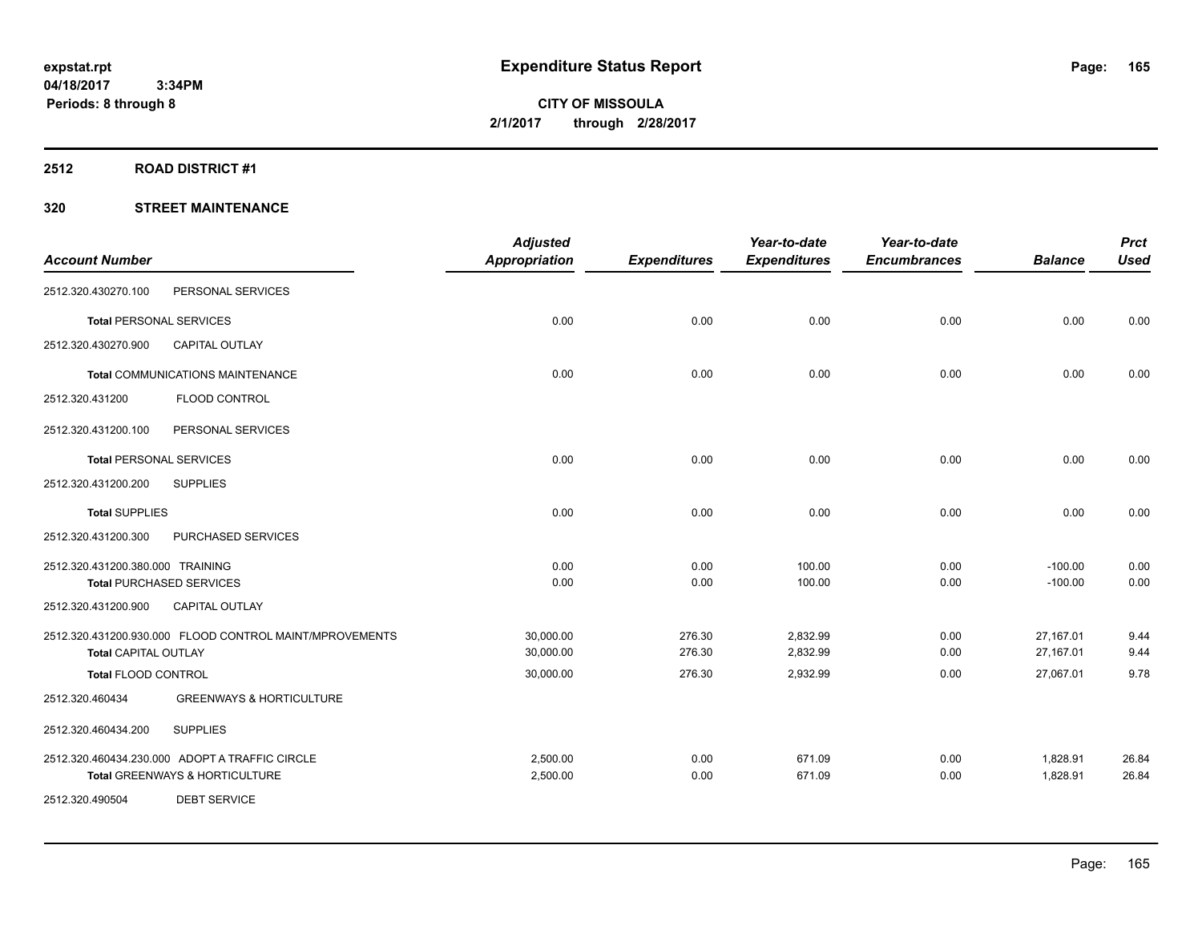**expstat.rpt**
**04/18/2017 3:34PM**
**Periods: 8 through 8**

# Expenditure Status Report

**CITY OF MISSOULA**
**2/1/2017 through 2/28/2017**

## 2512 ROAD DISTRICT #1

## 320 STREET MAINTENANCE

| Account Number | | Adjusted Appropriation | Expenditures | Year-to-date Expenditures | Year-to-date Encumbrances | Balance | Prct Used |
|---|---|---|---|---|---|---|---|
| 2512.320.430270.100 | PERSONAL SERVICES | | | | | | |
| **Total** PERSONAL SERVICES | | 0.00 | 0.00 | 0.00 | 0.00 | 0.00 | 0.00 |
| 2512.320.430270.900 | CAPITAL OUTLAY | | | | | | |
| **Total** COMMUNICATIONS MAINTENANCE | | 0.00 | 0.00 | 0.00 | 0.00 | 0.00 | 0.00 |
| 2512.320.431200 | FLOOD CONTROL | | | | | | |
| 2512.320.431200.100 | PERSONAL SERVICES | | | | | | |
| **Total** PERSONAL SERVICES | | 0.00 | 0.00 | 0.00 | 0.00 | 0.00 | 0.00 |
| 2512.320.431200.200 | SUPPLIES | | | | | | |
| **Total** SUPPLIES | | 0.00 | 0.00 | 0.00 | 0.00 | 0.00 | 0.00 |
| 2512.320.431200.300 | PURCHASED SERVICES | | | | | | |
| 2512.320.431200.380.000 | TRAINING | 0.00 | 0.00 | 100.00 | 0.00 | -100.00 | 0.00 |
| **Total** PURCHASED SERVICES | | 0.00 | 0.00 | 100.00 | 0.00 | -100.00 | 0.00 |
| 2512.320.431200.900 | CAPITAL OUTLAY | | | | | | |
| 2512.320.431200.930.000 | FLOOD CONTROL MAINT/MPROVEMENTS | 30,000.00 | 276.30 | 2,832.99 | 0.00 | 27,167.01 | 9.44 |
| **Total** CAPITAL OUTLAY | | 30,000.00 | 276.30 | 2,832.99 | 0.00 | 27,167.01 | 9.44 |
| **Total** FLOOD CONTROL | | 30,000.00 | 276.30 | 2,932.99 | 0.00 | 27,067.01 | 9.78 |
| 2512.320.460434 | GREENWAYS & HORTICULTURE | | | | | | |
| 2512.320.460434.200 | SUPPLIES | | | | | | |
| 2512.320.460434.230.000 | ADOPT A TRAFFIC CIRCLE | 2,500.00 | 0.00 | 671.09 | 0.00 | 1,828.91 | 26.84 |
| **Total** GREENWAYS & HORTICULTURE | | 2,500.00 | 0.00 | 671.09 | 0.00 | 1,828.91 | 26.84 |
| 2512.320.490504 | DEBT SERVICE | | | | | | |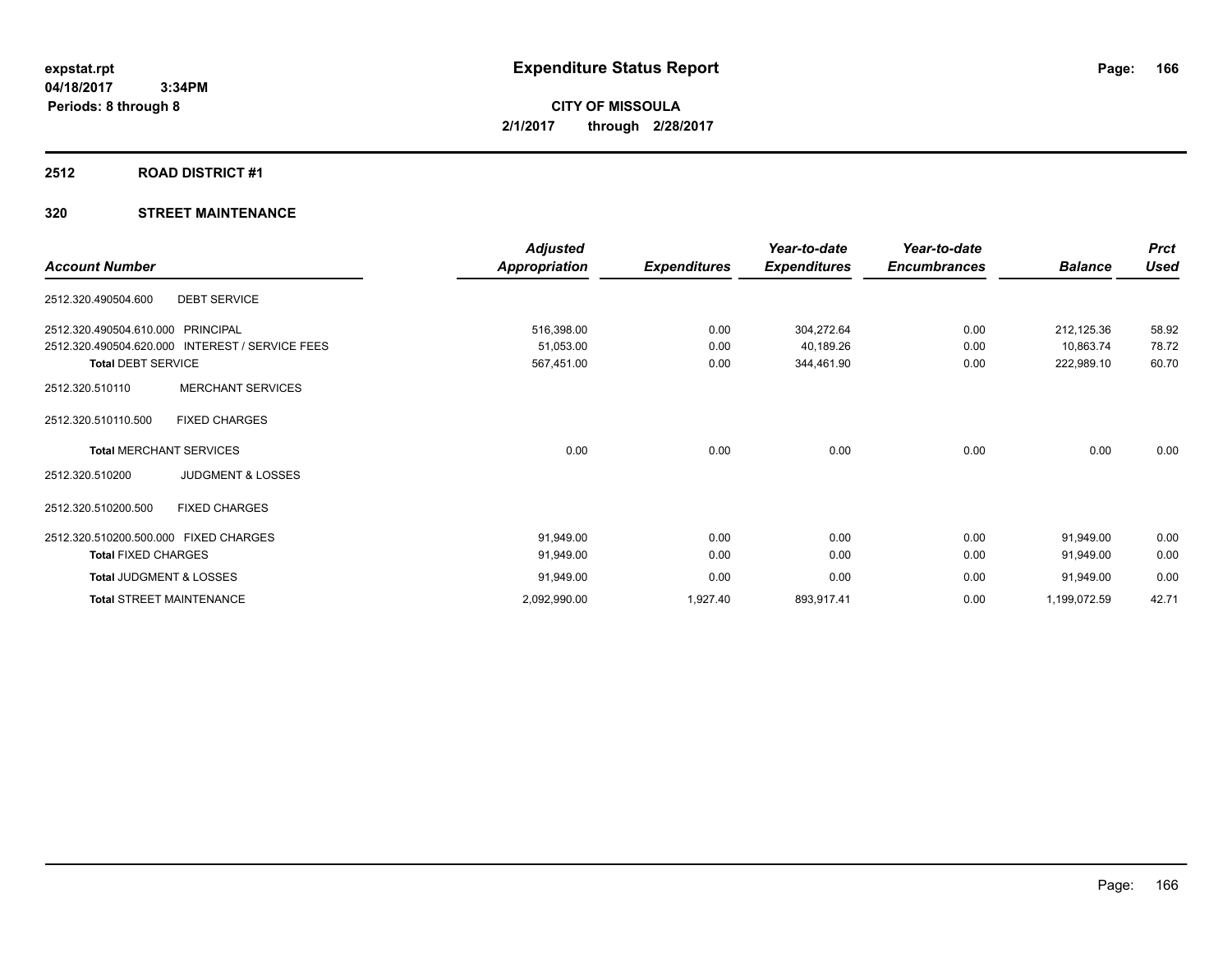**expstat.rpt**
**04/18/2017 3:34PM**
**Periods: 8 through 8**

# Expenditure Status Report

**CITY OF MISSOULA**
**2/1/2017 through 2/28/2017**

## 2512 ROAD DISTRICT #1

## 320 STREET MAINTENANCE

| Account Number | | Adjusted Appropriation | Expenditures | Year-to-date Expenditures | Year-to-date Encumbrances | Balance | Prct Used |
|---|---|---|---|---|---|---|---|
| 2512.320.490504.600 | DEBT SERVICE | | | | | | |
| 2512.320.490504.610.000 | PRINCIPAL | 516,398.00 | 0.00 | 304,272.64 | 0.00 | 212,125.36 | 58.92 |
| 2512.320.490504.620.000 | INTEREST / SERVICE FEES | 51,053.00 | 0.00 | 40,189.26 | 0.00 | 10,863.74 | 78.72 |
| **Total DEBT SERVICE** | | 567,451.00 | 0.00 | 344,461.90 | 0.00 | 222,989.10 | 60.70 |
| 2512.320.510110 | MERCHANT SERVICES | | | | | | |
| 2512.320.510110.500 | FIXED CHARGES | | | | | | |
| **Total MERCHANT SERVICES** | | 0.00 | 0.00 | 0.00 | 0.00 | 0.00 | 0.00 |
| 2512.320.510200 | JUDGMENT & LOSSES | | | | | | |
| 2512.320.510200.500 | FIXED CHARGES | | | | | | |
| 2512.320.510200.500.000 | FIXED CHARGES | 91,949.00 | 0.00 | 0.00 | 0.00 | 91,949.00 | 0.00 |
| **Total FIXED CHARGES** | | 91,949.00 | 0.00 | 0.00 | 0.00 | 91,949.00 | 0.00 |
| **Total JUDGMENT & LOSSES** | | 91,949.00 | 0.00 | 0.00 | 0.00 | 91,949.00 | 0.00 |
| **Total STREET MAINTENANCE** | | 2,092,990.00 | 1,927.40 | 893,917.41 | 0.00 | 1,199,072.59 | 42.71 |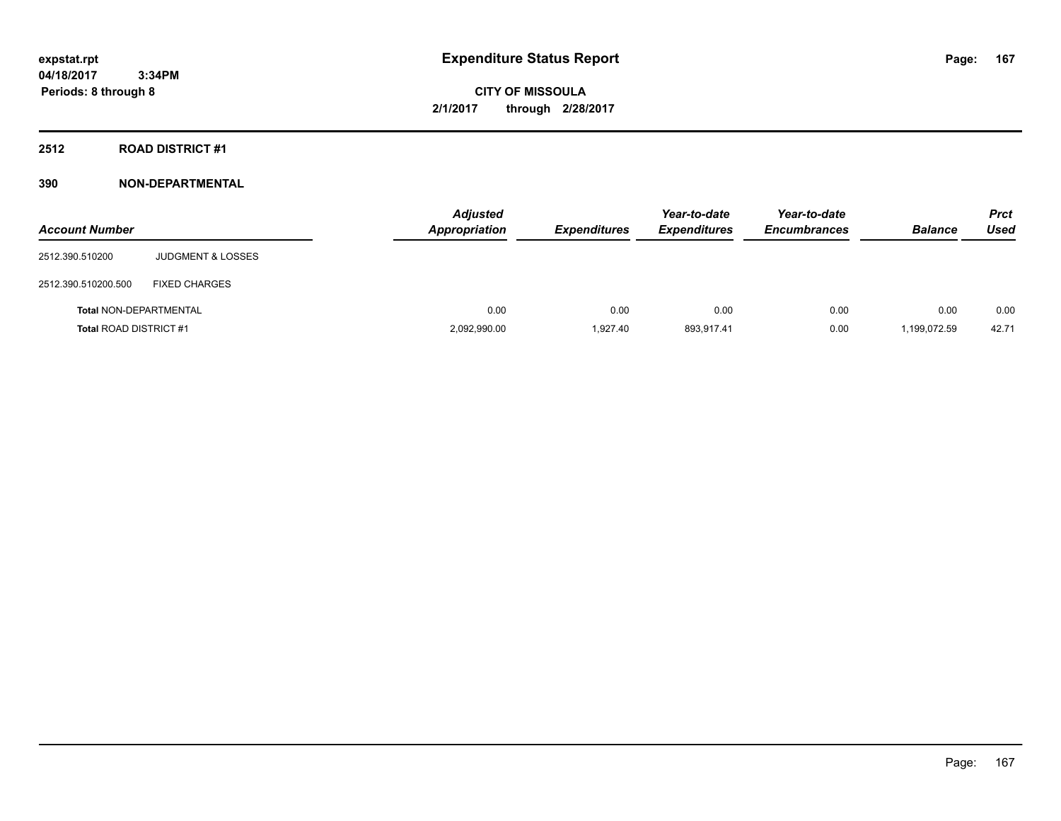**expstat.rpt**
**04/18/2017 3:34PM**
**Periods: 8 through 8**

# Expenditure Status Report

**CITY OF MISSOULA**
**2/1/2017 through 2/28/2017**

## 2512 ROAD DISTRICT #1

### 390 NON-DEPARTMENTAL

| Account Number | | Adjusted Appropriation | Expenditures | Year-to-date Expenditures | Year-to-date Encumbrances | Balance | Prct Used |
|---|---|---|---|---|---|---|---|
| 2512.390.510200 | JUDGMENT & LOSSES | | | | | | |
| 2512.390.510200.500 | FIXED CHARGES | | | | | | |
| **Total** NON-DEPARTMENTAL | | 0.00 | 0.00 | 0.00 | 0.00 | 0.00 | 0.00 |
| **Total** ROAD DISTRICT #1 | | 2,092,990.00 | 1,927.40 | 893,917.41 | 0.00 | 1,199,072.59 | 42.71 |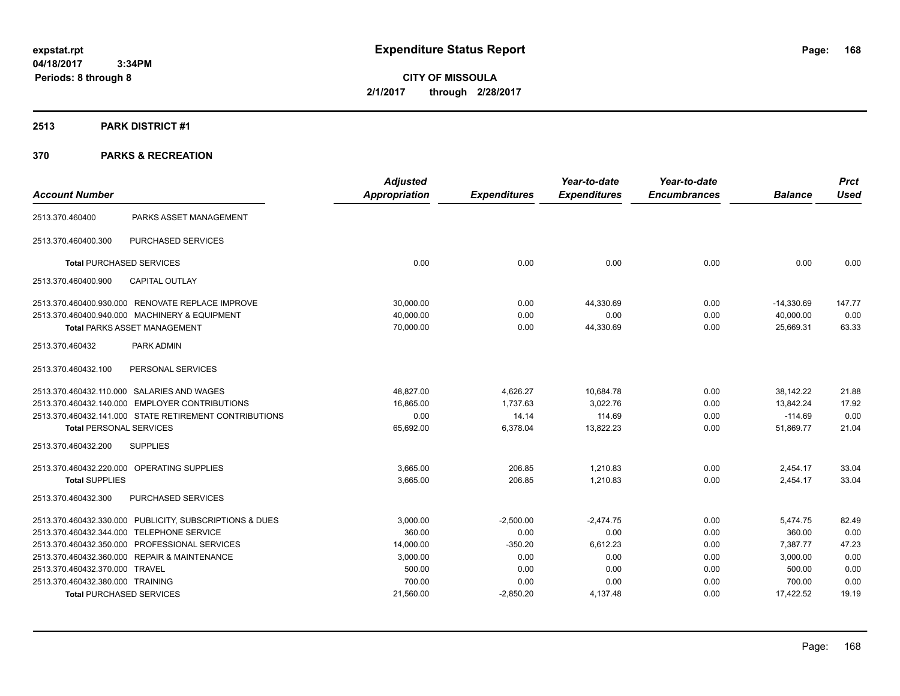**expstat.rpt**
**04/18/2017 3:34PM**
**Periods: 8 through 8**

# Expenditure Status Report

**CITY OF MISSOULA**
**2/1/2017 through 2/28/2017**

## 2513 PARK DISTRICT #1

## 370 PARKS & RECREATION

| Account Number | | Adjusted Appropriation | Expenditures | Year-to-date Expenditures | Year-to-date Encumbrances | Balance | Prct Used |
|---|---|---|---|---|---|---|---|
| 2513.370.460400 | PARKS ASSET MANAGEMENT | | | | | | |
| 2513.370.460400.300 | PURCHASED SERVICES | | | | | | |
| **Total** PURCHASED SERVICES | | 0.00 | 0.00 | 0.00 | 0.00 | 0.00 | 0.00 |
| 2513.370.460400.900 | CAPITAL OUTLAY | | | | | | |
| 2513.370.460400.930.000 | RENOVATE REPLACE IMPROVE | 30,000.00 | 0.00 | 44,330.69 | 0.00 | -14,330.69 | 147.77 |
| 2513.370.460400.940.000 | MACHINERY & EQUIPMENT | 40,000.00 | 0.00 | 0.00 | 0.00 | 40,000.00 | 0.00 |
| **Total** PARKS ASSET MANAGEMENT | | 70,000.00 | 0.00 | 44,330.69 | 0.00 | 25,669.31 | 63.33 |
| 2513.370.460432 | PARK ADMIN | | | | | | |
| 2513.370.460432.100 | PERSONAL SERVICES | | | | | | |
| 2513.370.460432.110.000 | SALARIES AND WAGES | 48,827.00 | 4,626.27 | 10,684.78 | 0.00 | 38,142.22 | 21.88 |
| 2513.370.460432.140.000 | EMPLOYER CONTRIBUTIONS | 16,865.00 | 1,737.63 | 3,022.76 | 0.00 | 13,842.24 | 17.92 |
| 2513.370.460432.141.000 | STATE RETIREMENT CONTRIBUTIONS | 0.00 | 14.14 | 114.69 | 0.00 | -114.69 | 0.00 |
| **Total** PERSONAL SERVICES | | 65,692.00 | 6,378.04 | 13,822.23 | 0.00 | 51,869.77 | 21.04 |
| 2513.370.460432.200 | SUPPLIES | | | | | | |
| 2513.370.460432.220.000 | OPERATING SUPPLIES | 3,665.00 | 206.85 | 1,210.83 | 0.00 | 2,454.17 | 33.04 |
| **Total** SUPPLIES | | 3,665.00 | 206.85 | 1,210.83 | 0.00 | 2,454.17 | 33.04 |
| 2513.370.460432.300 | PURCHASED SERVICES | | | | | | |
| 2513.370.460432.330.000 | PUBLICITY, SUBSCRIPTIONS & DUES | 3,000.00 | -2,500.00 | -2,474.75 | 0.00 | 5,474.75 | 82.49 |
| 2513.370.460432.344.000 | TELEPHONE SERVICE | 360.00 | 0.00 | 0.00 | 0.00 | 360.00 | 0.00 |
| 2513.370.460432.350.000 | PROFESSIONAL SERVICES | 14,000.00 | -350.20 | 6,612.23 | 0.00 | 7,387.77 | 47.23 |
| 2513.370.460432.360.000 | REPAIR & MAINTENANCE | 3,000.00 | 0.00 | 0.00 | 0.00 | 3,000.00 | 0.00 |
| 2513.370.460432.370.000 | TRAVEL | 500.00 | 0.00 | 0.00 | 0.00 | 500.00 | 0.00 |
| 2513.370.460432.380.000 | TRAINING | 700.00 | 0.00 | 0.00 | 0.00 | 700.00 | 0.00 |
| **Total** PURCHASED SERVICES | | 21,560.00 | -2,850.20 | 4,137.48 | 0.00 | 17,422.52 | 19.19 |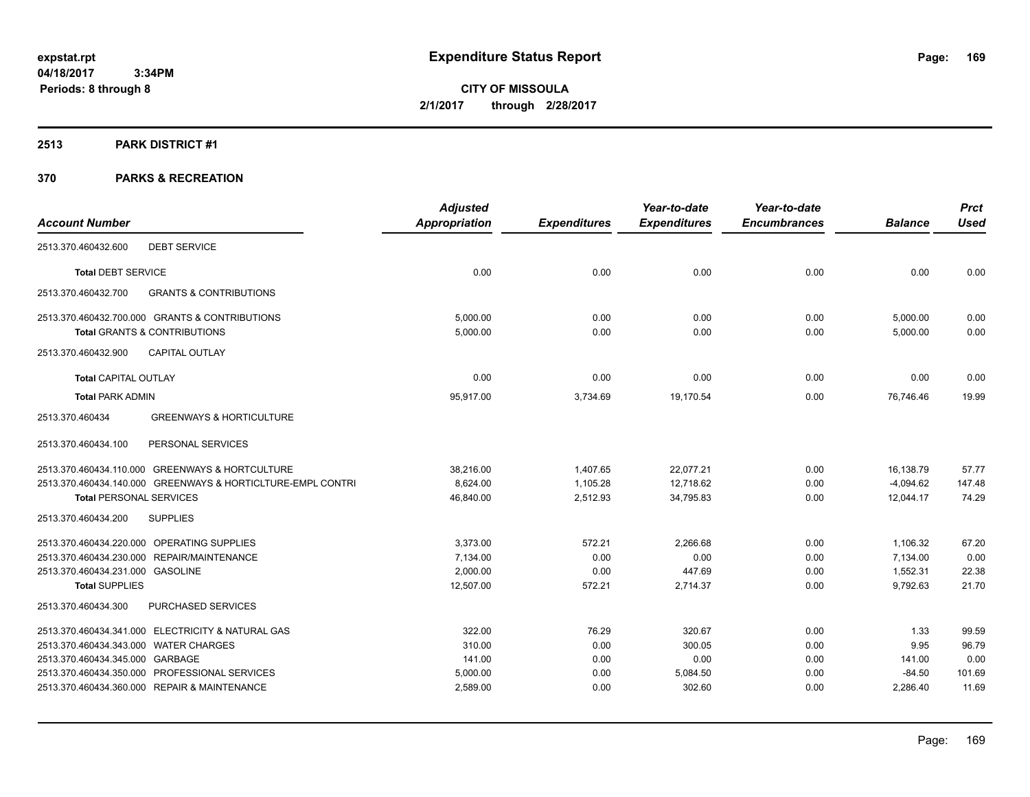**expstat.rpt**
**04/18/2017 3:34PM**
**Periods: 8 through 8**

# Expenditure Status Report

**CITY OF MISSOULA**
**2/1/2017 through 2/28/2017**

## 2513 PARK DISTRICT #1

## 370 PARKS & RECREATION

| Account Number | Adjusted Appropriation | Expenditures | Year-to-date Expenditures | Year-to-date Encumbrances | Balance | Prct Used |
|---|---|---|---|---|---|---|
| 2513.370.460432.600 DEBT SERVICE | | | | | | |
| **Total** DEBT SERVICE | 0.00 | 0.00 | 0.00 | 0.00 | 0.00 | 0.00 |
| 2513.370.460432.700 GRANTS & CONTRIBUTIONS | | | | | | |
| 2513.370.460432.700.000 GRANTS & CONTRIBUTIONS | 5,000.00 | 0.00 | 0.00 | 0.00 | 5,000.00 | 0.00 |
| **Total** GRANTS & CONTRIBUTIONS | 5,000.00 | 0.00 | 0.00 | 0.00 | 5,000.00 | 0.00 |
| 2513.370.460432.900 CAPITAL OUTLAY | | | | | | |
| **Total** CAPITAL OUTLAY | 0.00 | 0.00 | 0.00 | 0.00 | 0.00 | 0.00 |
| **Total** PARK ADMIN | 95,917.00 | 3,734.69 | 19,170.54 | 0.00 | 76,746.46 | 19.99 |
| 2513.370.460434 GREENWAYS & HORTICULTURE | | | | | | |
| 2513.370.460434.100 PERSONAL SERVICES | | | | | | |
| 2513.370.460434.110.000 GREENWAYS & HORTCULTURE | 38,216.00 | 1,407.65 | 22,077.21 | 0.00 | 16,138.79 | 57.77 |
| 2513.370.460434.140.000 GREENWAYS & HORTICLTURE-EMPL CONTRI | 8,624.00 | 1,105.28 | 12,718.62 | 0.00 | -4,094.62 | 147.48 |
| **Total** PERSONAL SERVICES | 46,840.00 | 2,512.93 | 34,795.83 | 0.00 | 12,044.17 | 74.29 |
| 2513.370.460434.200 SUPPLIES | | | | | | |
| 2513.370.460434.220.000 OPERATING SUPPLIES | 3,373.00 | 572.21 | 2,266.68 | 0.00 | 1,106.32 | 67.20 |
| 2513.370.460434.230.000 REPAIR/MAINTENANCE | 7,134.00 | 0.00 | 0.00 | 0.00 | 7,134.00 | 0.00 |
| 2513.370.460434.231.000 GASOLINE | 2,000.00 | 0.00 | 447.69 | 0.00 | 1,552.31 | 22.38 |
| **Total** SUPPLIES | 12,507.00 | 572.21 | 2,714.37 | 0.00 | 9,792.63 | 21.70 |
| 2513.370.460434.300 PURCHASED SERVICES | | | | | | |
| 2513.370.460434.341.000 ELECTRICITY & NATURAL GAS | 322.00 | 76.29 | 320.67 | 0.00 | 1.33 | 99.59 |
| 2513.370.460434.343.000 WATER CHARGES | 310.00 | 0.00 | 300.05 | 0.00 | 9.95 | 96.79 |
| 2513.370.460434.345.000 GARBAGE | 141.00 | 0.00 | 0.00 | 0.00 | 141.00 | 0.00 |
| 2513.370.460434.350.000 PROFESSIONAL SERVICES | 5,000.00 | 0.00 | 5,084.50 | 0.00 | -84.50 | 101.69 |
| 2513.370.460434.360.000 REPAIR & MAINTENANCE | 2,589.00 | 0.00 | 302.60 | 0.00 | 2,286.40 | 11.69 |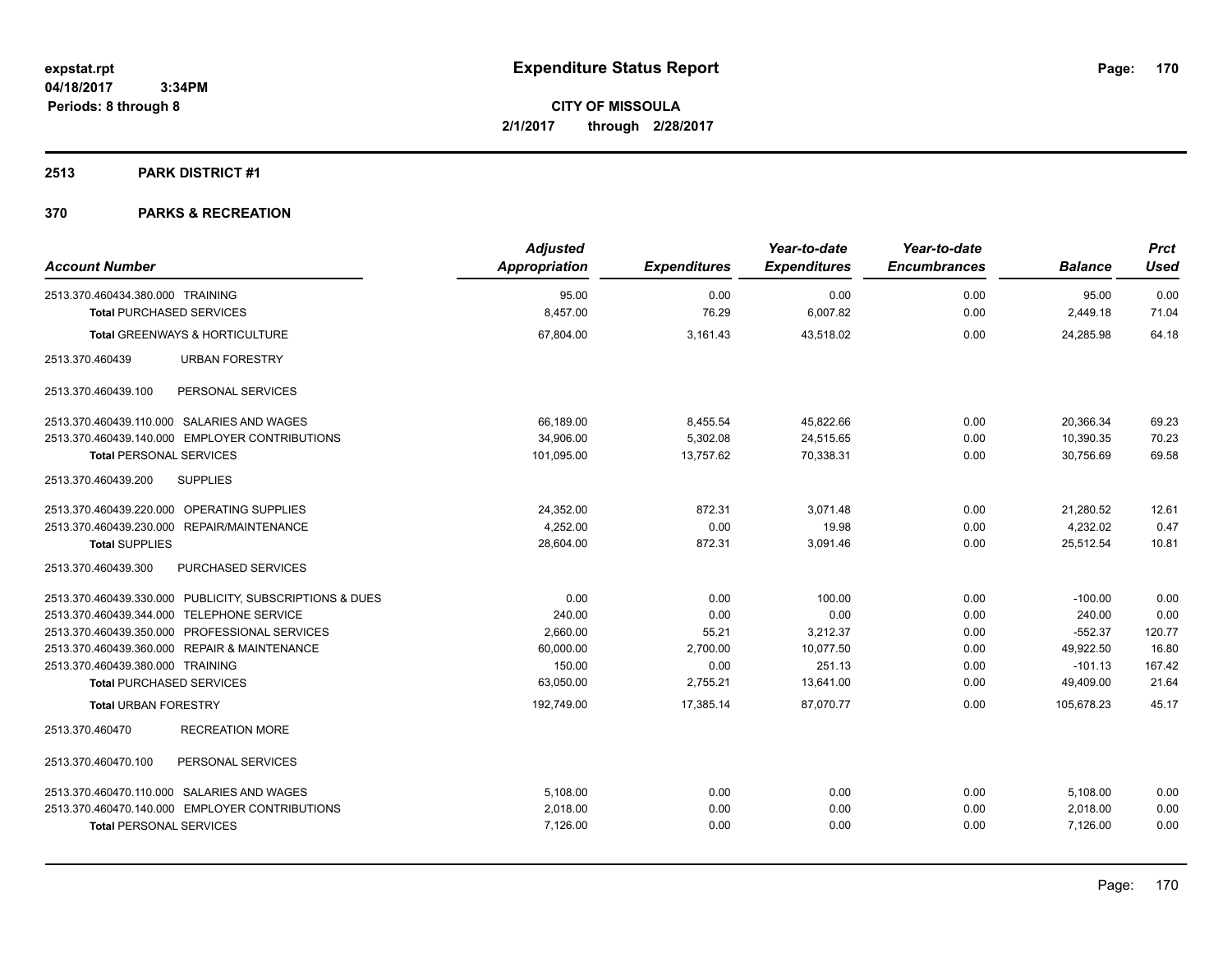**Expenditure Status Report**

**CITY OF MISSOULA**

**2/1/2017 through 2/28/2017**

expstat.rpt
04/18/2017 3:34PM
Periods: 8 through 8

## 2513 PARK DISTRICT #1

## 370 PARKS & RECREATION

| Account Number | Adjusted Appropriation | Expenditures | Year-to-date Expenditures | Year-to-date Encumbrances | Balance | Prct Used |
|---|---|---|---|---|---|---|
| 2513.370.460434.380.000 TRAINING | 95.00 | 0.00 | 0.00 | 0.00 | 95.00 | 0.00 |
| **Total** PURCHASED SERVICES | 8,457.00 | 76.29 | 6,007.82 | 0.00 | 2,449.18 | 71.04 |
| **Total** GREENWAYS & HORTICULTURE | 67,804.00 | 3,161.43 | 43,518.02 | 0.00 | 24,285.98 | 64.18 |
| 2513.370.460439 URBAN FORESTRY | | | | | | |
| 2513.370.460439.100 PERSONAL SERVICES | | | | | | |
| 2513.370.460439.110.000 SALARIES AND WAGES | 66,189.00 | 8,455.54 | 45,822.66 | 0.00 | 20,366.34 | 69.23 |
| 2513.370.460439.140.000 EMPLOYER CONTRIBUTIONS | 34,906.00 | 5,302.08 | 24,515.65 | 0.00 | 10,390.35 | 70.23 |
| **Total** PERSONAL SERVICES | 101,095.00 | 13,757.62 | 70,338.31 | 0.00 | 30,756.69 | 69.58 |
| 2513.370.460439.200 SUPPLIES | | | | | | |
| 2513.370.460439.220.000 OPERATING SUPPLIES | 24,352.00 | 872.31 | 3,071.48 | 0.00 | 21,280.52 | 12.61 |
| 2513.370.460439.230.000 REPAIR/MAINTENANCE | 4,252.00 | 0.00 | 19.98 | 0.00 | 4,232.02 | 0.47 |
| **Total** SUPPLIES | 28,604.00 | 872.31 | 3,091.46 | 0.00 | 25,512.54 | 10.81 |
| 2513.370.460439.300 PURCHASED SERVICES | | | | | | |
| 2513.370.460439.330.000 PUBLICITY, SUBSCRIPTIONS & DUES | 0.00 | 0.00 | 100.00 | 0.00 | -100.00 | 0.00 |
| 2513.370.460439.344.000 TELEPHONE SERVICE | 240.00 | 0.00 | 0.00 | 0.00 | 240.00 | 0.00 |
| 2513.370.460439.350.000 PROFESSIONAL SERVICES | 2,660.00 | 55.21 | 3,212.37 | 0.00 | -552.37 | 120.77 |
| 2513.370.460439.360.000 REPAIR & MAINTENANCE | 60,000.00 | 2,700.00 | 10,077.50 | 0.00 | 49,922.50 | 16.80 |
| 2513.370.460439.380.000 TRAINING | 150.00 | 0.00 | 251.13 | 0.00 | -101.13 | 167.42 |
| **Total** PURCHASED SERVICES | 63,050.00 | 2,755.21 | 13,641.00 | 0.00 | 49,409.00 | 21.64 |
| **Total** URBAN FORESTRY | 192,749.00 | 17,385.14 | 87,070.77 | 0.00 | 105,678.23 | 45.17 |
| 2513.370.460470 RECREATION MORE | | | | | | |
| 2513.370.460470.100 PERSONAL SERVICES | | | | | | |
| 2513.370.460470.110.000 SALARIES AND WAGES | 5,108.00 | 0.00 | 0.00 | 0.00 | 5,108.00 | 0.00 |
| 2513.370.460470.140.000 EMPLOYER CONTRIBUTIONS | 2,018.00 | 0.00 | 0.00 | 0.00 | 2,018.00 | 0.00 |
| **Total** PERSONAL SERVICES | 7,126.00 | 0.00 | 0.00 | 0.00 | 7,126.00 | 0.00 |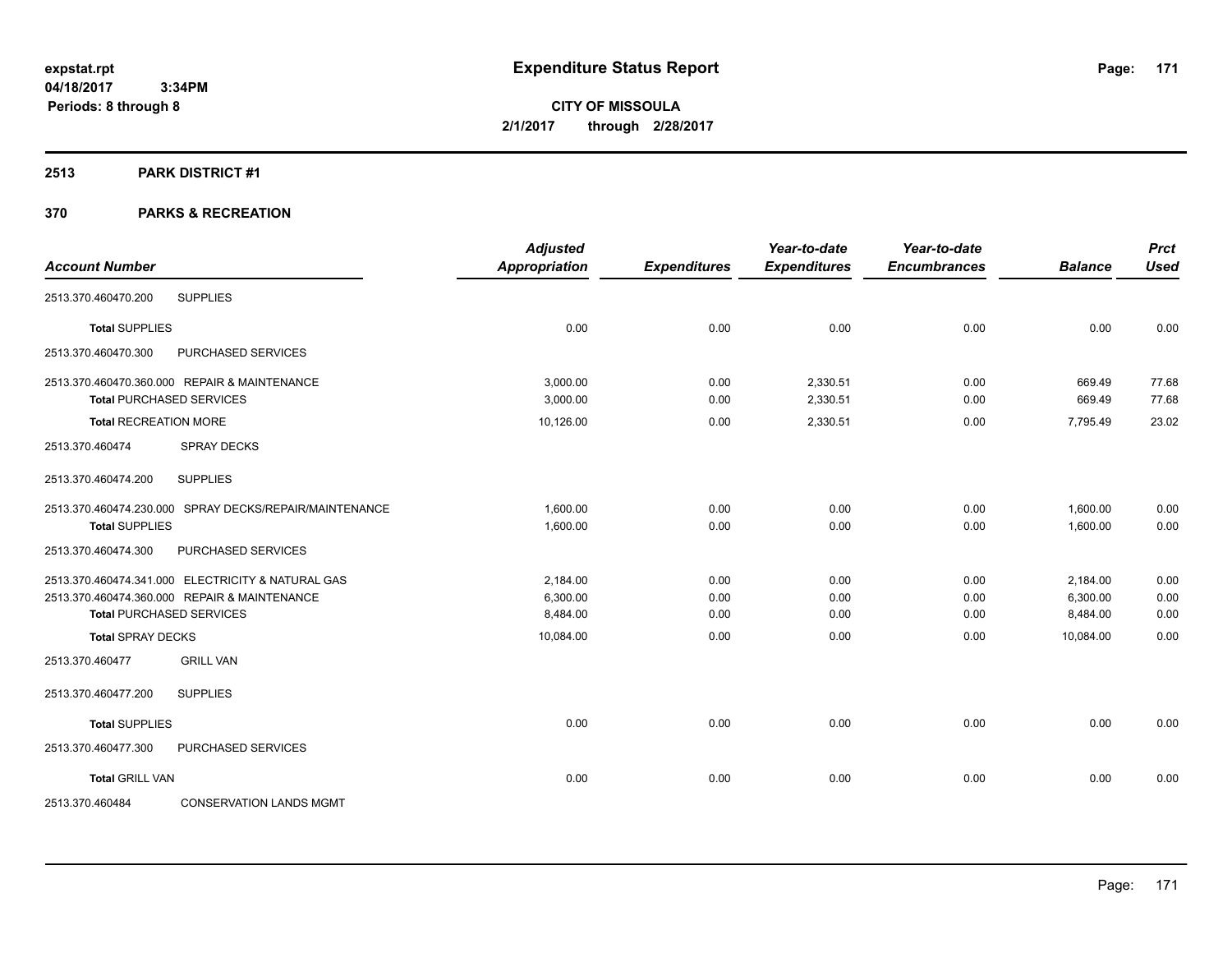**expstat.rpt**
**04/18/2017 3:34PM**
**Periods: 8 through 8**

# Expenditure Status Report

**CITY OF MISSOULA**
**2/1/2017 through 2/28/2017**

## 2513 PARK DISTRICT #1

### 370 PARKS & RECREATION

| Account Number | | Adjusted Appropriation | Expenditures | Year-to-date Expenditures | Year-to-date Encumbrances | Balance | Prct Used |
|---|---|---|---|---|---|---|---|
| 2513.370.460470.200 | SUPPLIES | | | | | | |
| **Total** SUPPLIES | | 0.00 | 0.00 | 0.00 | 0.00 | 0.00 | 0.00 |
| 2513.370.460470.300 | PURCHASED SERVICES | | | | | | |
| 2513.370.460470.360.000 | REPAIR & MAINTENANCE | 3,000.00 | 0.00 | 2,330.51 | 0.00 | 669.49 | 77.68 |
| **Total** PURCHASED SERVICES | | 3,000.00 | 0.00 | 2,330.51 | 0.00 | 669.49 | 77.68 |
| **Total** RECREATION MORE | | 10,126.00 | 0.00 | 2,330.51 | 0.00 | 7,795.49 | 23.02 |
| 2513.370.460474 | SPRAY DECKS | | | | | | |
| 2513.370.460474.200 | SUPPLIES | | | | | | |
| 2513.370.460474.230.000 | SPRAY DECKS/REPAIR/MAINTENANCE | 1,600.00 | 0.00 | 0.00 | 0.00 | 1,600.00 | 0.00 |
| **Total** SUPPLIES | | 1,600.00 | 0.00 | 0.00 | 0.00 | 1,600.00 | 0.00 |
| 2513.370.460474.300 | PURCHASED SERVICES | | | | | | |
| 2513.370.460474.341.000 | ELECTRICITY & NATURAL GAS | 2,184.00 | 0.00 | 0.00 | 0.00 | 2,184.00 | 0.00 |
| 2513.370.460474.360.000 | REPAIR & MAINTENANCE | 6,300.00 | 0.00 | 0.00 | 0.00 | 6,300.00 | 0.00 |
| **Total** PURCHASED SERVICES | | 8,484.00 | 0.00 | 0.00 | 0.00 | 8,484.00 | 0.00 |
| **Total** SPRAY DECKS | | 10,084.00 | 0.00 | 0.00 | 0.00 | 10,084.00 | 0.00 |
| 2513.370.460477 | GRILL VAN | | | | | | |
| 2513.370.460477.200 | SUPPLIES | | | | | | |
| **Total** SUPPLIES | | 0.00 | 0.00 | 0.00 | 0.00 | 0.00 | 0.00 |
| 2513.370.460477.300 | PURCHASED SERVICES | | | | | | |
| **Total** GRILL VAN | | 0.00 | 0.00 | 0.00 | 0.00 | 0.00 | 0.00 |
| 2513.370.460484 | CONSERVATION LANDS MGMT | | | | | | |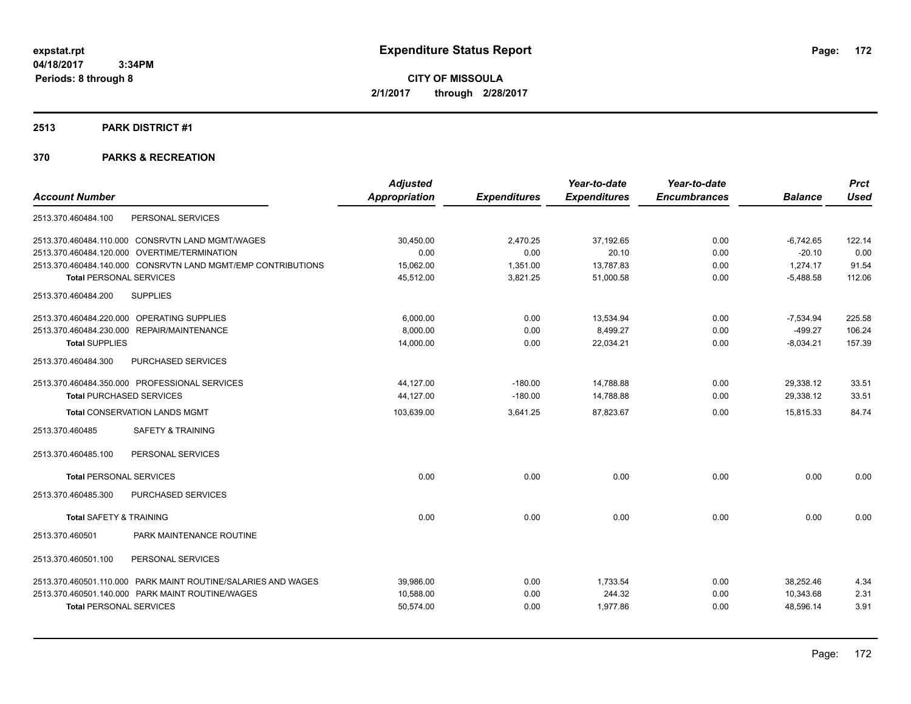**expstat.rpt**
**04/18/2017 3:34PM**
**Periods: 8 through 8**

# Expenditure Status Report

**CITY OF MISSOULA**
**2/1/2017 through 2/28/2017**

## 2513 PARK DISTRICT #1

## 370 PARKS & RECREATION

| Account Number | Adjusted Appropriation | Expenditures | Year-to-date Expenditures | Year-to-date Encumbrances | Balance | Prct Used |
|---|---|---|---|---|---|---|
| 2513.370.460484.100 PERSONAL SERVICES | | | | | | |
| 2513.370.460484.110.000 CONSRVTN LAND MGMT/WAGES | 30,450.00 | 2,470.25 | 37,192.65 | 0.00 | -6,742.65 | 122.14 |
| 2513.370.460484.120.000 OVERTIME/TERMINATION | 0.00 | 0.00 | 20.10 | 0.00 | -20.10 | 0.00 |
| 2513.370.460484.140.000 CONSRVTN LAND MGMT/EMP CONTRIBUTIONS | 15,062.00 | 1,351.00 | 13,787.83 | 0.00 | 1,274.17 | 91.54 |
| **Total** PERSONAL SERVICES | 45,512.00 | 3,821.25 | 51,000.58 | 0.00 | -5,488.58 | 112.06 |
| 2513.370.460484.200 SUPPLIES | | | | | | |
| 2513.370.460484.220.000 OPERATING SUPPLIES | 6,000.00 | 0.00 | 13,534.94 | 0.00 | -7,534.94 | 225.58 |
| 2513.370.460484.230.000 REPAIR/MAINTENANCE | 8,000.00 | 0.00 | 8,499.27 | 0.00 | -499.27 | 106.24 |
| **Total** SUPPLIES | 14,000.00 | 0.00 | 22,034.21 | 0.00 | -8,034.21 | 157.39 |
| 2513.370.460484.300 PURCHASED SERVICES | | | | | | |
| 2513.370.460484.350.000 PROFESSIONAL SERVICES | 44,127.00 | -180.00 | 14,788.88 | 0.00 | 29,338.12 | 33.51 |
| **Total** PURCHASED SERVICES | 44,127.00 | -180.00 | 14,788.88 | 0.00 | 29,338.12 | 33.51 |
| **Total** CONSERVATION LANDS MGMT | 103,639.00 | 3,641.25 | 87,823.67 | 0.00 | 15,815.33 | 84.74 |
| 2513.370.460485 SAFETY & TRAINING | | | | | | |
| 2513.370.460485.100 PERSONAL SERVICES | | | | | | |
| **Total** PERSONAL SERVICES | 0.00 | 0.00 | 0.00 | 0.00 | 0.00 | 0.00 |
| 2513.370.460485.300 PURCHASED SERVICES | | | | | | |
| **Total** SAFETY & TRAINING | 0.00 | 0.00 | 0.00 | 0.00 | 0.00 | 0.00 |
| 2513.370.460501 PARK MAINTENANCE ROUTINE | | | | | | |
| 2513.370.460501.100 PERSONAL SERVICES | | | | | | |
| 2513.370.460501.110.000 PARK MAINT ROUTINE/SALARIES AND WAGES | 39,986.00 | 0.00 | 1,733.54 | 0.00 | 38,252.46 | 4.34 |
| 2513.370.460501.140.000 PARK MAINT ROUTINE/WAGES | 10,588.00 | 0.00 | 244.32 | 0.00 | 10,343.68 | 2.31 |
| **Total** PERSONAL SERVICES | 50,574.00 | 0.00 | 1,977.86 | 0.00 | 48,596.14 | 3.91 |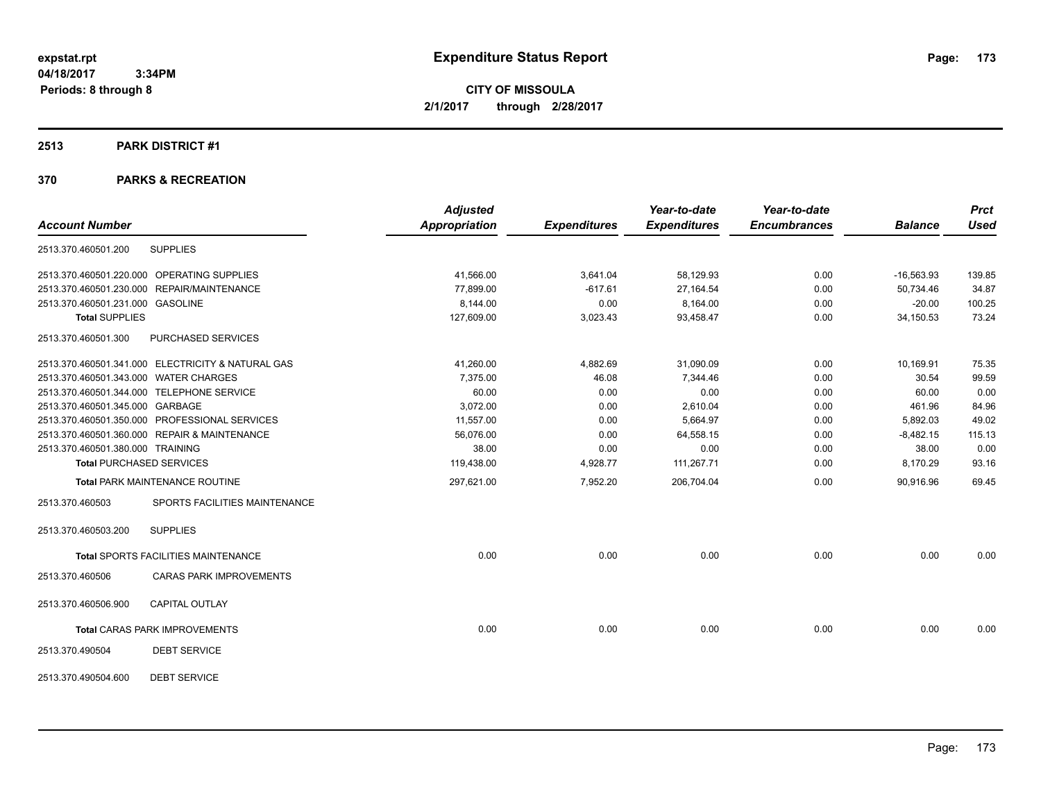**expstat.rpt**
**04/18/2017 3:34PM**
**Periods: 8 through 8**

# Expenditure Status Report

**CITY OF MISSOULA**
**2/1/2017 through 2/28/2017**

## 2513 PARK DISTRICT #1

## 370 PARKS & RECREATION

| Account Number | | Adjusted Appropriation | Expenditures | Year-to-date Expenditures | Year-to-date Encumbrances | Balance | Prct Used |
|---|---|---|---|---|---|---|---|
| 2513.370.460501.200 | SUPPLIES | | | | | | |
| 2513.370.460501.220.000 | OPERATING SUPPLIES | 41,566.00 | 3,641.04 | 58,129.93 | 0.00 | -16,563.93 | 139.85 |
| 2513.370.460501.230.000 | REPAIR/MAINTENANCE | 77,899.00 | -617.61 | 27,164.54 | 0.00 | 50,734.46 | 34.87 |
| 2513.370.460501.231.000 | GASOLINE | 8,144.00 | 0.00 | 8,164.00 | 0.00 | -20.00 | 100.25 |
| **Total SUPPLIES** | | 127,609.00 | 3,023.43 | 93,458.47 | 0.00 | 34,150.53 | 73.24 |
| 2513.370.460501.300 | PURCHASED SERVICES | | | | | | |
| 2513.370.460501.341.000 | ELECTRICITY & NATURAL GAS | 41,260.00 | 4,882.69 | 31,090.09 | 0.00 | 10,169.91 | 75.35 |
| 2513.370.460501.343.000 | WATER CHARGES | 7,375.00 | 46.08 | 7,344.46 | 0.00 | 30.54 | 99.59 |
| 2513.370.460501.344.000 | TELEPHONE SERVICE | 60.00 | 0.00 | 0.00 | 0.00 | 60.00 | 0.00 |
| 2513.370.460501.345.000 | GARBAGE | 3,072.00 | 0.00 | 2,610.04 | 0.00 | 461.96 | 84.96 |
| 2513.370.460501.350.000 | PROFESSIONAL SERVICES | 11,557.00 | 0.00 | 5,664.97 | 0.00 | 5,892.03 | 49.02 |
| 2513.370.460501.360.000 | REPAIR & MAINTENANCE | 56,076.00 | 0.00 | 64,558.15 | 0.00 | -8,482.15 | 115.13 |
| 2513.370.460501.380.000 | TRAINING | 38.00 | 0.00 | 0.00 | 0.00 | 38.00 | 0.00 |
| **Total PURCHASED SERVICES** | | 119,438.00 | 4,928.77 | 111,267.71 | 0.00 | 8,170.29 | 93.16 |
| **Total PARK MAINTENANCE ROUTINE** | | 297,621.00 | 7,952.20 | 206,704.04 | 0.00 | 90,916.96 | 69.45 |
| 2513.370.460503 | SPORTS FACILITIES MAINTENANCE | | | | | | |
| 2513.370.460503.200 | SUPPLIES | | | | | | |
| **Total SPORTS FACILITIES MAINTENANCE** | | 0.00 | 0.00 | 0.00 | 0.00 | 0.00 | 0.00 |
| 2513.370.460506 | CARAS PARK IMPROVEMENTS | | | | | | |
| 2513.370.460506.900 | CAPITAL OUTLAY | | | | | | |
| **Total CARAS PARK IMPROVEMENTS** | | 0.00 | 0.00 | 0.00 | 0.00 | 0.00 | 0.00 |
| 2513.370.490504 | DEBT SERVICE | | | | | | |
| 2513.370.490504.600 | DEBT SERVICE | | | | | | |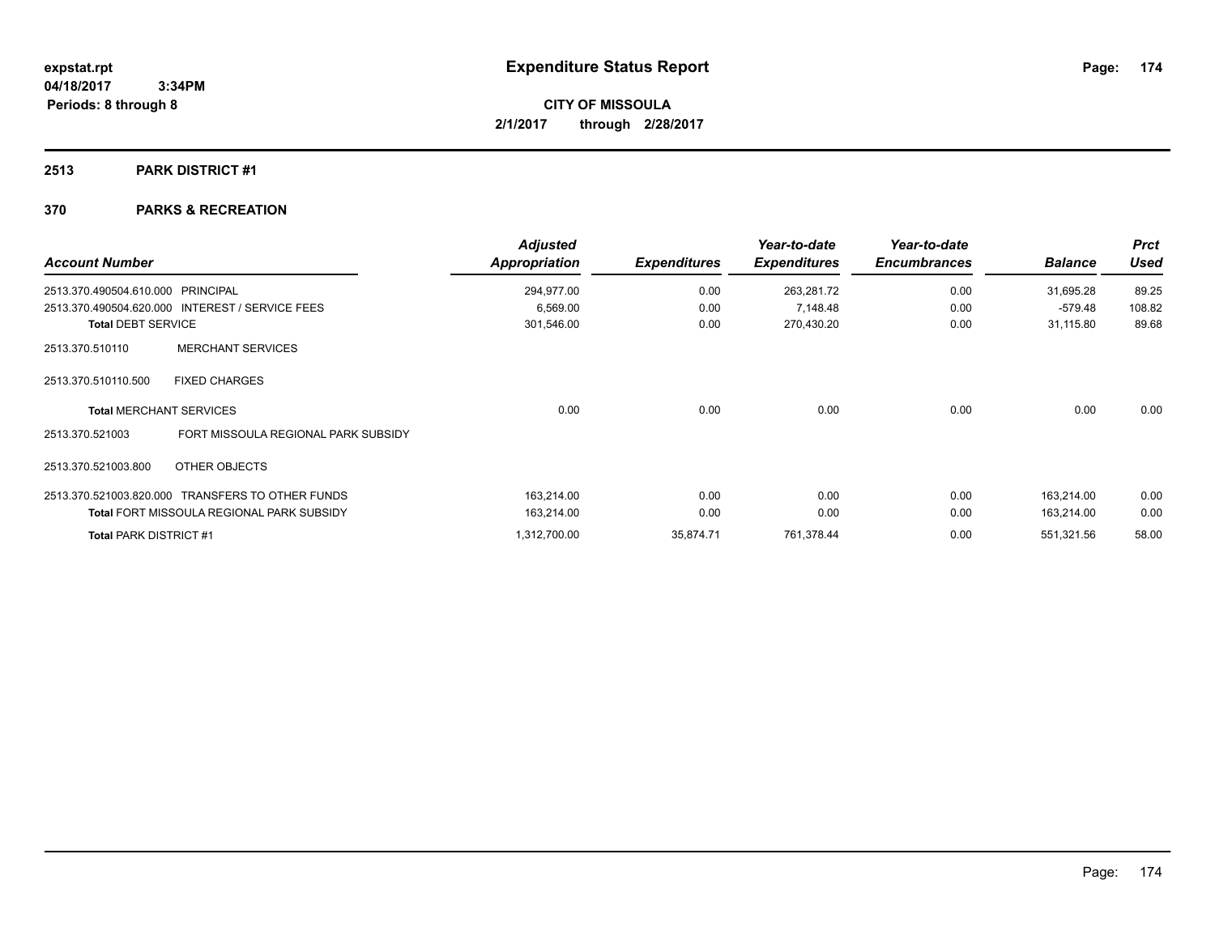**expstat.rpt**
**04/18/2017 3:34PM**
**Periods: 8 through 8**

# Expenditure Status Report

**CITY OF MISSOULA**
**2/1/2017 through 2/28/2017**

## 2513 PARK DISTRICT #1

## 370 PARKS & RECREATION

| Account Number | | Adjusted Appropriation | Expenditures | Year-to-date Expenditures | Year-to-date Encumbrances | Balance | Prct Used |
|---|---|---|---|---|---|---|---|
| 2513.370.490504.610.000 | PRINCIPAL | 294,977.00 | 0.00 | 263,281.72 | 0.00 | 31,695.28 | 89.25 |
| 2513.370.490504.620.000 | INTEREST / SERVICE FEES | 6,569.00 | 0.00 | 7,148.48 | 0.00 | -579.48 | 108.82 |
| **Total** DEBT SERVICE | | 301,546.00 | 0.00 | 270,430.20 | 0.00 | 31,115.80 | 89.68 |
| 2513.370.510110 | MERCHANT SERVICES | | | | | | |
| 2513.370.510110.500 | FIXED CHARGES | | | | | | |
| **Total** MERCHANT SERVICES | | 0.00 | 0.00 | 0.00 | 0.00 | 0.00 | 0.00 |
| 2513.370.521003 | FORT MISSOULA REGIONAL PARK SUBSIDY | | | | | | |
| 2513.370.521003.800 | OTHER OBJECTS | | | | | | |
| 2513.370.521003.820.000 | TRANSFERS TO OTHER FUNDS | 163,214.00 | 0.00 | 0.00 | 0.00 | 163,214.00 | 0.00 |
| **Total** FORT MISSOULA REGIONAL PARK SUBSIDY | | 163,214.00 | 0.00 | 0.00 | 0.00 | 163,214.00 | 0.00 |
| **Total** PARK DISTRICT #1 | | 1,312,700.00 | 35,874.71 | 761,378.44 | 0.00 | 551,321.56 | 58.00 |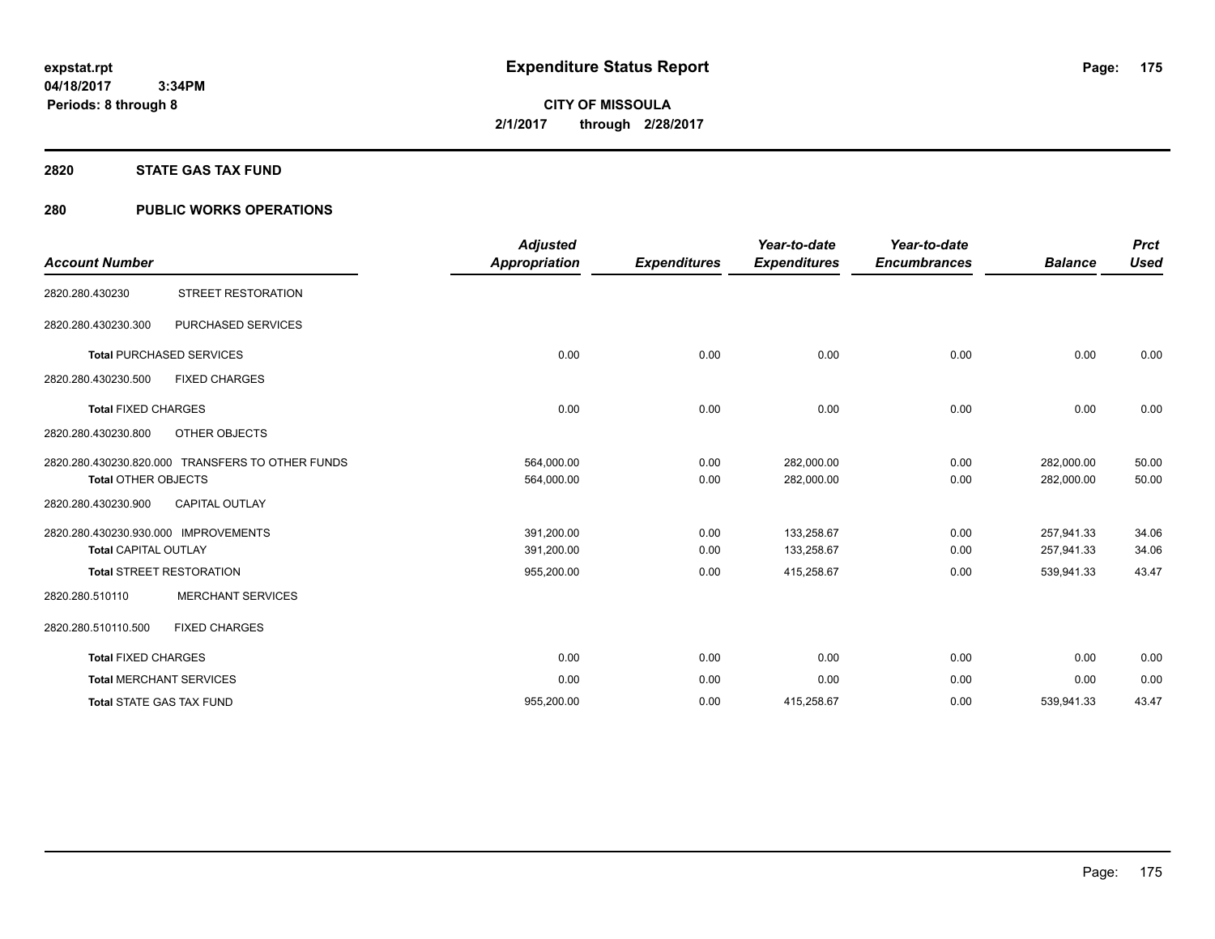**expstat.rpt**
**04/18/2017 3:34PM**
**Periods: 8 through 8**

# Expenditure Status Report

**CITY OF MISSOULA**
**2/1/2017 through 2/28/2017**

## 2820 STATE GAS TAX FUND

## 280 PUBLIC WORKS OPERATIONS

| Account Number | | Adjusted Appropriation | Expenditures | Year-to-date Expenditures | Year-to-date Encumbrances | Balance | Prct Used |
|---|---|---|---|---|---|---|---|
| 2820.280.430230 | STREET RESTORATION | | | | | | |
| 2820.280.430230.300 | PURCHASED SERVICES | | | | | | |
| **Total** PURCHASED SERVICES | | 0.00 | 0.00 | 0.00 | 0.00 | 0.00 | 0.00 |
| 2820.280.430230.500 | FIXED CHARGES | | | | | | |
| **Total** FIXED CHARGES | | 0.00 | 0.00 | 0.00 | 0.00 | 0.00 | 0.00 |
| 2820.280.430230.800 | OTHER OBJECTS | | | | | | |
| 2820.280.430230.820.000 | TRANSFERS TO OTHER FUNDS | 564,000.00 | 0.00 | 282,000.00 | 0.00 | 282,000.00 | 50.00 |
| **Total** OTHER OBJECTS | | 564,000.00 | 0.00 | 282,000.00 | 0.00 | 282,000.00 | 50.00 |
| 2820.280.430230.900 | CAPITAL OUTLAY | | | | | | |
| 2820.280.430230.930.000 | IMPROVEMENTS | 391,200.00 | 0.00 | 133,258.67 | 0.00 | 257,941.33 | 34.06 |
| **Total** CAPITAL OUTLAY | | 391,200.00 | 0.00 | 133,258.67 | 0.00 | 257,941.33 | 34.06 |
| **Total** STREET RESTORATION | | 955,200.00 | 0.00 | 415,258.67 | 0.00 | 539,941.33 | 43.47 |
| 2820.280.510110 | MERCHANT SERVICES | | | | | | |
| 2820.280.510110.500 | FIXED CHARGES | | | | | | |
| **Total** FIXED CHARGES | | 0.00 | 0.00 | 0.00 | 0.00 | 0.00 | 0.00 |
| **Total** MERCHANT SERVICES | | 0.00 | 0.00 | 0.00 | 0.00 | 0.00 | 0.00 |
| **Total** STATE GAS TAX FUND | | 955,200.00 | 0.00 | 415,258.67 | 0.00 | 539,941.33 | 43.47 |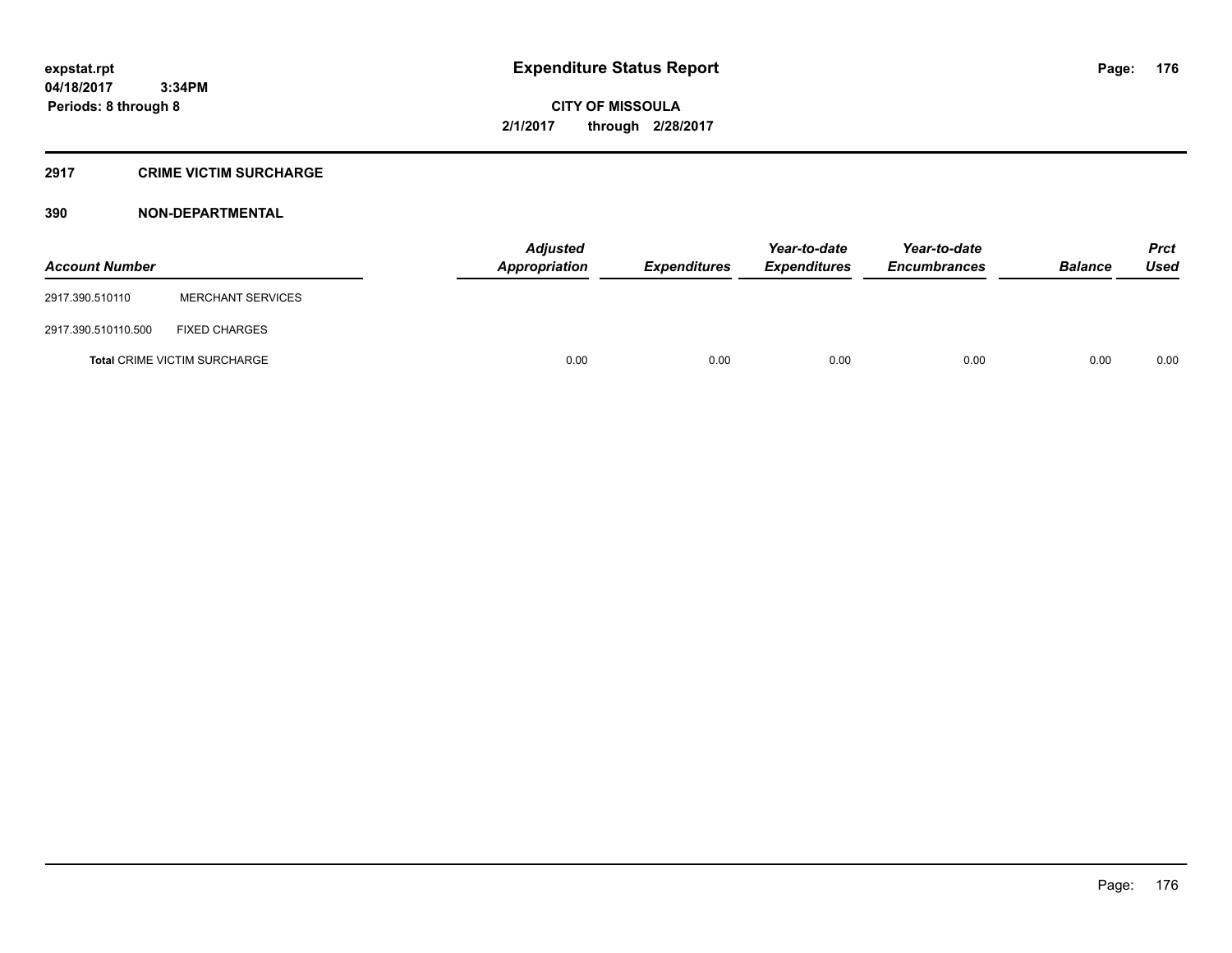**expstat.rpt**
**04/18/2017 3:34PM**
**Periods: 8 through 8**

# Expenditure Status Report

**CITY OF MISSOULA**
**2/1/2017 through 2/28/2017**

## 2917 CRIME VICTIM SURCHARGE

## 390 NON-DEPARTMENTAL

| Account Number | | *Adjusted Appropriation* | *Expenditures* | *Year-to-date Expenditures* | *Year-to-date Encumbrances* | *Balance* | *Prct Used* |
|---|---|---|---|---|---|---|---|
| 2917.390.510110 | MERCHANT SERVICES | | | | | | |
| 2917.390.510110.500 | FIXED CHARGES | | | | | | |
| **Total** CRIME VICTIM SURCHARGE | | 0.00 | 0.00 | 0.00 | 0.00 | 0.00 | 0.00 |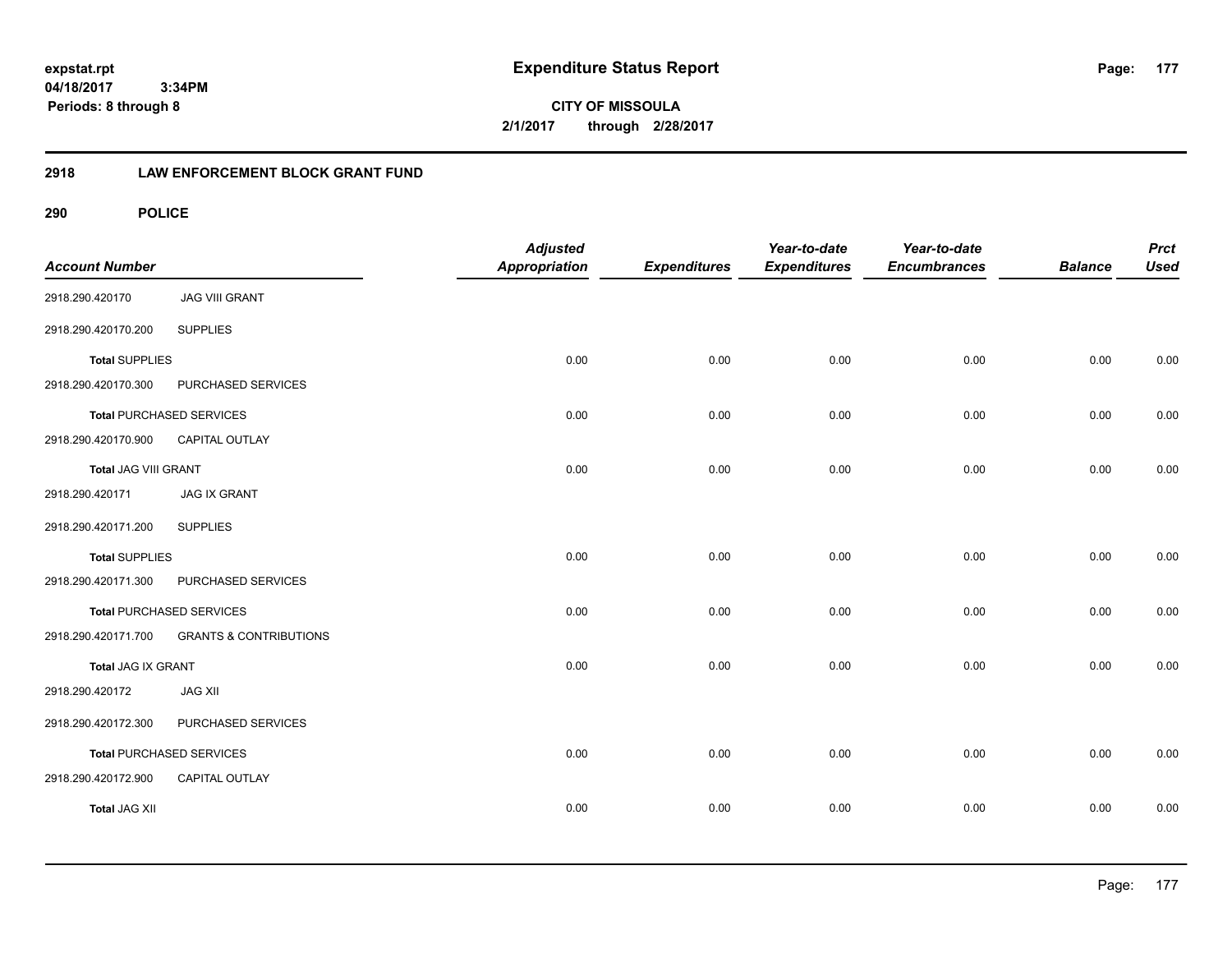**expstat.rpt**
**04/18/2017 3:34PM**
**Periods: 8 through 8**

# Expenditure Status Report

**CITY OF MISSOULA**
**2/1/2017 through 2/28/2017**

## 2918 LAW ENFORCEMENT BLOCK GRANT FUND

### 290 POLICE

| Account Number | | Adjusted Appropriation | Expenditures | Year-to-date Expenditures | Year-to-date Encumbrances | Balance | Prct Used |
|---|---|---|---|---|---|---|---|
| 2918.290.420170 | JAG VIII GRANT | | | | | | |
| 2918.290.420170.200 | SUPPLIES | | | | | | |
| **Total** SUPPLIES | | 0.00 | 0.00 | 0.00 | 0.00 | 0.00 | 0.00 |
| 2918.290.420170.300 | PURCHASED SERVICES | | | | | | |
| **Total** PURCHASED SERVICES | | 0.00 | 0.00 | 0.00 | 0.00 | 0.00 | 0.00 |
| 2918.290.420170.900 | CAPITAL OUTLAY | | | | | | |
| **Total JAG VIII GRANT** | | 0.00 | 0.00 | 0.00 | 0.00 | 0.00 | 0.00 |
| 2918.290.420171 | JAG IX GRANT | | | | | | |
| 2918.290.420171.200 | SUPPLIES | | | | | | |
| **Total** SUPPLIES | | 0.00 | 0.00 | 0.00 | 0.00 | 0.00 | 0.00 |
| 2918.290.420171.300 | PURCHASED SERVICES | | | | | | |
| **Total** PURCHASED SERVICES | | 0.00 | 0.00 | 0.00 | 0.00 | 0.00 | 0.00 |
| 2918.290.420171.700 | GRANTS & CONTRIBUTIONS | | | | | | |
| **Total JAG IX GRANT** | | 0.00 | 0.00 | 0.00 | 0.00 | 0.00 | 0.00 |
| 2918.290.420172 | JAG XII | | | | | | |
| 2918.290.420172.300 | PURCHASED SERVICES | | | | | | |
| **Total** PURCHASED SERVICES | | 0.00 | 0.00 | 0.00 | 0.00 | 0.00 | 0.00 |
| 2918.290.420172.900 | CAPITAL OUTLAY | | | | | | |
| **Total JAG XII** | | 0.00 | 0.00 | 0.00 | 0.00 | 0.00 | 0.00 |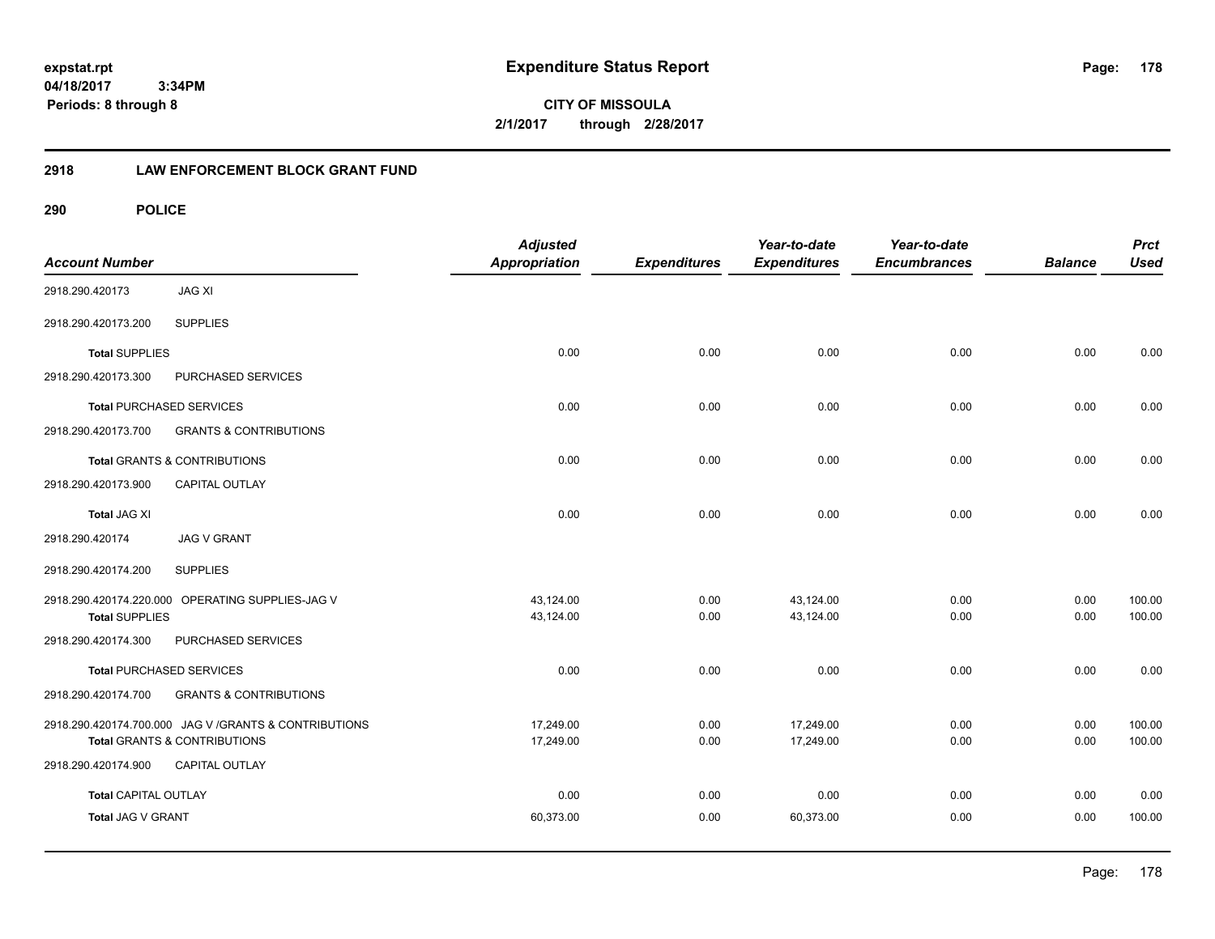expstat.rpt
04/18/2017 3:34PM
Periods: 8 through 8

# Expenditure Status Report

**CITY OF MISSOULA**
**2/1/2017 through 2/28/2017**

## 2918 LAW ENFORCEMENT BLOCK GRANT FUND

### 290 POLICE

| Account Number | | Adjusted Appropriation | Expenditures | Year-to-date Expenditures | Year-to-date Encumbrances | Balance | Prct Used |
|---|---|---|---|---|---|---|---|
| 2918.290.420173 | JAG XI | | | | | | |
| 2918.290.420173.200 | SUPPLIES | | | | | | |
| **Total** SUPPLIES | | 0.00 | 0.00 | 0.00 | 0.00 | 0.00 | 0.00 |
| 2918.290.420173.300 | PURCHASED SERVICES | | | | | | |
| **Total** PURCHASED SERVICES | | 0.00 | 0.00 | 0.00 | 0.00 | 0.00 | 0.00 |
| 2918.290.420173.700 | GRANTS & CONTRIBUTIONS | | | | | | |
| **Total** GRANTS & CONTRIBUTIONS | | 0.00 | 0.00 | 0.00 | 0.00 | 0.00 | 0.00 |
| 2918.290.420173.900 | CAPITAL OUTLAY | | | | | | |
| **Total** JAG XI | | 0.00 | 0.00 | 0.00 | 0.00 | 0.00 | 0.00 |
| 2918.290.420174 | JAG V GRANT | | | | | | |
| 2918.290.420174.200 | SUPPLIES | | | | | | |
| 2918.290.420174.220.000 | OPERATING SUPPLIES-JAG V | 43,124.00 | 0.00 | 43,124.00 | 0.00 | 0.00 | 100.00 |
| **Total** SUPPLIES | | 43,124.00 | 0.00 | 43,124.00 | 0.00 | 0.00 | 100.00 |
| 2918.290.420174.300 | PURCHASED SERVICES | | | | | | |
| **Total** PURCHASED SERVICES | | 0.00 | 0.00 | 0.00 | 0.00 | 0.00 | 0.00 |
| 2918.290.420174.700 | GRANTS & CONTRIBUTIONS | | | | | | |
| 2918.290.420174.700.000 | JAG V /GRANTS & CONTRIBUTIONS | 17,249.00 | 0.00 | 17,249.00 | 0.00 | 0.00 | 100.00 |
| **Total** GRANTS & CONTRIBUTIONS | | 17,249.00 | 0.00 | 17,249.00 | 0.00 | 0.00 | 100.00 |
| 2918.290.420174.900 | CAPITAL OUTLAY | | | | | | |
| **Total** CAPITAL OUTLAY | | 0.00 | 0.00 | 0.00 | 0.00 | 0.00 | 0.00 |
| **Total** JAG V GRANT | | 60,373.00 | 0.00 | 60,373.00 | 0.00 | 0.00 | 100.00 |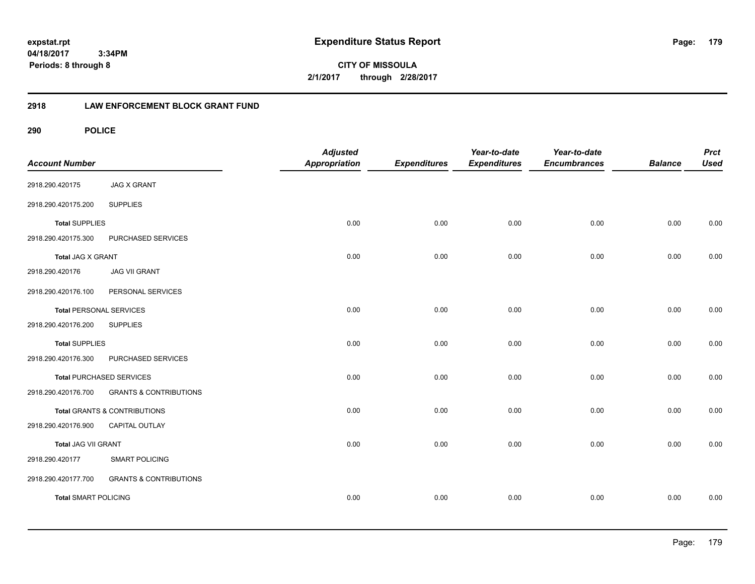**expstat.rpt**
**04/18/2017 3:34PM**
**Periods: 8 through 8**

# Expenditure Status Report

**CITY OF MISSOULA**
**2/1/2017 through 2/28/2017**

## 2918 LAW ENFORCEMENT BLOCK GRANT FUND

### 290 POLICE

| Account Number | | Adjusted Appropriation | Expenditures | Year-to-date Expenditures | Year-to-date Encumbrances | Balance | Prct Used |
|---|---|---|---|---|---|---|---|
| 2918.290.420175 | JAG X GRANT | | | | | | |
| 2918.290.420175.200 | SUPPLIES | | | | | | |
| **Total** SUPPLIES | | 0.00 | 0.00 | 0.00 | 0.00 | 0.00 | 0.00 |
| 2918.290.420175.300 | PURCHASED SERVICES | | | | | | |
| **Total** JAG X GRANT | | 0.00 | 0.00 | 0.00 | 0.00 | 0.00 | 0.00 |
| 2918.290.420176 | JAG VII GRANT | | | | | | |
| 2918.290.420176.100 | PERSONAL SERVICES | | | | | | |
| **Total** PERSONAL SERVICES | | 0.00 | 0.00 | 0.00 | 0.00 | 0.00 | 0.00 |
| 2918.290.420176.200 | SUPPLIES | | | | | | |
| **Total** SUPPLIES | | 0.00 | 0.00 | 0.00 | 0.00 | 0.00 | 0.00 |
| 2918.290.420176.300 | PURCHASED SERVICES | | | | | | |
| **Total** PURCHASED SERVICES | | 0.00 | 0.00 | 0.00 | 0.00 | 0.00 | 0.00 |
| 2918.290.420176.700 | GRANTS & CONTRIBUTIONS | | | | | | |
| **Total** GRANTS & CONTRIBUTIONS | | 0.00 | 0.00 | 0.00 | 0.00 | 0.00 | 0.00 |
| 2918.290.420176.900 | CAPITAL OUTLAY | | | | | | |
| **Total** JAG VII GRANT | | 0.00 | 0.00 | 0.00 | 0.00 | 0.00 | 0.00 |
| 2918.290.420177 | SMART POLICING | | | | | | |
| 2918.290.420177.700 | GRANTS & CONTRIBUTIONS | | | | | | |
| **Total** SMART POLICING | | 0.00 | 0.00 | 0.00 | 0.00 | 0.00 | 0.00 |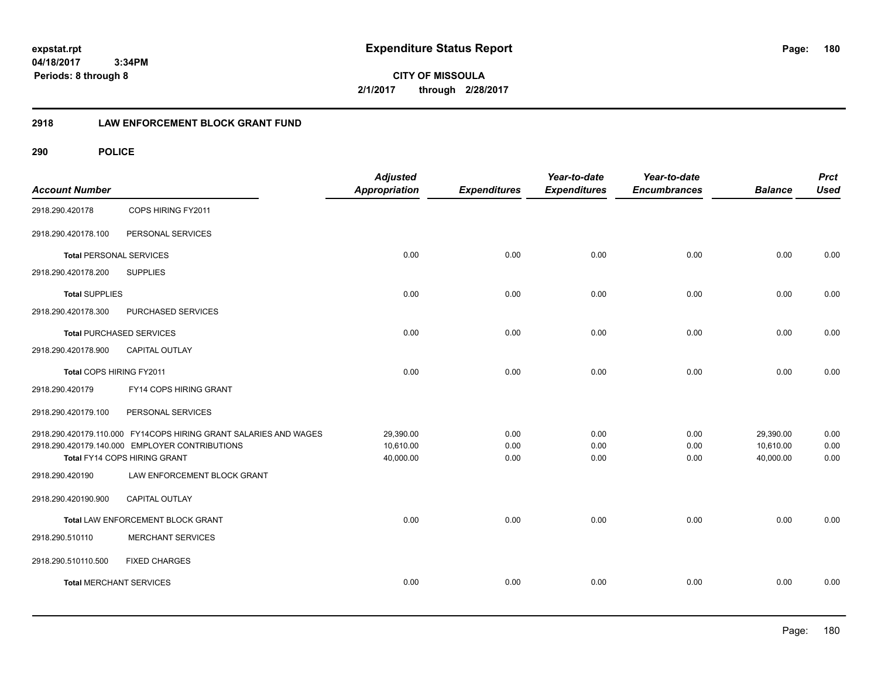expstat.rpt
04/18/2017 3:34PM
Periods: 8 through 8

# Expenditure Status Report

**CITY OF MISSOULA**
**2/1/2017 through 2/28/2017**

## 2918 LAW ENFORCEMENT BLOCK GRANT FUND

### 290 POLICE

| Account Number | | Adjusted Appropriation | Expenditures | Year-to-date Expenditures | Year-to-date Encumbrances | Balance | Prct Used |
|---|---|---|---|---|---|---|---|
| 2918.290.420178 | COPS HIRING FY2011 | | | | | | |
| 2918.290.420178.100 | PERSONAL SERVICES | | | | | | |
| **Total** PERSONAL SERVICES | | 0.00 | 0.00 | 0.00 | 0.00 | 0.00 | 0.00 |
| 2918.290.420178.200 | SUPPLIES | | | | | | |
| **Total** SUPPLIES | | 0.00 | 0.00 | 0.00 | 0.00 | 0.00 | 0.00 |
| 2918.290.420178.300 | PURCHASED SERVICES | | | | | | |
| **Total** PURCHASED SERVICES | | 0.00 | 0.00 | 0.00 | 0.00 | 0.00 | 0.00 |
| 2918.290.420178.900 | CAPITAL OUTLAY | | | | | | |
| **Total** COPS HIRING FY2011 | | 0.00 | 0.00 | 0.00 | 0.00 | 0.00 | 0.00 |
| 2918.290.420179 | FY14 COPS HIRING GRANT | | | | | | |
| 2918.290.420179.100 | PERSONAL SERVICES | | | | | | |
| 2918.290.420179.110.000 | FY14COPS HIRING GRANT SALARIES AND WAGES | 29,390.00 | 0.00 | 0.00 | 0.00 | 29,390.00 | 0.00 |
| 2918.290.420179.140.000 | EMPLOYER CONTRIBUTIONS | 10,610.00 | 0.00 | 0.00 | 0.00 | 10,610.00 | 0.00 |
| **Total** FY14 COPS HIRING GRANT | | 40,000.00 | 0.00 | 0.00 | 0.00 | 40,000.00 | 0.00 |
| 2918.290.420190 | LAW ENFORCEMENT BLOCK GRANT | | | | | | |
| 2918.290.420190.900 | CAPITAL OUTLAY | | | | | | |
| **Total** LAW ENFORCEMENT BLOCK GRANT | | 0.00 | 0.00 | 0.00 | 0.00 | 0.00 | 0.00 |
| 2918.290.510110 | MERCHANT SERVICES | | | | | | |
| 2918.290.510110.500 | FIXED CHARGES | | | | | | |
| **Total** MERCHANT SERVICES | | 0.00 | 0.00 | 0.00 | 0.00 | 0.00 | 0.00 |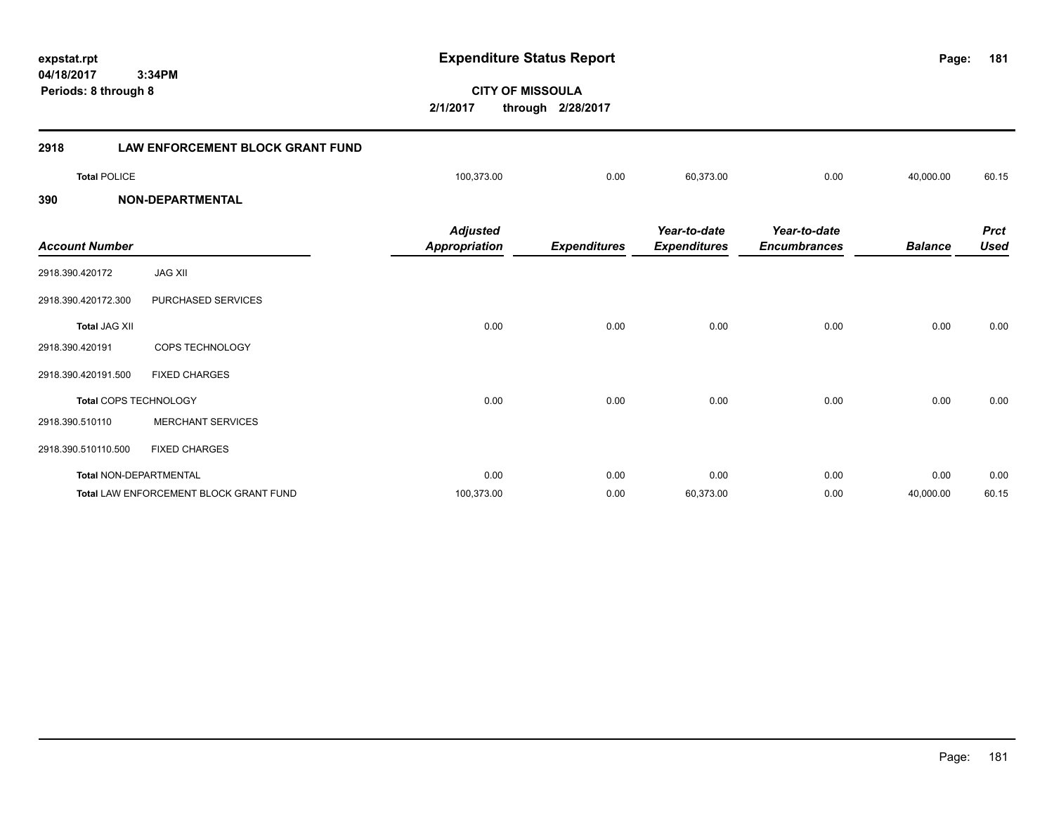# Expenditure Status Report

expstat.rpt
04/18/2017 3:34PM
Periods: 8 through 8

**CITY OF MISSOULA**
**2/1/2017 through 2/28/2017**

## 2918 LAW ENFORCEMENT BLOCK GRANT FUND

| | | | | | | |
|---|---|---|---|---|---|---|
| **Total POLICE** | 100,373.00 | 0.00 | 60,373.00 | 0.00 | 40,000.00 | 60.15 |

## 390 NON-DEPARTMENTAL

| Account Number | | Adjusted Appropriation | Expenditures | Year-to-date Expenditures | Year-to-date Encumbrances | Balance | Prct Used |
|---|---|---|---|---|---|---|---|
| 2918.390.420172 | JAG XII | | | | | | |
| 2918.390.420172.300 | PURCHASED SERVICES | | | | | | |
| **Total JAG XII** | | 0.00 | 0.00 | 0.00 | 0.00 | 0.00 | 0.00 |
| 2918.390.420191 | COPS TECHNOLOGY | | | | | | |
| 2918.390.420191.500 | FIXED CHARGES | | | | | | |
| **Total COPS TECHNOLOGY** | | 0.00 | 0.00 | 0.00 | 0.00 | 0.00 | 0.00 |
| 2918.390.510110 | MERCHANT SERVICES | | | | | | |
| 2918.390.510110.500 | FIXED CHARGES | | | | | | |
| **Total NON-DEPARTMENTAL** | | 0.00 | 0.00 | 0.00 | 0.00 | 0.00 | 0.00 |
| **Total LAW ENFORCEMENT BLOCK GRANT FUND** | | 100,373.00 | 0.00 | 60,373.00 | 0.00 | 40,000.00 | 60.15 |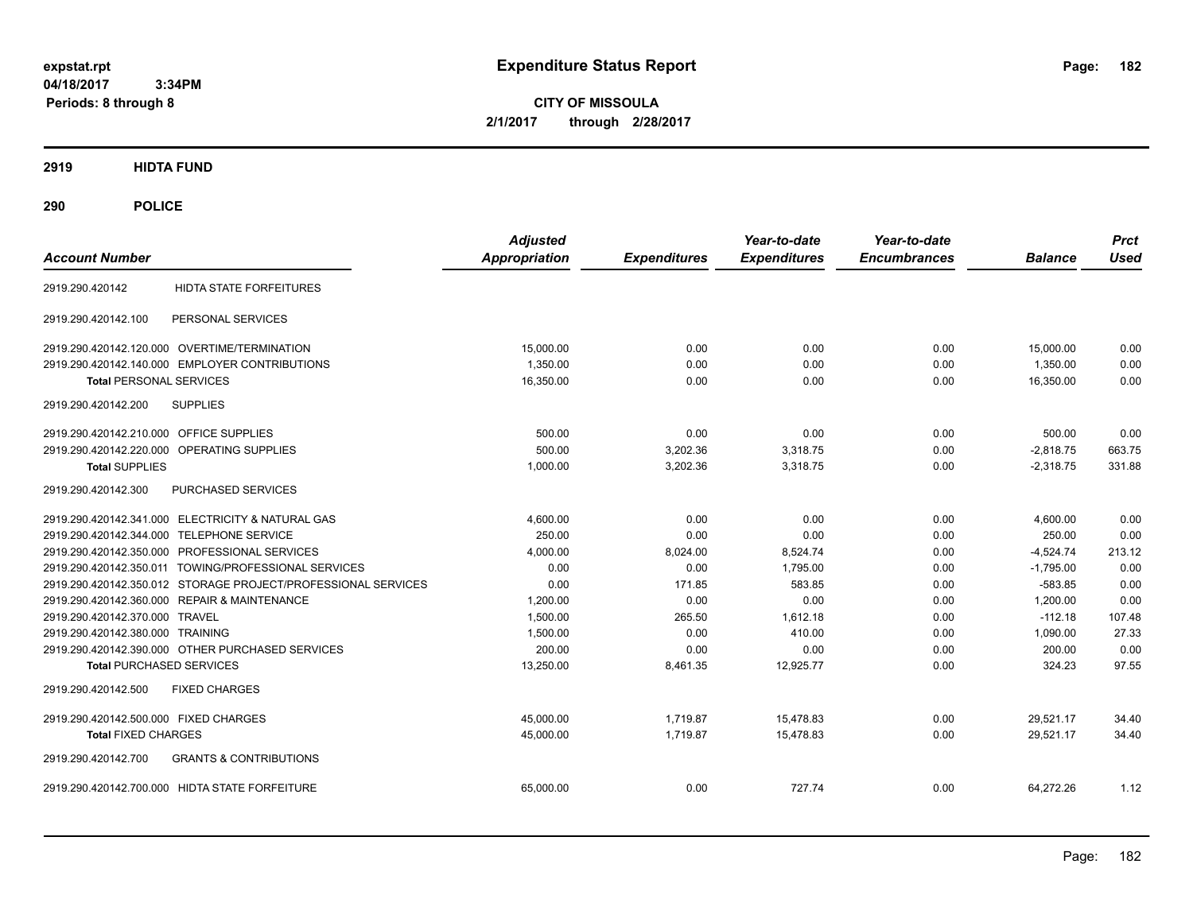**expstat.rpt**
**04/18/2017 3:34PM**
**Periods: 8 through 8**

# Expenditure Status Report

**CITY OF MISSOULA**
**2/1/2017 through 2/28/2017**

## 2919 HIDTA FUND

## 290 POLICE

| Account Number | | Adjusted Appropriation | Expenditures | Year-to-date Expenditures | Year-to-date Encumbrances | Balance | Prct Used |
|---|---|---|---|---|---|---|---|
| 2919.290.420142 | HIDTA STATE FORFEITURES | | | | | | |
| 2919.290.420142.100 | PERSONAL SERVICES | | | | | | |
| 2919.290.420142.120.000 | OVERTIME/TERMINATION | 15,000.00 | 0.00 | 0.00 | 0.00 | 15,000.00 | 0.00 |
| 2919.290.420142.140.000 | EMPLOYER CONTRIBUTIONS | 1,350.00 | 0.00 | 0.00 | 0.00 | 1,350.00 | 0.00 |
| **Total** PERSONAL SERVICES | | 16,350.00 | 0.00 | 0.00 | 0.00 | 16,350.00 | 0.00 |
| 2919.290.420142.200 | SUPPLIES | | | | | | |
| 2919.290.420142.210.000 | OFFICE SUPPLIES | 500.00 | 0.00 | 0.00 | 0.00 | 500.00 | 0.00 |
| 2919.290.420142.220.000 | OPERATING SUPPLIES | 500.00 | 3,202.36 | 3,318.75 | 0.00 | -2,818.75 | 663.75 |
| **Total** SUPPLIES | | 1,000.00 | 3,202.36 | 3,318.75 | 0.00 | -2,318.75 | 331.88 |
| 2919.290.420142.300 | PURCHASED SERVICES | | | | | | |
| 2919.290.420142.341.000 | ELECTRICITY & NATURAL GAS | 4,600.00 | 0.00 | 0.00 | 0.00 | 4,600.00 | 0.00 |
| 2919.290.420142.344.000 | TELEPHONE SERVICE | 250.00 | 0.00 | 0.00 | 0.00 | 250.00 | 0.00 |
| 2919.290.420142.350.000 | PROFESSIONAL SERVICES | 4,000.00 | 8,024.00 | 8,524.74 | 0.00 | -4,524.74 | 213.12 |
| 2919.290.420142.350.011 | TOWING/PROFESSIONAL SERVICES | 0.00 | 0.00 | 1,795.00 | 0.00 | -1,795.00 | 0.00 |
| 2919.290.420142.350.012 | STORAGE PROJECT/PROFESSIONAL SERVICES | 0.00 | 171.85 | 583.85 | 0.00 | -583.85 | 0.00 |
| 2919.290.420142.360.000 | REPAIR & MAINTENANCE | 1,200.00 | 0.00 | 0.00 | 0.00 | 1,200.00 | 0.00 |
| 2919.290.420142.370.000 | TRAVEL | 1,500.00 | 265.50 | 1,612.18 | 0.00 | -112.18 | 107.48 |
| 2919.290.420142.380.000 | TRAINING | 1,500.00 | 0.00 | 410.00 | 0.00 | 1,090.00 | 27.33 |
| 2919.290.420142.390.000 | OTHER PURCHASED SERVICES | 200.00 | 0.00 | 0.00 | 0.00 | 200.00 | 0.00 |
| **Total** PURCHASED SERVICES | | 13,250.00 | 8,461.35 | 12,925.77 | 0.00 | 324.23 | 97.55 |
| 2919.290.420142.500 | FIXED CHARGES | | | | | | |
| 2919.290.420142.500.000 | FIXED CHARGES | 45,000.00 | 1,719.87 | 15,478.83 | 0.00 | 29,521.17 | 34.40 |
| **Total** FIXED CHARGES | | 45,000.00 | 1,719.87 | 15,478.83 | 0.00 | 29,521.17 | 34.40 |
| 2919.290.420142.700 | GRANTS & CONTRIBUTIONS | | | | | | |
| 2919.290.420142.700.000 | HIDTA STATE FORFEITURE | 65,000.00 | 0.00 | 727.74 | 0.00 | 64,272.26 | 1.12 |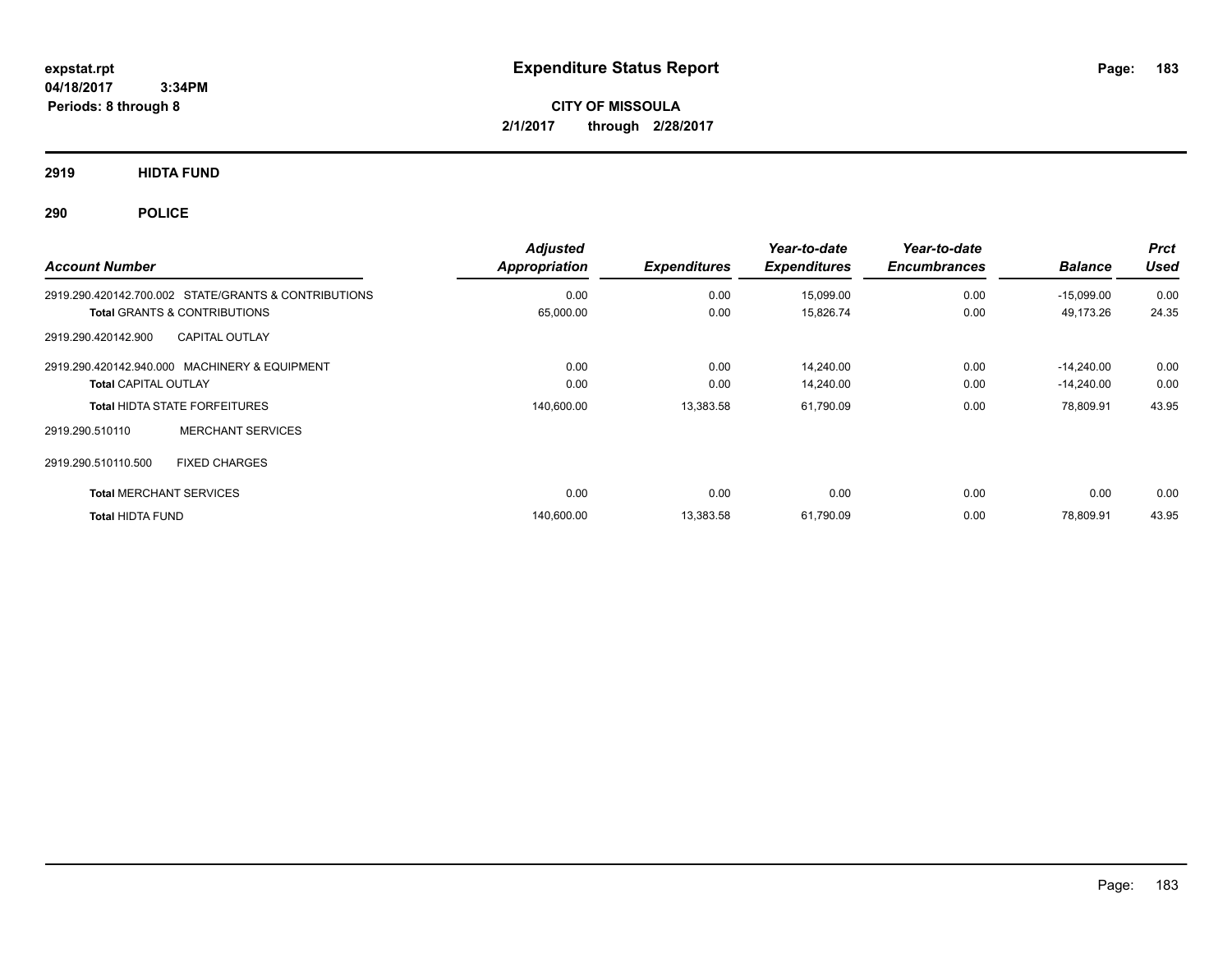**expstat.rpt**
**04/18/2017 3:34PM**
**Periods: 8 through 8**

# Expenditure Status Report

**CITY OF MISSOULA**
**2/1/2017 through 2/28/2017**

## 2919 HIDTA FUND

## 290 POLICE

| Account Number | Adjusted Appropriation | Expenditures | Year-to-date Expenditures | Year-to-date Encumbrances | Balance | Prct Used |
|---|---|---|---|---|---|---|
| 2919.290.420142.700.002 STATE/GRANTS & CONTRIBUTIONS | 0.00 | 0.00 | 15,099.00 | 0.00 | -15,099.00 | 0.00 |
| **Total** GRANTS & CONTRIBUTIONS | 65,000.00 | 0.00 | 15,826.74 | 0.00 | 49,173.26 | 24.35 |
| 2919.290.420142.900 CAPITAL OUTLAY | | | | | | |
| 2919.290.420142.940.000 MACHINERY & EQUIPMENT | 0.00 | 0.00 | 14,240.00 | 0.00 | -14,240.00 | 0.00 |
| **Total** CAPITAL OUTLAY | 0.00 | 0.00 | 14,240.00 | 0.00 | -14,240.00 | 0.00 |
| **Total** HIDTA STATE FORFEITURES | 140,600.00 | 13,383.58 | 61,790.09 | 0.00 | 78,809.91 | 43.95 |
| 2919.290.510110 MERCHANT SERVICES | | | | | | |
| 2919.290.510110.500 FIXED CHARGES | | | | | | |
| **Total** MERCHANT SERVICES | 0.00 | 0.00 | 0.00 | 0.00 | 0.00 | 0.00 |
| **Total** HIDTA FUND | 140,600.00 | 13,383.58 | 61,790.09 | 0.00 | 78,809.91 | 43.95 |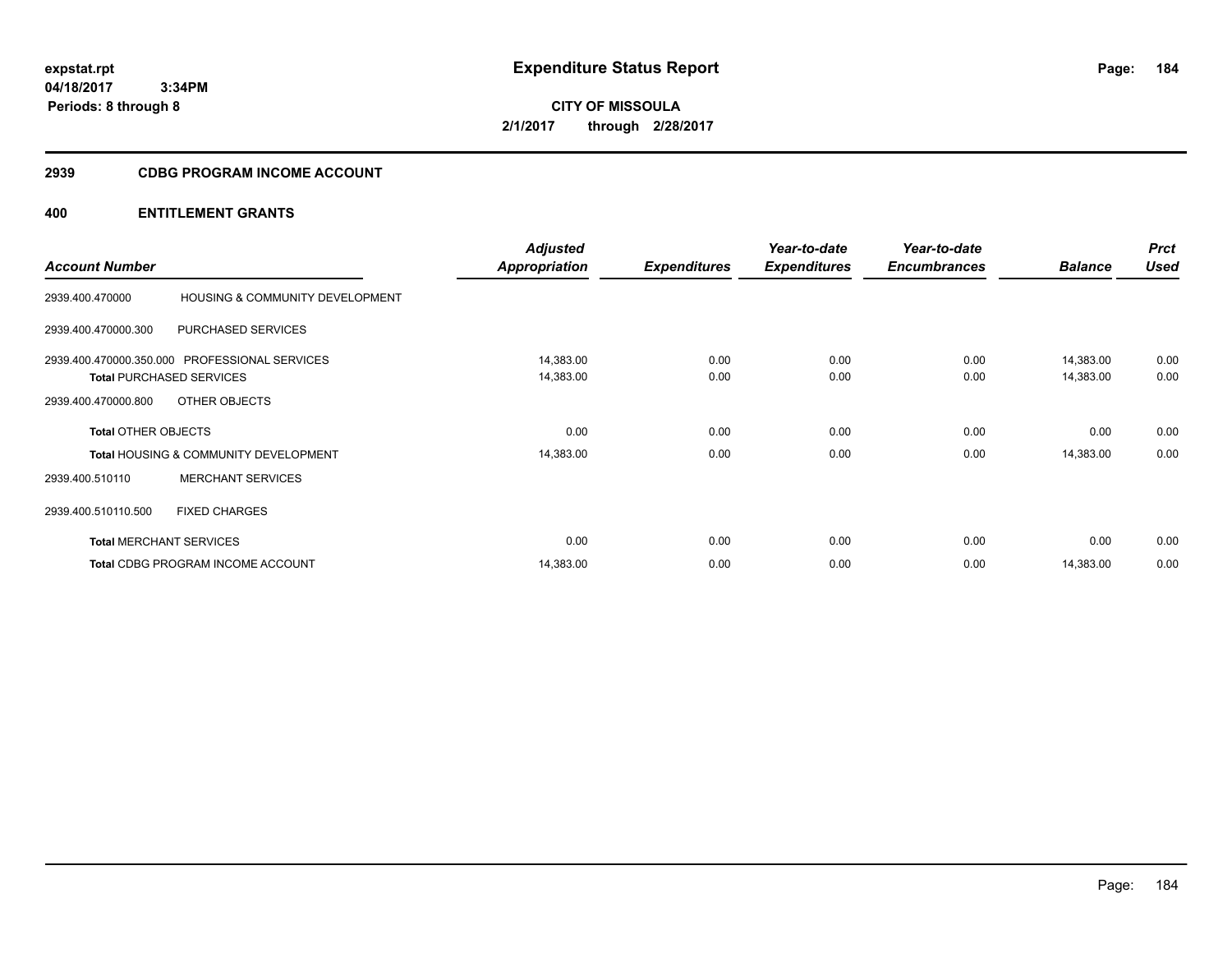# Expenditure Status Report

expstat.rpt
04/18/2017 3:34PM
Periods: 8 through 8

**CITY OF MISSOULA**
**2/1/2017 through 2/28/2017**

## 2939 CDBG PROGRAM INCOME ACCOUNT

### 400 ENTITLEMENT GRANTS

| Account Number | | Adjusted Appropriation | Expenditures | Year-to-date Expenditures | Year-to-date Encumbrances | Balance | Prct Used |
|---|---|---|---|---|---|---|---|
| 2939.400.470000 | HOUSING & COMMUNITY DEVELOPMENT | | | | | | |
| 2939.400.470000.300 | PURCHASED SERVICES | | | | | | |
| 2939.400.470000.350.000 | PROFESSIONAL SERVICES | 14,383.00 | 0.00 | 0.00 | 0.00 | 14,383.00 | 0.00 |
| **Total** PURCHASED SERVICES | | 14,383.00 | 0.00 | 0.00 | 0.00 | 14,383.00 | 0.00 |
| 2939.400.470000.800 | OTHER OBJECTS | | | | | | |
| **Total** OTHER OBJECTS | | 0.00 | 0.00 | 0.00 | 0.00 | 0.00 | 0.00 |
| **Total** HOUSING & COMMUNITY DEVELOPMENT | | 14,383.00 | 0.00 | 0.00 | 0.00 | 14,383.00 | 0.00 |
| 2939.400.510110 | MERCHANT SERVICES | | | | | | |
| 2939.400.510110.500 | FIXED CHARGES | | | | | | |
| **Total** MERCHANT SERVICES | | 0.00 | 0.00 | 0.00 | 0.00 | 0.00 | 0.00 |
| **Total** CDBG PROGRAM INCOME ACCOUNT | | 14,383.00 | 0.00 | 0.00 | 0.00 | 14,383.00 | 0.00 |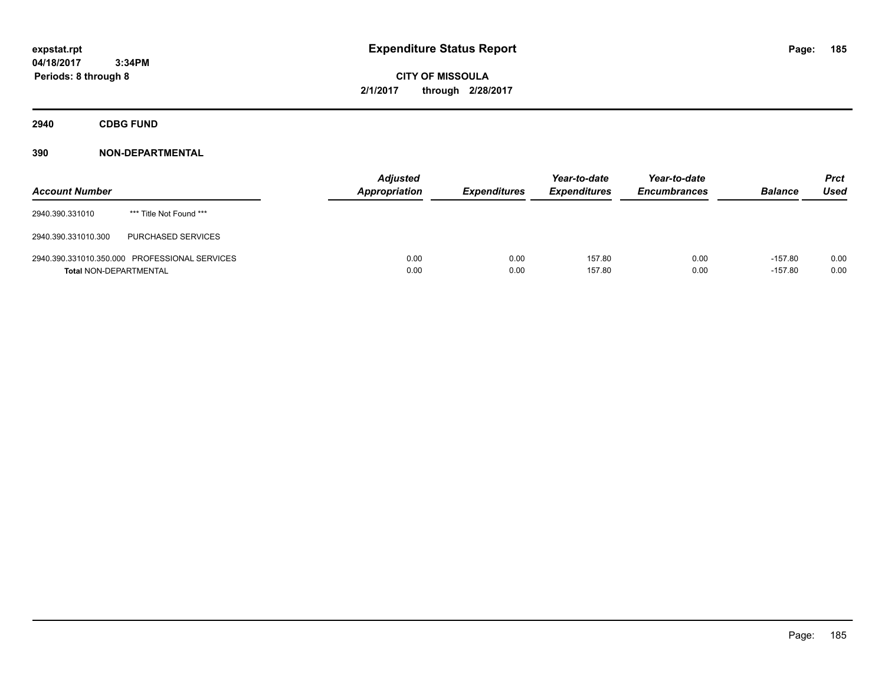**expstat.rpt**
**04/18/2017 3:34PM**
**Periods: 8 through 8**

# Expenditure Status Report

**CITY OF MISSOULA**
**2/1/2017 through 2/28/2017**

## 2940 CDBG FUND

### 390 NON-DEPARTMENTAL

| Account Number | | Adjusted Appropriation | Expenditures | Year-to-date Expenditures | Year-to-date Encumbrances | Balance | Prct Used |
|---|---|---|---|---|---|---|---|
| 2940.390.331010 | *** Title Not Found *** | | | | | | |
| 2940.390.331010.300 | PURCHASED SERVICES | | | | | | |
| 2940.390.331010.350.000 | PROFESSIONAL SERVICES | 0.00 | 0.00 | 157.80 | 0.00 | -157.80 | 0.00 |
| **Total** NON-DEPARTMENTAL | | 0.00 | 0.00 | 157.80 | 0.00 | -157.80 | 0.00 |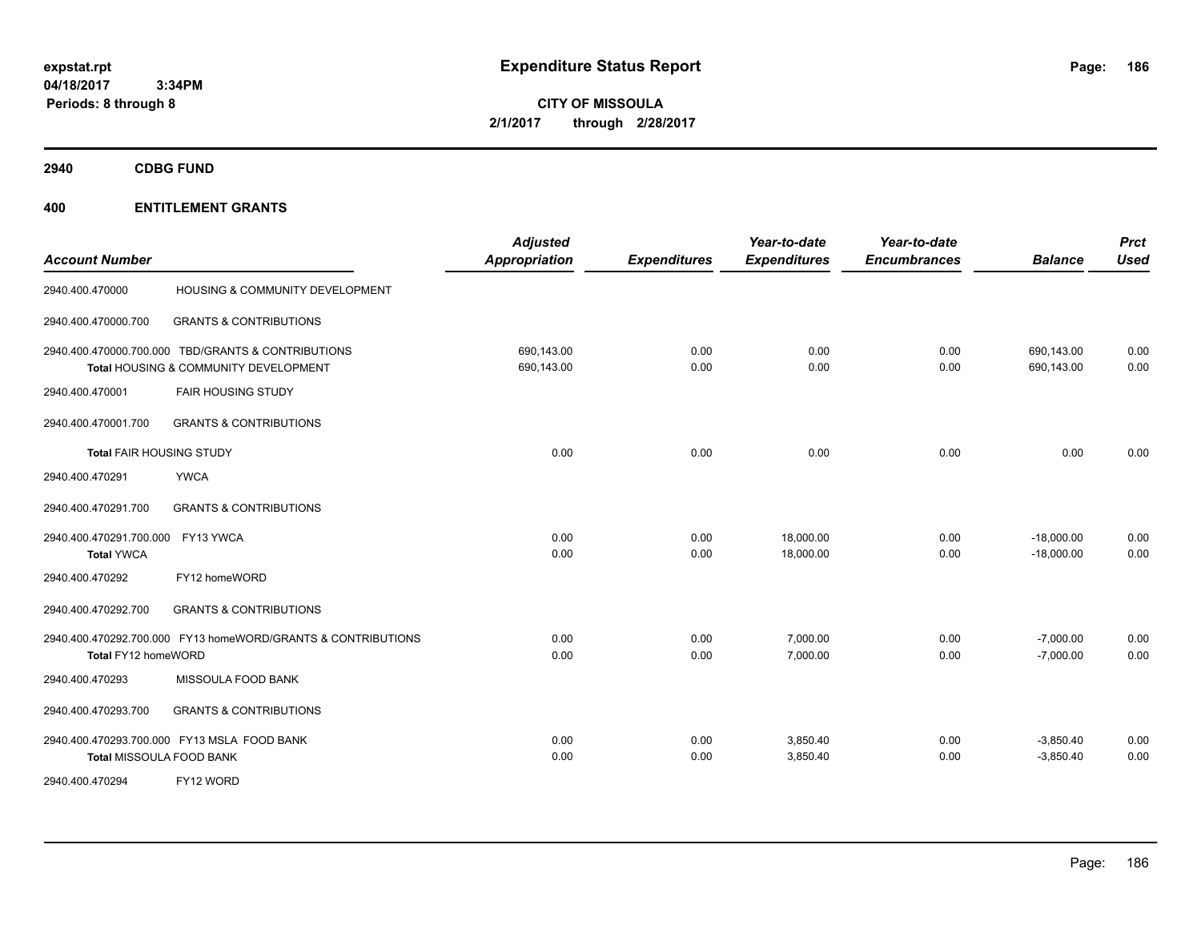expstat.rpt
04/18/2017 3:34PM
Periods: 8 through 8

# Expenditure Status Report

**CITY OF MISSOULA**
**2/1/2017 through 2/28/2017**

## 2940 CDBG FUND

### 400 ENTITLEMENT GRANTS

| Account Number | | Adjusted Appropriation | Expenditures | Year-to-date Expenditures | Year-to-date Encumbrances | Balance | Prct Used |
|---|---|---|---|---|---|---|---|
| 2940.400.470000 | HOUSING & COMMUNITY DEVELOPMENT | | | | | | |
| 2940.400.470000.700 | GRANTS & CONTRIBUTIONS | | | | | | |
| 2940.400.470000.700.000 | TBD/GRANTS & CONTRIBUTIONS | 690,143.00 | 0.00 | 0.00 | 0.00 | 690,143.00 | 0.00 |
| **Total** HOUSING & COMMUNITY DEVELOPMENT | | 690,143.00 | 0.00 | 0.00 | 0.00 | 690,143.00 | 0.00 |
| 2940.400.470001 | FAIR HOUSING STUDY | | | | | | |
| 2940.400.470001.700 | GRANTS & CONTRIBUTIONS | | | | | | |
| **Total** FAIR HOUSING STUDY | | 0.00 | 0.00 | 0.00 | 0.00 | 0.00 | 0.00 |
| 2940.400.470291 | YWCA | | | | | | |
| 2940.400.470291.700 | GRANTS & CONTRIBUTIONS | | | | | | |
| 2940.400.470291.700.000 | FY13 YWCA | 0.00 | 0.00 | 18,000.00 | 0.00 | -18,000.00 | 0.00 |
| **Total** YWCA | | 0.00 | 0.00 | 18,000.00 | 0.00 | -18,000.00 | 0.00 |
| 2940.400.470292 | FY12 homeWORD | | | | | | |
| 2940.400.470292.700 | GRANTS & CONTRIBUTIONS | | | | | | |
| 2940.400.470292.700.000 | FY13 homeWORD/GRANTS & CONTRIBUTIONS | 0.00 | 0.00 | 7,000.00 | 0.00 | -7,000.00 | 0.00 |
| **Total** FY12 homeWORD | | 0.00 | 0.00 | 7,000.00 | 0.00 | -7,000.00 | 0.00 |
| 2940.400.470293 | MISSOULA FOOD BANK | | | | | | |
| 2940.400.470293.700 | GRANTS & CONTRIBUTIONS | | | | | | |
| 2940.400.470293.700.000 | FY13 MSLA FOOD BANK | 0.00 | 0.00 | 3,850.40 | 0.00 | -3,850.40 | 0.00 |
| **Total** MISSOULA FOOD BANK | | 0.00 | 0.00 | 3,850.40 | 0.00 | -3,850.40 | 0.00 |
| 2940.400.470294 | FY12 WORD | | | | | | |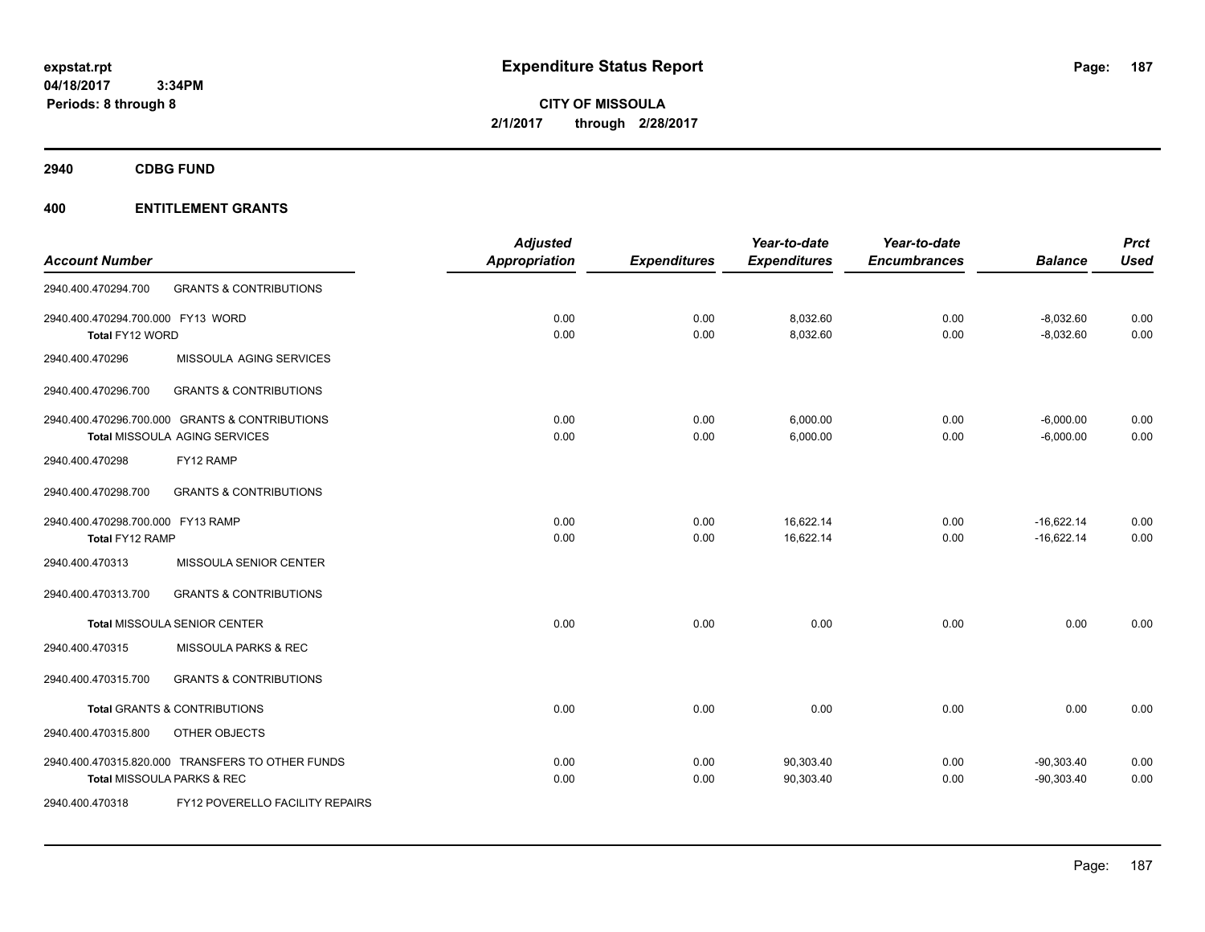# Expenditure Status Report

expstat.rpt
04/18/2017 3:34PM
Periods: 8 through 8

**CITY OF MISSOULA**
**2/1/2017 through 2/28/2017**

## 2940 CDBG FUND

## 400 ENTITLEMENT GRANTS

| Account Number | | Adjusted Appropriation | Expenditures | Year-to-date Expenditures | Year-to-date Encumbrances | Balance | Prct Used |
|---|---|---|---|---|---|---|---|
| 2940.400.470294.700 | GRANTS & CONTRIBUTIONS | | | | | | |
| 2940.400.470294.700.000 FY13 WORD | | 0.00 | 0.00 | 8,032.60 | 0.00 | -8,032.60 | 0.00 |
| Total FY12 WORD | | 0.00 | 0.00 | 8,032.60 | 0.00 | -8,032.60 | 0.00 |
| 2940.400.470296 | MISSOULA AGING SERVICES | | | | | | |
| 2940.400.470296.700 | GRANTS & CONTRIBUTIONS | | | | | | |
| 2940.400.470296.700.000 GRANTS & CONTRIBUTIONS | | 0.00 | 0.00 | 6,000.00 | 0.00 | -6,000.00 | 0.00 |
| Total MISSOULA AGING SERVICES | | 0.00 | 0.00 | 6,000.00 | 0.00 | -6,000.00 | 0.00 |
| 2940.400.470298 | FY12 RAMP | | | | | | |
| 2940.400.470298.700 | GRANTS & CONTRIBUTIONS | | | | | | |
| 2940.400.470298.700.000 FY13 RAMP | | 0.00 | 0.00 | 16,622.14 | 0.00 | -16,622.14 | 0.00 |
| Total FY12 RAMP | | 0.00 | 0.00 | 16,622.14 | 0.00 | -16,622.14 | 0.00 |
| 2940.400.470313 | MISSOULA SENIOR CENTER | | | | | | |
| 2940.400.470313.700 | GRANTS & CONTRIBUTIONS | | | | | | |
| Total MISSOULA SENIOR CENTER | | 0.00 | 0.00 | 0.00 | 0.00 | 0.00 | 0.00 |
| 2940.400.470315 | MISSOULA PARKS & REC | | | | | | |
| 2940.400.470315.700 | GRANTS & CONTRIBUTIONS | | | | | | |
| Total GRANTS & CONTRIBUTIONS | | 0.00 | 0.00 | 0.00 | 0.00 | 0.00 | 0.00 |
| 2940.400.470315.800 | OTHER OBJECTS | | | | | | |
| 2940.400.470315.820.000 TRANSFERS TO OTHER FUNDS | | 0.00 | 0.00 | 90,303.40 | 0.00 | -90,303.40 | 0.00 |
| Total MISSOULA PARKS & REC | | 0.00 | 0.00 | 90,303.40 | 0.00 | -90,303.40 | 0.00 |
| 2940.400.470318 | FY12 POVERELLO FACILITY REPAIRS | | | | | | |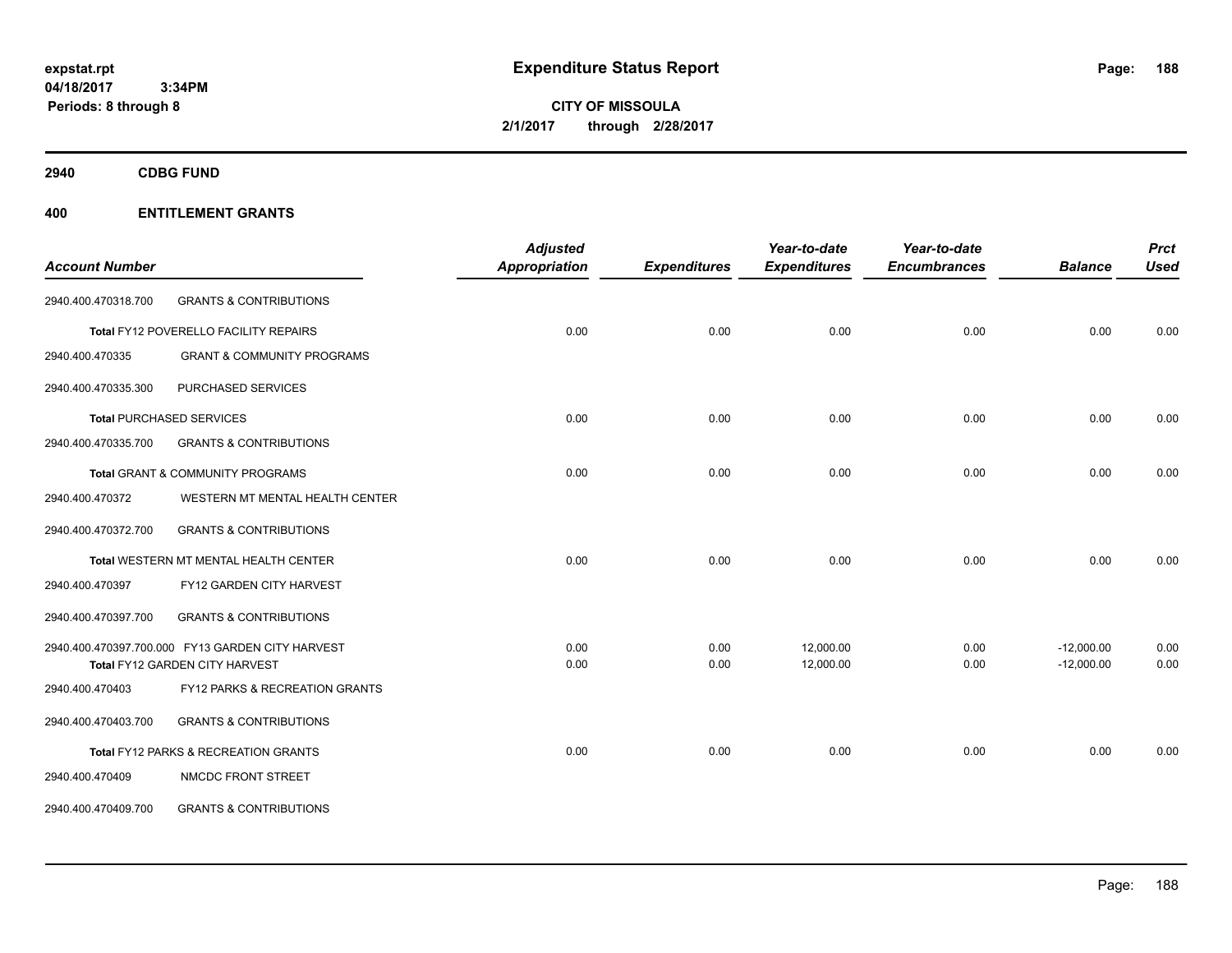**Expenditure Status Report**

**CITY OF MISSOULA**
**2/1/2017 through 2/28/2017**

expstat.rpt
04/18/2017 3:34PM
Periods: 8 through 8

## 2940 CDBG FUND

## 400 ENTITLEMENT GRANTS

| Account Number | | Adjusted Appropriation | Expenditures | Year-to-date Expenditures | Year-to-date Encumbrances | Balance | Prct Used |
|---|---|---|---|---|---|---|---|
| 2940.400.470318.700 | GRANTS & CONTRIBUTIONS | | | | | | |
| | **Total** FY12 POVERELLO FACILITY REPAIRS | 0.00 | 0.00 | 0.00 | 0.00 | 0.00 | 0.00 |
| 2940.400.470335 | GRANT & COMMUNITY PROGRAMS | | | | | | |
| 2940.400.470335.300 | PURCHASED SERVICES | | | | | | |
| | **Total** PURCHASED SERVICES | 0.00 | 0.00 | 0.00 | 0.00 | 0.00 | 0.00 |
| 2940.400.470335.700 | GRANTS & CONTRIBUTIONS | | | | | | |
| | **Total** GRANT & COMMUNITY PROGRAMS | 0.00 | 0.00 | 0.00 | 0.00 | 0.00 | 0.00 |
| 2940.400.470372 | WESTERN MT MENTAL HEALTH CENTER | | | | | | |
| 2940.400.470372.700 | GRANTS & CONTRIBUTIONS | | | | | | |
| | **Total** WESTERN MT MENTAL HEALTH CENTER | 0.00 | 0.00 | 0.00 | 0.00 | 0.00 | 0.00 |
| 2940.400.470397 | FY12 GARDEN CITY HARVEST | | | | | | |
| 2940.400.470397.700 | GRANTS & CONTRIBUTIONS | | | | | | |
| 2940.400.470397.700.000 | FY13 GARDEN CITY HARVEST | 0.00 | 0.00 | 12,000.00 | 0.00 | -12,000.00 | 0.00 |
| | **Total** FY12 GARDEN CITY HARVEST | 0.00 | 0.00 | 12,000.00 | 0.00 | -12,000.00 | 0.00 |
| 2940.400.470403 | FY12 PARKS & RECREATION GRANTS | | | | | | |
| 2940.400.470403.700 | GRANTS & CONTRIBUTIONS | | | | | | |
| | **Total** FY12 PARKS & RECREATION GRANTS | 0.00 | 0.00 | 0.00 | 0.00 | 0.00 | 0.00 |
| 2940.400.470409 | NMCDC FRONT STREET | | | | | | |
| 2940.400.470409.700 | GRANTS & CONTRIBUTIONS | | | | | | |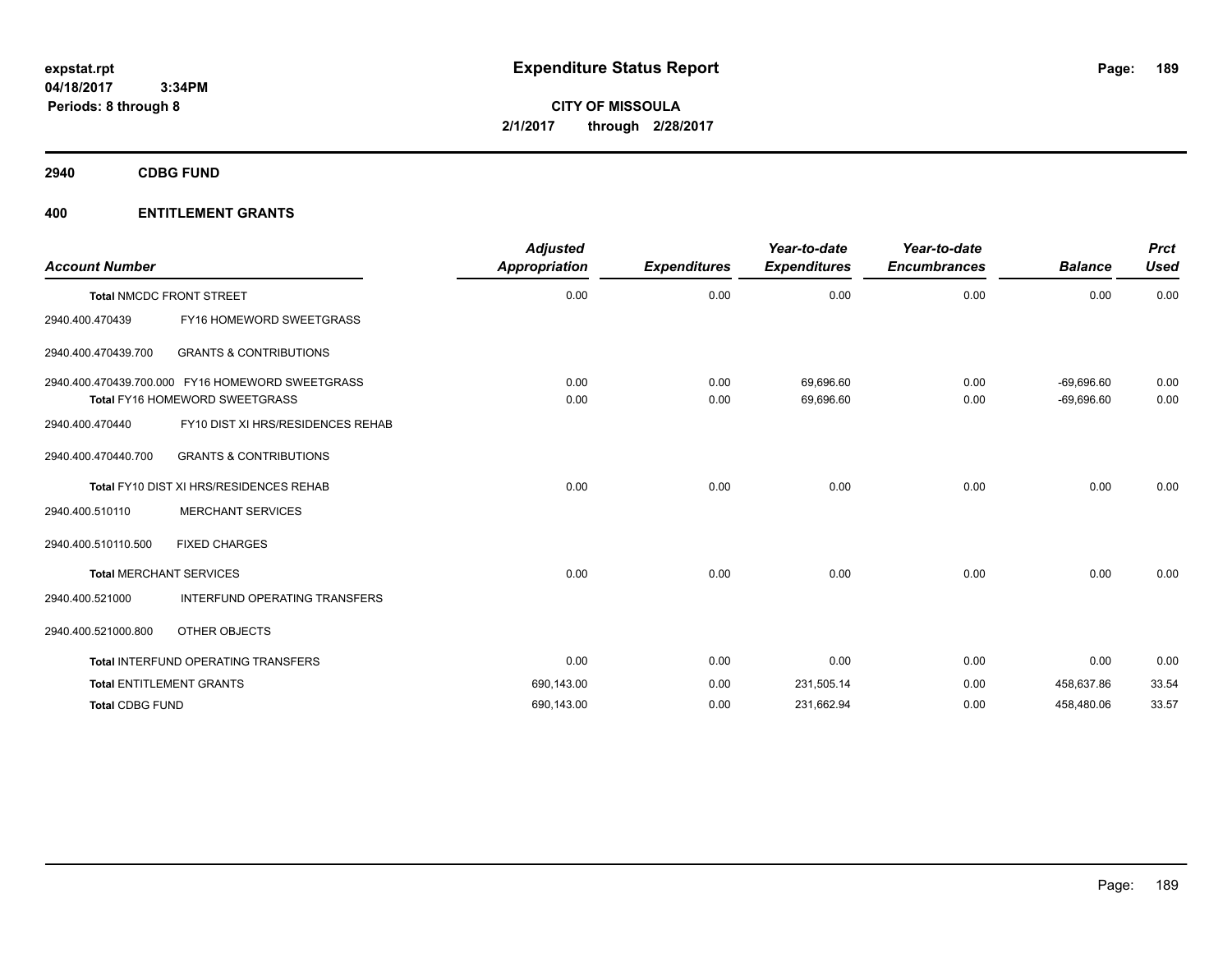# Expenditure Status Report

expstat.rpt
04/18/2017 3:34PM
Periods: 8 through 8

**CITY OF MISSOULA**
**2/1/2017 through 2/28/2017**

## 2940 CDBG FUND

## 400 ENTITLEMENT GRANTS

| Account Number | | Adjusted Appropriation | Expenditures | Year-to-date Expenditures | Year-to-date Encumbrances | Balance | Prct Used |
|---|---|---|---|---|---|---|---|
| Total NMCDC FRONT STREET | | 0.00 | 0.00 | 0.00 | 0.00 | 0.00 | 0.00 |
| 2940.400.470439 | FY16 HOMEWORD SWEETGRASS | | | | | | |
| 2940.400.470439.700 | GRANTS & CONTRIBUTIONS | | | | | | |
| 2940.400.470439.700.000 | FY16 HOMEWORD SWEETGRASS | 0.00 | 0.00 | 69,696.60 | 0.00 | -69,696.60 | 0.00 |
| Total FY16 HOMEWORD SWEETGRASS | | 0.00 | 0.00 | 69,696.60 | 0.00 | -69,696.60 | 0.00 |
| 2940.400.470440 | FY10 DIST XI HRS/RESIDENCES REHAB | | | | | | |
| 2940.400.470440.700 | GRANTS & CONTRIBUTIONS | | | | | | |
| Total FY10 DIST XI HRS/RESIDENCES REHAB | | 0.00 | 0.00 | 0.00 | 0.00 | 0.00 | 0.00 |
| 2940.400.510110 | MERCHANT SERVICES | | | | | | |
| 2940.400.510110.500 | FIXED CHARGES | | | | | | |
| Total MERCHANT SERVICES | | 0.00 | 0.00 | 0.00 | 0.00 | 0.00 | 0.00 |
| 2940.400.521000 | INTERFUND OPERATING TRANSFERS | | | | | | |
| 2940.400.521000.800 | OTHER OBJECTS | | | | | | |
| Total INTERFUND OPERATING TRANSFERS | | 0.00 | 0.00 | 0.00 | 0.00 | 0.00 | 0.00 |
| Total ENTITLEMENT GRANTS | | 690,143.00 | 0.00 | 231,505.14 | 0.00 | 458,637.86 | 33.54 |
| Total CDBG FUND | | 690,143.00 | 0.00 | 231,662.94 | 0.00 | 458,480.06 | 33.57 |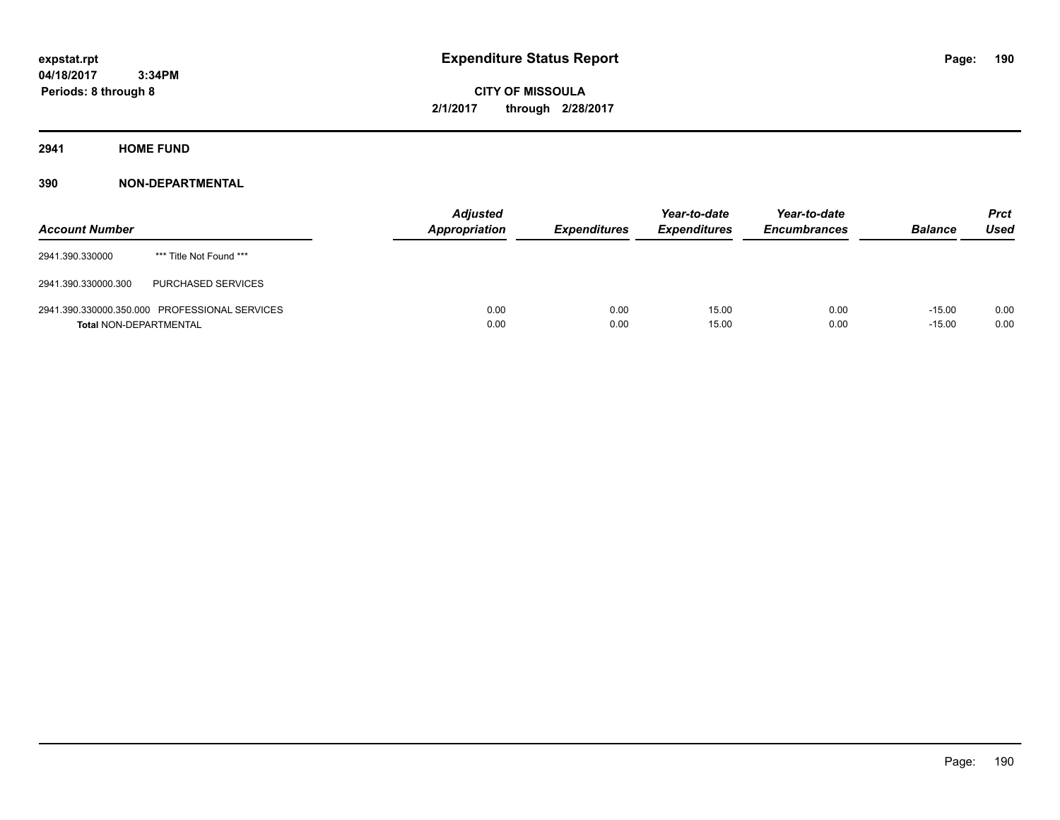**expstat.rpt**
**04/18/2017 3:34PM**
**Periods: 8 through 8**

# Expenditure Status Report

**CITY OF MISSOULA**
**2/1/2017 through 2/28/2017**

## 2941 HOME FUND

### 390 NON-DEPARTMENTAL

| Account Number | | Adjusted Appropriation | Expenditures | Year-to-date Expenditures | Year-to-date Encumbrances | Balance | Prct Used |
|---|---|---|---|---|---|---|---|
| 2941.390.330000 | *** Title Not Found *** | | | | | | |
| 2941.390.330000.300 | PURCHASED SERVICES | | | | | | |
| 2941.390.330000.350.000 | PROFESSIONAL SERVICES | 0.00 | 0.00 | 15.00 | 0.00 | -15.00 | 0.00 |
| **Total** NON-DEPARTMENTAL | | 0.00 | 0.00 | 15.00 | 0.00 | -15.00 | 0.00 |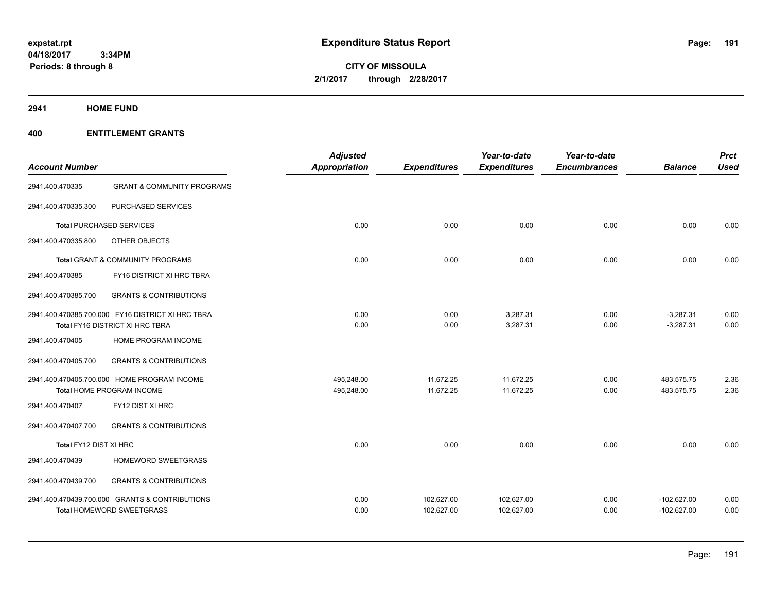expstat.rpt
04/18/2017 3:34PM
Periods: 8 through 8

# Expenditure Status Report

CITY OF MISSOULA
2/1/2017 through 2/28/2017

## 2941 HOME FUND

### 400 ENTITLEMENT GRANTS

| Account Number | | Adjusted Appropriation | Expenditures | Year-to-date Expenditures | Year-to-date Encumbrances | Balance | Prct Used |
|---|---|---|---|---|---|---|---|
| 2941.400.470335 | GRANT & COMMUNITY PROGRAMS | | | | | | |
| 2941.400.470335.300 | PURCHASED SERVICES | | | | | | |
| Total PURCHASED SERVICES | | 0.00 | 0.00 | 0.00 | 0.00 | 0.00 | 0.00 |
| 2941.400.470335.800 | OTHER OBJECTS | | | | | | |
| Total GRANT & COMMUNITY PROGRAMS | | 0.00 | 0.00 | 0.00 | 0.00 | 0.00 | 0.00 |
| 2941.400.470385 | FY16 DISTRICT XI HRC TBRA | | | | | | |
| 2941.400.470385.700 | GRANTS & CONTRIBUTIONS | | | | | | |
| 2941.400.470385.700.000 | FY16 DISTRICT XI HRC TBRA | 0.00 | 0.00 | 3,287.31 | 0.00 | -3,287.31 | 0.00 |
| Total FY16 DISTRICT XI HRC TBRA | | 0.00 | 0.00 | 3,287.31 | 0.00 | -3,287.31 | 0.00 |
| 2941.400.470405 | HOME PROGRAM INCOME | | | | | | |
| 2941.400.470405.700 | GRANTS & CONTRIBUTIONS | | | | | | |
| 2941.400.470405.700.000 | HOME PROGRAM INCOME | 495,248.00 | 11,672.25 | 11,672.25 | 0.00 | 483,575.75 | 2.36 |
| Total HOME PROGRAM INCOME | | 495,248.00 | 11,672.25 | 11,672.25 | 0.00 | 483,575.75 | 2.36 |
| 2941.400.470407 | FY12 DIST XI HRC | | | | | | |
| 2941.400.470407.700 | GRANTS & CONTRIBUTIONS | | | | | | |
| Total FY12 DIST XI HRC | | 0.00 | 0.00 | 0.00 | 0.00 | 0.00 | 0.00 |
| 2941.400.470439 | HOMEWORD SWEETGRASS | | | | | | |
| 2941.400.470439.700 | GRANTS & CONTRIBUTIONS | | | | | | |
| 2941.400.470439.700.000 | GRANTS & CONTRIBUTIONS | 0.00 | 102,627.00 | 102,627.00 | 0.00 | -102,627.00 | 0.00 |
| Total HOMEWORD SWEETGRASS | | 0.00 | 102,627.00 | 102,627.00 | 0.00 | -102,627.00 | 0.00 |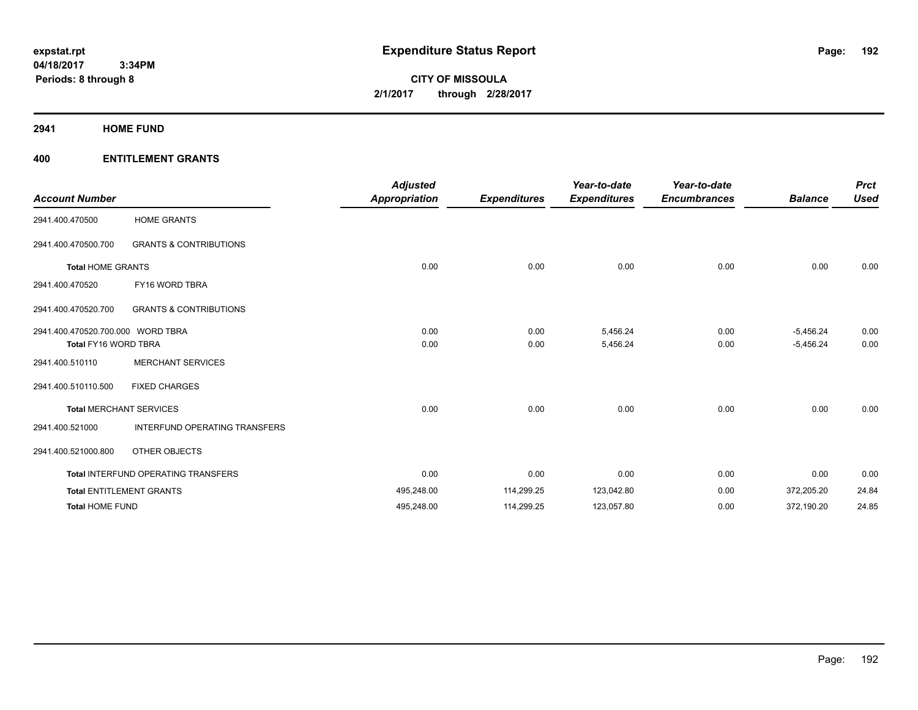# Expenditure Status Report

expstat.rpt
04/18/2017 3:34PM
Periods: 8 through 8

**CITY OF MISSOULA**
**2/1/2017 through 2/28/2017**

## 2941 HOME FUND

## 400 ENTITLEMENT GRANTS

| Account Number | | Adjusted Appropriation | Expenditures | Year-to-date Expenditures | Year-to-date Encumbrances | Balance | Prct Used |
|---|---|---|---|---|---|---|---|
| 2941.400.470500 | HOME GRANTS | | | | | | |
| 2941.400.470500.700 | GRANTS & CONTRIBUTIONS | | | | | | |
| **Total** HOME GRANTS | | 0.00 | 0.00 | 0.00 | 0.00 | 0.00 | 0.00 |
| 2941.400.470520 | FY16 WORD TBRA | | | | | | |
| 2941.400.470520.700 | GRANTS & CONTRIBUTIONS | | | | | | |
| 2941.400.470520.700.000 | WORD TBRA | 0.00 | 0.00 | 5,456.24 | 0.00 | -5,456.24 | 0.00 |
| **Total** FY16 WORD TBRA | | 0.00 | 0.00 | 5,456.24 | 0.00 | -5,456.24 | 0.00 |
| 2941.400.510110 | MERCHANT SERVICES | | | | | | |
| 2941.400.510110.500 | FIXED CHARGES | | | | | | |
| **Total** MERCHANT SERVICES | | 0.00 | 0.00 | 0.00 | 0.00 | 0.00 | 0.00 |
| 2941.400.521000 | INTERFUND OPERATING TRANSFERS | | | | | | |
| 2941.400.521000.800 | OTHER OBJECTS | | | | | | |
| **Total** INTERFUND OPERATING TRANSFERS | | 0.00 | 0.00 | 0.00 | 0.00 | 0.00 | 0.00 |
| **Total** ENTITLEMENT GRANTS | | 495,248.00 | 114,299.25 | 123,042.80 | 0.00 | 372,205.20 | 24.84 |
| **Total** HOME FUND | | 495,248.00 | 114,299.25 | 123,057.80 | 0.00 | 372,190.20 | 24.85 |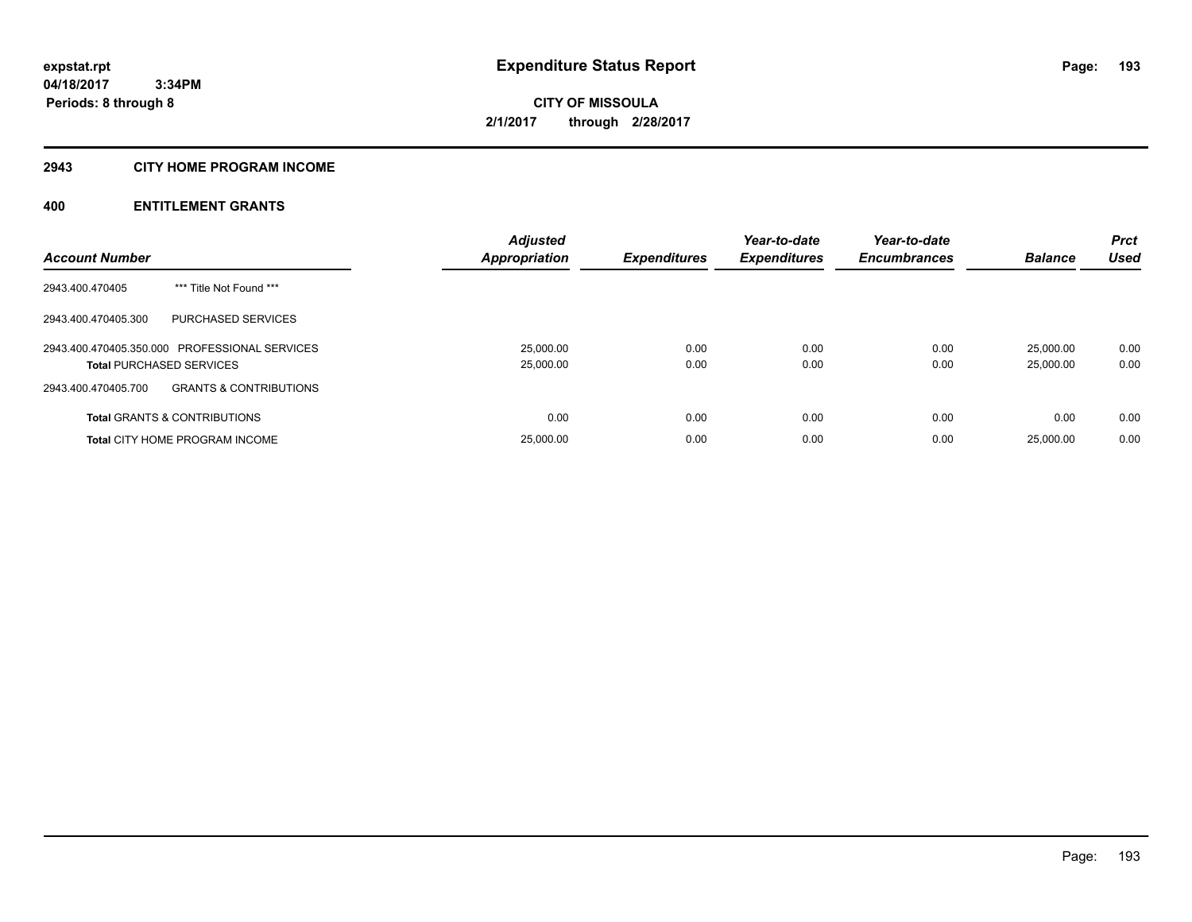expstat.rpt
04/18/2017 3:34PM
Periods: 8 through 8

# Expenditure Status Report

CITY OF MISSOULA
2/1/2017 through 2/28/2017

## 2943 CITY HOME PROGRAM INCOME

## 400 ENTITLEMENT GRANTS

| Account Number | | Adjusted Appropriation | Expenditures | Year-to-date Expenditures | Year-to-date Encumbrances | Balance | Prct Used |
|---|---|---|---|---|---|---|---|
| 2943.400.470405 | *** Title Not Found *** | | | | | | |
| 2943.400.470405.300 | PURCHASED SERVICES | | | | | | |
| 2943.400.470405.350.000 | PROFESSIONAL SERVICES | 25,000.00 | 0.00 | 0.00 | 0.00 | 25,000.00 | 0.00 |
| **Total** PURCHASED SERVICES | | 25,000.00 | 0.00 | 0.00 | 0.00 | 25,000.00 | 0.00 |
| 2943.400.470405.700 | GRANTS & CONTRIBUTIONS | | | | | | |
| **Total** GRANTS & CONTRIBUTIONS | | 0.00 | 0.00 | 0.00 | 0.00 | 0.00 | 0.00 |
| **Total** CITY HOME PROGRAM INCOME | | 25,000.00 | 0.00 | 0.00 | 0.00 | 25,000.00 | 0.00 |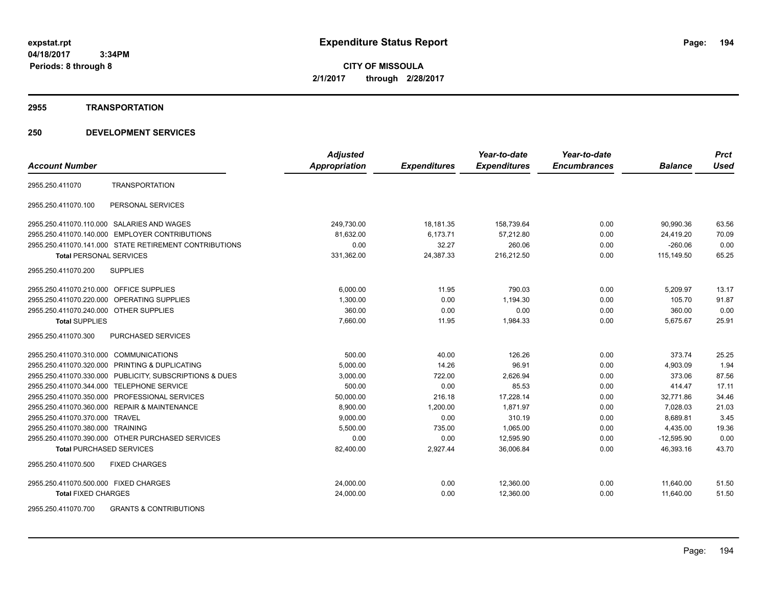**expstat.rpt**
**04/18/2017 3:34PM**
**Periods: 8 through 8**

# Expenditure Status Report

**CITY OF MISSOULA**
**2/1/2017 through 2/28/2017**

## 2955 TRANSPORTATION

## 250 DEVELOPMENT SERVICES

| Account Number | | Adjusted Appropriation | Expenditures | Year-to-date Expenditures | Year-to-date Encumbrances | Balance | Prct Used |
|---|---|---|---|---|---|---|---|
| 2955.250.411070 | TRANSPORTATION | | | | | | |
| 2955.250.411070.100 | PERSONAL SERVICES | | | | | | |
| 2955.250.411070.110.000 | SALARIES AND WAGES | 249,730.00 | 18,181.35 | 158,739.64 | 0.00 | 90,990.36 | 63.56 |
| 2955.250.411070.140.000 | EMPLOYER CONTRIBUTIONS | 81,632.00 | 6,173.71 | 57,212.80 | 0.00 | 24,419.20 | 70.09 |
| 2955.250.411070.141.000 | STATE RETIREMENT CONTRIBUTIONS | 0.00 | 32.27 | 260.06 | 0.00 | -260.06 | 0.00 |
| **Total** PERSONAL SERVICES | | 331,362.00 | 24,387.33 | 216,212.50 | 0.00 | 115,149.50 | 65.25 |
| 2955.250.411070.200 | SUPPLIES | | | | | | |
| 2955.250.411070.210.000 | OFFICE SUPPLIES | 6,000.00 | 11.95 | 790.03 | 0.00 | 5,209.97 | 13.17 |
| 2955.250.411070.220.000 | OPERATING SUPPLIES | 1,300.00 | 0.00 | 1,194.30 | 0.00 | 105.70 | 91.87 |
| 2955.250.411070.240.000 | OTHER SUPPLIES | 360.00 | 0.00 | 0.00 | 0.00 | 360.00 | 0.00 |
| **Total** SUPPLIES | | 7,660.00 | 11.95 | 1,984.33 | 0.00 | 5,675.67 | 25.91 |
| 2955.250.411070.300 | PURCHASED SERVICES | | | | | | |
| 2955.250.411070.310.000 | COMMUNICATIONS | 500.00 | 40.00 | 126.26 | 0.00 | 373.74 | 25.25 |
| 2955.250.411070.320.000 | PRINTING & DUPLICATING | 5,000.00 | 14.26 | 96.91 | 0.00 | 4,903.09 | 1.94 |
| 2955.250.411070.330.000 | PUBLICITY, SUBSCRIPTIONS & DUES | 3,000.00 | 722.00 | 2,626.94 | 0.00 | 373.06 | 87.56 |
| 2955.250.411070.344.000 | TELEPHONE SERVICE | 500.00 | 0.00 | 85.53 | 0.00 | 414.47 | 17.11 |
| 2955.250.411070.350.000 | PROFESSIONAL SERVICES | 50,000.00 | 216.18 | 17,228.14 | 0.00 | 32,771.86 | 34.46 |
| 2955.250.411070.360.000 | REPAIR & MAINTENANCE | 8,900.00 | 1,200.00 | 1,871.97 | 0.00 | 7,028.03 | 21.03 |
| 2955.250.411070.370.000 | TRAVEL | 9,000.00 | 0.00 | 310.19 | 0.00 | 8,689.81 | 3.45 |
| 2955.250.411070.380.000 | TRAINING | 5,500.00 | 735.00 | 1,065.00 | 0.00 | 4,435.00 | 19.36 |
| 2955.250.411070.390.000 | OTHER PURCHASED SERVICES | 0.00 | 0.00 | 12,595.90 | 0.00 | -12,595.90 | 0.00 |
| **Total** PURCHASED SERVICES | | 82,400.00 | 2,927.44 | 36,006.84 | 0.00 | 46,393.16 | 43.70 |
| 2955.250.411070.500 | FIXED CHARGES | | | | | | |
| 2955.250.411070.500.000 | FIXED CHARGES | 24,000.00 | 0.00 | 12,360.00 | 0.00 | 11,640.00 | 51.50 |
| **Total** FIXED CHARGES | | 24,000.00 | 0.00 | 12,360.00 | 0.00 | 11,640.00 | 51.50 |
| 2955.250.411070.700 | GRANTS & CONTRIBUTIONS | | | | | | |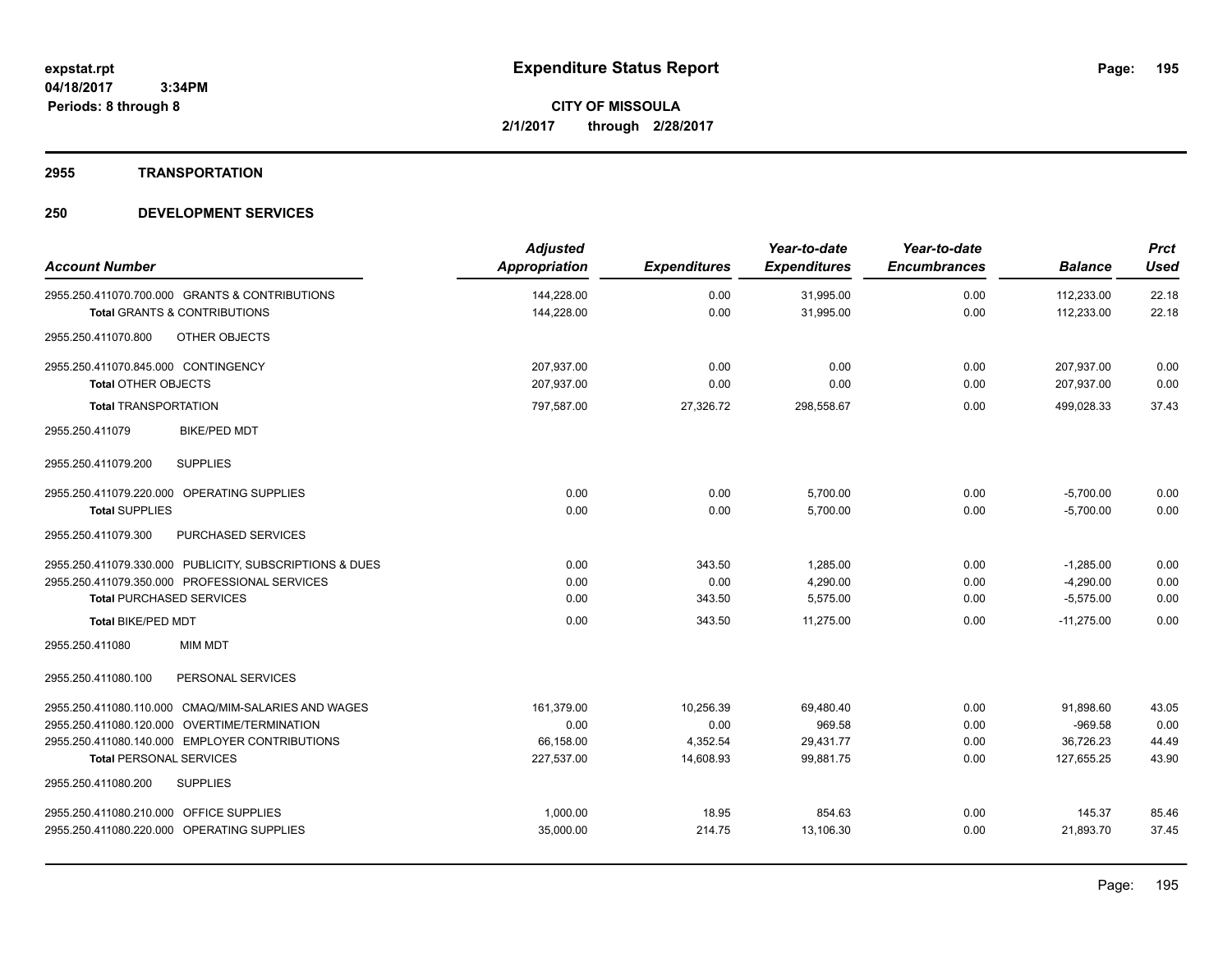**expstat.rpt**
**04/18/2017 3:34PM**
**Periods: 8 through 8**

# Expenditure Status Report

**CITY OF MISSOULA**
**2/1/2017 through 2/28/2017**

## 2955 TRANSPORTATION

## 250 DEVELOPMENT SERVICES

| Account Number | Adjusted Appropriation | Expenditures | Year-to-date Expenditures | Year-to-date Encumbrances | Balance | Prct Used |
|---|---|---|---|---|---|---|
| 2955.250.411070.700.000 GRANTS & CONTRIBUTIONS | 144,228.00 | 0.00 | 31,995.00 | 0.00 | 112,233.00 | 22.18 |
| **Total** GRANTS & CONTRIBUTIONS | 144,228.00 | 0.00 | 31,995.00 | 0.00 | 112,233.00 | 22.18 |
| 2955.250.411070.800 OTHER OBJECTS | | | | | | |
| 2955.250.411070.845.000 CONTINGENCY | 207,937.00 | 0.00 | 0.00 | 0.00 | 207,937.00 | 0.00 |
| **Total** OTHER OBJECTS | 207,937.00 | 0.00 | 0.00 | 0.00 | 207,937.00 | 0.00 |
| **Total** TRANSPORTATION | 797,587.00 | 27,326.72 | 298,558.67 | 0.00 | 499,028.33 | 37.43 |
| 2955.250.411079 BIKE/PED MDT | | | | | | |
| 2955.250.411079.200 SUPPLIES | | | | | | |
| 2955.250.411079.220.000 OPERATING SUPPLIES | 0.00 | 0.00 | 5,700.00 | 0.00 | -5,700.00 | 0.00 |
| **Total** SUPPLIES | 0.00 | 0.00 | 5,700.00 | 0.00 | -5,700.00 | 0.00 |
| 2955.250.411079.300 PURCHASED SERVICES | | | | | | |
| 2955.250.411079.330.000 PUBLICITY, SUBSCRIPTIONS & DUES | 0.00 | 343.50 | 1,285.00 | 0.00 | -1,285.00 | 0.00 |
| 2955.250.411079.350.000 PROFESSIONAL SERVICES | 0.00 | 0.00 | 4,290.00 | 0.00 | -4,290.00 | 0.00 |
| **Total** PURCHASED SERVICES | 0.00 | 343.50 | 5,575.00 | 0.00 | -5,575.00 | 0.00 |
| **Total** BIKE/PED MDT | 0.00 | 343.50 | 11,275.00 | 0.00 | -11,275.00 | 0.00 |
| 2955.250.411080 MIM MDT | | | | | | |
| 2955.250.411080.100 PERSONAL SERVICES | | | | | | |
| 2955.250.411080.110.000 CMAQ/MIM-SALARIES AND WAGES | 161,379.00 | 10,256.39 | 69,480.40 | 0.00 | 91,898.60 | 43.05 |
| 2955.250.411080.120.000 OVERTIME/TERMINATION | 0.00 | 0.00 | 969.58 | 0.00 | -969.58 | 0.00 |
| 2955.250.411080.140.000 EMPLOYER CONTRIBUTIONS | 66,158.00 | 4,352.54 | 29,431.77 | 0.00 | 36,726.23 | 44.49 |
| **Total** PERSONAL SERVICES | 227,537.00 | 14,608.93 | 99,881.75 | 0.00 | 127,655.25 | 43.90 |
| 2955.250.411080.200 SUPPLIES | | | | | | |
| 2955.250.411080.210.000 OFFICE SUPPLIES | 1,000.00 | 18.95 | 854.63 | 0.00 | 145.37 | 85.46 |
| 2955.250.411080.220.000 OPERATING SUPPLIES | 35,000.00 | 214.75 | 13,106.30 | 0.00 | 21,893.70 | 37.45 |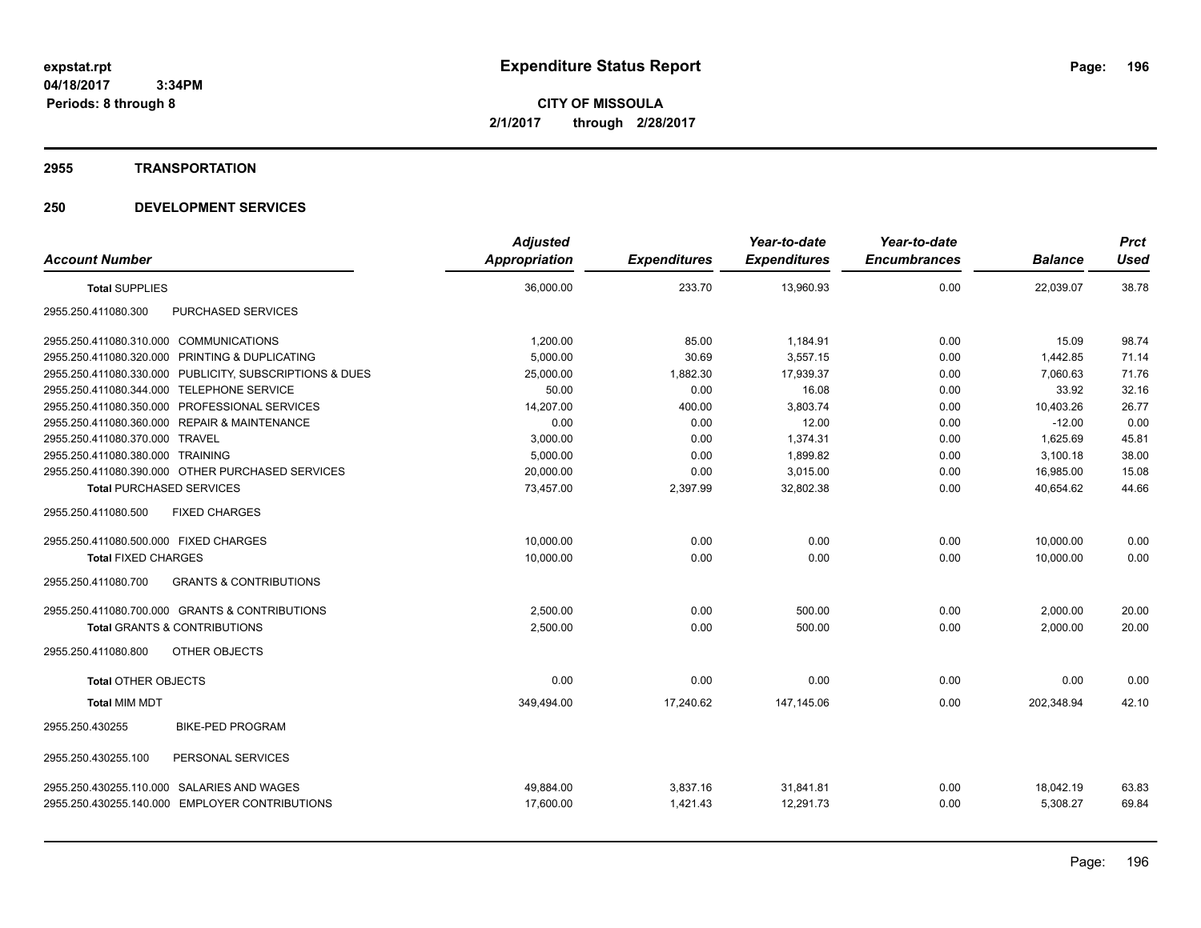**expstat.rpt**
**04/18/2017 3:34PM**
**Periods: 8 through 8**

# Expenditure Status Report

**CITY OF MISSOULA**
**2/1/2017 through 2/28/2017**

## 2955 TRANSPORTATION

## 250 DEVELOPMENT SERVICES

| Account Number | Adjusted Appropriation | Expenditures | Year-to-date Expenditures | Year-to-date Encumbrances | Balance | Prct Used |
|---|---|---|---|---|---|---|
| **Total SUPPLIES** | 36,000.00 | 233.70 | 13,960.93 | 0.00 | 22,039.07 | 38.78 |
| 2955.250.411080.300 PURCHASED SERVICES | | | | | | |
| 2955.250.411080.310.000 COMMUNICATIONS | 1,200.00 | 85.00 | 1,184.91 | 0.00 | 15.09 | 98.74 |
| 2955.250.411080.320.000 PRINTING & DUPLICATING | 5,000.00 | 30.69 | 3,557.15 | 0.00 | 1,442.85 | 71.14 |
| 2955.250.411080.330.000 PUBLICITY, SUBSCRIPTIONS & DUES | 25,000.00 | 1,882.30 | 17,939.37 | 0.00 | 7,060.63 | 71.76 |
| 2955.250.411080.344.000 TELEPHONE SERVICE | 50.00 | 0.00 | 16.08 | 0.00 | 33.92 | 32.16 |
| 2955.250.411080.350.000 PROFESSIONAL SERVICES | 14,207.00 | 400.00 | 3,803.74 | 0.00 | 10,403.26 | 26.77 |
| 2955.250.411080.360.000 REPAIR & MAINTENANCE | 0.00 | 0.00 | 12.00 | 0.00 | -12.00 | 0.00 |
| 2955.250.411080.370.000 TRAVEL | 3,000.00 | 0.00 | 1,374.31 | 0.00 | 1,625.69 | 45.81 |
| 2955.250.411080.380.000 TRAINING | 5,000.00 | 0.00 | 1,899.82 | 0.00 | 3,100.18 | 38.00 |
| 2955.250.411080.390.000 OTHER PURCHASED SERVICES | 20,000.00 | 0.00 | 3,015.00 | 0.00 | 16,985.00 | 15.08 |
| **Total PURCHASED SERVICES** | 73,457.00 | 2,397.99 | 32,802.38 | 0.00 | 40,654.62 | 44.66 |
| 2955.250.411080.500 FIXED CHARGES | | | | | | |
| 2955.250.411080.500.000 FIXED CHARGES | 10,000.00 | 0.00 | 0.00 | 0.00 | 10,000.00 | 0.00 |
| **Total FIXED CHARGES** | 10,000.00 | 0.00 | 0.00 | 0.00 | 10,000.00 | 0.00 |
| 2955.250.411080.700 GRANTS & CONTRIBUTIONS | | | | | | |
| 2955.250.411080.700.000 GRANTS & CONTRIBUTIONS | 2,500.00 | 0.00 | 500.00 | 0.00 | 2,000.00 | 20.00 |
| **Total GRANTS & CONTRIBUTIONS** | 2,500.00 | 0.00 | 500.00 | 0.00 | 2,000.00 | 20.00 |
| 2955.250.411080.800 OTHER OBJECTS | | | | | | |
| **Total OTHER OBJECTS** | 0.00 | 0.00 | 0.00 | 0.00 | 0.00 | 0.00 |
| **Total MIM MDT** | 349,494.00 | 17,240.62 | 147,145.06 | 0.00 | 202,348.94 | 42.10 |
| 2955.250.430255 BIKE-PED PROGRAM | | | | | | |
| 2955.250.430255.100 PERSONAL SERVICES | | | | | | |
| 2955.250.430255.110.000 SALARIES AND WAGES | 49,884.00 | 3,837.16 | 31,841.81 | 0.00 | 18,042.19 | 63.83 |
| 2955.250.430255.140.000 EMPLOYER CONTRIBUTIONS | 17,600.00 | 1,421.43 | 12,291.73 | 0.00 | 5,308.27 | 69.84 |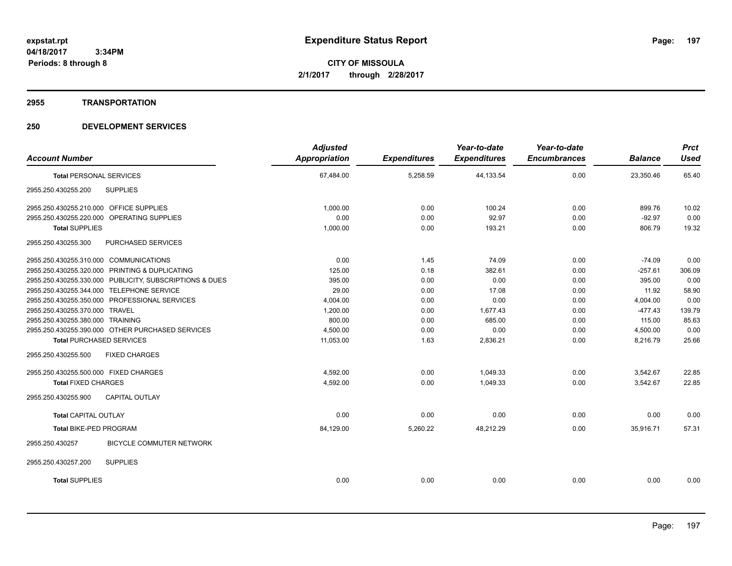**expstat.rpt**
**04/18/2017 3:34PM**
**Periods: 8 through 8**

# Expenditure Status Report

**CITY OF MISSOULA**
**2/1/2017 through 2/28/2017**

## 2955 TRANSPORTATION

## 250 DEVELOPMENT SERVICES

| Account Number | Adjusted Appropriation | Expenditures | Year-to-date Expenditures | Year-to-date Encumbrances | Balance | Prct Used |
|---|---|---|---|---|---|---|
| **Total** PERSONAL SERVICES | 67,484.00 | 5,258.59 | 44,133.54 | 0.00 | 23,350.46 | 65.40 |
| 2955.250.430255.200 SUPPLIES | | | | | | |
| 2955.250.430255.210.000 OFFICE SUPPLIES | 1,000.00 | 0.00 | 100.24 | 0.00 | 899.76 | 10.02 |
| 2955.250.430255.220.000 OPERATING SUPPLIES | 0.00 | 0.00 | 92.97 | 0.00 | -92.97 | 0.00 |
| **Total** SUPPLIES | 1,000.00 | 0.00 | 193.21 | 0.00 | 806.79 | 19.32 |
| 2955.250.430255.300 PURCHASED SERVICES | | | | | | |
| 2955.250.430255.310.000 COMMUNICATIONS | 0.00 | 1.45 | 74.09 | 0.00 | -74.09 | 0.00 |
| 2955.250.430255.320.000 PRINTING & DUPLICATING | 125.00 | 0.18 | 382.61 | 0.00 | -257.61 | 306.09 |
| 2955.250.430255.330.000 PUBLICITY, SUBSCRIPTIONS & DUES | 395.00 | 0.00 | 0.00 | 0.00 | 395.00 | 0.00 |
| 2955.250.430255.344.000 TELEPHONE SERVICE | 29.00 | 0.00 | 17.08 | 0.00 | 11.92 | 58.90 |
| 2955.250.430255.350.000 PROFESSIONAL SERVICES | 4,004.00 | 0.00 | 0.00 | 0.00 | 4,004.00 | 0.00 |
| 2955.250.430255.370.000 TRAVEL | 1,200.00 | 0.00 | 1,677.43 | 0.00 | -477.43 | 139.79 |
| 2955.250.430255.380.000 TRAINING | 800.00 | 0.00 | 685.00 | 0.00 | 115.00 | 85.63 |
| 2955.250.430255.390.000 OTHER PURCHASED SERVICES | 4,500.00 | 0.00 | 0.00 | 0.00 | 4,500.00 | 0.00 |
| **Total** PURCHASED SERVICES | 11,053.00 | 1.63 | 2,836.21 | 0.00 | 8,216.79 | 25.66 |
| 2955.250.430255.500 FIXED CHARGES | | | | | | |
| 2955.250.430255.500.000 FIXED CHARGES | 4,592.00 | 0.00 | 1,049.33 | 0.00 | 3,542.67 | 22.85 |
| **Total** FIXED CHARGES | 4,592.00 | 0.00 | 1,049.33 | 0.00 | 3,542.67 | 22.85 |
| 2955.250.430255.900 CAPITAL OUTLAY | | | | | | |
| **Total** CAPITAL OUTLAY | 0.00 | 0.00 | 0.00 | 0.00 | 0.00 | 0.00 |
| **Total** BIKE-PED PROGRAM | 84,129.00 | 5,260.22 | 48,212.29 | 0.00 | 35,916.71 | 57.31 |
| 2955.250.430257 BICYCLE COMMUTER NETWORK | | | | | | |
| 2955.250.430257.200 SUPPLIES | | | | | | |
| **Total** SUPPLIES | 0.00 | 0.00 | 0.00 | 0.00 | 0.00 | 0.00 |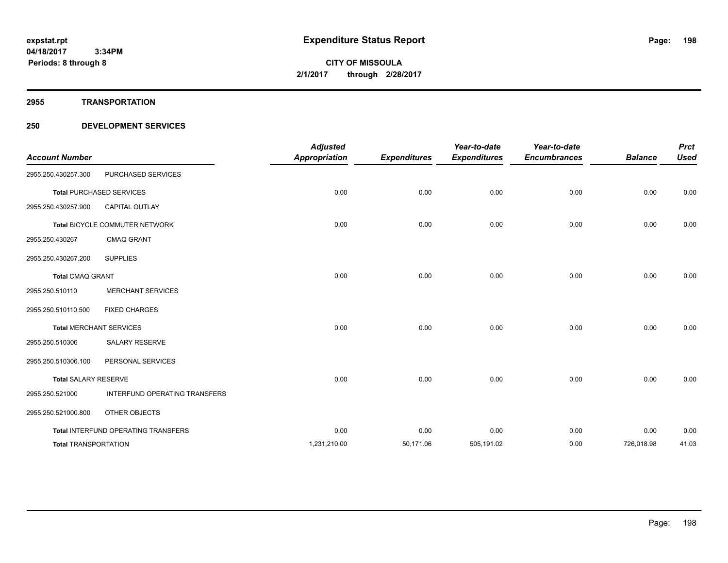# Expenditure Status Report

expstat.rpt
04/18/2017 3:34PM
Periods: 8 through 8

**CITY OF MISSOULA**
**2/1/2017 through 2/28/2017**

## 2955 TRANSPORTATION

## 250 DEVELOPMENT SERVICES

| Account Number | | Adjusted Appropriation | Expenditures | Year-to-date Expenditures | Year-to-date Encumbrances | Balance | Prct Used |
|---|---|---|---|---|---|---|---|
| 2955.250.430257.300 | PURCHASED SERVICES | | | | | | |
| **Total** PURCHASED SERVICES | | 0.00 | 0.00 | 0.00 | 0.00 | 0.00 | 0.00 |
| 2955.250.430257.900 | CAPITAL OUTLAY | | | | | | |
| **Total** BICYCLE COMMUTER NETWORK | | 0.00 | 0.00 | 0.00 | 0.00 | 0.00 | 0.00 |
| 2955.250.430267 | CMAQ GRANT | | | | | | |
| 2955.250.430267.200 | SUPPLIES | | | | | | |
| **Total** CMAQ GRANT | | 0.00 | 0.00 | 0.00 | 0.00 | 0.00 | 0.00 |
| 2955.250.510110 | MERCHANT SERVICES | | | | | | |
| 2955.250.510110.500 | FIXED CHARGES | | | | | | |
| **Total** MERCHANT SERVICES | | 0.00 | 0.00 | 0.00 | 0.00 | 0.00 | 0.00 |
| 2955.250.510306 | SALARY RESERVE | | | | | | |
| 2955.250.510306.100 | PERSONAL SERVICES | | | | | | |
| **Total** SALARY RESERVE | | 0.00 | 0.00 | 0.00 | 0.00 | 0.00 | 0.00 |
| 2955.250.521000 | INTERFUND OPERATING TRANSFERS | | | | | | |
| 2955.250.521000.800 | OTHER OBJECTS | | | | | | |
| **Total** INTERFUND OPERATING TRANSFERS | | 0.00 | 0.00 | 0.00 | 0.00 | 0.00 | 0.00 |
| **Total** TRANSPORTATION | | 1,231,210.00 | 50,171.06 | 505,191.02 | 0.00 | 726,018.98 | 41.03 |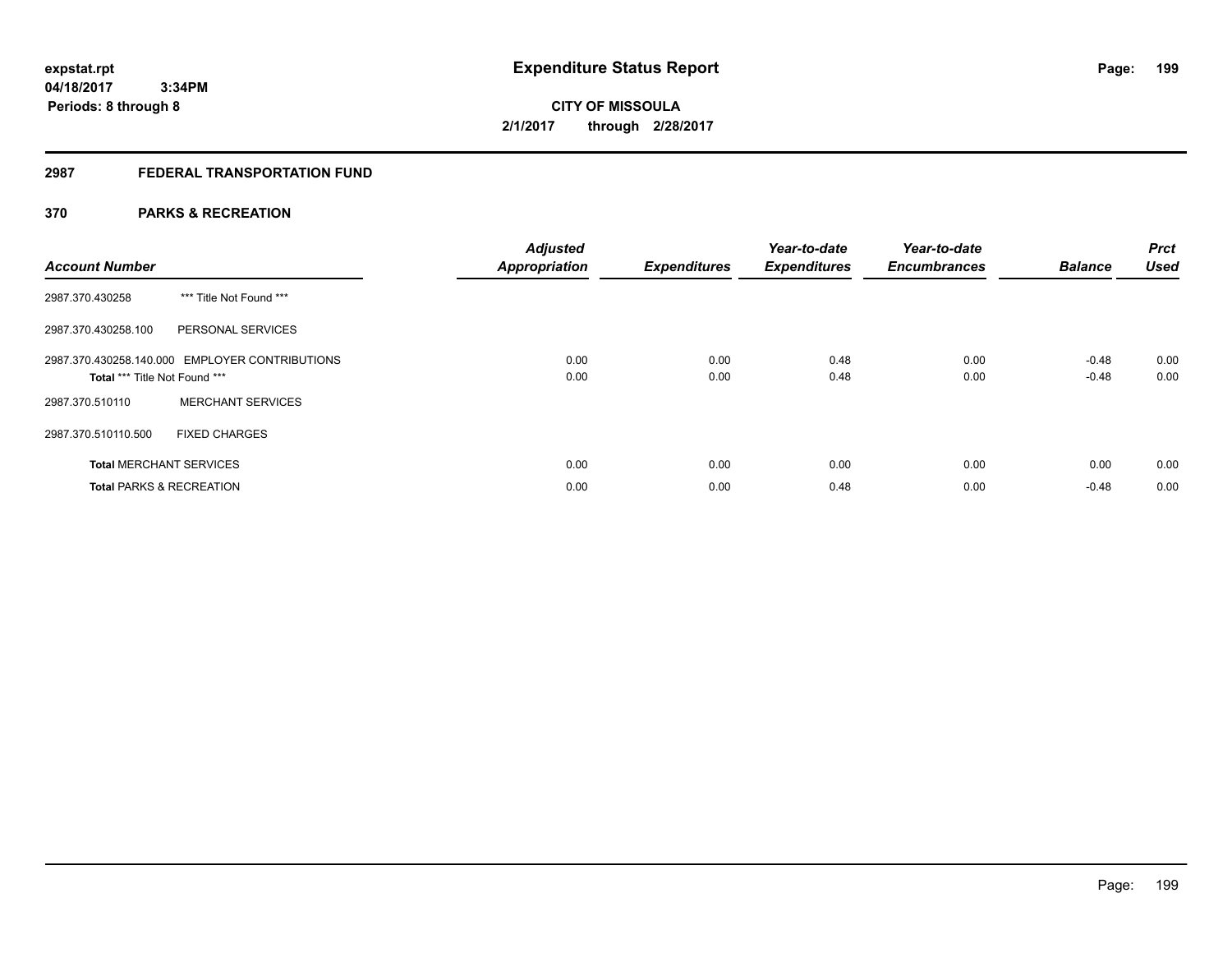**expstat.rpt**
**04/18/2017 3:34PM**
**Periods: 8 through 8**

# Expenditure Status Report

**CITY OF MISSOULA**
**2/1/2017 through 2/28/2017**

## 2987 FEDERAL TRANSPORTATION FUND

### 370 PARKS & RECREATION

| Account Number | | Adjusted Appropriation | Expenditures | Year-to-date Expenditures | Year-to-date Encumbrances | Balance | Prct Used |
|---|---|---|---|---|---|---|---|
| 2987.370.430258 | *** Title Not Found *** | | | | | | |
| 2987.370.430258.100 | PERSONAL SERVICES | | | | | | |
| 2987.370.430258.140.000 | EMPLOYER CONTRIBUTIONS | 0.00 | 0.00 | 0.48 | 0.00 | -0.48 | 0.00 |
| **Total** *** Title Not Found *** | | 0.00 | 0.00 | 0.48 | 0.00 | -0.48 | 0.00 |
| 2987.370.510110 | MERCHANT SERVICES | | | | | | |
| 2987.370.510110.500 | FIXED CHARGES | | | | | | |
| **Total** MERCHANT SERVICES | | 0.00 | 0.00 | 0.00 | 0.00 | 0.00 | 0.00 |
| **Total** PARKS & RECREATION | | 0.00 | 0.00 | 0.48 | 0.00 | -0.48 | 0.00 |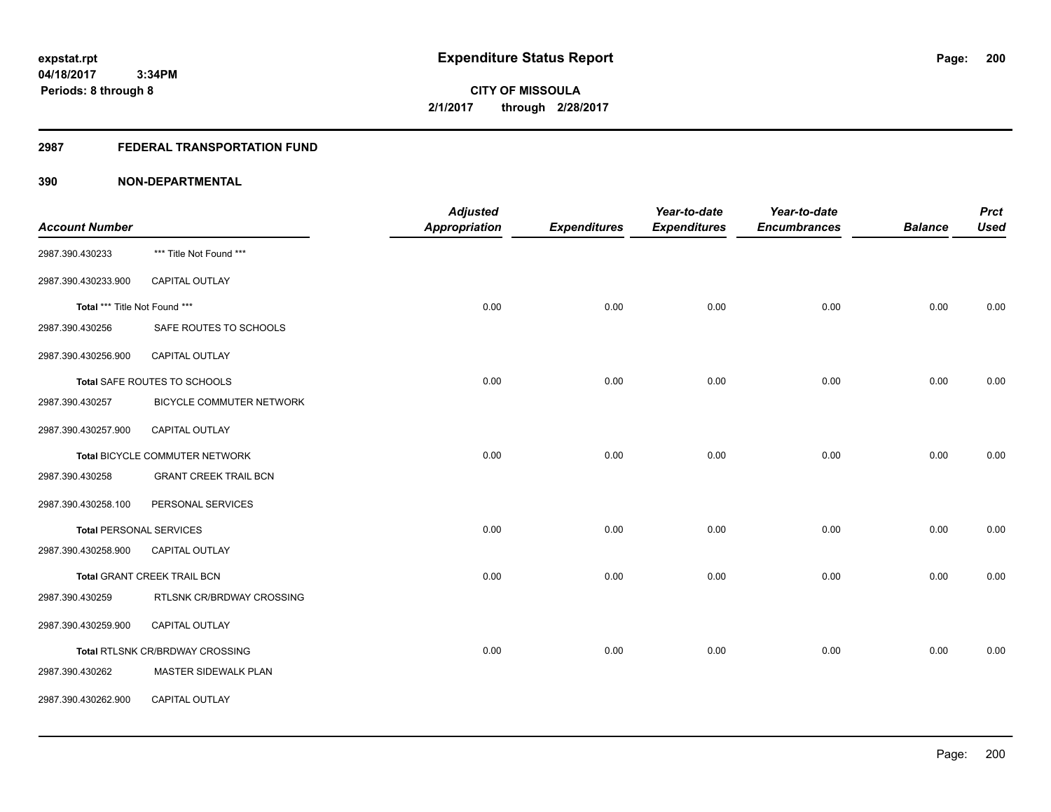**expstat.rpt**
**04/18/2017 3:34PM**
**Periods: 8 through 8**

# Expenditure Status Report

**CITY OF MISSOULA**
**2/1/2017 through 2/28/2017**

## 2987 FEDERAL TRANSPORTATION FUND

### 390 NON-DEPARTMENTAL

| Account Number | | Adjusted Appropriation | Expenditures | Year-to-date Expenditures | Year-to-date Encumbrances | Balance | Prct Used |
|---|---|---|---|---|---|---|---|
| 2987.390.430233 | *** Title Not Found *** | | | | | | |
| 2987.390.430233.900 | CAPITAL OUTLAY | | | | | | |
| **Total** *** Title Not Found *** | | 0.00 | 0.00 | 0.00 | 0.00 | 0.00 | 0.00 |
| 2987.390.430256 | SAFE ROUTES TO SCHOOLS | | | | | | |
| 2987.390.430256.900 | CAPITAL OUTLAY | | | | | | |
| **Total** SAFE ROUTES TO SCHOOLS | | 0.00 | 0.00 | 0.00 | 0.00 | 0.00 | 0.00 |
| 2987.390.430257 | BICYCLE COMMUTER NETWORK | | | | | | |
| 2987.390.430257.900 | CAPITAL OUTLAY | | | | | | |
| **Total** BICYCLE COMMUTER NETWORK | | 0.00 | 0.00 | 0.00 | 0.00 | 0.00 | 0.00 |
| 2987.390.430258 | GRANT CREEK TRAIL BCN | | | | | | |
| 2987.390.430258.100 | PERSONAL SERVICES | | | | | | |
| **Total** PERSONAL SERVICES | | 0.00 | 0.00 | 0.00 | 0.00 | 0.00 | 0.00 |
| 2987.390.430258.900 | CAPITAL OUTLAY | | | | | | |
| **Total** GRANT CREEK TRAIL BCN | | 0.00 | 0.00 | 0.00 | 0.00 | 0.00 | 0.00 |
| 2987.390.430259 | RTLSNK CR/BRDWAY CROSSING | | | | | | |
| 2987.390.430259.900 | CAPITAL OUTLAY | | | | | | |
| **Total** RTLSNK CR/BRDWAY CROSSING | | 0.00 | 0.00 | 0.00 | 0.00 | 0.00 | 0.00 |
| 2987.390.430262 | MASTER SIDEWALK PLAN | | | | | | |
| 2987.390.430262.900 | CAPITAL OUTLAY | | | | | | |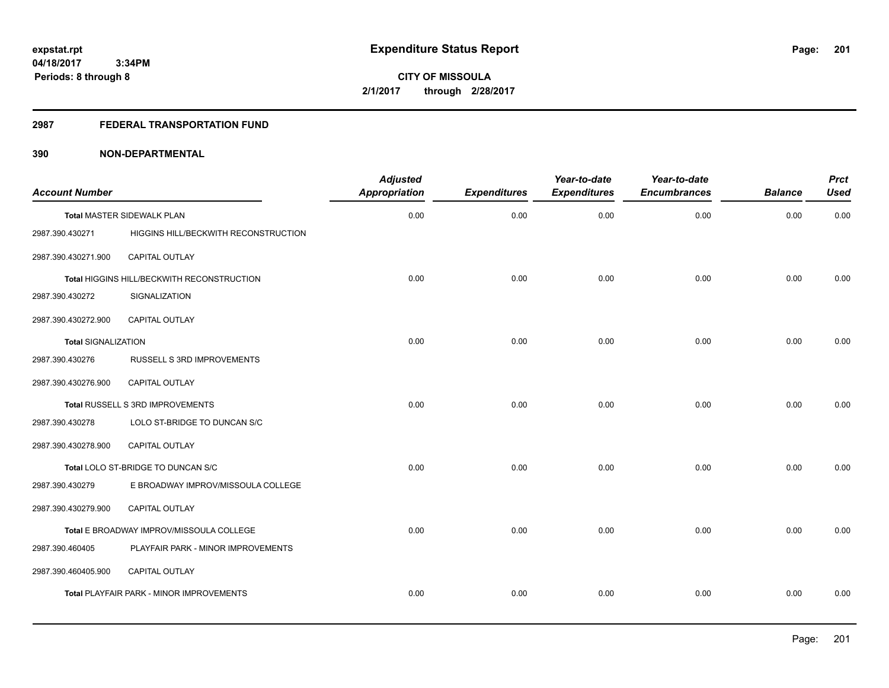**expstat.rpt**
**04/18/2017 3:34PM**
**Periods: 8 through 8**

# Expenditure Status Report

**CITY OF MISSOULA**
**2/1/2017 through 2/28/2017**

## 2987 FEDERAL TRANSPORTATION FUND

### 390 NON-DEPARTMENTAL

| Account Number | | Adjusted Appropriation | Expenditures | Year-to-date Expenditures | Year-to-date Encumbrances | Balance | Prct Used |
|---|---|---|---|---|---|---|---|
| Total MASTER SIDEWALK PLAN | | 0.00 | 0.00 | 0.00 | 0.00 | 0.00 | 0.00 |
| 2987.390.430271 | HIGGINS HILL/BECKWITH RECONSTRUCTION | | | | | | |
| 2987.390.430271.900 | CAPITAL OUTLAY | | | | | | |
| Total HIGGINS HILL/BECKWITH RECONSTRUCTION | | 0.00 | 0.00 | 0.00 | 0.00 | 0.00 | 0.00 |
| 2987.390.430272 | SIGNALIZATION | | | | | | |
| 2987.390.430272.900 | CAPITAL OUTLAY | | | | | | |
| Total SIGNALIZATION | | 0.00 | 0.00 | 0.00 | 0.00 | 0.00 | 0.00 |
| 2987.390.430276 | RUSSELL S 3RD IMPROVEMENTS | | | | | | |
| 2987.390.430276.900 | CAPITAL OUTLAY | | | | | | |
| Total RUSSELL S 3RD IMPROVEMENTS | | 0.00 | 0.00 | 0.00 | 0.00 | 0.00 | 0.00 |
| 2987.390.430278 | LOLO ST-BRIDGE TO DUNCAN S/C | | | | | | |
| 2987.390.430278.900 | CAPITAL OUTLAY | | | | | | |
| Total LOLO ST-BRIDGE TO DUNCAN S/C | | 0.00 | 0.00 | 0.00 | 0.00 | 0.00 | 0.00 |
| 2987.390.430279 | E BROADWAY IMPROV/MISSOULA COLLEGE | | | | | | |
| 2987.390.430279.900 | CAPITAL OUTLAY | | | | | | |
| Total E BROADWAY IMPROV/MISSOULA COLLEGE | | 0.00 | 0.00 | 0.00 | 0.00 | 0.00 | 0.00 |
| 2987.390.460405 | PLAYFAIR PARK - MINOR IMPROVEMENTS | | | | | | |
| 2987.390.460405.900 | CAPITAL OUTLAY | | | | | | |
| Total PLAYFAIR PARK - MINOR IMPROVEMENTS | | 0.00 | 0.00 | 0.00 | 0.00 | 0.00 | 0.00 |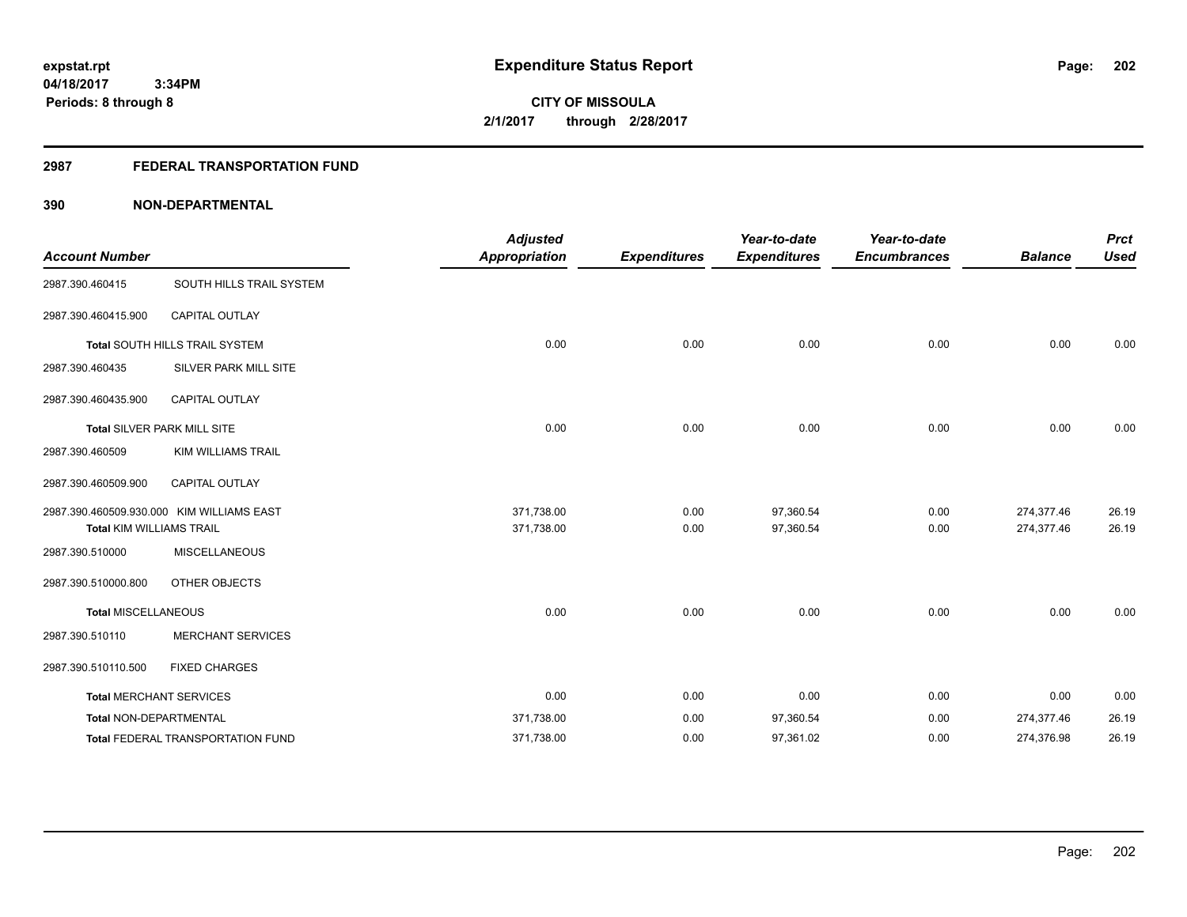**expstat.rpt**
**04/18/2017 3:34PM**
**Periods: 8 through 8**

# Expenditure Status Report

**CITY OF MISSOULA**
**2/1/2017 through 2/28/2017**

## 2987 FEDERAL TRANSPORTATION FUND

## 390 NON-DEPARTMENTAL

| Account Number | | Adjusted Appropriation | Expenditures | Year-to-date Expenditures | Year-to-date Encumbrances | Balance | Prct Used |
|---|---|---|---|---|---|---|---|
| 2987.390.460415 | SOUTH HILLS TRAIL SYSTEM | | | | | | |
| 2987.390.460415.900 | CAPITAL OUTLAY | | | | | | |
| **Total** SOUTH HILLS TRAIL SYSTEM | | 0.00 | 0.00 | 0.00 | 0.00 | 0.00 | 0.00 |
| 2987.390.460435 | SILVER PARK MILL SITE | | | | | | |
| 2987.390.460435.900 | CAPITAL OUTLAY | | | | | | |
| **Total** SILVER PARK MILL SITE | | 0.00 | 0.00 | 0.00 | 0.00 | 0.00 | 0.00 |
| 2987.390.460509 | KIM WILLIAMS TRAIL | | | | | | |
| 2987.390.460509.900 | CAPITAL OUTLAY | | | | | | |
| 2987.390.460509.930.000 | KIM WILLIAMS EAST | 371,738.00 | 0.00 | 97,360.54 | 0.00 | 274,377.46 | 26.19 |
| **Total** KIM WILLIAMS TRAIL | | 371,738.00 | 0.00 | 97,360.54 | 0.00 | 274,377.46 | 26.19 |
| 2987.390.510000 | MISCELLANEOUS | | | | | | |
| 2987.390.510000.800 | OTHER OBJECTS | | | | | | |
| **Total** MISCELLANEOUS | | 0.00 | 0.00 | 0.00 | 0.00 | 0.00 | 0.00 |
| 2987.390.510110 | MERCHANT SERVICES | | | | | | |
| 2987.390.510110.500 | FIXED CHARGES | | | | | | |
| **Total** MERCHANT SERVICES | | 0.00 | 0.00 | 0.00 | 0.00 | 0.00 | 0.00 |
| **Total** NON-DEPARTMENTAL | | 371,738.00 | 0.00 | 97,360.54 | 0.00 | 274,377.46 | 26.19 |
| **Total** FEDERAL TRANSPORTATION FUND | | 371,738.00 | 0.00 | 97,361.02 | 0.00 | 274,376.98 | 26.19 |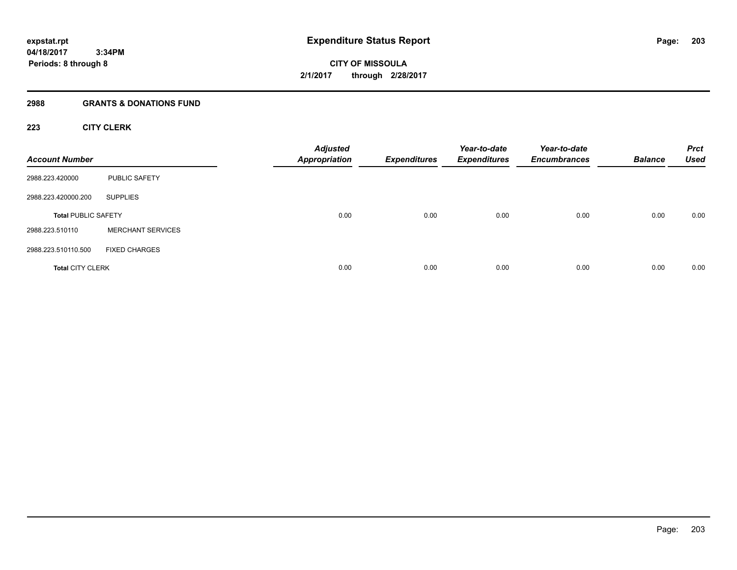# Expenditure Status Report

expstat.rpt
04/18/2017 3:34PM
Periods: 8 through 8

**CITY OF MISSOULA**
**2/1/2017 through 2/28/2017**

## 2988 GRANTS & DONATIONS FUND

### 223 CITY CLERK

| Account Number | | Adjusted Appropriation | Expenditures | Year-to-date Expenditures | Year-to-date Encumbrances | Balance | Prct Used |
|---|---|---|---|---|---|---|---|
| 2988.223.420000 | PUBLIC SAFETY | | | | | | |
| 2988.223.420000.200 | SUPPLIES | | | | | | |
| **Total** PUBLIC SAFETY | | 0.00 | 0.00 | 0.00 | 0.00 | 0.00 | 0.00 |
| 2988.223.510110 | MERCHANT SERVICES | | | | | | |
| 2988.223.510110.500 | FIXED CHARGES | | | | | | |
| **Total** CITY CLERK | | 0.00 | 0.00 | 0.00 | 0.00 | 0.00 | 0.00 |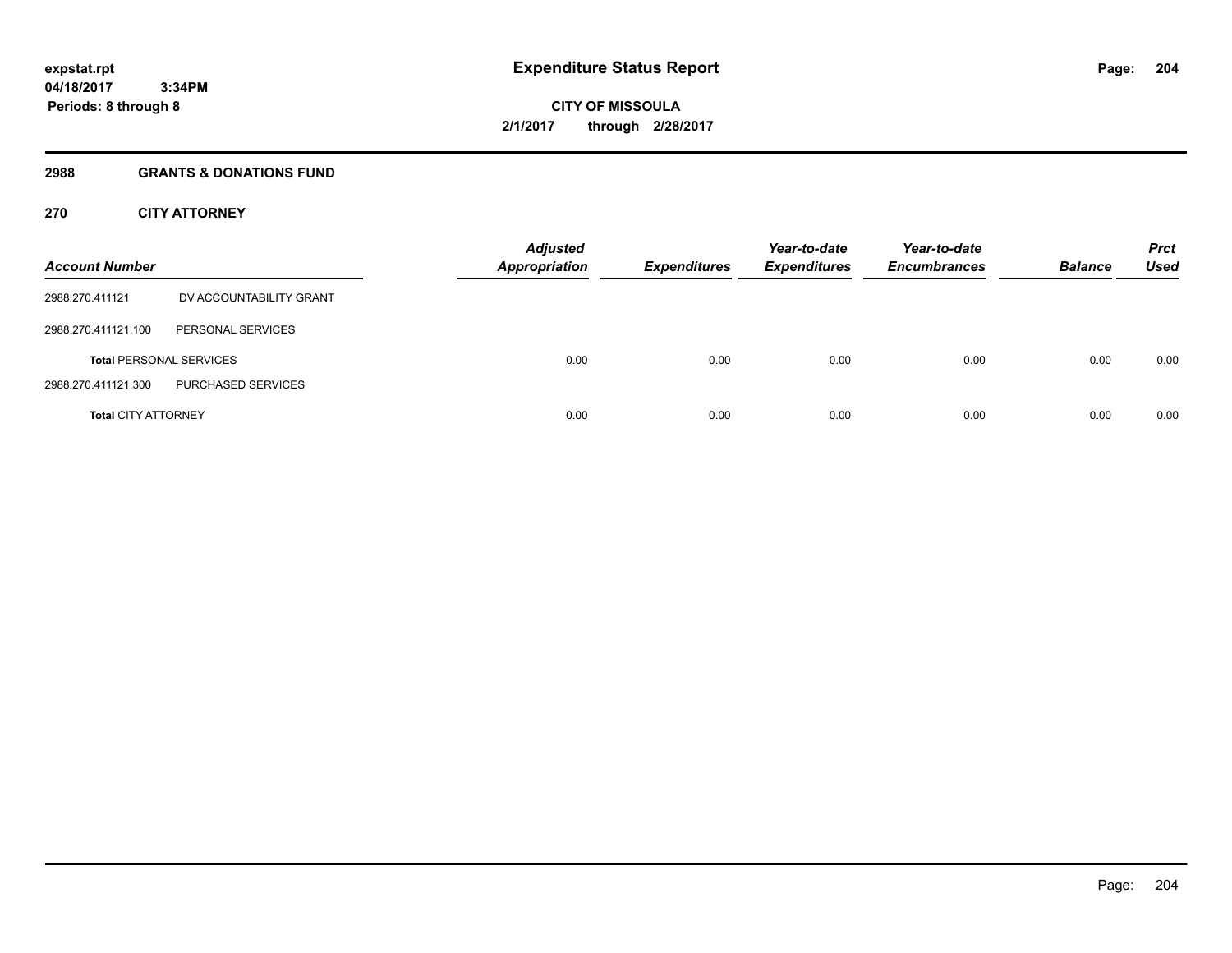**expstat.rpt**
**04/18/2017 3:34PM**
**Periods: 8 through 8**

# Expenditure Status Report

**CITY OF MISSOULA**
**2/1/2017 through 2/28/2017**

## 2988 GRANTS & DONATIONS FUND

## 270 CITY ATTORNEY

| Account Number | | Adjusted Appropriation | Expenditures | Year-to-date Expenditures | Year-to-date Encumbrances | Balance | Prct Used |
|---|---|---|---|---|---|---|---|
| 2988.270.411121 | DV ACCOUNTABILITY GRANT | | | | | | |
| 2988.270.411121.100 | PERSONAL SERVICES | | | | | | |
| **Total** PERSONAL SERVICES | | 0.00 | 0.00 | 0.00 | 0.00 | 0.00 | 0.00 |
| 2988.270.411121.300 | PURCHASED SERVICES | | | | | | |
| **Total** CITY ATTORNEY | | 0.00 | 0.00 | 0.00 | 0.00 | 0.00 | 0.00 |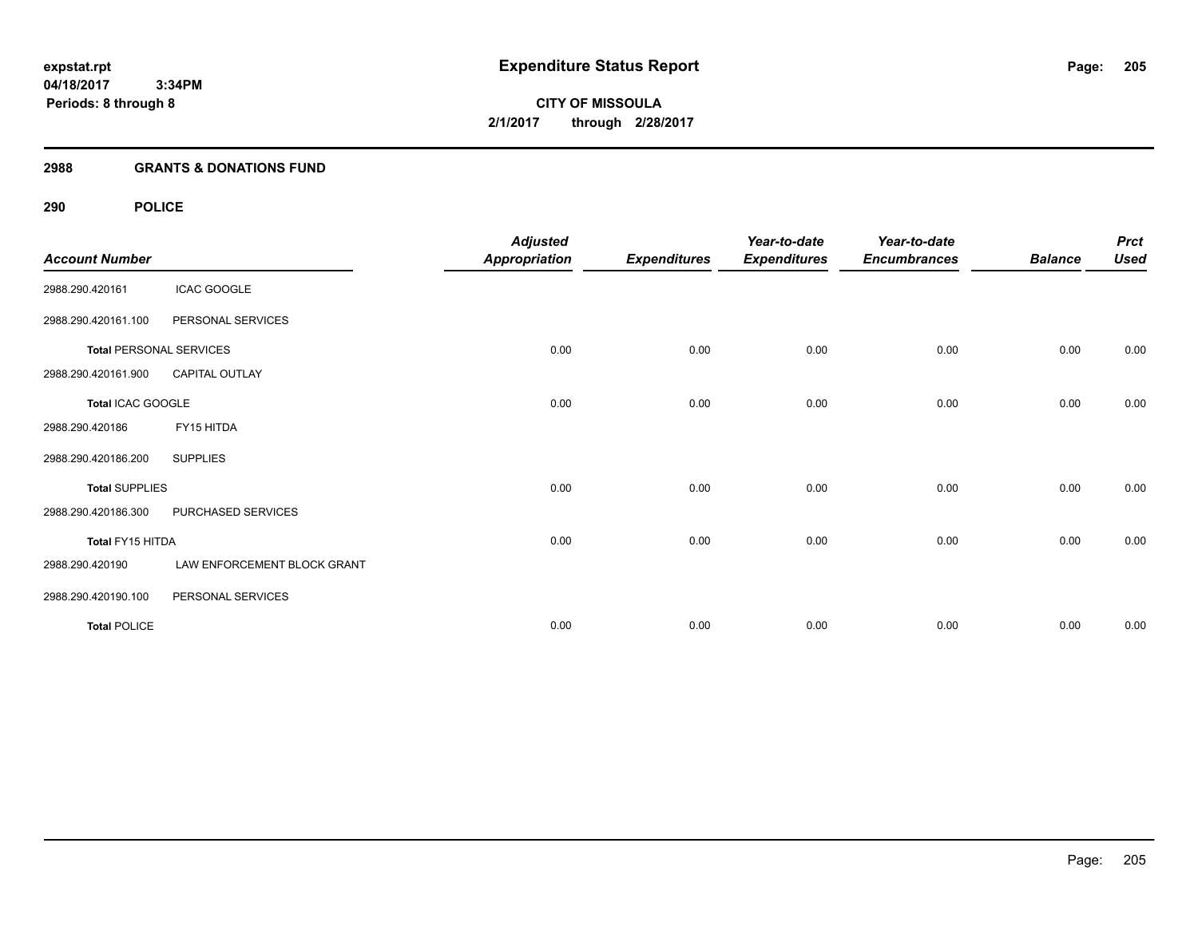expstat.rpt
04/18/2017 3:34PM
Periods: 8 through 8

# Expenditure Status Report

**CITY OF MISSOULA**
**2/1/2017 through 2/28/2017**

## 2988 GRANTS & DONATIONS FUND

## 290 POLICE

| Account Number | | Adjusted Appropriation | Expenditures | Year-to-date Expenditures | Year-to-date Encumbrances | Balance | Prct Used |
|---|---|---|---|---|---|---|---|
| 2988.290.420161 | ICAC GOOGLE | | | | | | |
| 2988.290.420161.100 | PERSONAL SERVICES | | | | | | |
| **Total** PERSONAL SERVICES | | 0.00 | 0.00 | 0.00 | 0.00 | 0.00 | 0.00 |
| 2988.290.420161.900 | CAPITAL OUTLAY | | | | | | |
| **Total** ICAC GOOGLE | | 0.00 | 0.00 | 0.00 | 0.00 | 0.00 | 0.00 |
| 2988.290.420186 | FY15 HITDA | | | | | | |
| 2988.290.420186.200 | SUPPLIES | | | | | | |
| **Total** SUPPLIES | | 0.00 | 0.00 | 0.00 | 0.00 | 0.00 | 0.00 |
| 2988.290.420186.300 | PURCHASED SERVICES | | | | | | |
| **Total** FY15 HITDA | | 0.00 | 0.00 | 0.00 | 0.00 | 0.00 | 0.00 |
| 2988.290.420190 | LAW ENFORCEMENT BLOCK GRANT | | | | | | |
| 2988.290.420190.100 | PERSONAL SERVICES | | | | | | |
| **Total** POLICE | | 0.00 | 0.00 | 0.00 | 0.00 | 0.00 | 0.00 |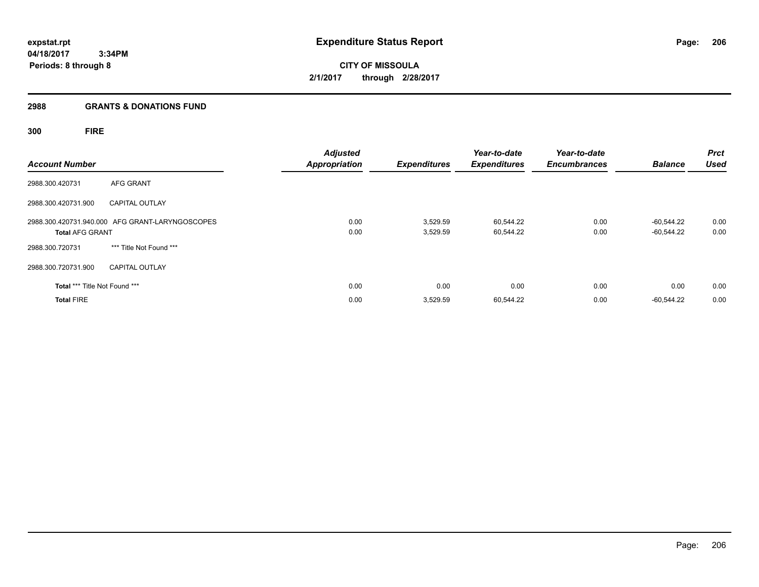**Expenditure Status Report**

**CITY OF MISSOULA**

**2/1/2017 through 2/28/2017**

expstat.rpt
04/18/2017 3:34PM
Periods: 8 through 8

## 2988 GRANTS & DONATIONS FUND

### 300 FIRE

| Account Number | | Adjusted Appropriation | Expenditures | Year-to-date Expenditures | Year-to-date Encumbrances | Balance | Prct Used |
|---|---|---|---|---|---|---|---|
| 2988.300.420731 | AFG GRANT | | | | | | |
| 2988.300.420731.900 | CAPITAL OUTLAY | | | | | | |
| 2988.300.420731.940.000 | AFG GRANT-LARYNGOSCOPES | 0.00 | 3,529.59 | 60,544.22 | 0.00 | -60,544.22 | 0.00 |
| **Total** AFG GRANT | | 0.00 | 3,529.59 | 60,544.22 | 0.00 | -60,544.22 | 0.00 |
| 2988.300.720731 | *** Title Not Found *** | | | | | | |
| 2988.300.720731.900 | CAPITAL OUTLAY | | | | | | |
| **Total** *** Title Not Found *** | | 0.00 | 0.00 | 0.00 | 0.00 | 0.00 | 0.00 |
| **Total** FIRE | | 0.00 | 3,529.59 | 60,544.22 | 0.00 | -60,544.22 | 0.00 |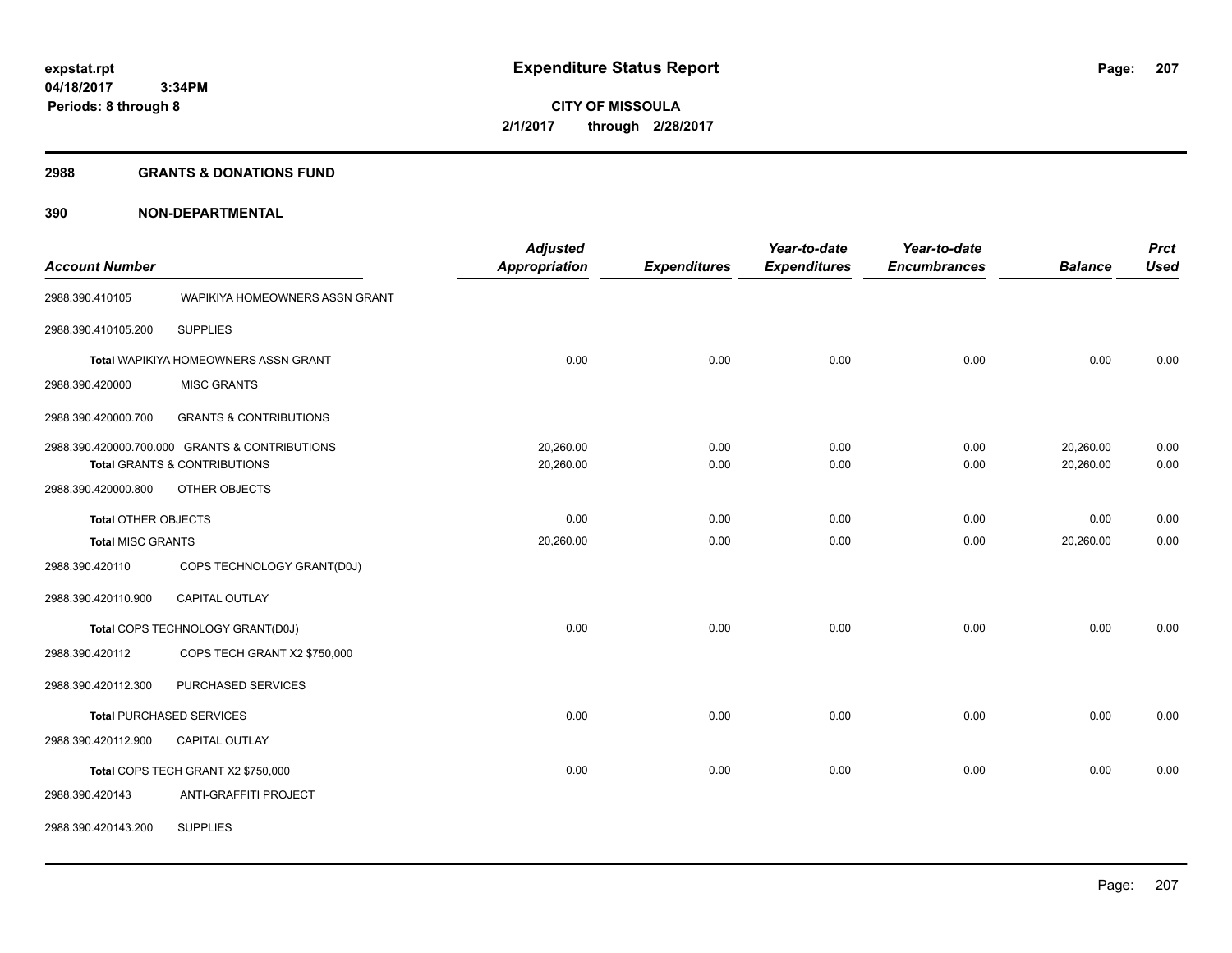**expstat.rpt**
**04/18/2017 3:34PM**
**Periods: 8 through 8**

# Expenditure Status Report

**CITY OF MISSOULA**
**2/1/2017 through 2/28/2017**

## 2988 GRANTS & DONATIONS FUND

## 390 NON-DEPARTMENTAL

| Account Number | | Adjusted Appropriation | Expenditures | Year-to-date Expenditures | Year-to-date Encumbrances | Balance | Prct Used |
|---|---|---|---|---|---|---|---|
| 2988.390.410105 | WAPIKIYA HOMEOWNERS ASSN GRANT | | | | | | |
| 2988.390.410105.200 | SUPPLIES | | | | | | |
| Total WAPIKIYA HOMEOWNERS ASSN GRANT | | 0.00 | 0.00 | 0.00 | 0.00 | 0.00 | 0.00 |
| 2988.390.420000 | MISC GRANTS | | | | | | |
| 2988.390.420000.700 | GRANTS & CONTRIBUTIONS | | | | | | |
| 2988.390.420000.700.000 | GRANTS & CONTRIBUTIONS | 20,260.00 | 0.00 | 0.00 | 0.00 | 20,260.00 | 0.00 |
| Total GRANTS & CONTRIBUTIONS | | 20,260.00 | 0.00 | 0.00 | 0.00 | 20,260.00 | 0.00 |
| 2988.390.420000.800 | OTHER OBJECTS | | | | | | |
| Total OTHER OBJECTS | | 0.00 | 0.00 | 0.00 | 0.00 | 0.00 | 0.00 |
| Total MISC GRANTS | | 20,260.00 | 0.00 | 0.00 | 0.00 | 20,260.00 | 0.00 |
| 2988.390.420110 | COPS TECHNOLOGY GRANT(D0J) | | | | | | |
| 2988.390.420110.900 | CAPITAL OUTLAY | | | | | | |
| Total COPS TECHNOLOGY GRANT(D0J) | | 0.00 | 0.00 | 0.00 | 0.00 | 0.00 | 0.00 |
| 2988.390.420112 | COPS TECH GRANT X2 $750,000 | | | | | | |
| 2988.390.420112.300 | PURCHASED SERVICES | | | | | | |
| Total PURCHASED SERVICES | | 0.00 | 0.00 | 0.00 | 0.00 | 0.00 | 0.00 |
| 2988.390.420112.900 | CAPITAL OUTLAY | | | | | | |
| Total COPS TECH GRANT X2 $750,000 | | 0.00 | 0.00 | 0.00 | 0.00 | 0.00 | 0.00 |
| 2988.390.420143 | ANTI-GRAFFITI PROJECT | | | | | | |
| 2988.390.420143.200 | SUPPLIES | | | | | | |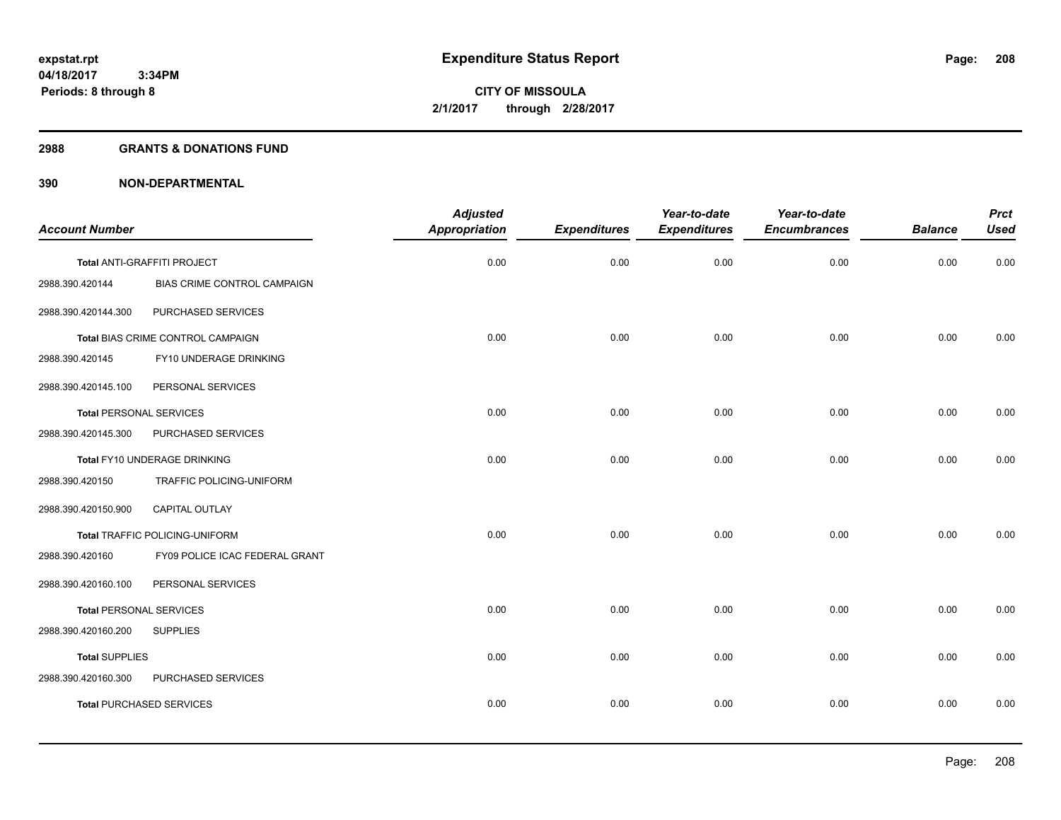**expstat.rpt**
**04/18/2017 3:34PM**
**Periods: 8 through 8**

# Expenditure Status Report

**CITY OF MISSOULA**
**2/1/2017 through 2/28/2017**

## 2988 GRANTS & DONATIONS FUND

## 390 NON-DEPARTMENTAL

| Account Number | | Adjusted Appropriation | Expenditures | Year-to-date Expenditures | Year-to-date Encumbrances | Balance | Prct Used |
|---|---|---|---|---|---|---|---|
| Total ANTI-GRAFFITI PROJECT | | 0.00 | 0.00 | 0.00 | 0.00 | 0.00 | 0.00 |
| 2988.390.420144 | BIAS CRIME CONTROL CAMPAIGN | | | | | | |
| 2988.390.420144.300 | PURCHASED SERVICES | | | | | | |
| Total BIAS CRIME CONTROL CAMPAIGN | | 0.00 | 0.00 | 0.00 | 0.00 | 0.00 | 0.00 |
| 2988.390.420145 | FY10 UNDERAGE DRINKING | | | | | | |
| 2988.390.420145.100 | PERSONAL SERVICES | | | | | | |
| Total PERSONAL SERVICES | | 0.00 | 0.00 | 0.00 | 0.00 | 0.00 | 0.00 |
| 2988.390.420145.300 | PURCHASED SERVICES | | | | | | |
| Total FY10 UNDERAGE DRINKING | | 0.00 | 0.00 | 0.00 | 0.00 | 0.00 | 0.00 |
| 2988.390.420150 | TRAFFIC POLICING-UNIFORM | | | | | | |
| 2988.390.420150.900 | CAPITAL OUTLAY | | | | | | |
| Total TRAFFIC POLICING-UNIFORM | | 0.00 | 0.00 | 0.00 | 0.00 | 0.00 | 0.00 |
| 2988.390.420160 | FY09 POLICE ICAC FEDERAL GRANT | | | | | | |
| 2988.390.420160.100 | PERSONAL SERVICES | | | | | | |
| Total PERSONAL SERVICES | | 0.00 | 0.00 | 0.00 | 0.00 | 0.00 | 0.00 |
| 2988.390.420160.200 | SUPPLIES | | | | | | |
| Total SUPPLIES | | 0.00 | 0.00 | 0.00 | 0.00 | 0.00 | 0.00 |
| 2988.390.420160.300 | PURCHASED SERVICES | | | | | | |
| Total PURCHASED SERVICES | | 0.00 | 0.00 | 0.00 | 0.00 | 0.00 | 0.00 |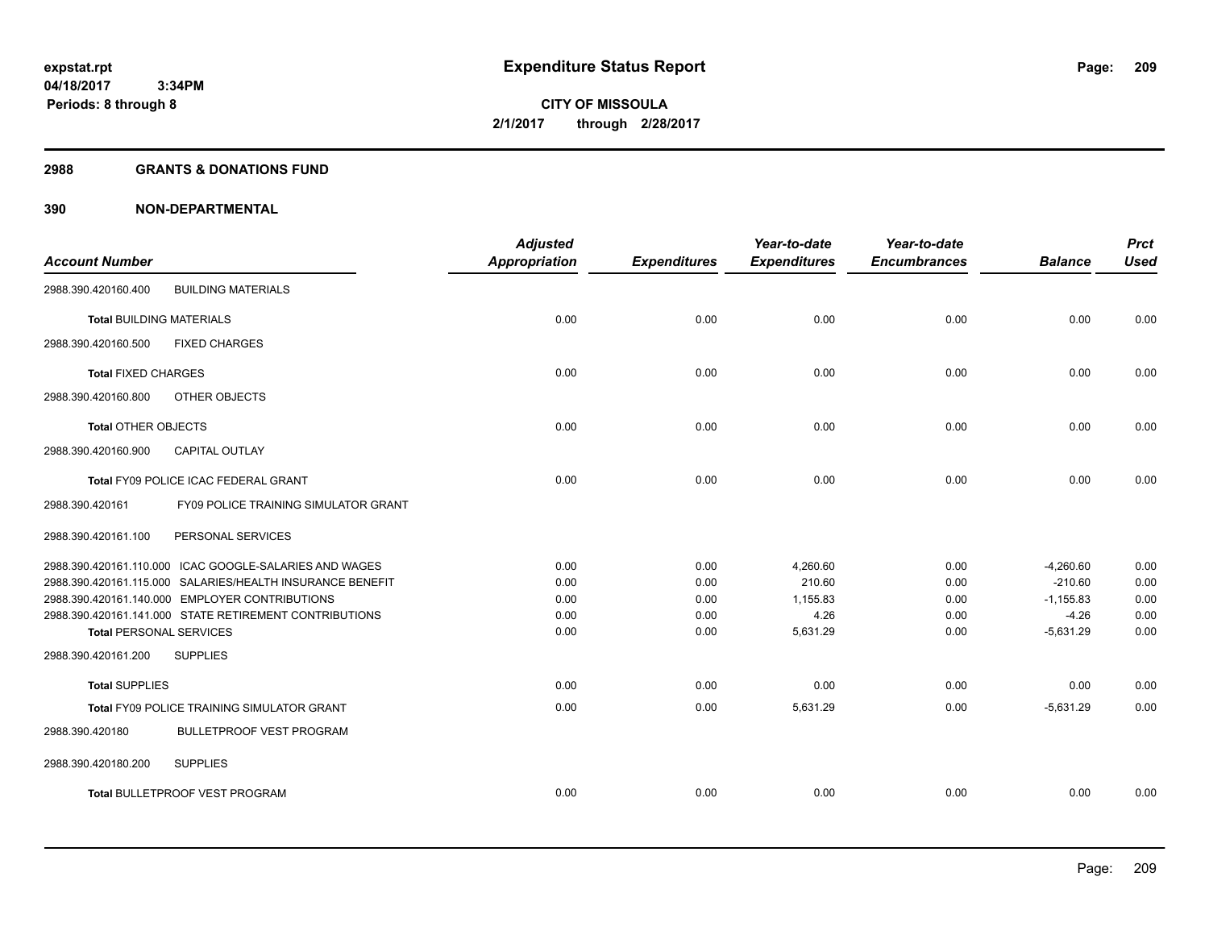**expstat.rpt**
**04/18/2017 3:34PM**
**Periods: 8 through 8**

# Expenditure Status Report

**CITY OF MISSOULA**
**2/1/2017 through 2/28/2017**

## 2988 GRANTS & DONATIONS FUND

## 390 NON-DEPARTMENTAL

| Account Number | | Adjusted Appropriation | Expenditures | Year-to-date Expenditures | Year-to-date Encumbrances | Balance | Prct Used |
|---|---|---|---|---|---|---|---|
| 2988.390.420160.400 | BUILDING MATERIALS | | | | | | |
| **Total** BUILDING MATERIALS | | 0.00 | 0.00 | 0.00 | 0.00 | 0.00 | 0.00 |
| 2988.390.420160.500 | FIXED CHARGES | | | | | | |
| **Total** FIXED CHARGES | | 0.00 | 0.00 | 0.00 | 0.00 | 0.00 | 0.00 |
| 2988.390.420160.800 | OTHER OBJECTS | | | | | | |
| **Total** OTHER OBJECTS | | 0.00 | 0.00 | 0.00 | 0.00 | 0.00 | 0.00 |
| 2988.390.420160.900 | CAPITAL OUTLAY | | | | | | |
| **Total** FY09 POLICE ICAC FEDERAL GRANT | | 0.00 | 0.00 | 0.00 | 0.00 | 0.00 | 0.00 |
| 2988.390.420161 | FY09 POLICE TRAINING SIMULATOR GRANT | | | | | | |
| 2988.390.420161.100 | PERSONAL SERVICES | | | | | | |
| 2988.390.420161.110.000 | ICAC GOOGLE-SALARIES AND WAGES | 0.00 | 0.00 | 4,260.60 | 0.00 | -4,260.60 | 0.00 |
| 2988.390.420161.115.000 | SALARIES/HEALTH INSURANCE BENEFIT | 0.00 | 0.00 | 210.60 | 0.00 | -210.60 | 0.00 |
| 2988.390.420161.140.000 | EMPLOYER CONTRIBUTIONS | 0.00 | 0.00 | 1,155.83 | 0.00 | -1,155.83 | 0.00 |
| 2988.390.420161.141.000 | STATE RETIREMENT CONTRIBUTIONS | 0.00 | 0.00 | 4.26 | 0.00 | -4.26 | 0.00 |
| **Total** PERSONAL SERVICES | | 0.00 | 0.00 | 5,631.29 | 0.00 | -5,631.29 | 0.00 |
| 2988.390.420161.200 | SUPPLIES | | | | | | |
| **Total** SUPPLIES | | 0.00 | 0.00 | 0.00 | 0.00 | 0.00 | 0.00 |
| **Total** FY09 POLICE TRAINING SIMULATOR GRANT | | 0.00 | 0.00 | 5,631.29 | 0.00 | -5,631.29 | 0.00 |
| 2988.390.420180 | BULLETPROOF VEST PROGRAM | | | | | | |
| 2988.390.420180.200 | SUPPLIES | | | | | | |
| **Total** BULLETPROOF VEST PROGRAM | | 0.00 | 0.00 | 0.00 | 0.00 | 0.00 | 0.00 |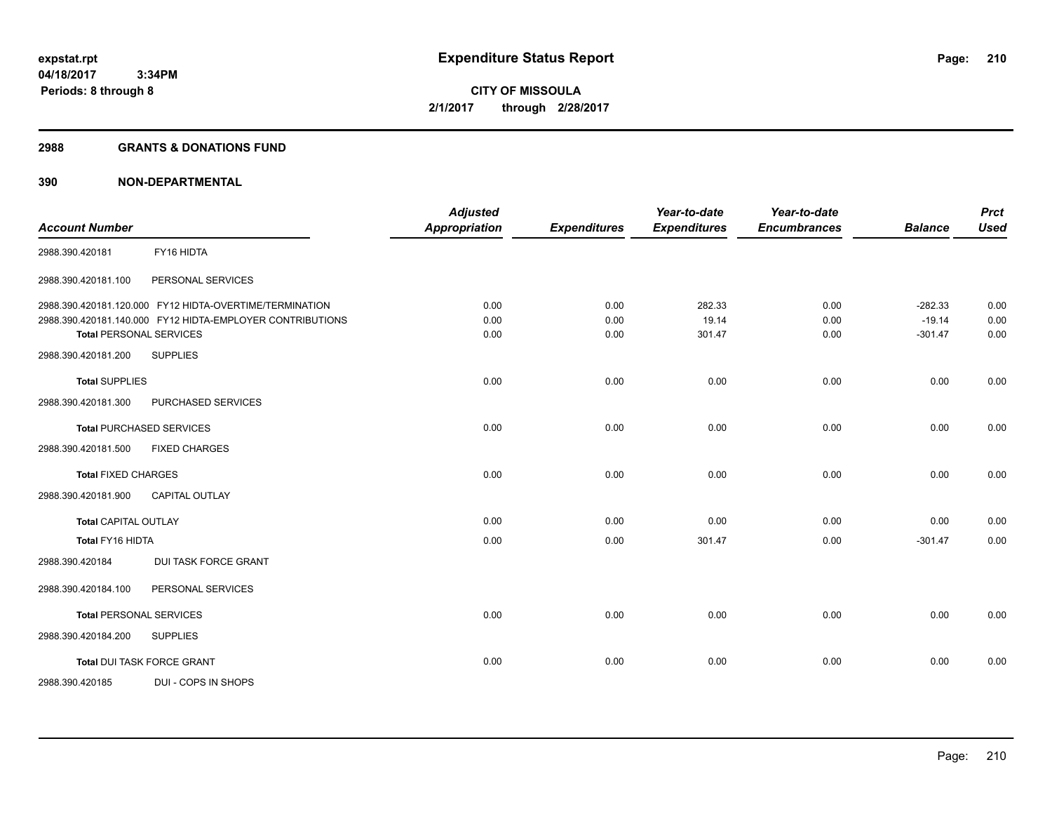expstat.rpt
04/18/2017 3:34PM
Periods: 8 through 8

# Expenditure Status Report

CITY OF MISSOULA
2/1/2017 through 2/28/2017

## 2988 GRANTS & DONATIONS FUND

## 390 NON-DEPARTMENTAL

| Account Number | | Adjusted Appropriation | Expenditures | Year-to-date Expenditures | Year-to-date Encumbrances | Balance | Prct Used |
|---|---|---|---|---|---|---|---|
| 2988.390.420181 | FY16 HIDTA | | | | | | |
| 2988.390.420181.100 | PERSONAL SERVICES | | | | | | |
| 2988.390.420181.120.000 | FY12 HIDTA-OVERTIME/TERMINATION | 0.00 | 0.00 | 282.33 | 0.00 | -282.33 | 0.00 |
| 2988.390.420181.140.000 | FY12 HIDTA-EMPLOYER CONTRIBUTIONS | 0.00 | 0.00 | 19.14 | 0.00 | -19.14 | 0.00 |
| **Total** PERSONAL SERVICES | | 0.00 | 0.00 | 301.47 | 0.00 | -301.47 | 0.00 |
| 2988.390.420181.200 | SUPPLIES | | | | | | |
| **Total** SUPPLIES | | 0.00 | 0.00 | 0.00 | 0.00 | 0.00 | 0.00 |
| 2988.390.420181.300 | PURCHASED SERVICES | | | | | | |
| **Total** PURCHASED SERVICES | | 0.00 | 0.00 | 0.00 | 0.00 | 0.00 | 0.00 |
| 2988.390.420181.500 | FIXED CHARGES | | | | | | |
| **Total** FIXED CHARGES | | 0.00 | 0.00 | 0.00 | 0.00 | 0.00 | 0.00 |
| 2988.390.420181.900 | CAPITAL OUTLAY | | | | | | |
| **Total** CAPITAL OUTLAY | | 0.00 | 0.00 | 0.00 | 0.00 | 0.00 | 0.00 |
| **Total** FY16 HIDTA | | 0.00 | 0.00 | 301.47 | 0.00 | -301.47 | 0.00 |
| 2988.390.420184 | DUI TASK FORCE GRANT | | | | | | |
| 2988.390.420184.100 | PERSONAL SERVICES | | | | | | |
| **Total** PERSONAL SERVICES | | 0.00 | 0.00 | 0.00 | 0.00 | 0.00 | 0.00 |
| 2988.390.420184.200 | SUPPLIES | | | | | | |
| **Total** DUI TASK FORCE GRANT | | 0.00 | 0.00 | 0.00 | 0.00 | 0.00 | 0.00 |
| 2988.390.420185 | DUI - COPS IN SHOPS | | | | | | |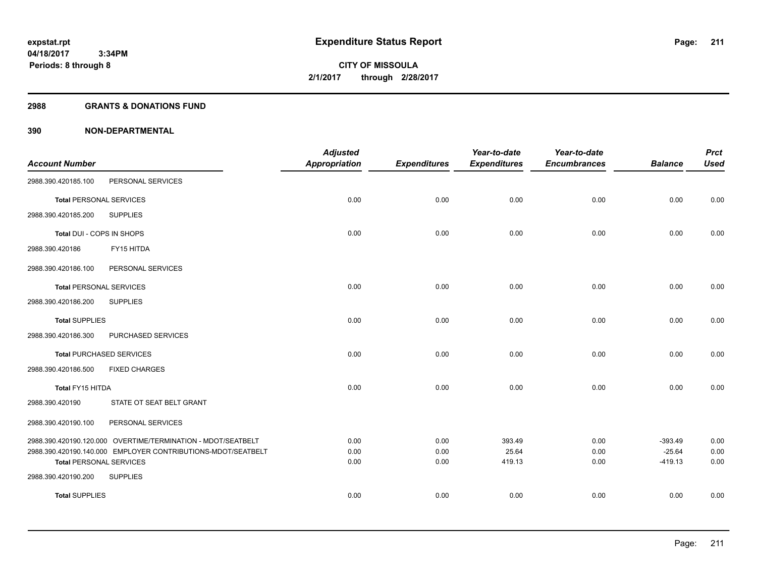**Expenditure Status Report**

**CITY OF MISSOULA**
**2/1/2017 through 2/28/2017**

expstat.rpt
04/18/2017 3:34PM
Periods: 8 through 8

## 2988 GRANTS & DONATIONS FUND

## 390 NON-DEPARTMENTAL

| Account Number | | Adjusted Appropriation | Expenditures | Year-to-date Expenditures | Year-to-date Encumbrances | Balance | Prct Used |
|---|---|---|---|---|---|---|---|
| 2988.390.420185.100 | PERSONAL SERVICES | | | | | | |
| Total PERSONAL SERVICES | | 0.00 | 0.00 | 0.00 | 0.00 | 0.00 | 0.00 |
| 2988.390.420185.200 | SUPPLIES | | | | | | |
| Total DUI - COPS IN SHOPS | | 0.00 | 0.00 | 0.00 | 0.00 | 0.00 | 0.00 |
| 2988.390.420186 | FY15 HITDA | | | | | | |
| 2988.390.420186.100 | PERSONAL SERVICES | | | | | | |
| Total PERSONAL SERVICES | | 0.00 | 0.00 | 0.00 | 0.00 | 0.00 | 0.00 |
| 2988.390.420186.200 | SUPPLIES | | | | | | |
| Total SUPPLIES | | 0.00 | 0.00 | 0.00 | 0.00 | 0.00 | 0.00 |
| 2988.390.420186.300 | PURCHASED SERVICES | | | | | | |
| Total PURCHASED SERVICES | | 0.00 | 0.00 | 0.00 | 0.00 | 0.00 | 0.00 |
| 2988.390.420186.500 | FIXED CHARGES | | | | | | |
| Total FY15 HITDA | | 0.00 | 0.00 | 0.00 | 0.00 | 0.00 | 0.00 |
| 2988.390.420190 | STATE OT SEAT BELT GRANT | | | | | | |
| 2988.390.420190.100 | PERSONAL SERVICES | | | | | | |
| 2988.390.420190.120.000 | OVERTIME/TERMINATION - MDOT/SEATBELT | 0.00 | 0.00 | 393.49 | 0.00 | -393.49 | 0.00 |
| 2988.390.420190.140.000 | EMPLOYER CONTRIBUTIONS-MDOT/SEATBELT | 0.00 | 0.00 | 25.64 | 0.00 | -25.64 | 0.00 |
| Total PERSONAL SERVICES | | 0.00 | 0.00 | 419.13 | 0.00 | -419.13 | 0.00 |
| 2988.390.420190.200 | SUPPLIES | | | | | | |
| Total SUPPLIES | | 0.00 | 0.00 | 0.00 | 0.00 | 0.00 | 0.00 |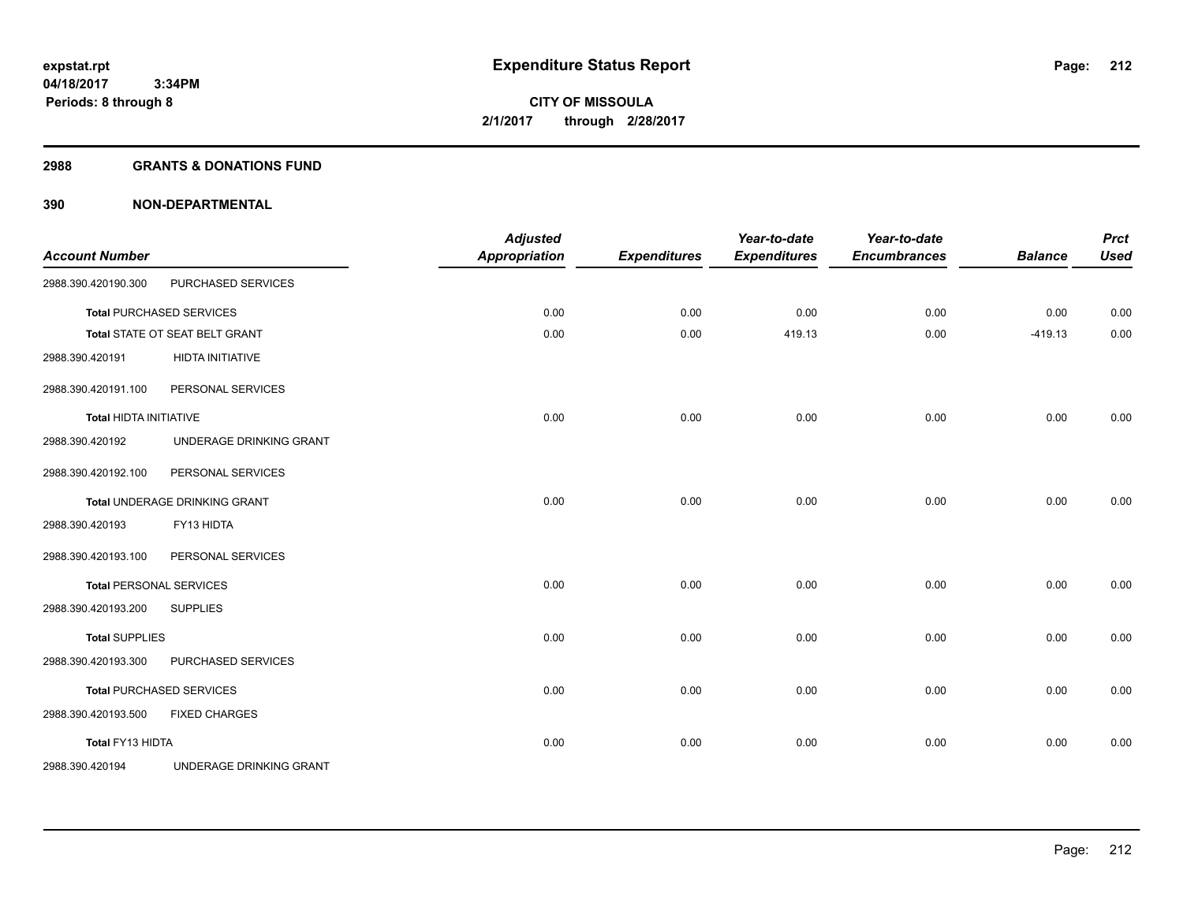expstat.rpt
04/18/2017 3:34PM
Periods: 8 through 8

# Expenditure Status Report

**CITY OF MISSOULA**
**2/1/2017 through 2/28/2017**

## 2988 GRANTS & DONATIONS FUND

### 390 NON-DEPARTMENTAL

| Account Number | | Adjusted Appropriation | Expenditures | Year-to-date Expenditures | Year-to-date Encumbrances | Balance | Prct Used |
|---|---|---|---|---|---|---|---|
| 2988.390.420190.300 | PURCHASED SERVICES | | | | | | |
| **Total** PURCHASED SERVICES | | 0.00 | 0.00 | 0.00 | 0.00 | 0.00 | 0.00 |
| **Total** STATE OT SEAT BELT GRANT | | 0.00 | 0.00 | 419.13 | 0.00 | -419.13 | 0.00 |
| 2988.390.420191 | HIDTA INITIATIVE | | | | | | |
| 2988.390.420191.100 | PERSONAL SERVICES | | | | | | |
| **Total** HIDTA INITIATIVE | | 0.00 | 0.00 | 0.00 | 0.00 | 0.00 | 0.00 |
| 2988.390.420192 | UNDERAGE DRINKING GRANT | | | | | | |
| 2988.390.420192.100 | PERSONAL SERVICES | | | | | | |
| **Total** UNDERAGE DRINKING GRANT | | 0.00 | 0.00 | 0.00 | 0.00 | 0.00 | 0.00 |
| 2988.390.420193 | FY13 HIDTA | | | | | | |
| 2988.390.420193.100 | PERSONAL SERVICES | | | | | | |
| **Total** PERSONAL SERVICES | | 0.00 | 0.00 | 0.00 | 0.00 | 0.00 | 0.00 |
| 2988.390.420193.200 | SUPPLIES | | | | | | |
| **Total** SUPPLIES | | 0.00 | 0.00 | 0.00 | 0.00 | 0.00 | 0.00 |
| 2988.390.420193.300 | PURCHASED SERVICES | | | | | | |
| **Total** PURCHASED SERVICES | | 0.00 | 0.00 | 0.00 | 0.00 | 0.00 | 0.00 |
| 2988.390.420193.500 | FIXED CHARGES | | | | | | |
| **Total** FY13 HIDTA | | 0.00 | 0.00 | 0.00 | 0.00 | 0.00 | 0.00 |
| 2988.390.420194 | UNDERAGE DRINKING GRANT | | | | | | |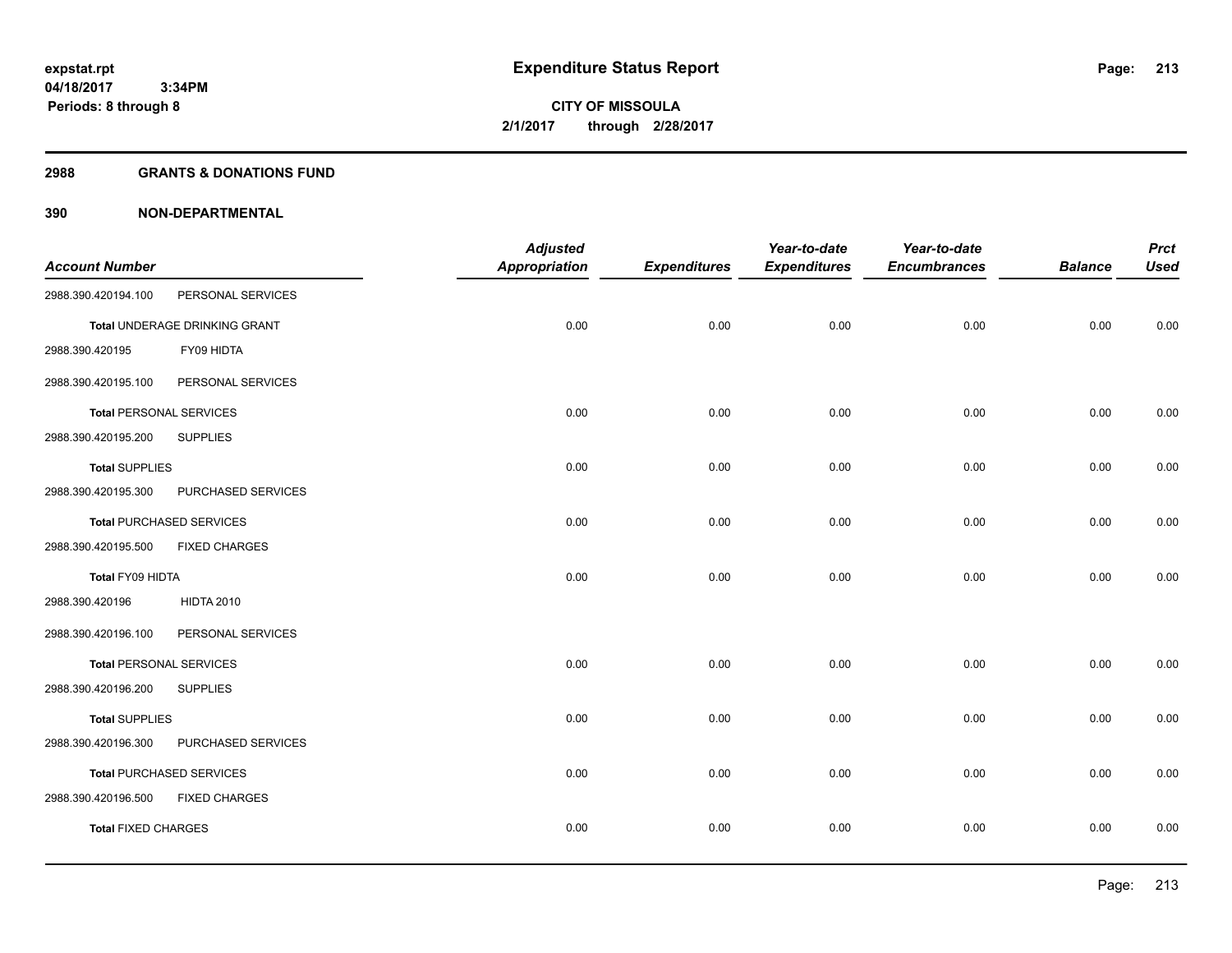**expstat.rpt**
**04/18/2017 3:34PM**
**Periods: 8 through 8**

# Expenditure Status Report

**CITY OF MISSOULA**
**2/1/2017 through 2/28/2017**

## 2988 GRANTS & DONATIONS FUND

## 390 NON-DEPARTMENTAL

| Account Number | | Adjusted Appropriation | Expenditures | Year-to-date Expenditures | Year-to-date Encumbrances | Balance | Prct Used |
|---|---|---|---|---|---|---|---|
| 2988.390.420194.100 | PERSONAL SERVICES | | | | | | |
| **Total** UNDERAGE DRINKING GRANT | | 0.00 | 0.00 | 0.00 | 0.00 | 0.00 | 0.00 |
| 2988.390.420195 | FY09 HIDTA | | | | | | |
| 2988.390.420195.100 | PERSONAL SERVICES | | | | | | |
| **Total** PERSONAL SERVICES | | 0.00 | 0.00 | 0.00 | 0.00 | 0.00 | 0.00 |
| 2988.390.420195.200 | SUPPLIES | | | | | | |
| **Total** SUPPLIES | | 0.00 | 0.00 | 0.00 | 0.00 | 0.00 | 0.00 |
| 2988.390.420195.300 | PURCHASED SERVICES | | | | | | |
| **Total** PURCHASED SERVICES | | 0.00 | 0.00 | 0.00 | 0.00 | 0.00 | 0.00 |
| 2988.390.420195.500 | FIXED CHARGES | | | | | | |
| **Total FY09 HIDTA** | | 0.00 | 0.00 | 0.00 | 0.00 | 0.00 | 0.00 |
| 2988.390.420196 | HIDTA 2010 | | | | | | |
| 2988.390.420196.100 | PERSONAL SERVICES | | | | | | |
| **Total** PERSONAL SERVICES | | 0.00 | 0.00 | 0.00 | 0.00 | 0.00 | 0.00 |
| 2988.390.420196.200 | SUPPLIES | | | | | | |
| **Total** SUPPLIES | | 0.00 | 0.00 | 0.00 | 0.00 | 0.00 | 0.00 |
| 2988.390.420196.300 | PURCHASED SERVICES | | | | | | |
| **Total** PURCHASED SERVICES | | 0.00 | 0.00 | 0.00 | 0.00 | 0.00 | 0.00 |
| 2988.390.420196.500 | FIXED CHARGES | | | | | | |
| **Total** FIXED CHARGES | | 0.00 | 0.00 | 0.00 | 0.00 | 0.00 | 0.00 |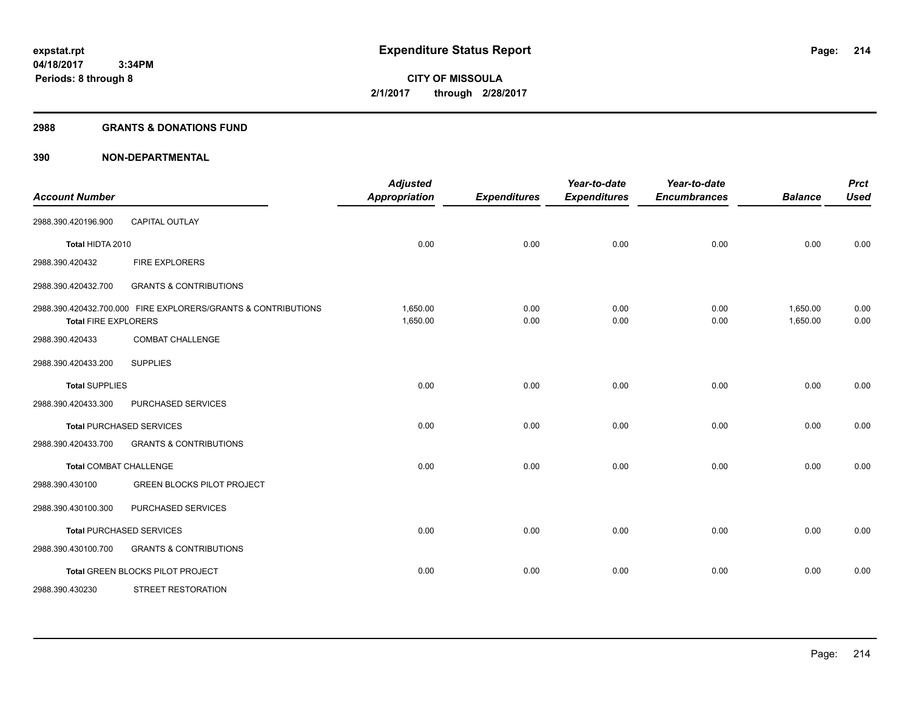# Expenditure Status Report

expstat.rpt
04/18/2017 3:34PM
Periods: 8 through 8

**CITY OF MISSOULA**
**2/1/2017 through 2/28/2017**

## 2988 GRANTS & DONATIONS FUND

## 390 NON-DEPARTMENTAL

| Account Number | | Adjusted Appropriation | Expenditures | Year-to-date Expenditures | Year-to-date Encumbrances | Balance | Prct Used |
|---|---|---|---|---|---|---|---|
| 2988.390.420196.900 | CAPITAL OUTLAY | | | | | | |
| **Total** HIDTA 2010 | | 0.00 | 0.00 | 0.00 | 0.00 | 0.00 | 0.00 |
| 2988.390.420432 | FIRE EXPLORERS | | | | | | |
| 2988.390.420432.700 | GRANTS & CONTRIBUTIONS | | | | | | |
| 2988.390.420432.700.000 | FIRE EXPLORERS/GRANTS & CONTRIBUTIONS | 1,650.00 | 0.00 | 0.00 | 0.00 | 1,650.00 | 0.00 |
| **Total** FIRE EXPLORERS | | 1,650.00 | 0.00 | 0.00 | 0.00 | 1,650.00 | 0.00 |
| 2988.390.420433 | COMBAT CHALLENGE | | | | | | |
| 2988.390.420433.200 | SUPPLIES | | | | | | |
| **Total** SUPPLIES | | 0.00 | 0.00 | 0.00 | 0.00 | 0.00 | 0.00 |
| 2988.390.420433.300 | PURCHASED SERVICES | | | | | | |
| **Total** PURCHASED SERVICES | | 0.00 | 0.00 | 0.00 | 0.00 | 0.00 | 0.00 |
| 2988.390.420433.700 | GRANTS & CONTRIBUTIONS | | | | | | |
| **Total** COMBAT CHALLENGE | | 0.00 | 0.00 | 0.00 | 0.00 | 0.00 | 0.00 |
| 2988.390.430100 | GREEN BLOCKS PILOT PROJECT | | | | | | |
| 2988.390.430100.300 | PURCHASED SERVICES | | | | | | |
| **Total** PURCHASED SERVICES | | 0.00 | 0.00 | 0.00 | 0.00 | 0.00 | 0.00 |
| 2988.390.430100.700 | GRANTS & CONTRIBUTIONS | | | | | | |
| **Total** GREEN BLOCKS PILOT PROJECT | | 0.00 | 0.00 | 0.00 | 0.00 | 0.00 | 0.00 |
| 2988.390.430230 | STREET RESTORATION | | | | | | |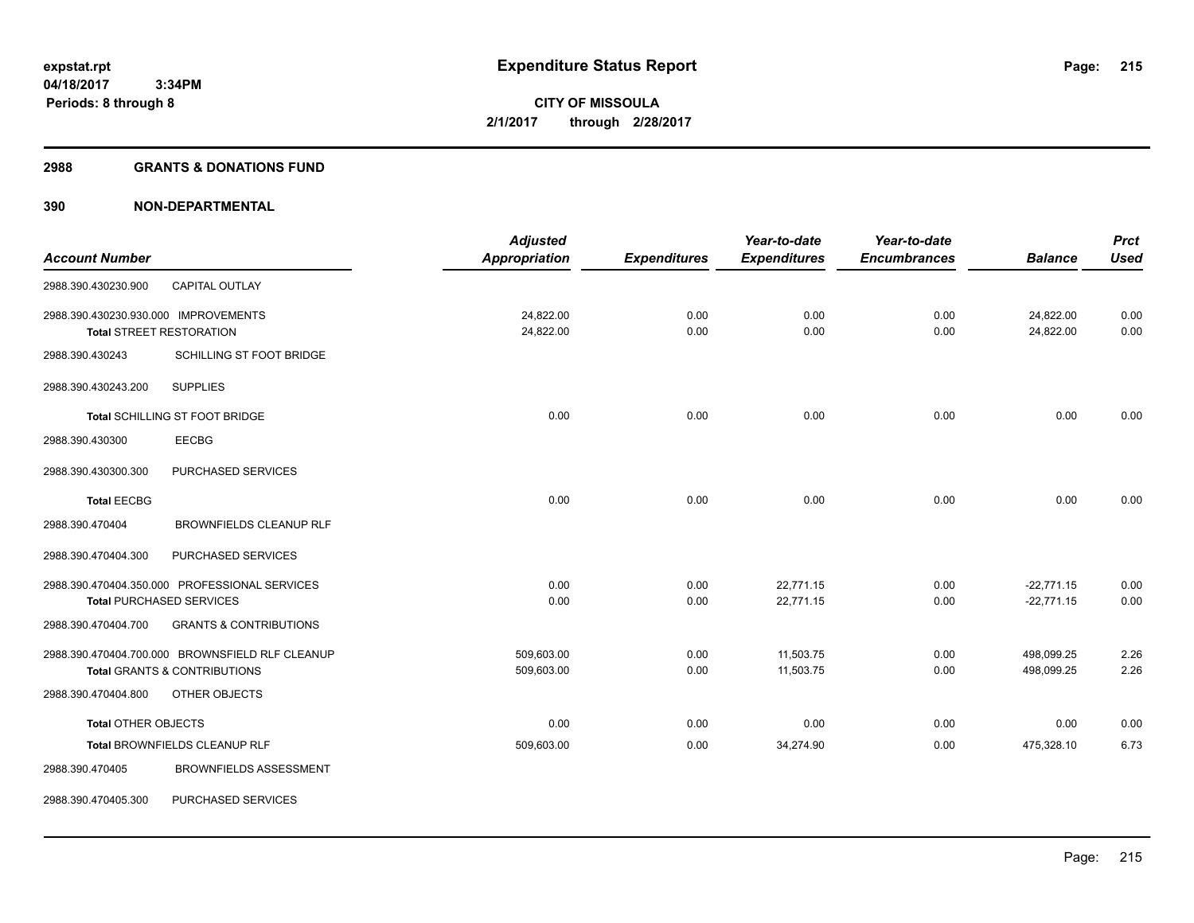# Expenditure Status Report

**CITY OF MISSOULA**
**2/1/2017 through 2/28/2017**

expstat.rpt
04/18/2017 3:34PM
Periods: 8 through 8

## 2988 GRANTS & DONATIONS FUND

### 390 NON-DEPARTMENTAL

| Account Number | | Adjusted Appropriation | Expenditures | Year-to-date Expenditures | Year-to-date Encumbrances | Balance | Prct Used |
|---|---|---|---|---|---|---|---|
| 2988.390.430230.900 | CAPITAL OUTLAY | | | | | | |
| 2988.390.430230.930.000 | IMPROVEMENTS | 24,822.00 | 0.00 | 0.00 | 0.00 | 24,822.00 | 0.00 |
| **Total** STREET RESTORATION | | 24,822.00 | 0.00 | 0.00 | 0.00 | 24,822.00 | 0.00 |
| 2988.390.430243 | SCHILLING ST FOOT BRIDGE | | | | | | |
| 2988.390.430243.200 | SUPPLIES | | | | | | |
| **Total** SCHILLING ST FOOT BRIDGE | | 0.00 | 0.00 | 0.00 | 0.00 | 0.00 | 0.00 |
| 2988.390.430300 | EECBG | | | | | | |
| 2988.390.430300.300 | PURCHASED SERVICES | | | | | | |
| **Total** EECBG | | 0.00 | 0.00 | 0.00 | 0.00 | 0.00 | 0.00 |
| 2988.390.470404 | BROWNFIELDS CLEANUP RLF | | | | | | |
| 2988.390.470404.300 | PURCHASED SERVICES | | | | | | |
| 2988.390.470404.350.000 | PROFESSIONAL SERVICES | 0.00 | 0.00 | 22,771.15 | 0.00 | -22,771.15 | 0.00 |
| **Total** PURCHASED SERVICES | | 0.00 | 0.00 | 22,771.15 | 0.00 | -22,771.15 | 0.00 |
| 2988.390.470404.700 | GRANTS & CONTRIBUTIONS | | | | | | |
| 2988.390.470404.700.000 | BROWNSFIELD RLF CLEANUP | 509,603.00 | 0.00 | 11,503.75 | 0.00 | 498,099.25 | 2.26 |
| **Total** GRANTS & CONTRIBUTIONS | | 509,603.00 | 0.00 | 11,503.75 | 0.00 | 498,099.25 | 2.26 |
| 2988.390.470404.800 | OTHER OBJECTS | | | | | | |
| **Total** OTHER OBJECTS | | 0.00 | 0.00 | 0.00 | 0.00 | 0.00 | 0.00 |
| **Total** BROWNFIELDS CLEANUP RLF | | 509,603.00 | 0.00 | 34,274.90 | 0.00 | 475,328.10 | 6.73 |
| 2988.390.470405 | BROWNFIELDS ASSESSMENT | | | | | | |
| 2988.390.470405.300 | PURCHASED SERVICES | | | | | | |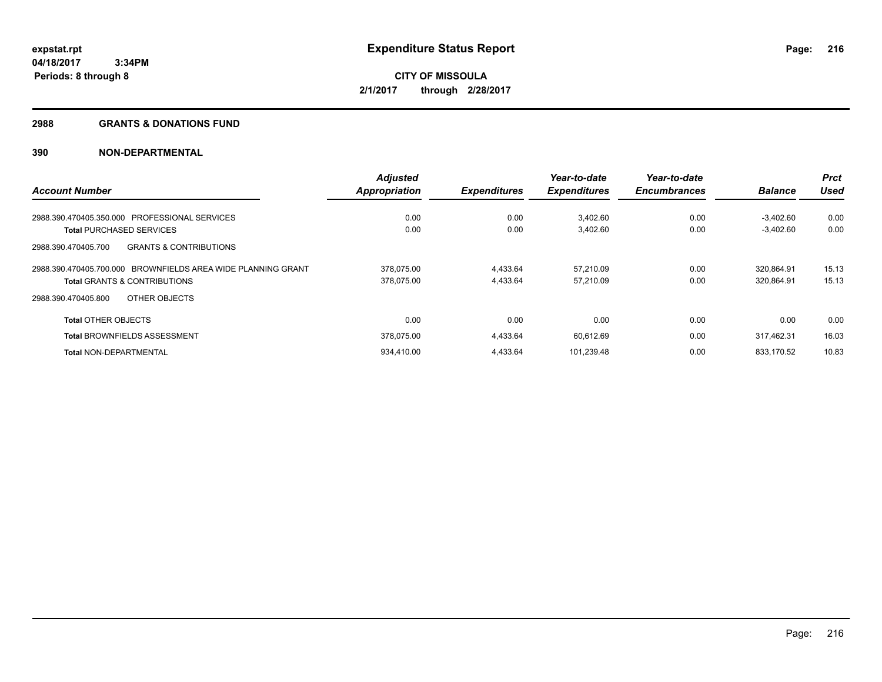**expstat.rpt**
**04/18/2017 3:34PM**
**Periods: 8 through 8**

# Expenditure Status Report

**CITY OF MISSOULA**
**2/1/2017 through 2/28/2017**

## 2988 GRANTS & DONATIONS FUND

## 390 NON-DEPARTMENTAL

| Account Number | Adjusted Appropriation | Expenditures | Year-to-date Expenditures | Year-to-date Encumbrances | Balance | Prct Used |
|---|---|---|---|---|---|---|
| 2988.390.470405.350.000 PROFESSIONAL SERVICES | 0.00 | 0.00 | 3,402.60 | 0.00 | -3,402.60 | 0.00 |
| **Total** PURCHASED SERVICES | 0.00 | 0.00 | 3,402.60 | 0.00 | -3,402.60 | 0.00 |
| 2988.390.470405.700 GRANTS & CONTRIBUTIONS | | | | | | |
| 2988.390.470405.700.000 BROWNFIELDS AREA WIDE PLANNING GRANT | 378,075.00 | 4,433.64 | 57,210.09 | 0.00 | 320,864.91 | 15.13 |
| **Total** GRANTS & CONTRIBUTIONS | 378,075.00 | 4,433.64 | 57,210.09 | 0.00 | 320,864.91 | 15.13 |
| 2988.390.470405.800 OTHER OBJECTS | | | | | | |
| **Total** OTHER OBJECTS | 0.00 | 0.00 | 0.00 | 0.00 | 0.00 | 0.00 |
| **Total** BROWNFIELDS ASSESSMENT | 378,075.00 | 4,433.64 | 60,612.69 | 0.00 | 317,462.31 | 16.03 |
| **Total** NON-DEPARTMENTAL | 934,410.00 | 4,433.64 | 101,239.48 | 0.00 | 833,170.52 | 10.83 |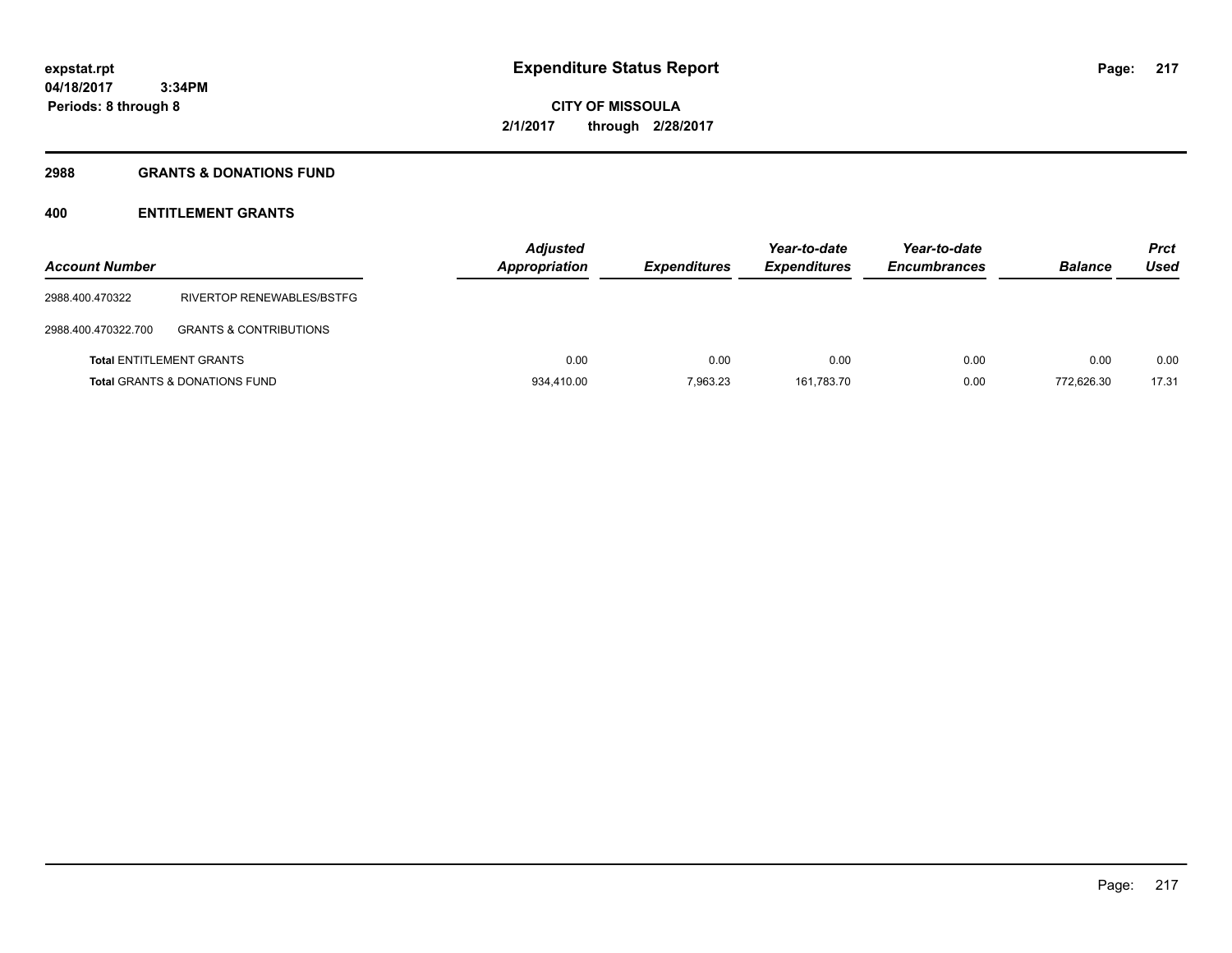**expstat.rpt**
**04/18/2017 3:34PM**
**Periods: 8 through 8**

# Expenditure Status Report

**CITY OF MISSOULA**
**2/1/2017 through 2/28/2017**

## 2988 GRANTS & DONATIONS FUND

### 400 ENTITLEMENT GRANTS

| Account Number | | Adjusted Appropriation | Expenditures | Year-to-date Expenditures | Year-to-date Encumbrances | Balance | Prct Used |
|---|---|---|---|---|---|---|---|
| 2988.400.470322 | RIVERTOP RENEWABLES/BSTFG | | | | | | |
| 2988.400.470322.700 | GRANTS & CONTRIBUTIONS | | | | | | |
| **Total** ENTITLEMENT GRANTS | | 0.00 | 0.00 | 0.00 | 0.00 | 0.00 | 0.00 |
| **Total** GRANTS & DONATIONS FUND | | 934,410.00 | 7,963.23 | 161,783.70 | 0.00 | 772,626.30 | 17.31 |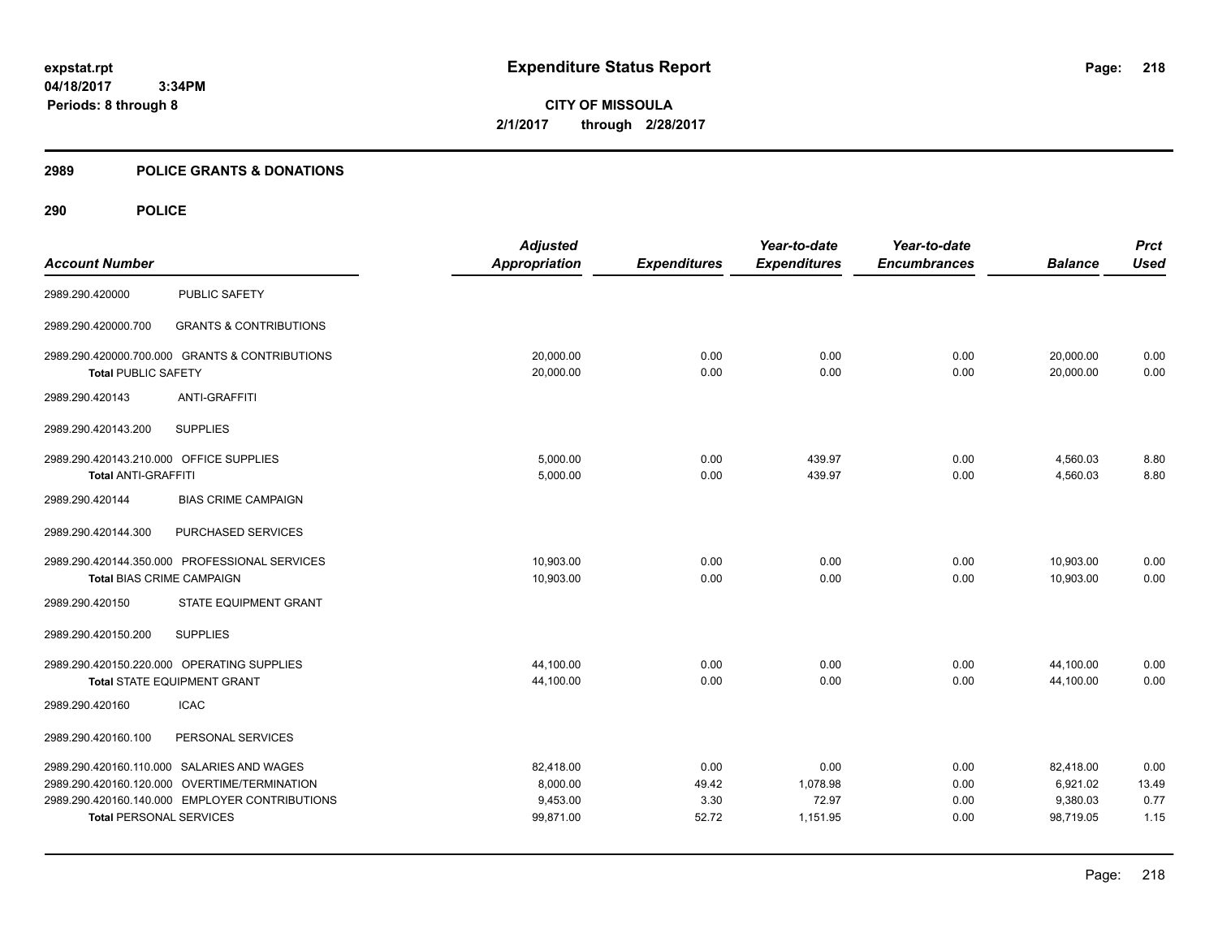# Expenditure Status Report

**CITY OF MISSOULA**
**2/1/2017 through 2/28/2017**

expstat.rpt
04/18/2017 3:34PM
Periods: 8 through 8

## 2989 POLICE GRANTS & DONATIONS

### 290 POLICE

| Account Number | | Adjusted Appropriation | Expenditures | Year-to-date Expenditures | Year-to-date Encumbrances | Balance | Prct Used |
|---|---|---|---|---|---|---|---|
| 2989.290.420000 | PUBLIC SAFETY | | | | | | |
| 2989.290.420000.700 | GRANTS & CONTRIBUTIONS | | | | | | |
| 2989.290.420000.700.000 | GRANTS & CONTRIBUTIONS | 20,000.00 | 0.00 | 0.00 | 0.00 | 20,000.00 | 0.00 |
| **Total PUBLIC SAFETY** | | 20,000.00 | 0.00 | 0.00 | 0.00 | 20,000.00 | 0.00 |
| 2989.290.420143 | ANTI-GRAFFITI | | | | | | |
| 2989.290.420143.200 | SUPPLIES | | | | | | |
| 2989.290.420143.210.000 | OFFICE SUPPLIES | 5,000.00 | 0.00 | 439.97 | 0.00 | 4,560.03 | 8.80 |
| **Total ANTI-GRAFFITI** | | 5,000.00 | 0.00 | 439.97 | 0.00 | 4,560.03 | 8.80 |
| 2989.290.420144 | BIAS CRIME CAMPAIGN | | | | | | |
| 2989.290.420144.300 | PURCHASED SERVICES | | | | | | |
| 2989.290.420144.350.000 | PROFESSIONAL SERVICES | 10,903.00 | 0.00 | 0.00 | 0.00 | 10,903.00 | 0.00 |
| **Total BIAS CRIME CAMPAIGN** | | 10,903.00 | 0.00 | 0.00 | 0.00 | 10,903.00 | 0.00 |
| 2989.290.420150 | STATE EQUIPMENT GRANT | | | | | | |
| 2989.290.420150.200 | SUPPLIES | | | | | | |
| 2989.290.420150.220.000 | OPERATING SUPPLIES | 44,100.00 | 0.00 | 0.00 | 0.00 | 44,100.00 | 0.00 |
| **Total STATE EQUIPMENT GRANT** | | 44,100.00 | 0.00 | 0.00 | 0.00 | 44,100.00 | 0.00 |
| 2989.290.420160 | ICAC | | | | | | |
| 2989.290.420160.100 | PERSONAL SERVICES | | | | | | |
| 2989.290.420160.110.000 | SALARIES AND WAGES | 82,418.00 | 0.00 | 0.00 | 0.00 | 82,418.00 | 0.00 |
| 2989.290.420160.120.000 | OVERTIME/TERMINATION | 8,000.00 | 49.42 | 1,078.98 | 0.00 | 6,921.02 | 13.49 |
| 2989.290.420160.140.000 | EMPLOYER CONTRIBUTIONS | 9,453.00 | 3.30 | 72.97 | 0.00 | 9,380.03 | 0.77 |
| **Total PERSONAL SERVICES** | | 99,871.00 | 52.72 | 1,151.95 | 0.00 | 98,719.05 | 1.15 |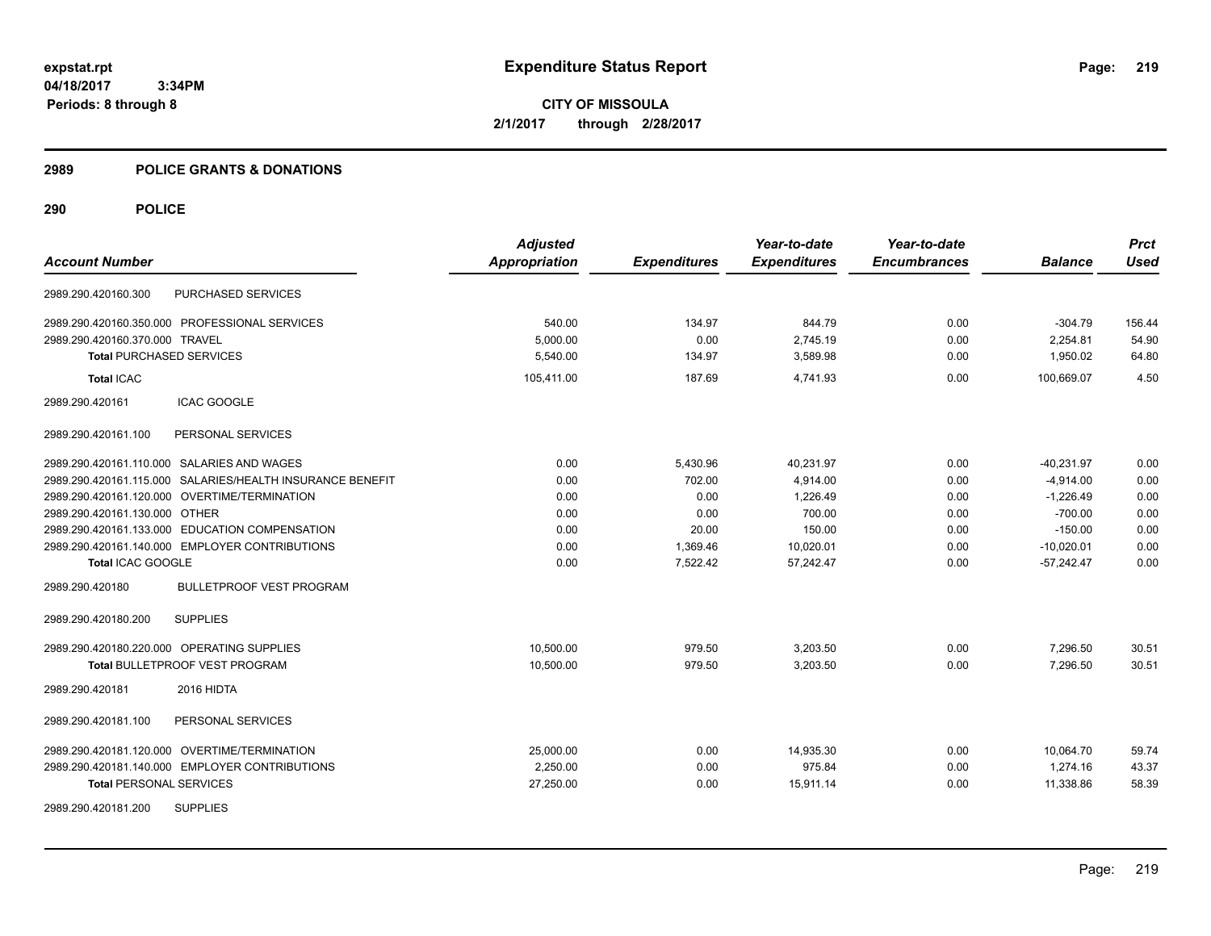**expstat.rpt**
**04/18/2017 3:34PM**
**Periods: 8 through 8**

# Expenditure Status Report

**CITY OF MISSOULA**
**2/1/2017 through 2/28/2017**

## 2989 POLICE GRANTS & DONATIONS

## 290 POLICE

| Account Number | | Adjusted Appropriation | Expenditures | Year-to-date Expenditures | Year-to-date Encumbrances | Balance | Prct Used |
|---|---|---|---|---|---|---|---|
| 2989.290.420160.300 | PURCHASED SERVICES | | | | | | |
| 2989.290.420160.350.000 | PROFESSIONAL SERVICES | 540.00 | 134.97 | 844.79 | 0.00 | -304.79 | 156.44 |
| 2989.290.420160.370.000 | TRAVEL | 5,000.00 | 0.00 | 2,745.19 | 0.00 | 2,254.81 | 54.90 |
| **Total** PURCHASED SERVICES | | 5,540.00 | 134.97 | 3,589.98 | 0.00 | 1,950.02 | 64.80 |
| **Total** ICAC | | 105,411.00 | 187.69 | 4,741.93 | 0.00 | 100,669.07 | 4.50 |
| 2989.290.420161 | ICAC GOOGLE | | | | | | |
| 2989.290.420161.100 | PERSONAL SERVICES | | | | | | |
| 2989.290.420161.110.000 | SALARIES AND WAGES | 0.00 | 5,430.96 | 40,231.97 | 0.00 | -40,231.97 | 0.00 |
| 2989.290.420161.115.000 | SALARIES/HEALTH INSURANCE BENEFIT | 0.00 | 702.00 | 4,914.00 | 0.00 | -4,914.00 | 0.00 |
| 2989.290.420161.120.000 | OVERTIME/TERMINATION | 0.00 | 0.00 | 1,226.49 | 0.00 | -1,226.49 | 0.00 |
| 2989.290.420161.130.000 | OTHER | 0.00 | 0.00 | 700.00 | 0.00 | -700.00 | 0.00 |
| 2989.290.420161.133.000 | EDUCATION COMPENSATION | 0.00 | 20.00 | 150.00 | 0.00 | -150.00 | 0.00 |
| 2989.290.420161.140.000 | EMPLOYER CONTRIBUTIONS | 0.00 | 1,369.46 | 10,020.01 | 0.00 | -10,020.01 | 0.00 |
| **Total** ICAC GOOGLE | | 0.00 | 7,522.42 | 57,242.47 | 0.00 | -57,242.47 | 0.00 |
| 2989.290.420180 | BULLETPROOF VEST PROGRAM | | | | | | |
| 2989.290.420180.200 | SUPPLIES | | | | | | |
| 2989.290.420180.220.000 | OPERATING SUPPLIES | 10,500.00 | 979.50 | 3,203.50 | 0.00 | 7,296.50 | 30.51 |
| **Total** BULLETPROOF VEST PROGRAM | | 10,500.00 | 979.50 | 3,203.50 | 0.00 | 7,296.50 | 30.51 |
| 2989.290.420181 | 2016 HIDTA | | | | | | |
| 2989.290.420181.100 | PERSONAL SERVICES | | | | | | |
| 2989.290.420181.120.000 | OVERTIME/TERMINATION | 25,000.00 | 0.00 | 14,935.30 | 0.00 | 10,064.70 | 59.74 |
| 2989.290.420181.140.000 | EMPLOYER CONTRIBUTIONS | 2,250.00 | 0.00 | 975.84 | 0.00 | 1,274.16 | 43.37 |
| **Total** PERSONAL SERVICES | | 27,250.00 | 0.00 | 15,911.14 | 0.00 | 11,338.86 | 58.39 |
| 2989.290.420181.200 | SUPPLIES | | | | | | |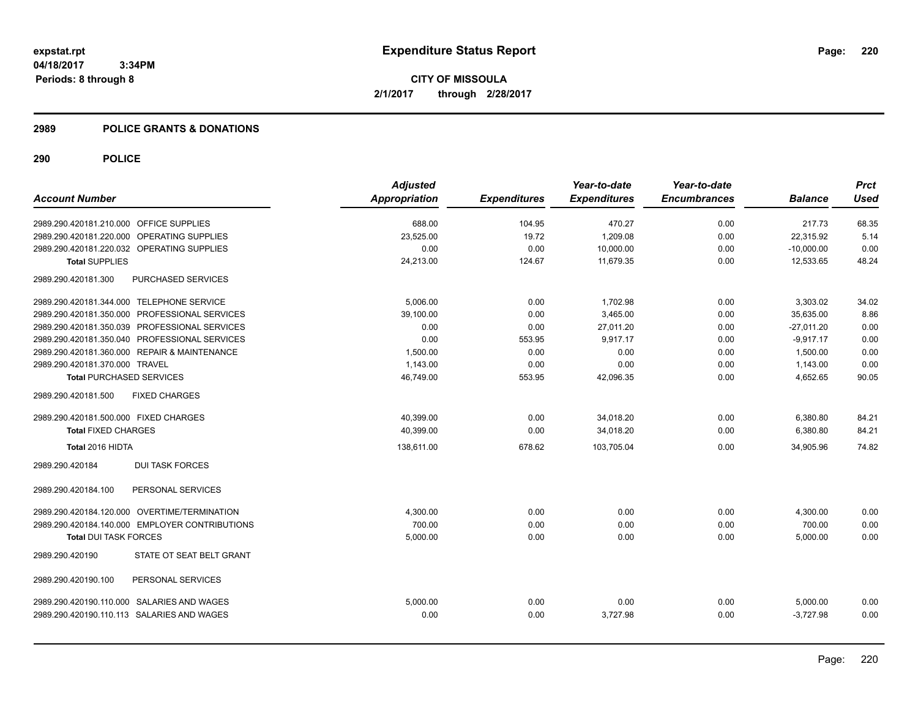**expstat.rpt**
**04/18/2017 3:34PM**
**Periods: 8 through 8**

# Expenditure Status Report

**CITY OF MISSOULA**
**2/1/2017 through 2/28/2017**

## 2989 POLICE GRANTS & DONATIONS

## 290 POLICE

| Account Number | Adjusted Appropriation | Expenditures | Year-to-date Expenditures | Year-to-date Encumbrances | Balance | Prct Used |
|---|---|---|---|---|---|---|
| 2989.290.420181.210.000 OFFICE SUPPLIES | 688.00 | 104.95 | 470.27 | 0.00 | 217.73 | 68.35 |
| 2989.290.420181.220.000 OPERATING SUPPLIES | 23,525.00 | 19.72 | 1,209.08 | 0.00 | 22,315.92 | 5.14 |
| 2989.290.420181.220.032 OPERATING SUPPLIES | 0.00 | 0.00 | 10,000.00 | 0.00 | -10,000.00 | 0.00 |
| **Total SUPPLIES** | 24,213.00 | 124.67 | 11,679.35 | 0.00 | 12,533.65 | 48.24 |
| 2989.290.420181.300 PURCHASED SERVICES | | | | | | |
| 2989.290.420181.344.000 TELEPHONE SERVICE | 5,006.00 | 0.00 | 1,702.98 | 0.00 | 3,303.02 | 34.02 |
| 2989.290.420181.350.000 PROFESSIONAL SERVICES | 39,100.00 | 0.00 | 3,465.00 | 0.00 | 35,635.00 | 8.86 |
| 2989.290.420181.350.039 PROFESSIONAL SERVICES | 0.00 | 0.00 | 27,011.20 | 0.00 | -27,011.20 | 0.00 |
| 2989.290.420181.350.040 PROFESSIONAL SERVICES | 0.00 | 553.95 | 9,917.17 | 0.00 | -9,917.17 | 0.00 |
| 2989.290.420181.360.000 REPAIR & MAINTENANCE | 1,500.00 | 0.00 | 0.00 | 0.00 | 1,500.00 | 0.00 |
| 2989.290.420181.370.000 TRAVEL | 1,143.00 | 0.00 | 0.00 | 0.00 | 1,143.00 | 0.00 |
| **Total PURCHASED SERVICES** | 46,749.00 | 553.95 | 42,096.35 | 0.00 | 4,652.65 | 90.05 |
| 2989.290.420181.500 FIXED CHARGES | | | | | | |
| 2989.290.420181.500.000 FIXED CHARGES | 40,399.00 | 0.00 | 34,018.20 | 0.00 | 6,380.80 | 84.21 |
| **Total FIXED CHARGES** | 40,399.00 | 0.00 | 34,018.20 | 0.00 | 6,380.80 | 84.21 |
| **Total 2016 HIDTA** | 138,611.00 | 678.62 | 103,705.04 | 0.00 | 34,905.96 | 74.82 |
| 2989.290.420184 DUI TASK FORCES | | | | | | |
| 2989.290.420184.100 PERSONAL SERVICES | | | | | | |
| 2989.290.420184.120.000 OVERTIME/TERMINATION | 4,300.00 | 0.00 | 0.00 | 0.00 | 4,300.00 | 0.00 |
| 2989.290.420184.140.000 EMPLOYER CONTRIBUTIONS | 700.00 | 0.00 | 0.00 | 0.00 | 700.00 | 0.00 |
| **Total DUI TASK FORCES** | 5,000.00 | 0.00 | 0.00 | 0.00 | 5,000.00 | 0.00 |
| 2989.290.420190 STATE OT SEAT BELT GRANT | | | | | | |
| 2989.290.420190.100 PERSONAL SERVICES | | | | | | |
| 2989.290.420190.110.000 SALARIES AND WAGES | 5,000.00 | 0.00 | 0.00 | 0.00 | 5,000.00 | 0.00 |
| 2989.290.420190.110.113 SALARIES AND WAGES | 0.00 | 0.00 | 3,727.98 | 0.00 | -3,727.98 | 0.00 |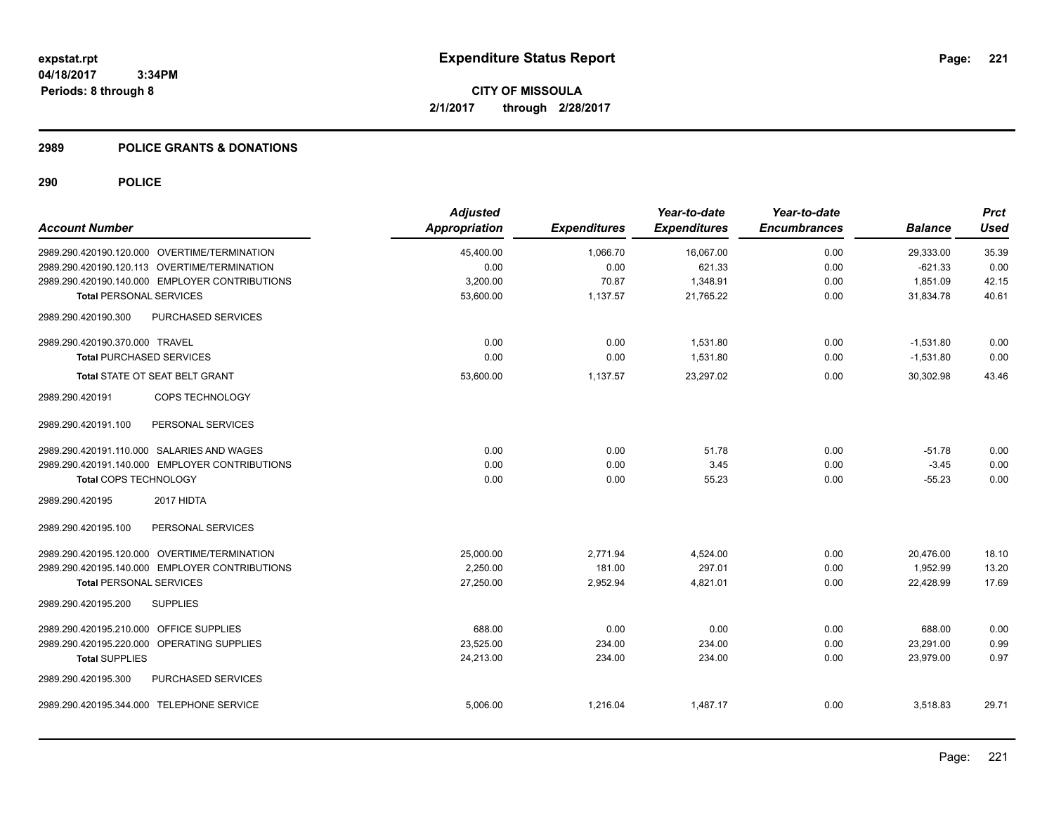**expstat.rpt**
**04/18/2017 3:34PM**
**Periods: 8 through 8**

# Expenditure Status Report

**CITY OF MISSOULA**
**2/1/2017 through 2/28/2017**

## 2989 POLICE GRANTS & DONATIONS

## 290 POLICE

| Account Number | Adjusted Appropriation | Expenditures | Year-to-date Expenditures | Year-to-date Encumbrances | Balance | Prct Used |
|---|---|---|---|---|---|---|
| 2989.290.420190.120.000 OVERTIME/TERMINATION | 45,400.00 | 1,066.70 | 16,067.00 | 0.00 | 29,333.00 | 35.39 |
| 2989.290.420190.120.113 OVERTIME/TERMINATION | 0.00 | 0.00 | 621.33 | 0.00 | -621.33 | 0.00 |
| 2989.290.420190.140.000 EMPLOYER CONTRIBUTIONS | 3,200.00 | 70.87 | 1,348.91 | 0.00 | 1,851.09 | 42.15 |
| **Total** PERSONAL SERVICES | 53,600.00 | 1,137.57 | 21,765.22 | 0.00 | 31,834.78 | 40.61 |
| 2989.290.420190.300 PURCHASED SERVICES | | | | | | |
| 2989.290.420190.370.000 TRAVEL | 0.00 | 0.00 | 1,531.80 | 0.00 | -1,531.80 | 0.00 |
| **Total** PURCHASED SERVICES | 0.00 | 0.00 | 1,531.80 | 0.00 | -1,531.80 | 0.00 |
| **Total** STATE OT SEAT BELT GRANT | 53,600.00 | 1,137.57 | 23,297.02 | 0.00 | 30,302.98 | 43.46 |
| 2989.290.420191 COPS TECHNOLOGY | | | | | | |
| 2989.290.420191.100 PERSONAL SERVICES | | | | | | |
| 2989.290.420191.110.000 SALARIES AND WAGES | 0.00 | 0.00 | 51.78 | 0.00 | -51.78 | 0.00 |
| 2989.290.420191.140.000 EMPLOYER CONTRIBUTIONS | 0.00 | 0.00 | 3.45 | 0.00 | -3.45 | 0.00 |
| **Total** COPS TECHNOLOGY | 0.00 | 0.00 | 55.23 | 0.00 | -55.23 | 0.00 |
| 2989.290.420195 2017 HIDTA | | | | | | |
| 2989.290.420195.100 PERSONAL SERVICES | | | | | | |
| 2989.290.420195.120.000 OVERTIME/TERMINATION | 25,000.00 | 2,771.94 | 4,524.00 | 0.00 | 20,476.00 | 18.10 |
| 2989.290.420195.140.000 EMPLOYER CONTRIBUTIONS | 2,250.00 | 181.00 | 297.01 | 0.00 | 1,952.99 | 13.20 |
| **Total** PERSONAL SERVICES | 27,250.00 | 2,952.94 | 4,821.01 | 0.00 | 22,428.99 | 17.69 |
| 2989.290.420195.200 SUPPLIES | | | | | | |
| 2989.290.420195.210.000 OFFICE SUPPLIES | 688.00 | 0.00 | 0.00 | 0.00 | 688.00 | 0.00 |
| 2989.290.420195.220.000 OPERATING SUPPLIES | 23,525.00 | 234.00 | 234.00 | 0.00 | 23,291.00 | 0.99 |
| **Total** SUPPLIES | 24,213.00 | 234.00 | 234.00 | 0.00 | 23,979.00 | 0.97 |
| 2989.290.420195.300 PURCHASED SERVICES | | | | | | |
| 2989.290.420195.344.000 TELEPHONE SERVICE | 5,006.00 | 1,216.04 | 1,487.17 | 0.00 | 3,518.83 | 29.71 |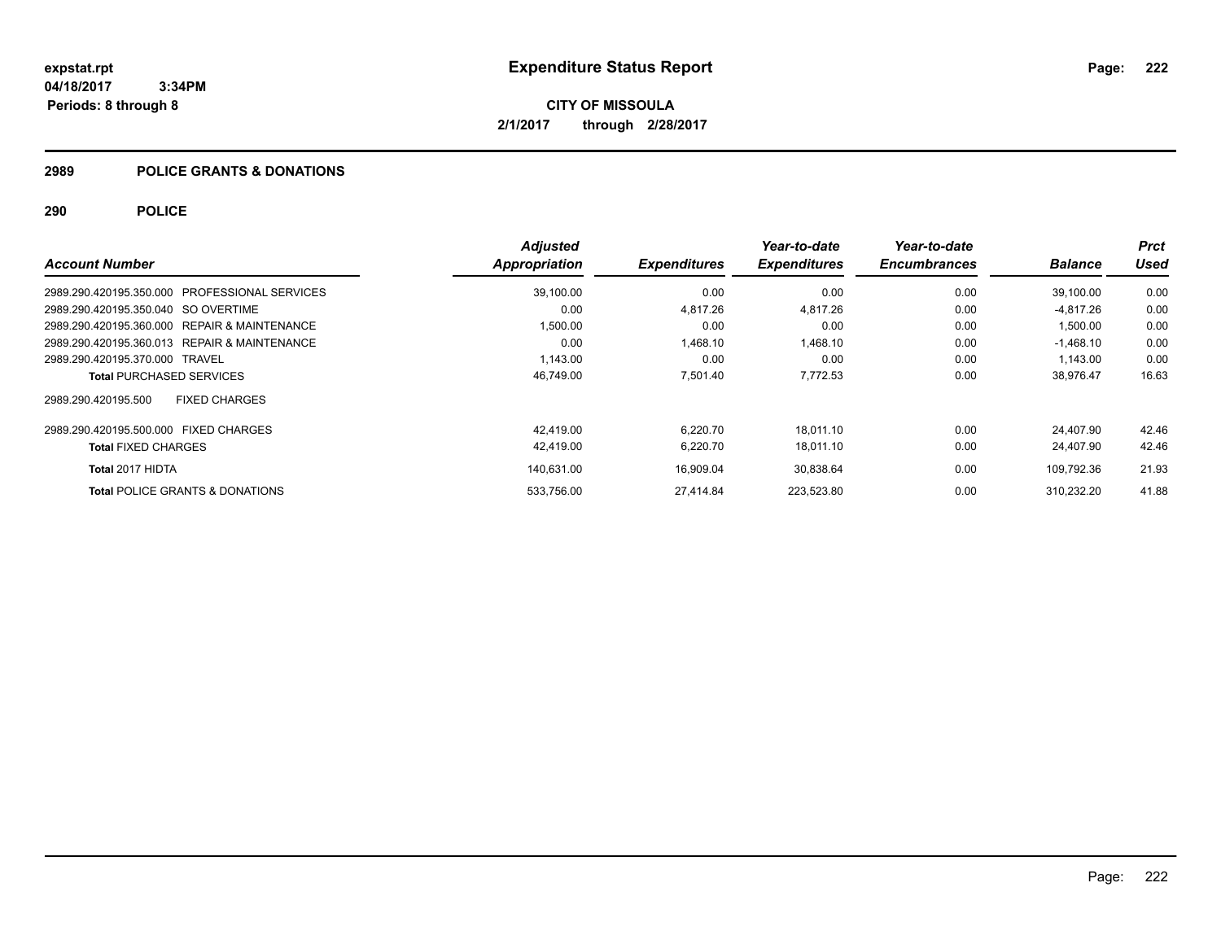expstat.rpt
04/18/2017 3:34PM
Periods: 8 through 8

# Expenditure Status Report

**CITY OF MISSOULA**
**2/1/2017 through 2/28/2017**

## 2989 POLICE GRANTS & DONATIONS

## 290 POLICE

| Account Number | Adjusted Appropriation | Expenditures | Year-to-date Expenditures | Year-to-date Encumbrances | Balance | Prct Used |
|---|---|---|---|---|---|---|
| 2989.290.420195.350.000 PROFESSIONAL SERVICES | 39,100.00 | 0.00 | 0.00 | 0.00 | 39,100.00 | 0.00 |
| 2989.290.420195.350.040 SO OVERTIME | 0.00 | 4,817.26 | 4,817.26 | 0.00 | -4,817.26 | 0.00 |
| 2989.290.420195.360.000 REPAIR & MAINTENANCE | 1,500.00 | 0.00 | 0.00 | 0.00 | 1,500.00 | 0.00 |
| 2989.290.420195.360.013 REPAIR & MAINTENANCE | 0.00 | 1,468.10 | 1,468.10 | 0.00 | -1,468.10 | 0.00 |
| 2989.290.420195.370.000 TRAVEL | 1,143.00 | 0.00 | 0.00 | 0.00 | 1,143.00 | 0.00 |
| **Total** PURCHASED SERVICES | 46,749.00 | 7,501.40 | 7,772.53 | 0.00 | 38,976.47 | 16.63 |
| 2989.290.420195.500 FIXED CHARGES | | | | | | |
| 2989.290.420195.500.000 FIXED CHARGES | 42,419.00 | 6,220.70 | 18,011.10 | 0.00 | 24,407.90 | 42.46 |
| **Total** FIXED CHARGES | 42,419.00 | 6,220.70 | 18,011.10 | 0.00 | 24,407.90 | 42.46 |
| **Total 2017 HIDTA** | 140,631.00 | 16,909.04 | 30,838.64 | 0.00 | 109,792.36 | 21.93 |
| **Total** POLICE GRANTS & DONATIONS | 533,756.00 | 27,414.84 | 223,523.80 | 0.00 | 310,232.20 | 41.88 |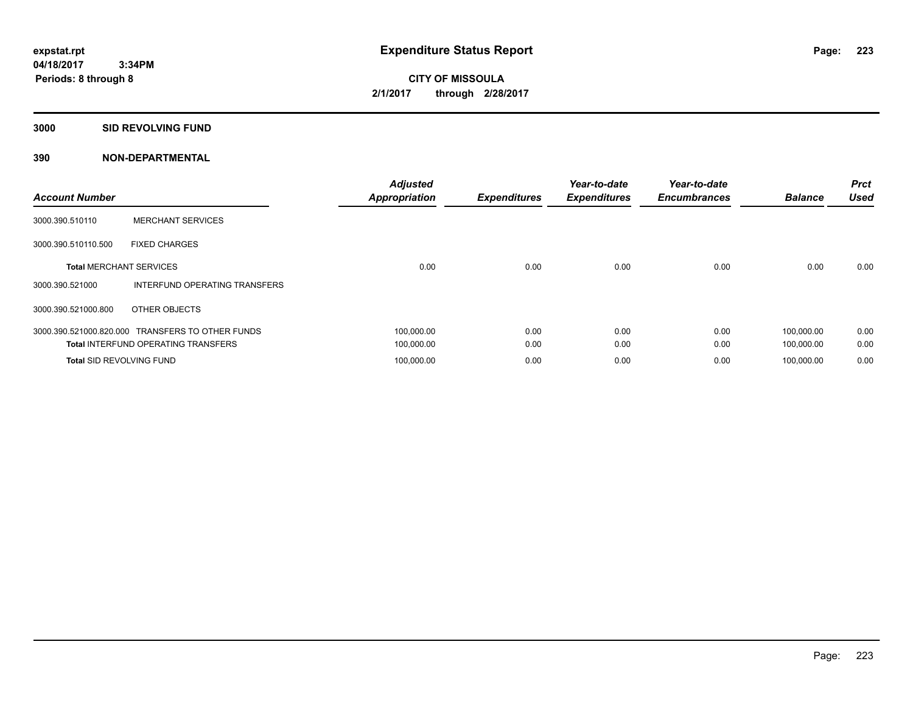expstat.rpt
04/18/2017 3:34PM
Periods: 8 through 8

# Expenditure Status Report

CITY OF MISSOULA
2/1/2017 through 2/28/2017

## 3000 SID REVOLVING FUND

## 390 NON-DEPARTMENTAL

| Account Number | | Adjusted Appropriation | Expenditures | Year-to-date Expenditures | Year-to-date Encumbrances | Balance | Prct Used |
|---|---|---|---|---|---|---|---|
| 3000.390.510110 | MERCHANT SERVICES | | | | | | |
| 3000.390.510110.500 | FIXED CHARGES | | | | | | |
| **Total** MERCHANT SERVICES | | 0.00 | 0.00 | 0.00 | 0.00 | 0.00 | 0.00 |
| 3000.390.521000 | INTERFUND OPERATING TRANSFERS | | | | | | |
| 3000.390.521000.800 | OTHER OBJECTS | | | | | | |
| 3000.390.521000.820.000 | TRANSFERS TO OTHER FUNDS | 100,000.00 | 0.00 | 0.00 | 0.00 | 100,000.00 | 0.00 |
| **Total** INTERFUND OPERATING TRANSFERS | | 100,000.00 | 0.00 | 0.00 | 0.00 | 100,000.00 | 0.00 |
| **Total** SID REVOLVING FUND | | 100,000.00 | 0.00 | 0.00 | 0.00 | 100,000.00 | 0.00 |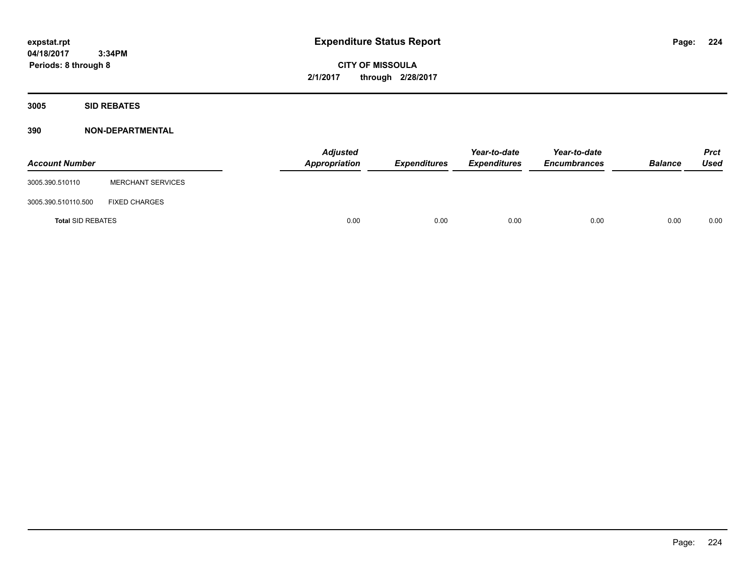# Expenditure Status Report

expstat.rpt
04/18/2017 3:34PM
Periods: 8 through 8

**CITY OF MISSOULA**
**2/1/2017 through 2/28/2017**

## 3005 SID REBATES

### 390 NON-DEPARTMENTAL

| Account Number | | Adjusted Appropriation | Expenditures | Year-to-date Expenditures | Year-to-date Encumbrances | Balance | Prct Used |
|---|---|---|---|---|---|---|---|
| 3005.390.510110 | MERCHANT SERVICES | | | | | | |
| 3005.390.510110.500 | FIXED CHARGES | | | | | | |
| **Total** SID REBATES | | 0.00 | 0.00 | 0.00 | 0.00 | 0.00 | 0.00 |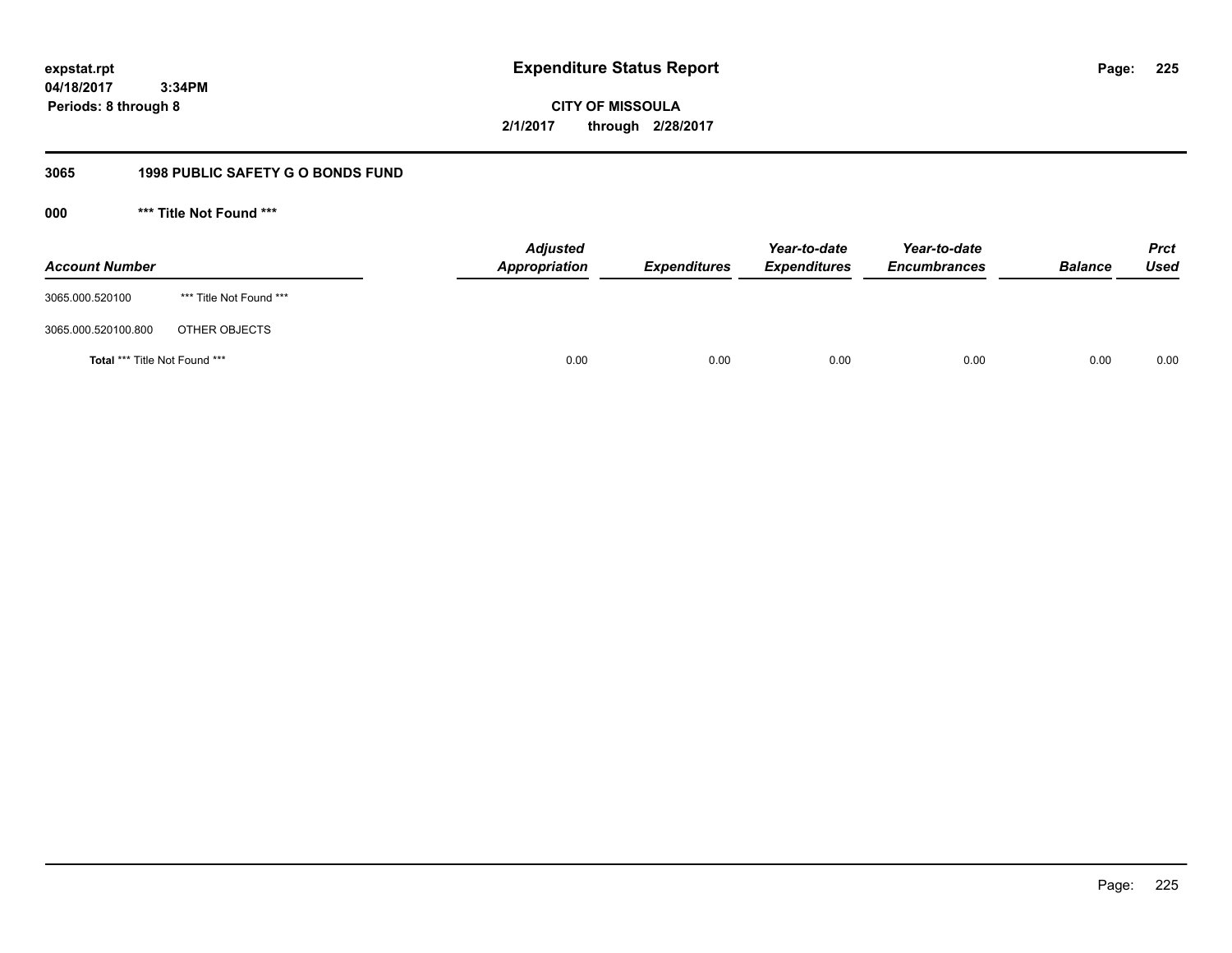**expstat.rpt**
**04/18/2017 3:34PM**
**Periods: 8 through 8**

# Expenditure Status Report

**CITY OF MISSOULA**
**2/1/2017 through 2/28/2017**

## 3065 1998 PUBLIC SAFETY G O BONDS FUND

### 000 *** Title Not Found ***

| Account Number | | Adjusted Appropriation | Expenditures | Year-to-date Expenditures | Year-to-date Encumbrances | Balance | Prct Used |
|---|---|---|---|---|---|---|---|
| 3065.000.520100 | *** Title Not Found *** | | | | | | |
| 3065.000.520100.800 | OTHER OBJECTS | | | | | | |
| **Total** *** Title Not Found *** | | 0.00 | 0.00 | 0.00 | 0.00 | 0.00 | 0.00 |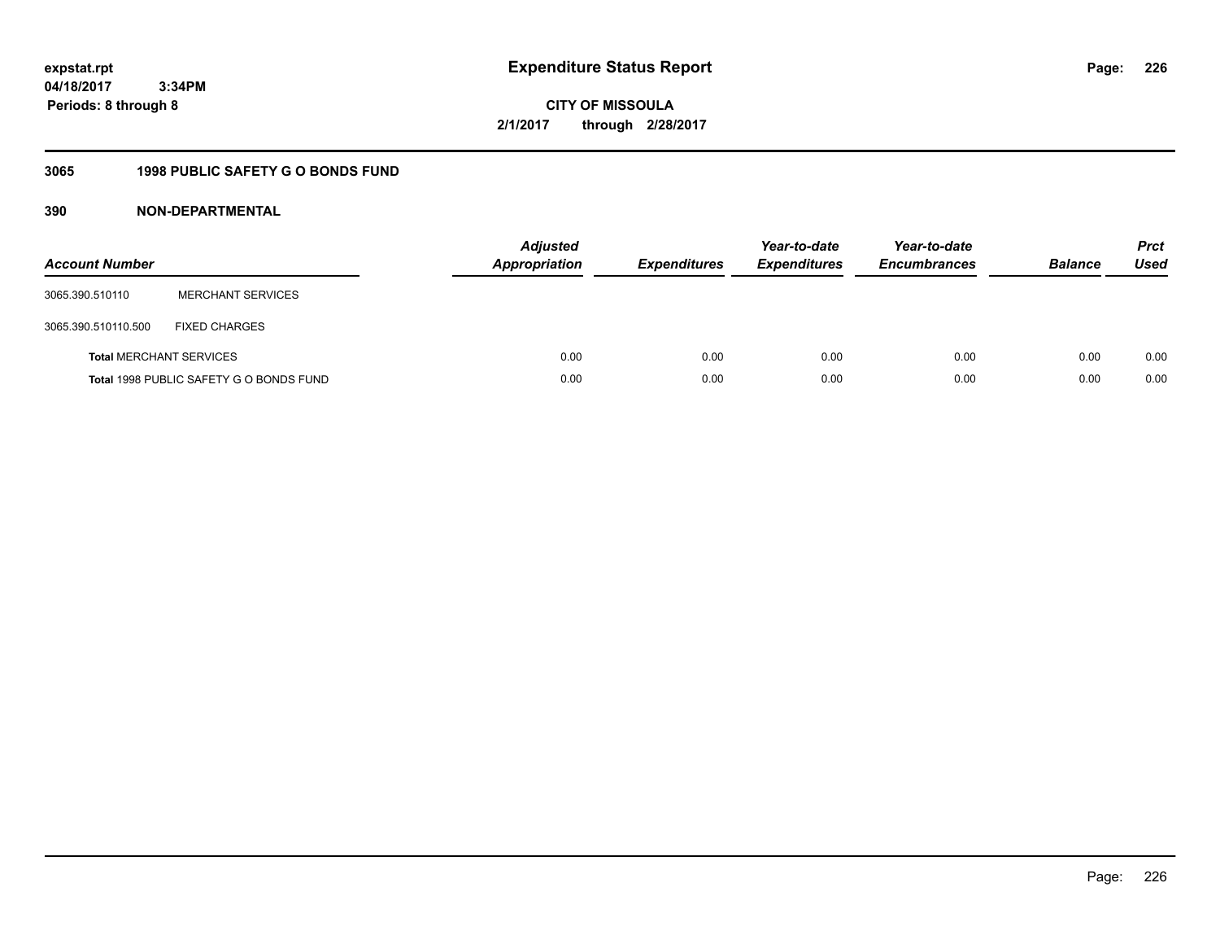**expstat.rpt**
**04/18/2017 3:34PM**
**Periods: 8 through 8**

# Expenditure Status Report

**CITY OF MISSOULA**
**2/1/2017 through 2/28/2017**

## 3065 1998 PUBLIC SAFETY G O BONDS FUND

### 390 NON-DEPARTMENTAL

| Account Number | | Adjusted Appropriation | Expenditures | Year-to-date Expenditures | Year-to-date Encumbrances | Balance | Prct Used |
|---|---|---|---|---|---|---|---|
| 3065.390.510110 | MERCHANT SERVICES | | | | | | |
| 3065.390.510110.500 | FIXED CHARGES | | | | | | |
| **Total** MERCHANT SERVICES | | 0.00 | 0.00 | 0.00 | 0.00 | 0.00 | 0.00 |
| **Total** 1998 PUBLIC SAFETY G O BONDS FUND | | 0.00 | 0.00 | 0.00 | 0.00 | 0.00 | 0.00 |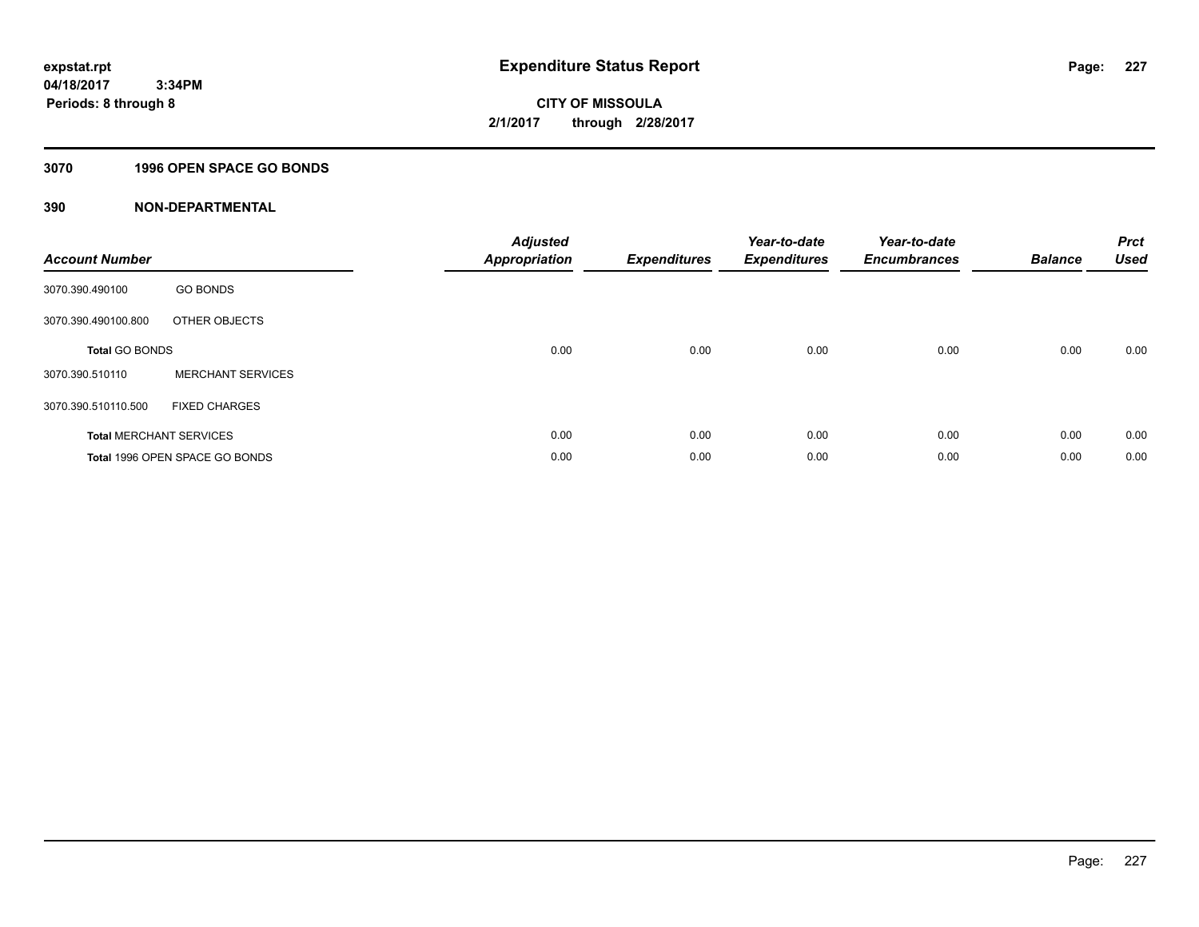**expstat.rpt**
**04/18/2017 3:34PM**
**Periods: 8 through 8**

# Expenditure Status Report

**CITY OF MISSOULA**
**2/1/2017 through 2/28/2017**

## 3070 1996 OPEN SPACE GO BONDS

## 390 NON-DEPARTMENTAL

| Account Number | | Adjusted Appropriation | Expenditures | Year-to-date Expenditures | Year-to-date Encumbrances | Balance | Prct Used |
|---|---|---|---|---|---|---|---|
| 3070.390.490100 | GO BONDS | | | | | | |
| 3070.390.490100.800 | OTHER OBJECTS | | | | | | |
| **Total** GO BONDS | | 0.00 | 0.00 | 0.00 | 0.00 | 0.00 | 0.00 |
| 3070.390.510110 | MERCHANT SERVICES | | | | | | |
| 3070.390.510110.500 | FIXED CHARGES | | | | | | |
| **Total** MERCHANT SERVICES | | 0.00 | 0.00 | 0.00 | 0.00 | 0.00 | 0.00 |
| **Total** 1996 OPEN SPACE GO BONDS | | 0.00 | 0.00 | 0.00 | 0.00 | 0.00 | 0.00 |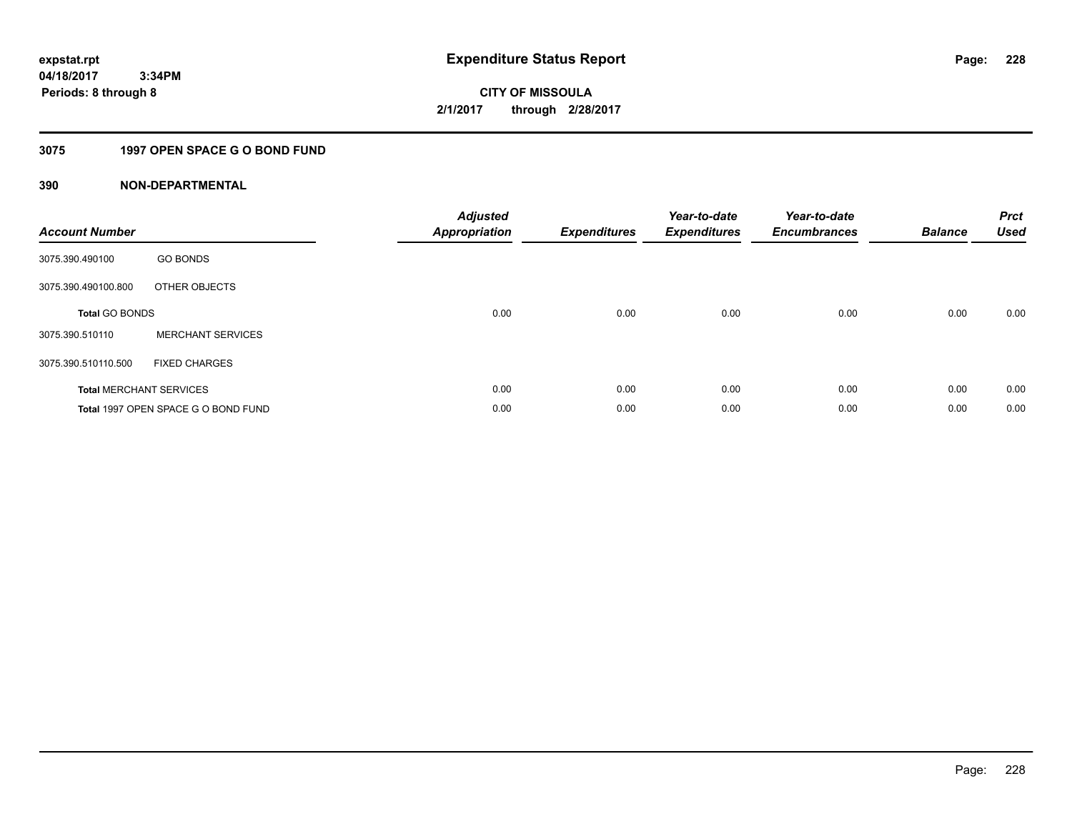expstat.rpt
04/18/2017 3:34PM
Periods: 8 through 8

# Expenditure Status Report

CITY OF MISSOULA
2/1/2017 through 2/28/2017

## 3075 1997 OPEN SPACE G O BOND FUND

### 390 NON-DEPARTMENTAL

| Account Number | | Adjusted Appropriation | Expenditures | Year-to-date Expenditures | Year-to-date Encumbrances | Balance | Prct Used |
|---|---|---|---|---|---|---|---|
| 3075.390.490100 | GO BONDS | | | | | | |
| 3075.390.490100.800 | OTHER OBJECTS | | | | | | |
| **Total** GO BONDS | | 0.00 | 0.00 | 0.00 | 0.00 | 0.00 | 0.00 |
| 3075.390.510110 | MERCHANT SERVICES | | | | | | |
| 3075.390.510110.500 | FIXED CHARGES | | | | | | |
| **Total** MERCHANT SERVICES | | 0.00 | 0.00 | 0.00 | 0.00 | 0.00 | 0.00 |
| **Total** 1997 OPEN SPACE G O BOND FUND | | 0.00 | 0.00 | 0.00 | 0.00 | 0.00 | 0.00 |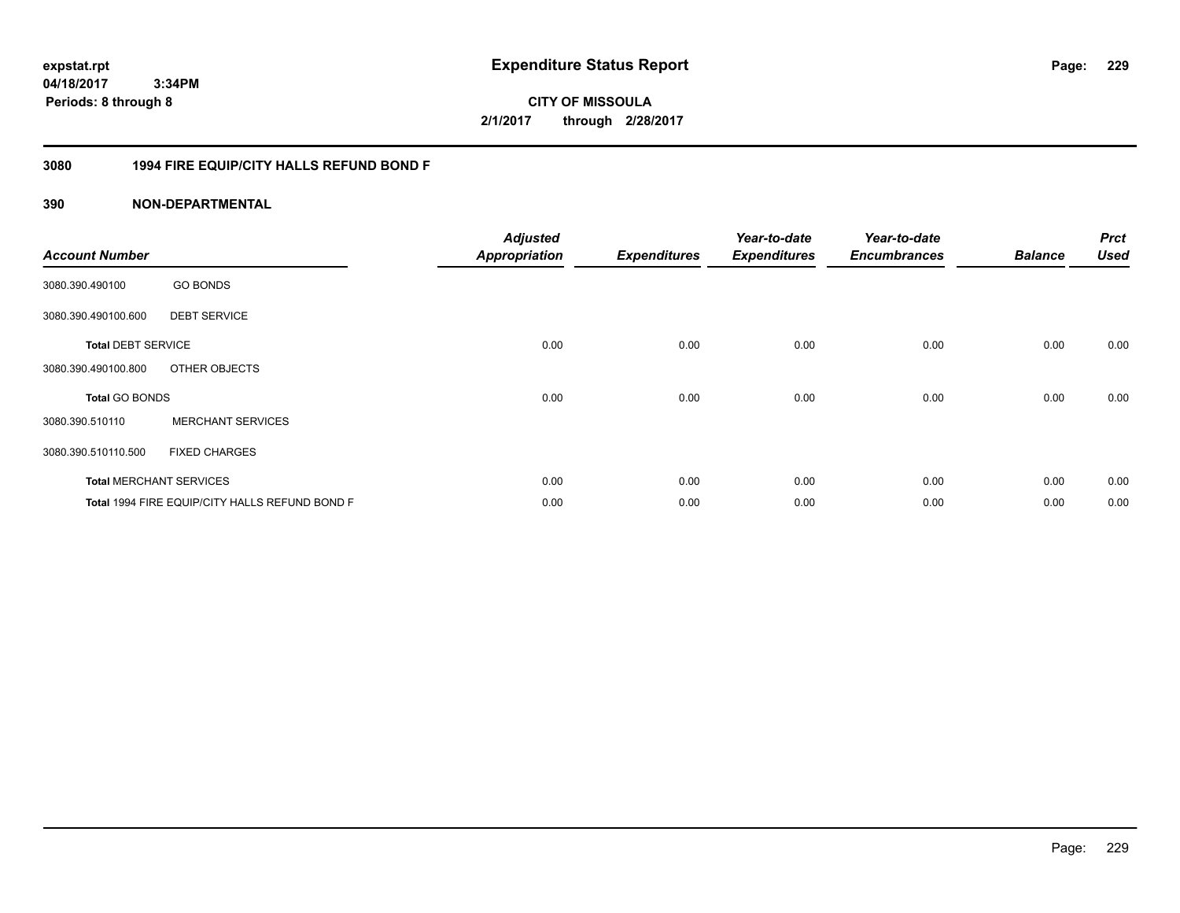# Expenditure Status Report

expstat.rpt
04/18/2017 3:34PM
Periods: 8 through 8

**CITY OF MISSOULA**
**2/1/2017 through 2/28/2017**

## 3080 1994 FIRE EQUIP/CITY HALLS REFUND BOND F

## 390 NON-DEPARTMENTAL

| Account Number | | Adjusted Appropriation | Expenditures | Year-to-date Expenditures | Year-to-date Encumbrances | Balance | Prct Used |
|---|---|---|---|---|---|---|---|
| 3080.390.490100 | GO BONDS | | | | | | |
| 3080.390.490100.600 | DEBT SERVICE | | | | | | |
| **Total** DEBT SERVICE | | 0.00 | 0.00 | 0.00 | 0.00 | 0.00 | 0.00 |
| 3080.390.490100.800 | OTHER OBJECTS | | | | | | |
| **Total** GO BONDS | | 0.00 | 0.00 | 0.00 | 0.00 | 0.00 | 0.00 |
| 3080.390.510110 | MERCHANT SERVICES | | | | | | |
| 3080.390.510110.500 | FIXED CHARGES | | | | | | |
| **Total** MERCHANT SERVICES | | 0.00 | 0.00 | 0.00 | 0.00 | 0.00 | 0.00 |
| **Total** 1994 FIRE EQUIP/CITY HALLS REFUND BOND F | | 0.00 | 0.00 | 0.00 | 0.00 | 0.00 | 0.00 |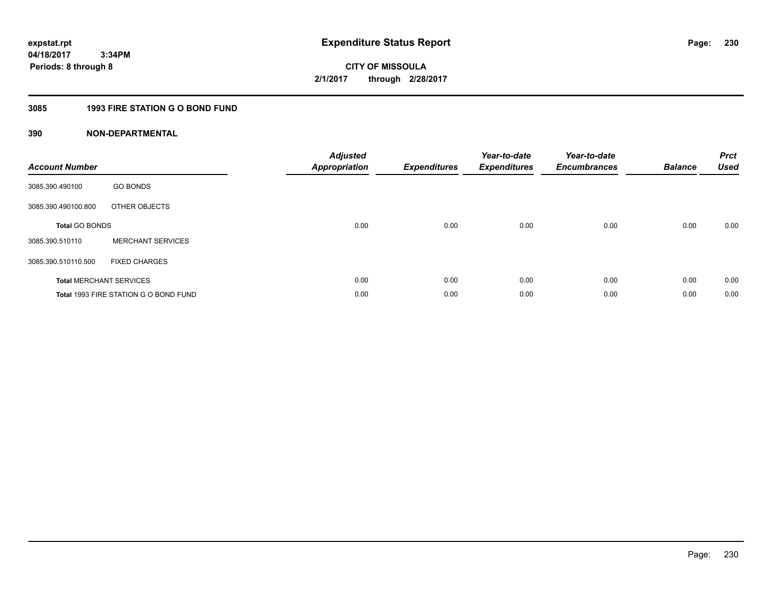expstat.rpt
04/18/2017 3:34PM
Periods: 8 through 8

# Expenditure Status Report

CITY OF MISSOULA
2/1/2017 through 2/28/2017

## 3085 1993 FIRE STATION G O BOND FUND

## 390 NON-DEPARTMENTAL

| Account Number | | Adjusted Appropriation | Expenditures | Year-to-date Expenditures | Year-to-date Encumbrances | Balance | Prct Used |
|---|---|---|---|---|---|---|---|
| 3085.390.490100 | GO BONDS | | | | | | |
| 3085.390.490100.800 | OTHER OBJECTS | | | | | | |
| **Total** GO BONDS | | 0.00 | 0.00 | 0.00 | 0.00 | 0.00 | 0.00 |
| 3085.390.510110 | MERCHANT SERVICES | | | | | | |
| 3085.390.510110.500 | FIXED CHARGES | | | | | | |
| **Total** MERCHANT SERVICES | | 0.00 | 0.00 | 0.00 | 0.00 | 0.00 | 0.00 |
| **Total** 1993 FIRE STATION G O BOND FUND | | 0.00 | 0.00 | 0.00 | 0.00 | 0.00 | 0.00 |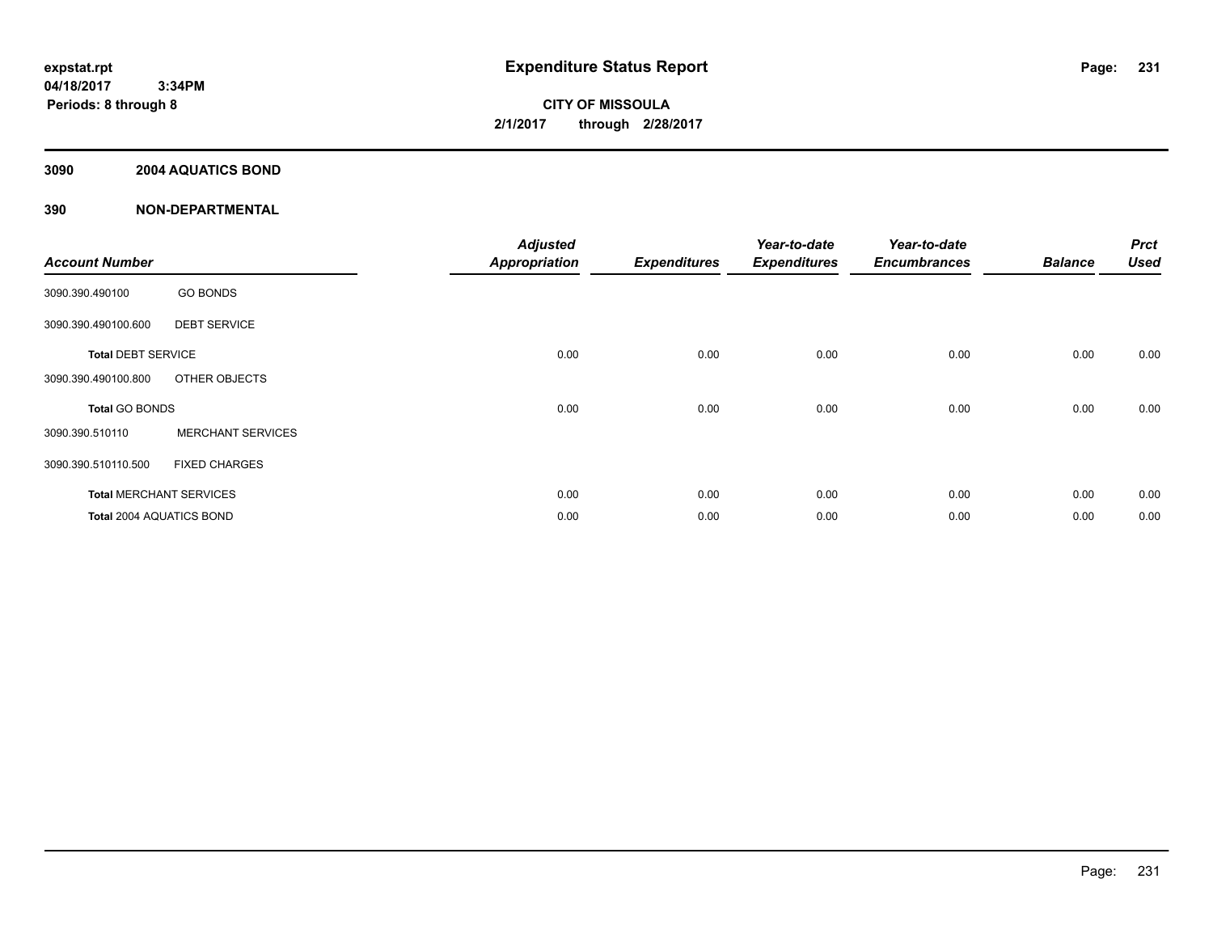**expstat.rpt**
**04/18/2017 3:34PM**
**Periods: 8 through 8**

# Expenditure Status Report

**CITY OF MISSOULA**
**2/1/2017 through 2/28/2017**

## 3090 2004 AQUATICS BOND

## 390 NON-DEPARTMENTAL

| Account Number | | Adjusted Appropriation | Expenditures | Year-to-date Expenditures | Year-to-date Encumbrances | Balance | Prct Used |
|---|---|---|---|---|---|---|---|
| 3090.390.490100 | GO BONDS | | | | | | |
| 3090.390.490100.600 | DEBT SERVICE | | | | | | |
| **Total** DEBT SERVICE | | 0.00 | 0.00 | 0.00 | 0.00 | 0.00 | 0.00 |
| 3090.390.490100.800 | OTHER OBJECTS | | | | | | |
| **Total** GO BONDS | | 0.00 | 0.00 | 0.00 | 0.00 | 0.00 | 0.00 |
| 3090.390.510110 | MERCHANT SERVICES | | | | | | |
| 3090.390.510110.500 | FIXED CHARGES | | | | | | |
| **Total** MERCHANT SERVICES | | 0.00 | 0.00 | 0.00 | 0.00 | 0.00 | 0.00 |
| **Total** 2004 AQUATICS BOND | | 0.00 | 0.00 | 0.00 | 0.00 | 0.00 | 0.00 |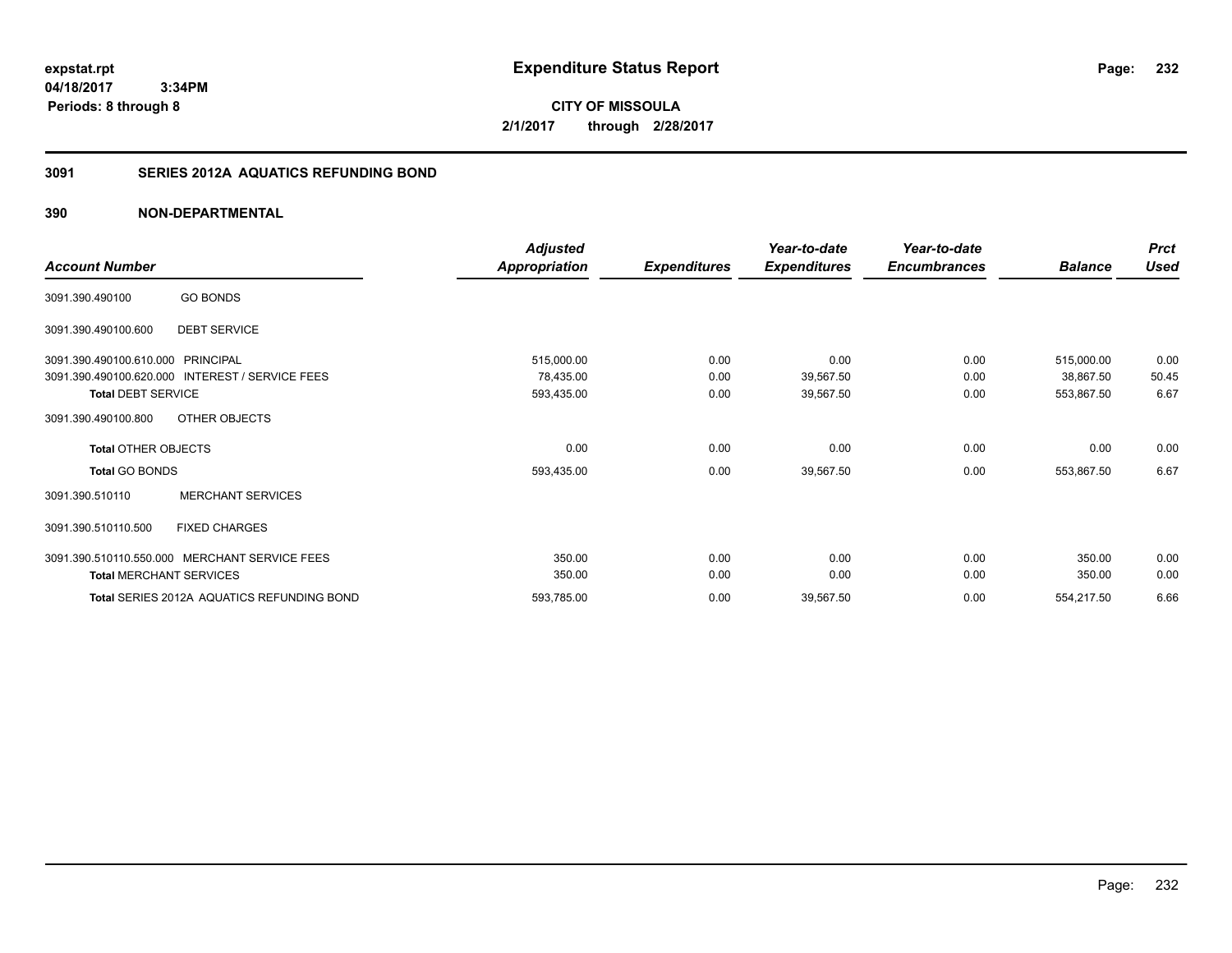**expstat.rpt**
**04/18/2017 3:34PM**
**Periods: 8 through 8**

# Expenditure Status Report

**CITY OF MISSOULA**
**2/1/2017 through 2/28/2017**

## 3091 SERIES 2012A AQUATICS REFUNDING BOND

### 390 NON-DEPARTMENTAL

| Account Number | | Adjusted Appropriation | Expenditures | Year-to-date Expenditures | Year-to-date Encumbrances | Balance | Prct Used |
|---|---|---|---|---|---|---|---|
| 3091.390.490100 | GO BONDS | | | | | | |
| 3091.390.490100.600 | DEBT SERVICE | | | | | | |
| 3091.390.490100.610.000 | PRINCIPAL | 515,000.00 | 0.00 | 0.00 | 0.00 | 515,000.00 | 0.00 |
| 3091.390.490100.620.000 | INTEREST / SERVICE FEES | 78,435.00 | 0.00 | 39,567.50 | 0.00 | 38,867.50 | 50.45 |
| **Total** DEBT SERVICE | | 593,435.00 | 0.00 | 39,567.50 | 0.00 | 553,867.50 | 6.67 |
| 3091.390.490100.800 | OTHER OBJECTS | | | | | | |
| **Total** OTHER OBJECTS | | 0.00 | 0.00 | 0.00 | 0.00 | 0.00 | 0.00 |
| **Total** GO BONDS | | 593,435.00 | 0.00 | 39,567.50 | 0.00 | 553,867.50 | 6.67 |
| 3091.390.510110 | MERCHANT SERVICES | | | | | | |
| 3091.390.510110.500 | FIXED CHARGES | | | | | | |
| 3091.390.510110.550.000 | MERCHANT SERVICE FEES | 350.00 | 0.00 | 0.00 | 0.00 | 350.00 | 0.00 |
| **Total** MERCHANT SERVICES | | 350.00 | 0.00 | 0.00 | 0.00 | 350.00 | 0.00 |
| **Total** SERIES 2012A AQUATICS REFUNDING BOND | | 593,785.00 | 0.00 | 39,567.50 | 0.00 | 554,217.50 | 6.66 |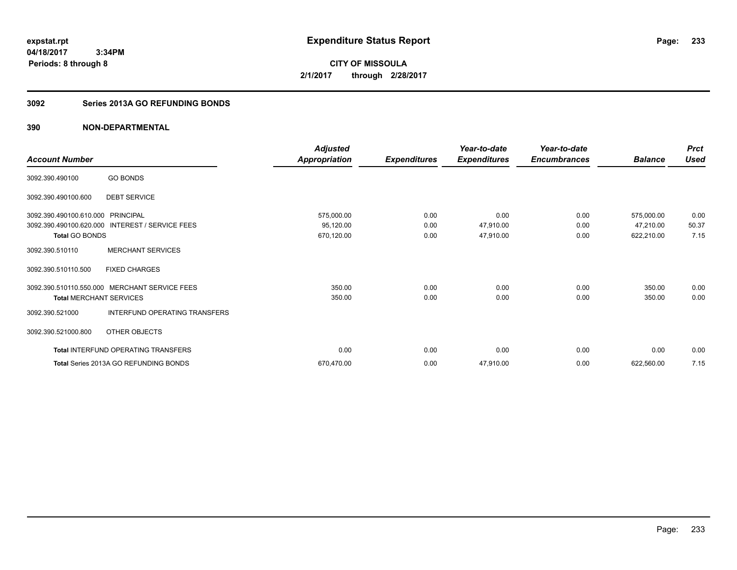**expstat.rpt**
**04/18/2017 3:34PM**
**Periods: 8 through 8**

# Expenditure Status Report

**CITY OF MISSOULA**
**2/1/2017 through 2/28/2017**

## 3092 Series 2013A GO REFUNDING BONDS

## 390 NON-DEPARTMENTAL

| Account Number | | Adjusted Appropriation | Expenditures | Year-to-date Expenditures | Year-to-date Encumbrances | Balance | Prct Used |
|---|---|---|---|---|---|---|---|
| 3092.390.490100 | GO BONDS | | | | | | |
| 3092.390.490100.600 | DEBT SERVICE | | | | | | |
| 3092.390.490100.610.000 | PRINCIPAL | 575,000.00 | 0.00 | 0.00 | 0.00 | 575,000.00 | 0.00 |
| 3092.390.490100.620.000 | INTEREST / SERVICE FEES | 95,120.00 | 0.00 | 47,910.00 | 0.00 | 47,210.00 | 50.37 |
| **Total** GO BONDS | | 670,120.00 | 0.00 | 47,910.00 | 0.00 | 622,210.00 | 7.15 |
| 3092.390.510110 | MERCHANT SERVICES | | | | | | |
| 3092.390.510110.500 | FIXED CHARGES | | | | | | |
| 3092.390.510110.550.000 | MERCHANT SERVICE FEES | 350.00 | 0.00 | 0.00 | 0.00 | 350.00 | 0.00 |
| **Total** MERCHANT SERVICES | | 350.00 | 0.00 | 0.00 | 0.00 | 350.00 | 0.00 |
| 3092.390.521000 | INTERFUND OPERATING TRANSFERS | | | | | | |
| 3092.390.521000.800 | OTHER OBJECTS | | | | | | |
| **Total** INTERFUND OPERATING TRANSFERS | | 0.00 | 0.00 | 0.00 | 0.00 | 0.00 | 0.00 |
| **Total** Series 2013A GO REFUNDING BONDS | | 670,470.00 | 0.00 | 47,910.00 | 0.00 | 622,560.00 | 7.15 |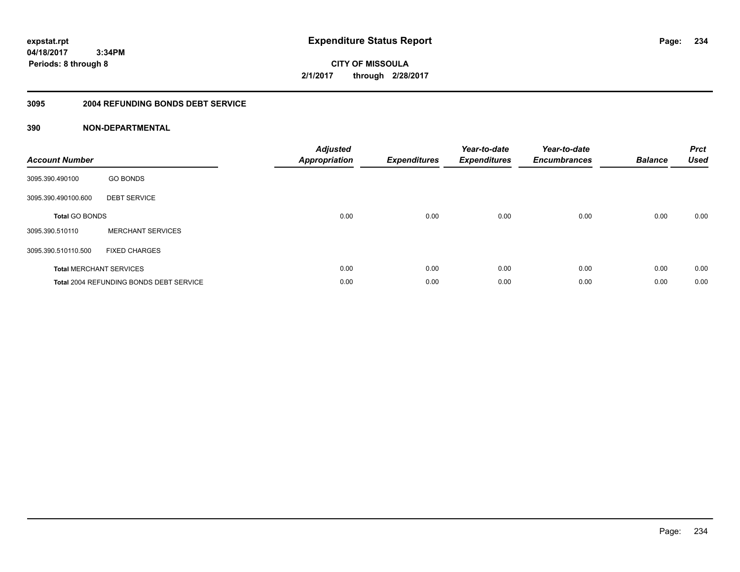# Expenditure Status Report

expstat.rpt
04/18/2017 3:34PM
Periods: 8 through 8

**CITY OF MISSOULA**
**2/1/2017 through 2/28/2017**

## 3095 2004 REFUNDING BONDS DEBT SERVICE

## 390 NON-DEPARTMENTAL

| Account Number | | Adjusted Appropriation | Expenditures | Year-to-date Expenditures | Year-to-date Encumbrances | Balance | Prct Used |
|---|---|---|---|---|---|---|---|
| 3095.390.490100 | GO BONDS | | | | | | |
| 3095.390.490100.600 | DEBT SERVICE | | | | | | |
| **Total** GO BONDS | | 0.00 | 0.00 | 0.00 | 0.00 | 0.00 | 0.00 |
| 3095.390.510110 | MERCHANT SERVICES | | | | | | |
| 3095.390.510110.500 | FIXED CHARGES | | | | | | |
| **Total** MERCHANT SERVICES | | 0.00 | 0.00 | 0.00 | 0.00 | 0.00 | 0.00 |
| **Total** 2004 REFUNDING BONDS DEBT SERVICE | | 0.00 | 0.00 | 0.00 | 0.00 | 0.00 | 0.00 |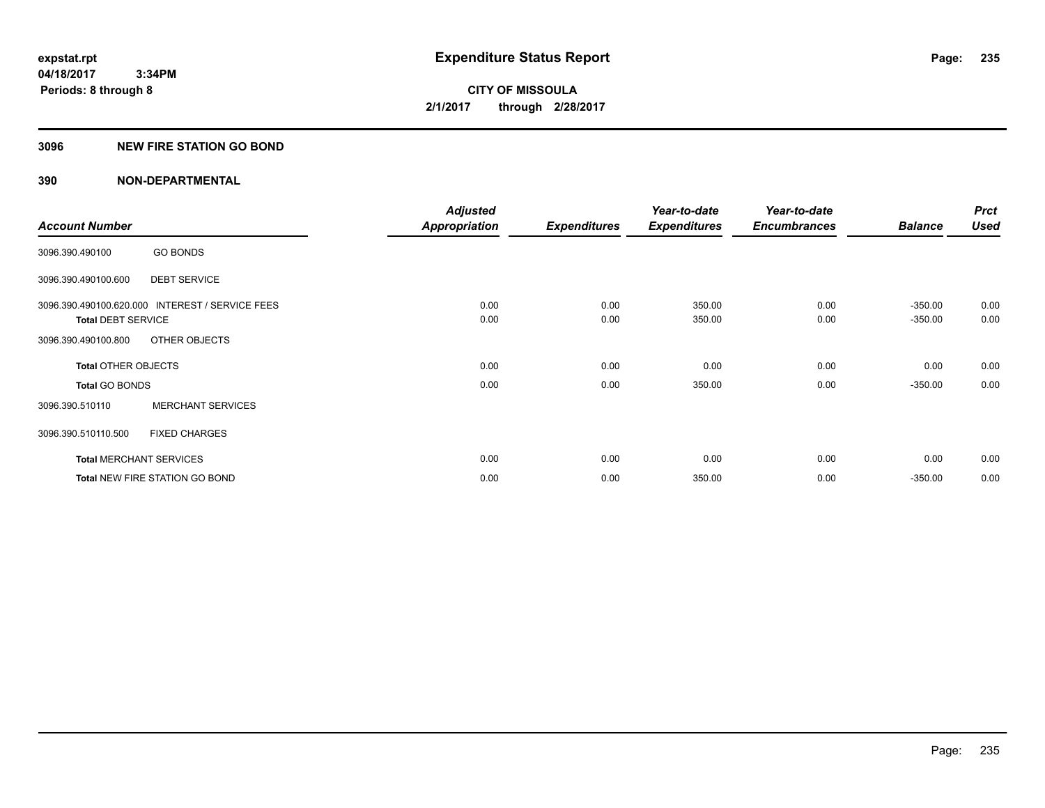**expstat.rpt**
**04/18/2017 3:34PM**
**Periods: 8 through 8**

# Expenditure Status Report

**CITY OF MISSOULA**
**2/1/2017 through 2/28/2017**

## 3096 NEW FIRE STATION GO BOND

## 390 NON-DEPARTMENTAL

| Account Number | | Adjusted Appropriation | Expenditures | Year-to-date Expenditures | Year-to-date Encumbrances | Balance | Prct Used |
|---|---|---|---|---|---|---|---|
| 3096.390.490100 | GO BONDS | | | | | | |
| 3096.390.490100.600 | DEBT SERVICE | | | | | | |
| 3096.390.490100.620.000 | INTEREST / SERVICE FEES | 0.00 | 0.00 | 350.00 | 0.00 | -350.00 | 0.00 |
| **Total** DEBT SERVICE | | 0.00 | 0.00 | 350.00 | 0.00 | -350.00 | 0.00 |
| 3096.390.490100.800 | OTHER OBJECTS | | | | | | |
| **Total** OTHER OBJECTS | | 0.00 | 0.00 | 0.00 | 0.00 | 0.00 | 0.00 |
| **Total** GO BONDS | | 0.00 | 0.00 | 350.00 | 0.00 | -350.00 | 0.00 |
| 3096.390.510110 | MERCHANT SERVICES | | | | | | |
| 3096.390.510110.500 | FIXED CHARGES | | | | | | |
| **Total** MERCHANT SERVICES | | 0.00 | 0.00 | 0.00 | 0.00 | 0.00 | 0.00 |
| **Total** NEW FIRE STATION GO BOND | | 0.00 | 0.00 | 350.00 | 0.00 | -350.00 | 0.00 |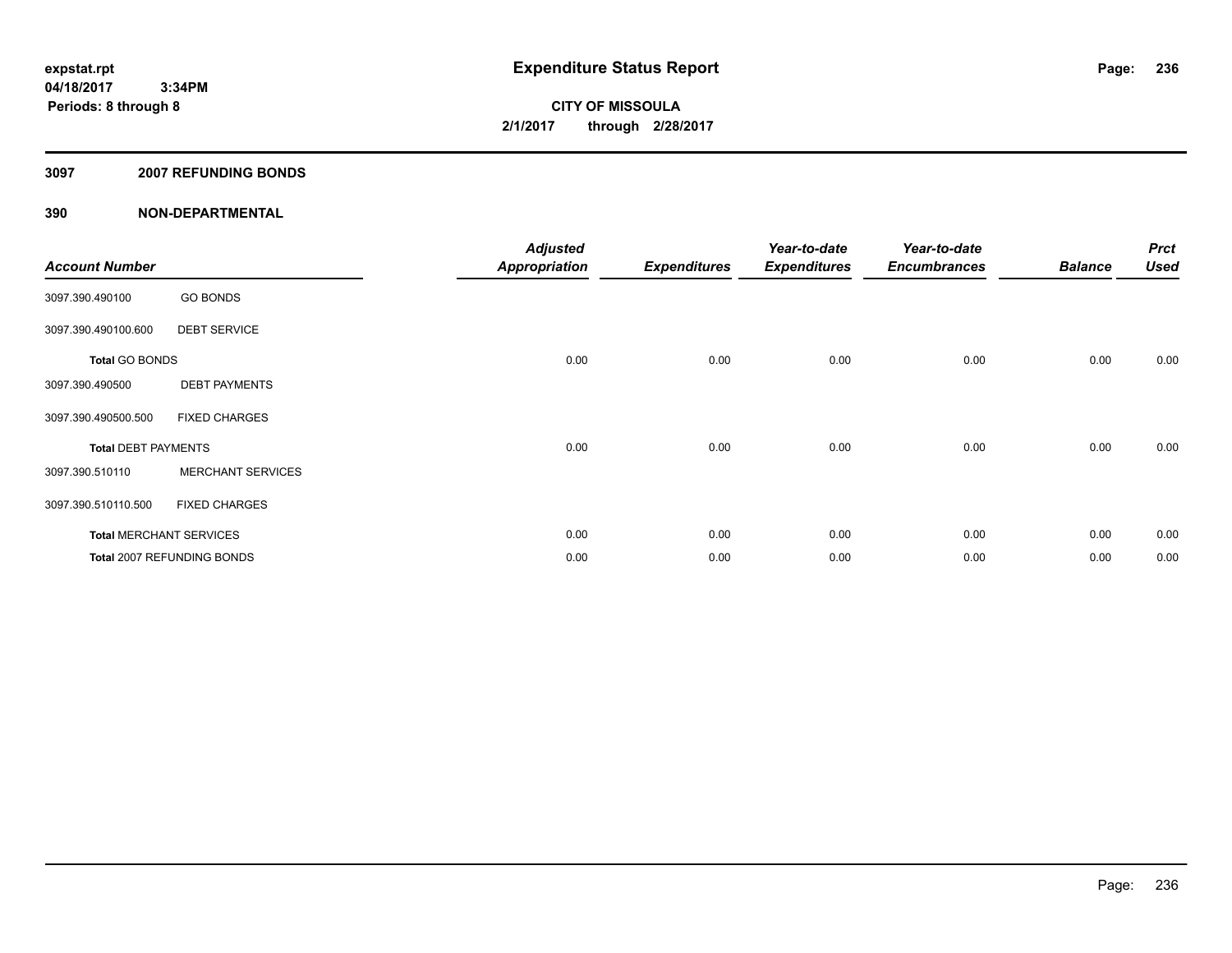**expstat.rpt**
**04/18/2017 3:34PM**
**Periods: 8 through 8**

# Expenditure Status Report

**CITY OF MISSOULA**
**2/1/2017 through 2/28/2017**

## 3097 2007 REFUNDING BONDS

## 390 NON-DEPARTMENTAL

| Account Number | | Adjusted Appropriation | Expenditures | Year-to-date Expenditures | Year-to-date Encumbrances | Balance | Prct Used |
|---|---|---|---|---|---|---|---|
| 3097.390.490100 | GO BONDS | | | | | | |
| 3097.390.490100.600 | DEBT SERVICE | | | | | | |
| **Total** GO BONDS | | 0.00 | 0.00 | 0.00 | 0.00 | 0.00 | 0.00 |
| 3097.390.490500 | DEBT PAYMENTS | | | | | | |
| 3097.390.490500.500 | FIXED CHARGES | | | | | | |
| **Total** DEBT PAYMENTS | | 0.00 | 0.00 | 0.00 | 0.00 | 0.00 | 0.00 |
| 3097.390.510110 | MERCHANT SERVICES | | | | | | |
| 3097.390.510110.500 | FIXED CHARGES | | | | | | |
| **Total** MERCHANT SERVICES | | 0.00 | 0.00 | 0.00 | 0.00 | 0.00 | 0.00 |
| **Total** 2007 REFUNDING BONDS | | 0.00 | 0.00 | 0.00 | 0.00 | 0.00 | 0.00 |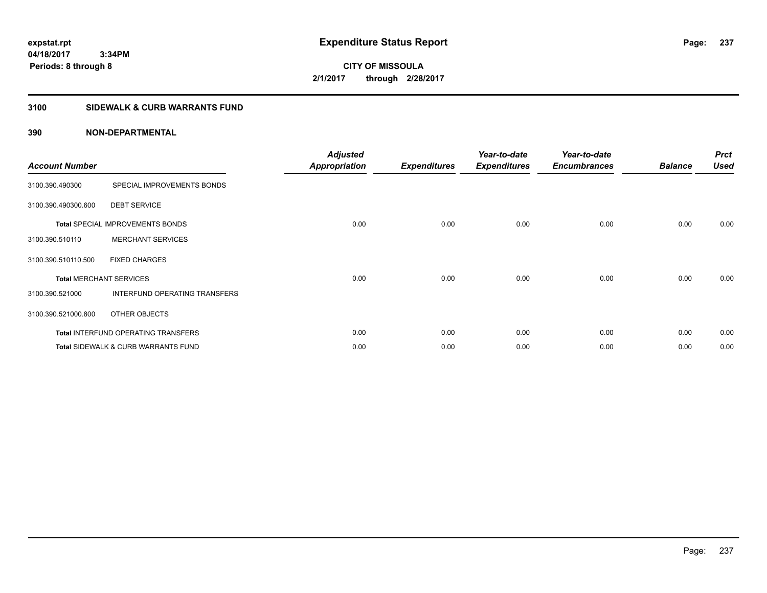# Expenditure Status Report

expstat.rpt
04/18/2017 3:34PM
Periods: 8 through 8

**CITY OF MISSOULA**
**2/1/2017 through 2/28/2017**

## 3100 SIDEWALK & CURB WARRANTS FUND

### 390 NON-DEPARTMENTAL

| Account Number | | Adjusted Appropriation | Expenditures | Year-to-date Expenditures | Year-to-date Encumbrances | Balance | Prct Used |
|---|---|---|---|---|---|---|---|
| 3100.390.490300 | SPECIAL IMPROVEMENTS BONDS | | | | | | |
| 3100.390.490300.600 | DEBT SERVICE | | | | | | |
| Total SPECIAL IMPROVEMENTS BONDS | | 0.00 | 0.00 | 0.00 | 0.00 | 0.00 | 0.00 |
| 3100.390.510110 | MERCHANT SERVICES | | | | | | |
| 3100.390.510110.500 | FIXED CHARGES | | | | | | |
| Total MERCHANT SERVICES | | 0.00 | 0.00 | 0.00 | 0.00 | 0.00 | 0.00 |
| 3100.390.521000 | INTERFUND OPERATING TRANSFERS | | | | | | |
| 3100.390.521000.800 | OTHER OBJECTS | | | | | | |
| Total INTERFUND OPERATING TRANSFERS | | 0.00 | 0.00 | 0.00 | 0.00 | 0.00 | 0.00 |
| Total SIDEWALK & CURB WARRANTS FUND | | 0.00 | 0.00 | 0.00 | 0.00 | 0.00 | 0.00 |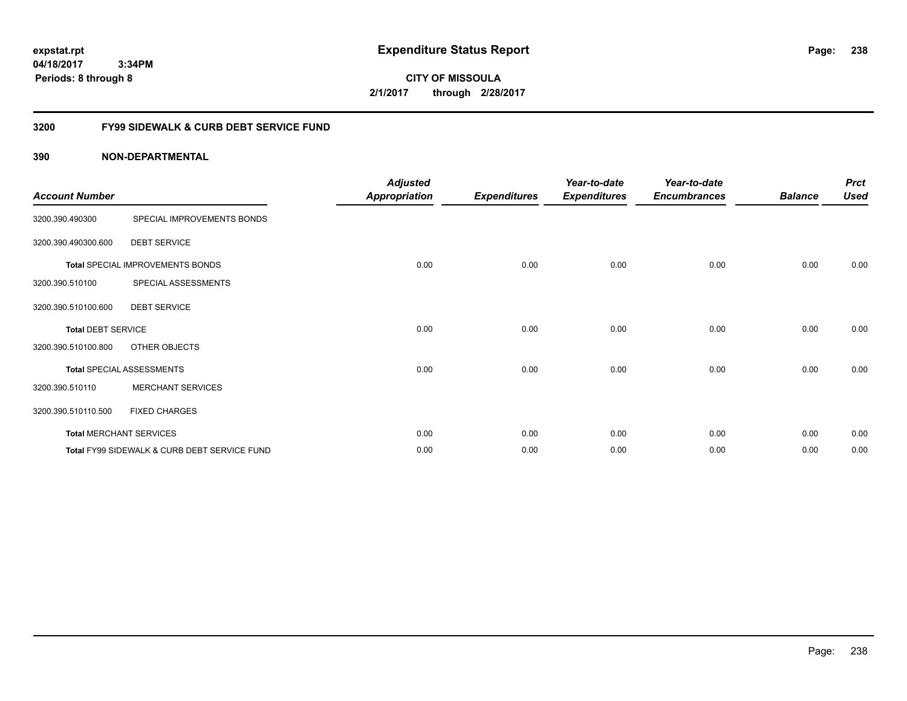**expstat.rpt**
**04/18/2017 3:34PM**
**Periods: 8 through 8**

# Expenditure Status Report

**CITY OF MISSOULA**
**2/1/2017 through 2/28/2017**

## 3200 FY99 SIDEWALK & CURB DEBT SERVICE FUND

### 390 NON-DEPARTMENTAL

| Account Number | | Adjusted Appropriation | Expenditures | Year-to-date Expenditures | Year-to-date Encumbrances | Balance | Prct Used |
|---|---|---|---|---|---|---|---|
| 3200.390.490300 | SPECIAL IMPROVEMENTS BONDS | | | | | | |
| 3200.390.490300.600 | DEBT SERVICE | | | | | | |
| **Total** SPECIAL IMPROVEMENTS BONDS | | 0.00 | 0.00 | 0.00 | 0.00 | 0.00 | 0.00 |
| 3200.390.510100 | SPECIAL ASSESSMENTS | | | | | | |
| 3200.390.510100.600 | DEBT SERVICE | | | | | | |
| **Total** DEBT SERVICE | | 0.00 | 0.00 | 0.00 | 0.00 | 0.00 | 0.00 |
| 3200.390.510100.800 | OTHER OBJECTS | | | | | | |
| **Total** SPECIAL ASSESSMENTS | | 0.00 | 0.00 | 0.00 | 0.00 | 0.00 | 0.00 |
| 3200.390.510110 | MERCHANT SERVICES | | | | | | |
| 3200.390.510110.500 | FIXED CHARGES | | | | | | |
| **Total** MERCHANT SERVICES | | 0.00 | 0.00 | 0.00 | 0.00 | 0.00 | 0.00 |
| **Total** FY99 SIDEWALK & CURB DEBT SERVICE FUND | | 0.00 | 0.00 | 0.00 | 0.00 | 0.00 | 0.00 |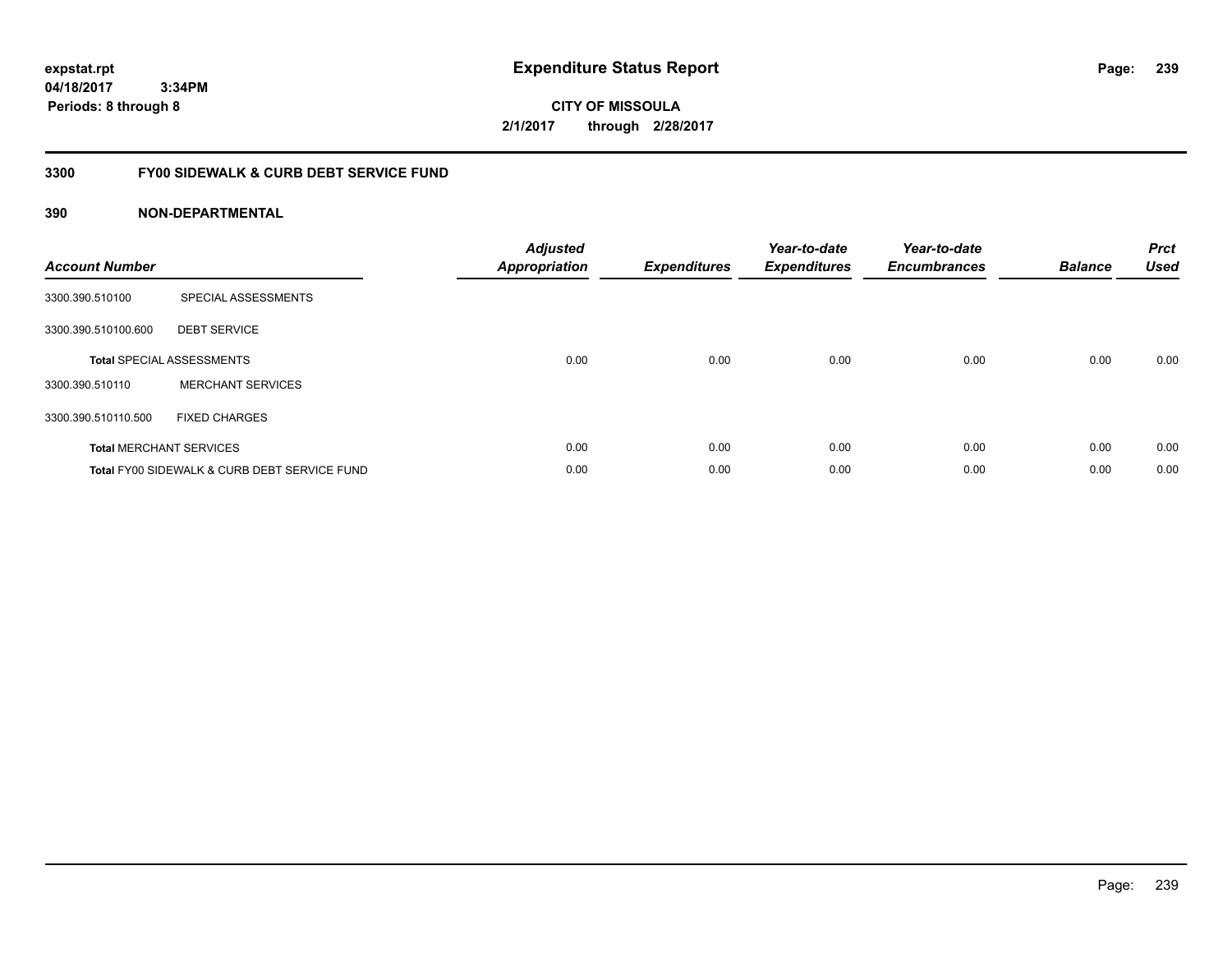# Expenditure Status Report

expstat.rpt
04/18/2017 3:34PM
Periods: 8 through 8

**CITY OF MISSOULA**
**2/1/2017 through 2/28/2017**

## 3300 FY00 SIDEWALK & CURB DEBT SERVICE FUND

### 390 NON-DEPARTMENTAL

| Account Number | | Adjusted Appropriation | Expenditures | Year-to-date Expenditures | Year-to-date Encumbrances | Balance | Prct Used |
|---|---|---|---|---|---|---|---|
| 3300.390.510100 | SPECIAL ASSESSMENTS | | | | | | |
| 3300.390.510100.600 | DEBT SERVICE | | | | | | |
| **Total** SPECIAL ASSESSMENTS | | 0.00 | 0.00 | 0.00 | 0.00 | 0.00 | 0.00 |
| 3300.390.510110 | MERCHANT SERVICES | | | | | | |
| 3300.390.510110.500 | FIXED CHARGES | | | | | | |
| **Total** MERCHANT SERVICES | | 0.00 | 0.00 | 0.00 | 0.00 | 0.00 | 0.00 |
| **Total** FY00 SIDEWALK & CURB DEBT SERVICE FUND | | 0.00 | 0.00 | 0.00 | 0.00 | 0.00 | 0.00 |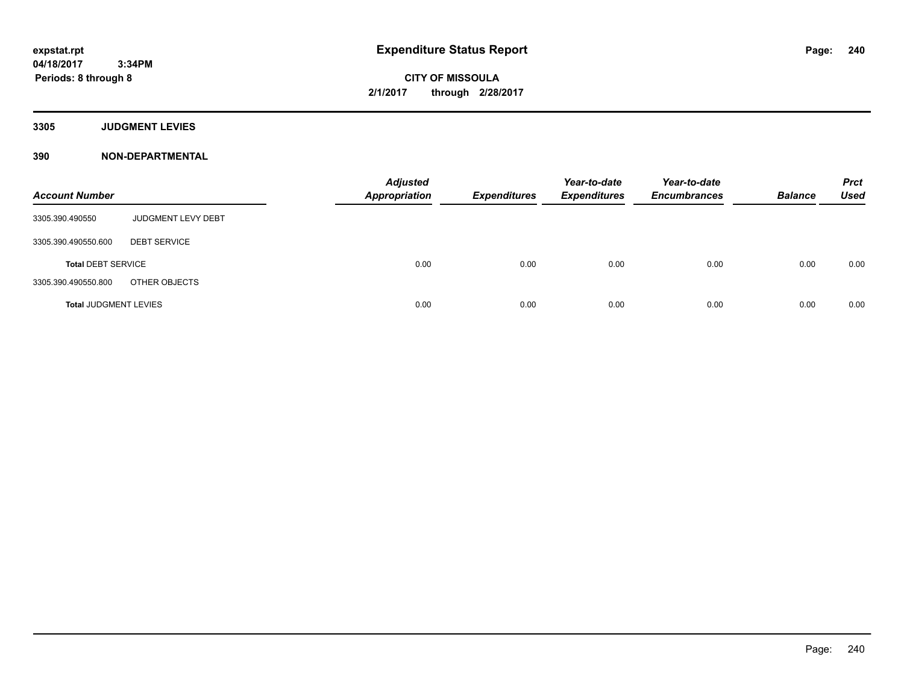# Expenditure Status Report

expstat.rpt
04/18/2017 3:34PM
Periods: 8 through 8

CITY OF MISSOULA
2/1/2017 through 2/28/2017

## 3305 JUDGMENT LEVIES

## 390 NON-DEPARTMENTAL

| Account Number | | Adjusted Appropriation | Expenditures | Year-to-date Expenditures | Year-to-date Encumbrances | Balance | Prct Used |
|---|---|---|---|---|---|---|---|
| 3305.390.490550 | JUDGMENT LEVY DEBT | | | | | | |
| 3305.390.490550.600 | DEBT SERVICE | | | | | | |
| **Total** DEBT SERVICE | | 0.00 | 0.00 | 0.00 | 0.00 | 0.00 | 0.00 |
| 3305.390.490550.800 | OTHER OBJECTS | | | | | | |
| **Total** JUDGMENT LEVIES | | 0.00 | 0.00 | 0.00 | 0.00 | 0.00 | 0.00 |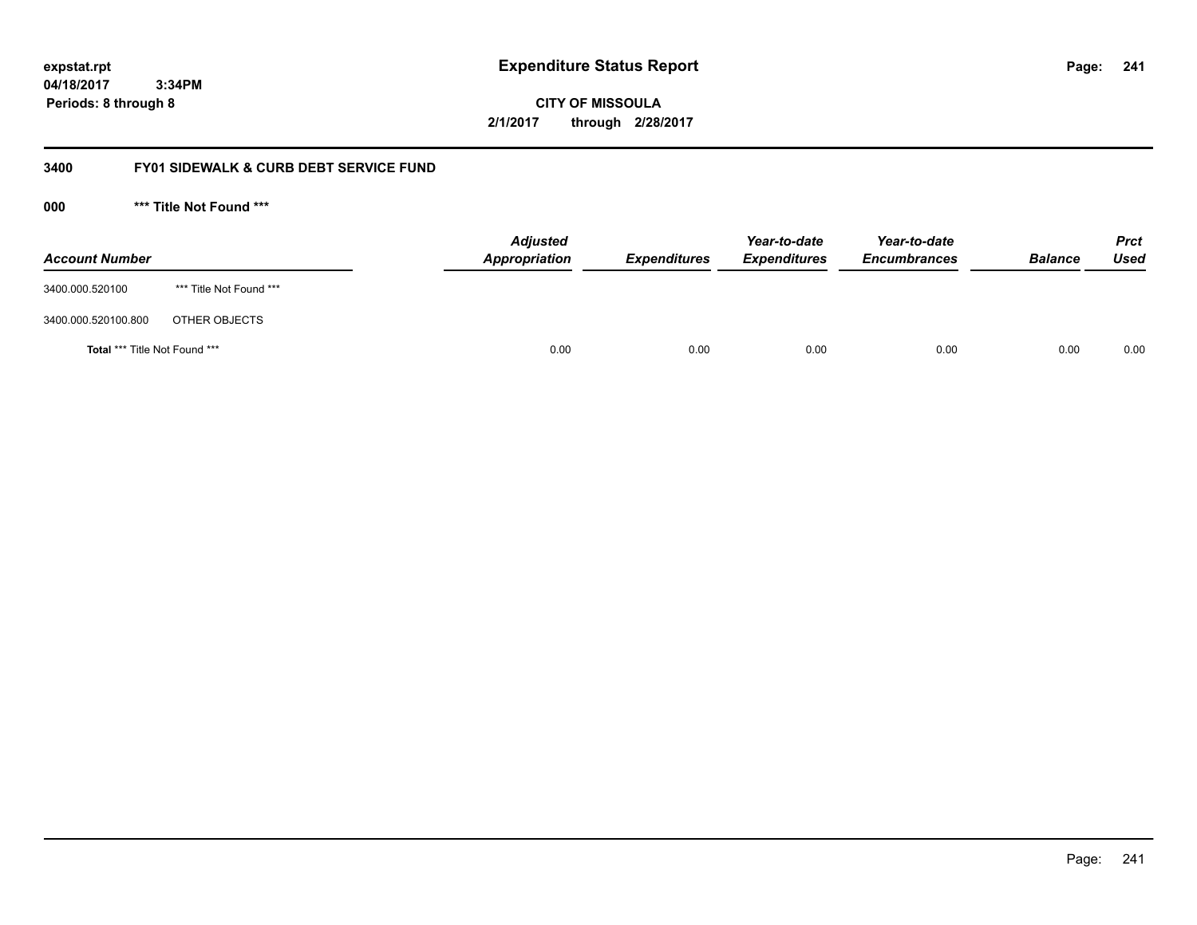# Expenditure Status Report

expstat.rpt
04/18/2017 3:34PM
Periods: 8 through 8

**CITY OF MISSOULA**
**2/1/2017 through 2/28/2017**

## 3400 FY01 SIDEWALK & CURB DEBT SERVICE FUND

### 000 *** Title Not Found ***

| Account Number | | Adjusted Appropriation | Expenditures | Year-to-date Expenditures | Year-to-date Encumbrances | Balance | Prct Used |
|---|---|---|---|---|---|---|---|
| 3400.000.520100 | *** Title Not Found *** | | | | | | |
| 3400.000.520100.800 | OTHER OBJECTS | | | | | | |
| **Total** *** Title Not Found *** | | 0.00 | 0.00 | 0.00 | 0.00 | 0.00 | 0.00 |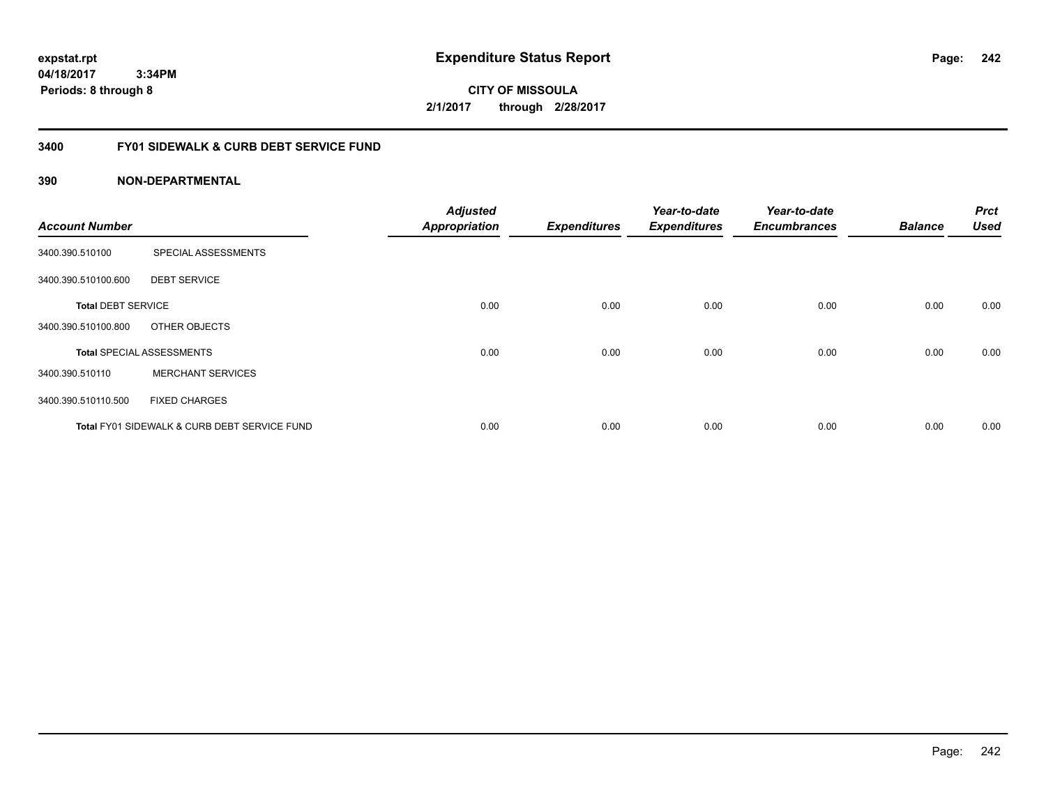# Expenditure Status Report

expstat.rpt
04/18/2017 3:34PM
Periods: 8 through 8

**CITY OF MISSOULA**
**2/1/2017 through 2/28/2017**

## 3400 FY01 SIDEWALK & CURB DEBT SERVICE FUND

### 390 NON-DEPARTMENTAL

| Account Number | | Adjusted Appropriation | Expenditures | Year-to-date Expenditures | Year-to-date Encumbrances | Balance | Prct Used |
|---|---|---|---|---|---|---|---|
| 3400.390.510100 | SPECIAL ASSESSMENTS | | | | | | |
| 3400.390.510100.600 | DEBT SERVICE | | | | | | |
| **Total** DEBT SERVICE | | 0.00 | 0.00 | 0.00 | 0.00 | 0.00 | 0.00 |
| 3400.390.510100.800 | OTHER OBJECTS | | | | | | |
| **Total** SPECIAL ASSESSMENTS | | 0.00 | 0.00 | 0.00 | 0.00 | 0.00 | 0.00 |
| 3400.390.510110 | MERCHANT SERVICES | | | | | | |
| 3400.390.510110.500 | FIXED CHARGES | | | | | | |
| **Total** FY01 SIDEWALK & CURB DEBT SERVICE FUND | | 0.00 | 0.00 | 0.00 | 0.00 | 0.00 | 0.00 |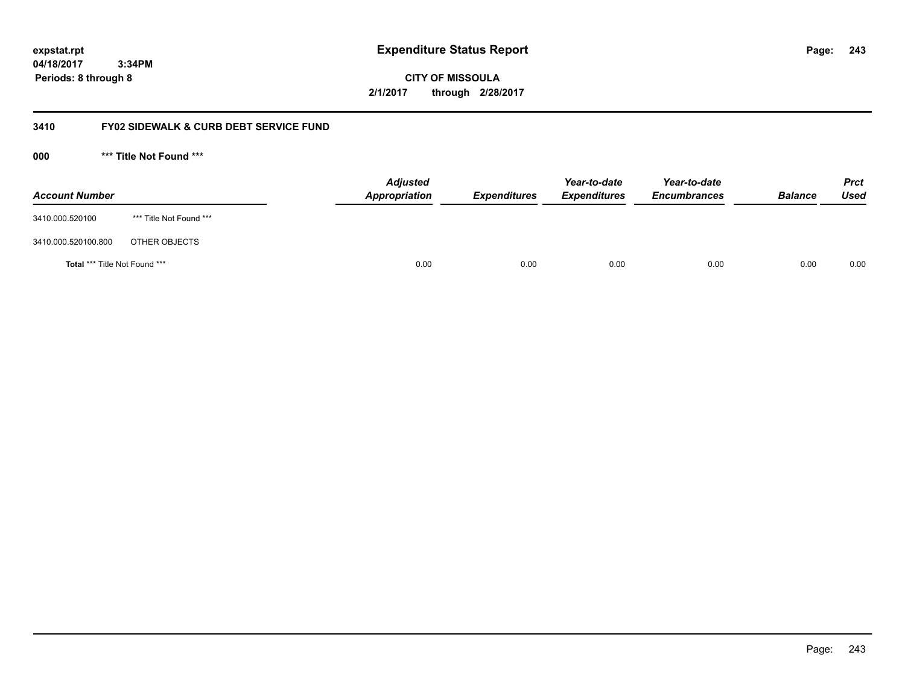# Expenditure Status Report

expstat.rpt
04/18/2017 3:34PM
Periods: 8 through 8

**CITY OF MISSOULA**
**2/1/2017 through 2/28/2017**

## 3410 FY02 SIDEWALK & CURB DEBT SERVICE FUND

### 000 *** Title Not Found ***

| Account Number | | Adjusted Appropriation | Expenditures | Year-to-date Expenditures | Year-to-date Encumbrances | Balance | Prct Used |
|---|---|---|---|---|---|---|---|
| 3410.000.520100 | *** Title Not Found *** | | | | | | |
| 3410.000.520100.800 | OTHER OBJECTS | | | | | | |
| **Total** *** Title Not Found *** | | 0.00 | 0.00 | 0.00 | 0.00 | 0.00 | 0.00 |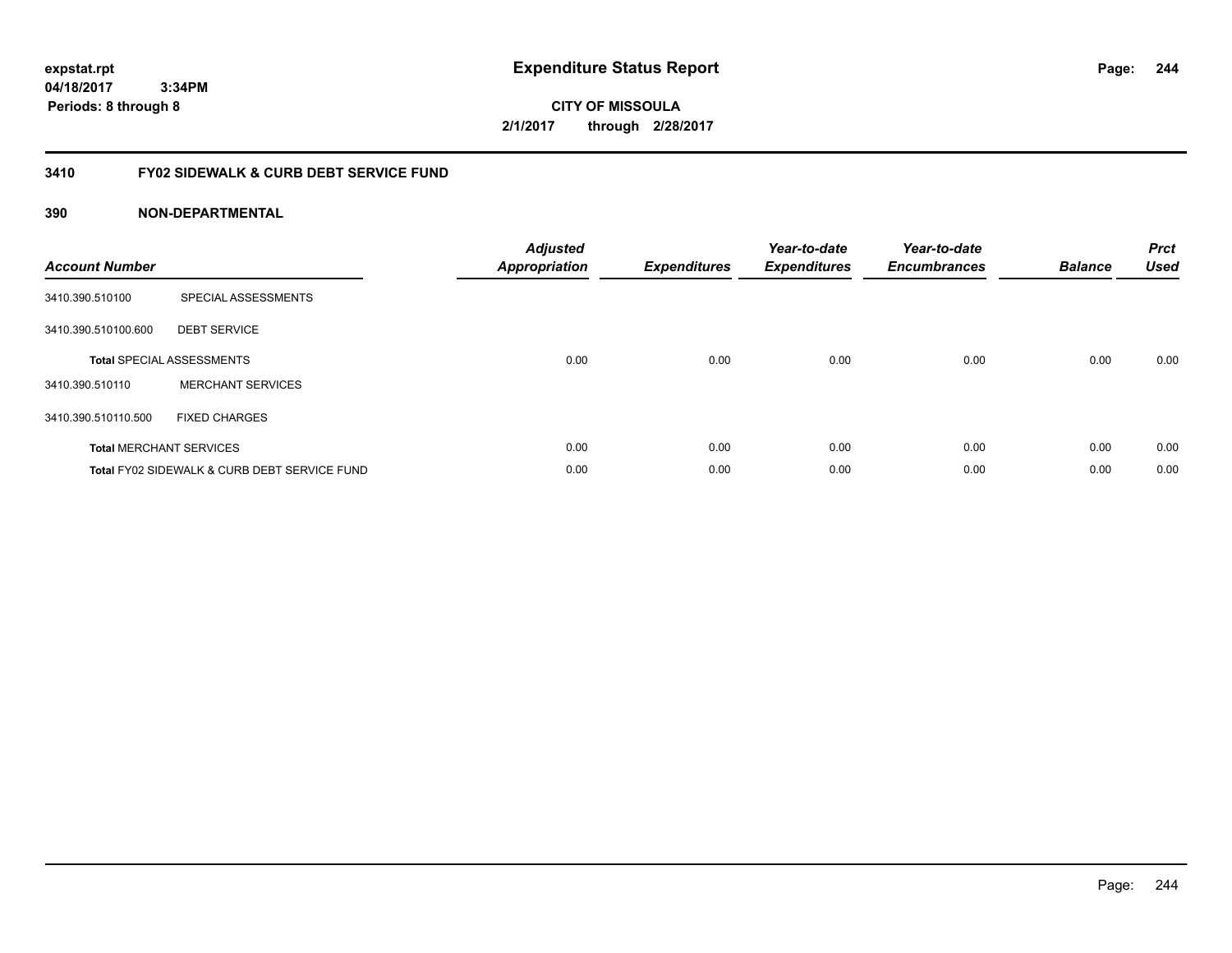# Expenditure Status Report

expstat.rpt
04/18/2017 3:34PM
Periods: 8 through 8

CITY OF MISSOULA
2/1/2017 through 2/28/2017

## 3410 FY02 SIDEWALK & CURB DEBT SERVICE FUND

### 390 NON-DEPARTMENTAL

| Account Number | | Adjusted Appropriation | Expenditures | Year-to-date Expenditures | Year-to-date Encumbrances | Balance | Prct Used |
|---|---|---|---|---|---|---|---|
| 3410.390.510100 | SPECIAL ASSESSMENTS | | | | | | |
| 3410.390.510100.600 | DEBT SERVICE | | | | | | |
| **Total** SPECIAL ASSESSMENTS | | 0.00 | 0.00 | 0.00 | 0.00 | 0.00 | 0.00 |
| 3410.390.510110 | MERCHANT SERVICES | | | | | | |
| 3410.390.510110.500 | FIXED CHARGES | | | | | | |
| **Total** MERCHANT SERVICES | | 0.00 | 0.00 | 0.00 | 0.00 | 0.00 | 0.00 |
| **Total** FY02 SIDEWALK & CURB DEBT SERVICE FUND | | 0.00 | 0.00 | 0.00 | 0.00 | 0.00 | 0.00 |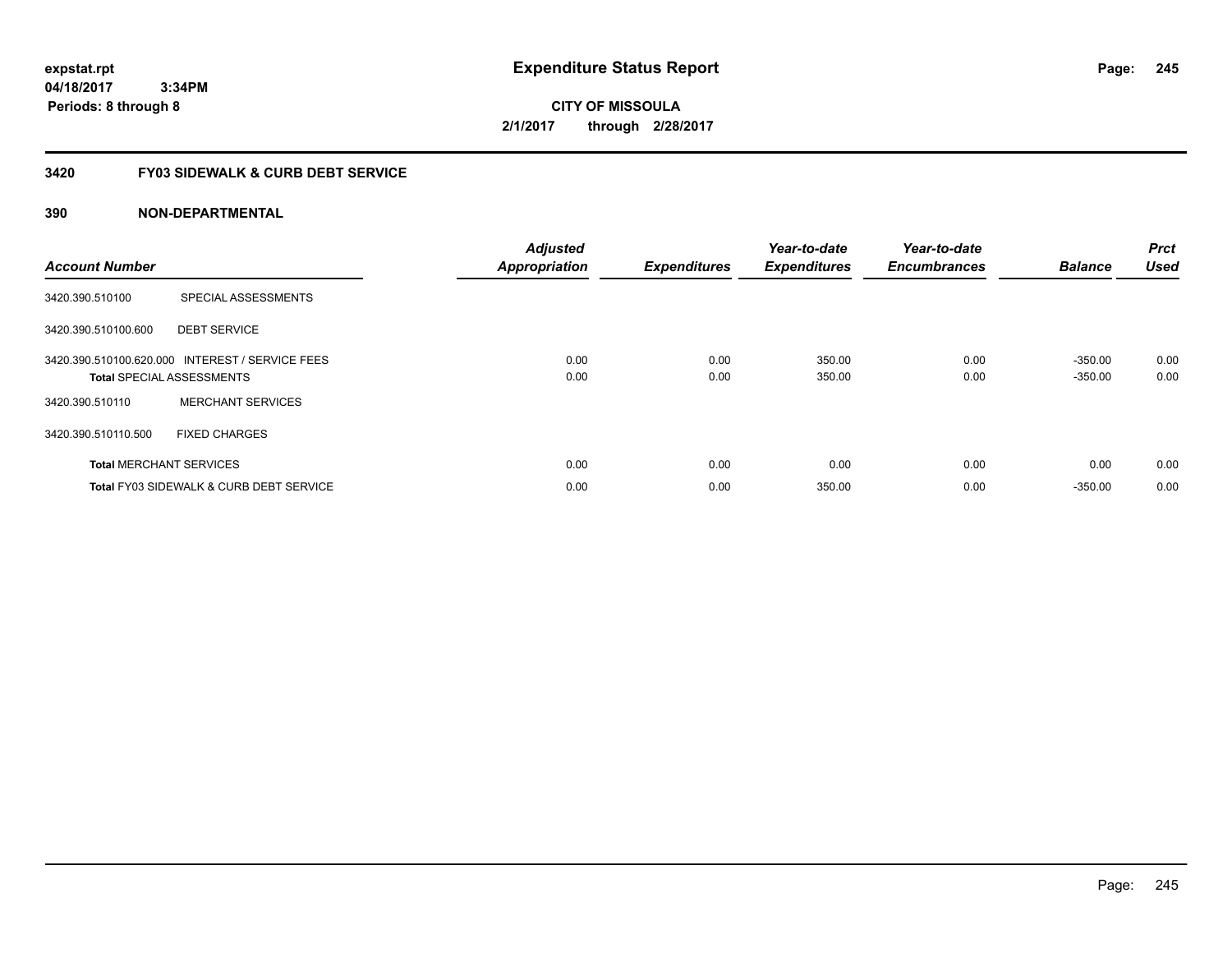**expstat.rpt**
**04/18/2017 3:34PM**
**Periods: 8 through 8**

# Expenditure Status Report

**CITY OF MISSOULA**
**2/1/2017 through 2/28/2017**

## 3420 FY03 SIDEWALK & CURB DEBT SERVICE

### 390 NON-DEPARTMENTAL

| Account Number | | Adjusted Appropriation | Expenditures | Year-to-date Expenditures | Year-to-date Encumbrances | Balance | Prct Used |
|---|---|---|---|---|---|---|---|
| 3420.390.510100 | SPECIAL ASSESSMENTS | | | | | | |
| 3420.390.510100.600 | DEBT SERVICE | | | | | | |
| 3420.390.510100.620.000 | INTEREST / SERVICE FEES | 0.00 | 0.00 | 350.00 | 0.00 | -350.00 | 0.00 |
| **Total** SPECIAL ASSESSMENTS | | 0.00 | 0.00 | 350.00 | 0.00 | -350.00 | 0.00 |
| 3420.390.510110 | MERCHANT SERVICES | | | | | | |
| 3420.390.510110.500 | FIXED CHARGES | | | | | | |
| **Total** MERCHANT SERVICES | | 0.00 | 0.00 | 0.00 | 0.00 | 0.00 | 0.00 |
| **Total** FY03 SIDEWALK & CURB DEBT SERVICE | | 0.00 | 0.00 | 350.00 | 0.00 | -350.00 | 0.00 |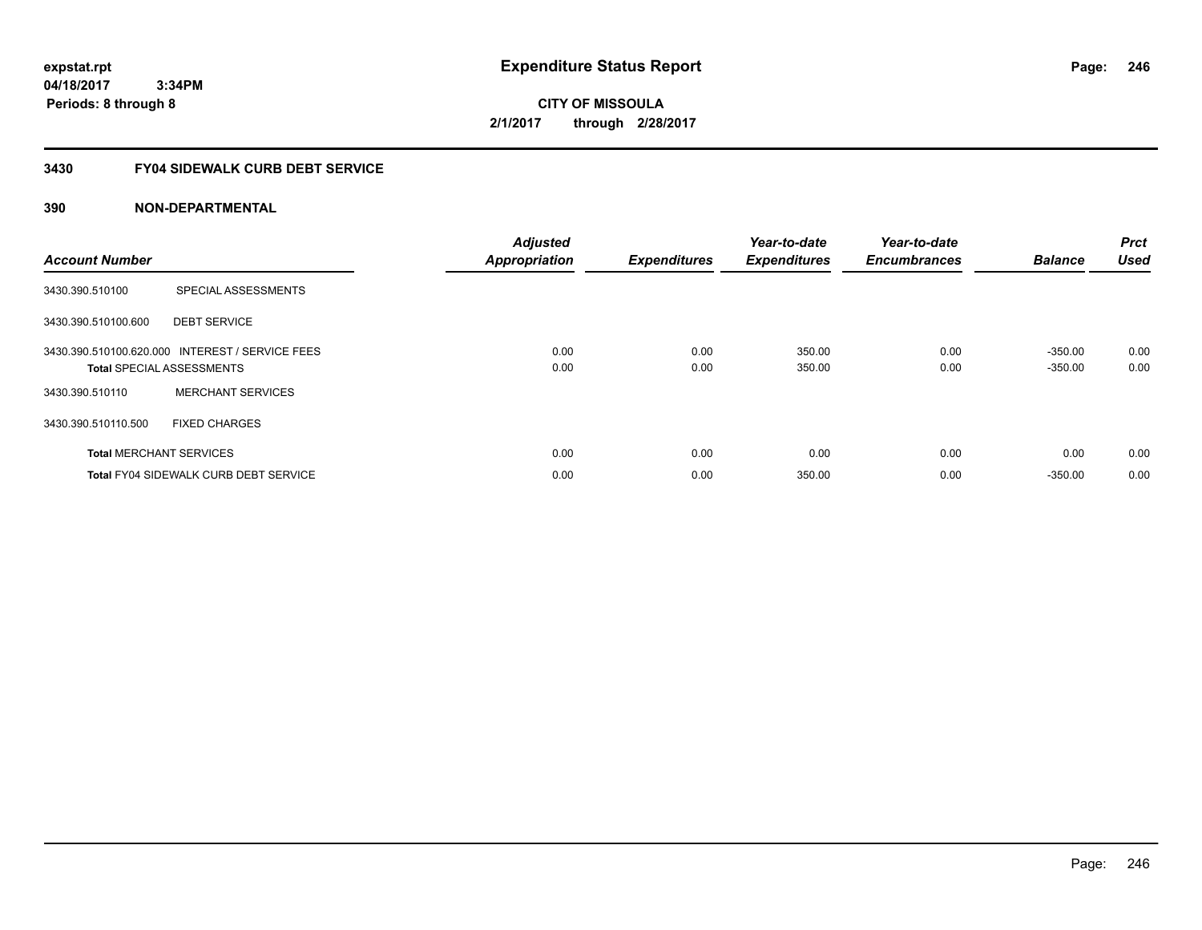**expstat.rpt**
**04/18/2017 3:34PM**
**Periods: 8 through 8**

# Expenditure Status Report

**CITY OF MISSOULA**
**2/1/2017 through 2/28/2017**

## 3430 FY04 SIDEWALK CURB DEBT SERVICE

## 390 NON-DEPARTMENTAL

| Account Number | | Adjusted Appropriation | Expenditures | Year-to-date Expenditures | Year-to-date Encumbrances | Balance | Prct Used |
|---|---|---|---|---|---|---|---|
| 3430.390.510100 | SPECIAL ASSESSMENTS | | | | | | |
| 3430.390.510100.600 | DEBT SERVICE | | | | | | |
| 3430.390.510100.620.000 | INTEREST / SERVICE FEES | 0.00 | 0.00 | 350.00 | 0.00 | -350.00 | 0.00 |
| **Total** SPECIAL ASSESSMENTS | | 0.00 | 0.00 | 350.00 | 0.00 | -350.00 | 0.00 |
| 3430.390.510110 | MERCHANT SERVICES | | | | | | |
| 3430.390.510110.500 | FIXED CHARGES | | | | | | |
| **Total** MERCHANT SERVICES | | 0.00 | 0.00 | 0.00 | 0.00 | 0.00 | 0.00 |
| **Total** FY04 SIDEWALK CURB DEBT SERVICE | | 0.00 | 0.00 | 350.00 | 0.00 | -350.00 | 0.00 |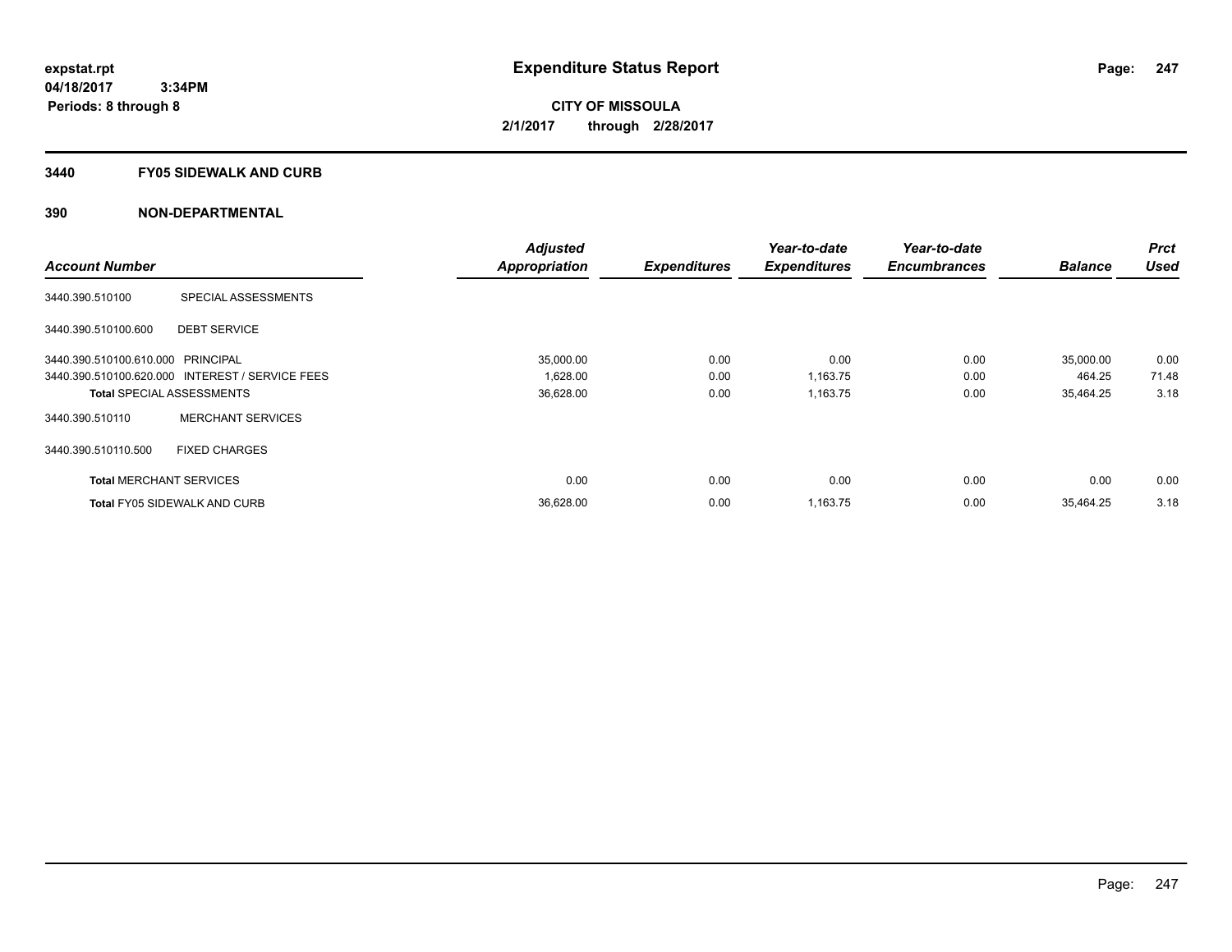# Expenditure Status Report

**expstat.rpt**
**04/18/2017 3:34PM**
**Periods: 8 through 8**

**CITY OF MISSOULA**
**2/1/2017 through 2/28/2017**

## 3440 FY05 SIDEWALK AND CURB

## 390 NON-DEPARTMENTAL

| Account Number | | Adjusted Appropriation | Expenditures | Year-to-date Expenditures | Year-to-date Encumbrances | Balance | Prct Used |
|---|---|---|---|---|---|---|---|
| 3440.390.510100 | SPECIAL ASSESSMENTS | | | | | | |
| 3440.390.510100.600 | DEBT SERVICE | | | | | | |
| 3440.390.510100.610.000 | PRINCIPAL | 35,000.00 | 0.00 | 0.00 | 0.00 | 35,000.00 | 0.00 |
| 3440.390.510100.620.000 | INTEREST / SERVICE FEES | 1,628.00 | 0.00 | 1,163.75 | 0.00 | 464.25 | 71.48 |
| **Total** SPECIAL ASSESSMENTS | | 36,628.00 | 0.00 | 1,163.75 | 0.00 | 35,464.25 | 3.18 |
| 3440.390.510110 | MERCHANT SERVICES | | | | | | |
| 3440.390.510110.500 | FIXED CHARGES | | | | | | |
| **Total** MERCHANT SERVICES | | 0.00 | 0.00 | 0.00 | 0.00 | 0.00 | 0.00 |
| **Total** FY05 SIDEWALK AND CURB | | 36,628.00 | 0.00 | 1,163.75 | 0.00 | 35,464.25 | 3.18 |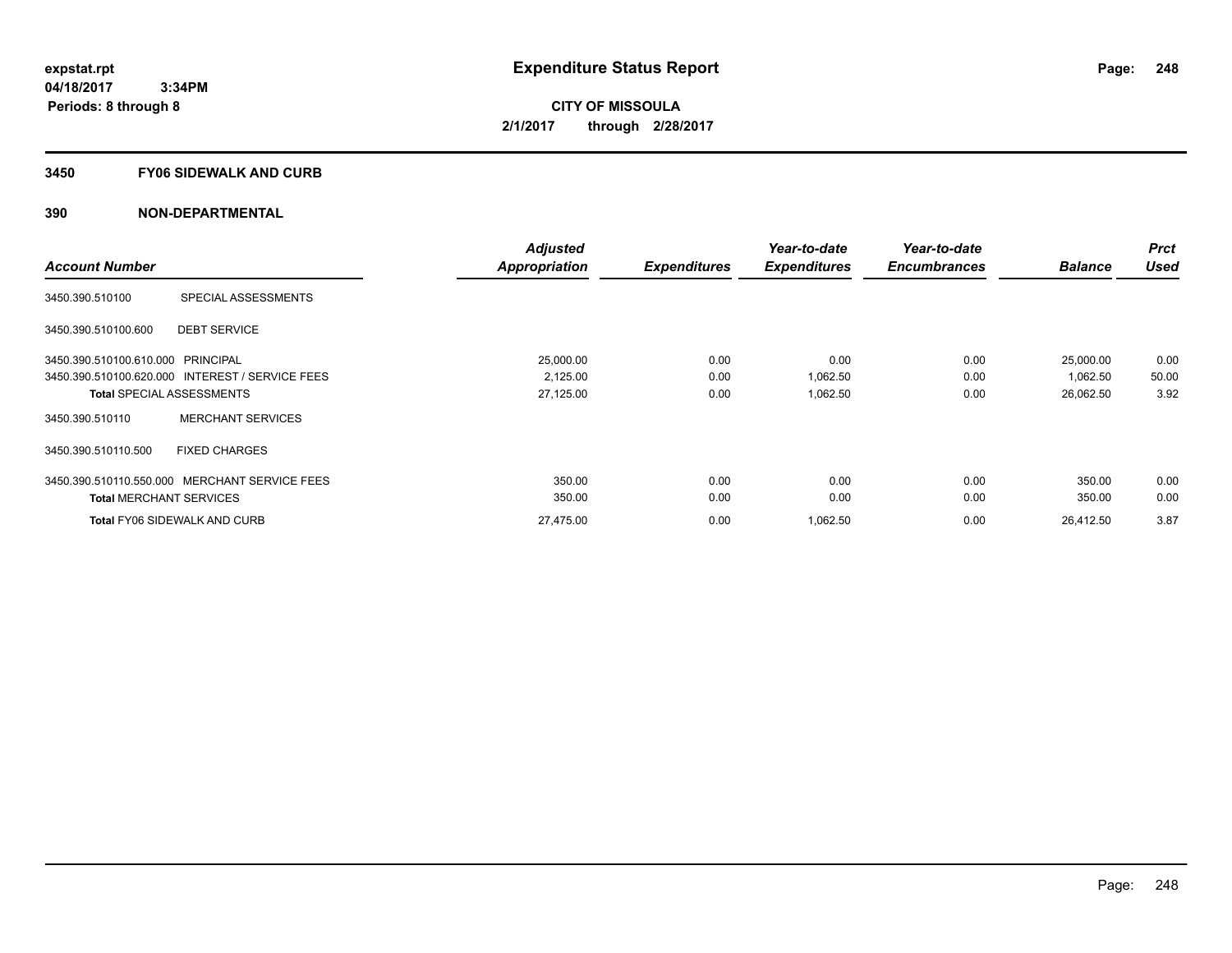**expstat.rpt**
**04/18/2017 3:34PM**
**Periods: 8 through 8**

# Expenditure Status Report

**CITY OF MISSOULA**
**2/1/2017 through 2/28/2017**

## 3450 FY06 SIDEWALK AND CURB

## 390 NON-DEPARTMENTAL

| Account Number | | Adjusted Appropriation | Expenditures | Year-to-date Expenditures | Year-to-date Encumbrances | Balance | Prct Used |
|---|---|---|---|---|---|---|---|
| 3450.390.510100 | SPECIAL ASSESSMENTS | | | | | | |
| 3450.390.510100.600 | DEBT SERVICE | | | | | | |
| 3450.390.510100.610.000 | PRINCIPAL | 25,000.00 | 0.00 | 0.00 | 0.00 | 25,000.00 | 0.00 |
| 3450.390.510100.620.000 | INTEREST / SERVICE FEES | 2,125.00 | 0.00 | 1,062.50 | 0.00 | 1,062.50 | 50.00 |
| **Total** SPECIAL ASSESSMENTS | | 27,125.00 | 0.00 | 1,062.50 | 0.00 | 26,062.50 | 3.92 |
| 3450.390.510110 | MERCHANT SERVICES | | | | | | |
| 3450.390.510110.500 | FIXED CHARGES | | | | | | |
| 3450.390.510110.550.000 | MERCHANT SERVICE FEES | 350.00 | 0.00 | 0.00 | 0.00 | 350.00 | 0.00 |
| **Total** MERCHANT SERVICES | | 350.00 | 0.00 | 0.00 | 0.00 | 350.00 | 0.00 |
| **Total** FY06 SIDEWALK AND CURB | | 27,475.00 | 0.00 | 1,062.50 | 0.00 | 26,412.50 | 3.87 |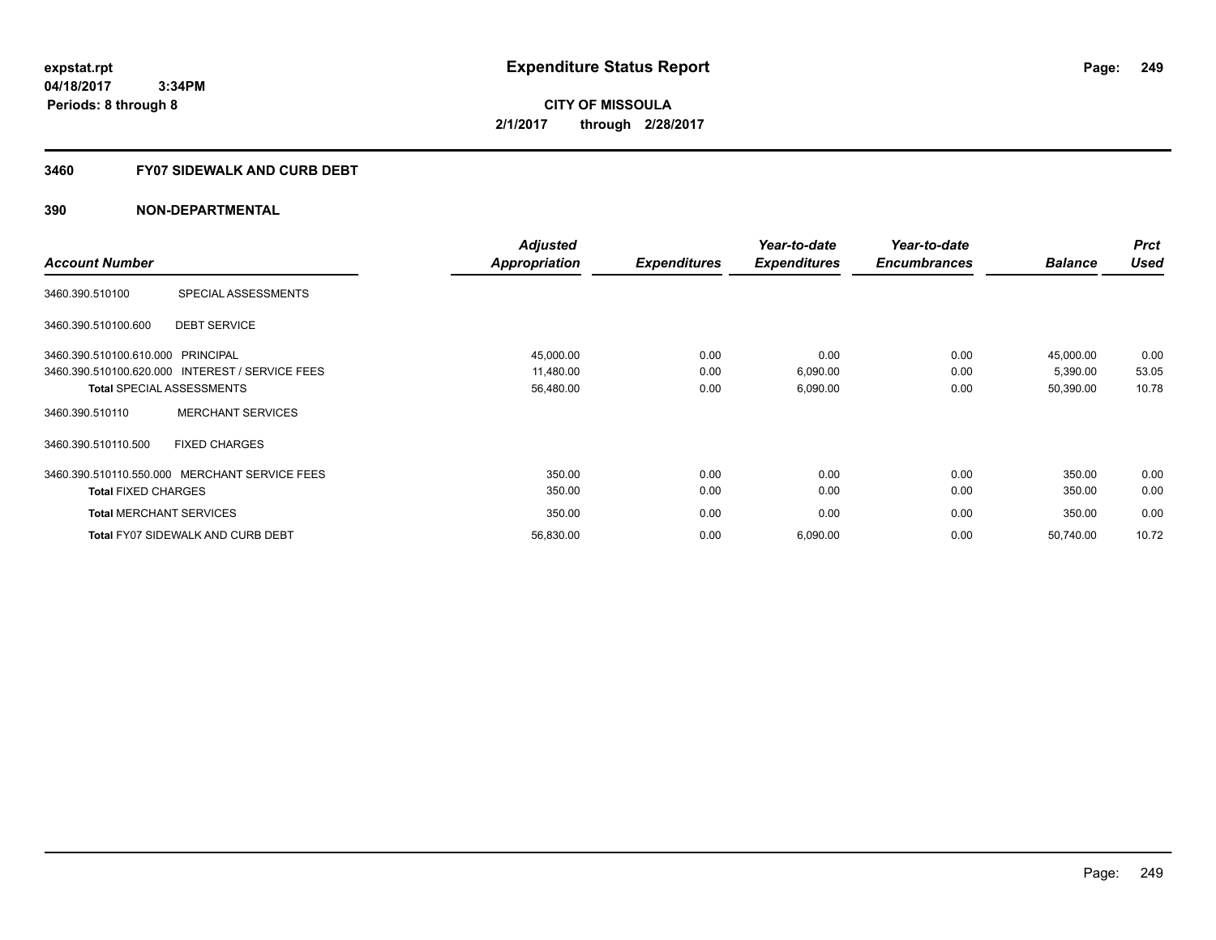expstat.rpt
04/18/2017 3:34PM
Periods: 8 through 8

# Expenditure Status Report

**CITY OF MISSOULA**
**2/1/2017 through 2/28/2017**

## 3460 FY07 SIDEWALK AND CURB DEBT

### 390 NON-DEPARTMENTAL

| Account Number | | Adjusted Appropriation | Expenditures | Year-to-date Expenditures | Year-to-date Encumbrances | Balance | Prct Used |
|---|---|---|---|---|---|---|---|
| 3460.390.510100 | SPECIAL ASSESSMENTS | | | | | | |
| 3460.390.510100.600 | DEBT SERVICE | | | | | | |
| 3460.390.510100.610.000 | PRINCIPAL | 45,000.00 | 0.00 | 0.00 | 0.00 | 45,000.00 | 0.00 |
| 3460.390.510100.620.000 | INTEREST / SERVICE FEES | 11,480.00 | 0.00 | 6,090.00 | 0.00 | 5,390.00 | 53.05 |
| **Total** SPECIAL ASSESSMENTS | | 56,480.00 | 0.00 | 6,090.00 | 0.00 | 50,390.00 | 10.78 |
| 3460.390.510110 | MERCHANT SERVICES | | | | | | |
| 3460.390.510110.500 | FIXED CHARGES | | | | | | |
| 3460.390.510110.550.000 | MERCHANT SERVICE FEES | 350.00 | 0.00 | 0.00 | 0.00 | 350.00 | 0.00 |
| **Total** FIXED CHARGES | | 350.00 | 0.00 | 0.00 | 0.00 | 350.00 | 0.00 |
| **Total** MERCHANT SERVICES | | 350.00 | 0.00 | 0.00 | 0.00 | 350.00 | 0.00 |
| **Total** FY07 SIDEWALK AND CURB DEBT | | 56,830.00 | 0.00 | 6,090.00 | 0.00 | 50,740.00 | 10.72 |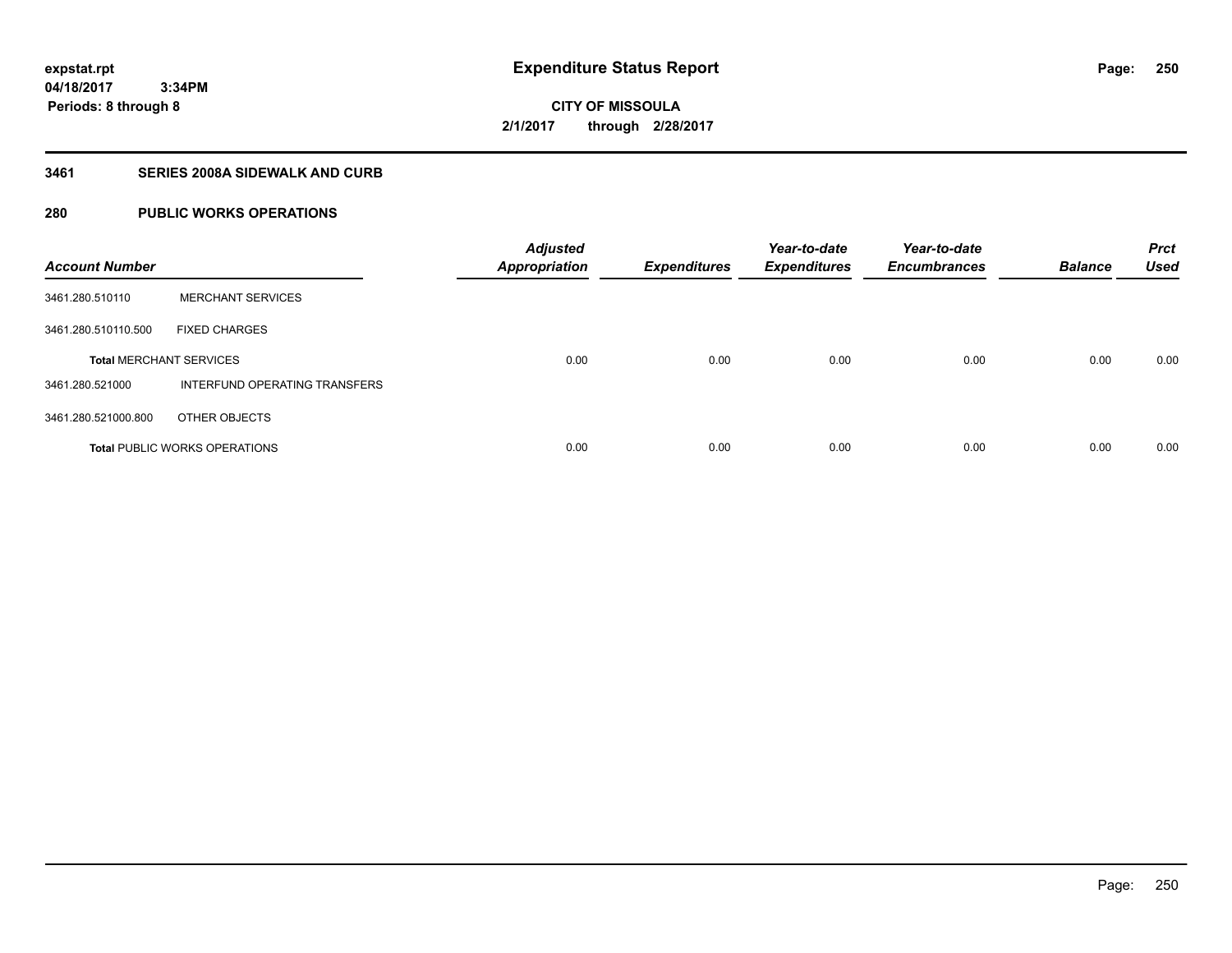**expstat.rpt**
**04/18/2017 3:34PM**
**Periods: 8 through 8**

# Expenditure Status Report

**CITY OF MISSOULA**
**2/1/2017 through 2/28/2017**

## 3461 SERIES 2008A SIDEWALK AND CURB

## 280 PUBLIC WORKS OPERATIONS

| Account Number | | Adjusted Appropriation | Expenditures | Year-to-date Expenditures | Year-to-date Encumbrances | Balance | Prct Used |
|---|---|---|---|---|---|---|---|
| 3461.280.510110 | MERCHANT SERVICES | | | | | | |
| 3461.280.510110.500 | FIXED CHARGES | | | | | | |
| **Total** MERCHANT SERVICES | | 0.00 | 0.00 | 0.00 | 0.00 | 0.00 | 0.00 |
| 3461.280.521000 | INTERFUND OPERATING TRANSFERS | | | | | | |
| 3461.280.521000.800 | OTHER OBJECTS | | | | | | |
| **Total** PUBLIC WORKS OPERATIONS | | 0.00 | 0.00 | 0.00 | 0.00 | 0.00 | 0.00 |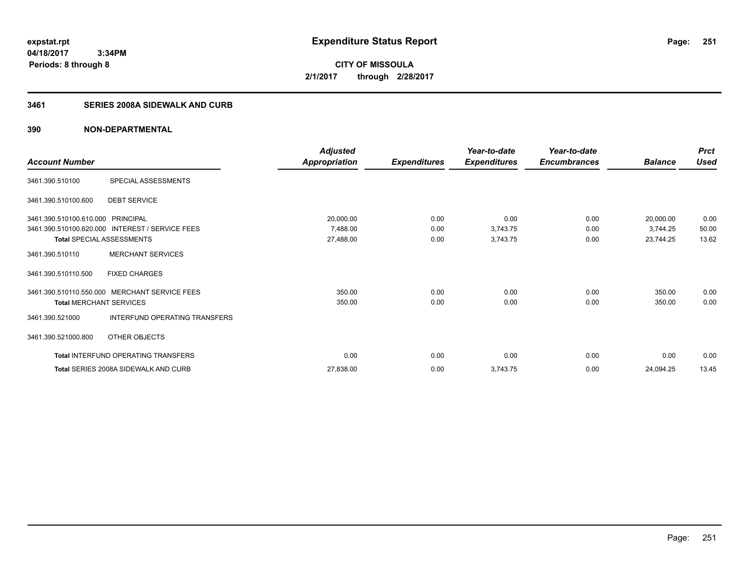**expstat.rpt**
**04/18/2017 3:34PM**
**Periods: 8 through 8**

# Expenditure Status Report

**CITY OF MISSOULA**
**2/1/2017 through 2/28/2017**

## 3461 SERIES 2008A SIDEWALK AND CURB

## 390 NON-DEPARTMENTAL

| Account Number | | Adjusted Appropriation | Expenditures | Year-to-date Expenditures | Year-to-date Encumbrances | Balance | Prct Used |
|---|---|---|---|---|---|---|---|
| 3461.390.510100 | SPECIAL ASSESSMENTS | | | | | | |
| 3461.390.510100.600 | DEBT SERVICE | | | | | | |
| 3461.390.510100.610.000 | PRINCIPAL | 20,000.00 | 0.00 | 0.00 | 0.00 | 20,000.00 | 0.00 |
| 3461.390.510100.620.000 | INTEREST / SERVICE FEES | 7,488.00 | 0.00 | 3,743.75 | 0.00 | 3,744.25 | 50.00 |
| **Total** SPECIAL ASSESSMENTS | | 27,488.00 | 0.00 | 3,743.75 | 0.00 | 23,744.25 | 13.62 |
| 3461.390.510110 | MERCHANT SERVICES | | | | | | |
| 3461.390.510110.500 | FIXED CHARGES | | | | | | |
| 3461.390.510110.550.000 | MERCHANT SERVICE FEES | 350.00 | 0.00 | 0.00 | 0.00 | 350.00 | 0.00 |
| **Total** MERCHANT SERVICES | | 350.00 | 0.00 | 0.00 | 0.00 | 350.00 | 0.00 |
| 3461.390.521000 | INTERFUND OPERATING TRANSFERS | | | | | | |
| 3461.390.521000.800 | OTHER OBJECTS | | | | | | |
| **Total** INTERFUND OPERATING TRANSFERS | | 0.00 | 0.00 | 0.00 | 0.00 | 0.00 | 0.00 |
| **Total** SERIES 2008A SIDEWALK AND CURB | | 27,838.00 | 0.00 | 3,743.75 | 0.00 | 24,094.25 | 13.45 |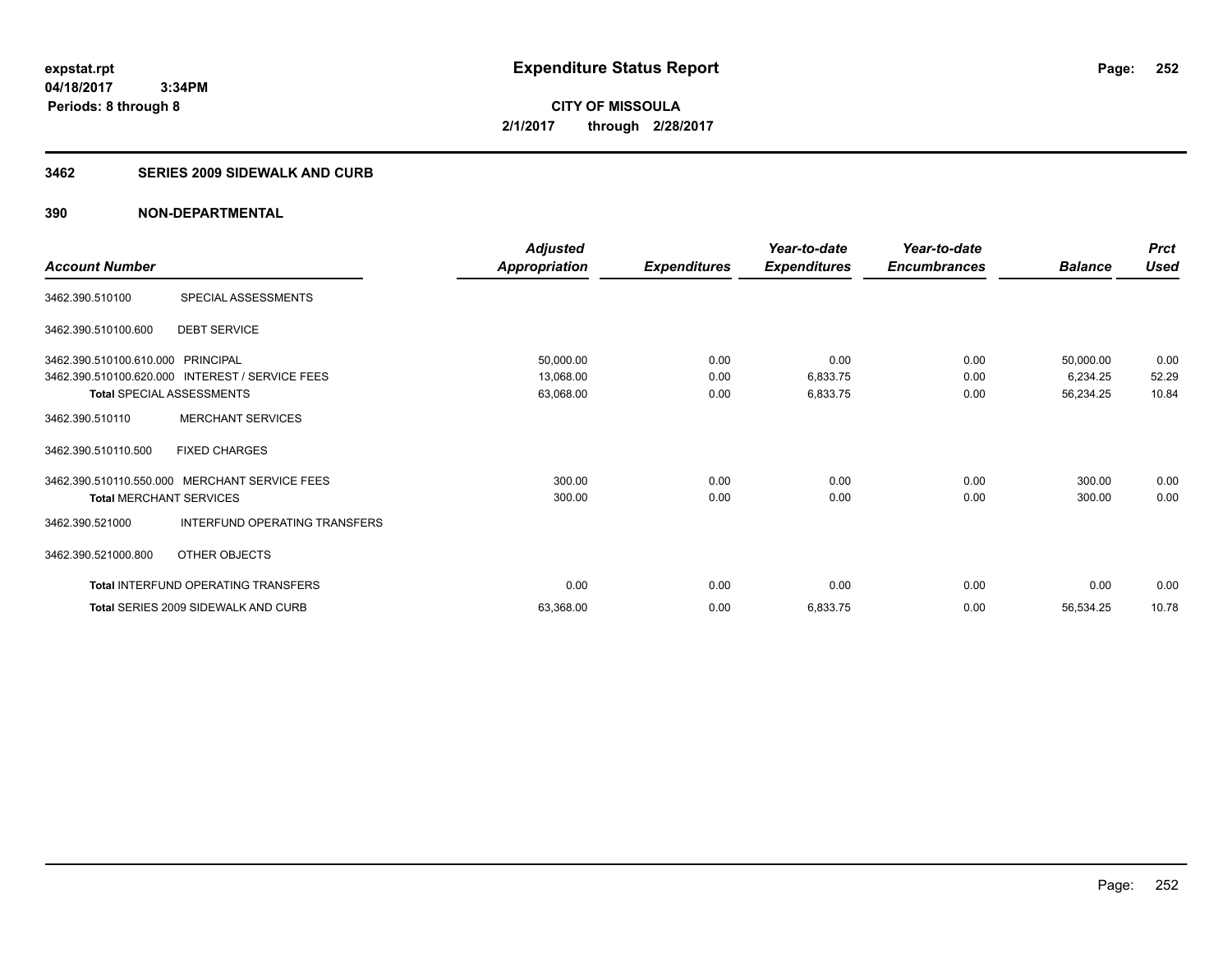# Expenditure Status Report

expstat.rpt
04/18/2017 3:34PM
Periods: 8 through 8

**CITY OF MISSOULA**
**2/1/2017 through 2/28/2017**

## 3462 SERIES 2009 SIDEWALK AND CURB

### 390 NON-DEPARTMENTAL

| Account Number | | *Adjusted Appropriation* | *Expenditures* | *Year-to-date Expenditures* | *Year-to-date Encumbrances* | *Balance* | *Prct Used* |
|---|---|---|---|---|---|---|---|
| 3462.390.510100 | SPECIAL ASSESSMENTS | | | | | | |
| 3462.390.510100.600 | DEBT SERVICE | | | | | | |
| 3462.390.510100.610.000 | PRINCIPAL | 50,000.00 | 0.00 | 0.00 | 0.00 | 50,000.00 | 0.00 |
| 3462.390.510100.620.000 | INTEREST / SERVICE FEES | 13,068.00 | 0.00 | 6,833.75 | 0.00 | 6,234.25 | 52.29 |
| **Total** SPECIAL ASSESSMENTS | | 63,068.00 | 0.00 | 6,833.75 | 0.00 | 56,234.25 | 10.84 |
| 3462.390.510110 | MERCHANT SERVICES | | | | | | |
| 3462.390.510110.500 | FIXED CHARGES | | | | | | |
| 3462.390.510110.550.000 | MERCHANT SERVICE FEES | 300.00 | 0.00 | 0.00 | 0.00 | 300.00 | 0.00 |
| **Total** MERCHANT SERVICES | | 300.00 | 0.00 | 0.00 | 0.00 | 300.00 | 0.00 |
| 3462.390.521000 | INTERFUND OPERATING TRANSFERS | | | | | | |
| 3462.390.521000.800 | OTHER OBJECTS | | | | | | |
| **Total** INTERFUND OPERATING TRANSFERS | | 0.00 | 0.00 | 0.00 | 0.00 | 0.00 | 0.00 |
| **Total** SERIES 2009 SIDEWALK AND CURB | | 63,368.00 | 0.00 | 6,833.75 | 0.00 | 56,534.25 | 10.78 |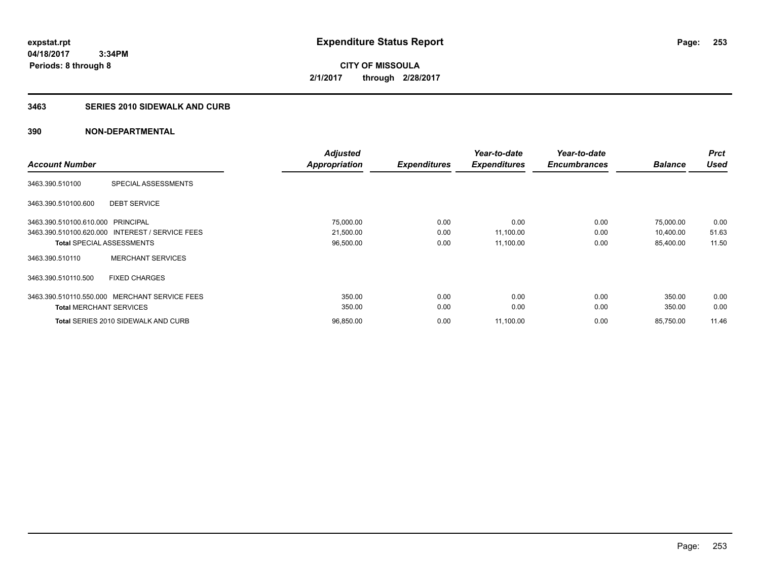**expstat.rpt**
**04/18/2017 3:34PM**
**Periods: 8 through 8**

# Expenditure Status Report

**CITY OF MISSOULA**
**2/1/2017 through 2/28/2017**

## 3463 SERIES 2010 SIDEWALK AND CURB

### 390 NON-DEPARTMENTAL

| Account Number | | Adjusted Appropriation | Expenditures | Year-to-date Expenditures | Year-to-date Encumbrances | Balance | Prct Used |
|---|---|---|---|---|---|---|---|
| 3463.390.510100 | SPECIAL ASSESSMENTS | | | | | | |
| 3463.390.510100.600 | DEBT SERVICE | | | | | | |
| 3463.390.510100.610.000 | PRINCIPAL | 75,000.00 | 0.00 | 0.00 | 0.00 | 75,000.00 | 0.00 |
| 3463.390.510100.620.000 | INTEREST / SERVICE FEES | 21,500.00 | 0.00 | 11,100.00 | 0.00 | 10,400.00 | 51.63 |
| **Total** SPECIAL ASSESSMENTS | | 96,500.00 | 0.00 | 11,100.00 | 0.00 | 85,400.00 | 11.50 |
| 3463.390.510110 | MERCHANT SERVICES | | | | | | |
| 3463.390.510110.500 | FIXED CHARGES | | | | | | |
| 3463.390.510110.550.000 | MERCHANT SERVICE FEES | 350.00 | 0.00 | 0.00 | 0.00 | 350.00 | 0.00 |
| **Total** MERCHANT SERVICES | | 350.00 | 0.00 | 0.00 | 0.00 | 350.00 | 0.00 |
| **Total** SERIES 2010 SIDEWALK AND CURB | | 96,850.00 | 0.00 | 11,100.00 | 0.00 | 85,750.00 | 11.46 |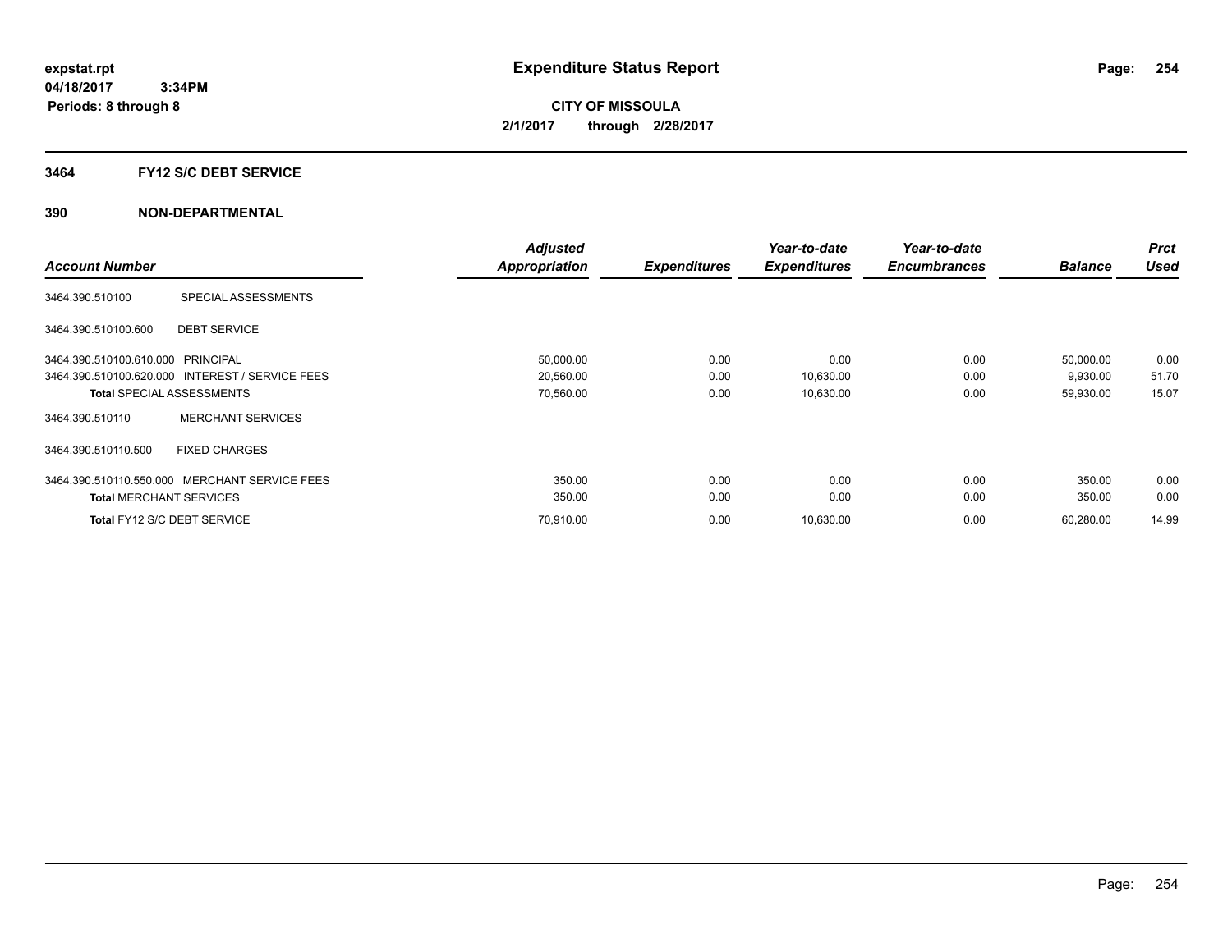expstat.rpt
04/18/2017 3:34PM
Periods: 8 through 8

# Expenditure Status Report

CITY OF MISSOULA
2/1/2017 through 2/28/2017

## 3464 FY12 S/C DEBT SERVICE

### 390 NON-DEPARTMENTAL

| Account Number | | Adjusted Appropriation | Expenditures | Year-to-date Expenditures | Year-to-date Encumbrances | Balance | Prct Used |
|---|---|---|---|---|---|---|---|
| 3464.390.510100 | SPECIAL ASSESSMENTS | | | | | | |
| 3464.390.510100.600 | DEBT SERVICE | | | | | | |
| 3464.390.510100.610.000 | PRINCIPAL | 50,000.00 | 0.00 | 0.00 | 0.00 | 50,000.00 | 0.00 |
| 3464.390.510100.620.000 | INTEREST / SERVICE FEES | 20,560.00 | 0.00 | 10,630.00 | 0.00 | 9,930.00 | 51.70 |
| **Total** SPECIAL ASSESSMENTS | | 70,560.00 | 0.00 | 10,630.00 | 0.00 | 59,930.00 | 15.07 |
| 3464.390.510110 | MERCHANT SERVICES | | | | | | |
| 3464.390.510110.500 | FIXED CHARGES | | | | | | |
| 3464.390.510110.550.000 | MERCHANT SERVICE FEES | 350.00 | 0.00 | 0.00 | 0.00 | 350.00 | 0.00 |
| **Total** MERCHANT SERVICES | | 350.00 | 0.00 | 0.00 | 0.00 | 350.00 | 0.00 |
| **Total** FY12 S/C DEBT SERVICE | | 70,910.00 | 0.00 | 10,630.00 | 0.00 | 60,280.00 | 14.99 |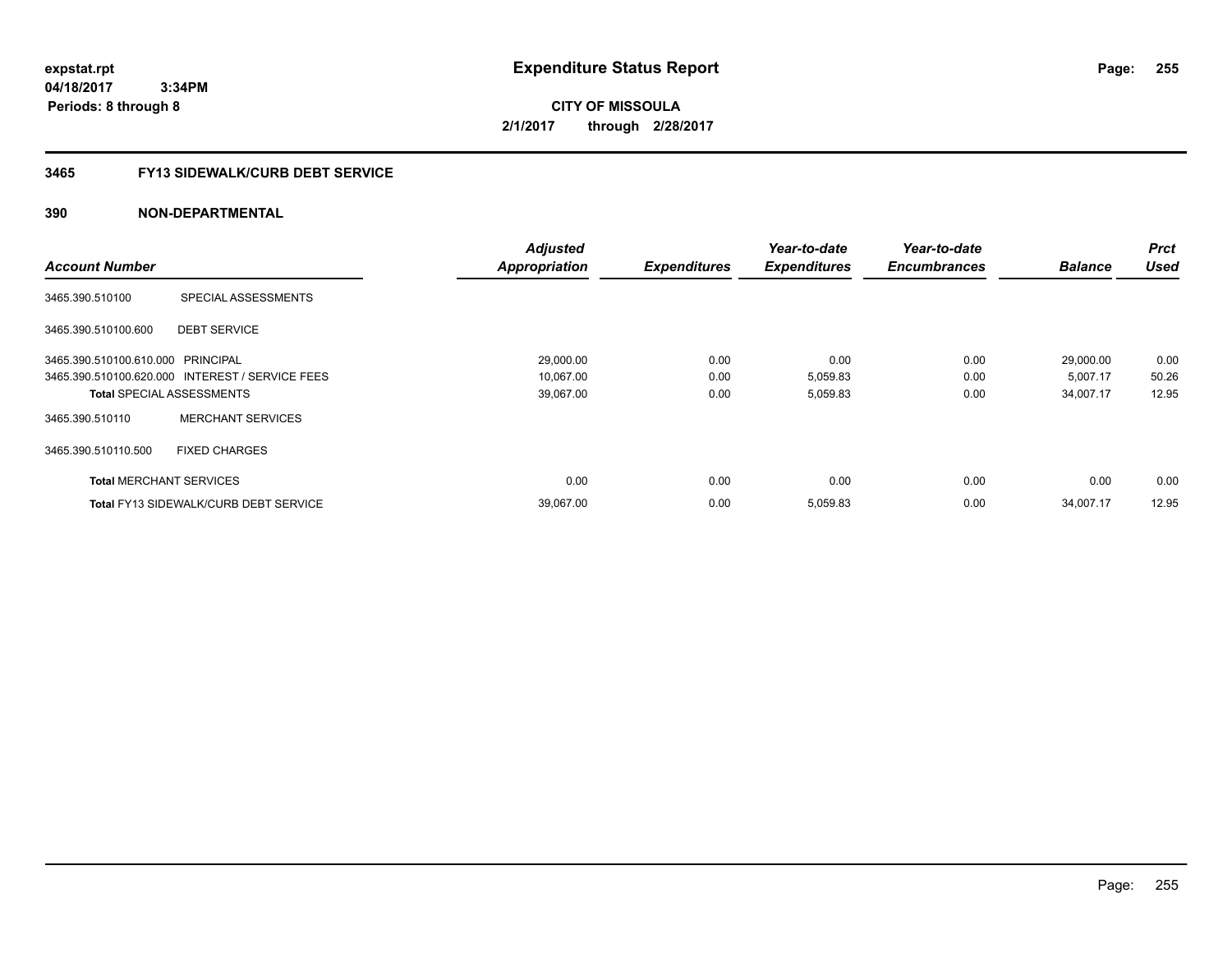**expstat.rpt**
**04/18/2017 3:34PM**
**Periods: 8 through 8**

# Expenditure Status Report

**CITY OF MISSOULA**
**2/1/2017 through 2/28/2017**

## 3465 FY13 SIDEWALK/CURB DEBT SERVICE

### 390 NON-DEPARTMENTAL

| Account Number | | Adjusted Appropriation | Expenditures | Year-to-date Expenditures | Year-to-date Encumbrances | Balance | Prct Used |
|---|---|---|---|---|---|---|---|
| 3465.390.510100 | SPECIAL ASSESSMENTS | | | | | | |
| 3465.390.510100.600 | DEBT SERVICE | | | | | | |
| 3465.390.510100.610.000 | PRINCIPAL | 29,000.00 | 0.00 | 0.00 | 0.00 | 29,000.00 | 0.00 |
| 3465.390.510100.620.000 | INTEREST / SERVICE FEES | 10,067.00 | 0.00 | 5,059.83 | 0.00 | 5,007.17 | 50.26 |
| **Total** SPECIAL ASSESSMENTS | | 39,067.00 | 0.00 | 5,059.83 | 0.00 | 34,007.17 | 12.95 |
| 3465.390.510110 | MERCHANT SERVICES | | | | | | |
| 3465.390.510110.500 | FIXED CHARGES | | | | | | |
| **Total** MERCHANT SERVICES | | 0.00 | 0.00 | 0.00 | 0.00 | 0.00 | 0.00 |
| **Total** FY13 SIDEWALK/CURB DEBT SERVICE | | 39,067.00 | 0.00 | 5,059.83 | 0.00 | 34,007.17 | 12.95 |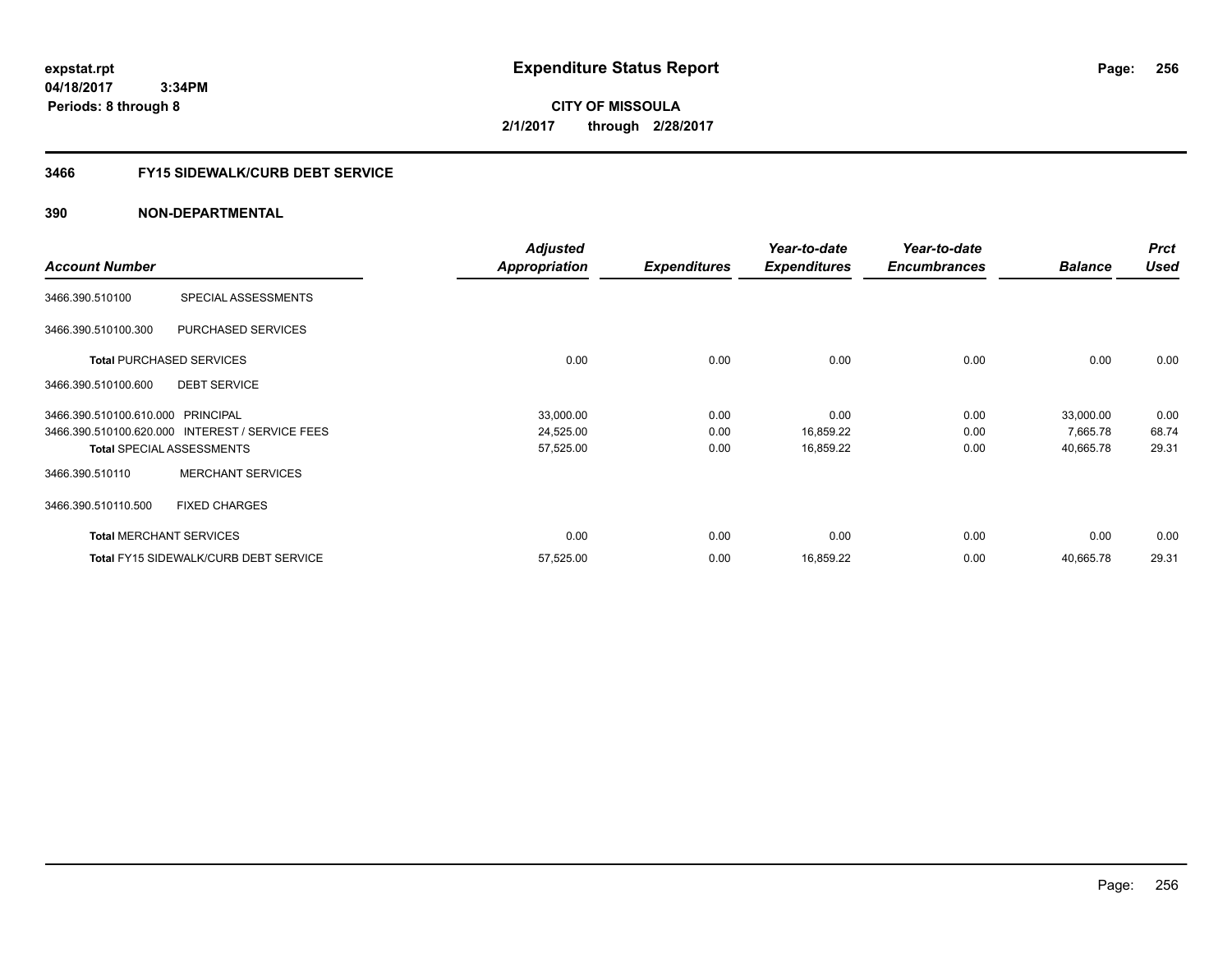# Expenditure Status Report

expstat.rpt
04/18/2017 3:34PM
Periods: 8 through 8

**CITY OF MISSOULA**
**2/1/2017 through 2/28/2017**

## 3466 FY15 SIDEWALK/CURB DEBT SERVICE

### 390 NON-DEPARTMENTAL

| Account Number | | Adjusted Appropriation | Expenditures | Year-to-date Expenditures | Year-to-date Encumbrances | Balance | Prct Used |
|---|---|---|---|---|---|---|---|
| 3466.390.510100 | SPECIAL ASSESSMENTS | | | | | | |
| 3466.390.510100.300 | PURCHASED SERVICES | | | | | | |
| **Total** PURCHASED SERVICES | | 0.00 | 0.00 | 0.00 | 0.00 | 0.00 | 0.00 |
| 3466.390.510100.600 | DEBT SERVICE | | | | | | |
| 3466.390.510100.610.000 | PRINCIPAL | 33,000.00 | 0.00 | 0.00 | 0.00 | 33,000.00 | 0.00 |
| 3466.390.510100.620.000 | INTEREST / SERVICE FEES | 24,525.00 | 0.00 | 16,859.22 | 0.00 | 7,665.78 | 68.74 |
| **Total** SPECIAL ASSESSMENTS | | 57,525.00 | 0.00 | 16,859.22 | 0.00 | 40,665.78 | 29.31 |
| 3466.390.510110 | MERCHANT SERVICES | | | | | | |
| 3466.390.510110.500 | FIXED CHARGES | | | | | | |
| **Total** MERCHANT SERVICES | | 0.00 | 0.00 | 0.00 | 0.00 | 0.00 | 0.00 |
| **Total** FY15 SIDEWALK/CURB DEBT SERVICE | | 57,525.00 | 0.00 | 16,859.22 | 0.00 | 40,665.78 | 29.31 |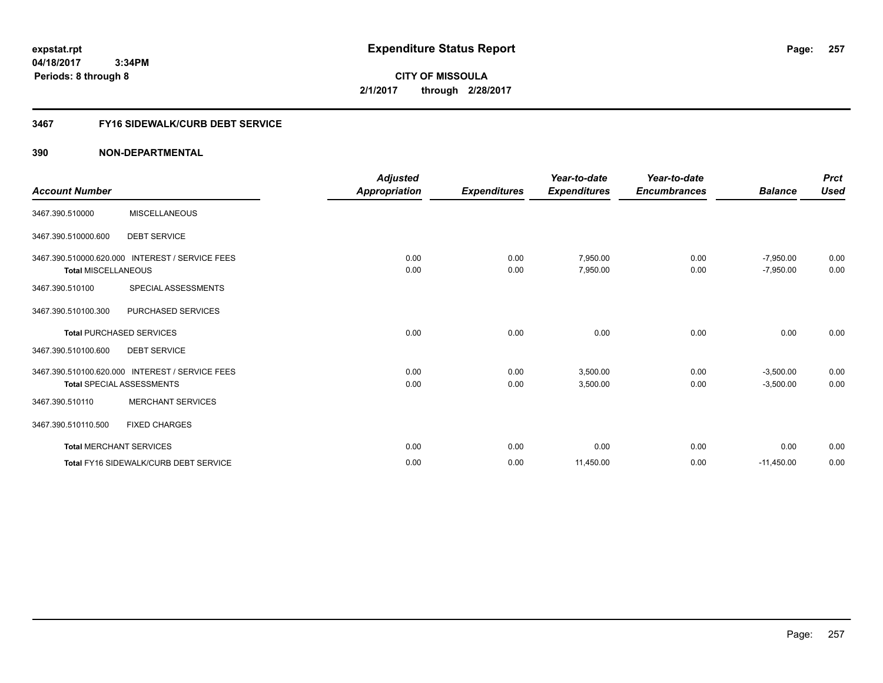expstat.rpt
04/18/2017 3:34PM
Periods: 8 through 8

# Expenditure Status Report

CITY OF MISSOULA
2/1/2017 through 2/28/2017

## 3467 FY16 SIDEWALK/CURB DEBT SERVICE

## 390 NON-DEPARTMENTAL

| Account Number | | Adjusted Appropriation | Expenditures | Year-to-date Expenditures | Year-to-date Encumbrances | Balance | Prct Used |
|---|---|---|---|---|---|---|---|
| 3467.390.510000 | MISCELLANEOUS | | | | | | |
| 3467.390.510000.600 | DEBT SERVICE | | | | | | |
| 3467.390.510000.620.000 | INTEREST / SERVICE FEES | 0.00 | 0.00 | 7,950.00 | 0.00 | -7,950.00 | 0.00 |
| **Total** MISCELLANEOUS | | 0.00 | 0.00 | 7,950.00 | 0.00 | -7,950.00 | 0.00 |
| 3467.390.510100 | SPECIAL ASSESSMENTS | | | | | | |
| 3467.390.510100.300 | PURCHASED SERVICES | | | | | | |
| **Total** PURCHASED SERVICES | | 0.00 | 0.00 | 0.00 | 0.00 | 0.00 | 0.00 |
| 3467.390.510100.600 | DEBT SERVICE | | | | | | |
| 3467.390.510100.620.000 | INTEREST / SERVICE FEES | 0.00 | 0.00 | 3,500.00 | 0.00 | -3,500.00 | 0.00 |
| **Total** SPECIAL ASSESSMENTS | | 0.00 | 0.00 | 3,500.00 | 0.00 | -3,500.00 | 0.00 |
| 3467.390.510110 | MERCHANT SERVICES | | | | | | |
| 3467.390.510110.500 | FIXED CHARGES | | | | | | |
| **Total** MERCHANT SERVICES | | 0.00 | 0.00 | 0.00 | 0.00 | 0.00 | 0.00 |
| **Total** FY16 SIDEWALK/CURB DEBT SERVICE | | 0.00 | 0.00 | 11,450.00 | 0.00 | -11,450.00 | 0.00 |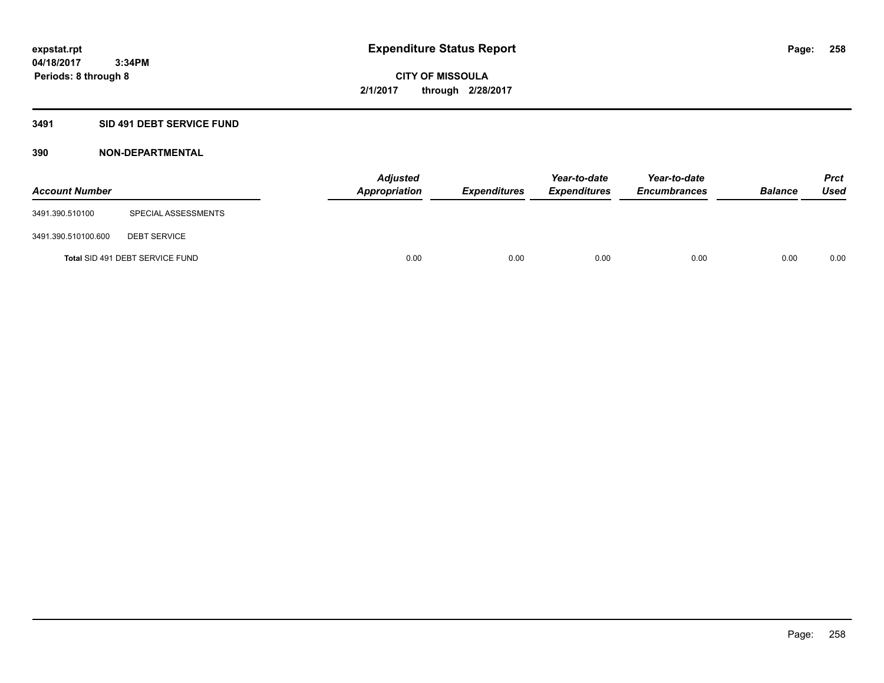# Expenditure Status Report

expstat.rpt
04/18/2017 3:34PM
Periods: 8 through 8

**CITY OF MISSOULA**
**2/1/2017 through 2/28/2017**

## 3491 SID 491 DEBT SERVICE FUND

### 390 NON-DEPARTMENTAL

| Account Number | | Adjusted Appropriation | Expenditures | Year-to-date Expenditures | Year-to-date Encumbrances | Balance | Prct Used |
|---|---|---|---|---|---|---|---|
| 3491.390.510100 | SPECIAL ASSESSMENTS | | | | | | |
| 3491.390.510100.600 | DEBT SERVICE | | | | | | |
| Total SID 491 DEBT SERVICE FUND | | 0.00 | 0.00 | 0.00 | 0.00 | 0.00 | 0.00 |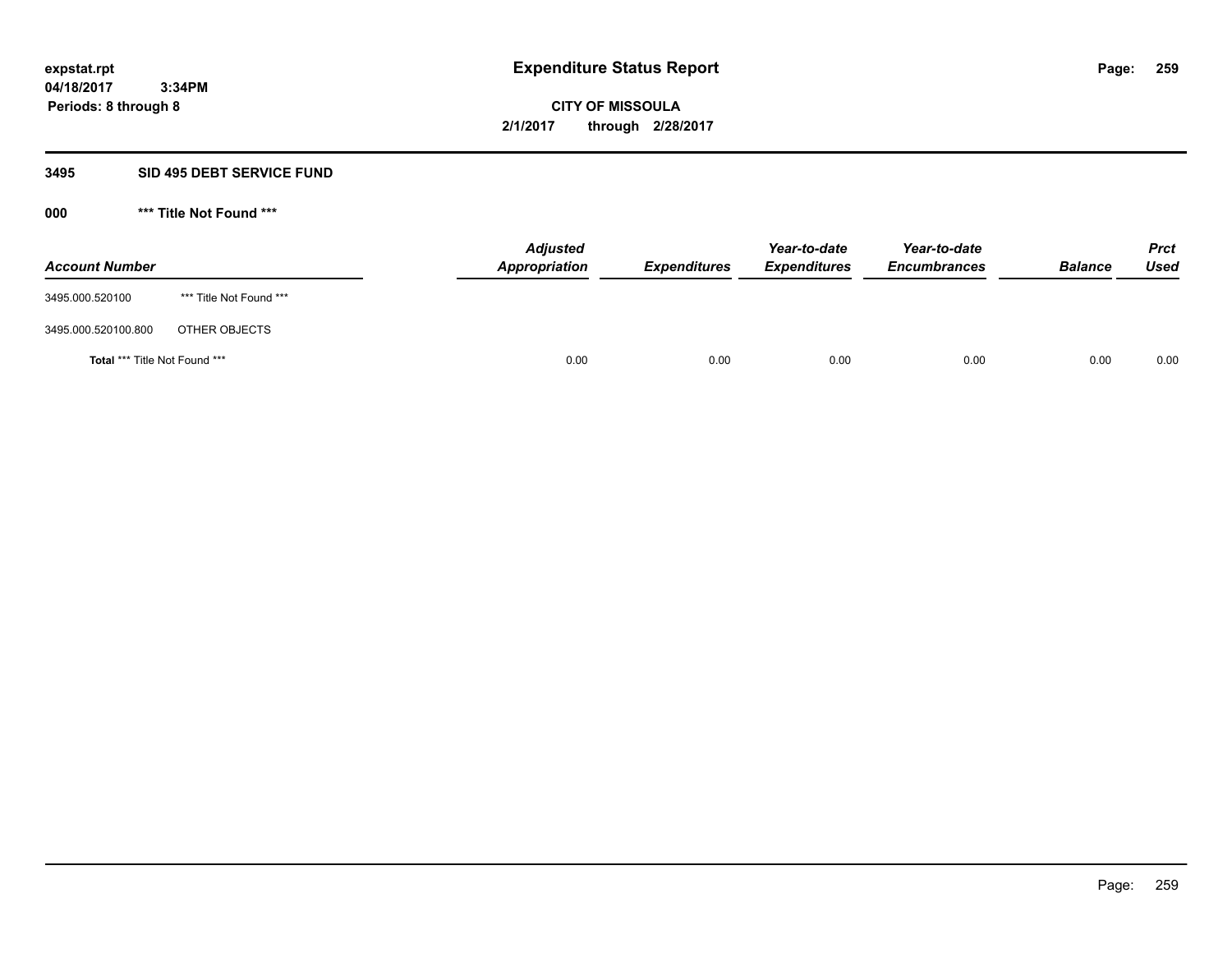**expstat.rpt**
**04/18/2017 3:34PM**
**Periods: 8 through 8**

# Expenditure Status Report

**CITY OF MISSOULA**
**2/1/2017 through 2/28/2017**

## 3495 SID 495 DEBT SERVICE FUND

### 000 *** Title Not Found ***

| Account Number | | Adjusted Appropriation | Expenditures | Year-to-date Expenditures | Year-to-date Encumbrances | Balance | Prct Used |
|---|---|---|---|---|---|---|---|
| 3495.000.520100 | *** Title Not Found *** | | | | | | |
| 3495.000.520100.800 | OTHER OBJECTS | | | | | | |
| **Total** *** Title Not Found *** | | 0.00 | 0.00 | 0.00 | 0.00 | 0.00 | 0.00 |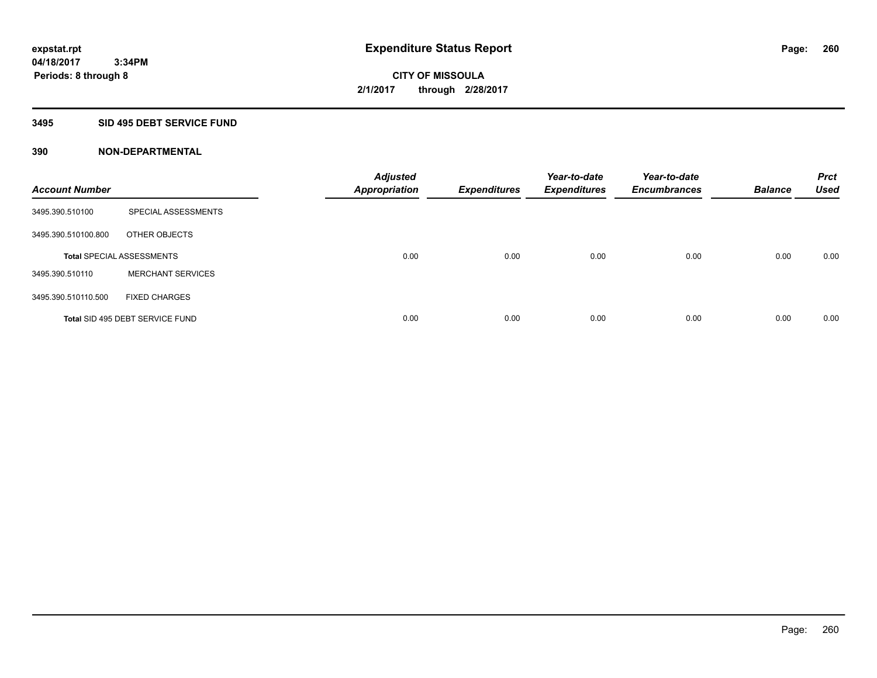**expstat.rpt**
**04/18/2017 3:34PM**
**Periods: 8 through 8**

# Expenditure Status Report

**CITY OF MISSOULA**
**2/1/2017 through 2/28/2017**

## 3495 SID 495 DEBT SERVICE FUND

## 390 NON-DEPARTMENTAL

| Account Number | | Adjusted Appropriation | Expenditures | Year-to-date Expenditures | Year-to-date Encumbrances | Balance | Prct Used |
|---|---|---|---|---|---|---|---|
| 3495.390.510100 | SPECIAL ASSESSMENTS | | | | | | |
| 3495.390.510100.800 | OTHER OBJECTS | | | | | | |
| **Total** SPECIAL ASSESSMENTS | | 0.00 | 0.00 | 0.00 | 0.00 | 0.00 | 0.00 |
| 3495.390.510110 | MERCHANT SERVICES | | | | | | |
| 3495.390.510110.500 | FIXED CHARGES | | | | | | |
| **Total** SID 495 DEBT SERVICE FUND | | 0.00 | 0.00 | 0.00 | 0.00 | 0.00 | 0.00 |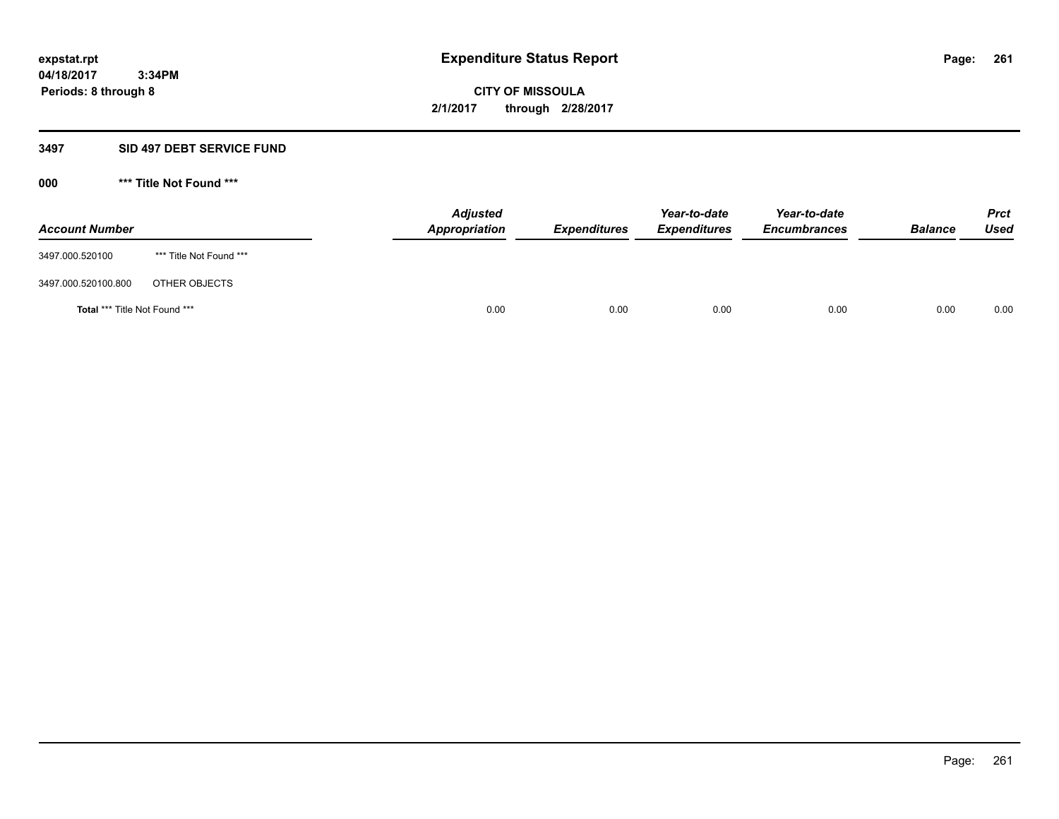**expstat.rpt**
**04/18/2017 3:34PM**
**Periods: 8 through 8**

# Expenditure Status Report

**CITY OF MISSOULA**
**2/1/2017 through 2/28/2017**

## 3497 SID 497 DEBT SERVICE FUND

### 000 *** Title Not Found ***

| Account Number | | Adjusted Appropriation | Expenditures | Year-to-date Expenditures | Year-to-date Encumbrances | Balance | Prct Used |
|---|---|---|---|---|---|---|---|
| 3497.000.520100 | *** Title Not Found *** | | | | | | |
| 3497.000.520100.800 | OTHER OBJECTS | | | | | | |
| **Total** *** Title Not Found *** | | 0.00 | 0.00 | 0.00 | 0.00 | 0.00 | 0.00 |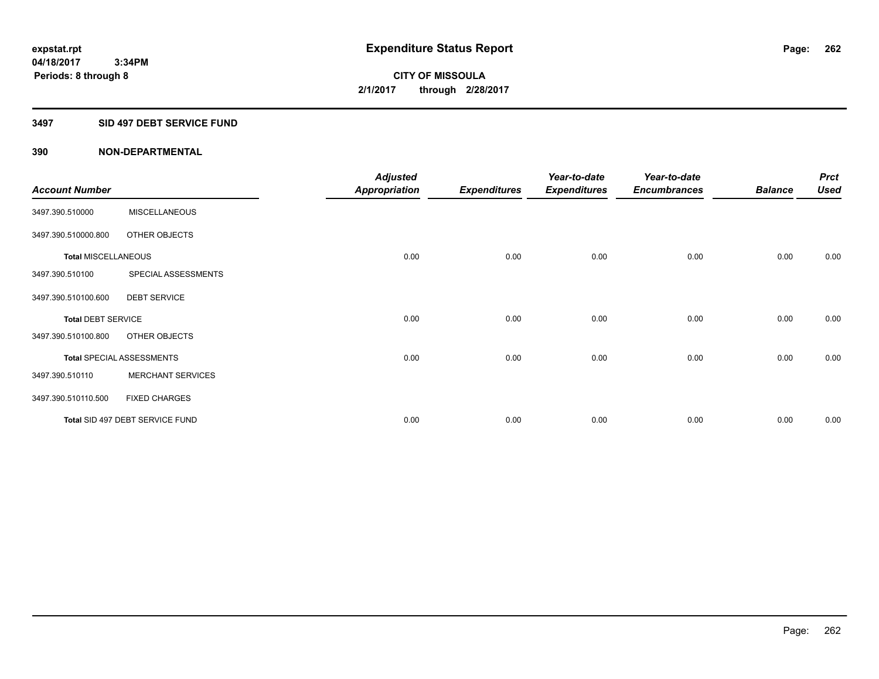**expstat.rpt**
**04/18/2017 3:34PM**
**Periods: 8 through 8**

# Expenditure Status Report

**CITY OF MISSOULA**
**2/1/2017 through 2/28/2017**

## 3497 SID 497 DEBT SERVICE FUND

## 390 NON-DEPARTMENTAL

| Account Number | | Adjusted Appropriation | Expenditures | Year-to-date Expenditures | Year-to-date Encumbrances | Balance | Prct Used |
|---|---|---|---|---|---|---|---|
| 3497.390.510000 | MISCELLANEOUS | | | | | | |
| 3497.390.510000.800 | OTHER OBJECTS | | | | | | |
| **Total** MISCELLANEOUS | | 0.00 | 0.00 | 0.00 | 0.00 | 0.00 | 0.00 |
| 3497.390.510100 | SPECIAL ASSESSMENTS | | | | | | |
| 3497.390.510100.600 | DEBT SERVICE | | | | | | |
| **Total** DEBT SERVICE | | 0.00 | 0.00 | 0.00 | 0.00 | 0.00 | 0.00 |
| 3497.390.510100.800 | OTHER OBJECTS | | | | | | |
| **Total** SPECIAL ASSESSMENTS | | 0.00 | 0.00 | 0.00 | 0.00 | 0.00 | 0.00 |
| 3497.390.510110 | MERCHANT SERVICES | | | | | | |
| 3497.390.510110.500 | FIXED CHARGES | | | | | | |
| **Total** SID 497 DEBT SERVICE FUND | | 0.00 | 0.00 | 0.00 | 0.00 | 0.00 | 0.00 |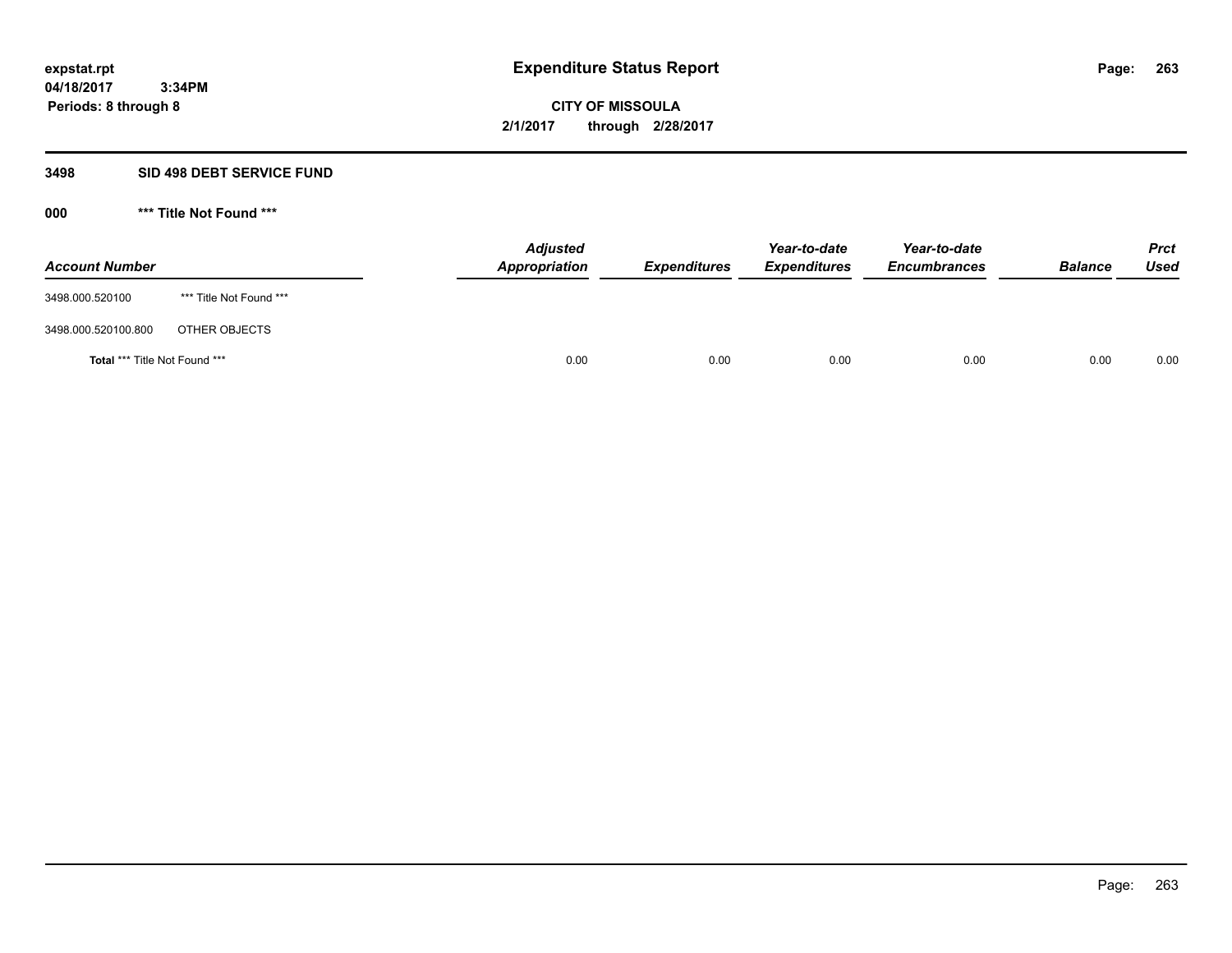expstat.rpt
04/18/2017 3:34PM
Periods: 8 through 8

# Expenditure Status Report

**CITY OF MISSOULA**
**2/1/2017 through 2/28/2017**

## 3498 SID 498 DEBT SERVICE FUND

### 000 *** Title Not Found ***

| Account Number | | Adjusted Appropriation | Expenditures | Year-to-date Expenditures | Year-to-date Encumbrances | Balance | Prct Used |
|---|---|---|---|---|---|---|---|
| 3498.000.520100 | *** Title Not Found *** | | | | | | |
| 3498.000.520100.800 | OTHER OBJECTS | | | | | | |
| **Total** *** Title Not Found *** | | 0.00 | 0.00 | 0.00 | 0.00 | 0.00 | 0.00 |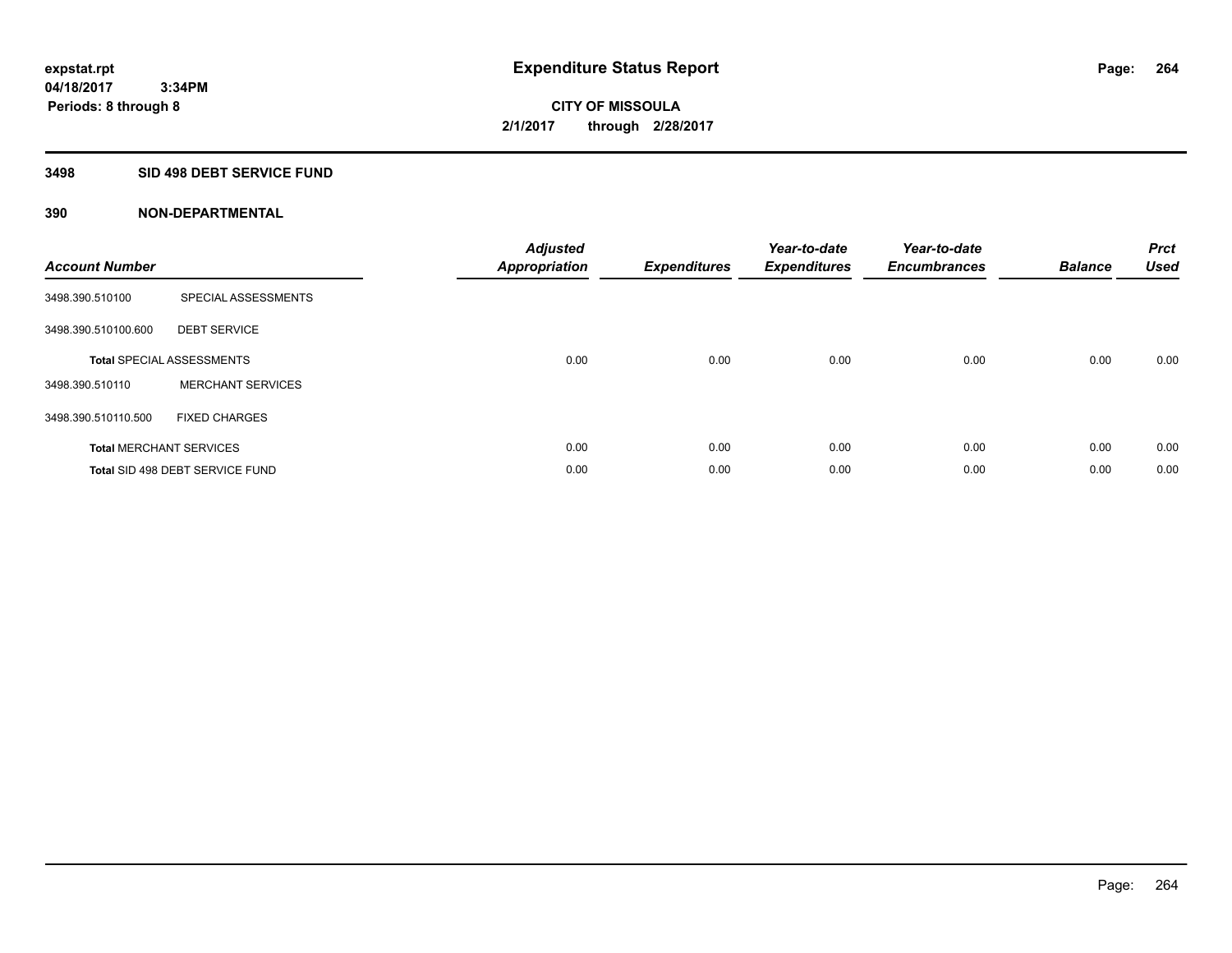**expstat.rpt**
**04/18/2017 3:34PM**
**Periods: 8 through 8**

# Expenditure Status Report

**CITY OF MISSOULA**
**2/1/2017 through 2/28/2017**

## 3498 SID 498 DEBT SERVICE FUND

### 390 NON-DEPARTMENTAL

| Account Number | | Adjusted Appropriation | Expenditures | Year-to-date Expenditures | Year-to-date Encumbrances | Balance | Prct Used |
|---|---|---|---|---|---|---|---|
| 3498.390.510100 | SPECIAL ASSESSMENTS | | | | | | |
| 3498.390.510100.600 | DEBT SERVICE | | | | | | |
| **Total** SPECIAL ASSESSMENTS | | 0.00 | 0.00 | 0.00 | 0.00 | 0.00 | 0.00 |
| 3498.390.510110 | MERCHANT SERVICES | | | | | | |
| 3498.390.510110.500 | FIXED CHARGES | | | | | | |
| **Total** MERCHANT SERVICES | | 0.00 | 0.00 | 0.00 | 0.00 | 0.00 | 0.00 |
| **Total** SID 498 DEBT SERVICE FUND | | 0.00 | 0.00 | 0.00 | 0.00 | 0.00 | 0.00 |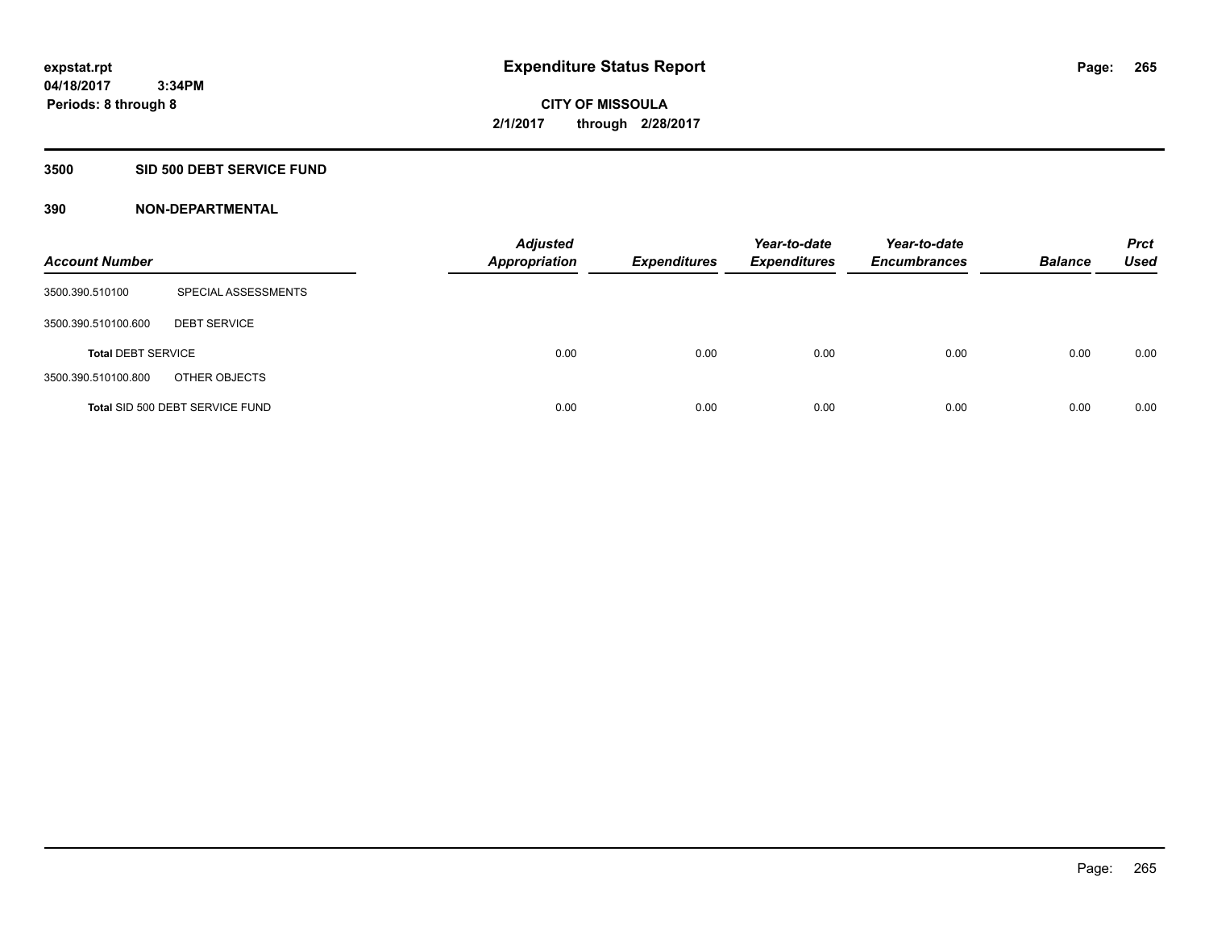expstat.rpt
04/18/2017 3:34PM
Periods: 8 through 8

# Expenditure Status Report

CITY OF MISSOULA
2/1/2017 through 2/28/2017

## 3500 SID 500 DEBT SERVICE FUND

### 390 NON-DEPARTMENTAL

| Account Number | | Adjusted Appropriation | Expenditures | Year-to-date Expenditures | Year-to-date Encumbrances | Balance | Prct Used |
|---|---|---|---|---|---|---|---|
| 3500.390.510100 | SPECIAL ASSESSMENTS | | | | | | |
| 3500.390.510100.600 | DEBT SERVICE | | | | | | |
| **Total** DEBT SERVICE | | 0.00 | 0.00 | 0.00 | 0.00 | 0.00 | 0.00 |
| 3500.390.510100.800 | OTHER OBJECTS | | | | | | |
| **Total** SID 500 DEBT SERVICE FUND | | 0.00 | 0.00 | 0.00 | 0.00 | 0.00 | 0.00 |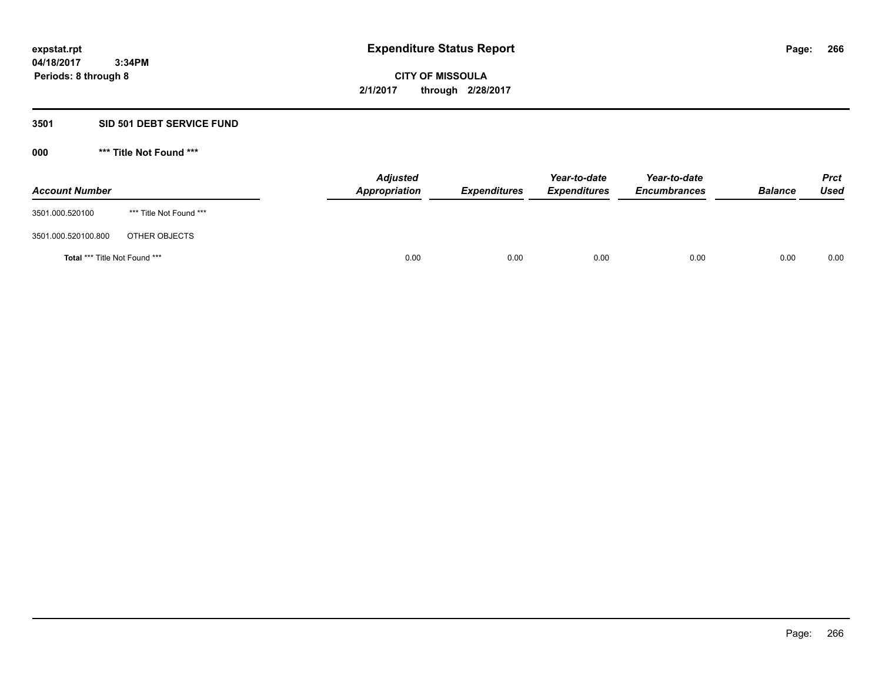# Expenditure Status Report

expstat.rpt
04/18/2017 3:34PM
Periods: 8 through 8

**CITY OF MISSOULA**
**2/1/2017 through 2/28/2017**

## 3501 SID 501 DEBT SERVICE FUND

### 000 *** Title Not Found ***

| Account Number | | Adjusted Appropriation | Expenditures | Year-to-date Expenditures | Year-to-date Encumbrances | Balance | Prct Used |
|---|---|---|---|---|---|---|---|
| 3501.000.520100 | *** Title Not Found *** | | | | | | |
| 3501.000.520100.800 | OTHER OBJECTS | | | | | | |
| **Total** *** Title Not Found *** | | 0.00 | 0.00 | 0.00 | 0.00 | 0.00 | 0.00 |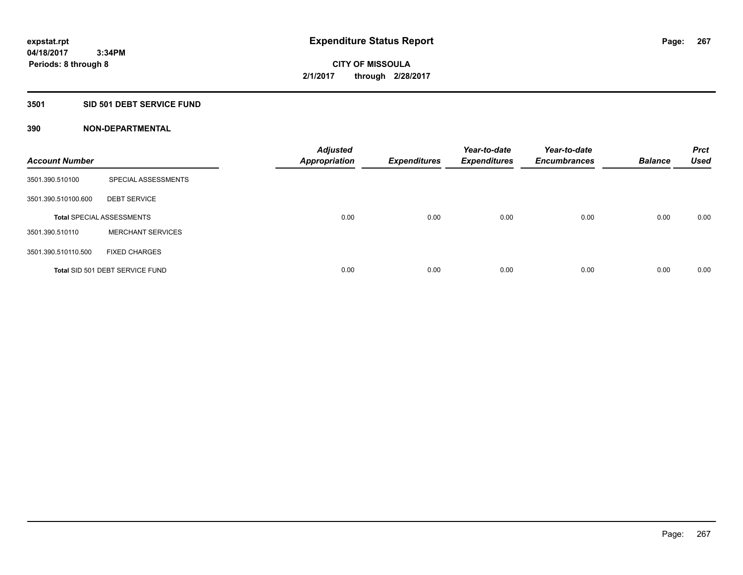**expstat.rpt**
**04/18/2017 3:34PM**
**Periods: 8 through 8**

# Expenditure Status Report

**CITY OF MISSOULA**
**2/1/2017 through 2/28/2017**

## 3501 SID 501 DEBT SERVICE FUND

## 390 NON-DEPARTMENTAL

| Account Number | | Adjusted Appropriation | Expenditures | Year-to-date Expenditures | Year-to-date Encumbrances | Balance | Prct Used |
|---|---|---|---|---|---|---|---|
| 3501.390.510100 | SPECIAL ASSESSMENTS | | | | | | |
| 3501.390.510100.600 | DEBT SERVICE | | | | | | |
| Total SPECIAL ASSESSMENTS | | 0.00 | 0.00 | 0.00 | 0.00 | 0.00 | 0.00 |
| 3501.390.510110 | MERCHANT SERVICES | | | | | | |
| 3501.390.510110.500 | FIXED CHARGES | | | | | | |
| Total SID 501 DEBT SERVICE FUND | | 0.00 | 0.00 | 0.00 | 0.00 | 0.00 | 0.00 |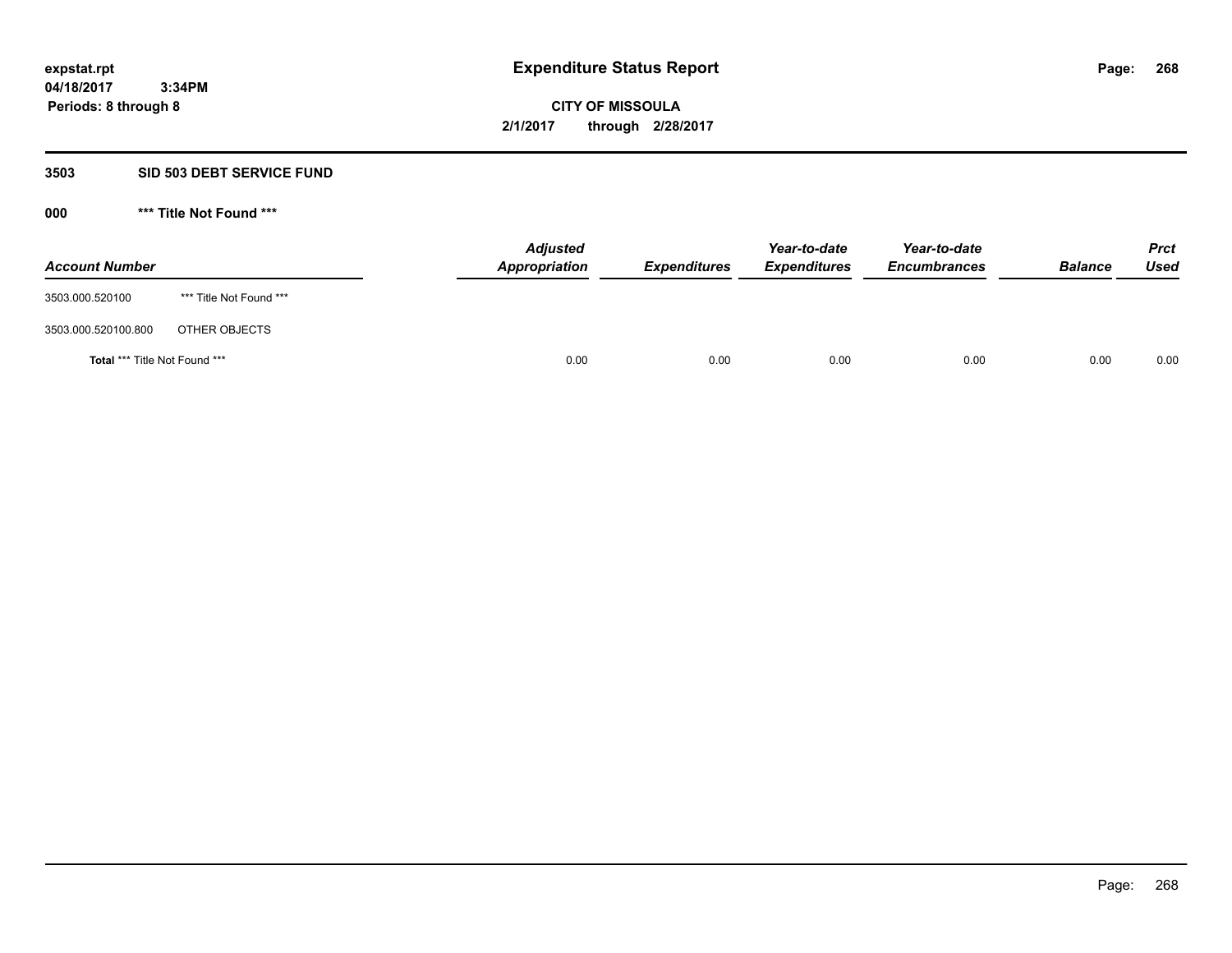# Expenditure Status Report

**CITY OF MISSOULA**

**2/1/2017 through 2/28/2017**

expstat.rpt
04/18/2017 3:34PM
Periods: 8 through 8

## 3503 SID 503 DEBT SERVICE FUND

### 000 *** Title Not Found ***

| Account Number | | Adjusted Appropriation | Expenditures | Year-to-date Expenditures | Year-to-date Encumbrances | Balance | Prct Used |
|---|---|---|---|---|---|---|---|
| 3503.000.520100 | *** Title Not Found *** | | | | | | |
| 3503.000.520100.800 | OTHER OBJECTS | | | | | | |
| **Total** *** Title Not Found *** | | 0.00 | 0.00 | 0.00 | 0.00 | 0.00 | 0.00 |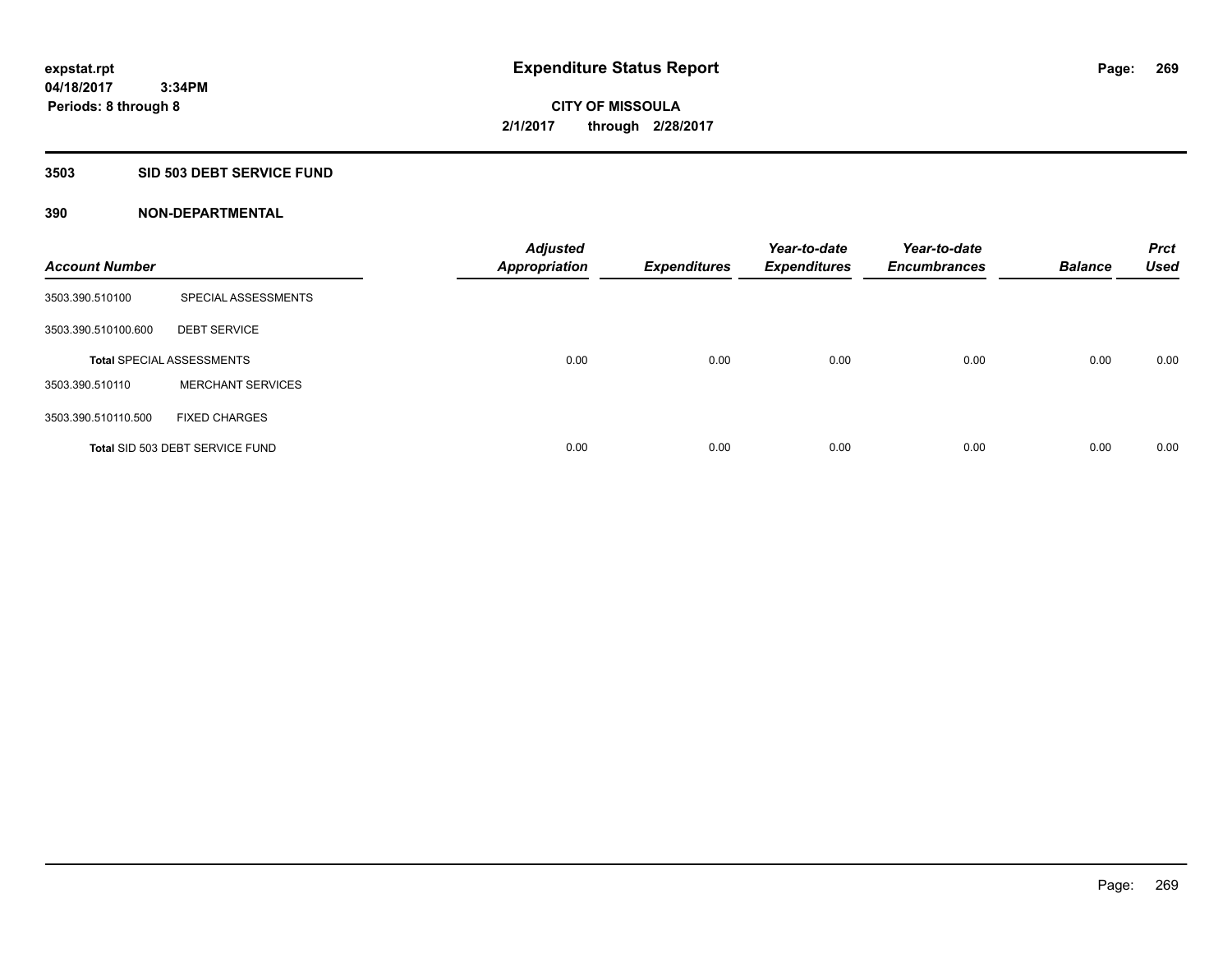**expstat.rpt**
**04/18/2017 3:34PM**
**Periods: 8 through 8**

# Expenditure Status Report

**CITY OF MISSOULA**
**2/1/2017 through 2/28/2017**

## 3503 SID 503 DEBT SERVICE FUND

### 390 NON-DEPARTMENTAL

| Account Number | | Adjusted Appropriation | Expenditures | Year-to-date Expenditures | Year-to-date Encumbrances | Balance | Prct Used |
|---|---|---|---|---|---|---|---|
| 3503.390.510100 | SPECIAL ASSESSMENTS | | | | | | |
| 3503.390.510100.600 | DEBT SERVICE | | | | | | |
| **Total** SPECIAL ASSESSMENTS | | 0.00 | 0.00 | 0.00 | 0.00 | 0.00 | 0.00 |
| 3503.390.510110 | MERCHANT SERVICES | | | | | | |
| 3503.390.510110.500 | FIXED CHARGES | | | | | | |
| **Total** SID 503 DEBT SERVICE FUND | | 0.00 | 0.00 | 0.00 | 0.00 | 0.00 | 0.00 |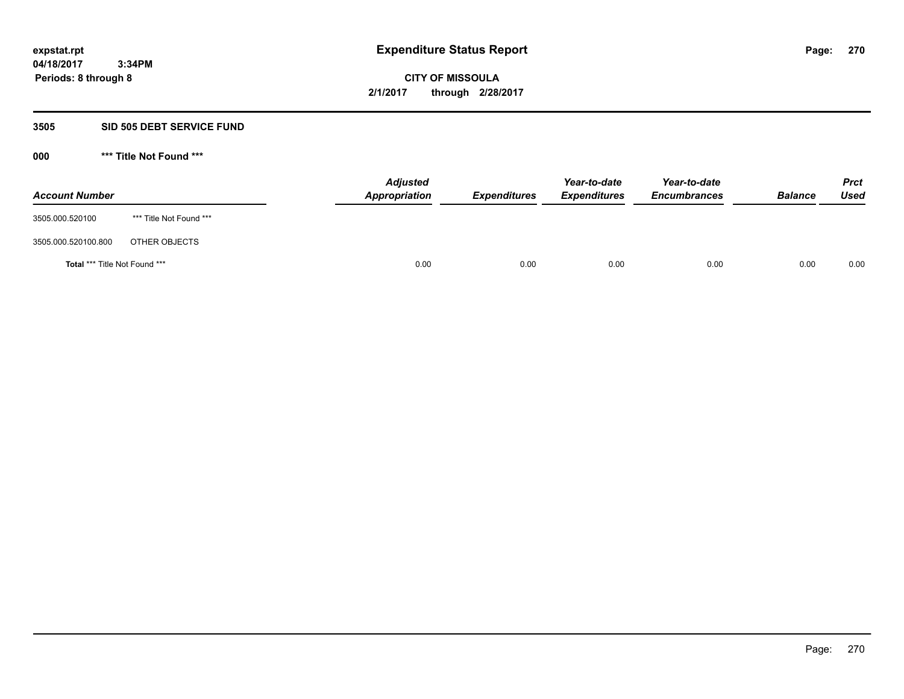# Expenditure Status Report

expstat.rpt
04/18/2017 3:34PM
Periods: 8 through 8

**CITY OF MISSOULA**
**2/1/2017 through 2/28/2017**

## 3505 SID 505 DEBT SERVICE FUND

### 000 *** Title Not Found ***

| Account Number | | Adjusted Appropriation | Expenditures | Year-to-date Expenditures | Year-to-date Encumbrances | Balance | Prct Used |
|---|---|---|---|---|---|---|---|
| 3505.000.520100 | *** Title Not Found *** | | | | | | |
| 3505.000.520100.800 | OTHER OBJECTS | | | | | | |
| **Total** *** Title Not Found *** | | 0.00 | 0.00 | 0.00 | 0.00 | 0.00 | 0.00 |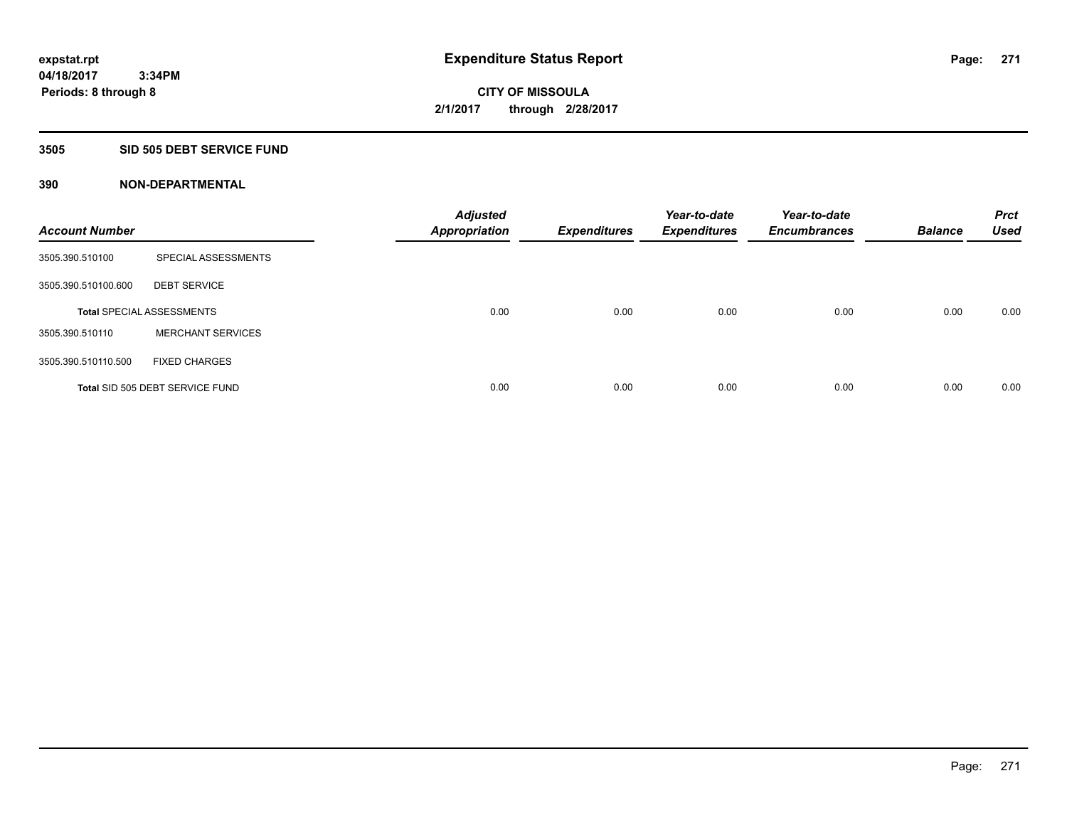expstat.rpt
04/18/2017 3:34PM
Periods: 8 through 8

# Expenditure Status Report

CITY OF MISSOULA
2/1/2017 through 2/28/2017

## 3505 SID 505 DEBT SERVICE FUND

## 390 NON-DEPARTMENTAL

| Account Number | | Adjusted Appropriation | Expenditures | Year-to-date Expenditures | Year-to-date Encumbrances | Balance | Prct Used |
|---|---|---|---|---|---|---|---|
| 3505.390.510100 | SPECIAL ASSESSMENTS | | | | | | |
| 3505.390.510100.600 | DEBT SERVICE | | | | | | |
| **Total** SPECIAL ASSESSMENTS | | 0.00 | 0.00 | 0.00 | 0.00 | 0.00 | 0.00 |
| 3505.390.510110 | MERCHANT SERVICES | | | | | | |
| 3505.390.510110.500 | FIXED CHARGES | | | | | | |
| **Total** SID 505 DEBT SERVICE FUND | | 0.00 | 0.00 | 0.00 | 0.00 | 0.00 | 0.00 |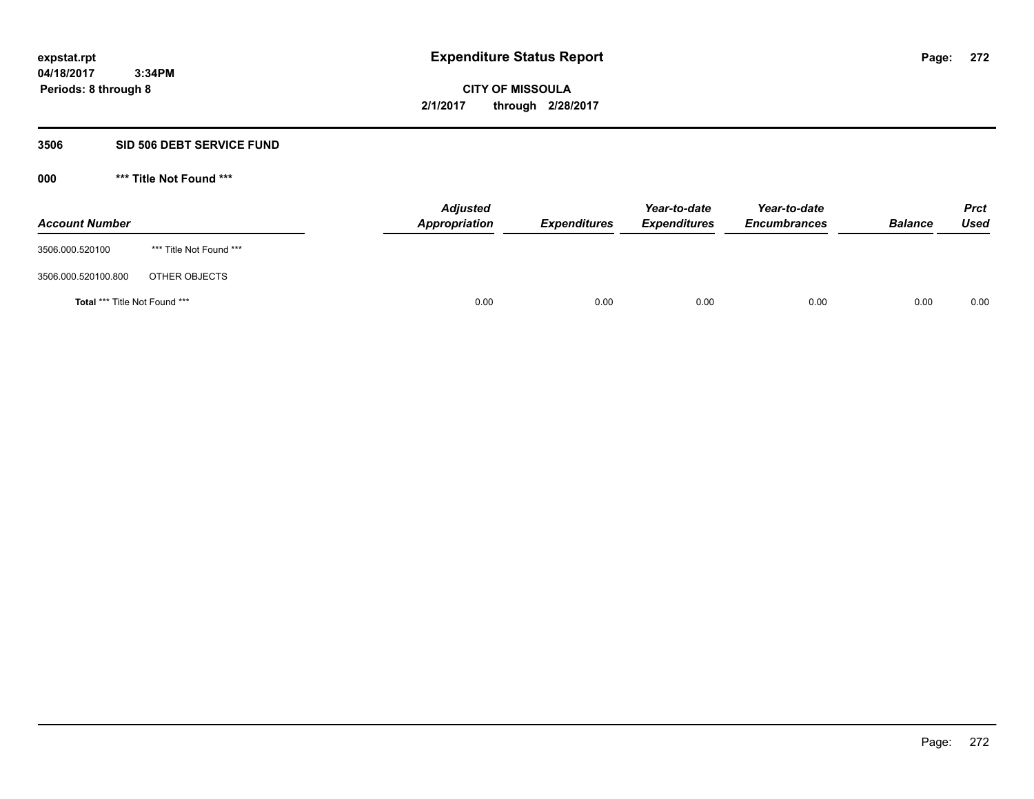expstat.rpt
04/18/2017 3:34PM
Periods: 8 through 8

# Expenditure Status Report

**CITY OF MISSOULA**
**2/1/2017 through 2/28/2017**

## 3506 SID 506 DEBT SERVICE FUND

### 000 *** Title Not Found ***

| Account Number | | Adjusted Appropriation | Expenditures | Year-to-date Expenditures | Year-to-date Encumbrances | Balance | Prct Used |
|---|---|---|---|---|---|---|---|
| 3506.000.520100 | *** Title Not Found *** | | | | | | |
| 3506.000.520100.800 | OTHER OBJECTS | | | | | | |
| **Total** *** Title Not Found *** | | 0.00 | 0.00 | 0.00 | 0.00 | 0.00 | 0.00 |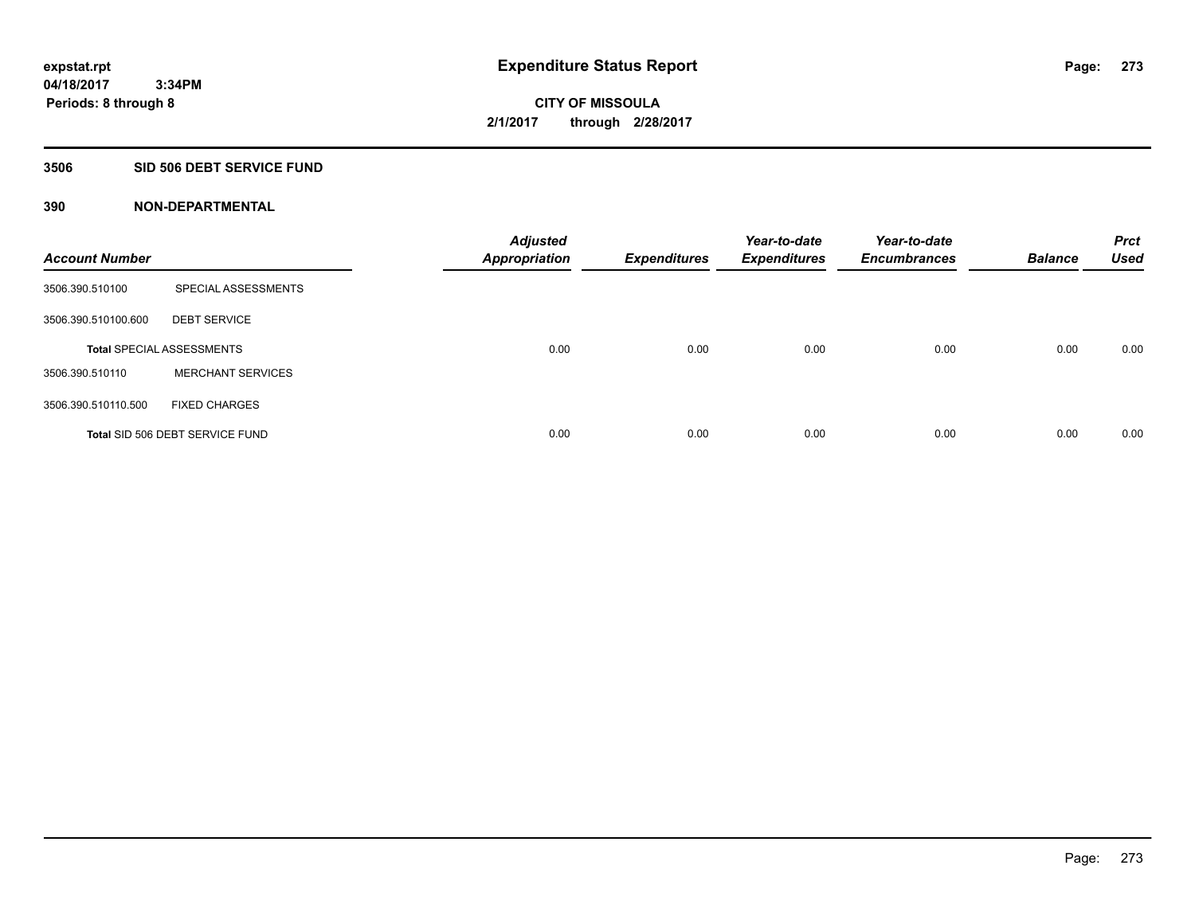expstat.rpt
04/18/2017 3:34PM
Periods: 8 through 8

# Expenditure Status Report

**CITY OF MISSOULA**
**2/1/2017 through 2/28/2017**

## 3506 SID 506 DEBT SERVICE FUND

### 390 NON-DEPARTMENTAL

| Account Number | | Adjusted Appropriation | Expenditures | Year-to-date Expenditures | Year-to-date Encumbrances | Balance | Prct Used |
|---|---|---|---|---|---|---|---|
| 3506.390.510100 | SPECIAL ASSESSMENTS | | | | | | |
| 3506.390.510100.600 | DEBT SERVICE | | | | | | |
| **Total** SPECIAL ASSESSMENTS | | 0.00 | 0.00 | 0.00 | 0.00 | 0.00 | 0.00 |
| 3506.390.510110 | MERCHANT SERVICES | | | | | | |
| 3506.390.510110.500 | FIXED CHARGES | | | | | | |
| **Total** SID 506 DEBT SERVICE FUND | | 0.00 | 0.00 | 0.00 | 0.00 | 0.00 | 0.00 |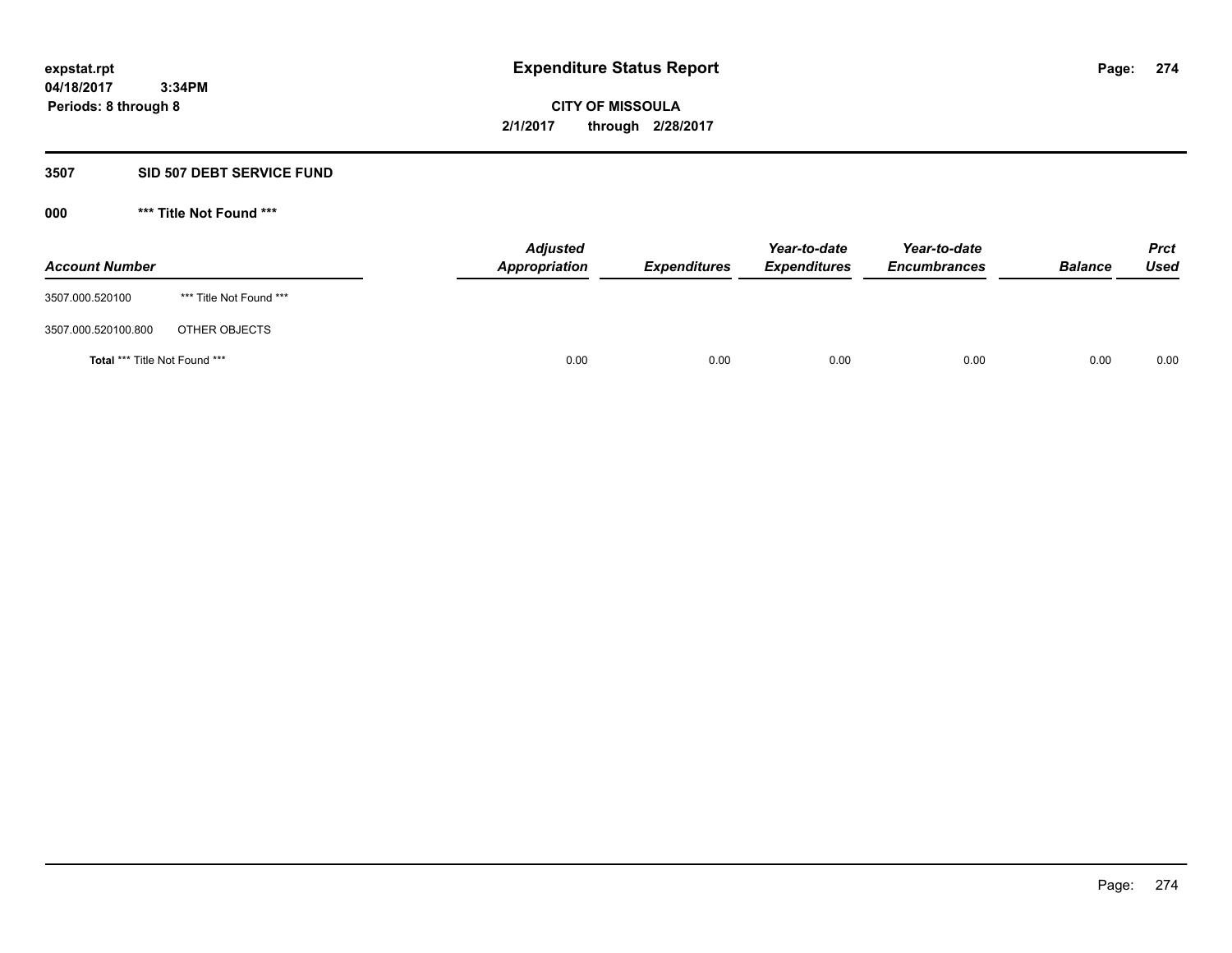# Expenditure Status Report

expstat.rpt
04/18/2017 3:34PM
Periods: 8 through 8

**CITY OF MISSOULA**
**2/1/2017 through 2/28/2017**

## 3507 SID 507 DEBT SERVICE FUND

### 000 *** Title Not Found ***

| Account Number | | Adjusted Appropriation | Expenditures | Year-to-date Expenditures | Year-to-date Encumbrances | Balance | Prct Used |
|---|---|---|---|---|---|---|---|
| 3507.000.520100 | *** Title Not Found *** | | | | | | |
| 3507.000.520100.800 | OTHER OBJECTS | | | | | | |
| **Total** *** Title Not Found *** | | 0.00 | 0.00 | 0.00 | 0.00 | 0.00 | 0.00 |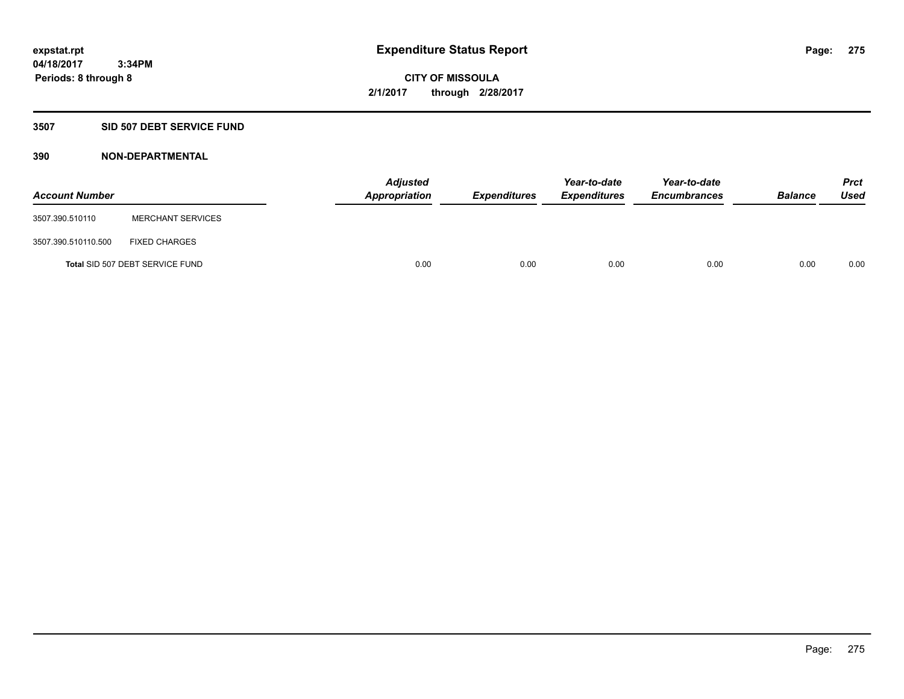**expstat.rpt**
**04/18/2017 3:34PM**
**Periods: 8 through 8**

# Expenditure Status Report

**CITY OF MISSOULA**
**2/1/2017 through 2/28/2017**

## 3507 SID 507 DEBT SERVICE FUND

### 390 NON-DEPARTMENTAL

| Account Number | | Adjusted Appropriation | Expenditures | Year-to-date Expenditures | Year-to-date Encumbrances | Balance | Prct Used |
|---|---|---|---|---|---|---|---|
| 3507.390.510110 | MERCHANT SERVICES | | | | | | |
| 3507.390.510110.500 | FIXED CHARGES | | | | | | |
| **Total** SID 507 DEBT SERVICE FUND | | 0.00 | 0.00 | 0.00 | 0.00 | 0.00 | 0.00 |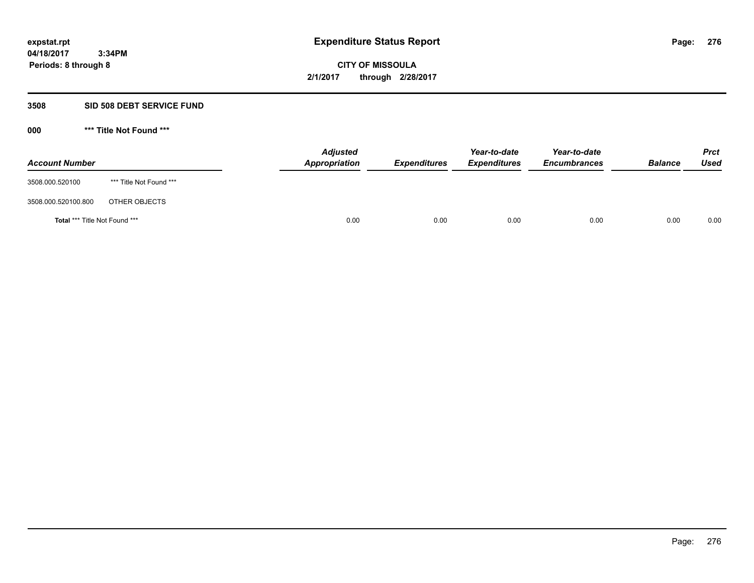# Expenditure Status Report

expstat.rpt
04/18/2017 3:34PM
Periods: 8 through 8

**CITY OF MISSOULA**
**2/1/2017 through 2/28/2017**

## 3508 SID 508 DEBT SERVICE FUND

### 000 *** Title Not Found ***

| Account Number | | Adjusted Appropriation | Expenditures | Year-to-date Expenditures | Year-to-date Encumbrances | Balance | Prct Used |
|---|---|---|---|---|---|---|---|
| 3508.000.520100 | *** Title Not Found *** | | | | | | |
| 3508.000.520100.800 | OTHER OBJECTS | | | | | | |
| **Total** *** Title Not Found *** | | 0.00 | 0.00 | 0.00 | 0.00 | 0.00 | 0.00 |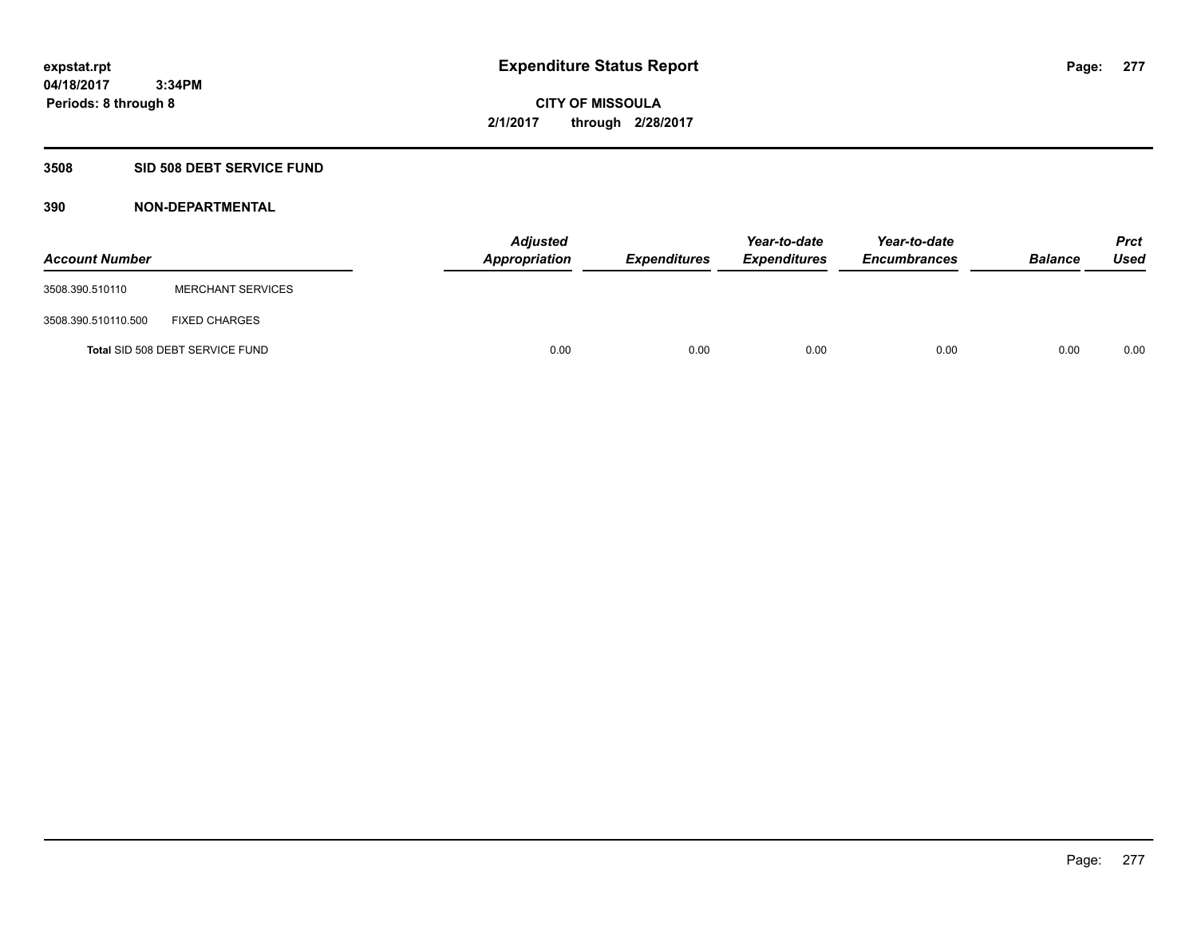# Expenditure Status Report

expstat.rpt
04/18/2017 3:34PM
Periods: 8 through 8

CITY OF MISSOULA
2/1/2017 through 2/28/2017

## 3508 SID 508 DEBT SERVICE FUND

### 390 NON-DEPARTMENTAL

| Account Number | | Adjusted Appropriation | Expenditures | Year-to-date Expenditures | Year-to-date Encumbrances | Balance | Prct Used |
|---|---|---|---|---|---|---|---|
| 3508.390.510110 | MERCHANT SERVICES | | | | | | |
| 3508.390.510110.500 | FIXED CHARGES | | | | | | |
| **Total** SID 508 DEBT SERVICE FUND | | 0.00 | 0.00 | 0.00 | 0.00 | 0.00 | 0.00 |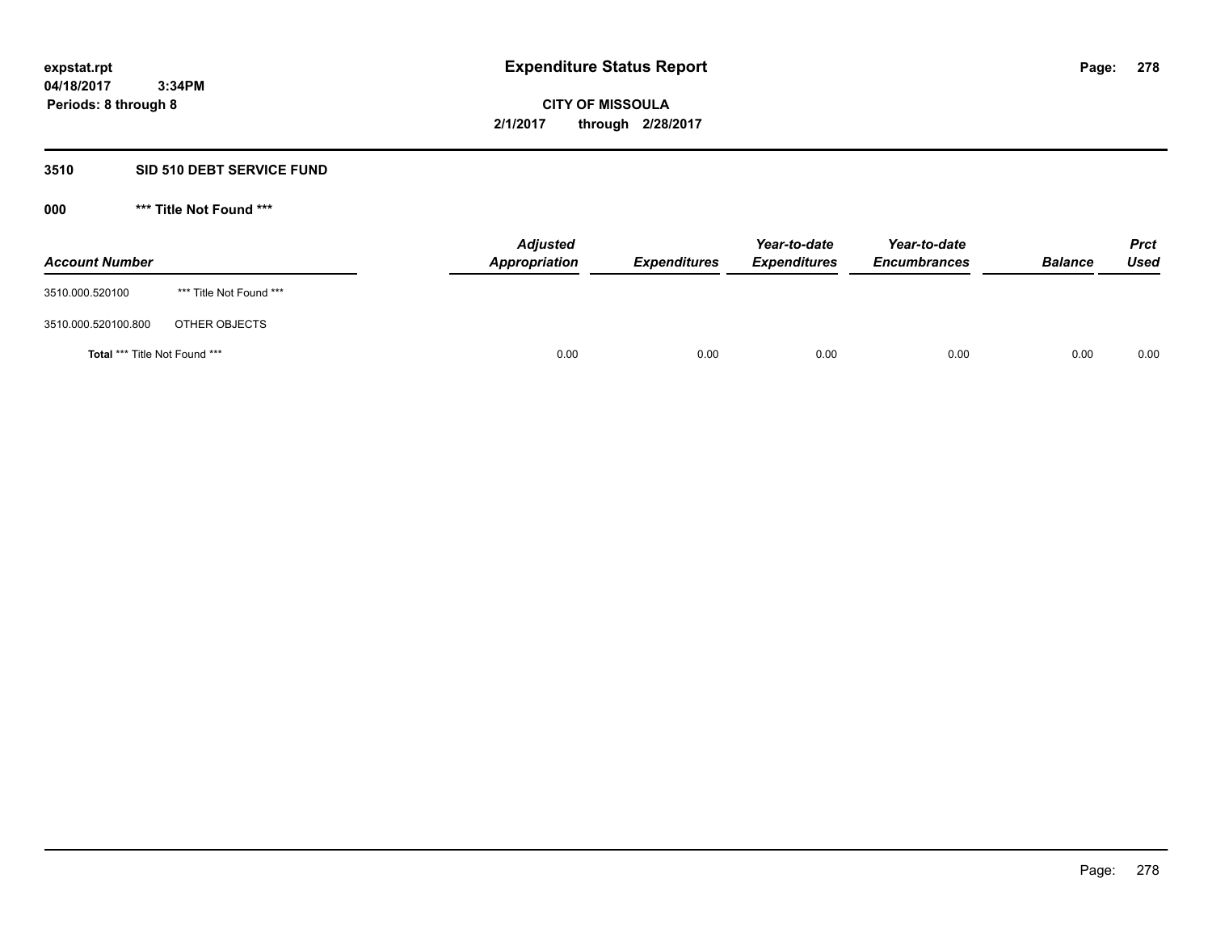# Expenditure Status Report

expstat.rpt
04/18/2017 3:34PM
Periods: 8 through 8

**CITY OF MISSOULA**
**2/1/2017 through 2/28/2017**

## 3510 SID 510 DEBT SERVICE FUND

### 000 *** Title Not Found ***

| Account Number | | Adjusted Appropriation | Expenditures | Year-to-date Expenditures | Year-to-date Encumbrances | Balance | Prct Used |
|---|---|---|---|---|---|---|---|
| 3510.000.520100 | *** Title Not Found *** | | | | | | |
| 3510.000.520100.800 | OTHER OBJECTS | | | | | | |
| **Total** *** Title Not Found *** | | 0.00 | 0.00 | 0.00 | 0.00 | 0.00 | 0.00 |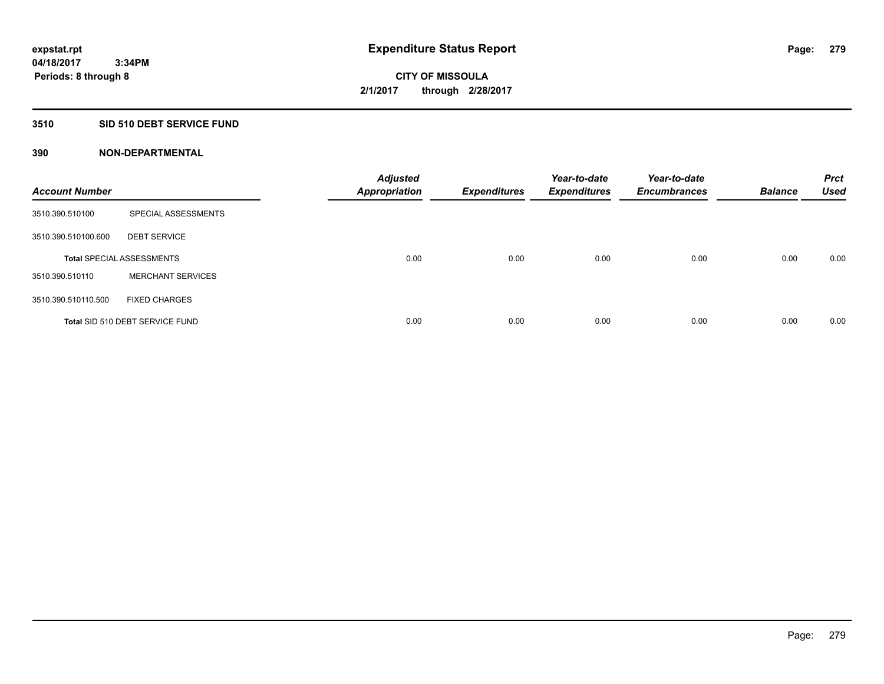**expstat.rpt**
**04/18/2017 3:34PM**
**Periods: 8 through 8**

# Expenditure Status Report

**CITY OF MISSOULA**
**2/1/2017 through 2/28/2017**

## 3510 SID 510 DEBT SERVICE FUND

### 390 NON-DEPARTMENTAL

| Account Number | | Adjusted Appropriation | Expenditures | Year-to-date Expenditures | Year-to-date Encumbrances | Balance | Prct Used |
|---|---|---|---|---|---|---|---|
| 3510.390.510100 | SPECIAL ASSESSMENTS | | | | | | |
| 3510.390.510100.600 | DEBT SERVICE | | | | | | |
| **Total** SPECIAL ASSESSMENTS | | 0.00 | 0.00 | 0.00 | 0.00 | 0.00 | 0.00 |
| 3510.390.510110 | MERCHANT SERVICES | | | | | | |
| 3510.390.510110.500 | FIXED CHARGES | | | | | | |
| **Total** SID 510 DEBT SERVICE FUND | | 0.00 | 0.00 | 0.00 | 0.00 | 0.00 | 0.00 |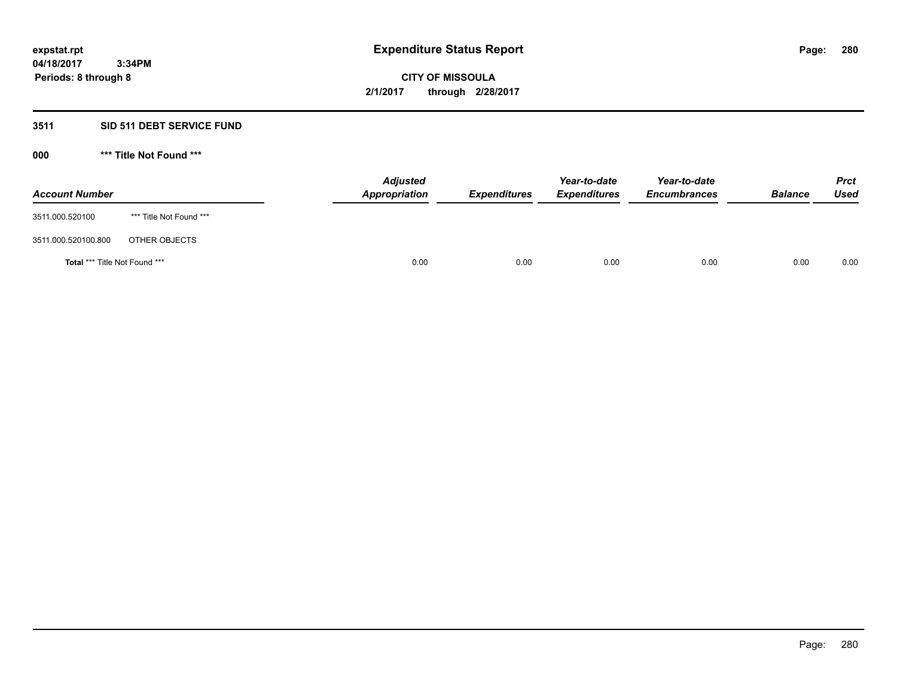expstat.rpt
04/18/2017 3:34PM
Periods: 8 through 8

# Expenditure Status Report

**CITY OF MISSOULA**
**2/1/2017 through 2/28/2017**

## 3511 SID 511 DEBT SERVICE FUND

### 000 *** Title Not Found ***

| Account Number | | Adjusted Appropriation | Expenditures | Year-to-date Expenditures | Year-to-date Encumbrances | Balance | Prct Used |
|---|---|---|---|---|---|---|---|
| 3511.000.520100 | *** Title Not Found *** | | | | | | |
| 3511.000.520100.800 | OTHER OBJECTS | | | | | | |
| **Total** *** Title Not Found *** | | 0.00 | 0.00 | 0.00 | 0.00 | 0.00 | 0.00 |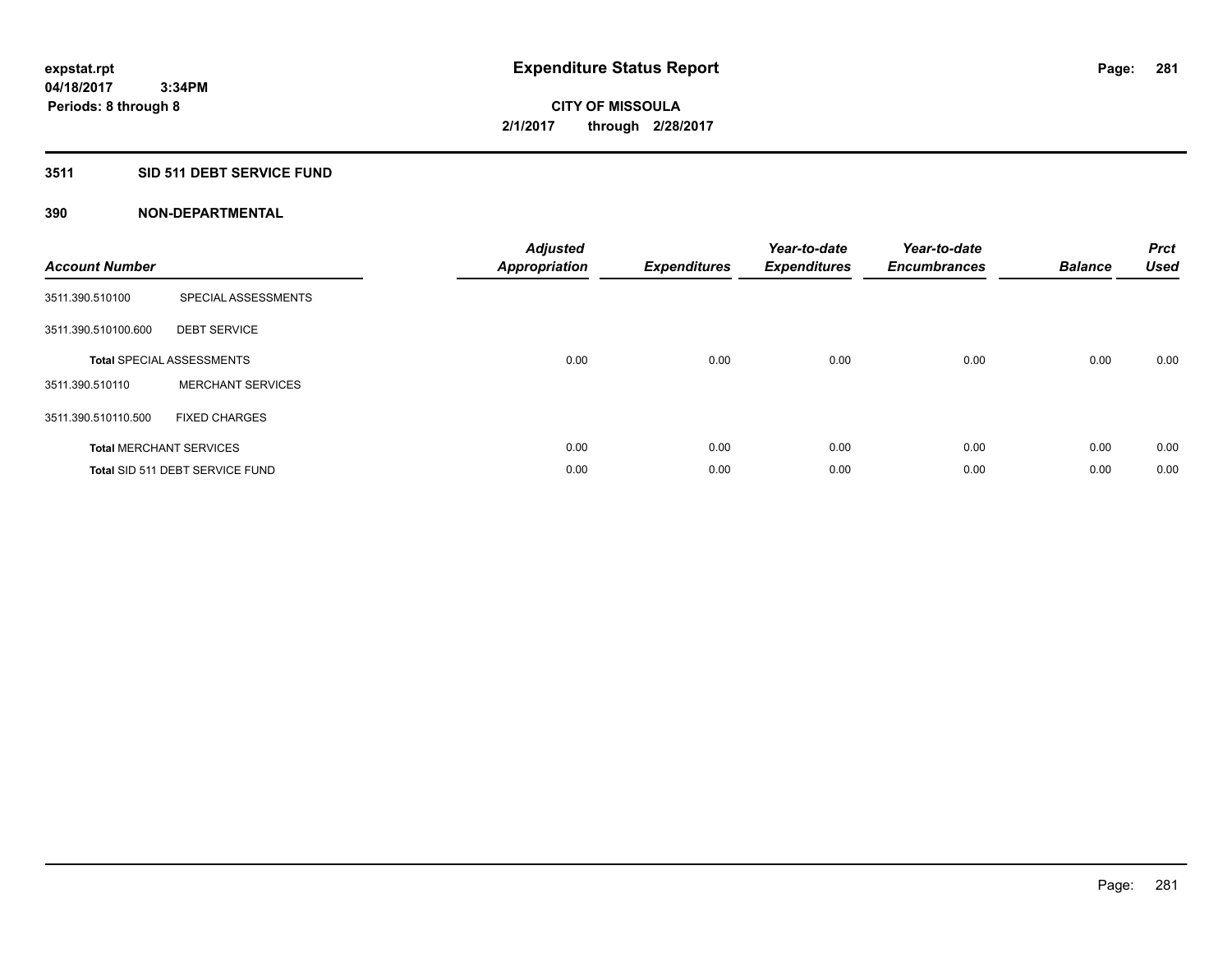expstat.rpt
04/18/2017 3:34PM
Periods: 8 through 8

# Expenditure Status Report

CITY OF MISSOULA
2/1/2017 through 2/28/2017

## 3511 SID 511 DEBT SERVICE FUND

### 390 NON-DEPARTMENTAL

| Account Number | | Adjusted Appropriation | Expenditures | Year-to-date Expenditures | Year-to-date Encumbrances | Balance | Prct Used |
|---|---|---|---|---|---|---|---|
| 3511.390.510100 | SPECIAL ASSESSMENTS | | | | | | |
| 3511.390.510100.600 | DEBT SERVICE | | | | | | |
| Total SPECIAL ASSESSMENTS | | 0.00 | 0.00 | 0.00 | 0.00 | 0.00 | 0.00 |
| 3511.390.510110 | MERCHANT SERVICES | | | | | | |
| 3511.390.510110.500 | FIXED CHARGES | | | | | | |
| Total MERCHANT SERVICES | | 0.00 | 0.00 | 0.00 | 0.00 | 0.00 | 0.00 |
| Total SID 511 DEBT SERVICE FUND | | 0.00 | 0.00 | 0.00 | 0.00 | 0.00 | 0.00 |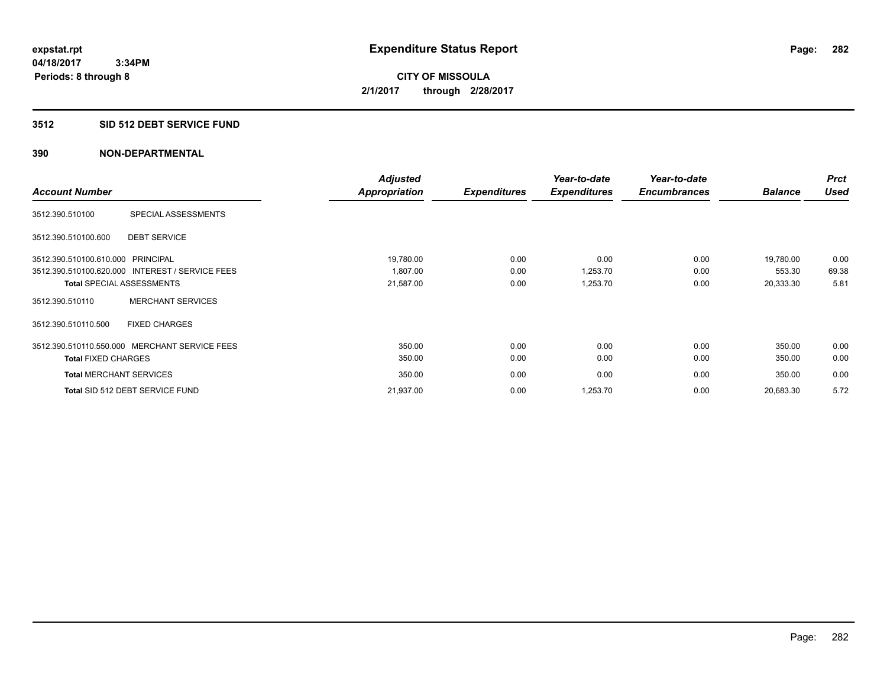expstat.rpt
04/18/2017 3:34PM
Periods: 8 through 8

# Expenditure Status Report

**CITY OF MISSOULA**
**2/1/2017 through 2/28/2017**

## 3512 SID 512 DEBT SERVICE FUND

## 390 NON-DEPARTMENTAL

| Account Number | | Adjusted Appropriation | Expenditures | Year-to-date Expenditures | Year-to-date Encumbrances | Balance | Prct Used |
|---|---|---|---|---|---|---|---|
| 3512.390.510100 | SPECIAL ASSESSMENTS | | | | | | |
| 3512.390.510100.600 | DEBT SERVICE | | | | | | |
| 3512.390.510100.610.000 | PRINCIPAL | 19,780.00 | 0.00 | 0.00 | 0.00 | 19,780.00 | 0.00 |
| 3512.390.510100.620.000 | INTEREST / SERVICE FEES | 1,807.00 | 0.00 | 1,253.70 | 0.00 | 553.30 | 69.38 |
| **Total** SPECIAL ASSESSMENTS | | 21,587.00 | 0.00 | 1,253.70 | 0.00 | 20,333.30 | 5.81 |
| 3512.390.510110 | MERCHANT SERVICES | | | | | | |
| 3512.390.510110.500 | FIXED CHARGES | | | | | | |
| 3512.390.510110.550.000 | MERCHANT SERVICE FEES | 350.00 | 0.00 | 0.00 | 0.00 | 350.00 | 0.00 |
| **Total** FIXED CHARGES | | 350.00 | 0.00 | 0.00 | 0.00 | 350.00 | 0.00 |
| **Total** MERCHANT SERVICES | | 350.00 | 0.00 | 0.00 | 0.00 | 350.00 | 0.00 |
| **Total** SID 512 DEBT SERVICE FUND | | 21,937.00 | 0.00 | 1,253.70 | 0.00 | 20,683.30 | 5.72 |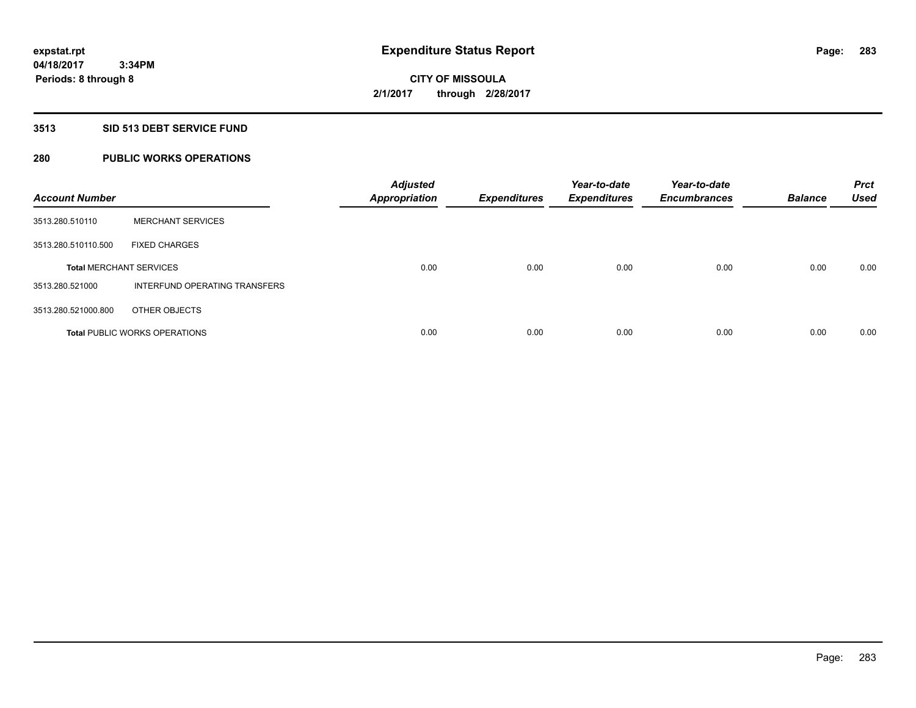# Expenditure Status Report

expstat.rpt
04/18/2017 3:34PM
Periods: 8 through 8

**CITY OF MISSOULA**
**2/1/2017 through 2/28/2017**

## 3513 SID 513 DEBT SERVICE FUND

## 280 PUBLIC WORKS OPERATIONS

| Account Number | | Adjusted Appropriation | Expenditures | Year-to-date Expenditures | Year-to-date Encumbrances | Balance | Prct Used |
|---|---|---|---|---|---|---|---|
| 3513.280.510110 | MERCHANT SERVICES | | | | | | |
| 3513.280.510110.500 | FIXED CHARGES | | | | | | |
| **Total** MERCHANT SERVICES | | 0.00 | 0.00 | 0.00 | 0.00 | 0.00 | 0.00 |
| 3513.280.521000 | INTERFUND OPERATING TRANSFERS | | | | | | |
| 3513.280.521000.800 | OTHER OBJECTS | | | | | | |
| **Total** PUBLIC WORKS OPERATIONS | | 0.00 | 0.00 | 0.00 | 0.00 | 0.00 | 0.00 |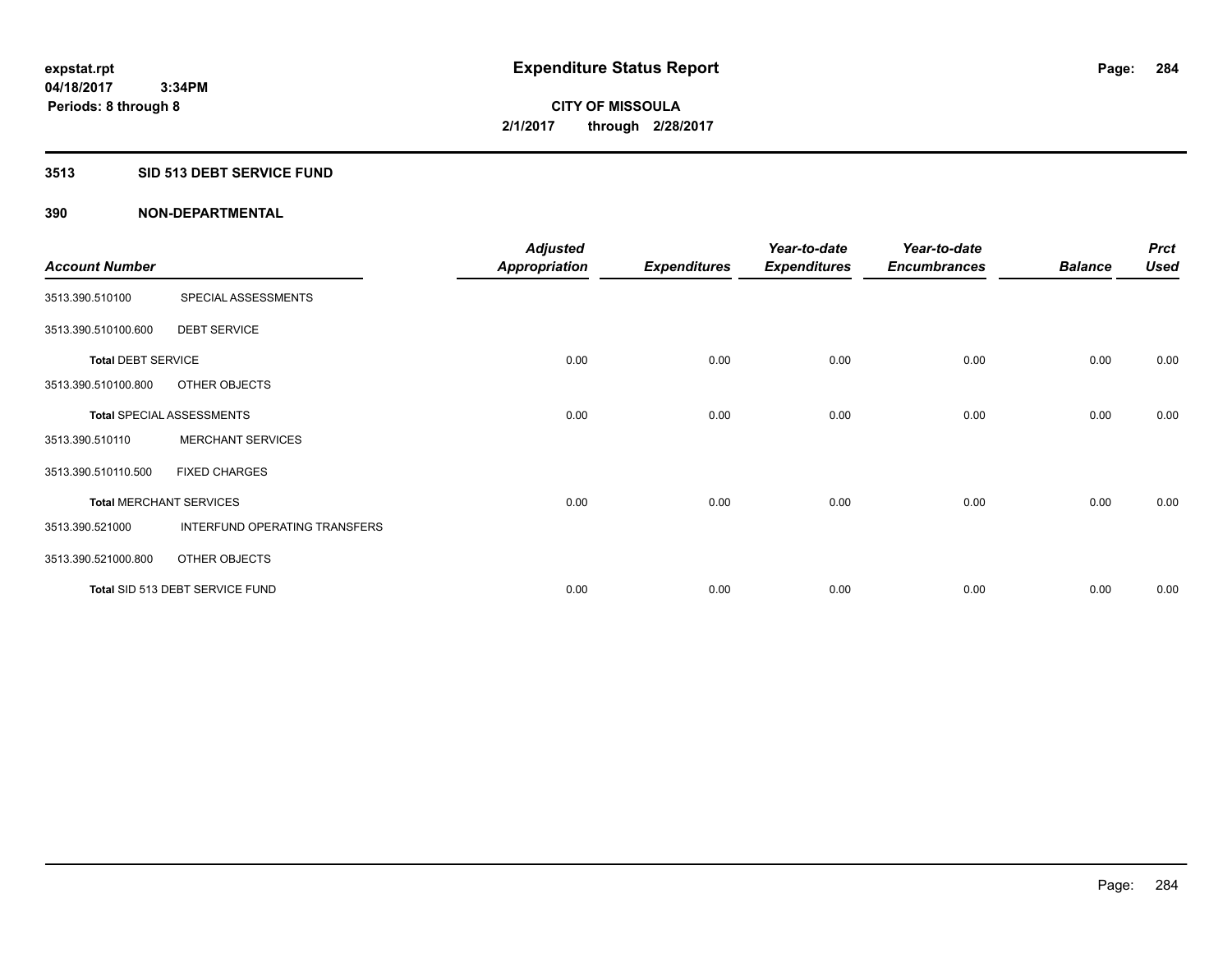**expstat.rpt**
**04/18/2017 3:34PM**
**Periods: 8 through 8**

# Expenditure Status Report

**CITY OF MISSOULA**
**2/1/2017 through 2/28/2017**

## 3513 SID 513 DEBT SERVICE FUND

## 390 NON-DEPARTMENTAL

| Account Number | | Adjusted Appropriation | Expenditures | Year-to-date Expenditures | Year-to-date Encumbrances | Balance | Prct Used |
|---|---|---|---|---|---|---|---|
| 3513.390.510100 | SPECIAL ASSESSMENTS | | | | | | |
| 3513.390.510100.600 | DEBT SERVICE | | | | | | |
| **Total** DEBT SERVICE | | 0.00 | 0.00 | 0.00 | 0.00 | 0.00 | 0.00 |
| 3513.390.510100.800 | OTHER OBJECTS | | | | | | |
| **Total** SPECIAL ASSESSMENTS | | 0.00 | 0.00 | 0.00 | 0.00 | 0.00 | 0.00 |
| 3513.390.510110 | MERCHANT SERVICES | | | | | | |
| 3513.390.510110.500 | FIXED CHARGES | | | | | | |
| **Total** MERCHANT SERVICES | | 0.00 | 0.00 | 0.00 | 0.00 | 0.00 | 0.00 |
| 3513.390.521000 | INTERFUND OPERATING TRANSFERS | | | | | | |
| 3513.390.521000.800 | OTHER OBJECTS | | | | | | |
| **Total** SID 513 DEBT SERVICE FUND | | 0.00 | 0.00 | 0.00 | 0.00 | 0.00 | 0.00 |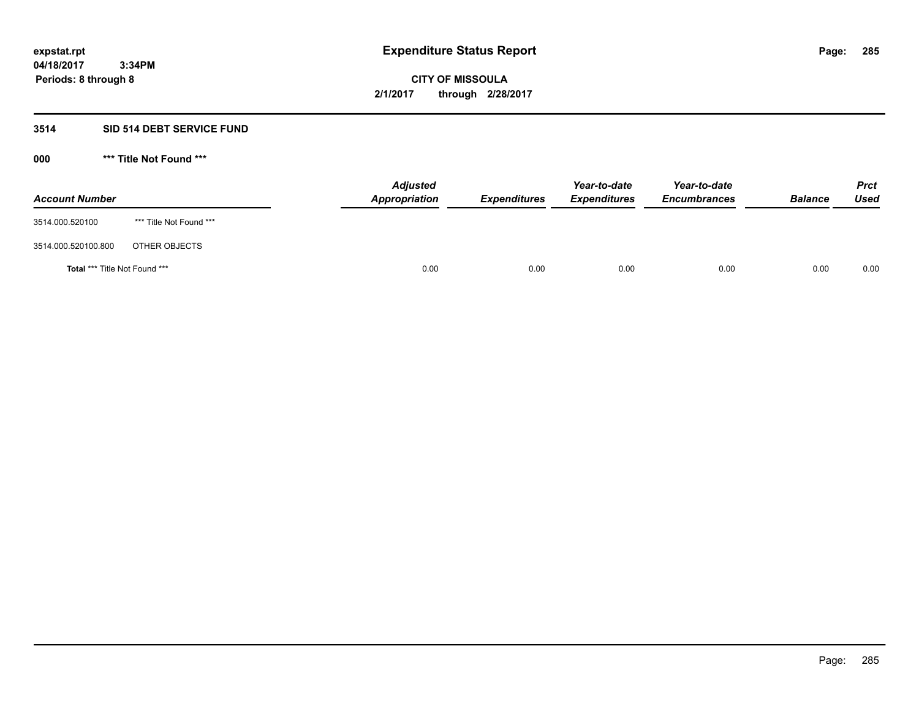**expstat.rpt**
**04/18/2017 3:34PM**
**Periods: 8 through 8**

# Expenditure Status Report

**CITY OF MISSOULA**
**2/1/2017 through 2/28/2017**

## 3514 SID 514 DEBT SERVICE FUND

### 000 *** Title Not Found ***

| Account Number | | Adjusted Appropriation | Expenditures | Year-to-date Expenditures | Year-to-date Encumbrances | Balance | Prct Used |
|---|---|---|---|---|---|---|---|
| 3514.000.520100 | *** Title Not Found *** | | | | | | |
| 3514.000.520100.800 | OTHER OBJECTS | | | | | | |
| **Total** *** Title Not Found *** | | 0.00 | 0.00 | 0.00 | 0.00 | 0.00 | 0.00 |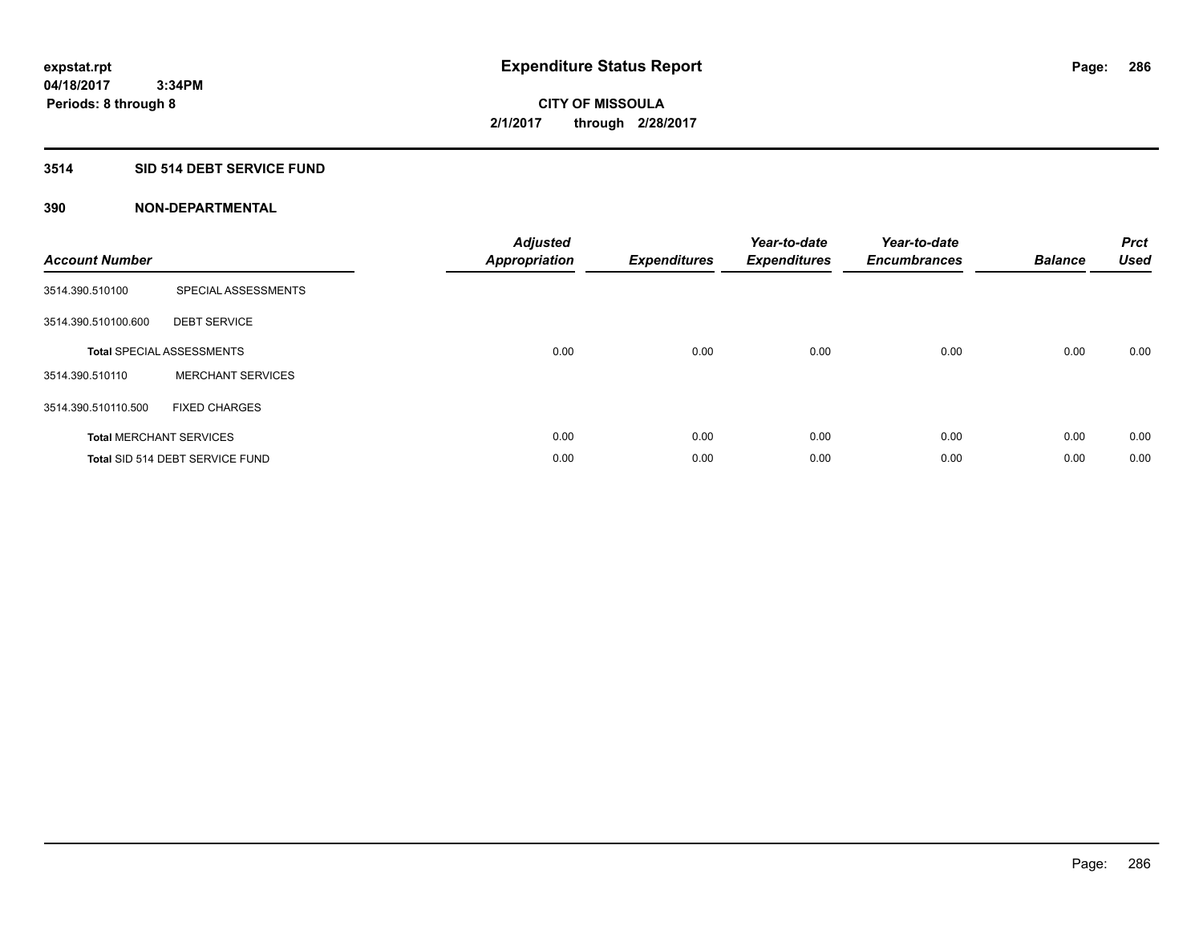**expstat.rpt**
**04/18/2017 3:34PM**
**Periods: 8 through 8**

# Expenditure Status Report

**CITY OF MISSOULA**
**2/1/2017 through 2/28/2017**

## 3514 SID 514 DEBT SERVICE FUND

### 390 NON-DEPARTMENTAL

| Account Number | | Adjusted Appropriation | Expenditures | Year-to-date Expenditures | Year-to-date Encumbrances | Balance | Prct Used |
|---|---|---|---|---|---|---|---|
| 3514.390.510100 | SPECIAL ASSESSMENTS | | | | | | |
| 3514.390.510100.600 | DEBT SERVICE | | | | | | |
| **Total** SPECIAL ASSESSMENTS | | 0.00 | 0.00 | 0.00 | 0.00 | 0.00 | 0.00 |
| 3514.390.510110 | MERCHANT SERVICES | | | | | | |
| 3514.390.510110.500 | FIXED CHARGES | | | | | | |
| **Total** MERCHANT SERVICES | | 0.00 | 0.00 | 0.00 | 0.00 | 0.00 | 0.00 |
| **Total** SID 514 DEBT SERVICE FUND | | 0.00 | 0.00 | 0.00 | 0.00 | 0.00 | 0.00 |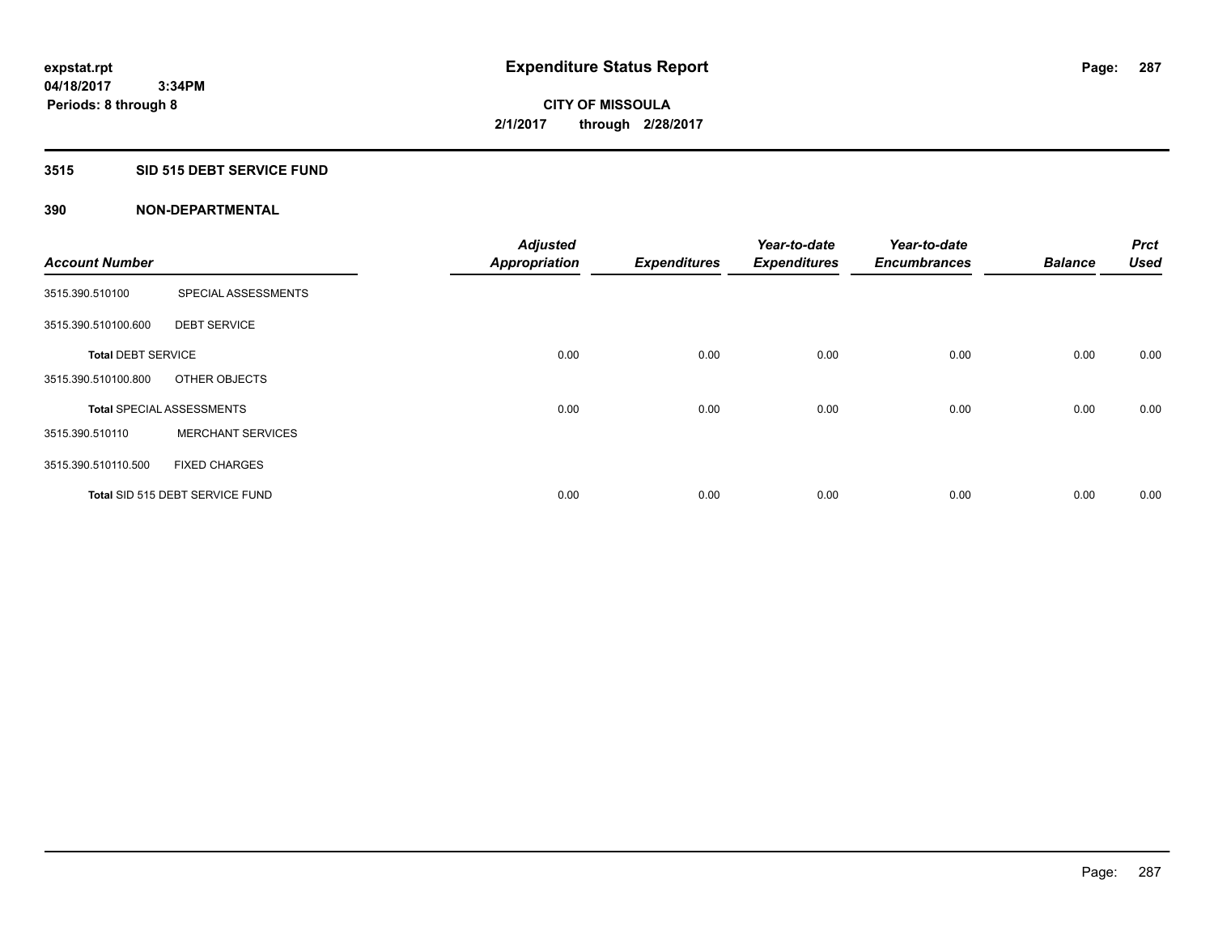**expstat.rpt**
**04/18/2017 3:34PM**
**Periods: 8 through 8**

# Expenditure Status Report

**CITY OF MISSOULA**
**2/1/2017 through 2/28/2017**

## 3515 SID 515 DEBT SERVICE FUND

### 390 NON-DEPARTMENTAL

| Account Number | | Adjusted Appropriation | Expenditures | Year-to-date Expenditures | Year-to-date Encumbrances | Balance | Prct Used |
|---|---|---|---|---|---|---|---|
| 3515.390.510100 | SPECIAL ASSESSMENTS | | | | | | |
| 3515.390.510100.600 | DEBT SERVICE | | | | | | |
| **Total** DEBT SERVICE | | 0.00 | 0.00 | 0.00 | 0.00 | 0.00 | 0.00 |
| 3515.390.510100.800 | OTHER OBJECTS | | | | | | |
| **Total** SPECIAL ASSESSMENTS | | 0.00 | 0.00 | 0.00 | 0.00 | 0.00 | 0.00 |
| 3515.390.510110 | MERCHANT SERVICES | | | | | | |
| 3515.390.510110.500 | FIXED CHARGES | | | | | | |
| **Total** SID 515 DEBT SERVICE FUND | | 0.00 | 0.00 | 0.00 | 0.00 | 0.00 | 0.00 |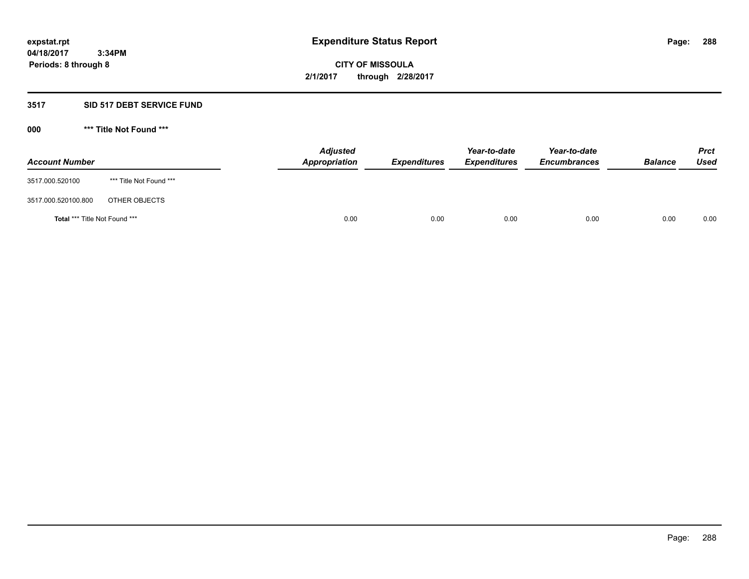expstat.rpt
04/18/2017 3:34PM
Periods: 8 through 8

# Expenditure Status Report

**CITY OF MISSOULA**
**2/1/2017 through 2/28/2017**

## 3517 SID 517 DEBT SERVICE FUND

### 000 *** Title Not Found ***

| Account Number | | Adjusted Appropriation | Expenditures | Year-to-date Expenditures | Year-to-date Encumbrances | Balance | Prct Used |
|---|---|---|---|---|---|---|---|
| 3517.000.520100 | *** Title Not Found *** | | | | | | |
| 3517.000.520100.800 | OTHER OBJECTS | | | | | | |
| **Total** *** Title Not Found *** | | 0.00 | 0.00 | 0.00 | 0.00 | 0.00 | 0.00 |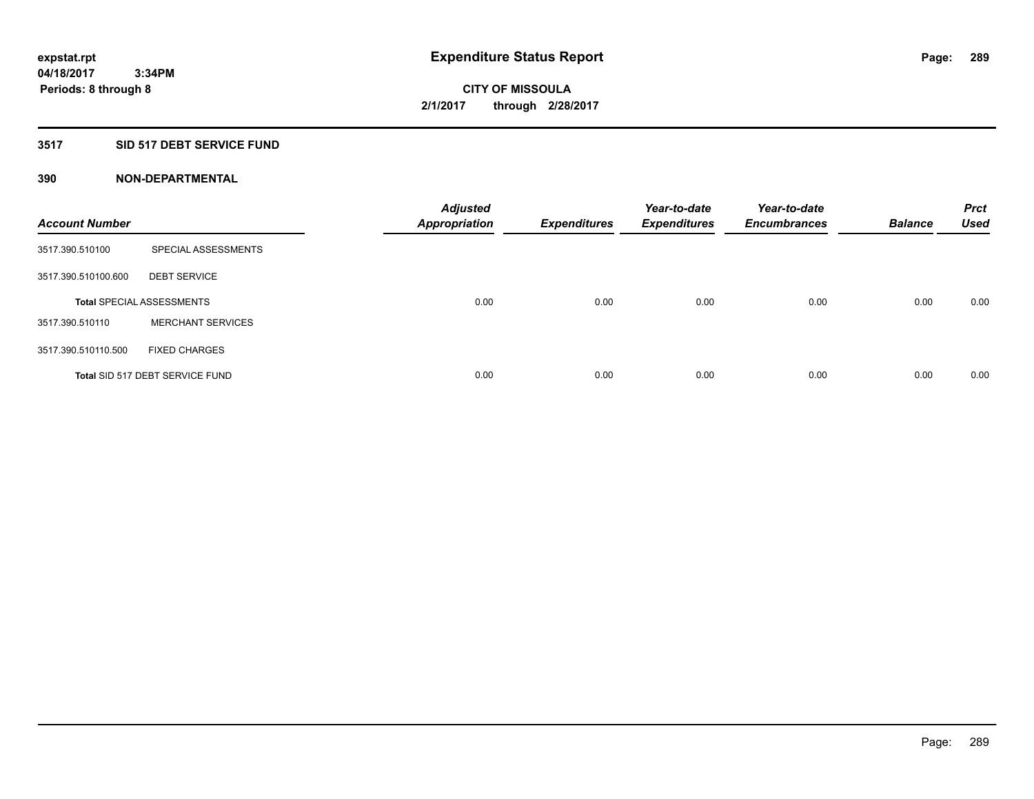**expstat.rpt**
**04/18/2017 3:34PM**
**Periods: 8 through 8**

# Expenditure Status Report

**CITY OF MISSOULA**
**2/1/2017 through 2/28/2017**

## 3517 SID 517 DEBT SERVICE FUND

### 390 NON-DEPARTMENTAL

| Account Number | | Adjusted Appropriation | Expenditures | Year-to-date Expenditures | Year-to-date Encumbrances | Balance | Prct Used |
|---|---|---|---|---|---|---|---|
| 3517.390.510100 | SPECIAL ASSESSMENTS | | | | | | |
| 3517.390.510100.600 | DEBT SERVICE | | | | | | |
| **Total** SPECIAL ASSESSMENTS | | 0.00 | 0.00 | 0.00 | 0.00 | 0.00 | 0.00 |
| 3517.390.510110 | MERCHANT SERVICES | | | | | | |
| 3517.390.510110.500 | FIXED CHARGES | | | | | | |
| **Total** SID 517 DEBT SERVICE FUND | | 0.00 | 0.00 | 0.00 | 0.00 | 0.00 | 0.00 |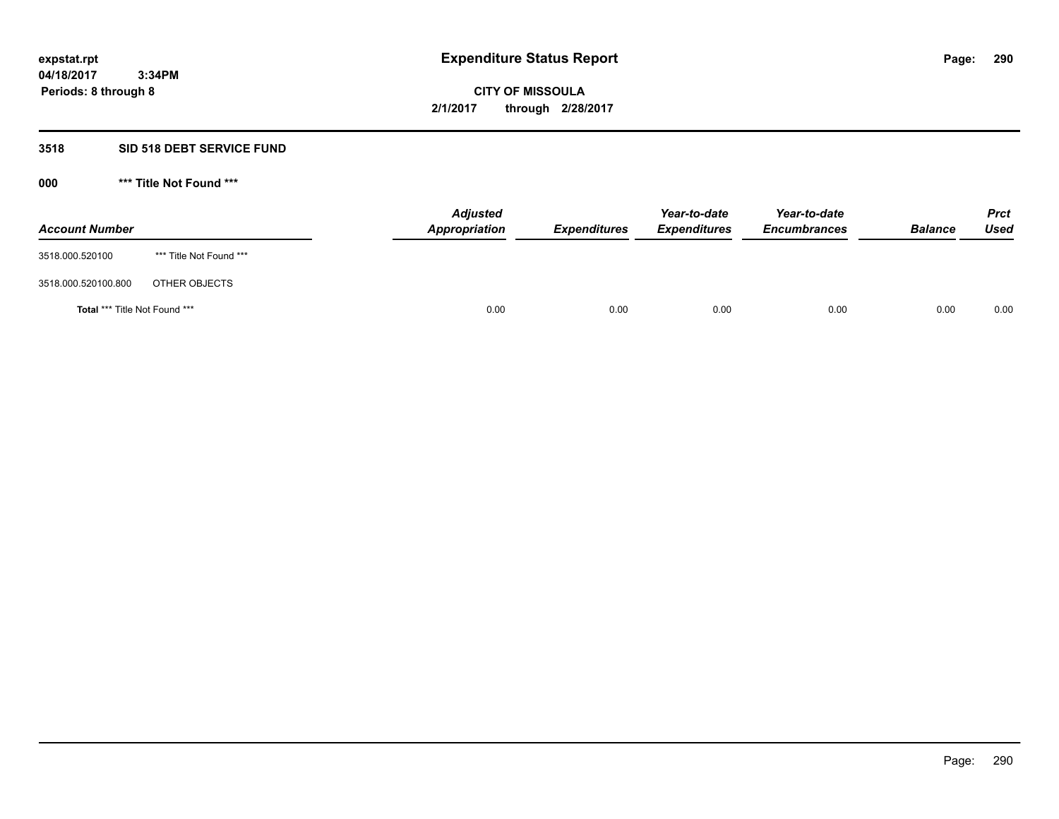# Expenditure Status Report

**expstat.rpt**
**04/18/2017 3:34PM**
**Periods: 8 through 8**

**CITY OF MISSOULA**
**2/1/2017 through 2/28/2017**

## 3518 SID 518 DEBT SERVICE FUND

### 000 *** Title Not Found ***

| Account Number | | Adjusted Appropriation | Expenditures | Year-to-date Expenditures | Year-to-date Encumbrances | Balance | Prct Used |
|---|---|---|---|---|---|---|---|
| 3518.000.520100 | *** Title Not Found *** | | | | | | |
| 3518.000.520100.800 | OTHER OBJECTS | | | | | | |
| **Total** *** Title Not Found *** | | 0.00 | 0.00 | 0.00 | 0.00 | 0.00 | 0.00 |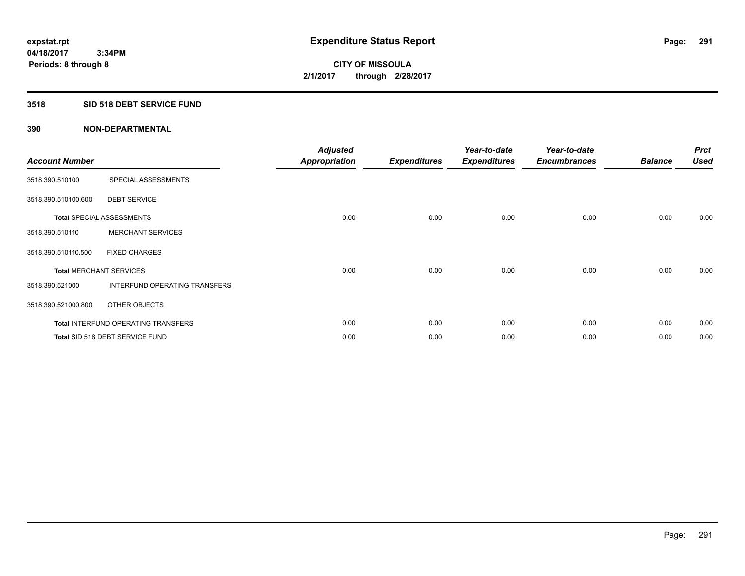# Expenditure Status Report

expstat.rpt
04/18/2017 3:34PM
Periods: 8 through 8

**CITY OF MISSOULA**
**2/1/2017 through 2/28/2017**

## 3518 SID 518 DEBT SERVICE FUND

### 390 NON-DEPARTMENTAL

| Account Number | | Adjusted Appropriation | Expenditures | Year-to-date Expenditures | Year-to-date Encumbrances | Balance | Prct Used |
|---|---|---|---|---|---|---|---|
| 3518.390.510100 | SPECIAL ASSESSMENTS | | | | | | |
| 3518.390.510100.600 | DEBT SERVICE | | | | | | |
| **Total** SPECIAL ASSESSMENTS | | 0.00 | 0.00 | 0.00 | 0.00 | 0.00 | 0.00 |
| 3518.390.510110 | MERCHANT SERVICES | | | | | | |
| 3518.390.510110.500 | FIXED CHARGES | | | | | | |
| **Total** MERCHANT SERVICES | | 0.00 | 0.00 | 0.00 | 0.00 | 0.00 | 0.00 |
| 3518.390.521000 | INTERFUND OPERATING TRANSFERS | | | | | | |
| 3518.390.521000.800 | OTHER OBJECTS | | | | | | |
| **Total** INTERFUND OPERATING TRANSFERS | | 0.00 | 0.00 | 0.00 | 0.00 | 0.00 | 0.00 |
| **Total** SID 518 DEBT SERVICE FUND | | 0.00 | 0.00 | 0.00 | 0.00 | 0.00 | 0.00 |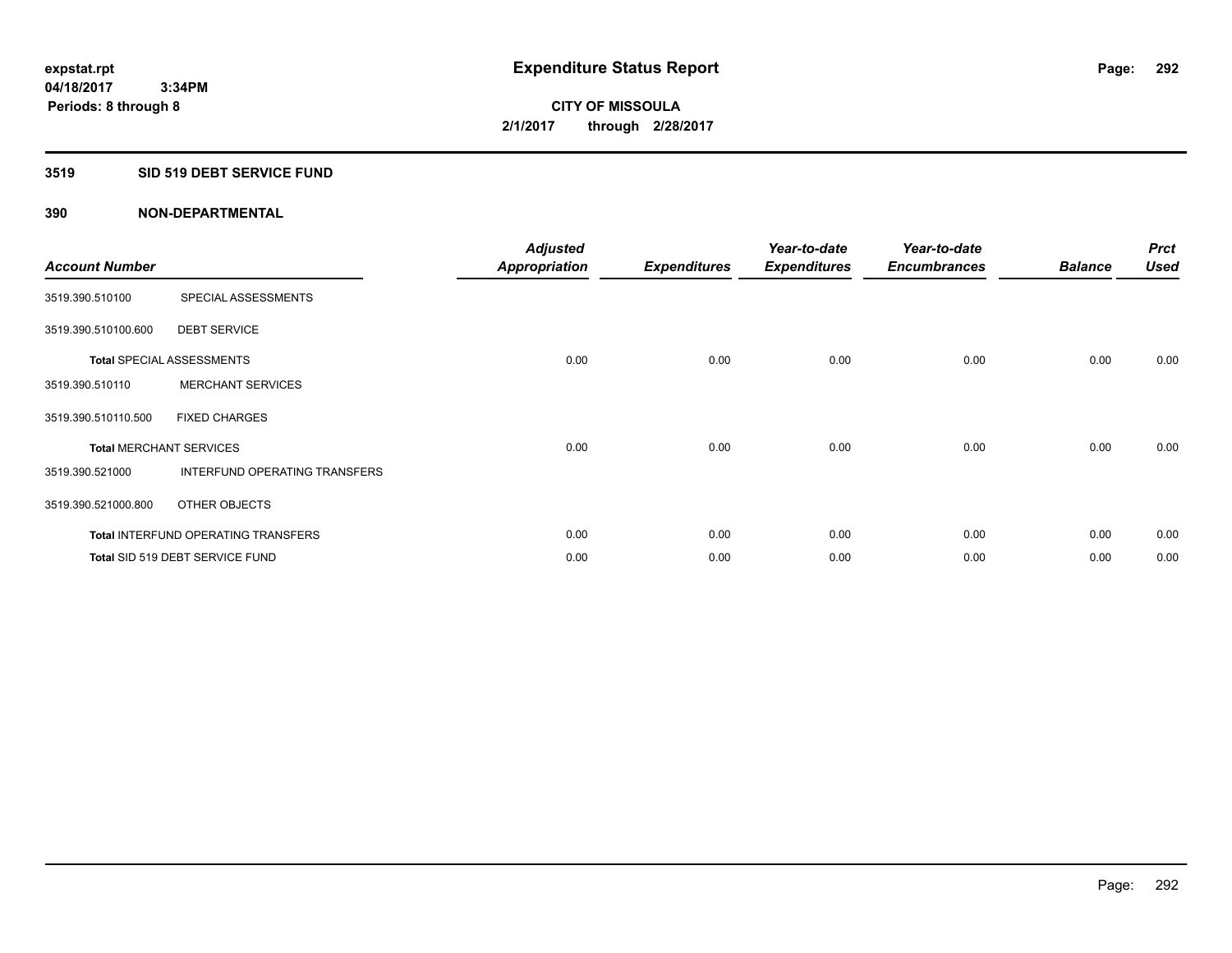**expstat.rpt**
**04/18/2017 3:34PM**
**Periods: 8 through 8**

# Expenditure Status Report

**CITY OF MISSOULA**
**2/1/2017 through 2/28/2017**

## 3519 SID 519 DEBT SERVICE FUND

## 390 NON-DEPARTMENTAL

| Account Number | | Adjusted Appropriation | Expenditures | Year-to-date Expenditures | Year-to-date Encumbrances | Balance | Prct Used |
|---|---|---|---|---|---|---|---|
| 3519.390.510100 | SPECIAL ASSESSMENTS | | | | | | |
| 3519.390.510100.600 | DEBT SERVICE | | | | | | |
| **Total** SPECIAL ASSESSMENTS | | 0.00 | 0.00 | 0.00 | 0.00 | 0.00 | 0.00 |
| 3519.390.510110 | MERCHANT SERVICES | | | | | | |
| 3519.390.510110.500 | FIXED CHARGES | | | | | | |
| **Total** MERCHANT SERVICES | | 0.00 | 0.00 | 0.00 | 0.00 | 0.00 | 0.00 |
| 3519.390.521000 | INTERFUND OPERATING TRANSFERS | | | | | | |
| 3519.390.521000.800 | OTHER OBJECTS | | | | | | |
| **Total** INTERFUND OPERATING TRANSFERS | | 0.00 | 0.00 | 0.00 | 0.00 | 0.00 | 0.00 |
| **Total** SID 519 DEBT SERVICE FUND | | 0.00 | 0.00 | 0.00 | 0.00 | 0.00 | 0.00 |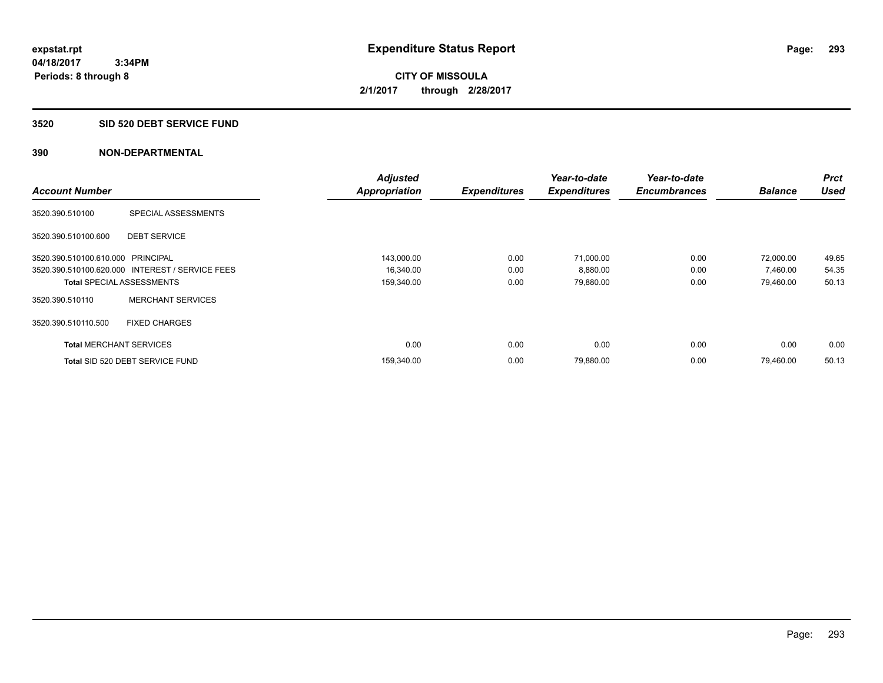expstat.rpt
04/18/2017 3:34PM
Periods: 8 through 8

# Expenditure Status Report

CITY OF MISSOULA
2/1/2017 through 2/28/2017

## 3520 SID 520 DEBT SERVICE FUND

## 390 NON-DEPARTMENTAL

| Account Number | | Adjusted Appropriation | Expenditures | Year-to-date Expenditures | Year-to-date Encumbrances | Balance | Prct Used |
|---|---|---|---|---|---|---|---|
| 3520.390.510100 | SPECIAL ASSESSMENTS | | | | | | |
| 3520.390.510100.600 | DEBT SERVICE | | | | | | |
| 3520.390.510100.610.000 | PRINCIPAL | 143,000.00 | 0.00 | 71,000.00 | 0.00 | 72,000.00 | 49.65 |
| 3520.390.510100.620.000 | INTEREST / SERVICE FEES | 16,340.00 | 0.00 | 8,880.00 | 0.00 | 7,460.00 | 54.35 |
| **Total** SPECIAL ASSESSMENTS | | 159,340.00 | 0.00 | 79,880.00 | 0.00 | 79,460.00 | 50.13 |
| 3520.390.510110 | MERCHANT SERVICES | | | | | | |
| 3520.390.510110.500 | FIXED CHARGES | | | | | | |
| **Total** MERCHANT SERVICES | | 0.00 | 0.00 | 0.00 | 0.00 | 0.00 | 0.00 |
| **Total** SID 520 DEBT SERVICE FUND | | 159,340.00 | 0.00 | 79,880.00 | 0.00 | 79,460.00 | 50.13 |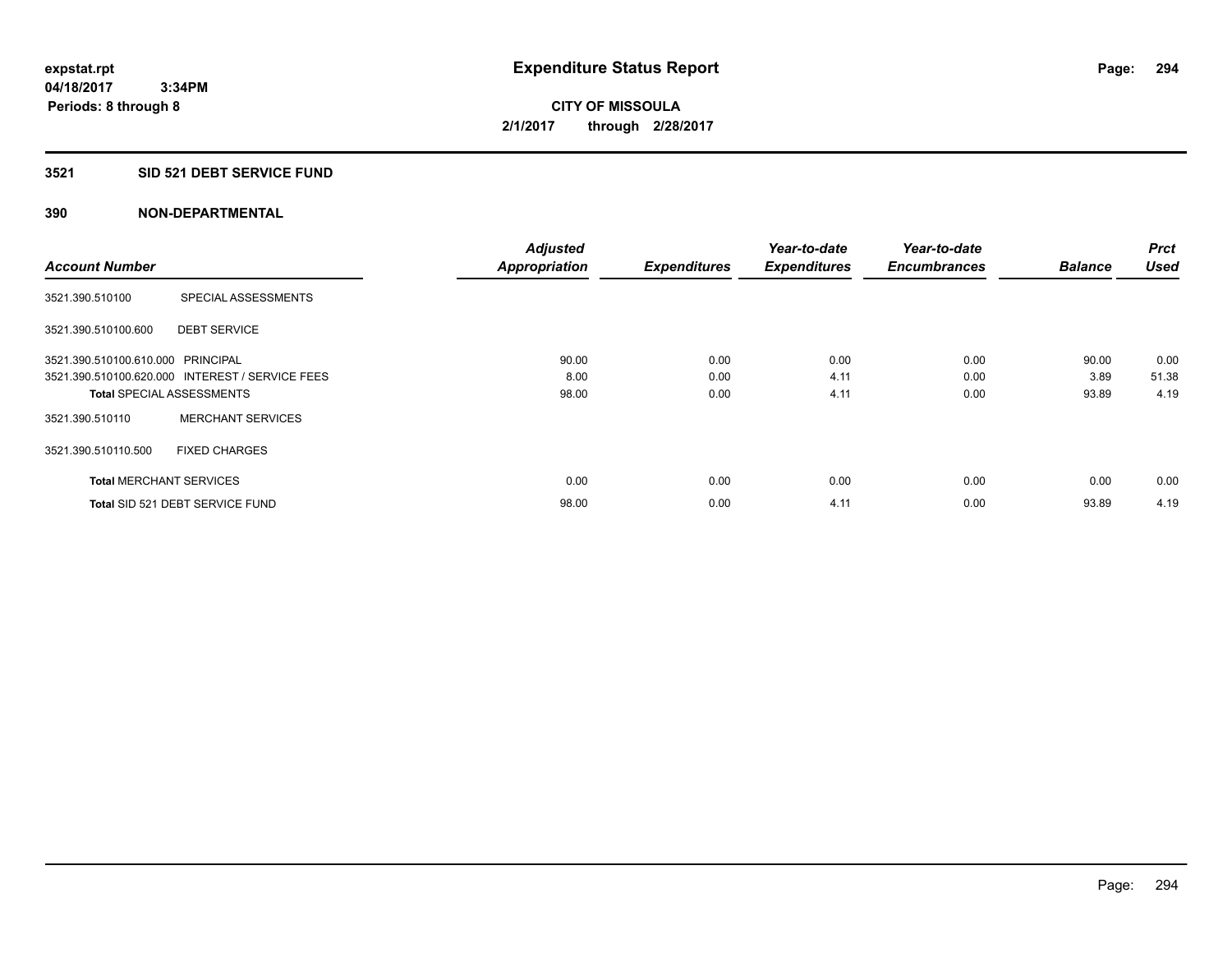**expstat.rpt**
**04/18/2017 3:34PM**
**Periods: 8 through 8**

# Expenditure Status Report

**CITY OF MISSOULA**
**2/1/2017 through 2/28/2017**

## 3521 SID 521 DEBT SERVICE FUND

### 390 NON-DEPARTMENTAL

| Account Number | | Adjusted Appropriation | Expenditures | Year-to-date Expenditures | Year-to-date Encumbrances | Balance | Prct Used |
|---|---|---|---|---|---|---|---|
| 3521.390.510100 | SPECIAL ASSESSMENTS | | | | | | |
| 3521.390.510100.600 | DEBT SERVICE | | | | | | |
| 3521.390.510100.610.000 | PRINCIPAL | 90.00 | 0.00 | 0.00 | 0.00 | 90.00 | 0.00 |
| 3521.390.510100.620.000 | INTEREST / SERVICE FEES | 8.00 | 0.00 | 4.11 | 0.00 | 3.89 | 51.38 |
| **Total** SPECIAL ASSESSMENTS | | 98.00 | 0.00 | 4.11 | 0.00 | 93.89 | 4.19 |
| 3521.390.510110 | MERCHANT SERVICES | | | | | | |
| 3521.390.510110.500 | FIXED CHARGES | | | | | | |
| **Total** MERCHANT SERVICES | | 0.00 | 0.00 | 0.00 | 0.00 | 0.00 | 0.00 |
| **Total** SID 521 DEBT SERVICE FUND | | 98.00 | 0.00 | 4.11 | 0.00 | 93.89 | 4.19 |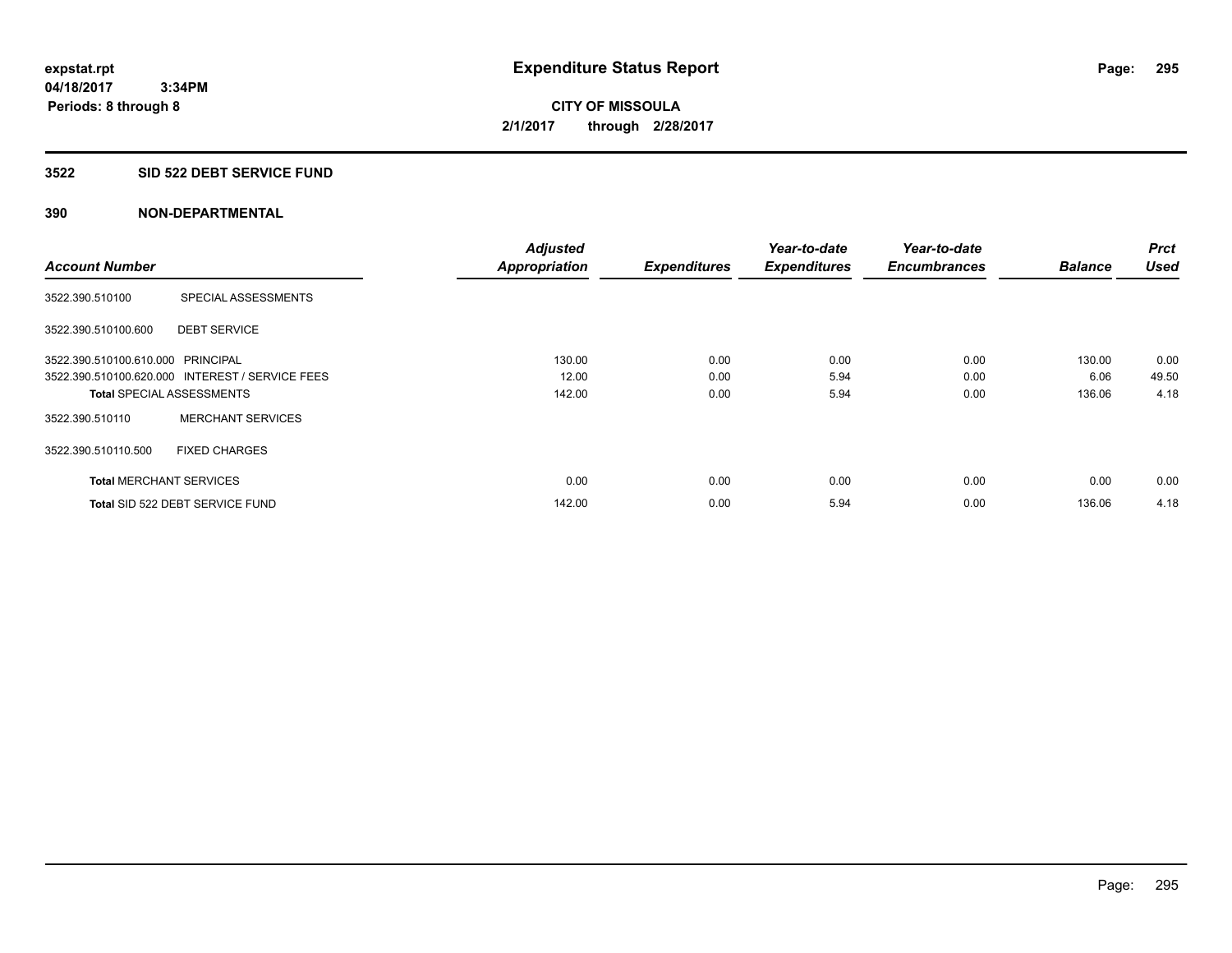expstat.rpt
04/18/2017 3:34PM
Periods: 8 through 8

# Expenditure Status Report

**CITY OF MISSOULA**
**2/1/2017 through 2/28/2017**

## 3522 SID 522 DEBT SERVICE FUND

### 390 NON-DEPARTMENTAL

| Account Number | | Adjusted Appropriation | Expenditures | Year-to-date Expenditures | Year-to-date Encumbrances | Balance | Prct Used |
|---|---|---|---|---|---|---|---|
| 3522.390.510100 | SPECIAL ASSESSMENTS | | | | | | |
| 3522.390.510100.600 | DEBT SERVICE | | | | | | |
| 3522.390.510100.610.000 | PRINCIPAL | 130.00 | 0.00 | 0.00 | 0.00 | 130.00 | 0.00 |
| 3522.390.510100.620.000 | INTEREST / SERVICE FEES | 12.00 | 0.00 | 5.94 | 0.00 | 6.06 | 49.50 |
| **Total** SPECIAL ASSESSMENTS | | 142.00 | 0.00 | 5.94 | 0.00 | 136.06 | 4.18 |
| 3522.390.510110 | MERCHANT SERVICES | | | | | | |
| 3522.390.510110.500 | FIXED CHARGES | | | | | | |
| **Total** MERCHANT SERVICES | | 0.00 | 0.00 | 0.00 | 0.00 | 0.00 | 0.00 |
| **Total** SID 522 DEBT SERVICE FUND | | 142.00 | 0.00 | 5.94 | 0.00 | 136.06 | 4.18 |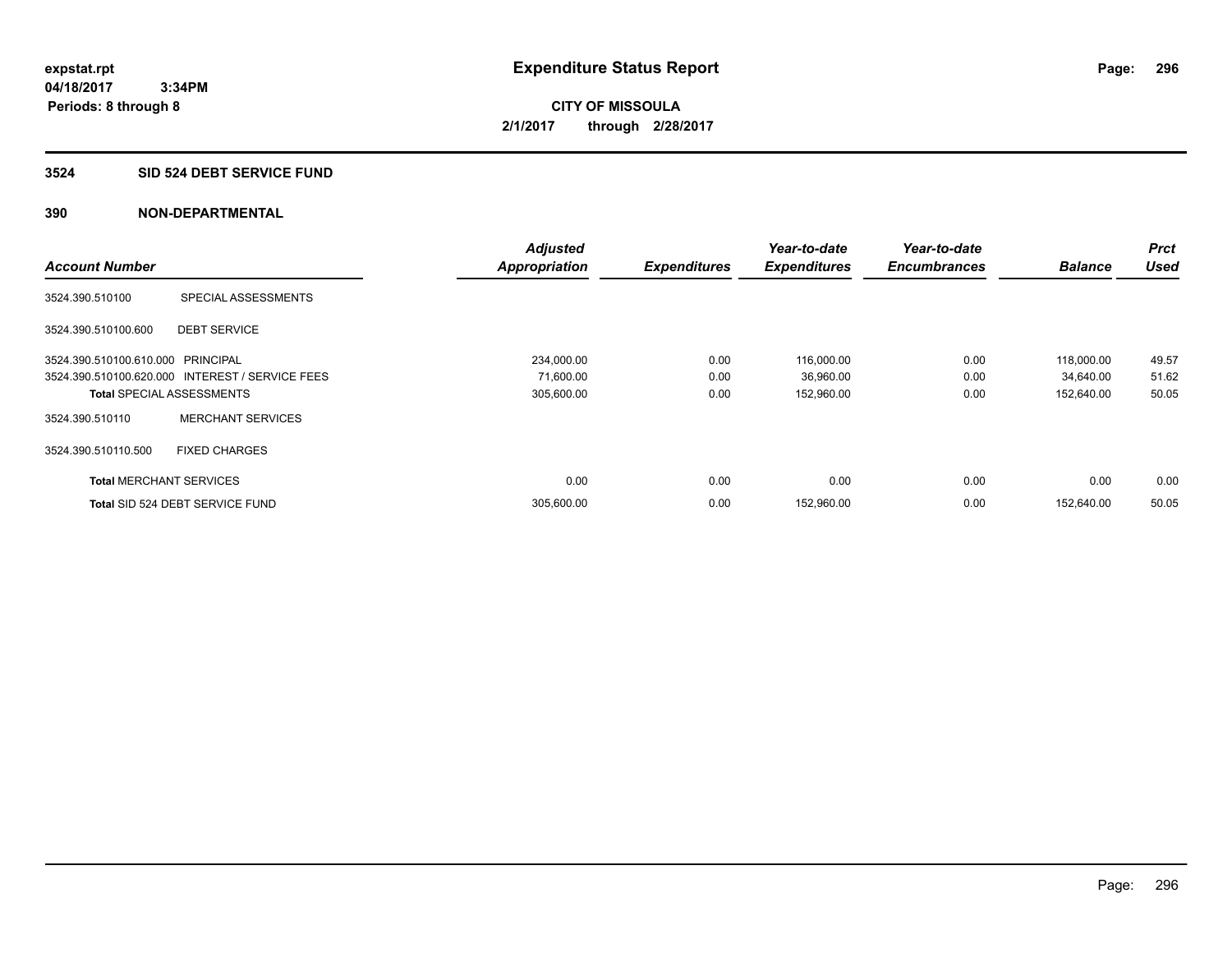**expstat.rpt**
**04/18/2017 3:34PM**
**Periods: 8 through 8**

# Expenditure Status Report

**CITY OF MISSOULA**
**2/1/2017 through 2/28/2017**

## 3524 SID 524 DEBT SERVICE FUND

## 390 NON-DEPARTMENTAL

| Account Number | | Adjusted Appropriation | Expenditures | Year-to-date Expenditures | Year-to-date Encumbrances | Balance | Prct Used |
|---|---|---|---|---|---|---|---|
| 3524.390.510100 | SPECIAL ASSESSMENTS | | | | | | |
| 3524.390.510100.600 | DEBT SERVICE | | | | | | |
| 3524.390.510100.610.000 | PRINCIPAL | 234,000.00 | 0.00 | 116,000.00 | 0.00 | 118,000.00 | 49.57 |
| 3524.390.510100.620.000 | INTEREST / SERVICE FEES | 71,600.00 | 0.00 | 36,960.00 | 0.00 | 34,640.00 | 51.62 |
| **Total** SPECIAL ASSESSMENTS | | 305,600.00 | 0.00 | 152,960.00 | 0.00 | 152,640.00 | 50.05 |
| 3524.390.510110 | MERCHANT SERVICES | | | | | | |
| 3524.390.510110.500 | FIXED CHARGES | | | | | | |
| **Total** MERCHANT SERVICES | | 0.00 | 0.00 | 0.00 | 0.00 | 0.00 | 0.00 |
| **Total** SID 524 DEBT SERVICE FUND | | 305,600.00 | 0.00 | 152,960.00 | 0.00 | 152,640.00 | 50.05 |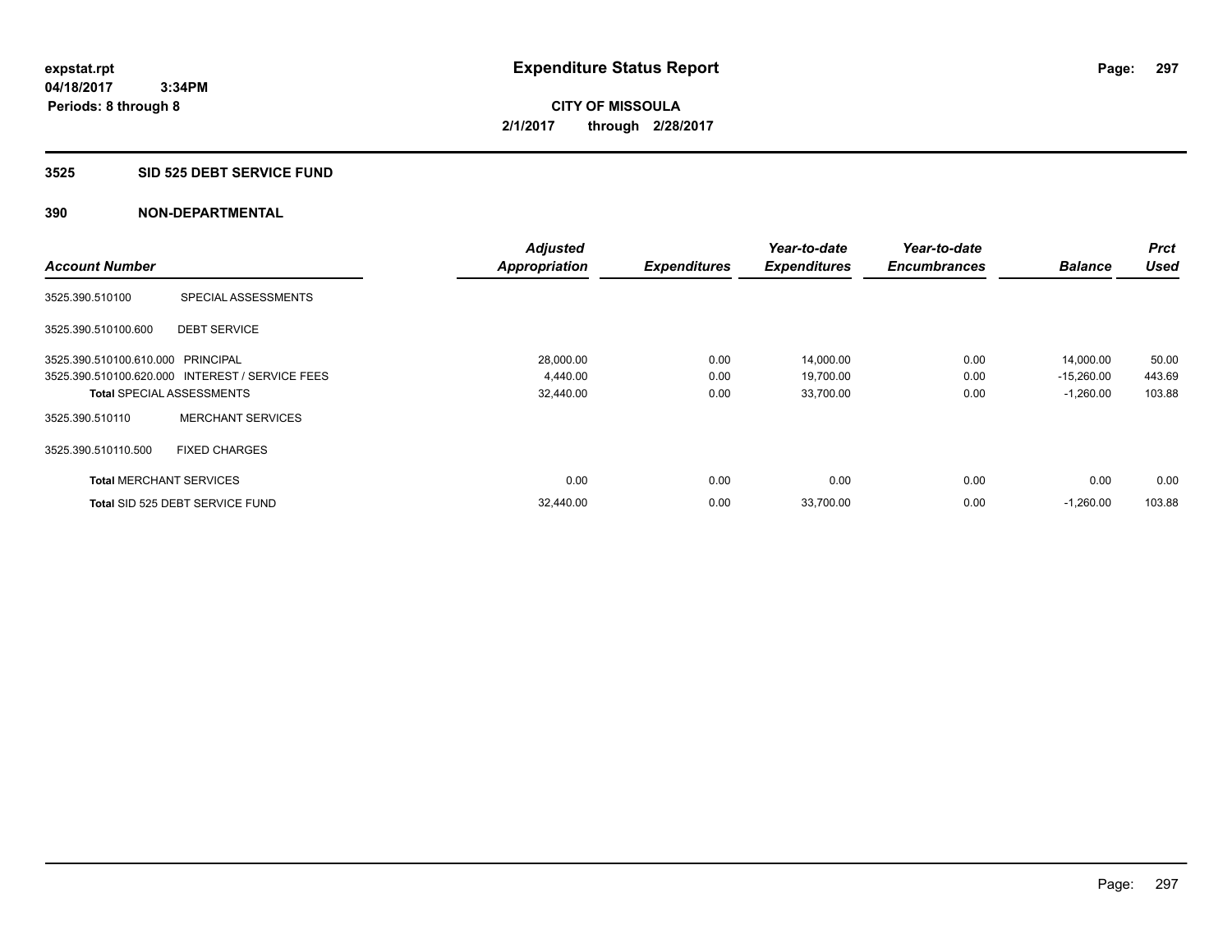expstat.rpt
04/18/2017 3:34PM
Periods: 8 through 8

# Expenditure Status Report

**CITY OF MISSOULA**
**2/1/2017 through 2/28/2017**

## 3525 SID 525 DEBT SERVICE FUND

## 390 NON-DEPARTMENTAL

| Account Number | | Adjusted Appropriation | Expenditures | Year-to-date Expenditures | Year-to-date Encumbrances | Balance | Prct Used |
|---|---|---|---|---|---|---|---|
| 3525.390.510100 | SPECIAL ASSESSMENTS | | | | | | |
| 3525.390.510100.600 | DEBT SERVICE | | | | | | |
| 3525.390.510100.610.000 | PRINCIPAL | 28,000.00 | 0.00 | 14,000.00 | 0.00 | 14,000.00 | 50.00 |
| 3525.390.510100.620.000 | INTEREST / SERVICE FEES | 4,440.00 | 0.00 | 19,700.00 | 0.00 | -15,260.00 | 443.69 |
| **Total** SPECIAL ASSESSMENTS | | 32,440.00 | 0.00 | 33,700.00 | 0.00 | -1,260.00 | 103.88 |
| 3525.390.510110 | MERCHANT SERVICES | | | | | | |
| 3525.390.510110.500 | FIXED CHARGES | | | | | | |
| **Total** MERCHANT SERVICES | | 0.00 | 0.00 | 0.00 | 0.00 | 0.00 | 0.00 |
| **Total** SID 525 DEBT SERVICE FUND | | 32,440.00 | 0.00 | 33,700.00 | 0.00 | -1,260.00 | 103.88 |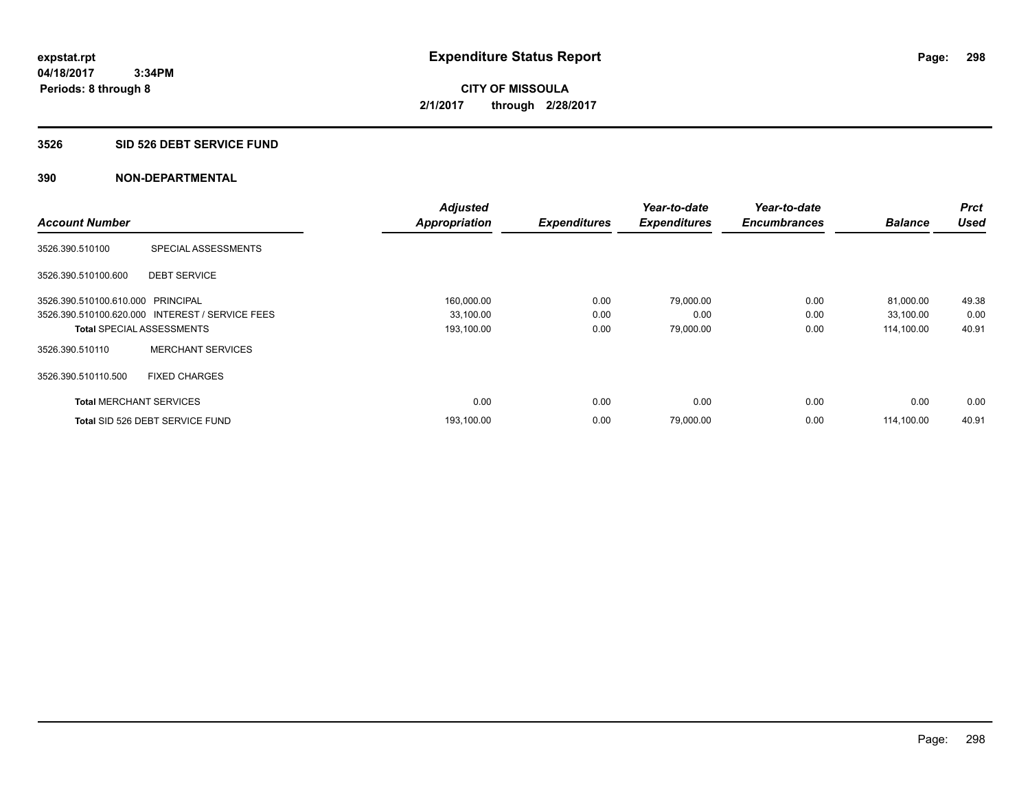expstat.rpt
04/18/2017 3:34PM
Periods: 8 through 8

# Expenditure Status Report

**CITY OF MISSOULA**
**2/1/2017 through 2/28/2017**

## 3526 SID 526 DEBT SERVICE FUND

### 390 NON-DEPARTMENTAL

| Account Number | | Adjusted Appropriation | Expenditures | Year-to-date Expenditures | Year-to-date Encumbrances | Balance | Prct Used |
|---|---|---|---|---|---|---|---|
| 3526.390.510100 | SPECIAL ASSESSMENTS | | | | | | |
| 3526.390.510100.600 | DEBT SERVICE | | | | | | |
| 3526.390.510100.610.000 | PRINCIPAL | 160,000.00 | 0.00 | 79,000.00 | 0.00 | 81,000.00 | 49.38 |
| 3526.390.510100.620.000 | INTEREST / SERVICE FEES | 33,100.00 | 0.00 | 0.00 | 0.00 | 33,100.00 | 0.00 |
| **Total** SPECIAL ASSESSMENTS | | 193,100.00 | 0.00 | 79,000.00 | 0.00 | 114,100.00 | 40.91 |
| 3526.390.510110 | MERCHANT SERVICES | | | | | | |
| 3526.390.510110.500 | FIXED CHARGES | | | | | | |
| **Total** MERCHANT SERVICES | | 0.00 | 0.00 | 0.00 | 0.00 | 0.00 | 0.00 |
| **Total** SID 526 DEBT SERVICE FUND | | 193,100.00 | 0.00 | 79,000.00 | 0.00 | 114,100.00 | 40.91 |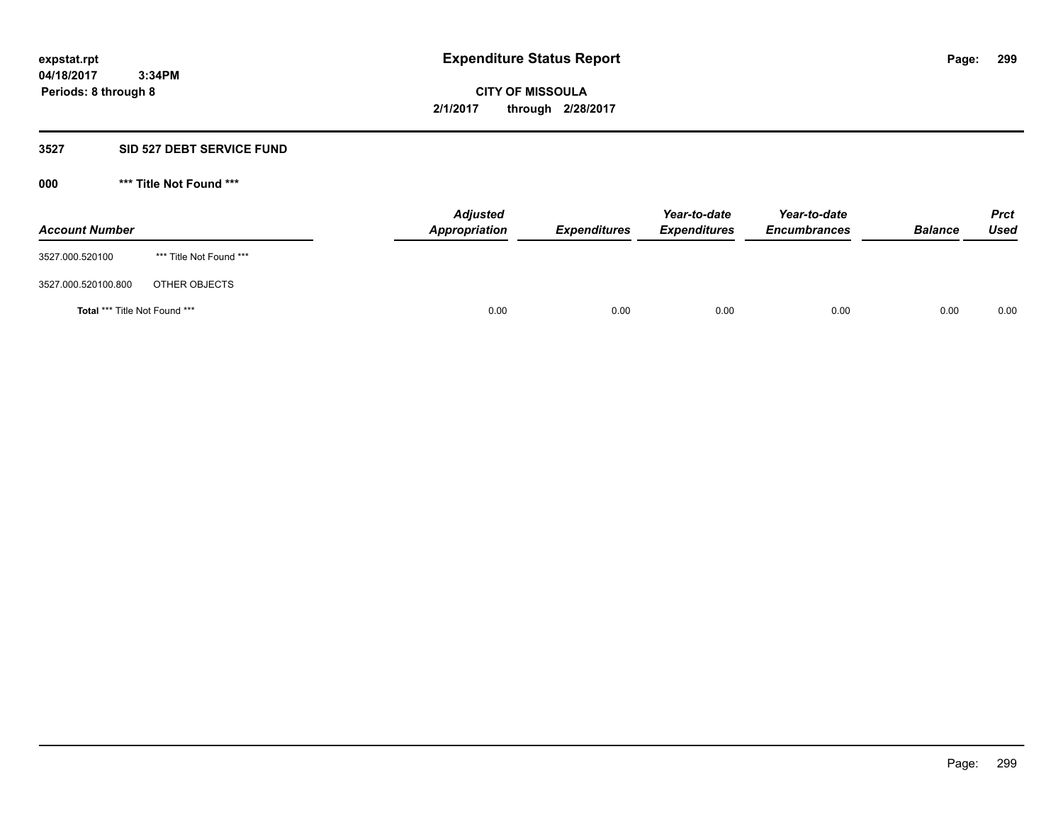**expstat.rpt**
**04/18/2017 3:34PM**
**Periods: 8 through 8**

# Expenditure Status Report

**CITY OF MISSOULA**
**2/1/2017 through 2/28/2017**

## 3527 SID 527 DEBT SERVICE FUND

### 000 *** Title Not Found ***

| Account Number | | Adjusted Appropriation | Expenditures | Year-to-date Expenditures | Year-to-date Encumbrances | Balance | Prct Used |
|---|---|---|---|---|---|---|---|
| 3527.000.520100 | *** Title Not Found *** | | | | | | |
| 3527.000.520100.800 | OTHER OBJECTS | | | | | | |
| **Total** *** Title Not Found *** | | 0.00 | 0.00 | 0.00 | 0.00 | 0.00 | 0.00 |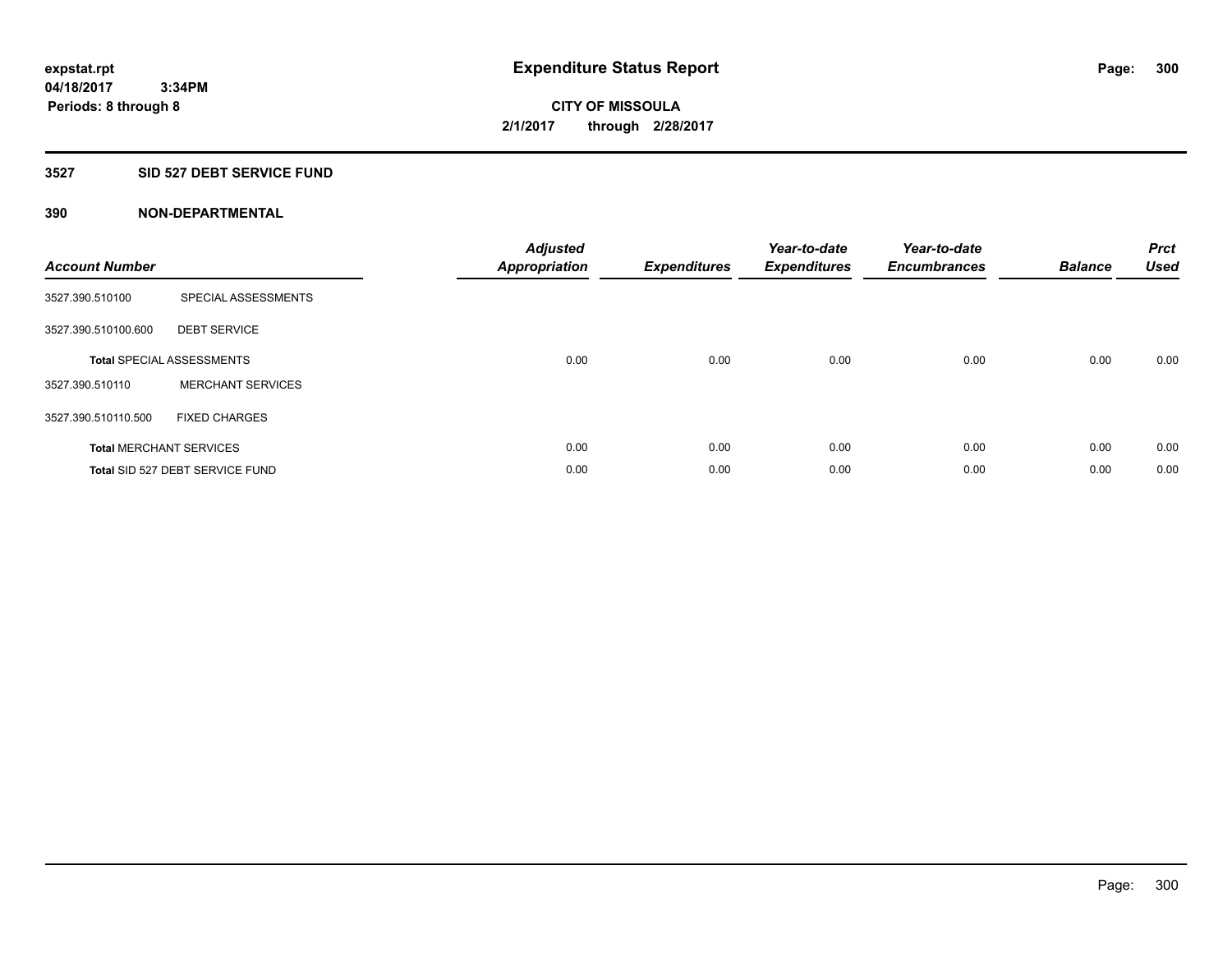# Expenditure Status Report

**CITY OF MISSOULA**

**2/1/2017 through 2/28/2017**

expstat.rpt
04/18/2017 3:34PM
Periods: 8 through 8

## 3527 SID 527 DEBT SERVICE FUND

### 390 NON-DEPARTMENTAL

| Account Number | | Adjusted Appropriation | Expenditures | Year-to-date Expenditures | Year-to-date Encumbrances | Balance | Prct Used |
|---|---|---|---|---|---|---|---|
| 3527.390.510100 | SPECIAL ASSESSMENTS | | | | | | |
| 3527.390.510100.600 | DEBT SERVICE | | | | | | |
| **Total** SPECIAL ASSESSMENTS | | 0.00 | 0.00 | 0.00 | 0.00 | 0.00 | 0.00 |
| 3527.390.510110 | MERCHANT SERVICES | | | | | | |
| 3527.390.510110.500 | FIXED CHARGES | | | | | | |
| **Total** MERCHANT SERVICES | | 0.00 | 0.00 | 0.00 | 0.00 | 0.00 | 0.00 |
| **Total** SID 527 DEBT SERVICE FUND | | 0.00 | 0.00 | 0.00 | 0.00 | 0.00 | 0.00 |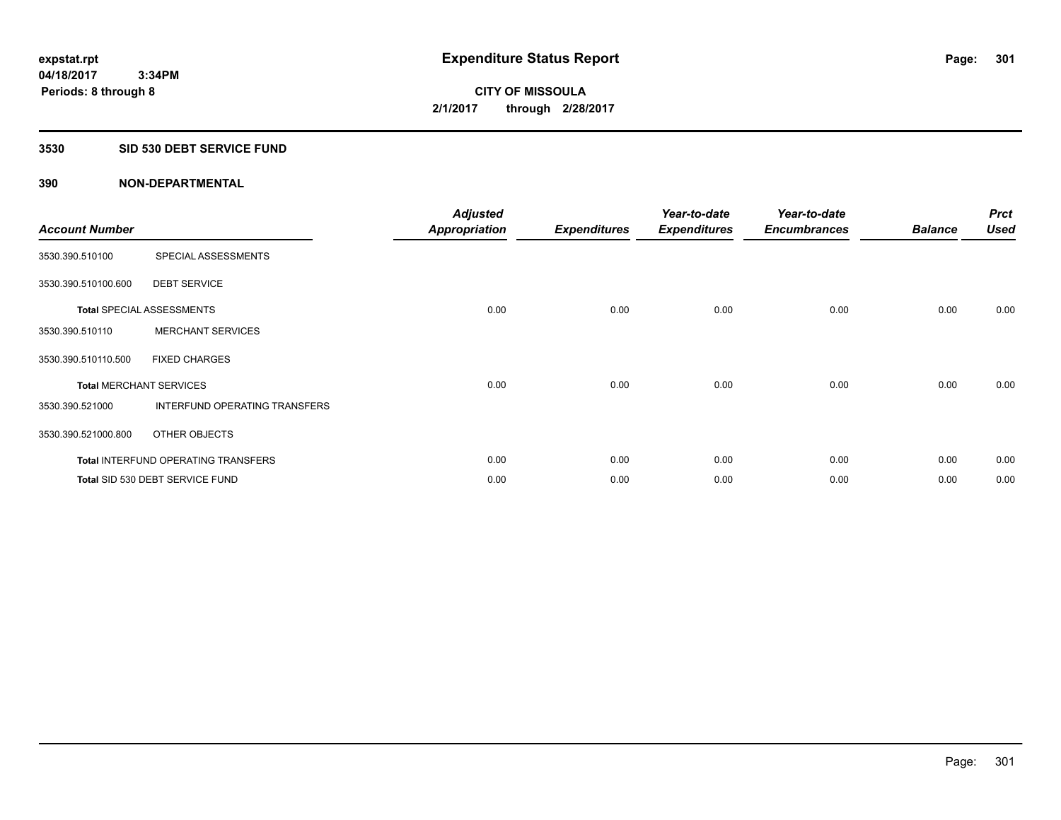expstat.rpt
04/18/2017 3:34PM
Periods: 8 through 8

# Expenditure Status Report

CITY OF MISSOULA
2/1/2017 through 2/28/2017

## 3530 SID 530 DEBT SERVICE FUND

### 390 NON-DEPARTMENTAL

| Account Number | | Adjusted Appropriation | Expenditures | Year-to-date Expenditures | Year-to-date Encumbrances | Balance | Prct Used |
|---|---|---|---|---|---|---|---|
| 3530.390.510100 | SPECIAL ASSESSMENTS | | | | | | |
| 3530.390.510100.600 | DEBT SERVICE | | | | | | |
| **Total** SPECIAL ASSESSMENTS | | 0.00 | 0.00 | 0.00 | 0.00 | 0.00 | 0.00 |
| 3530.390.510110 | MERCHANT SERVICES | | | | | | |
| 3530.390.510110.500 | FIXED CHARGES | | | | | | |
| **Total** MERCHANT SERVICES | | 0.00 | 0.00 | 0.00 | 0.00 | 0.00 | 0.00 |
| 3530.390.521000 | INTERFUND OPERATING TRANSFERS | | | | | | |
| 3530.390.521000.800 | OTHER OBJECTS | | | | | | |
| **Total** INTERFUND OPERATING TRANSFERS | | 0.00 | 0.00 | 0.00 | 0.00 | 0.00 | 0.00 |
| **Total** SID 530 DEBT SERVICE FUND | | 0.00 | 0.00 | 0.00 | 0.00 | 0.00 | 0.00 |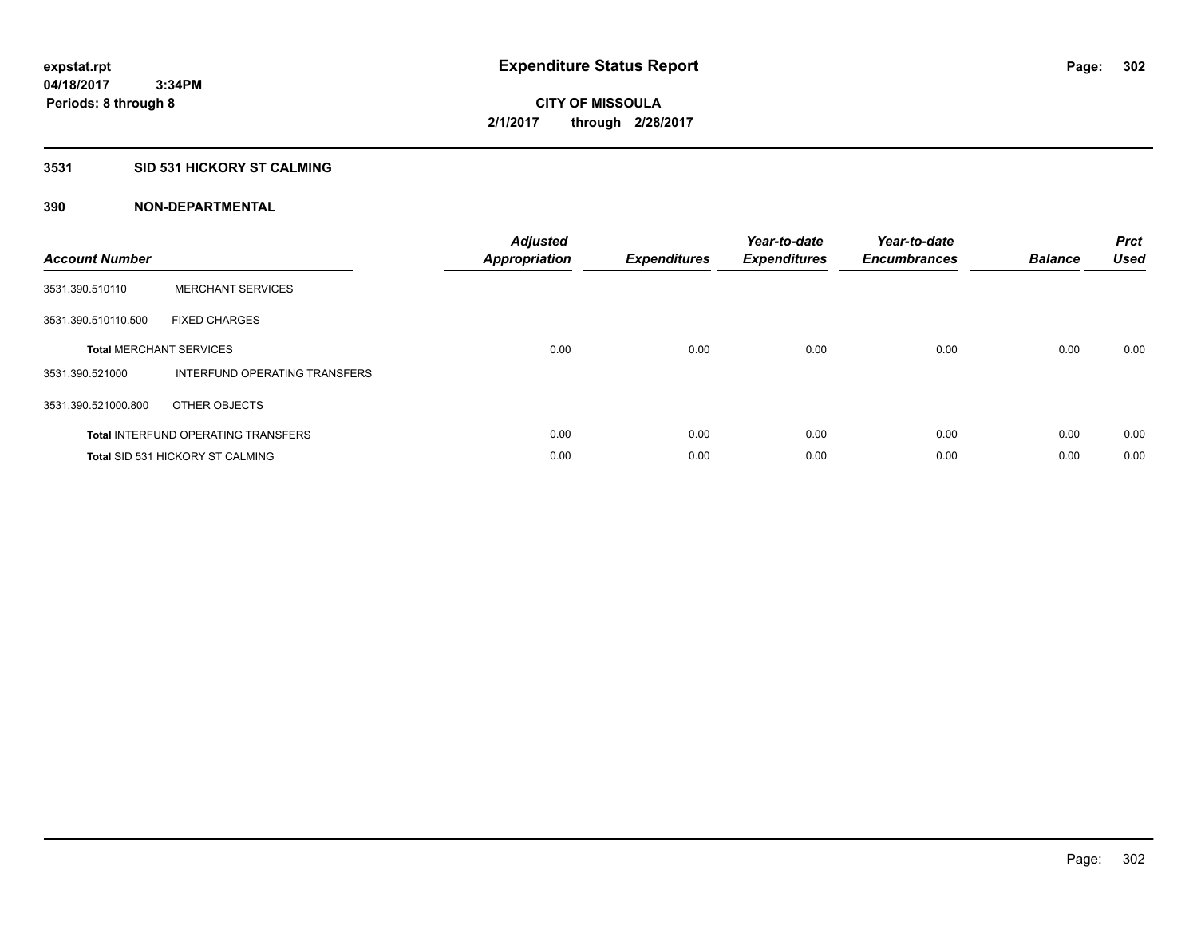**expstat.rpt**
**04/18/2017 3:34PM**
**Periods: 8 through 8**

# Expenditure Status Report

**CITY OF MISSOULA**
**2/1/2017 through 2/28/2017**

## 3531 SID 531 HICKORY ST CALMING

## 390 NON-DEPARTMENTAL

| Account Number | | Adjusted Appropriation | Expenditures | Year-to-date Expenditures | Year-to-date Encumbrances | Balance | Prct Used |
|---|---|---|---|---|---|---|---|
| 3531.390.510110 | MERCHANT SERVICES | | | | | | |
| 3531.390.510110.500 | FIXED CHARGES | | | | | | |
| **Total** MERCHANT SERVICES | | 0.00 | 0.00 | 0.00 | 0.00 | 0.00 | 0.00 |
| 3531.390.521000 | INTERFUND OPERATING TRANSFERS | | | | | | |
| 3531.390.521000.800 | OTHER OBJECTS | | | | | | |
| **Total** INTERFUND OPERATING TRANSFERS | | 0.00 | 0.00 | 0.00 | 0.00 | 0.00 | 0.00 |
| **Total** SID 531 HICKORY ST CALMING | | 0.00 | 0.00 | 0.00 | 0.00 | 0.00 | 0.00 |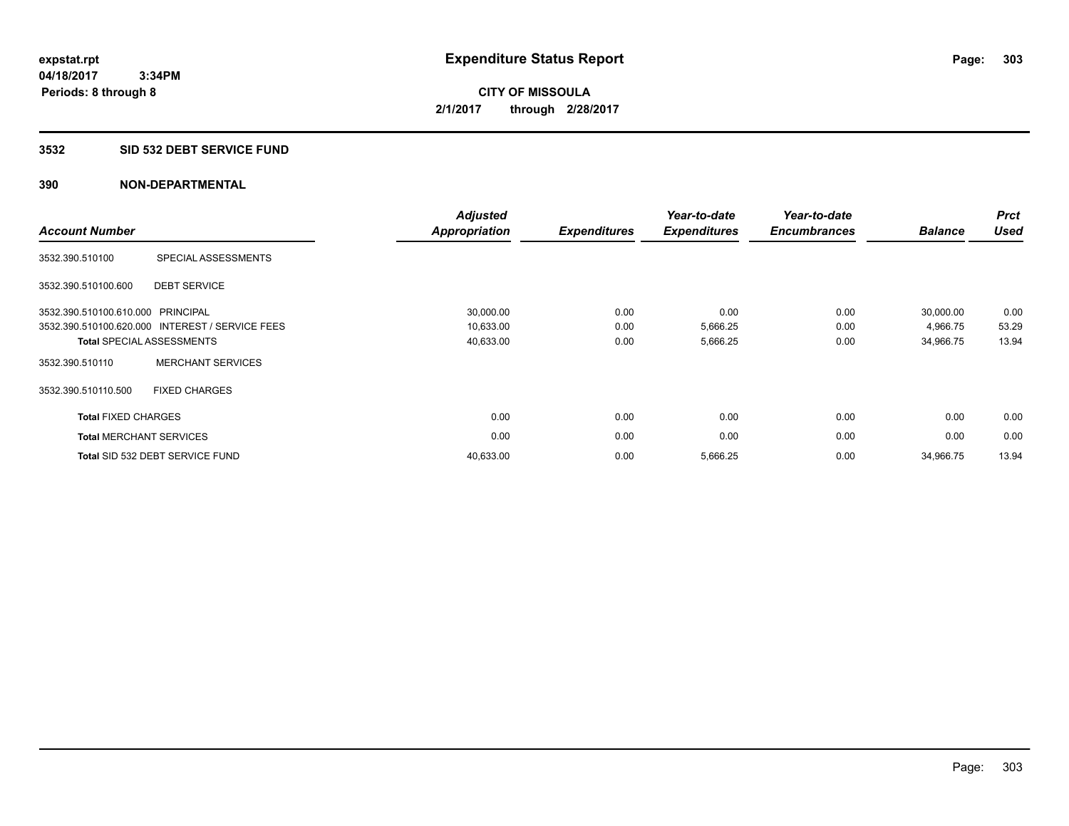**expstat.rpt**
**04/18/2017 3:34PM**
**Periods: 8 through 8**

# Expenditure Status Report

**CITY OF MISSOULA**
**2/1/2017 through 2/28/2017**

## 3532 SID 532 DEBT SERVICE FUND

### 390 NON-DEPARTMENTAL

| Account Number | | Adjusted Appropriation | Expenditures | Year-to-date Expenditures | Year-to-date Encumbrances | Balance | Prct Used |
|---|---|---|---|---|---|---|---|
| 3532.390.510100 | SPECIAL ASSESSMENTS | | | | | | |
| 3532.390.510100.600 | DEBT SERVICE | | | | | | |
| 3532.390.510100.610.000 | PRINCIPAL | 30,000.00 | 0.00 | 0.00 | 0.00 | 30,000.00 | 0.00 |
| 3532.390.510100.620.000 | INTEREST / SERVICE FEES | 10,633.00 | 0.00 | 5,666.25 | 0.00 | 4,966.75 | 53.29 |
| **Total** SPECIAL ASSESSMENTS | | 40,633.00 | 0.00 | 5,666.25 | 0.00 | 34,966.75 | 13.94 |
| 3532.390.510110 | MERCHANT SERVICES | | | | | | |
| 3532.390.510110.500 | FIXED CHARGES | | | | | | |
| **Total** FIXED CHARGES | | 0.00 | 0.00 | 0.00 | 0.00 | 0.00 | 0.00 |
| **Total** MERCHANT SERVICES | | 0.00 | 0.00 | 0.00 | 0.00 | 0.00 | 0.00 |
| **Total** SID 532 DEBT SERVICE FUND | | 40,633.00 | 0.00 | 5,666.25 | 0.00 | 34,966.75 | 13.94 |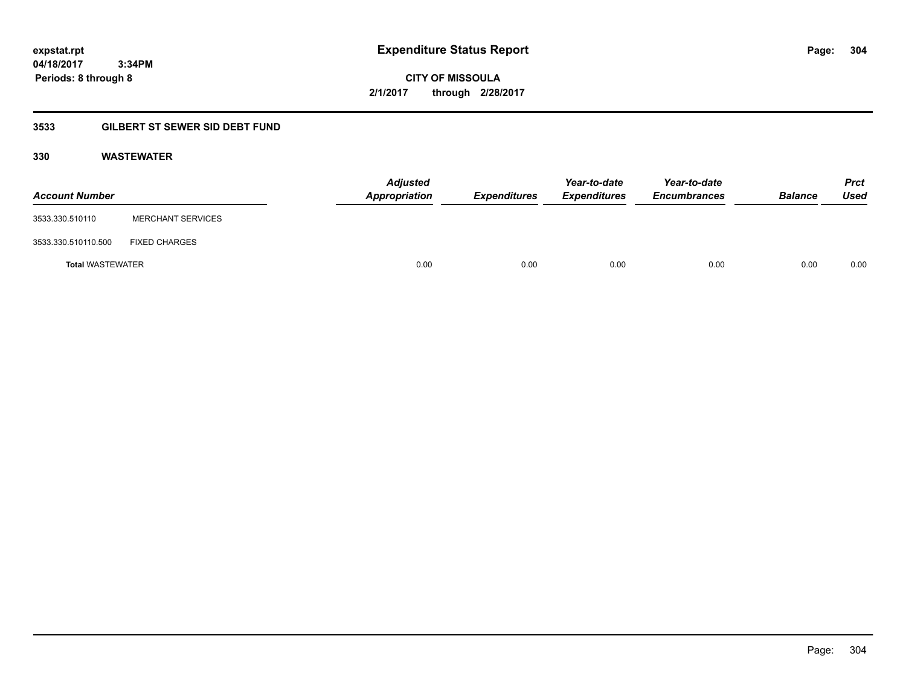expstat.rpt
04/18/2017 3:34PM
Periods: 8 through 8

# Expenditure Status Report

CITY OF MISSOULA
2/1/2017 through 2/28/2017

## 3533 GILBERT ST SEWER SID DEBT FUND

### 330 WASTEWATER

| Account Number | | Adjusted Appropriation | Expenditures | Year-to-date Expenditures | Year-to-date Encumbrances | Balance | Prct Used |
|---|---|---|---|---|---|---|---|
| 3533.330.510110 | MERCHANT SERVICES | | | | | | |
| 3533.330.510110.500 | FIXED CHARGES | | | | | | |
| **Total** WASTEWATER | | 0.00 | 0.00 | 0.00 | 0.00 | 0.00 | 0.00 |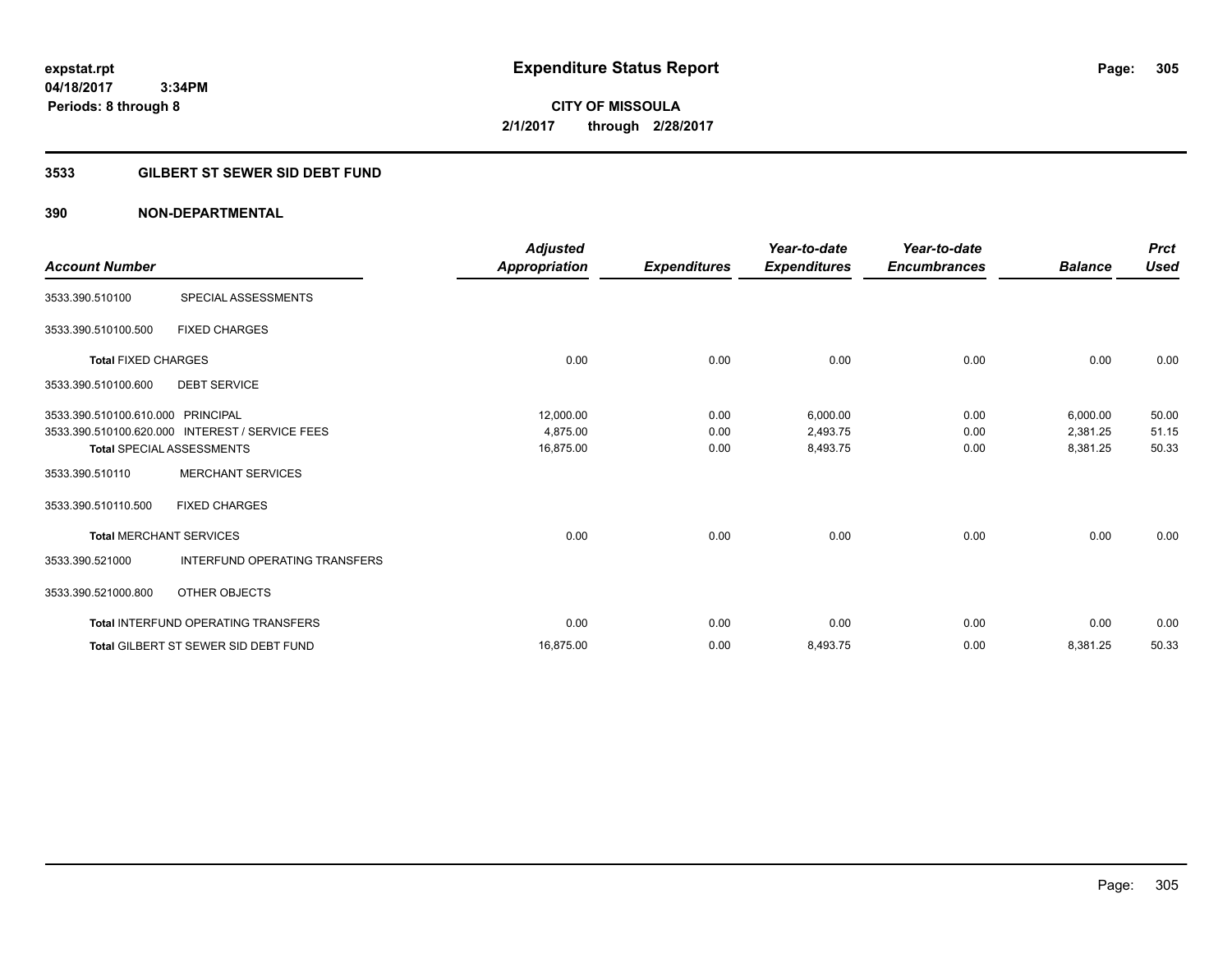**expstat.rpt**
**04/18/2017 3:34PM**
**Periods: 8 through 8**

# Expenditure Status Report

**CITY OF MISSOULA**
**2/1/2017 through 2/28/2017**

## 3533 GILBERT ST SEWER SID DEBT FUND

## 390 NON-DEPARTMENTAL

| Account Number | | Adjusted Appropriation | Expenditures | Year-to-date Expenditures | Year-to-date Encumbrances | Balance | Prct Used |
|---|---|---|---|---|---|---|---|
| 3533.390.510100 | SPECIAL ASSESSMENTS | | | | | | |
| 3533.390.510100.500 | FIXED CHARGES | | | | | | |
| **Total** FIXED CHARGES | | 0.00 | 0.00 | 0.00 | 0.00 | 0.00 | 0.00 |
| 3533.390.510100.600 | DEBT SERVICE | | | | | | |
| 3533.390.510100.610.000 | PRINCIPAL | 12,000.00 | 0.00 | 6,000.00 | 0.00 | 6,000.00 | 50.00 |
| 3533.390.510100.620.000 | INTEREST / SERVICE FEES | 4,875.00 | 0.00 | 2,493.75 | 0.00 | 2,381.25 | 51.15 |
| **Total** SPECIAL ASSESSMENTS | | 16,875.00 | 0.00 | 8,493.75 | 0.00 | 8,381.25 | 50.33 |
| 3533.390.510110 | MERCHANT SERVICES | | | | | | |
| 3533.390.510110.500 | FIXED CHARGES | | | | | | |
| **Total** MERCHANT SERVICES | | 0.00 | 0.00 | 0.00 | 0.00 | 0.00 | 0.00 |
| 3533.390.521000 | INTERFUND OPERATING TRANSFERS | | | | | | |
| 3533.390.521000.800 | OTHER OBJECTS | | | | | | |
| **Total** INTERFUND OPERATING TRANSFERS | | 0.00 | 0.00 | 0.00 | 0.00 | 0.00 | 0.00 |
| **Total** GILBERT ST SEWER SID DEBT FUND | | 16,875.00 | 0.00 | 8,493.75 | 0.00 | 8,381.25 | 50.33 |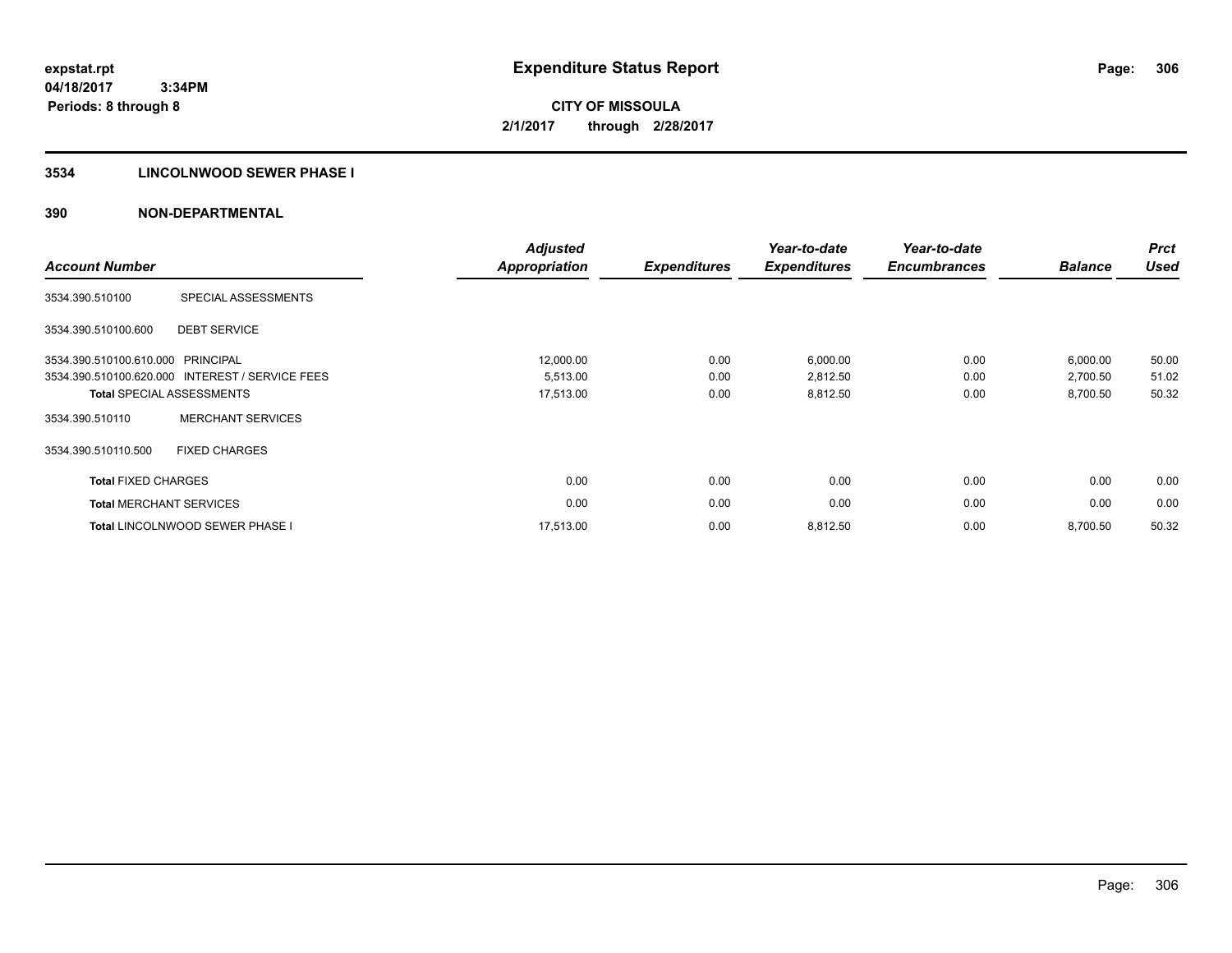**expstat.rpt**
**04/18/2017 3:34PM**
**Periods: 8 through 8**

# Expenditure Status Report

**CITY OF MISSOULA**
**2/1/2017 through 2/28/2017**

## 3534 LINCOLNWOOD SEWER PHASE I

## 390 NON-DEPARTMENTAL

| Account Number | | Adjusted Appropriation | Expenditures | Year-to-date Expenditures | Year-to-date Encumbrances | Balance | Prct Used |
|---|---|---|---|---|---|---|---|
| 3534.390.510100 | SPECIAL ASSESSMENTS | | | | | | |
| 3534.390.510100.600 | DEBT SERVICE | | | | | | |
| 3534.390.510100.610.000 | PRINCIPAL | 12,000.00 | 0.00 | 6,000.00 | 0.00 | 6,000.00 | 50.00 |
| 3534.390.510100.620.000 | INTEREST / SERVICE FEES | 5,513.00 | 0.00 | 2,812.50 | 0.00 | 2,700.50 | 51.02 |
| **Total** SPECIAL ASSESSMENTS | | 17,513.00 | 0.00 | 8,812.50 | 0.00 | 8,700.50 | 50.32 |
| 3534.390.510110 | MERCHANT SERVICES | | | | | | |
| 3534.390.510110.500 | FIXED CHARGES | | | | | | |
| **Total** FIXED CHARGES | | 0.00 | 0.00 | 0.00 | 0.00 | 0.00 | 0.00 |
| **Total** MERCHANT SERVICES | | 0.00 | 0.00 | 0.00 | 0.00 | 0.00 | 0.00 |
| **Total** LINCOLNWOOD SEWER PHASE I | | 17,513.00 | 0.00 | 8,812.50 | 0.00 | 8,700.50 | 50.32 |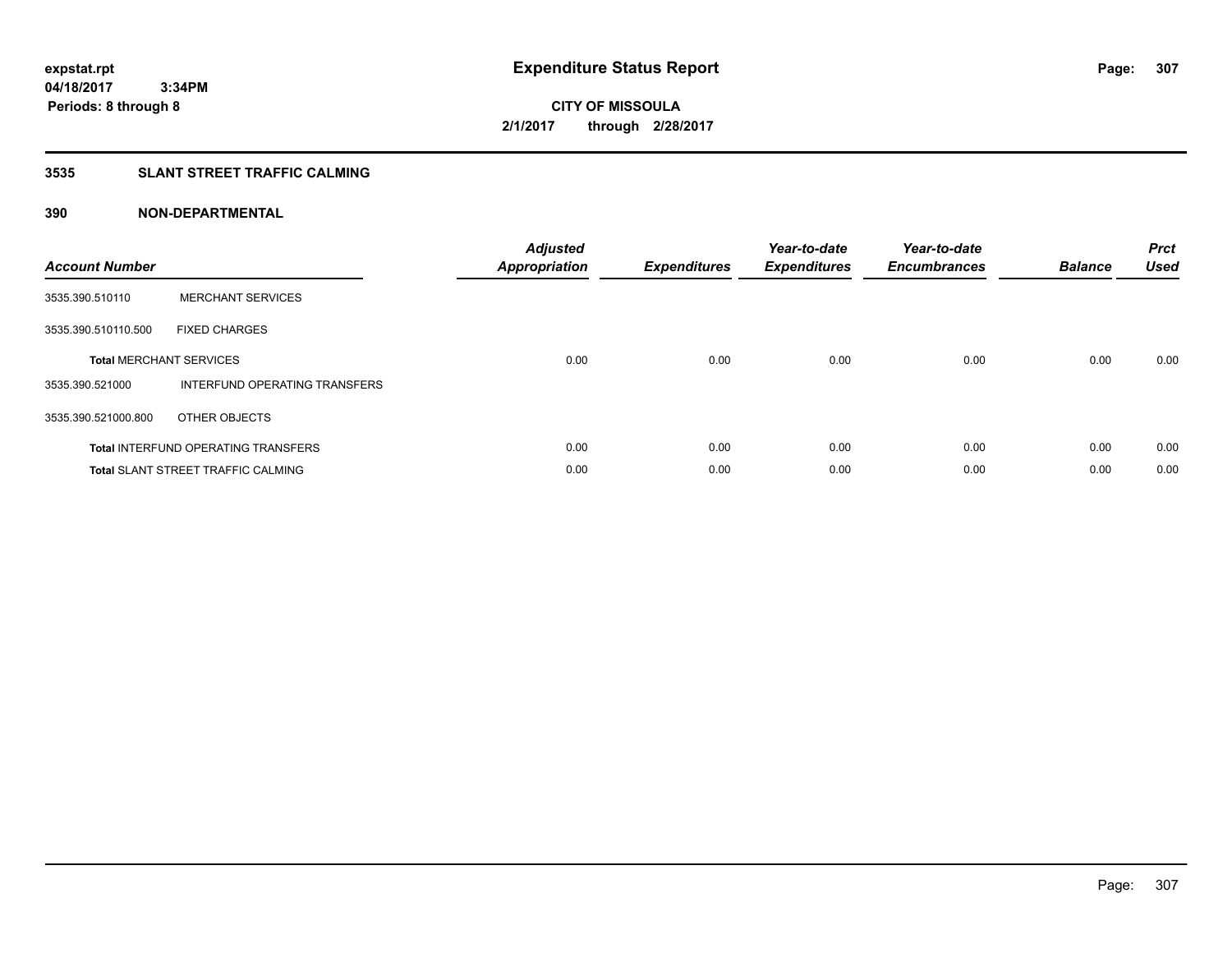expstat.rpt
04/18/2017 3:34PM
Periods: 8 through 8

# Expenditure Status Report

**CITY OF MISSOULA**
**2/1/2017 through 2/28/2017**

## 3535 SLANT STREET TRAFFIC CALMING

### 390 NON-DEPARTMENTAL

| Account Number | | Adjusted Appropriation | Expenditures | Year-to-date Expenditures | Year-to-date Encumbrances | Balance | Prct Used |
|---|---|---|---|---|---|---|---|
| 3535.390.510110 | MERCHANT SERVICES | | | | | | |
| 3535.390.510110.500 | FIXED CHARGES | | | | | | |
| **Total** MERCHANT SERVICES | | 0.00 | 0.00 | 0.00 | 0.00 | 0.00 | 0.00 |
| 3535.390.521000 | INTERFUND OPERATING TRANSFERS | | | | | | |
| 3535.390.521000.800 | OTHER OBJECTS | | | | | | |
| **Total** INTERFUND OPERATING TRANSFERS | | 0.00 | 0.00 | 0.00 | 0.00 | 0.00 | 0.00 |
| **Total** SLANT STREET TRAFFIC CALMING | | 0.00 | 0.00 | 0.00 | 0.00 | 0.00 | 0.00 |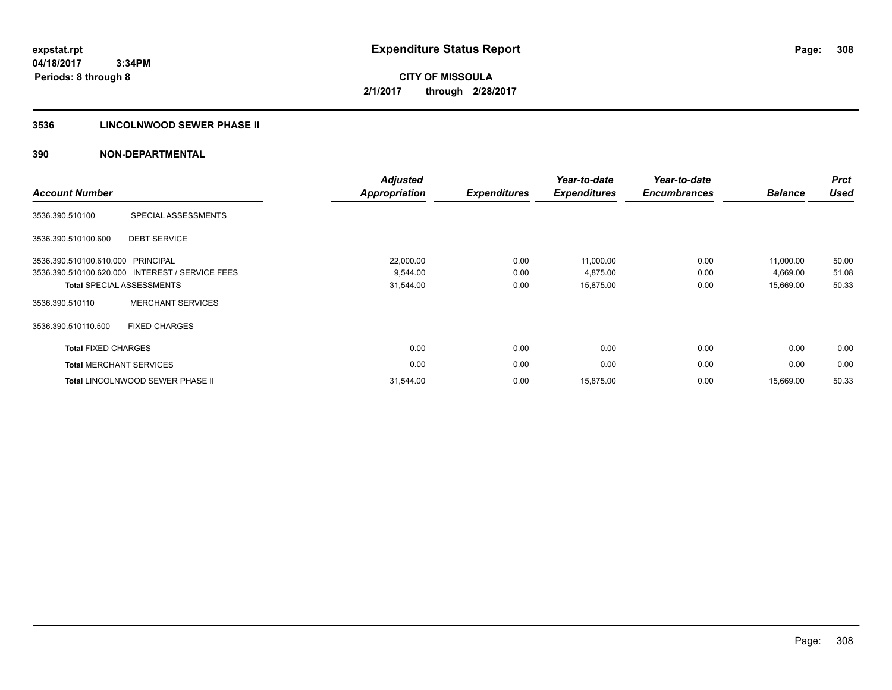**expstat.rpt**
**04/18/2017 3:34PM**
**Periods: 8 through 8**

# Expenditure Status Report

**CITY OF MISSOULA**
**2/1/2017 through 2/28/2017**

## 3536 LINCOLNWOOD SEWER PHASE II

## 390 NON-DEPARTMENTAL

| Account Number | | Adjusted Appropriation | Expenditures | Year-to-date Expenditures | Year-to-date Encumbrances | Balance | Prct Used |
|---|---|---|---|---|---|---|---|
| 3536.390.510100 | SPECIAL ASSESSMENTS | | | | | | |
| 3536.390.510100.600 | DEBT SERVICE | | | | | | |
| 3536.390.510100.610.000 | PRINCIPAL | 22,000.00 | 0.00 | 11,000.00 | 0.00 | 11,000.00 | 50.00 |
| 3536.390.510100.620.000 | INTEREST / SERVICE FEES | 9,544.00 | 0.00 | 4,875.00 | 0.00 | 4,669.00 | 51.08 |
| **Total** SPECIAL ASSESSMENTS | | 31,544.00 | 0.00 | 15,875.00 | 0.00 | 15,669.00 | 50.33 |
| 3536.390.510110 | MERCHANT SERVICES | | | | | | |
| 3536.390.510110.500 | FIXED CHARGES | | | | | | |
| **Total** FIXED CHARGES | | 0.00 | 0.00 | 0.00 | 0.00 | 0.00 | 0.00 |
| **Total** MERCHANT SERVICES | | 0.00 | 0.00 | 0.00 | 0.00 | 0.00 | 0.00 |
| **Total** LINCOLNWOOD SEWER PHASE II | | 31,544.00 | 0.00 | 15,875.00 | 0.00 | 15,669.00 | 50.33 |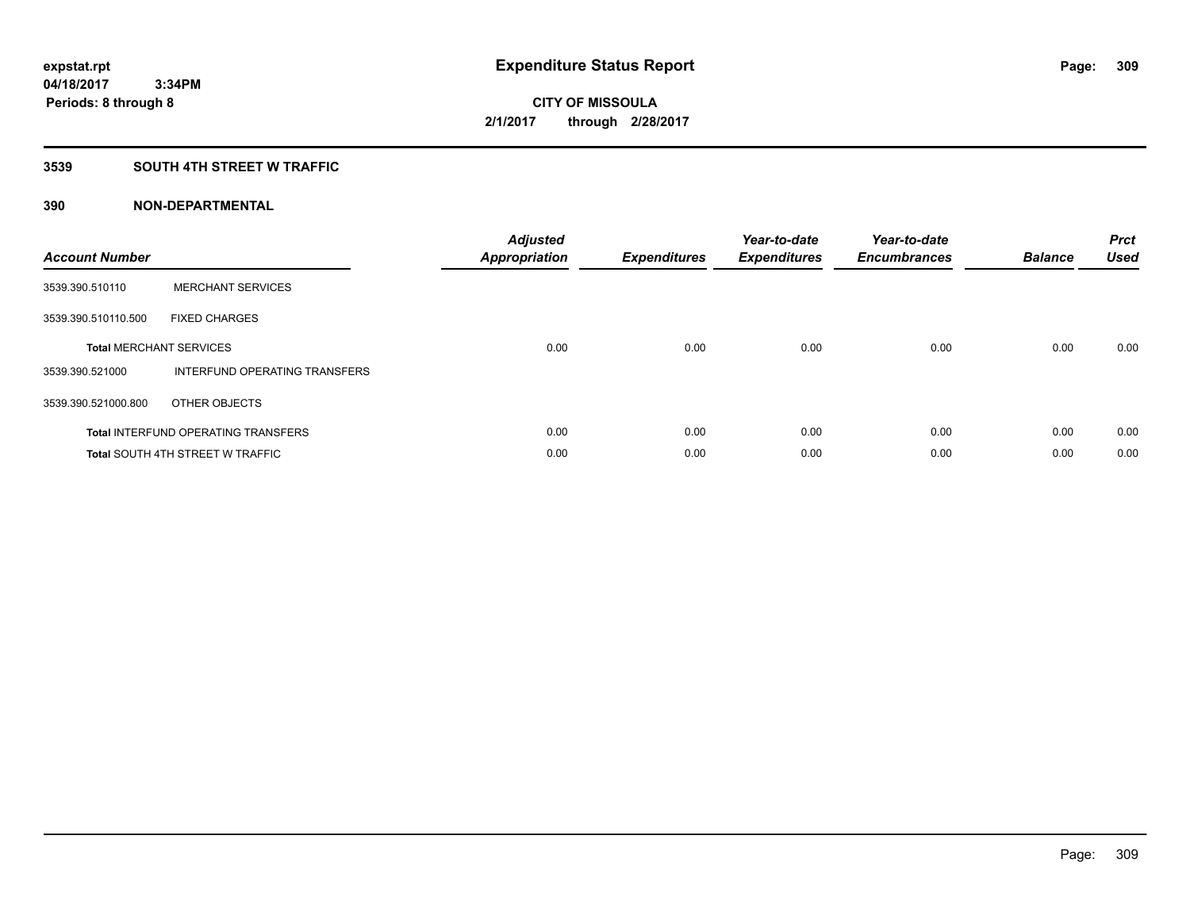**expstat.rpt**
**04/18/2017 3:34PM**
**Periods: 8 through 8**

# Expenditure Status Report

**CITY OF MISSOULA**
**2/1/2017 through 2/28/2017**

## 3539 SOUTH 4TH STREET W TRAFFIC

## 390 NON-DEPARTMENTAL

| Account Number | | Adjusted Appropriation | Expenditures | Year-to-date Expenditures | Year-to-date Encumbrances | Balance | Prct Used |
|---|---|---|---|---|---|---|---|
| 3539.390.510110 | MERCHANT SERVICES | | | | | | |
| 3539.390.510110.500 | FIXED CHARGES | | | | | | |
| **Total** MERCHANT SERVICES | | 0.00 | 0.00 | 0.00 | 0.00 | 0.00 | 0.00 |
| 3539.390.521000 | INTERFUND OPERATING TRANSFERS | | | | | | |
| 3539.390.521000.800 | OTHER OBJECTS | | | | | | |
| **Total** INTERFUND OPERATING TRANSFERS | | 0.00 | 0.00 | 0.00 | 0.00 | 0.00 | 0.00 |
| **Total** SOUTH 4TH STREET W TRAFFIC | | 0.00 | 0.00 | 0.00 | 0.00 | 0.00 | 0.00 |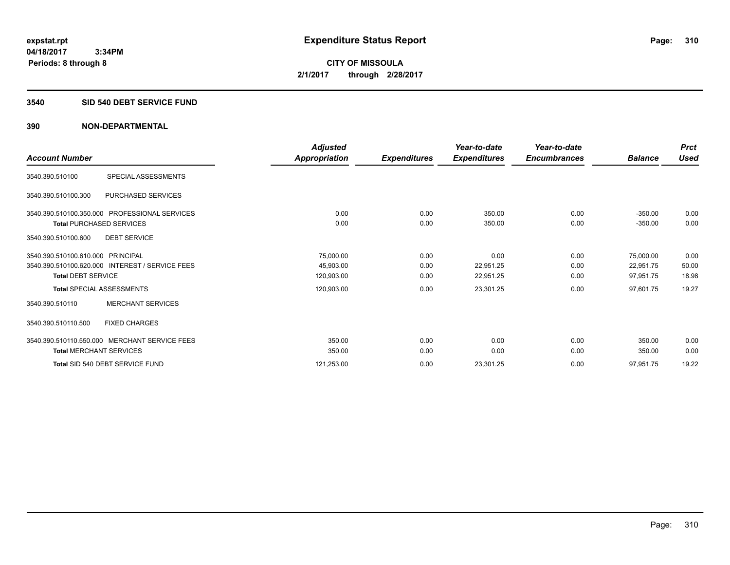# Expenditure Status Report

expstat.rpt
04/18/2017 3:34PM
Periods: 8 through 8

**CITY OF MISSOULA**
**2/1/2017 through 2/28/2017**

## 3540 SID 540 DEBT SERVICE FUND

### 390 NON-DEPARTMENTAL

| Account Number | | Adjusted Appropriation | Expenditures | Year-to-date Expenditures | Year-to-date Encumbrances | Balance | Prct Used |
|---|---|---|---|---|---|---|---|
| 3540.390.510100 | SPECIAL ASSESSMENTS | | | | | | |
| 3540.390.510100.300 | PURCHASED SERVICES | | | | | | |
| 3540.390.510100.350.000 | PROFESSIONAL SERVICES | 0.00 | 0.00 | 350.00 | 0.00 | -350.00 | 0.00 |
| **Total** PURCHASED SERVICES | | 0.00 | 0.00 | 350.00 | 0.00 | -350.00 | 0.00 |
| 3540.390.510100.600 | DEBT SERVICE | | | | | | |
| 3540.390.510100.610.000 | PRINCIPAL | 75,000.00 | 0.00 | 0.00 | 0.00 | 75,000.00 | 0.00 |
| 3540.390.510100.620.000 | INTEREST / SERVICE FEES | 45,903.00 | 0.00 | 22,951.25 | 0.00 | 22,951.75 | 50.00 |
| **Total** DEBT SERVICE | | 120,903.00 | 0.00 | 22,951.25 | 0.00 | 97,951.75 | 18.98 |
| **Total** SPECIAL ASSESSMENTS | | 120,903.00 | 0.00 | 23,301.25 | 0.00 | 97,601.75 | 19.27 |
| 3540.390.510110 | MERCHANT SERVICES | | | | | | |
| 3540.390.510110.500 | FIXED CHARGES | | | | | | |
| 3540.390.510110.550.000 | MERCHANT SERVICE FEES | 350.00 | 0.00 | 0.00 | 0.00 | 350.00 | 0.00 |
| **Total** MERCHANT SERVICES | | 350.00 | 0.00 | 0.00 | 0.00 | 350.00 | 0.00 |
| **Total** SID 540 DEBT SERVICE FUND | | 121,253.00 | 0.00 | 23,301.25 | 0.00 | 97,951.75 | 19.22 |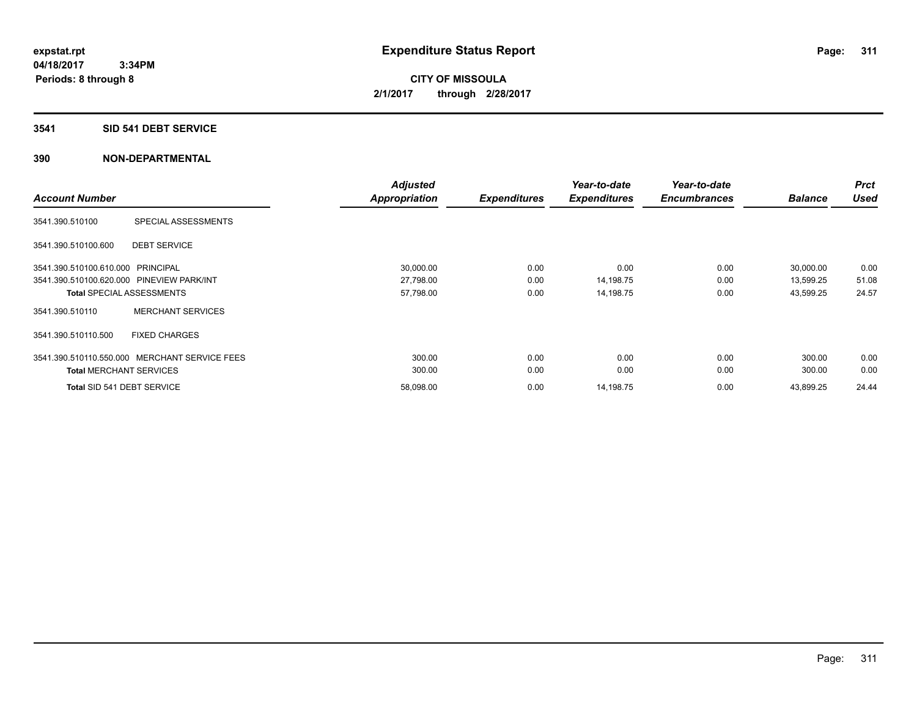expstat.rpt
04/18/2017 3:34PM
Periods: 8 through 8

# Expenditure Status Report

**CITY OF MISSOULA**
**2/1/2017 through 2/28/2017**

## 3541 SID 541 DEBT SERVICE

## 390 NON-DEPARTMENTAL

| Account Number | | Adjusted Appropriation | Expenditures | Year-to-date Expenditures | Year-to-date Encumbrances | Balance | Prct Used |
|---|---|---|---|---|---|---|---|
| 3541.390.510100 | SPECIAL ASSESSMENTS | | | | | | |
| 3541.390.510100.600 | DEBT SERVICE | | | | | | |
| 3541.390.510100.610.000 | PRINCIPAL | 30,000.00 | 0.00 | 0.00 | 0.00 | 30,000.00 | 0.00 |
| 3541.390.510100.620.000 | PINEVIEW PARK/INT | 27,798.00 | 0.00 | 14,198.75 | 0.00 | 13,599.25 | 51.08 |
| Total SPECIAL ASSESSMENTS | | 57,798.00 | 0.00 | 14,198.75 | 0.00 | 43,599.25 | 24.57 |
| 3541.390.510110 | MERCHANT SERVICES | | | | | | |
| 3541.390.510110.500 | FIXED CHARGES | | | | | | |
| 3541.390.510110.550.000 | MERCHANT SERVICE FEES | 300.00 | 0.00 | 0.00 | 0.00 | 300.00 | 0.00 |
| Total MERCHANT SERVICES | | 300.00 | 0.00 | 0.00 | 0.00 | 300.00 | 0.00 |
| Total SID 541 DEBT SERVICE | | 58,098.00 | 0.00 | 14,198.75 | 0.00 | 43,899.25 | 24.44 |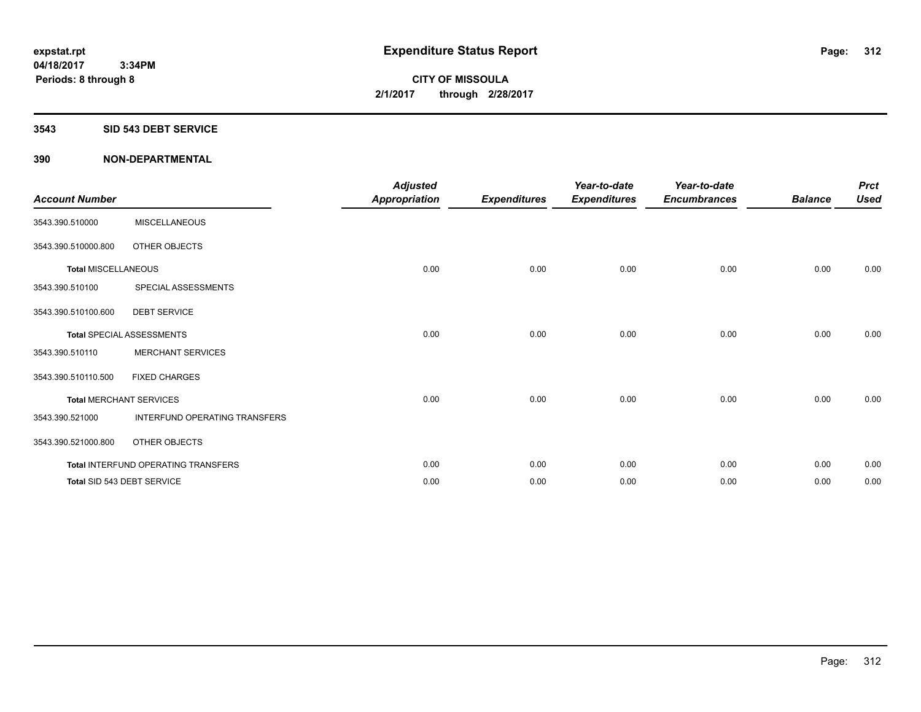expstat.rpt
04/18/2017 3:34PM
Periods: 8 through 8

# Expenditure Status Report

CITY OF MISSOULA
2/1/2017 through 2/28/2017

## 3543 SID 543 DEBT SERVICE

## 390 NON-DEPARTMENTAL

| Account Number | | Adjusted Appropriation | Expenditures | Year-to-date Expenditures | Year-to-date Encumbrances | Balance | Prct Used |
|---|---|---|---|---|---|---|---|
| 3543.390.510000 | MISCELLANEOUS | | | | | | |
| 3543.390.510000.800 | OTHER OBJECTS | | | | | | |
| **Total** MISCELLANEOUS | | 0.00 | 0.00 | 0.00 | 0.00 | 0.00 | 0.00 |
| 3543.390.510100 | SPECIAL ASSESSMENTS | | | | | | |
| 3543.390.510100.600 | DEBT SERVICE | | | | | | |
| **Total** SPECIAL ASSESSMENTS | | 0.00 | 0.00 | 0.00 | 0.00 | 0.00 | 0.00 |
| 3543.390.510110 | MERCHANT SERVICES | | | | | | |
| 3543.390.510110.500 | FIXED CHARGES | | | | | | |
| **Total** MERCHANT SERVICES | | 0.00 | 0.00 | 0.00 | 0.00 | 0.00 | 0.00 |
| 3543.390.521000 | INTERFUND OPERATING TRANSFERS | | | | | | |
| 3543.390.521000.800 | OTHER OBJECTS | | | | | | |
| **Total** INTERFUND OPERATING TRANSFERS | | 0.00 | 0.00 | 0.00 | 0.00 | 0.00 | 0.00 |
| **Total** SID 543 DEBT SERVICE | | 0.00 | 0.00 | 0.00 | 0.00 | 0.00 | 0.00 |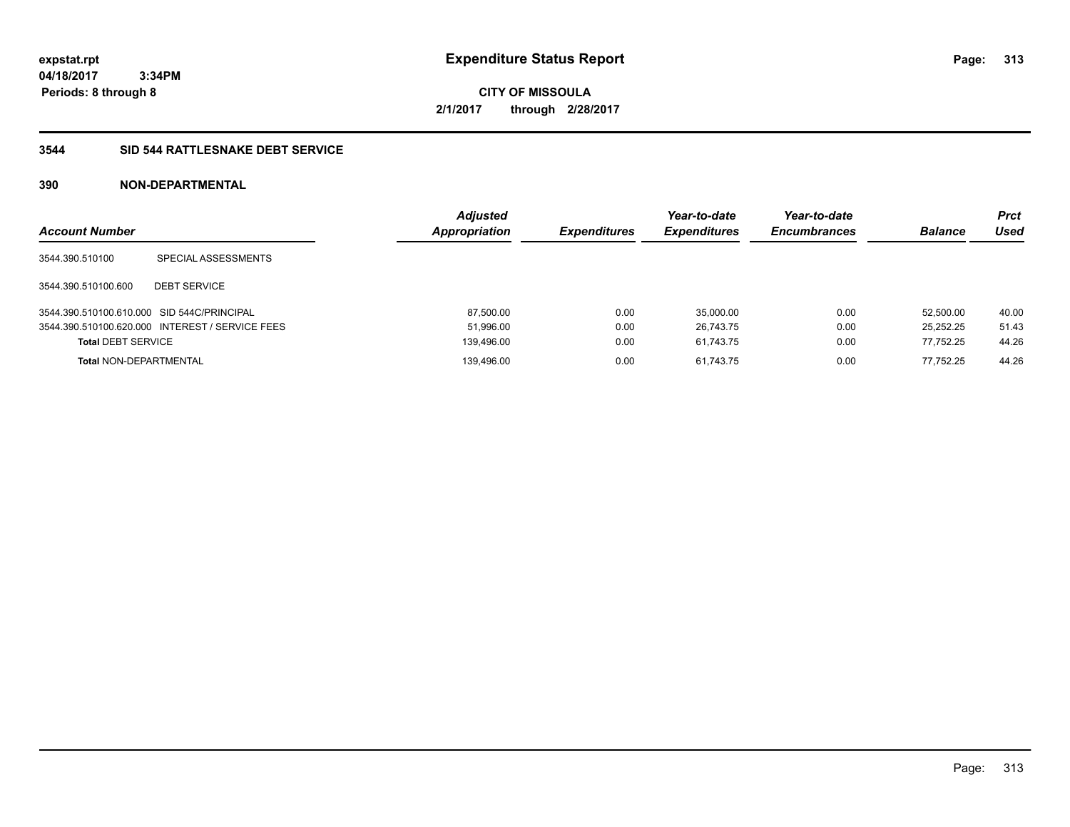# Expenditure Status Report

**expstat.rpt**
**04/18/2017 3:34PM**
**Periods: 8 through 8**

**CITY OF MISSOULA**
**2/1/2017 through 2/28/2017**

## 3544 SID 544 RATTLESNAKE DEBT SERVICE

### 390 NON-DEPARTMENTAL

| Account Number | | Adjusted Appropriation | Expenditures | Year-to-date Expenditures | Year-to-date Encumbrances | Balance | Prct Used |
|---|---|---|---|---|---|---|---|
| 3544.390.510100 | SPECIAL ASSESSMENTS | | | | | | |
| 3544.390.510100.600 | DEBT SERVICE | | | | | | |
| 3544.390.510100.610.000 | SID 544C/PRINCIPAL | 87,500.00 | 0.00 | 35,000.00 | 0.00 | 52,500.00 | 40.00 |
| 3544.390.510100.620.000 | INTEREST / SERVICE FEES | 51,996.00 | 0.00 | 26,743.75 | 0.00 | 25,252.25 | 51.43 |
| **Total** DEBT SERVICE | | 139,496.00 | 0.00 | 61,743.75 | 0.00 | 77,752.25 | 44.26 |
| **Total** NON-DEPARTMENTAL | | 139,496.00 | 0.00 | 61,743.75 | 0.00 | 77,752.25 | 44.26 |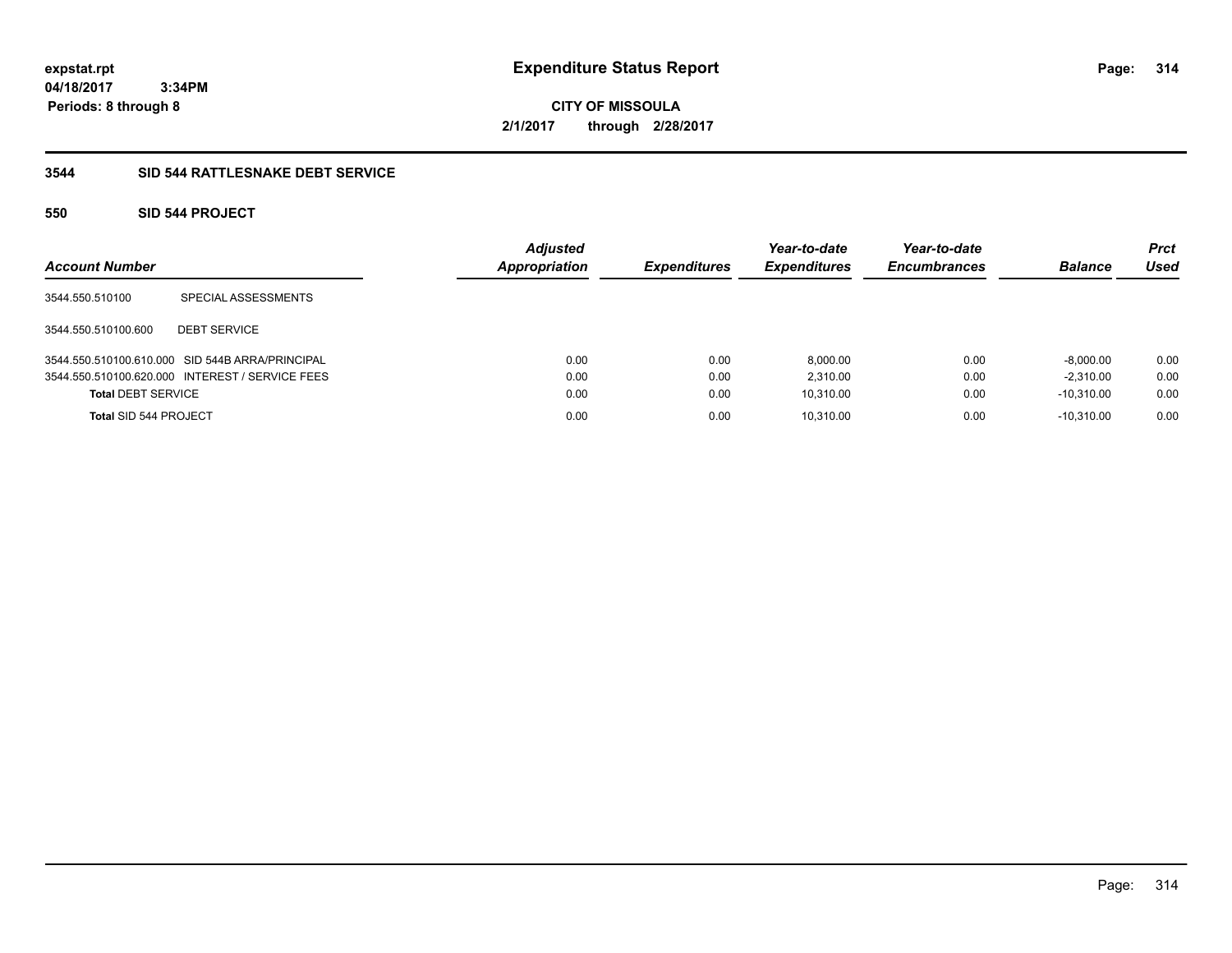**expstat.rpt**
**04/18/2017 3:34PM**
**Periods: 8 through 8**

# Expenditure Status Report

**CITY OF MISSOULA**
**2/1/2017 through 2/28/2017**

## 3544 SID 544 RATTLESNAKE DEBT SERVICE

### 550 SID 544 PROJECT

| Account Number | | Adjusted Appropriation | Expenditures | Year-to-date Expenditures | Year-to-date Encumbrances | Balance | Prct Used |
|---|---|---|---|---|---|---|---|
| 3544.550.510100 | SPECIAL ASSESSMENTS | | | | | | |
| 3544.550.510100.600 | DEBT SERVICE | | | | | | |
| 3544.550.510100.610.000 | SID 544B ARRA/PRINCIPAL | 0.00 | 0.00 | 8,000.00 | 0.00 | -8,000.00 | 0.00 |
| 3544.550.510100.620.000 | INTEREST / SERVICE FEES | 0.00 | 0.00 | 2,310.00 | 0.00 | -2,310.00 | 0.00 |
| **Total DEBT SERVICE** | | 0.00 | 0.00 | 10,310.00 | 0.00 | -10,310.00 | 0.00 |
| **Total SID 544 PROJECT** | | 0.00 | 0.00 | 10,310.00 | 0.00 | -10,310.00 | 0.00 |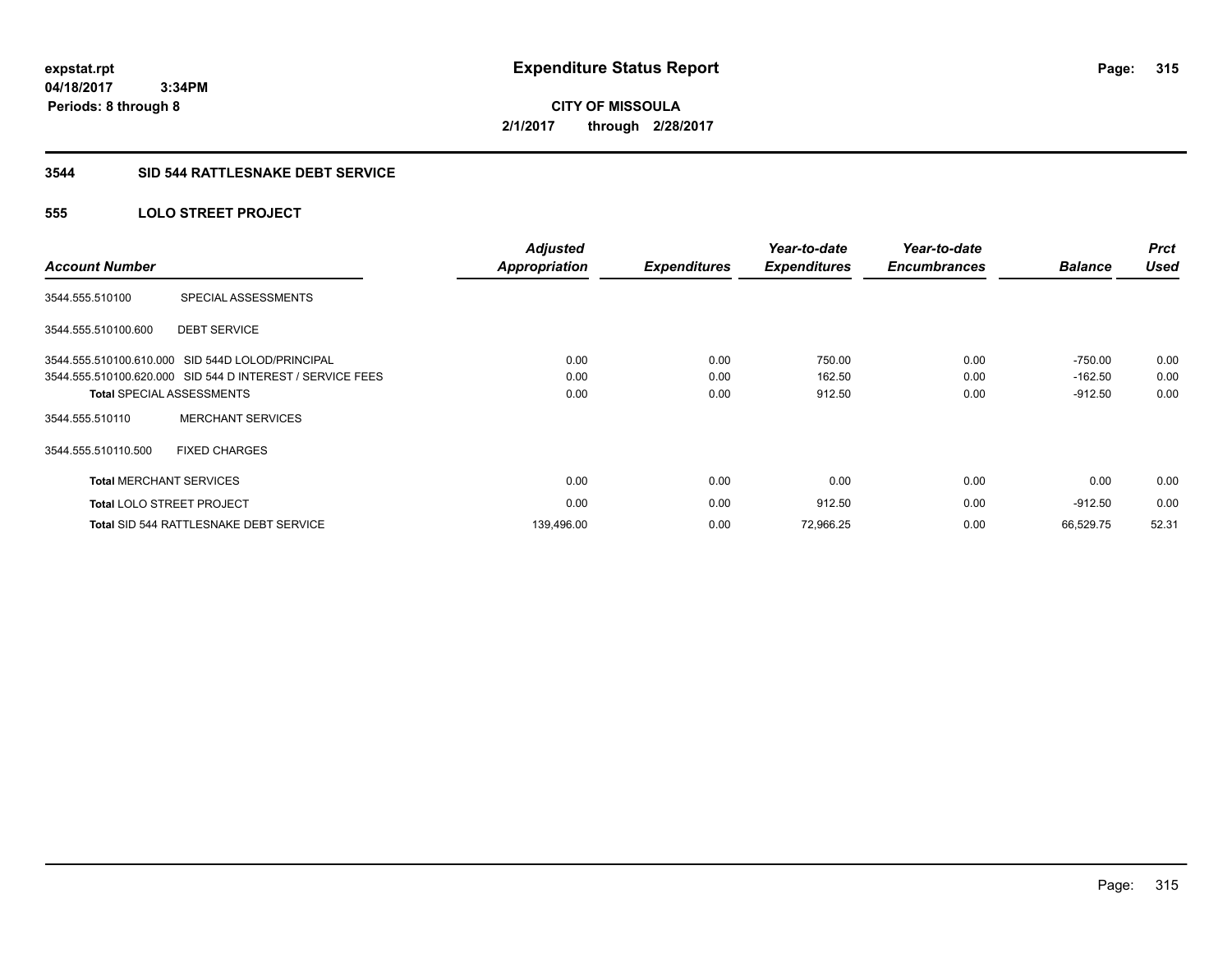expstat.rpt
04/18/2017 3:34PM
Periods: 8 through 8

# Expenditure Status Report

CITY OF MISSOULA
2/1/2017 through 2/28/2017

## 3544 SID 544 RATTLESNAKE DEBT SERVICE

### 555 LOLO STREET PROJECT

| Account Number | | Adjusted Appropriation | Expenditures | Year-to-date Expenditures | Year-to-date Encumbrances | Balance | Prct Used |
|---|---|---|---|---|---|---|---|
| 3544.555.510100 | SPECIAL ASSESSMENTS | | | | | | |
| 3544.555.510100.600 | DEBT SERVICE | | | | | | |
| 3544.555.510100.610.000 | SID 544D LOLOD/PRINCIPAL | 0.00 | 0.00 | 750.00 | 0.00 | -750.00 | 0.00 |
| 3544.555.510100.620.000 | SID 544 D INTEREST / SERVICE FEES | 0.00 | 0.00 | 162.50 | 0.00 | -162.50 | 0.00 |
| **Total** SPECIAL ASSESSMENTS | | 0.00 | 0.00 | 912.50 | 0.00 | -912.50 | 0.00 |
| 3544.555.510110 | MERCHANT SERVICES | | | | | | |
| 3544.555.510110.500 | FIXED CHARGES | | | | | | |
| **Total** MERCHANT SERVICES | | 0.00 | 0.00 | 0.00 | 0.00 | 0.00 | 0.00 |
| **Total** LOLO STREET PROJECT | | 0.00 | 0.00 | 912.50 | 0.00 | -912.50 | 0.00 |
| **Total** SID 544 RATTLESNAKE DEBT SERVICE | | 139,496.00 | 0.00 | 72,966.25 | 0.00 | 66,529.75 | 52.31 |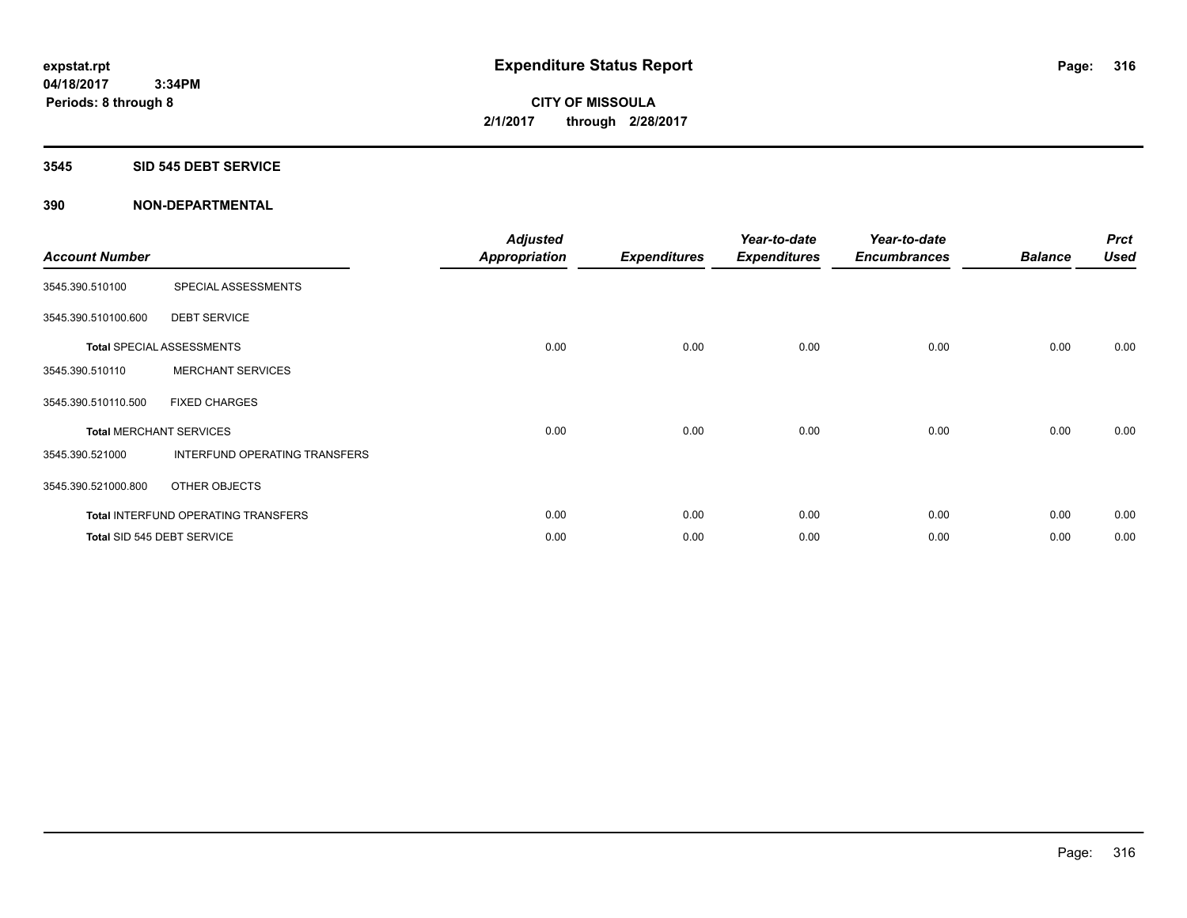# Expenditure Status Report

expstat.rpt
04/18/2017 3:34PM
Periods: 8 through 8

**CITY OF MISSOULA**
**2/1/2017 through 2/28/2017**

## 3545 SID 545 DEBT SERVICE

## 390 NON-DEPARTMENTAL

| Account Number | | Adjusted Appropriation | Expenditures | Year-to-date Expenditures | Year-to-date Encumbrances | Balance | Prct Used |
|---|---|---|---|---|---|---|---|
| 3545.390.510100 | SPECIAL ASSESSMENTS | | | | | | |
| 3545.390.510100.600 | DEBT SERVICE | | | | | | |
| Total SPECIAL ASSESSMENTS | | 0.00 | 0.00 | 0.00 | 0.00 | 0.00 | 0.00 |
| 3545.390.510110 | MERCHANT SERVICES | | | | | | |
| 3545.390.510110.500 | FIXED CHARGES | | | | | | |
| Total MERCHANT SERVICES | | 0.00 | 0.00 | 0.00 | 0.00 | 0.00 | 0.00 |
| 3545.390.521000 | INTERFUND OPERATING TRANSFERS | | | | | | |
| 3545.390.521000.800 | OTHER OBJECTS | | | | | | |
| Total INTERFUND OPERATING TRANSFERS | | 0.00 | 0.00 | 0.00 | 0.00 | 0.00 | 0.00 |
| Total SID 545 DEBT SERVICE | | 0.00 | 0.00 | 0.00 | 0.00 | 0.00 | 0.00 |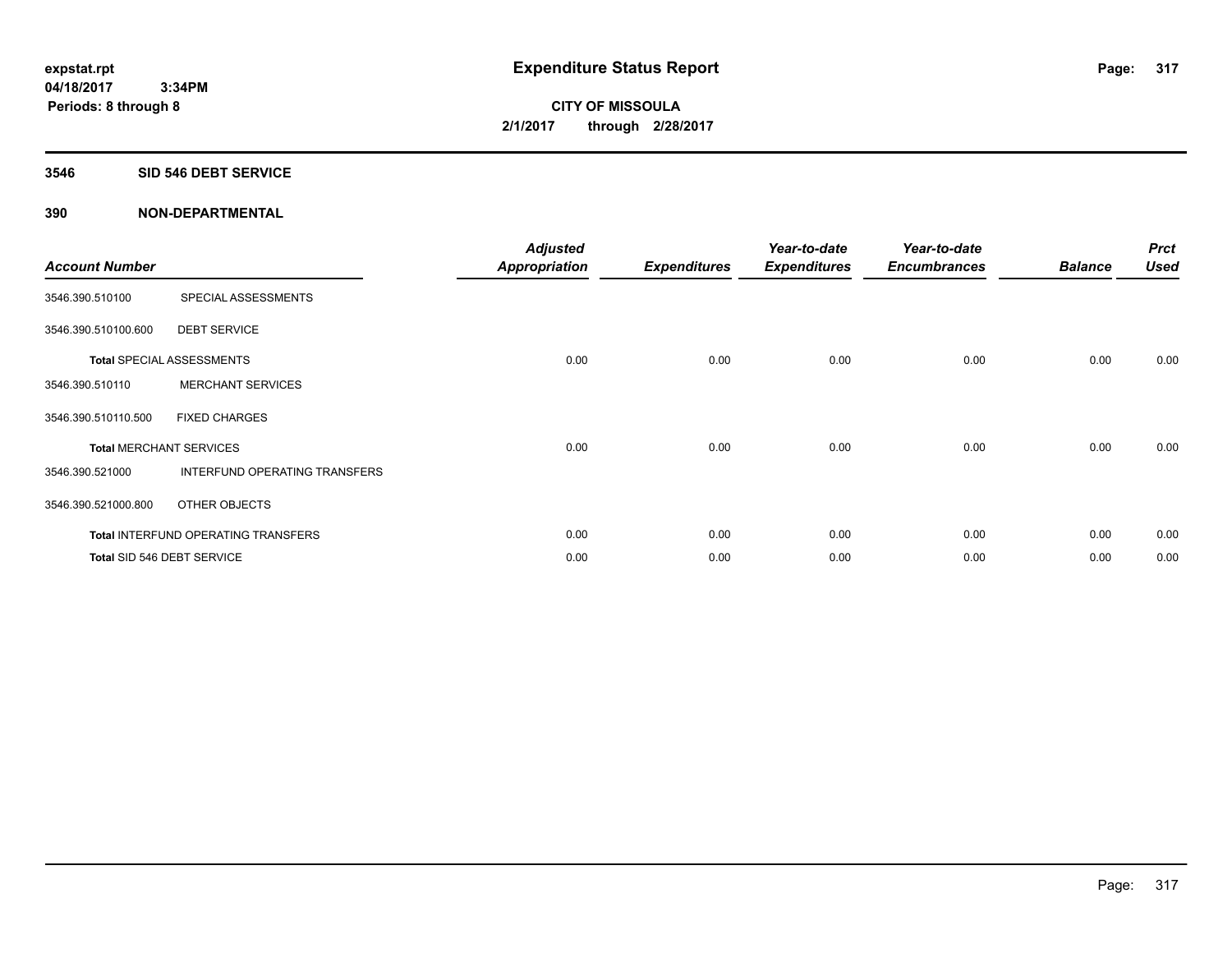**expstat.rpt**
**04/18/2017 3:34PM**
**Periods: 8 through 8**

# Expenditure Status Report

**CITY OF MISSOULA**
**2/1/2017 through 2/28/2017**

## 3546 SID 546 DEBT SERVICE

## 390 NON-DEPARTMENTAL

| Account Number | | Adjusted Appropriation | Expenditures | Year-to-date Expenditures | Year-to-date Encumbrances | Balance | Prct Used |
|---|---|---|---|---|---|---|---|
| 3546.390.510100 | SPECIAL ASSESSMENTS | | | | | | |
| 3546.390.510100.600 | DEBT SERVICE | | | | | | |
| Total SPECIAL ASSESSMENTS | | 0.00 | 0.00 | 0.00 | 0.00 | 0.00 | 0.00 |
| 3546.390.510110 | MERCHANT SERVICES | | | | | | |
| 3546.390.510110.500 | FIXED CHARGES | | | | | | |
| Total MERCHANT SERVICES | | 0.00 | 0.00 | 0.00 | 0.00 | 0.00 | 0.00 |
| 3546.390.521000 | INTERFUND OPERATING TRANSFERS | | | | | | |
| 3546.390.521000.800 | OTHER OBJECTS | | | | | | |
| Total INTERFUND OPERATING TRANSFERS | | 0.00 | 0.00 | 0.00 | 0.00 | 0.00 | 0.00 |
| Total SID 546 DEBT SERVICE | | 0.00 | 0.00 | 0.00 | 0.00 | 0.00 | 0.00 |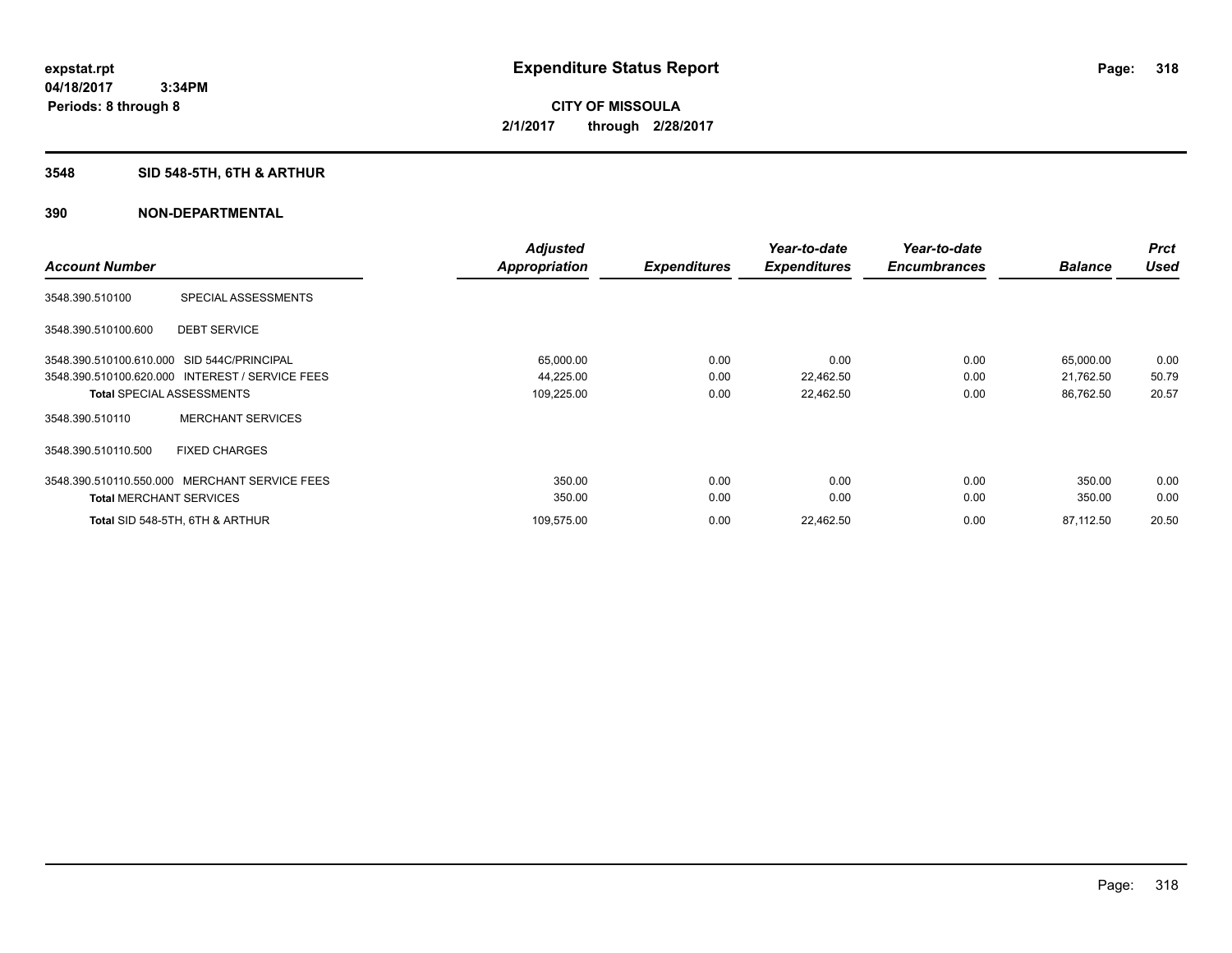expstat.rpt
04/18/2017 3:34PM
Periods: 8 through 8

# Expenditure Status Report

**CITY OF MISSOULA**
**2/1/2017 through 2/28/2017**

## 3548 SID 548-5TH, 6TH & ARTHUR

## 390 NON-DEPARTMENTAL

| Account Number | | Adjusted Appropriation | Expenditures | Year-to-date Expenditures | Year-to-date Encumbrances | Balance | Prct Used |
|---|---|---|---|---|---|---|---|
| 3548.390.510100 | SPECIAL ASSESSMENTS | | | | | | |
| 3548.390.510100.600 | DEBT SERVICE | | | | | | |
| 3548.390.510100.610.000 | SID 544C/PRINCIPAL | 65,000.00 | 0.00 | 0.00 | 0.00 | 65,000.00 | 0.00 |
| 3548.390.510100.620.000 | INTEREST / SERVICE FEES | 44,225.00 | 0.00 | 22,462.50 | 0.00 | 21,762.50 | 50.79 |
| **Total** SPECIAL ASSESSMENTS | | 109,225.00 | 0.00 | 22,462.50 | 0.00 | 86,762.50 | 20.57 |
| 3548.390.510110 | MERCHANT SERVICES | | | | | | |
| 3548.390.510110.500 | FIXED CHARGES | | | | | | |
| 3548.390.510110.550.000 | MERCHANT SERVICE FEES | 350.00 | 0.00 | 0.00 | 0.00 | 350.00 | 0.00 |
| **Total** MERCHANT SERVICES | | 350.00 | 0.00 | 0.00 | 0.00 | 350.00 | 0.00 |
| **Total** SID 548-5TH, 6TH & ARTHUR | | 109,575.00 | 0.00 | 22,462.50 | 0.00 | 87,112.50 | 20.50 |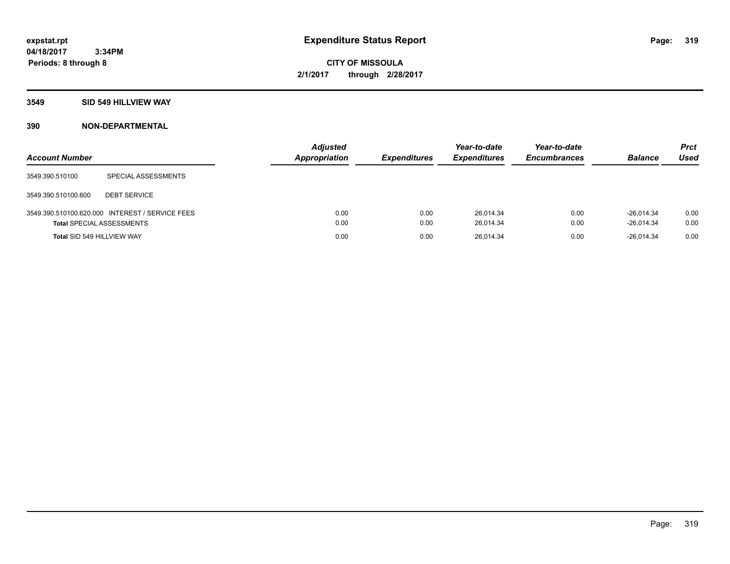# Expenditure Status Report

expstat.rpt
04/18/2017 3:34PM
Periods: 8 through 8

CITY OF MISSOULA
2/1/2017 through 2/28/2017

## 3549 SID 549 HILLVIEW WAY

### 390 NON-DEPARTMENTAL

| Account Number | | Adjusted Appropriation | Expenditures | Year-to-date Expenditures | Year-to-date Encumbrances | Balance | Prct Used |
|---|---|---|---|---|---|---|---|
| 3549.390.510100 | SPECIAL ASSESSMENTS | | | | | | |
| 3549.390.510100.600 | DEBT SERVICE | | | | | | |
| 3549.390.510100.620.000 | INTEREST / SERVICE FEES | 0.00 | 0.00 | 26,014.34 | 0.00 | -26,014.34 | 0.00 |
| **Total** SPECIAL ASSESSMENTS | | 0.00 | 0.00 | 26,014.34 | 0.00 | -26,014.34 | 0.00 |
| **Total** SID 549 HILLVIEW WAY | | 0.00 | 0.00 | 26,014.34 | 0.00 | -26,014.34 | 0.00 |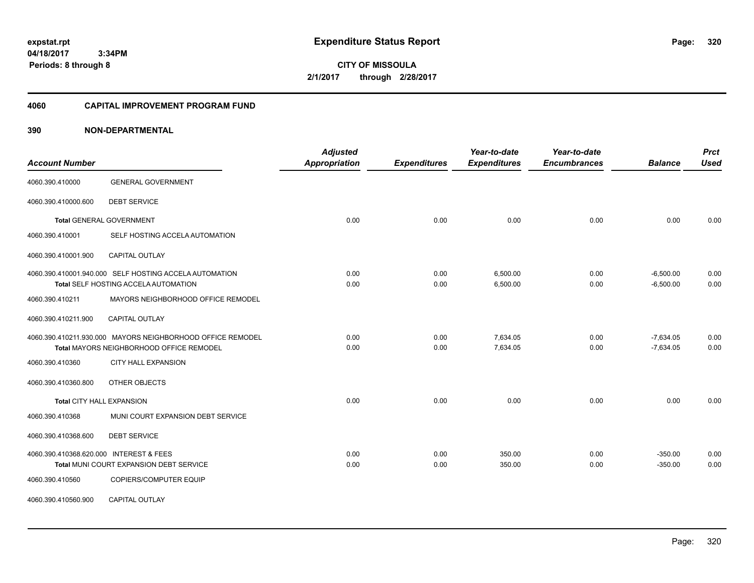**expstat.rpt**
**04/18/2017 3:34PM**
**Periods: 8 through 8**

# Expenditure Status Report

**CITY OF MISSOULA**
**2/1/2017 through 2/28/2017**

## 4060 CAPITAL IMPROVEMENT PROGRAM FUND

## 390 NON-DEPARTMENTAL

| Account Number | | Adjusted Appropriation | Expenditures | Year-to-date Expenditures | Year-to-date Encumbrances | Balance | Prct Used |
|---|---|---|---|---|---|---|---|
| 4060.390.410000 | GENERAL GOVERNMENT | | | | | | |
| 4060.390.410000.600 | DEBT SERVICE | | | | | | |
| Total GENERAL GOVERNMENT | | 0.00 | 0.00 | 0.00 | 0.00 | 0.00 | 0.00 |
| 4060.390.410001 | SELF HOSTING ACCELA AUTOMATION | | | | | | |
| 4060.390.410001.900 | CAPITAL OUTLAY | | | | | | |
| 4060.390.410001.940.000 | SELF HOSTING ACCELA AUTOMATION | 0.00 | 0.00 | 6,500.00 | 0.00 | -6,500.00 | 0.00 |
| Total SELF HOSTING ACCELA AUTOMATION | | 0.00 | 0.00 | 6,500.00 | 0.00 | -6,500.00 | 0.00 |
| 4060.390.410211 | MAYORS NEIGHBORHOOD OFFICE REMODEL | | | | | | |
| 4060.390.410211.900 | CAPITAL OUTLAY | | | | | | |
| 4060.390.410211.930.000 | MAYORS NEIGHBORHOOD OFFICE REMODEL | 0.00 | 0.00 | 7,634.05 | 0.00 | -7,634.05 | 0.00 |
| Total MAYORS NEIGHBORHOOD OFFICE REMODEL | | 0.00 | 0.00 | 7,634.05 | 0.00 | -7,634.05 | 0.00 |
| 4060.390.410360 | CITY HALL EXPANSION | | | | | | |
| 4060.390.410360.800 | OTHER OBJECTS | | | | | | |
| Total CITY HALL EXPANSION | | 0.00 | 0.00 | 0.00 | 0.00 | 0.00 | 0.00 |
| 4060.390.410368 | MUNI COURT EXPANSION DEBT SERVICE | | | | | | |
| 4060.390.410368.600 | DEBT SERVICE | | | | | | |
| 4060.390.410368.620.000 | INTEREST & FEES | 0.00 | 0.00 | 350.00 | 0.00 | -350.00 | 0.00 |
| Total MUNI COURT EXPANSION DEBT SERVICE | | 0.00 | 0.00 | 350.00 | 0.00 | -350.00 | 0.00 |
| 4060.390.410560 | COPIERS/COMPUTER EQUIP | | | | | | |
| 4060.390.410560.900 | CAPITAL OUTLAY | | | | | | |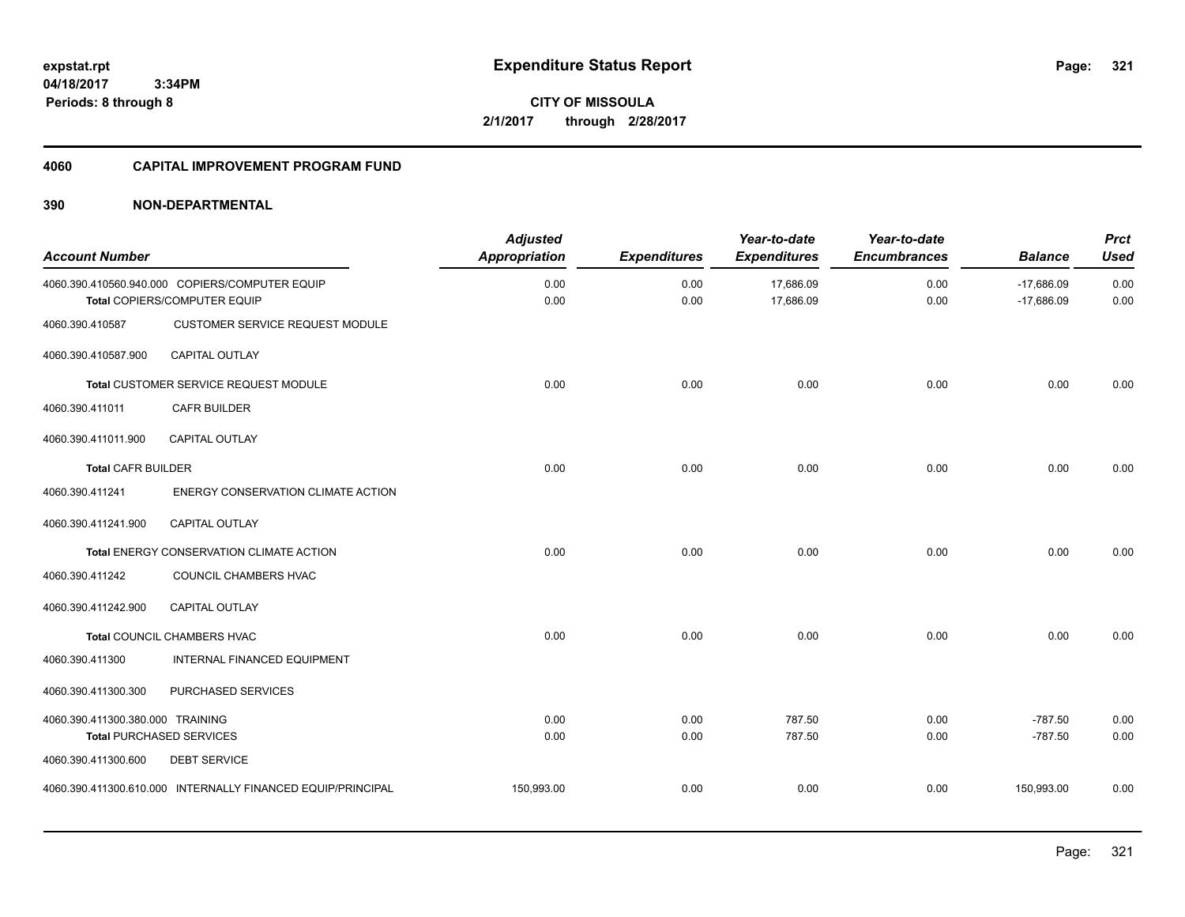expstat.rpt
04/18/2017 3:34PM
Periods: 8 through 8

# Expenditure Status Report

**CITY OF MISSOULA**
**2/1/2017 through 2/28/2017**

## 4060 CAPITAL IMPROVEMENT PROGRAM FUND

### 390 NON-DEPARTMENTAL

| Account Number | | Adjusted Appropriation | Expenditures | Year-to-date Expenditures | Year-to-date Encumbrances | Balance | Prct Used |
|---|---|---|---|---|---|---|---|
| 4060.390.410560.940.000 | COPIERS/COMPUTER EQUIP | 0.00 | 0.00 | 17,686.09 | 0.00 | -17,686.09 | 0.00 |
| | **Total** COPIERS/COMPUTER EQUIP | 0.00 | 0.00 | 17,686.09 | 0.00 | -17,686.09 | 0.00 |
| 4060.390.410587 | CUSTOMER SERVICE REQUEST MODULE | | | | | | |
| 4060.390.410587.900 | CAPITAL OUTLAY | | | | | | |
| | **Total** CUSTOMER SERVICE REQUEST MODULE | 0.00 | 0.00 | 0.00 | 0.00 | 0.00 | 0.00 |
| 4060.390.411011 | CAFR BUILDER | | | | | | |
| 4060.390.411011.900 | CAPITAL OUTLAY | | | | | | |
| | **Total CAFR BUILDER** | 0.00 | 0.00 | 0.00 | 0.00 | 0.00 | 0.00 |
| 4060.390.411241 | ENERGY CONSERVATION CLIMATE ACTION | | | | | | |
| 4060.390.411241.900 | CAPITAL OUTLAY | | | | | | |
| | **Total** ENERGY CONSERVATION CLIMATE ACTION | 0.00 | 0.00 | 0.00 | 0.00 | 0.00 | 0.00 |
| 4060.390.411242 | COUNCIL CHAMBERS HVAC | | | | | | |
| 4060.390.411242.900 | CAPITAL OUTLAY | | | | | | |
| | **Total** COUNCIL CHAMBERS HVAC | 0.00 | 0.00 | 0.00 | 0.00 | 0.00 | 0.00 |
| 4060.390.411300 | INTERNAL FINANCED EQUIPMENT | | | | | | |
| 4060.390.411300.300 | PURCHASED SERVICES | | | | | | |
| 4060.390.411300.380.000 | TRAINING | 0.00 | 0.00 | 787.50 | 0.00 | -787.50 | 0.00 |
| | **Total** PURCHASED SERVICES | 0.00 | 0.00 | 787.50 | 0.00 | -787.50 | 0.00 |
| 4060.390.411300.600 | DEBT SERVICE | | | | | | |
| 4060.390.411300.610.000 | INTERNALLY FINANCED EQUIP/PRINCIPAL | 150,993.00 | 0.00 | 0.00 | 0.00 | 150,993.00 | 0.00 |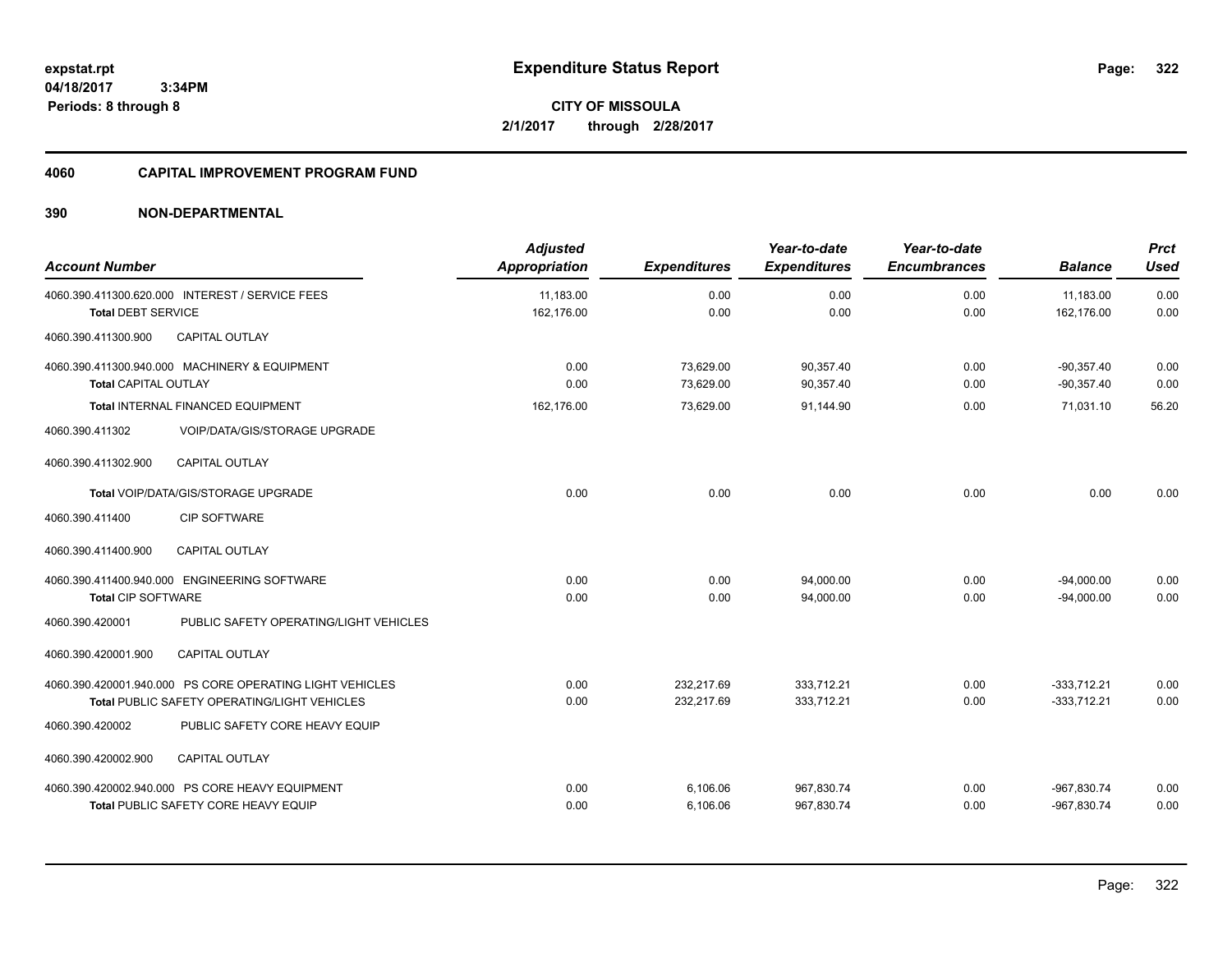**expstat.rpt**
**04/18/2017 3:34PM**
**Periods: 8 through 8**

# Expenditure Status Report

**CITY OF MISSOULA**
**2/1/2017 through 2/28/2017**

## 4060 CAPITAL IMPROVEMENT PROGRAM FUND

## 390 NON-DEPARTMENTAL

| Account Number | Adjusted Appropriation | Expenditures | Year-to-date Expenditures | Year-to-date Encumbrances | Balance | Prct Used |
|---|---|---|---|---|---|---|
| 4060.390.411300.620.000 INTEREST / SERVICE FEES | 11,183.00 | 0.00 | 0.00 | 0.00 | 11,183.00 | 0.00 |
| **Total** DEBT SERVICE | 162,176.00 | 0.00 | 0.00 | 0.00 | 162,176.00 | 0.00 |
| 4060.390.411300.900 CAPITAL OUTLAY | | | | | | |
| 4060.390.411300.940.000 MACHINERY & EQUIPMENT | 0.00 | 73,629.00 | 90,357.40 | 0.00 | -90,357.40 | 0.00 |
| **Total** CAPITAL OUTLAY | 0.00 | 73,629.00 | 90,357.40 | 0.00 | -90,357.40 | 0.00 |
| **Total** INTERNAL FINANCED EQUIPMENT | 162,176.00 | 73,629.00 | 91,144.90 | 0.00 | 71,031.10 | 56.20 |
| 4060.390.411302 VOIP/DATA/GIS/STORAGE UPGRADE | | | | | | |
| 4060.390.411302.900 CAPITAL OUTLAY | | | | | | |
| **Total** VOIP/DATA/GIS/STORAGE UPGRADE | 0.00 | 0.00 | 0.00 | 0.00 | 0.00 | 0.00 |
| 4060.390.411400 CIP SOFTWARE | | | | | | |
| 4060.390.411400.900 CAPITAL OUTLAY | | | | | | |
| 4060.390.411400.940.000 ENGINEERING SOFTWARE | 0.00 | 0.00 | 94,000.00 | 0.00 | -94,000.00 | 0.00 |
| **Total** CIP SOFTWARE | 0.00 | 0.00 | 94,000.00 | 0.00 | -94,000.00 | 0.00 |
| 4060.390.420001 PUBLIC SAFETY OPERATING/LIGHT VEHICLES | | | | | | |
| 4060.390.420001.900 CAPITAL OUTLAY | | | | | | |
| 4060.390.420001.940.000 PS CORE OPERATING LIGHT VEHICLES | 0.00 | 232,217.69 | 333,712.21 | 0.00 | -333,712.21 | 0.00 |
| **Total** PUBLIC SAFETY OPERATING/LIGHT VEHICLES | 0.00 | 232,217.69 | 333,712.21 | 0.00 | -333,712.21 | 0.00 |
| 4060.390.420002 PUBLIC SAFETY CORE HEAVY EQUIP | | | | | | |
| 4060.390.420002.900 CAPITAL OUTLAY | | | | | | |
| 4060.390.420002.940.000 PS CORE HEAVY EQUIPMENT | 0.00 | 6,106.06 | 967,830.74 | 0.00 | -967,830.74 | 0.00 |
| **Total** PUBLIC SAFETY CORE HEAVY EQUIP | 0.00 | 6,106.06 | 967,830.74 | 0.00 | -967,830.74 | 0.00 |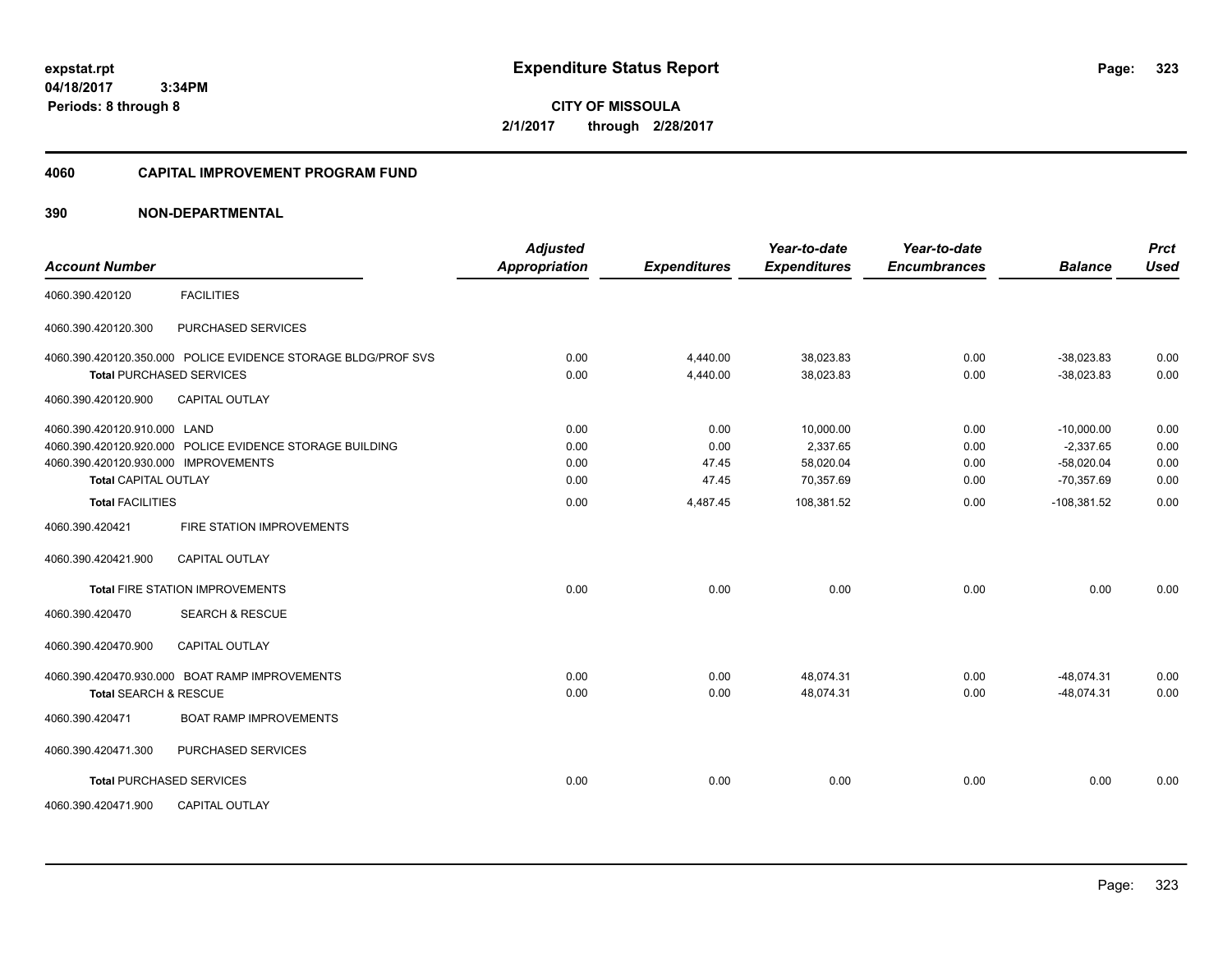**expstat.rpt**
**04/18/2017 3:34PM**
**Periods: 8 through 8**

# Expenditure Status Report

**CITY OF MISSOULA**
**2/1/2017 through 2/28/2017**

## 4060 CAPITAL IMPROVEMENT PROGRAM FUND

## 390 NON-DEPARTMENTAL

| Account Number | | Adjusted Appropriation | Expenditures | Year-to-date Expenditures | Year-to-date Encumbrances | Balance | Prct Used |
|---|---|---|---|---|---|---|---|
| 4060.390.420120 | FACILITIES | | | | | | |
| 4060.390.420120.300 | PURCHASED SERVICES | | | | | | |
| 4060.390.420120.350.000 | POLICE EVIDENCE STORAGE BLDG/PROF SVS | 0.00 | 4,440.00 | 38,023.83 | 0.00 | -38,023.83 | 0.00 |
| **Total** PURCHASED SERVICES | | 0.00 | 4,440.00 | 38,023.83 | 0.00 | -38,023.83 | 0.00 |
| 4060.390.420120.900 | CAPITAL OUTLAY | | | | | | |
| 4060.390.420120.910.000 | LAND | 0.00 | 0.00 | 10,000.00 | 0.00 | -10,000.00 | 0.00 |
| 4060.390.420120.920.000 | POLICE EVIDENCE STORAGE BUILDING | 0.00 | 0.00 | 2,337.65 | 0.00 | -2,337.65 | 0.00 |
| 4060.390.420120.930.000 | IMPROVEMENTS | 0.00 | 47.45 | 58,020.04 | 0.00 | -58,020.04 | 0.00 |
| **Total** CAPITAL OUTLAY | | 0.00 | 47.45 | 70,357.69 | 0.00 | -70,357.69 | 0.00 |
| **Total** FACILITIES | | 0.00 | 4,487.45 | 108,381.52 | 0.00 | -108,381.52 | 0.00 |
| 4060.390.420421 | FIRE STATION IMPROVEMENTS | | | | | | |
| 4060.390.420421.900 | CAPITAL OUTLAY | | | | | | |
| **Total** FIRE STATION IMPROVEMENTS | | 0.00 | 0.00 | 0.00 | 0.00 | 0.00 | 0.00 |
| 4060.390.420470 | SEARCH & RESCUE | | | | | | |
| 4060.390.420470.900 | CAPITAL OUTLAY | | | | | | |
| 4060.390.420470.930.000 | BOAT RAMP IMPROVEMENTS | 0.00 | 0.00 | 48,074.31 | 0.00 | -48,074.31 | 0.00 |
| **Total** SEARCH & RESCUE | | 0.00 | 0.00 | 48,074.31 | 0.00 | -48,074.31 | 0.00 |
| 4060.390.420471 | BOAT RAMP IMPROVEMENTS | | | | | | |
| 4060.390.420471.300 | PURCHASED SERVICES | | | | | | |
| **Total** PURCHASED SERVICES | | 0.00 | 0.00 | 0.00 | 0.00 | 0.00 | 0.00 |
| 4060.390.420471.900 | CAPITAL OUTLAY | | | | | | |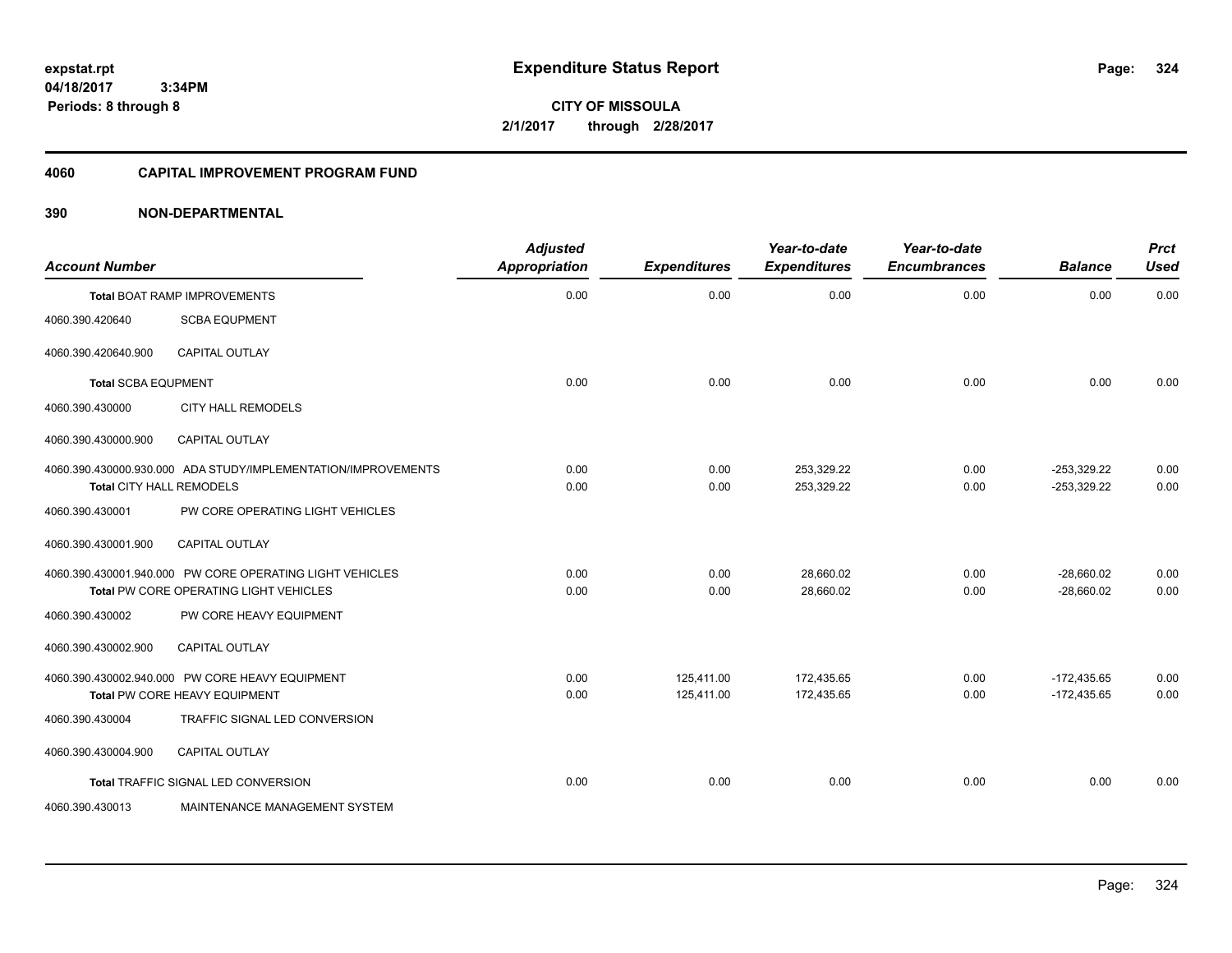**expstat.rpt**
**04/18/2017 3:34PM**
**Periods: 8 through 8**

# Expenditure Status Report

**CITY OF MISSOULA**
**2/1/2017 through 2/28/2017**

## 4060 CAPITAL IMPROVEMENT PROGRAM FUND

### 390 NON-DEPARTMENTAL

| Account Number | | Adjusted Appropriation | Expenditures | Year-to-date Expenditures | Year-to-date Encumbrances | Balance | Prct Used |
|---|---|---|---|---|---|---|---|
| Total BOAT RAMP IMPROVEMENTS | | 0.00 | 0.00 | 0.00 | 0.00 | 0.00 | 0.00 |
| 4060.390.420640 | SCBA EQUPMENT | | | | | | |
| 4060.390.420640.900 | CAPITAL OUTLAY | | | | | | |
| Total SCBA EQUPMENT | | 0.00 | 0.00 | 0.00 | 0.00 | 0.00 | 0.00 |
| 4060.390.430000 | CITY HALL REMODELS | | | | | | |
| 4060.390.430000.900 | CAPITAL OUTLAY | | | | | | |
| 4060.390.430000.930.000 | ADA STUDY/IMPLEMENTATION/IMPROVEMENTS | 0.00 | 0.00 | 253,329.22 | 0.00 | -253,329.22 | 0.00 |
| Total CITY HALL REMODELS | | 0.00 | 0.00 | 253,329.22 | 0.00 | -253,329.22 | 0.00 |
| 4060.390.430001 | PW CORE OPERATING LIGHT VEHICLES | | | | | | |
| 4060.390.430001.900 | CAPITAL OUTLAY | | | | | | |
| 4060.390.430001.940.000 | PW CORE OPERATING LIGHT VEHICLES | 0.00 | 0.00 | 28,660.02 | 0.00 | -28,660.02 | 0.00 |
| Total PW CORE OPERATING LIGHT VEHICLES | | 0.00 | 0.00 | 28,660.02 | 0.00 | -28,660.02 | 0.00 |
| 4060.390.430002 | PW CORE HEAVY EQUIPMENT | | | | | | |
| 4060.390.430002.900 | CAPITAL OUTLAY | | | | | | |
| 4060.390.430002.940.000 | PW CORE HEAVY EQUIPMENT | 0.00 | 125,411.00 | 172,435.65 | 0.00 | -172,435.65 | 0.00 |
| Total PW CORE HEAVY EQUIPMENT | | 0.00 | 125,411.00 | 172,435.65 | 0.00 | -172,435.65 | 0.00 |
| 4060.390.430004 | TRAFFIC SIGNAL LED CONVERSION | | | | | | |
| 4060.390.430004.900 | CAPITAL OUTLAY | | | | | | |
| Total TRAFFIC SIGNAL LED CONVERSION | | 0.00 | 0.00 | 0.00 | 0.00 | 0.00 | 0.00 |
| 4060.390.430013 | MAINTENANCE MANAGEMENT SYSTEM | | | | | | |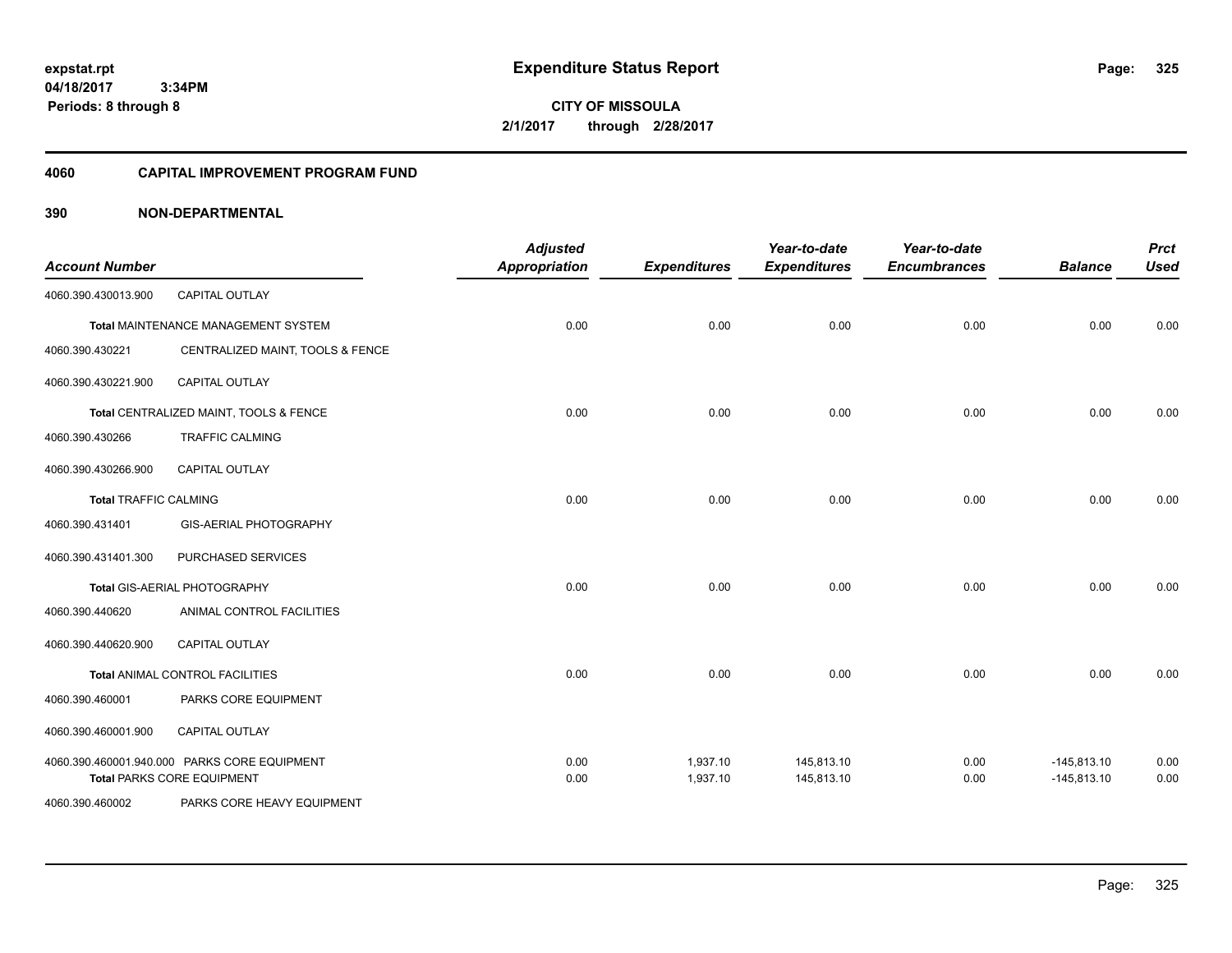**expstat.rpt**
**04/18/2017 3:34PM**
**Periods: 8 through 8**

# Expenditure Status Report

**CITY OF MISSOULA**
**2/1/2017 through 2/28/2017**

## 4060 CAPITAL IMPROVEMENT PROGRAM FUND

## 390 NON-DEPARTMENTAL

| Account Number | | Adjusted Appropriation | Expenditures | Year-to-date Expenditures | Year-to-date Encumbrances | Balance | Prct Used |
|---|---|---|---|---|---|---|---|
| 4060.390.430013.900 | CAPITAL OUTLAY | | | | | | |
| | **Total** MAINTENANCE MANAGEMENT SYSTEM | 0.00 | 0.00 | 0.00 | 0.00 | 0.00 | 0.00 |
| 4060.390.430221 | CENTRALIZED MAINT, TOOLS & FENCE | | | | | | |
| 4060.390.430221.900 | CAPITAL OUTLAY | | | | | | |
| | **Total** CENTRALIZED MAINT, TOOLS & FENCE | 0.00 | 0.00 | 0.00 | 0.00 | 0.00 | 0.00 |
| 4060.390.430266 | TRAFFIC CALMING | | | | | | |
| 4060.390.430266.900 | CAPITAL OUTLAY | | | | | | |
| | **Total** TRAFFIC CALMING | 0.00 | 0.00 | 0.00 | 0.00 | 0.00 | 0.00 |
| 4060.390.431401 | GIS-AERIAL PHOTOGRAPHY | | | | | | |
| 4060.390.431401.300 | PURCHASED SERVICES | | | | | | |
| | **Total** GIS-AERIAL PHOTOGRAPHY | 0.00 | 0.00 | 0.00 | 0.00 | 0.00 | 0.00 |
| 4060.390.440620 | ANIMAL CONTROL FACILITIES | | | | | | |
| 4060.390.440620.900 | CAPITAL OUTLAY | | | | | | |
| | **Total** ANIMAL CONTROL FACILITIES | 0.00 | 0.00 | 0.00 | 0.00 | 0.00 | 0.00 |
| 4060.390.460001 | PARKS CORE EQUIPMENT | | | | | | |
| 4060.390.460001.900 | CAPITAL OUTLAY | | | | | | |
| 4060.390.460001.940.000 | PARKS CORE EQUIPMENT | 0.00 | 1,937.10 | 145,813.10 | 0.00 | -145,813.10 | 0.00 |
| | **Total** PARKS CORE EQUIPMENT | 0.00 | 1,937.10 | 145,813.10 | 0.00 | -145,813.10 | 0.00 |
| 4060.390.460002 | PARKS CORE HEAVY EQUIPMENT | | | | | | |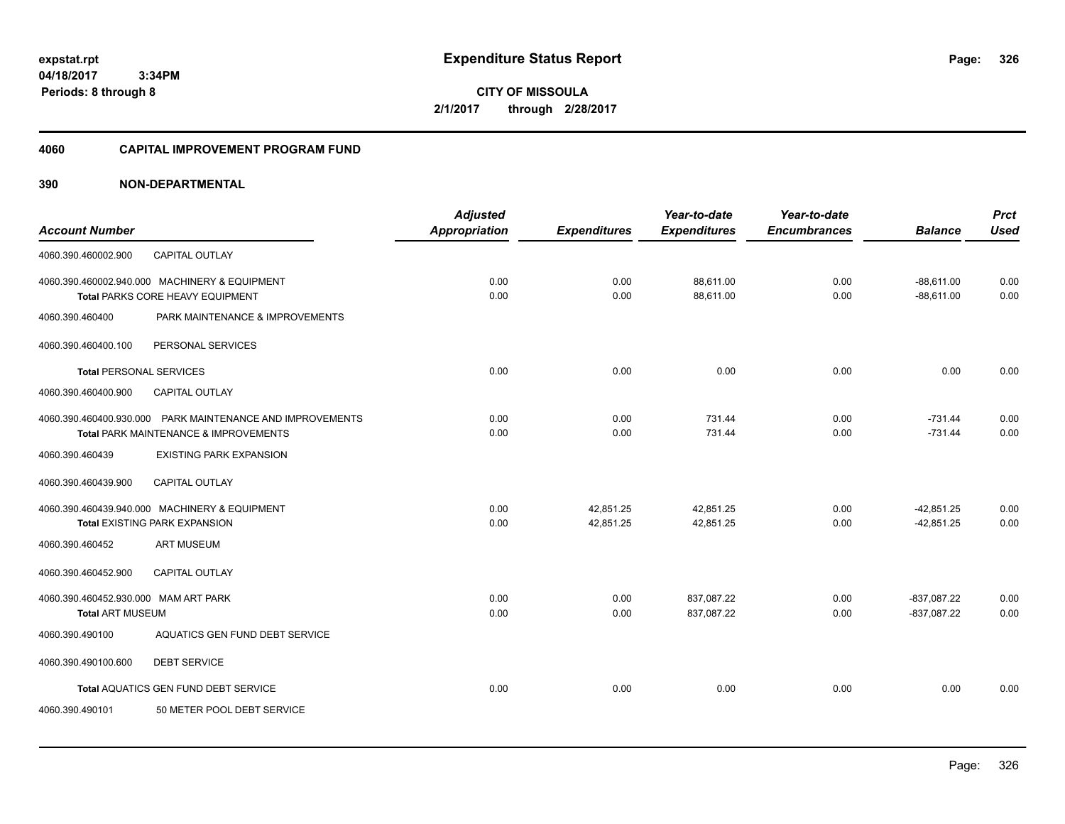**expstat.rpt**
**04/18/2017 3:34PM**
**Periods: 8 through 8**

# Expenditure Status Report

**CITY OF MISSOULA**
**2/1/2017 through 2/28/2017**

## 4060 CAPITAL IMPROVEMENT PROGRAM FUND

### 390 NON-DEPARTMENTAL

| Account Number | | Adjusted Appropriation | Expenditures | Year-to-date Expenditures | Year-to-date Encumbrances | Balance | Prct Used |
|---|---|---|---|---|---|---|---|
| 4060.390.460002.900 | CAPITAL OUTLAY | | | | | | |
| 4060.390.460002.940.000 | MACHINERY & EQUIPMENT | 0.00 | 0.00 | 88,611.00 | 0.00 | -88,611.00 | 0.00 |
| **Total** PARKS CORE HEAVY EQUIPMENT | | 0.00 | 0.00 | 88,611.00 | 0.00 | -88,611.00 | 0.00 |
| 4060.390.460400 | PARK MAINTENANCE & IMPROVEMENTS | | | | | | |
| 4060.390.460400.100 | PERSONAL SERVICES | | | | | | |
| **Total** PERSONAL SERVICES | | 0.00 | 0.00 | 0.00 | 0.00 | 0.00 | 0.00 |
| 4060.390.460400.900 | CAPITAL OUTLAY | | | | | | |
| 4060.390.460400.930.000 | PARK MAINTENANCE AND IMPROVEMENTS | 0.00 | 0.00 | 731.44 | 0.00 | -731.44 | 0.00 |
| **Total** PARK MAINTENANCE & IMPROVEMENTS | | 0.00 | 0.00 | 731.44 | 0.00 | -731.44 | 0.00 |
| 4060.390.460439 | EXISTING PARK EXPANSION | | | | | | |
| 4060.390.460439.900 | CAPITAL OUTLAY | | | | | | |
| 4060.390.460439.940.000 | MACHINERY & EQUIPMENT | 0.00 | 42,851.25 | 42,851.25 | 0.00 | -42,851.25 | 0.00 |
| **Total** EXISTING PARK EXPANSION | | 0.00 | 42,851.25 | 42,851.25 | 0.00 | -42,851.25 | 0.00 |
| 4060.390.460452 | ART MUSEUM | | | | | | |
| 4060.390.460452.900 | CAPITAL OUTLAY | | | | | | |
| 4060.390.460452.930.000 | MAM ART PARK | 0.00 | 0.00 | 837,087.22 | 0.00 | -837,087.22 | 0.00 |
| **Total** ART MUSEUM | | 0.00 | 0.00 | 837,087.22 | 0.00 | -837,087.22 | 0.00 |
| 4060.390.490100 | AQUATICS GEN FUND DEBT SERVICE | | | | | | |
| 4060.390.490100.600 | DEBT SERVICE | | | | | | |
| **Total** AQUATICS GEN FUND DEBT SERVICE | | 0.00 | 0.00 | 0.00 | 0.00 | 0.00 | 0.00 |
| 4060.390.490101 | 50 METER POOL DEBT SERVICE | | | | | | |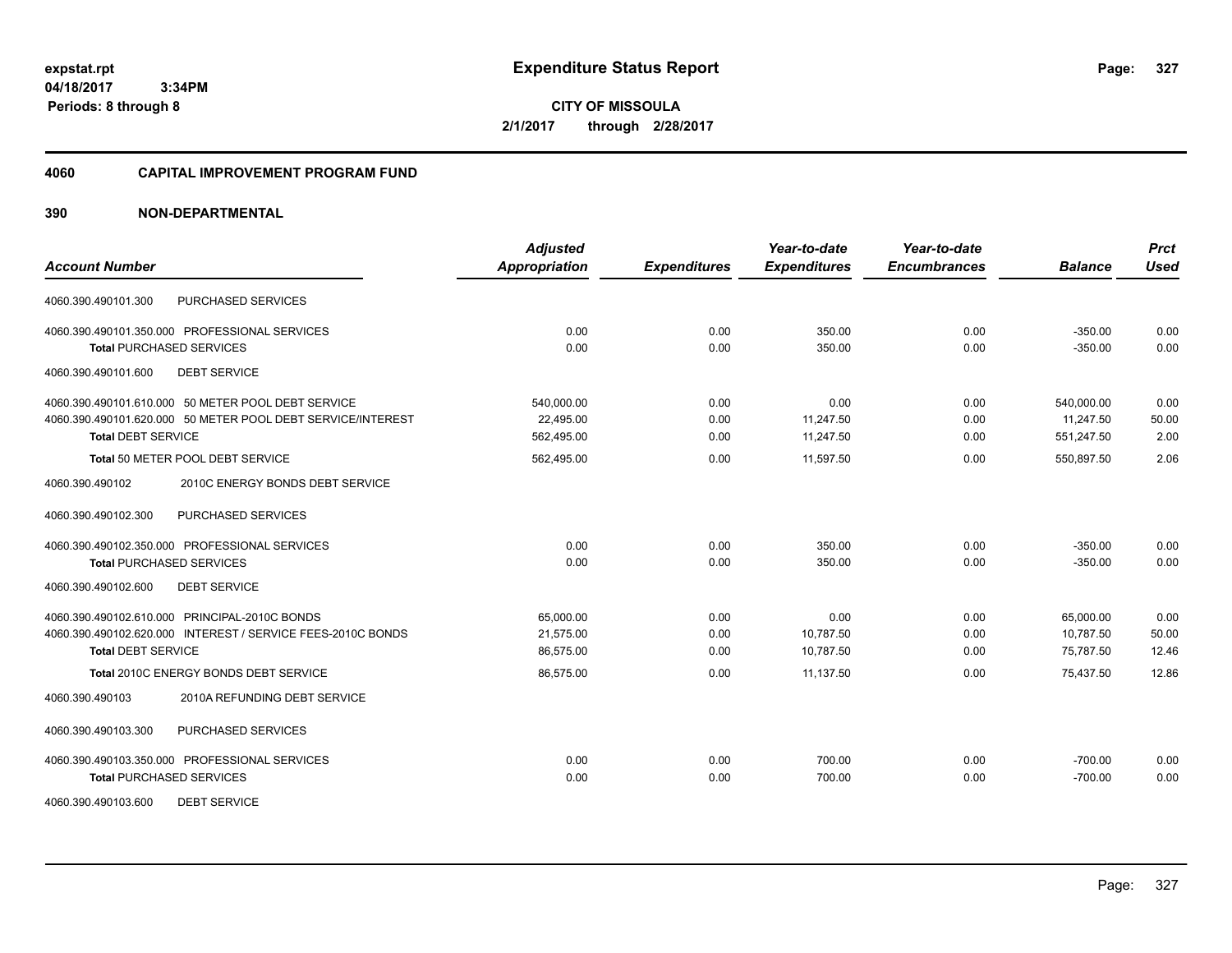**CITY OF MISSOULA**

**2/1/2017 through 2/28/2017**

## 4060 CAPITAL IMPROVEMENT PROGRAM FUND

## 390 NON-DEPARTMENTAL

| Account Number | Adjusted Appropriation | Expenditures | Year-to-date Expenditures | Year-to-date Encumbrances | Balance | Prct Used |
|---|---|---|---|---|---|---|
| 4060.390.490101.300 PURCHASED SERVICES | | | | | | |
| 4060.390.490101.350.000 PROFESSIONAL SERVICES | 0.00 | 0.00 | 350.00 | 0.00 | -350.00 | 0.00 |
| **Total** PURCHASED SERVICES | 0.00 | 0.00 | 350.00 | 0.00 | -350.00 | 0.00 |
| 4060.390.490101.600 DEBT SERVICE | | | | | | |
| 4060.390.490101.610.000 50 METER POOL DEBT SERVICE | 540,000.00 | 0.00 | 0.00 | 0.00 | 540,000.00 | 0.00 |
| 4060.390.490101.620.000 50 METER POOL DEBT SERVICE/INTEREST | 22,495.00 | 0.00 | 11,247.50 | 0.00 | 11,247.50 | 50.00 |
| **Total** DEBT SERVICE | 562,495.00 | 0.00 | 11,247.50 | 0.00 | 551,247.50 | 2.00 |
| Total 50 METER POOL DEBT SERVICE | 562,495.00 | 0.00 | 11,597.50 | 0.00 | 550,897.50 | 2.06 |
| 4060.390.490102 2010C ENERGY BONDS DEBT SERVICE | | | | | | |
| 4060.390.490102.300 PURCHASED SERVICES | | | | | | |
| 4060.390.490102.350.000 PROFESSIONAL SERVICES | 0.00 | 0.00 | 350.00 | 0.00 | -350.00 | 0.00 |
| **Total** PURCHASED SERVICES | 0.00 | 0.00 | 350.00 | 0.00 | -350.00 | 0.00 |
| 4060.390.490102.600 DEBT SERVICE | | | | | | |
| 4060.390.490102.610.000 PRINCIPAL-2010C BONDS | 65,000.00 | 0.00 | 0.00 | 0.00 | 65,000.00 | 0.00 |
| 4060.390.490102.620.000 INTEREST / SERVICE FEES-2010C BONDS | 21,575.00 | 0.00 | 10,787.50 | 0.00 | 10,787.50 | 50.00 |
| **Total** DEBT SERVICE | 86,575.00 | 0.00 | 10,787.50 | 0.00 | 75,787.50 | 12.46 |
| Total 2010C ENERGY BONDS DEBT SERVICE | 86,575.00 | 0.00 | 11,137.50 | 0.00 | 75,437.50 | 12.86 |
| 4060.390.490103 2010A REFUNDING DEBT SERVICE | | | | | | |
| 4060.390.490103.300 PURCHASED SERVICES | | | | | | |
| 4060.390.490103.350.000 PROFESSIONAL SERVICES | 0.00 | 0.00 | 700.00 | 0.00 | -700.00 | 0.00 |
| **Total** PURCHASED SERVICES | 0.00 | 0.00 | 700.00 | 0.00 | -700.00 | 0.00 |
| 4060.390.490103.600 DEBT SERVICE | | | | | | |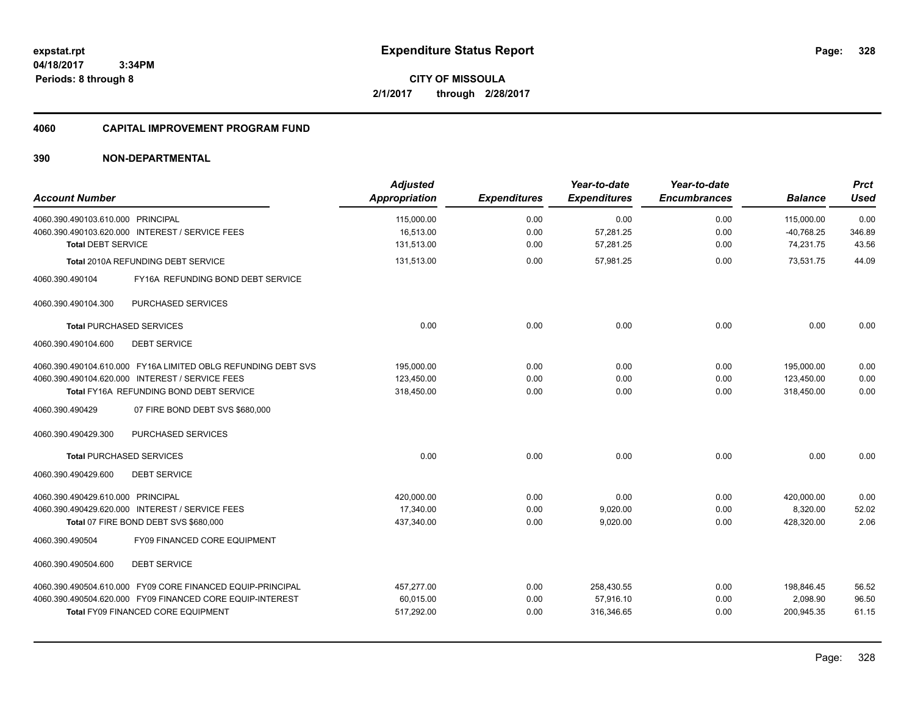**expstat.rpt**
**04/18/2017 3:34PM**
**Periods: 8 through 8**

# Expenditure Status Report

**CITY OF MISSOULA**
**2/1/2017 through 2/28/2017**

## 4060 CAPITAL IMPROVEMENT PROGRAM FUND

## 390 NON-DEPARTMENTAL

| Account Number | Adjusted Appropriation | Expenditures | Year-to-date Expenditures | Year-to-date Encumbrances | Balance | Prct Used |
|---|---|---|---|---|---|---|
| 4060.390.490103.610.000 PRINCIPAL | 115,000.00 | 0.00 | 0.00 | 0.00 | 115,000.00 | 0.00 |
| 4060.390.490103.620.000 INTEREST / SERVICE FEES | 16,513.00 | 0.00 | 57,281.25 | 0.00 | -40,768.25 | 346.89 |
| **Total DEBT SERVICE** | 131,513.00 | 0.00 | 57,281.25 | 0.00 | 74,231.75 | 43.56 |
| **Total 2010A REFUNDING DEBT SERVICE** | 131,513.00 | 0.00 | 57,981.25 | 0.00 | 73,531.75 | 44.09 |
| 4060.390.490104 FY16A REFUNDING BOND DEBT SERVICE | | | | | | |
| 4060.390.490104.300 PURCHASED SERVICES | | | | | | |
| **Total PURCHASED SERVICES** | 0.00 | 0.00 | 0.00 | 0.00 | 0.00 | 0.00 |
| 4060.390.490104.600 DEBT SERVICE | | | | | | |
| 4060.390.490104.610.000 FY16A LIMITED OBLG REFUNDING DEBT SVS | 195,000.00 | 0.00 | 0.00 | 0.00 | 195,000.00 | 0.00 |
| 4060.390.490104.620.000 INTEREST / SERVICE FEES | 123,450.00 | 0.00 | 0.00 | 0.00 | 123,450.00 | 0.00 |
| **Total FY16A REFUNDING BOND DEBT SERVICE** | 318,450.00 | 0.00 | 0.00 | 0.00 | 318,450.00 | 0.00 |
| 4060.390.490429 07 FIRE BOND DEBT SVS $680,000 | | | | | | |
| 4060.390.490429.300 PURCHASED SERVICES | | | | | | |
| **Total PURCHASED SERVICES** | 0.00 | 0.00 | 0.00 | 0.00 | 0.00 | 0.00 |
| 4060.390.490429.600 DEBT SERVICE | | | | | | |
| 4060.390.490429.610.000 PRINCIPAL | 420,000.00 | 0.00 | 0.00 | 0.00 | 420,000.00 | 0.00 |
| 4060.390.490429.620.000 INTEREST / SERVICE FEES | 17,340.00 | 0.00 | 9,020.00 | 0.00 | 8,320.00 | 52.02 |
| **Total 07 FIRE BOND DEBT SVS $680,000** | 437,340.00 | 0.00 | 9,020.00 | 0.00 | 428,320.00 | 2.06 |
| 4060.390.490504 FY09 FINANCED CORE EQUIPMENT | | | | | | |
| 4060.390.490504.600 DEBT SERVICE | | | | | | |
| 4060.390.490504.610.000 FY09 CORE FINANCED EQUIP-PRINCIPAL | 457,277.00 | 0.00 | 258,430.55 | 0.00 | 198,846.45 | 56.52 |
| 4060.390.490504.620.000 FY09 FINANCED CORE EQUIP-INTEREST | 60,015.00 | 0.00 | 57,916.10 | 0.00 | 2,098.90 | 96.50 |
| **Total FY09 FINANCED CORE EQUIPMENT** | 517,292.00 | 0.00 | 316,346.65 | 0.00 | 200,945.35 | 61.15 |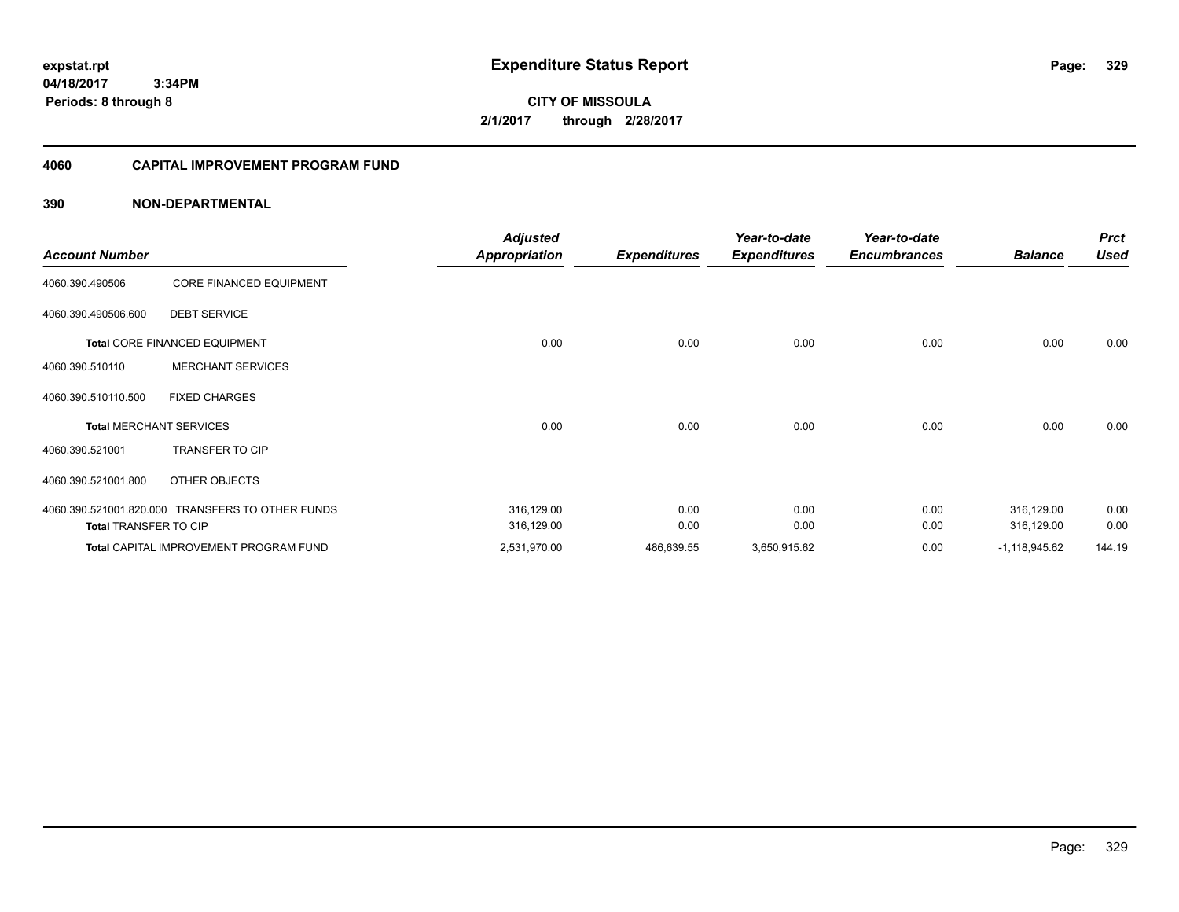**expstat.rpt**
**04/18/2017 3:34PM**
**Periods: 8 through 8**

# Expenditure Status Report

**CITY OF MISSOULA**
**2/1/2017 through 2/28/2017**

## 4060 CAPITAL IMPROVEMENT PROGRAM FUND

### 390 NON-DEPARTMENTAL

| Account Number | | Adjusted Appropriation | Expenditures | Year-to-date Expenditures | Year-to-date Encumbrances | Balance | Prct Used |
|---|---|---|---|---|---|---|---|
| 4060.390.490506 | CORE FINANCED EQUIPMENT | | | | | | |
| 4060.390.490506.600 | DEBT SERVICE | | | | | | |
| **Total** CORE FINANCED EQUIPMENT | | 0.00 | 0.00 | 0.00 | 0.00 | 0.00 | 0.00 |
| 4060.390.510110 | MERCHANT SERVICES | | | | | | |
| 4060.390.510110.500 | FIXED CHARGES | | | | | | |
| **Total** MERCHANT SERVICES | | 0.00 | 0.00 | 0.00 | 0.00 | 0.00 | 0.00 |
| 4060.390.521001 | TRANSFER TO CIP | | | | | | |
| 4060.390.521001.800 | OTHER OBJECTS | | | | | | |
| 4060.390.521001.820.000 | TRANSFERS TO OTHER FUNDS | 316,129.00 | 0.00 | 0.00 | 0.00 | 316,129.00 | 0.00 |
| **Total** TRANSFER TO CIP | | 316,129.00 | 0.00 | 0.00 | 0.00 | 316,129.00 | 0.00 |
| **Total** CAPITAL IMPROVEMENT PROGRAM FUND | | 2,531,970.00 | 486,639.55 | 3,650,915.62 | 0.00 | -1,118,945.62 | 144.19 |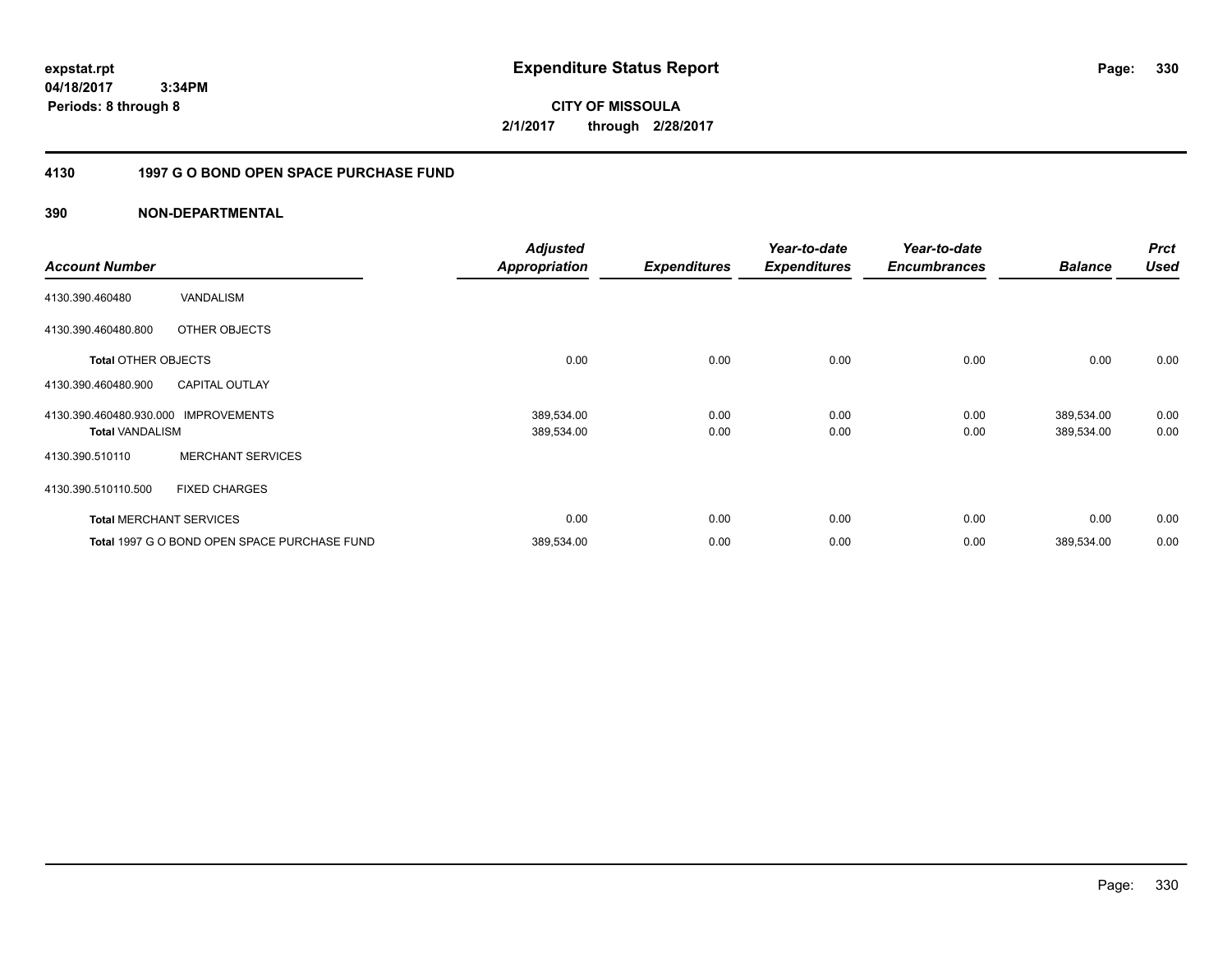# Expenditure Status Report

expstat.rpt
04/18/2017 3:34PM
Periods: 8 through 8

**CITY OF MISSOULA**
**2/1/2017 through 2/28/2017**

## 4130 1997 G O BOND OPEN SPACE PURCHASE FUND

### 390 NON-DEPARTMENTAL

| Account Number | | Adjusted Appropriation | Expenditures | Year-to-date Expenditures | Year-to-date Encumbrances | Balance | Prct Used |
|---|---|---|---|---|---|---|---|
| 4130.390.460480 | VANDALISM | | | | | | |
| 4130.390.460480.800 | OTHER OBJECTS | | | | | | |
| **Total** OTHER OBJECTS | | 0.00 | 0.00 | 0.00 | 0.00 | 0.00 | 0.00 |
| 4130.390.460480.900 | CAPITAL OUTLAY | | | | | | |
| 4130.390.460480.930.000 | IMPROVEMENTS | 389,534.00 | 0.00 | 0.00 | 0.00 | 389,534.00 | 0.00 |
| **Total** VANDALISM | | 389,534.00 | 0.00 | 0.00 | 0.00 | 389,534.00 | 0.00 |
| 4130.390.510110 | MERCHANT SERVICES | | | | | | |
| 4130.390.510110.500 | FIXED CHARGES | | | | | | |
| **Total** MERCHANT SERVICES | | 0.00 | 0.00 | 0.00 | 0.00 | 0.00 | 0.00 |
| **Total** 1997 G O BOND OPEN SPACE PURCHASE FUND | | 389,534.00 | 0.00 | 0.00 | 0.00 | 389,534.00 | 0.00 |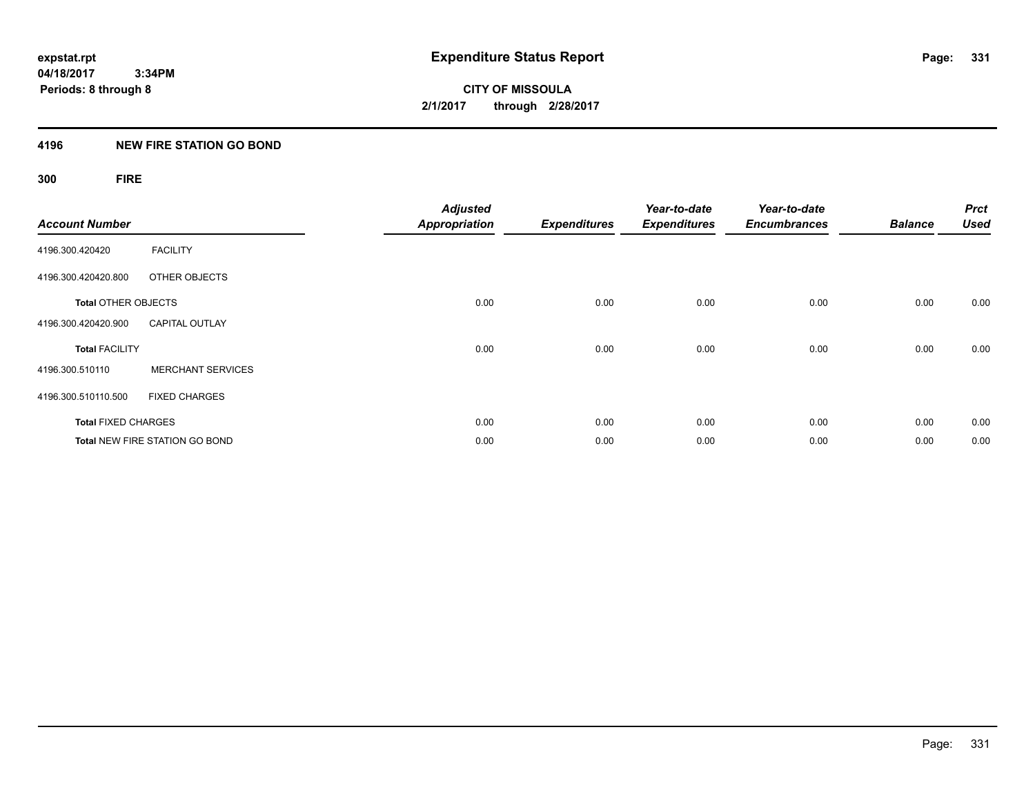**expstat.rpt**
**04/18/2017 3:34PM**
**Periods: 8 through 8**

# Expenditure Status Report

**CITY OF MISSOULA**
**2/1/2017 through 2/28/2017**

## 4196 NEW FIRE STATION GO BOND

### 300 FIRE

| Account Number | | Adjusted Appropriation | Expenditures | Year-to-date Expenditures | Year-to-date Encumbrances | Balance | Prct Used |
|---|---|---|---|---|---|---|---|
| 4196.300.420420 | FACILITY | | | | | | |
| 4196.300.420420.800 | OTHER OBJECTS | | | | | | |
| **Total** OTHER OBJECTS | | 0.00 | 0.00 | 0.00 | 0.00 | 0.00 | 0.00 |
| 4196.300.420420.900 | CAPITAL OUTLAY | | | | | | |
| **Total** FACILITY | | 0.00 | 0.00 | 0.00 | 0.00 | 0.00 | 0.00 |
| 4196.300.510110 | MERCHANT SERVICES | | | | | | |
| 4196.300.510110.500 | FIXED CHARGES | | | | | | |
| **Total** FIXED CHARGES | | 0.00 | 0.00 | 0.00 | 0.00 | 0.00 | 0.00 |
| **Total** NEW FIRE STATION GO BOND | | 0.00 | 0.00 | 0.00 | 0.00 | 0.00 | 0.00 |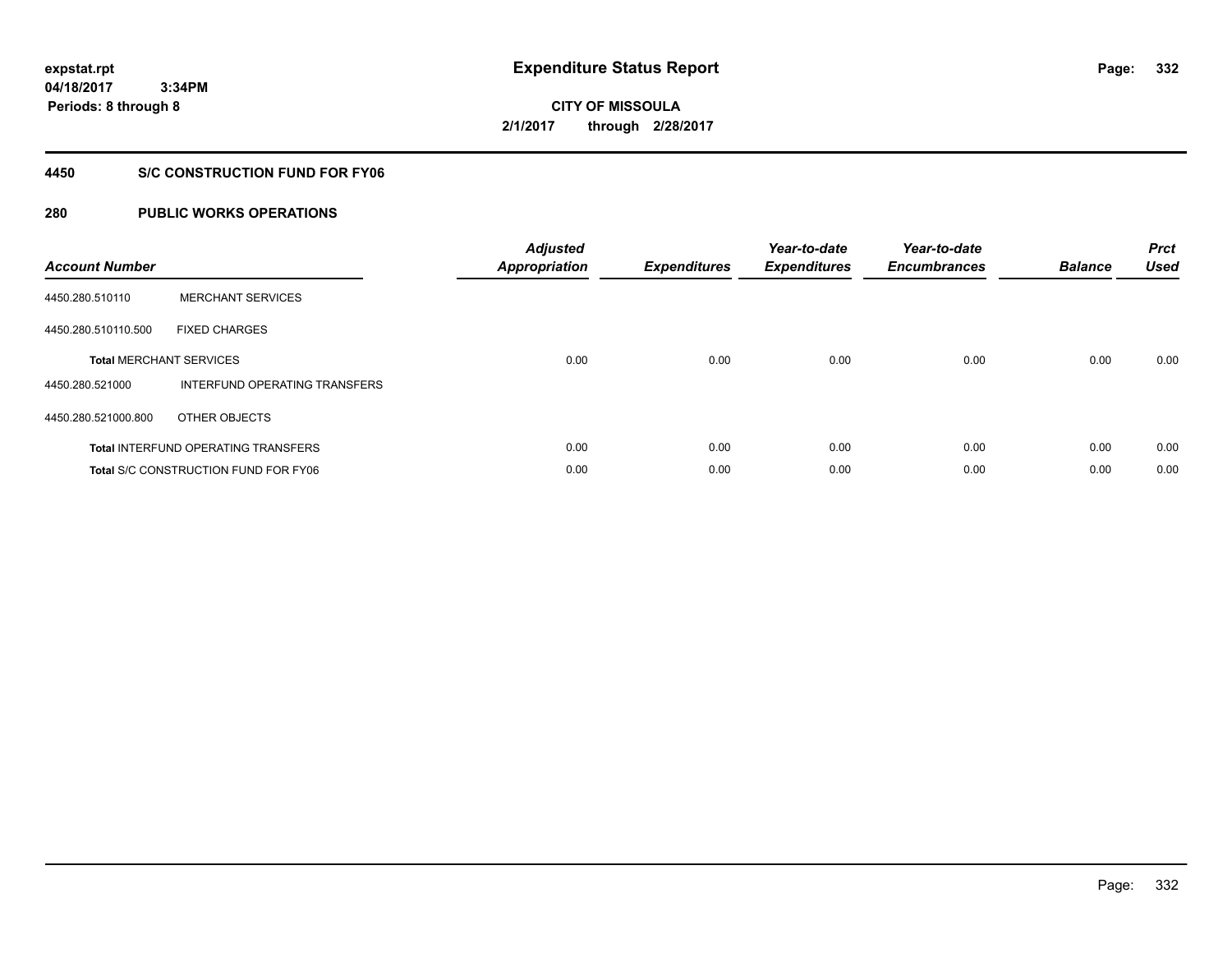expstat.rpt
04/18/2017 3:34PM
Periods: 8 through 8

# Expenditure Status Report

CITY OF MISSOULA
2/1/2017 through 2/28/2017

## 4450 S/C CONSTRUCTION FUND FOR FY06

## 280 PUBLIC WORKS OPERATIONS

| Account Number | | Adjusted Appropriation | Expenditures | Year-to-date Expenditures | Year-to-date Encumbrances | Balance | Prct Used |
|---|---|---|---|---|---|---|---|
| 4450.280.510110 | MERCHANT SERVICES | | | | | | |
| 4450.280.510110.500 | FIXED CHARGES | | | | | | |
| **Total** MERCHANT SERVICES | | 0.00 | 0.00 | 0.00 | 0.00 | 0.00 | 0.00 |
| 4450.280.521000 | INTERFUND OPERATING TRANSFERS | | | | | | |
| 4450.280.521000.800 | OTHER OBJECTS | | | | | | |
| **Total** INTERFUND OPERATING TRANSFERS | | 0.00 | 0.00 | 0.00 | 0.00 | 0.00 | 0.00 |
| **Total** S/C CONSTRUCTION FUND FOR FY06 | | 0.00 | 0.00 | 0.00 | 0.00 | 0.00 | 0.00 |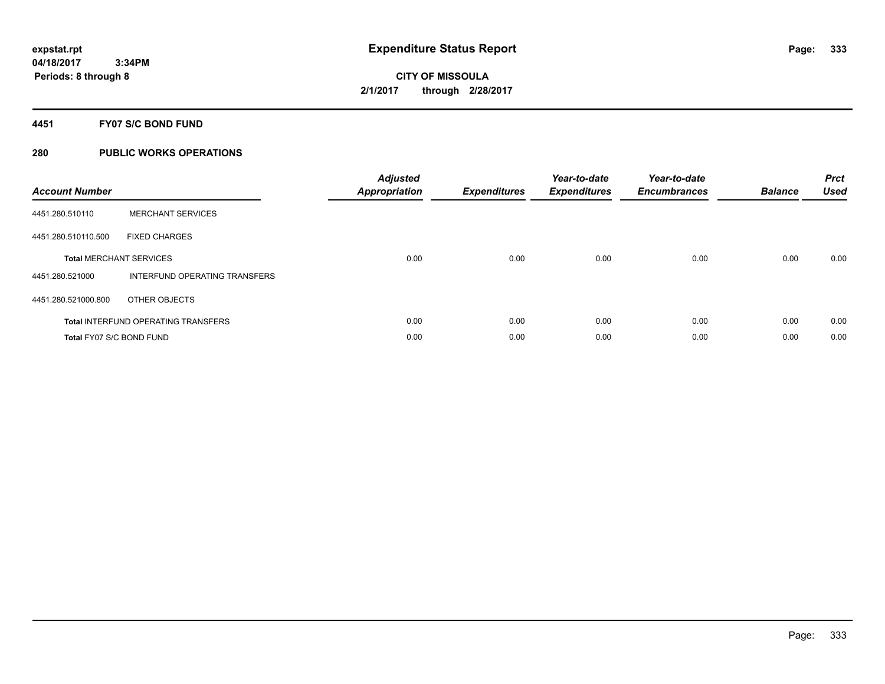# Expenditure Status Report

expstat.rpt
04/18/2017 3:34PM
Periods: 8 through 8

**CITY OF MISSOULA**
**2/1/2017 through 2/28/2017**

## 4451 FY07 S/C BOND FUND

## 280 PUBLIC WORKS OPERATIONS

| Account Number | | Adjusted Appropriation | Expenditures | Year-to-date Expenditures | Year-to-date Encumbrances | Balance | Prct Used |
|---|---|---|---|---|---|---|---|
| 4451.280.510110 | MERCHANT SERVICES | | | | | | |
| 4451.280.510110.500 | FIXED CHARGES | | | | | | |
| **Total** MERCHANT SERVICES | | 0.00 | 0.00 | 0.00 | 0.00 | 0.00 | 0.00 |
| 4451.280.521000 | INTERFUND OPERATING TRANSFERS | | | | | | |
| 4451.280.521000.800 | OTHER OBJECTS | | | | | | |
| **Total** INTERFUND OPERATING TRANSFERS | | 0.00 | 0.00 | 0.00 | 0.00 | 0.00 | 0.00 |
| **Total** FY07 S/C BOND FUND | | 0.00 | 0.00 | 0.00 | 0.00 | 0.00 | 0.00 |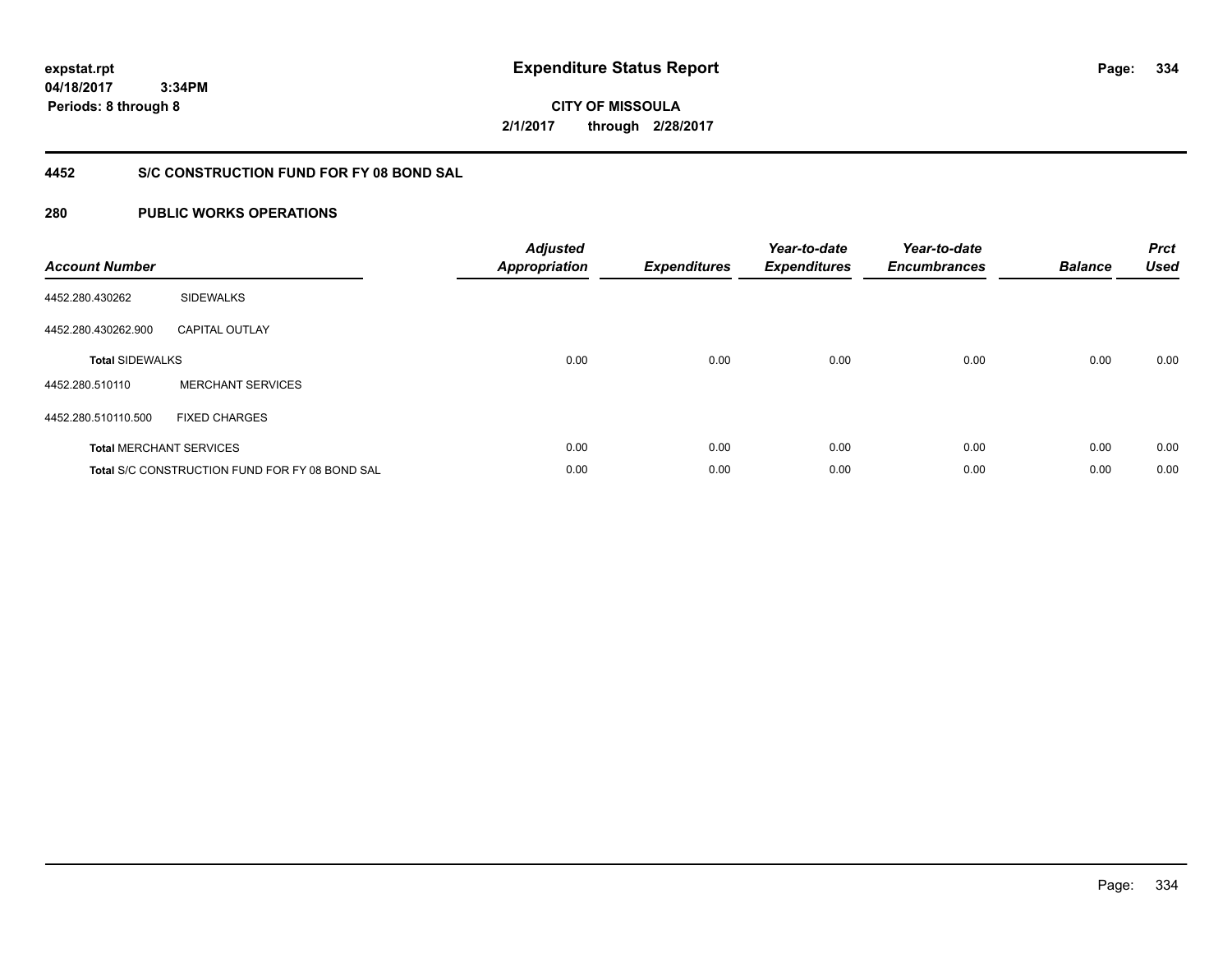# Expenditure Status Report

expstat.rpt
04/18/2017 3:34PM
Periods: 8 through 8

**CITY OF MISSOULA**
**2/1/2017 through 2/28/2017**

## 4452 S/C CONSTRUCTION FUND FOR FY 08 BOND SAL

## 280 PUBLIC WORKS OPERATIONS

| Account Number | | Adjusted Appropriation | Expenditures | Year-to-date Expenditures | Year-to-date Encumbrances | Balance | Prct Used |
|---|---|---|---|---|---|---|---|
| 4452.280.430262 | SIDEWALKS | | | | | | |
| 4452.280.430262.900 | CAPITAL OUTLAY | | | | | | |
| **Total** SIDEWALKS | | 0.00 | 0.00 | 0.00 | 0.00 | 0.00 | 0.00 |
| 4452.280.510110 | MERCHANT SERVICES | | | | | | |
| 4452.280.510110.500 | FIXED CHARGES | | | | | | |
| **Total** MERCHANT SERVICES | | 0.00 | 0.00 | 0.00 | 0.00 | 0.00 | 0.00 |
| **Total** S/C CONSTRUCTION FUND FOR FY 08 BOND SAL | | 0.00 | 0.00 | 0.00 | 0.00 | 0.00 | 0.00 |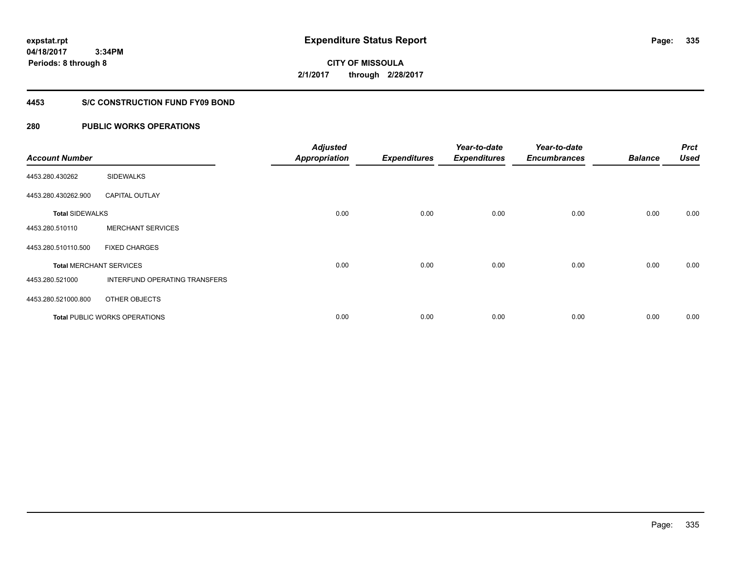# Expenditure Status Report

expstat.rpt
04/18/2017 3:34PM
Periods: 8 through 8

**CITY OF MISSOULA**
**2/1/2017 through 2/28/2017**

## 4453 S/C CONSTRUCTION FUND FY09 BOND

## 280 PUBLIC WORKS OPERATIONS

| Account Number | | Adjusted Appropriation | Expenditures | Year-to-date Expenditures | Year-to-date Encumbrances | Balance | Prct Used |
|---|---|---|---|---|---|---|---|
| 4453.280.430262 | SIDEWALKS | | | | | | |
| 4453.280.430262.900 | CAPITAL OUTLAY | | | | | | |
| **Total** SIDEWALKS | | 0.00 | 0.00 | 0.00 | 0.00 | 0.00 | 0.00 |
| 4453.280.510110 | MERCHANT SERVICES | | | | | | |
| 4453.280.510110.500 | FIXED CHARGES | | | | | | |
| **Total** MERCHANT SERVICES | | 0.00 | 0.00 | 0.00 | 0.00 | 0.00 | 0.00 |
| 4453.280.521000 | INTERFUND OPERATING TRANSFERS | | | | | | |
| 4453.280.521000.800 | OTHER OBJECTS | | | | | | |
| **Total** PUBLIC WORKS OPERATIONS | | 0.00 | 0.00 | 0.00 | 0.00 | 0.00 | 0.00 |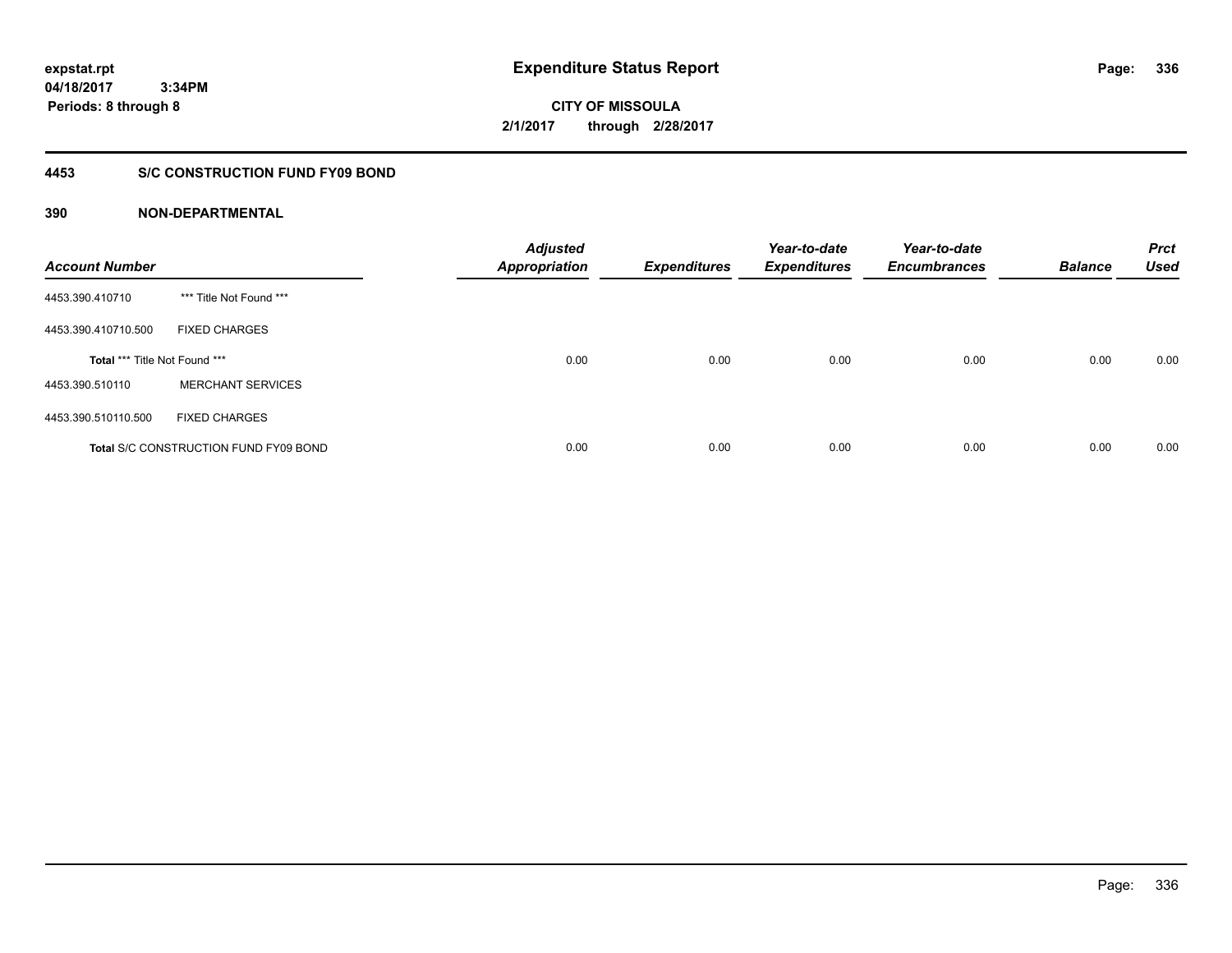**expstat.rpt**
**04/18/2017 3:34PM**
**Periods: 8 through 8**

# Expenditure Status Report

**CITY OF MISSOULA**
**2/1/2017 through 2/28/2017**

## 4453 S/C CONSTRUCTION FUND FY09 BOND

### 390 NON-DEPARTMENTAL

| Account Number | | Adjusted Appropriation | Expenditures | Year-to-date Expenditures | Year-to-date Encumbrances | Balance | Prct Used |
|---|---|---|---|---|---|---|---|
| 4453.390.410710 | *** Title Not Found *** | | | | | | |
| 4453.390.410710.500 | FIXED CHARGES | | | | | | |
| Total *** Title Not Found *** | | 0.00 | 0.00 | 0.00 | 0.00 | 0.00 | 0.00 |
| 4453.390.510110 | MERCHANT SERVICES | | | | | | |
| 4453.390.510110.500 | FIXED CHARGES | | | | | | |
| Total S/C CONSTRUCTION FUND FY09 BOND | | 0.00 | 0.00 | 0.00 | 0.00 | 0.00 | 0.00 |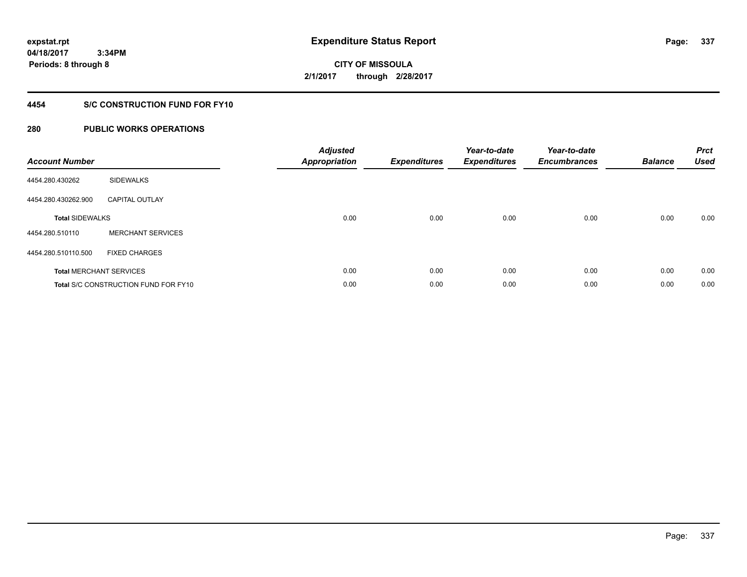# Expenditure Status Report

expstat.rpt
04/18/2017 3:34PM
Periods: 8 through 8

**CITY OF MISSOULA**
**2/1/2017 through 2/28/2017**

## 4454 S/C CONSTRUCTION FUND FOR FY10

## 280 PUBLIC WORKS OPERATIONS

| Account Number | | Adjusted Appropriation | Expenditures | Year-to-date Expenditures | Year-to-date Encumbrances | Balance | Prct Used |
|---|---|---|---|---|---|---|---|
| 4454.280.430262 | SIDEWALKS | | | | | | |
| 4454.280.430262.900 | CAPITAL OUTLAY | | | | | | |
| **Total** SIDEWALKS | | 0.00 | 0.00 | 0.00 | 0.00 | 0.00 | 0.00 |
| 4454.280.510110 | MERCHANT SERVICES | | | | | | |
| 4454.280.510110.500 | FIXED CHARGES | | | | | | |
| **Total** MERCHANT SERVICES | | 0.00 | 0.00 | 0.00 | 0.00 | 0.00 | 0.00 |
| **Total** S/C CONSTRUCTION FUND FOR FY10 | | 0.00 | 0.00 | 0.00 | 0.00 | 0.00 | 0.00 |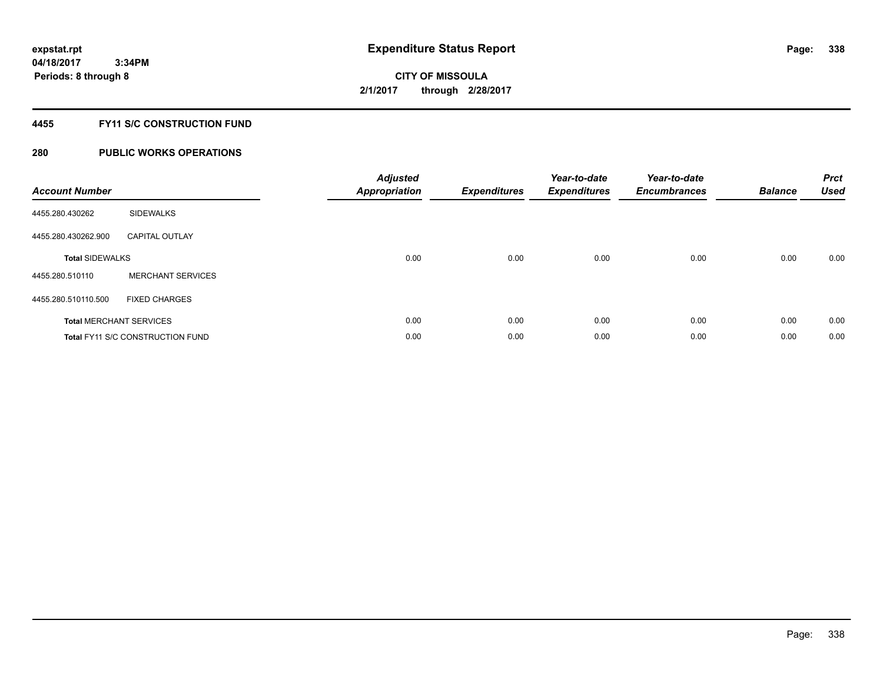expstat.rpt
04/18/2017 3:34PM
Periods: 8 through 8

# Expenditure Status Report

CITY OF MISSOULA
2/1/2017 through 2/28/2017

## 4455 FY11 S/C CONSTRUCTION FUND

## 280 PUBLIC WORKS OPERATIONS

| Account Number | | Adjusted Appropriation | Expenditures | Year-to-date Expenditures | Year-to-date Encumbrances | Balance | Prct Used |
|---|---|---|---|---|---|---|---|
| 4455.280.430262 | SIDEWALKS | | | | | | |
| 4455.280.430262.900 | CAPITAL OUTLAY | | | | | | |
| **Total** SIDEWALKS | | 0.00 | 0.00 | 0.00 | 0.00 | 0.00 | 0.00 |
| 4455.280.510110 | MERCHANT SERVICES | | | | | | |
| 4455.280.510110.500 | FIXED CHARGES | | | | | | |
| **Total** MERCHANT SERVICES | | 0.00 | 0.00 | 0.00 | 0.00 | 0.00 | 0.00 |
| **Total** FY11 S/C CONSTRUCTION FUND | | 0.00 | 0.00 | 0.00 | 0.00 | 0.00 | 0.00 |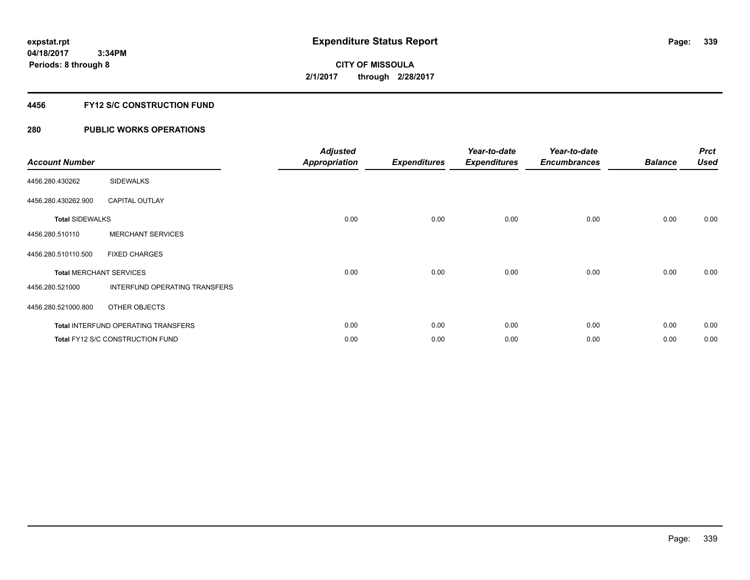# Expenditure Status Report

expstat.rpt
04/18/2017 3:34PM
Periods: 8 through 8

**CITY OF MISSOULA**
**2/1/2017 through 2/28/2017**

## 4456 FY12 S/C CONSTRUCTION FUND

## 280 PUBLIC WORKS OPERATIONS

| Account Number | | Adjusted Appropriation | Expenditures | Year-to-date Expenditures | Year-to-date Encumbrances | Balance | Prct Used |
|---|---|---|---|---|---|---|---|
| 4456.280.430262 | SIDEWALKS | | | | | | |
| 4456.280.430262.900 | CAPITAL OUTLAY | | | | | | |
| Total SIDEWALKS | | 0.00 | 0.00 | 0.00 | 0.00 | 0.00 | 0.00 |
| 4456.280.510110 | MERCHANT SERVICES | | | | | | |
| 4456.280.510110.500 | FIXED CHARGES | | | | | | |
| Total MERCHANT SERVICES | | 0.00 | 0.00 | 0.00 | 0.00 | 0.00 | 0.00 |
| 4456.280.521000 | INTERFUND OPERATING TRANSFERS | | | | | | |
| 4456.280.521000.800 | OTHER OBJECTS | | | | | | |
| Total INTERFUND OPERATING TRANSFERS | | 0.00 | 0.00 | 0.00 | 0.00 | 0.00 | 0.00 |
| Total FY12 S/C CONSTRUCTION FUND | | 0.00 | 0.00 | 0.00 | 0.00 | 0.00 | 0.00 |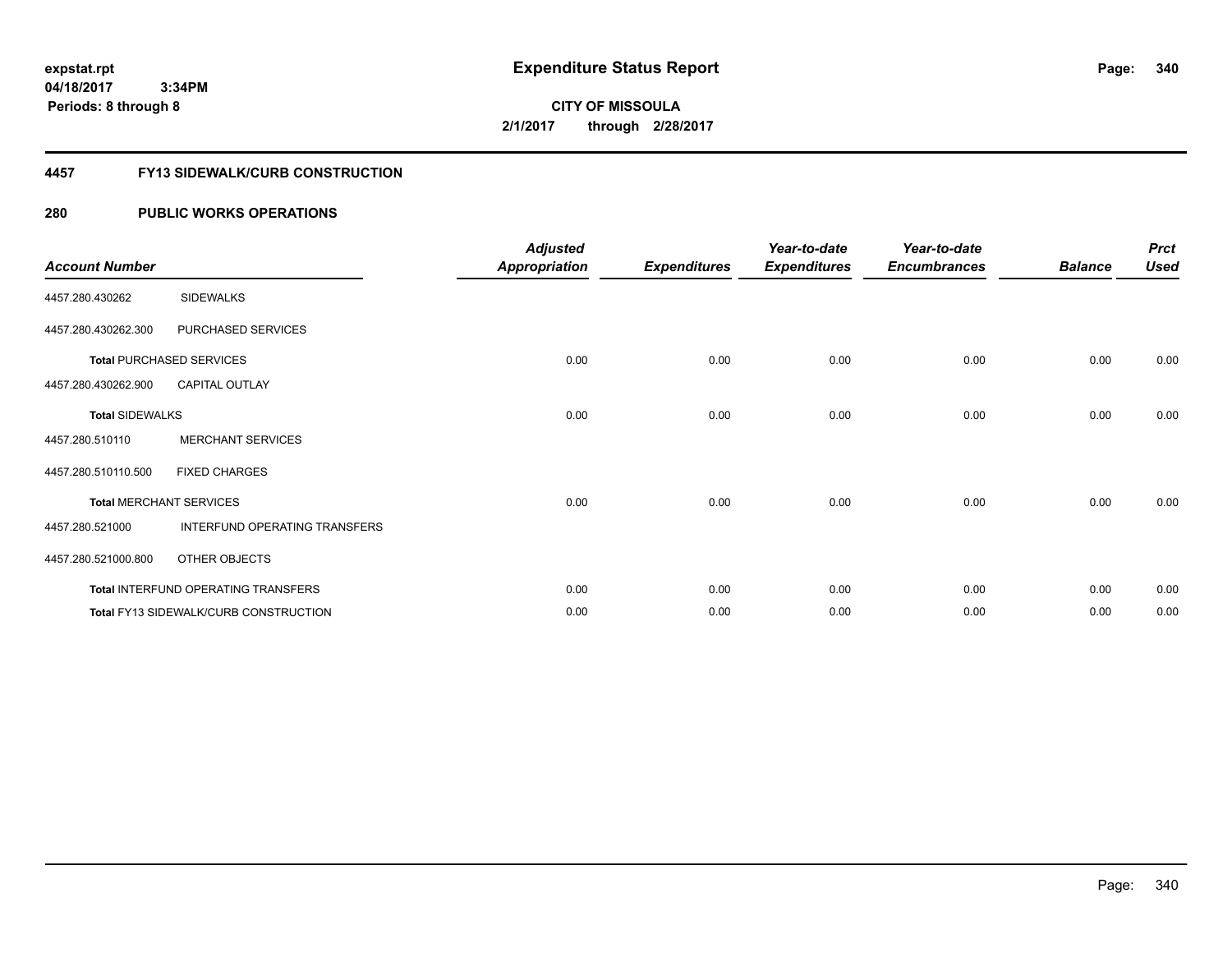# Expenditure Status Report

expstat.rpt
04/18/2017 3:34PM
Periods: 8 through 8

CITY OF MISSOULA
2/1/2017 through 2/28/2017

## 4457 FY13 SIDEWALK/CURB CONSTRUCTION

## 280 PUBLIC WORKS OPERATIONS

| Account Number | | Adjusted Appropriation | Expenditures | Year-to-date Expenditures | Year-to-date Encumbrances | Balance | Prct Used |
|---|---|---|---|---|---|---|---|
| 4457.280.430262 | SIDEWALKS | | | | | | |
| 4457.280.430262.300 | PURCHASED SERVICES | | | | | | |
| Total PURCHASED SERVICES | | 0.00 | 0.00 | 0.00 | 0.00 | 0.00 | 0.00 |
| 4457.280.430262.900 | CAPITAL OUTLAY | | | | | | |
| Total SIDEWALKS | | 0.00 | 0.00 | 0.00 | 0.00 | 0.00 | 0.00 |
| 4457.280.510110 | MERCHANT SERVICES | | | | | | |
| 4457.280.510110.500 | FIXED CHARGES | | | | | | |
| Total MERCHANT SERVICES | | 0.00 | 0.00 | 0.00 | 0.00 | 0.00 | 0.00 |
| 4457.280.521000 | INTERFUND OPERATING TRANSFERS | | | | | | |
| 4457.280.521000.800 | OTHER OBJECTS | | | | | | |
| Total INTERFUND OPERATING TRANSFERS | | 0.00 | 0.00 | 0.00 | 0.00 | 0.00 | 0.00 |
| Total FY13 SIDEWALK/CURB CONSTRUCTION | | 0.00 | 0.00 | 0.00 | 0.00 | 0.00 | 0.00 |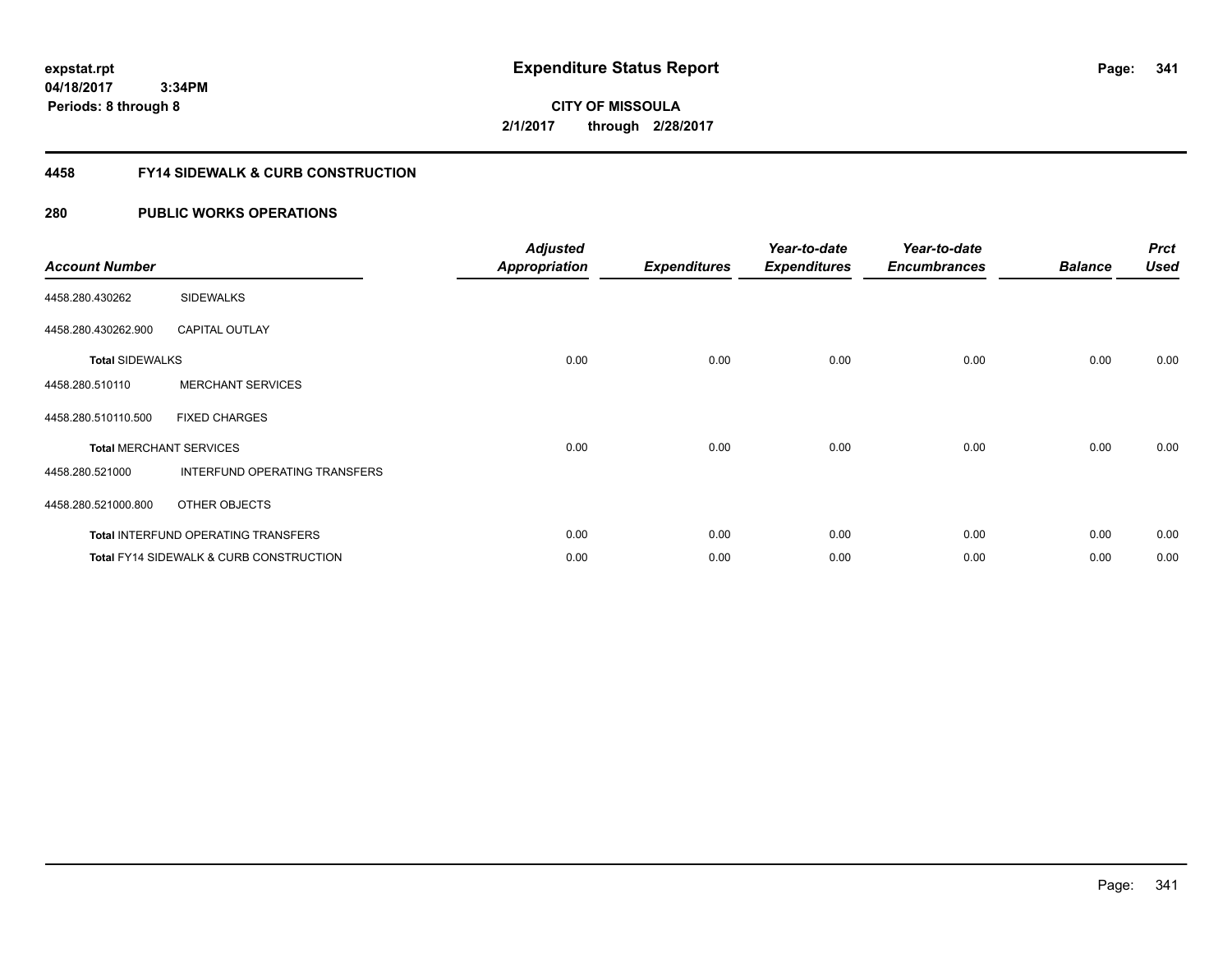**expstat.rpt**
**04/18/2017 3:34PM**
**Periods: 8 through 8**

# Expenditure Status Report

**CITY OF MISSOULA**
**2/1/2017 through 2/28/2017**

## 4458 FY14 SIDEWALK & CURB CONSTRUCTION

### 280 PUBLIC WORKS OPERATIONS

| Account Number | | Adjusted Appropriation | Expenditures | Year-to-date Expenditures | Year-to-date Encumbrances | Balance | Prct Used |
|---|---|---|---|---|---|---|---|
| 4458.280.430262 | SIDEWALKS | | | | | | |
| 4458.280.430262.900 | CAPITAL OUTLAY | | | | | | |
| **Total** SIDEWALKS | | 0.00 | 0.00 | 0.00 | 0.00 | 0.00 | 0.00 |
| 4458.280.510110 | MERCHANT SERVICES | | | | | | |
| 4458.280.510110.500 | FIXED CHARGES | | | | | | |
| **Total** MERCHANT SERVICES | | 0.00 | 0.00 | 0.00 | 0.00 | 0.00 | 0.00 |
| 4458.280.521000 | INTERFUND OPERATING TRANSFERS | | | | | | |
| 4458.280.521000.800 | OTHER OBJECTS | | | | | | |
| **Total** INTERFUND OPERATING TRANSFERS | | 0.00 | 0.00 | 0.00 | 0.00 | 0.00 | 0.00 |
| **Total** FY14 SIDEWALK & CURB CONSTRUCTION | | 0.00 | 0.00 | 0.00 | 0.00 | 0.00 | 0.00 |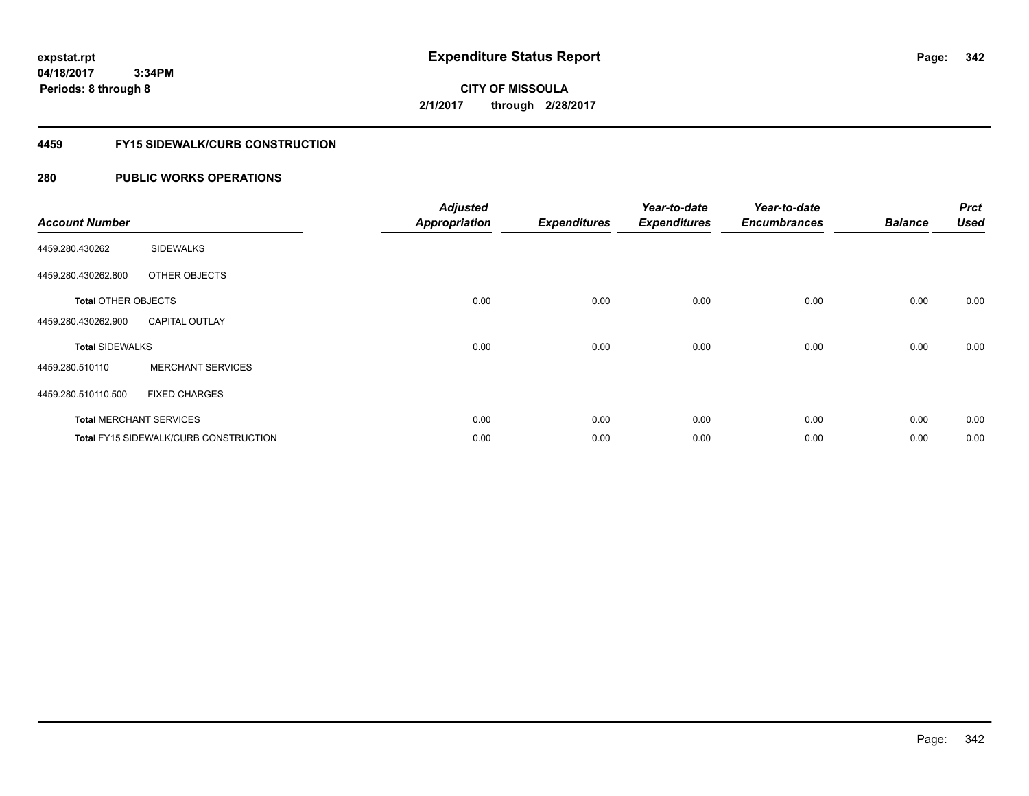expstat.rpt
04/18/2017 3:34PM
Periods: 8 through 8

# Expenditure Status Report

CITY OF MISSOULA
2/1/2017 through 2/28/2017

## 4459 FY15 SIDEWALK/CURB CONSTRUCTION

## 280 PUBLIC WORKS OPERATIONS

| Account Number | | Adjusted Appropriation | Expenditures | Year-to-date Expenditures | Year-to-date Encumbrances | Balance | Prct Used |
|---|---|---|---|---|---|---|---|
| 4459.280.430262 | SIDEWALKS | | | | | | |
| 4459.280.430262.800 | OTHER OBJECTS | | | | | | |
| **Total** OTHER OBJECTS | | 0.00 | 0.00 | 0.00 | 0.00 | 0.00 | 0.00 |
| 4459.280.430262.900 | CAPITAL OUTLAY | | | | | | |
| **Total** SIDEWALKS | | 0.00 | 0.00 | 0.00 | 0.00 | 0.00 | 0.00 |
| 4459.280.510110 | MERCHANT SERVICES | | | | | | |
| 4459.280.510110.500 | FIXED CHARGES | | | | | | |
| **Total** MERCHANT SERVICES | | 0.00 | 0.00 | 0.00 | 0.00 | 0.00 | 0.00 |
| **Total** FY15 SIDEWALK/CURB CONSTRUCTION | | 0.00 | 0.00 | 0.00 | 0.00 | 0.00 | 0.00 |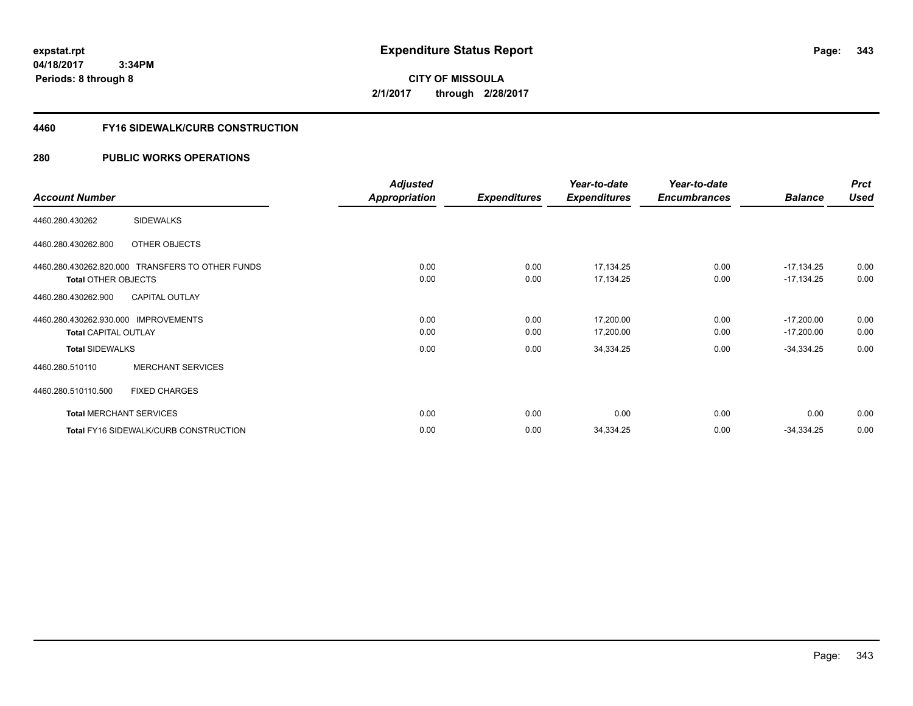expstat.rpt
04/18/2017 3:34PM
Periods: 8 through 8

# Expenditure Status Report

CITY OF MISSOULA

2/1/2017 through 2/28/2017

## 4460 FY16 SIDEWALK/CURB CONSTRUCTION

## 280 PUBLIC WORKS OPERATIONS

| Account Number | | Adjusted Appropriation | Expenditures | Year-to-date Expenditures | Year-to-date Encumbrances | Balance | Prct Used |
|---|---|---|---|---|---|---|---|
| 4460.280.430262 | SIDEWALKS | | | | | | |
| 4460.280.430262.800 | OTHER OBJECTS | | | | | | |
| 4460.280.430262.820.000 | TRANSFERS TO OTHER FUNDS | 0.00 | 0.00 | 17,134.25 | 0.00 | -17,134.25 | 0.00 |
| **Total** OTHER OBJECTS | | 0.00 | 0.00 | 17,134.25 | 0.00 | -17,134.25 | 0.00 |
| 4460.280.430262.900 | CAPITAL OUTLAY | | | | | | |
| 4460.280.430262.930.000 | IMPROVEMENTS | 0.00 | 0.00 | 17,200.00 | 0.00 | -17,200.00 | 0.00 |
| **Total** CAPITAL OUTLAY | | 0.00 | 0.00 | 17,200.00 | 0.00 | -17,200.00 | 0.00 |
| **Total** SIDEWALKS | | 0.00 | 0.00 | 34,334.25 | 0.00 | -34,334.25 | 0.00 |
| 4460.280.510110 | MERCHANT SERVICES | | | | | | |
| 4460.280.510110.500 | FIXED CHARGES | | | | | | |
| **Total** MERCHANT SERVICES | | 0.00 | 0.00 | 0.00 | 0.00 | 0.00 | 0.00 |
| **Total** FY16 SIDEWALK/CURB CONSTRUCTION | | 0.00 | 0.00 | 34,334.25 | 0.00 | -34,334.25 | 0.00 |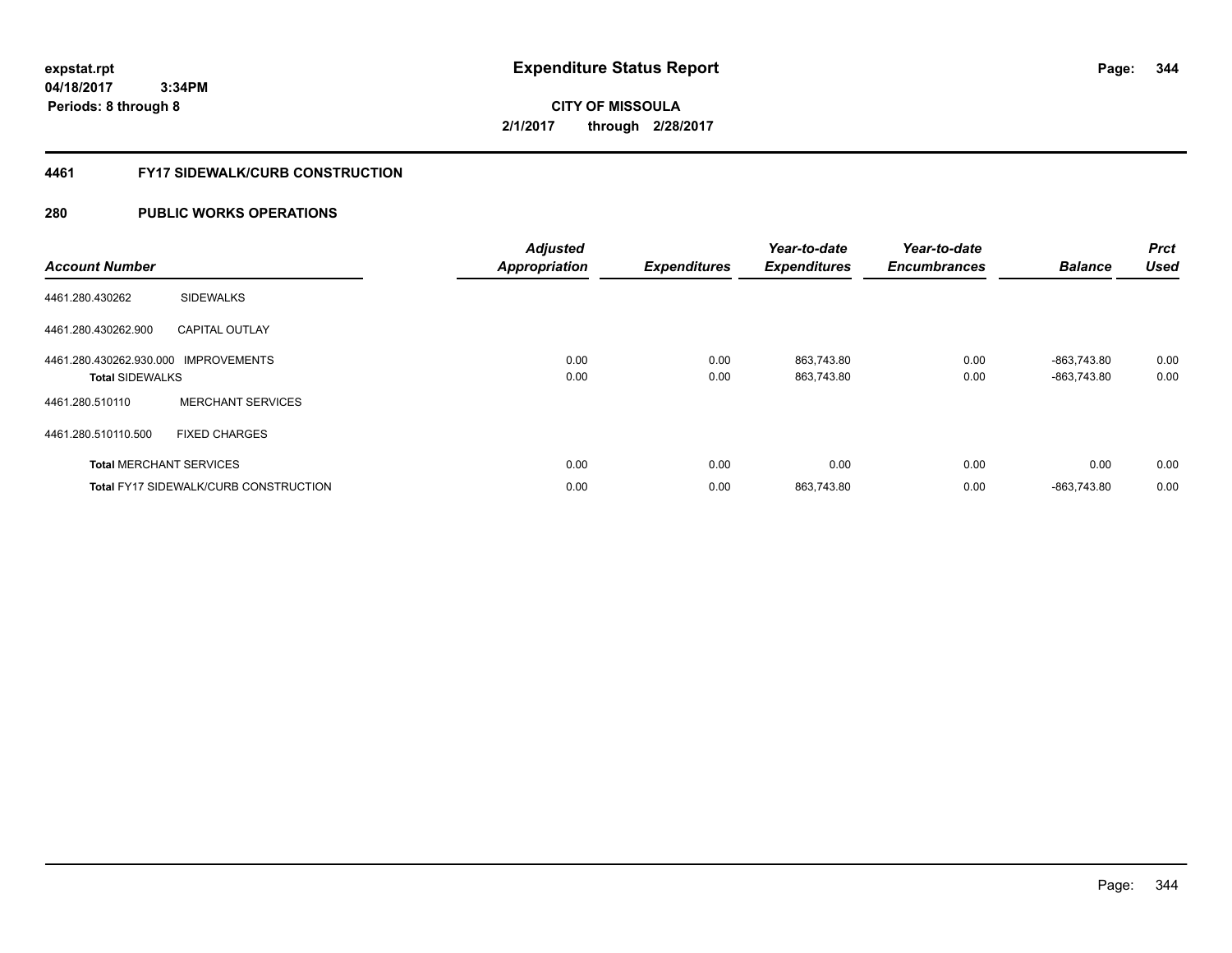expstat.rpt
04/18/2017 3:34PM
Periods: 8 through 8

# Expenditure Status Report

CITY OF MISSOULA
2/1/2017 through 2/28/2017

## 4461 FY17 SIDEWALK/CURB CONSTRUCTION

## 280 PUBLIC WORKS OPERATIONS

| Account Number | | Adjusted Appropriation | Expenditures | Year-to-date Expenditures | Year-to-date Encumbrances | Balance | Prct Used |
|---|---|---|---|---|---|---|---|
| 4461.280.430262 | SIDEWALKS | | | | | | |
| 4461.280.430262.900 | CAPITAL OUTLAY | | | | | | |
| 4461.280.430262.930.000 | IMPROVEMENTS | 0.00 | 0.00 | 863,743.80 | 0.00 | -863,743.80 | 0.00 |
| **Total** SIDEWALKS | | 0.00 | 0.00 | 863,743.80 | 0.00 | -863,743.80 | 0.00 |
| 4461.280.510110 | MERCHANT SERVICES | | | | | | |
| 4461.280.510110.500 | FIXED CHARGES | | | | | | |
| **Total** MERCHANT SERVICES | | 0.00 | 0.00 | 0.00 | 0.00 | 0.00 | 0.00 |
| **Total** FY17 SIDEWALK/CURB CONSTRUCTION | | 0.00 | 0.00 | 863,743.80 | 0.00 | -863,743.80 | 0.00 |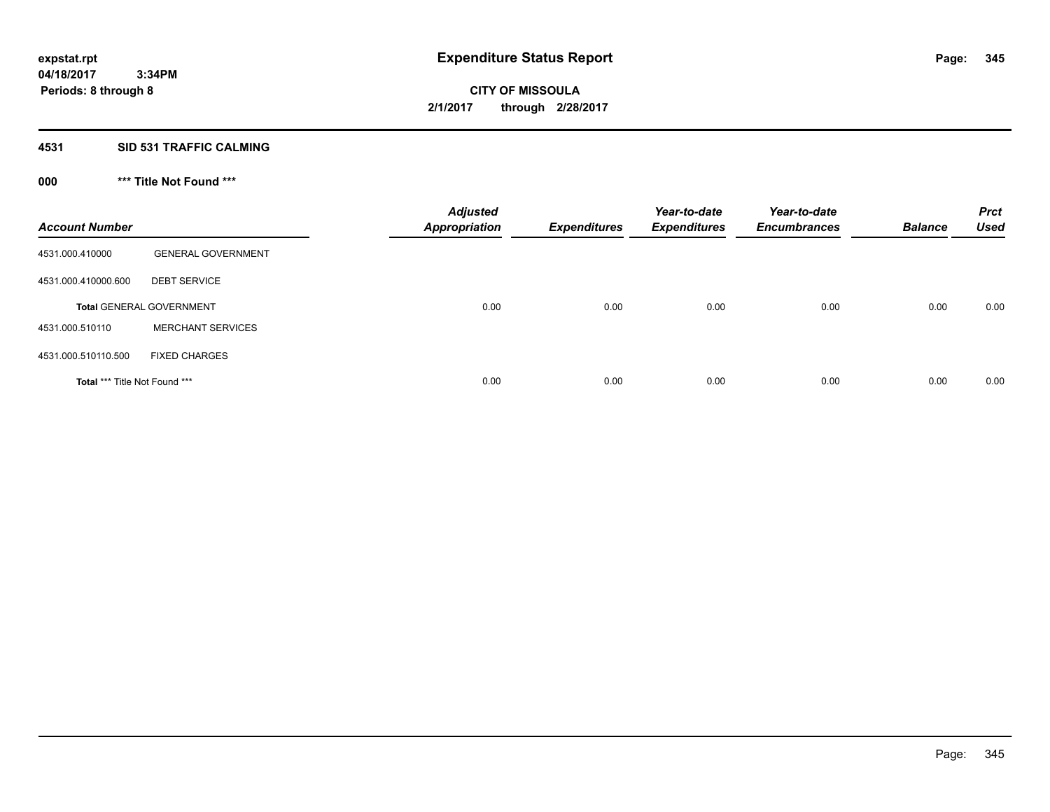**expstat.rpt**
**04/18/2017 3:34PM**
**Periods: 8 through 8**

# Expenditure Status Report

**CITY OF MISSOULA**
**2/1/2017 through 2/28/2017**

## 4531 SID 531 TRAFFIC CALMING

### 000 *** Title Not Found ***

| Account Number | | Adjusted Appropriation | Expenditures | Year-to-date Expenditures | Year-to-date Encumbrances | Balance | Prct Used |
|---|---|---|---|---|---|---|---|
| 4531.000.410000 | GENERAL GOVERNMENT | | | | | | |
| 4531.000.410000.600 | DEBT SERVICE | | | | | | |
| **Total** GENERAL GOVERNMENT | | 0.00 | 0.00 | 0.00 | 0.00 | 0.00 | 0.00 |
| 4531.000.510110 | MERCHANT SERVICES | | | | | | |
| 4531.000.510110.500 | FIXED CHARGES | | | | | | |
| **Total** *** Title Not Found *** | | 0.00 | 0.00 | 0.00 | 0.00 | 0.00 | 0.00 |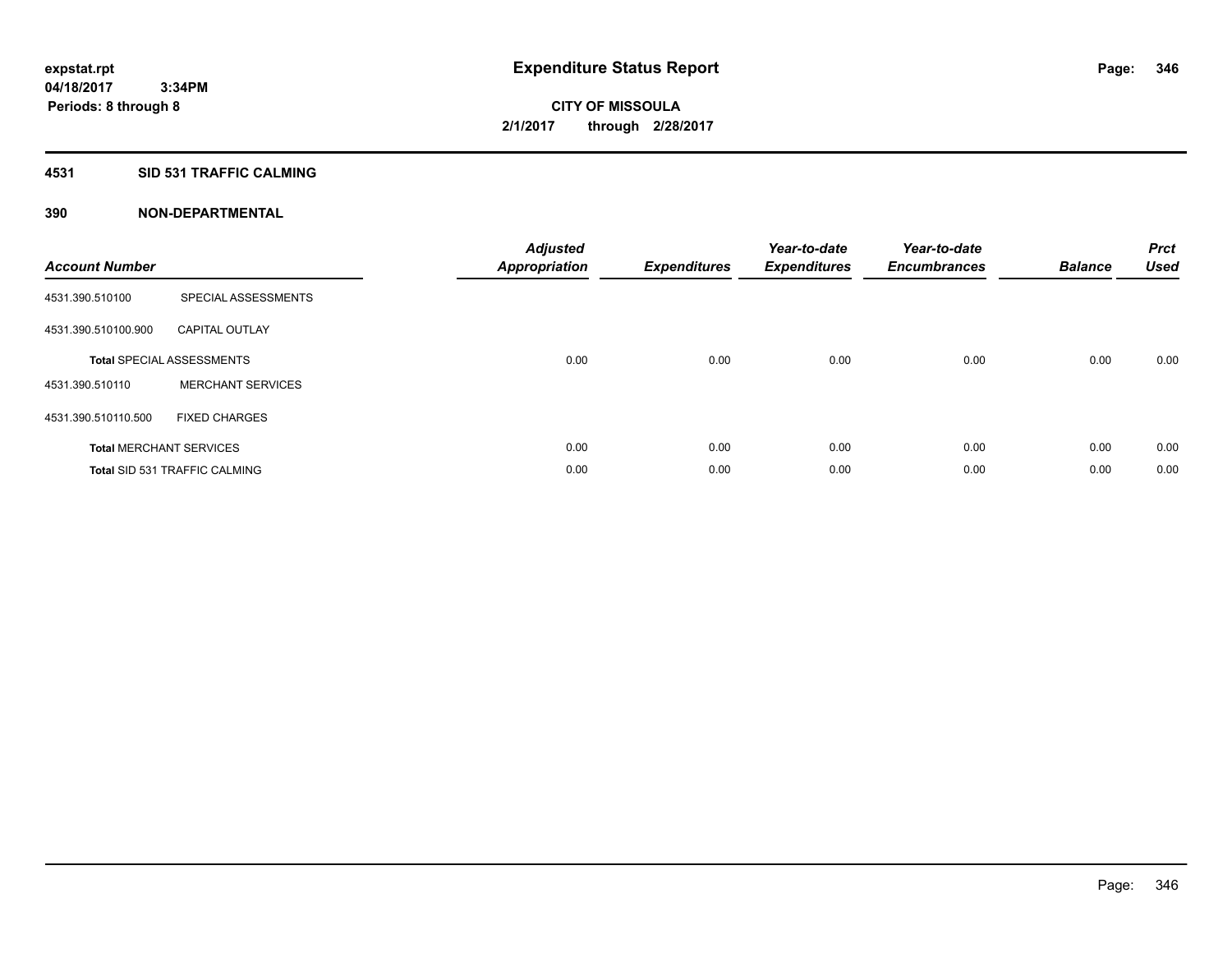**expstat.rpt**
**04/18/2017 3:34PM**
**Periods: 8 through 8**

# Expenditure Status Report

**CITY OF MISSOULA**
**2/1/2017 through 2/28/2017**

## 4531 SID 531 TRAFFIC CALMING

### 390 NON-DEPARTMENTAL

| Account Number | | Adjusted Appropriation | Expenditures | Year-to-date Expenditures | Year-to-date Encumbrances | Balance | Prct Used |
|---|---|---|---|---|---|---|---|
| 4531.390.510100 | SPECIAL ASSESSMENTS | | | | | | |
| 4531.390.510100.900 | CAPITAL OUTLAY | | | | | | |
| **Total** SPECIAL ASSESSMENTS | | 0.00 | 0.00 | 0.00 | 0.00 | 0.00 | 0.00 |
| 4531.390.510110 | MERCHANT SERVICES | | | | | | |
| 4531.390.510110.500 | FIXED CHARGES | | | | | | |
| **Total** MERCHANT SERVICES | | 0.00 | 0.00 | 0.00 | 0.00 | 0.00 | 0.00 |
| **Total** SID 531 TRAFFIC CALMING | | 0.00 | 0.00 | 0.00 | 0.00 | 0.00 | 0.00 |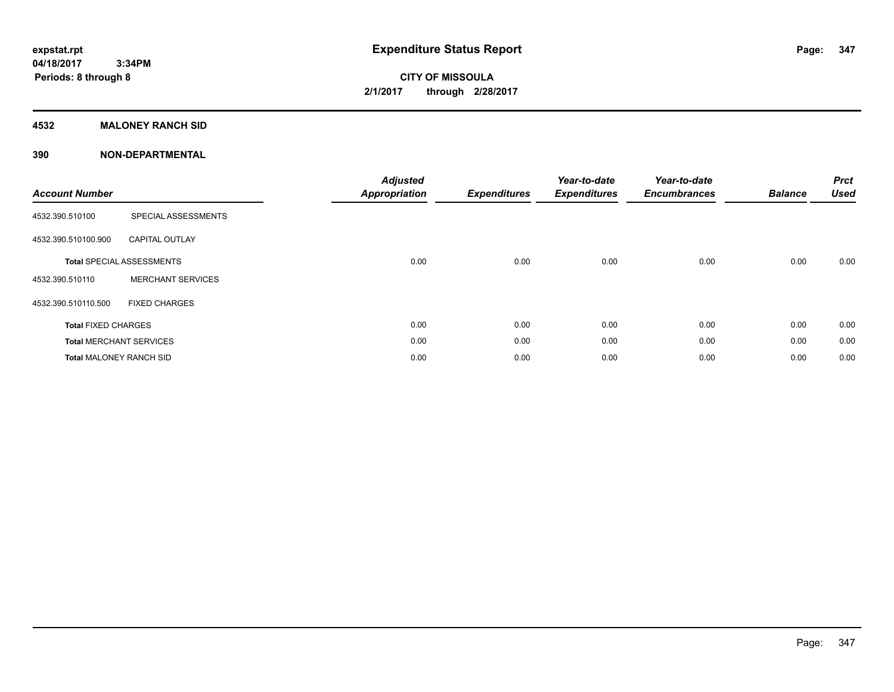# Expenditure Status Report

**CITY OF MISSOULA**

**2/1/2017 through 2/28/2017**

expstat.rpt
04/18/2017 3:34PM
Periods: 8 through 8

## 4532 MALONEY RANCH SID

## 390 NON-DEPARTMENTAL

| Account Number | | Adjusted Appropriation | Expenditures | Year-to-date Expenditures | Year-to-date Encumbrances | Balance | Prct Used |
|---|---|---|---|---|---|---|---|
| 4532.390.510100 | SPECIAL ASSESSMENTS | | | | | | |
| 4532.390.510100.900 | CAPITAL OUTLAY | | | | | | |
| **Total** SPECIAL ASSESSMENTS | | 0.00 | 0.00 | 0.00 | 0.00 | 0.00 | 0.00 |
| 4532.390.510110 | MERCHANT SERVICES | | | | | | |
| 4532.390.510110.500 | FIXED CHARGES | | | | | | |
| **Total** FIXED CHARGES | | 0.00 | 0.00 | 0.00 | 0.00 | 0.00 | 0.00 |
| **Total** MERCHANT SERVICES | | 0.00 | 0.00 | 0.00 | 0.00 | 0.00 | 0.00 |
| **Total** MALONEY RANCH SID | | 0.00 | 0.00 | 0.00 | 0.00 | 0.00 | 0.00 |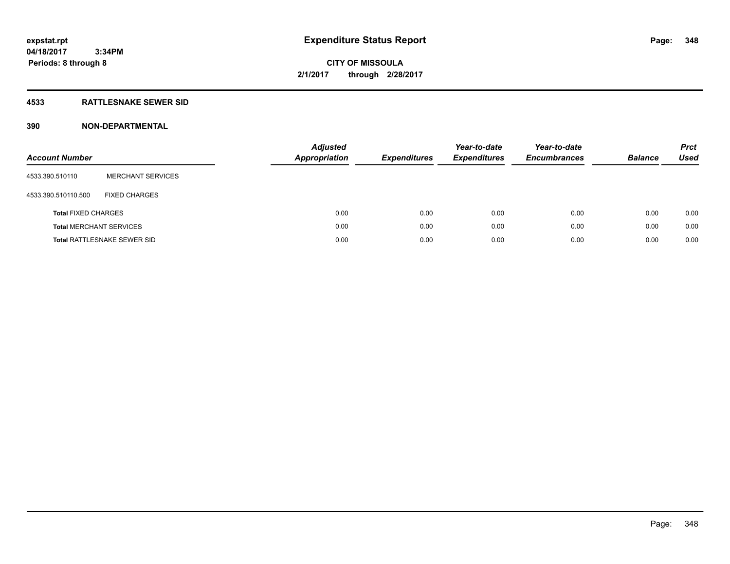**expstat.rpt**
**04/18/2017 3:34PM**
**Periods: 8 through 8**

# Expenditure Status Report

**CITY OF MISSOULA**
**2/1/2017 through 2/28/2017**

## 4533 RATTLESNAKE SEWER SID

## 390 NON-DEPARTMENTAL

| Account Number | | Adjusted Appropriation | Expenditures | Year-to-date Expenditures | Year-to-date Encumbrances | Balance | Prct Used |
|---|---|---|---|---|---|---|---|
| 4533.390.510110 | MERCHANT SERVICES | | | | | | |
| 4533.390.510110.500 | FIXED CHARGES | | | | | | |
| **Total** FIXED CHARGES | | 0.00 | 0.00 | 0.00 | 0.00 | 0.00 | 0.00 |
| **Total** MERCHANT SERVICES | | 0.00 | 0.00 | 0.00 | 0.00 | 0.00 | 0.00 |
| **Total** RATTLESNAKE SEWER SID | | 0.00 | 0.00 | 0.00 | 0.00 | 0.00 | 0.00 |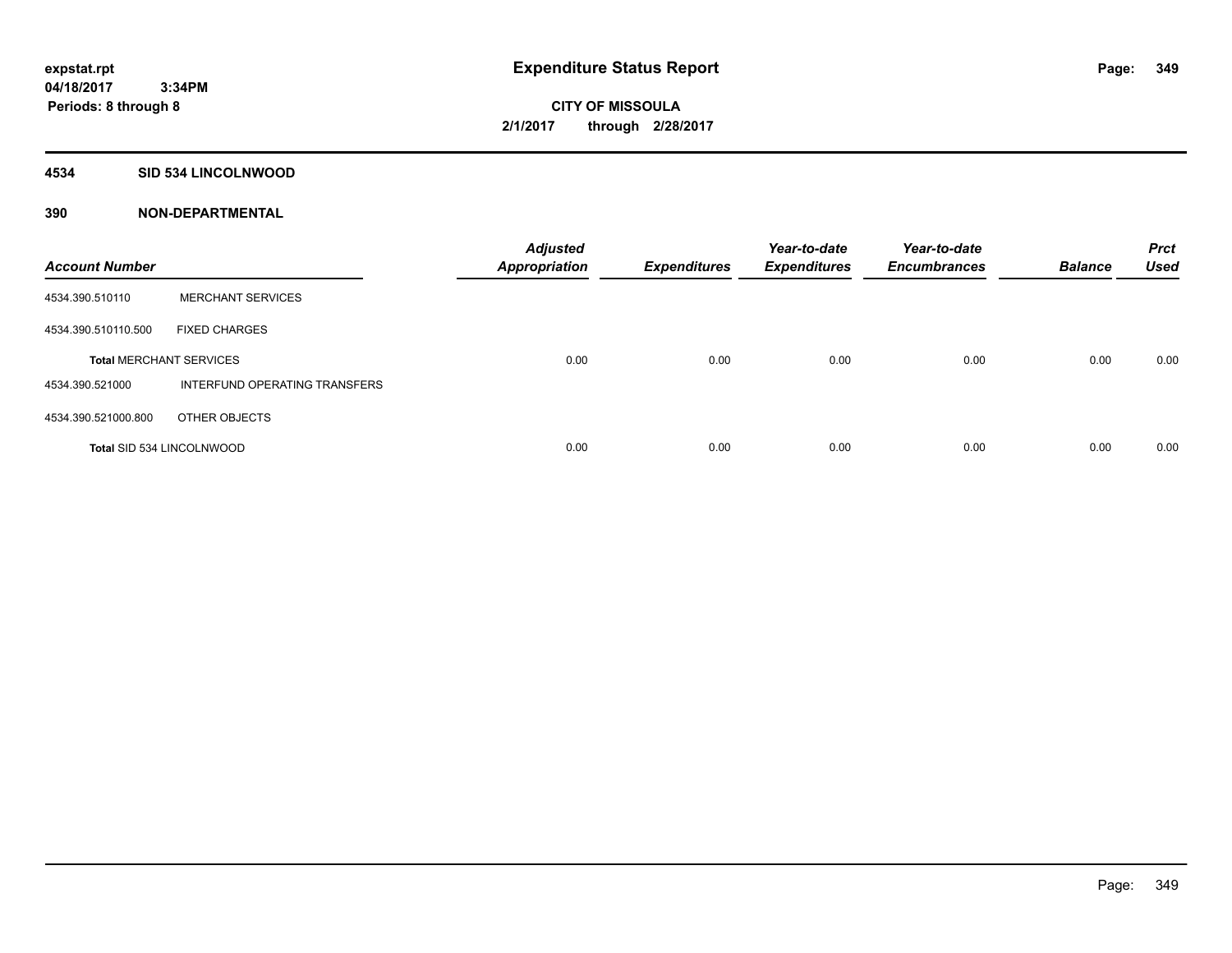# Expenditure Status Report

expstat.rpt
04/18/2017 3:34PM
Periods: 8 through 8

**CITY OF MISSOULA**
**2/1/2017 through 2/28/2017**

**4534 SID 534 LINCOLNWOOD**

**390 NON-DEPARTMENTAL**

| Account Number | | Adjusted Appropriation | Expenditures | Year-to-date Expenditures | Year-to-date Encumbrances | Balance | Prct Used |
|---|---|---|---|---|---|---|---|
| 4534.390.510110 | MERCHANT SERVICES | | | | | | |
| 4534.390.510110.500 | FIXED CHARGES | | | | | | |
| Total MERCHANT SERVICES | | 0.00 | 0.00 | 0.00 | 0.00 | 0.00 | 0.00 |
| 4534.390.521000 | INTERFUND OPERATING TRANSFERS | | | | | | |
| 4534.390.521000.800 | OTHER OBJECTS | | | | | | |
| Total SID 534 LINCOLNWOOD | | 0.00 | 0.00 | 0.00 | 0.00 | 0.00 | 0.00 |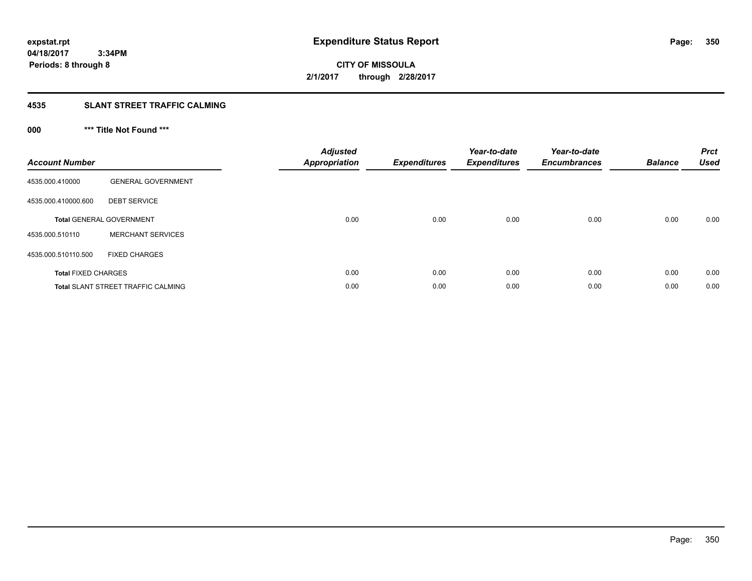**expstat.rpt**
**04/18/2017 3:34PM**
**Periods: 8 through 8**

# Expenditure Status Report

**CITY OF MISSOULA**
**2/1/2017 through 2/28/2017**

## 4535 SLANT STREET TRAFFIC CALMING

### 000 *** Title Not Found ***

| Account Number | | Adjusted Appropriation | Expenditures | Year-to-date Expenditures | Year-to-date Encumbrances | Balance | Prct Used |
|---|---|---|---|---|---|---|---|
| 4535.000.410000 | GENERAL GOVERNMENT | | | | | | |
| 4535.000.410000.600 | DEBT SERVICE | | | | | | |
| **Total** GENERAL GOVERNMENT | | 0.00 | 0.00 | 0.00 | 0.00 | 0.00 | 0.00 |
| 4535.000.510110 | MERCHANT SERVICES | | | | | | |
| 4535.000.510110.500 | FIXED CHARGES | | | | | | |
| **Total** FIXED CHARGES | | 0.00 | 0.00 | 0.00 | 0.00 | 0.00 | 0.00 |
| **Total** SLANT STREET TRAFFIC CALMING | | 0.00 | 0.00 | 0.00 | 0.00 | 0.00 | 0.00 |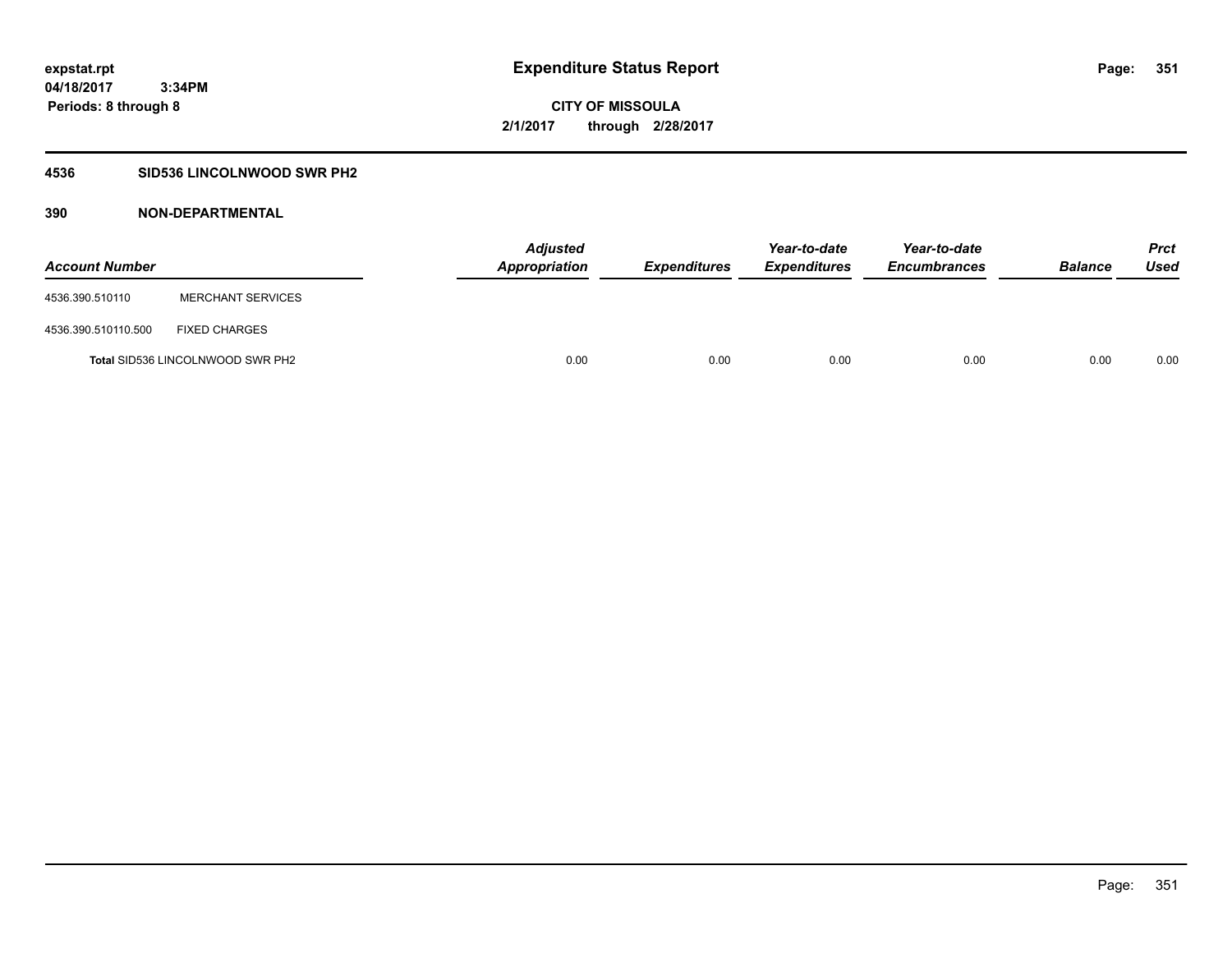expstat.rpt
04/18/2017 3:34PM
Periods: 8 through 8

# Expenditure Status Report

**CITY OF MISSOULA**
**2/1/2017 through 2/28/2017**

## 4536 SID536 LINCOLNWOOD SWR PH2

## 390 NON-DEPARTMENTAL

| Account Number | | Adjusted Appropriation | Expenditures | Year-to-date Expenditures | Year-to-date Encumbrances | Balance | Prct Used |
|---|---|---|---|---|---|---|---|
| 4536.390.510110 | MERCHANT SERVICES | | | | | | |
| 4536.390.510110.500 | FIXED CHARGES | | | | | | |
| Total SID536 LINCOLNWOOD SWR PH2 | | 0.00 | 0.00 | 0.00 | 0.00 | 0.00 | 0.00 |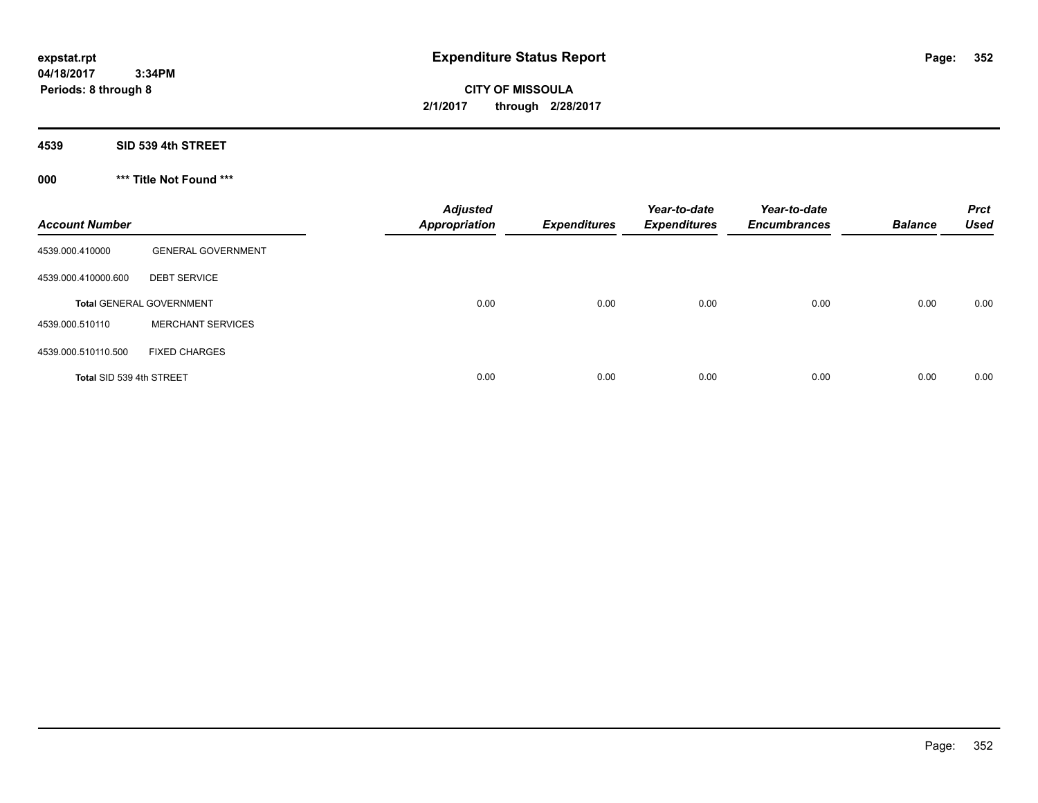**expstat.rpt**
**04/18/2017 3:34PM**
**Periods: 8 through 8**

# Expenditure Status Report

**CITY OF MISSOULA**
**2/1/2017 through 2/28/2017**

## 4539 SID 539 4th STREET

### 000 *** Title Not Found ***

| Account Number | | Adjusted Appropriation | Expenditures | Year-to-date Expenditures | Year-to-date Encumbrances | Balance | Prct Used |
|---|---|---|---|---|---|---|---|
| 4539.000.410000 | GENERAL GOVERNMENT | | | | | | |
| 4539.000.410000.600 | DEBT SERVICE | | | | | | |
| **Total** GENERAL GOVERNMENT | | 0.00 | 0.00 | 0.00 | 0.00 | 0.00 | 0.00 |
| 4539.000.510110 | MERCHANT SERVICES | | | | | | |
| 4539.000.510110.500 | FIXED CHARGES | | | | | | |
| **Total** SID 539 4th STREET | | 0.00 | 0.00 | 0.00 | 0.00 | 0.00 | 0.00 |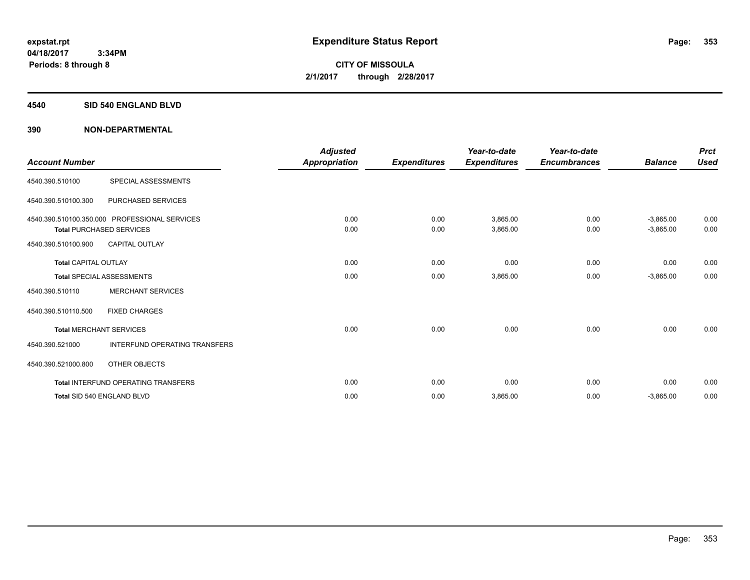expstat.rpt
04/18/2017 3:34PM
Periods: 8 through 8

# Expenditure Status Report

**CITY OF MISSOULA**
**2/1/2017 through 2/28/2017**

**4540 SID 540 ENGLAND BLVD**

**390 NON-DEPARTMENTAL**

| Account Number | | Adjusted Appropriation | Expenditures | Year-to-date Expenditures | Year-to-date Encumbrances | Balance | Prct Used |
|---|---|---|---|---|---|---|---|
| 4540.390.510100 | SPECIAL ASSESSMENTS | | | | | | |
| 4540.390.510100.300 | PURCHASED SERVICES | | | | | | |
| 4540.390.510100.350.000 | PROFESSIONAL SERVICES | 0.00 | 0.00 | 3,865.00 | 0.00 | -3,865.00 | 0.00 |
| **Total** PURCHASED SERVICES | | 0.00 | 0.00 | 3,865.00 | 0.00 | -3,865.00 | 0.00 |
| 4540.390.510100.900 | CAPITAL OUTLAY | | | | | | |
| **Total** CAPITAL OUTLAY | | 0.00 | 0.00 | 0.00 | 0.00 | 0.00 | 0.00 |
| **Total** SPECIAL ASSESSMENTS | | 0.00 | 0.00 | 3,865.00 | 0.00 | -3,865.00 | 0.00 |
| 4540.390.510110 | MERCHANT SERVICES | | | | | | |
| 4540.390.510110.500 | FIXED CHARGES | | | | | | |
| **Total** MERCHANT SERVICES | | 0.00 | 0.00 | 0.00 | 0.00 | 0.00 | 0.00 |
| 4540.390.521000 | INTERFUND OPERATING TRANSFERS | | | | | | |
| 4540.390.521000.800 | OTHER OBJECTS | | | | | | |
| **Total** INTERFUND OPERATING TRANSFERS | | 0.00 | 0.00 | 0.00 | 0.00 | 0.00 | 0.00 |
| **Total** SID 540 ENGLAND BLVD | | 0.00 | 0.00 | 3,865.00 | 0.00 | -3,865.00 | 0.00 |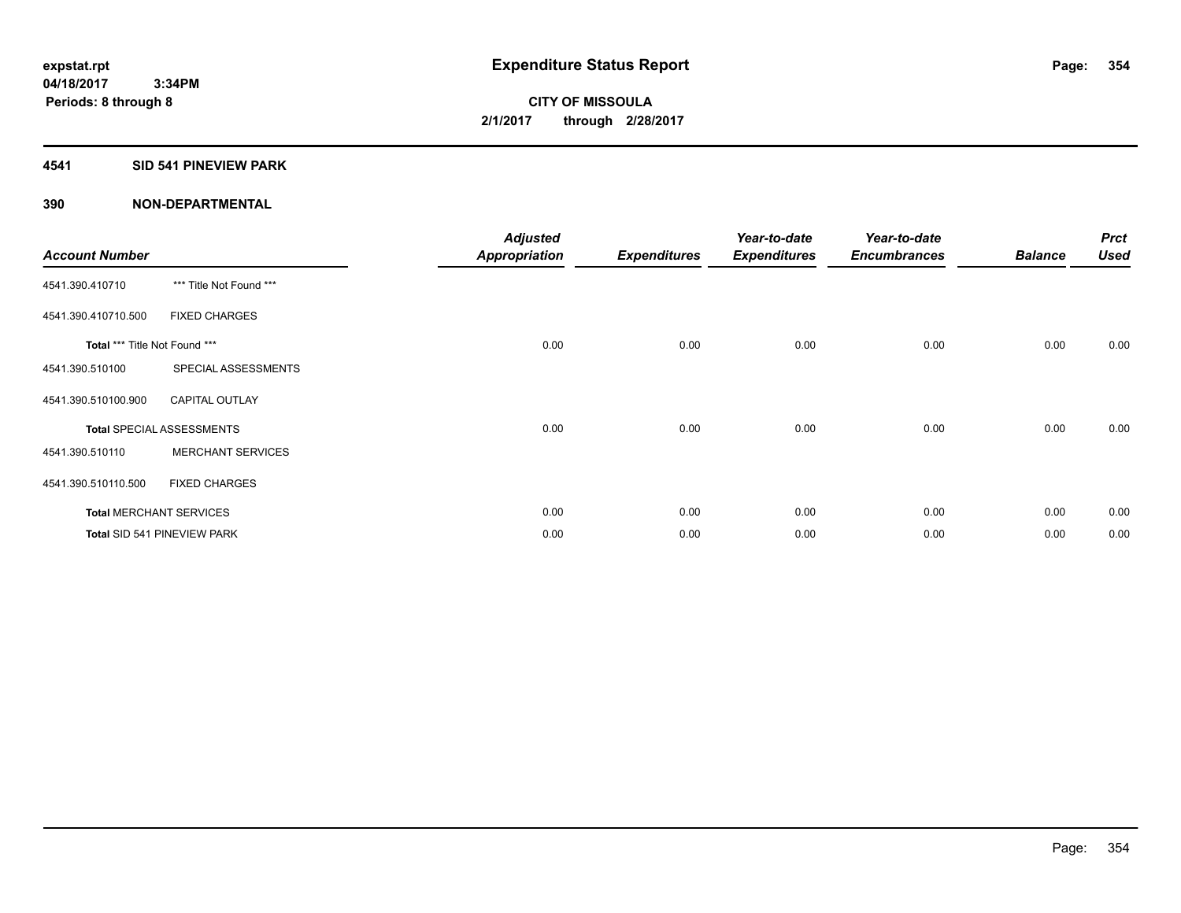**expstat.rpt**
**04/18/2017 3:34PM**
**Periods: 8 through 8**

# Expenditure Status Report

**CITY OF MISSOULA**
**2/1/2017 through 2/28/2017**

## 4541 SID 541 PINEVIEW PARK

## 390 NON-DEPARTMENTAL

| Account Number | | Adjusted Appropriation | Expenditures | Year-to-date Expenditures | Year-to-date Encumbrances | Balance | Prct Used |
|---|---|---|---|---|---|---|---|
| 4541.390.410710 | *** Title Not Found *** | | | | | | |
| 4541.390.410710.500 | FIXED CHARGES | | | | | | |
| **Total** *** Title Not Found *** | | 0.00 | 0.00 | 0.00 | 0.00 | 0.00 | 0.00 |
| 4541.390.510100 | SPECIAL ASSESSMENTS | | | | | | |
| 4541.390.510100.900 | CAPITAL OUTLAY | | | | | | |
| **Total** SPECIAL ASSESSMENTS | | 0.00 | 0.00 | 0.00 | 0.00 | 0.00 | 0.00 |
| 4541.390.510110 | MERCHANT SERVICES | | | | | | |
| 4541.390.510110.500 | FIXED CHARGES | | | | | | |
| **Total** MERCHANT SERVICES | | 0.00 | 0.00 | 0.00 | 0.00 | 0.00 | 0.00 |
| **Total** SID 541 PINEVIEW PARK | | 0.00 | 0.00 | 0.00 | 0.00 | 0.00 | 0.00 |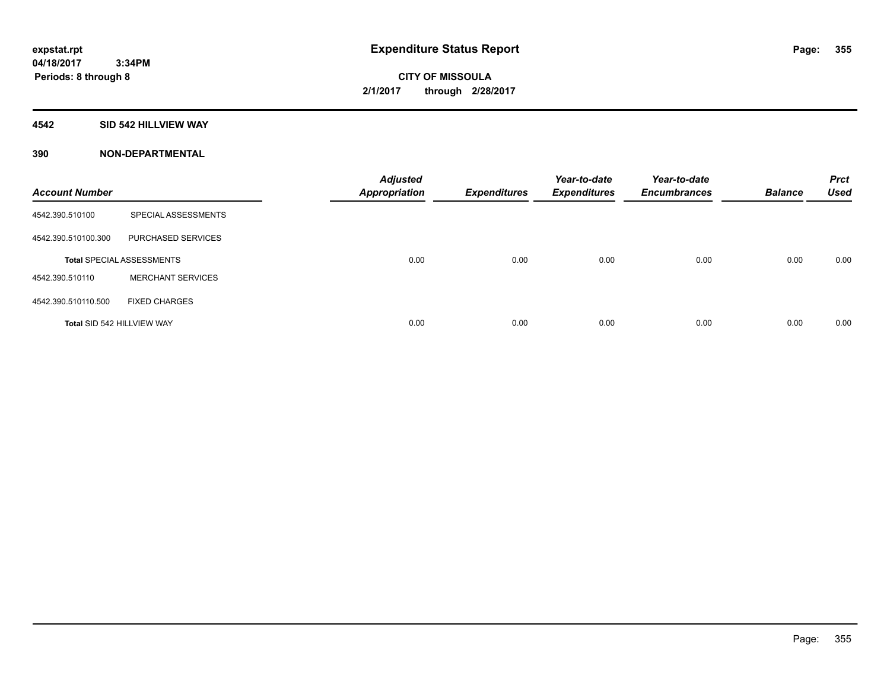# Expenditure Status Report

expstat.rpt
04/18/2017 3:34PM
Periods: 8 through 8

**CITY OF MISSOULA**
**2/1/2017 through 2/28/2017**

## 4542 SID 542 HILLVIEW WAY

### 390 NON-DEPARTMENTAL

| Account Number | | Adjusted Appropriation | Expenditures | Year-to-date Expenditures | Year-to-date Encumbrances | Balance | Prct Used |
|---|---|---|---|---|---|---|---|
| 4542.390.510100 | SPECIAL ASSESSMENTS | | | | | | |
| 4542.390.510100.300 | PURCHASED SERVICES | | | | | | |
| Total SPECIAL ASSESSMENTS | | 0.00 | 0.00 | 0.00 | 0.00 | 0.00 | 0.00 |
| 4542.390.510110 | MERCHANT SERVICES | | | | | | |
| 4542.390.510110.500 | FIXED CHARGES | | | | | | |
| Total SID 542 HILLVIEW WAY | | 0.00 | 0.00 | 0.00 | 0.00 | 0.00 | 0.00 |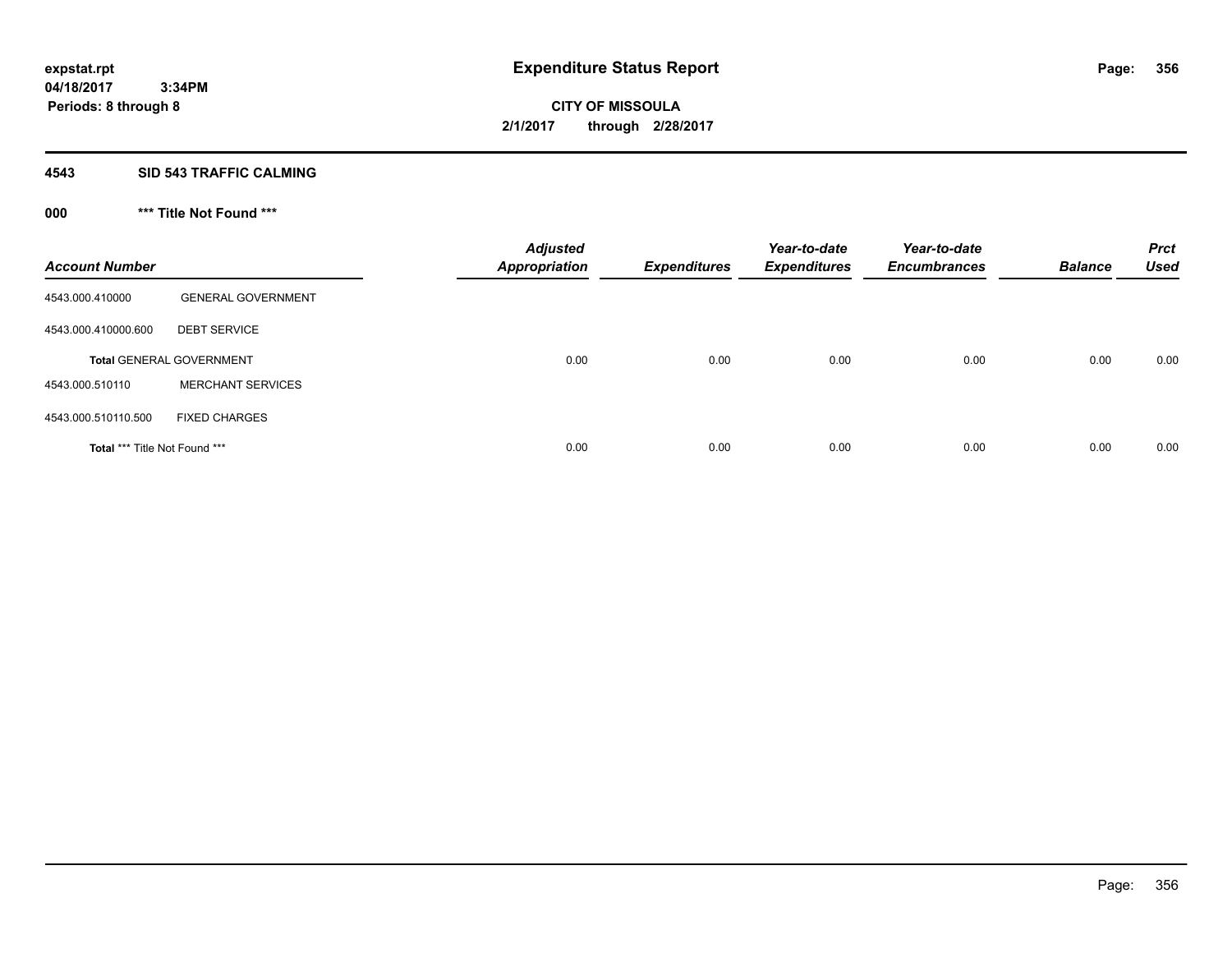# Expenditure Status Report

expstat.rpt
04/18/2017 3:34PM
Periods: 8 through 8

**CITY OF MISSOULA**
**2/1/2017 through 2/28/2017**

## 4543 SID 543 TRAFFIC CALMING

### 000 *** Title Not Found ***

| Account Number | | Adjusted Appropriation | Expenditures | Year-to-date Expenditures | Year-to-date Encumbrances | Balance | Prct Used |
|---|---|---|---|---|---|---|---|
| 4543.000.410000 | GENERAL GOVERNMENT | | | | | | |
| 4543.000.410000.600 | DEBT SERVICE | | | | | | |
| **Total** GENERAL GOVERNMENT | | 0.00 | 0.00 | 0.00 | 0.00 | 0.00 | 0.00 |
| 4543.000.510110 | MERCHANT SERVICES | | | | | | |
| 4543.000.510110.500 | FIXED CHARGES | | | | | | |
| **Total** *** Title Not Found *** | | 0.00 | 0.00 | 0.00 | 0.00 | 0.00 | 0.00 |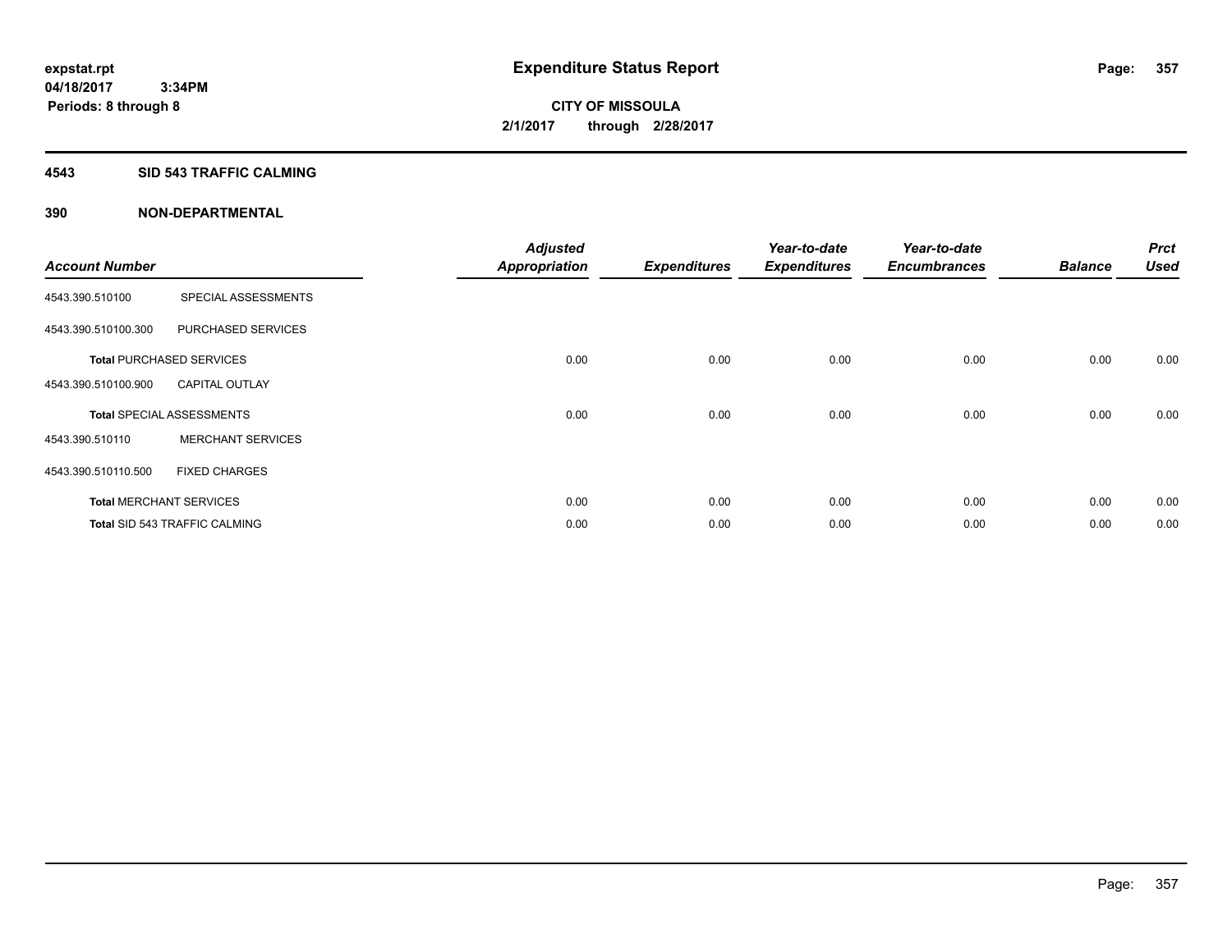**expstat.rpt**
**04/18/2017 3:34PM**
**Periods: 8 through 8**

# Expenditure Status Report

**CITY OF MISSOULA**
**2/1/2017 through 2/28/2017**

## 4543 SID 543 TRAFFIC CALMING

## 390 NON-DEPARTMENTAL

| Account Number | | Adjusted Appropriation | Expenditures | Year-to-date Expenditures | Year-to-date Encumbrances | Balance | Prct Used |
|---|---|---|---|---|---|---|---|
| 4543.390.510100 | SPECIAL ASSESSMENTS | | | | | | |
| 4543.390.510100.300 | PURCHASED SERVICES | | | | | | |
| **Total** PURCHASED SERVICES | | 0.00 | 0.00 | 0.00 | 0.00 | 0.00 | 0.00 |
| 4543.390.510100.900 | CAPITAL OUTLAY | | | | | | |
| **Total** SPECIAL ASSESSMENTS | | 0.00 | 0.00 | 0.00 | 0.00 | 0.00 | 0.00 |
| 4543.390.510110 | MERCHANT SERVICES | | | | | | |
| 4543.390.510110.500 | FIXED CHARGES | | | | | | |
| **Total** MERCHANT SERVICES | | 0.00 | 0.00 | 0.00 | 0.00 | 0.00 | 0.00 |
| **Total** SID 543 TRAFFIC CALMING | | 0.00 | 0.00 | 0.00 | 0.00 | 0.00 | 0.00 |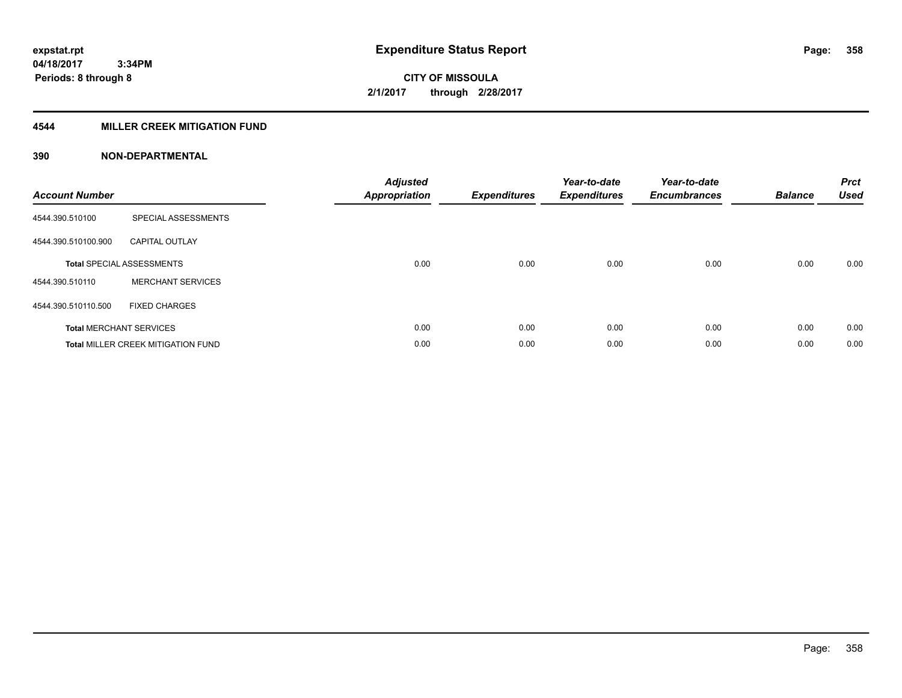# Expenditure Status Report

expstat.rpt
04/18/2017 3:34PM
Periods: 8 through 8

**CITY OF MISSOULA**
**2/1/2017 through 2/28/2017**

## 4544 MILLER CREEK MITIGATION FUND

### 390 NON-DEPARTMENTAL

| Account Number | | Adjusted Appropriation | Expenditures | Year-to-date Expenditures | Year-to-date Encumbrances | Balance | Prct Used |
|---|---|---|---|---|---|---|---|
| 4544.390.510100 | SPECIAL ASSESSMENTS | | | | | | |
| 4544.390.510100.900 | CAPITAL OUTLAY | | | | | | |
| **Total** SPECIAL ASSESSMENTS | | 0.00 | 0.00 | 0.00 | 0.00 | 0.00 | 0.00 |
| 4544.390.510110 | MERCHANT SERVICES | | | | | | |
| 4544.390.510110.500 | FIXED CHARGES | | | | | | |
| **Total** MERCHANT SERVICES | | 0.00 | 0.00 | 0.00 | 0.00 | 0.00 | 0.00 |
| **Total** MILLER CREEK MITIGATION FUND | | 0.00 | 0.00 | 0.00 | 0.00 | 0.00 | 0.00 |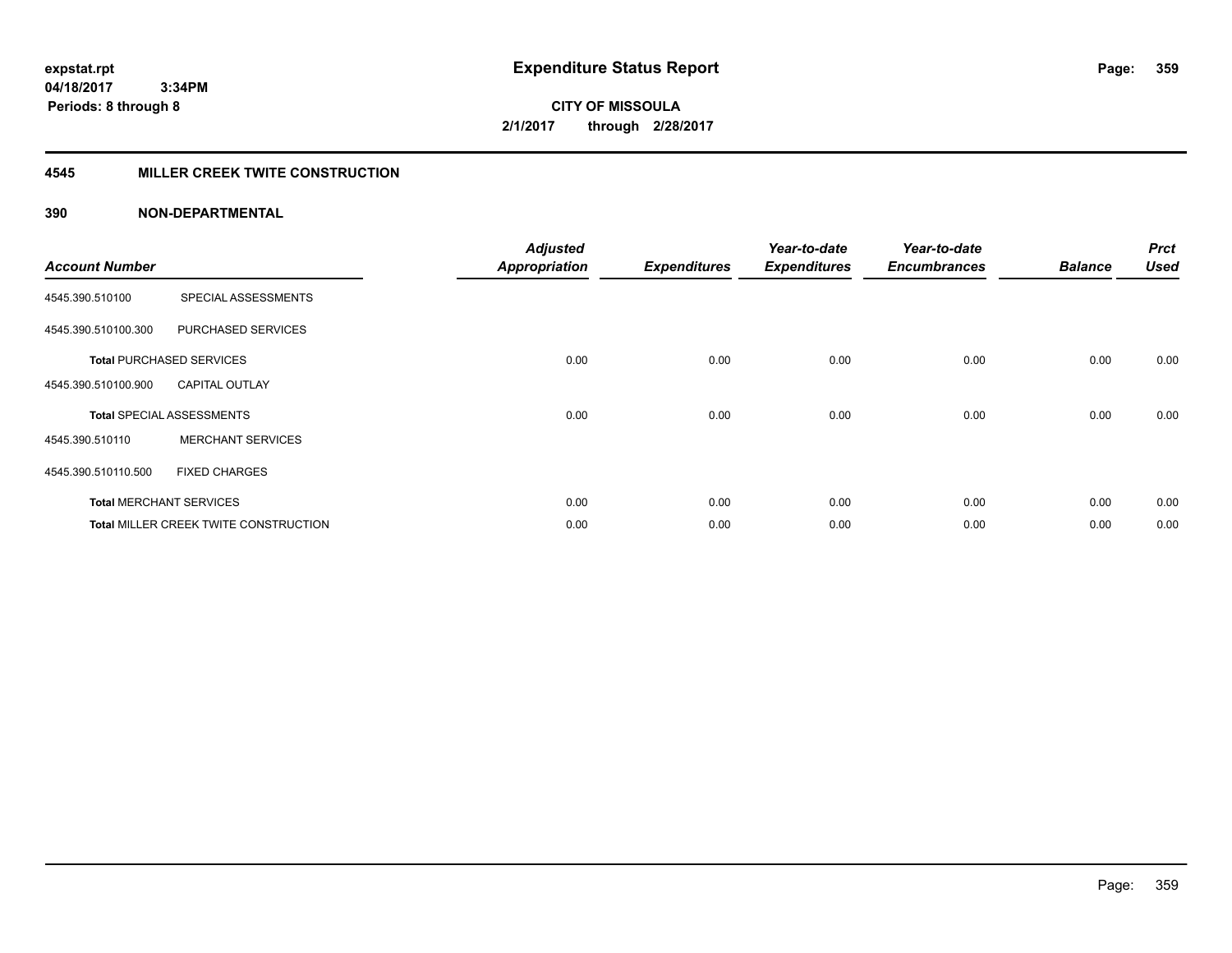expstat.rpt
04/18/2017 3:34PM
Periods: 8 through 8

# Expenditure Status Report

CITY OF MISSOULA
2/1/2017 through 2/28/2017

## 4545 MILLER CREEK TWITE CONSTRUCTION

### 390 NON-DEPARTMENTAL

| Account Number | | Adjusted Appropriation | Expenditures | Year-to-date Expenditures | Year-to-date Encumbrances | Balance | Prct Used |
|---|---|---|---|---|---|---|---|
| 4545.390.510100 | SPECIAL ASSESSMENTS | | | | | | |
| 4545.390.510100.300 | PURCHASED SERVICES | | | | | | |
| **Total** PURCHASED SERVICES | | 0.00 | 0.00 | 0.00 | 0.00 | 0.00 | 0.00 |
| 4545.390.510100.900 | CAPITAL OUTLAY | | | | | | |
| **Total** SPECIAL ASSESSMENTS | | 0.00 | 0.00 | 0.00 | 0.00 | 0.00 | 0.00 |
| 4545.390.510110 | MERCHANT SERVICES | | | | | | |
| 4545.390.510110.500 | FIXED CHARGES | | | | | | |
| **Total** MERCHANT SERVICES | | 0.00 | 0.00 | 0.00 | 0.00 | 0.00 | 0.00 |
| **Total** MILLER CREEK TWITE CONSTRUCTION | | 0.00 | 0.00 | 0.00 | 0.00 | 0.00 | 0.00 |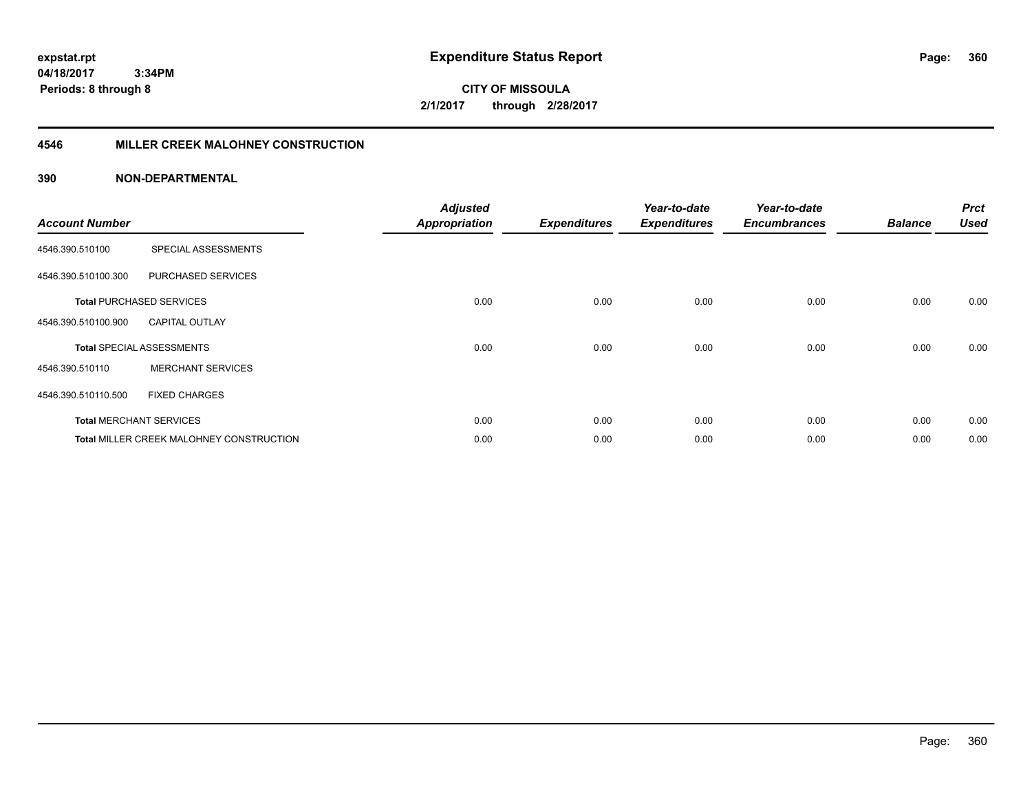expstat.rpt
04/18/2017 3:34PM
Periods: 8 through 8

# Expenditure Status Report

CITY OF MISSOULA
2/1/2017 through 2/28/2017

## 4546 MILLER CREEK MALOHNEY CONSTRUCTION

## 390 NON-DEPARTMENTAL

| Account Number | | Adjusted Appropriation | Expenditures | Year-to-date Expenditures | Year-to-date Encumbrances | Balance | Prct Used |
|---|---|---|---|---|---|---|---|
| 4546.390.510100 | SPECIAL ASSESSMENTS | | | | | | |
| 4546.390.510100.300 | PURCHASED SERVICES | | | | | | |
| **Total** PURCHASED SERVICES | | 0.00 | 0.00 | 0.00 | 0.00 | 0.00 | 0.00 |
| 4546.390.510100.900 | CAPITAL OUTLAY | | | | | | |
| **Total** SPECIAL ASSESSMENTS | | 0.00 | 0.00 | 0.00 | 0.00 | 0.00 | 0.00 |
| 4546.390.510110 | MERCHANT SERVICES | | | | | | |
| 4546.390.510110.500 | FIXED CHARGES | | | | | | |
| **Total** MERCHANT SERVICES | | 0.00 | 0.00 | 0.00 | 0.00 | 0.00 | 0.00 |
| **Total** MILLER CREEK MALOHNEY CONSTRUCTION | | 0.00 | 0.00 | 0.00 | 0.00 | 0.00 | 0.00 |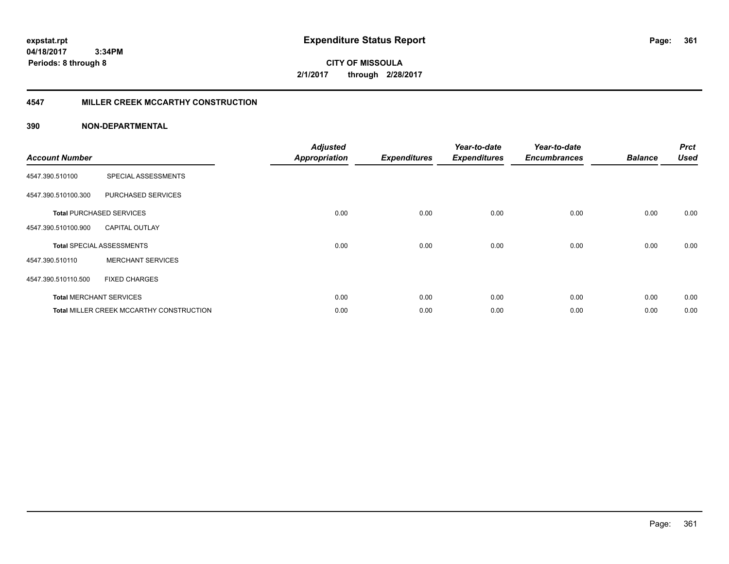expstat.rpt
04/18/2017 3:34PM
Periods: 8 through 8

# Expenditure Status Report

CITY OF MISSOULA
2/1/2017 through 2/28/2017

## 4547 MILLER CREEK MCCARTHY CONSTRUCTION

### 390 NON-DEPARTMENTAL

| Account Number | | Adjusted Appropriation | Expenditures | Year-to-date Expenditures | Year-to-date Encumbrances | Balance | Prct Used |
|---|---|---|---|---|---|---|---|
| 4547.390.510100 | SPECIAL ASSESSMENTS | | | | | | |
| 4547.390.510100.300 | PURCHASED SERVICES | | | | | | |
| **Total** PURCHASED SERVICES | | 0.00 | 0.00 | 0.00 | 0.00 | 0.00 | 0.00 |
| 4547.390.510100.900 | CAPITAL OUTLAY | | | | | | |
| **Total** SPECIAL ASSESSMENTS | | 0.00 | 0.00 | 0.00 | 0.00 | 0.00 | 0.00 |
| 4547.390.510110 | MERCHANT SERVICES | | | | | | |
| 4547.390.510110.500 | FIXED CHARGES | | | | | | |
| **Total** MERCHANT SERVICES | | 0.00 | 0.00 | 0.00 | 0.00 | 0.00 | 0.00 |
| **Total** MILLER CREEK MCCARTHY CONSTRUCTION | | 0.00 | 0.00 | 0.00 | 0.00 | 0.00 | 0.00 |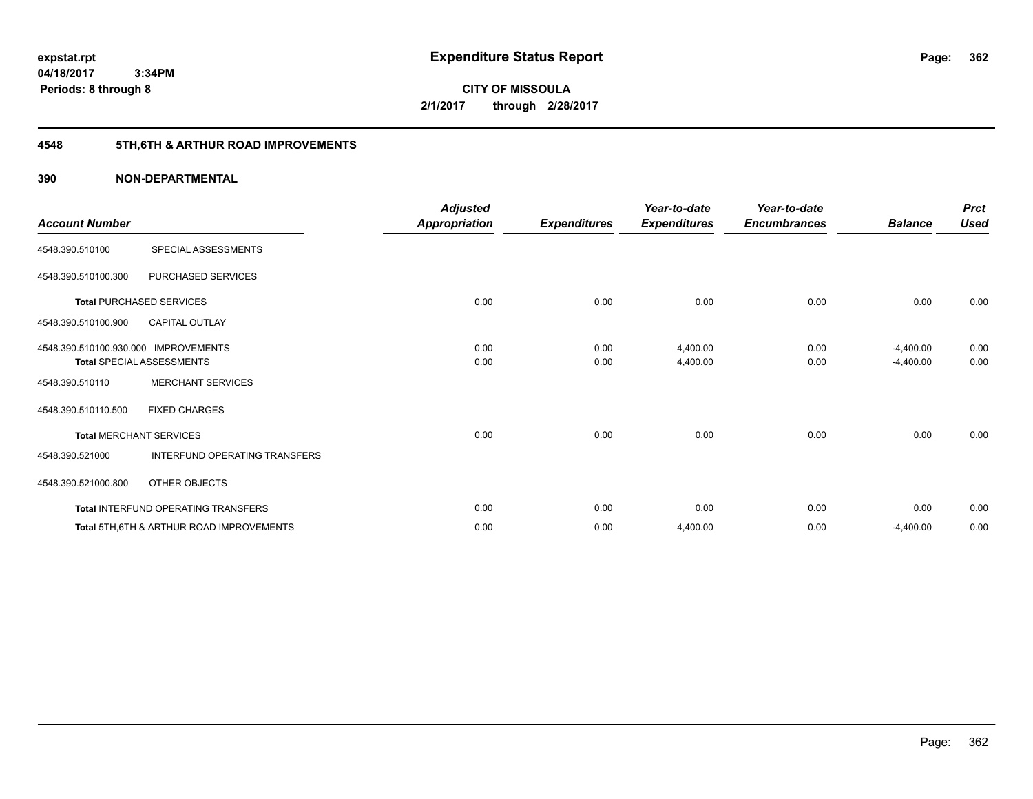**expstat.rpt**
**04/18/2017 3:34PM**
**Periods: 8 through 8**

# Expenditure Status Report

**CITY OF MISSOULA**
**2/1/2017 through 2/28/2017**

## 4548 5TH,6TH & ARTHUR ROAD IMPROVEMENTS

## 390 NON-DEPARTMENTAL

| Account Number | | Adjusted Appropriation | Expenditures | Year-to-date Expenditures | Year-to-date Encumbrances | Balance | Prct Used |
|---|---|---|---|---|---|---|---|
| 4548.390.510100 | SPECIAL ASSESSMENTS | | | | | | |
| 4548.390.510100.300 | PURCHASED SERVICES | | | | | | |
| **Total** PURCHASED SERVICES | | 0.00 | 0.00 | 0.00 | 0.00 | 0.00 | 0.00 |
| 4548.390.510100.900 | CAPITAL OUTLAY | | | | | | |
| 4548.390.510100.930.000 | IMPROVEMENTS | 0.00 | 0.00 | 4,400.00 | 0.00 | -4,400.00 | 0.00 |
| **Total** SPECIAL ASSESSMENTS | | 0.00 | 0.00 | 4,400.00 | 0.00 | -4,400.00 | 0.00 |
| 4548.390.510110 | MERCHANT SERVICES | | | | | | |
| 4548.390.510110.500 | FIXED CHARGES | | | | | | |
| **Total** MERCHANT SERVICES | | 0.00 | 0.00 | 0.00 | 0.00 | 0.00 | 0.00 |
| 4548.390.521000 | INTERFUND OPERATING TRANSFERS | | | | | | |
| 4548.390.521000.800 | OTHER OBJECTS | | | | | | |
| **Total** INTERFUND OPERATING TRANSFERS | | 0.00 | 0.00 | 0.00 | 0.00 | 0.00 | 0.00 |
| **Total** 5TH,6TH & ARTHUR ROAD IMPROVEMENTS | | 0.00 | 0.00 | 4,400.00 | 0.00 | -4,400.00 | 0.00 |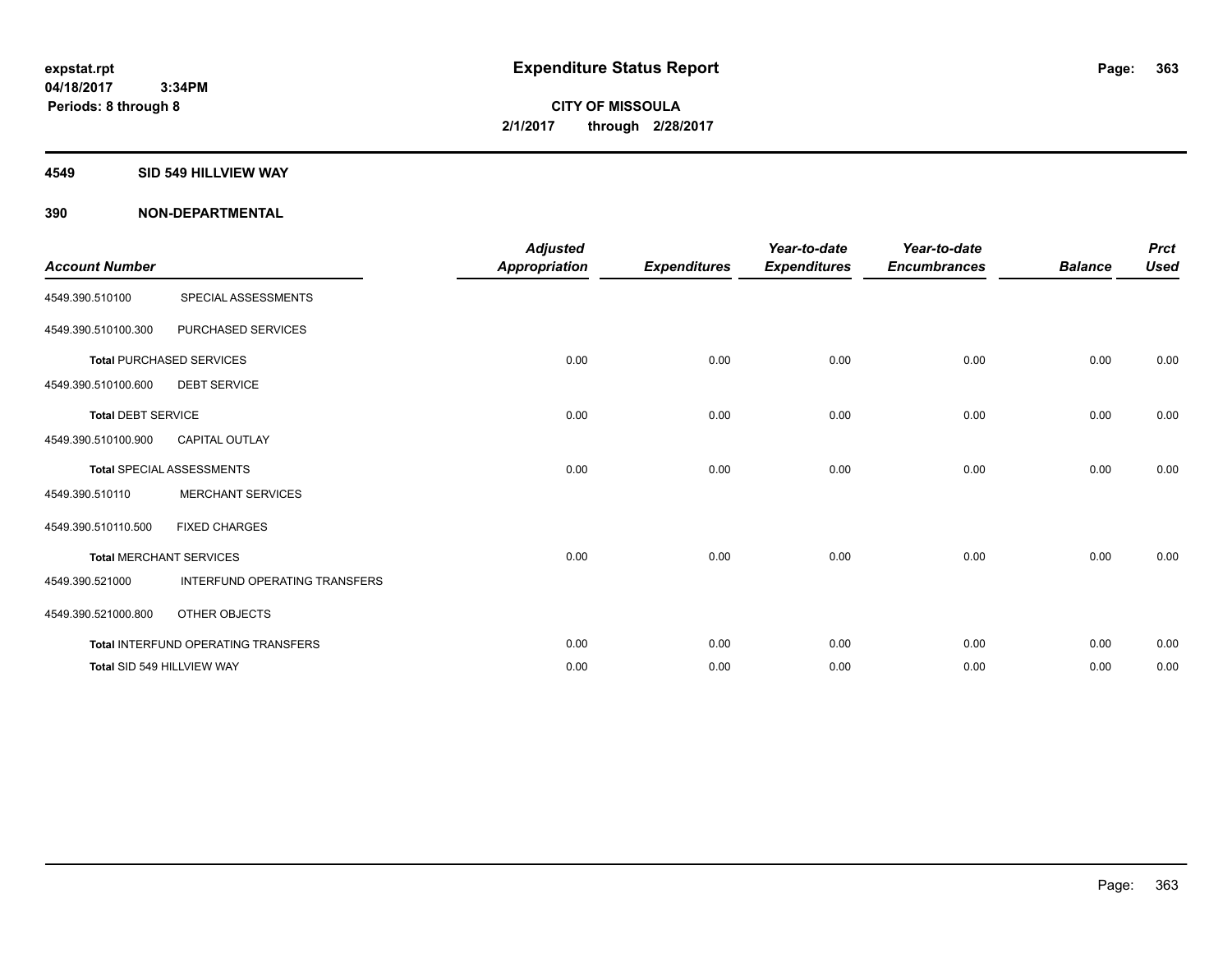**expstat.rpt**
**04/18/2017 3:34PM**
**Periods: 8 through 8**

# Expenditure Status Report

**CITY OF MISSOULA**
**2/1/2017 through 2/28/2017**

## 4549 SID 549 HILLVIEW WAY

## 390 NON-DEPARTMENTAL

| Account Number | | Adjusted Appropriation | Expenditures | Year-to-date Expenditures | Year-to-date Encumbrances | Balance | Prct Used |
|---|---|---|---|---|---|---|---|
| 4549.390.510100 | SPECIAL ASSESSMENTS | | | | | | |
| 4549.390.510100.300 | PURCHASED SERVICES | | | | | | |
| Total PURCHASED SERVICES | | 0.00 | 0.00 | 0.00 | 0.00 | 0.00 | 0.00 |
| 4549.390.510100.600 | DEBT SERVICE | | | | | | |
| Total DEBT SERVICE | | 0.00 | 0.00 | 0.00 | 0.00 | 0.00 | 0.00 |
| 4549.390.510100.900 | CAPITAL OUTLAY | | | | | | |
| Total SPECIAL ASSESSMENTS | | 0.00 | 0.00 | 0.00 | 0.00 | 0.00 | 0.00 |
| 4549.390.510110 | MERCHANT SERVICES | | | | | | |
| 4549.390.510110.500 | FIXED CHARGES | | | | | | |
| Total MERCHANT SERVICES | | 0.00 | 0.00 | 0.00 | 0.00 | 0.00 | 0.00 |
| 4549.390.521000 | INTERFUND OPERATING TRANSFERS | | | | | | |
| 4549.390.521000.800 | OTHER OBJECTS | | | | | | |
| Total INTERFUND OPERATING TRANSFERS | | 0.00 | 0.00 | 0.00 | 0.00 | 0.00 | 0.00 |
| Total SID 549 HILLVIEW WAY | | 0.00 | 0.00 | 0.00 | 0.00 | 0.00 | 0.00 |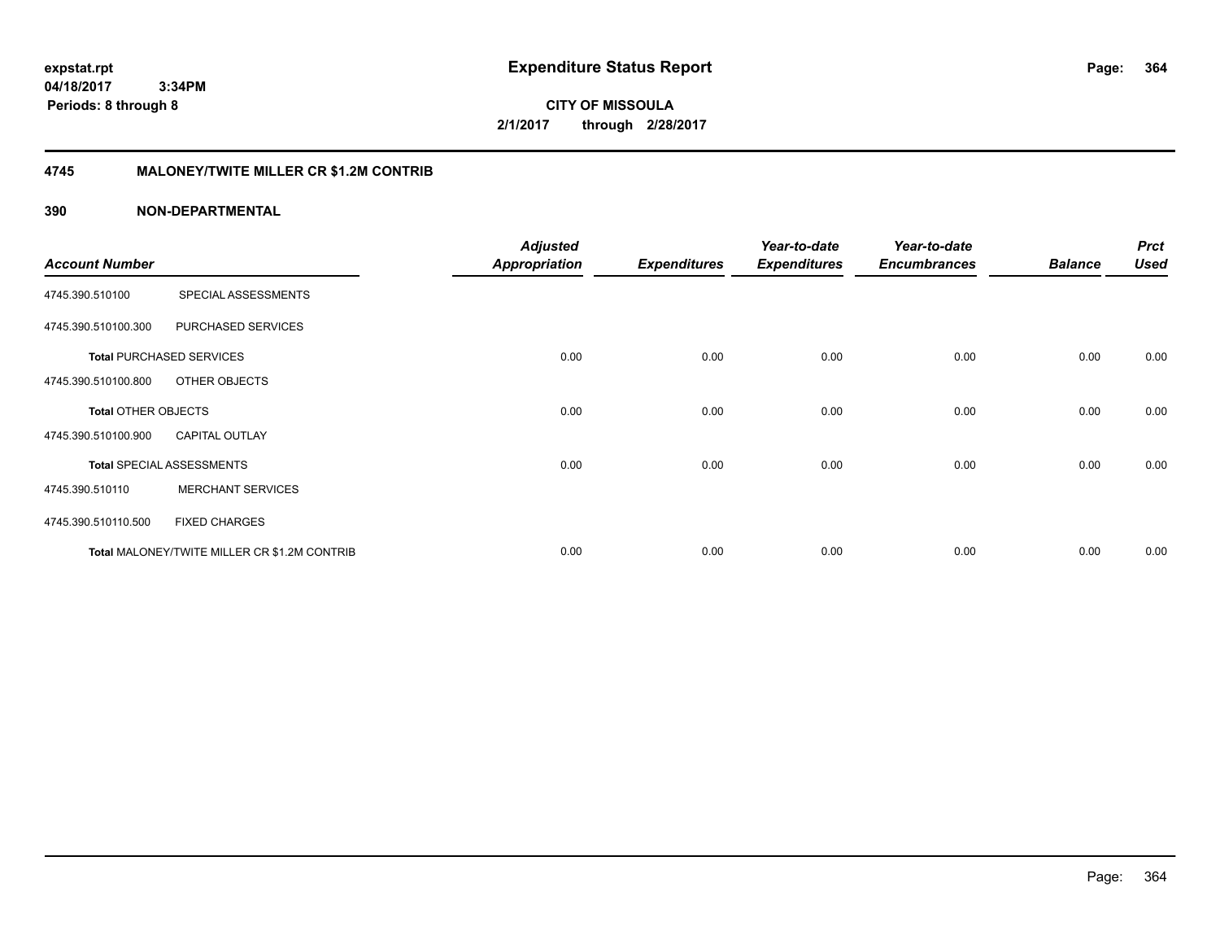**expstat.rpt**
**04/18/2017 3:34PM**
**Periods: 8 through 8**

# Expenditure Status Report

**CITY OF MISSOULA**
**2/1/2017 through 2/28/2017**

## 4745 MALONEY/TWITE MILLER CR $1.2M CONTRIB

## 390 NON-DEPARTMENTAL

| Account Number | | Adjusted Appropriation | Expenditures | Year-to-date Expenditures | Year-to-date Encumbrances | Balance | Prct Used |
|---|---|---|---|---|---|---|---|
| 4745.390.510100 | SPECIAL ASSESSMENTS | | | | | | |
| 4745.390.510100.300 | PURCHASED SERVICES | | | | | | |
| **Total** PURCHASED SERVICES | | 0.00 | 0.00 | 0.00 | 0.00 | 0.00 | 0.00 |
| 4745.390.510100.800 | OTHER OBJECTS | | | | | | |
| **Total** OTHER OBJECTS | | 0.00 | 0.00 | 0.00 | 0.00 | 0.00 | 0.00 |
| 4745.390.510100.900 | CAPITAL OUTLAY | | | | | | |
| **Total** SPECIAL ASSESSMENTS | | 0.00 | 0.00 | 0.00 | 0.00 | 0.00 | 0.00 |
| 4745.390.510110 | MERCHANT SERVICES | | | | | | |
| 4745.390.510110.500 | FIXED CHARGES | | | | | | |
| **Total** MALONEY/TWITE MILLER CR $1.2M CONTRIB | | 0.00 | 0.00 | 0.00 | 0.00 | 0.00 | 0.00 |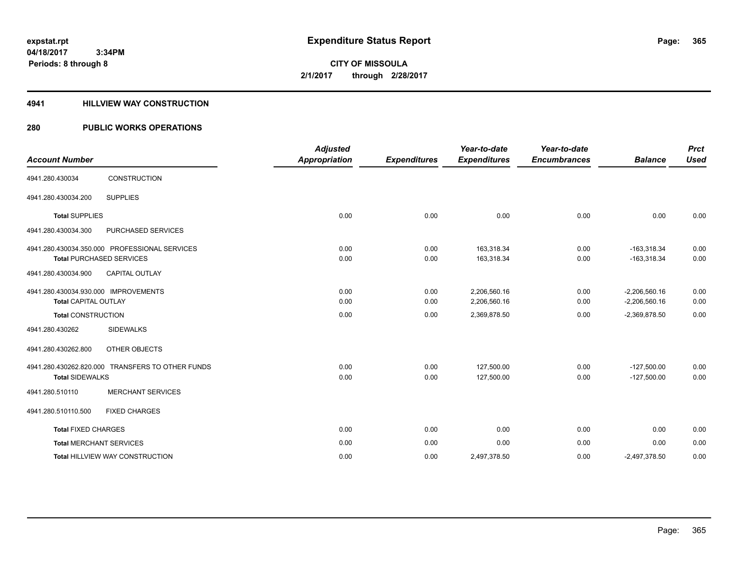expstat.rpt
04/18/2017 3:34PM
Periods: 8 through 8

# Expenditure Status Report

**CITY OF MISSOULA**
**2/1/2017 through 2/28/2017**

## 4941 HILLVIEW WAY CONSTRUCTION

## 280 PUBLIC WORKS OPERATIONS

| Account Number | | Adjusted Appropriation | Expenditures | Year-to-date Expenditures | Year-to-date Encumbrances | Balance | Prct Used |
|---|---|---|---|---|---|---|---|
| 4941.280.430034 | CONSTRUCTION | | | | | | |
| 4941.280.430034.200 | SUPPLIES | | | | | | |
| Total SUPPLIES | | 0.00 | 0.00 | 0.00 | 0.00 | 0.00 | 0.00 |
| 4941.280.430034.300 | PURCHASED SERVICES | | | | | | |
| 4941.280.430034.350.000 PROFESSIONAL SERVICES | | 0.00 | 0.00 | 163,318.34 | 0.00 | -163,318.34 | 0.00 |
| Total PURCHASED SERVICES | | 0.00 | 0.00 | 163,318.34 | 0.00 | -163,318.34 | 0.00 |
| 4941.280.430034.900 | CAPITAL OUTLAY | | | | | | |
| 4941.280.430034.930.000 IMPROVEMENTS | | 0.00 | 0.00 | 2,206,560.16 | 0.00 | -2,206,560.16 | 0.00 |
| Total CAPITAL OUTLAY | | 0.00 | 0.00 | 2,206,560.16 | 0.00 | -2,206,560.16 | 0.00 |
| Total CONSTRUCTION | | 0.00 | 0.00 | 2,369,878.50 | 0.00 | -2,369,878.50 | 0.00 |
| 4941.280.430262 | SIDEWALKS | | | | | | |
| 4941.280.430262.800 | OTHER OBJECTS | | | | | | |
| 4941.280.430262.820.000 TRANSFERS TO OTHER FUNDS | | 0.00 | 0.00 | 127,500.00 | 0.00 | -127,500.00 | 0.00 |
| Total SIDEWALKS | | 0.00 | 0.00 | 127,500.00 | 0.00 | -127,500.00 | 0.00 |
| 4941.280.510110 | MERCHANT SERVICES | | | | | | |
| 4941.280.510110.500 | FIXED CHARGES | | | | | | |
| Total FIXED CHARGES | | 0.00 | 0.00 | 0.00 | 0.00 | 0.00 | 0.00 |
| Total MERCHANT SERVICES | | 0.00 | 0.00 | 0.00 | 0.00 | 0.00 | 0.00 |
| Total HILLVIEW WAY CONSTRUCTION | | 0.00 | 0.00 | 2,497,378.50 | 0.00 | -2,497,378.50 | 0.00 |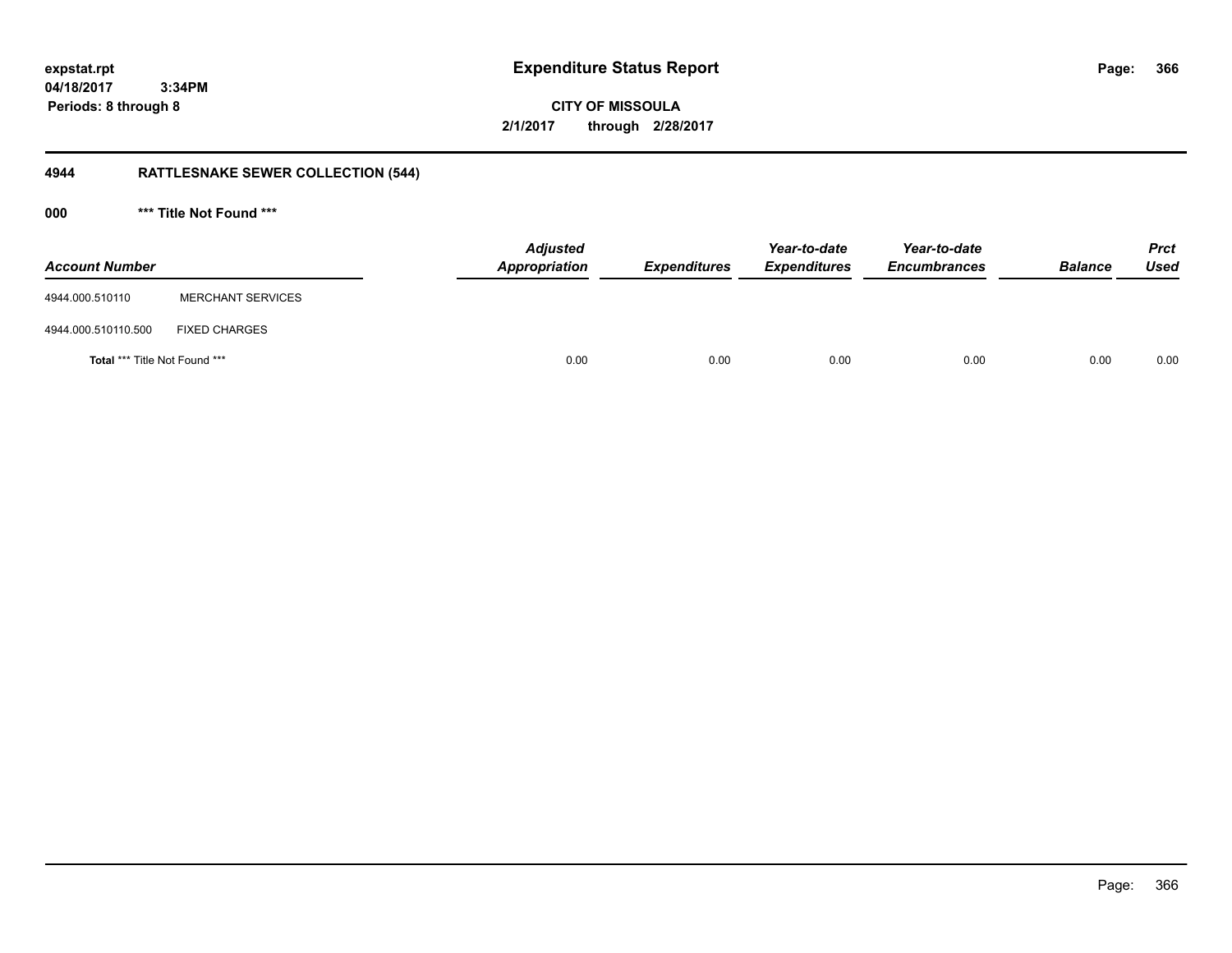# Expenditure Status Report

expstat.rpt
04/18/2017 3:34PM
Periods: 8 through 8

**CITY OF MISSOULA**
**2/1/2017 through 2/28/2017**

## 4944 RATTLESNAKE SEWER COLLECTION (544)

### 000 *** Title Not Found ***

| Account Number | | Adjusted Appropriation | Expenditures | Year-to-date Expenditures | Year-to-date Encumbrances | Balance | Prct Used |
|---|---|---|---|---|---|---|---|
| 4944.000.510110 | MERCHANT SERVICES | | | | | | |
| 4944.000.510110.500 | FIXED CHARGES | | | | | | |
| **Total** *** Title Not Found *** | | 0.00 | 0.00 | 0.00 | 0.00 | 0.00 | 0.00 |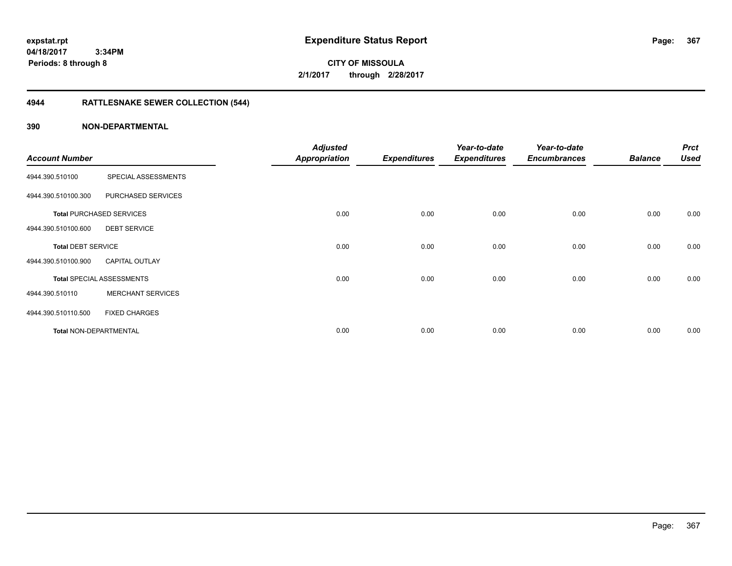expstat.rpt
04/18/2017 3:34PM
Periods: 8 through 8

# Expenditure Status Report

CITY OF MISSOULA
2/1/2017 through 2/28/2017

## 4944 RATTLESNAKE SEWER COLLECTION (544)

## 390 NON-DEPARTMENTAL

| Account Number | | Adjusted Appropriation | Expenditures | Year-to-date Expenditures | Year-to-date Encumbrances | Balance | Prct Used |
|---|---|---|---|---|---|---|---|
| 4944.390.510100 | SPECIAL ASSESSMENTS | | | | | | |
| 4944.390.510100.300 | PURCHASED SERVICES | | | | | | |
| **Total** PURCHASED SERVICES | | 0.00 | 0.00 | 0.00 | 0.00 | 0.00 | 0.00 |
| 4944.390.510100.600 | DEBT SERVICE | | | | | | |
| **Total** DEBT SERVICE | | 0.00 | 0.00 | 0.00 | 0.00 | 0.00 | 0.00 |
| 4944.390.510100.900 | CAPITAL OUTLAY | | | | | | |
| **Total** SPECIAL ASSESSMENTS | | 0.00 | 0.00 | 0.00 | 0.00 | 0.00 | 0.00 |
| 4944.390.510110 | MERCHANT SERVICES | | | | | | |
| 4944.390.510110.500 | FIXED CHARGES | | | | | | |
| **Total** NON-DEPARTMENTAL | | 0.00 | 0.00 | 0.00 | 0.00 | 0.00 | 0.00 |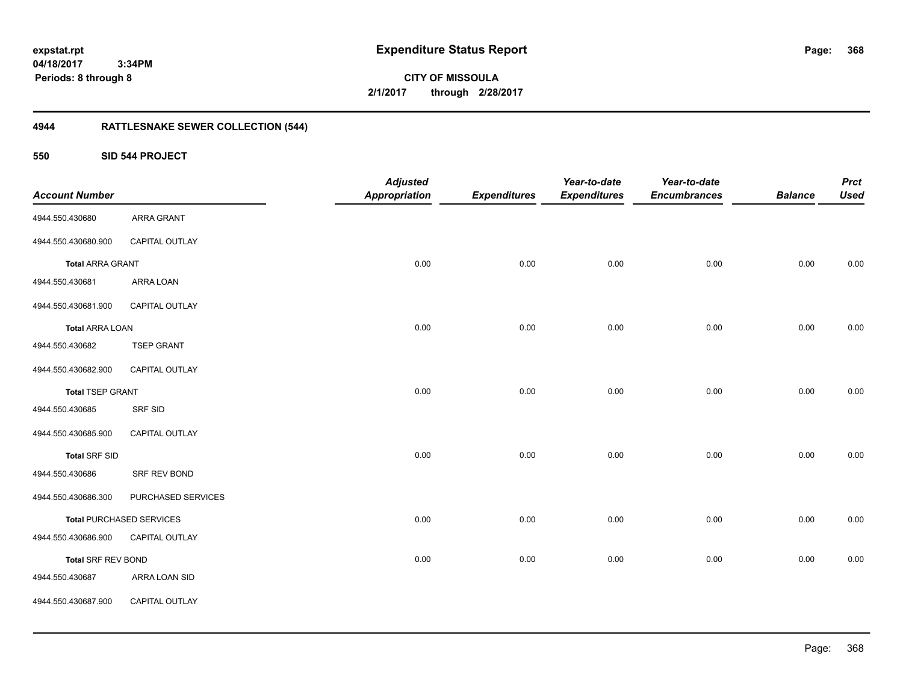# Expenditure Status Report

expstat.rpt
04/18/2017 3:34PM
Periods: 8 through 8

**CITY OF MISSOULA**
**2/1/2017 through 2/28/2017**

## 4944 RATTLESNAKE SEWER COLLECTION (544)

### 550 SID 544 PROJECT

| Account Number | | Adjusted Appropriation | Expenditures | Year-to-date Expenditures | Year-to-date Encumbrances | Balance | Prct Used |
|---|---|---|---|---|---|---|---|
| 4944.550.430680 | ARRA GRANT | | | | | | |
| 4944.550.430680.900 | CAPITAL OUTLAY | | | | | | |
| **Total** ARRA GRANT | | 0.00 | 0.00 | 0.00 | 0.00 | 0.00 | 0.00 |
| 4944.550.430681 | ARRA LOAN | | | | | | |
| 4944.550.430681.900 | CAPITAL OUTLAY | | | | | | |
| **Total** ARRA LOAN | | 0.00 | 0.00 | 0.00 | 0.00 | 0.00 | 0.00 |
| 4944.550.430682 | TSEP GRANT | | | | | | |
| 4944.550.430682.900 | CAPITAL OUTLAY | | | | | | |
| **Total** TSEP GRANT | | 0.00 | 0.00 | 0.00 | 0.00 | 0.00 | 0.00 |
| 4944.550.430685 | SRF SID | | | | | | |
| 4944.550.430685.900 | CAPITAL OUTLAY | | | | | | |
| **Total** SRF SID | | 0.00 | 0.00 | 0.00 | 0.00 | 0.00 | 0.00 |
| 4944.550.430686 | SRF REV BOND | | | | | | |
| 4944.550.430686.300 | PURCHASED SERVICES | | | | | | |
| **Total** PURCHASED SERVICES | | 0.00 | 0.00 | 0.00 | 0.00 | 0.00 | 0.00 |
| 4944.550.430686.900 | CAPITAL OUTLAY | | | | | | |
| **Total** SRF REV BOND | | 0.00 | 0.00 | 0.00 | 0.00 | 0.00 | 0.00 |
| 4944.550.430687 | ARRA LOAN SID | | | | | | |
| 4944.550.430687.900 | CAPITAL OUTLAY | | | | | | |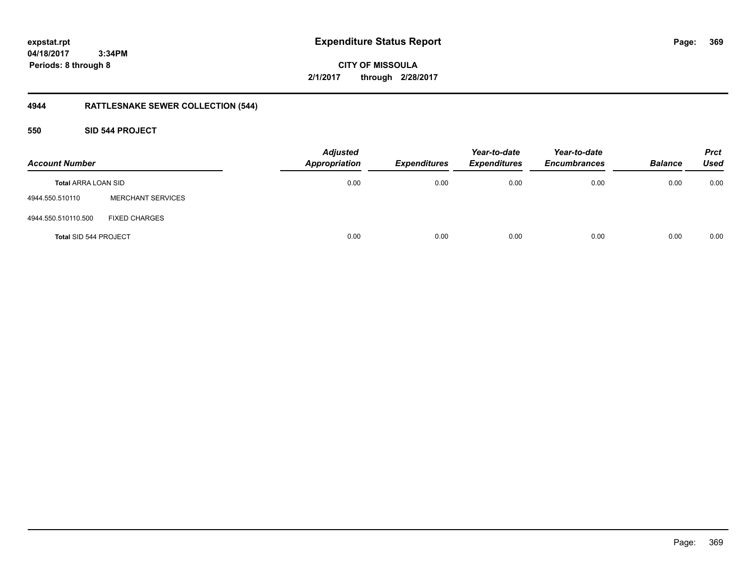**expstat.rpt**
**04/18/2017 3:34PM**
**Periods: 8 through 8**

# Expenditure Status Report

**CITY OF MISSOULA**
**2/1/2017 through 2/28/2017**

## 4944 RATTLESNAKE SEWER COLLECTION (544)

### 550 SID 544 PROJECT

| Account Number | | Adjusted Appropriation | Expenditures | Year-to-date Expenditures | Year-to-date Encumbrances | Balance | Prct Used |
|---|---|---|---|---|---|---|---|
| **Total** ARRA LOAN SID | | 0.00 | 0.00 | 0.00 | 0.00 | 0.00 | 0.00 |
| 4944.550.510110 | MERCHANT SERVICES | | | | | | |
| 4944.550.510110.500 | FIXED CHARGES | | | | | | |
| **Total** SID 544 PROJECT | | 0.00 | 0.00 | 0.00 | 0.00 | 0.00 | 0.00 |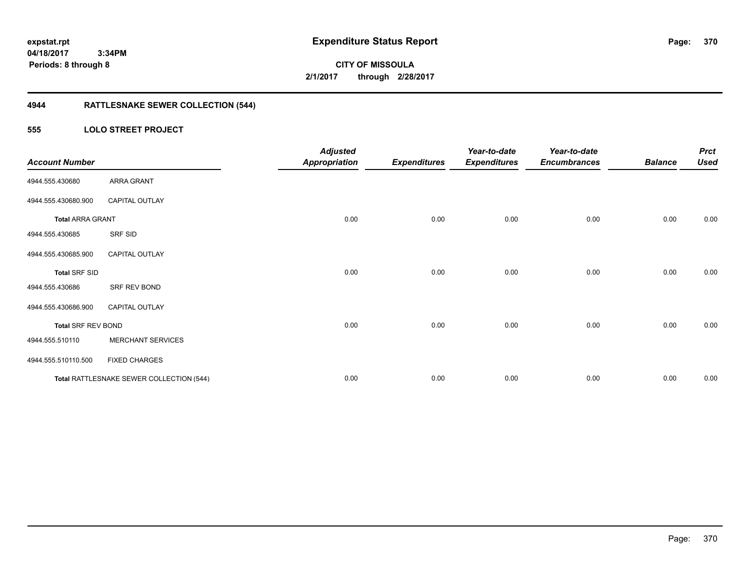**expstat.rpt**
**04/18/2017 3:34PM**
**Periods: 8 through 8**

# Expenditure Status Report

**CITY OF MISSOULA**
**2/1/2017 through 2/28/2017**

## 4944 RATTLESNAKE SEWER COLLECTION (544)

### 555 LOLO STREET PROJECT

| Account Number | | Adjusted Appropriation | Expenditures | Year-to-date Expenditures | Year-to-date Encumbrances | Balance | Prct Used |
|---|---|---|---|---|---|---|---|
| 4944.555.430680 | ARRA GRANT | | | | | | |
| 4944.555.430680.900 | CAPITAL OUTLAY | | | | | | |
| **Total** ARRA GRANT | | 0.00 | 0.00 | 0.00 | 0.00 | 0.00 | 0.00 |
| 4944.555.430685 | SRF SID | | | | | | |
| 4944.555.430685.900 | CAPITAL OUTLAY | | | | | | |
| **Total** SRF SID | | 0.00 | 0.00 | 0.00 | 0.00 | 0.00 | 0.00 |
| 4944.555.430686 | SRF REV BOND | | | | | | |
| 4944.555.430686.900 | CAPITAL OUTLAY | | | | | | |
| **Total** SRF REV BOND | | 0.00 | 0.00 | 0.00 | 0.00 | 0.00 | 0.00 |
| 4944.555.510110 | MERCHANT SERVICES | | | | | | |
| 4944.555.510110.500 | FIXED CHARGES | | | | | | |
| **Total** RATTLESNAKE SEWER COLLECTION (544) | | 0.00 | 0.00 | 0.00 | 0.00 | 0.00 | 0.00 |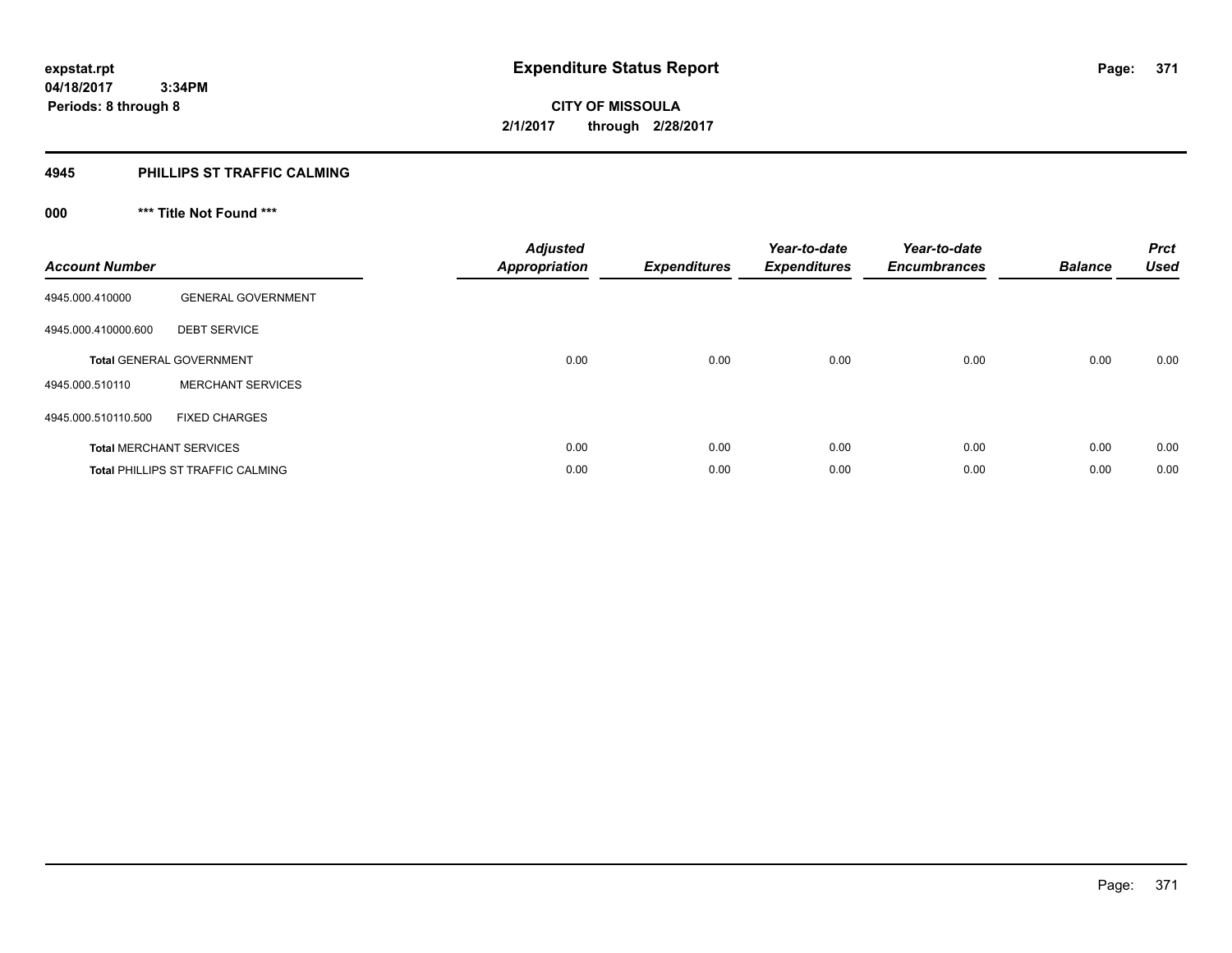# Expenditure Status Report

expstat.rpt
04/18/2017 3:34PM
Periods: 8 through 8

**CITY OF MISSOULA**
**2/1/2017 through 2/28/2017**

## 4945 PHILLIPS ST TRAFFIC CALMING

### 000 *** Title Not Found ***

| Account Number | | Adjusted Appropriation | Expenditures | Year-to-date Expenditures | Year-to-date Encumbrances | Balance | Prct Used |
|---|---|---|---|---|---|---|---|
| 4945.000.410000 | GENERAL GOVERNMENT | | | | | | |
| 4945.000.410000.600 | DEBT SERVICE | | | | | | |
| **Total** GENERAL GOVERNMENT | | 0.00 | 0.00 | 0.00 | 0.00 | 0.00 | 0.00 |
| 4945.000.510110 | MERCHANT SERVICES | | | | | | |
| 4945.000.510110.500 | FIXED CHARGES | | | | | | |
| **Total** MERCHANT SERVICES | | 0.00 | 0.00 | 0.00 | 0.00 | 0.00 | 0.00 |
| **Total** PHILLIPS ST TRAFFIC CALMING | | 0.00 | 0.00 | 0.00 | 0.00 | 0.00 | 0.00 |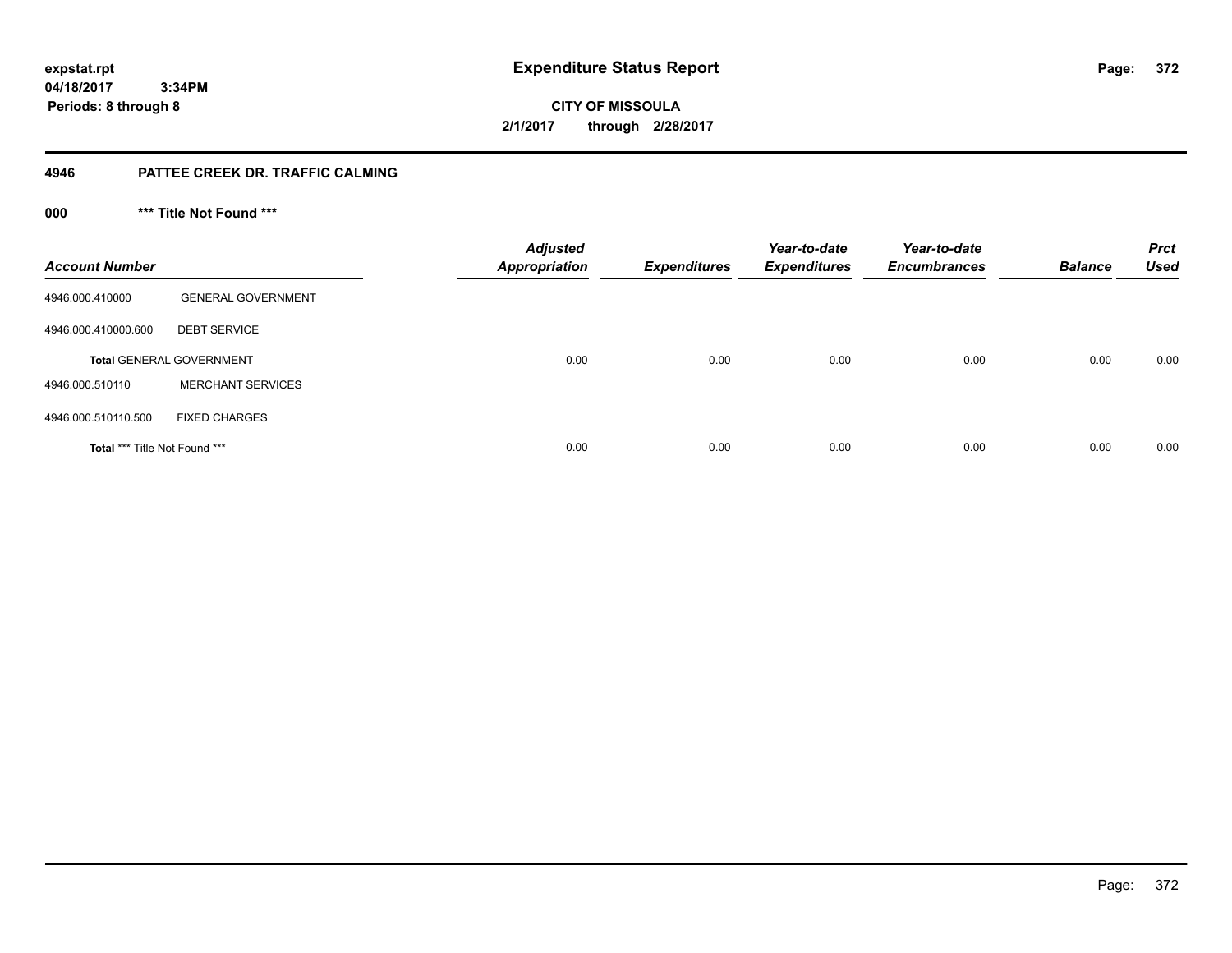expstat.rpt
04/18/2017 3:34PM
Periods: 8 through 8

# Expenditure Status Report

**CITY OF MISSOULA**
**2/1/2017 through 2/28/2017**

## 4946 PATTEE CREEK DR. TRAFFIC CALMING

### 000 *** Title Not Found ***

| Account Number | | Adjusted Appropriation | Expenditures | Year-to-date Expenditures | Year-to-date Encumbrances | Balance | Prct Used |
|---|---|---|---|---|---|---|---|
| 4946.000.410000 | GENERAL GOVERNMENT | | | | | | |
| 4946.000.410000.600 | DEBT SERVICE | | | | | | |
| **Total** GENERAL GOVERNMENT | | 0.00 | 0.00 | 0.00 | 0.00 | 0.00 | 0.00 |
| 4946.000.510110 | MERCHANT SERVICES | | | | | | |
| 4946.000.510110.500 | FIXED CHARGES | | | | | | |
| **Total** *** Title Not Found *** | | 0.00 | 0.00 | 0.00 | 0.00 | 0.00 | 0.00 |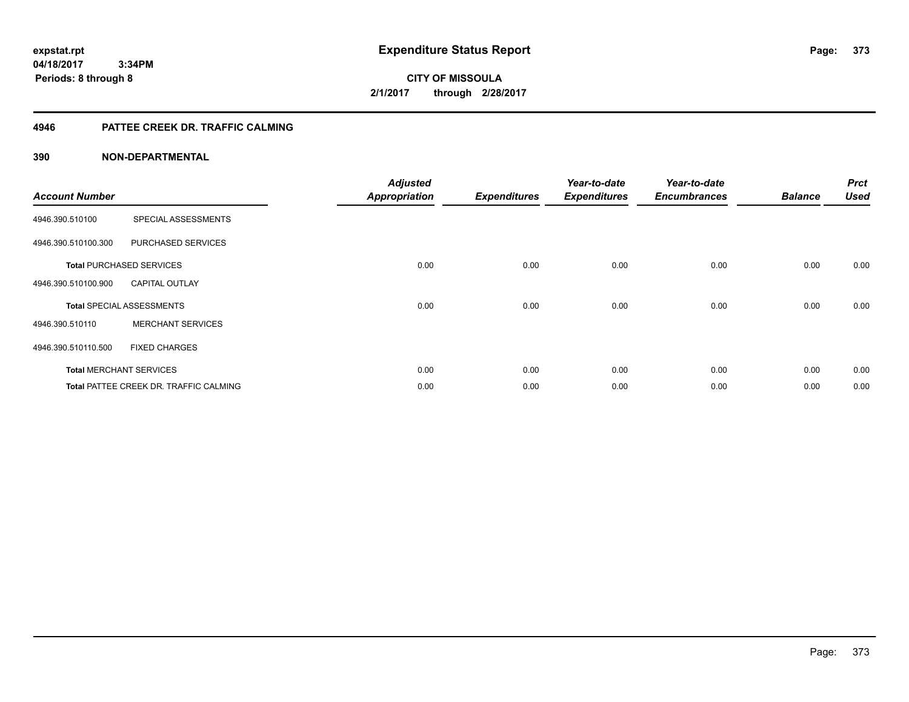# Expenditure Status Report

expstat.rpt
04/18/2017 3:34PM
Periods: 8 through 8

**CITY OF MISSOULA**
**2/1/2017 through 2/28/2017**

## 4946 PATTEE CREEK DR. TRAFFIC CALMING

### 390 NON-DEPARTMENTAL

| Account Number | | Adjusted Appropriation | Expenditures | Year-to-date Expenditures | Year-to-date Encumbrances | Balance | Prct Used |
|---|---|---|---|---|---|---|---|
| 4946.390.510100 | SPECIAL ASSESSMENTS | | | | | | |
| 4946.390.510100.300 | PURCHASED SERVICES | | | | | | |
| **Total** PURCHASED SERVICES | | 0.00 | 0.00 | 0.00 | 0.00 | 0.00 | 0.00 |
| 4946.390.510100.900 | CAPITAL OUTLAY | | | | | | |
| **Total** SPECIAL ASSESSMENTS | | 0.00 | 0.00 | 0.00 | 0.00 | 0.00 | 0.00 |
| 4946.390.510110 | MERCHANT SERVICES | | | | | | |
| 4946.390.510110.500 | FIXED CHARGES | | | | | | |
| **Total** MERCHANT SERVICES | | 0.00 | 0.00 | 0.00 | 0.00 | 0.00 | 0.00 |
| **Total** PATTEE CREEK DR. TRAFFIC CALMING | | 0.00 | 0.00 | 0.00 | 0.00 | 0.00 | 0.00 |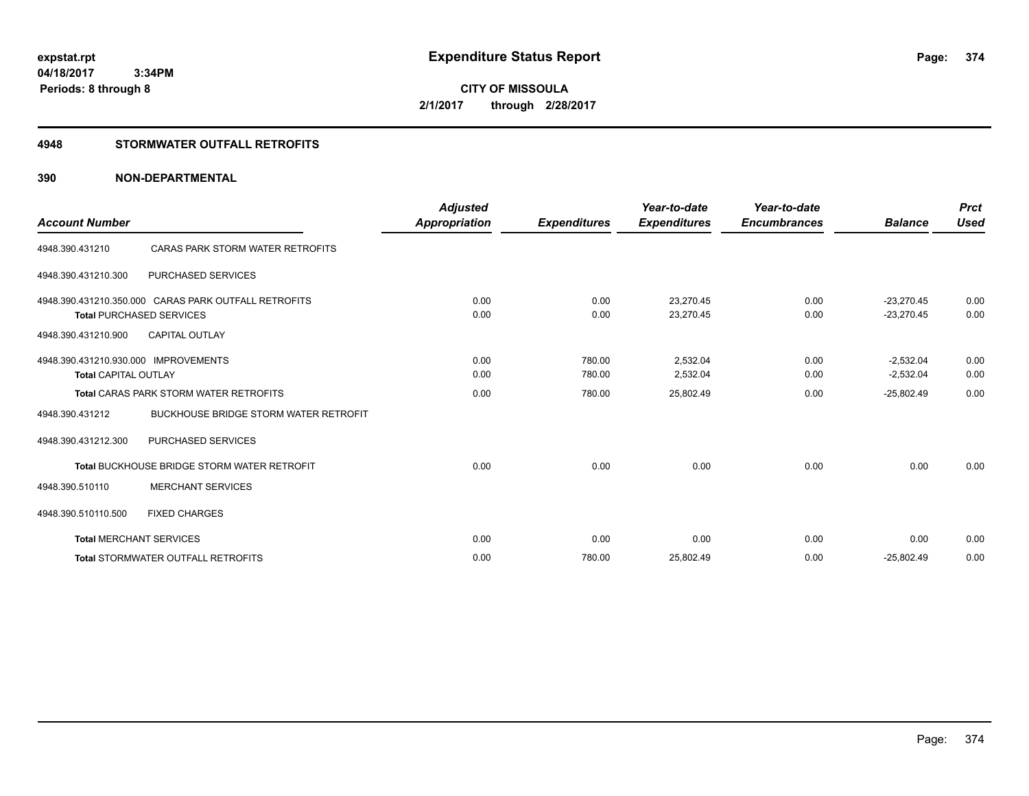# Expenditure Status Report

**CITY OF MISSOULA**
**2/1/2017 through 2/28/2017**

expstat.rpt
04/18/2017 3:34PM
Periods: 8 through 8

## 4948 STORMWATER OUTFALL RETROFITS

### 390 NON-DEPARTMENTAL

| Account Number | | Adjusted Appropriation | Expenditures | Year-to-date Expenditures | Year-to-date Encumbrances | Balance | Prct Used |
|---|---|---|---|---|---|---|---|
| 4948.390.431210 | CARAS PARK STORM WATER RETROFITS | | | | | | |
| 4948.390.431210.300 | PURCHASED SERVICES | | | | | | |
| 4948.390.431210.350.000 | CARAS PARK OUTFALL RETROFITS | 0.00 | 0.00 | 23,270.45 | 0.00 | -23,270.45 | 0.00 |
| **Total** PURCHASED SERVICES | | 0.00 | 0.00 | 23,270.45 | 0.00 | -23,270.45 | 0.00 |
| 4948.390.431210.900 | CAPITAL OUTLAY | | | | | | |
| 4948.390.431210.930.000 | IMPROVEMENTS | 0.00 | 780.00 | 2,532.04 | 0.00 | -2,532.04 | 0.00 |
| **Total** CAPITAL OUTLAY | | 0.00 | 780.00 | 2,532.04 | 0.00 | -2,532.04 | 0.00 |
| **Total** CARAS PARK STORM WATER RETROFITS | | 0.00 | 780.00 | 25,802.49 | 0.00 | -25,802.49 | 0.00 |
| 4948.390.431212 | BUCKHOUSE BRIDGE STORM WATER RETROFIT | | | | | | |
| 4948.390.431212.300 | PURCHASED SERVICES | | | | | | |
| **Total** BUCKHOUSE BRIDGE STORM WATER RETROFIT | | 0.00 | 0.00 | 0.00 | 0.00 | 0.00 | 0.00 |
| 4948.390.510110 | MERCHANT SERVICES | | | | | | |
| 4948.390.510110.500 | FIXED CHARGES | | | | | | |
| **Total** MERCHANT SERVICES | | 0.00 | 0.00 | 0.00 | 0.00 | 0.00 | 0.00 |
| **Total** STORMWATER OUTFALL RETROFITS | | 0.00 | 780.00 | 25,802.49 | 0.00 | -25,802.49 | 0.00 |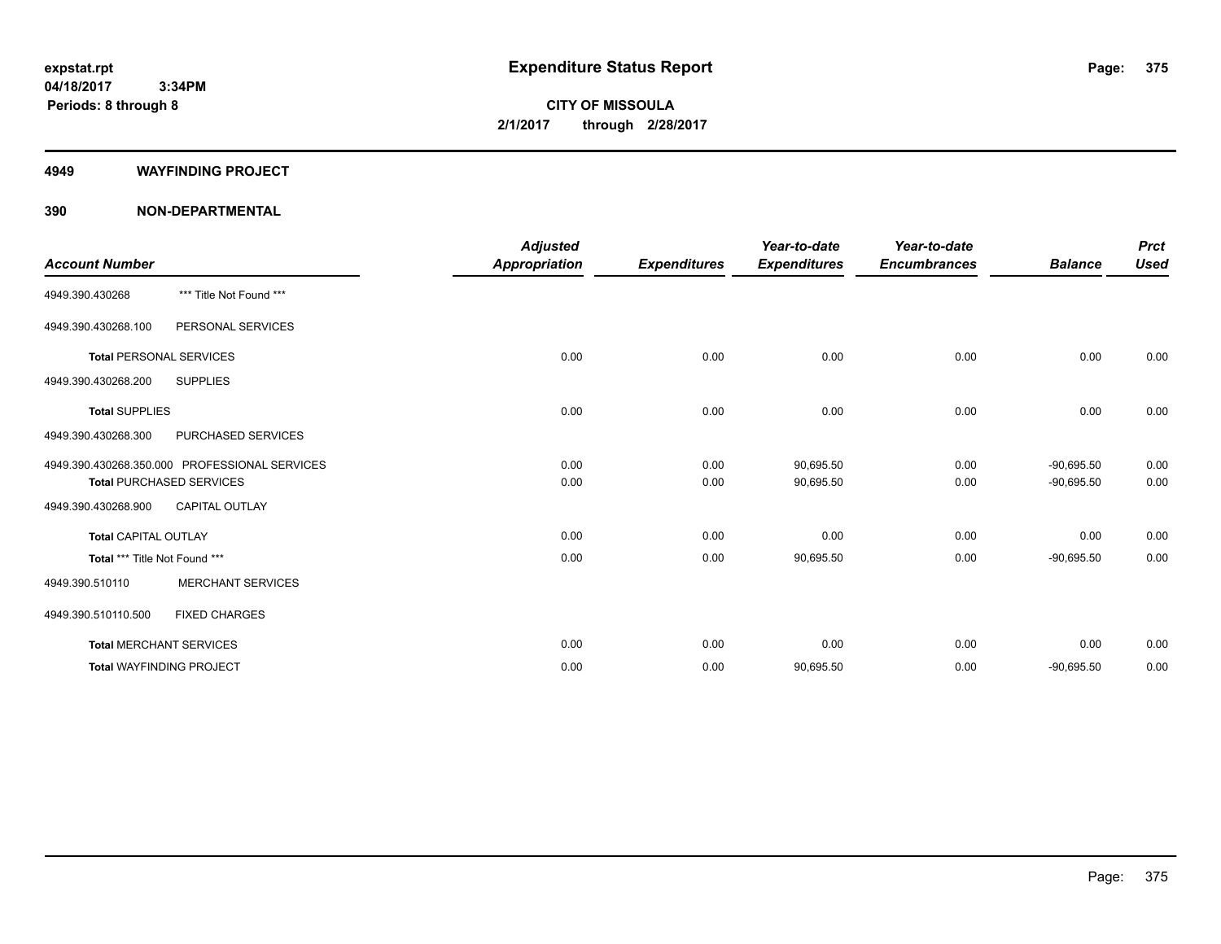# Expenditure Status Report

expstat.rpt
04/18/2017 3:34PM
Periods: 8 through 8

**CITY OF MISSOULA**
**2/1/2017 through 2/28/2017**

## 4949 WAYFINDING PROJECT

## 390 NON-DEPARTMENTAL

| Account Number | | Adjusted Appropriation | Expenditures | Year-to-date Expenditures | Year-to-date Encumbrances | Balance | Prct Used |
|---|---|---|---|---|---|---|---|
| 4949.390.430268 | *** Title Not Found *** | | | | | | |
| 4949.390.430268.100 | PERSONAL SERVICES | | | | | | |
| **Total** PERSONAL SERVICES | | 0.00 | 0.00 | 0.00 | 0.00 | 0.00 | 0.00 |
| 4949.390.430268.200 | SUPPLIES | | | | | | |
| **Total** SUPPLIES | | 0.00 | 0.00 | 0.00 | 0.00 | 0.00 | 0.00 |
| 4949.390.430268.300 | PURCHASED SERVICES | | | | | | |
| 4949.390.430268.350.000 | PROFESSIONAL SERVICES | 0.00 | 0.00 | 90,695.50 | 0.00 | -90,695.50 | 0.00 |
| **Total** PURCHASED SERVICES | | 0.00 | 0.00 | 90,695.50 | 0.00 | -90,695.50 | 0.00 |
| 4949.390.430268.900 | CAPITAL OUTLAY | | | | | | |
| **Total** CAPITAL OUTLAY | | 0.00 | 0.00 | 0.00 | 0.00 | 0.00 | 0.00 |
| **Total** *** Title Not Found *** | | 0.00 | 0.00 | 90,695.50 | 0.00 | -90,695.50 | 0.00 |
| 4949.390.510110 | MERCHANT SERVICES | | | | | | |
| 4949.390.510110.500 | FIXED CHARGES | | | | | | |
| **Total** MERCHANT SERVICES | | 0.00 | 0.00 | 0.00 | 0.00 | 0.00 | 0.00 |
| **Total** WAYFINDING PROJECT | | 0.00 | 0.00 | 90,695.50 | 0.00 | -90,695.50 | 0.00 |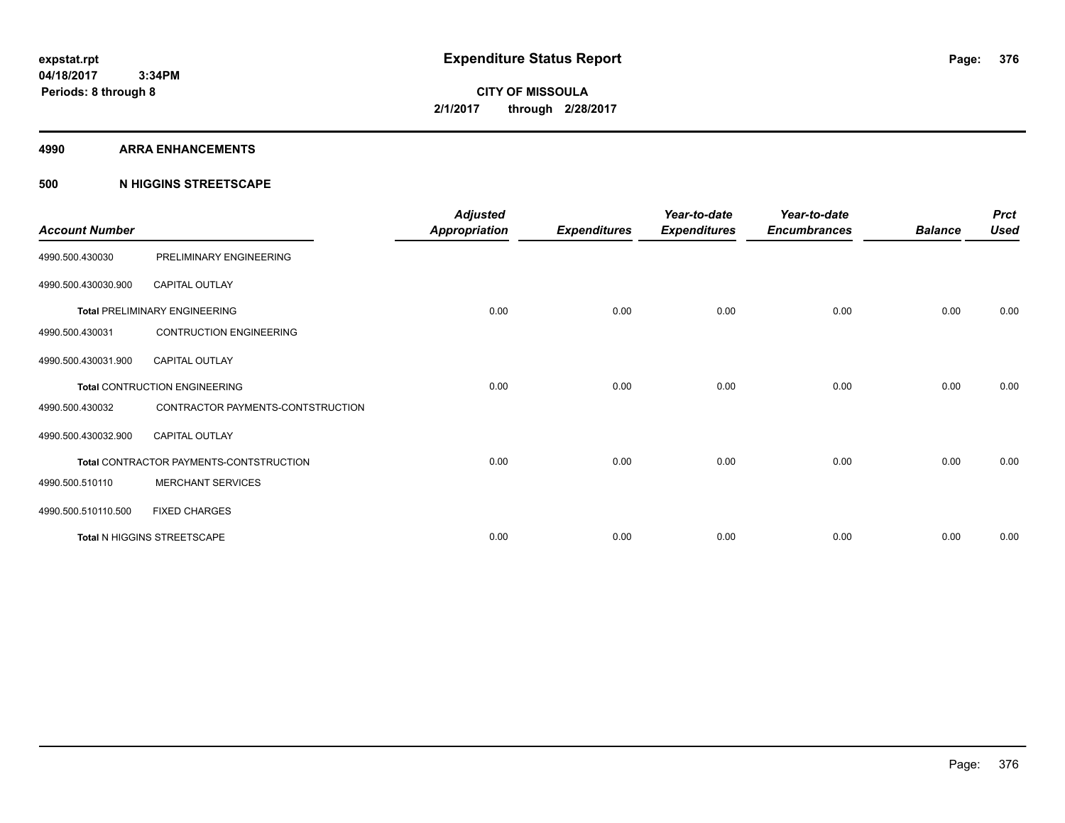**expstat.rpt**
**04/18/2017 3:34PM**
**Periods: 8 through 8**

# Expenditure Status Report

**CITY OF MISSOULA**
**2/1/2017 through 2/28/2017**

## 4990 ARRA ENHANCEMENTS

## 500 N HIGGINS STREETSCAPE

| Account Number | | Adjusted Appropriation | Expenditures | Year-to-date Expenditures | Year-to-date Encumbrances | Balance | Prct Used |
|---|---|---|---|---|---|---|---|
| 4990.500.430030 | PRELIMINARY ENGINEERING | | | | | | |
| 4990.500.430030.900 | CAPITAL OUTLAY | | | | | | |
| **Total** PRELIMINARY ENGINEERING | | 0.00 | 0.00 | 0.00 | 0.00 | 0.00 | 0.00 |
| 4990.500.430031 | CONTRUCTION ENGINEERING | | | | | | |
| 4990.500.430031.900 | CAPITAL OUTLAY | | | | | | |
| **Total** CONTRUCTION ENGINEERING | | 0.00 | 0.00 | 0.00 | 0.00 | 0.00 | 0.00 |
| 4990.500.430032 | CONTRACTOR PAYMENTS-CONTSTRUCTION | | | | | | |
| 4990.500.430032.900 | CAPITAL OUTLAY | | | | | | |
| **Total** CONTRACTOR PAYMENTS-CONTSTRUCTION | | 0.00 | 0.00 | 0.00 | 0.00 | 0.00 | 0.00 |
| 4990.500.510110 | MERCHANT SERVICES | | | | | | |
| 4990.500.510110.500 | FIXED CHARGES | | | | | | |
| **Total** N HIGGINS STREETSCAPE | | 0.00 | 0.00 | 0.00 | 0.00 | 0.00 | 0.00 |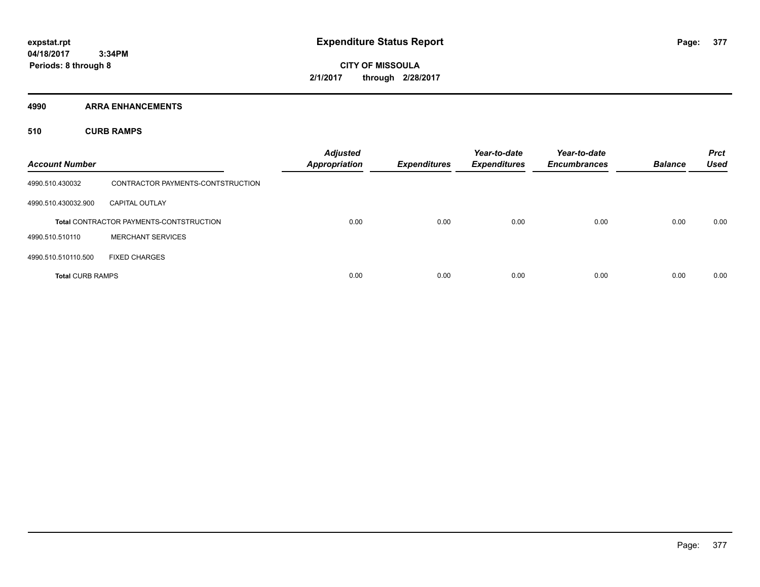# Expenditure Status Report

expstat.rpt
04/18/2017 3:34PM
Periods: 8 through 8

CITY OF MISSOULA
2/1/2017 through 2/28/2017

## 4990 ARRA ENHANCEMENTS

### 510 CURB RAMPS

| Account Number | | Adjusted Appropriation | Expenditures | Year-to-date Expenditures | Year-to-date Encumbrances | Balance | Prct Used |
|---|---|---|---|---|---|---|---|
| 4990.510.430032 | CONTRACTOR PAYMENTS-CONTSTRUCTION | | | | | | |
| 4990.510.430032.900 | CAPITAL OUTLAY | | | | | | |
| | **Total** CONTRACTOR PAYMENTS-CONTSTRUCTION | 0.00 | 0.00 | 0.00 | 0.00 | 0.00 | 0.00 |
| 4990.510.510110 | MERCHANT SERVICES | | | | | | |
| 4990.510.510110.500 | FIXED CHARGES | | | | | | |
| **Total** CURB RAMPS | | 0.00 | 0.00 | 0.00 | 0.00 | 0.00 | 0.00 |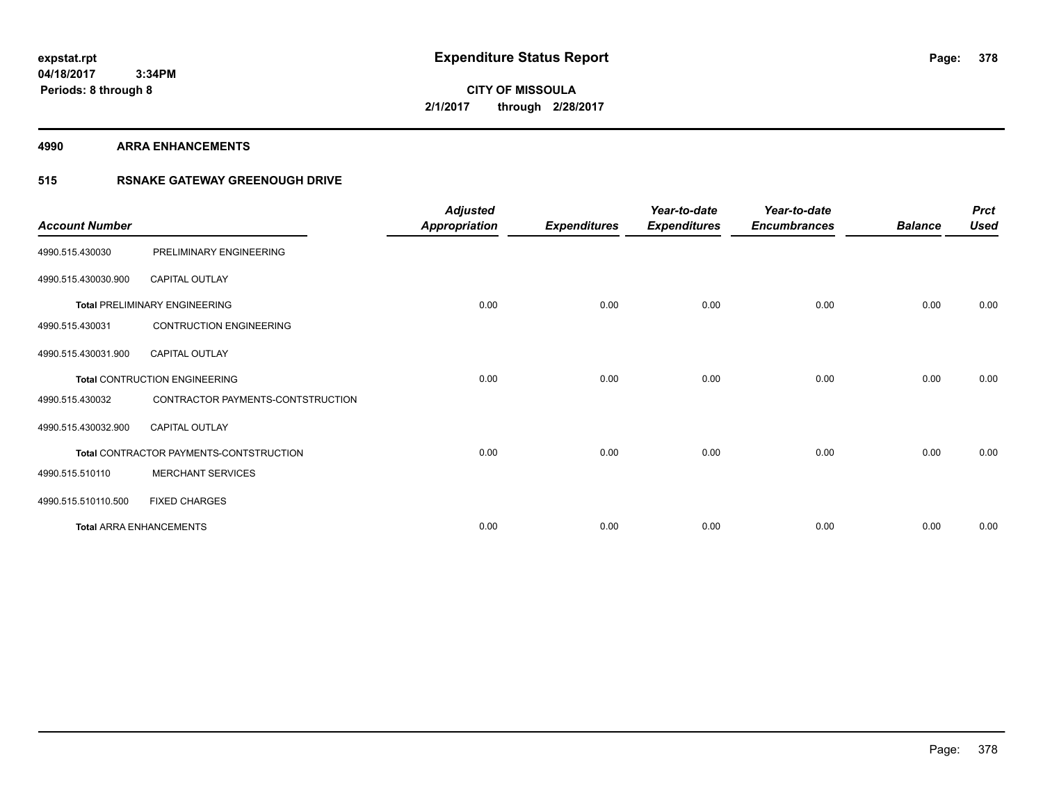**expstat.rpt**
**04/18/2017 3:34PM**
**Periods: 8 through 8**

# Expenditure Status Report

**CITY OF MISSOULA**
**2/1/2017 through 2/28/2017**

## 4990 ARRA ENHANCEMENTS

## 515 RSNAKE GATEWAY GREENOUGH DRIVE

| Account Number | | Adjusted Appropriation | Expenditures | Year-to-date Expenditures | Year-to-date Encumbrances | Balance | Prct Used |
|---|---|---|---|---|---|---|---|
| 4990.515.430030 | PRELIMINARY ENGINEERING | | | | | | |
| 4990.515.430030.900 | CAPITAL OUTLAY | | | | | | |
| **Total** PRELIMINARY ENGINEERING | | 0.00 | 0.00 | 0.00 | 0.00 | 0.00 | 0.00 |
| 4990.515.430031 | CONTRUCTION ENGINEERING | | | | | | |
| 4990.515.430031.900 | CAPITAL OUTLAY | | | | | | |
| **Total** CONTRUCTION ENGINEERING | | 0.00 | 0.00 | 0.00 | 0.00 | 0.00 | 0.00 |
| 4990.515.430032 | CONTRACTOR PAYMENTS-CONTSTRUCTION | | | | | | |
| 4990.515.430032.900 | CAPITAL OUTLAY | | | | | | |
| **Total** CONTRACTOR PAYMENTS-CONTSTRUCTION | | 0.00 | 0.00 | 0.00 | 0.00 | 0.00 | 0.00 |
| 4990.515.510110 | MERCHANT SERVICES | | | | | | |
| 4990.515.510110.500 | FIXED CHARGES | | | | | | |
| **Total** ARRA ENHANCEMENTS | | 0.00 | 0.00 | 0.00 | 0.00 | 0.00 | 0.00 |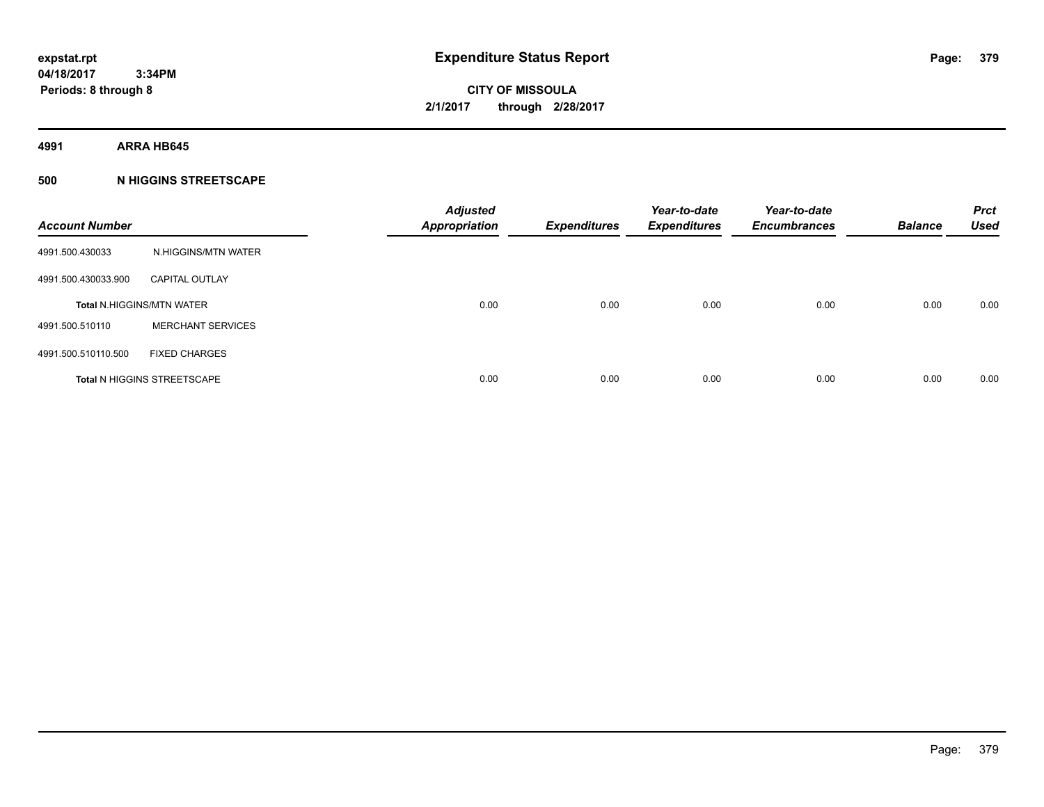expstat.rpt
04/18/2017 3:34PM
Periods: 8 through 8

# Expenditure Status Report

**CITY OF MISSOULA**
**2/1/2017 through 2/28/2017**

**4991 ARRA HB645**

**500 N HIGGINS STREETSCAPE**

| Account Number | | Adjusted Appropriation | Expenditures | Year-to-date Expenditures | Year-to-date Encumbrances | Balance | Prct Used |
|---|---|---|---|---|---|---|---|
| 4991.500.430033 | N.HIGGINS/MTN WATER | | | | | | |
| 4991.500.430033.900 | CAPITAL OUTLAY | | | | | | |
| Total N.HIGGINS/MTN WATER | | 0.00 | 0.00 | 0.00 | 0.00 | 0.00 | 0.00 |
| 4991.500.510110 | MERCHANT SERVICES | | | | | | |
| 4991.500.510110.500 | FIXED CHARGES | | | | | | |
| Total N HIGGINS STREETSCAPE | | 0.00 | 0.00 | 0.00 | 0.00 | 0.00 | 0.00 |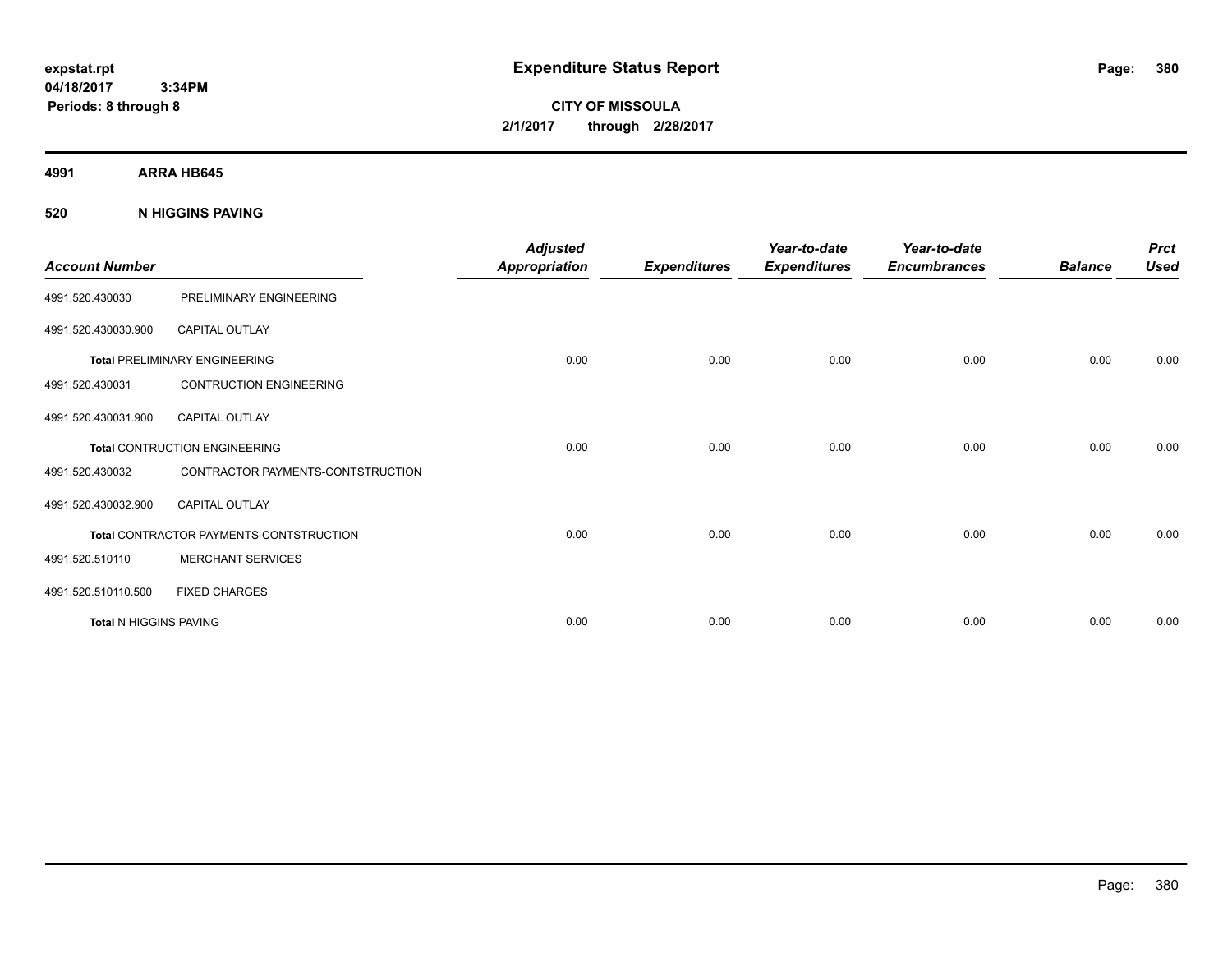**expstat.rpt**
**04/18/2017 3:34PM**
**Periods: 8 through 8**

# Expenditure Status Report

**CITY OF MISSOULA**
**2/1/2017 through 2/28/2017**

## 4991 ARRA HB645

### 520 N HIGGINS PAVING

| Account Number | | Adjusted Appropriation | Expenditures | Year-to-date Expenditures | Year-to-date Encumbrances | Balance | Prct Used |
|---|---|---|---|---|---|---|---|
| 4991.520.430030 | PRELIMINARY ENGINEERING | | | | | | |
| 4991.520.430030.900 | CAPITAL OUTLAY | | | | | | |
| **Total** PRELIMINARY ENGINEERING | | 0.00 | 0.00 | 0.00 | 0.00 | 0.00 | 0.00 |
| 4991.520.430031 | CONTRUCTION ENGINEERING | | | | | | |
| 4991.520.430031.900 | CAPITAL OUTLAY | | | | | | |
| **Total** CONTRUCTION ENGINEERING | | 0.00 | 0.00 | 0.00 | 0.00 | 0.00 | 0.00 |
| 4991.520.430032 | CONTRACTOR PAYMENTS-CONTSTRUCTION | | | | | | |
| 4991.520.430032.900 | CAPITAL OUTLAY | | | | | | |
| **Total** CONTRACTOR PAYMENTS-CONTSTRUCTION | | 0.00 | 0.00 | 0.00 | 0.00 | 0.00 | 0.00 |
| 4991.520.510110 | MERCHANT SERVICES | | | | | | |
| 4991.520.510110.500 | FIXED CHARGES | | | | | | |
| **Total** N HIGGINS PAVING | | 0.00 | 0.00 | 0.00 | 0.00 | 0.00 | 0.00 |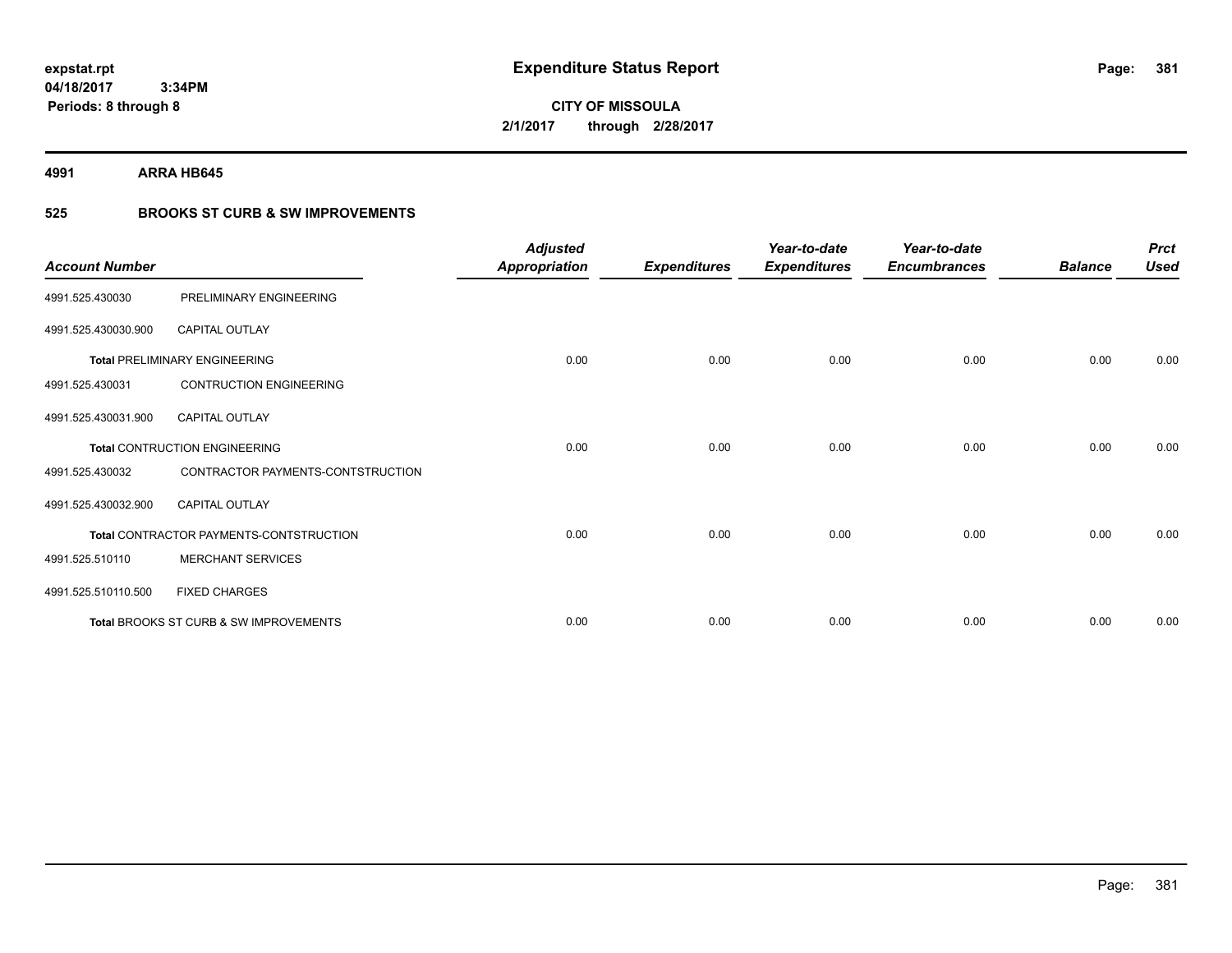**expstat.rpt**
**04/18/2017 3:34PM**
**Periods: 8 through 8**

# Expenditure Status Report

**CITY OF MISSOULA**
**2/1/2017 through 2/28/2017**

**4991 ARRA HB645**

## 525 BROOKS ST CURB & SW IMPROVEMENTS

| Account Number | | Adjusted Appropriation | Expenditures | Year-to-date Expenditures | Year-to-date Encumbrances | Balance | Prct Used |
|---|---|---|---|---|---|---|---|
| 4991.525.430030 | PRELIMINARY ENGINEERING | | | | | | |
| 4991.525.430030.900 | CAPITAL OUTLAY | | | | | | |
| **Total** PRELIMINARY ENGINEERING | | 0.00 | 0.00 | 0.00 | 0.00 | 0.00 | 0.00 |
| 4991.525.430031 | CONTRUCTION ENGINEERING | | | | | | |
| 4991.525.430031.900 | CAPITAL OUTLAY | | | | | | |
| **Total** CONTRUCTION ENGINEERING | | 0.00 | 0.00 | 0.00 | 0.00 | 0.00 | 0.00 |
| 4991.525.430032 | CONTRACTOR PAYMENTS-CONTSTRUCTION | | | | | | |
| 4991.525.430032.900 | CAPITAL OUTLAY | | | | | | |
| **Total** CONTRACTOR PAYMENTS-CONTSTRUCTION | | 0.00 | 0.00 | 0.00 | 0.00 | 0.00 | 0.00 |
| 4991.525.510110 | MERCHANT SERVICES | | | | | | |
| 4991.525.510110.500 | FIXED CHARGES | | | | | | |
| **Total** BROOKS ST CURB & SW IMPROVEMENTS | | 0.00 | 0.00 | 0.00 | 0.00 | 0.00 | 0.00 |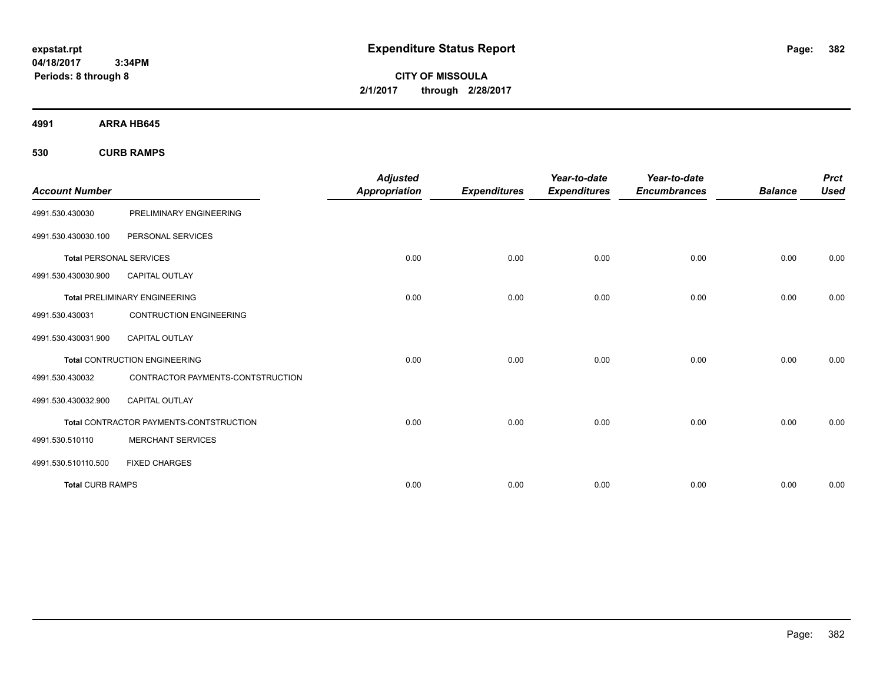**expstat.rpt**
**04/18/2017 3:34PM**
**Periods: 8 through 8**

# Expenditure Status Report

**CITY OF MISSOULA**
**2/1/2017 through 2/28/2017**

**4991 ARRA HB645**

**530 CURB RAMPS**

| Account Number | | Adjusted Appropriation | Expenditures | Year-to-date Expenditures | Year-to-date Encumbrances | Balance | Prct Used |
|---|---|---|---|---|---|---|---|
| 4991.530.430030 | PRELIMINARY ENGINEERING | | | | | | |
| 4991.530.430030.100 | PERSONAL SERVICES | | | | | | |
| **Total** PERSONAL SERVICES | | 0.00 | 0.00 | 0.00 | 0.00 | 0.00 | 0.00 |
| 4991.530.430030.900 | CAPITAL OUTLAY | | | | | | |
| **Total** PRELIMINARY ENGINEERING | | 0.00 | 0.00 | 0.00 | 0.00 | 0.00 | 0.00 |
| 4991.530.430031 | CONTRUCTION ENGINEERING | | | | | | |
| 4991.530.430031.900 | CAPITAL OUTLAY | | | | | | |
| **Total** CONTRUCTION ENGINEERING | | 0.00 | 0.00 | 0.00 | 0.00 | 0.00 | 0.00 |
| 4991.530.430032 | CONTRACTOR PAYMENTS-CONTSTRUCTION | | | | | | |
| 4991.530.430032.900 | CAPITAL OUTLAY | | | | | | |
| **Total** CONTRACTOR PAYMENTS-CONTSTRUCTION | | 0.00 | 0.00 | 0.00 | 0.00 | 0.00 | 0.00 |
| 4991.530.510110 | MERCHANT SERVICES | | | | | | |
| 4991.530.510110.500 | FIXED CHARGES | | | | | | |
| **Total** CURB RAMPS | | 0.00 | 0.00 | 0.00 | 0.00 | 0.00 | 0.00 |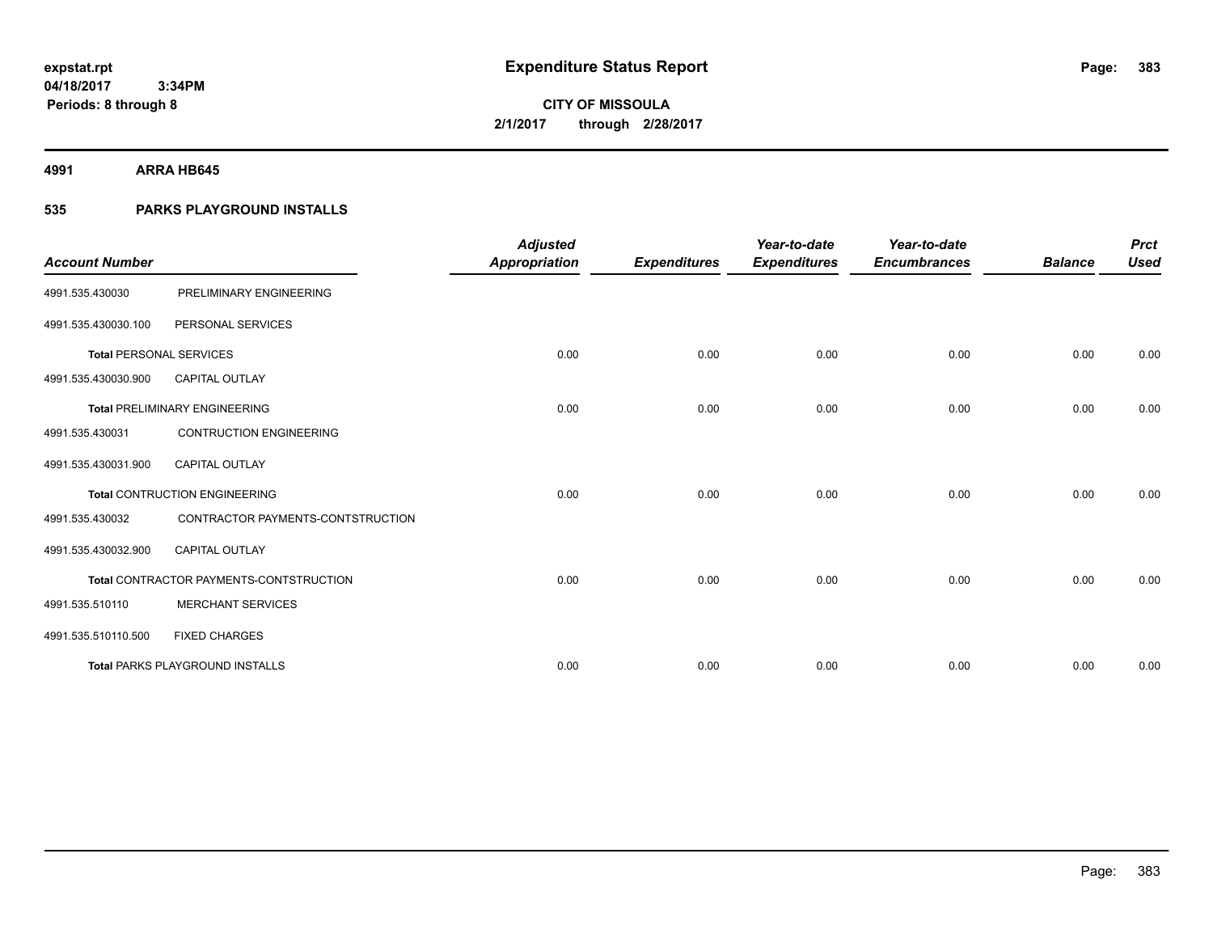**expstat.rpt**
**04/18/2017 3:34PM**
**Periods: 8 through 8**

# Expenditure Status Report

**CITY OF MISSOULA**
**2/1/2017 through 2/28/2017**

**4991 ARRA HB645**

**535 PARKS PLAYGROUND INSTALLS**

| Account Number | | Adjusted Appropriation | Expenditures | Year-to-date Expenditures | Year-to-date Encumbrances | Balance | Prct Used |
|---|---|---|---|---|---|---|---|
| 4991.535.430030 | PRELIMINARY ENGINEERING | | | | | | |
| 4991.535.430030.100 | PERSONAL SERVICES | | | | | | |
| **Total** PERSONAL SERVICES | | 0.00 | 0.00 | 0.00 | 0.00 | 0.00 | 0.00 |
| 4991.535.430030.900 | CAPITAL OUTLAY | | | | | | |
| **Total** PRELIMINARY ENGINEERING | | 0.00 | 0.00 | 0.00 | 0.00 | 0.00 | 0.00 |
| 4991.535.430031 | CONTRUCTION ENGINEERING | | | | | | |
| 4991.535.430031.900 | CAPITAL OUTLAY | | | | | | |
| **Total** CONTRUCTION ENGINEERING | | 0.00 | 0.00 | 0.00 | 0.00 | 0.00 | 0.00 |
| 4991.535.430032 | CONTRACTOR PAYMENTS-CONTSTRUCTION | | | | | | |
| 4991.535.430032.900 | CAPITAL OUTLAY | | | | | | |
| **Total** CONTRACTOR PAYMENTS-CONTSTRUCTION | | 0.00 | 0.00 | 0.00 | 0.00 | 0.00 | 0.00 |
| 4991.535.510110 | MERCHANT SERVICES | | | | | | |
| 4991.535.510110.500 | FIXED CHARGES | | | | | | |
| **Total** PARKS PLAYGROUND INSTALLS | | 0.00 | 0.00 | 0.00 | 0.00 | 0.00 | 0.00 |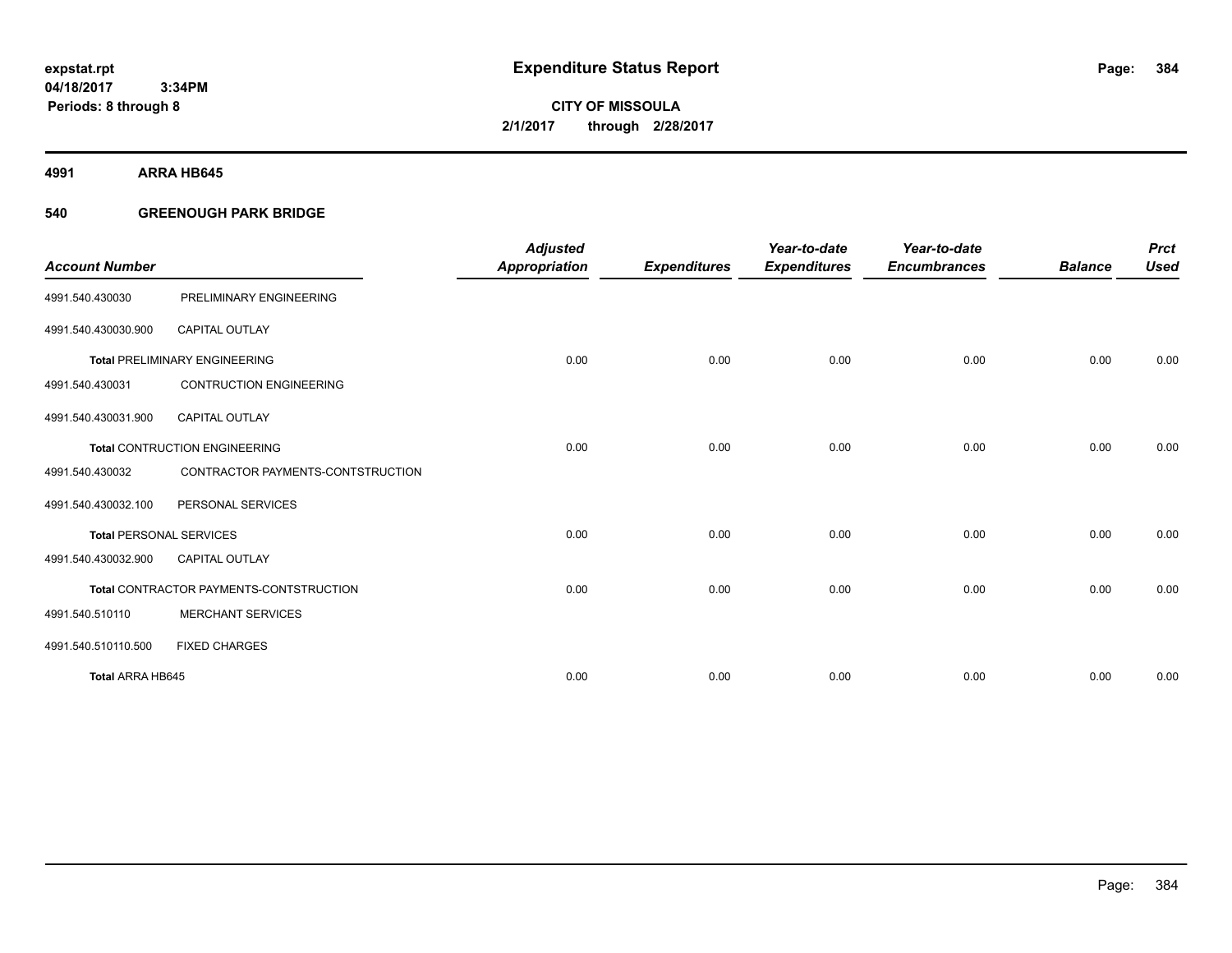# Expenditure Status Report

expstat.rpt
04/18/2017 3:34PM
Periods: 8 through 8

**CITY OF MISSOULA**
**2/1/2017 through 2/28/2017**

**4991 ARRA HB645**

**540 GREENOUGH PARK BRIDGE**

| Account Number | | Adjusted Appropriation | Expenditures | Year-to-date Expenditures | Year-to-date Encumbrances | Balance | Prct Used |
|---|---|---|---|---|---|---|---|
| 4991.540.430030 | PRELIMINARY ENGINEERING | | | | | | |
| 4991.540.430030.900 | CAPITAL OUTLAY | | | | | | |
| **Total** PRELIMINARY ENGINEERING | | 0.00 | 0.00 | 0.00 | 0.00 | 0.00 | 0.00 |
| 4991.540.430031 | CONTRUCTION ENGINEERING | | | | | | |
| 4991.540.430031.900 | CAPITAL OUTLAY | | | | | | |
| **Total** CONTRUCTION ENGINEERING | | 0.00 | 0.00 | 0.00 | 0.00 | 0.00 | 0.00 |
| 4991.540.430032 | CONTRACTOR PAYMENTS-CONTSTRUCTION | | | | | | |
| 4991.540.430032.100 | PERSONAL SERVICES | | | | | | |
| **Total** PERSONAL SERVICES | | 0.00 | 0.00 | 0.00 | 0.00 | 0.00 | 0.00 |
| 4991.540.430032.900 | CAPITAL OUTLAY | | | | | | |
| **Total** CONTRACTOR PAYMENTS-CONTSTRUCTION | | 0.00 | 0.00 | 0.00 | 0.00 | 0.00 | 0.00 |
| 4991.540.510110 | MERCHANT SERVICES | | | | | | |
| 4991.540.510110.500 | FIXED CHARGES | | | | | | |
| **Total ARRA HB645** | | 0.00 | 0.00 | 0.00 | 0.00 | 0.00 | 0.00 |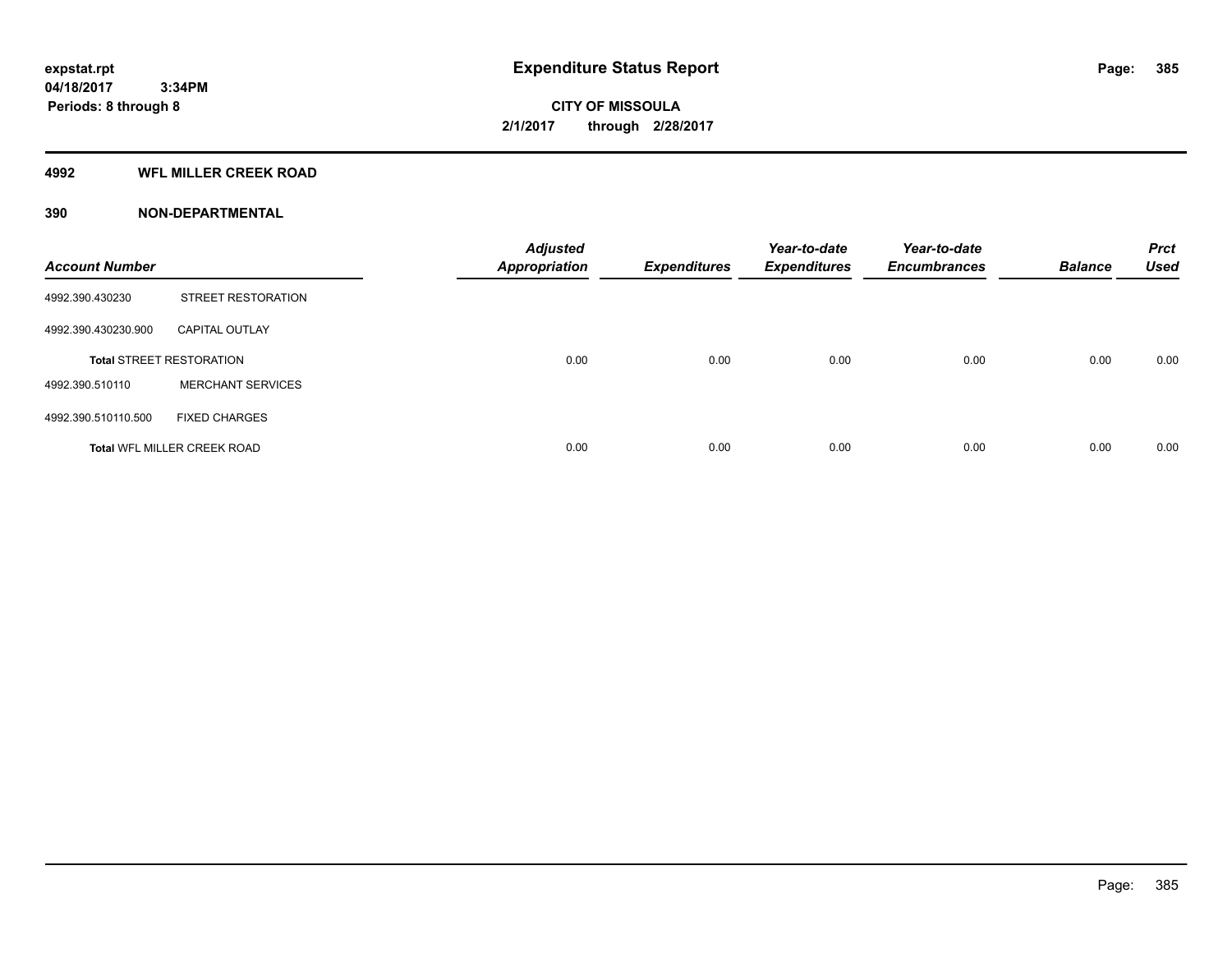# Expenditure Status Report

expstat.rpt
04/18/2017 3:34PM
Periods: 8 through 8

**CITY OF MISSOULA**
**2/1/2017 through 2/28/2017**

## 4992 WFL MILLER CREEK ROAD

### 390 NON-DEPARTMENTAL

| Account Number | | Adjusted Appropriation | Expenditures | Year-to-date Expenditures | Year-to-date Encumbrances | Balance | Prct Used |
|---|---|---|---|---|---|---|---|
| 4992.390.430230 | STREET RESTORATION | | | | | | |
| 4992.390.430230.900 | CAPITAL OUTLAY | | | | | | |
| **Total** STREET RESTORATION | | 0.00 | 0.00 | 0.00 | 0.00 | 0.00 | 0.00 |
| 4992.390.510110 | MERCHANT SERVICES | | | | | | |
| 4992.390.510110.500 | FIXED CHARGES | | | | | | |
| **Total** WFL MILLER CREEK ROAD | | 0.00 | 0.00 | 0.00 | 0.00 | 0.00 | 0.00 |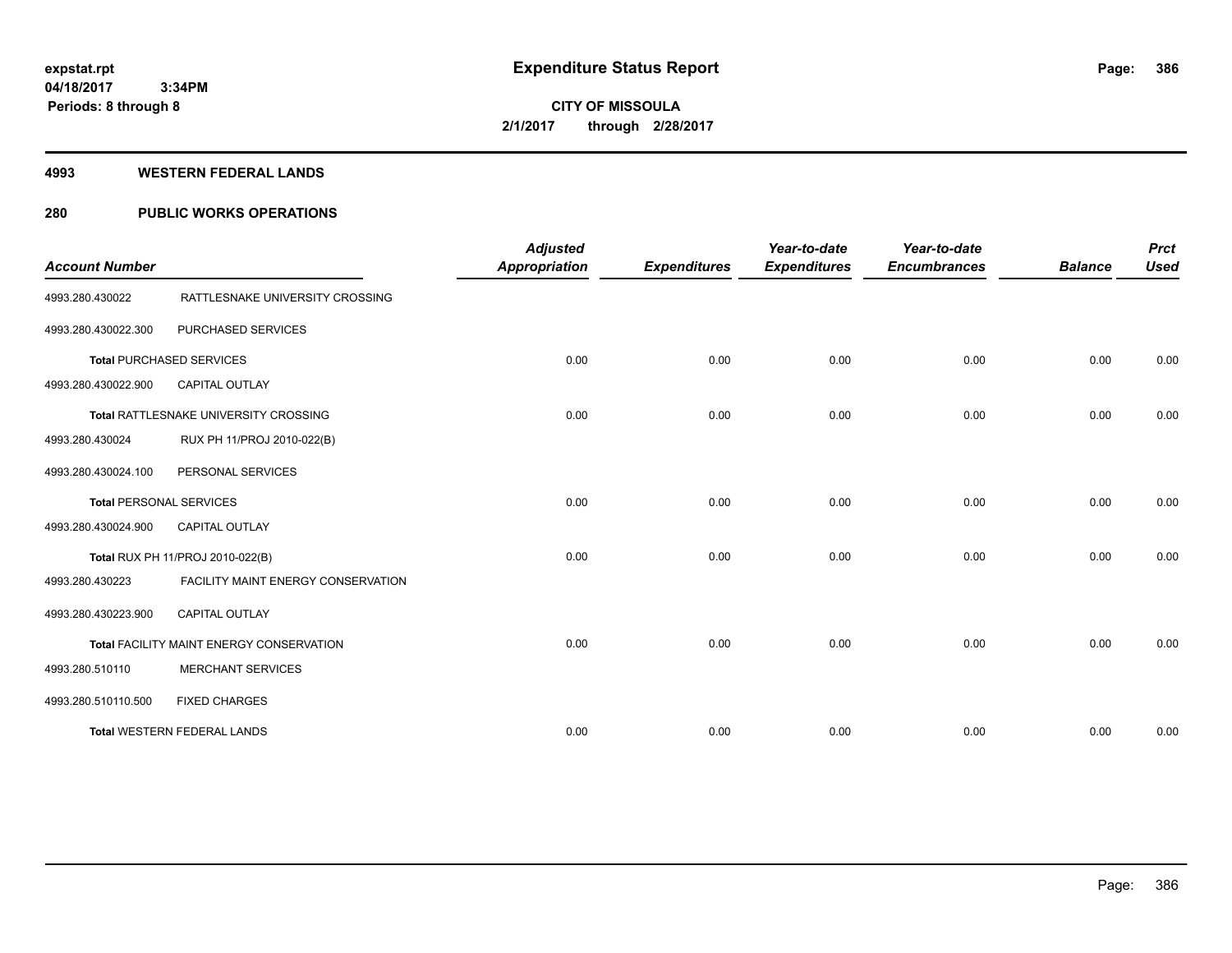# Expenditure Status Report

expstat.rpt
04/18/2017 3:34PM
Periods: 8 through 8

**CITY OF MISSOULA**
**2/1/2017 through 2/28/2017**

## 4993 WESTERN FEDERAL LANDS

## 280 PUBLIC WORKS OPERATIONS

| Account Number | | Adjusted Appropriation | Expenditures | Year-to-date Expenditures | Year-to-date Encumbrances | Balance | Prct Used |
|---|---|---|---|---|---|---|---|
| 4993.280.430022 | RATTLESNAKE UNIVERSITY CROSSING | | | | | | |
| 4993.280.430022.300 | PURCHASED SERVICES | | | | | | |
| **Total** PURCHASED SERVICES | | 0.00 | 0.00 | 0.00 | 0.00 | 0.00 | 0.00 |
| 4993.280.430022.900 | CAPITAL OUTLAY | | | | | | |
| **Total** RATTLESNAKE UNIVERSITY CROSSING | | 0.00 | 0.00 | 0.00 | 0.00 | 0.00 | 0.00 |
| 4993.280.430024 | RUX PH 11/PROJ 2010-022(B) | | | | | | |
| 4993.280.430024.100 | PERSONAL SERVICES | | | | | | |
| **Total** PERSONAL SERVICES | | 0.00 | 0.00 | 0.00 | 0.00 | 0.00 | 0.00 |
| 4993.280.430024.900 | CAPITAL OUTLAY | | | | | | |
| **Total** RUX PH 11/PROJ 2010-022(B) | | 0.00 | 0.00 | 0.00 | 0.00 | 0.00 | 0.00 |
| 4993.280.430223 | FACILITY MAINT ENERGY CONSERVATION | | | | | | |
| 4993.280.430223.900 | CAPITAL OUTLAY | | | | | | |
| **Total** FACILITY MAINT ENERGY CONSERVATION | | 0.00 | 0.00 | 0.00 | 0.00 | 0.00 | 0.00 |
| 4993.280.510110 | MERCHANT SERVICES | | | | | | |
| 4993.280.510110.500 | FIXED CHARGES | | | | | | |
| **Total** WESTERN FEDERAL LANDS | | 0.00 | 0.00 | 0.00 | 0.00 | 0.00 | 0.00 |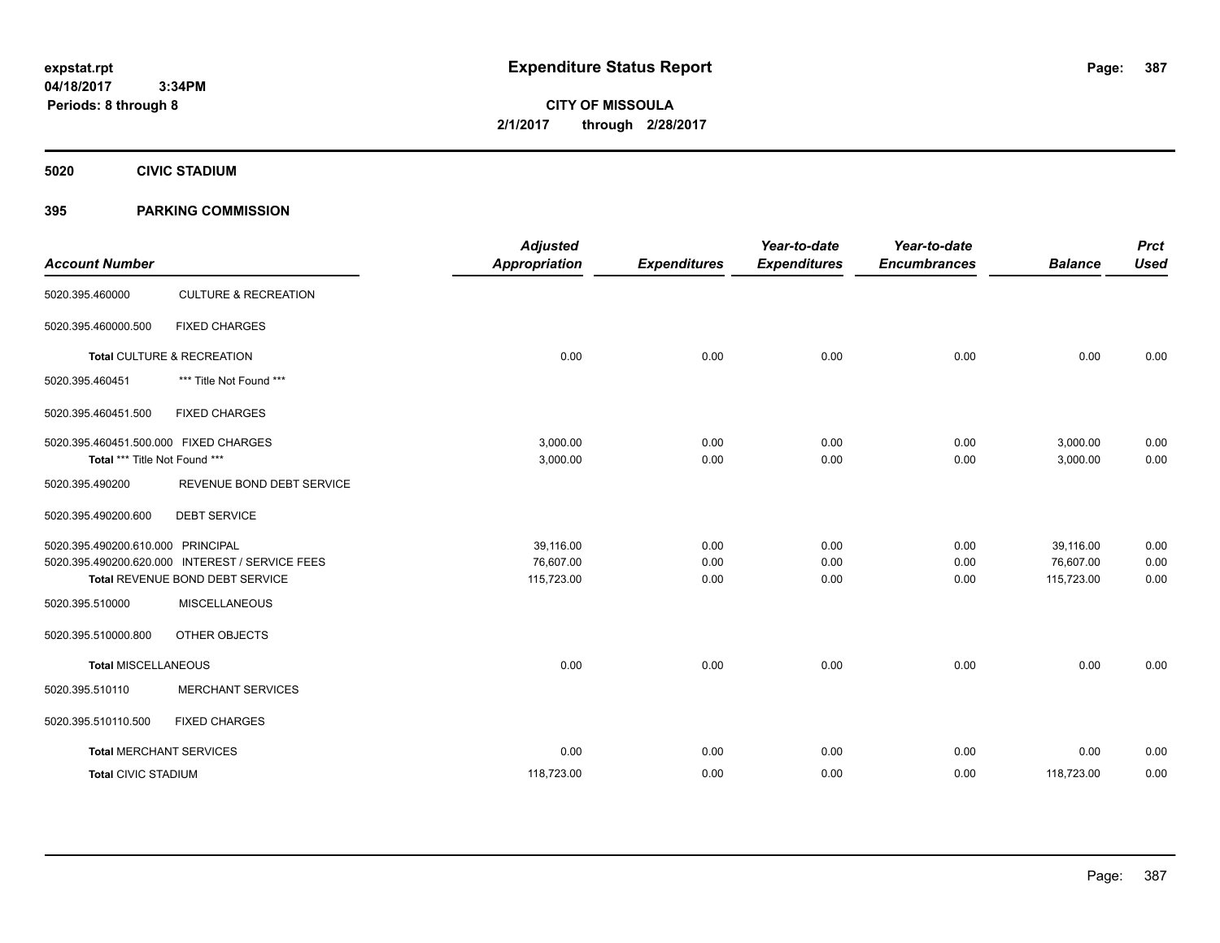**expstat.rpt**
**04/18/2017 3:34PM**
**Periods: 8 through 8**

# Expenditure Status Report

**CITY OF MISSOULA**
**2/1/2017 through 2/28/2017**

## 5020 CIVIC STADIUM

## 395 PARKING COMMISSION

| Account Number | | Adjusted Appropriation | Expenditures | Year-to-date Expenditures | Year-to-date Encumbrances | Balance | Prct Used |
|---|---|---|---|---|---|---|---|
| 5020.395.460000 | CULTURE & RECREATION | | | | | | |
| 5020.395.460000.500 | FIXED CHARGES | | | | | | |
| **Total** CULTURE & RECREATION | | 0.00 | 0.00 | 0.00 | 0.00 | 0.00 | 0.00 |
| 5020.395.460451 | *** Title Not Found *** | | | | | | |
| 5020.395.460451.500 | FIXED CHARGES | | | | | | |
| 5020.395.460451.500.000 | FIXED CHARGES | 3,000.00 | 0.00 | 0.00 | 0.00 | 3,000.00 | 0.00 |
| **Total** *** Title Not Found *** | | 3,000.00 | 0.00 | 0.00 | 0.00 | 3,000.00 | 0.00 |
| 5020.395.490200 | REVENUE BOND DEBT SERVICE | | | | | | |
| 5020.395.490200.600 | DEBT SERVICE | | | | | | |
| 5020.395.490200.610.000 | PRINCIPAL | 39,116.00 | 0.00 | 0.00 | 0.00 | 39,116.00 | 0.00 |
| 5020.395.490200.620.000 | INTEREST / SERVICE FEES | 76,607.00 | 0.00 | 0.00 | 0.00 | 76,607.00 | 0.00 |
| **Total** REVENUE BOND DEBT SERVICE | | 115,723.00 | 0.00 | 0.00 | 0.00 | 115,723.00 | 0.00 |
| 5020.395.510000 | MISCELLANEOUS | | | | | | |
| 5020.395.510000.800 | OTHER OBJECTS | | | | | | |
| **Total** MISCELLANEOUS | | 0.00 | 0.00 | 0.00 | 0.00 | 0.00 | 0.00 |
| 5020.395.510110 | MERCHANT SERVICES | | | | | | |
| 5020.395.510110.500 | FIXED CHARGES | | | | | | |
| **Total** MERCHANT SERVICES | | 0.00 | 0.00 | 0.00 | 0.00 | 0.00 | 0.00 |
| **Total** CIVIC STADIUM | | 118,723.00 | 0.00 | 0.00 | 0.00 | 118,723.00 | 0.00 |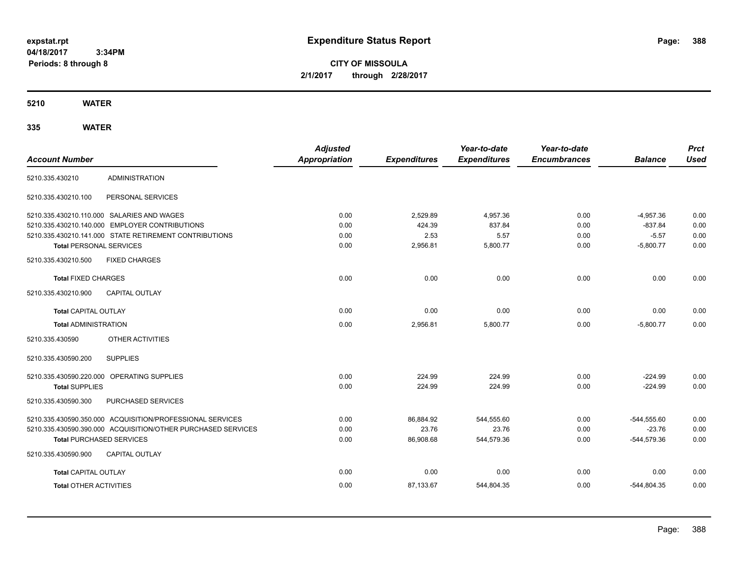**expstat.rpt**
**04/18/2017 3:34PM**
**Periods: 8 through 8**

# Expenditure Status Report

**CITY OF MISSOULA**
**2/1/2017 through 2/28/2017**

## 5210 WATER

## 335 WATER

| Account Number | | Adjusted Appropriation | Expenditures | Year-to-date Expenditures | Year-to-date Encumbrances | Balance | Prct Used |
|---|---|---|---|---|---|---|---|
| 5210.335.430210 | ADMINISTRATION | | | | | | |
| 5210.335.430210.100 | PERSONAL SERVICES | | | | | | |
| 5210.335.430210.110.000 | SALARIES AND WAGES | 0.00 | 2,529.89 | 4,957.36 | 0.00 | -4,957.36 | 0.00 |
| 5210.335.430210.140.000 | EMPLOYER CONTRIBUTIONS | 0.00 | 424.39 | 837.84 | 0.00 | -837.84 | 0.00 |
| 5210.335.430210.141.000 | STATE RETIREMENT CONTRIBUTIONS | 0.00 | 2.53 | 5.57 | 0.00 | -5.57 | 0.00 |
| **Total** PERSONAL SERVICES | | 0.00 | 2,956.81 | 5,800.77 | 0.00 | -5,800.77 | 0.00 |
| 5210.335.430210.500 | FIXED CHARGES | | | | | | |
| **Total** FIXED CHARGES | | 0.00 | 0.00 | 0.00 | 0.00 | 0.00 | 0.00 |
| 5210.335.430210.900 | CAPITAL OUTLAY | | | | | | |
| **Total** CAPITAL OUTLAY | | 0.00 | 0.00 | 0.00 | 0.00 | 0.00 | 0.00 |
| **Total** ADMINISTRATION | | 0.00 | 2,956.81 | 5,800.77 | 0.00 | -5,800.77 | 0.00 |
| 5210.335.430590 | OTHER ACTIVITIES | | | | | | |
| 5210.335.430590.200 | SUPPLIES | | | | | | |
| 5210.335.430590.220.000 | OPERATING SUPPLIES | 0.00 | 224.99 | 224.99 | 0.00 | -224.99 | 0.00 |
| **Total** SUPPLIES | | 0.00 | 224.99 | 224.99 | 0.00 | -224.99 | 0.00 |
| 5210.335.430590.300 | PURCHASED SERVICES | | | | | | |
| 5210.335.430590.350.000 | ACQUISITION/PROFESSIONAL SERVICES | 0.00 | 86,884.92 | 544,555.60 | 0.00 | -544,555.60 | 0.00 |
| 5210.335.430590.390.000 | ACQUISITION/OTHER PURCHASED SERVICES | 0.00 | 23.76 | 23.76 | 0.00 | -23.76 | 0.00 |
| **Total** PURCHASED SERVICES | | 0.00 | 86,908.68 | 544,579.36 | 0.00 | -544,579.36 | 0.00 |
| 5210.335.430590.900 | CAPITAL OUTLAY | | | | | | |
| **Total** CAPITAL OUTLAY | | 0.00 | 0.00 | 0.00 | 0.00 | 0.00 | 0.00 |
| **Total** OTHER ACTIVITIES | | 0.00 | 87,133.67 | 544,804.35 | 0.00 | -544,804.35 | 0.00 |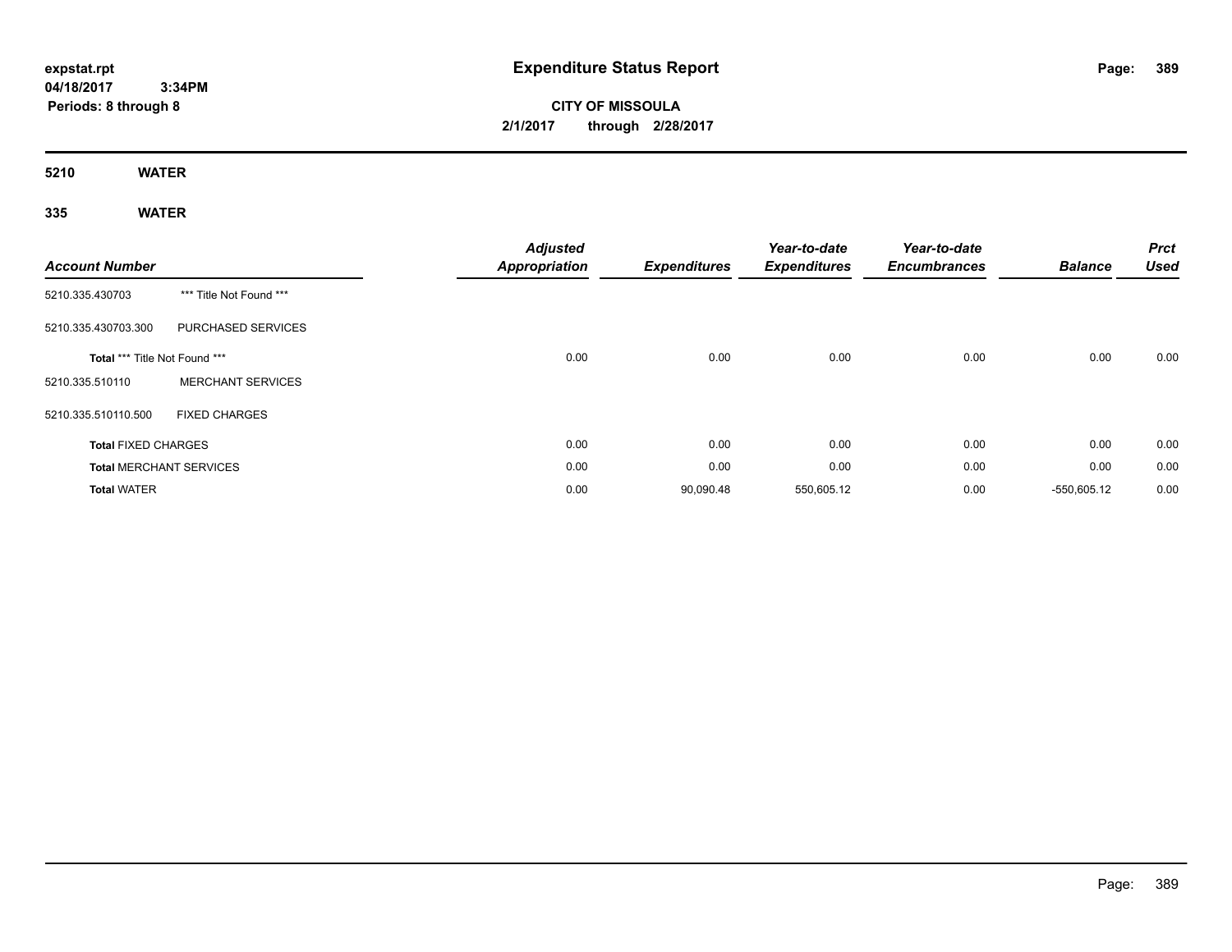# Expenditure Status Report

**CITY OF MISSOULA**

**2/1/2017 through 2/28/2017**

expstat.rpt
04/18/2017 3:34PM
Periods: 8 through 8

## 5210 WATER

## 335 WATER

| Account Number | | Adjusted Appropriation | Expenditures | Year-to-date Expenditures | Year-to-date Encumbrances | Balance | Prct Used |
|---|---|---|---|---|---|---|---|
| 5210.335.430703 | *** Title Not Found *** | | | | | | |
| 5210.335.430703.300 | PURCHASED SERVICES | | | | | | |
| **Total** *** Title Not Found *** | | 0.00 | 0.00 | 0.00 | 0.00 | 0.00 | 0.00 |
| 5210.335.510110 | MERCHANT SERVICES | | | | | | |
| 5210.335.510110.500 | FIXED CHARGES | | | | | | |
| **Total** FIXED CHARGES | | 0.00 | 0.00 | 0.00 | 0.00 | 0.00 | 0.00 |
| **Total** MERCHANT SERVICES | | 0.00 | 0.00 | 0.00 | 0.00 | 0.00 | 0.00 |
| **Total** WATER | | 0.00 | 90,090.48 | 550,605.12 | 0.00 | -550,605.12 | 0.00 |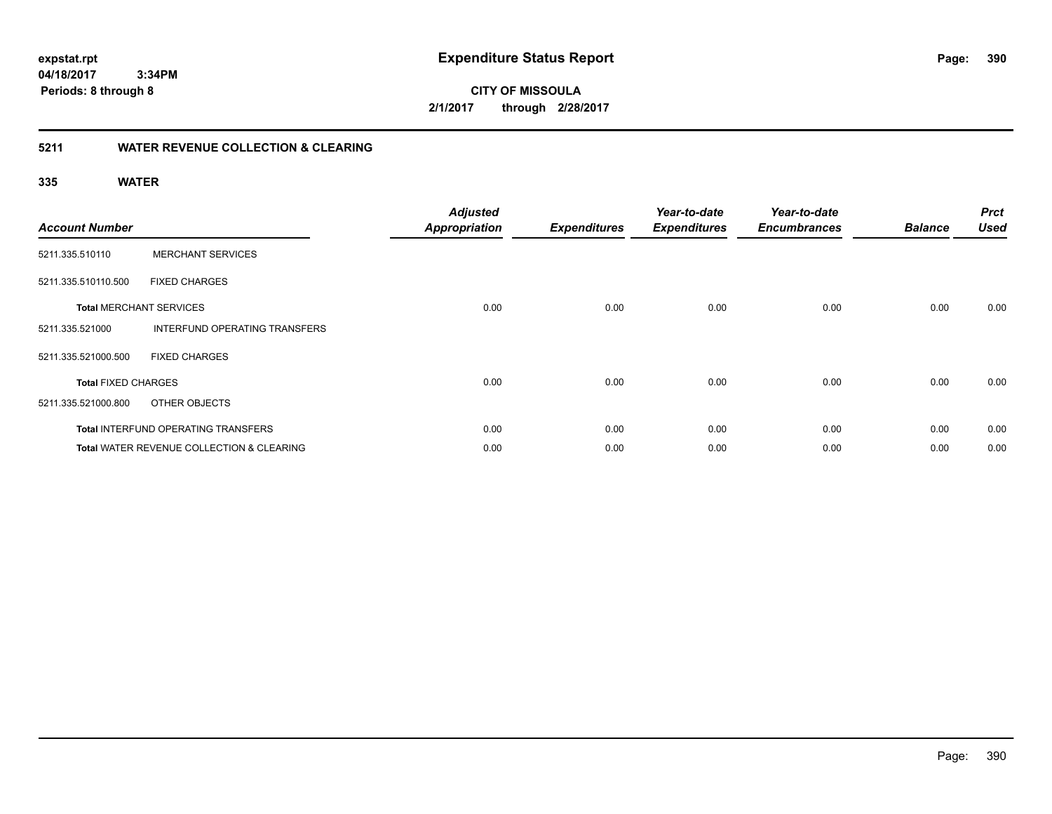**expstat.rpt**
**04/18/2017 3:34PM**
**Periods: 8 through 8**

# Expenditure Status Report

**CITY OF MISSOULA**
**2/1/2017 through 2/28/2017**

## 5211 WATER REVENUE COLLECTION & CLEARING

### 335 WATER

| Account Number | | Adjusted Appropriation | Expenditures | Year-to-date Expenditures | Year-to-date Encumbrances | Balance | Prct Used |
|---|---|---|---|---|---|---|---|
| 5211.335.510110 | MERCHANT SERVICES | | | | | | |
| 5211.335.510110.500 | FIXED CHARGES | | | | | | |
| **Total** MERCHANT SERVICES | | 0.00 | 0.00 | 0.00 | 0.00 | 0.00 | 0.00 |
| 5211.335.521000 | INTERFUND OPERATING TRANSFERS | | | | | | |
| 5211.335.521000.500 | FIXED CHARGES | | | | | | |
| **Total** FIXED CHARGES | | 0.00 | 0.00 | 0.00 | 0.00 | 0.00 | 0.00 |
| 5211.335.521000.800 | OTHER OBJECTS | | | | | | |
| **Total** INTERFUND OPERATING TRANSFERS | | 0.00 | 0.00 | 0.00 | 0.00 | 0.00 | 0.00 |
| **Total** WATER REVENUE COLLECTION & CLEARING | | 0.00 | 0.00 | 0.00 | 0.00 | 0.00 | 0.00 |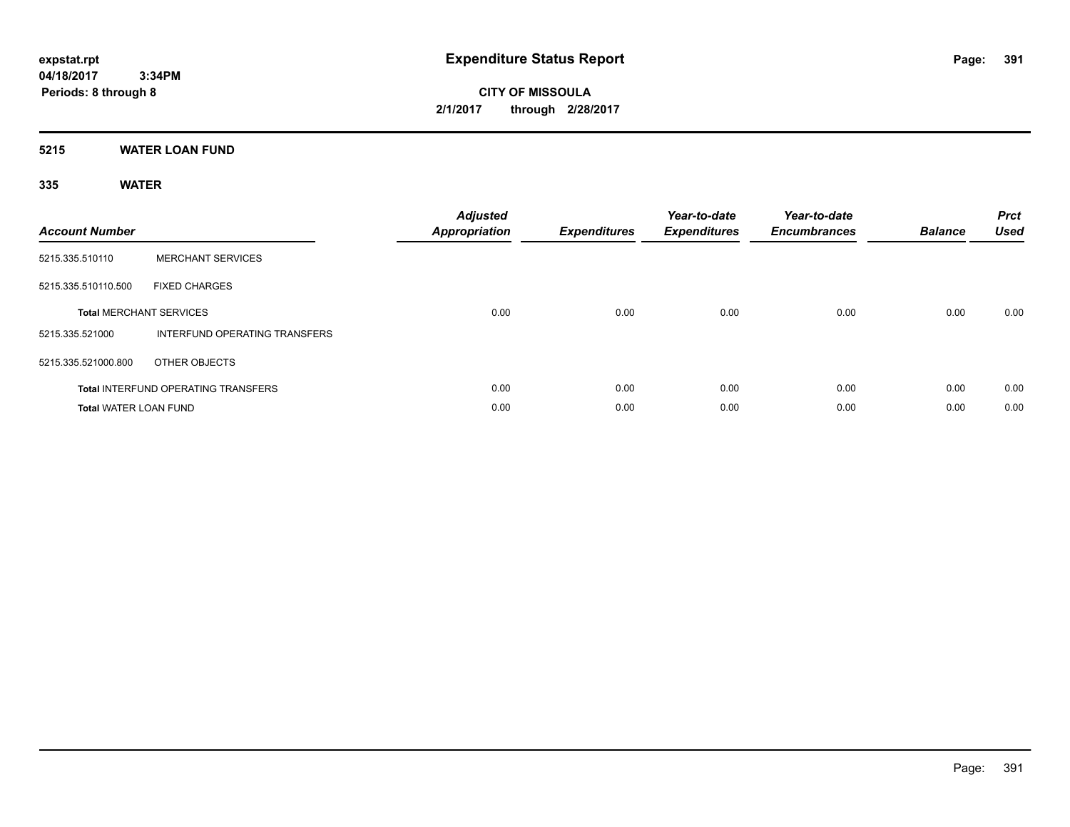# Expenditure Status Report

expstat.rpt
04/18/2017 3:34PM
Periods: 8 through 8

**CITY OF MISSOULA**
**2/1/2017 through 2/28/2017**

## 5215 WATER LOAN FUND

### 335 WATER

| Account Number | | Adjusted Appropriation | Expenditures | Year-to-date Expenditures | Year-to-date Encumbrances | Balance | Prct Used |
|---|---|---|---|---|---|---|---|
| 5215.335.510110 | MERCHANT SERVICES | | | | | | |
| 5215.335.510110.500 | FIXED CHARGES | | | | | | |
| **Total** MERCHANT SERVICES | | 0.00 | 0.00 | 0.00 | 0.00 | 0.00 | 0.00 |
| 5215.335.521000 | INTERFUND OPERATING TRANSFERS | | | | | | |
| 5215.335.521000.800 | OTHER OBJECTS | | | | | | |
| **Total** INTERFUND OPERATING TRANSFERS | | 0.00 | 0.00 | 0.00 | 0.00 | 0.00 | 0.00 |
| **Total** WATER LOAN FUND | | 0.00 | 0.00 | 0.00 | 0.00 | 0.00 | 0.00 |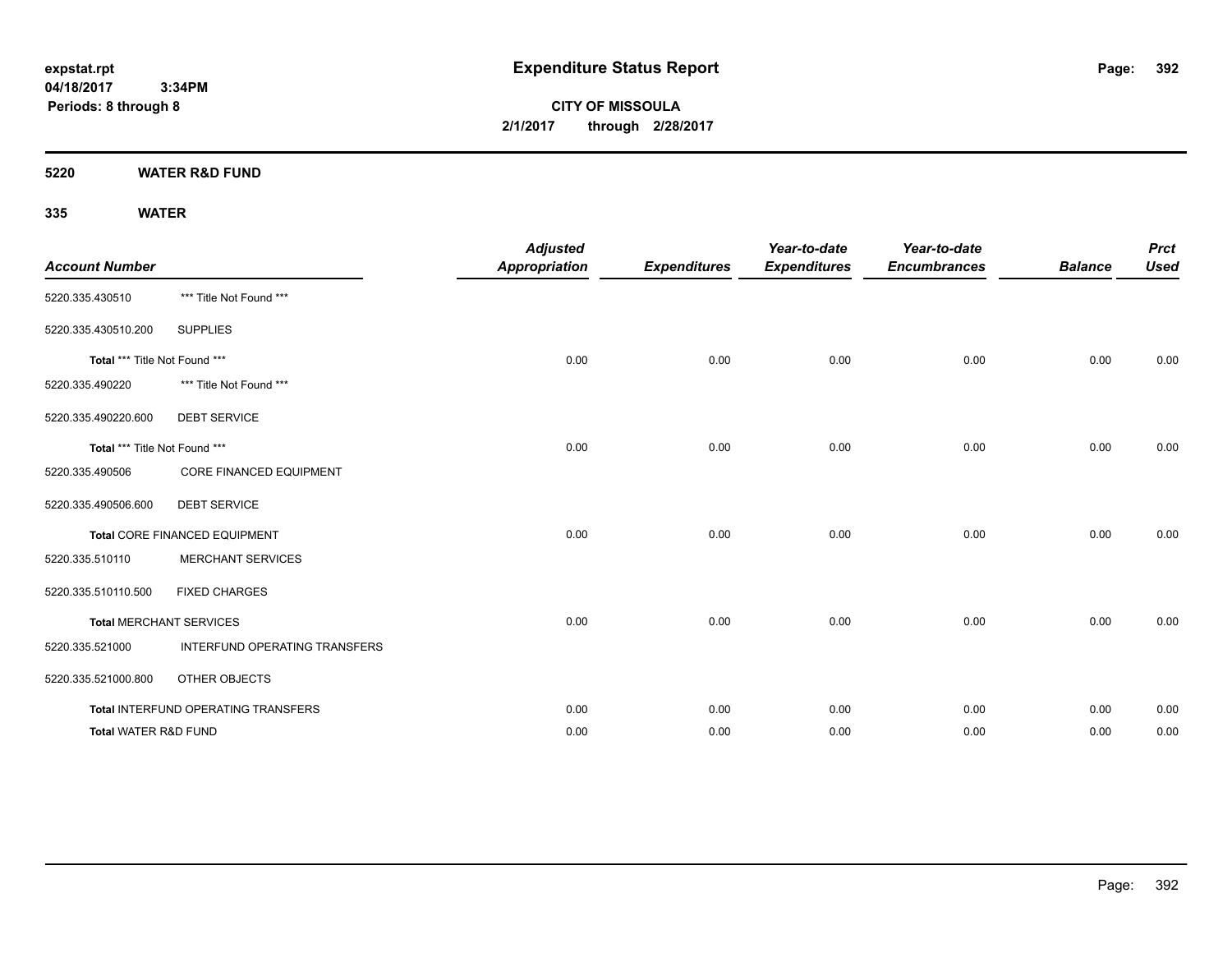**expstat.rpt**
**04/18/2017 3:34PM**
**Periods: 8 through 8**

# Expenditure Status Report

**CITY OF MISSOULA**
**2/1/2017 through 2/28/2017**

## 5220 WATER R&D FUND

### 335 WATER

| Account Number | | Adjusted Appropriation | Expenditures | Year-to-date Expenditures | Year-to-date Encumbrances | Balance | Prct Used |
|---|---|---|---|---|---|---|---|
| 5220.335.430510 | *** Title Not Found *** | | | | | | |
| 5220.335.430510.200 | SUPPLIES | | | | | | |
| **Total** *** Title Not Found *** | | 0.00 | 0.00 | 0.00 | 0.00 | 0.00 | 0.00 |
| 5220.335.490220 | *** Title Not Found *** | | | | | | |
| 5220.335.490220.600 | DEBT SERVICE | | | | | | |
| **Total** *** Title Not Found *** | | 0.00 | 0.00 | 0.00 | 0.00 | 0.00 | 0.00 |
| 5220.335.490506 | CORE FINANCED EQUIPMENT | | | | | | |
| 5220.335.490506.600 | DEBT SERVICE | | | | | | |
| **Total** CORE FINANCED EQUIPMENT | | 0.00 | 0.00 | 0.00 | 0.00 | 0.00 | 0.00 |
| 5220.335.510110 | MERCHANT SERVICES | | | | | | |
| 5220.335.510110.500 | FIXED CHARGES | | | | | | |
| **Total** MERCHANT SERVICES | | 0.00 | 0.00 | 0.00 | 0.00 | 0.00 | 0.00 |
| 5220.335.521000 | INTERFUND OPERATING TRANSFERS | | | | | | |
| 5220.335.521000.800 | OTHER OBJECTS | | | | | | |
| **Total** INTERFUND OPERATING TRANSFERS | | 0.00 | 0.00 | 0.00 | 0.00 | 0.00 | 0.00 |
| **Total** WATER R&D FUND | | 0.00 | 0.00 | 0.00 | 0.00 | 0.00 | 0.00 |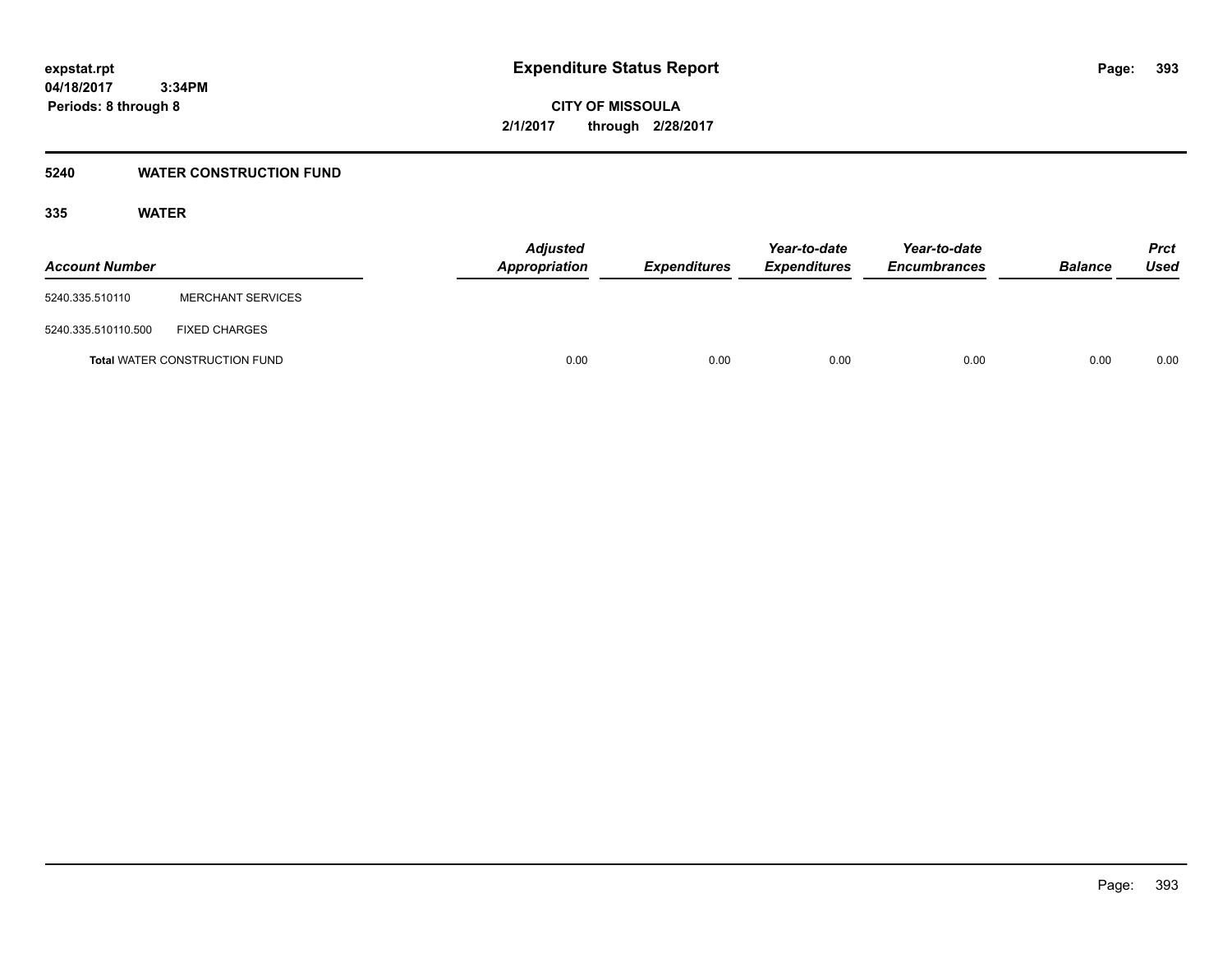# Expenditure Status Report

expstat.rpt
04/18/2017 3:34PM
Periods: 8 through 8

**CITY OF MISSOULA**
**2/1/2017 through 2/28/2017**

## 5240 WATER CONSTRUCTION FUND

### 335 WATER

| Account Number | | Adjusted Appropriation | Expenditures | Year-to-date Expenditures | Year-to-date Encumbrances | Balance | Prct Used |
|---|---|---|---|---|---|---|---|
| 5240.335.510110 | MERCHANT SERVICES | | | | | | |
| 5240.335.510110.500 | FIXED CHARGES | | | | | | |
| **Total** WATER CONSTRUCTION FUND | | 0.00 | 0.00 | 0.00 | 0.00 | 0.00 | 0.00 |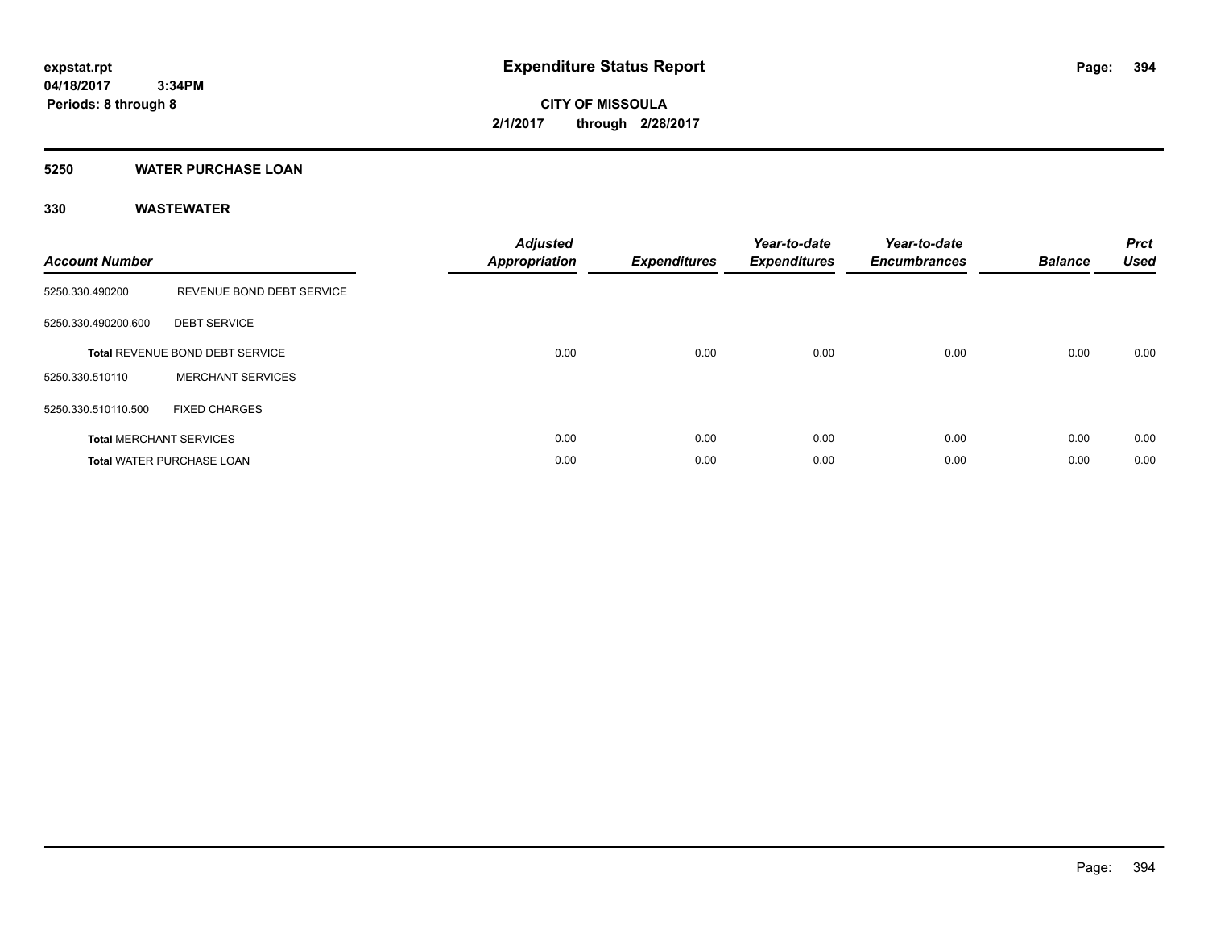# Expenditure Status Report

expstat.rpt
04/18/2017 3:34PM
Periods: 8 through 8

**CITY OF MISSOULA**
**2/1/2017 through 2/28/2017**

## 5250 WATER PURCHASE LOAN

### 330 WASTEWATER

| Account Number | | Adjusted Appropriation | Expenditures | Year-to-date Expenditures | Year-to-date Encumbrances | Balance | Prct Used |
|---|---|---|---|---|---|---|---|
| 5250.330.490200 | REVENUE BOND DEBT SERVICE | | | | | | |
| 5250.330.490200.600 | DEBT SERVICE | | | | | | |
| **Total** REVENUE BOND DEBT SERVICE | | 0.00 | 0.00 | 0.00 | 0.00 | 0.00 | 0.00 |
| 5250.330.510110 | MERCHANT SERVICES | | | | | | |
| 5250.330.510110.500 | FIXED CHARGES | | | | | | |
| **Total** MERCHANT SERVICES | | 0.00 | 0.00 | 0.00 | 0.00 | 0.00 | 0.00 |
| **Total** WATER PURCHASE LOAN | | 0.00 | 0.00 | 0.00 | 0.00 | 0.00 | 0.00 |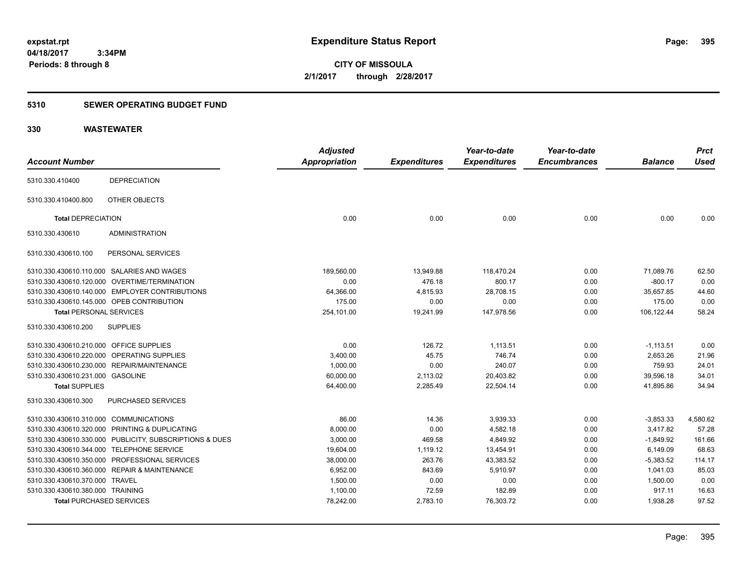**expstat.rpt**
**04/18/2017 3:34PM**
**Periods: 8 through 8**

# Expenditure Status Report

**CITY OF MISSOULA**
**2/1/2017 through 2/28/2017**

## 5310 SEWER OPERATING BUDGET FUND

## 330 WASTEWATER

| Account Number | | Adjusted Appropriation | Expenditures | Year-to-date Expenditures | Year-to-date Encumbrances | Balance | Prct Used |
|---|---|---|---|---|---|---|---|
| 5310.330.410400 | DEPRECIATION | | | | | | |
| 5310.330.410400.800 | OTHER OBJECTS | | | | | | |
| **Total** DEPRECIATION | | 0.00 | 0.00 | 0.00 | 0.00 | 0.00 | 0.00 |
| 5310.330.430610 | ADMINISTRATION | | | | | | |
| 5310.330.430610.100 | PERSONAL SERVICES | | | | | | |
| 5310.330.430610.110.000 | SALARIES AND WAGES | 189,560.00 | 13,949.88 | 118,470.24 | 0.00 | 71,089.76 | 62.50 |
| 5310.330.430610.120.000 | OVERTIME/TERMINATION | 0.00 | 476.18 | 800.17 | 0.00 | -800.17 | 0.00 |
| 5310.330.430610.140.000 | EMPLOYER CONTRIBUTIONS | 64,366.00 | 4,815.93 | 28,708.15 | 0.00 | 35,657.85 | 44.60 |
| 5310.330.430610.145.000 | OPEB CONTRIBUTION | 175.00 | 0.00 | 0.00 | 0.00 | 175.00 | 0.00 |
| **Total** PERSONAL SERVICES | | 254,101.00 | 19,241.99 | 147,978.56 | 0.00 | 106,122.44 | 58.24 |
| 5310.330.430610.200 | SUPPLIES | | | | | | |
| 5310.330.430610.210.000 | OFFICE SUPPLIES | 0.00 | 126.72 | 1,113.51 | 0.00 | -1,113.51 | 0.00 |
| 5310.330.430610.220.000 | OPERATING SUPPLIES | 3,400.00 | 45.75 | 746.74 | 0.00 | 2,653.26 | 21.96 |
| 5310.330.430610.230.000 | REPAIR/MAINTENANCE | 1,000.00 | 0.00 | 240.07 | 0.00 | 759.93 | 24.01 |
| 5310.330.430610.231.000 | GASOLINE | 60,000.00 | 2,113.02 | 20,403.82 | 0.00 | 39,596.18 | 34.01 |
| **Total** SUPPLIES | | 64,400.00 | 2,285.49 | 22,504.14 | 0.00 | 41,895.86 | 34.94 |
| 5310.330.430610.300 | PURCHASED SERVICES | | | | | | |
| 5310.330.430610.310.000 | COMMUNICATIONS | 86.00 | 14.36 | 3,939.33 | 0.00 | -3,853.33 | 4,580.62 |
| 5310.330.430610.320.000 | PRINTING & DUPLICATING | 8,000.00 | 0.00 | 4,582.18 | 0.00 | 3,417.82 | 57.28 |
| 5310.330.430610.330.000 | PUBLICITY, SUBSCRIPTIONS & DUES | 3,000.00 | 469.58 | 4,849.92 | 0.00 | -1,849.92 | 161.66 |
| 5310.330.430610.344.000 | TELEPHONE SERVICE | 19,604.00 | 1,119.12 | 13,454.91 | 0.00 | 6,149.09 | 68.63 |
| 5310.330.430610.350.000 | PROFESSIONAL SERVICES | 38,000.00 | 263.76 | 43,383.52 | 0.00 | -5,383.52 | 114.17 |
| 5310.330.430610.360.000 | REPAIR & MAINTENANCE | 6,952.00 | 843.69 | 5,910.97 | 0.00 | 1,041.03 | 85.03 |
| 5310.330.430610.370.000 | TRAVEL | 1,500.00 | 0.00 | 0.00 | 0.00 | 1,500.00 | 0.00 |
| 5310.330.430610.380.000 | TRAINING | 1,100.00 | 72.59 | 182.89 | 0.00 | 917.11 | 16.63 |
| **Total** PURCHASED SERVICES | | 78,242.00 | 2,783.10 | 76,303.72 | 0.00 | 1,938.28 | 97.52 |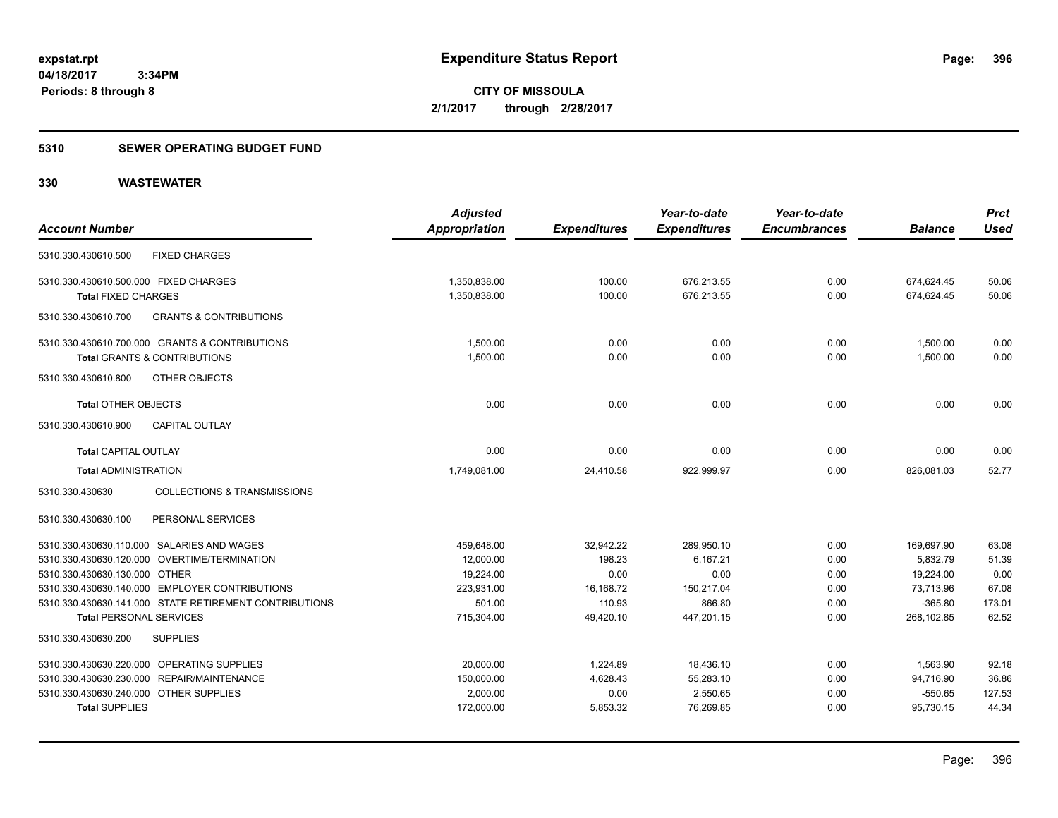# Expenditure Status Report

expstat.rpt
04/18/2017 3:34PM
Periods: 8 through 8

**CITY OF MISSOULA**
**2/1/2017 through 2/28/2017**

## 5310 SEWER OPERATING BUDGET FUND

## 330 WASTEWATER

| Account Number | Adjusted Appropriation | Expenditures | Year-to-date Expenditures | Year-to-date Encumbrances | Balance | Prct Used |
|---|---|---|---|---|---|---|
| 5310.330.430610.500 FIXED CHARGES | | | | | | |
| 5310.330.430610.500.000 FIXED CHARGES | 1,350,838.00 | 100.00 | 676,213.55 | 0.00 | 674,624.45 | 50.06 |
| **Total** FIXED CHARGES | 1,350,838.00 | 100.00 | 676,213.55 | 0.00 | 674,624.45 | 50.06 |
| 5310.330.430610.700 GRANTS & CONTRIBUTIONS | | | | | | |
| 5310.330.430610.700.000 GRANTS & CONTRIBUTIONS | 1,500.00 | 0.00 | 0.00 | 0.00 | 1,500.00 | 0.00 |
| **Total** GRANTS & CONTRIBUTIONS | 1,500.00 | 0.00 | 0.00 | 0.00 | 1,500.00 | 0.00 |
| 5310.330.430610.800 OTHER OBJECTS | | | | | | |
| **Total** OTHER OBJECTS | 0.00 | 0.00 | 0.00 | 0.00 | 0.00 | 0.00 |
| 5310.330.430610.900 CAPITAL OUTLAY | | | | | | |
| **Total** CAPITAL OUTLAY | 0.00 | 0.00 | 0.00 | 0.00 | 0.00 | 0.00 |
| **Total** ADMINISTRATION | 1,749,081.00 | 24,410.58 | 922,999.97 | 0.00 | 826,081.03 | 52.77 |
| 5310.330.430630 COLLECTIONS & TRANSMISSIONS | | | | | | |
| 5310.330.430630.100 PERSONAL SERVICES | | | | | | |
| 5310.330.430630.110.000 SALARIES AND WAGES | 459,648.00 | 32,942.22 | 289,950.10 | 0.00 | 169,697.90 | 63.08 |
| 5310.330.430630.120.000 OVERTIME/TERMINATION | 12,000.00 | 198.23 | 6,167.21 | 0.00 | 5,832.79 | 51.39 |
| 5310.330.430630.130.000 OTHER | 19,224.00 | 0.00 | 0.00 | 0.00 | 19,224.00 | 0.00 |
| 5310.330.430630.140.000 EMPLOYER CONTRIBUTIONS | 223,931.00 | 16,168.72 | 150,217.04 | 0.00 | 73,713.96 | 67.08 |
| 5310.330.430630.141.000 STATE RETIREMENT CONTRIBUTIONS | 501.00 | 110.93 | 866.80 | 0.00 | -365.80 | 173.01 |
| **Total** PERSONAL SERVICES | 715,304.00 | 49,420.10 | 447,201.15 | 0.00 | 268,102.85 | 62.52 |
| 5310.330.430630.200 SUPPLIES | | | | | | |
| 5310.330.430630.220.000 OPERATING SUPPLIES | 20,000.00 | 1,224.89 | 18,436.10 | 0.00 | 1,563.90 | 92.18 |
| 5310.330.430630.230.000 REPAIR/MAINTENANCE | 150,000.00 | 4,628.43 | 55,283.10 | 0.00 | 94,716.90 | 36.86 |
| 5310.330.430630.240.000 OTHER SUPPLIES | 2,000.00 | 0.00 | 2,550.65 | 0.00 | -550.65 | 127.53 |
| **Total** SUPPLIES | 172,000.00 | 5,853.32 | 76,269.85 | 0.00 | 95,730.15 | 44.34 |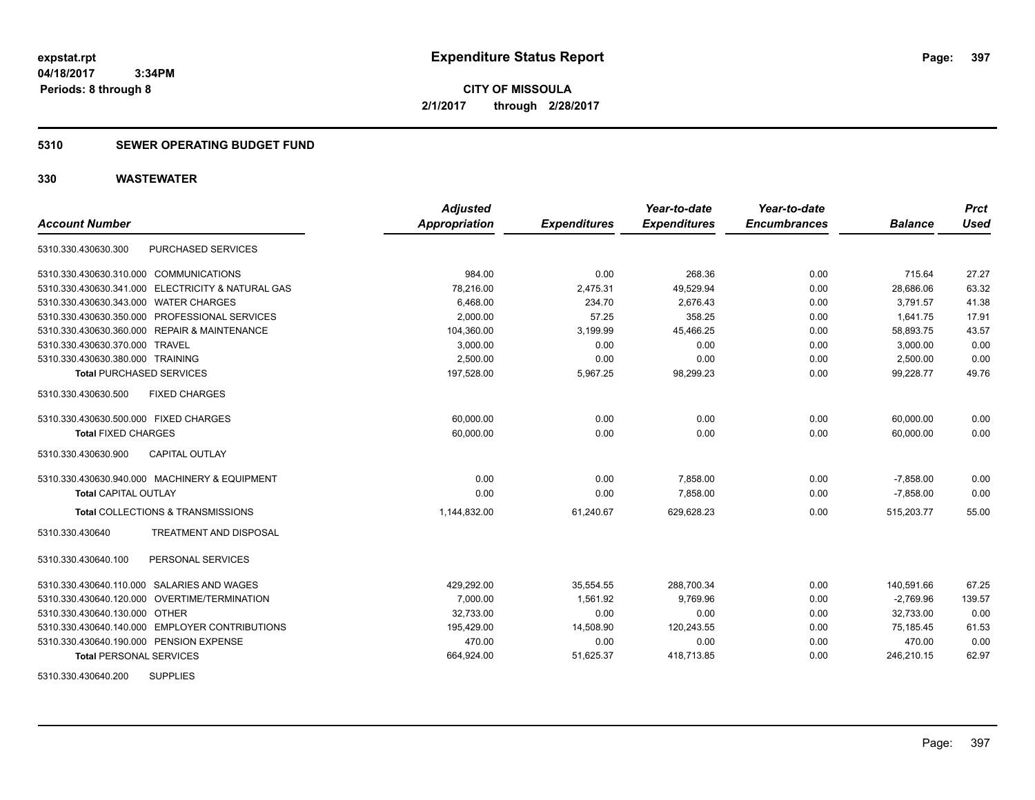# Expenditure Status Report

expstat.rpt
04/18/2017 3:34PM
Periods: 8 through 8

**CITY OF MISSOULA**
**2/1/2017 through 2/28/2017**

## 5310 SEWER OPERATING BUDGET FUND

## 330 WASTEWATER

| Account Number | Adjusted Appropriation | Expenditures | Year-to-date Expenditures | Year-to-date Encumbrances | Balance | Prct Used |
|---|---|---|---|---|---|---|
| 5310.330.430630.300 PURCHASED SERVICES | | | | | | |
| 5310.330.430630.310.000 COMMUNICATIONS | 984.00 | 0.00 | 268.36 | 0.00 | 715.64 | 27.27 |
| 5310.330.430630.341.000 ELECTRICITY & NATURAL GAS | 78,216.00 | 2,475.31 | 49,529.94 | 0.00 | 28,686.06 | 63.32 |
| 5310.330.430630.343.000 WATER CHARGES | 6,468.00 | 234.70 | 2,676.43 | 0.00 | 3,791.57 | 41.38 |
| 5310.330.430630.350.000 PROFESSIONAL SERVICES | 2,000.00 | 57.25 | 358.25 | 0.00 | 1,641.75 | 17.91 |
| 5310.330.430630.360.000 REPAIR & MAINTENANCE | 104,360.00 | 3,199.99 | 45,466.25 | 0.00 | 58,893.75 | 43.57 |
| 5310.330.430630.370.000 TRAVEL | 3,000.00 | 0.00 | 0.00 | 0.00 | 3,000.00 | 0.00 |
| 5310.330.430630.380.000 TRAINING | 2,500.00 | 0.00 | 0.00 | 0.00 | 2,500.00 | 0.00 |
| **Total** PURCHASED SERVICES | 197,528.00 | 5,967.25 | 98,299.23 | 0.00 | 99,228.77 | 49.76 |
| 5310.330.430630.500 FIXED CHARGES | | | | | | |
| 5310.330.430630.500.000 FIXED CHARGES | 60,000.00 | 0.00 | 0.00 | 0.00 | 60,000.00 | 0.00 |
| **Total** FIXED CHARGES | 60,000.00 | 0.00 | 0.00 | 0.00 | 60,000.00 | 0.00 |
| 5310.330.430630.900 CAPITAL OUTLAY | | | | | | |
| 5310.330.430630.940.000 MACHINERY & EQUIPMENT | 0.00 | 0.00 | 7,858.00 | 0.00 | -7,858.00 | 0.00 |
| **Total** CAPITAL OUTLAY | 0.00 | 0.00 | 7,858.00 | 0.00 | -7,858.00 | 0.00 |
| **Total** COLLECTIONS & TRANSMISSIONS | 1,144,832.00 | 61,240.67 | 629,628.23 | 0.00 | 515,203.77 | 55.00 |
| 5310.330.430640 TREATMENT AND DISPOSAL | | | | | | |
| 5310.330.430640.100 PERSONAL SERVICES | | | | | | |
| 5310.330.430640.110.000 SALARIES AND WAGES | 429,292.00 | 35,554.55 | 288,700.34 | 0.00 | 140,591.66 | 67.25 |
| 5310.330.430640.120.000 OVERTIME/TERMINATION | 7,000.00 | 1,561.92 | 9,769.96 | 0.00 | -2,769.96 | 139.57 |
| 5310.330.430640.130.000 OTHER | 32,733.00 | 0.00 | 0.00 | 0.00 | 32,733.00 | 0.00 |
| 5310.330.430640.140.000 EMPLOYER CONTRIBUTIONS | 195,429.00 | 14,508.90 | 120,243.55 | 0.00 | 75,185.45 | 61.53 |
| 5310.330.430640.190.000 PENSION EXPENSE | 470.00 | 0.00 | 0.00 | 0.00 | 470.00 | 0.00 |
| **Total** PERSONAL SERVICES | 664,924.00 | 51,625.37 | 418,713.85 | 0.00 | 246,210.15 | 62.97 |
| 5310.330.430640.200 SUPPLIES | | | | | | |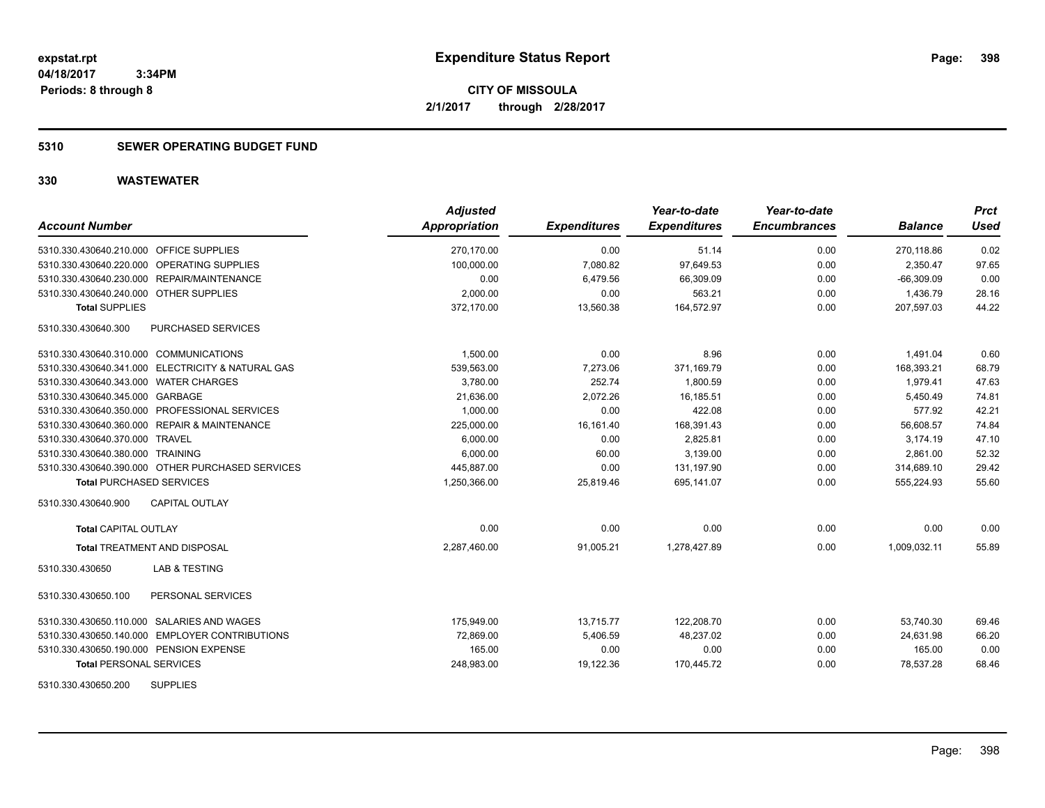**expstat.rpt**
**04/18/2017 3:34PM**
**Periods: 8 through 8**

# Expenditure Status Report

**CITY OF MISSOULA**
**2/1/2017 through 2/28/2017**

## 5310 SEWER OPERATING BUDGET FUND

## 330 WASTEWATER

| Account Number | | Adjusted Appropriation | Expenditures | Year-to-date Expenditures | Year-to-date Encumbrances | Balance | Prct Used |
|---|---|---|---|---|---|---|---|
| 5310.330.430640.210.000 | OFFICE SUPPLIES | 270,170.00 | 0.00 | 51.14 | 0.00 | 270,118.86 | 0.02 |
| 5310.330.430640.220.000 | OPERATING SUPPLIES | 100,000.00 | 7,080.82 | 97,649.53 | 0.00 | 2,350.47 | 97.65 |
| 5310.330.430640.230.000 | REPAIR/MAINTENANCE | 0.00 | 6,479.56 | 66,309.09 | 0.00 | -66,309.09 | 0.00 |
| 5310.330.430640.240.000 | OTHER SUPPLIES | 2,000.00 | 0.00 | 563.21 | 0.00 | 1,436.79 | 28.16 |
| **Total** SUPPLIES | | 372,170.00 | 13,560.38 | 164,572.97 | 0.00 | 207,597.03 | 44.22 |
| 5310.330.430640.300 | PURCHASED SERVICES | | | | | | |
| 5310.330.430640.310.000 | COMMUNICATIONS | 1,500.00 | 0.00 | 8.96 | 0.00 | 1,491.04 | 0.60 |
| 5310.330.430640.341.000 | ELECTRICITY & NATURAL GAS | 539,563.00 | 7,273.06 | 371,169.79 | 0.00 | 168,393.21 | 68.79 |
| 5310.330.430640.343.000 | WATER CHARGES | 3,780.00 | 252.74 | 1,800.59 | 0.00 | 1,979.41 | 47.63 |
| 5310.330.430640.345.000 | GARBAGE | 21,636.00 | 2,072.26 | 16,185.51 | 0.00 | 5,450.49 | 74.81 |
| 5310.330.430640.350.000 | PROFESSIONAL SERVICES | 1,000.00 | 0.00 | 422.08 | 0.00 | 577.92 | 42.21 |
| 5310.330.430640.360.000 | REPAIR & MAINTENANCE | 225,000.00 | 16,161.40 | 168,391.43 | 0.00 | 56,608.57 | 74.84 |
| 5310.330.430640.370.000 | TRAVEL | 6,000.00 | 0.00 | 2,825.81 | 0.00 | 3,174.19 | 47.10 |
| 5310.330.430640.380.000 | TRAINING | 6,000.00 | 60.00 | 3,139.00 | 0.00 | 2,861.00 | 52.32 |
| 5310.330.430640.390.000 | OTHER PURCHASED SERVICES | 445,887.00 | 0.00 | 131,197.90 | 0.00 | 314,689.10 | 29.42 |
| **Total** PURCHASED SERVICES | | 1,250,366.00 | 25,819.46 | 695,141.07 | 0.00 | 555,224.93 | 55.60 |
| 5310.330.430640.900 | CAPITAL OUTLAY | | | | | | |
| **Total** CAPITAL OUTLAY | | 0.00 | 0.00 | 0.00 | 0.00 | 0.00 | 0.00 |
| **Total** TREATMENT AND DISPOSAL | | 2,287,460.00 | 91,005.21 | 1,278,427.89 | 0.00 | 1,009,032.11 | 55.89 |
| 5310.330.430650 | LAB & TESTING | | | | | | |
| 5310.330.430650.100 | PERSONAL SERVICES | | | | | | |
| 5310.330.430650.110.000 | SALARIES AND WAGES | 175,949.00 | 13,715.77 | 122,208.70 | 0.00 | 53,740.30 | 69.46 |
| 5310.330.430650.140.000 | EMPLOYER CONTRIBUTIONS | 72,869.00 | 5,406.59 | 48,237.02 | 0.00 | 24,631.98 | 66.20 |
| 5310.330.430650.190.000 | PENSION EXPENSE | 165.00 | 0.00 | 0.00 | 0.00 | 165.00 | 0.00 |
| **Total** PERSONAL SERVICES | | 248,983.00 | 19,122.36 | 170,445.72 | 0.00 | 78,537.28 | 68.46 |
| 5310.330.430650.200 | SUPPLIES | | | | | | |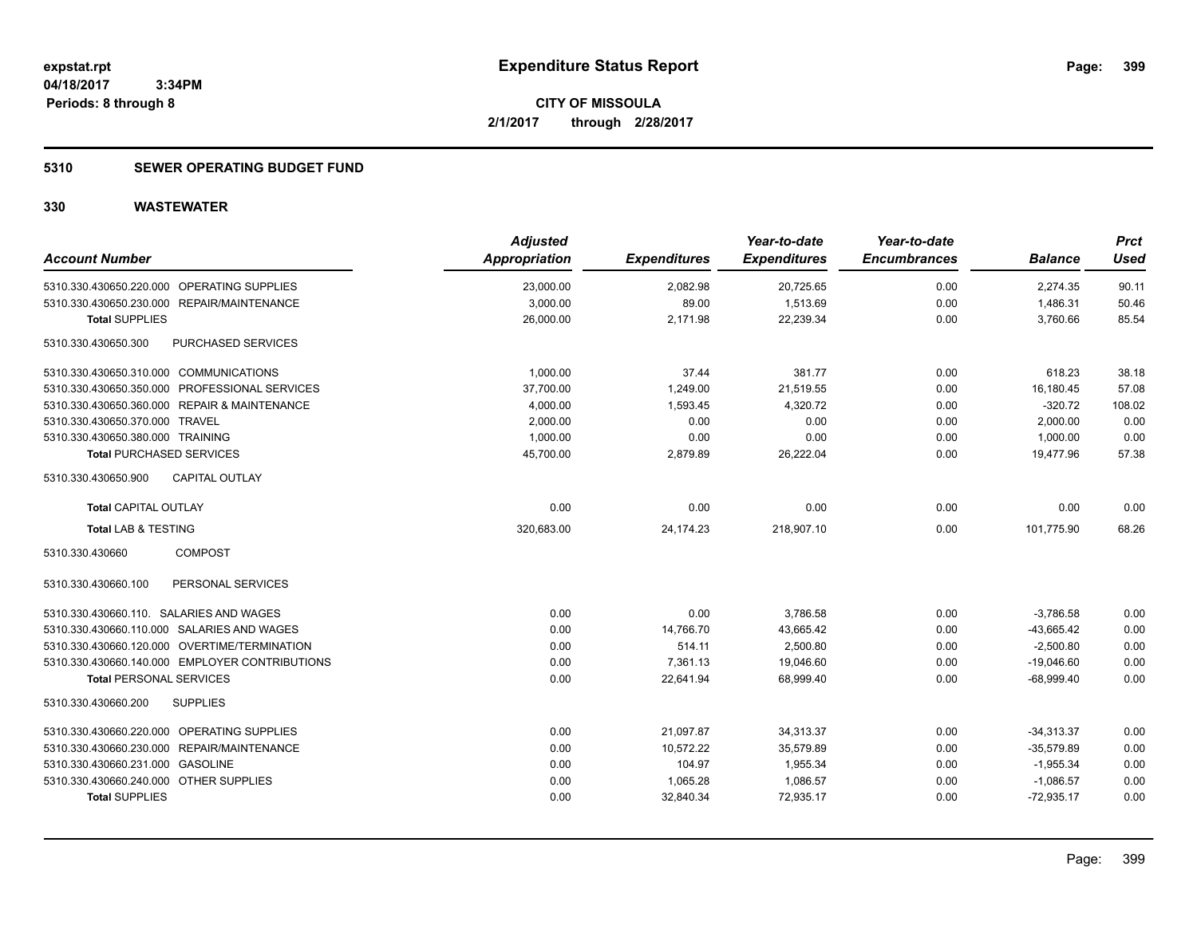**expstat.rpt**
**04/18/2017 3:34PM**
**Periods: 8 through 8**

# Expenditure Status Report

**CITY OF MISSOULA**
**2/1/2017 through 2/28/2017**

## 5310 SEWER OPERATING BUDGET FUND

### 330 WASTEWATER

| Account Number | Adjusted Appropriation | Expenditures | Year-to-date Expenditures | Year-to-date Encumbrances | Balance | Prct Used |
|---|---|---|---|---|---|---|
| 5310.330.430650.220.000 OPERATING SUPPLIES | 23,000.00 | 2,082.98 | 20,725.65 | 0.00 | 2,274.35 | 90.11 |
| 5310.330.430650.230.000 REPAIR/MAINTENANCE | 3,000.00 | 89.00 | 1,513.69 | 0.00 | 1,486.31 | 50.46 |
| **Total SUPPLIES** | 26,000.00 | 2,171.98 | 22,239.34 | 0.00 | 3,760.66 | 85.54 |
| 5310.330.430650.300 PURCHASED SERVICES | | | | | | |
| 5310.330.430650.310.000 COMMUNICATIONS | 1,000.00 | 37.44 | 381.77 | 0.00 | 618.23 | 38.18 |
| 5310.330.430650.350.000 PROFESSIONAL SERVICES | 37,700.00 | 1,249.00 | 21,519.55 | 0.00 | 16,180.45 | 57.08 |
| 5310.330.430650.360.000 REPAIR & MAINTENANCE | 4,000.00 | 1,593.45 | 4,320.72 | 0.00 | -320.72 | 108.02 |
| 5310.330.430650.370.000 TRAVEL | 2,000.00 | 0.00 | 0.00 | 0.00 | 2,000.00 | 0.00 |
| 5310.330.430650.380.000 TRAINING | 1,000.00 | 0.00 | 0.00 | 0.00 | 1,000.00 | 0.00 |
| **Total PURCHASED SERVICES** | 45,700.00 | 2,879.89 | 26,222.04 | 0.00 | 19,477.96 | 57.38 |
| 5310.330.430650.900 CAPITAL OUTLAY | | | | | | |
| **Total CAPITAL OUTLAY** | 0.00 | 0.00 | 0.00 | 0.00 | 0.00 | 0.00 |
| **Total LAB & TESTING** | 320,683.00 | 24,174.23 | 218,907.10 | 0.00 | 101,775.90 | 68.26 |
| 5310.330.430660 COMPOST | | | | | | |
| 5310.330.430660.100 PERSONAL SERVICES | | | | | | |
| 5310.330.430660.110. SALARIES AND WAGES | 0.00 | 0.00 | 3,786.58 | 0.00 | -3,786.58 | 0.00 |
| 5310.330.430660.110.000 SALARIES AND WAGES | 0.00 | 14,766.70 | 43,665.42 | 0.00 | -43,665.42 | 0.00 |
| 5310.330.430660.120.000 OVERTIME/TERMINATION | 0.00 | 514.11 | 2,500.80 | 0.00 | -2,500.80 | 0.00 |
| 5310.330.430660.140.000 EMPLOYER CONTRIBUTIONS | 0.00 | 7,361.13 | 19,046.60 | 0.00 | -19,046.60 | 0.00 |
| **Total PERSONAL SERVICES** | 0.00 | 22,641.94 | 68,999.40 | 0.00 | -68,999.40 | 0.00 |
| 5310.330.430660.200 SUPPLIES | | | | | | |
| 5310.330.430660.220.000 OPERATING SUPPLIES | 0.00 | 21,097.87 | 34,313.37 | 0.00 | -34,313.37 | 0.00 |
| 5310.330.430660.230.000 REPAIR/MAINTENANCE | 0.00 | 10,572.22 | 35,579.89 | 0.00 | -35,579.89 | 0.00 |
| 5310.330.430660.231.000 GASOLINE | 0.00 | 104.97 | 1,955.34 | 0.00 | -1,955.34 | 0.00 |
| 5310.330.430660.240.000 OTHER SUPPLIES | 0.00 | 1,065.28 | 1,086.57 | 0.00 | -1,086.57 | 0.00 |
| **Total SUPPLIES** | 0.00 | 32,840.34 | 72,935.17 | 0.00 | -72,935.17 | 0.00 |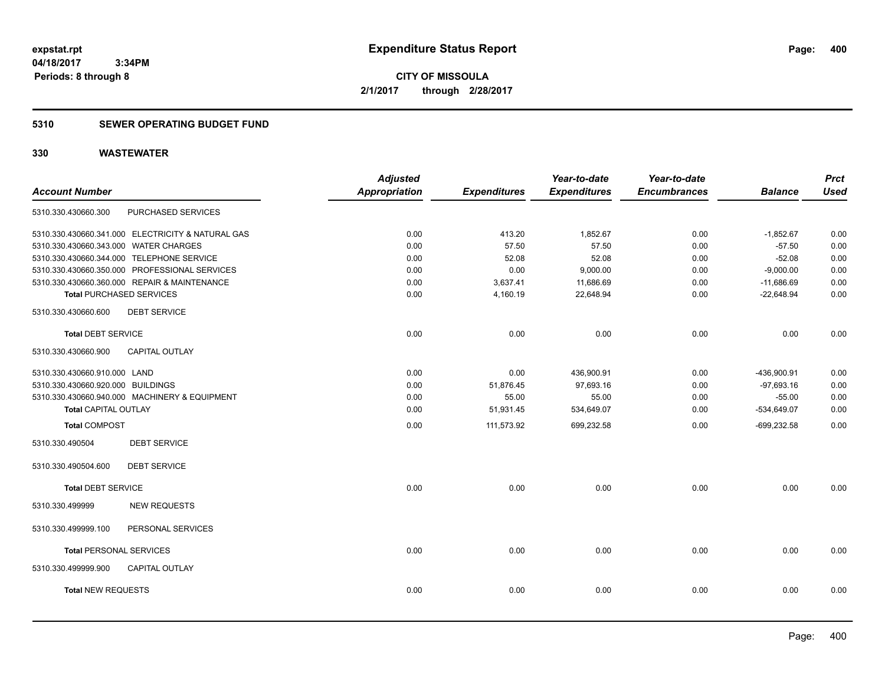**expstat.rpt**
**04/18/2017 3:34PM**
**Periods: 8 through 8**

# Expenditure Status Report

**CITY OF MISSOULA**
**2/1/2017 through 2/28/2017**

## 5310 SEWER OPERATING BUDGET FUND

## 330 WASTEWATER

| Account Number | Adjusted Appropriation | Expenditures | Year-to-date Expenditures | Year-to-date Encumbrances | Balance | Prct Used |
|---|---|---|---|---|---|---|
| 5310.330.430660.300 PURCHASED SERVICES | | | | | | |
| 5310.330.430660.341.000 ELECTRICITY & NATURAL GAS | 0.00 | 413.20 | 1,852.67 | 0.00 | -1,852.67 | 0.00 |
| 5310.330.430660.343.000 WATER CHARGES | 0.00 | 57.50 | 57.50 | 0.00 | -57.50 | 0.00 |
| 5310.330.430660.344.000 TELEPHONE SERVICE | 0.00 | 52.08 | 52.08 | 0.00 | -52.08 | 0.00 |
| 5310.330.430660.350.000 PROFESSIONAL SERVICES | 0.00 | 0.00 | 9,000.00 | 0.00 | -9,000.00 | 0.00 |
| 5310.330.430660.360.000 REPAIR & MAINTENANCE | 0.00 | 3,637.41 | 11,686.69 | 0.00 | -11,686.69 | 0.00 |
| **Total** PURCHASED SERVICES | 0.00 | 4,160.19 | 22,648.94 | 0.00 | -22,648.94 | 0.00 |
| 5310.330.430660.600 DEBT SERVICE | | | | | | |
| **Total** DEBT SERVICE | 0.00 | 0.00 | 0.00 | 0.00 | 0.00 | 0.00 |
| 5310.330.430660.900 CAPITAL OUTLAY | | | | | | |
| 5310.330.430660.910.000 LAND | 0.00 | 0.00 | 436,900.91 | 0.00 | -436,900.91 | 0.00 |
| 5310.330.430660.920.000 BUILDINGS | 0.00 | 51,876.45 | 97,693.16 | 0.00 | -97,693.16 | 0.00 |
| 5310.330.430660.940.000 MACHINERY & EQUIPMENT | 0.00 | 55.00 | 55.00 | 0.00 | -55.00 | 0.00 |
| **Total** CAPITAL OUTLAY | 0.00 | 51,931.45 | 534,649.07 | 0.00 | -534,649.07 | 0.00 |
| **Total** COMPOST | 0.00 | 111,573.92 | 699,232.58 | 0.00 | -699,232.58 | 0.00 |
| 5310.330.490504 DEBT SERVICE | | | | | | |
| 5310.330.490504.600 DEBT SERVICE | | | | | | |
| **Total** DEBT SERVICE | 0.00 | 0.00 | 0.00 | 0.00 | 0.00 | 0.00 |
| 5310.330.499999 NEW REQUESTS | | | | | | |
| 5310.330.499999.100 PERSONAL SERVICES | | | | | | |
| **Total** PERSONAL SERVICES | 0.00 | 0.00 | 0.00 | 0.00 | 0.00 | 0.00 |
| 5310.330.499999.900 CAPITAL OUTLAY | | | | | | |
| **Total** NEW REQUESTS | 0.00 | 0.00 | 0.00 | 0.00 | 0.00 | 0.00 |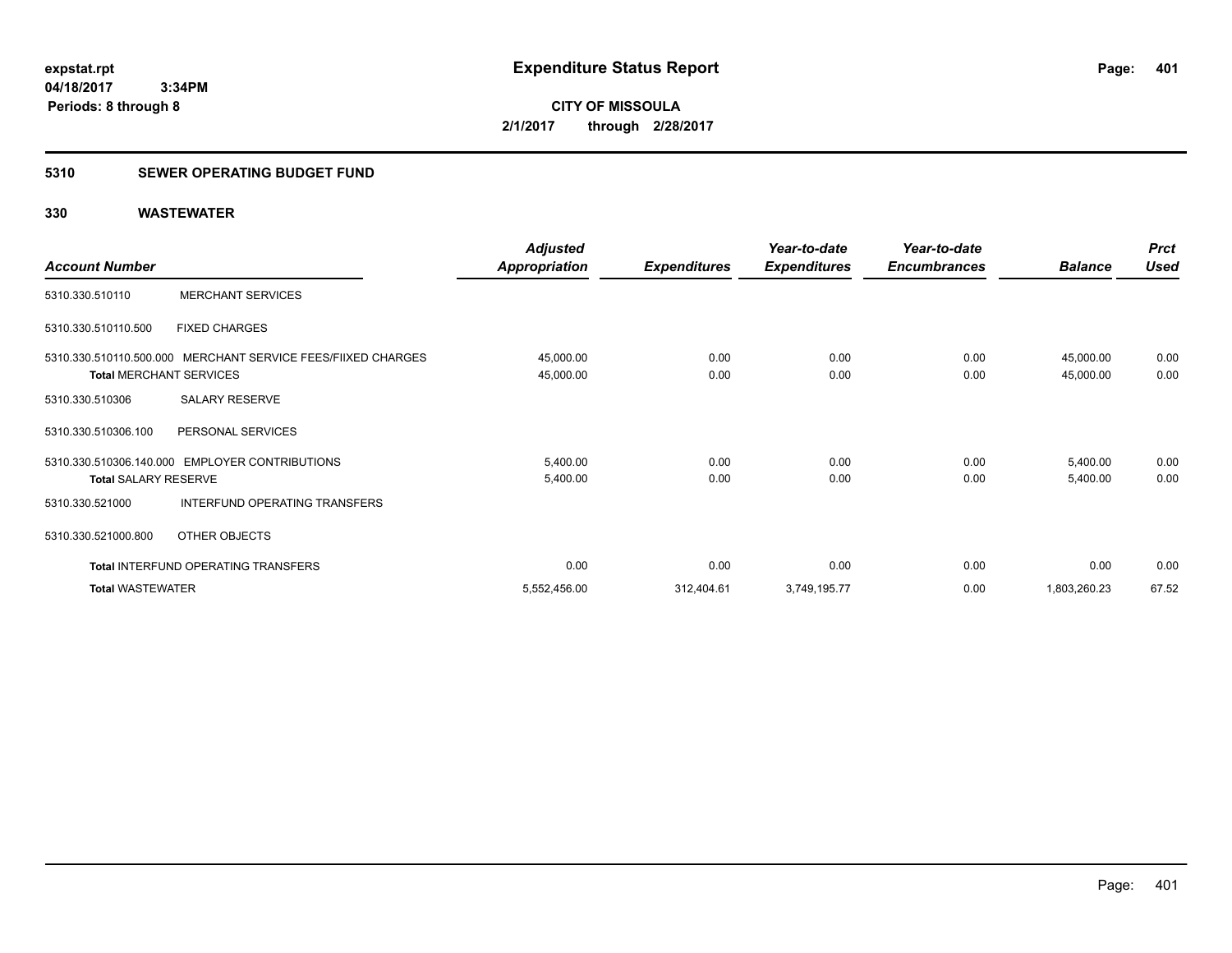**expstat.rpt**
**04/18/2017 3:34PM**
**Periods: 8 through 8**

# Expenditure Status Report

**CITY OF MISSOULA**
**2/1/2017 through 2/28/2017**

## 5310 SEWER OPERATING BUDGET FUND

### 330 WASTEWATER

| Account Number | | Adjusted Appropriation | Expenditures | Year-to-date Expenditures | Year-to-date Encumbrances | Balance | Prct Used |
|---|---|---|---|---|---|---|---|
| 5310.330.510110 | MERCHANT SERVICES | | | | | | |
| 5310.330.510110.500 | FIXED CHARGES | | | | | | |
| 5310.330.510110.500.000 | MERCHANT SERVICE FEES/FIIXED CHARGES | 45,000.00 | 0.00 | 0.00 | 0.00 | 45,000.00 | 0.00 |
| **Total** MERCHANT SERVICES | | 45,000.00 | 0.00 | 0.00 | 0.00 | 45,000.00 | 0.00 |
| 5310.330.510306 | SALARY RESERVE | | | | | | |
| 5310.330.510306.100 | PERSONAL SERVICES | | | | | | |
| 5310.330.510306.140.000 | EMPLOYER CONTRIBUTIONS | 5,400.00 | 0.00 | 0.00 | 0.00 | 5,400.00 | 0.00 |
| **Total** SALARY RESERVE | | 5,400.00 | 0.00 | 0.00 | 0.00 | 5,400.00 | 0.00 |
| 5310.330.521000 | INTERFUND OPERATING TRANSFERS | | | | | | |
| 5310.330.521000.800 | OTHER OBJECTS | | | | | | |
| **Total** INTERFUND OPERATING TRANSFERS | | 0.00 | 0.00 | 0.00 | 0.00 | 0.00 | 0.00 |
| **Total** WASTEWATER | | 5,552,456.00 | 312,404.61 | 3,749,195.77 | 0.00 | 1,803,260.23 | 67.52 |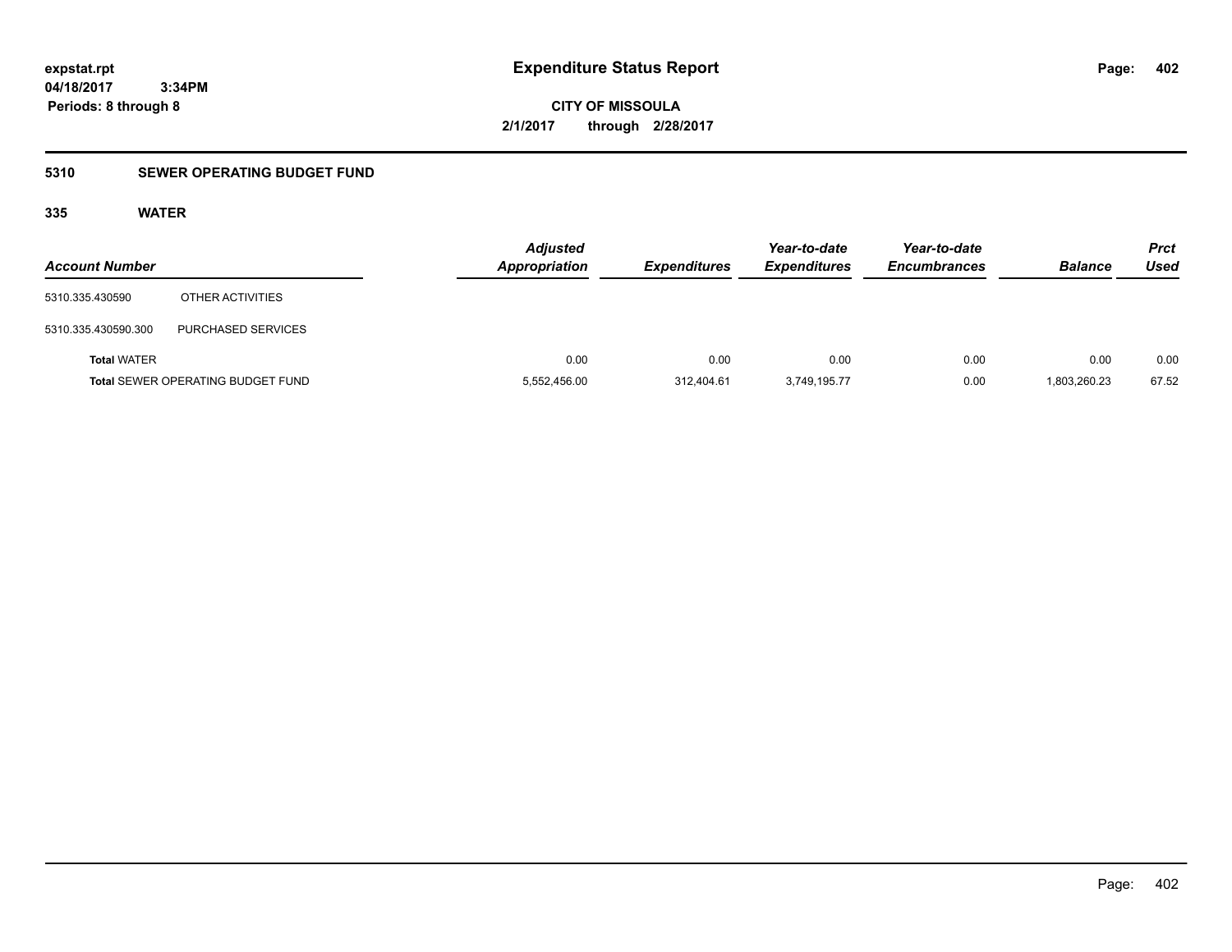**expstat.rpt**
**04/18/2017 3:34PM**
**Periods: 8 through 8**

# Expenditure Status Report

**CITY OF MISSOULA**
**2/1/2017 through 2/28/2017**

## 5310 SEWER OPERATING BUDGET FUND

### 335 WATER

| Account Number | | Adjusted Appropriation | Expenditures | Year-to-date Expenditures | Year-to-date Encumbrances | Balance | Prct Used |
|---|---|---|---|---|---|---|---|
| 5310.335.430590 | OTHER ACTIVITIES | | | | | | |
| 5310.335.430590.300 | PURCHASED SERVICES | | | | | | |
| **Total** WATER | | 0.00 | 0.00 | 0.00 | 0.00 | 0.00 | 0.00 |
| **Total** SEWER OPERATING BUDGET FUND | | 5,552,456.00 | 312,404.61 | 3,749,195.77 | 0.00 | 1,803,260.23 | 67.52 |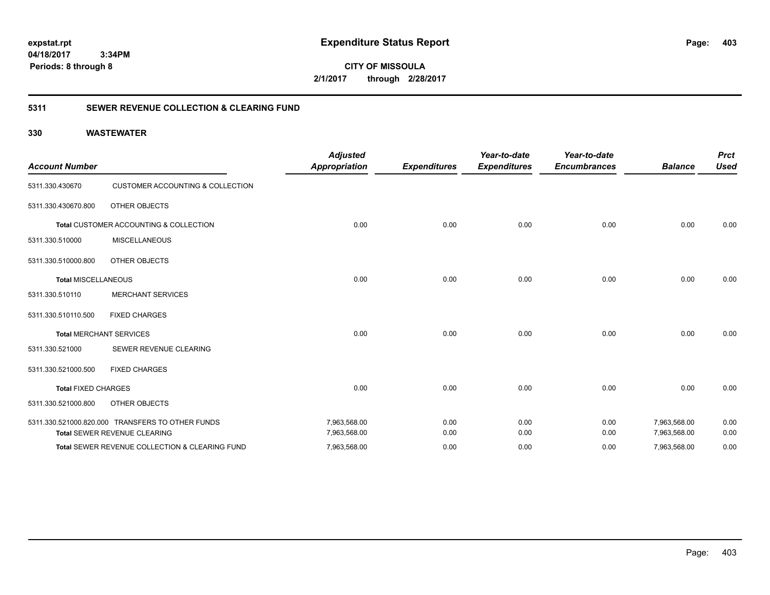**expstat.rpt**
**04/18/2017 3:34PM**
**Periods: 8 through 8**

# Expenditure Status Report

**CITY OF MISSOULA**
**2/1/2017 through 2/28/2017**

## 5311 SEWER REVENUE COLLECTION & CLEARING FUND

### 330 WASTEWATER

| Account Number | | Adjusted Appropriation | Expenditures | Year-to-date Expenditures | Year-to-date Encumbrances | Balance | Prct Used |
|---|---|---|---|---|---|---|---|
| 5311.330.430670 | CUSTOMER ACCOUNTING & COLLECTION | | | | | | |
| 5311.330.430670.800 | OTHER OBJECTS | | | | | | |
| Total CUSTOMER ACCOUNTING & COLLECTION | | 0.00 | 0.00 | 0.00 | 0.00 | 0.00 | 0.00 |
| 5311.330.510000 | MISCELLANEOUS | | | | | | |
| 5311.330.510000.800 | OTHER OBJECTS | | | | | | |
| Total MISCELLANEOUS | | 0.00 | 0.00 | 0.00 | 0.00 | 0.00 | 0.00 |
| 5311.330.510110 | MERCHANT SERVICES | | | | | | |
| 5311.330.510110.500 | FIXED CHARGES | | | | | | |
| Total MERCHANT SERVICES | | 0.00 | 0.00 | 0.00 | 0.00 | 0.00 | 0.00 |
| 5311.330.521000 | SEWER REVENUE CLEARING | | | | | | |
| 5311.330.521000.500 | FIXED CHARGES | | | | | | |
| Total FIXED CHARGES | | 0.00 | 0.00 | 0.00 | 0.00 | 0.00 | 0.00 |
| 5311.330.521000.800 | OTHER OBJECTS | | | | | | |
| 5311.330.521000.820.000 | TRANSFERS TO OTHER FUNDS | 7,963,568.00 | 0.00 | 0.00 | 0.00 | 7,963,568.00 | 0.00 |
| Total SEWER REVENUE CLEARING | | 7,963,568.00 | 0.00 | 0.00 | 0.00 | 7,963,568.00 | 0.00 |
| Total SEWER REVENUE COLLECTION & CLEARING FUND | | 7,963,568.00 | 0.00 | 0.00 | 0.00 | 7,963,568.00 | 0.00 |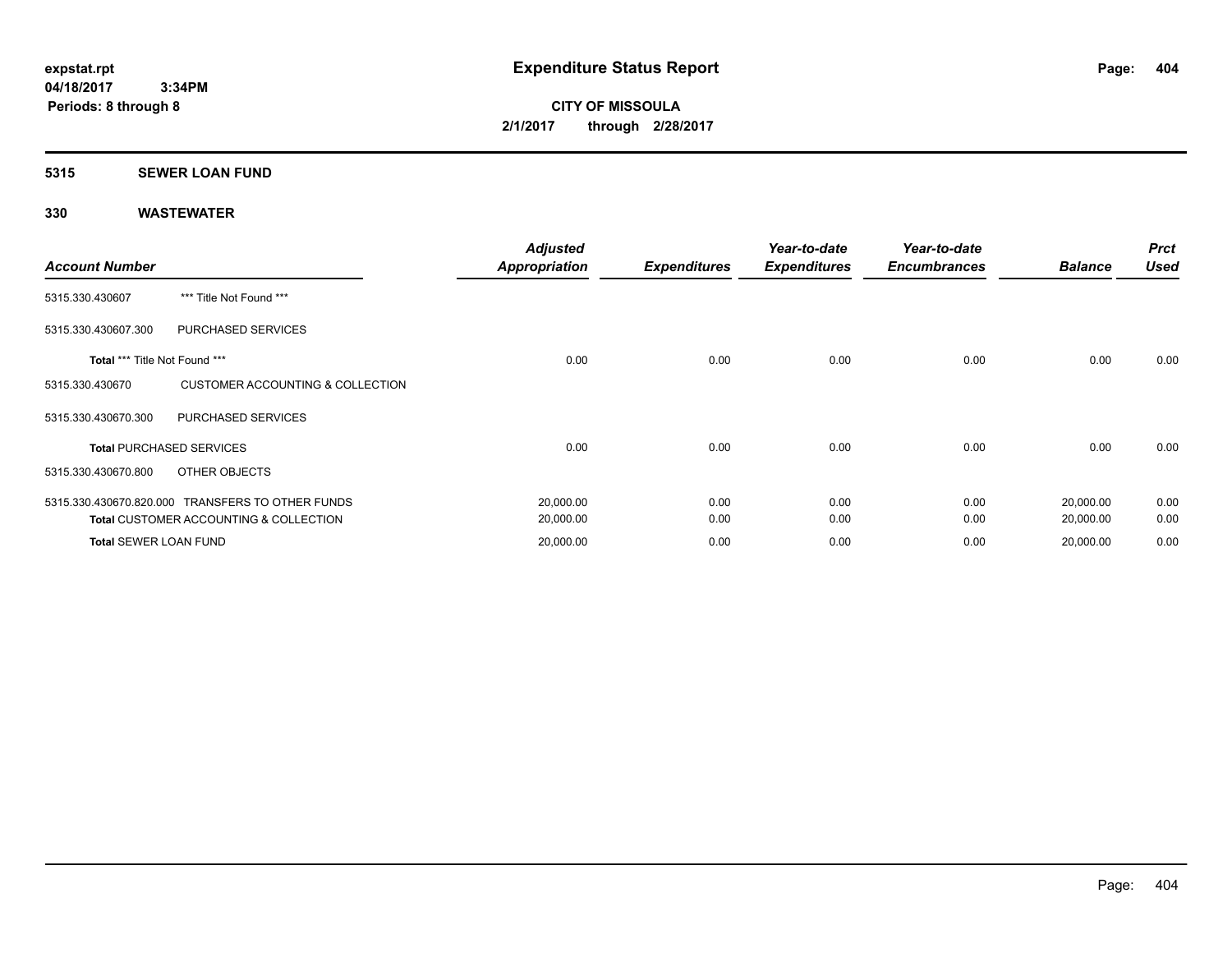**expstat.rpt**
**04/18/2017 3:34PM**
**Periods: 8 through 8**

# Expenditure Status Report

**CITY OF MISSOULA**
**2/1/2017 through 2/28/2017**

## 5315 SEWER LOAN FUND

## 330 WASTEWATER

| Account Number | | Adjusted Appropriation | Expenditures | Year-to-date Expenditures | Year-to-date Encumbrances | Balance | Prct Used |
|---|---|---|---|---|---|---|---|
| 5315.330.430607 | *** Title Not Found *** | | | | | | |
| 5315.330.430607.300 | PURCHASED SERVICES | | | | | | |
| **Total** *** Title Not Found *** | | 0.00 | 0.00 | 0.00 | 0.00 | 0.00 | 0.00 |
| 5315.330.430670 | CUSTOMER ACCOUNTING & COLLECTION | | | | | | |
| 5315.330.430670.300 | PURCHASED SERVICES | | | | | | |
| **Total** PURCHASED SERVICES | | 0.00 | 0.00 | 0.00 | 0.00 | 0.00 | 0.00 |
| 5315.330.430670.800 | OTHER OBJECTS | | | | | | |
| 5315.330.430670.820.000 | TRANSFERS TO OTHER FUNDS | 20,000.00 | 0.00 | 0.00 | 0.00 | 20,000.00 | 0.00 |
| **Total** CUSTOMER ACCOUNTING & COLLECTION | | 20,000.00 | 0.00 | 0.00 | 0.00 | 20,000.00 | 0.00 |
| **Total** SEWER LOAN FUND | | 20,000.00 | 0.00 | 0.00 | 0.00 | 20,000.00 | 0.00 |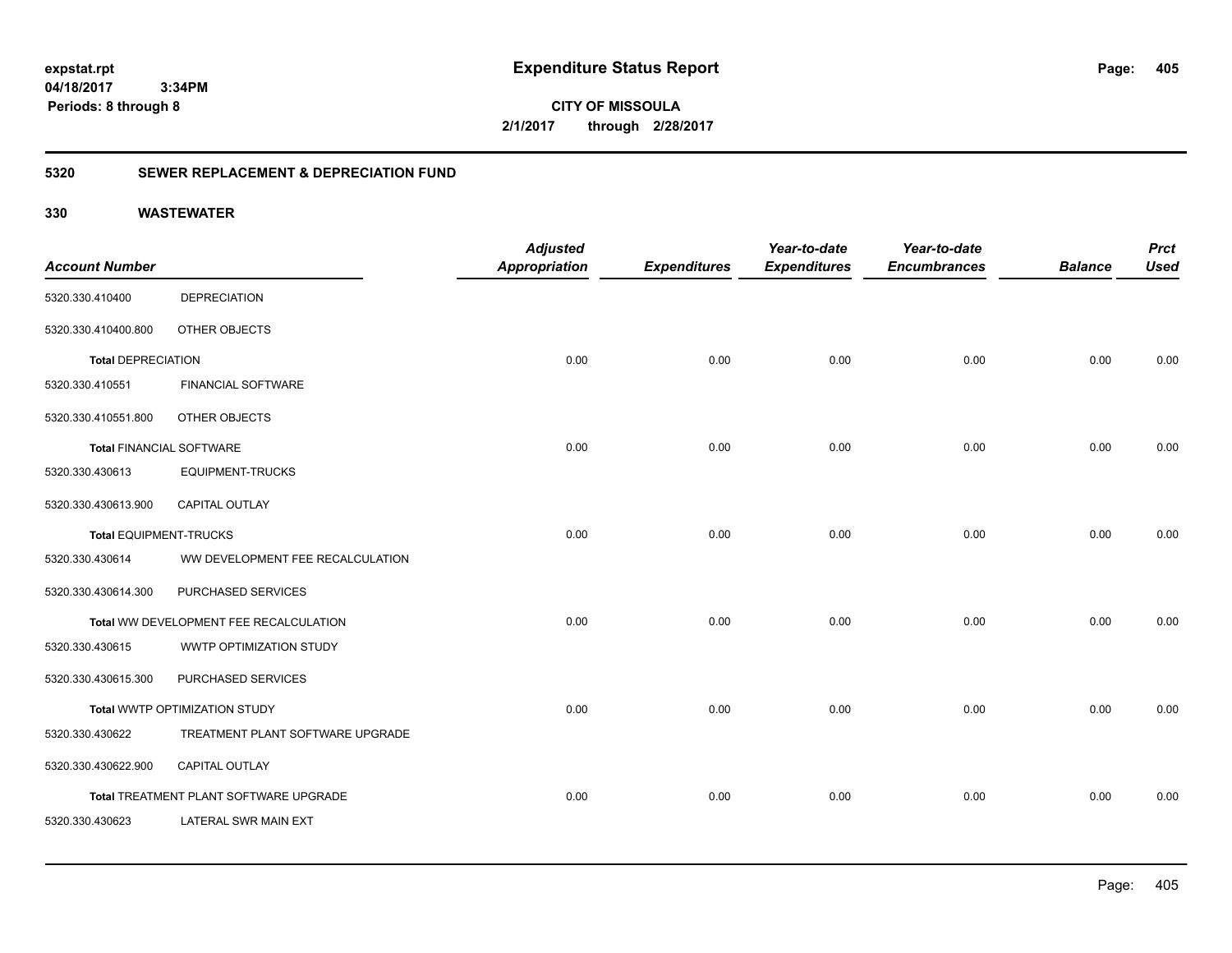**expstat.rpt**
**04/18/2017 3:34PM**
**Periods: 8 through 8**

# Expenditure Status Report

**CITY OF MISSOULA**
**2/1/2017 through 2/28/2017**

## 5320 SEWER REPLACEMENT & DEPRECIATION FUND

## 330 WASTEWATER

| Account Number | | Adjusted Appropriation | Expenditures | Year-to-date Expenditures | Year-to-date Encumbrances | Balance | Prct Used |
|---|---|---|---|---|---|---|---|
| 5320.330.410400 | DEPRECIATION | | | | | | |
| 5320.330.410400.800 | OTHER OBJECTS | | | | | | |
| **Total** DEPRECIATION | | 0.00 | 0.00 | 0.00 | 0.00 | 0.00 | 0.00 |
| 5320.330.410551 | FINANCIAL SOFTWARE | | | | | | |
| 5320.330.410551.800 | OTHER OBJECTS | | | | | | |
| **Total** FINANCIAL SOFTWARE | | 0.00 | 0.00 | 0.00 | 0.00 | 0.00 | 0.00 |
| 5320.330.430613 | EQUIPMENT-TRUCKS | | | | | | |
| 5320.330.430613.900 | CAPITAL OUTLAY | | | | | | |
| **Total** EQUIPMENT-TRUCKS | | 0.00 | 0.00 | 0.00 | 0.00 | 0.00 | 0.00 |
| 5320.330.430614 | WW DEVELOPMENT FEE RECALCULATION | | | | | | |
| 5320.330.430614.300 | PURCHASED SERVICES | | | | | | |
| **Total** WW DEVELOPMENT FEE RECALCULATION | | 0.00 | 0.00 | 0.00 | 0.00 | 0.00 | 0.00 |
| 5320.330.430615 | WWTP OPTIMIZATION STUDY | | | | | | |
| 5320.330.430615.300 | PURCHASED SERVICES | | | | | | |
| **Total** WWTP OPTIMIZATION STUDY | | 0.00 | 0.00 | 0.00 | 0.00 | 0.00 | 0.00 |
| 5320.330.430622 | TREATMENT PLANT SOFTWARE UPGRADE | | | | | | |
| 5320.330.430622.900 | CAPITAL OUTLAY | | | | | | |
| **Total** TREATMENT PLANT SOFTWARE UPGRADE | | 0.00 | 0.00 | 0.00 | 0.00 | 0.00 | 0.00 |
| 5320.330.430623 | LATERAL SWR MAIN EXT | | | | | | |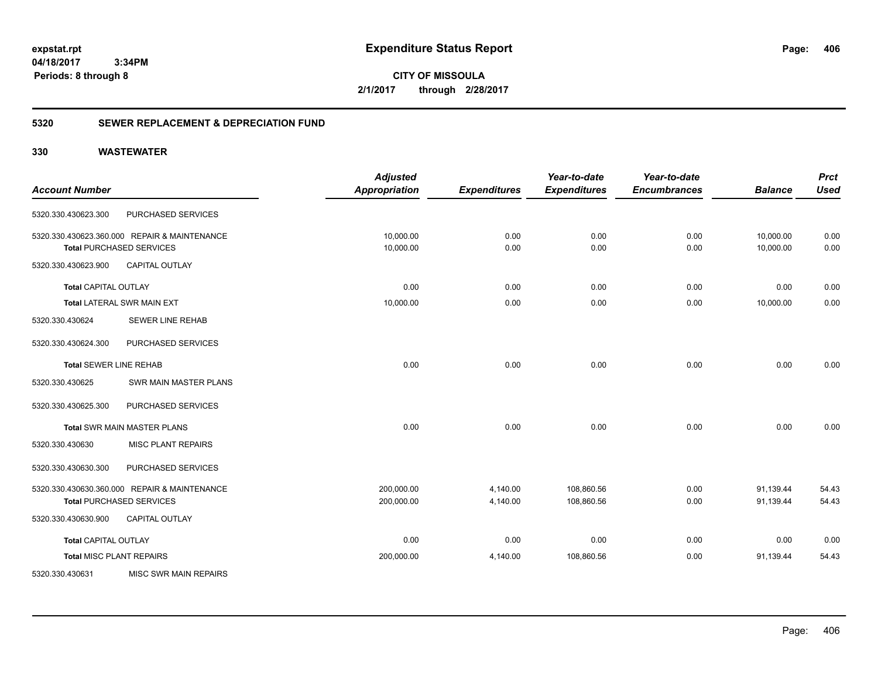# Expenditure Status Report

**expstat.rpt**
**04/18/2017 3:34PM**
**Periods: 8 through 8**

**CITY OF MISSOULA**
**2/1/2017 through 2/28/2017**

## 5320 SEWER REPLACEMENT & DEPRECIATION FUND

### 330 WASTEWATER

| Account Number | | Adjusted Appropriation | Expenditures | Year-to-date Expenditures | Year-to-date Encumbrances | Balance | Prct Used |
|---|---|---|---|---|---|---|---|
| 5320.330.430623.300 | PURCHASED SERVICES | | | | | | |
| 5320.330.430623.360.000 | REPAIR & MAINTENANCE | 10,000.00 | 0.00 | 0.00 | 0.00 | 10,000.00 | 0.00 |
| Total PURCHASED SERVICES | | 10,000.00 | 0.00 | 0.00 | 0.00 | 10,000.00 | 0.00 |
| 5320.330.430623.900 | CAPITAL OUTLAY | | | | | | |
| Total CAPITAL OUTLAY | | 0.00 | 0.00 | 0.00 | 0.00 | 0.00 | 0.00 |
| Total LATERAL SWR MAIN EXT | | 10,000.00 | 0.00 | 0.00 | 0.00 | 10,000.00 | 0.00 |
| 5320.330.430624 | SEWER LINE REHAB | | | | | | |
| 5320.330.430624.300 | PURCHASED SERVICES | | | | | | |
| Total SEWER LINE REHAB | | 0.00 | 0.00 | 0.00 | 0.00 | 0.00 | 0.00 |
| 5320.330.430625 | SWR MAIN MASTER PLANS | | | | | | |
| 5320.330.430625.300 | PURCHASED SERVICES | | | | | | |
| Total SWR MAIN MASTER PLANS | | 0.00 | 0.00 | 0.00 | 0.00 | 0.00 | 0.00 |
| 5320.330.430630 | MISC PLANT REPAIRS | | | | | | |
| 5320.330.430630.300 | PURCHASED SERVICES | | | | | | |
| 5320.330.430630.360.000 | REPAIR & MAINTENANCE | 200,000.00 | 4,140.00 | 108,860.56 | 0.00 | 91,139.44 | 54.43 |
| Total PURCHASED SERVICES | | 200,000.00 | 4,140.00 | 108,860.56 | 0.00 | 91,139.44 | 54.43 |
| 5320.330.430630.900 | CAPITAL OUTLAY | | | | | | |
| Total CAPITAL OUTLAY | | 0.00 | 0.00 | 0.00 | 0.00 | 0.00 | 0.00 |
| Total MISC PLANT REPAIRS | | 200,000.00 | 4,140.00 | 108,860.56 | 0.00 | 91,139.44 | 54.43 |
| 5320.330.430631 | MISC SWR MAIN REPAIRS | | | | | | |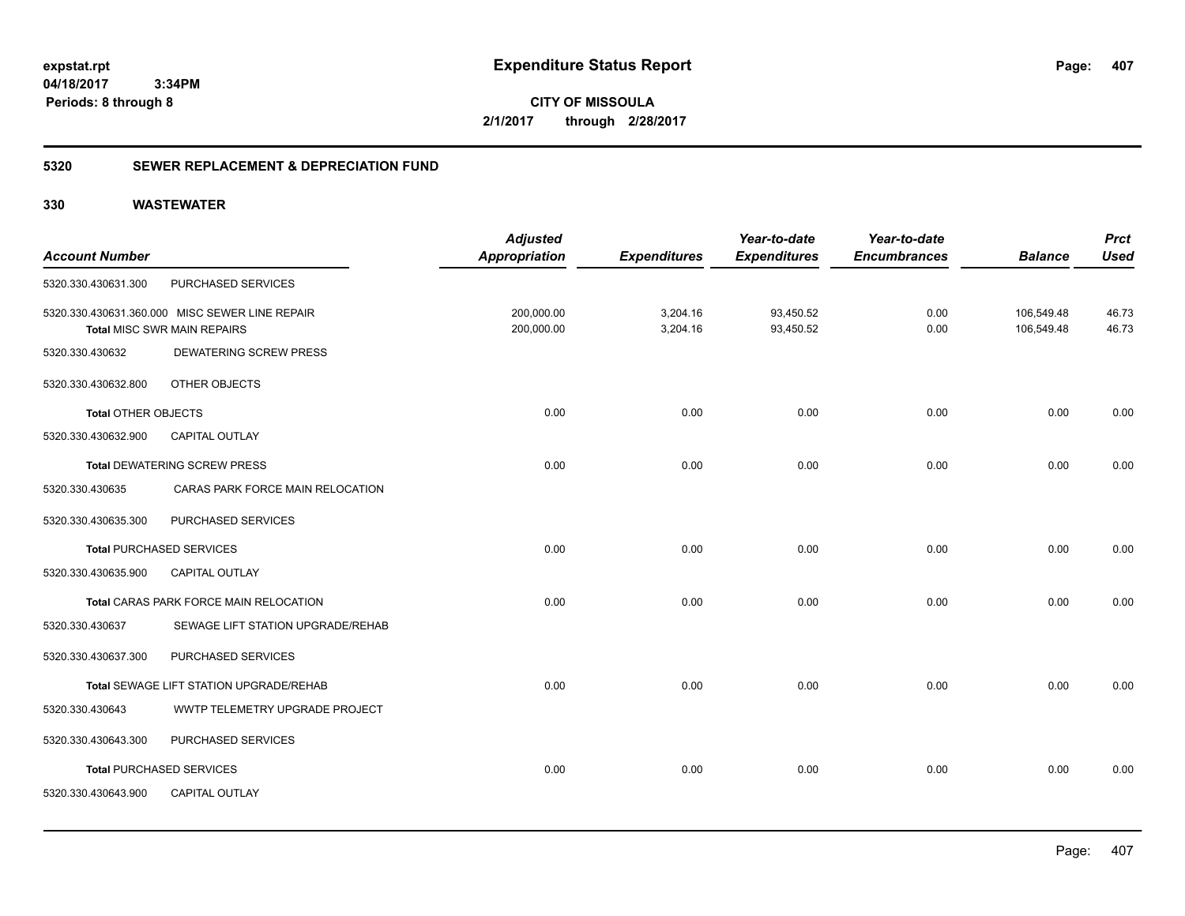**expstat.rpt**
**04/18/2017 3:34PM**
**Periods: 8 through 8**

# Expenditure Status Report

**CITY OF MISSOULA**
**2/1/2017 through 2/28/2017**

## 5320 SEWER REPLACEMENT & DEPRECIATION FUND

## 330 WASTEWATER

| Account Number | | Adjusted Appropriation | Expenditures | Year-to-date Expenditures | Year-to-date Encumbrances | Balance | Prct Used |
|---|---|---|---|---|---|---|---|
| 5320.330.430631.300 | PURCHASED SERVICES | | | | | | |
| 5320.330.430631.360.000 | MISC SEWER LINE REPAIR | 200,000.00 | 3,204.16 | 93,450.52 | 0.00 | 106,549.48 | 46.73 |
| **Total** MISC SWR MAIN REPAIRS | | 200,000.00 | 3,204.16 | 93,450.52 | 0.00 | 106,549.48 | 46.73 |
| 5320.330.430632 | DEWATERING SCREW PRESS | | | | | | |
| 5320.330.430632.800 | OTHER OBJECTS | | | | | | |
| **Total** OTHER OBJECTS | | 0.00 | 0.00 | 0.00 | 0.00 | 0.00 | 0.00 |
| 5320.330.430632.900 | CAPITAL OUTLAY | | | | | | |
| **Total** DEWATERING SCREW PRESS | | 0.00 | 0.00 | 0.00 | 0.00 | 0.00 | 0.00 |
| 5320.330.430635 | CARAS PARK FORCE MAIN RELOCATION | | | | | | |
| 5320.330.430635.300 | PURCHASED SERVICES | | | | | | |
| **Total** PURCHASED SERVICES | | 0.00 | 0.00 | 0.00 | 0.00 | 0.00 | 0.00 |
| 5320.330.430635.900 | CAPITAL OUTLAY | | | | | | |
| **Total** CARAS PARK FORCE MAIN RELOCATION | | 0.00 | 0.00 | 0.00 | 0.00 | 0.00 | 0.00 |
| 5320.330.430637 | SEWAGE LIFT STATION UPGRADE/REHAB | | | | | | |
| 5320.330.430637.300 | PURCHASED SERVICES | | | | | | |
| **Total** SEWAGE LIFT STATION UPGRADE/REHAB | | 0.00 | 0.00 | 0.00 | 0.00 | 0.00 | 0.00 |
| 5320.330.430643 | WWTP TELEMETRY UPGRADE PROJECT | | | | | | |
| 5320.330.430643.300 | PURCHASED SERVICES | | | | | | |
| **Total** PURCHASED SERVICES | | 0.00 | 0.00 | 0.00 | 0.00 | 0.00 | 0.00 |
| 5320.330.430643.900 | CAPITAL OUTLAY | | | | | | |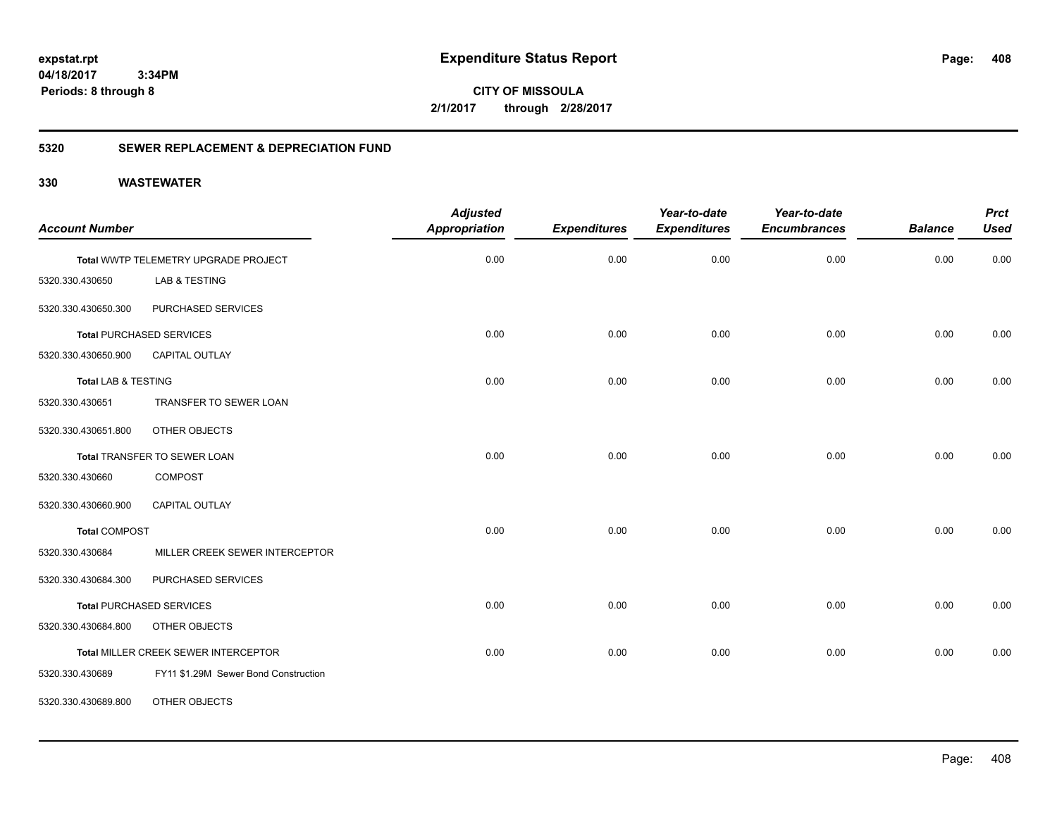**Expenditure Status Report**

**CITY OF MISSOULA**
**2/1/2017 through 2/28/2017**

expstat.rpt
04/18/2017 3:34PM
Periods: 8 through 8

## 5320 SEWER REPLACEMENT & DEPRECIATION FUND

## 330 WASTEWATER

| Account Number | | Adjusted Appropriation | Expenditures | Year-to-date Expenditures | Year-to-date Encumbrances | Balance | Prct Used |
|---|---|---|---|---|---|---|---|
| Total WWTP TELEMETRY UPGRADE PROJECT | | 0.00 | 0.00 | 0.00 | 0.00 | 0.00 | 0.00 |
| 5320.330.430650 | LAB & TESTING | | | | | | |
| 5320.330.430650.300 | PURCHASED SERVICES | | | | | | |
| Total PURCHASED SERVICES | | 0.00 | 0.00 | 0.00 | 0.00 | 0.00 | 0.00 |
| 5320.330.430650.900 | CAPITAL OUTLAY | | | | | | |
| Total LAB & TESTING | | 0.00 | 0.00 | 0.00 | 0.00 | 0.00 | 0.00 |
| 5320.330.430651 | TRANSFER TO SEWER LOAN | | | | | | |
| 5320.330.430651.800 | OTHER OBJECTS | | | | | | |
| Total TRANSFER TO SEWER LOAN | | 0.00 | 0.00 | 0.00 | 0.00 | 0.00 | 0.00 |
| 5320.330.430660 | COMPOST | | | | | | |
| 5320.330.430660.900 | CAPITAL OUTLAY | | | | | | |
| Total COMPOST | | 0.00 | 0.00 | 0.00 | 0.00 | 0.00 | 0.00 |
| 5320.330.430684 | MILLER CREEK SEWER INTERCEPTOR | | | | | | |
| 5320.330.430684.300 | PURCHASED SERVICES | | | | | | |
| Total PURCHASED SERVICES | | 0.00 | 0.00 | 0.00 | 0.00 | 0.00 | 0.00 |
| 5320.330.430684.800 | OTHER OBJECTS | | | | | | |
| Total MILLER CREEK SEWER INTERCEPTOR | | 0.00 | 0.00 | 0.00 | 0.00 | 0.00 | 0.00 |
| 5320.330.430689 | FY11 $1.29M Sewer Bond Construction | | | | | | |
| 5320.330.430689.800 | OTHER OBJECTS | | | | | | |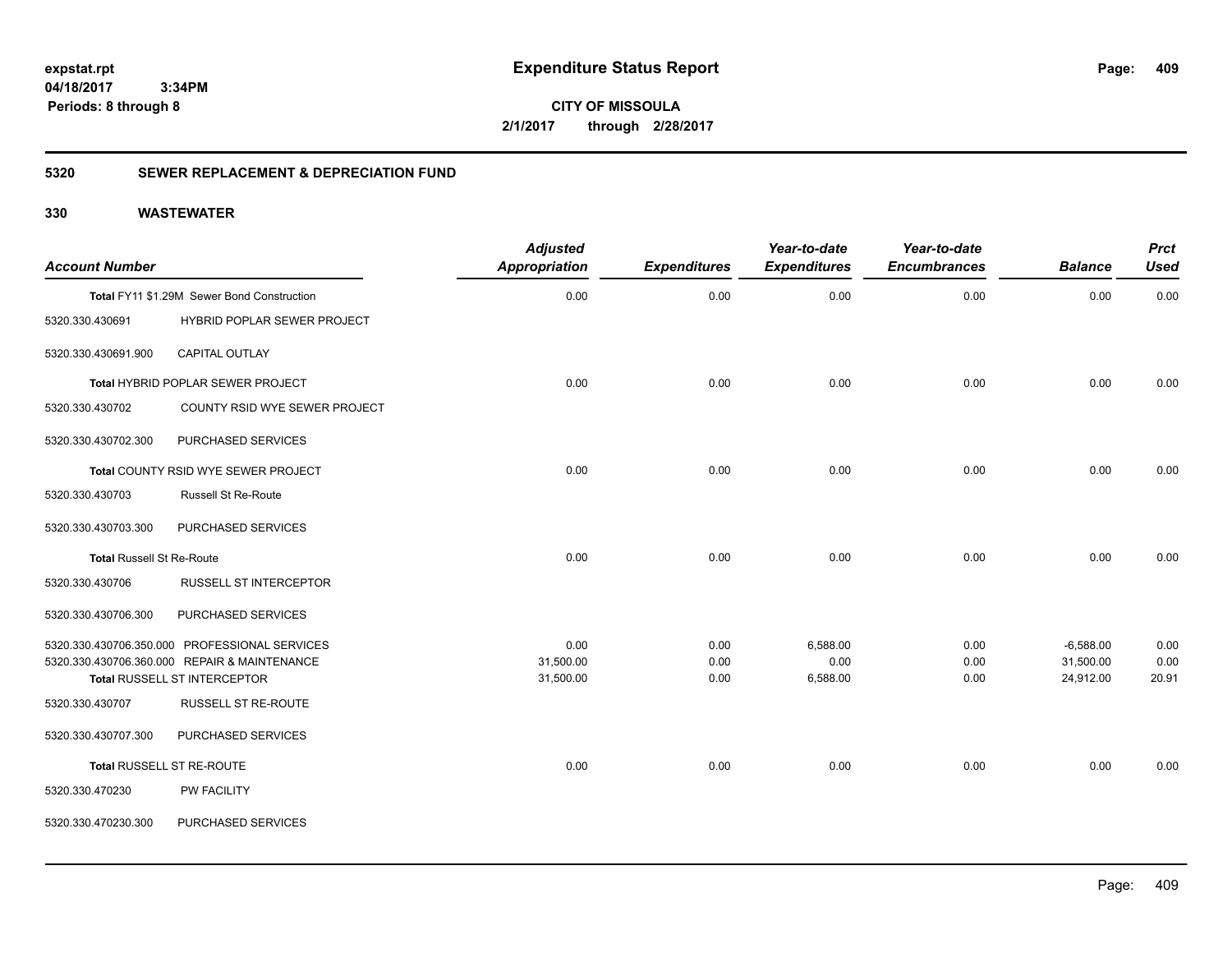**expstat.rpt**
**04/18/2017 3:34PM**
**Periods: 8 through 8**

# Expenditure Status Report

**CITY OF MISSOULA**
**2/1/2017 through 2/28/2017**

## 5320 SEWER REPLACEMENT & DEPRECIATION FUND

## 330 WASTEWATER

| Account Number | | Adjusted Appropriation | Expenditures | Year-to-date Expenditures | Year-to-date Encumbrances | Balance | Prct Used |
|---|---|---|---|---|---|---|---|
| **Total** FY11 $1.29M Sewer Bond Construction | | 0.00 | 0.00 | 0.00 | 0.00 | 0.00 | 0.00 |
| 5320.330.430691 | HYBRID POPLAR SEWER PROJECT | | | | | | |
| 5320.330.430691.900 | CAPITAL OUTLAY | | | | | | |
| **Total** HYBRID POPLAR SEWER PROJECT | | 0.00 | 0.00 | 0.00 | 0.00 | 0.00 | 0.00 |
| 5320.330.430702 | COUNTY RSID WYE SEWER PROJECT | | | | | | |
| 5320.330.430702.300 | PURCHASED SERVICES | | | | | | |
| **Total** COUNTY RSID WYE SEWER PROJECT | | 0.00 | 0.00 | 0.00 | 0.00 | 0.00 | 0.00 |
| 5320.330.430703 | Russell St Re-Route | | | | | | |
| 5320.330.430703.300 | PURCHASED SERVICES | | | | | | |
| **Total** Russell St Re-Route | | 0.00 | 0.00 | 0.00 | 0.00 | 0.00 | 0.00 |
| 5320.330.430706 | RUSSELL ST INTERCEPTOR | | | | | | |
| 5320.330.430706.300 | PURCHASED SERVICES | | | | | | |
| 5320.330.430706.350.000 | PROFESSIONAL SERVICES | 0.00 | 0.00 | 6,588.00 | 0.00 | -6,588.00 | 0.00 |
| 5320.330.430706.360.000 | REPAIR & MAINTENANCE | 31,500.00 | 0.00 | 0.00 | 0.00 | 31,500.00 | 0.00 |
| **Total** RUSSELL ST INTERCEPTOR | | 31,500.00 | 0.00 | 6,588.00 | 0.00 | 24,912.00 | 20.91 |
| 5320.330.430707 | RUSSELL ST RE-ROUTE | | | | | | |
| 5320.330.430707.300 | PURCHASED SERVICES | | | | | | |
| **Total** RUSSELL ST RE-ROUTE | | 0.00 | 0.00 | 0.00 | 0.00 | 0.00 | 0.00 |
| 5320.330.470230 | PW FACILITY | | | | | | |
| 5320.330.470230.300 | PURCHASED SERVICES | | | | | | |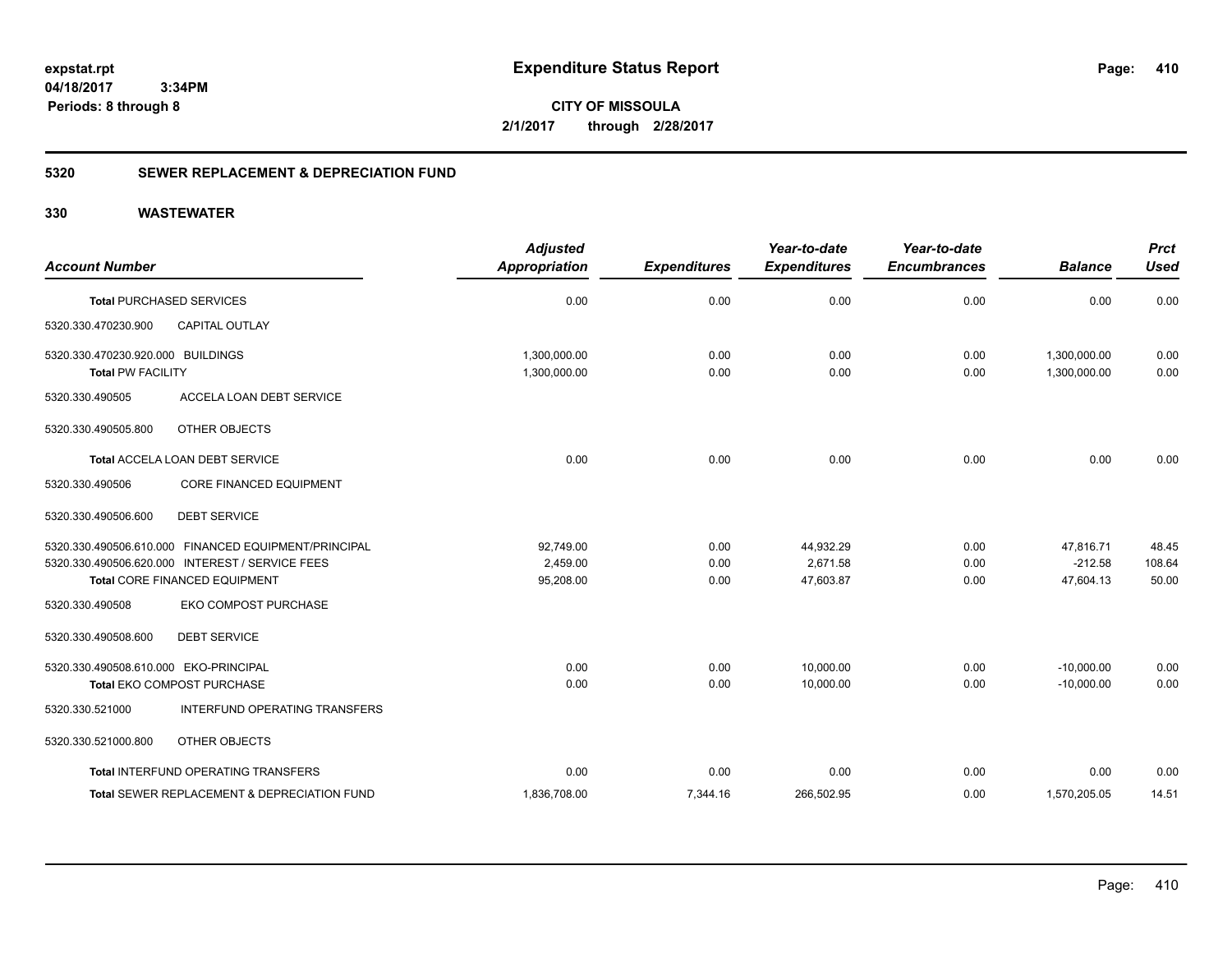**expstat.rpt**
**04/18/2017 3:34PM**
**Periods: 8 through 8**

# Expenditure Status Report

**CITY OF MISSOULA**
**2/1/2017 through 2/28/2017**

## 5320 SEWER REPLACEMENT & DEPRECIATION FUND

## 330 WASTEWATER

| Account Number | | Adjusted Appropriation | Expenditures | Year-to-date Expenditures | Year-to-date Encumbrances | Balance | Prct Used |
|---|---|---|---|---|---|---|---|
| Total PURCHASED SERVICES | | 0.00 | 0.00 | 0.00 | 0.00 | 0.00 | 0.00 |
| 5320.330.470230.900 | CAPITAL OUTLAY | | | | | | |
| 5320.330.470230.920.000 | BUILDINGS | 1,300,000.00 | 0.00 | 0.00 | 0.00 | 1,300,000.00 | 0.00 |
| Total PW FACILITY | | 1,300,000.00 | 0.00 | 0.00 | 0.00 | 1,300,000.00 | 0.00 |
| 5320.330.490505 | ACCELA LOAN DEBT SERVICE | | | | | | |
| 5320.330.490505.800 | OTHER OBJECTS | | | | | | |
| Total ACCELA LOAN DEBT SERVICE | | 0.00 | 0.00 | 0.00 | 0.00 | 0.00 | 0.00 |
| 5320.330.490506 | CORE FINANCED EQUIPMENT | | | | | | |
| 5320.330.490506.600 | DEBT SERVICE | | | | | | |
| 5320.330.490506.610.000 | FINANCED EQUIPMENT/PRINCIPAL | 92,749.00 | 0.00 | 44,932.29 | 0.00 | 47,816.71 | 48.45 |
| 5320.330.490506.620.000 | INTEREST / SERVICE FEES | 2,459.00 | 0.00 | 2,671.58 | 0.00 | -212.58 | 108.64 |
| Total CORE FINANCED EQUIPMENT | | 95,208.00 | 0.00 | 47,603.87 | 0.00 | 47,604.13 | 50.00 |
| 5320.330.490508 | EKO COMPOST PURCHASE | | | | | | |
| 5320.330.490508.600 | DEBT SERVICE | | | | | | |
| 5320.330.490508.610.000 | EKO-PRINCIPAL | 0.00 | 0.00 | 10,000.00 | 0.00 | -10,000.00 | 0.00 |
| Total EKO COMPOST PURCHASE | | 0.00 | 0.00 | 10,000.00 | 0.00 | -10,000.00 | 0.00 |
| 5320.330.521000 | INTERFUND OPERATING TRANSFERS | | | | | | |
| 5320.330.521000.800 | OTHER OBJECTS | | | | | | |
| Total INTERFUND OPERATING TRANSFERS | | 0.00 | 0.00 | 0.00 | 0.00 | 0.00 | 0.00 |
| Total SEWER REPLACEMENT & DEPRECIATION FUND | | 1,836,708.00 | 7,344.16 | 266,502.95 | 0.00 | 1,570,205.05 | 14.51 |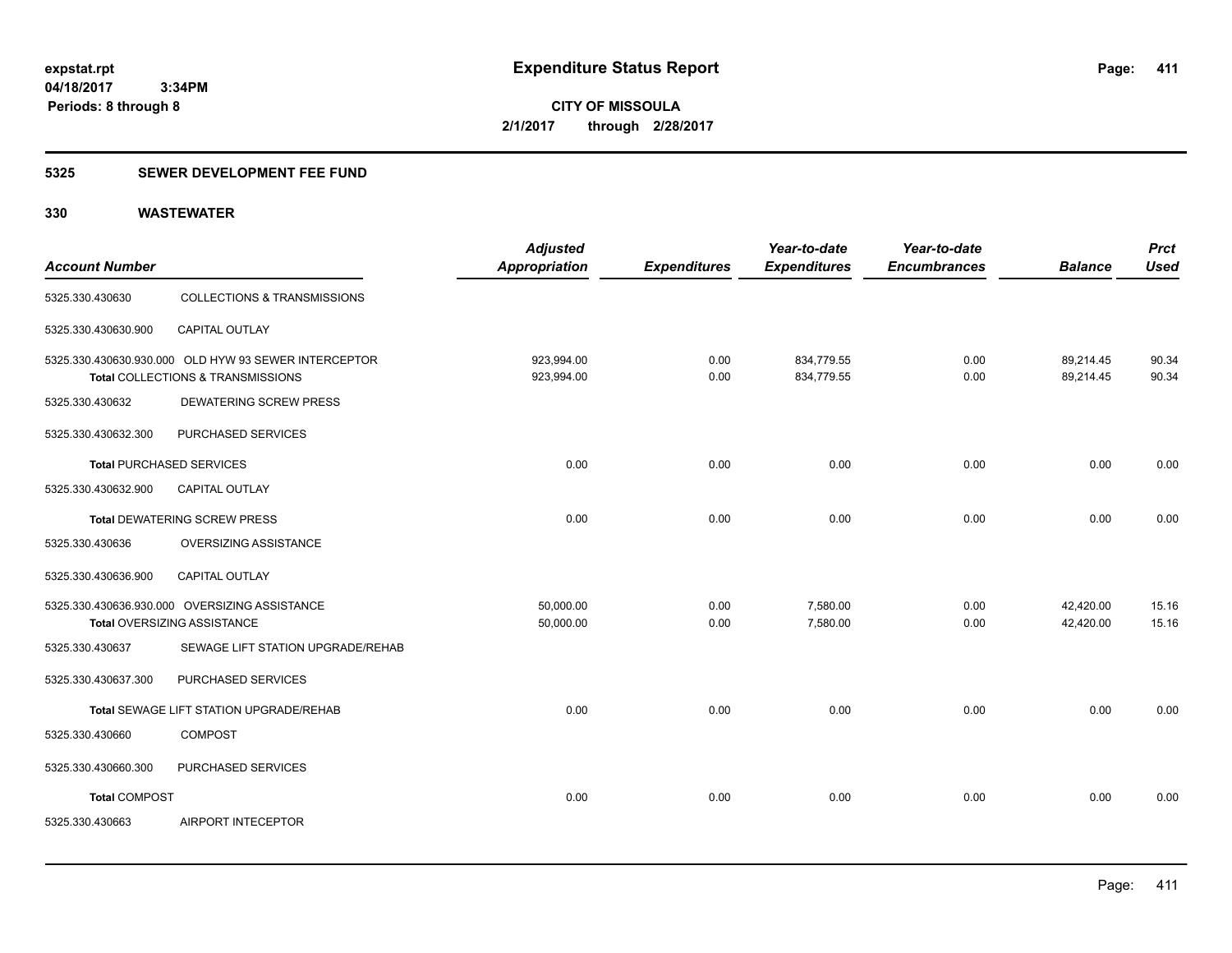**expstat.rpt**
**04/18/2017 3:34PM**
**Periods: 8 through 8**

# Expenditure Status Report

**CITY OF MISSOULA**
**2/1/2017 through 2/28/2017**

## 5325 SEWER DEVELOPMENT FEE FUND

## 330 WASTEWATER

| Account Number | | Adjusted Appropriation | Expenditures | Year-to-date Expenditures | Year-to-date Encumbrances | Balance | Prct Used |
|---|---|---|---|---|---|---|---|
| 5325.330.430630 | COLLECTIONS & TRANSMISSIONS | | | | | | |
| 5325.330.430630.900 | CAPITAL OUTLAY | | | | | | |
| 5325.330.430630.930.000 | OLD HYW 93 SEWER INTERCEPTOR | 923,994.00 | 0.00 | 834,779.55 | 0.00 | 89,214.45 | 90.34 |
| **Total** COLLECTIONS & TRANSMISSIONS | | 923,994.00 | 0.00 | 834,779.55 | 0.00 | 89,214.45 | 90.34 |
| 5325.330.430632 | DEWATERING SCREW PRESS | | | | | | |
| 5325.330.430632.300 | PURCHASED SERVICES | | | | | | |
| **Total** PURCHASED SERVICES | | 0.00 | 0.00 | 0.00 | 0.00 | 0.00 | 0.00 |
| 5325.330.430632.900 | CAPITAL OUTLAY | | | | | | |
| **Total** DEWATERING SCREW PRESS | | 0.00 | 0.00 | 0.00 | 0.00 | 0.00 | 0.00 |
| 5325.330.430636 | OVERSIZING ASSISTANCE | | | | | | |
| 5325.330.430636.900 | CAPITAL OUTLAY | | | | | | |
| 5325.330.430636.930.000 | OVERSIZING ASSISTANCE | 50,000.00 | 0.00 | 7,580.00 | 0.00 | 42,420.00 | 15.16 |
| **Total** OVERSIZING ASSISTANCE | | 50,000.00 | 0.00 | 7,580.00 | 0.00 | 42,420.00 | 15.16 |
| 5325.330.430637 | SEWAGE LIFT STATION UPGRADE/REHAB | | | | | | |
| 5325.330.430637.300 | PURCHASED SERVICES | | | | | | |
| **Total** SEWAGE LIFT STATION UPGRADE/REHAB | | 0.00 | 0.00 | 0.00 | 0.00 | 0.00 | 0.00 |
| 5325.330.430660 | COMPOST | | | | | | |
| 5325.330.430660.300 | PURCHASED SERVICES | | | | | | |
| **Total** COMPOST | | 0.00 | 0.00 | 0.00 | 0.00 | 0.00 | 0.00 |
| 5325.330.430663 | AIRPORT INTECEPTOR | | | | | | |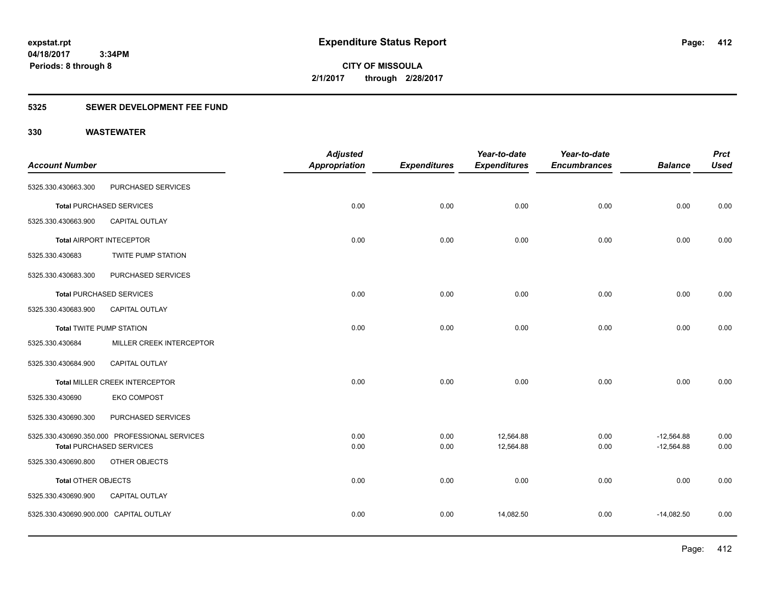**Expenditure Status Report**

expstat.rpt
04/18/2017 3:34PM
Periods: 8 through 8

**CITY OF MISSOULA**
**2/1/2017 through 2/28/2017**

**5325 SEWER DEVELOPMENT FEE FUND**

**330 WASTEWATER**

| Account Number | | Adjusted Appropriation | Expenditures | Year-to-date Expenditures | Year-to-date Encumbrances | Balance | Prct Used |
|---|---|---|---|---|---|---|---|
| 5325.330.430663.300 | PURCHASED SERVICES | | | | | | |
| Total PURCHASED SERVICES | | 0.00 | 0.00 | 0.00 | 0.00 | 0.00 | 0.00 |
| 5325.330.430663.900 | CAPITAL OUTLAY | | | | | | |
| Total AIRPORT INTECEPTOR | | 0.00 | 0.00 | 0.00 | 0.00 | 0.00 | 0.00 |
| 5325.330.430683 | TWITE PUMP STATION | | | | | | |
| 5325.330.430683.300 | PURCHASED SERVICES | | | | | | |
| Total PURCHASED SERVICES | | 0.00 | 0.00 | 0.00 | 0.00 | 0.00 | 0.00 |
| 5325.330.430683.900 | CAPITAL OUTLAY | | | | | | |
| Total TWITE PUMP STATION | | 0.00 | 0.00 | 0.00 | 0.00 | 0.00 | 0.00 |
| 5325.330.430684 | MILLER CREEK INTERCEPTOR | | | | | | |
| 5325.330.430684.900 | CAPITAL OUTLAY | | | | | | |
| Total MILLER CREEK INTERCEPTOR | | 0.00 | 0.00 | 0.00 | 0.00 | 0.00 | 0.00 |
| 5325.330.430690 | EKO COMPOST | | | | | | |
| 5325.330.430690.300 | PURCHASED SERVICES | | | | | | |
| 5325.330.430690.350.000 | PROFESSIONAL SERVICES | 0.00 | 0.00 | 12,564.88 | 0.00 | -12,564.88 | 0.00 |
| Total PURCHASED SERVICES | | 0.00 | 0.00 | 12,564.88 | 0.00 | -12,564.88 | 0.00 |
| 5325.330.430690.800 | OTHER OBJECTS | | | | | | |
| Total OTHER OBJECTS | | 0.00 | 0.00 | 0.00 | 0.00 | 0.00 | 0.00 |
| 5325.330.430690.900 | CAPITAL OUTLAY | | | | | | |
| 5325.330.430690.900.000 | CAPITAL OUTLAY | 0.00 | 0.00 | 14,082.50 | 0.00 | -14,082.50 | 0.00 |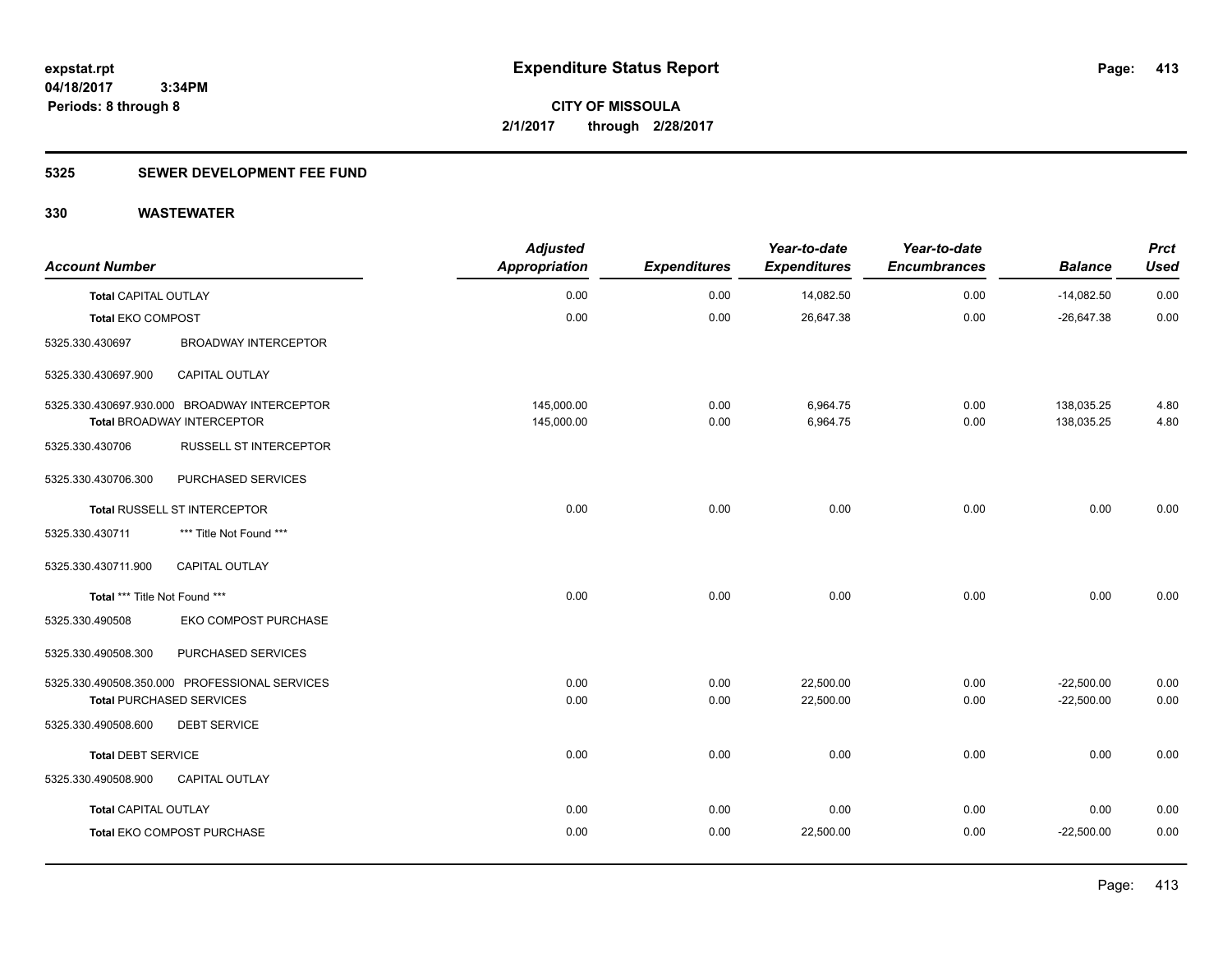**expstat.rpt**
**04/18/2017 3:34PM**
**Periods: 8 through 8**

# Expenditure Status Report

**CITY OF MISSOULA**
**2/1/2017 through 2/28/2017**

## 5325 SEWER DEVELOPMENT FEE FUND

## 330 WASTEWATER

| Account Number | | Adjusted Appropriation | Expenditures | Year-to-date Expenditures | Year-to-date Encumbrances | Balance | Prct Used |
|---|---|---|---|---|---|---|---|
| **Total** CAPITAL OUTLAY | | 0.00 | 0.00 | 14,082.50 | 0.00 | -14,082.50 | 0.00 |
| **Total** EKO COMPOST | | 0.00 | 0.00 | 26,647.38 | 0.00 | -26,647.38 | 0.00 |
| 5325.330.430697 | BROADWAY INTERCEPTOR | | | | | | |
| 5325.330.430697.900 | CAPITAL OUTLAY | | | | | | |
| 5325.330.430697.930.000 BROADWAY INTERCEPTOR | | 145,000.00 | 0.00 | 6,964.75 | 0.00 | 138,035.25 | 4.80 |
| **Total** BROADWAY INTERCEPTOR | | 145,000.00 | 0.00 | 6,964.75 | 0.00 | 138,035.25 | 4.80 |
| 5325.330.430706 | RUSSELL ST INTERCEPTOR | | | | | | |
| 5325.330.430706.300 | PURCHASED SERVICES | | | | | | |
| **Total** RUSSELL ST INTERCEPTOR | | 0.00 | 0.00 | 0.00 | 0.00 | 0.00 | 0.00 |
| 5325.330.430711 | *** Title Not Found *** | | | | | | |
| 5325.330.430711.900 | CAPITAL OUTLAY | | | | | | |
| **Total** *** Title Not Found *** | | 0.00 | 0.00 | 0.00 | 0.00 | 0.00 | 0.00 |
| 5325.330.490508 | EKO COMPOST PURCHASE | | | | | | |
| 5325.330.490508.300 | PURCHASED SERVICES | | | | | | |
| 5325.330.490508.350.000 PROFESSIONAL SERVICES | | 0.00 | 0.00 | 22,500.00 | 0.00 | -22,500.00 | 0.00 |
| **Total** PURCHASED SERVICES | | 0.00 | 0.00 | 22,500.00 | 0.00 | -22,500.00 | 0.00 |
| 5325.330.490508.600 | DEBT SERVICE | | | | | | |
| **Total** DEBT SERVICE | | 0.00 | 0.00 | 0.00 | 0.00 | 0.00 | 0.00 |
| 5325.330.490508.900 | CAPITAL OUTLAY | | | | | | |
| **Total** CAPITAL OUTLAY | | 0.00 | 0.00 | 0.00 | 0.00 | 0.00 | 0.00 |
| **Total** EKO COMPOST PURCHASE | | 0.00 | 0.00 | 22,500.00 | 0.00 | -22,500.00 | 0.00 |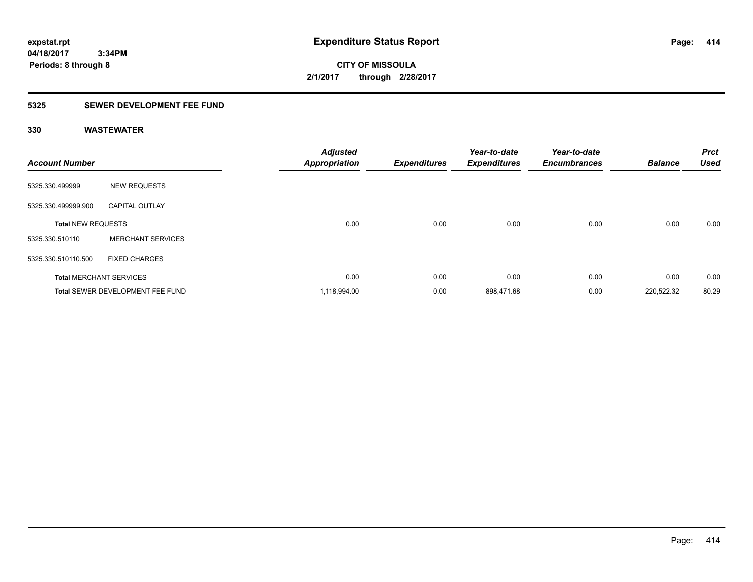# Expenditure Status Report

expstat.rpt
04/18/2017 3:34PM
Periods: 8 through 8

**CITY OF MISSOULA**
**2/1/2017 through 2/28/2017**

## 5325 SEWER DEVELOPMENT FEE FUND

### 330 WASTEWATER

| Account Number | | Adjusted Appropriation | Expenditures | Year-to-date Expenditures | Year-to-date Encumbrances | Balance | Prct Used |
|---|---|---|---|---|---|---|---|
| 5325.330.499999 | NEW REQUESTS | | | | | | |
| 5325.330.499999.900 | CAPITAL OUTLAY | | | | | | |
| **Total** NEW REQUESTS | | 0.00 | 0.00 | 0.00 | 0.00 | 0.00 | 0.00 |
| 5325.330.510110 | MERCHANT SERVICES | | | | | | |
| 5325.330.510110.500 | FIXED CHARGES | | | | | | |
| **Total** MERCHANT SERVICES | | 0.00 | 0.00 | 0.00 | 0.00 | 0.00 | 0.00 |
| **Total** SEWER DEVELOPMENT FEE FUND | | 1,118,994.00 | 0.00 | 898,471.68 | 0.00 | 220,522.32 | 80.29 |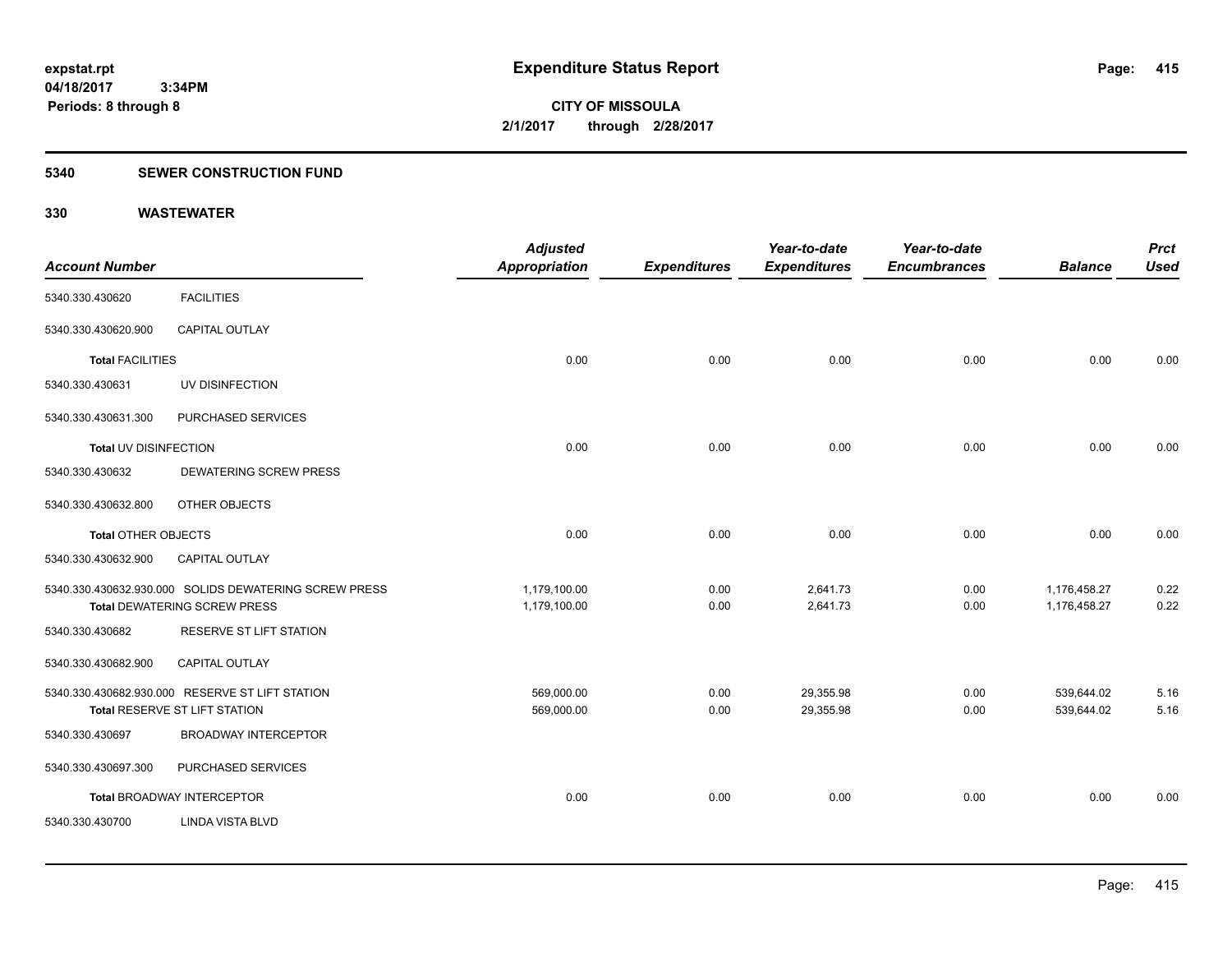**expstat.rpt**
**04/18/2017 3:34PM**
**Periods: 8 through 8**

# Expenditure Status Report

**CITY OF MISSOULA**
**2/1/2017 through 2/28/2017**

## 5340 SEWER CONSTRUCTION FUND

## 330 WASTEWATER

| Account Number | | Adjusted Appropriation | Expenditures | Year-to-date Expenditures | Year-to-date Encumbrances | Balance | Prct Used |
|---|---|---|---|---|---|---|---|
| 5340.330.430620 | FACILITIES | | | | | | |
| 5340.330.430620.900 | CAPITAL OUTLAY | | | | | | |
| **Total** FACILITIES | | 0.00 | 0.00 | 0.00 | 0.00 | 0.00 | 0.00 |
| 5340.330.430631 | UV DISINFECTION | | | | | | |
| 5340.330.430631.300 | PURCHASED SERVICES | | | | | | |
| **Total** UV DISINFECTION | | 0.00 | 0.00 | 0.00 | 0.00 | 0.00 | 0.00 |
| 5340.330.430632 | DEWATERING SCREW PRESS | | | | | | |
| 5340.330.430632.800 | OTHER OBJECTS | | | | | | |
| **Total** OTHER OBJECTS | | 0.00 | 0.00 | 0.00 | 0.00 | 0.00 | 0.00 |
| 5340.330.430632.900 | CAPITAL OUTLAY | | | | | | |
| 5340.330.430632.930.000 | SOLIDS DEWATERING SCREW PRESS | 1,179,100.00 | 0.00 | 2,641.73 | 0.00 | 1,176,458.27 | 0.22 |
| **Total** DEWATERING SCREW PRESS | | 1,179,100.00 | 0.00 | 2,641.73 | 0.00 | 1,176,458.27 | 0.22 |
| 5340.330.430682 | RESERVE ST LIFT STATION | | | | | | |
| 5340.330.430682.900 | CAPITAL OUTLAY | | | | | | |
| 5340.330.430682.930.000 | RESERVE ST LIFT STATION | 569,000.00 | 0.00 | 29,355.98 | 0.00 | 539,644.02 | 5.16 |
| **Total** RESERVE ST LIFT STATION | | 569,000.00 | 0.00 | 29,355.98 | 0.00 | 539,644.02 | 5.16 |
| 5340.330.430697 | BROADWAY INTERCEPTOR | | | | | | |
| 5340.330.430697.300 | PURCHASED SERVICES | | | | | | |
| **Total** BROADWAY INTERCEPTOR | | 0.00 | 0.00 | 0.00 | 0.00 | 0.00 | 0.00 |
| 5340.330.430700 | LINDA VISTA BLVD | | | | | | |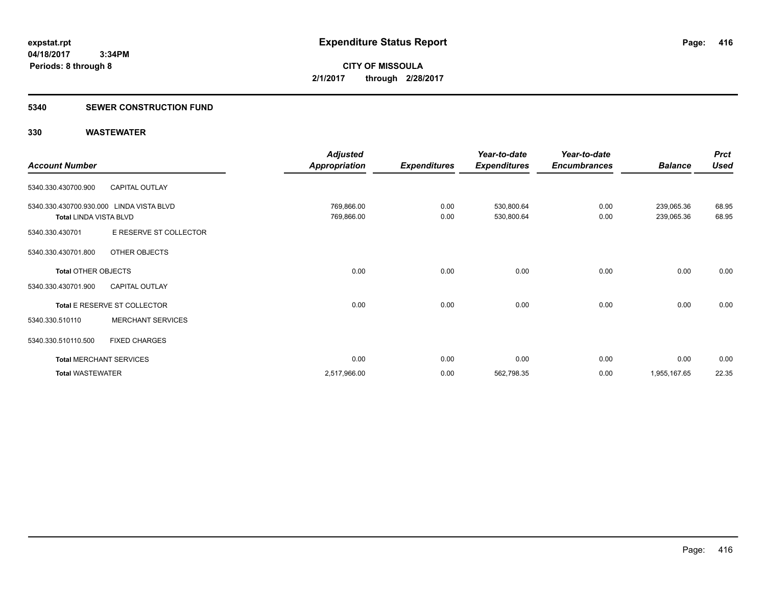**expstat.rpt**
**04/18/2017 3:34PM**
**Periods: 8 through 8**

# Expenditure Status Report

**CITY OF MISSOULA**
**2/1/2017 through 2/28/2017**

## 5340 SEWER CONSTRUCTION FUND

### 330 WASTEWATER

| Account Number | | Adjusted Appropriation | Expenditures | Year-to-date Expenditures | Year-to-date Encumbrances | Balance | Prct Used |
|---|---|---|---|---|---|---|---|
| 5340.330.430700.900 | CAPITAL OUTLAY | | | | | | |
| 5340.330.430700.930.000 | LINDA VISTA BLVD | 769,866.00 | 0.00 | 530,800.64 | 0.00 | 239,065.36 | 68.95 |
| **Total** LINDA VISTA BLVD | | 769,866.00 | 0.00 | 530,800.64 | 0.00 | 239,065.36 | 68.95 |
| 5340.330.430701 | E RESERVE ST COLLECTOR | | | | | | |
| 5340.330.430701.800 | OTHER OBJECTS | | | | | | |
| **Total** OTHER OBJECTS | | 0.00 | 0.00 | 0.00 | 0.00 | 0.00 | 0.00 |
| 5340.330.430701.900 | CAPITAL OUTLAY | | | | | | |
| **Total** E RESERVE ST COLLECTOR | | 0.00 | 0.00 | 0.00 | 0.00 | 0.00 | 0.00 |
| 5340.330.510110 | MERCHANT SERVICES | | | | | | |
| 5340.330.510110.500 | FIXED CHARGES | | | | | | |
| **Total** MERCHANT SERVICES | | 0.00 | 0.00 | 0.00 | 0.00 | 0.00 | 0.00 |
| **Total** WASTEWATER | | 2,517,966.00 | 0.00 | 562,798.35 | 0.00 | 1,955,167.65 | 22.35 |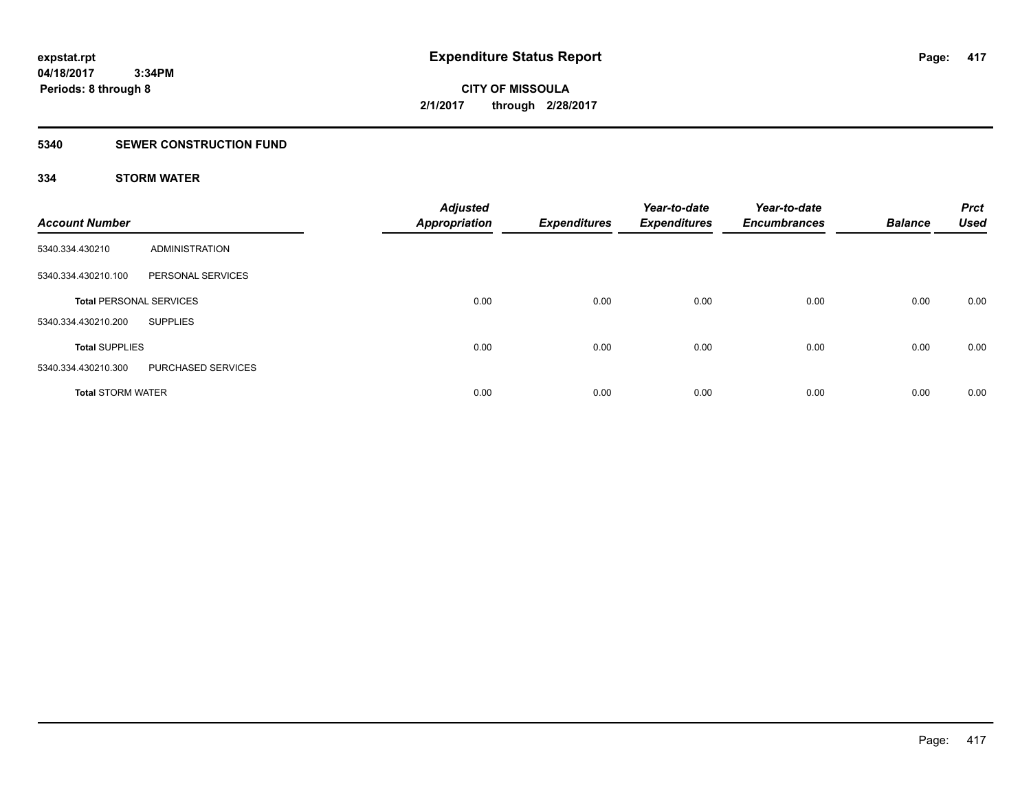**expstat.rpt**
**04/18/2017 3:34PM**
**Periods: 8 through 8**

# Expenditure Status Report

**CITY OF MISSOULA**
**2/1/2017 through 2/28/2017**

## 5340 SEWER CONSTRUCTION FUND

### 334 STORM WATER

| Account Number | | Adjusted Appropriation | Expenditures | Year-to-date Expenditures | Year-to-date Encumbrances | Balance | Prct Used |
|---|---|---|---|---|---|---|---|
| 5340.334.430210 | ADMINISTRATION | | | | | | |
| 5340.334.430210.100 | PERSONAL SERVICES | | | | | | |
| **Total** PERSONAL SERVICES | | 0.00 | 0.00 | 0.00 | 0.00 | 0.00 | 0.00 |
| 5340.334.430210.200 | SUPPLIES | | | | | | |
| **Total** SUPPLIES | | 0.00 | 0.00 | 0.00 | 0.00 | 0.00 | 0.00 |
| 5340.334.430210.300 | PURCHASED SERVICES | | | | | | |
| **Total** STORM WATER | | 0.00 | 0.00 | 0.00 | 0.00 | 0.00 | 0.00 |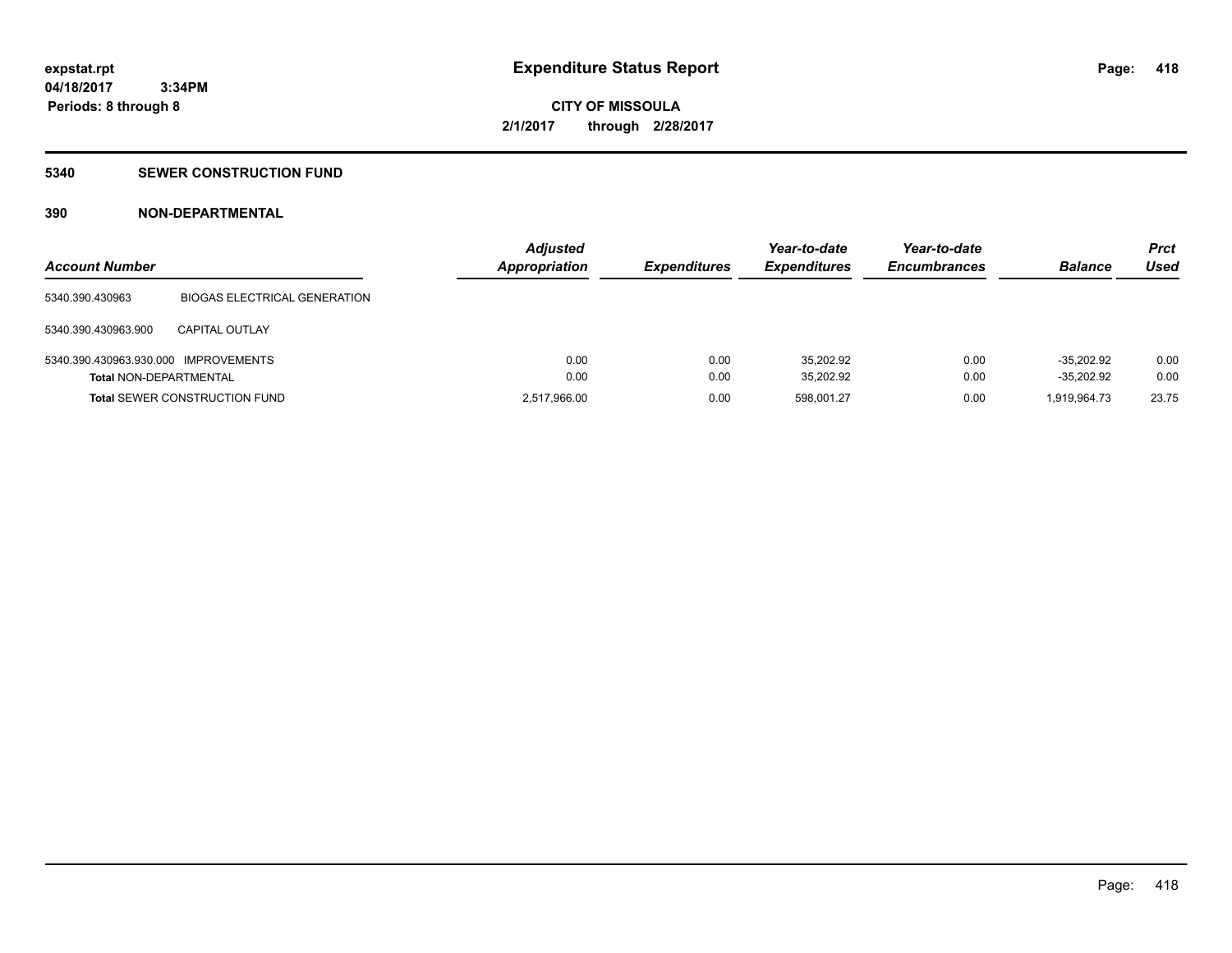**expstat.rpt**
**04/18/2017 3:34PM**
**Periods: 8 through 8**

# Expenditure Status Report

**CITY OF MISSOULA**
**2/1/2017 through 2/28/2017**

## 5340 SEWER CONSTRUCTION FUND

### 390 NON-DEPARTMENTAL

| Account Number | | Adjusted Appropriation | Expenditures | Year-to-date Expenditures | Year-to-date Encumbrances | Balance | Prct Used |
|---|---|---|---|---|---|---|---|
| 5340.390.430963 | BIOGAS ELECTRICAL GENERATION | | | | | | |
| 5340.390.430963.900 | CAPITAL OUTLAY | | | | | | |
| 5340.390.430963.930.000 | IMPROVEMENTS | 0.00 | 0.00 | 35,202.92 | 0.00 | -35,202.92 | 0.00 |
| **Total** NON-DEPARTMENTAL | | 0.00 | 0.00 | 35,202.92 | 0.00 | -35,202.92 | 0.00 |
| **Total** SEWER CONSTRUCTION FUND | | 2,517,966.00 | 0.00 | 598,001.27 | 0.00 | 1,919,964.73 | 23.75 |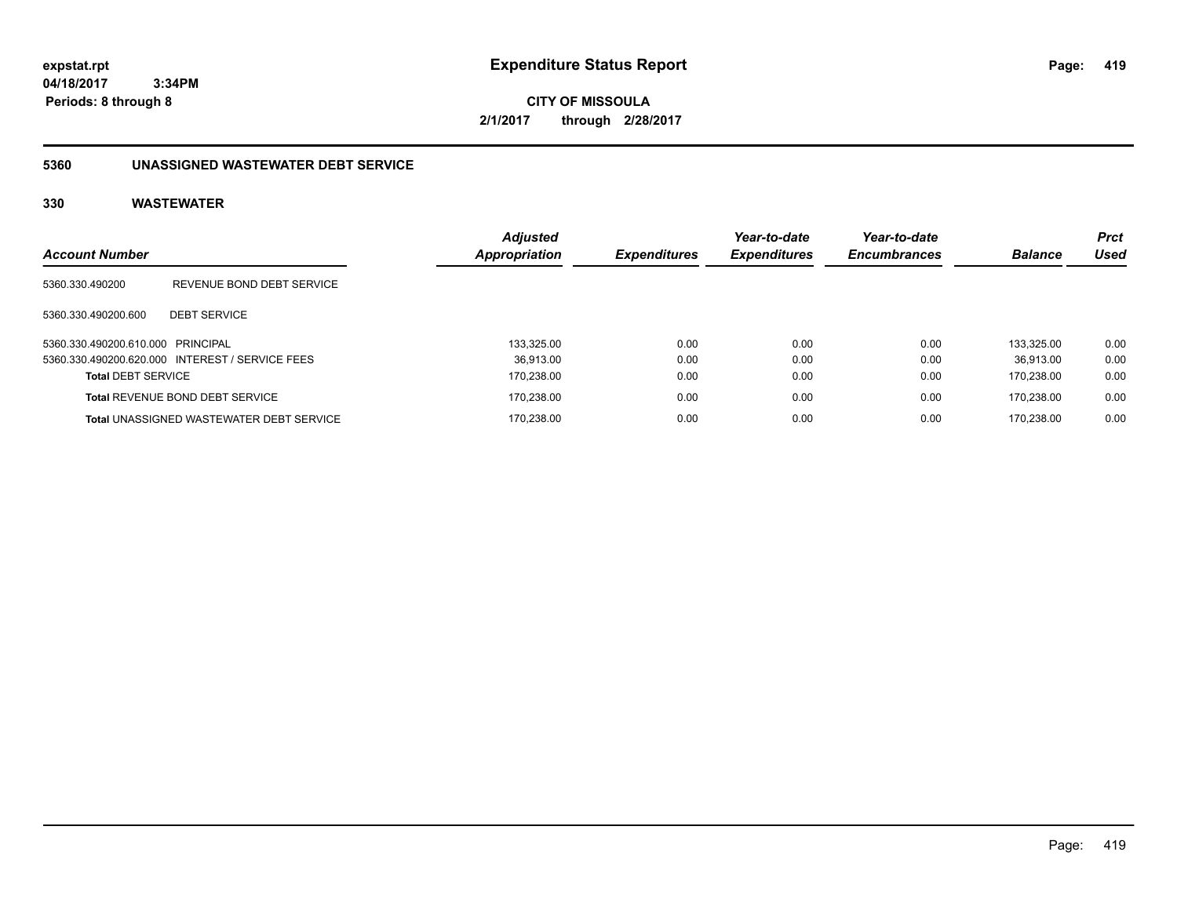# Expenditure Status Report

expstat.rpt
04/18/2017 3:34PM
Periods: 8 through 8

**CITY OF MISSOULA**
**2/1/2017 through 2/28/2017**

## 5360 UNASSIGNED WASTEWATER DEBT SERVICE

### 330 WASTEWATER

| Account Number | | Adjusted Appropriation | Expenditures | Year-to-date Expenditures | Year-to-date Encumbrances | Balance | Prct Used |
|---|---|---|---|---|---|---|---|
| 5360.330.490200 | REVENUE BOND DEBT SERVICE | | | | | | |
| 5360.330.490200.600 | DEBT SERVICE | | | | | | |
| 5360.330.490200.610.000 | PRINCIPAL | 133,325.00 | 0.00 | 0.00 | 0.00 | 133,325.00 | 0.00 |
| 5360.330.490200.620.000 | INTEREST / SERVICE FEES | 36,913.00 | 0.00 | 0.00 | 0.00 | 36,913.00 | 0.00 |
| **Total** DEBT SERVICE | | 170,238.00 | 0.00 | 0.00 | 0.00 | 170,238.00 | 0.00 |
| **Total** REVENUE BOND DEBT SERVICE | | 170,238.00 | 0.00 | 0.00 | 0.00 | 170,238.00 | 0.00 |
| **Total** UNASSIGNED WASTEWATER DEBT SERVICE | | 170,238.00 | 0.00 | 0.00 | 0.00 | 170,238.00 | 0.00 |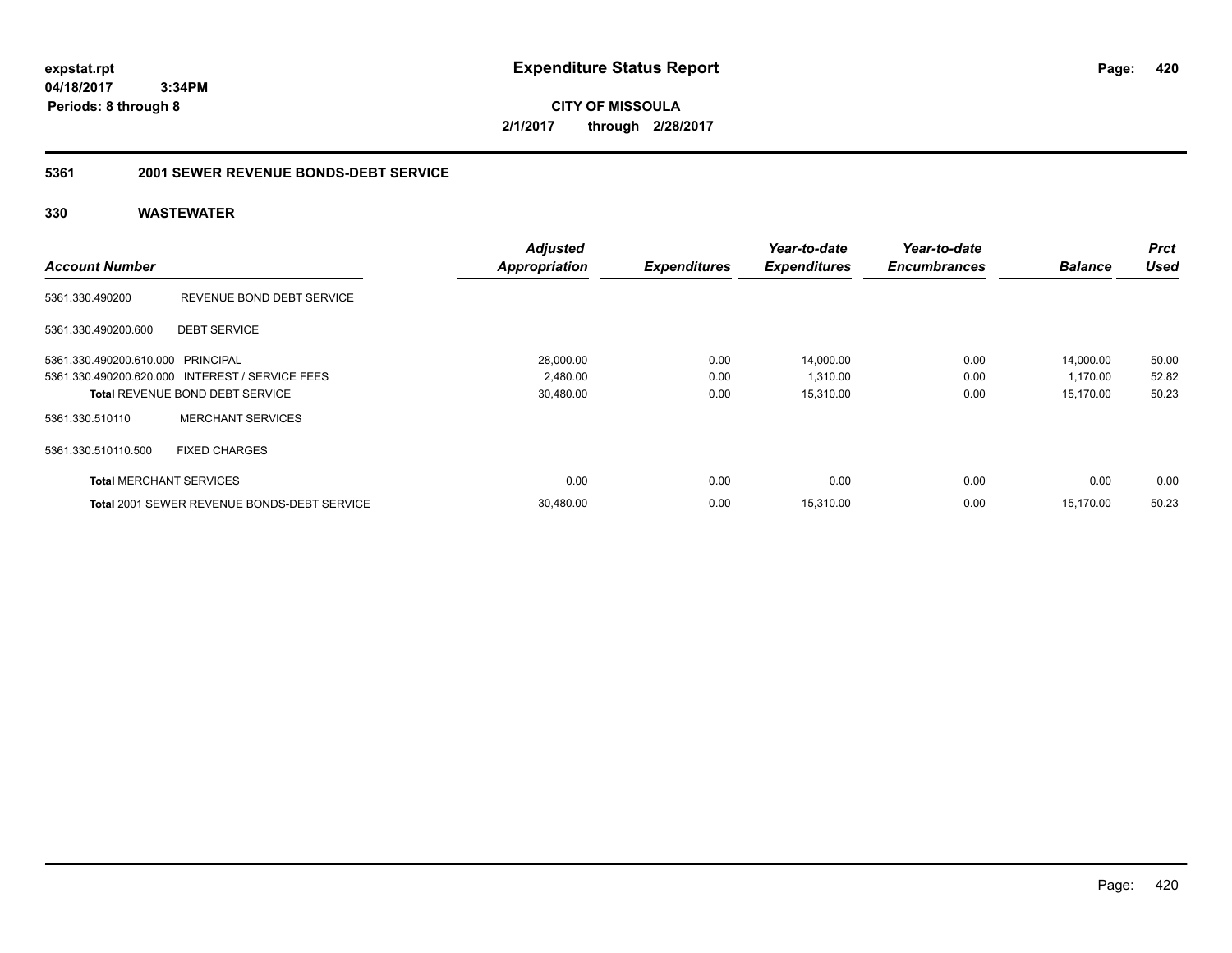**expstat.rpt**
**04/18/2017 3:34PM**
**Periods: 8 through 8**

# Expenditure Status Report

**CITY OF MISSOULA**
**2/1/2017 through 2/28/2017**

## 5361 2001 SEWER REVENUE BONDS-DEBT SERVICE

### 330 WASTEWATER

| Account Number | | Adjusted Appropriation | Expenditures | Year-to-date Expenditures | Year-to-date Encumbrances | Balance | Prct Used |
|---|---|---|---|---|---|---|---|
| 5361.330.490200 | REVENUE BOND DEBT SERVICE | | | | | | |
| 5361.330.490200.600 | DEBT SERVICE | | | | | | |
| 5361.330.490200.610.000 | PRINCIPAL | 28,000.00 | 0.00 | 14,000.00 | 0.00 | 14,000.00 | 50.00 |
| 5361.330.490200.620.000 | INTEREST / SERVICE FEES | 2,480.00 | 0.00 | 1,310.00 | 0.00 | 1,170.00 | 52.82 |
| **Total** REVENUE BOND DEBT SERVICE | | 30,480.00 | 0.00 | 15,310.00 | 0.00 | 15,170.00 | 50.23 |
| 5361.330.510110 | MERCHANT SERVICES | | | | | | |
| 5361.330.510110.500 | FIXED CHARGES | | | | | | |
| **Total** MERCHANT SERVICES | | 0.00 | 0.00 | 0.00 | 0.00 | 0.00 | 0.00 |
| **Total** 2001 SEWER REVENUE BONDS-DEBT SERVICE | | 30,480.00 | 0.00 | 15,310.00 | 0.00 | 15,170.00 | 50.23 |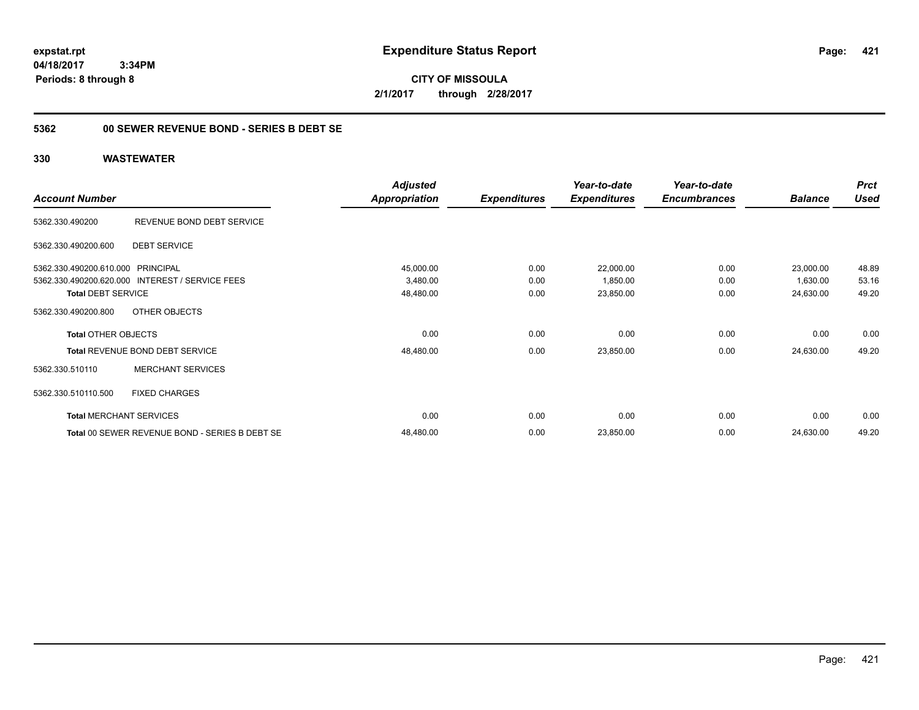expstat.rpt
04/18/2017 3:34PM
Periods: 8 through 8

# Expenditure Status Report

CITY OF MISSOULA
2/1/2017 through 2/28/2017

## 5362 00 SEWER REVENUE BOND - SERIES B DEBT SE

## 330 WASTEWATER

| Account Number | | Adjusted Appropriation | Expenditures | Year-to-date Expenditures | Year-to-date Encumbrances | Balance | Prct Used |
|---|---|---|---|---|---|---|---|
| 5362.330.490200 | REVENUE BOND DEBT SERVICE | | | | | | |
| 5362.330.490200.600 | DEBT SERVICE | | | | | | |
| 5362.330.490200.610.000 | PRINCIPAL | 45,000.00 | 0.00 | 22,000.00 | 0.00 | 23,000.00 | 48.89 |
| 5362.330.490200.620.000 | INTEREST / SERVICE FEES | 3,480.00 | 0.00 | 1,850.00 | 0.00 | 1,630.00 | 53.16 |
| **Total** DEBT SERVICE | | 48,480.00 | 0.00 | 23,850.00 | 0.00 | 24,630.00 | 49.20 |
| 5362.330.490200.800 | OTHER OBJECTS | | | | | | |
| **Total** OTHER OBJECTS | | 0.00 | 0.00 | 0.00 | 0.00 | 0.00 | 0.00 |
| **Total** REVENUE BOND DEBT SERVICE | | 48,480.00 | 0.00 | 23,850.00 | 0.00 | 24,630.00 | 49.20 |
| 5362.330.510110 | MERCHANT SERVICES | | | | | | |
| 5362.330.510110.500 | FIXED CHARGES | | | | | | |
| **Total** MERCHANT SERVICES | | 0.00 | 0.00 | 0.00 | 0.00 | 0.00 | 0.00 |
| **Total** 00 SEWER REVENUE BOND - SERIES B DEBT SE | | 48,480.00 | 0.00 | 23,850.00 | 0.00 | 24,630.00 | 49.20 |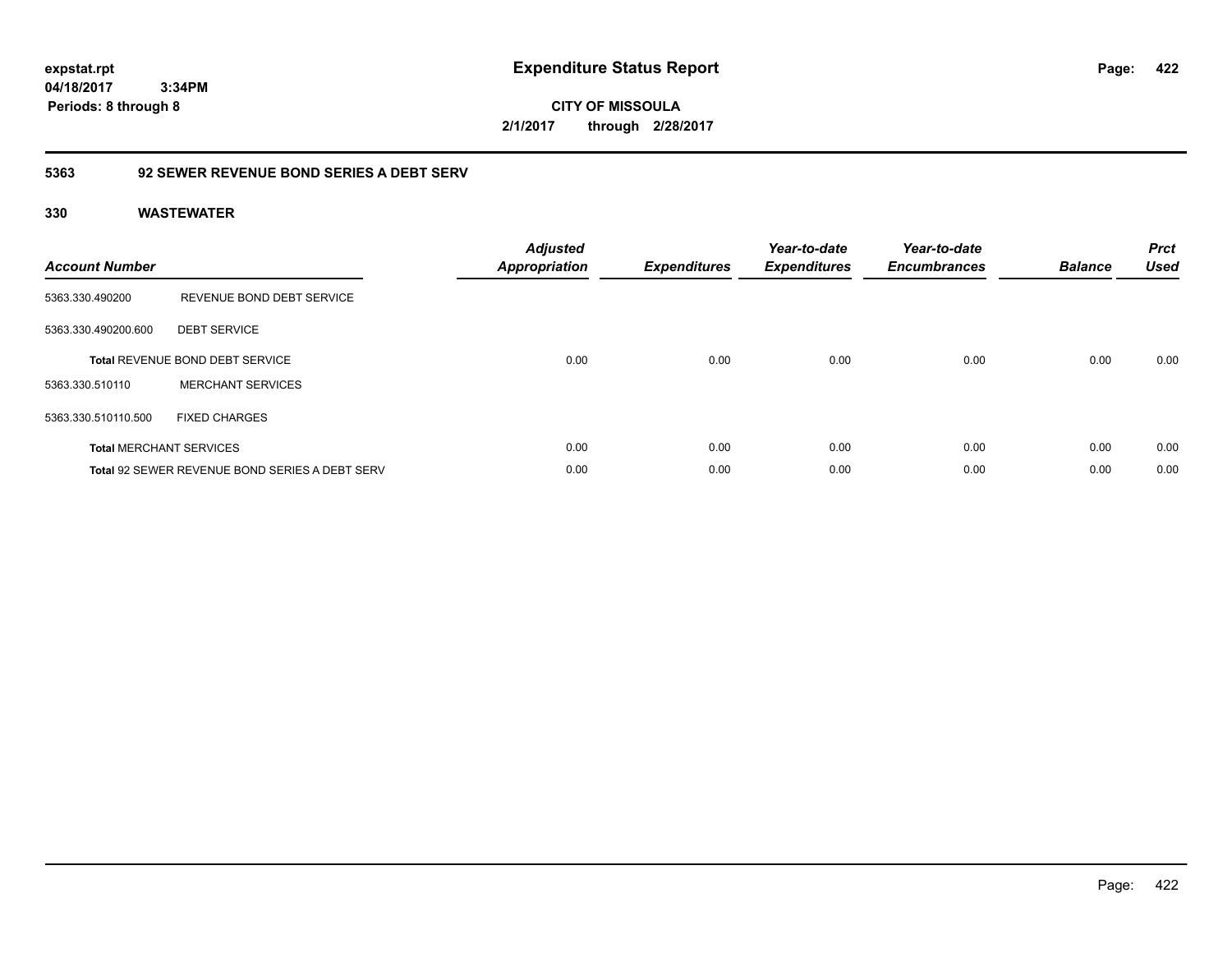**Expenditure Status Report**

**CITY OF MISSOULA**

**2/1/2017 through 2/28/2017**

expstat.rpt
04/18/2017 3:34PM
Periods: 8 through 8

## 5363 92 SEWER REVENUE BOND SERIES A DEBT SERV

### 330 WASTEWATER

| Account Number | | Adjusted Appropriation | Expenditures | Year-to-date Expenditures | Year-to-date Encumbrances | Balance | Prct Used |
|---|---|---|---|---|---|---|---|
| 5363.330.490200 | REVENUE BOND DEBT SERVICE | | | | | | |
| 5363.330.490200.600 | DEBT SERVICE | | | | | | |
| **Total** REVENUE BOND DEBT SERVICE | | 0.00 | 0.00 | 0.00 | 0.00 | 0.00 | 0.00 |
| 5363.330.510110 | MERCHANT SERVICES | | | | | | |
| 5363.330.510110.500 | FIXED CHARGES | | | | | | |
| **Total** MERCHANT SERVICES | | 0.00 | 0.00 | 0.00 | 0.00 | 0.00 | 0.00 |
| **Total** 92 SEWER REVENUE BOND SERIES A DEBT SERV | | 0.00 | 0.00 | 0.00 | 0.00 | 0.00 | 0.00 |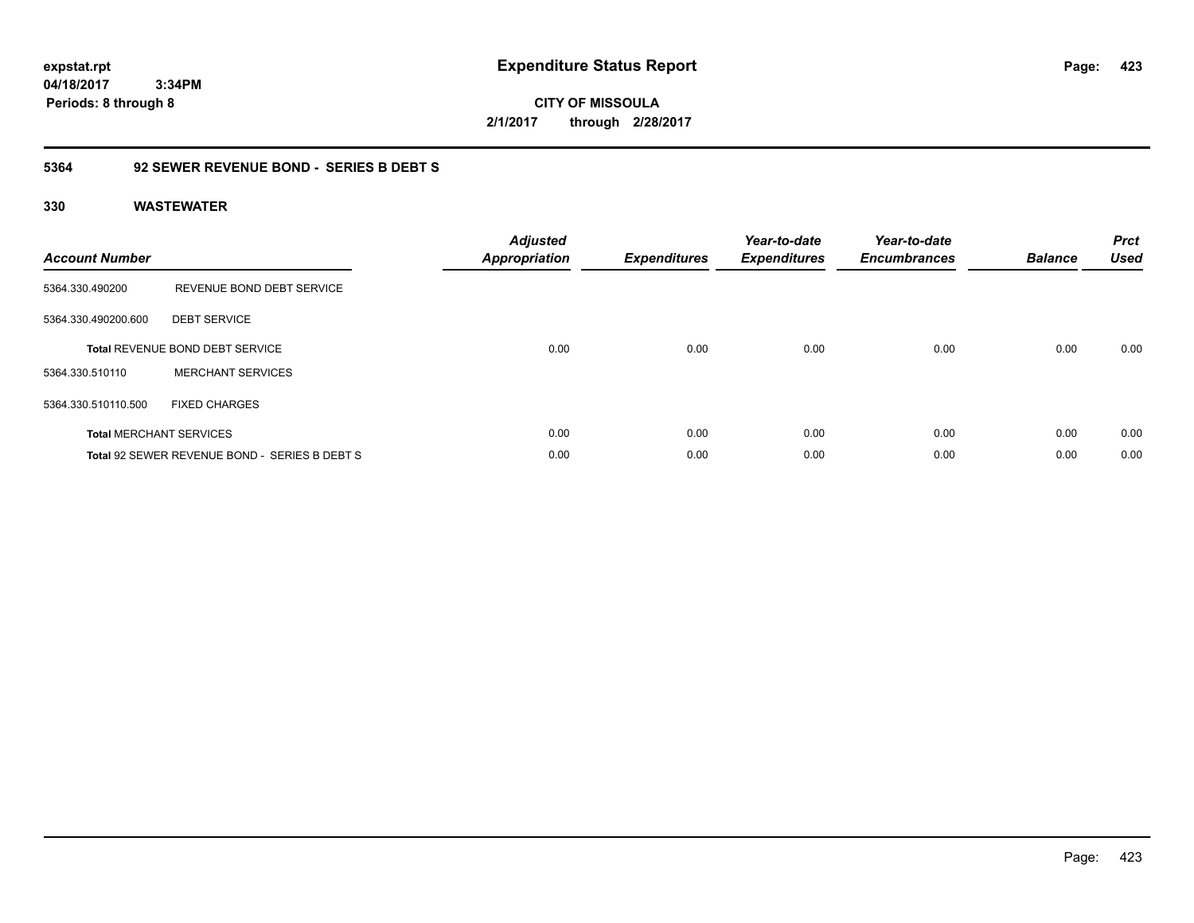**expstat.rpt**
**04/18/2017 3:34PM**
**Periods: 8 through 8**

# Expenditure Status Report

**CITY OF MISSOULA**
**2/1/2017 through 2/28/2017**

## 5364 92 SEWER REVENUE BOND - SERIES B DEBT S

### 330 WASTEWATER

| Account Number | | Adjusted Appropriation | Expenditures | Year-to-date Expenditures | Year-to-date Encumbrances | Balance | Prct Used |
|---|---|---|---|---|---|---|---|
| 5364.330.490200 | REVENUE BOND DEBT SERVICE | | | | | | |
| 5364.330.490200.600 | DEBT SERVICE | | | | | | |
| **Total** REVENUE BOND DEBT SERVICE | | 0.00 | 0.00 | 0.00 | 0.00 | 0.00 | 0.00 |
| 5364.330.510110 | MERCHANT SERVICES | | | | | | |
| 5364.330.510110.500 | FIXED CHARGES | | | | | | |
| **Total** MERCHANT SERVICES | | 0.00 | 0.00 | 0.00 | 0.00 | 0.00 | 0.00 |
| **Total** 92 SEWER REVENUE BOND - SERIES B DEBT S | | 0.00 | 0.00 | 0.00 | 0.00 | 0.00 | 0.00 |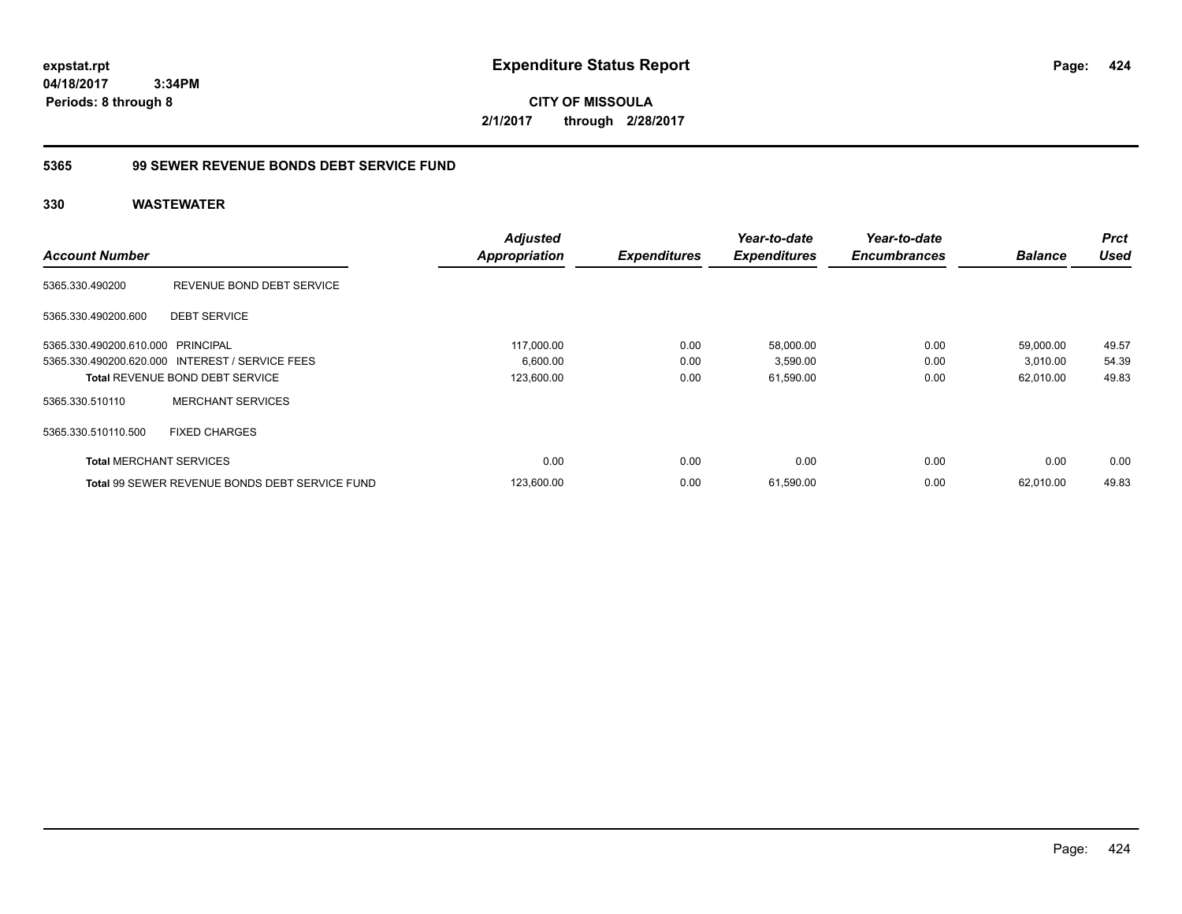expstat.rpt
04/18/2017 3:34PM
Periods: 8 through 8

# Expenditure Status Report

**CITY OF MISSOULA**
**2/1/2017 through 2/28/2017**

## 5365 99 SEWER REVENUE BONDS DEBT SERVICE FUND

### 330 WASTEWATER

| Account Number | | Adjusted Appropriation | Expenditures | Year-to-date Expenditures | Year-to-date Encumbrances | Balance | Prct Used |
|---|---|---|---|---|---|---|---|
| 5365.330.490200 | REVENUE BOND DEBT SERVICE | | | | | | |
| 5365.330.490200.600 | DEBT SERVICE | | | | | | |
| 5365.330.490200.610.000 | PRINCIPAL | 117,000.00 | 0.00 | 58,000.00 | 0.00 | 59,000.00 | 49.57 |
| 5365.330.490200.620.000 | INTEREST / SERVICE FEES | 6,600.00 | 0.00 | 3,590.00 | 0.00 | 3,010.00 | 54.39 |
| **Total** REVENUE BOND DEBT SERVICE | | 123,600.00 | 0.00 | 61,590.00 | 0.00 | 62,010.00 | 49.83 |
| 5365.330.510110 | MERCHANT SERVICES | | | | | | |
| 5365.330.510110.500 | FIXED CHARGES | | | | | | |
| **Total** MERCHANT SERVICES | | 0.00 | 0.00 | 0.00 | 0.00 | 0.00 | 0.00 |
| **Total** 99 SEWER REVENUE BONDS DEBT SERVICE FUND | | 123,600.00 | 0.00 | 61,590.00 | 0.00 | 62,010.00 | 49.83 |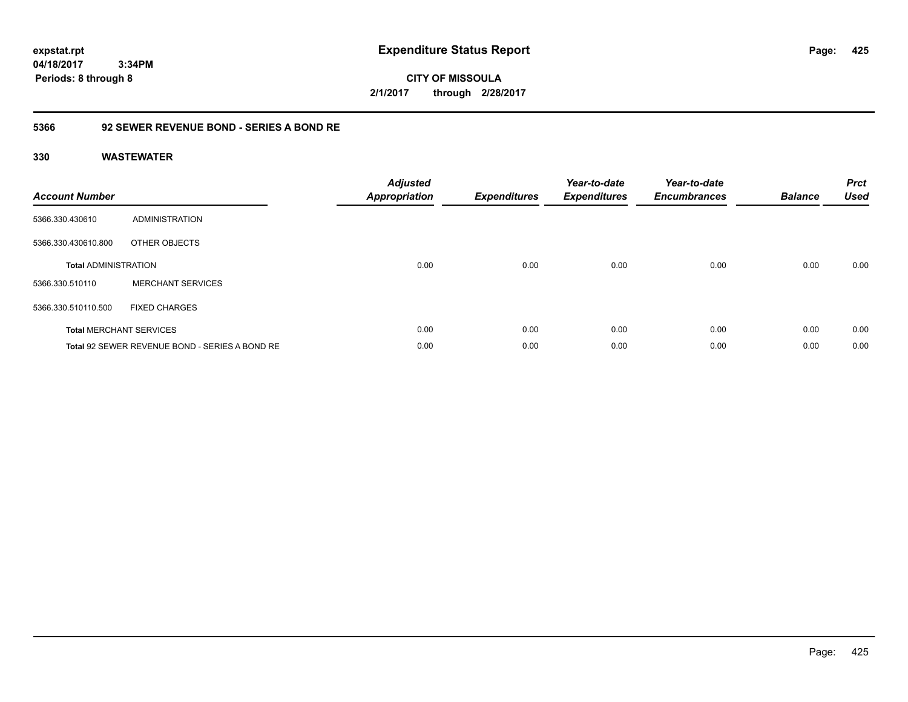**expstat.rpt**
**04/18/2017 3:34PM**
**Periods: 8 through 8**

# Expenditure Status Report

**CITY OF MISSOULA**
**2/1/2017 through 2/28/2017**

## 5366 92 SEWER REVENUE BOND - SERIES A BOND RE

### 330 WASTEWATER

| Account Number | | Adjusted Appropriation | Expenditures | Year-to-date Expenditures | Year-to-date Encumbrances | Balance | Prct Used |
|---|---|---|---|---|---|---|---|
| 5366.330.430610 | ADMINISTRATION | | | | | | |
| 5366.330.430610.800 | OTHER OBJECTS | | | | | | |
| **Total** ADMINISTRATION | | 0.00 | 0.00 | 0.00 | 0.00 | 0.00 | 0.00 |
| 5366.330.510110 | MERCHANT SERVICES | | | | | | |
| 5366.330.510110.500 | FIXED CHARGES | | | | | | |
| **Total** MERCHANT SERVICES | | 0.00 | 0.00 | 0.00 | 0.00 | 0.00 | 0.00 |
| **Total** 92 SEWER REVENUE BOND - SERIES A BOND RE | | 0.00 | 0.00 | 0.00 | 0.00 | 0.00 | 0.00 |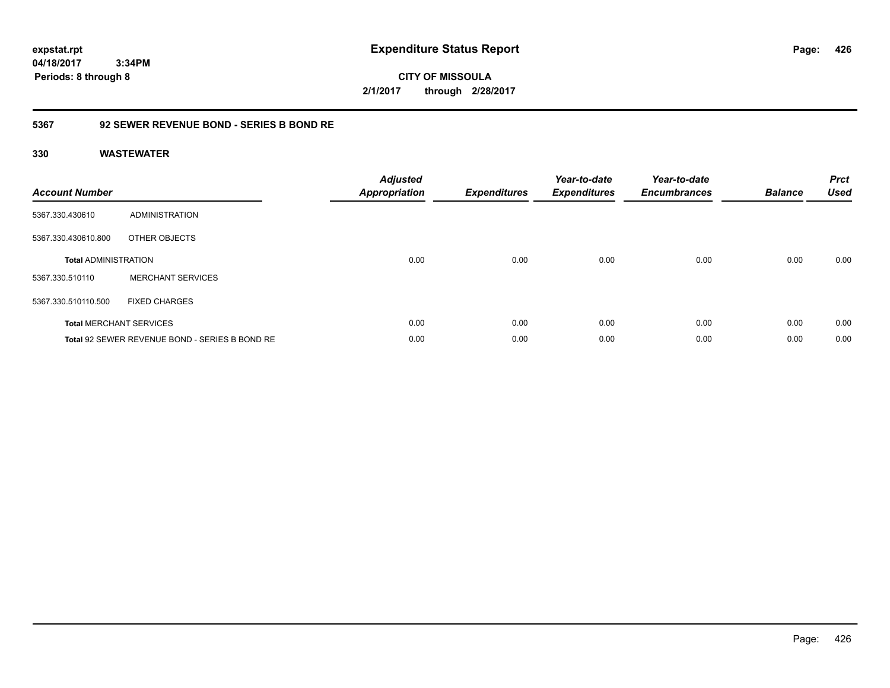**expstat.rpt**
**04/18/2017 3:34PM**
**Periods: 8 through 8**

# Expenditure Status Report

**CITY OF MISSOULA**
**2/1/2017 through 2/28/2017**

## 5367 92 SEWER REVENUE BOND - SERIES B BOND RE

### 330 WASTEWATER

| Account Number | | Adjusted Appropriation | Expenditures | Year-to-date Expenditures | Year-to-date Encumbrances | Balance | Prct Used |
|---|---|---|---|---|---|---|---|
| 5367.330.430610 | ADMINISTRATION | | | | | | |
| 5367.330.430610.800 | OTHER OBJECTS | | | | | | |
| **Total** ADMINISTRATION | | 0.00 | 0.00 | 0.00 | 0.00 | 0.00 | 0.00 |
| 5367.330.510110 | MERCHANT SERVICES | | | | | | |
| 5367.330.510110.500 | FIXED CHARGES | | | | | | |
| **Total** MERCHANT SERVICES | | 0.00 | 0.00 | 0.00 | 0.00 | 0.00 | 0.00 |
| **Total** 92 SEWER REVENUE BOND - SERIES B BOND RE | | 0.00 | 0.00 | 0.00 | 0.00 | 0.00 | 0.00 |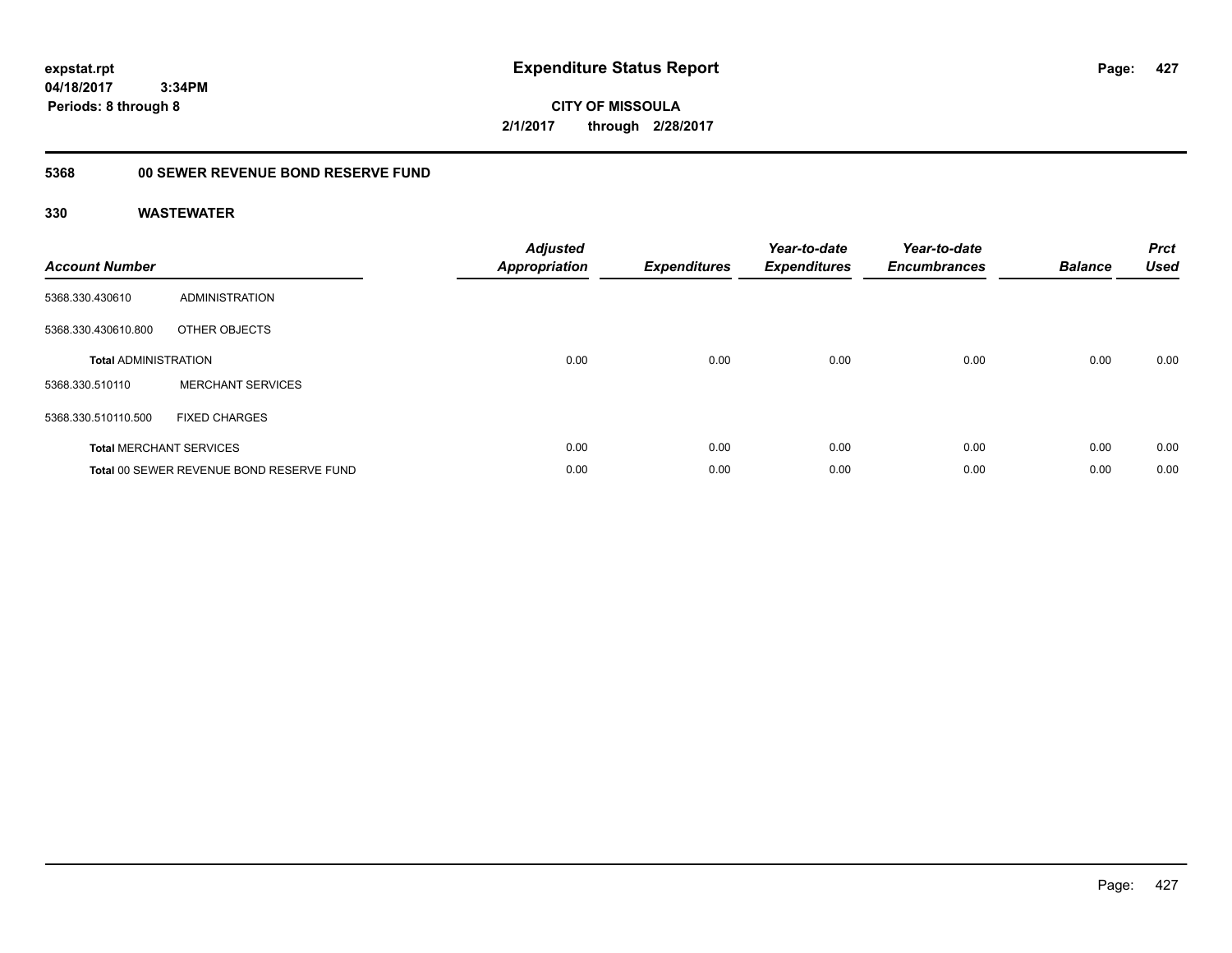# Expenditure Status Report

expstat.rpt
04/18/2017 3:34PM
Periods: 8 through 8

CITY OF MISSOULA
2/1/2017 through 2/28/2017

## 5368 00 SEWER REVENUE BOND RESERVE FUND

## 330 WASTEWATER

| Account Number | | Adjusted Appropriation | Expenditures | Year-to-date Expenditures | Year-to-date Encumbrances | Balance | Prct Used |
|---|---|---|---|---|---|---|---|
| 5368.330.430610 | ADMINISTRATION | | | | | | |
| 5368.330.430610.800 | OTHER OBJECTS | | | | | | |
| **Total** ADMINISTRATION | | 0.00 | 0.00 | 0.00 | 0.00 | 0.00 | 0.00 |
| 5368.330.510110 | MERCHANT SERVICES | | | | | | |
| 5368.330.510110.500 | FIXED CHARGES | | | | | | |
| **Total** MERCHANT SERVICES | | 0.00 | 0.00 | 0.00 | 0.00 | 0.00 | 0.00 |
| **Total** 00 SEWER REVENUE BOND RESERVE FUND | | 0.00 | 0.00 | 0.00 | 0.00 | 0.00 | 0.00 |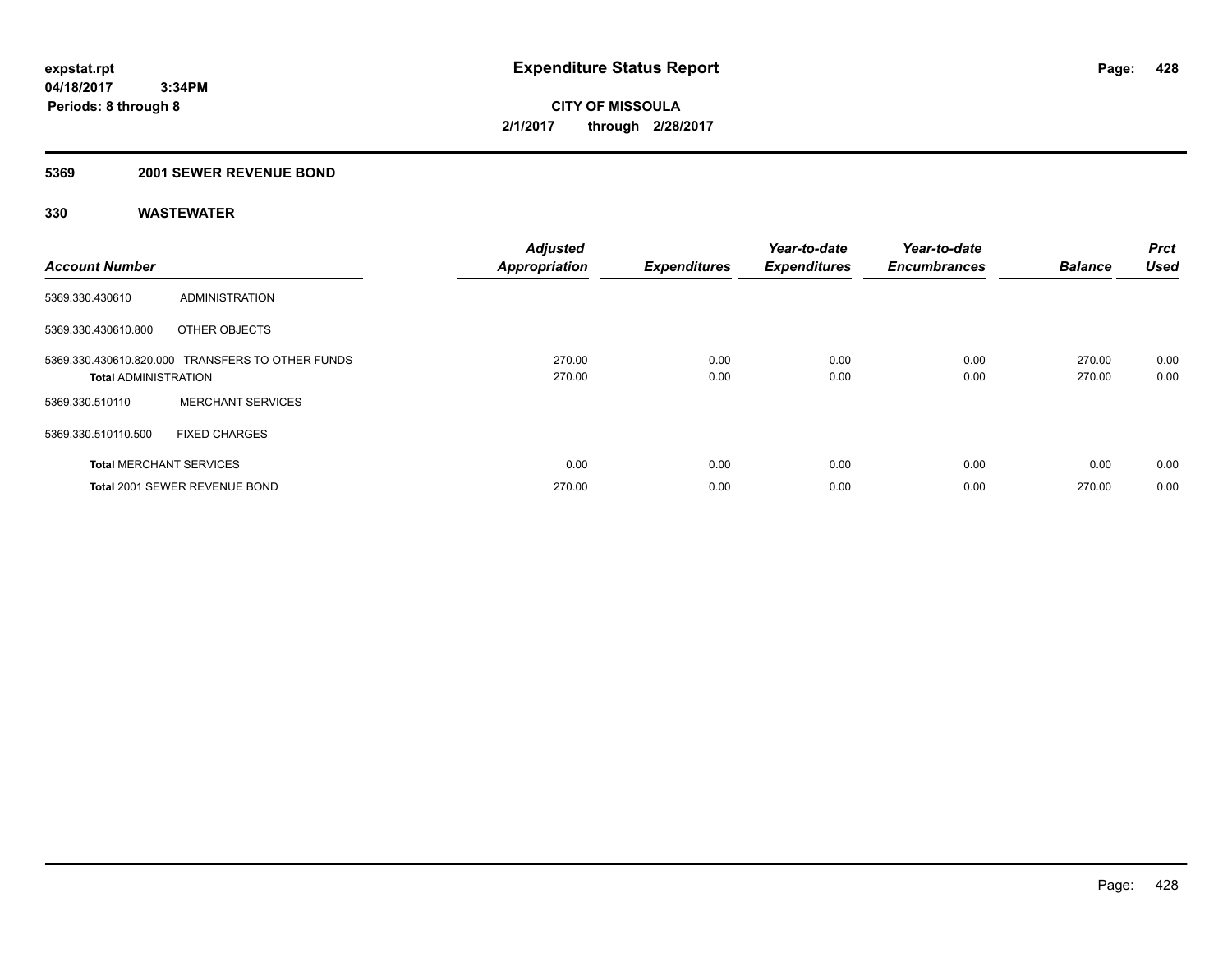**expstat.rpt**
**04/18/2017 3:34PM**
**Periods: 8 through 8**

# Expenditure Status Report

**CITY OF MISSOULA**
**2/1/2017 through 2/28/2017**

## 5369 2001 SEWER REVENUE BOND

### 330 WASTEWATER

| Account Number | | Adjusted Appropriation | Expenditures | Year-to-date Expenditures | Year-to-date Encumbrances | Balance | Prct Used |
|---|---|---|---|---|---|---|---|
| 5369.330.430610 | ADMINISTRATION | | | | | | |
| 5369.330.430610.800 | OTHER OBJECTS | | | | | | |
| 5369.330.430610.820.000 | TRANSFERS TO OTHER FUNDS | 270.00 | 0.00 | 0.00 | 0.00 | 270.00 | 0.00 |
| **Total** ADMINISTRATION | | 270.00 | 0.00 | 0.00 | 0.00 | 270.00 | 0.00 |
| 5369.330.510110 | MERCHANT SERVICES | | | | | | |
| 5369.330.510110.500 | FIXED CHARGES | | | | | | |
| **Total** MERCHANT SERVICES | | 0.00 | 0.00 | 0.00 | 0.00 | 0.00 | 0.00 |
| **Total** 2001 SEWER REVENUE BOND | | 270.00 | 0.00 | 0.00 | 0.00 | 270.00 | 0.00 |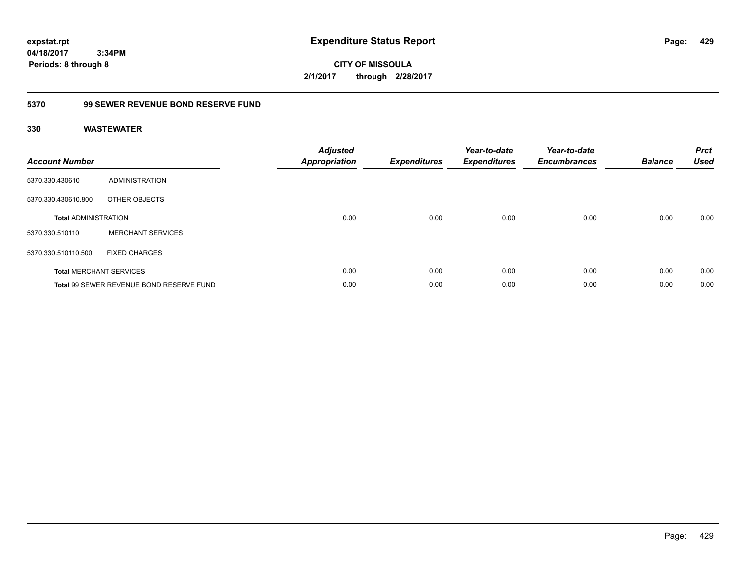# Expenditure Status Report

**expstat.rpt**
**04/18/2017 3:34PM**
**Periods: 8 through 8**

**CITY OF MISSOULA**
**2/1/2017 through 2/28/2017**

## 5370 99 SEWER REVENUE BOND RESERVE FUND

### 330 WASTEWATER

| Account Number | | Adjusted Appropriation | Expenditures | Year-to-date Expenditures | Year-to-date Encumbrances | Balance | Prct Used |
|---|---|---|---|---|---|---|---|
| 5370.330.430610 | ADMINISTRATION | | | | | | |
| 5370.330.430610.800 | OTHER OBJECTS | | | | | | |
| **Total** ADMINISTRATION | | 0.00 | 0.00 | 0.00 | 0.00 | 0.00 | 0.00 |
| 5370.330.510110 | MERCHANT SERVICES | | | | | | |
| 5370.330.510110.500 | FIXED CHARGES | | | | | | |
| **Total** MERCHANT SERVICES | | 0.00 | 0.00 | 0.00 | 0.00 | 0.00 | 0.00 |
| **Total** 99 SEWER REVENUE BOND RESERVE FUND | | 0.00 | 0.00 | 0.00 | 0.00 | 0.00 | 0.00 |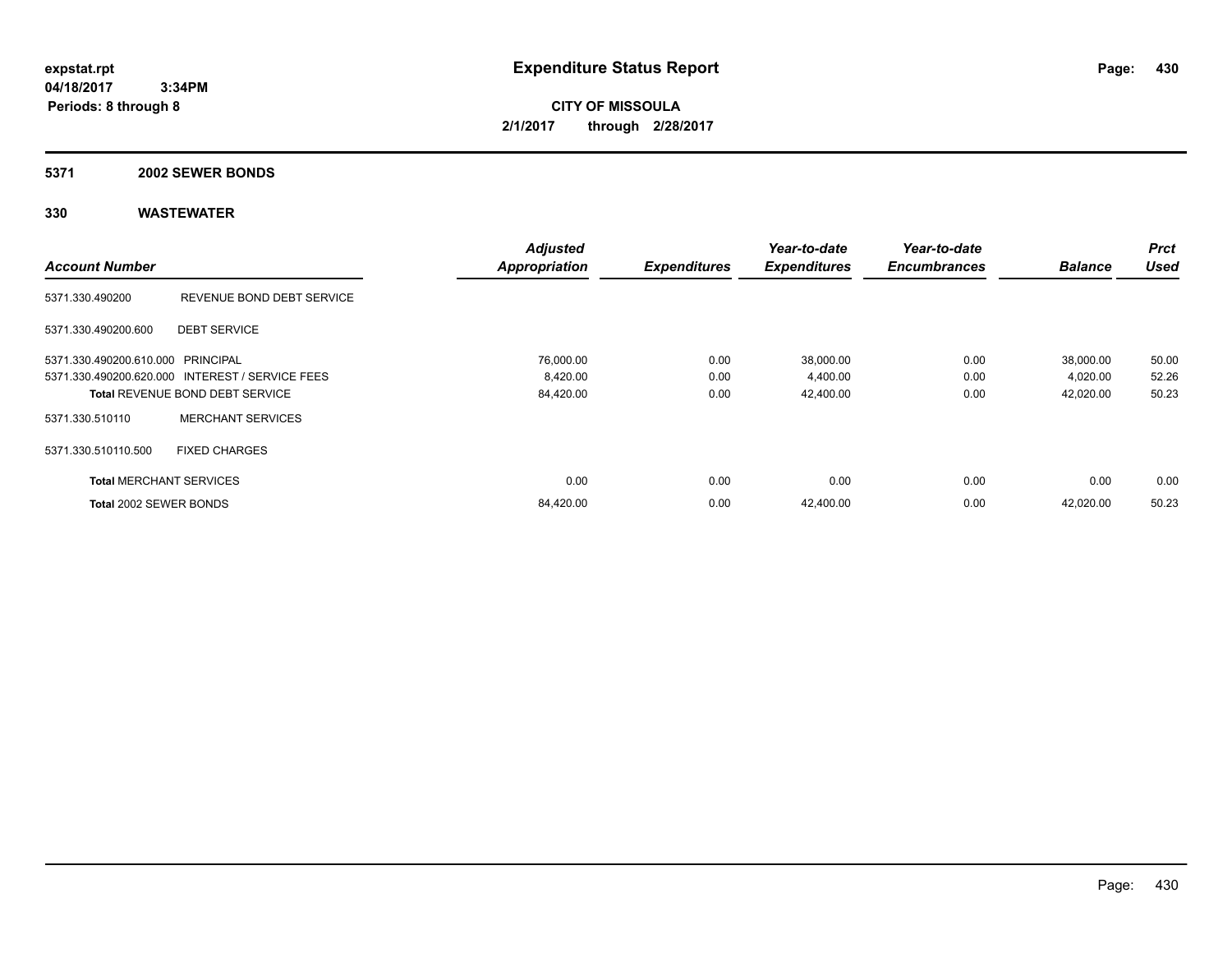**expstat.rpt**
**04/18/2017 3:34PM**
**Periods: 8 through 8**

# Expenditure Status Report

**CITY OF MISSOULA**
**2/1/2017 through 2/28/2017**

## 5371 2002 SEWER BONDS

### 330 WASTEWATER

| Account Number | | Adjusted Appropriation | Expenditures | Year-to-date Expenditures | Year-to-date Encumbrances | Balance | Prct Used |
|---|---|---|---|---|---|---|---|
| 5371.330.490200 | REVENUE BOND DEBT SERVICE | | | | | | |
| 5371.330.490200.600 | DEBT SERVICE | | | | | | |
| 5371.330.490200.610.000 | PRINCIPAL | 76,000.00 | 0.00 | 38,000.00 | 0.00 | 38,000.00 | 50.00 |
| 5371.330.490200.620.000 | INTEREST / SERVICE FEES | 8,420.00 | 0.00 | 4,400.00 | 0.00 | 4,020.00 | 52.26 |
| **Total** REVENUE BOND DEBT SERVICE | | 84,420.00 | 0.00 | 42,400.00 | 0.00 | 42,020.00 | 50.23 |
| 5371.330.510110 | MERCHANT SERVICES | | | | | | |
| 5371.330.510110.500 | FIXED CHARGES | | | | | | |
| **Total** MERCHANT SERVICES | | 0.00 | 0.00 | 0.00 | 0.00 | 0.00 | 0.00 |
| **Total** 2002 SEWER BONDS | | 84,420.00 | 0.00 | 42,400.00 | 0.00 | 42,020.00 | 50.23 |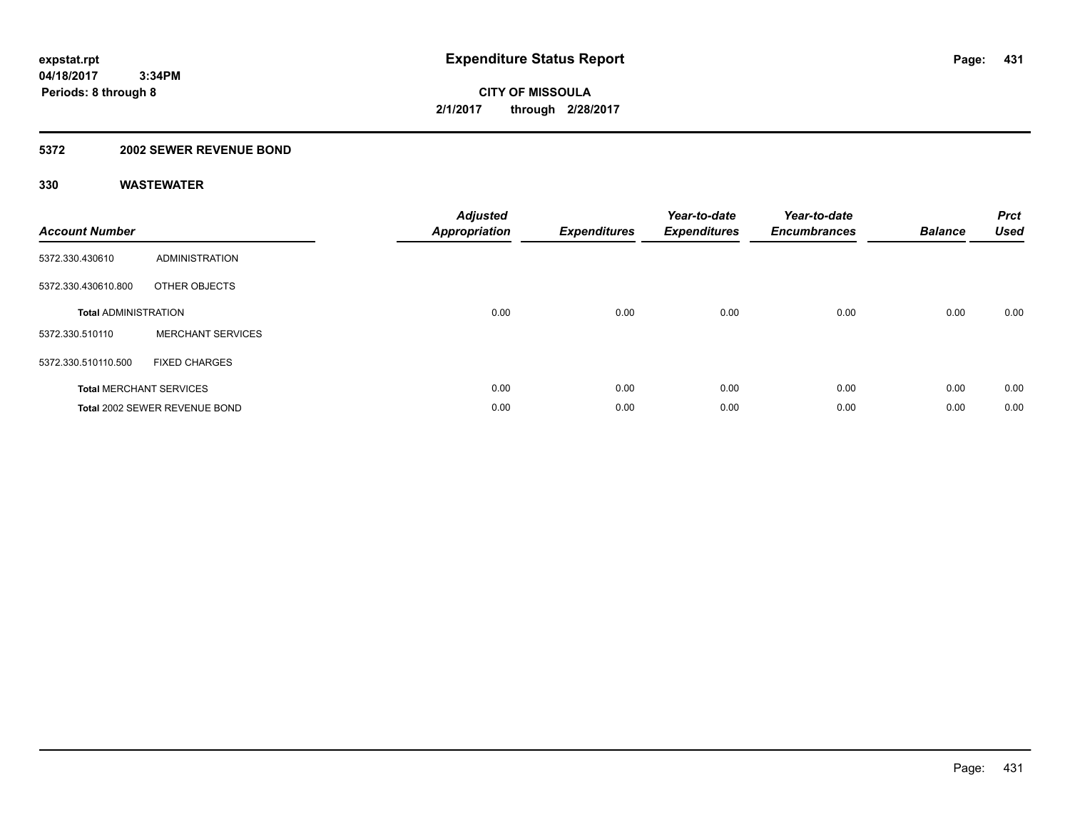# Expenditure Status Report

expstat.rpt
04/18/2017 3:34PM
Periods: 8 through 8

**CITY OF MISSOULA**
**2/1/2017 through 2/28/2017**

## 5372 2002 SEWER REVENUE BOND

### 330 WASTEWATER

| Account Number | | Adjusted Appropriation | Expenditures | Year-to-date Expenditures | Year-to-date Encumbrances | Balance | Prct Used |
|---|---|---|---|---|---|---|---|
| 5372.330.430610 | ADMINISTRATION | | | | | | |
| 5372.330.430610.800 | OTHER OBJECTS | | | | | | |
| **Total** ADMINISTRATION | | 0.00 | 0.00 | 0.00 | 0.00 | 0.00 | 0.00 |
| 5372.330.510110 | MERCHANT SERVICES | | | | | | |
| 5372.330.510110.500 | FIXED CHARGES | | | | | | |
| **Total** MERCHANT SERVICES | | 0.00 | 0.00 | 0.00 | 0.00 | 0.00 | 0.00 |
| **Total** 2002 SEWER REVENUE BOND | | 0.00 | 0.00 | 0.00 | 0.00 | 0.00 | 0.00 |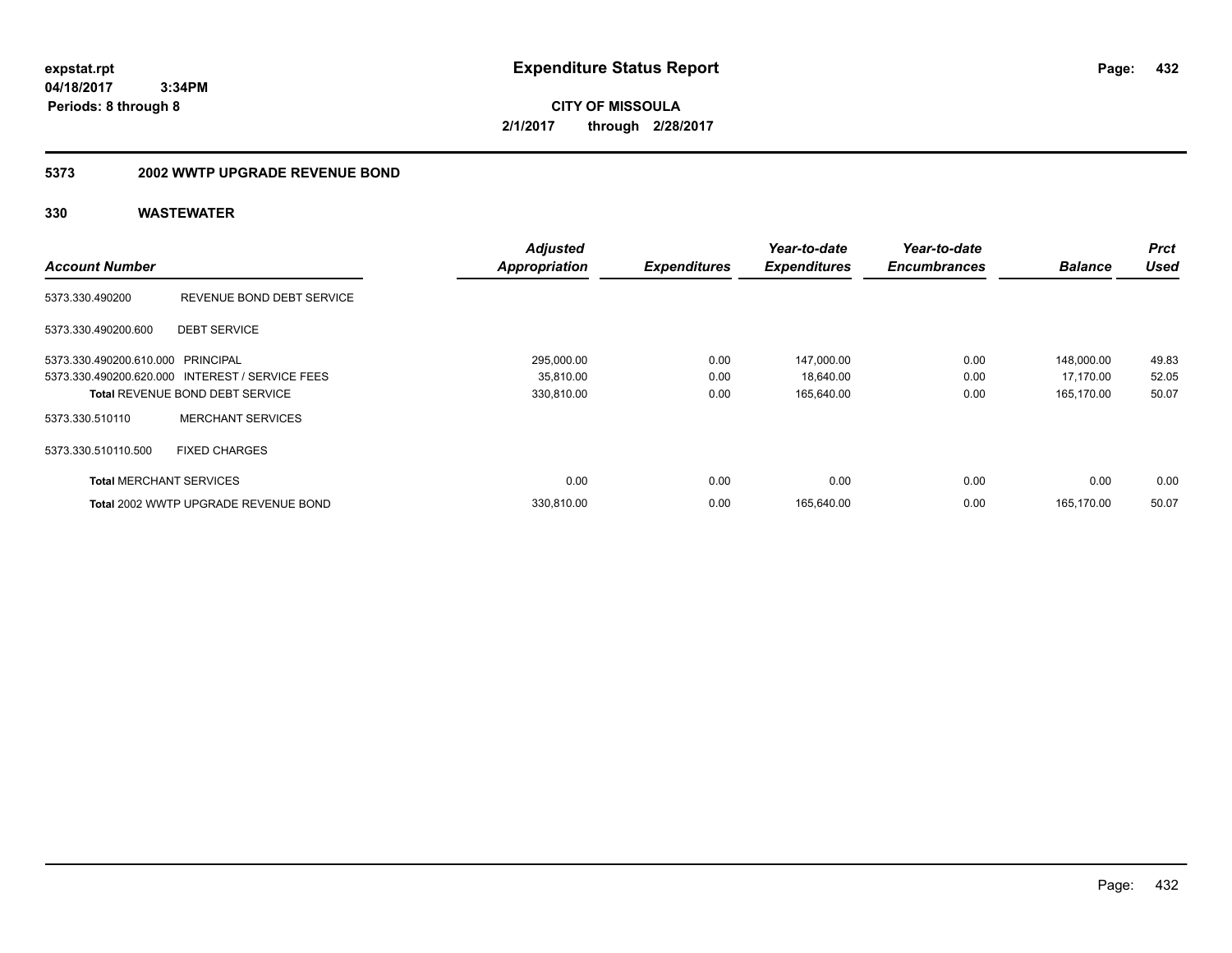# Expenditure Status Report

expstat.rpt
04/18/2017 3:34PM
Periods: 8 through 8

**CITY OF MISSOULA**
**2/1/2017 through 2/28/2017**

## 5373 2002 WWTP UPGRADE REVENUE BOND

### 330 WASTEWATER

| Account Number | | Adjusted Appropriation | Expenditures | Year-to-date Expenditures | Year-to-date Encumbrances | Balance | Prct Used |
|---|---|---|---|---|---|---|---|
| 5373.330.490200 | REVENUE BOND DEBT SERVICE | | | | | | |
| 5373.330.490200.600 | DEBT SERVICE | | | | | | |
| 5373.330.490200.610.000 | PRINCIPAL | 295,000.00 | 0.00 | 147,000.00 | 0.00 | 148,000.00 | 49.83 |
| 5373.330.490200.620.000 | INTEREST / SERVICE FEES | 35,810.00 | 0.00 | 18,640.00 | 0.00 | 17,170.00 | 52.05 |
| **Total** REVENUE BOND DEBT SERVICE | | 330,810.00 | 0.00 | 165,640.00 | 0.00 | 165,170.00 | 50.07 |
| 5373.330.510110 | MERCHANT SERVICES | | | | | | |
| 5373.330.510110.500 | FIXED CHARGES | | | | | | |
| **Total** MERCHANT SERVICES | | 0.00 | 0.00 | 0.00 | 0.00 | 0.00 | 0.00 |
| **Total** 2002 WWTP UPGRADE REVENUE BOND | | 330,810.00 | 0.00 | 165,640.00 | 0.00 | 165,170.00 | 50.07 |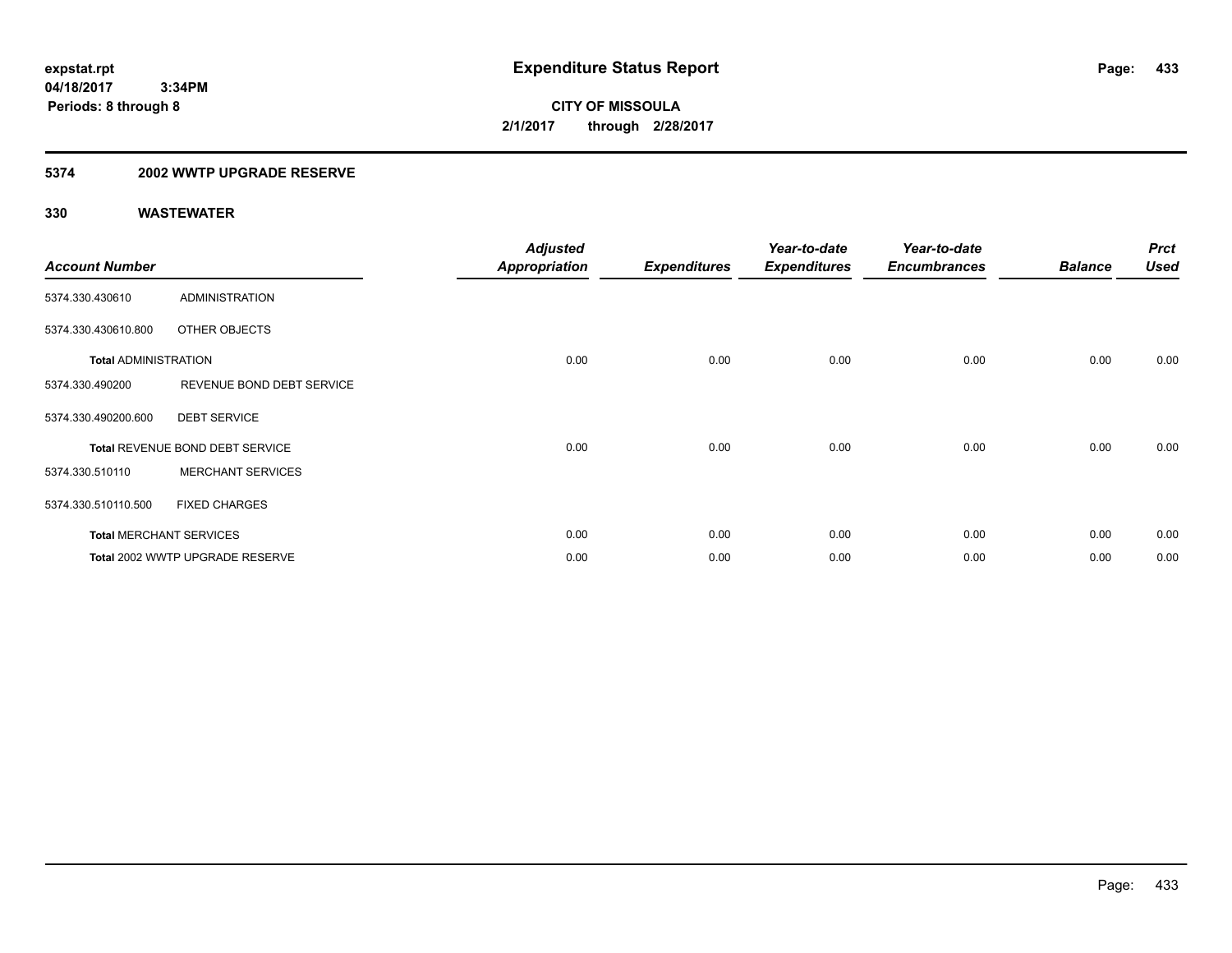**expstat.rpt**
**04/18/2017 3:34PM**
**Periods: 8 through 8**

# Expenditure Status Report

**CITY OF MISSOULA**
**2/1/2017 through 2/28/2017**

## 5374 2002 WWTP UPGRADE RESERVE

### 330 WASTEWATER

| Account Number | | Adjusted Appropriation | Expenditures | Year-to-date Expenditures | Year-to-date Encumbrances | Balance | Prct Used |
|---|---|---|---|---|---|---|---|
| 5374.330.430610 | ADMINISTRATION | | | | | | |
| 5374.330.430610.800 | OTHER OBJECTS | | | | | | |
| **Total** ADMINISTRATION | | 0.00 | 0.00 | 0.00 | 0.00 | 0.00 | 0.00 |
| 5374.330.490200 | REVENUE BOND DEBT SERVICE | | | | | | |
| 5374.330.490200.600 | DEBT SERVICE | | | | | | |
| **Total** REVENUE BOND DEBT SERVICE | | 0.00 | 0.00 | 0.00 | 0.00 | 0.00 | 0.00 |
| 5374.330.510110 | MERCHANT SERVICES | | | | | | |
| 5374.330.510110.500 | FIXED CHARGES | | | | | | |
| **Total** MERCHANT SERVICES | | 0.00 | 0.00 | 0.00 | 0.00 | 0.00 | 0.00 |
| **Total** 2002 WWTP UPGRADE RESERVE | | 0.00 | 0.00 | 0.00 | 0.00 | 0.00 | 0.00 |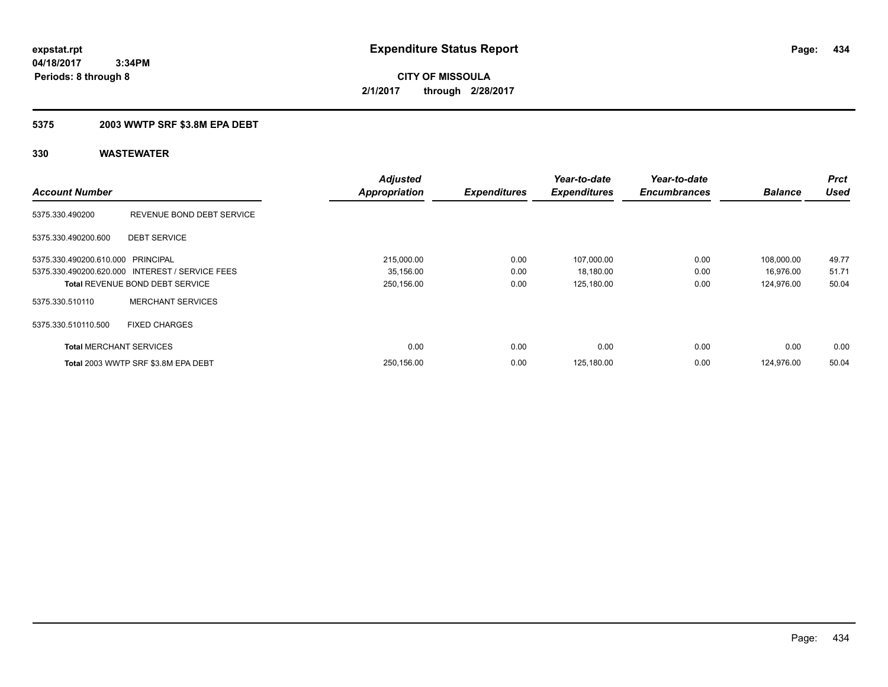**expstat.rpt**
**04/18/2017 3:34PM**
**Periods: 8 through 8**

# Expenditure Status Report

**CITY OF MISSOULA**
**2/1/2017 through 2/28/2017**

## 5375 2003 WWTP SRF $3.8M EPA DEBT

## 330 WASTEWATER

| Account Number | | Adjusted Appropriation | Expenditures | Year-to-date Expenditures | Year-to-date Encumbrances | Balance | Prct Used |
|---|---|---|---|---|---|---|---|
| 5375.330.490200 | REVENUE BOND DEBT SERVICE | | | | | | |
| 5375.330.490200.600 | DEBT SERVICE | | | | | | |
| 5375.330.490200.610.000 | PRINCIPAL | 215,000.00 | 0.00 | 107,000.00 | 0.00 | 108,000.00 | 49.77 |
| 5375.330.490200.620.000 | INTEREST / SERVICE FEES | 35,156.00 | 0.00 | 18,180.00 | 0.00 | 16,976.00 | 51.71 |
| **Total** REVENUE BOND DEBT SERVICE | | 250,156.00 | 0.00 | 125,180.00 | 0.00 | 124,976.00 | 50.04 |
| 5375.330.510110 | MERCHANT SERVICES | | | | | | |
| 5375.330.510110.500 | FIXED CHARGES | | | | | | |
| **Total** MERCHANT SERVICES | | 0.00 | 0.00 | 0.00 | 0.00 | 0.00 | 0.00 |
| **Total** 2003 WWTP SRF $3.8M EPA DEBT | | 250,156.00 | 0.00 | 125,180.00 | 0.00 | 124,976.00 | 50.04 |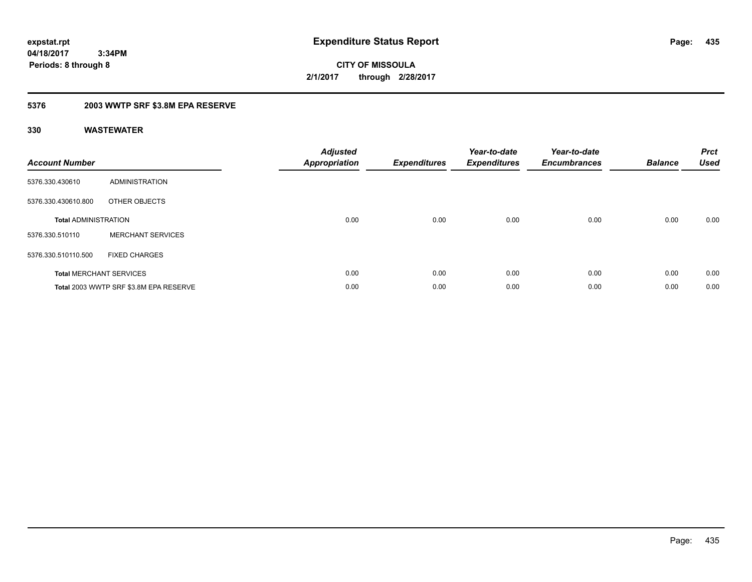**expstat.rpt**
**04/18/2017 3:34PM**
**Periods: 8 through 8**

# Expenditure Status Report

**CITY OF MISSOULA**
**2/1/2017 through 2/28/2017**

## 5376 2003 WWTP SRF $3.8M EPA RESERVE

### 330 WASTEWATER

| Account Number | | Adjusted Appropriation | Expenditures | Year-to-date Expenditures | Year-to-date Encumbrances | Balance | Prct Used |
|---|---|---|---|---|---|---|---|
| 5376.330.430610 | ADMINISTRATION | | | | | | |
| 5376.330.430610.800 | OTHER OBJECTS | | | | | | |
| **Total** ADMINISTRATION | | 0.00 | 0.00 | 0.00 | 0.00 | 0.00 | 0.00 |
| 5376.330.510110 | MERCHANT SERVICES | | | | | | |
| 5376.330.510110.500 | FIXED CHARGES | | | | | | |
| **Total** MERCHANT SERVICES | | 0.00 | 0.00 | 0.00 | 0.00 | 0.00 | 0.00 |
| **Total** 2003 WWTP SRF $3.8M EPA RESERVE | | 0.00 | 0.00 | 0.00 | 0.00 | 0.00 | 0.00 |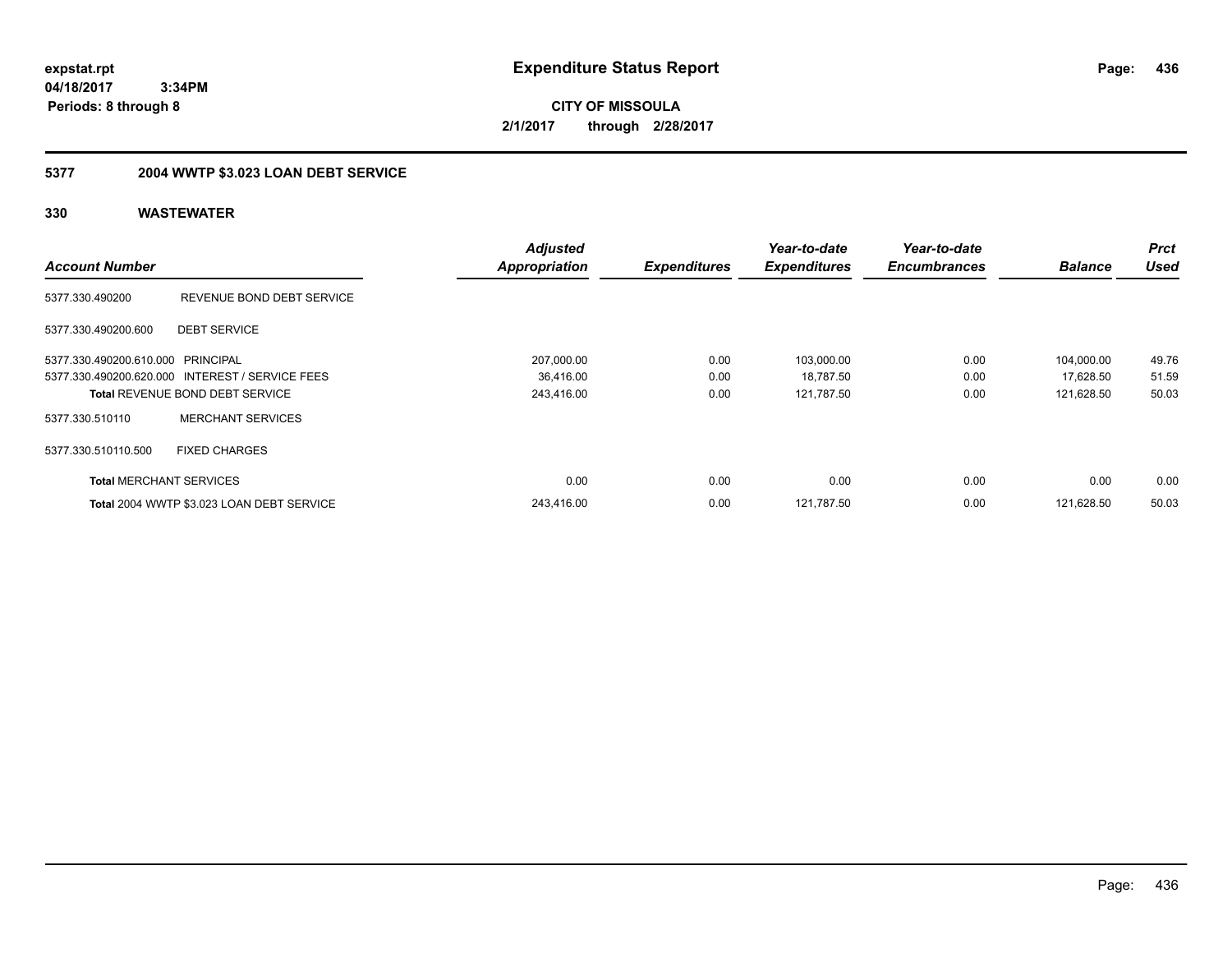**expstat.rpt**
**04/18/2017 3:34PM**
**Periods: 8 through 8**

# Expenditure Status Report

**CITY OF MISSOULA**
**2/1/2017 through 2/28/2017**

## 5377 2004 WWTP $3.023 LOAN DEBT SERVICE

### 330 WASTEWATER

| Account Number | | Adjusted Appropriation | Expenditures | Year-to-date Expenditures | Year-to-date Encumbrances | Balance | Prct Used |
|---|---|---|---|---|---|---|---|
| 5377.330.490200 | REVENUE BOND DEBT SERVICE | | | | | | |
| 5377.330.490200.600 | DEBT SERVICE | | | | | | |
| 5377.330.490200.610.000 | PRINCIPAL | 207,000.00 | 0.00 | 103,000.00 | 0.00 | 104,000.00 | 49.76 |
| 5377.330.490200.620.000 | INTEREST / SERVICE FEES | 36,416.00 | 0.00 | 18,787.50 | 0.00 | 17,628.50 | 51.59 |
| **Total** REVENUE BOND DEBT SERVICE | | 243,416.00 | 0.00 | 121,787.50 | 0.00 | 121,628.50 | 50.03 |
| 5377.330.510110 | MERCHANT SERVICES | | | | | | |
| 5377.330.510110.500 | FIXED CHARGES | | | | | | |
| **Total** MERCHANT SERVICES | | 0.00 | 0.00 | 0.00 | 0.00 | 0.00 | 0.00 |
| **Total** 2004 WWTP $3.023 LOAN DEBT SERVICE | | 243,416.00 | 0.00 | 121,787.50 | 0.00 | 121,628.50 | 50.03 |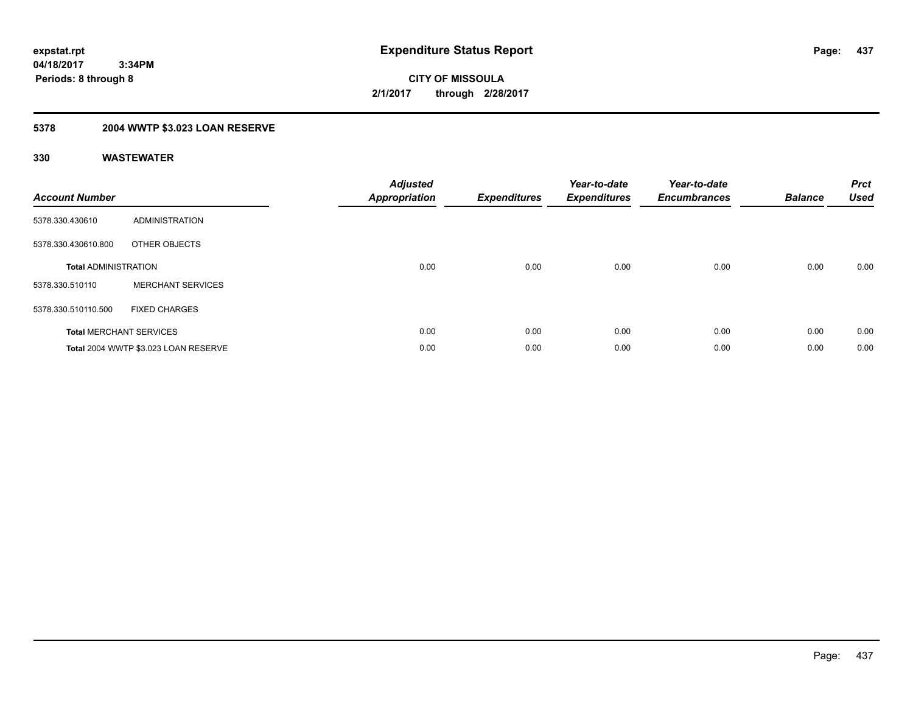# Expenditure Status Report

expstat.rpt
04/18/2017 3:34PM
Periods: 8 through 8

**CITY OF MISSOULA**
**2/1/2017 through 2/28/2017**

## 5378 2004 WWTP $3.023 LOAN RESERVE

### 330 WASTEWATER

| Account Number | | Adjusted Appropriation | Expenditures | Year-to-date Expenditures | Year-to-date Encumbrances | Balance | Prct Used |
|---|---|---|---|---|---|---|---|
| 5378.330.430610 | ADMINISTRATION | | | | | | |
| 5378.330.430610.800 | OTHER OBJECTS | | | | | | |
| **Total** ADMINISTRATION | | 0.00 | 0.00 | 0.00 | 0.00 | 0.00 | 0.00 |
| 5378.330.510110 | MERCHANT SERVICES | | | | | | |
| 5378.330.510110.500 | FIXED CHARGES | | | | | | |
| **Total** MERCHANT SERVICES | | 0.00 | 0.00 | 0.00 | 0.00 | 0.00 | 0.00 |
| **Total** 2004 WWTP $3.023 LOAN RESERVE | | 0.00 | 0.00 | 0.00 | 0.00 | 0.00 | 0.00 |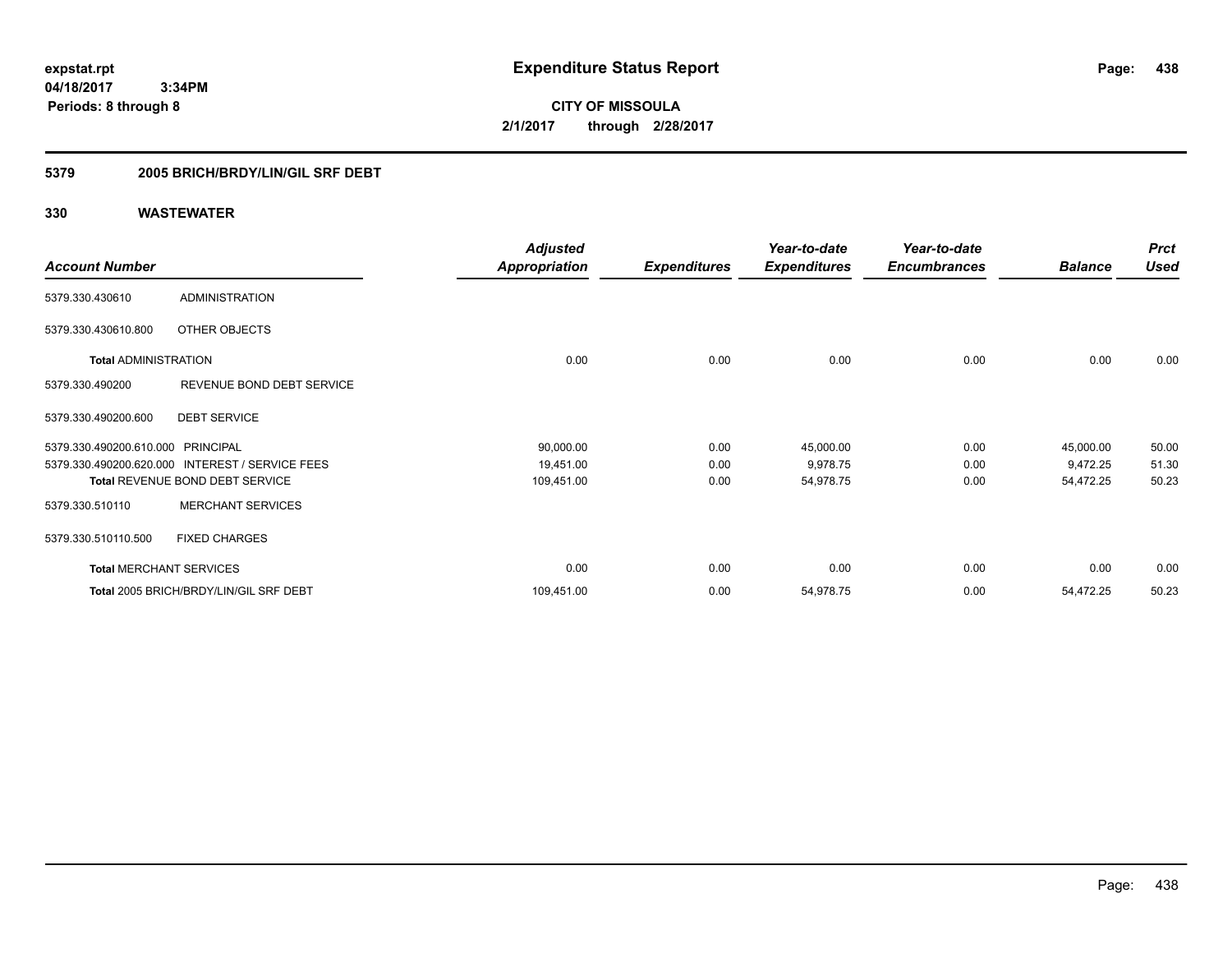**expstat.rpt**
**04/18/2017 3:34PM**
**Periods: 8 through 8**

# Expenditure Status Report

**CITY OF MISSOULA**
**2/1/2017 through 2/28/2017**

## 5379 2005 BRICH/BRDY/LIN/GIL SRF DEBT

### 330 WASTEWATER

| Account Number | | Adjusted Appropriation | Expenditures | Year-to-date Expenditures | Year-to-date Encumbrances | Balance | Prct Used |
|---|---|---|---|---|---|---|---|
| 5379.330.430610 | ADMINISTRATION | | | | | | |
| 5379.330.430610.800 | OTHER OBJECTS | | | | | | |
| **Total** ADMINISTRATION | | 0.00 | 0.00 | 0.00 | 0.00 | 0.00 | 0.00 |
| 5379.330.490200 | REVENUE BOND DEBT SERVICE | | | | | | |
| 5379.330.490200.600 | DEBT SERVICE | | | | | | |
| 5379.330.490200.610.000 | PRINCIPAL | 90,000.00 | 0.00 | 45,000.00 | 0.00 | 45,000.00 | 50.00 |
| 5379.330.490200.620.000 | INTEREST / SERVICE FEES | 19,451.00 | 0.00 | 9,978.75 | 0.00 | 9,472.25 | 51.30 |
| **Total** REVENUE BOND DEBT SERVICE | | 109,451.00 | 0.00 | 54,978.75 | 0.00 | 54,472.25 | 50.23 |
| 5379.330.510110 | MERCHANT SERVICES | | | | | | |
| 5379.330.510110.500 | FIXED CHARGES | | | | | | |
| **Total** MERCHANT SERVICES | | 0.00 | 0.00 | 0.00 | 0.00 | 0.00 | 0.00 |
| **Total** 2005 BRICH/BRDY/LIN/GIL SRF DEBT | | 109,451.00 | 0.00 | 54,978.75 | 0.00 | 54,472.25 | 50.23 |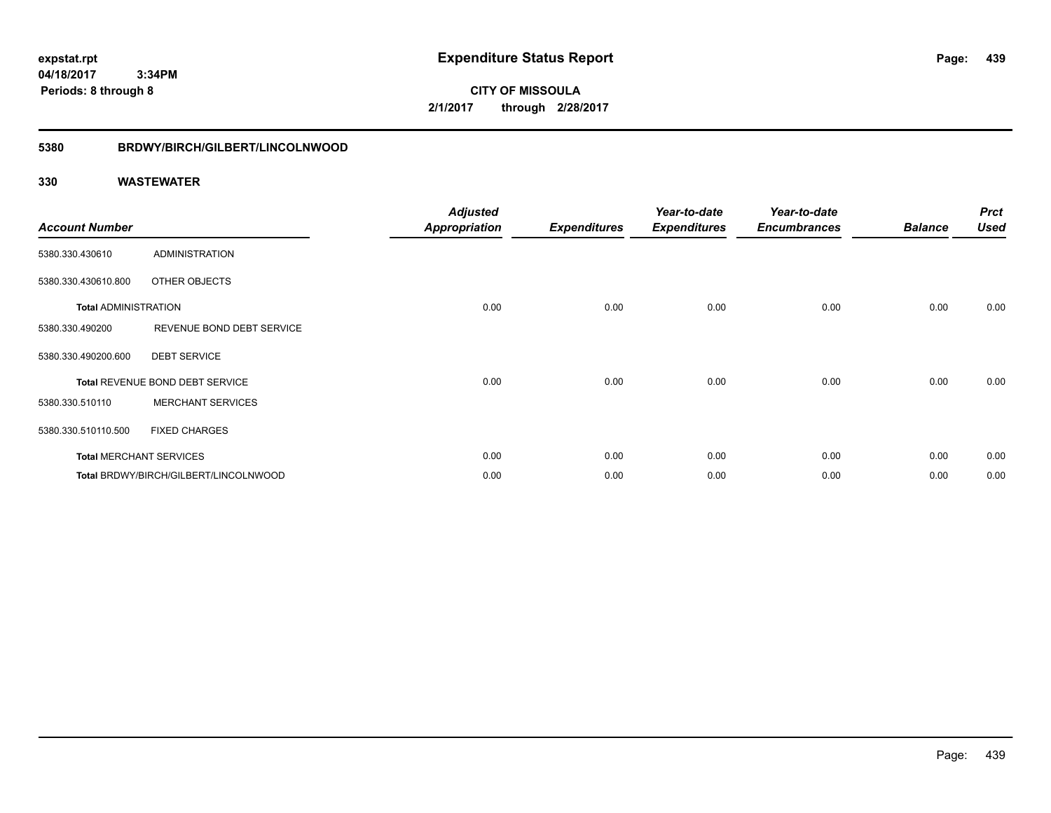**expstat.rpt**
**04/18/2017 3:34PM**
**Periods: 8 through 8**

# Expenditure Status Report

**CITY OF MISSOULA**
**2/1/2017 through 2/28/2017**

## 5380 BRDWY/BIRCH/GILBERT/LINCOLNWOOD

### 330 WASTEWATER

| Account Number | | Adjusted Appropriation | Expenditures | Year-to-date Expenditures | Year-to-date Encumbrances | Balance | Prct Used |
|---|---|---|---|---|---|---|---|
| 5380.330.430610 | ADMINISTRATION | | | | | | |
| 5380.330.430610.800 | OTHER OBJECTS | | | | | | |
| Total ADMINISTRATION | | 0.00 | 0.00 | 0.00 | 0.00 | 0.00 | 0.00 |
| 5380.330.490200 | REVENUE BOND DEBT SERVICE | | | | | | |
| 5380.330.490200.600 | DEBT SERVICE | | | | | | |
| Total REVENUE BOND DEBT SERVICE | | 0.00 | 0.00 | 0.00 | 0.00 | 0.00 | 0.00 |
| 5380.330.510110 | MERCHANT SERVICES | | | | | | |
| 5380.330.510110.500 | FIXED CHARGES | | | | | | |
| Total MERCHANT SERVICES | | 0.00 | 0.00 | 0.00 | 0.00 | 0.00 | 0.00 |
| Total BRDWY/BIRCH/GILBERT/LINCOLNWOOD | | 0.00 | 0.00 | 0.00 | 0.00 | 0.00 | 0.00 |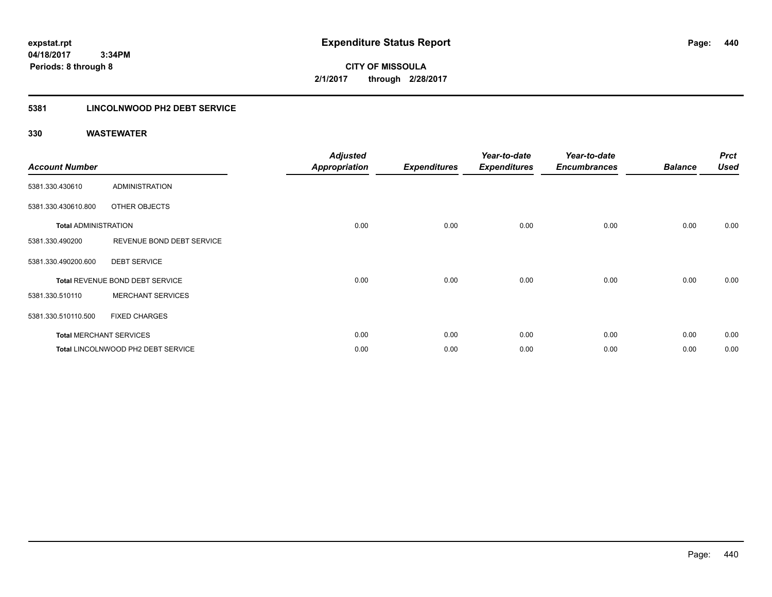# Expenditure Status Report

expstat.rpt
04/18/2017 3:34PM
Periods: 8 through 8

**CITY OF MISSOULA**
**2/1/2017 through 2/28/2017**

## 5381 LINCOLNWOOD PH2 DEBT SERVICE

### 330 WASTEWATER

| Account Number | | Adjusted Appropriation | Expenditures | Year-to-date Expenditures | Year-to-date Encumbrances | Balance | Prct Used |
|---|---|---|---|---|---|---|---|
| 5381.330.430610 | ADMINISTRATION | | | | | | |
| 5381.330.430610.800 | OTHER OBJECTS | | | | | | |
| Total ADMINISTRATION | | 0.00 | 0.00 | 0.00 | 0.00 | 0.00 | 0.00 |
| 5381.330.490200 | REVENUE BOND DEBT SERVICE | | | | | | |
| 5381.330.490200.600 | DEBT SERVICE | | | | | | |
| Total REVENUE BOND DEBT SERVICE | | 0.00 | 0.00 | 0.00 | 0.00 | 0.00 | 0.00 |
| 5381.330.510110 | MERCHANT SERVICES | | | | | | |
| 5381.330.510110.500 | FIXED CHARGES | | | | | | |
| Total MERCHANT SERVICES | | 0.00 | 0.00 | 0.00 | 0.00 | 0.00 | 0.00 |
| Total LINCOLNWOOD PH2 DEBT SERVICE | | 0.00 | 0.00 | 0.00 | 0.00 | 0.00 | 0.00 |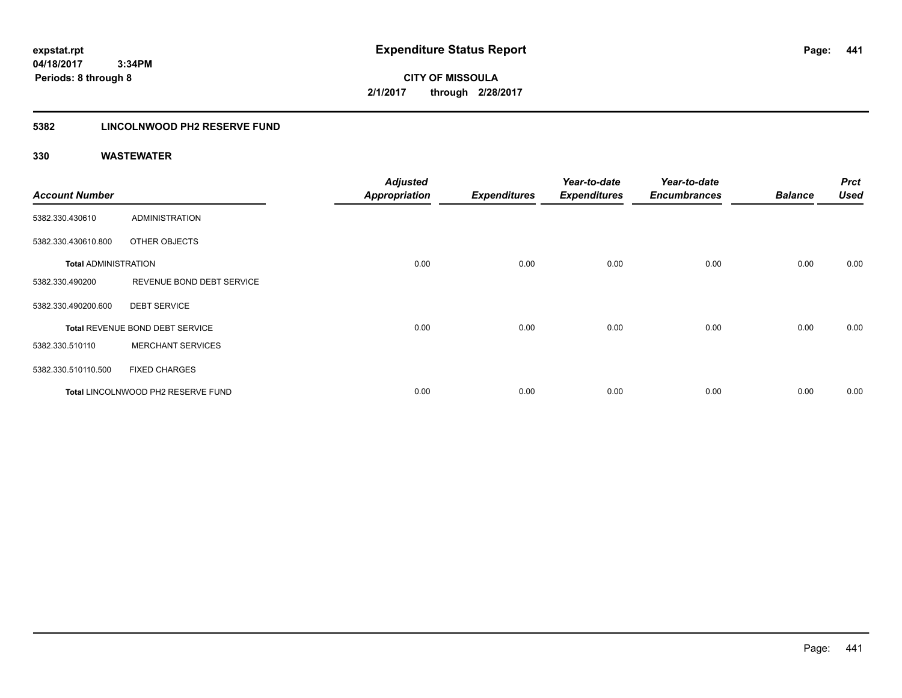# Expenditure Status Report

**expstat.rpt**
**04/18/2017 3:34PM**
**Periods: 8 through 8**

**CITY OF MISSOULA**
**2/1/2017 through 2/28/2017**

## 5382 LINCOLNWOOD PH2 RESERVE FUND

### 330 WASTEWATER

| Account Number | | Adjusted Appropriation | Expenditures | Year-to-date Expenditures | Year-to-date Encumbrances | Balance | Prct Used |
|---|---|---|---|---|---|---|---|
| 5382.330.430610 | ADMINISTRATION | | | | | | |
| 5382.330.430610.800 | OTHER OBJECTS | | | | | | |
| **Total** ADMINISTRATION | | 0.00 | 0.00 | 0.00 | 0.00 | 0.00 | 0.00 |
| 5382.330.490200 | REVENUE BOND DEBT SERVICE | | | | | | |
| 5382.330.490200.600 | DEBT SERVICE | | | | | | |
| **Total** REVENUE BOND DEBT SERVICE | | 0.00 | 0.00 | 0.00 | 0.00 | 0.00 | 0.00 |
| 5382.330.510110 | MERCHANT SERVICES | | | | | | |
| 5382.330.510110.500 | FIXED CHARGES | | | | | | |
| **Total** LINCOLNWOOD PH2 RESERVE FUND | | 0.00 | 0.00 | 0.00 | 0.00 | 0.00 | 0.00 |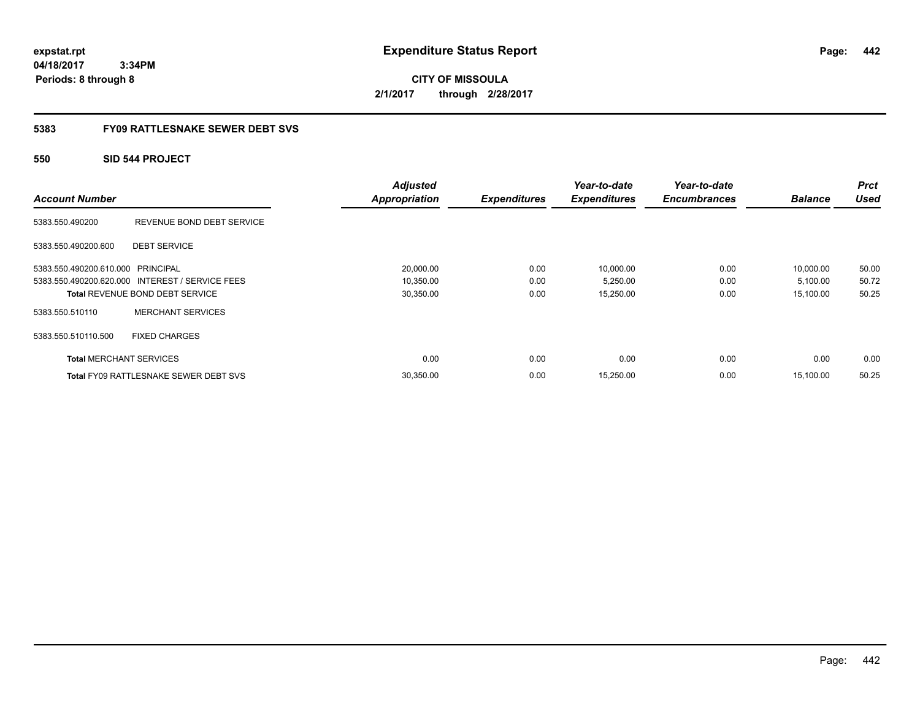expstat.rpt
04/18/2017 3:34PM
Periods: 8 through 8

# Expenditure Status Report

**CITY OF MISSOULA**
**2/1/2017 through 2/28/2017**

## 5383 FY09 RATTLESNAKE SEWER DEBT SVS

### 550 SID 544 PROJECT

| Account Number | | Adjusted Appropriation | Expenditures | Year-to-date Expenditures | Year-to-date Encumbrances | Balance | Prct Used |
|---|---|---|---|---|---|---|---|
| 5383.550.490200 | REVENUE BOND DEBT SERVICE | | | | | | |
| 5383.550.490200.600 | DEBT SERVICE | | | | | | |
| 5383.550.490200.610.000 | PRINCIPAL | 20,000.00 | 0.00 | 10,000.00 | 0.00 | 10,000.00 | 50.00 |
| 5383.550.490200.620.000 | INTEREST / SERVICE FEES | 10,350.00 | 0.00 | 5,250.00 | 0.00 | 5,100.00 | 50.72 |
| **Total** REVENUE BOND DEBT SERVICE | | 30,350.00 | 0.00 | 15,250.00 | 0.00 | 15,100.00 | 50.25 |
| 5383.550.510110 | MERCHANT SERVICES | | | | | | |
| 5383.550.510110.500 | FIXED CHARGES | | | | | | |
| **Total** MERCHANT SERVICES | | 0.00 | 0.00 | 0.00 | 0.00 | 0.00 | 0.00 |
| **Total** FY09 RATTLESNAKE SEWER DEBT SVS | | 30,350.00 | 0.00 | 15,250.00 | 0.00 | 15,100.00 | 50.25 |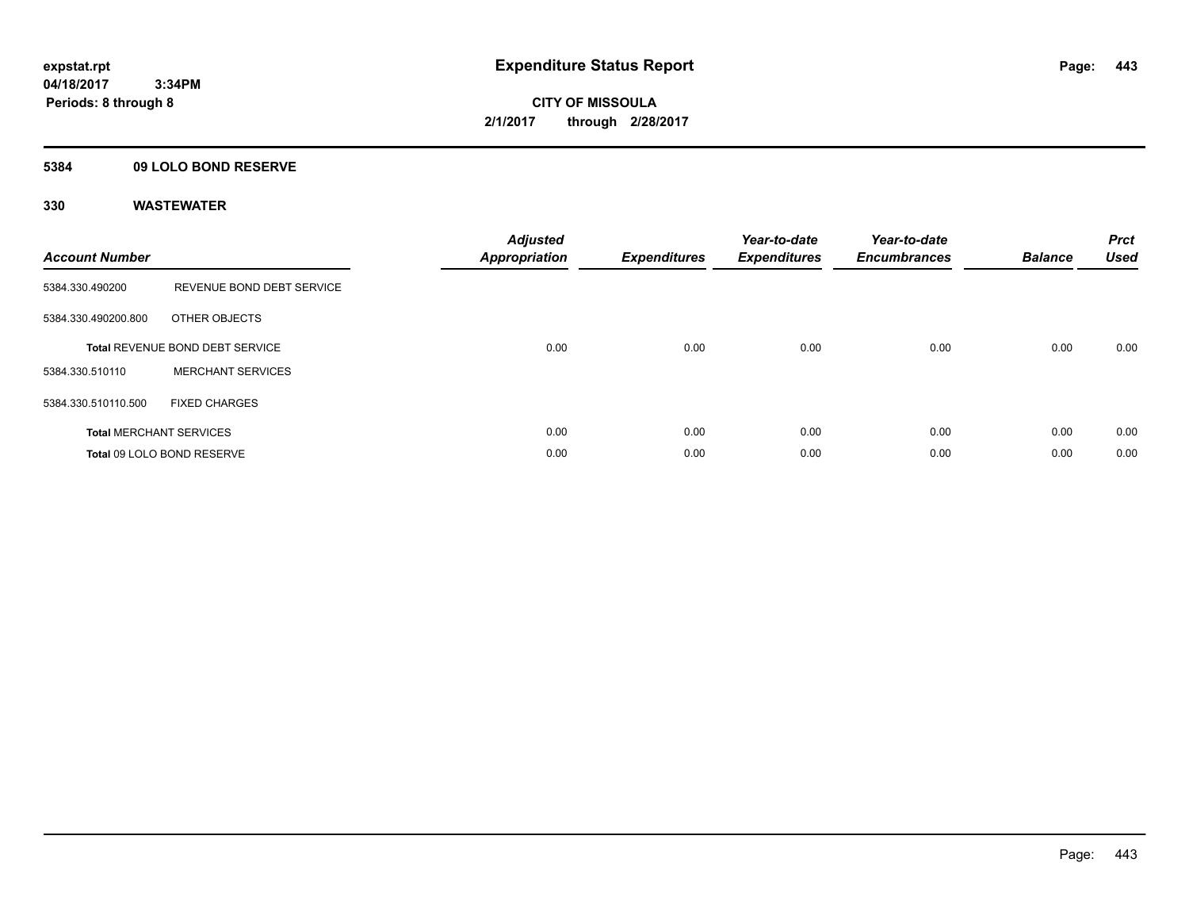# Expenditure Status Report

**CITY OF MISSOULA**
**2/1/2017 through 2/28/2017**

expstat.rpt
04/18/2017 3:34PM
Periods: 8 through 8

## 5384 09 LOLO BOND RESERVE

### 330 WASTEWATER

| Account Number | | Adjusted Appropriation | Expenditures | Year-to-date Expenditures | Year-to-date Encumbrances | Balance | Prct Used |
|---|---|---|---|---|---|---|---|
| 5384.330.490200 | REVENUE BOND DEBT SERVICE | | | | | | |
| 5384.330.490200.800 | OTHER OBJECTS | | | | | | |
| **Total** REVENUE BOND DEBT SERVICE | | 0.00 | 0.00 | 0.00 | 0.00 | 0.00 | 0.00 |
| 5384.330.510110 | MERCHANT SERVICES | | | | | | |
| 5384.330.510110.500 | FIXED CHARGES | | | | | | |
| **Total** MERCHANT SERVICES | | 0.00 | 0.00 | 0.00 | 0.00 | 0.00 | 0.00 |
| **Total** 09 LOLO BOND RESERVE | | 0.00 | 0.00 | 0.00 | 0.00 | 0.00 | 0.00 |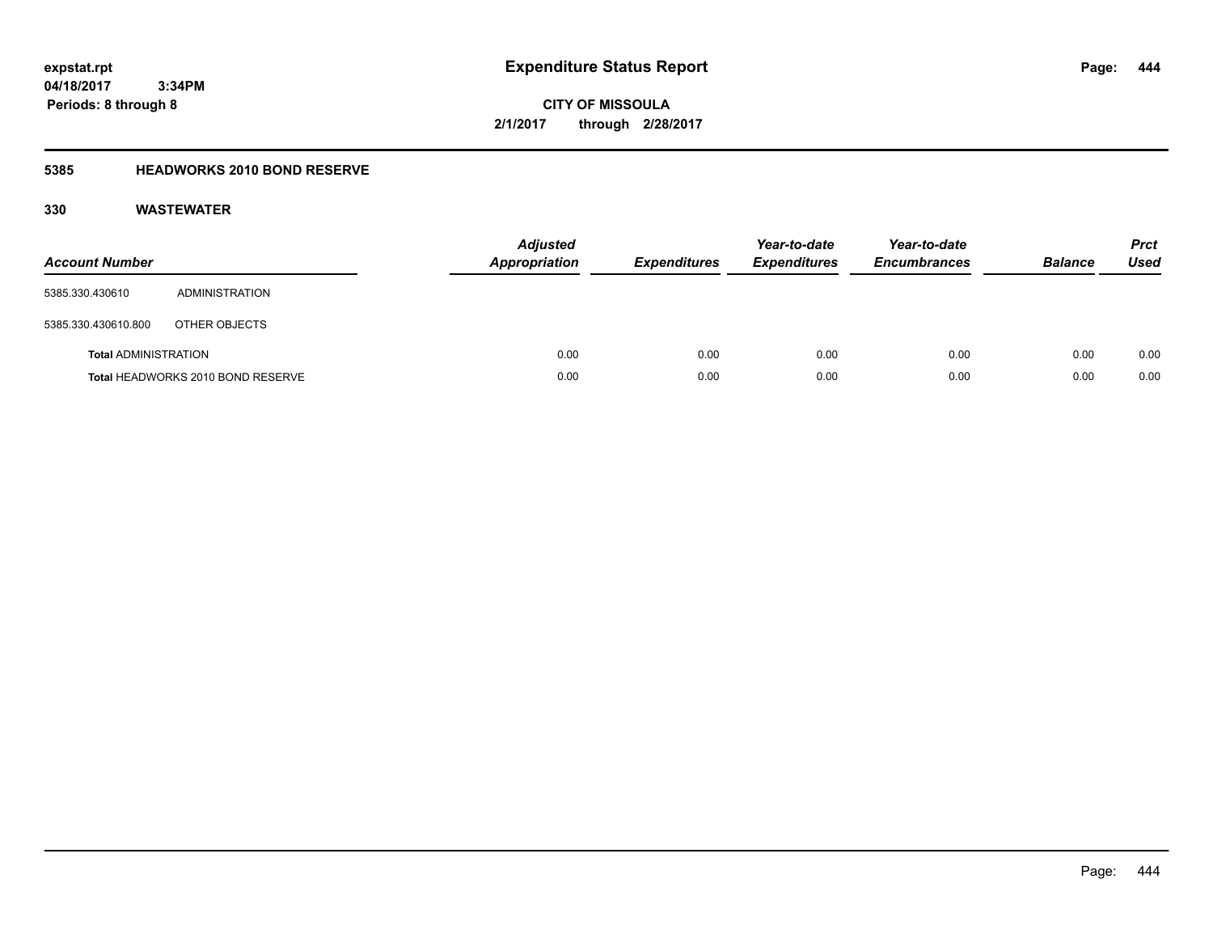expstat.rpt
04/18/2017 3:34PM
Periods: 8 through 8

# Expenditure Status Report

**CITY OF MISSOULA**
**2/1/2017 through 2/28/2017**

## 5385 HEADWORKS 2010 BOND RESERVE

### 330 WASTEWATER

| Account Number | | Adjusted Appropriation | Expenditures | Year-to-date Expenditures | Year-to-date Encumbrances | Balance | Prct Used |
|---|---|---|---|---|---|---|---|
| 5385.330.430610 | ADMINISTRATION | | | | | | |
| 5385.330.430610.800 | OTHER OBJECTS | | | | | | |
| **Total** ADMINISTRATION | | 0.00 | 0.00 | 0.00 | 0.00 | 0.00 | 0.00 |
| **Total** HEADWORKS 2010 BOND RESERVE | | 0.00 | 0.00 | 0.00 | 0.00 | 0.00 | 0.00 |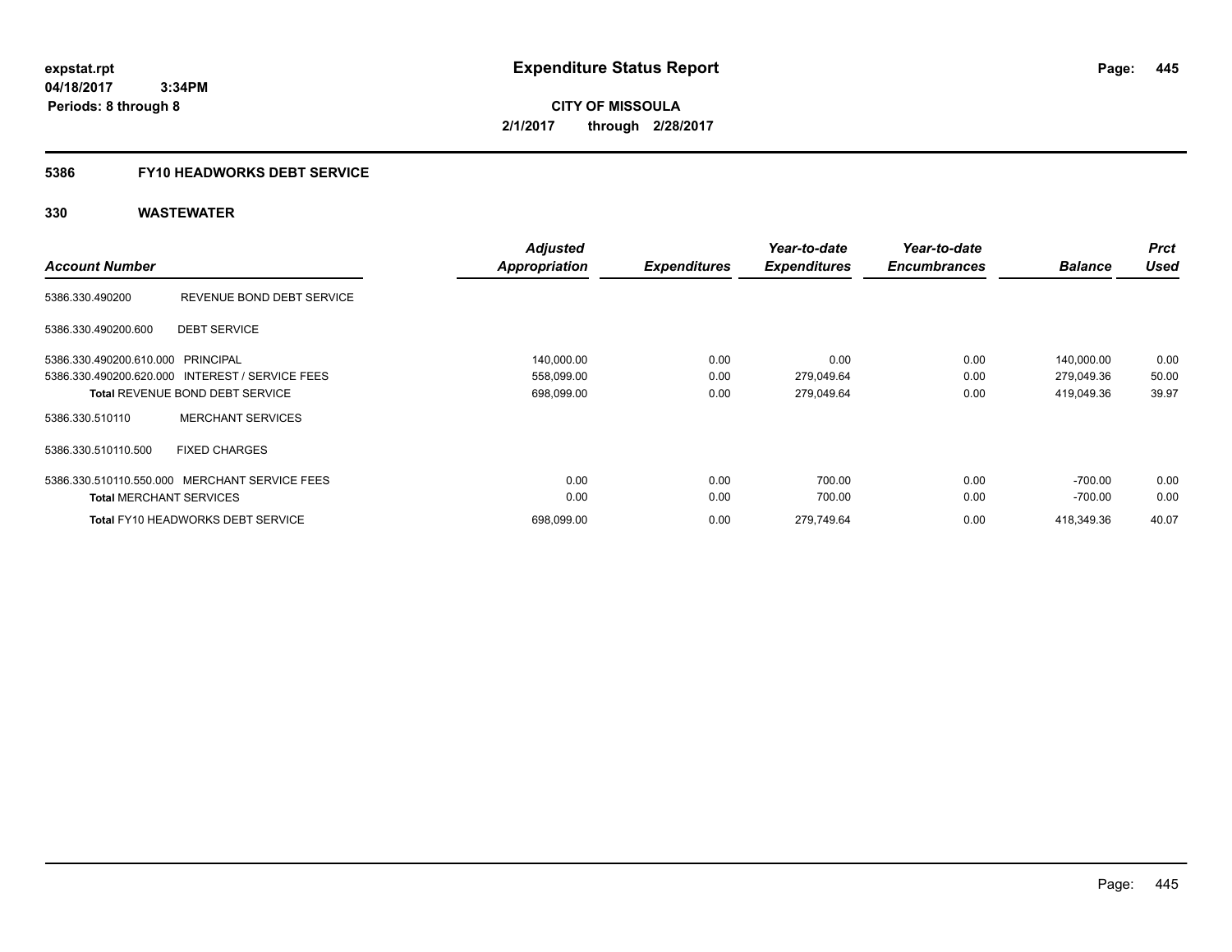**expstat.rpt**
**04/18/2017 3:34PM**
**Periods: 8 through 8**

# Expenditure Status Report

**CITY OF MISSOULA**
**2/1/2017 through 2/28/2017**

## 5386 FY10 HEADWORKS DEBT SERVICE

### 330 WASTEWATER

| Account Number | | Adjusted Appropriation | Expenditures | Year-to-date Expenditures | Year-to-date Encumbrances | Balance | Prct Used |
|---|---|---|---|---|---|---|---|
| 5386.330.490200 | REVENUE BOND DEBT SERVICE | | | | | | |
| 5386.330.490200.600 | DEBT SERVICE | | | | | | |
| 5386.330.490200.610.000 | PRINCIPAL | 140,000.00 | 0.00 | 0.00 | 0.00 | 140,000.00 | 0.00 |
| 5386.330.490200.620.000 | INTEREST / SERVICE FEES | 558,099.00 | 0.00 | 279,049.64 | 0.00 | 279,049.36 | 50.00 |
| **Total** REVENUE BOND DEBT SERVICE | | 698,099.00 | 0.00 | 279,049.64 | 0.00 | 419,049.36 | 39.97 |
| 5386.330.510110 | MERCHANT SERVICES | | | | | | |
| 5386.330.510110.500 | FIXED CHARGES | | | | | | |
| 5386.330.510110.550.000 | MERCHANT SERVICE FEES | 0.00 | 0.00 | 700.00 | 0.00 | -700.00 | 0.00 |
| **Total** MERCHANT SERVICES | | 0.00 | 0.00 | 700.00 | 0.00 | -700.00 | 0.00 |
| **Total** FY10 HEADWORKS DEBT SERVICE | | 698,099.00 | 0.00 | 279,749.64 | 0.00 | 418,349.36 | 40.07 |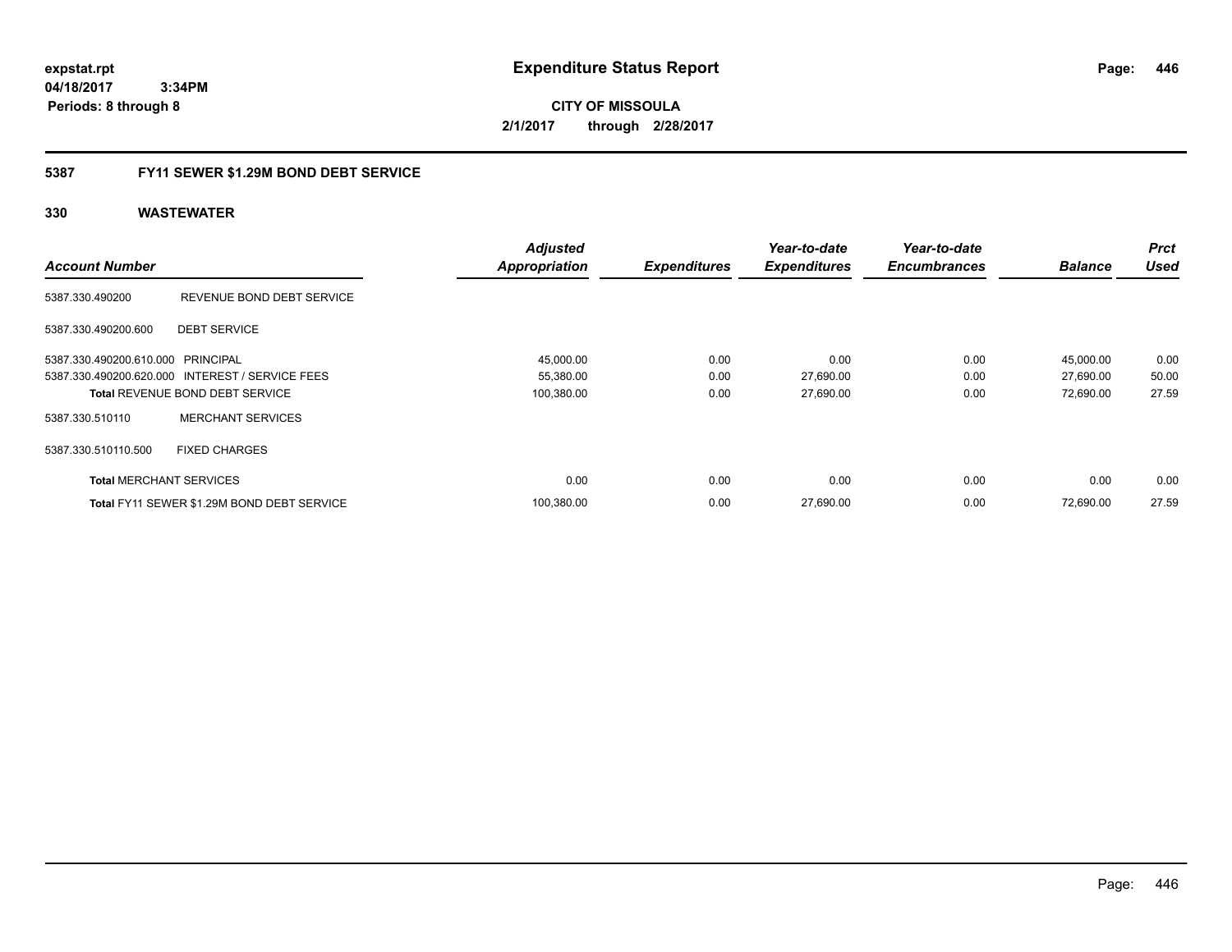expstat.rpt
04/18/2017 3:34PM
Periods: 8 through 8

# Expenditure Status Report

**CITY OF MISSOULA**
**2/1/2017 through 2/28/2017**

## 5387 FY11 SEWER $1.29M BOND DEBT SERVICE

### 330 WASTEWATER

| Account Number | | Adjusted Appropriation | Expenditures | Year-to-date Expenditures | Year-to-date Encumbrances | Balance | Prct Used |
|---|---|---|---|---|---|---|---|
| 5387.330.490200 | REVENUE BOND DEBT SERVICE | | | | | | |
| 5387.330.490200.600 | DEBT SERVICE | | | | | | |
| 5387.330.490200.610.000 | PRINCIPAL | 45,000.00 | 0.00 | 0.00 | 0.00 | 45,000.00 | 0.00 |
| 5387.330.490200.620.000 | INTEREST / SERVICE FEES | 55,380.00 | 0.00 | 27,690.00 | 0.00 | 27,690.00 | 50.00 |
| **Total** REVENUE BOND DEBT SERVICE | | 100,380.00 | 0.00 | 27,690.00 | 0.00 | 72,690.00 | 27.59 |
| 5387.330.510110 | MERCHANT SERVICES | | | | | | |
| 5387.330.510110.500 | FIXED CHARGES | | | | | | |
| **Total** MERCHANT SERVICES | | 0.00 | 0.00 | 0.00 | 0.00 | 0.00 | 0.00 |
| **Total** FY11 SEWER $1.29M BOND DEBT SERVICE | | 100,380.00 | 0.00 | 27,690.00 | 0.00 | 72,690.00 | 27.59 |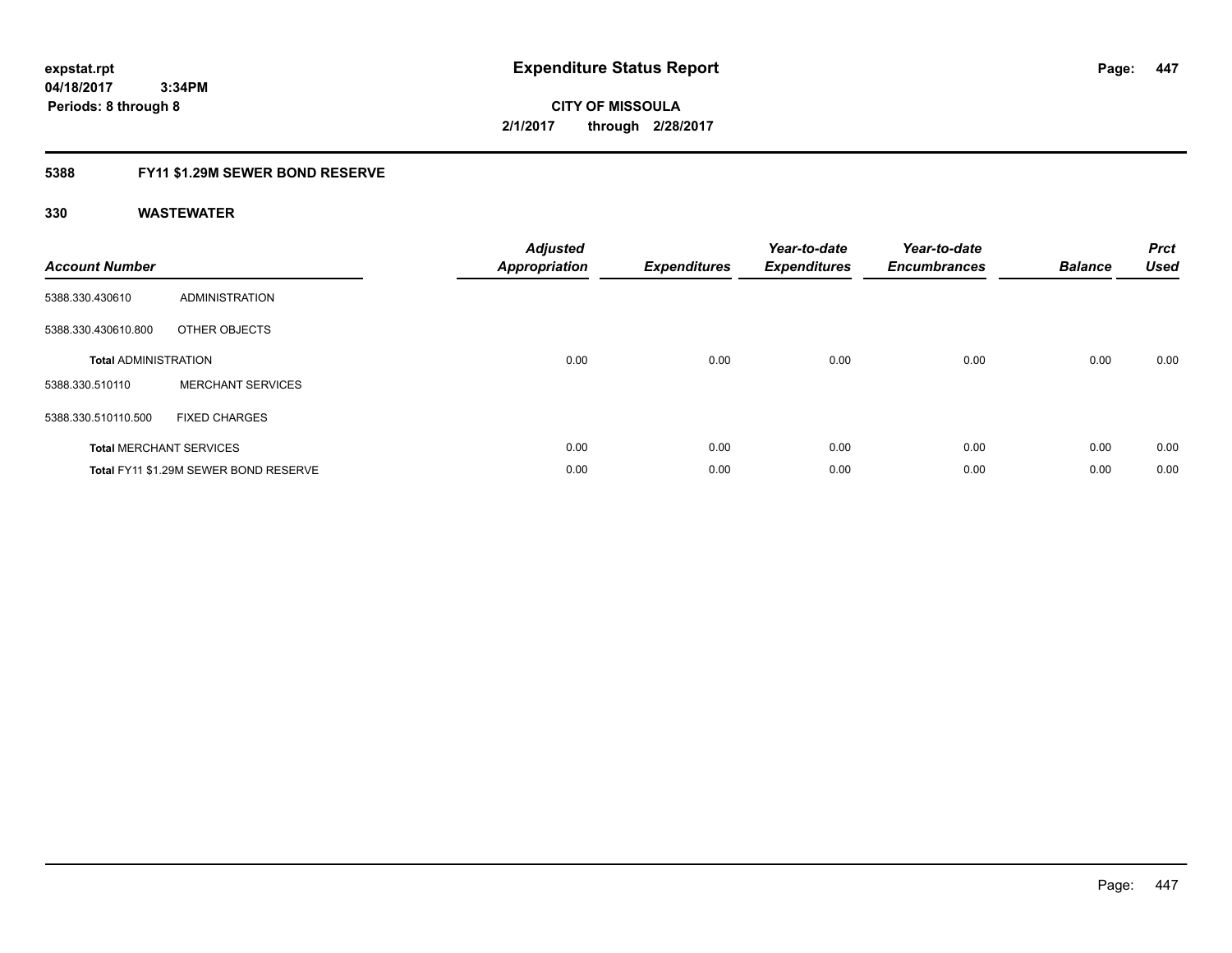**expstat.rpt**
**04/18/2017 3:34PM**
**Periods: 8 through 8**

# Expenditure Status Report

**CITY OF MISSOULA**
**2/1/2017 through 2/28/2017**

## 5388 FY11 $1.29M SEWER BOND RESERVE

### 330 WASTEWATER

| Account Number | | Adjusted Appropriation | Expenditures | Year-to-date Expenditures | Year-to-date Encumbrances | Balance | Prct Used |
|---|---|---|---|---|---|---|---|
| 5388.330.430610 | ADMINISTRATION | | | | | | |
| 5388.330.430610.800 | OTHER OBJECTS | | | | | | |
| **Total** ADMINISTRATION | | 0.00 | 0.00 | 0.00 | 0.00 | 0.00 | 0.00 |
| 5388.330.510110 | MERCHANT SERVICES | | | | | | |
| 5388.330.510110.500 | FIXED CHARGES | | | | | | |
| **Total** MERCHANT SERVICES | | 0.00 | 0.00 | 0.00 | 0.00 | 0.00 | 0.00 |
| **Total** FY11 $1.29M SEWER BOND RESERVE | | 0.00 | 0.00 | 0.00 | 0.00 | 0.00 | 0.00 |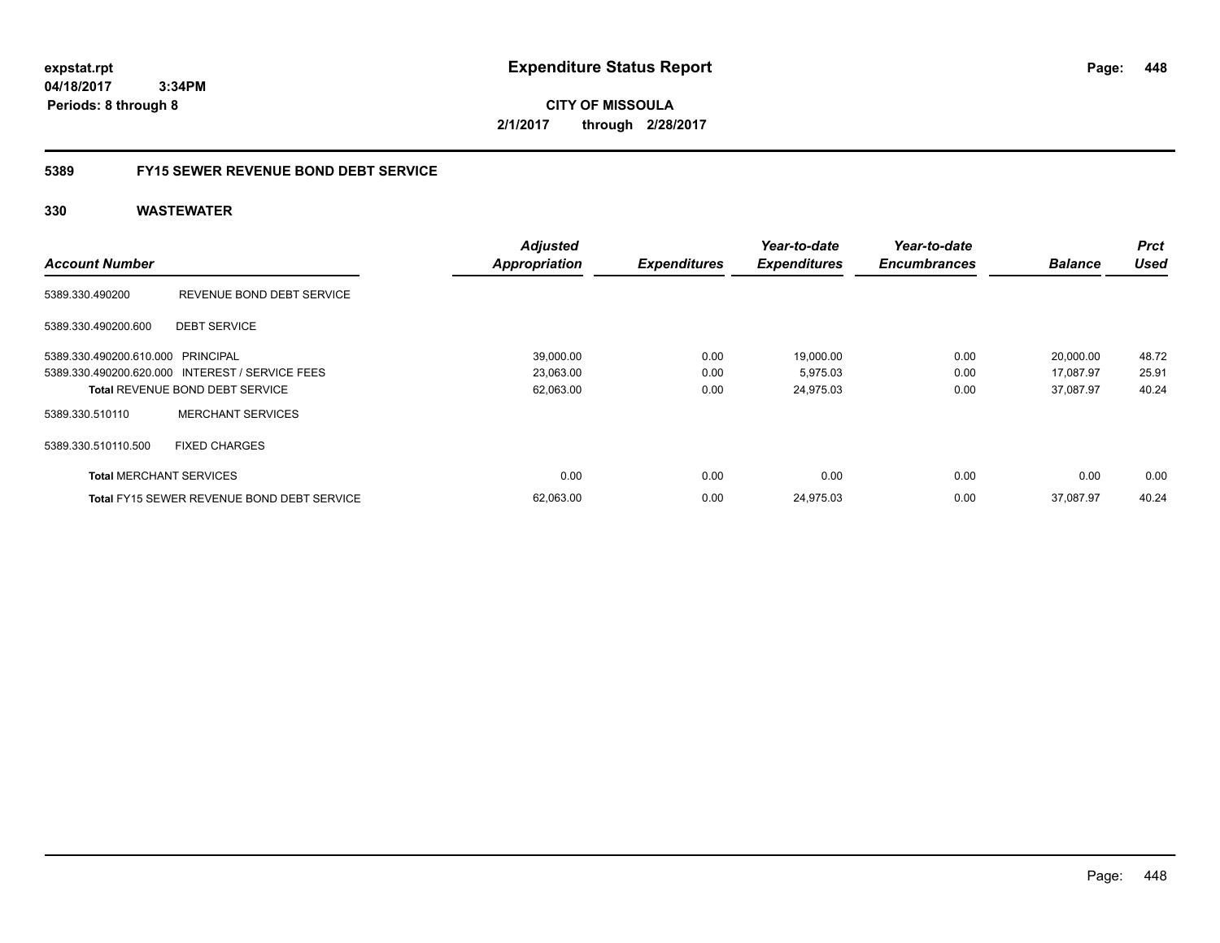**expstat.rpt**
**04/18/2017 3:34PM**
**Periods: 8 through 8**

# Expenditure Status Report

**CITY OF MISSOULA**
**2/1/2017 through 2/28/2017**

## 5389 FY15 SEWER REVENUE BOND DEBT SERVICE

### 330 WASTEWATER

| Account Number | | Adjusted Appropriation | Expenditures | Year-to-date Expenditures | Year-to-date Encumbrances | Balance | Prct Used |
|---|---|---|---|---|---|---|---|
| 5389.330.490200 | REVENUE BOND DEBT SERVICE | | | | | | |
| 5389.330.490200.600 | DEBT SERVICE | | | | | | |
| 5389.330.490200.610.000 | PRINCIPAL | 39,000.00 | 0.00 | 19,000.00 | 0.00 | 20,000.00 | 48.72 |
| 5389.330.490200.620.000 | INTEREST / SERVICE FEES | 23,063.00 | 0.00 | 5,975.03 | 0.00 | 17,087.97 | 25.91 |
| **Total** REVENUE BOND DEBT SERVICE | | 62,063.00 | 0.00 | 24,975.03 | 0.00 | 37,087.97 | 40.24 |
| 5389.330.510110 | MERCHANT SERVICES | | | | | | |
| 5389.330.510110.500 | FIXED CHARGES | | | | | | |
| **Total** MERCHANT SERVICES | | 0.00 | 0.00 | 0.00 | 0.00 | 0.00 | 0.00 |
| **Total** FY15 SEWER REVENUE BOND DEBT SERVICE | | 62,063.00 | 0.00 | 24,975.03 | 0.00 | 37,087.97 | 40.24 |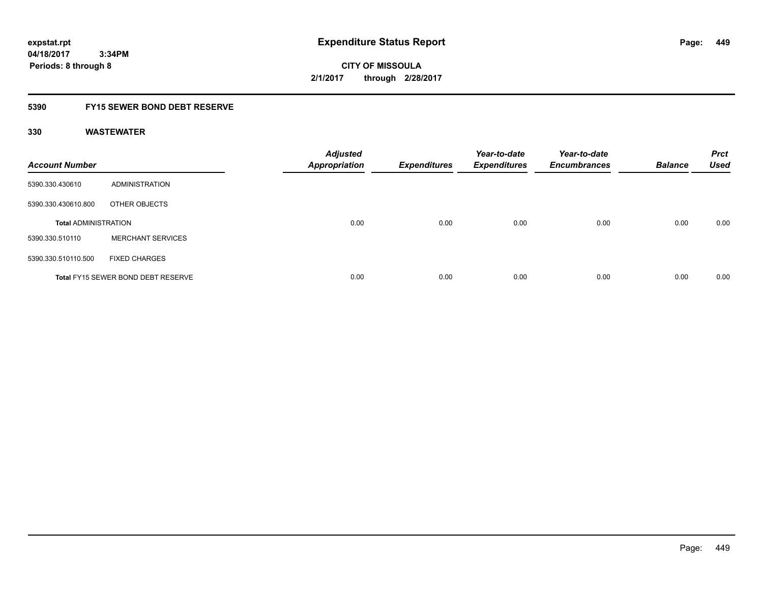# Expenditure Status Report

expstat.rpt
04/18/2017 3:34PM
Periods: 8 through 8

CITY OF MISSOULA
2/1/2017 through 2/28/2017

## 5390 FY15 SEWER BOND DEBT RESERVE

### 330 WASTEWATER

| Account Number | | Adjusted Appropriation | Expenditures | Year-to-date Expenditures | Year-to-date Encumbrances | Balance | Prct Used |
|---|---|---|---|---|---|---|---|
| 5390.330.430610 | ADMINISTRATION | | | | | | |
| 5390.330.430610.800 | OTHER OBJECTS | | | | | | |
| **Total** ADMINISTRATION | | 0.00 | 0.00 | 0.00 | 0.00 | 0.00 | 0.00 |
| 5390.330.510110 | MERCHANT SERVICES | | | | | | |
| 5390.330.510110.500 | FIXED CHARGES | | | | | | |
| **Total** FY15 SEWER BOND DEBT RESERVE | | 0.00 | 0.00 | 0.00 | 0.00 | 0.00 | 0.00 |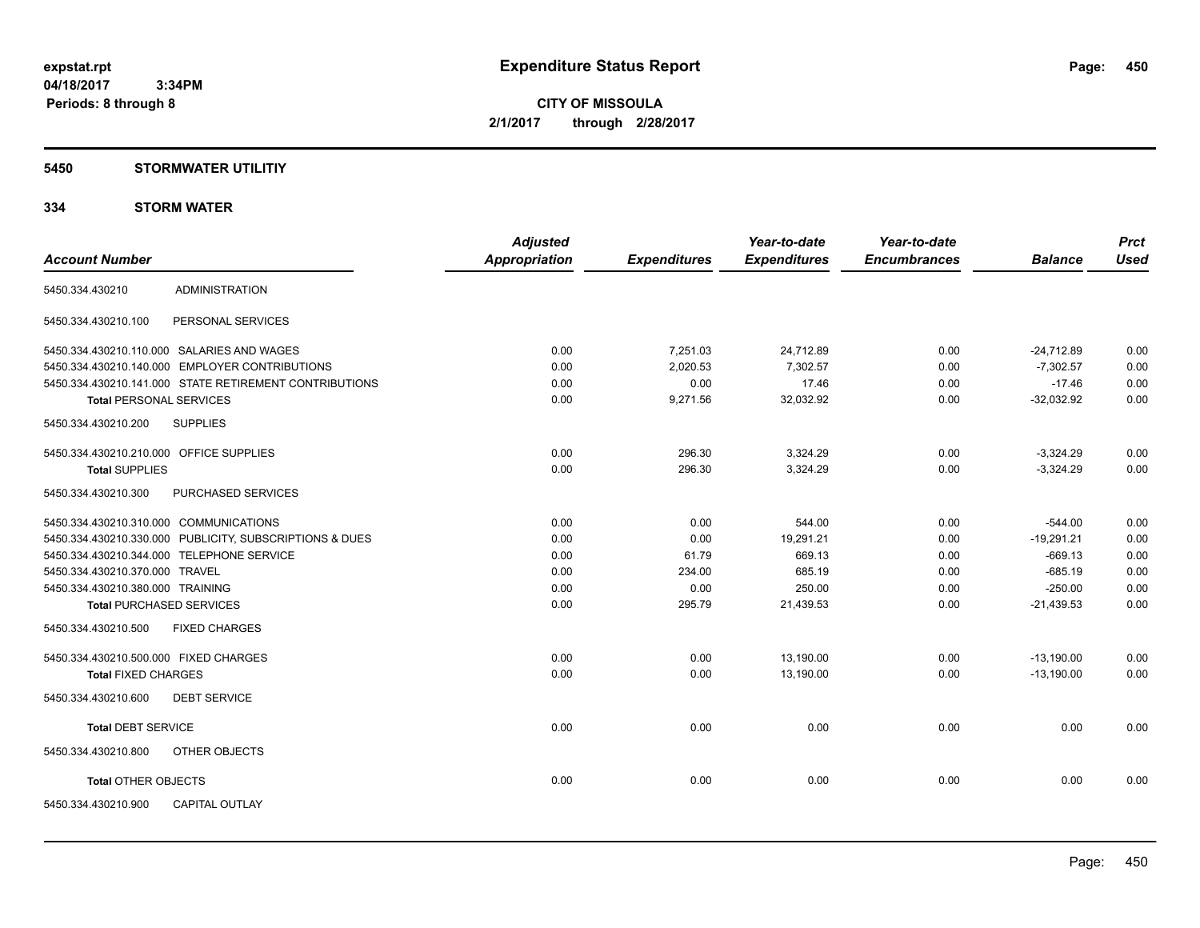**Expenditure Status Report**

**CITY OF MISSOULA**
**2/1/2017 through 2/28/2017**

expstat.rpt
04/18/2017 3:34PM
Periods: 8 through 8

## 5450 STORMWATER UTILITIY

## 334 STORM WATER

| Account Number | | Adjusted Appropriation | Expenditures | Year-to-date Expenditures | Year-to-date Encumbrances | Balance | Prct Used |
|---|---|---|---|---|---|---|---|
| 5450.334.430210 | ADMINISTRATION | | | | | | |
| 5450.334.430210.100 | PERSONAL SERVICES | | | | | | |
| 5450.334.430210.110.000 | SALARIES AND WAGES | 0.00 | 7,251.03 | 24,712.89 | 0.00 | -24,712.89 | 0.00 |
| 5450.334.430210.140.000 | EMPLOYER CONTRIBUTIONS | 0.00 | 2,020.53 | 7,302.57 | 0.00 | -7,302.57 | 0.00 |
| 5450.334.430210.141.000 | STATE RETIREMENT CONTRIBUTIONS | 0.00 | 0.00 | 17.46 | 0.00 | -17.46 | 0.00 |
| **Total** PERSONAL SERVICES | | 0.00 | 9,271.56 | 32,032.92 | 0.00 | -32,032.92 | 0.00 |
| 5450.334.430210.200 | SUPPLIES | | | | | | |
| 5450.334.430210.210.000 | OFFICE SUPPLIES | 0.00 | 296.30 | 3,324.29 | 0.00 | -3,324.29 | 0.00 |
| **Total** SUPPLIES | | 0.00 | 296.30 | 3,324.29 | 0.00 | -3,324.29 | 0.00 |
| 5450.334.430210.300 | PURCHASED SERVICES | | | | | | |
| 5450.334.430210.310.000 | COMMUNICATIONS | 0.00 | 0.00 | 544.00 | 0.00 | -544.00 | 0.00 |
| 5450.334.430210.330.000 | PUBLICITY, SUBSCRIPTIONS & DUES | 0.00 | 0.00 | 19,291.21 | 0.00 | -19,291.21 | 0.00 |
| 5450.334.430210.344.000 | TELEPHONE SERVICE | 0.00 | 61.79 | 669.13 | 0.00 | -669.13 | 0.00 |
| 5450.334.430210.370.000 | TRAVEL | 0.00 | 234.00 | 685.19 | 0.00 | -685.19 | 0.00 |
| 5450.334.430210.380.000 | TRAINING | 0.00 | 0.00 | 250.00 | 0.00 | -250.00 | 0.00 |
| **Total** PURCHASED SERVICES | | 0.00 | 295.79 | 21,439.53 | 0.00 | -21,439.53 | 0.00 |
| 5450.334.430210.500 | FIXED CHARGES | | | | | | |
| 5450.334.430210.500.000 | FIXED CHARGES | 0.00 | 0.00 | 13,190.00 | 0.00 | -13,190.00 | 0.00 |
| **Total** FIXED CHARGES | | 0.00 | 0.00 | 13,190.00 | 0.00 | -13,190.00 | 0.00 |
| 5450.334.430210.600 | DEBT SERVICE | | | | | | |
| **Total** DEBT SERVICE | | 0.00 | 0.00 | 0.00 | 0.00 | 0.00 | 0.00 |
| 5450.334.430210.800 | OTHER OBJECTS | | | | | | |
| **Total** OTHER OBJECTS | | 0.00 | 0.00 | 0.00 | 0.00 | 0.00 | 0.00 |
| 5450.334.430210.900 | CAPITAL OUTLAY | | | | | | |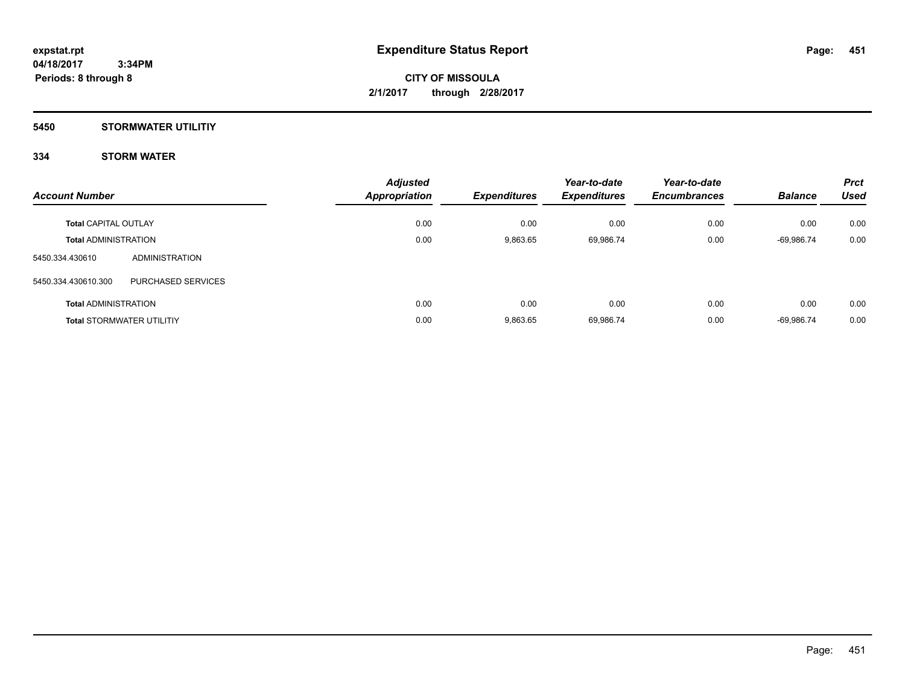# Expenditure Status Report

expstat.rpt
04/18/2017 3:34PM
Periods: 8 through 8

**CITY OF MISSOULA**
**2/1/2017 through 2/28/2017**

## 5450 STORMWATER UTILITIY

### 334 STORM WATER

| Account Number | | Adjusted Appropriation | Expenditures | Year-to-date Expenditures | Year-to-date Encumbrances | Balance | Prct Used |
|---|---|---|---|---|---|---|---|
| **Total** CAPITAL OUTLAY | | 0.00 | 0.00 | 0.00 | 0.00 | 0.00 | 0.00 |
| **Total** ADMINISTRATION | | 0.00 | 9,863.65 | 69,986.74 | 0.00 | -69,986.74 | 0.00 |
| 5450.334.430610 | ADMINISTRATION | | | | | | |
| 5450.334.430610.300 | PURCHASED SERVICES | | | | | | |
| **Total** ADMINISTRATION | | 0.00 | 0.00 | 0.00 | 0.00 | 0.00 | 0.00 |
| **Total** STORMWATER UTILITIY | | 0.00 | 9,863.65 | 69,986.74 | 0.00 | -69,986.74 | 0.00 |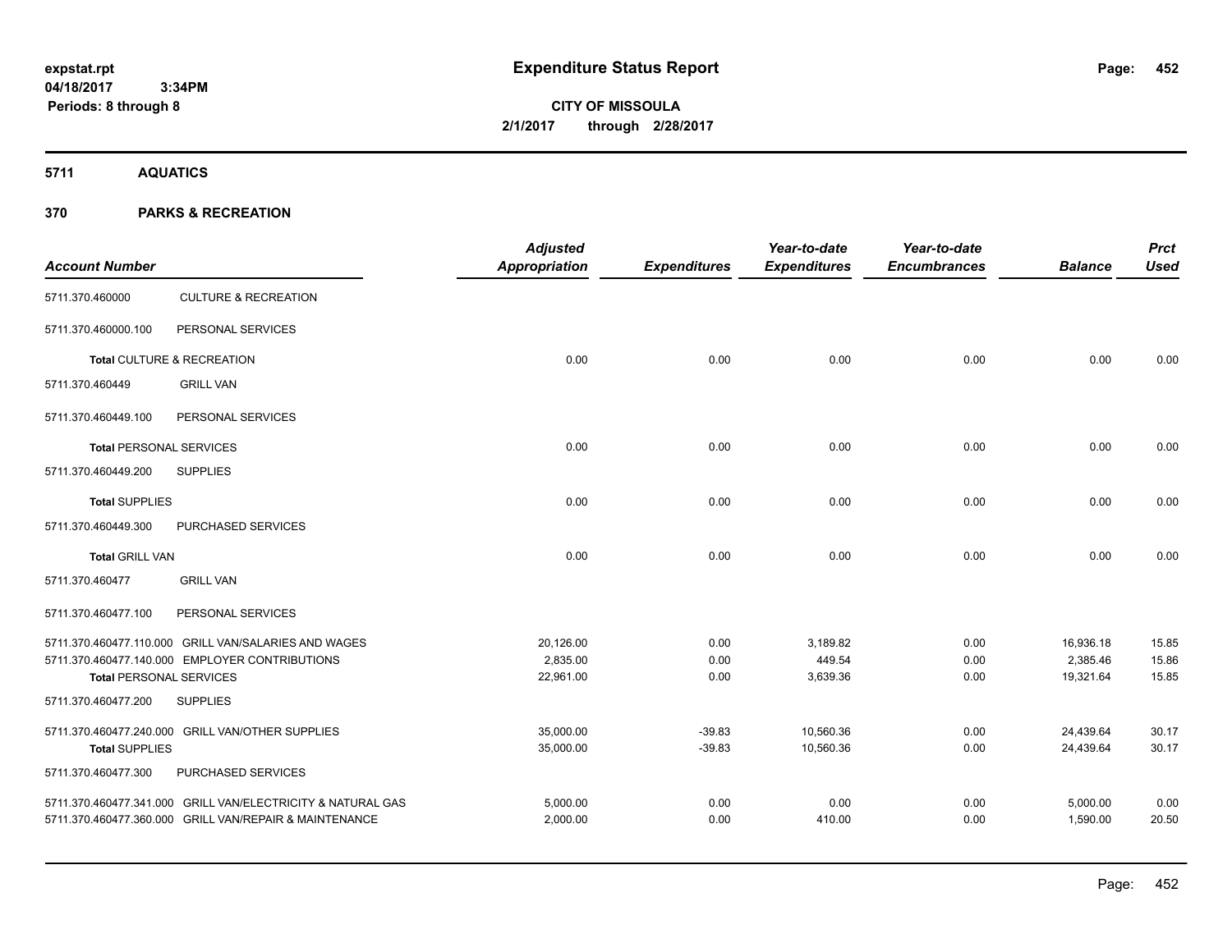# Expenditure Status Report

expstat.rpt
04/18/2017 3:34PM
Periods: 8 through 8

**CITY OF MISSOULA**
**2/1/2017 through 2/28/2017**

## 5711 AQUATICS

## 370 PARKS & RECREATION

| Account Number | | Adjusted Appropriation | Expenditures | Year-to-date Expenditures | Year-to-date Encumbrances | Balance | Prct Used |
|---|---|---|---|---|---|---|---|
| 5711.370.460000 | CULTURE & RECREATION | | | | | | |
| 5711.370.460000.100 | PERSONAL SERVICES | | | | | | |
| **Total** CULTURE & RECREATION | | 0.00 | 0.00 | 0.00 | 0.00 | 0.00 | 0.00 |
| 5711.370.460449 | GRILL VAN | | | | | | |
| 5711.370.460449.100 | PERSONAL SERVICES | | | | | | |
| **Total** PERSONAL SERVICES | | 0.00 | 0.00 | 0.00 | 0.00 | 0.00 | 0.00 |
| 5711.370.460449.200 | SUPPLIES | | | | | | |
| **Total** SUPPLIES | | 0.00 | 0.00 | 0.00 | 0.00 | 0.00 | 0.00 |
| 5711.370.460449.300 | PURCHASED SERVICES | | | | | | |
| **Total** GRILL VAN | | 0.00 | 0.00 | 0.00 | 0.00 | 0.00 | 0.00 |
| 5711.370.460477 | GRILL VAN | | | | | | |
| 5711.370.460477.100 | PERSONAL SERVICES | | | | | | |
| 5711.370.460477.110.000 | GRILL VAN/SALARIES AND WAGES | 20,126.00 | 0.00 | 3,189.82 | 0.00 | 16,936.18 | 15.85 |
| 5711.370.460477.140.000 | EMPLOYER CONTRIBUTIONS | 2,835.00 | 0.00 | 449.54 | 0.00 | 2,385.46 | 15.86 |
| **Total** PERSONAL SERVICES | | 22,961.00 | 0.00 | 3,639.36 | 0.00 | 19,321.64 | 15.85 |
| 5711.370.460477.200 | SUPPLIES | | | | | | |
| 5711.370.460477.240.000 | GRILL VAN/OTHER SUPPLIES | 35,000.00 | -39.83 | 10,560.36 | 0.00 | 24,439.64 | 30.17 |
| **Total** SUPPLIES | | 35,000.00 | -39.83 | 10,560.36 | 0.00 | 24,439.64 | 30.17 |
| 5711.370.460477.300 | PURCHASED SERVICES | | | | | | |
| 5711.370.460477.341.000 | GRILL VAN/ELECTRICITY & NATURAL GAS | 5,000.00 | 0.00 | 0.00 | 0.00 | 5,000.00 | 0.00 |
| 5711.370.460477.360.000 | GRILL VAN/REPAIR & MAINTENANCE | 2,000.00 | 0.00 | 410.00 | 0.00 | 1,590.00 | 20.50 |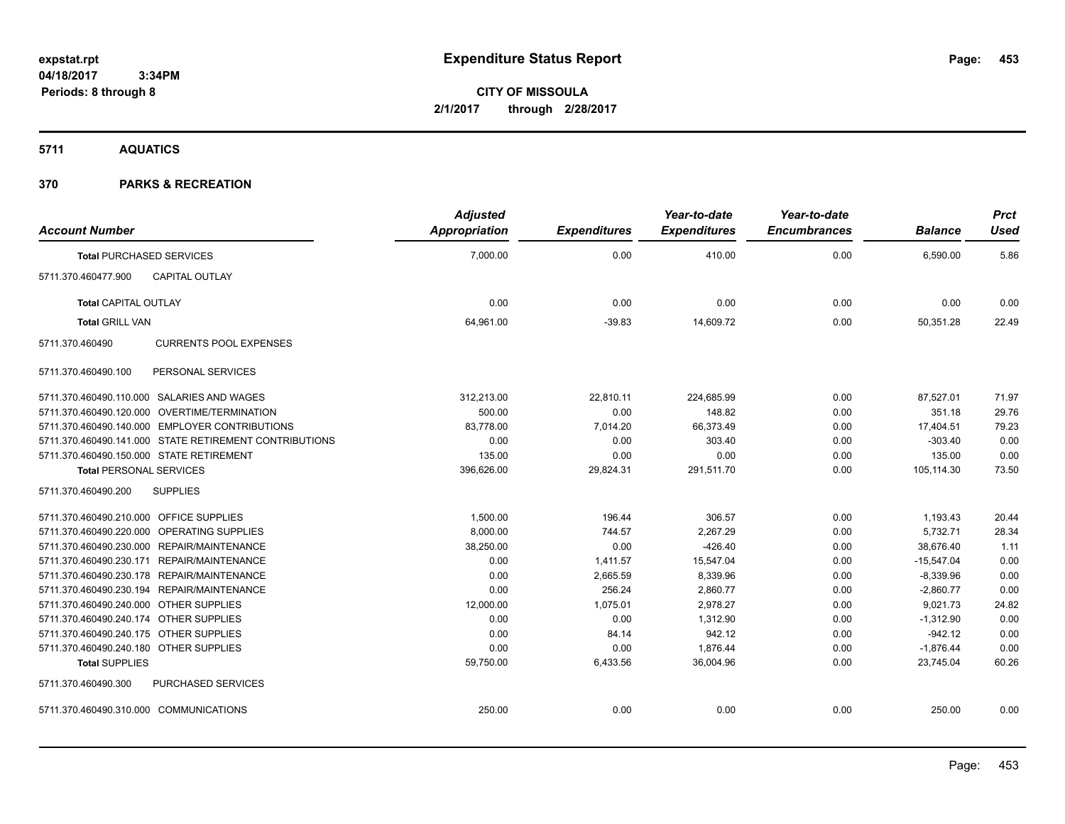**Expenditure Status Report**

**CITY OF MISSOULA**

**2/1/2017 through 2/28/2017**

expstat.rpt
04/18/2017 3:34PM
Periods: 8 through 8

## 5711 AQUATICS

## 370 PARKS & RECREATION

| Account Number | | Adjusted Appropriation | Expenditures | Year-to-date Expenditures | Year-to-date Encumbrances | Balance | Prct Used |
|---|---|---|---|---|---|---|---|
| **Total** PURCHASED SERVICES | | 7,000.00 | 0.00 | 410.00 | 0.00 | 6,590.00 | 5.86 |
| 5711.370.460477.900 | CAPITAL OUTLAY | | | | | | |
| **Total** CAPITAL OUTLAY | | 0.00 | 0.00 | 0.00 | 0.00 | 0.00 | 0.00 |
| **Total** GRILL VAN | | 64,961.00 | -39.83 | 14,609.72 | 0.00 | 50,351.28 | 22.49 |
| 5711.370.460490 | CURRENTS POOL EXPENSES | | | | | | |
| 5711.370.460490.100 | PERSONAL SERVICES | | | | | | |
| 5711.370.460490.110.000 | SALARIES AND WAGES | 312,213.00 | 22,810.11 | 224,685.99 | 0.00 | 87,527.01 | 71.97 |
| 5711.370.460490.120.000 | OVERTIME/TERMINATION | 500.00 | 0.00 | 148.82 | 0.00 | 351.18 | 29.76 |
| 5711.370.460490.140.000 | EMPLOYER CONTRIBUTIONS | 83,778.00 | 7,014.20 | 66,373.49 | 0.00 | 17,404.51 | 79.23 |
| 5711.370.460490.141.000 | STATE RETIREMENT CONTRIBUTIONS | 0.00 | 0.00 | 303.40 | 0.00 | -303.40 | 0.00 |
| 5711.370.460490.150.000 | STATE RETIREMENT | 135.00 | 0.00 | 0.00 | 0.00 | 135.00 | 0.00 |
| **Total** PERSONAL SERVICES | | 396,626.00 | 29,824.31 | 291,511.70 | 0.00 | 105,114.30 | 73.50 |
| 5711.370.460490.200 | SUPPLIES | | | | | | |
| 5711.370.460490.210.000 | OFFICE SUPPLIES | 1,500.00 | 196.44 | 306.57 | 0.00 | 1,193.43 | 20.44 |
| 5711.370.460490.220.000 | OPERATING SUPPLIES | 8,000.00 | 744.57 | 2,267.29 | 0.00 | 5,732.71 | 28.34 |
| 5711.370.460490.230.000 | REPAIR/MAINTENANCE | 38,250.00 | 0.00 | -426.40 | 0.00 | 38,676.40 | 1.11 |
| 5711.370.460490.230.171 | REPAIR/MAINTENANCE | 0.00 | 1,411.57 | 15,547.04 | 0.00 | -15,547.04 | 0.00 |
| 5711.370.460490.230.178 | REPAIR/MAINTENANCE | 0.00 | 2,665.59 | 8,339.96 | 0.00 | -8,339.96 | 0.00 |
| 5711.370.460490.230.194 | REPAIR/MAINTENANCE | 0.00 | 256.24 | 2,860.77 | 0.00 | -2,860.77 | 0.00 |
| 5711.370.460490.240.000 | OTHER SUPPLIES | 12,000.00 | 1,075.01 | 2,978.27 | 0.00 | 9,021.73 | 24.82 |
| 5711.370.460490.240.174 | OTHER SUPPLIES | 0.00 | 0.00 | 1,312.90 | 0.00 | -1,312.90 | 0.00 |
| 5711.370.460490.240.175 | OTHER SUPPLIES | 0.00 | 84.14 | 942.12 | 0.00 | -942.12 | 0.00 |
| 5711.370.460490.240.180 | OTHER SUPPLIES | 0.00 | 0.00 | 1,876.44 | 0.00 | -1,876.44 | 0.00 |
| **Total** SUPPLIES | | 59,750.00 | 6,433.56 | 36,004.96 | 0.00 | 23,745.04 | 60.26 |
| 5711.370.460490.300 | PURCHASED SERVICES | | | | | | |
| 5711.370.460490.310.000 | COMMUNICATIONS | 250.00 | 0.00 | 0.00 | 0.00 | 250.00 | 0.00 |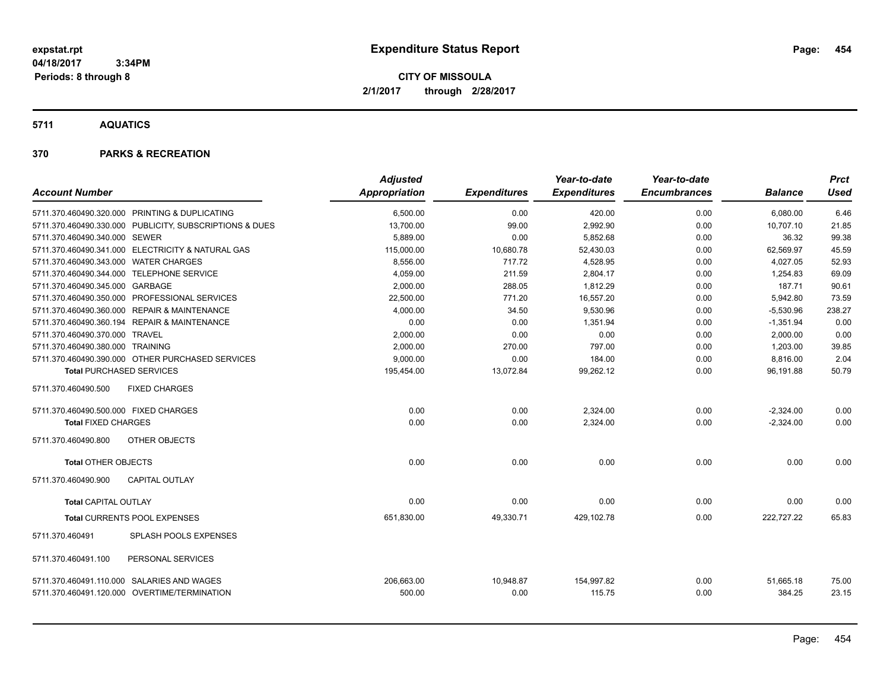**Expenditure Status Report**

**CITY OF MISSOULA**
**2/1/2017 through 2/28/2017**

expstat.rpt
04/18/2017 3:34PM
Periods: 8 through 8

## 5711 AQUATICS

## 370 PARKS & RECREATION

| Account Number | | Adjusted Appropriation | Expenditures | Year-to-date Expenditures | Year-to-date Encumbrances | Balance | Prct Used |
|---|---|---|---|---|---|---|---|
| 5711.370.460490.320.000 | PRINTING & DUPLICATING | 6,500.00 | 0.00 | 420.00 | 0.00 | 6,080.00 | 6.46 |
| 5711.370.460490.330.000 | PUBLICITY, SUBSCRIPTIONS & DUES | 13,700.00 | 99.00 | 2,992.90 | 0.00 | 10,707.10 | 21.85 |
| 5711.370.460490.340.000 | SEWER | 5,889.00 | 0.00 | 5,852.68 | 0.00 | 36.32 | 99.38 |
| 5711.370.460490.341.000 | ELECTRICITY & NATURAL GAS | 115,000.00 | 10,680.78 | 52,430.03 | 0.00 | 62,569.97 | 45.59 |
| 5711.370.460490.343.000 | WATER CHARGES | 8,556.00 | 717.72 | 4,528.95 | 0.00 | 4,027.05 | 52.93 |
| 5711.370.460490.344.000 | TELEPHONE SERVICE | 4,059.00 | 211.59 | 2,804.17 | 0.00 | 1,254.83 | 69.09 |
| 5711.370.460490.345.000 | GARBAGE | 2,000.00 | 288.05 | 1,812.29 | 0.00 | 187.71 | 90.61 |
| 5711.370.460490.350.000 | PROFESSIONAL SERVICES | 22,500.00 | 771.20 | 16,557.20 | 0.00 | 5,942.80 | 73.59 |
| 5711.370.460490.360.000 | REPAIR & MAINTENANCE | 4,000.00 | 34.50 | 9,530.96 | 0.00 | -5,530.96 | 238.27 |
| 5711.370.460490.360.194 | REPAIR & MAINTENANCE | 0.00 | 0.00 | 1,351.94 | 0.00 | -1,351.94 | 0.00 |
| 5711.370.460490.370.000 | TRAVEL | 2,000.00 | 0.00 | 0.00 | 0.00 | 2,000.00 | 0.00 |
| 5711.370.460490.380.000 | TRAINING | 2,000.00 | 270.00 | 797.00 | 0.00 | 1,203.00 | 39.85 |
| 5711.370.460490.390.000 | OTHER PURCHASED SERVICES | 9,000.00 | 0.00 | 184.00 | 0.00 | 8,816.00 | 2.04 |
| **Total** PURCHASED SERVICES | | 195,454.00 | 13,072.84 | 99,262.12 | 0.00 | 96,191.88 | 50.79 |
| 5711.370.460490.500 | FIXED CHARGES | | | | | | |
| 5711.370.460490.500.000 | FIXED CHARGES | 0.00 | 0.00 | 2,324.00 | 0.00 | -2,324.00 | 0.00 |
| **Total** FIXED CHARGES | | 0.00 | 0.00 | 2,324.00 | 0.00 | -2,324.00 | 0.00 |
| 5711.370.460490.800 | OTHER OBJECTS | | | | | | |
| **Total** OTHER OBJECTS | | 0.00 | 0.00 | 0.00 | 0.00 | 0.00 | 0.00 |
| 5711.370.460490.900 | CAPITAL OUTLAY | | | | | | |
| **Total** CAPITAL OUTLAY | | 0.00 | 0.00 | 0.00 | 0.00 | 0.00 | 0.00 |
| **Total** CURRENTS POOL EXPENSES | | 651,830.00 | 49,330.71 | 429,102.78 | 0.00 | 222,727.22 | 65.83 |
| 5711.370.460491 | SPLASH POOLS EXPENSES | | | | | | |
| 5711.370.460491.100 | PERSONAL SERVICES | | | | | | |
| 5711.370.460491.110.000 | SALARIES AND WAGES | 206,663.00 | 10,948.87 | 154,997.82 | 0.00 | 51,665.18 | 75.00 |
| 5711.370.460491.120.000 | OVERTIME/TERMINATION | 500.00 | 0.00 | 115.75 | 0.00 | 384.25 | 23.15 |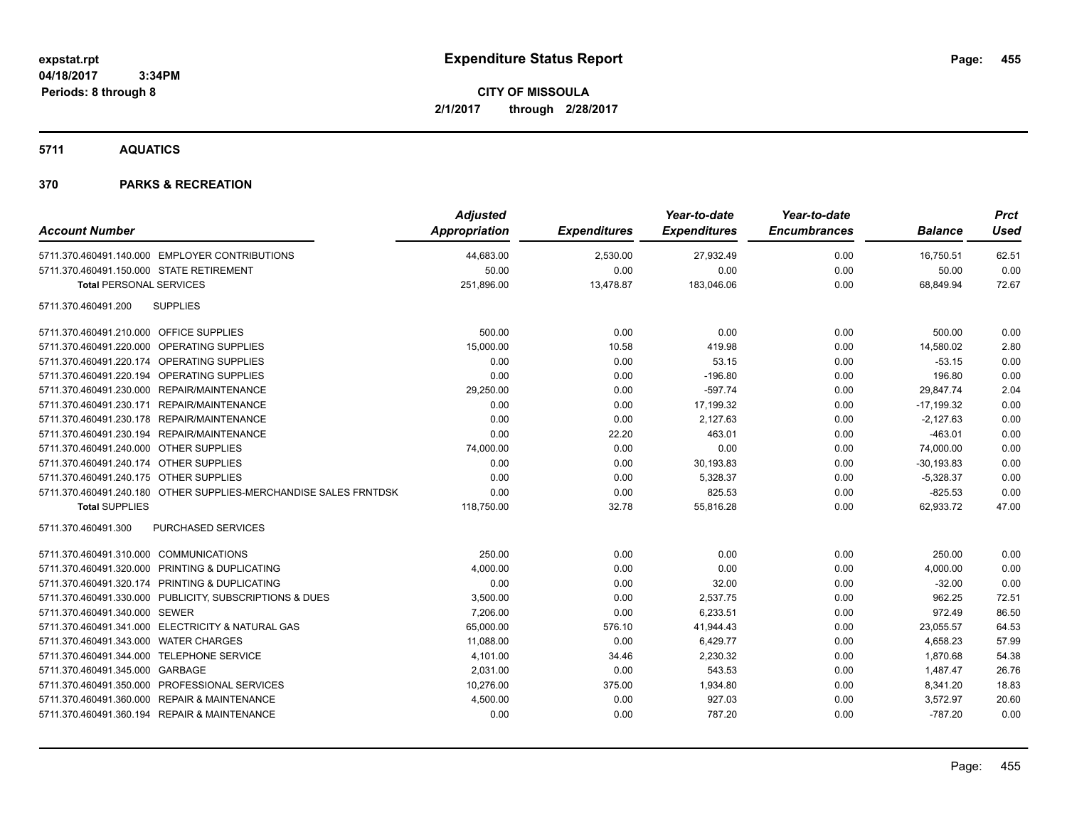**expstat.rpt**
**04/18/2017 3:34PM**
**Periods: 8 through 8**

# Expenditure Status Report

**CITY OF MISSOULA**
**2/1/2017 through 2/28/2017**

## 5711 AQUATICS

## 370 PARKS & RECREATION

| Account Number | | Adjusted Appropriation | Expenditures | Year-to-date Expenditures | Year-to-date Encumbrances | Balance | Prct Used |
|---|---|---|---|---|---|---|---|
| 5711.370.460491.140.000 | EMPLOYER CONTRIBUTIONS | 44,683.00 | 2,530.00 | 27,932.49 | 0.00 | 16,750.51 | 62.51 |
| 5711.370.460491.150.000 | STATE RETIREMENT | 50.00 | 0.00 | 0.00 | 0.00 | 50.00 | 0.00 |
| **Total** PERSONAL SERVICES | | 251,896.00 | 13,478.87 | 183,046.06 | 0.00 | 68,849.94 | 72.67 |
| 5711.370.460491.200 | SUPPLIES | | | | | | |
| 5711.370.460491.210.000 | OFFICE SUPPLIES | 500.00 | 0.00 | 0.00 | 0.00 | 500.00 | 0.00 |
| 5711.370.460491.220.000 | OPERATING SUPPLIES | 15,000.00 | 10.58 | 419.98 | 0.00 | 14,580.02 | 2.80 |
| 5711.370.460491.220.174 | OPERATING SUPPLIES | 0.00 | 0.00 | 53.15 | 0.00 | -53.15 | 0.00 |
| 5711.370.460491.220.194 | OPERATING SUPPLIES | 0.00 | 0.00 | -196.80 | 0.00 | 196.80 | 0.00 |
| 5711.370.460491.230.000 | REPAIR/MAINTENANCE | 29,250.00 | 0.00 | -597.74 | 0.00 | 29,847.74 | 2.04 |
| 5711.370.460491.230.171 | REPAIR/MAINTENANCE | 0.00 | 0.00 | 17,199.32 | 0.00 | -17,199.32 | 0.00 |
| 5711.370.460491.230.178 | REPAIR/MAINTENANCE | 0.00 | 0.00 | 2,127.63 | 0.00 | -2,127.63 | 0.00 |
| 5711.370.460491.230.194 | REPAIR/MAINTENANCE | 0.00 | 22.20 | 463.01 | 0.00 | -463.01 | 0.00 |
| 5711.370.460491.240.000 | OTHER SUPPLIES | 74,000.00 | 0.00 | 0.00 | 0.00 | 74,000.00 | 0.00 |
| 5711.370.460491.240.174 | OTHER SUPPLIES | 0.00 | 0.00 | 30,193.83 | 0.00 | -30,193.83 | 0.00 |
| 5711.370.460491.240.175 | OTHER SUPPLIES | 0.00 | 0.00 | 5,328.37 | 0.00 | -5,328.37 | 0.00 |
| 5711.370.460491.240.180 | OTHER SUPPLIES-MERCHANDISE SALES FRNTDSK | 0.00 | 0.00 | 825.53 | 0.00 | -825.53 | 0.00 |
| **Total** SUPPLIES | | 118,750.00 | 32.78 | 55,816.28 | 0.00 | 62,933.72 | 47.00 |
| 5711.370.460491.300 | PURCHASED SERVICES | | | | | | |
| 5711.370.460491.310.000 | COMMUNICATIONS | 250.00 | 0.00 | 0.00 | 0.00 | 250.00 | 0.00 |
| 5711.370.460491.320.000 | PRINTING & DUPLICATING | 4,000.00 | 0.00 | 0.00 | 0.00 | 4,000.00 | 0.00 |
| 5711.370.460491.320.174 | PRINTING & DUPLICATING | 0.00 | 0.00 | 32.00 | 0.00 | -32.00 | 0.00 |
| 5711.370.460491.330.000 | PUBLICITY, SUBSCRIPTIONS & DUES | 3,500.00 | 0.00 | 2,537.75 | 0.00 | 962.25 | 72.51 |
| 5711.370.460491.340.000 | SEWER | 7,206.00 | 0.00 | 6,233.51 | 0.00 | 972.49 | 86.50 |
| 5711.370.460491.341.000 | ELECTRICITY & NATURAL GAS | 65,000.00 | 576.10 | 41,944.43 | 0.00 | 23,055.57 | 64.53 |
| 5711.370.460491.343.000 | WATER CHARGES | 11,088.00 | 0.00 | 6,429.77 | 0.00 | 4,658.23 | 57.99 |
| 5711.370.460491.344.000 | TELEPHONE SERVICE | 4,101.00 | 34.46 | 2,230.32 | 0.00 | 1,870.68 | 54.38 |
| 5711.370.460491.345.000 | GARBAGE | 2,031.00 | 0.00 | 543.53 | 0.00 | 1,487.47 | 26.76 |
| 5711.370.460491.350.000 | PROFESSIONAL SERVICES | 10,276.00 | 375.00 | 1,934.80 | 0.00 | 8,341.20 | 18.83 |
| 5711.370.460491.360.000 | REPAIR & MAINTENANCE | 4,500.00 | 0.00 | 927.03 | 0.00 | 3,572.97 | 20.60 |
| 5711.370.460491.360.194 | REPAIR & MAINTENANCE | 0.00 | 0.00 | 787.20 | 0.00 | -787.20 | 0.00 |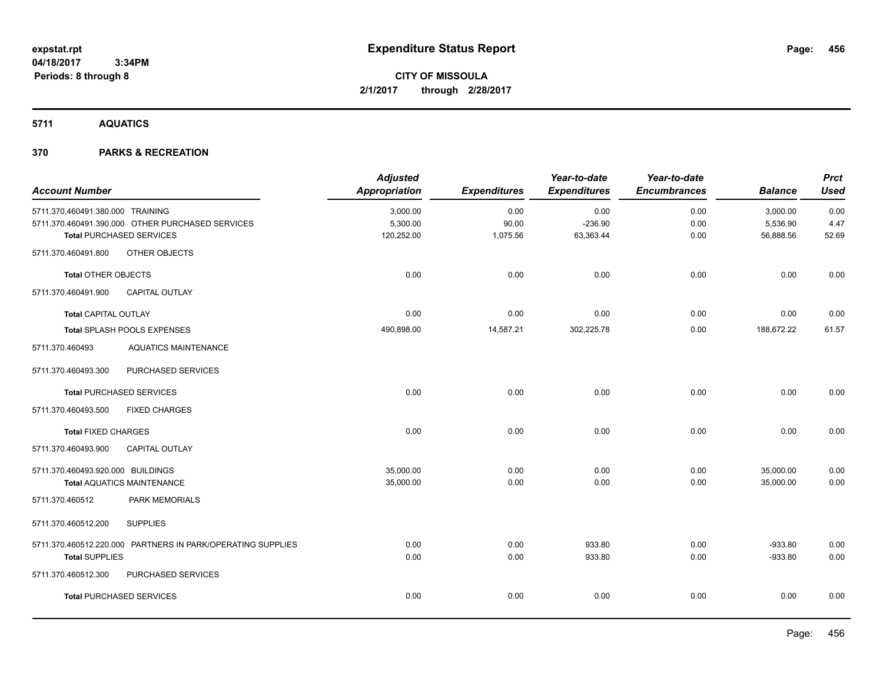**expstat.rpt**
**04/18/2017 3:34PM**
**Periods: 8 through 8**

# Expenditure Status Report

**CITY OF MISSOULA**
**2/1/2017 through 2/28/2017**

## 5711 AQUATICS

### 370 PARKS & RECREATION

| Account Number | Adjusted Appropriation | Expenditures | Year-to-date Expenditures | Year-to-date Encumbrances | Balance | Prct Used |
|---|---|---|---|---|---|---|
| 5711.370.460491.380.000 TRAINING | 3,000.00 | 0.00 | 0.00 | 0.00 | 3,000.00 | 0.00 |
| 5711.370.460491.390.000 OTHER PURCHASED SERVICES | 5,300.00 | 90.00 | -236.90 | 0.00 | 5,536.90 | 4.47 |
| **Total** PURCHASED SERVICES | 120,252.00 | 1,075.56 | 63,363.44 | 0.00 | 56,888.56 | 52.69 |
| 5711.370.460491.800 OTHER OBJECTS | | | | | | |
| **Total** OTHER OBJECTS | 0.00 | 0.00 | 0.00 | 0.00 | 0.00 | 0.00 |
| 5711.370.460491.900 CAPITAL OUTLAY | | | | | | |
| **Total** CAPITAL OUTLAY | 0.00 | 0.00 | 0.00 | 0.00 | 0.00 | 0.00 |
| **Total** SPLASH POOLS EXPENSES | 490,898.00 | 14,587.21 | 302,225.78 | 0.00 | 188,672.22 | 61.57 |
| 5711.370.460493 AQUATICS MAINTENANCE | | | | | | |
| 5711.370.460493.300 PURCHASED SERVICES | | | | | | |
| **Total** PURCHASED SERVICES | 0.00 | 0.00 | 0.00 | 0.00 | 0.00 | 0.00 |
| 5711.370.460493.500 FIXED CHARGES | | | | | | |
| **Total** FIXED CHARGES | 0.00 | 0.00 | 0.00 | 0.00 | 0.00 | 0.00 |
| 5711.370.460493.900 CAPITAL OUTLAY | | | | | | |
| 5711.370.460493.920.000 BUILDINGS | 35,000.00 | 0.00 | 0.00 | 0.00 | 35,000.00 | 0.00 |
| **Total** AQUATICS MAINTENANCE | 35,000.00 | 0.00 | 0.00 | 0.00 | 35,000.00 | 0.00 |
| 5711.370.460512 PARK MEMORIALS | | | | | | |
| 5711.370.460512.200 SUPPLIES | | | | | | |
| 5711.370.460512.220.000 PARTNERS IN PARK/OPERATING SUPPLIES | 0.00 | 0.00 | 933.80 | 0.00 | -933.80 | 0.00 |
| **Total** SUPPLIES | 0.00 | 0.00 | 933.80 | 0.00 | -933.80 | 0.00 |
| 5711.370.460512.300 PURCHASED SERVICES | | | | | | |
| **Total** PURCHASED SERVICES | 0.00 | 0.00 | 0.00 | 0.00 | 0.00 | 0.00 |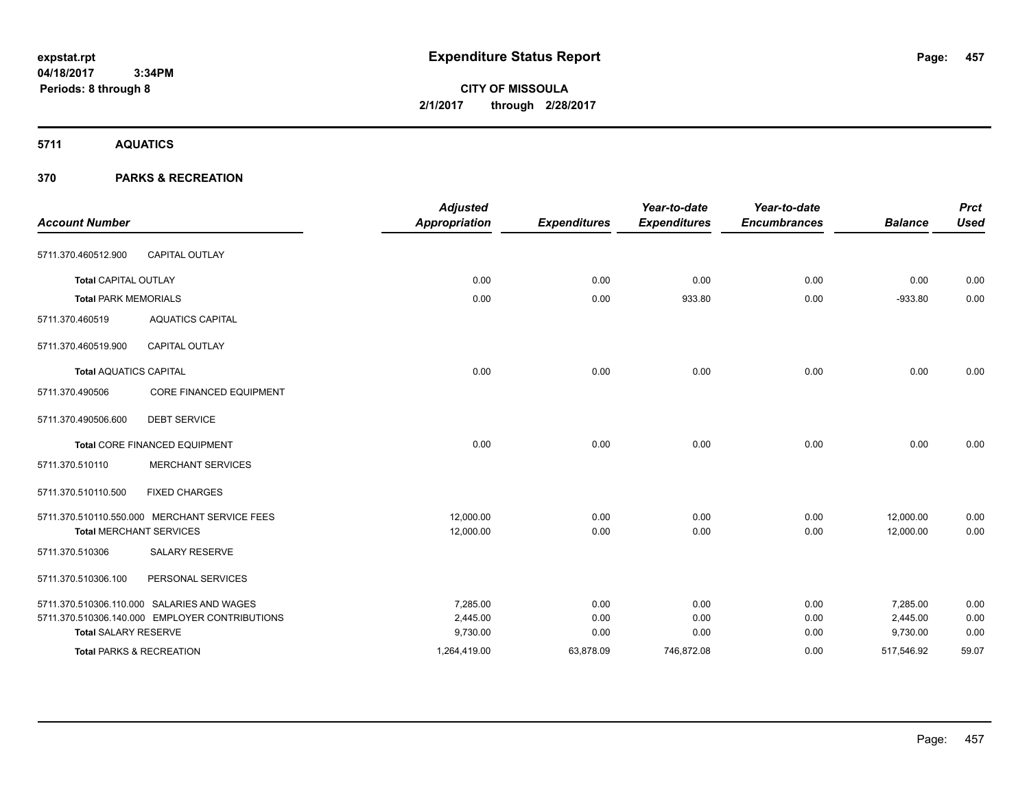**expstat.rpt**
**04/18/2017 3:34PM**
**Periods: 8 through 8**

# Expenditure Status Report

**CITY OF MISSOULA**
**2/1/2017 through 2/28/2017**

## 5711 AQUATICS

## 370 PARKS & RECREATION

| Account Number | | Adjusted Appropriation | Expenditures | Year-to-date Expenditures | Year-to-date Encumbrances | Balance | Prct Used |
|---|---|---|---|---|---|---|---|
| 5711.370.460512.900 | CAPITAL OUTLAY | | | | | | |
| **Total** CAPITAL OUTLAY | | 0.00 | 0.00 | 0.00 | 0.00 | 0.00 | 0.00 |
| **Total** PARK MEMORIALS | | 0.00 | 0.00 | 933.80 | 0.00 | -933.80 | 0.00 |
| 5711.370.460519 | AQUATICS CAPITAL | | | | | | |
| 5711.370.460519.900 | CAPITAL OUTLAY | | | | | | |
| **Total** AQUATICS CAPITAL | | 0.00 | 0.00 | 0.00 | 0.00 | 0.00 | 0.00 |
| 5711.370.490506 | CORE FINANCED EQUIPMENT | | | | | | |
| 5711.370.490506.600 | DEBT SERVICE | | | | | | |
| **Total** CORE FINANCED EQUIPMENT | | 0.00 | 0.00 | 0.00 | 0.00 | 0.00 | 0.00 |
| 5711.370.510110 | MERCHANT SERVICES | | | | | | |
| 5711.370.510110.500 | FIXED CHARGES | | | | | | |
| 5711.370.510110.550.000 | MERCHANT SERVICE FEES | 12,000.00 | 0.00 | 0.00 | 0.00 | 12,000.00 | 0.00 |
| **Total** MERCHANT SERVICES | | 12,000.00 | 0.00 | 0.00 | 0.00 | 12,000.00 | 0.00 |
| 5711.370.510306 | SALARY RESERVE | | | | | | |
| 5711.370.510306.100 | PERSONAL SERVICES | | | | | | |
| 5711.370.510306.110.000 | SALARIES AND WAGES | 7,285.00 | 0.00 | 0.00 | 0.00 | 7,285.00 | 0.00 |
| 5711.370.510306.140.000 | EMPLOYER CONTRIBUTIONS | 2,445.00 | 0.00 | 0.00 | 0.00 | 2,445.00 | 0.00 |
| **Total** SALARY RESERVE | | 9,730.00 | 0.00 | 0.00 | 0.00 | 9,730.00 | 0.00 |
| **Total** PARKS & RECREATION | | 1,264,419.00 | 63,878.09 | 746,872.08 | 0.00 | 517,546.92 | 59.07 |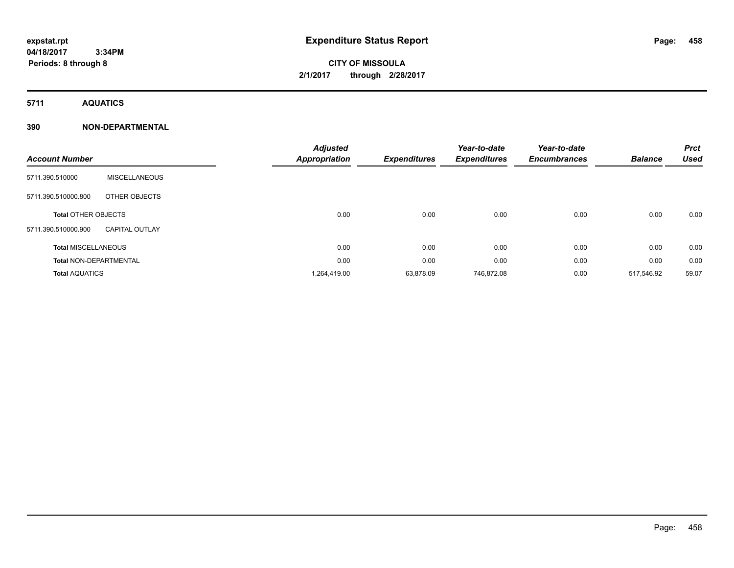# Expenditure Status Report

expstat.rpt
04/18/2017 3:34PM
Periods: 8 through 8

**CITY OF MISSOULA**
**2/1/2017 through 2/28/2017**

## 5711 AQUATICS

## 390 NON-DEPARTMENTAL

| Account Number | | Adjusted Appropriation | Expenditures | Year-to-date Expenditures | Year-to-date Encumbrances | Balance | Prct Used |
|---|---|---|---|---|---|---|---|
| 5711.390.510000 | MISCELLANEOUS | | | | | | |
| 5711.390.510000.800 | OTHER OBJECTS | | | | | | |
| Total OTHER OBJECTS | | 0.00 | 0.00 | 0.00 | 0.00 | 0.00 | 0.00 |
| 5711.390.510000.900 | CAPITAL OUTLAY | | | | | | |
| Total MISCELLANEOUS | | 0.00 | 0.00 | 0.00 | 0.00 | 0.00 | 0.00 |
| Total NON-DEPARTMENTAL | | 0.00 | 0.00 | 0.00 | 0.00 | 0.00 | 0.00 |
| Total AQUATICS | | 1,264,419.00 | 63,878.09 | 746,872.08 | 0.00 | 517,546.92 | 59.07 |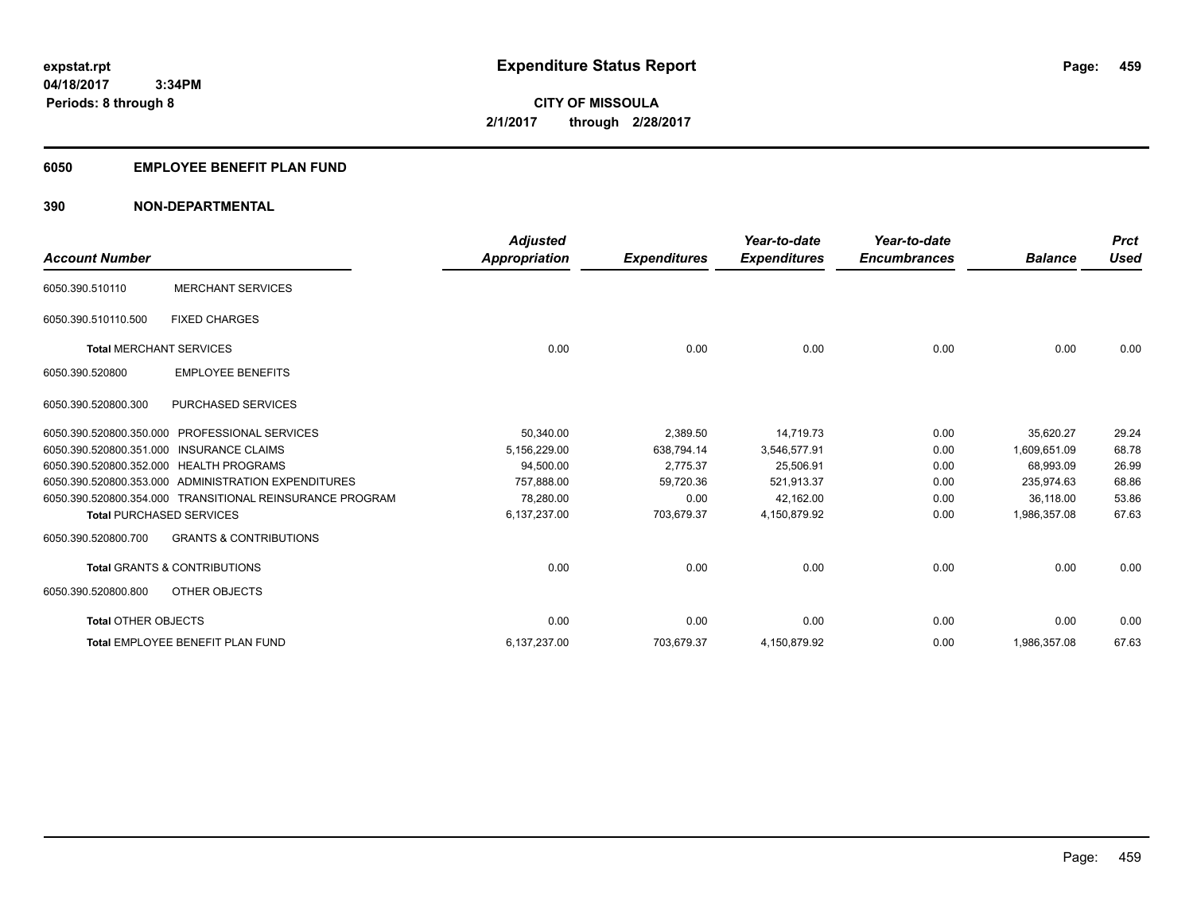**expstat.rpt**
**04/18/2017 3:34PM**
**Periods: 8 through 8**

# Expenditure Status Report

**CITY OF MISSOULA**
**2/1/2017 through 2/28/2017**

## 6050 EMPLOYEE BENEFIT PLAN FUND

## 390 NON-DEPARTMENTAL

| Account Number | | Adjusted Appropriation | Expenditures | Year-to-date Expenditures | Year-to-date Encumbrances | Balance | Prct Used |
|---|---|---|---|---|---|---|---|
| 6050.390.510110 | MERCHANT SERVICES | | | | | | |
| 6050.390.510110.500 | FIXED CHARGES | | | | | | |
| **Total** MERCHANT SERVICES | | 0.00 | 0.00 | 0.00 | 0.00 | 0.00 | 0.00 |
| 6050.390.520800 | EMPLOYEE BENEFITS | | | | | | |
| 6050.390.520800.300 | PURCHASED SERVICES | | | | | | |
| 6050.390.520800.350.000 | PROFESSIONAL SERVICES | 50,340.00 | 2,389.50 | 14,719.73 | 0.00 | 35,620.27 | 29.24 |
| 6050.390.520800.351.000 | INSURANCE CLAIMS | 5,156,229.00 | 638,794.14 | 3,546,577.91 | 0.00 | 1,609,651.09 | 68.78 |
| 6050.390.520800.352.000 | HEALTH PROGRAMS | 94,500.00 | 2,775.37 | 25,506.91 | 0.00 | 68,993.09 | 26.99 |
| 6050.390.520800.353.000 | ADMINISTRATION EXPENDITURES | 757,888.00 | 59,720.36 | 521,913.37 | 0.00 | 235,974.63 | 68.86 |
| 6050.390.520800.354.000 | TRANSITIONAL REINSURANCE PROGRAM | 78,280.00 | 0.00 | 42,162.00 | 0.00 | 36,118.00 | 53.86 |
| **Total** PURCHASED SERVICES | | 6,137,237.00 | 703,679.37 | 4,150,879.92 | 0.00 | 1,986,357.08 | 67.63 |
| 6050.390.520800.700 | GRANTS & CONTRIBUTIONS | | | | | | |
| **Total** GRANTS & CONTRIBUTIONS | | 0.00 | 0.00 | 0.00 | 0.00 | 0.00 | 0.00 |
| 6050.390.520800.800 | OTHER OBJECTS | | | | | | |
| **Total** OTHER OBJECTS | | 0.00 | 0.00 | 0.00 | 0.00 | 0.00 | 0.00 |
| **Total** EMPLOYEE BENEFIT PLAN FUND | | 6,137,237.00 | 703,679.37 | 4,150,879.92 | 0.00 | 1,986,357.08 | 67.63 |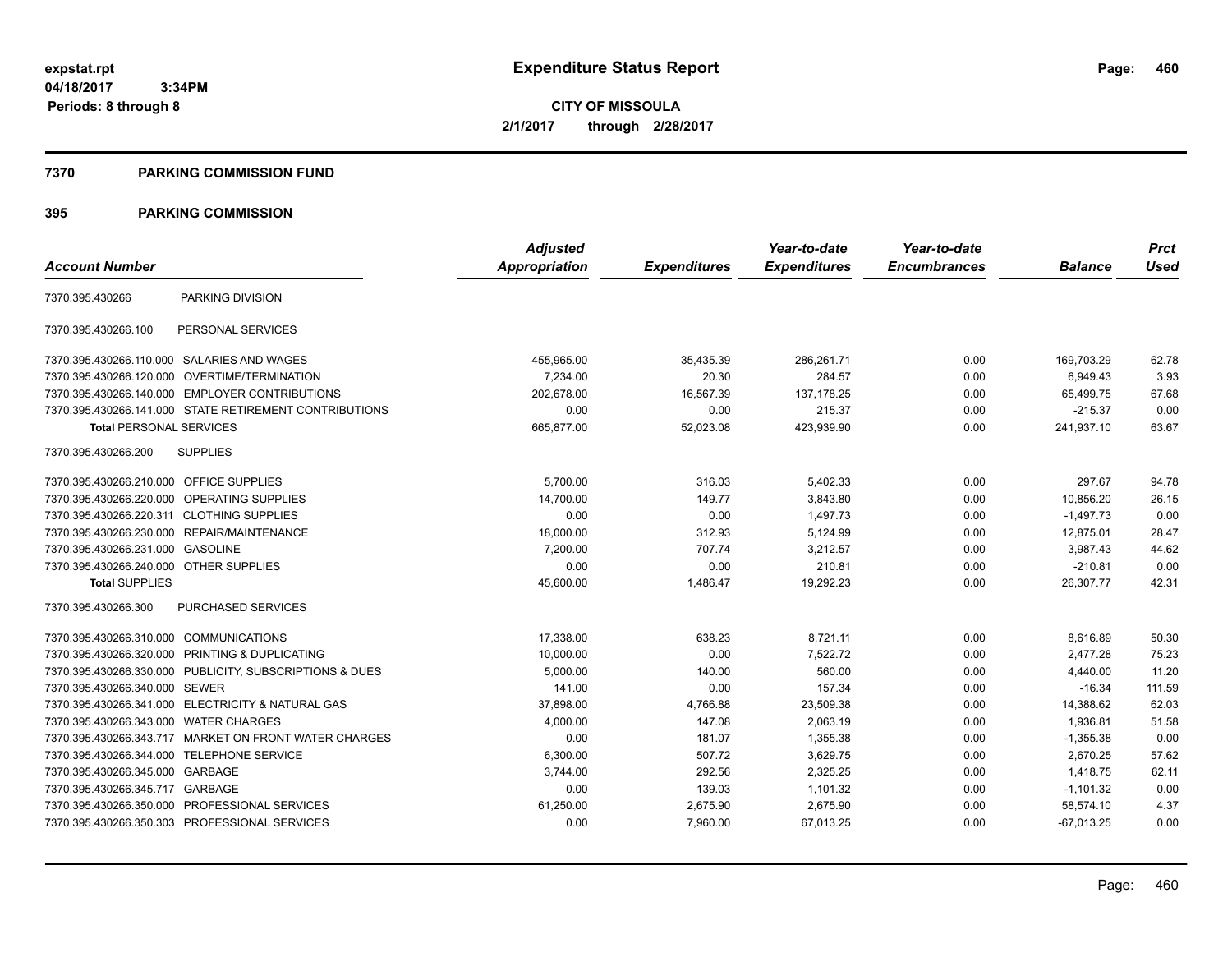**expstat.rpt**
**04/18/2017 3:34PM**
**Periods: 8 through 8**

# Expenditure Status Report

**CITY OF MISSOULA**
**2/1/2017 through 2/28/2017**

## 7370 PARKING COMMISSION FUND

## 395 PARKING COMMISSION

| Account Number | | Adjusted Appropriation | Expenditures | Year-to-date Expenditures | Year-to-date Encumbrances | Balance | Prct Used |
|---|---|---|---|---|---|---|---|
| 7370.395.430266 | PARKING DIVISION | | | | | | |
| 7370.395.430266.100 | PERSONAL SERVICES | | | | | | |
| 7370.395.430266.110.000 | SALARIES AND WAGES | 455,965.00 | 35,435.39 | 286,261.71 | 0.00 | 169,703.29 | 62.78 |
| 7370.395.430266.120.000 | OVERTIME/TERMINATION | 7,234.00 | 20.30 | 284.57 | 0.00 | 6,949.43 | 3.93 |
| 7370.395.430266.140.000 | EMPLOYER CONTRIBUTIONS | 202,678.00 | 16,567.39 | 137,178.25 | 0.00 | 65,499.75 | 67.68 |
| 7370.395.430266.141.000 | STATE RETIREMENT CONTRIBUTIONS | 0.00 | 0.00 | 215.37 | 0.00 | -215.37 | 0.00 |
| **Total** PERSONAL SERVICES | | 665,877.00 | 52,023.08 | 423,939.90 | 0.00 | 241,937.10 | 63.67 |
| 7370.395.430266.200 | SUPPLIES | | | | | | |
| 7370.395.430266.210.000 | OFFICE SUPPLIES | 5,700.00 | 316.03 | 5,402.33 | 0.00 | 297.67 | 94.78 |
| 7370.395.430266.220.000 | OPERATING SUPPLIES | 14,700.00 | 149.77 | 3,843.80 | 0.00 | 10,856.20 | 26.15 |
| 7370.395.430266.220.311 | CLOTHING SUPPLIES | 0.00 | 0.00 | 1,497.73 | 0.00 | -1,497.73 | 0.00 |
| 7370.395.430266.230.000 | REPAIR/MAINTENANCE | 18,000.00 | 312.93 | 5,124.99 | 0.00 | 12,875.01 | 28.47 |
| 7370.395.430266.231.000 | GASOLINE | 7,200.00 | 707.74 | 3,212.57 | 0.00 | 3,987.43 | 44.62 |
| 7370.395.430266.240.000 | OTHER SUPPLIES | 0.00 | 0.00 | 210.81 | 0.00 | -210.81 | 0.00 |
| **Total** SUPPLIES | | 45,600.00 | 1,486.47 | 19,292.23 | 0.00 | 26,307.77 | 42.31 |
| 7370.395.430266.300 | PURCHASED SERVICES | | | | | | |
| 7370.395.430266.310.000 | COMMUNICATIONS | 17,338.00 | 638.23 | 8,721.11 | 0.00 | 8,616.89 | 50.30 |
| 7370.395.430266.320.000 | PRINTING & DUPLICATING | 10,000.00 | 0.00 | 7,522.72 | 0.00 | 2,477.28 | 75.23 |
| 7370.395.430266.330.000 | PUBLICITY, SUBSCRIPTIONS & DUES | 5,000.00 | 140.00 | 560.00 | 0.00 | 4,440.00 | 11.20 |
| 7370.395.430266.340.000 | SEWER | 141.00 | 0.00 | 157.34 | 0.00 | -16.34 | 111.59 |
| 7370.395.430266.341.000 | ELECTRICITY & NATURAL GAS | 37,898.00 | 4,766.88 | 23,509.38 | 0.00 | 14,388.62 | 62.03 |
| 7370.395.430266.343.000 | WATER CHARGES | 4,000.00 | 147.08 | 2,063.19 | 0.00 | 1,936.81 | 51.58 |
| 7370.395.430266.343.717 | MARKET ON FRONT WATER CHARGES | 0.00 | 181.07 | 1,355.38 | 0.00 | -1,355.38 | 0.00 |
| 7370.395.430266.344.000 | TELEPHONE SERVICE | 6,300.00 | 507.72 | 3,629.75 | 0.00 | 2,670.25 | 57.62 |
| 7370.395.430266.345.000 | GARBAGE | 3,744.00 | 292.56 | 2,325.25 | 0.00 | 1,418.75 | 62.11 |
| 7370.395.430266.345.717 | GARBAGE | 0.00 | 139.03 | 1,101.32 | 0.00 | -1,101.32 | 0.00 |
| 7370.395.430266.350.000 | PROFESSIONAL SERVICES | 61,250.00 | 2,675.90 | 2,675.90 | 0.00 | 58,574.10 | 4.37 |
| 7370.395.430266.350.303 | PROFESSIONAL SERVICES | 0.00 | 7,960.00 | 67,013.25 | 0.00 | -67,013.25 | 0.00 |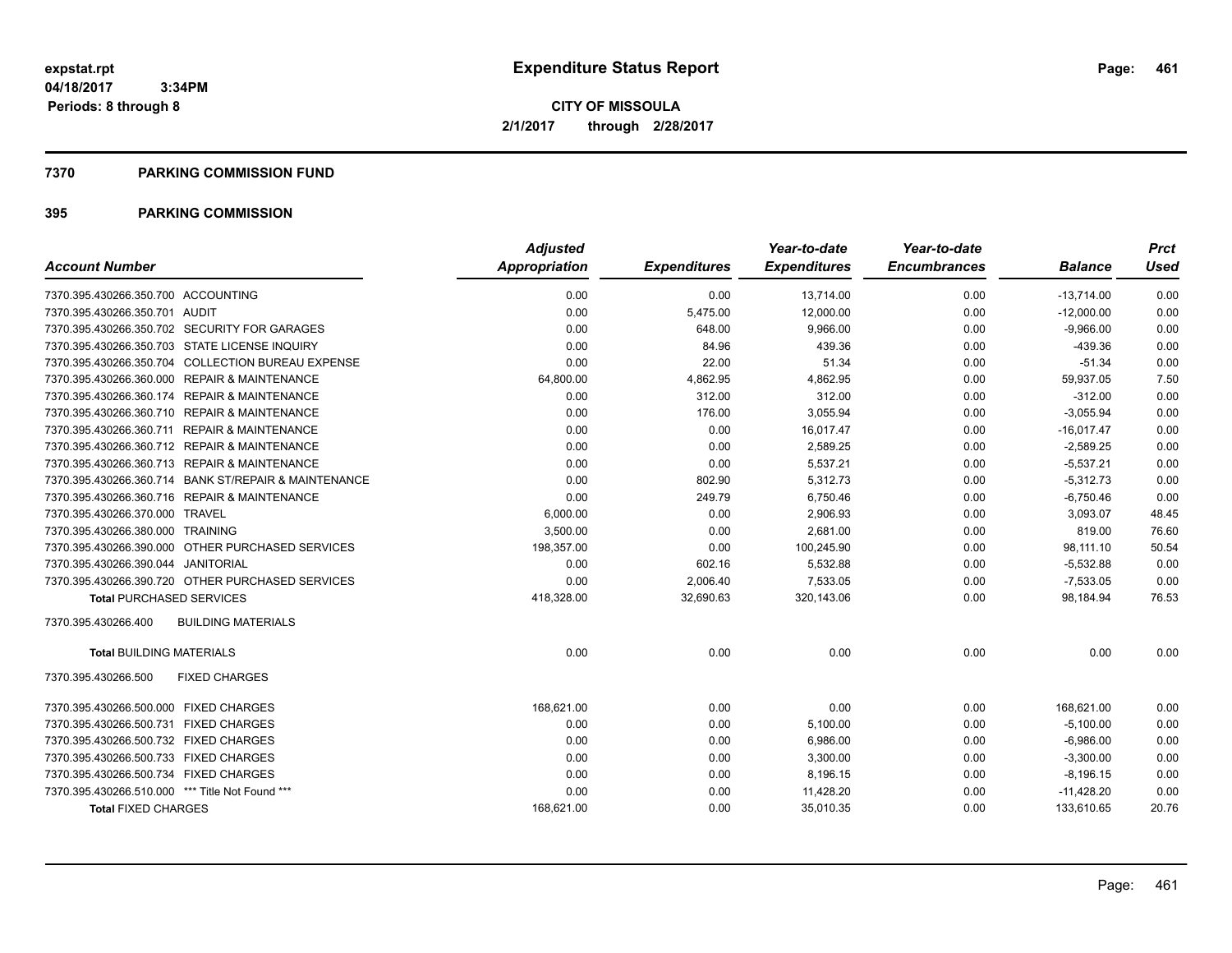expstat.rpt
04/18/2017 3:34PM
Periods: 8 through 8

# Expenditure Status Report

**CITY OF MISSOULA**
**2/1/2017 through 2/28/2017**

## 7370 PARKING COMMISSION FUND

## 395 PARKING COMMISSION

| Account Number | Adjusted Appropriation | Expenditures | Year-to-date Expenditures | Year-to-date Encumbrances | Balance | Prct Used |
|---|---|---|---|---|---|---|
| 7370.395.430266.350.700 ACCOUNTING | 0.00 | 0.00 | 13,714.00 | 0.00 | -13,714.00 | 0.00 |
| 7370.395.430266.350.701 AUDIT | 0.00 | 5,475.00 | 12,000.00 | 0.00 | -12,000.00 | 0.00 |
| 7370.395.430266.350.702 SECURITY FOR GARAGES | 0.00 | 648.00 | 9,966.00 | 0.00 | -9,966.00 | 0.00 |
| 7370.395.430266.350.703 STATE LICENSE INQUIRY | 0.00 | 84.96 | 439.36 | 0.00 | -439.36 | 0.00 |
| 7370.395.430266.350.704 COLLECTION BUREAU EXPENSE | 0.00 | 22.00 | 51.34 | 0.00 | -51.34 | 0.00 |
| 7370.395.430266.360.000 REPAIR & MAINTENANCE | 64,800.00 | 4,862.95 | 4,862.95 | 0.00 | 59,937.05 | 7.50 |
| 7370.395.430266.360.174 REPAIR & MAINTENANCE | 0.00 | 312.00 | 312.00 | 0.00 | -312.00 | 0.00 |
| 7370.395.430266.360.710 REPAIR & MAINTENANCE | 0.00 | 176.00 | 3,055.94 | 0.00 | -3,055.94 | 0.00 |
| 7370.395.430266.360.711 REPAIR & MAINTENANCE | 0.00 | 0.00 | 16,017.47 | 0.00 | -16,017.47 | 0.00 |
| 7370.395.430266.360.712 REPAIR & MAINTENANCE | 0.00 | 0.00 | 2,589.25 | 0.00 | -2,589.25 | 0.00 |
| 7370.395.430266.360.713 REPAIR & MAINTENANCE | 0.00 | 0.00 | 5,537.21 | 0.00 | -5,537.21 | 0.00 |
| 7370.395.430266.360.714 BANK ST/REPAIR & MAINTENANCE | 0.00 | 802.90 | 5,312.73 | 0.00 | -5,312.73 | 0.00 |
| 7370.395.430266.360.716 REPAIR & MAINTENANCE | 0.00 | 249.79 | 6,750.46 | 0.00 | -6,750.46 | 0.00 |
| 7370.395.430266.370.000 TRAVEL | 6,000.00 | 0.00 | 2,906.93 | 0.00 | 3,093.07 | 48.45 |
| 7370.395.430266.380.000 TRAINING | 3,500.00 | 0.00 | 2,681.00 | 0.00 | 819.00 | 76.60 |
| 7370.395.430266.390.000 OTHER PURCHASED SERVICES | 198,357.00 | 0.00 | 100,245.90 | 0.00 | 98,111.10 | 50.54 |
| 7370.395.430266.390.044 JANITORIAL | 0.00 | 602.16 | 5,532.88 | 0.00 | -5,532.88 | 0.00 |
| 7370.395.430266.390.720 OTHER PURCHASED SERVICES | 0.00 | 2,006.40 | 7,533.05 | 0.00 | -7,533.05 | 0.00 |
| **Total** PURCHASED SERVICES | 418,328.00 | 32,690.63 | 320,143.06 | 0.00 | 98,184.94 | 76.53 |
| 7370.395.430266.400 BUILDING MATERIALS | | | | | | |
| **Total** BUILDING MATERIALS | 0.00 | 0.00 | 0.00 | 0.00 | 0.00 | 0.00 |
| 7370.395.430266.500 FIXED CHARGES | | | | | | |
| 7370.395.430266.500.000 FIXED CHARGES | 168,621.00 | 0.00 | 0.00 | 0.00 | 168,621.00 | 0.00 |
| 7370.395.430266.500.731 FIXED CHARGES | 0.00 | 0.00 | 5,100.00 | 0.00 | -5,100.00 | 0.00 |
| 7370.395.430266.500.732 FIXED CHARGES | 0.00 | 0.00 | 6,986.00 | 0.00 | -6,986.00 | 0.00 |
| 7370.395.430266.500.733 FIXED CHARGES | 0.00 | 0.00 | 3,300.00 | 0.00 | -3,300.00 | 0.00 |
| 7370.395.430266.500.734 FIXED CHARGES | 0.00 | 0.00 | 8,196.15 | 0.00 | -8,196.15 | 0.00 |
| 7370.395.430266.510.000 *** Title Not Found *** | 0.00 | 0.00 | 11,428.20 | 0.00 | -11,428.20 | 0.00 |
| **Total** FIXED CHARGES | 168,621.00 | 0.00 | 35,010.35 | 0.00 | 133,610.65 | 20.76 |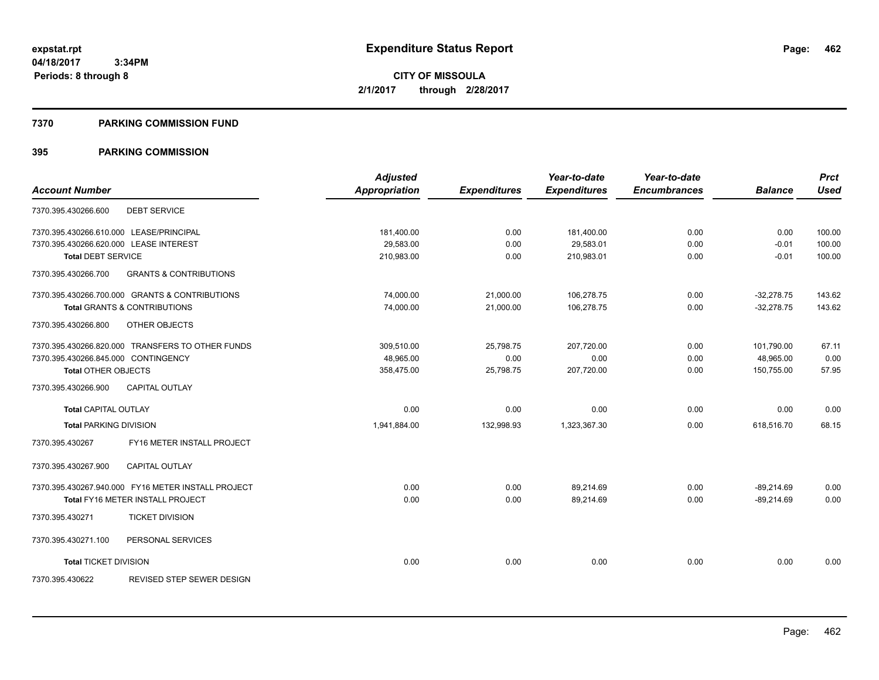**expstat.rpt**
**04/18/2017 3:34PM**
**Periods: 8 through 8**

# Expenditure Status Report

**CITY OF MISSOULA**
**2/1/2017 through 2/28/2017**

## 7370 PARKING COMMISSION FUND

## 395 PARKING COMMISSION

| Account Number | Adjusted Appropriation | Expenditures | Year-to-date Expenditures | Year-to-date Encumbrances | Balance | Prct Used |
|---|---|---|---|---|---|---|
| 7370.395.430266.600 DEBT SERVICE | | | | | | |
| 7370.395.430266.610.000 LEASE/PRINCIPAL | 181,400.00 | 0.00 | 181,400.00 | 0.00 | 0.00 | 100.00 |
| 7370.395.430266.620.000 LEASE INTEREST | 29,583.00 | 0.00 | 29,583.01 | 0.00 | -0.01 | 100.00 |
| **Total** DEBT SERVICE | 210,983.00 | 0.00 | 210,983.01 | 0.00 | -0.01 | 100.00 |
| 7370.395.430266.700 GRANTS & CONTRIBUTIONS | | | | | | |
| 7370.395.430266.700.000 GRANTS & CONTRIBUTIONS | 74,000.00 | 21,000.00 | 106,278.75 | 0.00 | -32,278.75 | 143.62 |
| **Total** GRANTS & CONTRIBUTIONS | 74,000.00 | 21,000.00 | 106,278.75 | 0.00 | -32,278.75 | 143.62 |
| 7370.395.430266.800 OTHER OBJECTS | | | | | | |
| 7370.395.430266.820.000 TRANSFERS TO OTHER FUNDS | 309,510.00 | 25,798.75 | 207,720.00 | 0.00 | 101,790.00 | 67.11 |
| 7370.395.430266.845.000 CONTINGENCY | 48,965.00 | 0.00 | 0.00 | 0.00 | 48,965.00 | 0.00 |
| **Total** OTHER OBJECTS | 358,475.00 | 25,798.75 | 207,720.00 | 0.00 | 150,755.00 | 57.95 |
| 7370.395.430266.900 CAPITAL OUTLAY | | | | | | |
| **Total** CAPITAL OUTLAY | 0.00 | 0.00 | 0.00 | 0.00 | 0.00 | 0.00 |
| **Total** PARKING DIVISION | 1,941,884.00 | 132,998.93 | 1,323,367.30 | 0.00 | 618,516.70 | 68.15 |
| 7370.395.430267 FY16 METER INSTALL PROJECT | | | | | | |
| 7370.395.430267.900 CAPITAL OUTLAY | | | | | | |
| 7370.395.430267.940.000 FY16 METER INSTALL PROJECT | 0.00 | 0.00 | 89,214.69 | 0.00 | -89,214.69 | 0.00 |
| **Total** FY16 METER INSTALL PROJECT | 0.00 | 0.00 | 89,214.69 | 0.00 | -89,214.69 | 0.00 |
| 7370.395.430271 TICKET DIVISION | | | | | | |
| 7370.395.430271.100 PERSONAL SERVICES | | | | | | |
| **Total** TICKET DIVISION | 0.00 | 0.00 | 0.00 | 0.00 | 0.00 | 0.00 |
| 7370.395.430622 REVISED STEP SEWER DESIGN | | | | | | |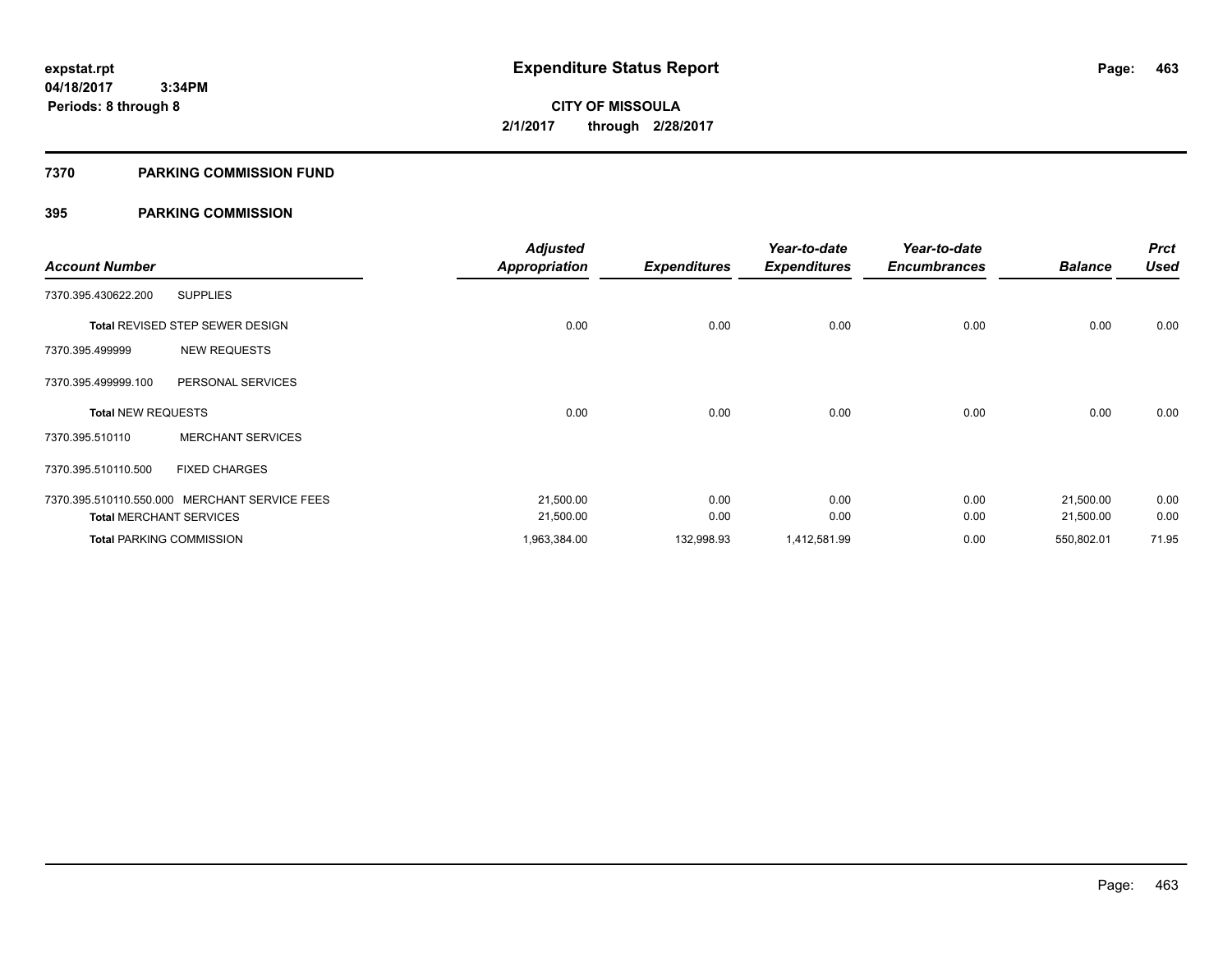**expstat.rpt**
**04/18/2017 3:34PM**
**Periods: 8 through 8**

# Expenditure Status Report

**CITY OF MISSOULA**
**2/1/2017 through 2/28/2017**

## 7370 PARKING COMMISSION FUND

## 395 PARKING COMMISSION

| Account Number | | Adjusted Appropriation | Expenditures | Year-to-date Expenditures | Year-to-date Encumbrances | Balance | Prct Used |
|---|---|---|---|---|---|---|---|
| 7370.395.430622.200 | SUPPLIES | | | | | | |
| **Total** REVISED STEP SEWER DESIGN | | 0.00 | 0.00 | 0.00 | 0.00 | 0.00 | 0.00 |
| 7370.395.499999 | NEW REQUESTS | | | | | | |
| 7370.395.499999.100 | PERSONAL SERVICES | | | | | | |
| **Total** NEW REQUESTS | | 0.00 | 0.00 | 0.00 | 0.00 | 0.00 | 0.00 |
| 7370.395.510110 | MERCHANT SERVICES | | | | | | |
| 7370.395.510110.500 | FIXED CHARGES | | | | | | |
| 7370.395.510110.550.000 | MERCHANT SERVICE FEES | 21,500.00 | 0.00 | 0.00 | 0.00 | 21,500.00 | 0.00 |
| **Total** MERCHANT SERVICES | | 21,500.00 | 0.00 | 0.00 | 0.00 | 21,500.00 | 0.00 |
| **Total** PARKING COMMISSION | | 1,963,384.00 | 132,998.93 | 1,412,581.99 | 0.00 | 550,802.01 | 71.95 |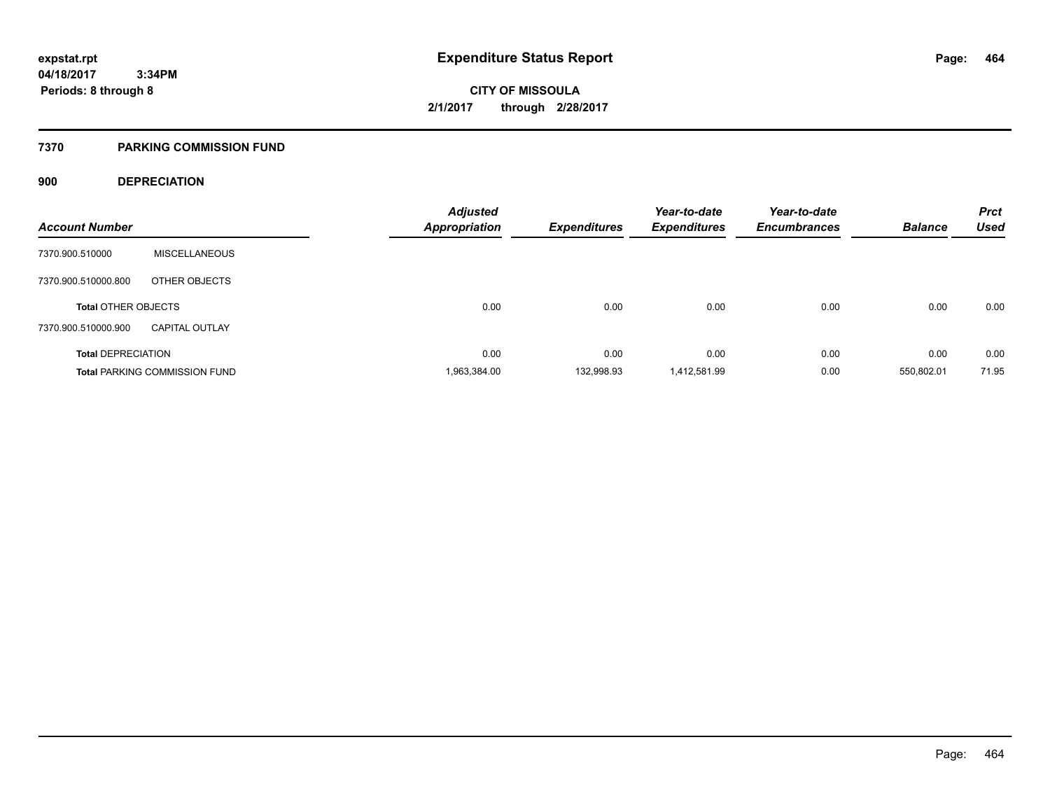# Expenditure Status Report

expstat.rpt
04/18/2017 3:34PM
Periods: 8 through 8

**CITY OF MISSOULA**
**2/1/2017 through 2/28/2017**

## 7370 PARKING COMMISSION FUND

### 900 DEPRECIATION

| Account Number | | Adjusted Appropriation | Expenditures | Year-to-date Expenditures | Year-to-date Encumbrances | Balance | Prct Used |
|---|---|---|---|---|---|---|---|
| 7370.900.510000 | MISCELLANEOUS | | | | | | |
| 7370.900.510000.800 | OTHER OBJECTS | | | | | | |
| **Total** OTHER OBJECTS | | 0.00 | 0.00 | 0.00 | 0.00 | 0.00 | 0.00 |
| 7370.900.510000.900 | CAPITAL OUTLAY | | | | | | |
| **Total** DEPRECIATION | | 0.00 | 0.00 | 0.00 | 0.00 | 0.00 | 0.00 |
| **Total** PARKING COMMISSION FUND | | 1,963,384.00 | 132,998.93 | 1,412,581.99 | 0.00 | 550,802.01 | 71.95 |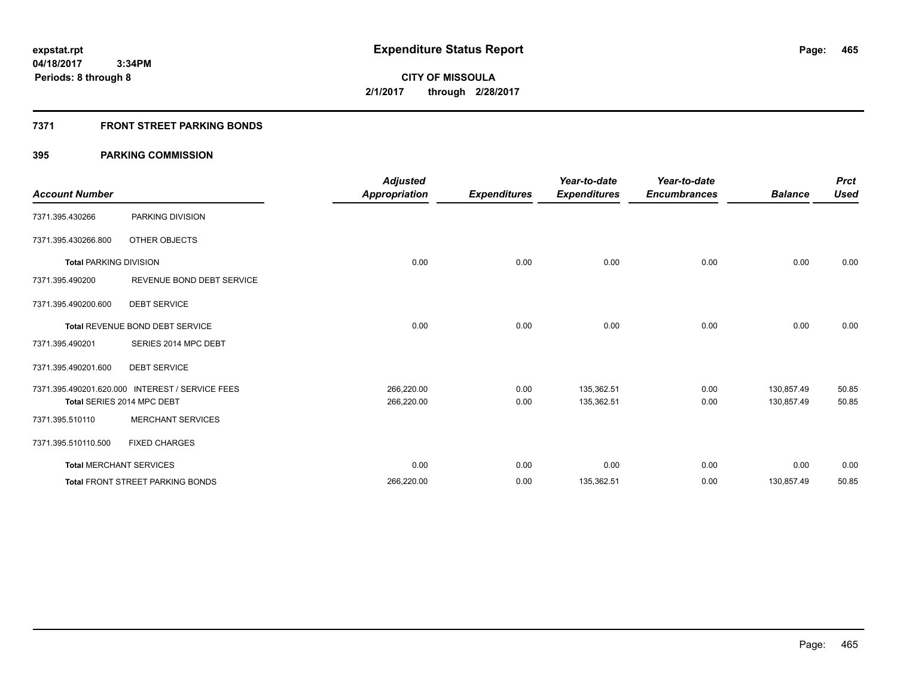# Expenditure Status Report

expstat.rpt
04/18/2017 3:34PM
Periods: 8 through 8

CITY OF MISSOULA
2/1/2017 through 2/28/2017

## 7371 FRONT STREET PARKING BONDS

### 395 PARKING COMMISSION

| Account Number | | Adjusted Appropriation | Expenditures | Year-to-date Expenditures | Year-to-date Encumbrances | Balance | Prct Used |
|---|---|---|---|---|---|---|---|
| 7371.395.430266 | PARKING DIVISION | | | | | | |
| 7371.395.430266.800 | OTHER OBJECTS | | | | | | |
| **Total** PARKING DIVISION | | 0.00 | 0.00 | 0.00 | 0.00 | 0.00 | 0.00 |
| 7371.395.490200 | REVENUE BOND DEBT SERVICE | | | | | | |
| 7371.395.490200.600 | DEBT SERVICE | | | | | | |
| **Total** REVENUE BOND DEBT SERVICE | | 0.00 | 0.00 | 0.00 | 0.00 | 0.00 | 0.00 |
| 7371.395.490201 | SERIES 2014 MPC DEBT | | | | | | |
| 7371.395.490201.600 | DEBT SERVICE | | | | | | |
| 7371.395.490201.620.000 | INTEREST / SERVICE FEES | 266,220.00 | 0.00 | 135,362.51 | 0.00 | 130,857.49 | 50.85 |
| **Total** SERIES 2014 MPC DEBT | | 266,220.00 | 0.00 | 135,362.51 | 0.00 | 130,857.49 | 50.85 |
| 7371.395.510110 | MERCHANT SERVICES | | | | | | |
| 7371.395.510110.500 | FIXED CHARGES | | | | | | |
| **Total** MERCHANT SERVICES | | 0.00 | 0.00 | 0.00 | 0.00 | 0.00 | 0.00 |
| **Total** FRONT STREET PARKING BONDS | | 266,220.00 | 0.00 | 135,362.51 | 0.00 | 130,857.49 | 50.85 |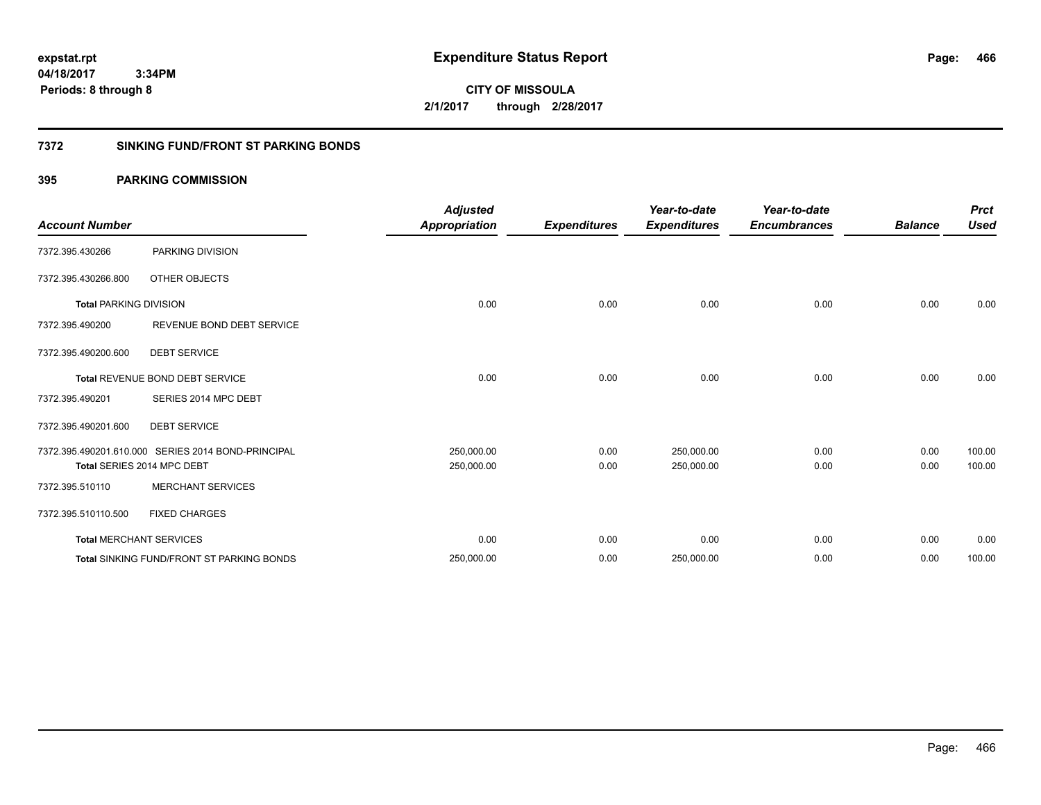# Expenditure Status Report

**expstat.rpt**
**04/18/2017 3:34PM**
**Periods: 8 through 8**

**CITY OF MISSOULA**
**2/1/2017 through 2/28/2017**

## 7372 SINKING FUND/FRONT ST PARKING BONDS

### 395 PARKING COMMISSION

| Account Number | | Adjusted Appropriation | Expenditures | Year-to-date Expenditures | Year-to-date Encumbrances | Balance | Prct Used |
|---|---|---|---|---|---|---|---|
| 7372.395.430266 | PARKING DIVISION | | | | | | |
| 7372.395.430266.800 | OTHER OBJECTS | | | | | | |
| **Total** PARKING DIVISION | | 0.00 | 0.00 | 0.00 | 0.00 | 0.00 | 0.00 |
| 7372.395.490200 | REVENUE BOND DEBT SERVICE | | | | | | |
| 7372.395.490200.600 | DEBT SERVICE | | | | | | |
| **Total** REVENUE BOND DEBT SERVICE | | 0.00 | 0.00 | 0.00 | 0.00 | 0.00 | 0.00 |
| 7372.395.490201 | SERIES 2014 MPC DEBT | | | | | | |
| 7372.395.490201.600 | DEBT SERVICE | | | | | | |
| 7372.395.490201.610.000 | SERIES 2014 BOND-PRINCIPAL | 250,000.00 | 0.00 | 250,000.00 | 0.00 | 0.00 | 100.00 |
| **Total** SERIES 2014 MPC DEBT | | 250,000.00 | 0.00 | 250,000.00 | 0.00 | 0.00 | 100.00 |
| 7372.395.510110 | MERCHANT SERVICES | | | | | | |
| 7372.395.510110.500 | FIXED CHARGES | | | | | | |
| **Total** MERCHANT SERVICES | | 0.00 | 0.00 | 0.00 | 0.00 | 0.00 | 0.00 |
| **Total** SINKING FUND/FRONT ST PARKING BONDS | | 250,000.00 | 0.00 | 250,000.00 | 0.00 | 0.00 | 100.00 |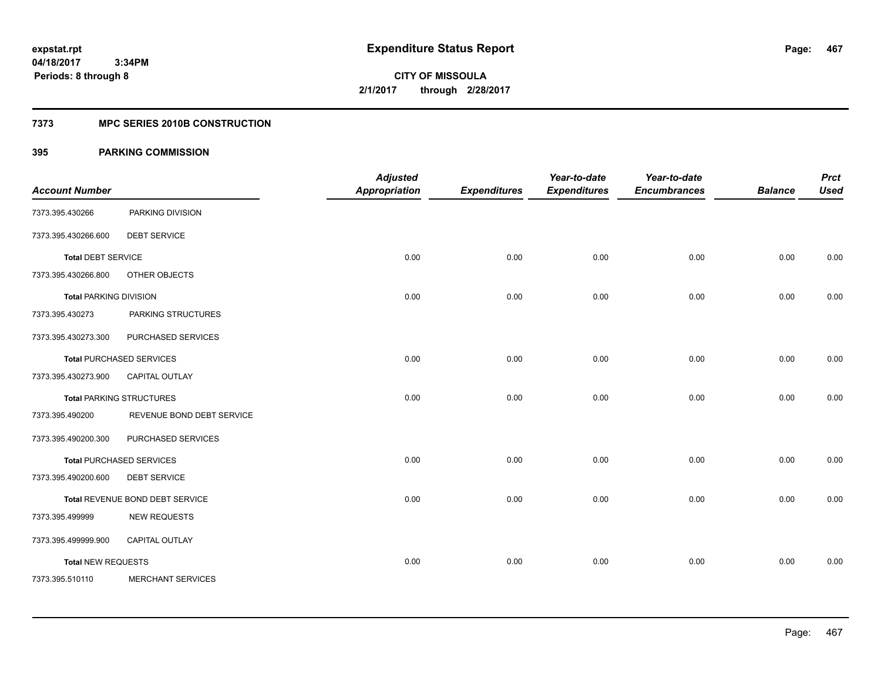# Expenditure Status Report

**CITY OF MISSOULA**

**2/1/2017 through 2/28/2017**

expstat.rpt
04/18/2017 3:34PM
Periods: 8 through 8

## 7373 MPC SERIES 2010B CONSTRUCTION

## 395 PARKING COMMISSION

| Account Number | | Adjusted Appropriation | Expenditures | Year-to-date Expenditures | Year-to-date Encumbrances | Balance | Prct Used |
|---|---|---|---|---|---|---|---|
| 7373.395.430266 | PARKING DIVISION | | | | | | |
| 7373.395.430266.600 | DEBT SERVICE | | | | | | |
| **Total** DEBT SERVICE | | 0.00 | 0.00 | 0.00 | 0.00 | 0.00 | 0.00 |
| 7373.395.430266.800 | OTHER OBJECTS | | | | | | |
| **Total** PARKING DIVISION | | 0.00 | 0.00 | 0.00 | 0.00 | 0.00 | 0.00 |
| 7373.395.430273 | PARKING STRUCTURES | | | | | | |
| 7373.395.430273.300 | PURCHASED SERVICES | | | | | | |
| **Total** PURCHASED SERVICES | | 0.00 | 0.00 | 0.00 | 0.00 | 0.00 | 0.00 |
| 7373.395.430273.900 | CAPITAL OUTLAY | | | | | | |
| **Total** PARKING STRUCTURES | | 0.00 | 0.00 | 0.00 | 0.00 | 0.00 | 0.00 |
| 7373.395.490200 | REVENUE BOND DEBT SERVICE | | | | | | |
| 7373.395.490200.300 | PURCHASED SERVICES | | | | | | |
| **Total** PURCHASED SERVICES | | 0.00 | 0.00 | 0.00 | 0.00 | 0.00 | 0.00 |
| 7373.395.490200.600 | DEBT SERVICE | | | | | | |
| **Total** REVENUE BOND DEBT SERVICE | | 0.00 | 0.00 | 0.00 | 0.00 | 0.00 | 0.00 |
| 7373.395.499999 | NEW REQUESTS | | | | | | |
| 7373.395.499999.900 | CAPITAL OUTLAY | | | | | | |
| **Total** NEW REQUESTS | | 0.00 | 0.00 | 0.00 | 0.00 | 0.00 | 0.00 |
| 7373.395.510110 | MERCHANT SERVICES | | | | | | |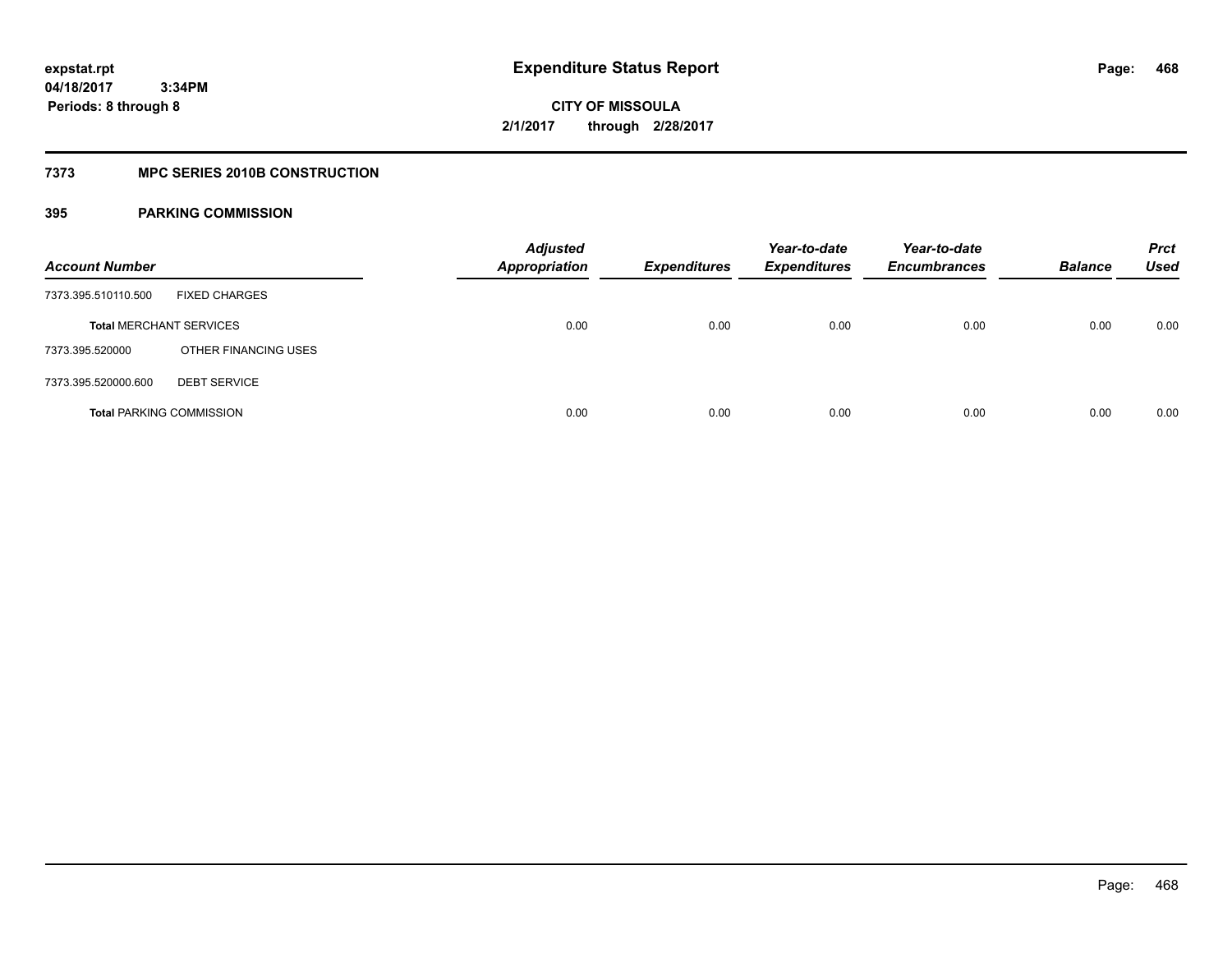# Expenditure Status Report

expstat.rpt
04/18/2017 3:34PM
Periods: 8 through 8

**CITY OF MISSOULA**
**2/1/2017 through 2/28/2017**

## 7373 MPC SERIES 2010B CONSTRUCTION

### 395 PARKING COMMISSION

| Account Number | | Adjusted Appropriation | Expenditures | Year-to-date Expenditures | Year-to-date Encumbrances | Balance | Prct Used |
|---|---|---|---|---|---|---|---|
| 7373.395.510110.500 | FIXED CHARGES | | | | | | |
| **Total** MERCHANT SERVICES | | 0.00 | 0.00 | 0.00 | 0.00 | 0.00 | 0.00 |
| 7373.395.520000 | OTHER FINANCING USES | | | | | | |
| 7373.395.520000.600 | DEBT SERVICE | | | | | | |
| **Total** PARKING COMMISSION | | 0.00 | 0.00 | 0.00 | 0.00 | 0.00 | 0.00 |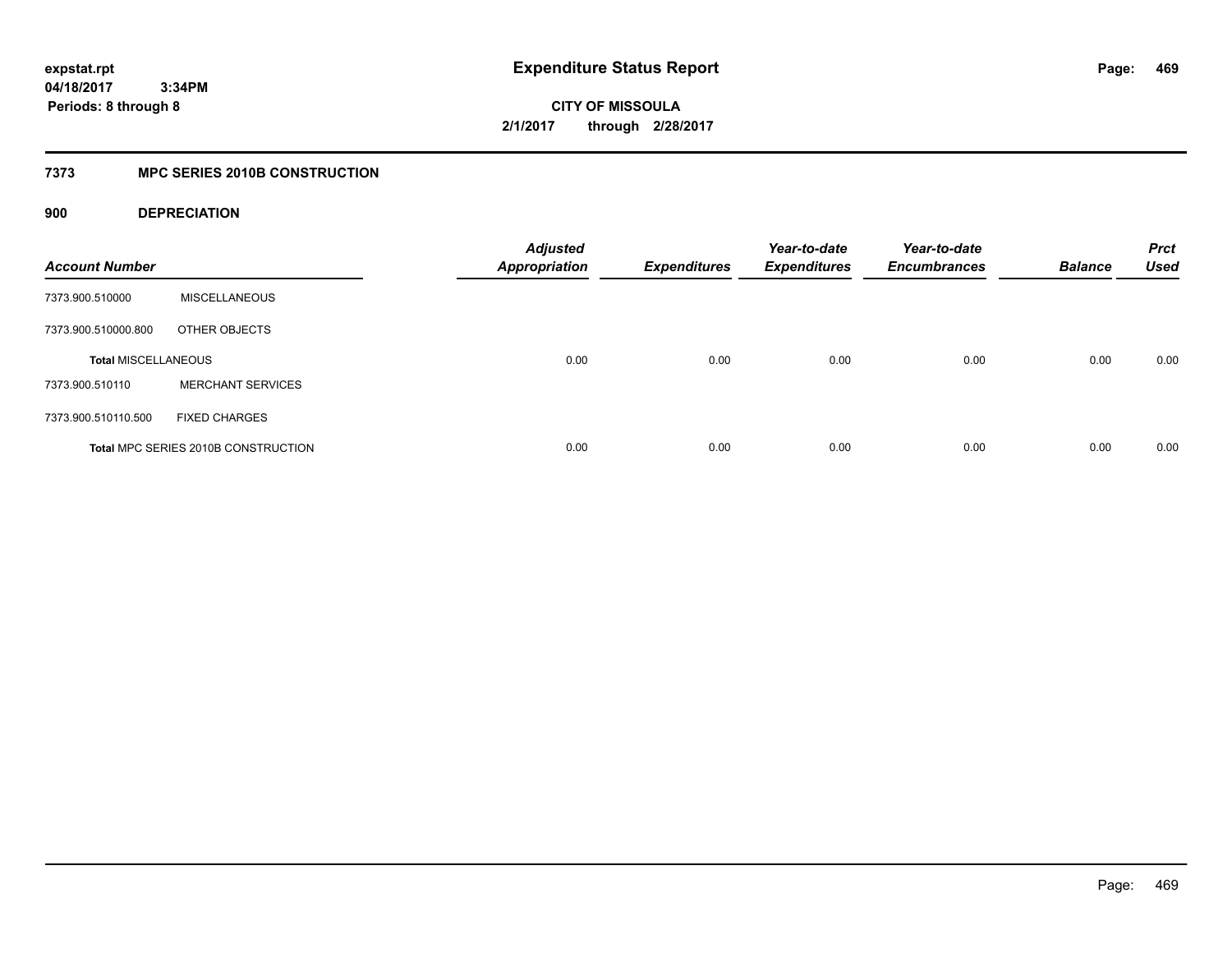**expstat.rpt**
**04/18/2017 3:34PM**
**Periods: 8 through 8**

# Expenditure Status Report

**CITY OF MISSOULA**
**2/1/2017 through 2/28/2017**

## 7373 MPC SERIES 2010B CONSTRUCTION

### 900 DEPRECIATION

| Account Number | | Adjusted Appropriation | Expenditures | Year-to-date Expenditures | Year-to-date Encumbrances | Balance | Prct Used |
|---|---|---|---|---|---|---|---|
| 7373.900.510000 | MISCELLANEOUS | | | | | | |
| 7373.900.510000.800 | OTHER OBJECTS | | | | | | |
| **Total** MISCELLANEOUS | | 0.00 | 0.00 | 0.00 | 0.00 | 0.00 | 0.00 |
| 7373.900.510110 | MERCHANT SERVICES | | | | | | |
| 7373.900.510110.500 | FIXED CHARGES | | | | | | |
| **Total** MPC SERIES 2010B CONSTRUCTION | | 0.00 | 0.00 | 0.00 | 0.00 | 0.00 | 0.00 |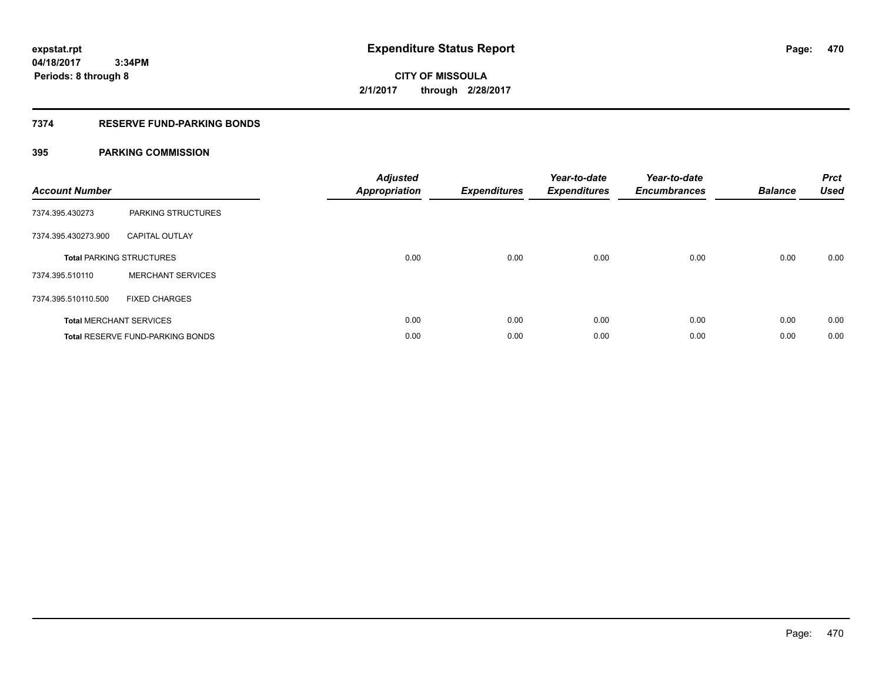# Expenditure Status Report

expstat.rpt
04/18/2017 3:34PM
Periods: 8 through 8

**CITY OF MISSOULA**
**2/1/2017 through 2/28/2017**

## 7374 RESERVE FUND-PARKING BONDS

### 395 PARKING COMMISSION

| Account Number | | Adjusted Appropriation | Expenditures | Year-to-date Expenditures | Year-to-date Encumbrances | Balance | Prct Used |
|---|---|---|---|---|---|---|---|
| 7374.395.430273 | PARKING STRUCTURES | | | | | | |
| 7374.395.430273.900 | CAPITAL OUTLAY | | | | | | |
| **Total** PARKING STRUCTURES | | 0.00 | 0.00 | 0.00 | 0.00 | 0.00 | 0.00 |
| 7374.395.510110 | MERCHANT SERVICES | | | | | | |
| 7374.395.510110.500 | FIXED CHARGES | | | | | | |
| **Total** MERCHANT SERVICES | | 0.00 | 0.00 | 0.00 | 0.00 | 0.00 | 0.00 |
| **Total** RESERVE FUND-PARKING BONDS | | 0.00 | 0.00 | 0.00 | 0.00 | 0.00 | 0.00 |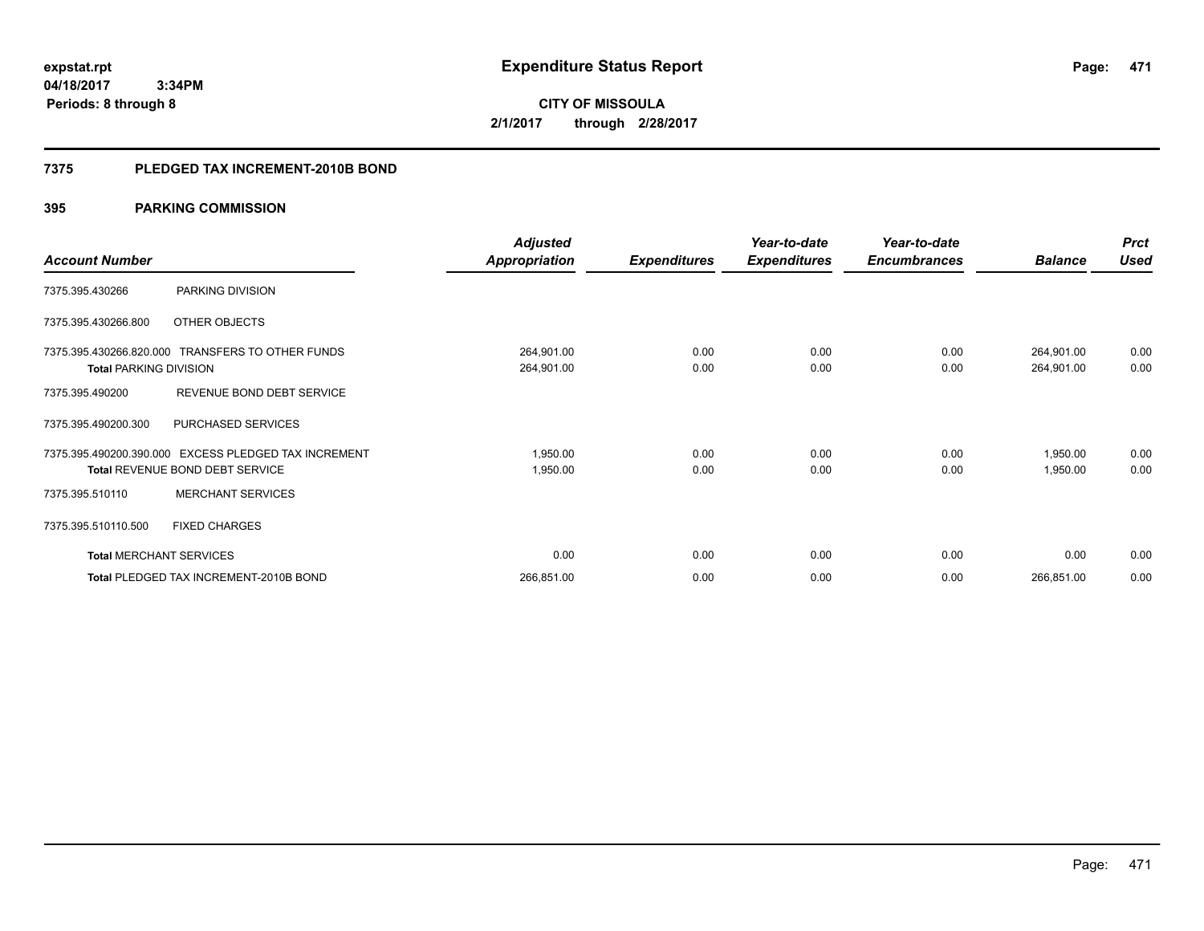# Expenditure Status Report

expstat.rpt
04/18/2017 3:34PM
Periods: 8 through 8

**CITY OF MISSOULA**
**2/1/2017 through 2/28/2017**

## 7375 PLEDGED TAX INCREMENT-2010B BOND

### 395 PARKING COMMISSION

| Account Number | | Adjusted Appropriation | Expenditures | Year-to-date Expenditures | Year-to-date Encumbrances | Balance | Prct Used |
|---|---|---|---|---|---|---|---|
| 7375.395.430266 | PARKING DIVISION | | | | | | |
| 7375.395.430266.800 | OTHER OBJECTS | | | | | | |
| 7375.395.430266.820.000 | TRANSFERS TO OTHER FUNDS | 264,901.00 | 0.00 | 0.00 | 0.00 | 264,901.00 | 0.00 |
| **Total** PARKING DIVISION | | 264,901.00 | 0.00 | 0.00 | 0.00 | 264,901.00 | 0.00 |
| 7375.395.490200 | REVENUE BOND DEBT SERVICE | | | | | | |
| 7375.395.490200.300 | PURCHASED SERVICES | | | | | | |
| 7375.395.490200.390.000 | EXCESS PLEDGED TAX INCREMENT | 1,950.00 | 0.00 | 0.00 | 0.00 | 1,950.00 | 0.00 |
| **Total** REVENUE BOND DEBT SERVICE | | 1,950.00 | 0.00 | 0.00 | 0.00 | 1,950.00 | 0.00 |
| 7375.395.510110 | MERCHANT SERVICES | | | | | | |
| 7375.395.510110.500 | FIXED CHARGES | | | | | | |
| **Total** MERCHANT SERVICES | | 0.00 | 0.00 | 0.00 | 0.00 | 0.00 | 0.00 |
| **Total** PLEDGED TAX INCREMENT-2010B BOND | | 266,851.00 | 0.00 | 0.00 | 0.00 | 266,851.00 | 0.00 |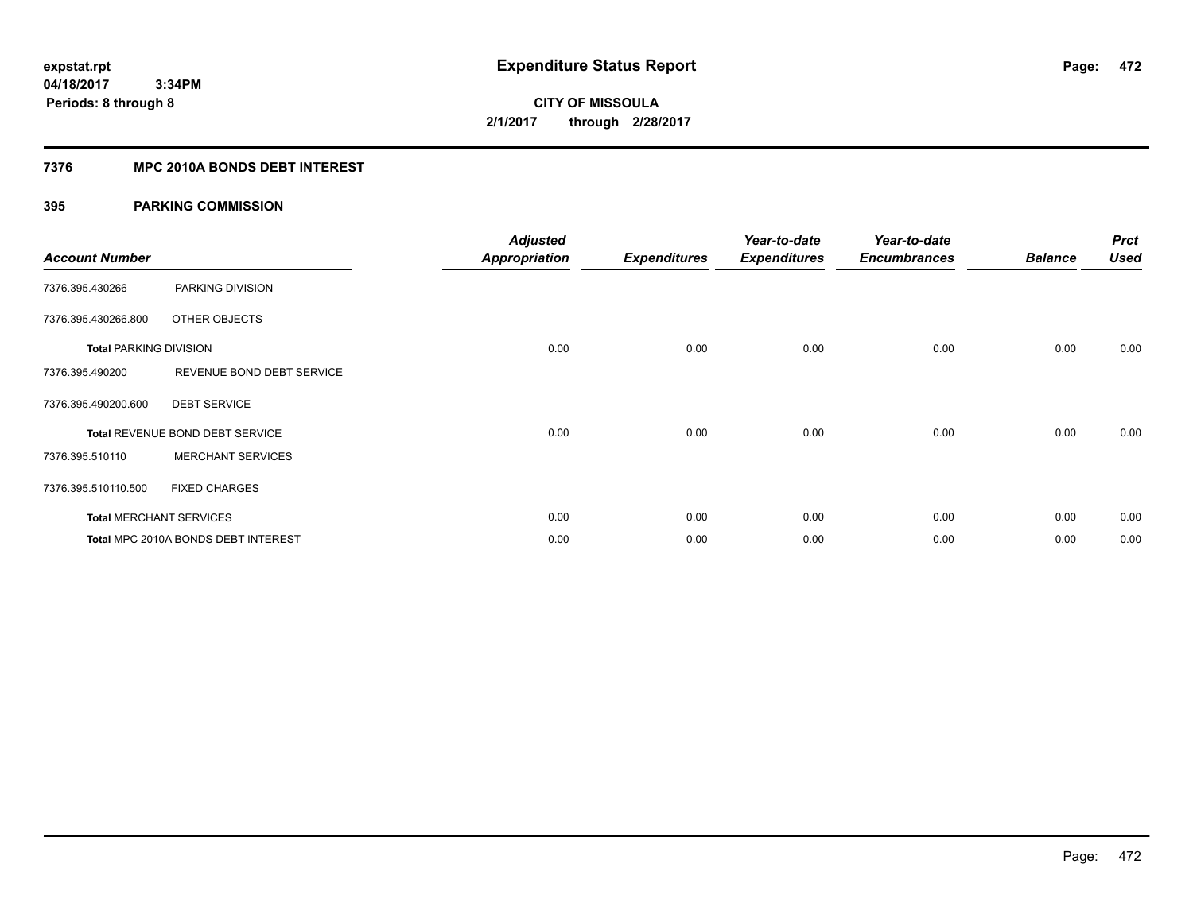# Expenditure Status Report

expstat.rpt
04/18/2017 3:34PM
Periods: 8 through 8

**CITY OF MISSOULA**
**2/1/2017 through 2/28/2017**

## 7376 MPC 2010A BONDS DEBT INTEREST

### 395 PARKING COMMISSION

| Account Number | | Adjusted Appropriation | Expenditures | Year-to-date Expenditures | Year-to-date Encumbrances | Balance | Prct Used |
|---|---|---|---|---|---|---|---|
| 7376.395.430266 | PARKING DIVISION | | | | | | |
| 7376.395.430266.800 | OTHER OBJECTS | | | | | | |
| **Total** PARKING DIVISION | | 0.00 | 0.00 | 0.00 | 0.00 | 0.00 | 0.00 |
| 7376.395.490200 | REVENUE BOND DEBT SERVICE | | | | | | |
| 7376.395.490200.600 | DEBT SERVICE | | | | | | |
| **Total** REVENUE BOND DEBT SERVICE | | 0.00 | 0.00 | 0.00 | 0.00 | 0.00 | 0.00 |
| 7376.395.510110 | MERCHANT SERVICES | | | | | | |
| 7376.395.510110.500 | FIXED CHARGES | | | | | | |
| **Total** MERCHANT SERVICES | | 0.00 | 0.00 | 0.00 | 0.00 | 0.00 | 0.00 |
| **Total** MPC 2010A BONDS DEBT INTEREST | | 0.00 | 0.00 | 0.00 | 0.00 | 0.00 | 0.00 |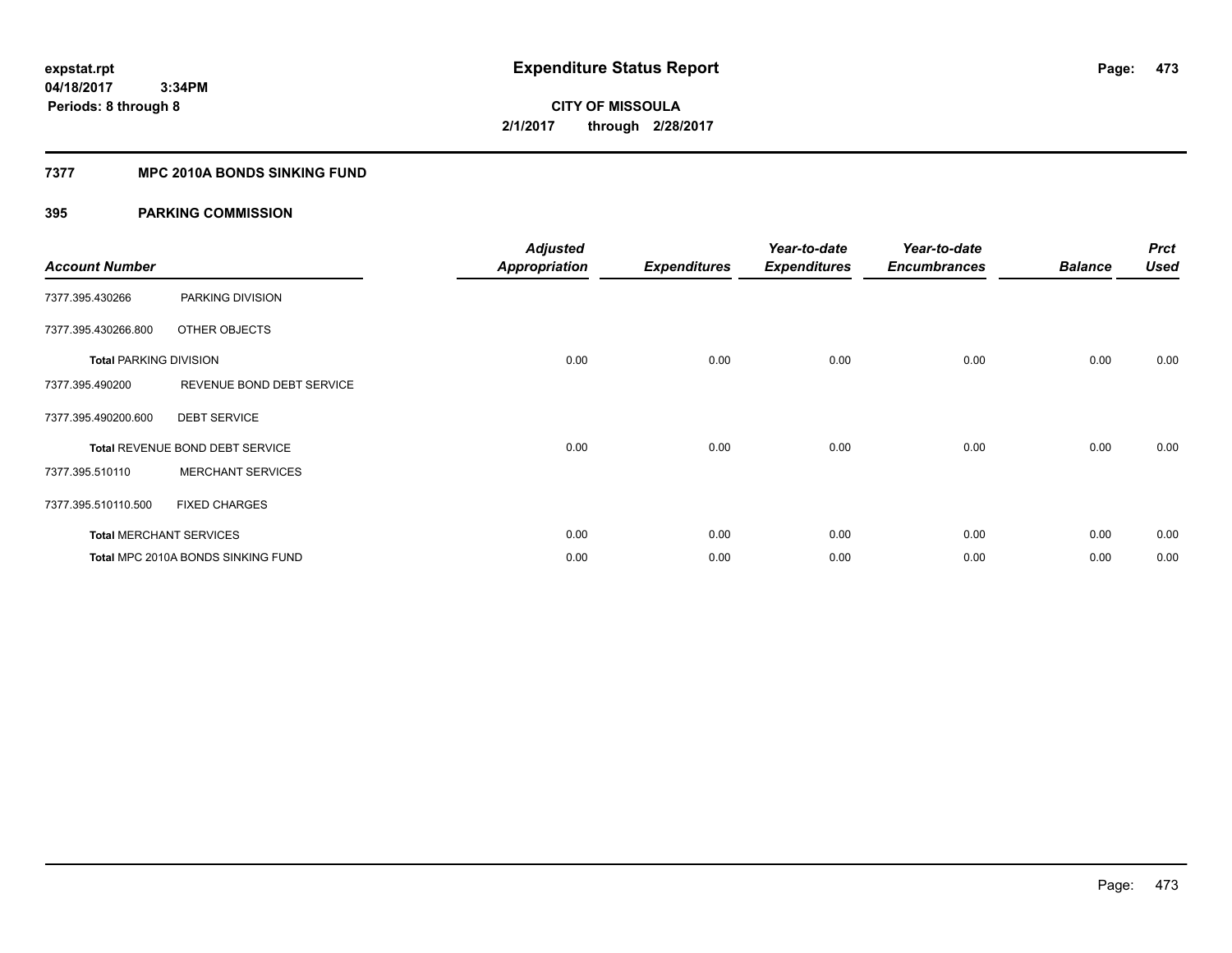**expstat.rpt**
**04/18/2017 3:34PM**
**Periods: 8 through 8**

# Expenditure Status Report

**CITY OF MISSOULA**
**2/1/2017 through 2/28/2017**

## 7377 MPC 2010A BONDS SINKING FUND

### 395 PARKING COMMISSION

| Account Number | | Adjusted Appropriation | Expenditures | Year-to-date Expenditures | Year-to-date Encumbrances | Balance | Prct Used |
|---|---|---|---|---|---|---|---|
| 7377.395.430266 | PARKING DIVISION | | | | | | |
| 7377.395.430266.800 | OTHER OBJECTS | | | | | | |
| **Total** PARKING DIVISION | | 0.00 | 0.00 | 0.00 | 0.00 | 0.00 | 0.00 |
| 7377.395.490200 | REVENUE BOND DEBT SERVICE | | | | | | |
| 7377.395.490200.600 | DEBT SERVICE | | | | | | |
| **Total** REVENUE BOND DEBT SERVICE | | 0.00 | 0.00 | 0.00 | 0.00 | 0.00 | 0.00 |
| 7377.395.510110 | MERCHANT SERVICES | | | | | | |
| 7377.395.510110.500 | FIXED CHARGES | | | | | | |
| **Total** MERCHANT SERVICES | | 0.00 | 0.00 | 0.00 | 0.00 | 0.00 | 0.00 |
| **Total** MPC 2010A BONDS SINKING FUND | | 0.00 | 0.00 | 0.00 | 0.00 | 0.00 | 0.00 |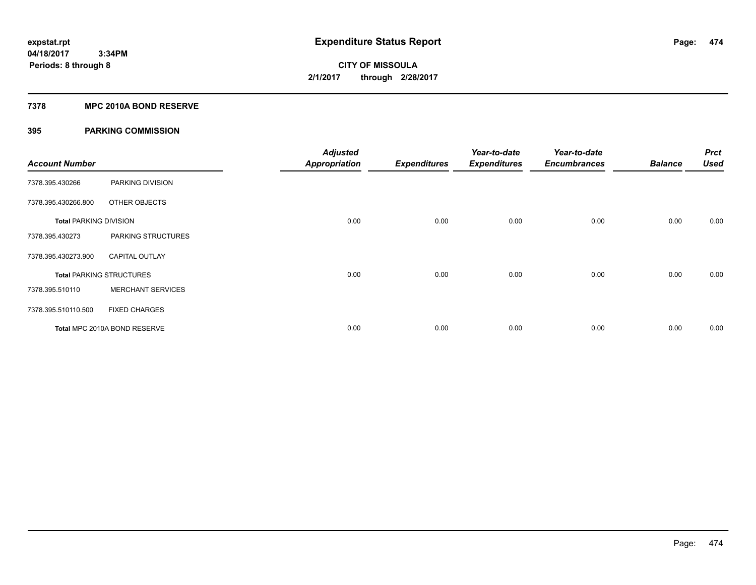**expstat.rpt**
**04/18/2017 3:34PM**
**Periods: 8 through 8**

# Expenditure Status Report

**CITY OF MISSOULA**
**2/1/2017 through 2/28/2017**

## 7378 MPC 2010A BOND RESERVE

### 395 PARKING COMMISSION

| Account Number | | Adjusted Appropriation | Expenditures | Year-to-date Expenditures | Year-to-date Encumbrances | Balance | Prct Used |
|---|---|---|---|---|---|---|---|
| 7378.395.430266 | PARKING DIVISION | | | | | | |
| 7378.395.430266.800 | OTHER OBJECTS | | | | | | |
| **Total** PARKING DIVISION | | 0.00 | 0.00 | 0.00 | 0.00 | 0.00 | 0.00 |
| 7378.395.430273 | PARKING STRUCTURES | | | | | | |
| 7378.395.430273.900 | CAPITAL OUTLAY | | | | | | |
| **Total** PARKING STRUCTURES | | 0.00 | 0.00 | 0.00 | 0.00 | 0.00 | 0.00 |
| 7378.395.510110 | MERCHANT SERVICES | | | | | | |
| 7378.395.510110.500 | FIXED CHARGES | | | | | | |
| **Total** MPC 2010A BOND RESERVE | | 0.00 | 0.00 | 0.00 | 0.00 | 0.00 | 0.00 |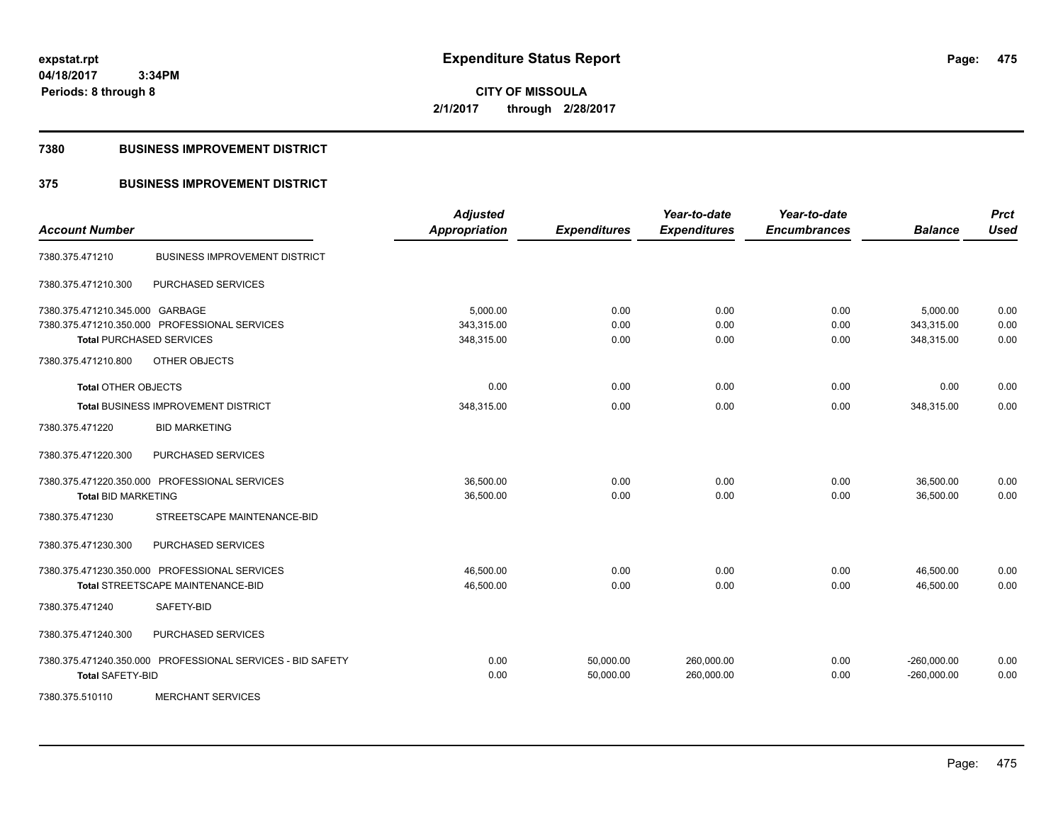expstat.rpt
04/18/2017 3:34PM
Periods: 8 through 8

# Expenditure Status Report

**CITY OF MISSOULA**
**2/1/2017 through 2/28/2017**

## 7380 BUSINESS IMPROVEMENT DISTRICT

## 375 BUSINESS IMPROVEMENT DISTRICT

| Account Number | | Adjusted Appropriation | Expenditures | Year-to-date Expenditures | Year-to-date Encumbrances | Balance | Prct Used |
|---|---|---|---|---|---|---|---|
| 7380.375.471210 | BUSINESS IMPROVEMENT DISTRICT | | | | | | |
| 7380.375.471210.300 | PURCHASED SERVICES | | | | | | |
| 7380.375.471210.345.000 | GARBAGE | 5,000.00 | 0.00 | 0.00 | 0.00 | 5,000.00 | 0.00 |
| 7380.375.471210.350.000 | PROFESSIONAL SERVICES | 343,315.00 | 0.00 | 0.00 | 0.00 | 343,315.00 | 0.00 |
| Total PURCHASED SERVICES | | 348,315.00 | 0.00 | 0.00 | 0.00 | 348,315.00 | 0.00 |
| 7380.375.471210.800 | OTHER OBJECTS | | | | | | |
| Total OTHER OBJECTS | | 0.00 | 0.00 | 0.00 | 0.00 | 0.00 | 0.00 |
| Total BUSINESS IMPROVEMENT DISTRICT | | 348,315.00 | 0.00 | 0.00 | 0.00 | 348,315.00 | 0.00 |
| 7380.375.471220 | BID MARKETING | | | | | | |
| 7380.375.471220.300 | PURCHASED SERVICES | | | | | | |
| 7380.375.471220.350.000 | PROFESSIONAL SERVICES | 36,500.00 | 0.00 | 0.00 | 0.00 | 36,500.00 | 0.00 |
| Total BID MARKETING | | 36,500.00 | 0.00 | 0.00 | 0.00 | 36,500.00 | 0.00 |
| 7380.375.471230 | STREETSCAPE MAINTENANCE-BID | | | | | | |
| 7380.375.471230.300 | PURCHASED SERVICES | | | | | | |
| 7380.375.471230.350.000 | PROFESSIONAL SERVICES | 46,500.00 | 0.00 | 0.00 | 0.00 | 46,500.00 | 0.00 |
| Total STREETSCAPE MAINTENANCE-BID | | 46,500.00 | 0.00 | 0.00 | 0.00 | 46,500.00 | 0.00 |
| 7380.375.471240 | SAFETY-BID | | | | | | |
| 7380.375.471240.300 | PURCHASED SERVICES | | | | | | |
| 7380.375.471240.350.000 | PROFESSIONAL SERVICES - BID SAFETY | 0.00 | 50,000.00 | 260,000.00 | 0.00 | -260,000.00 | 0.00 |
| Total SAFETY-BID | | 0.00 | 50,000.00 | 260,000.00 | 0.00 | -260,000.00 | 0.00 |
| 7380.375.510110 | MERCHANT SERVICES | | | | | | |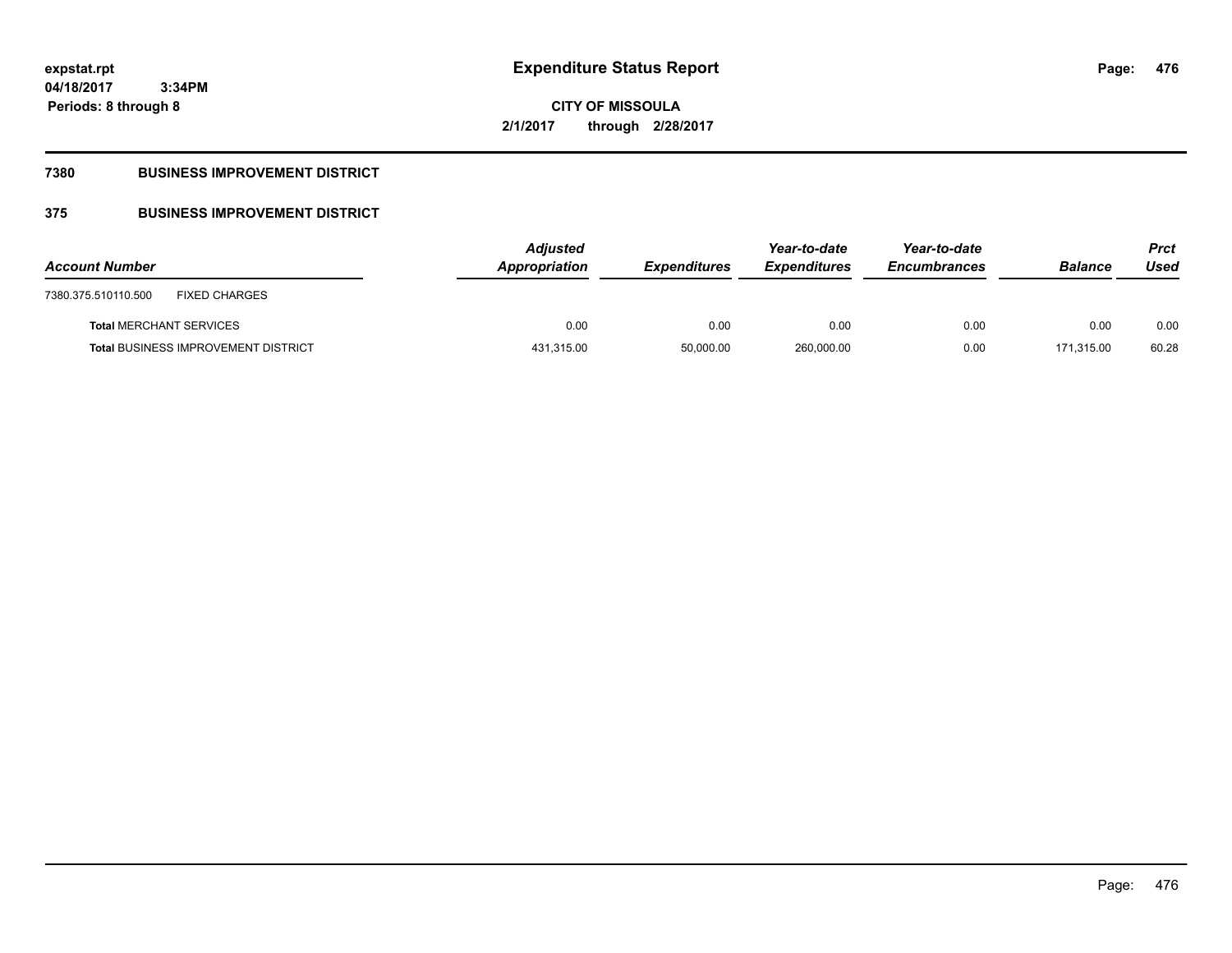# Expenditure Status Report

**CITY OF MISSOULA**

**2/1/2017 through 2/28/2017**

expstat.rpt
04/18/2017 3:34PM
Periods: 8 through 8

## 7380 BUSINESS IMPROVEMENT DISTRICT

## 375 BUSINESS IMPROVEMENT DISTRICT

| Account Number | Adjusted Appropriation | Expenditures | Year-to-date Expenditures | Year-to-date Encumbrances | Balance | Prct Used |
|---|---|---|---|---|---|---|
| 7380.375.510110.500 FIXED CHARGES | | | | | | |
| **Total** MERCHANT SERVICES | 0.00 | 0.00 | 0.00 | 0.00 | 0.00 | 0.00 |
| **Total** BUSINESS IMPROVEMENT DISTRICT | 431,315.00 | 50,000.00 | 260,000.00 | 0.00 | 171,315.00 | 60.28 |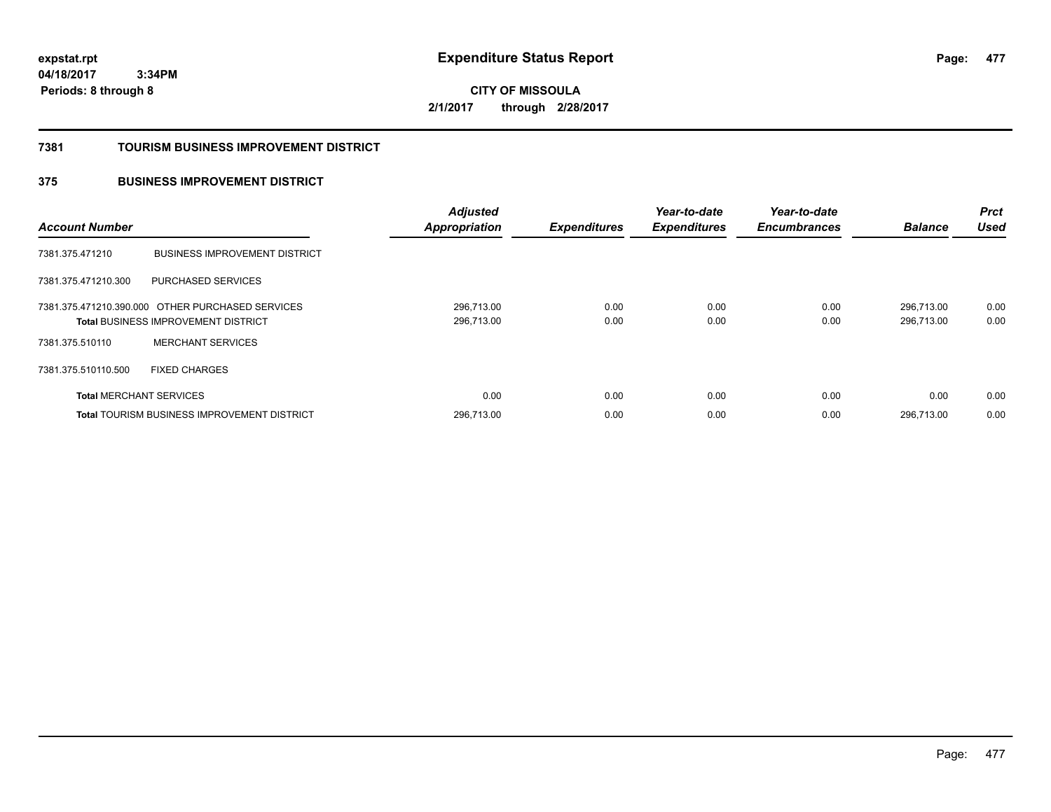# Expenditure Status Report

expstat.rpt
04/18/2017 3:34PM
Periods: 8 through 8

**CITY OF MISSOULA**
**2/1/2017 through 2/28/2017**

## 7381 TOURISM BUSINESS IMPROVEMENT DISTRICT

### 375 BUSINESS IMPROVEMENT DISTRICT

| Account Number | | Adjusted Appropriation | Expenditures | Year-to-date Expenditures | Year-to-date Encumbrances | Balance | Prct Used |
|---|---|---|---|---|---|---|---|
| 7381.375.471210 | BUSINESS IMPROVEMENT DISTRICT | | | | | | |
| 7381.375.471210.300 | PURCHASED SERVICES | | | | | | |
| 7381.375.471210.390.000 | OTHER PURCHASED SERVICES | 296,713.00 | 0.00 | 0.00 | 0.00 | 296,713.00 | 0.00 |
| **Total** BUSINESS IMPROVEMENT DISTRICT | | 296,713.00 | 0.00 | 0.00 | 0.00 | 296,713.00 | 0.00 |
| 7381.375.510110 | MERCHANT SERVICES | | | | | | |
| 7381.375.510110.500 | FIXED CHARGES | | | | | | |
| **Total** MERCHANT SERVICES | | 0.00 | 0.00 | 0.00 | 0.00 | 0.00 | 0.00 |
| **Total** TOURISM BUSINESS IMPROVEMENT DISTRICT | | 296,713.00 | 0.00 | 0.00 | 0.00 | 296,713.00 | 0.00 |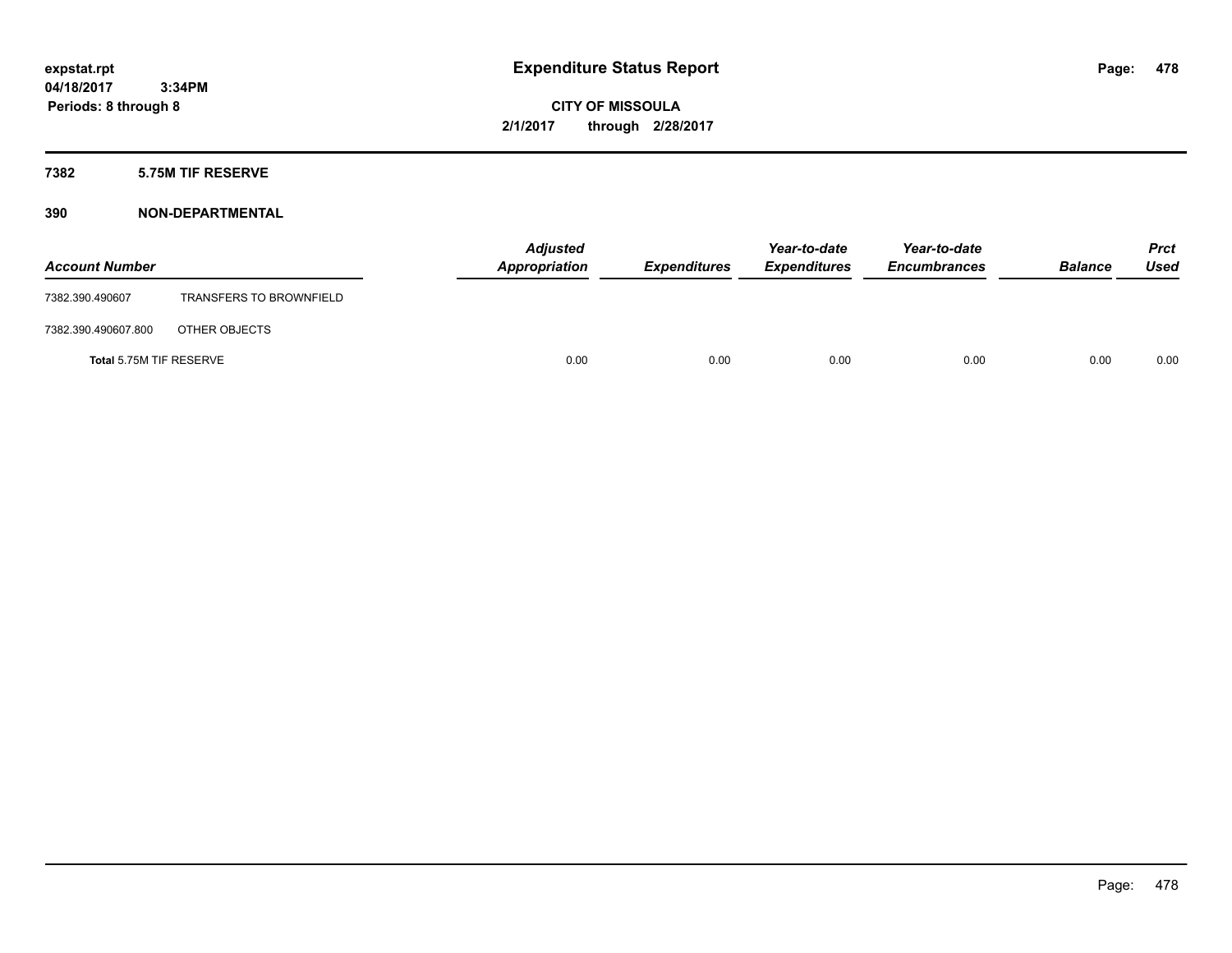# Expenditure Status Report

expstat.rpt
04/18/2017 3:34PM
Periods: 8 through 8

**CITY OF MISSOULA**
**2/1/2017 through 2/28/2017**

## 7382 5.75M TIF RESERVE

## 390 NON-DEPARTMENTAL

| Account Number | | Adjusted Appropriation | Expenditures | Year-to-date Expenditures | Year-to-date Encumbrances | Balance | Prct Used |
|---|---|---|---|---|---|---|---|
| 7382.390.490607 | TRANSFERS TO BROWNFIELD | | | | | | |
| 7382.390.490607.800 | OTHER OBJECTS | | | | | | |
| **Total** 5.75M TIF RESERVE | | 0.00 | 0.00 | 0.00 | 0.00 | 0.00 | 0.00 |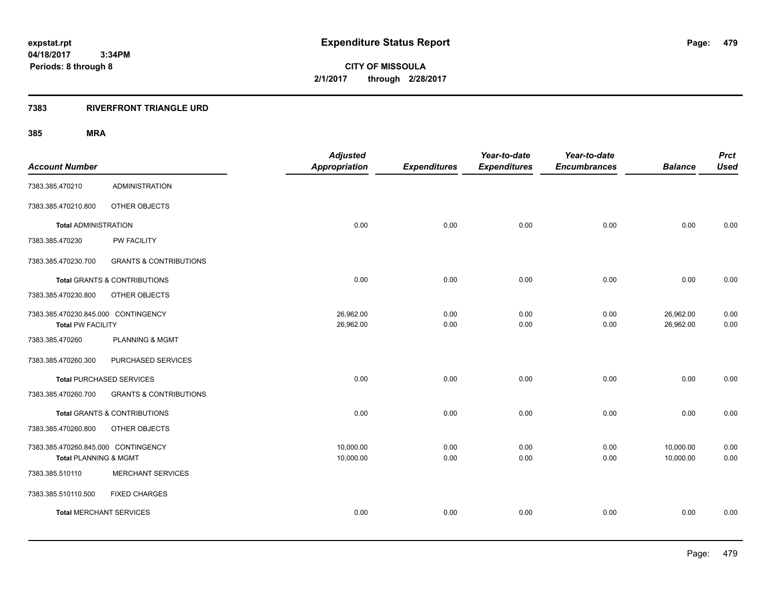**expstat.rpt**
**04/18/2017 3:34PM**
**Periods: 8 through 8**

# Expenditure Status Report

**CITY OF MISSOULA**
**2/1/2017 through 2/28/2017**

## 7383 RIVERFRONT TRIANGLE URD

### 385 MRA

| Account Number | | Adjusted Appropriation | Expenditures | Year-to-date Expenditures | Year-to-date Encumbrances | Balance | Prct Used |
|---|---|---|---|---|---|---|---|
| 7383.385.470210 | ADMINISTRATION | | | | | | |
| 7383.385.470210.800 | OTHER OBJECTS | | | | | | |
| **Total** ADMINISTRATION | | 0.00 | 0.00 | 0.00 | 0.00 | 0.00 | 0.00 |
| 7383.385.470230 | PW FACILITY | | | | | | |
| 7383.385.470230.700 | GRANTS & CONTRIBUTIONS | | | | | | |
| **Total** GRANTS & CONTRIBUTIONS | | 0.00 | 0.00 | 0.00 | 0.00 | 0.00 | 0.00 |
| 7383.385.470230.800 | OTHER OBJECTS | | | | | | |
| 7383.385.470230.845.000 | CONTINGENCY | 26,962.00 | 0.00 | 0.00 | 0.00 | 26,962.00 | 0.00 |
| **Total** PW FACILITY | | 26,962.00 | 0.00 | 0.00 | 0.00 | 26,962.00 | 0.00 |
| 7383.385.470260 | PLANNING & MGMT | | | | | | |
| 7383.385.470260.300 | PURCHASED SERVICES | | | | | | |
| **Total** PURCHASED SERVICES | | 0.00 | 0.00 | 0.00 | 0.00 | 0.00 | 0.00 |
| 7383.385.470260.700 | GRANTS & CONTRIBUTIONS | | | | | | |
| **Total** GRANTS & CONTRIBUTIONS | | 0.00 | 0.00 | 0.00 | 0.00 | 0.00 | 0.00 |
| 7383.385.470260.800 | OTHER OBJECTS | | | | | | |
| 7383.385.470260.845.000 | CONTINGENCY | 10,000.00 | 0.00 | 0.00 | 0.00 | 10,000.00 | 0.00 |
| **Total** PLANNING & MGMT | | 10,000.00 | 0.00 | 0.00 | 0.00 | 10,000.00 | 0.00 |
| 7383.385.510110 | MERCHANT SERVICES | | | | | | |
| 7383.385.510110.500 | FIXED CHARGES | | | | | | |
| **Total** MERCHANT SERVICES | | 0.00 | 0.00 | 0.00 | 0.00 | 0.00 | 0.00 |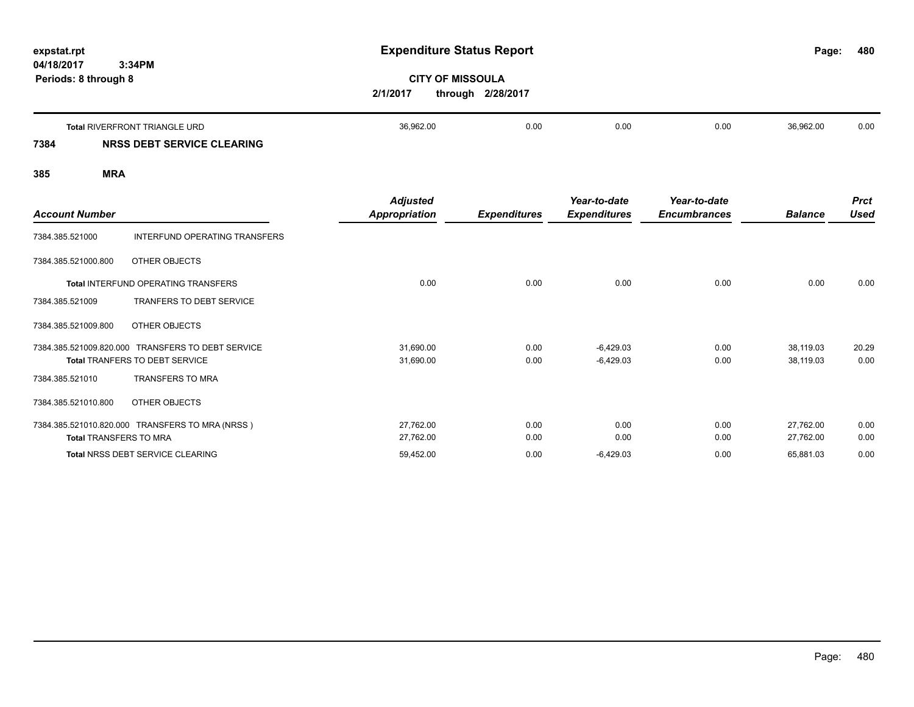**Expenditure Status Report**

**CITY OF MISSOULA**

**2/1/2017 through 2/28/2017**

expstat.rpt
04/18/2017 3:34PM
Periods: 8 through 8

| Account Number | | Adjusted Appropriation | Expenditures | Year-to-date Expenditures | Year-to-date Encumbrances | Balance | Prct Used |
|---|---|---|---|---|---|---|---|
| **Total** RIVERFRONT TRIANGLE URD | | 36,962.00 | 0.00 | 0.00 | 0.00 | 36,962.00 | 0.00 |

## 7384 NRSS DEBT SERVICE CLEARING

## 385 MRA

| Account Number | | Adjusted Appropriation | Expenditures | Year-to-date Expenditures | Year-to-date Encumbrances | Balance | Prct Used |
|---|---|---|---|---|---|---|---|
| 7384.385.521000 | INTERFUND OPERATING TRANSFERS | | | | | | |
| 7384.385.521000.800 | OTHER OBJECTS | | | | | | |
| **Total** INTERFUND OPERATING TRANSFERS | | 0.00 | 0.00 | 0.00 | 0.00 | 0.00 | 0.00 |
| 7384.385.521009 | TRANFERS TO DEBT SERVICE | | | | | | |
| 7384.385.521009.800 | OTHER OBJECTS | | | | | | |
| 7384.385.521009.820.000 | TRANSFERS TO DEBT SERVICE | 31,690.00 | 0.00 | -6,429.03 | 0.00 | 38,119.03 | 20.29 |
| **Total** TRANFERS TO DEBT SERVICE | | 31,690.00 | 0.00 | -6,429.03 | 0.00 | 38,119.03 | 0.00 |
| 7384.385.521010 | TRANSFERS TO MRA | | | | | | |
| 7384.385.521010.800 | OTHER OBJECTS | | | | | | |
| 7384.385.521010.820.000 | TRANSFERS TO MRA (NRSS ) | 27,762.00 | 0.00 | 0.00 | 0.00 | 27,762.00 | 0.00 |
| **Total** TRANSFERS TO MRA | | 27,762.00 | 0.00 | 0.00 | 0.00 | 27,762.00 | 0.00 |
| **Total** NRSS DEBT SERVICE CLEARING | | 59,452.00 | 0.00 | -6,429.03 | 0.00 | 65,881.03 | 0.00 |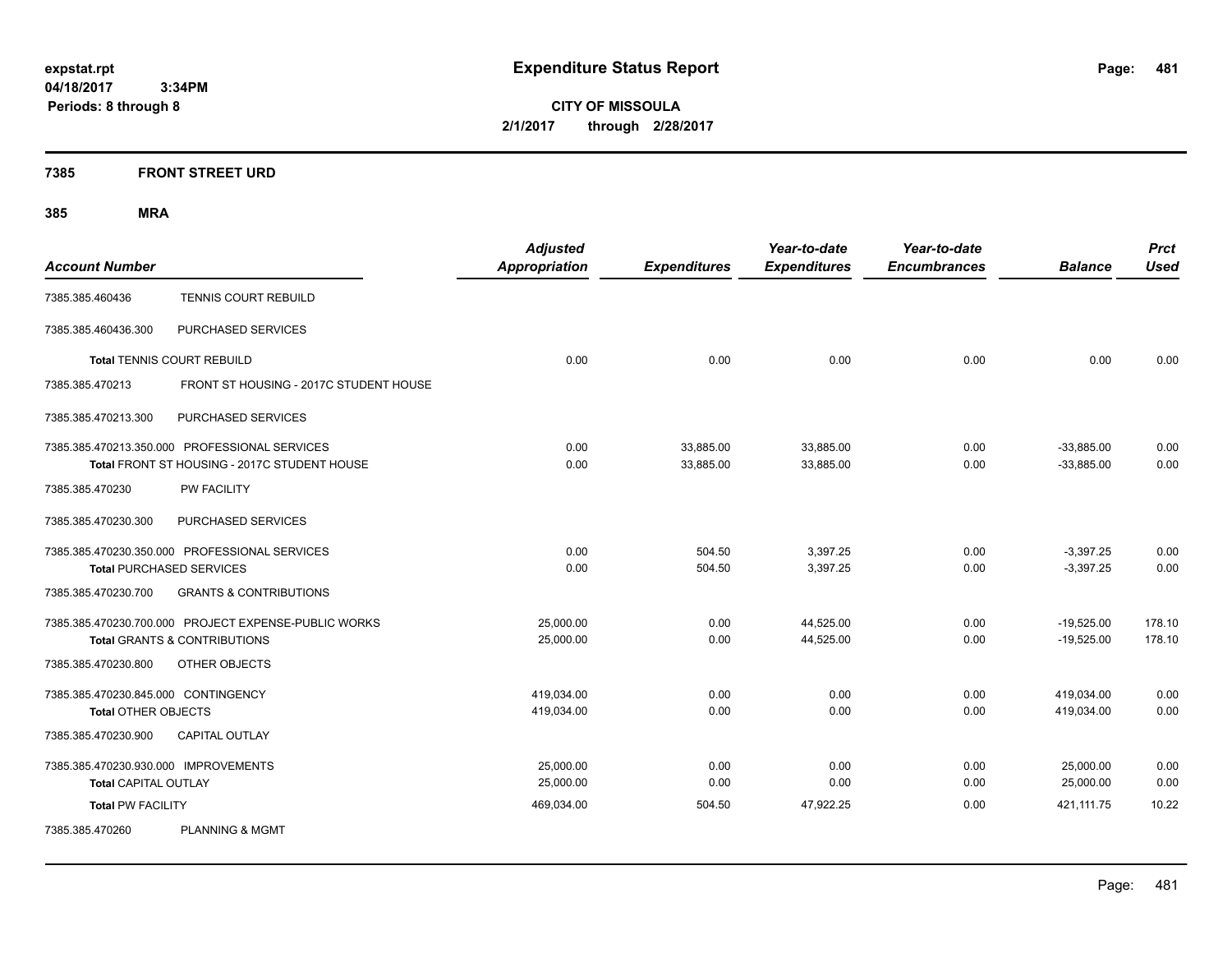**expstat.rpt**
**04/18/2017 3:34PM**
**Periods: 8 through 8**

# Expenditure Status Report

**CITY OF MISSOULA**
**2/1/2017 through 2/28/2017**

## 7385 FRONT STREET URD

### 385 MRA

| Account Number | | Adjusted Appropriation | Expenditures | Year-to-date Expenditures | Year-to-date Encumbrances | Balance | Prct Used |
|---|---|---|---|---|---|---|---|
| 7385.385.460436 | TENNIS COURT REBUILD | | | | | | |
| 7385.385.460436.300 | PURCHASED SERVICES | | | | | | |
| **Total** TENNIS COURT REBUILD | | 0.00 | 0.00 | 0.00 | 0.00 | 0.00 | 0.00 |
| 7385.385.470213 | FRONT ST HOUSING - 2017C STUDENT HOUSE | | | | | | |
| 7385.385.470213.300 | PURCHASED SERVICES | | | | | | |
| 7385.385.470213.350.000 | PROFESSIONAL SERVICES | 0.00 | 33,885.00 | 33,885.00 | 0.00 | -33,885.00 | 0.00 |
| **Total** FRONT ST HOUSING - 2017C STUDENT HOUSE | | 0.00 | 33,885.00 | 33,885.00 | 0.00 | -33,885.00 | 0.00 |
| 7385.385.470230 | PW FACILITY | | | | | | |
| 7385.385.470230.300 | PURCHASED SERVICES | | | | | | |
| 7385.385.470230.350.000 | PROFESSIONAL SERVICES | 0.00 | 504.50 | 3,397.25 | 0.00 | -3,397.25 | 0.00 |
| **Total** PURCHASED SERVICES | | 0.00 | 504.50 | 3,397.25 | 0.00 | -3,397.25 | 0.00 |
| 7385.385.470230.700 | GRANTS & CONTRIBUTIONS | | | | | | |
| 7385.385.470230.700.000 | PROJECT EXPENSE-PUBLIC WORKS | 25,000.00 | 0.00 | 44,525.00 | 0.00 | -19,525.00 | 178.10 |
| **Total** GRANTS & CONTRIBUTIONS | | 25,000.00 | 0.00 | 44,525.00 | 0.00 | -19,525.00 | 178.10 |
| 7385.385.470230.800 | OTHER OBJECTS | | | | | | |
| 7385.385.470230.845.000 | CONTINGENCY | 419,034.00 | 0.00 | 0.00 | 0.00 | 419,034.00 | 0.00 |
| **Total** OTHER OBJECTS | | 419,034.00 | 0.00 | 0.00 | 0.00 | 419,034.00 | 0.00 |
| 7385.385.470230.900 | CAPITAL OUTLAY | | | | | | |
| 7385.385.470230.930.000 | IMPROVEMENTS | 25,000.00 | 0.00 | 0.00 | 0.00 | 25,000.00 | 0.00 |
| **Total** CAPITAL OUTLAY | | 25,000.00 | 0.00 | 0.00 | 0.00 | 25,000.00 | 0.00 |
| **Total** PW FACILITY | | 469,034.00 | 504.50 | 47,922.25 | 0.00 | 421,111.75 | 10.22 |
| 7385.385.470260 | PLANNING & MGMT | | | | | | |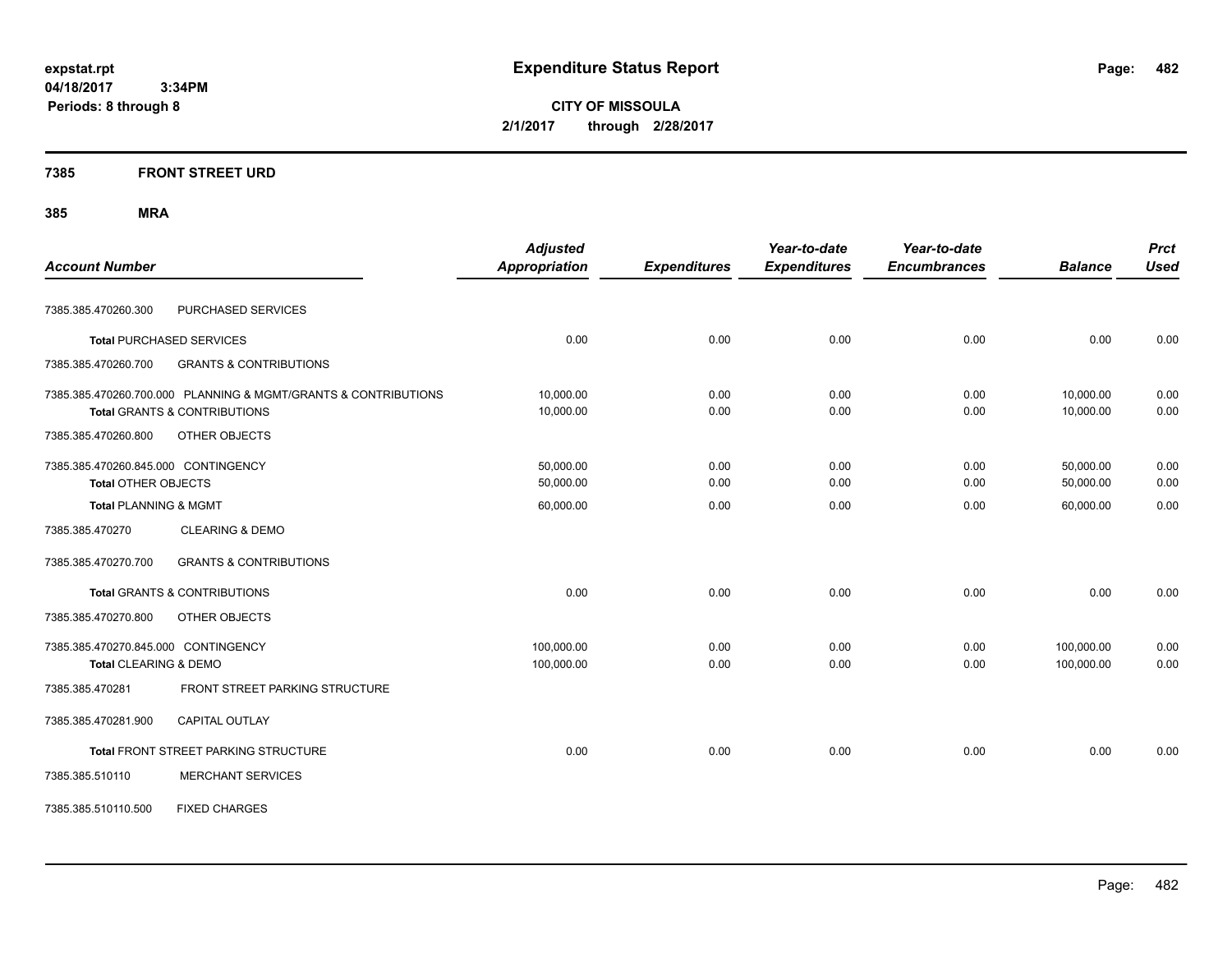# Expenditure Status Report

expstat.rpt
04/18/2017 3:34PM
Periods: 8 through 8

**CITY OF MISSOULA**
**2/1/2017 through 2/28/2017**

## 7385 FRONT STREET URD

### 385 MRA

| Account Number | | Adjusted Appropriation | Expenditures | Year-to-date Expenditures | Year-to-date Encumbrances | Balance | Prct Used |
|---|---|---|---|---|---|---|---|
| 7385.385.470260.300 | PURCHASED SERVICES | | | | | | |
| **Total** PURCHASED SERVICES | | 0.00 | 0.00 | 0.00 | 0.00 | 0.00 | 0.00 |
| 7385.385.470260.700 | GRANTS & CONTRIBUTIONS | | | | | | |
| 7385.385.470260.700.000 | PLANNING & MGMT/GRANTS & CONTRIBUTIONS | 10,000.00 | 0.00 | 0.00 | 0.00 | 10,000.00 | 0.00 |
| **Total** GRANTS & CONTRIBUTIONS | | 10,000.00 | 0.00 | 0.00 | 0.00 | 10,000.00 | 0.00 |
| 7385.385.470260.800 | OTHER OBJECTS | | | | | | |
| 7385.385.470260.845.000 | CONTINGENCY | 50,000.00 | 0.00 | 0.00 | 0.00 | 50,000.00 | 0.00 |
| **Total** OTHER OBJECTS | | 50,000.00 | 0.00 | 0.00 | 0.00 | 50,000.00 | 0.00 |
| **Total** PLANNING & MGMT | | 60,000.00 | 0.00 | 0.00 | 0.00 | 60,000.00 | 0.00 |
| 7385.385.470270 | CLEARING & DEMO | | | | | | |
| 7385.385.470270.700 | GRANTS & CONTRIBUTIONS | | | | | | |
| **Total** GRANTS & CONTRIBUTIONS | | 0.00 | 0.00 | 0.00 | 0.00 | 0.00 | 0.00 |
| 7385.385.470270.800 | OTHER OBJECTS | | | | | | |
| 7385.385.470270.845.000 | CONTINGENCY | 100,000.00 | 0.00 | 0.00 | 0.00 | 100,000.00 | 0.00 |
| **Total** CLEARING & DEMO | | 100,000.00 | 0.00 | 0.00 | 0.00 | 100,000.00 | 0.00 |
| 7385.385.470281 | FRONT STREET PARKING STRUCTURE | | | | | | |
| 7385.385.470281.900 | CAPITAL OUTLAY | | | | | | |
| **Total** FRONT STREET PARKING STRUCTURE | | 0.00 | 0.00 | 0.00 | 0.00 | 0.00 | 0.00 |
| 7385.385.510110 | MERCHANT SERVICES | | | | | | |
| 7385.385.510110.500 | FIXED CHARGES | | | | | | |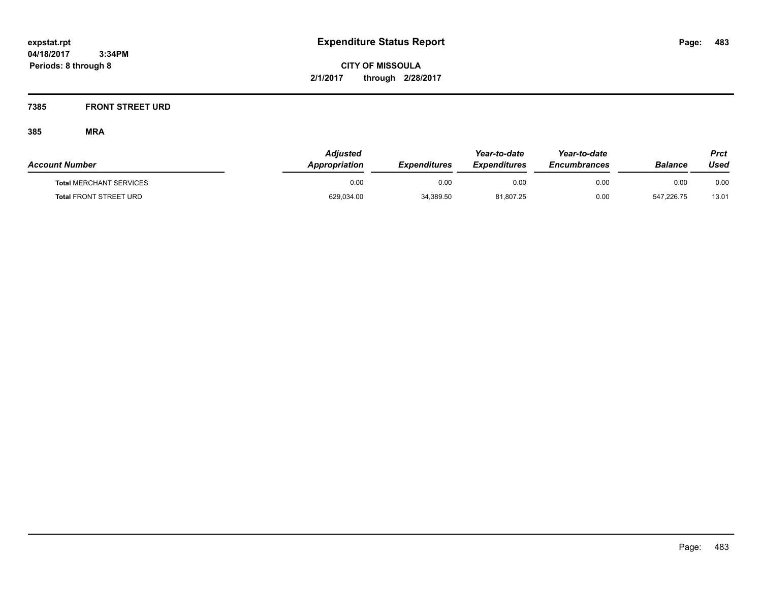# Expenditure Status Report

**CITY OF MISSOULA**

**2/1/2017 through 2/28/2017**

expstat.rpt
04/18/2017 3:34PM
Periods: 8 through 8

**7385 FRONT STREET URD**

**385 MRA**

| Account Number | Adjusted Appropriation | Expenditures | Year-to-date Expenditures | Year-to-date Encumbrances | Balance | Prct Used |
|---|---|---|---|---|---|---|
| **Total** MERCHANT SERVICES | 0.00 | 0.00 | 0.00 | 0.00 | 0.00 | 0.00 |
| **Total** FRONT STREET URD | 629,034.00 | 34,389.50 | 81,807.25 | 0.00 | 547,226.75 | 13.01 |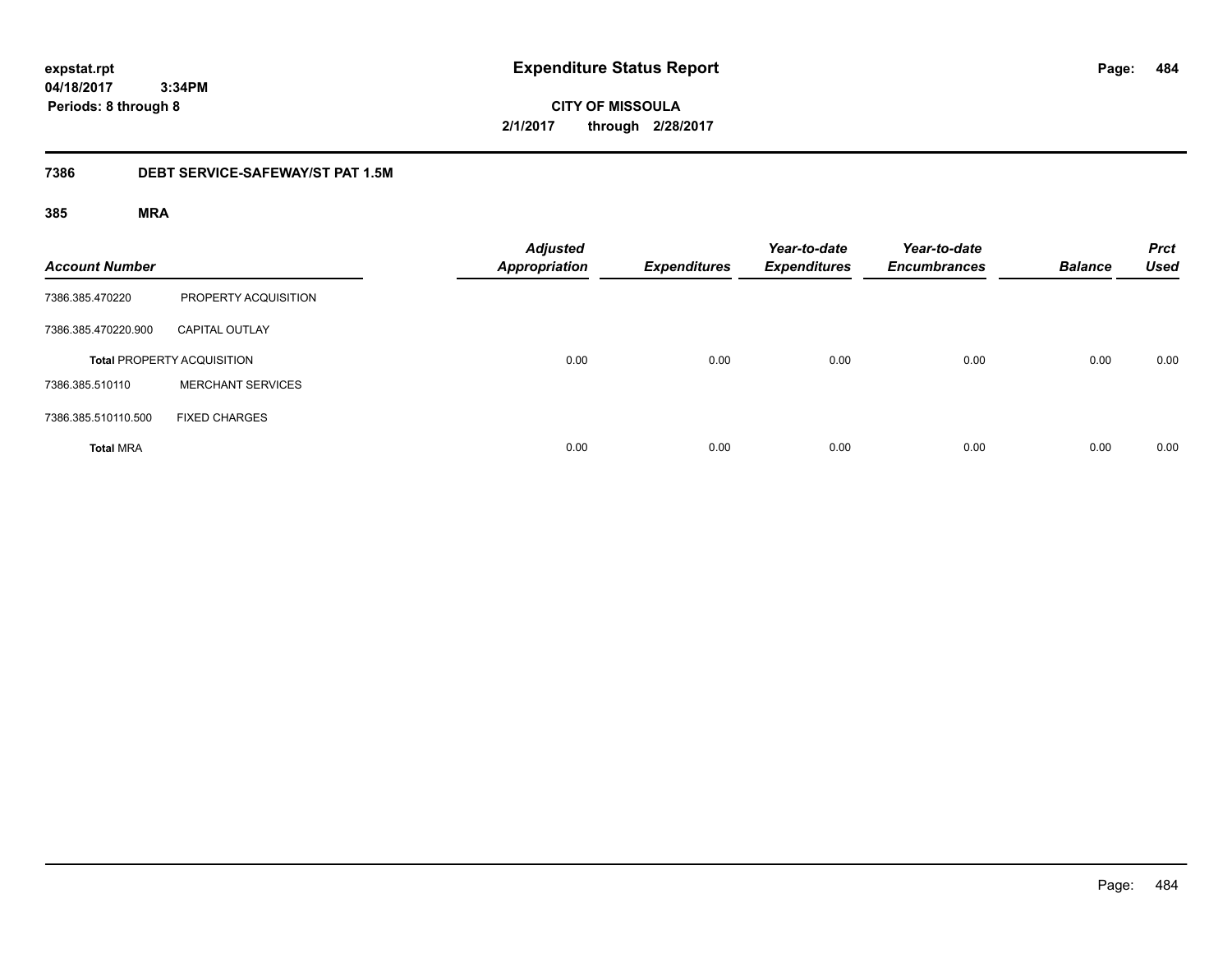**expstat.rpt**
**04/18/2017 3:34PM**
**Periods: 8 through 8**

# Expenditure Status Report

**CITY OF MISSOULA**
**2/1/2017 through 2/28/2017**

## 7386 DEBT SERVICE-SAFEWAY/ST PAT 1.5M

### 385 MRA

| Account Number | | Adjusted Appropriation | Expenditures | Year-to-date Expenditures | Year-to-date Encumbrances | Balance | Prct Used |
|---|---|---|---|---|---|---|---|
| 7386.385.470220 | PROPERTY ACQUISITION | | | | | | |
| 7386.385.470220.900 | CAPITAL OUTLAY | | | | | | |
| **Total** PROPERTY ACQUISITION | | 0.00 | 0.00 | 0.00 | 0.00 | 0.00 | 0.00 |
| 7386.385.510110 | MERCHANT SERVICES | | | | | | |
| 7386.385.510110.500 | FIXED CHARGES | | | | | | |
| **Total** MRA | | 0.00 | 0.00 | 0.00 | 0.00 | 0.00 | 0.00 |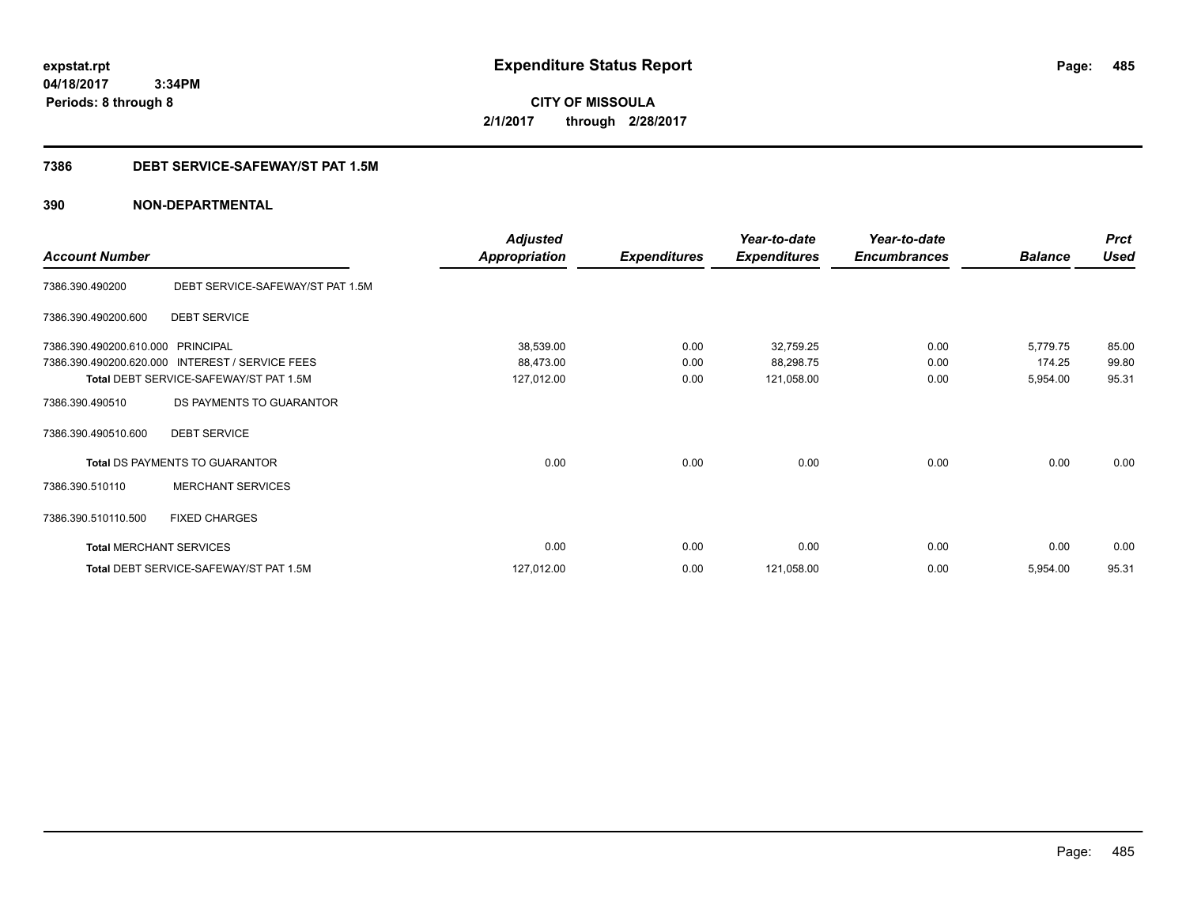# Expenditure Status Report

**CITY OF MISSOULA**
**2/1/2017 through 2/28/2017**

expstat.rpt
04/18/2017 3:34PM
Periods: 8 through 8

## 7386 DEBT SERVICE-SAFEWAY/ST PAT 1.5M

### 390 NON-DEPARTMENTAL

| Account Number | | Adjusted Appropriation | Expenditures | Year-to-date Expenditures | Year-to-date Encumbrances | Balance | Prct Used |
|---|---|---|---|---|---|---|---|
| 7386.390.490200 | DEBT SERVICE-SAFEWAY/ST PAT 1.5M | | | | | | |
| 7386.390.490200.600 | DEBT SERVICE | | | | | | |
| 7386.390.490200.610.000 | PRINCIPAL | 38,539.00 | 0.00 | 32,759.25 | 0.00 | 5,779.75 | 85.00 |
| 7386.390.490200.620.000 | INTEREST / SERVICE FEES | 88,473.00 | 0.00 | 88,298.75 | 0.00 | 174.25 | 99.80 |
| Total DEBT SERVICE-SAFEWAY/ST PAT 1.5M | | 127,012.00 | 0.00 | 121,058.00 | 0.00 | 5,954.00 | 95.31 |
| 7386.390.490510 | DS PAYMENTS TO GUARANTOR | | | | | | |
| 7386.390.490510.600 | DEBT SERVICE | | | | | | |
| Total DS PAYMENTS TO GUARANTOR | | 0.00 | 0.00 | 0.00 | 0.00 | 0.00 | 0.00 |
| 7386.390.510110 | MERCHANT SERVICES | | | | | | |
| 7386.390.510110.500 | FIXED CHARGES | | | | | | |
| Total MERCHANT SERVICES | | 0.00 | 0.00 | 0.00 | 0.00 | 0.00 | 0.00 |
| Total DEBT SERVICE-SAFEWAY/ST PAT 1.5M | | 127,012.00 | 0.00 | 121,058.00 | 0.00 | 5,954.00 | 95.31 |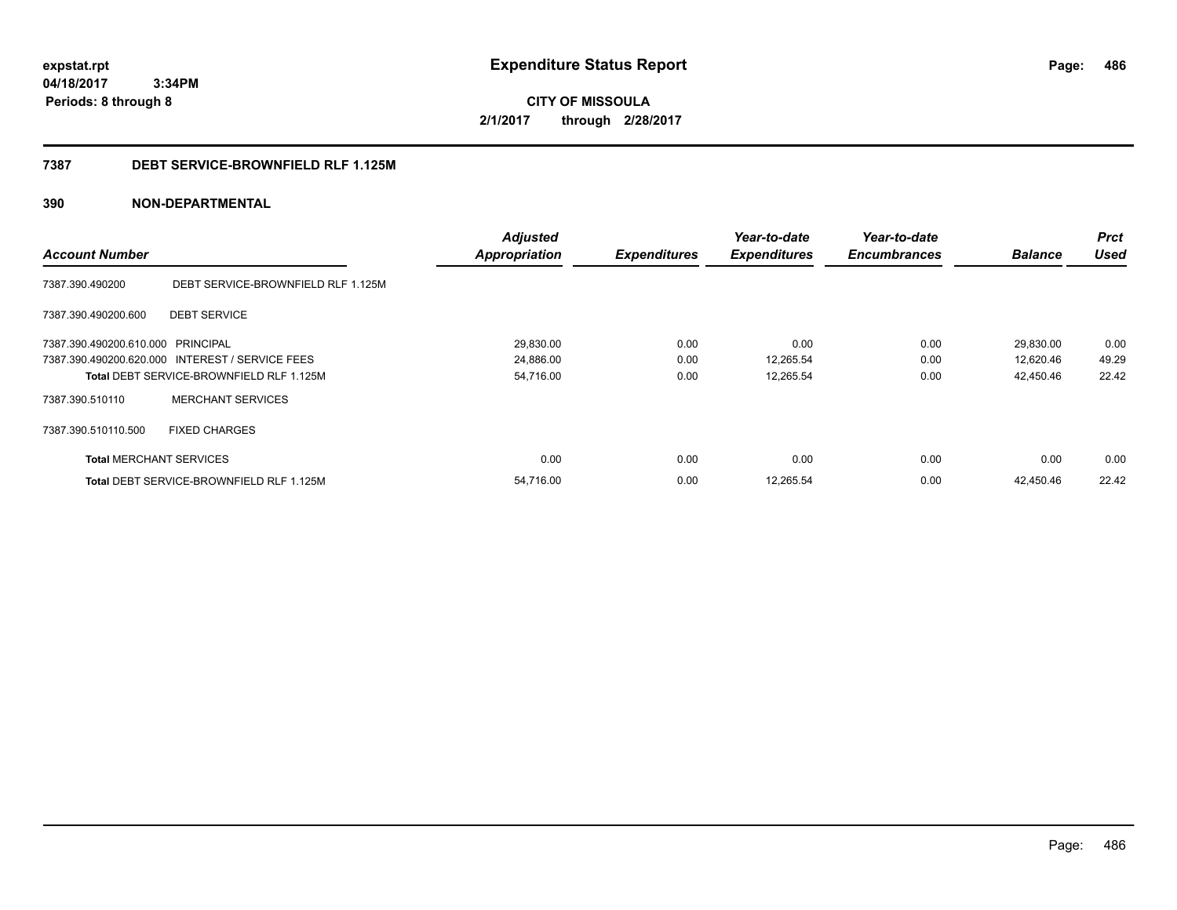**expstat.rpt**
**04/18/2017 3:34PM**
**Periods: 8 through 8**

# Expenditure Status Report

**CITY OF MISSOULA**
**2/1/2017 through 2/28/2017**

## 7387 DEBT SERVICE-BROWNFIELD RLF 1.125M

## 390 NON-DEPARTMENTAL

| Account Number | | Adjusted Appropriation | Expenditures | Year-to-date Expenditures | Year-to-date Encumbrances | Balance | Prct Used |
|---|---|---|---|---|---|---|---|
| 7387.390.490200 | DEBT SERVICE-BROWNFIELD RLF 1.125M | | | | | | |
| 7387.390.490200.600 | DEBT SERVICE | | | | | | |
| 7387.390.490200.610.000 | PRINCIPAL | 29,830.00 | 0.00 | 0.00 | 0.00 | 29,830.00 | 0.00 |
| 7387.390.490200.620.000 | INTEREST / SERVICE FEES | 24,886.00 | 0.00 | 12,265.54 | 0.00 | 12,620.46 | 49.29 |
| **Total** DEBT SERVICE-BROWNFIELD RLF 1.125M | | 54,716.00 | 0.00 | 12,265.54 | 0.00 | 42,450.46 | 22.42 |
| 7387.390.510110 | MERCHANT SERVICES | | | | | | |
| 7387.390.510110.500 | FIXED CHARGES | | | | | | |
| **Total** MERCHANT SERVICES | | 0.00 | 0.00 | 0.00 | 0.00 | 0.00 | 0.00 |
| **Total** DEBT SERVICE-BROWNFIELD RLF 1.125M | | 54,716.00 | 0.00 | 12,265.54 | 0.00 | 42,450.46 | 22.42 |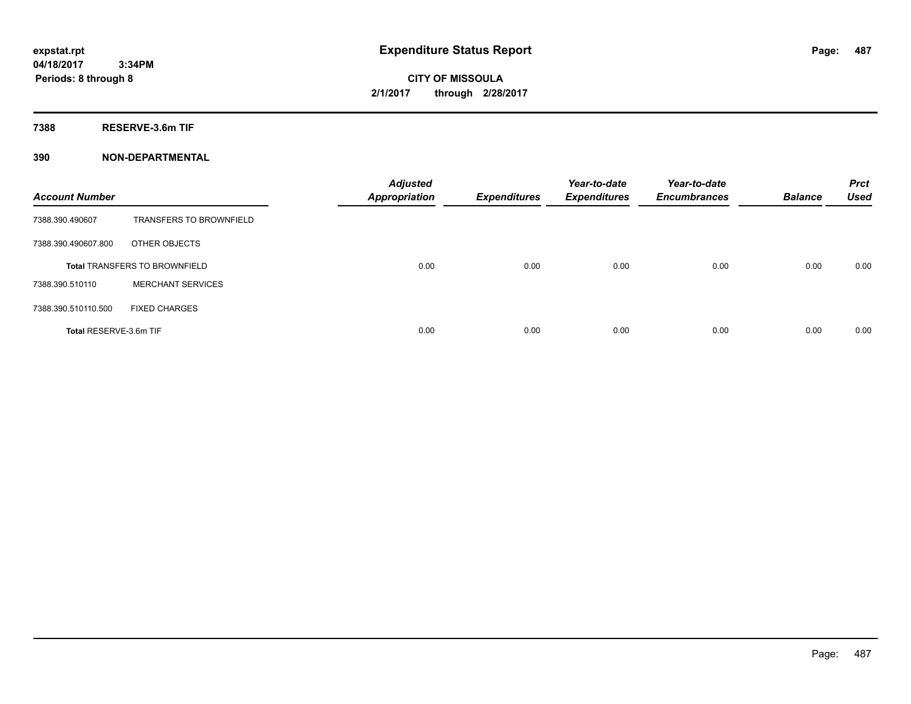**expstat.rpt**
**04/18/2017 3:34PM**
**Periods: 8 through 8**

# Expenditure Status Report

**CITY OF MISSOULA**
**2/1/2017 through 2/28/2017**

## 7388 RESERVE-3.6m TIF

## 390 NON-DEPARTMENTAL

| Account Number | | Adjusted Appropriation | Expenditures | Year-to-date Expenditures | Year-to-date Encumbrances | Balance | Prct Used |
|---|---|---|---|---|---|---|---|
| 7388.390.490607 | TRANSFERS TO BROWNFIELD | | | | | | |
| 7388.390.490607.800 | OTHER OBJECTS | | | | | | |
| **Total** TRANSFERS TO BROWNFIELD | | 0.00 | 0.00 | 0.00 | 0.00 | 0.00 | 0.00 |
| 7388.390.510110 | MERCHANT SERVICES | | | | | | |
| 7388.390.510110.500 | FIXED CHARGES | | | | | | |
| **Total** RESERVE-3.6m TIF | | 0.00 | 0.00 | 0.00 | 0.00 | 0.00 | 0.00 |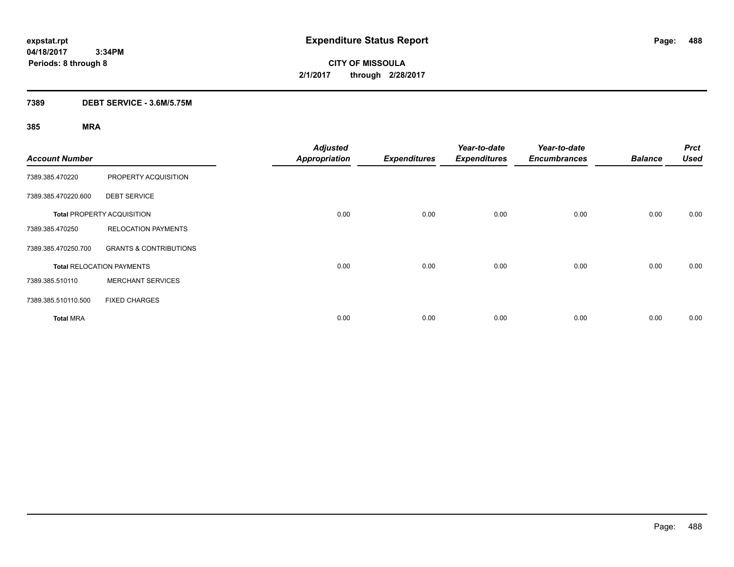expstat.rpt
04/18/2017 3:34PM
Periods: 8 through 8

# Expenditure Status Report

**CITY OF MISSOULA**
**2/1/2017 through 2/28/2017**

## 7389 DEBT SERVICE - 3.6M/5.75M

### 385 MRA

| Account Number | | Adjusted Appropriation | Expenditures | Year-to-date Expenditures | Year-to-date Encumbrances | Balance | Prct Used |
|---|---|---|---|---|---|---|---|
| 7389.385.470220 | PROPERTY ACQUISITION | | | | | | |
| 7389.385.470220.600 | DEBT SERVICE | | | | | | |
| **Total** PROPERTY ACQUISITION | | 0.00 | 0.00 | 0.00 | 0.00 | 0.00 | 0.00 |
| 7389.385.470250 | RELOCATION PAYMENTS | | | | | | |
| 7389.385.470250.700 | GRANTS & CONTRIBUTIONS | | | | | | |
| **Total** RELOCATION PAYMENTS | | 0.00 | 0.00 | 0.00 | 0.00 | 0.00 | 0.00 |
| 7389.385.510110 | MERCHANT SERVICES | | | | | | |
| 7389.385.510110.500 | FIXED CHARGES | | | | | | |
| **Total** MRA | | 0.00 | 0.00 | 0.00 | 0.00 | 0.00 | 0.00 |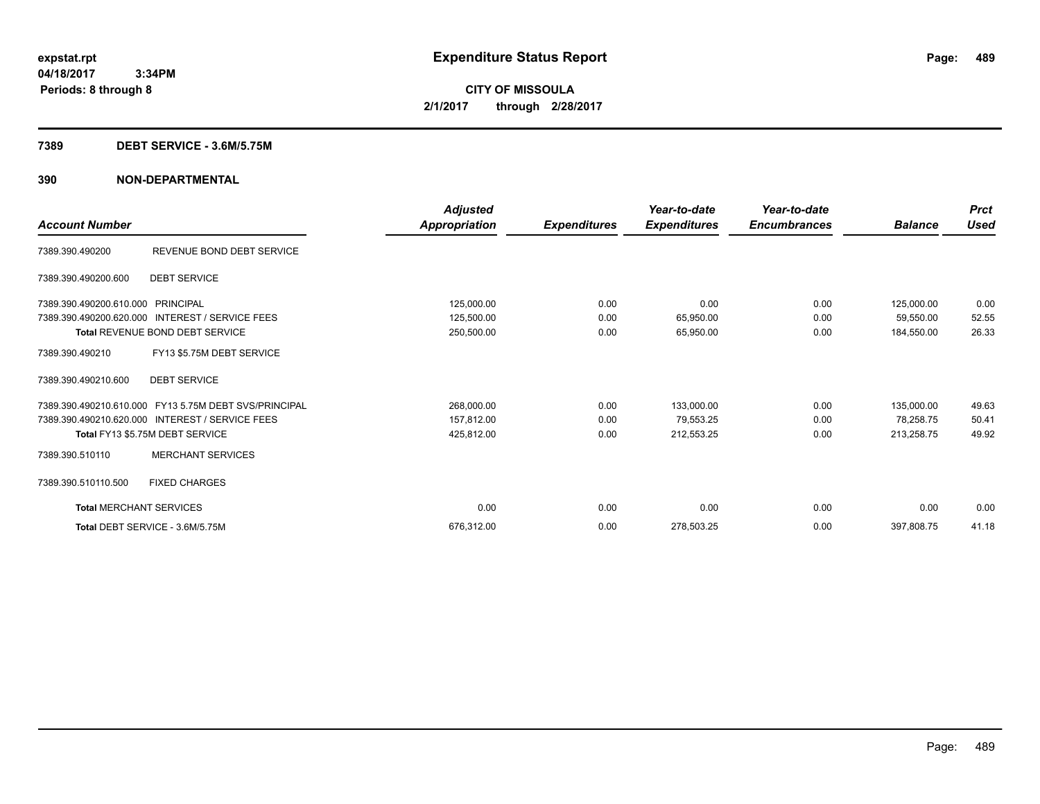# Expenditure Status Report

expstat.rpt
04/18/2017 3:34PM
Periods: 8 through 8

**CITY OF MISSOULA**
**2/1/2017 through 2/28/2017**

## 7389 DEBT SERVICE - 3.6M/5.75M

## 390 NON-DEPARTMENTAL

| Account Number | | Adjusted Appropriation | Expenditures | Year-to-date Expenditures | Year-to-date Encumbrances | Balance | Prct Used |
|---|---|---|---|---|---|---|---|
| 7389.390.490200 | REVENUE BOND DEBT SERVICE | | | | | | |
| 7389.390.490200.600 | DEBT SERVICE | | | | | | |
| 7389.390.490200.610.000 | PRINCIPAL | 125,000.00 | 0.00 | 0.00 | 0.00 | 125,000.00 | 0.00 |
| 7389.390.490200.620.000 | INTEREST / SERVICE FEES | 125,500.00 | 0.00 | 65,950.00 | 0.00 | 59,550.00 | 52.55 |
| **Total** REVENUE BOND DEBT SERVICE | | 250,500.00 | 0.00 | 65,950.00 | 0.00 | 184,550.00 | 26.33 |
| 7389.390.490210 | FY13 $5.75M DEBT SERVICE | | | | | | |
| 7389.390.490210.600 | DEBT SERVICE | | | | | | |
| 7389.390.490210.610.000 | FY13 5.75M DEBT SVS/PRINCIPAL | 268,000.00 | 0.00 | 133,000.00 | 0.00 | 135,000.00 | 49.63 |
| 7389.390.490210.620.000 | INTEREST / SERVICE FEES | 157,812.00 | 0.00 | 79,553.25 | 0.00 | 78,258.75 | 50.41 |
| **Total** FY13 $5.75M DEBT SERVICE | | 425,812.00 | 0.00 | 212,553.25 | 0.00 | 213,258.75 | 49.92 |
| 7389.390.510110 | MERCHANT SERVICES | | | | | | |
| 7389.390.510110.500 | FIXED CHARGES | | | | | | |
| **Total** MERCHANT SERVICES | | 0.00 | 0.00 | 0.00 | 0.00 | 0.00 | 0.00 |
| **Total** DEBT SERVICE - 3.6M/5.75M | | 676,312.00 | 0.00 | 278,503.25 | 0.00 | 397,808.75 | 41.18 |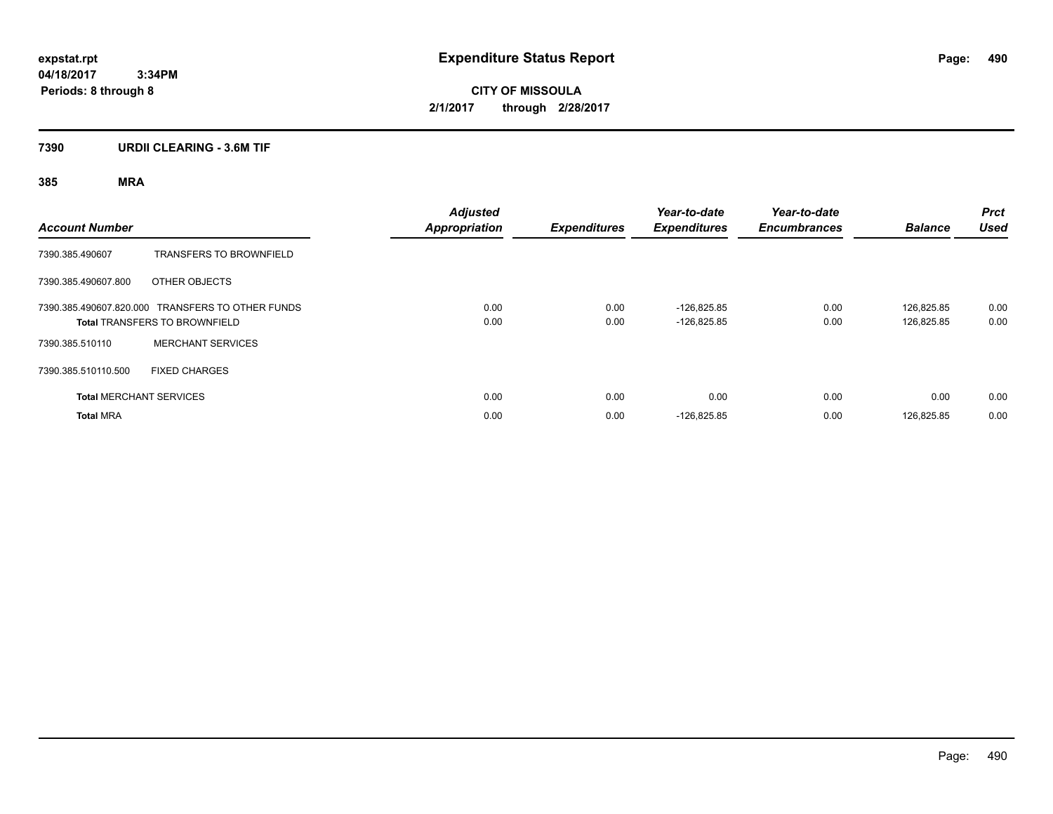**expstat.rpt**
**04/18/2017 3:34PM**
**Periods: 8 through 8**

# Expenditure Status Report

**CITY OF MISSOULA**
**2/1/2017 through 2/28/2017**

## 7390 URDII CLEARING - 3.6M TIF

### 385 MRA

| Account Number | | Adjusted Appropriation | Expenditures | Year-to-date Expenditures | Year-to-date Encumbrances | Balance | Prct Used |
|---|---|---|---|---|---|---|---|
| 7390.385.490607 | TRANSFERS TO BROWNFIELD | | | | | | |
| 7390.385.490607.800 | OTHER OBJECTS | | | | | | |
| 7390.385.490607.820.000 | TRANSFERS TO OTHER FUNDS | 0.00 | 0.00 | -126,825.85 | 0.00 | 126,825.85 | 0.00 |
| **Total** TRANSFERS TO BROWNFIELD | | 0.00 | 0.00 | -126,825.85 | 0.00 | 126,825.85 | 0.00 |
| 7390.385.510110 | MERCHANT SERVICES | | | | | | |
| 7390.385.510110.500 | FIXED CHARGES | | | | | | |
| **Total** MERCHANT SERVICES | | 0.00 | 0.00 | 0.00 | 0.00 | 0.00 | 0.00 |
| **Total** MRA | | 0.00 | 0.00 | -126,825.85 | 0.00 | 126,825.85 | 0.00 |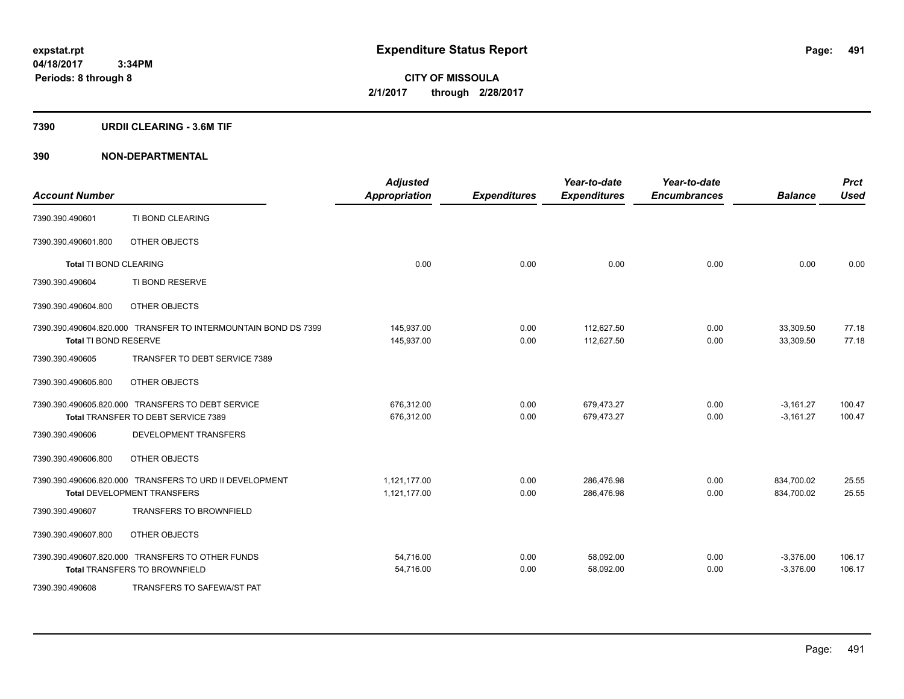**Expenditure Status Report**

**CITY OF MISSOULA**
**2/1/2017 through 2/28/2017**

expstat.rpt
04/18/2017 3:34PM
Periods: 8 through 8

## 7390 URDII CLEARING - 3.6M TIF

## 390 NON-DEPARTMENTAL

| Account Number | | Adjusted Appropriation | Expenditures | Year-to-date Expenditures | Year-to-date Encumbrances | Balance | Prct Used |
|---|---|---|---|---|---|---|---|
| 7390.390.490601 | TI BOND CLEARING | | | | | | |
| 7390.390.490601.800 | OTHER OBJECTS | | | | | | |
| **Total** TI BOND CLEARING | | 0.00 | 0.00 | 0.00 | 0.00 | 0.00 | 0.00 |
| 7390.390.490604 | TI BOND RESERVE | | | | | | |
| 7390.390.490604.800 | OTHER OBJECTS | | | | | | |
| 7390.390.490604.820.000 | TRANSFER TO INTERMOUNTAIN BOND DS 7399 | 145,937.00 | 0.00 | 112,627.50 | 0.00 | 33,309.50 | 77.18 |
| **Total** TI BOND RESERVE | | 145,937.00 | 0.00 | 112,627.50 | 0.00 | 33,309.50 | 77.18 |
| 7390.390.490605 | TRANSFER TO DEBT SERVICE 7389 | | | | | | |
| 7390.390.490605.800 | OTHER OBJECTS | | | | | | |
| 7390.390.490605.820.000 | TRANSFERS TO DEBT SERVICE | 676,312.00 | 0.00 | 679,473.27 | 0.00 | -3,161.27 | 100.47 |
| **Total** TRANSFER TO DEBT SERVICE 7389 | | 676,312.00 | 0.00 | 679,473.27 | 0.00 | -3,161.27 | 100.47 |
| 7390.390.490606 | DEVELOPMENT TRANSFERS | | | | | | |
| 7390.390.490606.800 | OTHER OBJECTS | | | | | | |
| 7390.390.490606.820.000 | TRANSFERS TO URD II DEVELOPMENT | 1,121,177.00 | 0.00 | 286,476.98 | 0.00 | 834,700.02 | 25.55 |
| **Total** DEVELOPMENT TRANSFERS | | 1,121,177.00 | 0.00 | 286,476.98 | 0.00 | 834,700.02 | 25.55 |
| 7390.390.490607 | TRANSFERS TO BROWNFIELD | | | | | | |
| 7390.390.490607.800 | OTHER OBJECTS | | | | | | |
| 7390.390.490607.820.000 | TRANSFERS TO OTHER FUNDS | 54,716.00 | 0.00 | 58,092.00 | 0.00 | -3,376.00 | 106.17 |
| **Total** TRANSFERS TO BROWNFIELD | | 54,716.00 | 0.00 | 58,092.00 | 0.00 | -3,376.00 | 106.17 |
| 7390.390.490608 | TRANSFERS TO SAFEWA/ST PAT | | | | | | |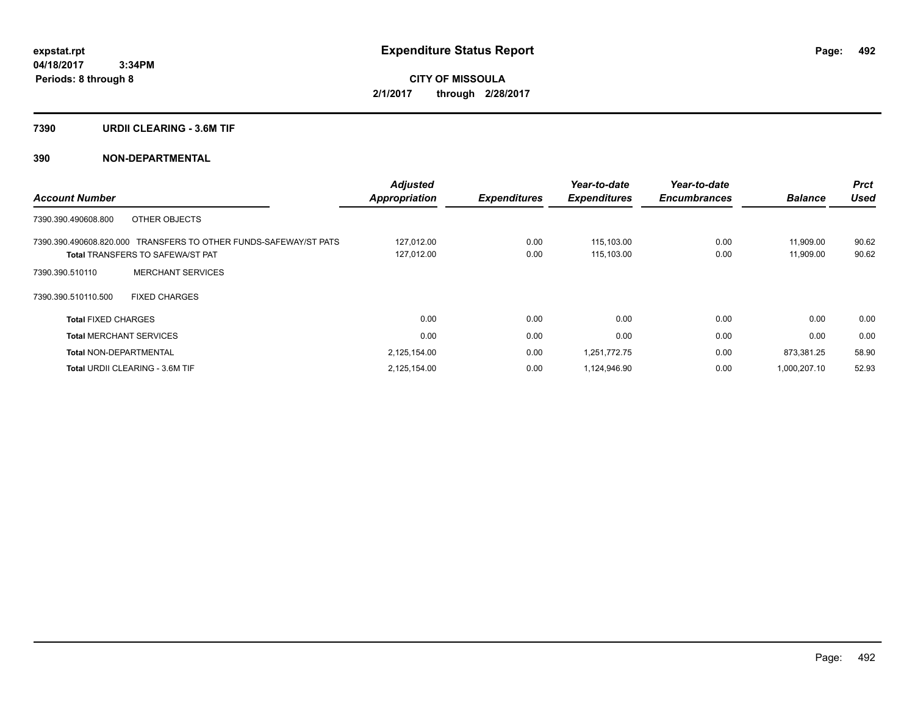**expstat.rpt**
**04/18/2017 3:34PM**
**Periods: 8 through 8**

# Expenditure Status Report

**CITY OF MISSOULA**
**2/1/2017 through 2/28/2017**

## 7390 URDII CLEARING - 3.6M TIF

## 390 NON-DEPARTMENTAL

| Account Number | Adjusted Appropriation | Expenditures | Year-to-date Expenditures | Year-to-date Encumbrances | Balance | Prct Used |
|---|---|---|---|---|---|---|
| 7390.390.490608.800 OTHER OBJECTS | | | | | | |
| 7390.390.490608.820.000 TRANSFERS TO OTHER FUNDS-SAFEWAY/ST PATS | 127,012.00 | 0.00 | 115,103.00 | 0.00 | 11,909.00 | 90.62 |
| **Total** TRANSFERS TO SAFEWA/ST PAT | 127,012.00 | 0.00 | 115,103.00 | 0.00 | 11,909.00 | 90.62 |
| 7390.390.510110 MERCHANT SERVICES | | | | | | |
| 7390.390.510110.500 FIXED CHARGES | | | | | | |
| **Total** FIXED CHARGES | 0.00 | 0.00 | 0.00 | 0.00 | 0.00 | 0.00 |
| **Total** MERCHANT SERVICES | 0.00 | 0.00 | 0.00 | 0.00 | 0.00 | 0.00 |
| **Total** NON-DEPARTMENTAL | 2,125,154.00 | 0.00 | 1,251,772.75 | 0.00 | 873,381.25 | 58.90 |
| **Total** URDII CLEARING - 3.6M TIF | 2,125,154.00 | 0.00 | 1,124,946.90 | 0.00 | 1,000,207.10 | 52.93 |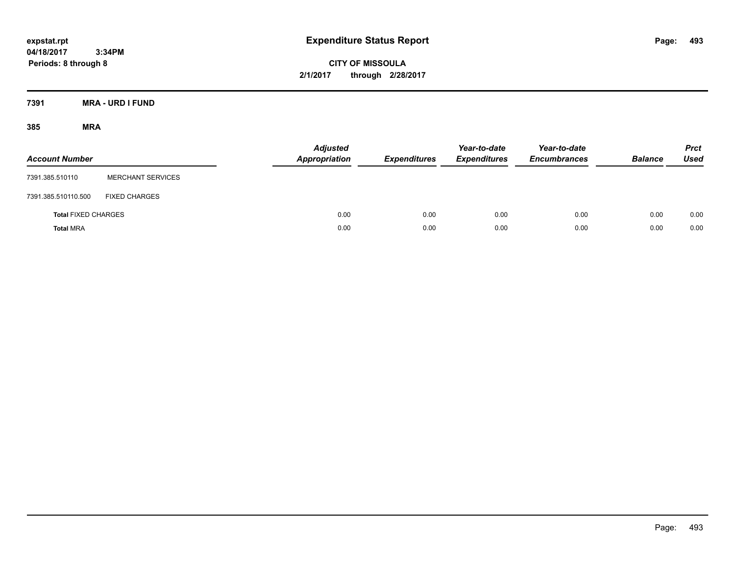# Expenditure Status Report

expstat.rpt
04/18/2017 3:34PM
Periods: 8 through 8

**CITY OF MISSOULA**
**2/1/2017 through 2/28/2017**

**7391 MRA - URD I FUND**

**385 MRA**

| Account Number | | Adjusted Appropriation | Expenditures | Year-to-date Expenditures | Year-to-date Encumbrances | Balance | Prct Used |
|---|---|---|---|---|---|---|---|
| 7391.385.510110 | MERCHANT SERVICES | | | | | | |
| 7391.385.510110.500 | FIXED CHARGES | | | | | | |
| **Total** FIXED CHARGES | | 0.00 | 0.00 | 0.00 | 0.00 | 0.00 | 0.00 |
| **Total** MRA | | 0.00 | 0.00 | 0.00 | 0.00 | 0.00 | 0.00 |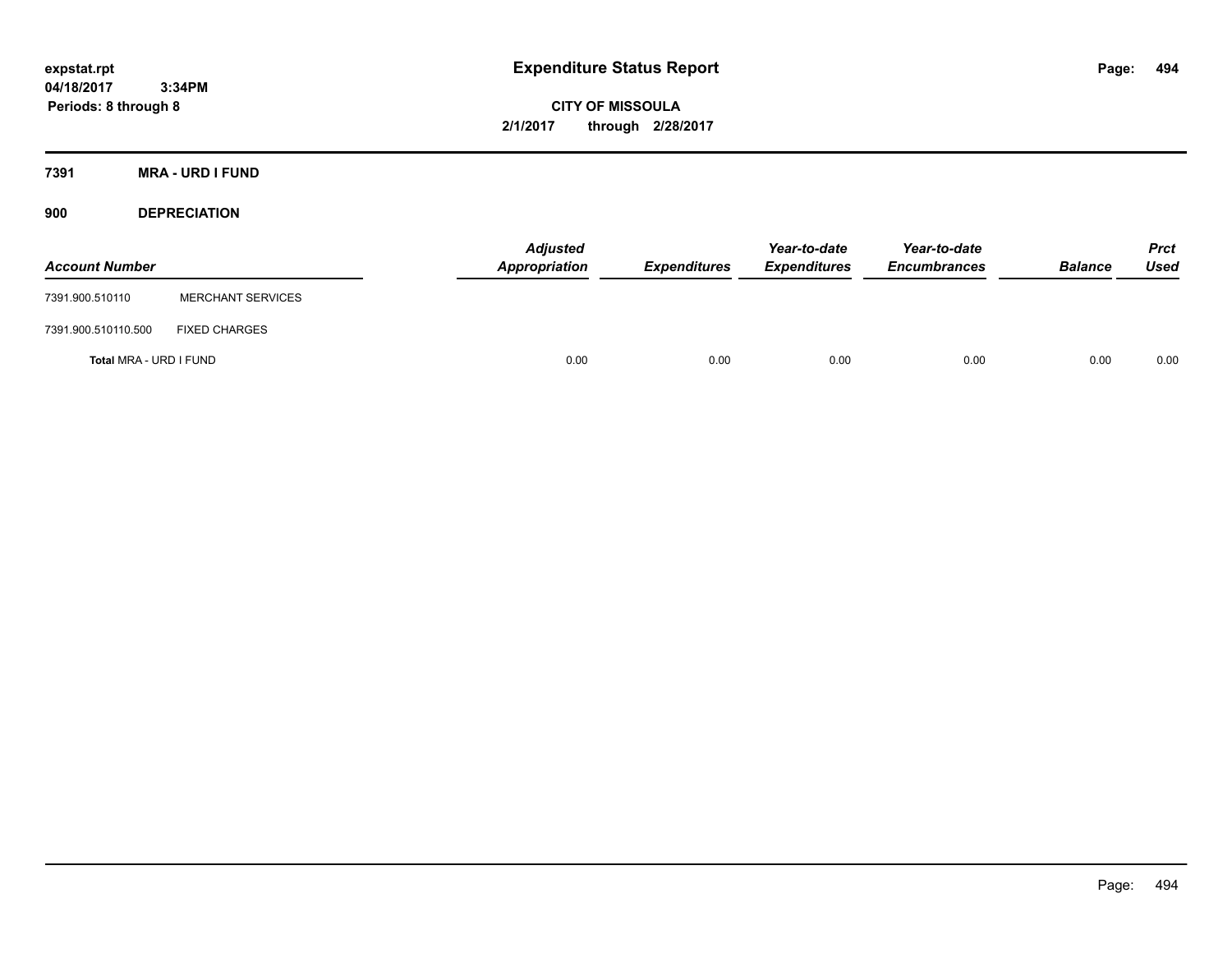# Expenditure Status Report

expstat.rpt
04/18/2017 3:34PM
Periods: 8 through 8

**CITY OF MISSOULA**
**2/1/2017 through 2/28/2017**

## 7391 MRA - URD I FUND

### 900 DEPRECIATION

| Account Number | | Adjusted Appropriation | Expenditures | Year-to-date Expenditures | Year-to-date Encumbrances | Balance | Prct Used |
|---|---|---|---|---|---|---|---|
| 7391.900.510110 | MERCHANT SERVICES | | | | | | |
| 7391.900.510110.500 | FIXED CHARGES | | | | | | |
| **Total** MRA - URD I FUND | | 0.00 | 0.00 | 0.00 | 0.00 | 0.00 | 0.00 |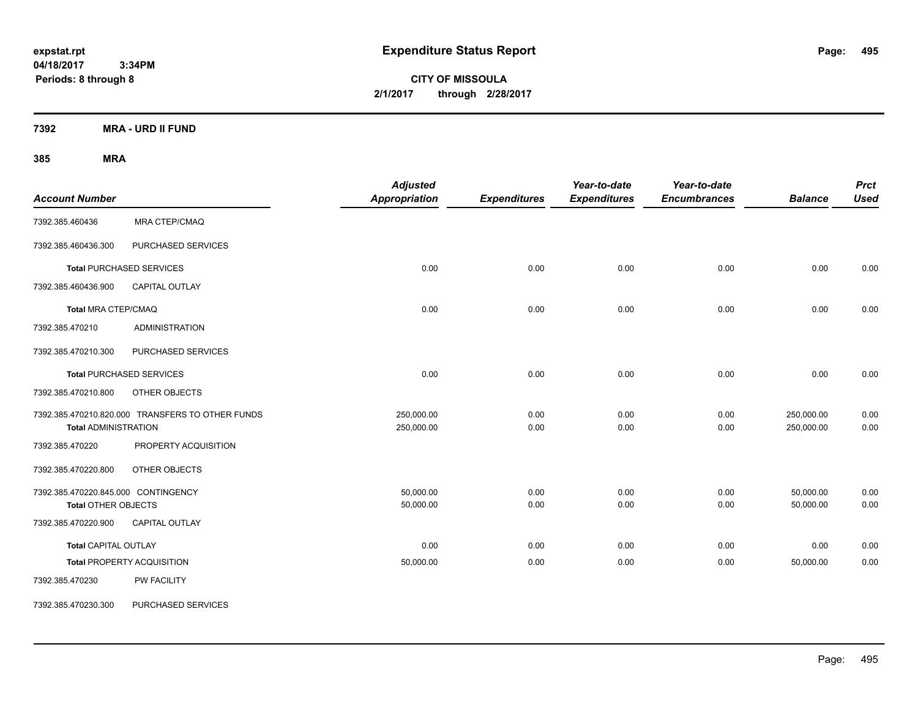**expstat.rpt**
**04/18/2017 3:34PM**
**Periods: 8 through 8**

# Expenditure Status Report

**CITY OF MISSOULA**
**2/1/2017 through 2/28/2017**

## 7392 MRA - URD II FUND

### 385 MRA

| Account Number | | Adjusted Appropriation | Expenditures | Year-to-date Expenditures | Year-to-date Encumbrances | Balance | Prct Used |
|---|---|---|---|---|---|---|---|
| 7392.385.460436 | MRA CTEP/CMAQ | | | | | | |
| 7392.385.460436.300 | PURCHASED SERVICES | | | | | | |
| **Total** PURCHASED SERVICES | | 0.00 | 0.00 | 0.00 | 0.00 | 0.00 | 0.00 |
| 7392.385.460436.900 | CAPITAL OUTLAY | | | | | | |
| **Total** MRA CTEP/CMAQ | | 0.00 | 0.00 | 0.00 | 0.00 | 0.00 | 0.00 |
| 7392.385.470210 | ADMINISTRATION | | | | | | |
| 7392.385.470210.300 | PURCHASED SERVICES | | | | | | |
| **Total** PURCHASED SERVICES | | 0.00 | 0.00 | 0.00 | 0.00 | 0.00 | 0.00 |
| 7392.385.470210.800 | OTHER OBJECTS | | | | | | |
| 7392.385.470210.820.000 | TRANSFERS TO OTHER FUNDS | 250,000.00 | 0.00 | 0.00 | 0.00 | 250,000.00 | 0.00 |
| **Total** ADMINISTRATION | | 250,000.00 | 0.00 | 0.00 | 0.00 | 250,000.00 | 0.00 |
| 7392.385.470220 | PROPERTY ACQUISITION | | | | | | |
| 7392.385.470220.800 | OTHER OBJECTS | | | | | | |
| 7392.385.470220.845.000 | CONTINGENCY | 50,000.00 | 0.00 | 0.00 | 0.00 | 50,000.00 | 0.00 |
| **Total** OTHER OBJECTS | | 50,000.00 | 0.00 | 0.00 | 0.00 | 50,000.00 | 0.00 |
| 7392.385.470220.900 | CAPITAL OUTLAY | | | | | | |
| **Total** CAPITAL OUTLAY | | 0.00 | 0.00 | 0.00 | 0.00 | 0.00 | 0.00 |
| **Total** PROPERTY ACQUISITION | | 50,000.00 | 0.00 | 0.00 | 0.00 | 50,000.00 | 0.00 |
| 7392.385.470230 | PW FACILITY | | | | | | |
| 7392.385.470230.300 | PURCHASED SERVICES | | | | | | |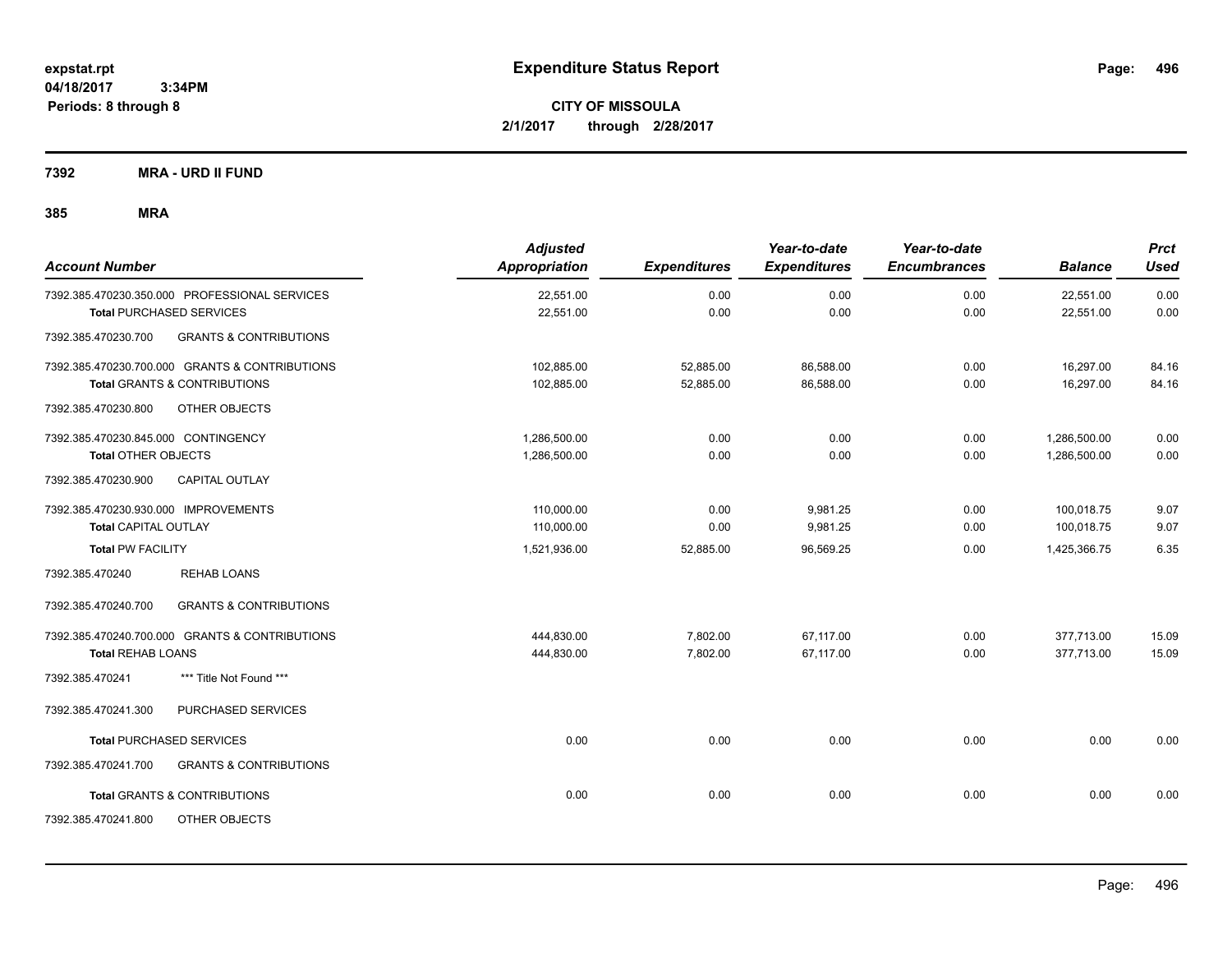**expstat.rpt**
**04/18/2017 3:34PM**
**Periods: 8 through 8**

# Expenditure Status Report

**CITY OF MISSOULA**
**2/1/2017 through 2/28/2017**

**7392 MRA - URD II FUND**

**385 MRA**

| Account Number | Adjusted Appropriation | Expenditures | Year-to-date Expenditures | Year-to-date Encumbrances | Balance | Prct Used |
|---|---|---|---|---|---|---|
| 7392.385.470230.350.000 PROFESSIONAL SERVICES | 22,551.00 | 0.00 | 0.00 | 0.00 | 22,551.00 | 0.00 |
| **Total** PURCHASED SERVICES | 22,551.00 | 0.00 | 0.00 | 0.00 | 22,551.00 | 0.00 |
| 7392.385.470230.700 GRANTS & CONTRIBUTIONS | | | | | | |
| 7392.385.470230.700.000 GRANTS & CONTRIBUTIONS | 102,885.00 | 52,885.00 | 86,588.00 | 0.00 | 16,297.00 | 84.16 |
| **Total** GRANTS & CONTRIBUTIONS | 102,885.00 | 52,885.00 | 86,588.00 | 0.00 | 16,297.00 | 84.16 |
| 7392.385.470230.800 OTHER OBJECTS | | | | | | |
| 7392.385.470230.845.000 CONTINGENCY | 1,286,500.00 | 0.00 | 0.00 | 0.00 | 1,286,500.00 | 0.00 |
| **Total** OTHER OBJECTS | 1,286,500.00 | 0.00 | 0.00 | 0.00 | 1,286,500.00 | 0.00 |
| 7392.385.470230.900 CAPITAL OUTLAY | | | | | | |
| 7392.385.470230.930.000 IMPROVEMENTS | 110,000.00 | 0.00 | 9,981.25 | 0.00 | 100,018.75 | 9.07 |
| **Total** CAPITAL OUTLAY | 110,000.00 | 0.00 | 9,981.25 | 0.00 | 100,018.75 | 9.07 |
| **Total PW FACILITY** | 1,521,936.00 | 52,885.00 | 96,569.25 | 0.00 | 1,425,366.75 | 6.35 |
| 7392.385.470240 REHAB LOANS | | | | | | |
| 7392.385.470240.700 GRANTS & CONTRIBUTIONS | | | | | | |
| 7392.385.470240.700.000 GRANTS & CONTRIBUTIONS | 444,830.00 | 7,802.00 | 67,117.00 | 0.00 | 377,713.00 | 15.09 |
| **Total REHAB LOANS** | 444,830.00 | 7,802.00 | 67,117.00 | 0.00 | 377,713.00 | 15.09 |
| 7392.385.470241 *** Title Not Found *** | | | | | | |
| 7392.385.470241.300 PURCHASED SERVICES | | | | | | |
| **Total** PURCHASED SERVICES | 0.00 | 0.00 | 0.00 | 0.00 | 0.00 | 0.00 |
| 7392.385.470241.700 GRANTS & CONTRIBUTIONS | | | | | | |
| **Total** GRANTS & CONTRIBUTIONS | 0.00 | 0.00 | 0.00 | 0.00 | 0.00 | 0.00 |
| 7392.385.470241.800 OTHER OBJECTS | | | | | | |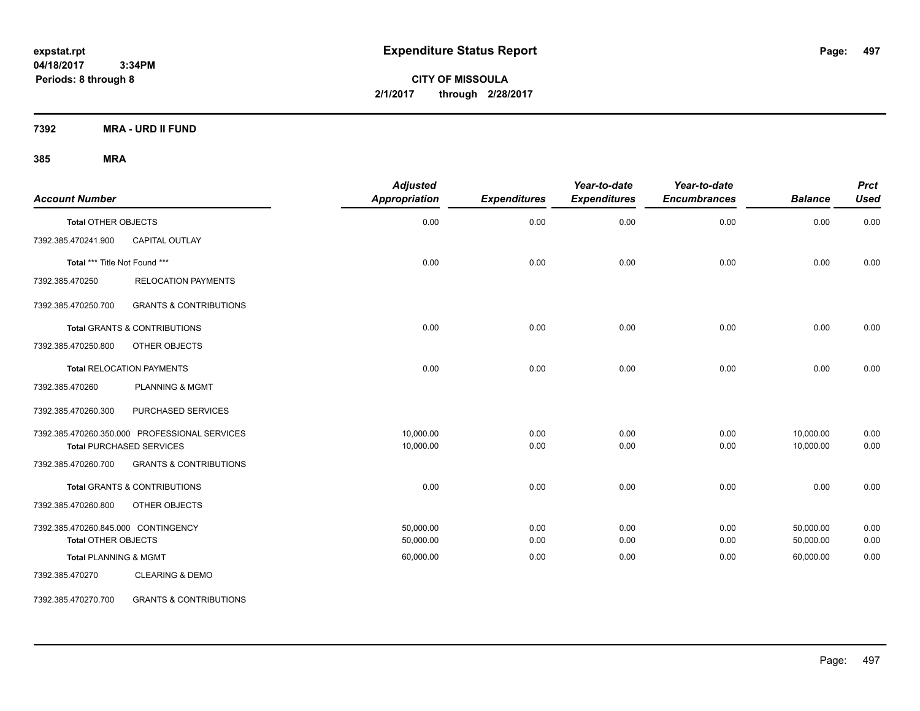**expstat.rpt**
**04/18/2017 3:34PM**
**Periods: 8 through 8**

# Expenditure Status Report

**CITY OF MISSOULA**
**2/1/2017 through 2/28/2017**

**7392 MRA - URD II FUND**

**385 MRA**

| Account Number | | Adjusted Appropriation | Expenditures | Year-to-date Expenditures | Year-to-date Encumbrances | Balance | Prct Used |
|---|---|---|---|---|---|---|---|
| **Total OTHER OBJECTS** | | 0.00 | 0.00 | 0.00 | 0.00 | 0.00 | 0.00 |
| 7392.385.470241.900 | CAPITAL OUTLAY | | | | | | |
| **Total *** Title Not Found *** ** | | 0.00 | 0.00 | 0.00 | 0.00 | 0.00 | 0.00 |
| 7392.385.470250 | RELOCATION PAYMENTS | | | | | | |
| 7392.385.470250.700 | GRANTS & CONTRIBUTIONS | | | | | | |
| **Total GRANTS & CONTRIBUTIONS** | | 0.00 | 0.00 | 0.00 | 0.00 | 0.00 | 0.00 |
| 7392.385.470250.800 | OTHER OBJECTS | | | | | | |
| **Total RELOCATION PAYMENTS** | | 0.00 | 0.00 | 0.00 | 0.00 | 0.00 | 0.00 |
| 7392.385.470260 | PLANNING & MGMT | | | | | | |
| 7392.385.470260.300 | PURCHASED SERVICES | | | | | | |
| 7392.385.470260.350.000 | PROFESSIONAL SERVICES | 10,000.00 | 0.00 | 0.00 | 0.00 | 10,000.00 | 0.00 |
| **Total PURCHASED SERVICES** | | 10,000.00 | 0.00 | 0.00 | 0.00 | 10,000.00 | 0.00 |
| 7392.385.470260.700 | GRANTS & CONTRIBUTIONS | | | | | | |
| **Total GRANTS & CONTRIBUTIONS** | | 0.00 | 0.00 | 0.00 | 0.00 | 0.00 | 0.00 |
| 7392.385.470260.800 | OTHER OBJECTS | | | | | | |
| 7392.385.470260.845.000 | CONTINGENCY | 50,000.00 | 0.00 | 0.00 | 0.00 | 50,000.00 | 0.00 |
| **Total OTHER OBJECTS** | | 50,000.00 | 0.00 | 0.00 | 0.00 | 50,000.00 | 0.00 |
| **Total PLANNING & MGMT** | | 60,000.00 | 0.00 | 0.00 | 0.00 | 60,000.00 | 0.00 |
| 7392.385.470270 | CLEARING & DEMO | | | | | | |
| 7392.385.470270.700 | GRANTS & CONTRIBUTIONS | | | | | | |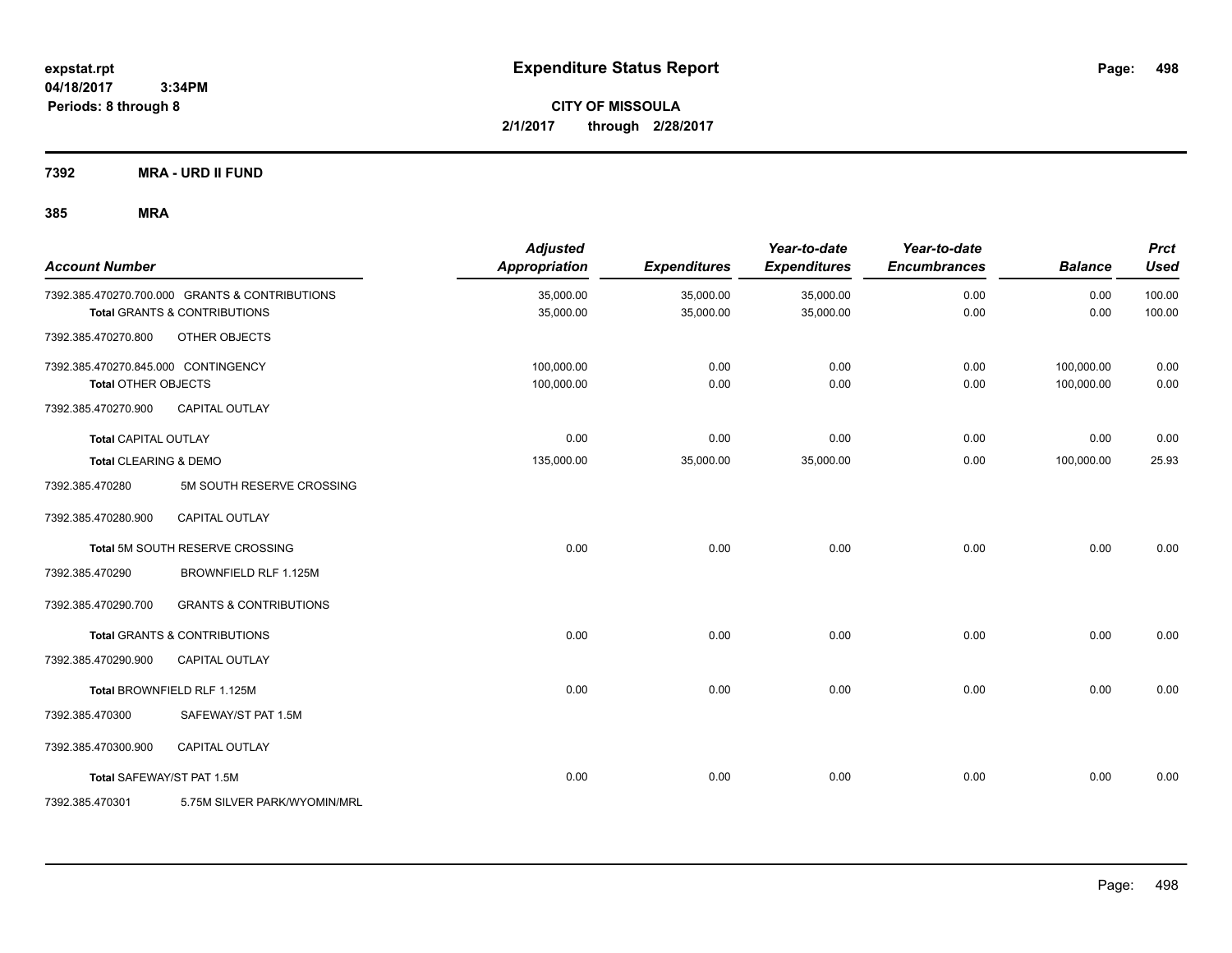# Expenditure Status Report

expstat.rpt
04/18/2017 3:34PM
Periods: 8 through 8

**CITY OF MISSOULA**
**2/1/2017 through 2/28/2017**

**7392 MRA - URD II FUND**

**385 MRA**

| Account Number | | Adjusted Appropriation | Expenditures | Year-to-date Expenditures | Year-to-date Encumbrances | Balance | Prct Used |
|---|---|---|---|---|---|---|---|
| 7392.385.470270.700.000 | GRANTS & CONTRIBUTIONS | 35,000.00 | 35,000.00 | 35,000.00 | 0.00 | 0.00 | 100.00 |
| **Total** GRANTS & CONTRIBUTIONS | | 35,000.00 | 35,000.00 | 35,000.00 | 0.00 | 0.00 | 100.00 |
| 7392.385.470270.800 | OTHER OBJECTS | | | | | | |
| 7392.385.470270.845.000 | CONTINGENCY | 100,000.00 | 0.00 | 0.00 | 0.00 | 100,000.00 | 0.00 |
| **Total** OTHER OBJECTS | | 100,000.00 | 0.00 | 0.00 | 0.00 | 100,000.00 | 0.00 |
| 7392.385.470270.900 | CAPITAL OUTLAY | | | | | | |
| **Total** CAPITAL OUTLAY | | 0.00 | 0.00 | 0.00 | 0.00 | 0.00 | 0.00 |
| **Total** CLEARING & DEMO | | 135,000.00 | 35,000.00 | 35,000.00 | 0.00 | 100,000.00 | 25.93 |
| 7392.385.470280 | 5M SOUTH RESERVE CROSSING | | | | | | |
| 7392.385.470280.900 | CAPITAL OUTLAY | | | | | | |
| **Total** 5M SOUTH RESERVE CROSSING | | 0.00 | 0.00 | 0.00 | 0.00 | 0.00 | 0.00 |
| 7392.385.470290 | BROWNFIELD RLF 1.125M | | | | | | |
| 7392.385.470290.700 | GRANTS & CONTRIBUTIONS | | | | | | |
| **Total** GRANTS & CONTRIBUTIONS | | 0.00 | 0.00 | 0.00 | 0.00 | 0.00 | 0.00 |
| 7392.385.470290.900 | CAPITAL OUTLAY | | | | | | |
| **Total** BROWNFIELD RLF 1.125M | | 0.00 | 0.00 | 0.00 | 0.00 | 0.00 | 0.00 |
| 7392.385.470300 | SAFEWAY/ST PAT 1.5M | | | | | | |
| 7392.385.470300.900 | CAPITAL OUTLAY | | | | | | |
| **Total** SAFEWAY/ST PAT 1.5M | | 0.00 | 0.00 | 0.00 | 0.00 | 0.00 | 0.00 |
| 7392.385.470301 | 5.75M SILVER PARK/WYOMIN/MRL | | | | | | |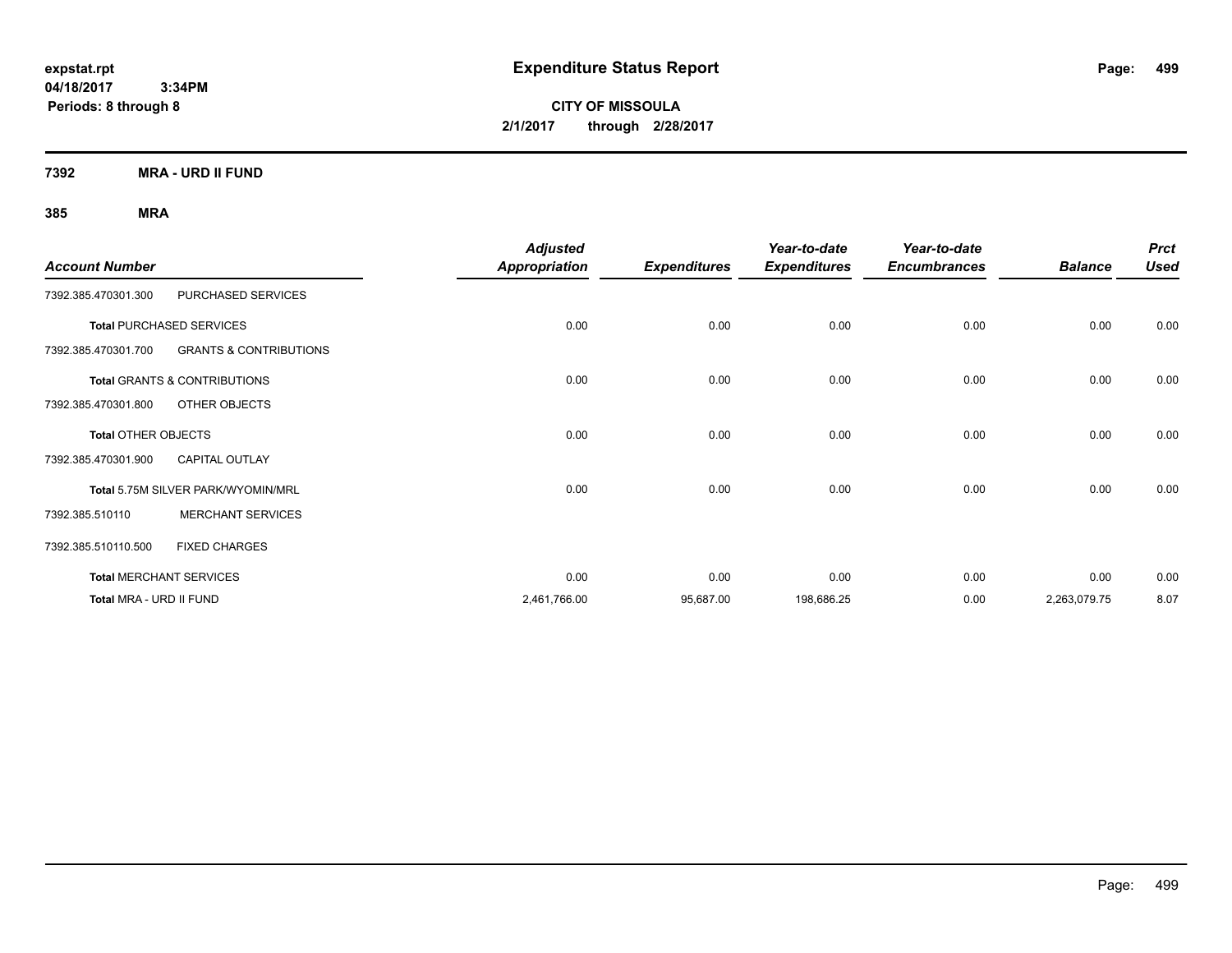**expstat.rpt**
**04/18/2017 3:34PM**
**Periods: 8 through 8**

# Expenditure Status Report

**CITY OF MISSOULA**
**2/1/2017 through 2/28/2017**

**7392 MRA - URD II FUND**

**385 MRA**

| Account Number | | Adjusted Appropriation | Expenditures | Year-to-date Expenditures | Year-to-date Encumbrances | Balance | Prct Used |
|---|---|---|---|---|---|---|---|
| 7392.385.470301.300 | PURCHASED SERVICES | | | | | | |
| **Total** PURCHASED SERVICES | | 0.00 | 0.00 | 0.00 | 0.00 | 0.00 | 0.00 |
| 7392.385.470301.700 | GRANTS & CONTRIBUTIONS | | | | | | |
| **Total** GRANTS & CONTRIBUTIONS | | 0.00 | 0.00 | 0.00 | 0.00 | 0.00 | 0.00 |
| 7392.385.470301.800 | OTHER OBJECTS | | | | | | |
| **Total** OTHER OBJECTS | | 0.00 | 0.00 | 0.00 | 0.00 | 0.00 | 0.00 |
| 7392.385.470301.900 | CAPITAL OUTLAY | | | | | | |
| **Total** 5.75M SILVER PARK/WYOMIN/MRL | | 0.00 | 0.00 | 0.00 | 0.00 | 0.00 | 0.00 |
| 7392.385.510110 | MERCHANT SERVICES | | | | | | |
| 7392.385.510110.500 | FIXED CHARGES | | | | | | |
| **Total** MERCHANT SERVICES | | 0.00 | 0.00 | 0.00 | 0.00 | 0.00 | 0.00 |
| **Total** MRA - URD II FUND | | 2,461,766.00 | 95,687.00 | 198,686.25 | 0.00 | 2,263,079.75 | 8.07 |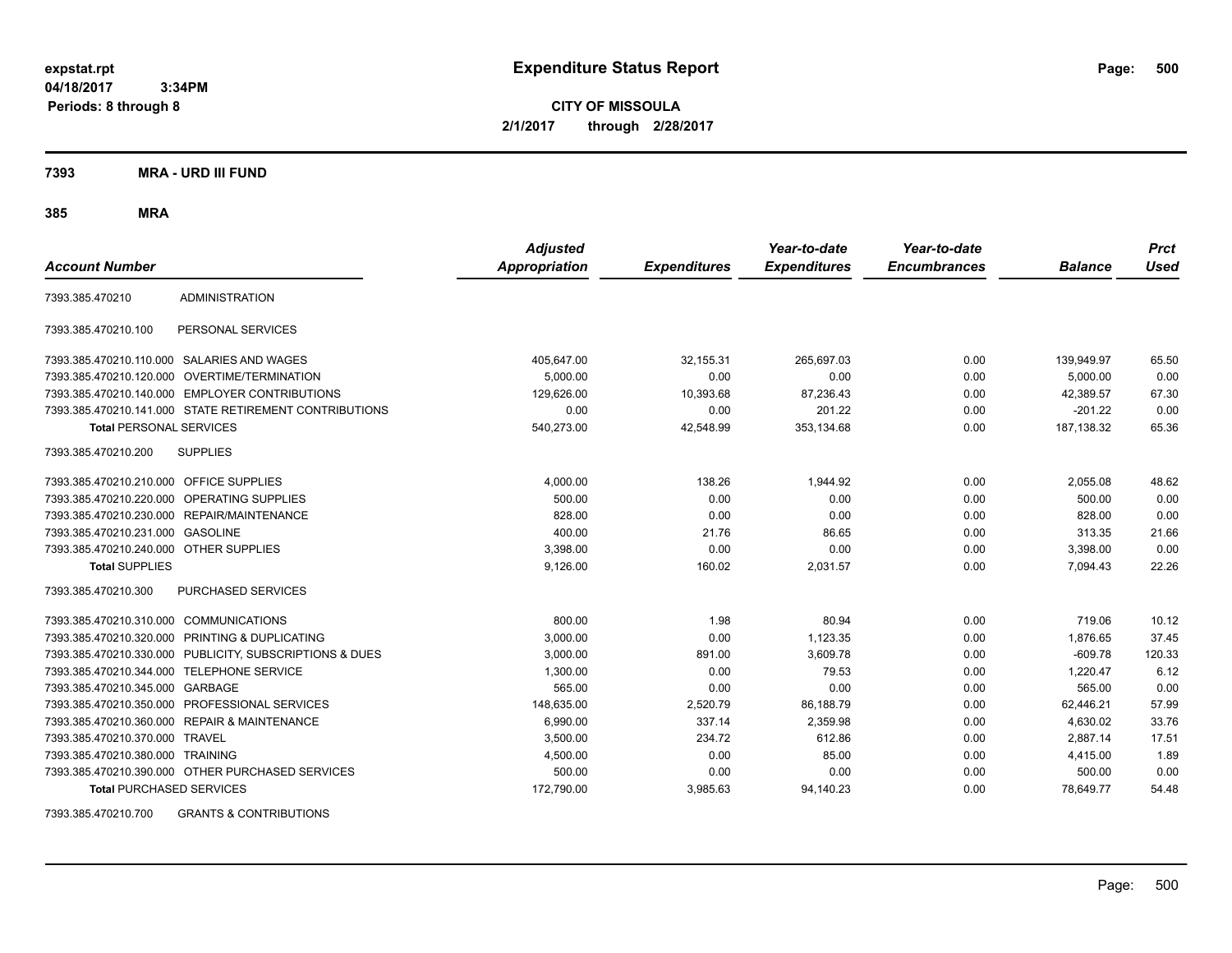**expstat.rpt**
**04/18/2017 3:34PM**
**Periods: 8 through 8**

# Expenditure Status Report

**CITY OF MISSOULA**
**2/1/2017 through 2/28/2017**

## 7393 MRA - URD III FUND

### 385 MRA

| Account Number | | Adjusted Appropriation | Expenditures | Year-to-date Expenditures | Year-to-date Encumbrances | Balance | Prct Used |
|---|---|---|---|---|---|---|---|
| 7393.385.470210 | ADMINISTRATION | | | | | | |
| 7393.385.470210.100 | PERSONAL SERVICES | | | | | | |
| 7393.385.470210.110.000 | SALARIES AND WAGES | 405,647.00 | 32,155.31 | 265,697.03 | 0.00 | 139,949.97 | 65.50 |
| 7393.385.470210.120.000 | OVERTIME/TERMINATION | 5,000.00 | 0.00 | 0.00 | 0.00 | 5,000.00 | 0.00 |
| 7393.385.470210.140.000 | EMPLOYER CONTRIBUTIONS | 129,626.00 | 10,393.68 | 87,236.43 | 0.00 | 42,389.57 | 67.30 |
| 7393.385.470210.141.000 | STATE RETIREMENT CONTRIBUTIONS | 0.00 | 0.00 | 201.22 | 0.00 | -201.22 | 0.00 |
| **Total** PERSONAL SERVICES | | 540,273.00 | 42,548.99 | 353,134.68 | 0.00 | 187,138.32 | 65.36 |
| 7393.385.470210.200 | SUPPLIES | | | | | | |
| 7393.385.470210.210.000 | OFFICE SUPPLIES | 4,000.00 | 138.26 | 1,944.92 | 0.00 | 2,055.08 | 48.62 |
| 7393.385.470210.220.000 | OPERATING SUPPLIES | 500.00 | 0.00 | 0.00 | 0.00 | 500.00 | 0.00 |
| 7393.385.470210.230.000 | REPAIR/MAINTENANCE | 828.00 | 0.00 | 0.00 | 0.00 | 828.00 | 0.00 |
| 7393.385.470210.231.000 | GASOLINE | 400.00 | 21.76 | 86.65 | 0.00 | 313.35 | 21.66 |
| 7393.385.470210.240.000 | OTHER SUPPLIES | 3,398.00 | 0.00 | 0.00 | 0.00 | 3,398.00 | 0.00 |
| **Total** SUPPLIES | | 9,126.00 | 160.02 | 2,031.57 | 0.00 | 7,094.43 | 22.26 |
| 7393.385.470210.300 | PURCHASED SERVICES | | | | | | |
| 7393.385.470210.310.000 | COMMUNICATIONS | 800.00 | 1.98 | 80.94 | 0.00 | 719.06 | 10.12 |
| 7393.385.470210.320.000 | PRINTING & DUPLICATING | 3,000.00 | 0.00 | 1,123.35 | 0.00 | 1,876.65 | 37.45 |
| 7393.385.470210.330.000 | PUBLICITY, SUBSCRIPTIONS & DUES | 3,000.00 | 891.00 | 3,609.78 | 0.00 | -609.78 | 120.33 |
| 7393.385.470210.344.000 | TELEPHONE SERVICE | 1,300.00 | 0.00 | 79.53 | 0.00 | 1,220.47 | 6.12 |
| 7393.385.470210.345.000 | GARBAGE | 565.00 | 0.00 | 0.00 | 0.00 | 565.00 | 0.00 |
| 7393.385.470210.350.000 | PROFESSIONAL SERVICES | 148,635.00 | 2,520.79 | 86,188.79 | 0.00 | 62,446.21 | 57.99 |
| 7393.385.470210.360.000 | REPAIR & MAINTENANCE | 6,990.00 | 337.14 | 2,359.98 | 0.00 | 4,630.02 | 33.76 |
| 7393.385.470210.370.000 | TRAVEL | 3,500.00 | 234.72 | 612.86 | 0.00 | 2,887.14 | 17.51 |
| 7393.385.470210.380.000 | TRAINING | 4,500.00 | 0.00 | 85.00 | 0.00 | 4,415.00 | 1.89 |
| 7393.385.470210.390.000 | OTHER PURCHASED SERVICES | 500.00 | 0.00 | 0.00 | 0.00 | 500.00 | 0.00 |
| **Total** PURCHASED SERVICES | | 172,790.00 | 3,985.63 | 94,140.23 | 0.00 | 78,649.77 | 54.48 |
| 7393.385.470210.700 | GRANTS & CONTRIBUTIONS | | | | | | |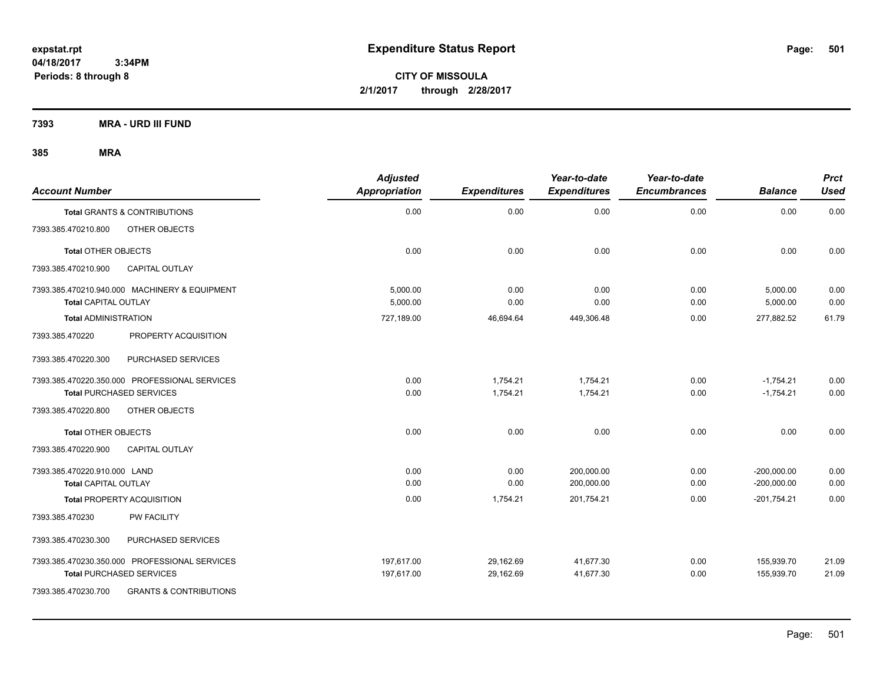expstat.rpt
04/18/2017 3:34PM
Periods: 8 through 8

# Expenditure Status Report

**CITY OF MISSOULA**
**2/1/2017 through 2/28/2017**

## 7393 MRA - URD III FUND

## 385 MRA

| Account Number | | Adjusted Appropriation | Expenditures | Year-to-date Expenditures | Year-to-date Encumbrances | Balance | Prct Used |
|---|---|---|---|---|---|---|---|
| **Total** GRANTS & CONTRIBUTIONS | | 0.00 | 0.00 | 0.00 | 0.00 | 0.00 | 0.00 |
| 7393.385.470210.800 | OTHER OBJECTS | | | | | | |
| **Total** OTHER OBJECTS | | 0.00 | 0.00 | 0.00 | 0.00 | 0.00 | 0.00 |
| 7393.385.470210.900 | CAPITAL OUTLAY | | | | | | |
| 7393.385.470210.940.000 | MACHINERY & EQUIPMENT | 5,000.00 | 0.00 | 0.00 | 0.00 | 5,000.00 | 0.00 |
| **Total** CAPITAL OUTLAY | | 5,000.00 | 0.00 | 0.00 | 0.00 | 5,000.00 | 0.00 |
| **Total** ADMINISTRATION | | 727,189.00 | 46,694.64 | 449,306.48 | 0.00 | 277,882.52 | 61.79 |
| 7393.385.470220 | PROPERTY ACQUISITION | | | | | | |
| 7393.385.470220.300 | PURCHASED SERVICES | | | | | | |
| 7393.385.470220.350.000 | PROFESSIONAL SERVICES | 0.00 | 1,754.21 | 1,754.21 | 0.00 | -1,754.21 | 0.00 |
| **Total** PURCHASED SERVICES | | 0.00 | 1,754.21 | 1,754.21 | 0.00 | -1,754.21 | 0.00 |
| 7393.385.470220.800 | OTHER OBJECTS | | | | | | |
| **Total** OTHER OBJECTS | | 0.00 | 0.00 | 0.00 | 0.00 | 0.00 | 0.00 |
| 7393.385.470220.900 | CAPITAL OUTLAY | | | | | | |
| 7393.385.470220.910.000 | LAND | 0.00 | 0.00 | 200,000.00 | 0.00 | -200,000.00 | 0.00 |
| **Total** CAPITAL OUTLAY | | 0.00 | 0.00 | 200,000.00 | 0.00 | -200,000.00 | 0.00 |
| **Total** PROPERTY ACQUISITION | | 0.00 | 1,754.21 | 201,754.21 | 0.00 | -201,754.21 | 0.00 |
| 7393.385.470230 | PW FACILITY | | | | | | |
| 7393.385.470230.300 | PURCHASED SERVICES | | | | | | |
| 7393.385.470230.350.000 | PROFESSIONAL SERVICES | 197,617.00 | 29,162.69 | 41,677.30 | 0.00 | 155,939.70 | 21.09 |
| **Total** PURCHASED SERVICES | | 197,617.00 | 29,162.69 | 41,677.30 | 0.00 | 155,939.70 | 21.09 |
| 7393.385.470230.700 | GRANTS & CONTRIBUTIONS | | | | | | |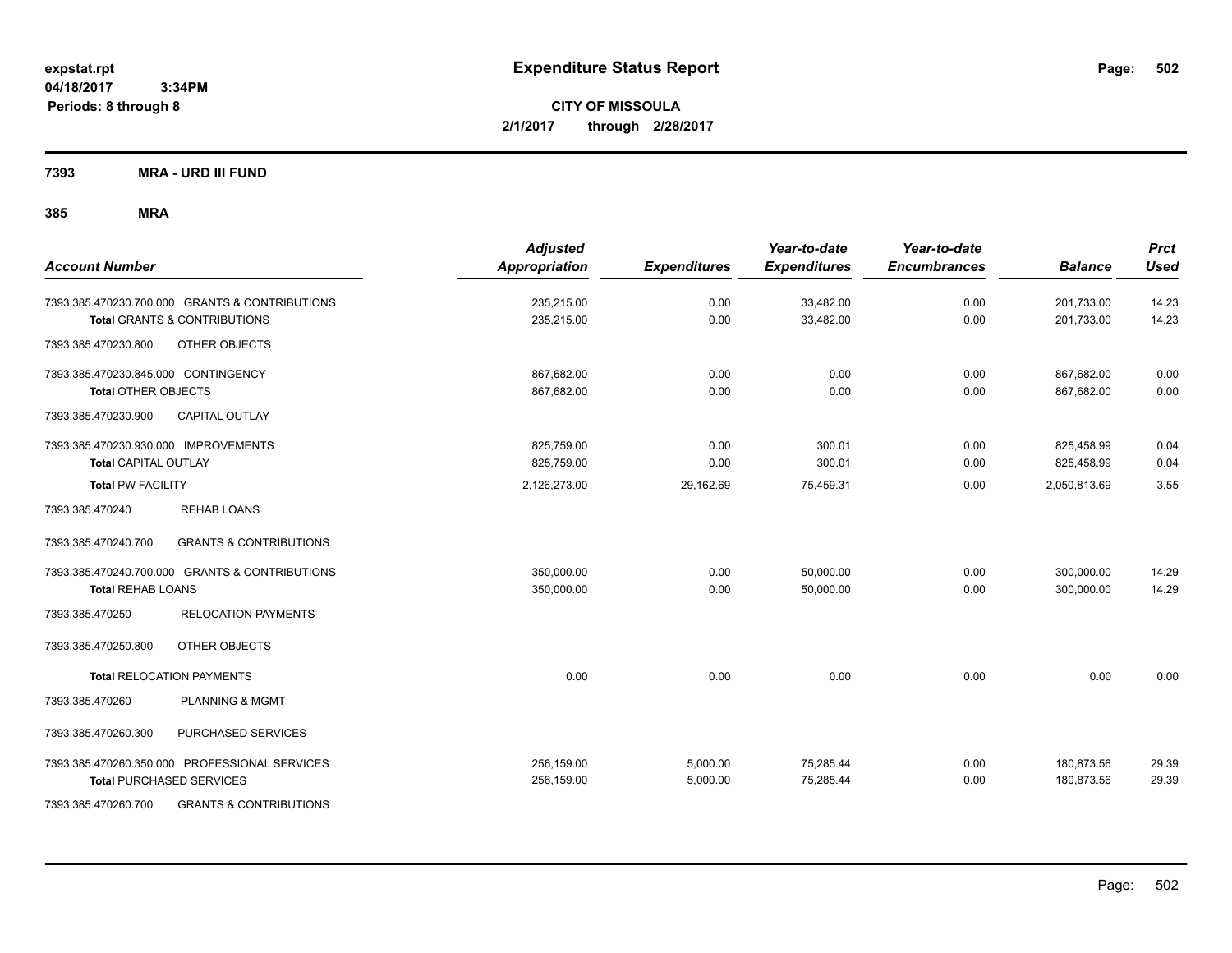**expstat.rpt**
**04/18/2017 3:34PM**
**Periods: 8 through 8**

# Expenditure Status Report

**CITY OF MISSOULA**
**2/1/2017 through 2/28/2017**

**7393 MRA - URD III FUND**

**385 MRA**

| Account Number | Adjusted Appropriation | Expenditures | Year-to-date Expenditures | Year-to-date Encumbrances | Balance | Prct Used |
|---|---|---|---|---|---|---|
| 7393.385.470230.700.000 GRANTS & CONTRIBUTIONS | 235,215.00 | 0.00 | 33,482.00 | 0.00 | 201,733.00 | 14.23 |
| **Total** GRANTS & CONTRIBUTIONS | 235,215.00 | 0.00 | 33,482.00 | 0.00 | 201,733.00 | 14.23 |
| 7393.385.470230.800 OTHER OBJECTS | | | | | | |
| 7393.385.470230.845.000 CONTINGENCY | 867,682.00 | 0.00 | 0.00 | 0.00 | 867,682.00 | 0.00 |
| **Total** OTHER OBJECTS | 867,682.00 | 0.00 | 0.00 | 0.00 | 867,682.00 | 0.00 |
| 7393.385.470230.900 CAPITAL OUTLAY | | | | | | |
| 7393.385.470230.930.000 IMPROVEMENTS | 825,759.00 | 0.00 | 300.01 | 0.00 | 825,458.99 | 0.04 |
| **Total** CAPITAL OUTLAY | 825,759.00 | 0.00 | 300.01 | 0.00 | 825,458.99 | 0.04 |
| **Total** PW FACILITY | 2,126,273.00 | 29,162.69 | 75,459.31 | 0.00 | 2,050,813.69 | 3.55 |
| 7393.385.470240 REHAB LOANS | | | | | | |
| 7393.385.470240.700 GRANTS & CONTRIBUTIONS | | | | | | |
| 7393.385.470240.700.000 GRANTS & CONTRIBUTIONS | 350,000.00 | 0.00 | 50,000.00 | 0.00 | 300,000.00 | 14.29 |
| **Total** REHAB LOANS | 350,000.00 | 0.00 | 50,000.00 | 0.00 | 300,000.00 | 14.29 |
| 7393.385.470250 RELOCATION PAYMENTS | | | | | | |
| 7393.385.470250.800 OTHER OBJECTS | | | | | | |
| **Total** RELOCATION PAYMENTS | 0.00 | 0.00 | 0.00 | 0.00 | 0.00 | 0.00 |
| 7393.385.470260 PLANNING & MGMT | | | | | | |
| 7393.385.470260.300 PURCHASED SERVICES | | | | | | |
| 7393.385.470260.350.000 PROFESSIONAL SERVICES | 256,159.00 | 5,000.00 | 75,285.44 | 0.00 | 180,873.56 | 29.39 |
| **Total** PURCHASED SERVICES | 256,159.00 | 5,000.00 | 75,285.44 | 0.00 | 180,873.56 | 29.39 |
| 7393.385.470260.700 GRANTS & CONTRIBUTIONS | | | | | | |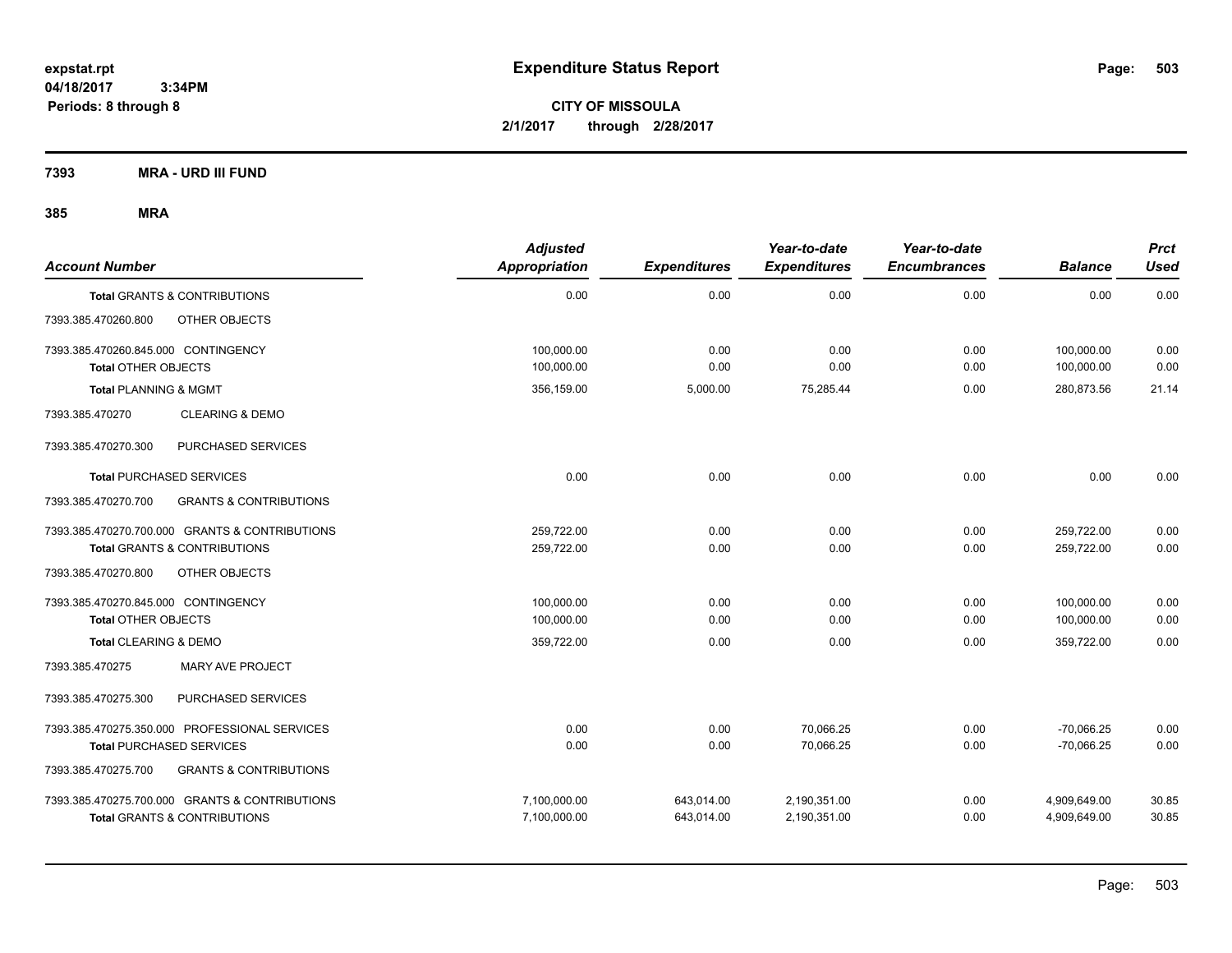**expstat.rpt**
**04/18/2017 3:34PM**
**Periods: 8 through 8**

# Expenditure Status Report

**CITY OF MISSOULA**
**2/1/2017 through 2/28/2017**

**7393 MRA - URD III FUND**

**385 MRA**

| Account Number | Adjusted Appropriation | Expenditures | Year-to-date Expenditures | Year-to-date Encumbrances | Balance | Prct Used |
|---|---|---|---|---|---|---|
| **Total** GRANTS & CONTRIBUTIONS | 0.00 | 0.00 | 0.00 | 0.00 | 0.00 | 0.00 |
| 7393.385.470260.800 OTHER OBJECTS | | | | | | |
| 7393.385.470260.845.000 CONTINGENCY | 100,000.00 | 0.00 | 0.00 | 0.00 | 100,000.00 | 0.00 |
| **Total** OTHER OBJECTS | 100,000.00 | 0.00 | 0.00 | 0.00 | 100,000.00 | 0.00 |
| **Total** PLANNING & MGMT | 356,159.00 | 5,000.00 | 75,285.44 | 0.00 | 280,873.56 | 21.14 |
| 7393.385.470270 CLEARING & DEMO | | | | | | |
| 7393.385.470270.300 PURCHASED SERVICES | | | | | | |
| **Total** PURCHASED SERVICES | 0.00 | 0.00 | 0.00 | 0.00 | 0.00 | 0.00 |
| 7393.385.470270.700 GRANTS & CONTRIBUTIONS | | | | | | |
| 7393.385.470270.700.000 GRANTS & CONTRIBUTIONS | 259,722.00 | 0.00 | 0.00 | 0.00 | 259,722.00 | 0.00 |
| **Total** GRANTS & CONTRIBUTIONS | 259,722.00 | 0.00 | 0.00 | 0.00 | 259,722.00 | 0.00 |
| 7393.385.470270.800 OTHER OBJECTS | | | | | | |
| 7393.385.470270.845.000 CONTINGENCY | 100,000.00 | 0.00 | 0.00 | 0.00 | 100,000.00 | 0.00 |
| **Total** OTHER OBJECTS | 100,000.00 | 0.00 | 0.00 | 0.00 | 100,000.00 | 0.00 |
| **Total** CLEARING & DEMO | 359,722.00 | 0.00 | 0.00 | 0.00 | 359,722.00 | 0.00 |
| 7393.385.470275 MARY AVE PROJECT | | | | | | |
| 7393.385.470275.300 PURCHASED SERVICES | | | | | | |
| 7393.385.470275.350.000 PROFESSIONAL SERVICES | 0.00 | 0.00 | 70,066.25 | 0.00 | -70,066.25 | 0.00 |
| **Total** PURCHASED SERVICES | 0.00 | 0.00 | 70,066.25 | 0.00 | -70,066.25 | 0.00 |
| 7393.385.470275.700 GRANTS & CONTRIBUTIONS | | | | | | |
| 7393.385.470275.700.000 GRANTS & CONTRIBUTIONS | 7,100,000.00 | 643,014.00 | 2,190,351.00 | 0.00 | 4,909,649.00 | 30.85 |
| **Total** GRANTS & CONTRIBUTIONS | 7,100,000.00 | 643,014.00 | 2,190,351.00 | 0.00 | 4,909,649.00 | 30.85 |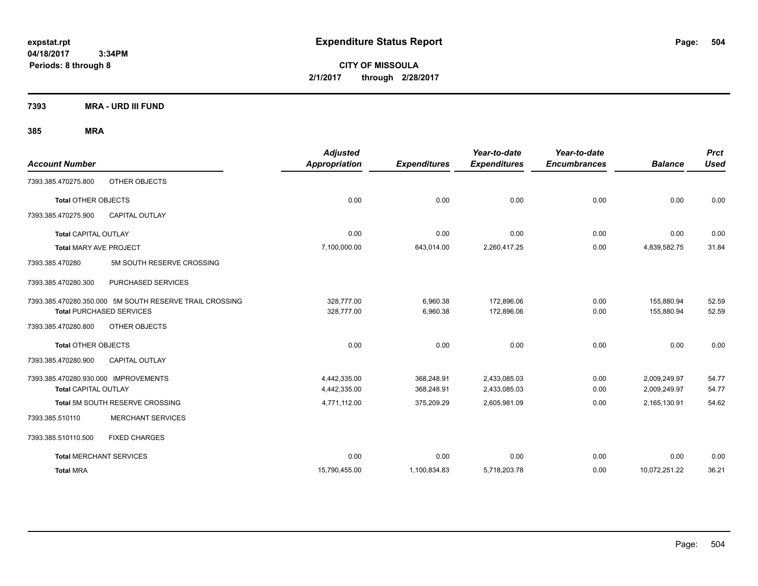# Expenditure Status Report

**CITY OF MISSOULA**
**2/1/2017 through 2/28/2017**

expstat.rpt
04/18/2017 3:34PM
Periods: 8 through 8

## 7393 MRA - URD III FUND

## 385 MRA

| Account Number | | Adjusted Appropriation | Expenditures | Year-to-date Expenditures | Year-to-date Encumbrances | Balance | Prct Used |
|---|---|---|---|---|---|---|---|
| 7393.385.470275.800 | OTHER OBJECTS | | | | | | |
| **Total** OTHER OBJECTS | | 0.00 | 0.00 | 0.00 | 0.00 | 0.00 | 0.00 |
| 7393.385.470275.900 | CAPITAL OUTLAY | | | | | | |
| **Total** CAPITAL OUTLAY | | 0.00 | 0.00 | 0.00 | 0.00 | 0.00 | 0.00 |
| **Total** MARY AVE PROJECT | | 7,100,000.00 | 643,014.00 | 2,260,417.25 | 0.00 | 4,839,582.75 | 31.84 |
| 7393.385.470280 | 5M SOUTH RESERVE CROSSING | | | | | | |
| 7393.385.470280.300 | PURCHASED SERVICES | | | | | | |
| 7393.385.470280.350.000 | 5M SOUTH RESERVE TRAIL CROSSING | 328,777.00 | 6,960.38 | 172,896.06 | 0.00 | 155,880.94 | 52.59 |
| **Total** PURCHASED SERVICES | | 328,777.00 | 6,960.38 | 172,896.06 | 0.00 | 155,880.94 | 52.59 |
| 7393.385.470280.800 | OTHER OBJECTS | | | | | | |
| **Total** OTHER OBJECTS | | 0.00 | 0.00 | 0.00 | 0.00 | 0.00 | 0.00 |
| 7393.385.470280.900 | CAPITAL OUTLAY | | | | | | |
| 7393.385.470280.930.000 | IMPROVEMENTS | 4,442,335.00 | 368,248.91 | 2,433,085.03 | 0.00 | 2,009,249.97 | 54.77 |
| **Total** CAPITAL OUTLAY | | 4,442,335.00 | 368,248.91 | 2,433,085.03 | 0.00 | 2,009,249.97 | 54.77 |
| **Total** 5M SOUTH RESERVE CROSSING | | 4,771,112.00 | 375,209.29 | 2,605,981.09 | 0.00 | 2,165,130.91 | 54.62 |
| 7393.385.510110 | MERCHANT SERVICES | | | | | | |
| 7393.385.510110.500 | FIXED CHARGES | | | | | | |
| **Total** MERCHANT SERVICES | | 0.00 | 0.00 | 0.00 | 0.00 | 0.00 | 0.00 |
| **Total** MRA | | 15,790,455.00 | 1,100,834.83 | 5,718,203.78 | 0.00 | 10,072,251.22 | 36.21 |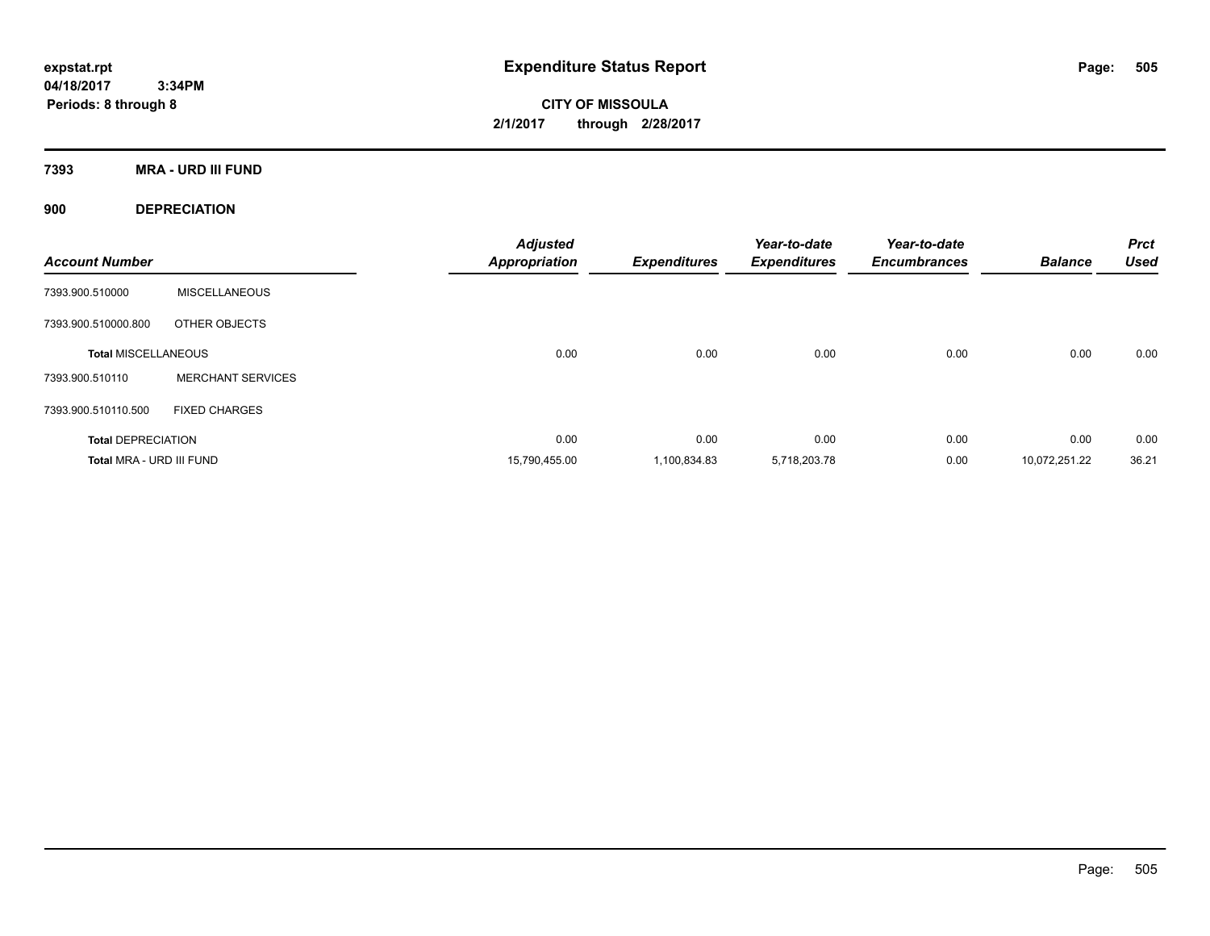# Expenditure Status Report

**CITY OF MISSOULA**

**2/1/2017 through 2/28/2017**

expstat.rpt
04/18/2017 3:34PM
Periods: 8 through 8

## 7393 MRA - URD III FUND

### 900 DEPRECIATION

| Account Number | | Adjusted Appropriation | Expenditures | Year-to-date Expenditures | Year-to-date Encumbrances | Balance | Prct Used |
|---|---|---|---|---|---|---|---|
| 7393.900.510000 | MISCELLANEOUS | | | | | | |
| 7393.900.510000.800 | OTHER OBJECTS | | | | | | |
| **Total MISCELLANEOUS** | | 0.00 | 0.00 | 0.00 | 0.00 | 0.00 | 0.00 |
| 7393.900.510110 | MERCHANT SERVICES | | | | | | |
| 7393.900.510110.500 | FIXED CHARGES | | | | | | |
| **Total DEPRECIATION** | | 0.00 | 0.00 | 0.00 | 0.00 | 0.00 | 0.00 |
| **Total MRA - URD III FUND** | | 15,790,455.00 | 1,100,834.83 | 5,718,203.78 | 0.00 | 10,072,251.22 | 36.21 |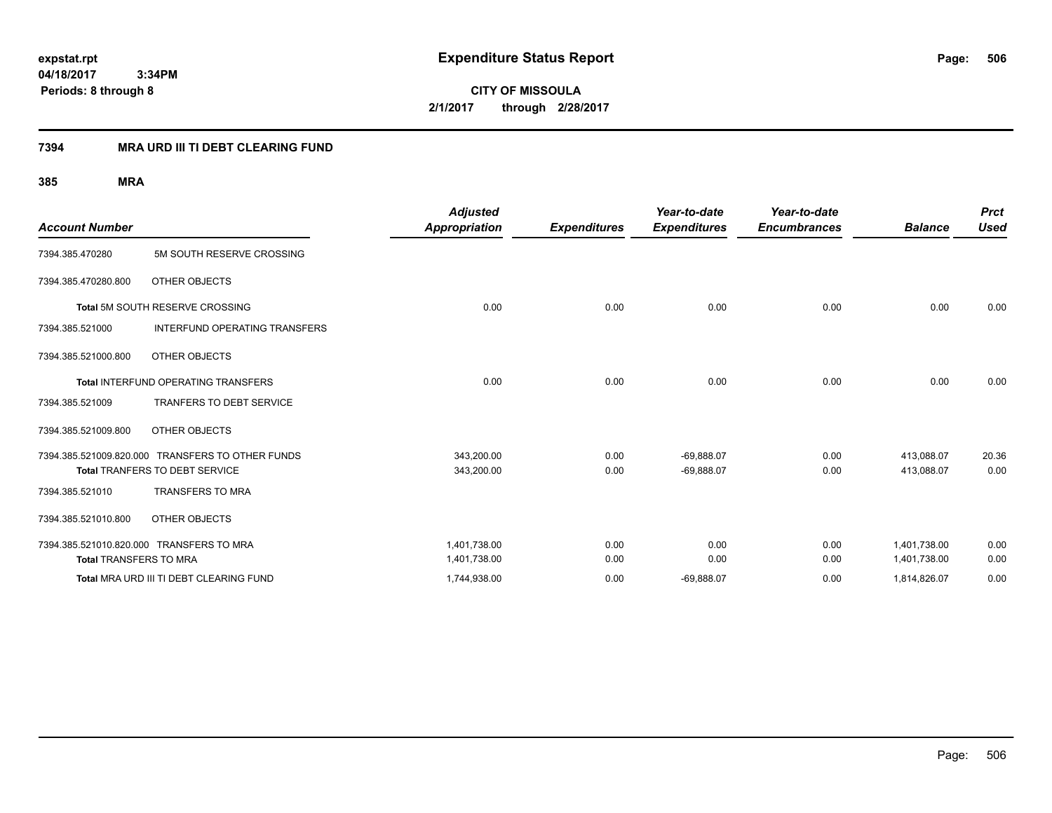**expstat.rpt**
**04/18/2017 3:34PM**
**Periods: 8 through 8**

# Expenditure Status Report

**CITY OF MISSOULA**
**2/1/2017 through 2/28/2017**

## 7394 MRA URD III TI DEBT CLEARING FUND

### 385 MRA

| Account Number | | Adjusted Appropriation | Expenditures | Year-to-date Expenditures | Year-to-date Encumbrances | Balance | Prct Used |
|---|---|---|---|---|---|---|---|
| 7394.385.470280 | 5M SOUTH RESERVE CROSSING | | | | | | |
| 7394.385.470280.800 | OTHER OBJECTS | | | | | | |
| **Total** 5M SOUTH RESERVE CROSSING | | 0.00 | 0.00 | 0.00 | 0.00 | 0.00 | 0.00 |
| 7394.385.521000 | INTERFUND OPERATING TRANSFERS | | | | | | |
| 7394.385.521000.800 | OTHER OBJECTS | | | | | | |
| **Total** INTERFUND OPERATING TRANSFERS | | 0.00 | 0.00 | 0.00 | 0.00 | 0.00 | 0.00 |
| 7394.385.521009 | TRANFERS TO DEBT SERVICE | | | | | | |
| 7394.385.521009.800 | OTHER OBJECTS | | | | | | |
| 7394.385.521009.820.000 | TRANSFERS TO OTHER FUNDS | 343,200.00 | 0.00 | -69,888.07 | 0.00 | 413,088.07 | 20.36 |
| **Total** TRANFERS TO DEBT SERVICE | | 343,200.00 | 0.00 | -69,888.07 | 0.00 | 413,088.07 | 0.00 |
| 7394.385.521010 | TRANSFERS TO MRA | | | | | | |
| 7394.385.521010.800 | OTHER OBJECTS | | | | | | |
| 7394.385.521010.820.000 | TRANSFERS TO MRA | 1,401,738.00 | 0.00 | 0.00 | 0.00 | 1,401,738.00 | 0.00 |
| **Total** TRANSFERS TO MRA | | 1,401,738.00 | 0.00 | 0.00 | 0.00 | 1,401,738.00 | 0.00 |
| **Total** MRA URD III TI DEBT CLEARING FUND | | 1,744,938.00 | 0.00 | -69,888.07 | 0.00 | 1,814,826.07 | 0.00 |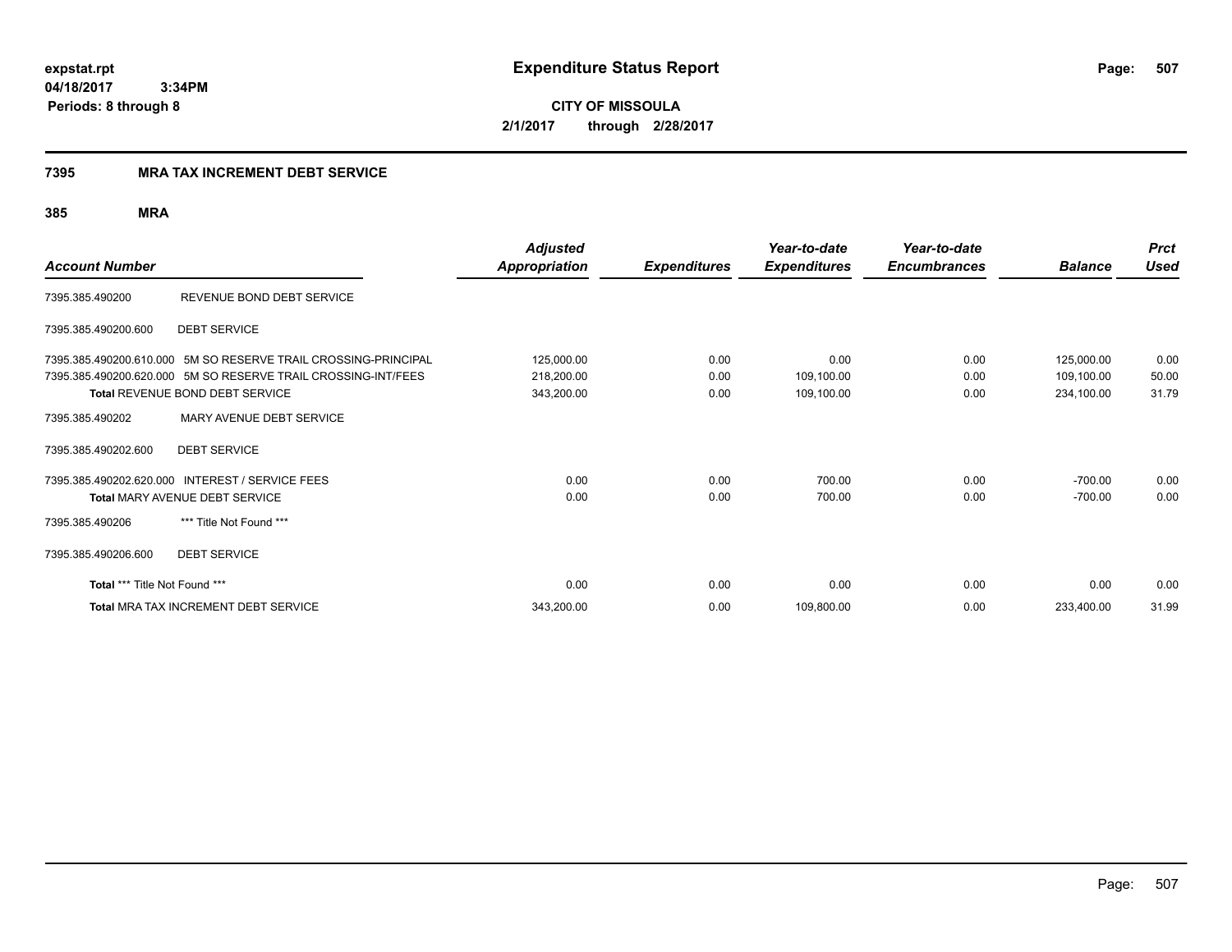**expstat.rpt**
**04/18/2017 3:34PM**
**Periods: 8 through 8**

# Expenditure Status Report

**CITY OF MISSOULA**
**2/1/2017 through 2/28/2017**

## 7395 MRA TAX INCREMENT DEBT SERVICE

### 385 MRA

| Account Number | | Adjusted Appropriation | Expenditures | Year-to-date Expenditures | Year-to-date Encumbrances | Balance | Prct Used |
|---|---|---|---|---|---|---|---|
| 7395.385.490200 | REVENUE BOND DEBT SERVICE | | | | | | |
| 7395.385.490200.600 | DEBT SERVICE | | | | | | |
| 7395.385.490200.610.000 | 5M SO RESERVE TRAIL CROSSING-PRINCIPAL | 125,000.00 | 0.00 | 0.00 | 0.00 | 125,000.00 | 0.00 |
| 7395.385.490200.620.000 | 5M SO RESERVE TRAIL CROSSING-INT/FEES | 218,200.00 | 0.00 | 109,100.00 | 0.00 | 109,100.00 | 50.00 |
| **Total** REVENUE BOND DEBT SERVICE | | 343,200.00 | 0.00 | 109,100.00 | 0.00 | 234,100.00 | 31.79 |
| 7395.385.490202 | MARY AVENUE DEBT SERVICE | | | | | | |
| 7395.385.490202.600 | DEBT SERVICE | | | | | | |
| 7395.385.490202.620.000 | INTEREST / SERVICE FEES | 0.00 | 0.00 | 700.00 | 0.00 | -700.00 | 0.00 |
| **Total** MARY AVENUE DEBT SERVICE | | 0.00 | 0.00 | 700.00 | 0.00 | -700.00 | 0.00 |
| 7395.385.490206 | *** Title Not Found *** | | | | | | |
| 7395.385.490206.600 | DEBT SERVICE | | | | | | |
| **Total** *** Title Not Found *** | | 0.00 | 0.00 | 0.00 | 0.00 | 0.00 | 0.00 |
| **Total** MRA TAX INCREMENT DEBT SERVICE | | 343,200.00 | 0.00 | 109,800.00 | 0.00 | 233,400.00 | 31.99 |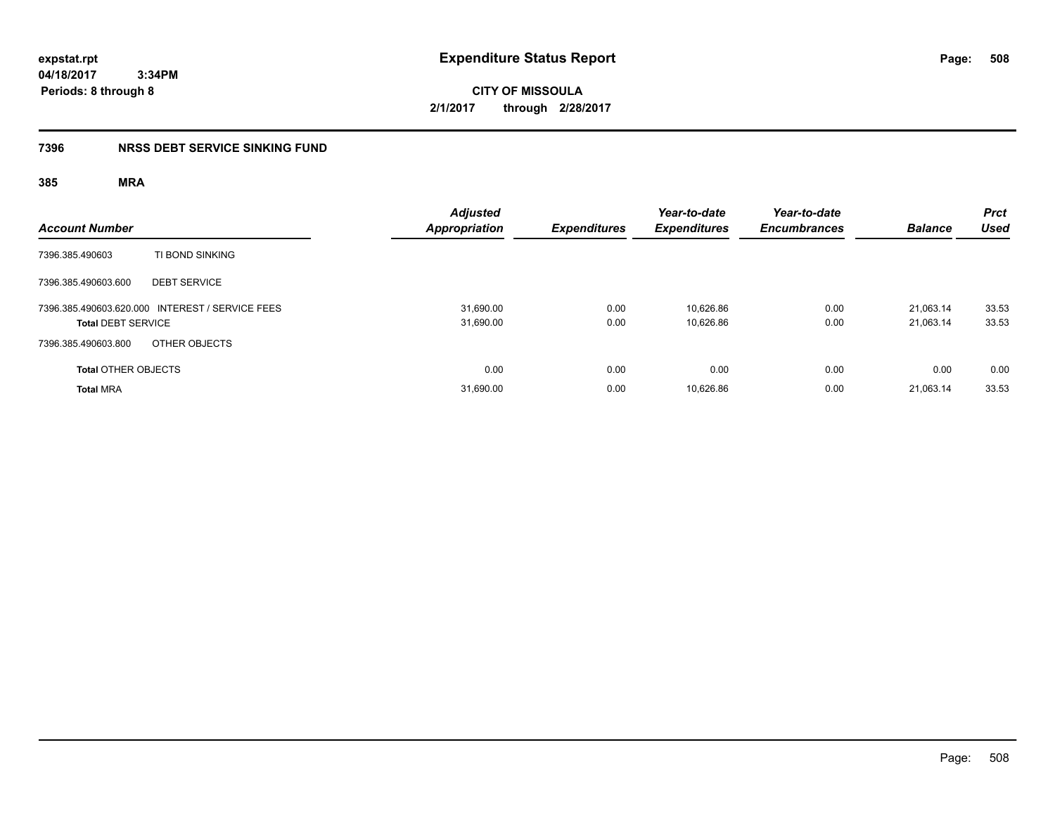# Expenditure Status Report

expstat.rpt
04/18/2017 3:34PM
Periods: 8 through 8

**CITY OF MISSOULA**
**2/1/2017 through 2/28/2017**

## 7396 NRSS DEBT SERVICE SINKING FUND

### 385 MRA

| Account Number | | Adjusted Appropriation | Expenditures | Year-to-date Expenditures | Year-to-date Encumbrances | Balance | Prct Used |
|---|---|---|---|---|---|---|---|
| 7396.385.490603 | TI BOND SINKING | | | | | | |
| 7396.385.490603.600 | DEBT SERVICE | | | | | | |
| 7396.385.490603.620.000 | INTEREST / SERVICE FEES | 31,690.00 | 0.00 | 10,626.86 | 0.00 | 21,063.14 | 33.53 |
| **Total** DEBT SERVICE | | 31,690.00 | 0.00 | 10,626.86 | 0.00 | 21,063.14 | 33.53 |
| 7396.385.490603.800 | OTHER OBJECTS | | | | | | |
| **Total** OTHER OBJECTS | | 0.00 | 0.00 | 0.00 | 0.00 | 0.00 | 0.00 |
| **Total** MRA | | 31,690.00 | 0.00 | 10,626.86 | 0.00 | 21,063.14 | 33.53 |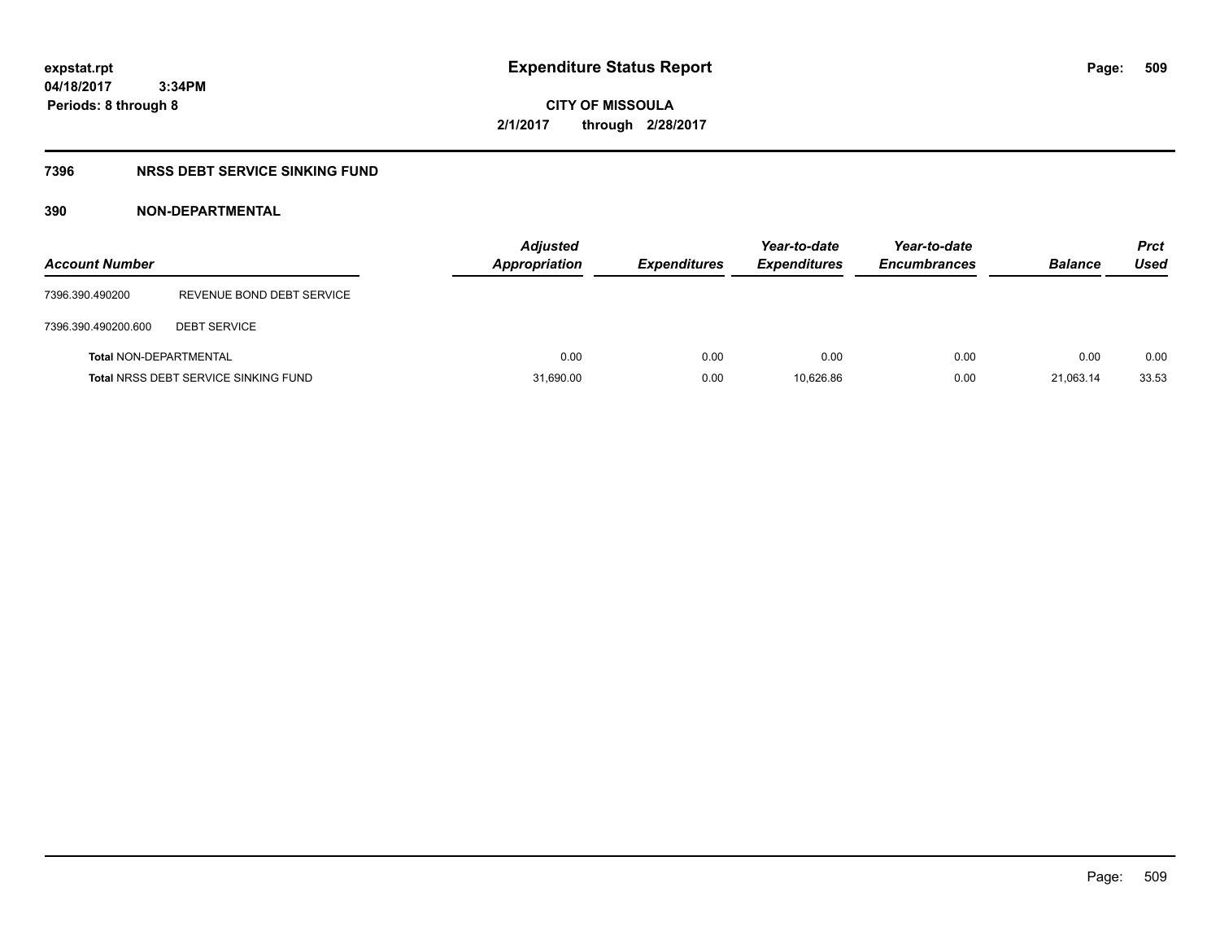**expstat.rpt**
**04/18/2017 3:34PM**
**Periods: 8 through 8**

# Expenditure Status Report

**CITY OF MISSOULA**
**2/1/2017 through 2/28/2017**

## 7396 NRSS DEBT SERVICE SINKING FUND

### 390 NON-DEPARTMENTAL

| Account Number | | Adjusted Appropriation | Expenditures | Year-to-date Expenditures | Year-to-date Encumbrances | Balance | Prct Used |
|---|---|---|---|---|---|---|---|
| 7396.390.490200 | REVENUE BOND DEBT SERVICE | | | | | | |
| 7396.390.490200.600 | DEBT SERVICE | | | | | | |
| **Total** NON-DEPARTMENTAL | | 0.00 | 0.00 | 0.00 | 0.00 | 0.00 | 0.00 |
| **Total** NRSS DEBT SERVICE SINKING FUND | | 31,690.00 | 0.00 | 10,626.86 | 0.00 | 21,063.14 | 33.53 |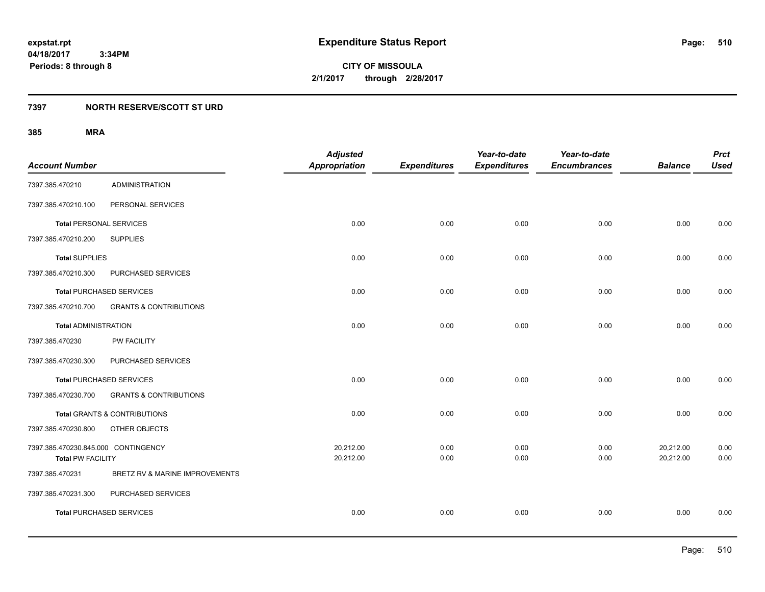# Expenditure Status Report

**CITY OF MISSOULA**

**2/1/2017 through 2/28/2017**

expstat.rpt
04/18/2017 3:34PM
Periods: 8 through 8

## 7397 NORTH RESERVE/SCOTT ST URD

### 385 MRA

| Account Number | | Adjusted Appropriation | Expenditures | Year-to-date Expenditures | Year-to-date Encumbrances | Balance | Prct Used |
|---|---|---|---|---|---|---|---|
| 7397.385.470210 | ADMINISTRATION | | | | | | |
| 7397.385.470210.100 | PERSONAL SERVICES | | | | | | |
| **Total** PERSONAL SERVICES | | 0.00 | 0.00 | 0.00 | 0.00 | 0.00 | 0.00 |
| 7397.385.470210.200 | SUPPLIES | | | | | | |
| **Total** SUPPLIES | | 0.00 | 0.00 | 0.00 | 0.00 | 0.00 | 0.00 |
| 7397.385.470210.300 | PURCHASED SERVICES | | | | | | |
| **Total** PURCHASED SERVICES | | 0.00 | 0.00 | 0.00 | 0.00 | 0.00 | 0.00 |
| 7397.385.470210.700 | GRANTS & CONTRIBUTIONS | | | | | | |
| **Total** ADMINISTRATION | | 0.00 | 0.00 | 0.00 | 0.00 | 0.00 | 0.00 |
| 7397.385.470230 | PW FACILITY | | | | | | |
| 7397.385.470230.300 | PURCHASED SERVICES | | | | | | |
| **Total** PURCHASED SERVICES | | 0.00 | 0.00 | 0.00 | 0.00 | 0.00 | 0.00 |
| 7397.385.470230.700 | GRANTS & CONTRIBUTIONS | | | | | | |
| **Total** GRANTS & CONTRIBUTIONS | | 0.00 | 0.00 | 0.00 | 0.00 | 0.00 | 0.00 |
| 7397.385.470230.800 | OTHER OBJECTS | | | | | | |
| 7397.385.470230.845.000 | CONTINGENCY | 20,212.00 | 0.00 | 0.00 | 0.00 | 20,212.00 | 0.00 |
| **Total** PW FACILITY | | 20,212.00 | 0.00 | 0.00 | 0.00 | 20,212.00 | 0.00 |
| 7397.385.470231 | BRETZ RV & MARINE IMPROVEMENTS | | | | | | |
| 7397.385.470231.300 | PURCHASED SERVICES | | | | | | |
| **Total** PURCHASED SERVICES | | 0.00 | 0.00 | 0.00 | 0.00 | 0.00 | 0.00 |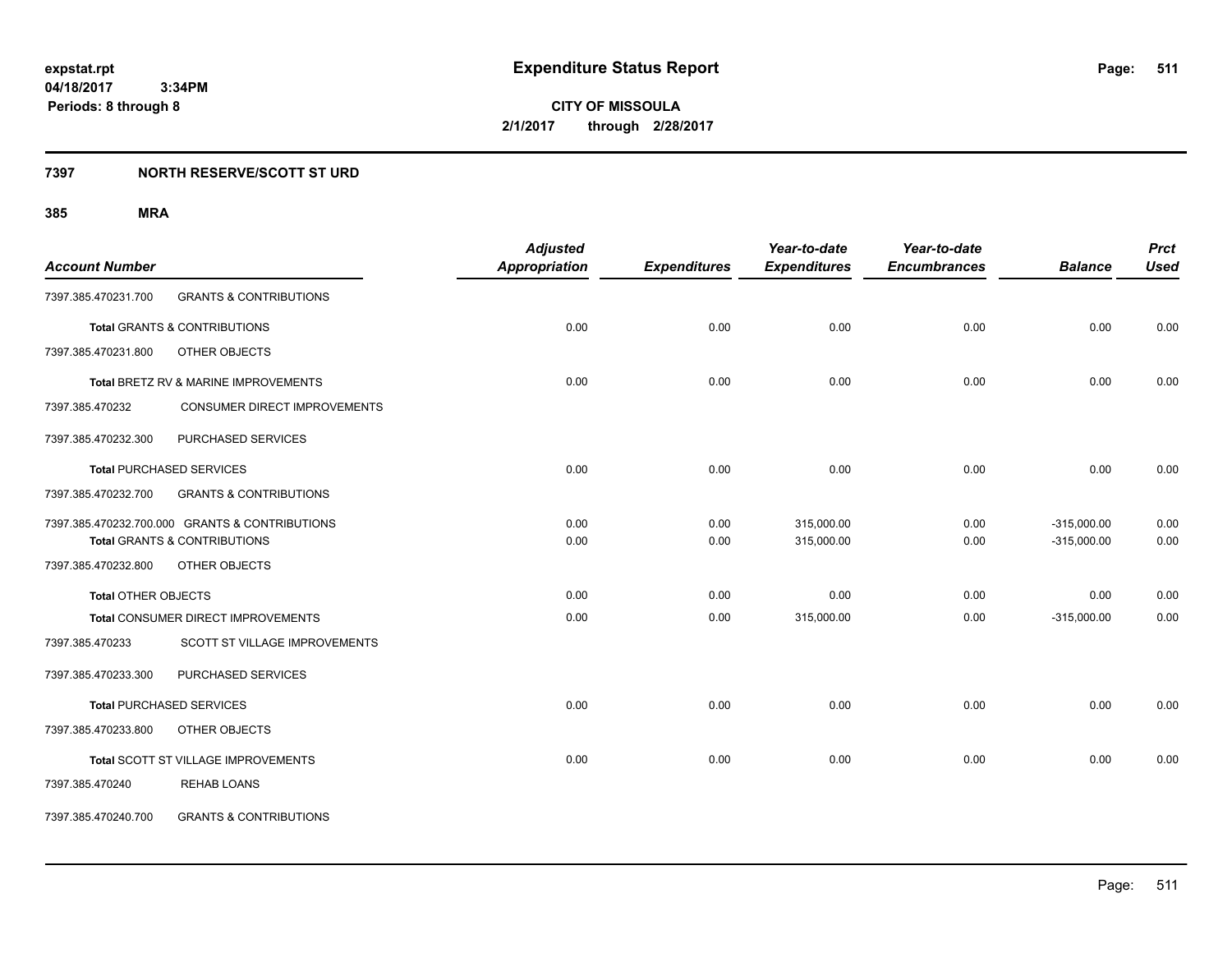**expstat.rpt**
**04/18/2017 3:34PM**
**Periods: 8 through 8**

# Expenditure Status Report

**CITY OF MISSOULA**
**2/1/2017 through 2/28/2017**

## 7397 NORTH RESERVE/SCOTT ST URD

### 385 MRA

| Account Number | | Adjusted Appropriation | Expenditures | Year-to-date Expenditures | Year-to-date Encumbrances | Balance | Prct Used |
|---|---|---|---|---|---|---|---|
| 7397.385.470231.700 | GRANTS & CONTRIBUTIONS | | | | | | |
| **Total** GRANTS & CONTRIBUTIONS | | 0.00 | 0.00 | 0.00 | 0.00 | 0.00 | 0.00 |
| 7397.385.470231.800 | OTHER OBJECTS | | | | | | |
| **Total** BRETZ RV & MARINE IMPROVEMENTS | | 0.00 | 0.00 | 0.00 | 0.00 | 0.00 | 0.00 |
| 7397.385.470232 | CONSUMER DIRECT IMPROVEMENTS | | | | | | |
| 7397.385.470232.300 | PURCHASED SERVICES | | | | | | |
| **Total** PURCHASED SERVICES | | 0.00 | 0.00 | 0.00 | 0.00 | 0.00 | 0.00 |
| 7397.385.470232.700 | GRANTS & CONTRIBUTIONS | | | | | | |
| 7397.385.470232.700.000 | GRANTS & CONTRIBUTIONS | 0.00 | 0.00 | 315,000.00 | 0.00 | -315,000.00 | 0.00 |
| **Total** GRANTS & CONTRIBUTIONS | | 0.00 | 0.00 | 315,000.00 | 0.00 | -315,000.00 | 0.00 |
| 7397.385.470232.800 | OTHER OBJECTS | | | | | | |
| **Total** OTHER OBJECTS | | 0.00 | 0.00 | 0.00 | 0.00 | 0.00 | 0.00 |
| **Total** CONSUMER DIRECT IMPROVEMENTS | | 0.00 | 0.00 | 315,000.00 | 0.00 | -315,000.00 | 0.00 |
| 7397.385.470233 | SCOTT ST VILLAGE IMPROVEMENTS | | | | | | |
| 7397.385.470233.300 | PURCHASED SERVICES | | | | | | |
| **Total** PURCHASED SERVICES | | 0.00 | 0.00 | 0.00 | 0.00 | 0.00 | 0.00 |
| 7397.385.470233.800 | OTHER OBJECTS | | | | | | |
| **Total** SCOTT ST VILLAGE IMPROVEMENTS | | 0.00 | 0.00 | 0.00 | 0.00 | 0.00 | 0.00 |
| 7397.385.470240 | REHAB LOANS | | | | | | |
| 7397.385.470240.700 | GRANTS & CONTRIBUTIONS | | | | | | |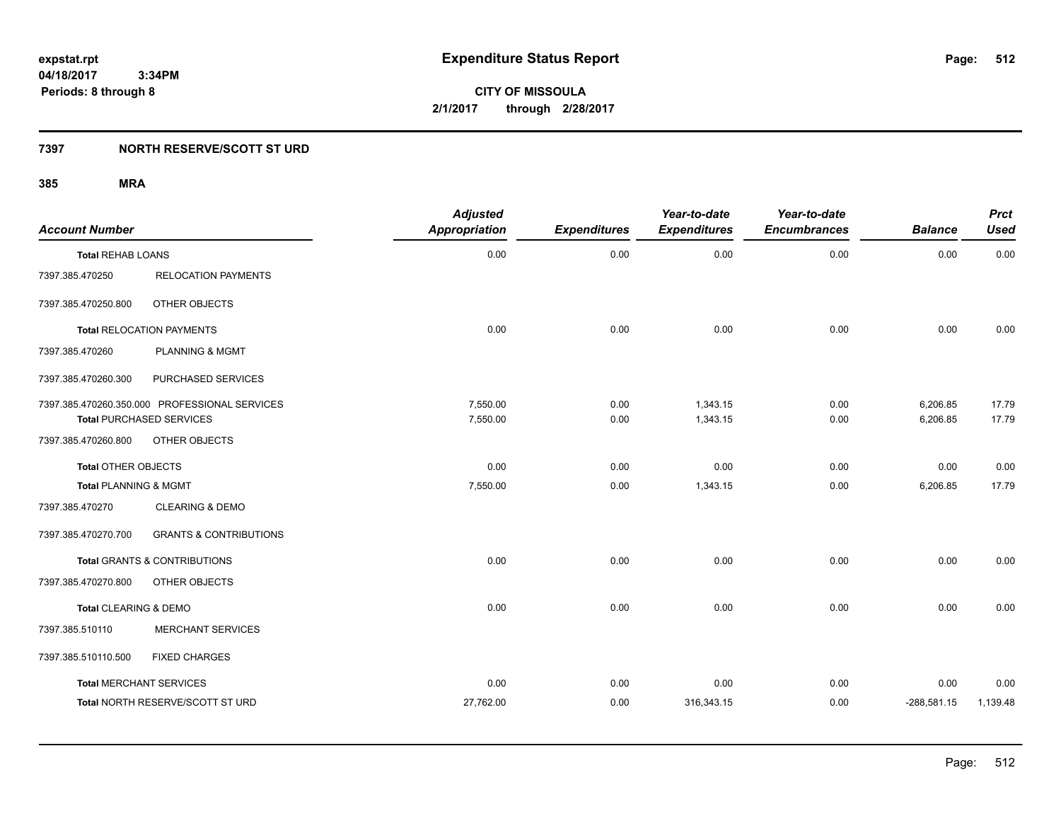**Expenditure Status Report**

**CITY OF MISSOULA**
**2/1/2017 through 2/28/2017**

expstat.rpt
04/18/2017 3:34PM
Periods: 8 through 8

## 7397 NORTH RESERVE/SCOTT ST URD

## 385 MRA

| Account Number | | Adjusted Appropriation | Expenditures | Year-to-date Expenditures | Year-to-date Encumbrances | Balance | Prct Used |
|---|---|---|---|---|---|---|---|
| **Total** REHAB LOANS | | 0.00 | 0.00 | 0.00 | 0.00 | 0.00 | 0.00 |
| 7397.385.470250 | RELOCATION PAYMENTS | | | | | | |
| 7397.385.470250.800 | OTHER OBJECTS | | | | | | |
| **Total** RELOCATION PAYMENTS | | 0.00 | 0.00 | 0.00 | 0.00 | 0.00 | 0.00 |
| 7397.385.470260 | PLANNING & MGMT | | | | | | |
| 7397.385.470260.300 | PURCHASED SERVICES | | | | | | |
| 7397.385.470260.350.000 | PROFESSIONAL SERVICES | 7,550.00 | 0.00 | 1,343.15 | 0.00 | 6,206.85 | 17.79 |
| **Total** PURCHASED SERVICES | | 7,550.00 | 0.00 | 1,343.15 | 0.00 | 6,206.85 | 17.79 |
| 7397.385.470260.800 | OTHER OBJECTS | | | | | | |
| **Total** OTHER OBJECTS | | 0.00 | 0.00 | 0.00 | 0.00 | 0.00 | 0.00 |
| **Total** PLANNING & MGMT | | 7,550.00 | 0.00 | 1,343.15 | 0.00 | 6,206.85 | 17.79 |
| 7397.385.470270 | CLEARING & DEMO | | | | | | |
| 7397.385.470270.700 | GRANTS & CONTRIBUTIONS | | | | | | |
| **Total** GRANTS & CONTRIBUTIONS | | 0.00 | 0.00 | 0.00 | 0.00 | 0.00 | 0.00 |
| 7397.385.470270.800 | OTHER OBJECTS | | | | | | |
| **Total** CLEARING & DEMO | | 0.00 | 0.00 | 0.00 | 0.00 | 0.00 | 0.00 |
| 7397.385.510110 | MERCHANT SERVICES | | | | | | |
| 7397.385.510110.500 | FIXED CHARGES | | | | | | |
| **Total** MERCHANT SERVICES | | 0.00 | 0.00 | 0.00 | 0.00 | 0.00 | 0.00 |
| **Total** NORTH RESERVE/SCOTT ST URD | | 27,762.00 | 0.00 | 316,343.15 | 0.00 | -288,581.15 | 1,139.48 |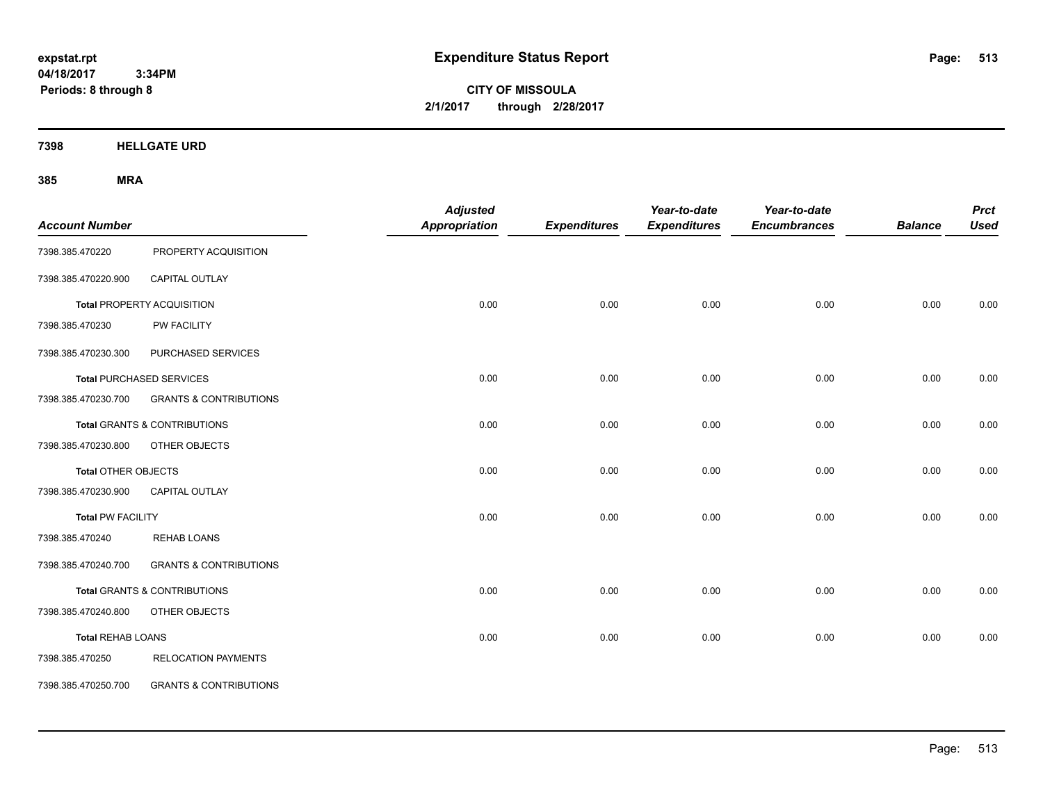**expstat.rpt**
**04/18/2017 3:34PM**
**Periods: 8 through 8**

# Expenditure Status Report

**CITY OF MISSOULA**
**2/1/2017 through 2/28/2017**

## 7398 HELLGATE URD

### 385 MRA

| Account Number | | Adjusted Appropriation | Expenditures | Year-to-date Expenditures | Year-to-date Encumbrances | Balance | Prct Used |
|---|---|---|---|---|---|---|---|
| 7398.385.470220 | PROPERTY ACQUISITION | | | | | | |
| 7398.385.470220.900 | CAPITAL OUTLAY | | | | | | |
| **Total** PROPERTY ACQUISITION | | 0.00 | 0.00 | 0.00 | 0.00 | 0.00 | 0.00 |
| 7398.385.470230 | PW FACILITY | | | | | | |
| 7398.385.470230.300 | PURCHASED SERVICES | | | | | | |
| **Total** PURCHASED SERVICES | | 0.00 | 0.00 | 0.00 | 0.00 | 0.00 | 0.00 |
| 7398.385.470230.700 | GRANTS & CONTRIBUTIONS | | | | | | |
| **Total** GRANTS & CONTRIBUTIONS | | 0.00 | 0.00 | 0.00 | 0.00 | 0.00 | 0.00 |
| 7398.385.470230.800 | OTHER OBJECTS | | | | | | |
| **Total** OTHER OBJECTS | | 0.00 | 0.00 | 0.00 | 0.00 | 0.00 | 0.00 |
| 7398.385.470230.900 | CAPITAL OUTLAY | | | | | | |
| **Total** PW FACILITY | | 0.00 | 0.00 | 0.00 | 0.00 | 0.00 | 0.00 |
| 7398.385.470240 | REHAB LOANS | | | | | | |
| 7398.385.470240.700 | GRANTS & CONTRIBUTIONS | | | | | | |
| **Total** GRANTS & CONTRIBUTIONS | | 0.00 | 0.00 | 0.00 | 0.00 | 0.00 | 0.00 |
| 7398.385.470240.800 | OTHER OBJECTS | | | | | | |
| **Total** REHAB LOANS | | 0.00 | 0.00 | 0.00 | 0.00 | 0.00 | 0.00 |
| 7398.385.470250 | RELOCATION PAYMENTS | | | | | | |
| 7398.385.470250.700 | GRANTS & CONTRIBUTIONS | | | | | | |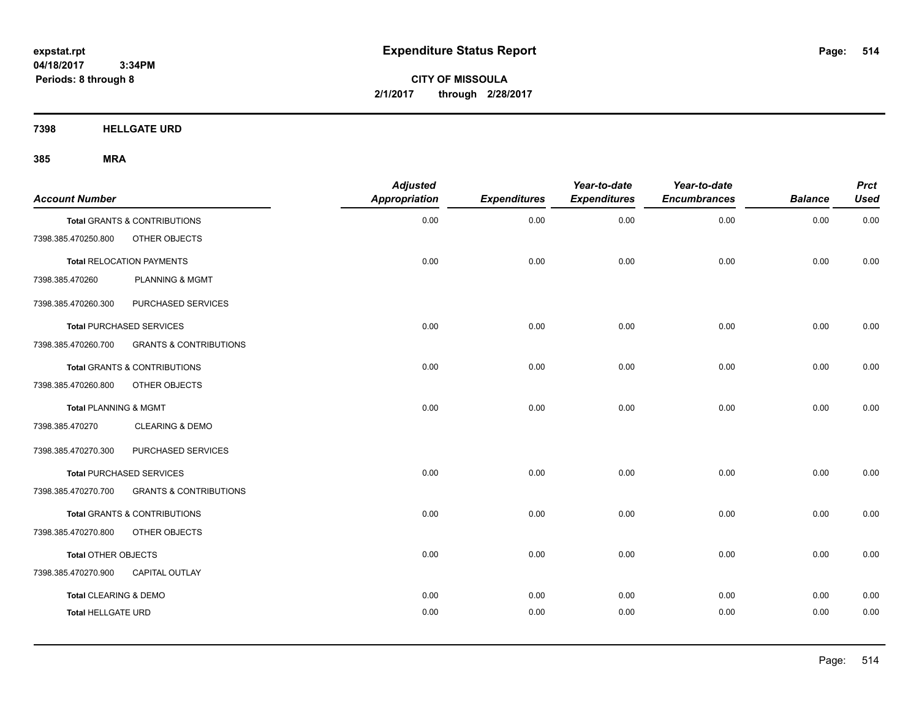expstat.rpt
04/18/2017 3:34PM
Periods: 8 through 8

# Expenditure Status Report

CITY OF MISSOULA
2/1/2017 through 2/28/2017

## 7398 HELLGATE URD

## 385 MRA

| Account Number | | Adjusted Appropriation | Expenditures | Year-to-date Expenditures | Year-to-date Encumbrances | Balance | Prct Used |
|---|---|---|---|---|---|---|---|
| **Total** GRANTS & CONTRIBUTIONS | | 0.00 | 0.00 | 0.00 | 0.00 | 0.00 | 0.00 |
| 7398.385.470250.800 | OTHER OBJECTS | | | | | | |
| **Total** RELOCATION PAYMENTS | | 0.00 | 0.00 | 0.00 | 0.00 | 0.00 | 0.00 |
| 7398.385.470260 | PLANNING & MGMT | | | | | | |
| 7398.385.470260.300 | PURCHASED SERVICES | | | | | | |
| **Total** PURCHASED SERVICES | | 0.00 | 0.00 | 0.00 | 0.00 | 0.00 | 0.00 |
| 7398.385.470260.700 | GRANTS & CONTRIBUTIONS | | | | | | |
| **Total** GRANTS & CONTRIBUTIONS | | 0.00 | 0.00 | 0.00 | 0.00 | 0.00 | 0.00 |
| 7398.385.470260.800 | OTHER OBJECTS | | | | | | |
| **Total** PLANNING & MGMT | | 0.00 | 0.00 | 0.00 | 0.00 | 0.00 | 0.00 |
| 7398.385.470270 | CLEARING & DEMO | | | | | | |
| 7398.385.470270.300 | PURCHASED SERVICES | | | | | | |
| **Total** PURCHASED SERVICES | | 0.00 | 0.00 | 0.00 | 0.00 | 0.00 | 0.00 |
| 7398.385.470270.700 | GRANTS & CONTRIBUTIONS | | | | | | |
| **Total** GRANTS & CONTRIBUTIONS | | 0.00 | 0.00 | 0.00 | 0.00 | 0.00 | 0.00 |
| 7398.385.470270.800 | OTHER OBJECTS | | | | | | |
| **Total** OTHER OBJECTS | | 0.00 | 0.00 | 0.00 | 0.00 | 0.00 | 0.00 |
| 7398.385.470270.900 | CAPITAL OUTLAY | | | | | | |
| **Total** CLEARING & DEMO | | 0.00 | 0.00 | 0.00 | 0.00 | 0.00 | 0.00 |
| **Total** HELLGATE URD | | 0.00 | 0.00 | 0.00 | 0.00 | 0.00 | 0.00 |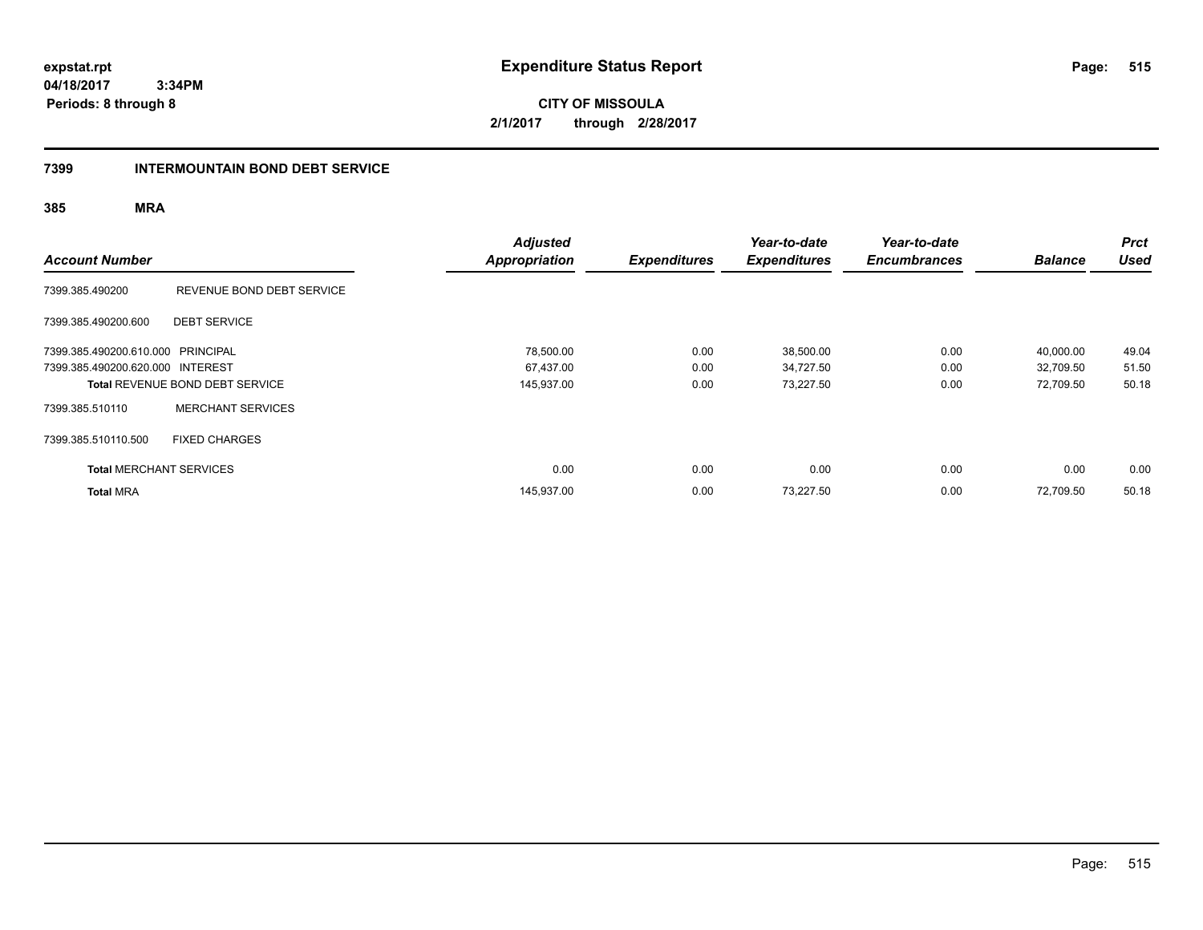# Expenditure Status Report

**CITY OF MISSOULA**
**2/1/2017 through 2/28/2017**

expstat.rpt
04/18/2017 3:34PM
Periods: 8 through 8

## 7399 INTERMOUNTAIN BOND DEBT SERVICE

### 385 MRA

| Account Number | | Adjusted Appropriation | Expenditures | Year-to-date Expenditures | Year-to-date Encumbrances | Balance | Prct Used |
|---|---|---|---|---|---|---|---|
| 7399.385.490200 | REVENUE BOND DEBT SERVICE | | | | | | |
| 7399.385.490200.600 | DEBT SERVICE | | | | | | |
| 7399.385.490200.610.000 | PRINCIPAL | 78,500.00 | 0.00 | 38,500.00 | 0.00 | 40,000.00 | 49.04 |
| 7399.385.490200.620.000 | INTEREST | 67,437.00 | 0.00 | 34,727.50 | 0.00 | 32,709.50 | 51.50 |
| **Total** REVENUE BOND DEBT SERVICE | | 145,937.00 | 0.00 | 73,227.50 | 0.00 | 72,709.50 | 50.18 |
| 7399.385.510110 | MERCHANT SERVICES | | | | | | |
| 7399.385.510110.500 | FIXED CHARGES | | | | | | |
| **Total** MERCHANT SERVICES | | 0.00 | 0.00 | 0.00 | 0.00 | 0.00 | 0.00 |
| **Total** MRA | | 145,937.00 | 0.00 | 73,227.50 | 0.00 | 72,709.50 | 50.18 |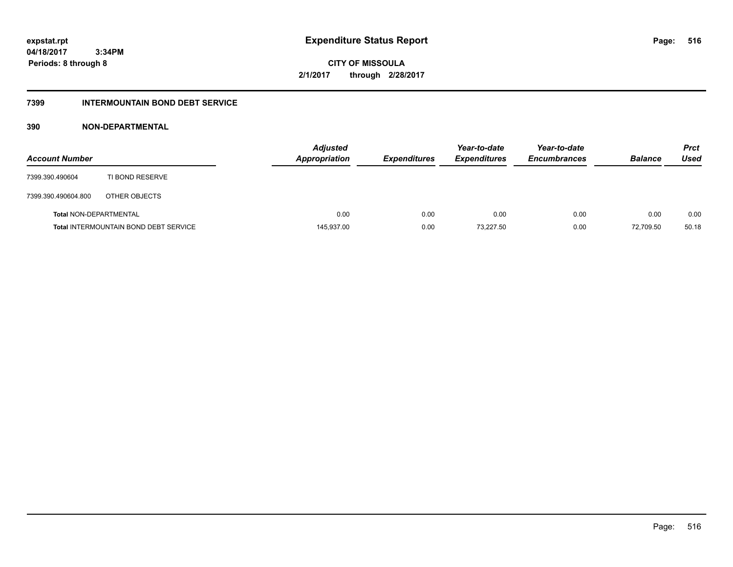**expstat.rpt**
**04/18/2017 3:34PM**
**Periods: 8 through 8**

# Expenditure Status Report

**CITY OF MISSOULA**
**2/1/2017 through 2/28/2017**

## 7399 INTERMOUNTAIN BOND DEBT SERVICE

## 390 NON-DEPARTMENTAL

| Account Number | | Adjusted Appropriation | Expenditures | Year-to-date Expenditures | Year-to-date Encumbrances | Balance | Prct Used |
|---|---|---|---|---|---|---|---|
| 7399.390.490604 | TI BOND RESERVE | | | | | | |
| 7399.390.490604.800 | OTHER OBJECTS | | | | | | |
| **Total** NON-DEPARTMENTAL | | 0.00 | 0.00 | 0.00 | 0.00 | 0.00 | 0.00 |
| **Total** INTERMOUNTAIN BOND DEBT SERVICE | | 145,937.00 | 0.00 | 73,227.50 | 0.00 | 72,709.50 | 50.18 |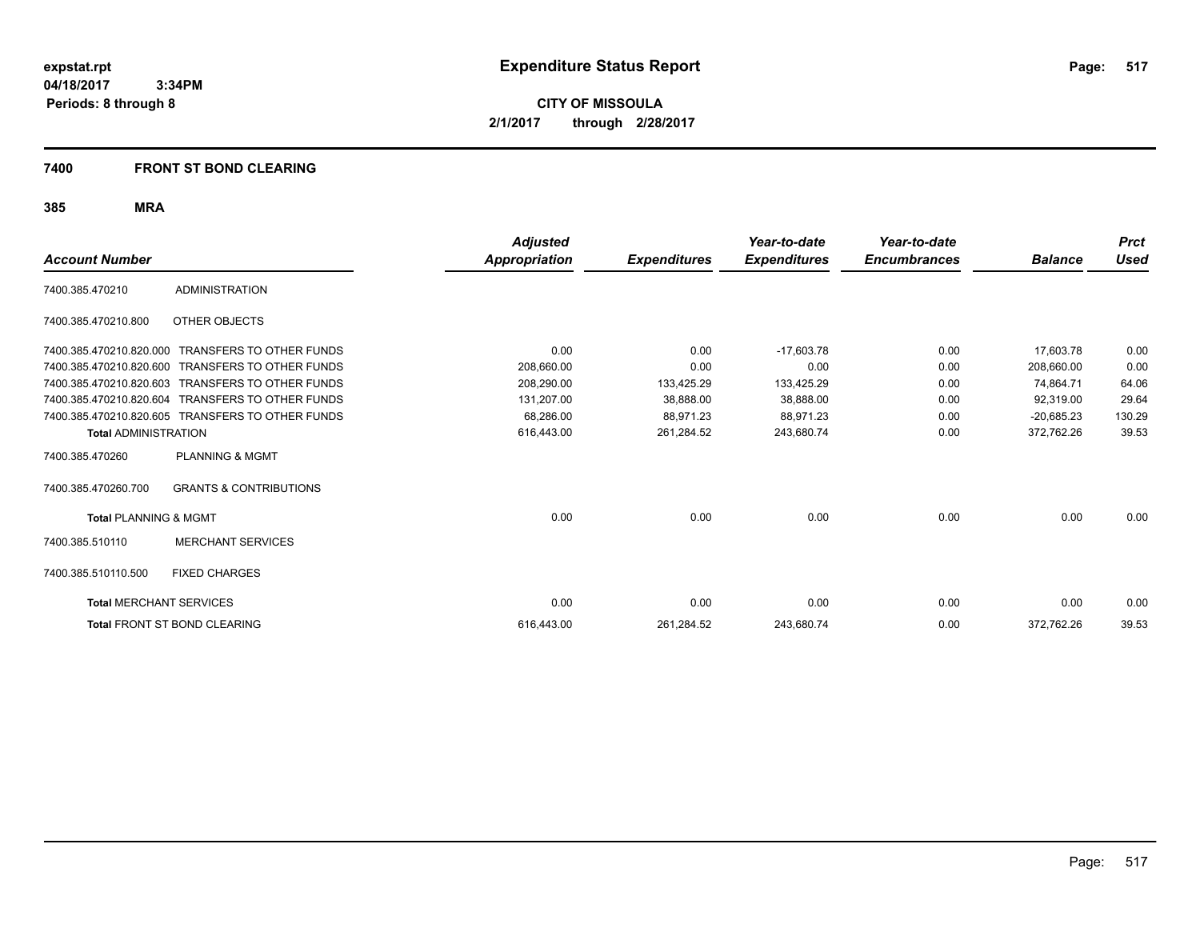**expstat.rpt**
**04/18/2017 3:34PM**
**Periods: 8 through 8**

# Expenditure Status Report

**CITY OF MISSOULA**
**2/1/2017 through 2/28/2017**

## 7400 FRONT ST BOND CLEARING

### 385 MRA

| Account Number | | Adjusted Appropriation | Expenditures | Year-to-date Expenditures | Year-to-date Encumbrances | Balance | Prct Used |
|---|---|---|---|---|---|---|---|
| 7400.385.470210 | ADMINISTRATION | | | | | | |
| 7400.385.470210.800 | OTHER OBJECTS | | | | | | |
| 7400.385.470210.820.000 | TRANSFERS TO OTHER FUNDS | 0.00 | 0.00 | -17,603.78 | 0.00 | 17,603.78 | 0.00 |
| 7400.385.470210.820.600 | TRANSFERS TO OTHER FUNDS | 208,660.00 | 0.00 | 0.00 | 0.00 | 208,660.00 | 0.00 |
| 7400.385.470210.820.603 | TRANSFERS TO OTHER FUNDS | 208,290.00 | 133,425.29 | 133,425.29 | 0.00 | 74,864.71 | 64.06 |
| 7400.385.470210.820.604 | TRANSFERS TO OTHER FUNDS | 131,207.00 | 38,888.00 | 38,888.00 | 0.00 | 92,319.00 | 29.64 |
| 7400.385.470210.820.605 | TRANSFERS TO OTHER FUNDS | 68,286.00 | 88,971.23 | 88,971.23 | 0.00 | -20,685.23 | 130.29 |
| **Total** ADMINISTRATION | | 616,443.00 | 261,284.52 | 243,680.74 | 0.00 | 372,762.26 | 39.53 |
| 7400.385.470260 | PLANNING & MGMT | | | | | | |
| 7400.385.470260.700 | GRANTS & CONTRIBUTIONS | | | | | | |
| **Total** PLANNING & MGMT | | 0.00 | 0.00 | 0.00 | 0.00 | 0.00 | 0.00 |
| 7400.385.510110 | MERCHANT SERVICES | | | | | | |
| 7400.385.510110.500 | FIXED CHARGES | | | | | | |
| **Total** MERCHANT SERVICES | | 0.00 | 0.00 | 0.00 | 0.00 | 0.00 | 0.00 |
| **Total** FRONT ST BOND CLEARING | | 616,443.00 | 261,284.52 | 243,680.74 | 0.00 | 372,762.26 | 39.53 |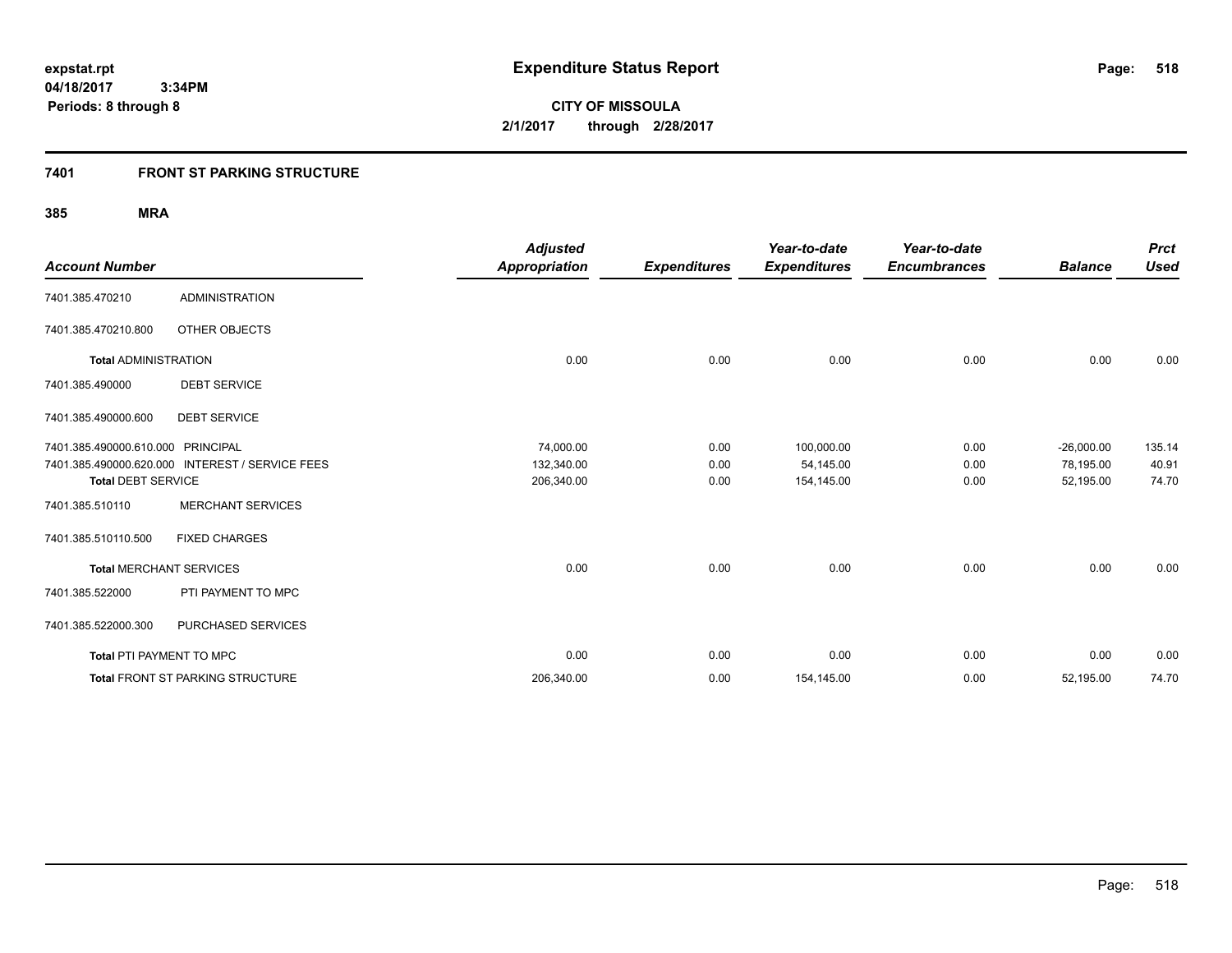**expstat.rpt**
**04/18/2017 3:34PM**
**Periods: 8 through 8**

# Expenditure Status Report

**CITY OF MISSOULA**
**2/1/2017 through 2/28/2017**

## 7401 FRONT ST PARKING STRUCTURE

### 385 MRA

| Account Number | | Adjusted Appropriation | Expenditures | Year-to-date Expenditures | Year-to-date Encumbrances | Balance | Prct Used |
|---|---|---|---|---|---|---|---|
| 7401.385.470210 | ADMINISTRATION | | | | | | |
| 7401.385.470210.800 | OTHER OBJECTS | | | | | | |
| **Total** ADMINISTRATION | | 0.00 | 0.00 | 0.00 | 0.00 | 0.00 | 0.00 |
| 7401.385.490000 | DEBT SERVICE | | | | | | |
| 7401.385.490000.600 | DEBT SERVICE | | | | | | |
| 7401.385.490000.610.000 | PRINCIPAL | 74,000.00 | 0.00 | 100,000.00 | 0.00 | -26,000.00 | 135.14 |
| 7401.385.490000.620.000 | INTEREST / SERVICE FEES | 132,340.00 | 0.00 | 54,145.00 | 0.00 | 78,195.00 | 40.91 |
| **Total DEBT SERVICE** | | 206,340.00 | 0.00 | 154,145.00 | 0.00 | 52,195.00 | 74.70 |
| 7401.385.510110 | MERCHANT SERVICES | | | | | | |
| 7401.385.510110.500 | FIXED CHARGES | | | | | | |
| **Total** MERCHANT SERVICES | | 0.00 | 0.00 | 0.00 | 0.00 | 0.00 | 0.00 |
| 7401.385.522000 | PTI PAYMENT TO MPC | | | | | | |
| 7401.385.522000.300 | PURCHASED SERVICES | | | | | | |
| **Total** PTI PAYMENT TO MPC | | 0.00 | 0.00 | 0.00 | 0.00 | 0.00 | 0.00 |
| **Total** FRONT ST PARKING STRUCTURE | | 206,340.00 | 0.00 | 154,145.00 | 0.00 | 52,195.00 | 74.70 |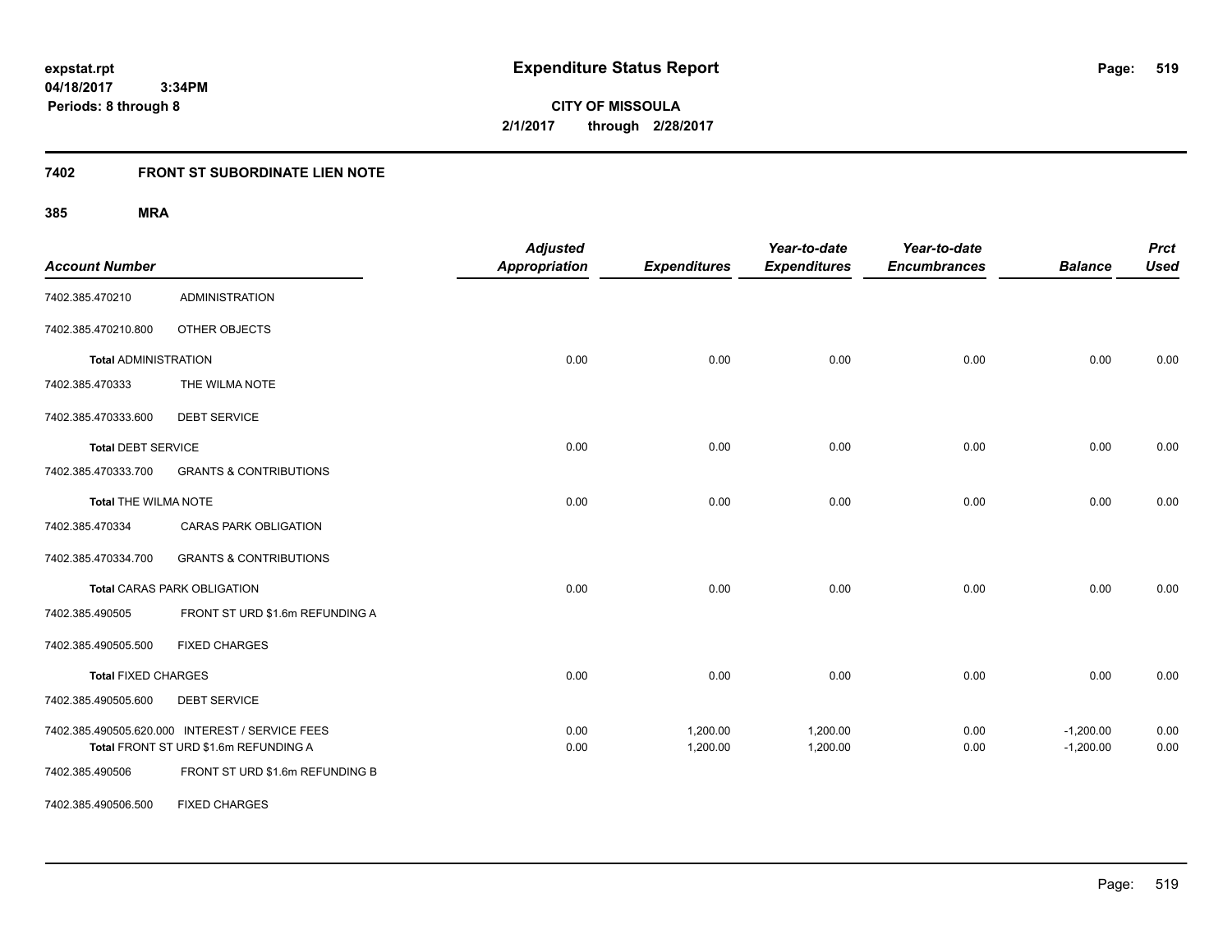**expstat.rpt**
**04/18/2017 3:34PM**
**Periods: 8 through 8**

# Expenditure Status Report

**CITY OF MISSOULA**
**2/1/2017 through 2/28/2017**

## 7402 FRONT ST SUBORDINATE LIEN NOTE

### 385 MRA

| Account Number | | Adjusted Appropriation | Expenditures | Year-to-date Expenditures | Year-to-date Encumbrances | Balance | Prct Used |
|---|---|---|---|---|---|---|---|
| 7402.385.470210 | ADMINISTRATION | | | | | | |
| 7402.385.470210.800 | OTHER OBJECTS | | | | | | |
| **Total** ADMINISTRATION | | 0.00 | 0.00 | 0.00 | 0.00 | 0.00 | 0.00 |
| 7402.385.470333 | THE WILMA NOTE | | | | | | |
| 7402.385.470333.600 | DEBT SERVICE | | | | | | |
| **Total** DEBT SERVICE | | 0.00 | 0.00 | 0.00 | 0.00 | 0.00 | 0.00 |
| 7402.385.470333.700 | GRANTS & CONTRIBUTIONS | | | | | | |
| **Total** THE WILMA NOTE | | 0.00 | 0.00 | 0.00 | 0.00 | 0.00 | 0.00 |
| 7402.385.470334 | CARAS PARK OBLIGATION | | | | | | |
| 7402.385.470334.700 | GRANTS & CONTRIBUTIONS | | | | | | |
| **Total** CARAS PARK OBLIGATION | | 0.00 | 0.00 | 0.00 | 0.00 | 0.00 | 0.00 |
| 7402.385.490505 | FRONT ST URD $1.6m REFUNDING A | | | | | | |
| 7402.385.490505.500 | FIXED CHARGES | | | | | | |
| **Total** FIXED CHARGES | | 0.00 | 0.00 | 0.00 | 0.00 | 0.00 | 0.00 |
| 7402.385.490505.600 | DEBT SERVICE | | | | | | |
| 7402.385.490505.620.000 | INTEREST / SERVICE FEES | 0.00 | 1,200.00 | 1,200.00 | 0.00 | -1,200.00 | 0.00 |
| **Total** FRONT ST URD $1.6m REFUNDING A | | 0.00 | 1,200.00 | 1,200.00 | 0.00 | -1,200.00 | 0.00 |
| 7402.385.490506 | FRONT ST URD $1.6m REFUNDING B | | | | | | |
| 7402.385.490506.500 | FIXED CHARGES | | | | | | |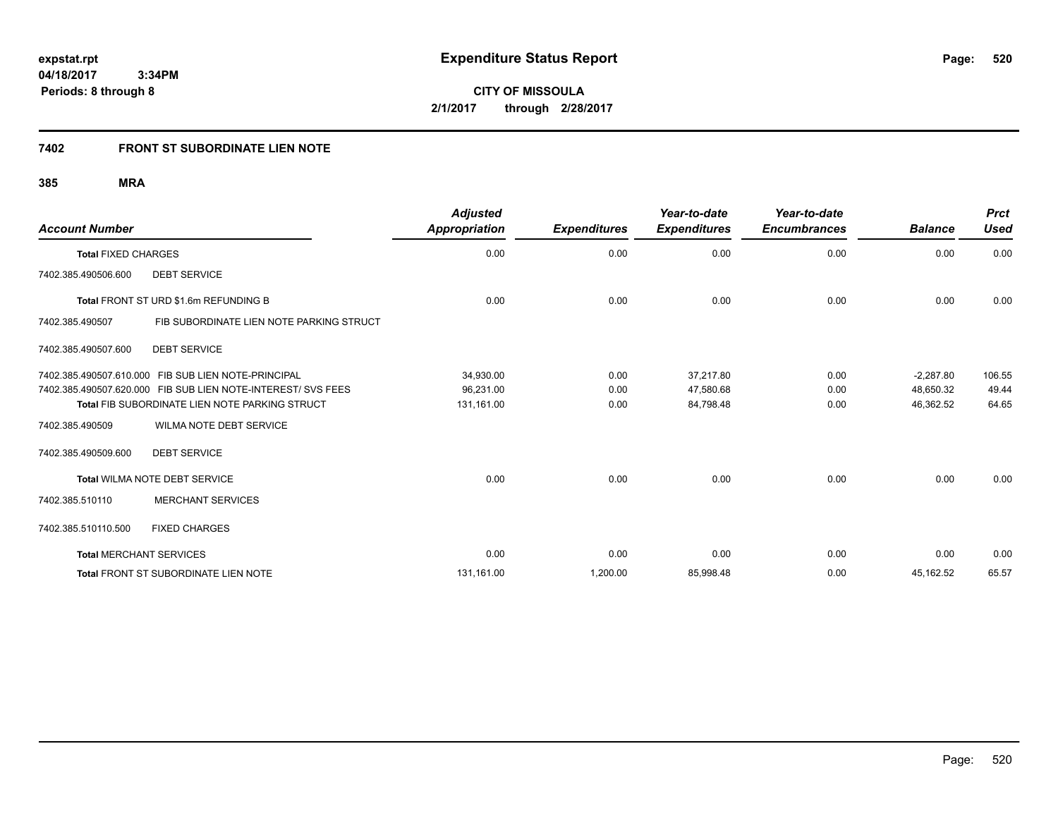**expstat.rpt**
**04/18/2017 3:34PM**
**Periods: 8 through 8**

# Expenditure Status Report

**CITY OF MISSOULA**
**2/1/2017 through 2/28/2017**

## 7402 FRONT ST SUBORDINATE LIEN NOTE

### 385 MRA

| Account Number | | Adjusted Appropriation | Expenditures | Year-to-date Expenditures | Year-to-date Encumbrances | Balance | Prct Used |
|---|---|---|---|---|---|---|---|
| **Total** FIXED CHARGES | | 0.00 | 0.00 | 0.00 | 0.00 | 0.00 | 0.00 |
| 7402.385.490506.600 | DEBT SERVICE | | | | | | |
| **Total** FRONT ST URD $1.6m REFUNDING B | | 0.00 | 0.00 | 0.00 | 0.00 | 0.00 | 0.00 |
| 7402.385.490507 | FIB SUBORDINATE LIEN NOTE PARKING STRUCT | | | | | | |
| 7402.385.490507.600 | DEBT SERVICE | | | | | | |
| 7402.385.490507.610.000 | FIB SUB LIEN NOTE-PRINCIPAL | 34,930.00 | 0.00 | 37,217.80 | 0.00 | -2,287.80 | 106.55 |
| 7402.385.490507.620.000 | FIB SUB LIEN NOTE-INTEREST/ SVS FEES | 96,231.00 | 0.00 | 47,580.68 | 0.00 | 48,650.32 | 49.44 |
| **Total** FIB SUBORDINATE LIEN NOTE PARKING STRUCT | | 131,161.00 | 0.00 | 84,798.48 | 0.00 | 46,362.52 | 64.65 |
| 7402.385.490509 | WILMA NOTE DEBT SERVICE | | | | | | |
| 7402.385.490509.600 | DEBT SERVICE | | | | | | |
| **Total** WILMA NOTE DEBT SERVICE | | 0.00 | 0.00 | 0.00 | 0.00 | 0.00 | 0.00 |
| 7402.385.510110 | MERCHANT SERVICES | | | | | | |
| 7402.385.510110.500 | FIXED CHARGES | | | | | | |
| **Total** MERCHANT SERVICES | | 0.00 | 0.00 | 0.00 | 0.00 | 0.00 | 0.00 |
| **Total** FRONT ST SUBORDINATE LIEN NOTE | | 131,161.00 | 1,200.00 | 85,998.48 | 0.00 | 45,162.52 | 65.57 |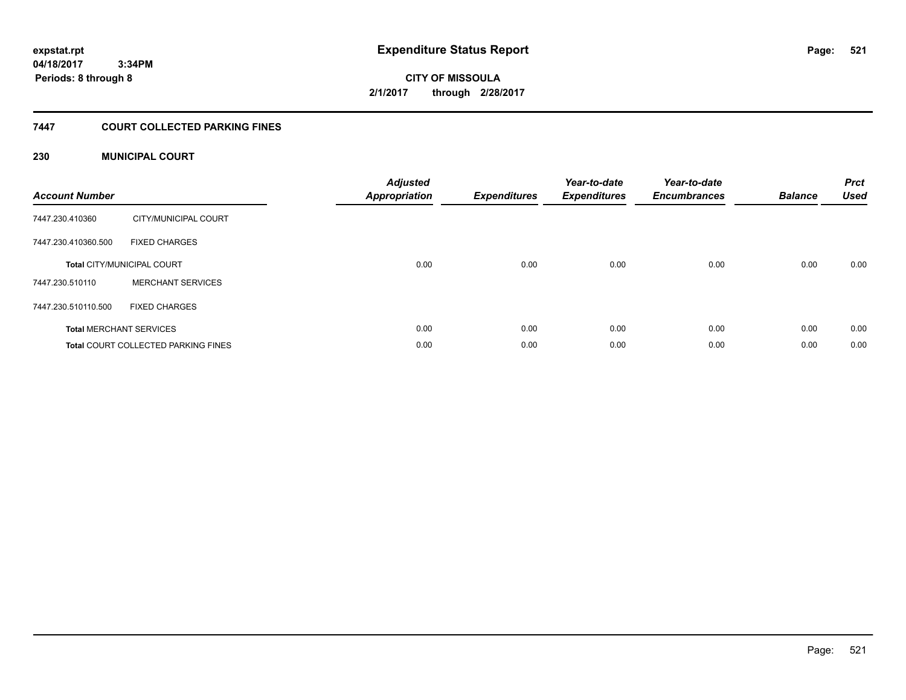**expstat.rpt**
**04/18/2017 3:34PM**
**Periods: 8 through 8**

# Expenditure Status Report

**CITY OF MISSOULA**
**2/1/2017 through 2/28/2017**

## 7447 COURT COLLECTED PARKING FINES

### 230 MUNICIPAL COURT

| Account Number | | Adjusted Appropriation | Expenditures | Year-to-date Expenditures | Year-to-date Encumbrances | Balance | Prct Used |
|---|---|---|---|---|---|---|---|
| 7447.230.410360 | CITY/MUNICIPAL COURT | | | | | | |
| 7447.230.410360.500 | FIXED CHARGES | | | | | | |
| **Total** CITY/MUNICIPAL COURT | | 0.00 | 0.00 | 0.00 | 0.00 | 0.00 | 0.00 |
| 7447.230.510110 | MERCHANT SERVICES | | | | | | |
| 7447.230.510110.500 | FIXED CHARGES | | | | | | |
| **Total** MERCHANT SERVICES | | 0.00 | 0.00 | 0.00 | 0.00 | 0.00 | 0.00 |
| **Total** COURT COLLECTED PARKING FINES | | 0.00 | 0.00 | 0.00 | 0.00 | 0.00 | 0.00 |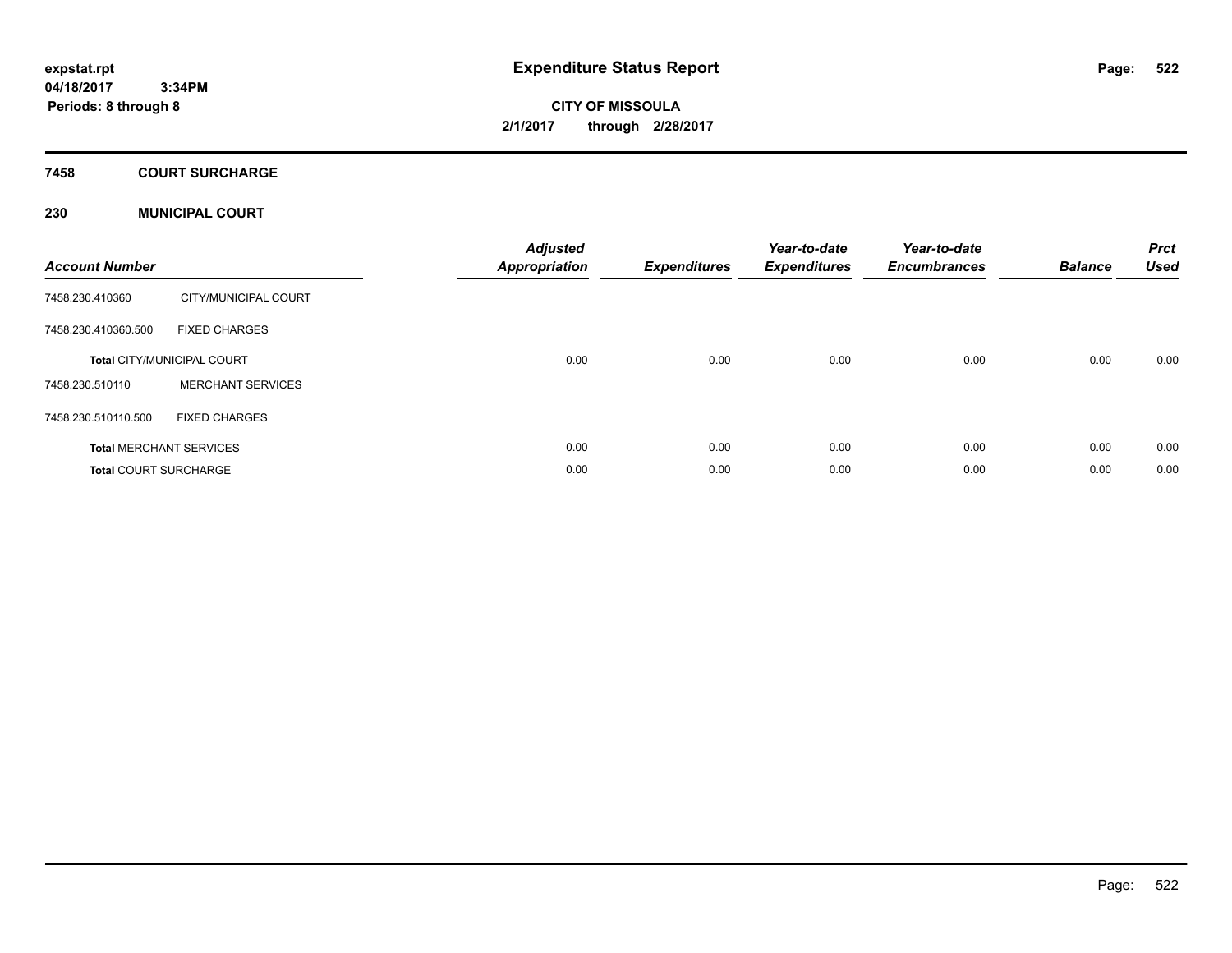**expstat.rpt**
**04/18/2017 3:34PM**
**Periods: 8 through 8**

# Expenditure Status Report

**CITY OF MISSOULA**
**2/1/2017 through 2/28/2017**

## 7458 COURT SURCHARGE

### 230 MUNICIPAL COURT

| Account Number | | Adjusted Appropriation | Expenditures | Year-to-date Expenditures | Year-to-date Encumbrances | Balance | Prct Used |
|---|---|---|---|---|---|---|---|
| 7458.230.410360 | CITY/MUNICIPAL COURT | | | | | | |
| 7458.230.410360.500 | FIXED CHARGES | | | | | | |
| **Total** CITY/MUNICIPAL COURT | | 0.00 | 0.00 | 0.00 | 0.00 | 0.00 | 0.00 |
| 7458.230.510110 | MERCHANT SERVICES | | | | | | |
| 7458.230.510110.500 | FIXED CHARGES | | | | | | |
| **Total** MERCHANT SERVICES | | 0.00 | 0.00 | 0.00 | 0.00 | 0.00 | 0.00 |
| **Total** COURT SURCHARGE | | 0.00 | 0.00 | 0.00 | 0.00 | 0.00 | 0.00 |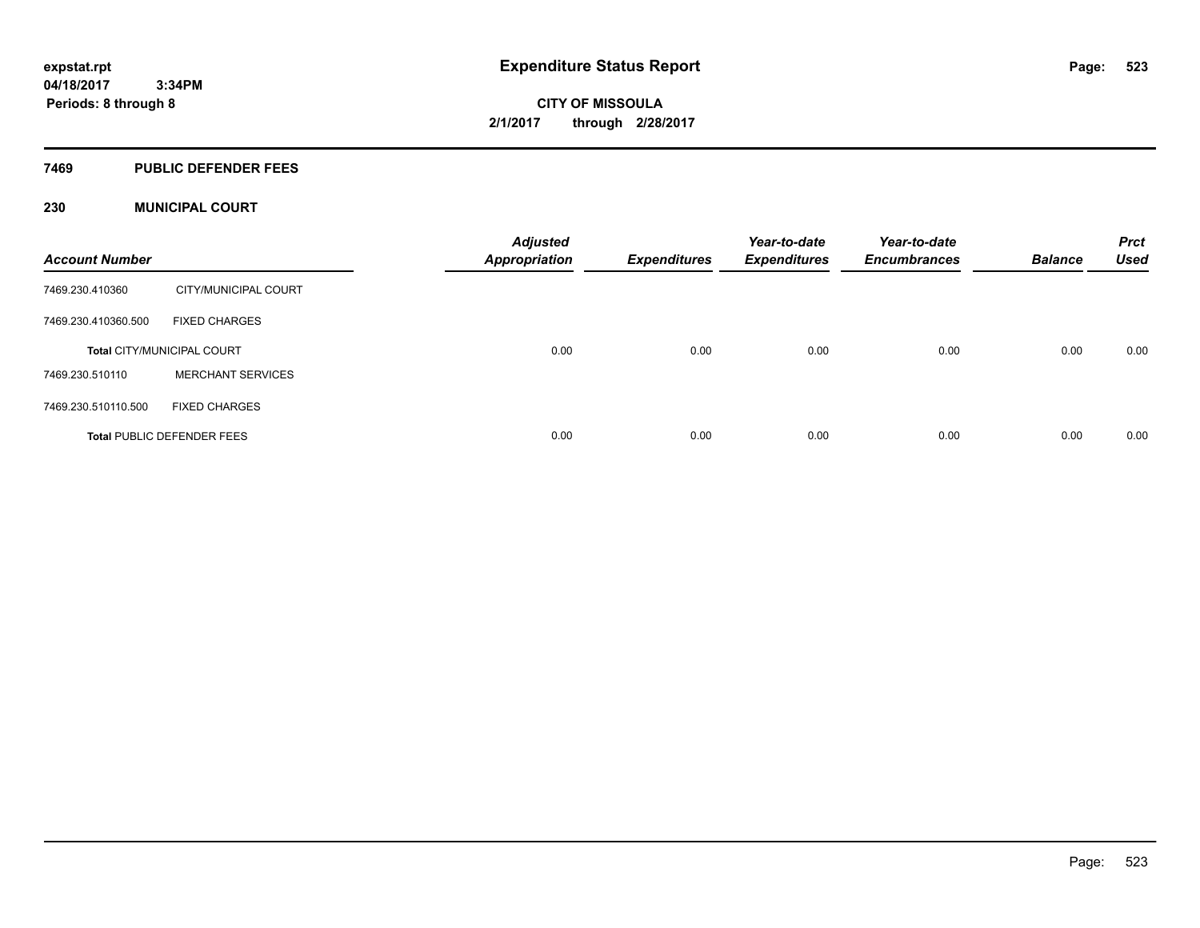**expstat.rpt**
**04/18/2017 3:34PM**
**Periods: 8 through 8**

# Expenditure Status Report

**CITY OF MISSOULA**
**2/1/2017 through 2/28/2017**

## 7469 PUBLIC DEFENDER FEES

### 230 MUNICIPAL COURT

| Account Number | | Adjusted Appropriation | Expenditures | Year-to-date Expenditures | Year-to-date Encumbrances | Balance | Prct Used |
|---|---|---|---|---|---|---|---|
| 7469.230.410360 | CITY/MUNICIPAL COURT | | | | | | |
| 7469.230.410360.500 | FIXED CHARGES | | | | | | |
| **Total** CITY/MUNICIPAL COURT | | 0.00 | 0.00 | 0.00 | 0.00 | 0.00 | 0.00 |
| 7469.230.510110 | MERCHANT SERVICES | | | | | | |
| 7469.230.510110.500 | FIXED CHARGES | | | | | | |
| **Total** PUBLIC DEFENDER FEES | | 0.00 | 0.00 | 0.00 | 0.00 | 0.00 | 0.00 |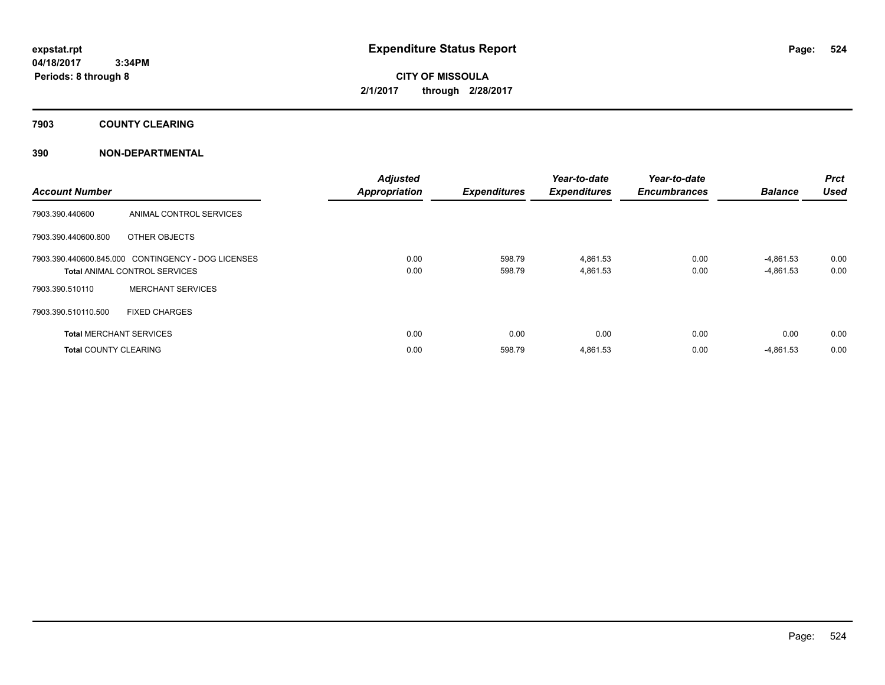**expstat.rpt**
**04/18/2017 3:34PM**
**Periods: 8 through 8**

# Expenditure Status Report

**CITY OF MISSOULA**
**2/1/2017 through 2/28/2017**

## 7903 COUNTY CLEARING

## 390 NON-DEPARTMENTAL

| Account Number | | Adjusted Appropriation | Expenditures | Year-to-date Expenditures | Year-to-date Encumbrances | Balance | Prct Used |
|---|---|---|---|---|---|---|---|
| 7903.390.440600 | ANIMAL CONTROL SERVICES | | | | | | |
| 7903.390.440600.800 | OTHER OBJECTS | | | | | | |
| 7903.390.440600.845.000 | CONTINGENCY - DOG LICENSES | 0.00 | 598.79 | 4,861.53 | 0.00 | -4,861.53 | 0.00 |
| **Total** ANIMAL CONTROL SERVICES | | 0.00 | 598.79 | 4,861.53 | 0.00 | -4,861.53 | 0.00 |
| 7903.390.510110 | MERCHANT SERVICES | | | | | | |
| 7903.390.510110.500 | FIXED CHARGES | | | | | | |
| **Total** MERCHANT SERVICES | | 0.00 | 0.00 | 0.00 | 0.00 | 0.00 | 0.00 |
| **Total** COUNTY CLEARING | | 0.00 | 598.79 | 4,861.53 | 0.00 | -4,861.53 | 0.00 |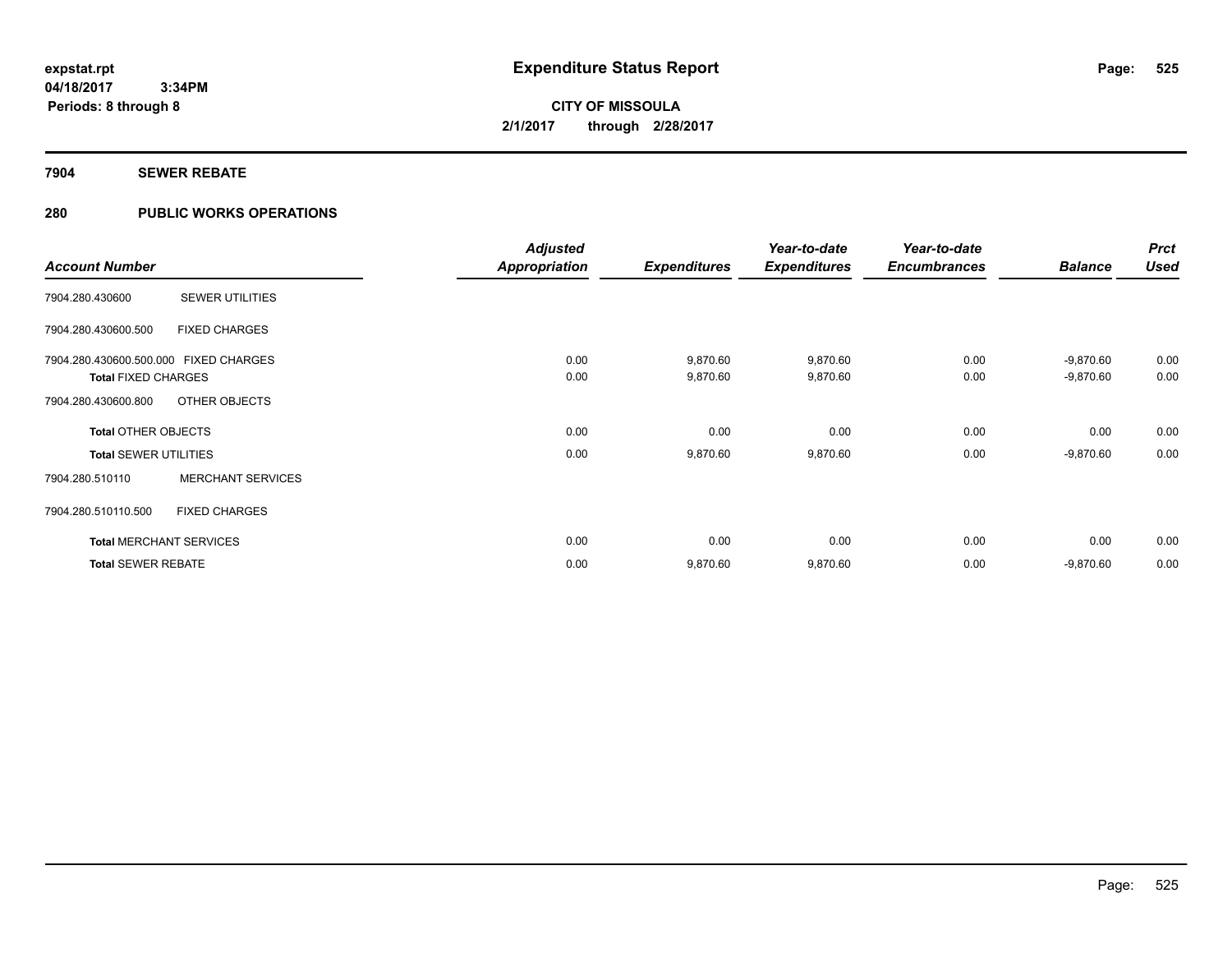# Expenditure Status Report

expstat.rpt
04/18/2017 3:34PM
Periods: 8 through 8

**CITY OF MISSOULA**
**2/1/2017 through 2/28/2017**

## 7904 SEWER REBATE

## 280 PUBLIC WORKS OPERATIONS

| Account Number | | Adjusted Appropriation | Expenditures | Year-to-date Expenditures | Year-to-date Encumbrances | Balance | Prct Used |
|---|---|---|---|---|---|---|---|
| 7904.280.430600 | SEWER UTILITIES | | | | | | |
| 7904.280.430600.500 | FIXED CHARGES | | | | | | |
| 7904.280.430600.500.000 | FIXED CHARGES | 0.00 | 9,870.60 | 9,870.60 | 0.00 | -9,870.60 | 0.00 |
| **Total** FIXED CHARGES | | 0.00 | 9,870.60 | 9,870.60 | 0.00 | -9,870.60 | 0.00 |
| 7904.280.430600.800 | OTHER OBJECTS | | | | | | |
| **Total** OTHER OBJECTS | | 0.00 | 0.00 | 0.00 | 0.00 | 0.00 | 0.00 |
| **Total** SEWER UTILITIES | | 0.00 | 9,870.60 | 9,870.60 | 0.00 | -9,870.60 | 0.00 |
| 7904.280.510110 | MERCHANT SERVICES | | | | | | |
| 7904.280.510110.500 | FIXED CHARGES | | | | | | |
| **Total** MERCHANT SERVICES | | 0.00 | 0.00 | 0.00 | 0.00 | 0.00 | 0.00 |
| **Total** SEWER REBATE | | 0.00 | 9,870.60 | 9,870.60 | 0.00 | -9,870.60 | 0.00 |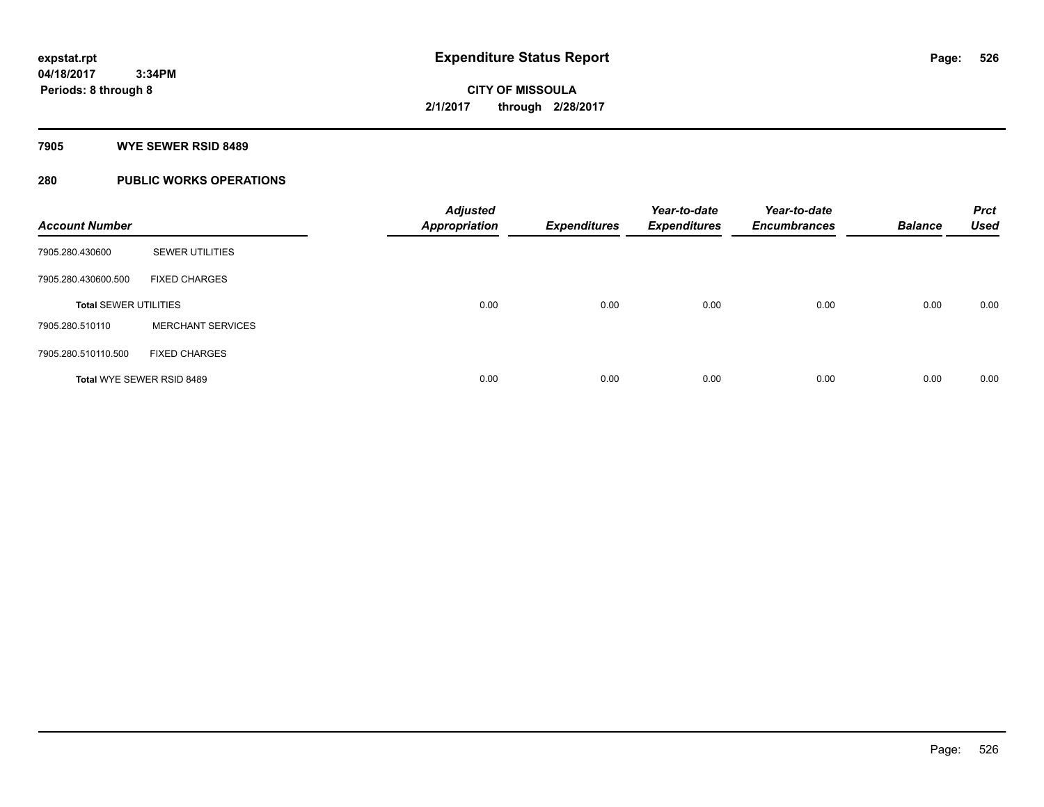# Expenditure Status Report

expstat.rpt
04/18/2017 3:34PM
Periods: 8 through 8

**CITY OF MISSOULA**
**2/1/2017 through 2/28/2017**

## 7905 WYE SEWER RSID 8489

## 280 PUBLIC WORKS OPERATIONS

| Account Number | | Adjusted Appropriation | Expenditures | Year-to-date Expenditures | Year-to-date Encumbrances | Balance | Prct Used |
|---|---|---|---|---|---|---|---|
| 7905.280.430600 | SEWER UTILITIES | | | | | | |
| 7905.280.430600.500 | FIXED CHARGES | | | | | | |
| **Total** SEWER UTILITIES | | 0.00 | 0.00 | 0.00 | 0.00 | 0.00 | 0.00 |
| 7905.280.510110 | MERCHANT SERVICES | | | | | | |
| 7905.280.510110.500 | FIXED CHARGES | | | | | | |
| **Total** WYE SEWER RSID 8489 | | 0.00 | 0.00 | 0.00 | 0.00 | 0.00 | 0.00 |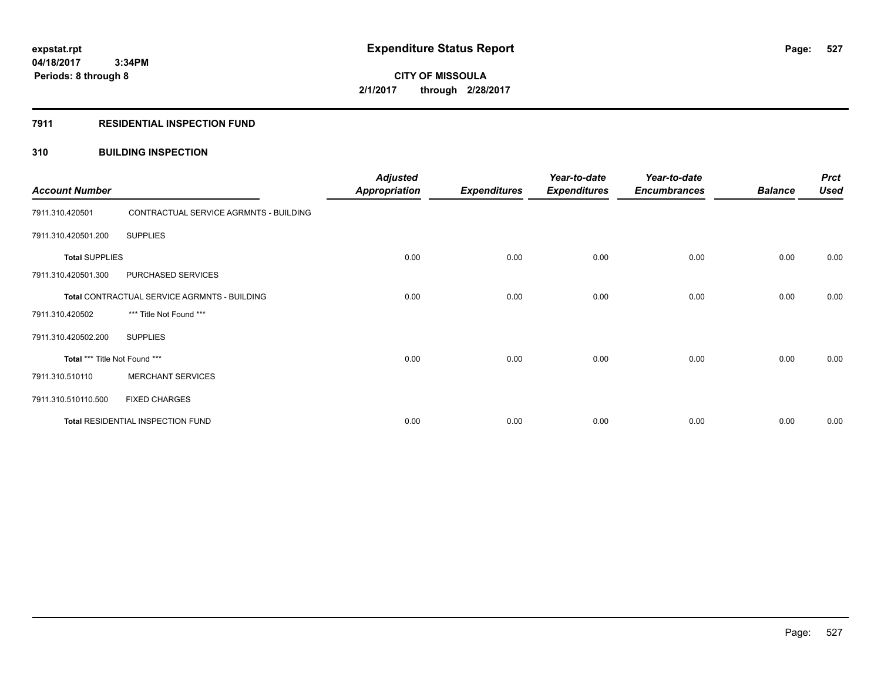**expstat.rpt**
**04/18/2017 3:34PM**
**Periods: 8 through 8**

# Expenditure Status Report

**CITY OF MISSOULA**
**2/1/2017 through 2/28/2017**

## 7911 RESIDENTIAL INSPECTION FUND

### 310 BUILDING INSPECTION

| Account Number | | Adjusted Appropriation | Expenditures | Year-to-date Expenditures | Year-to-date Encumbrances | Balance | Prct Used |
|---|---|---|---|---|---|---|---|
| 7911.310.420501 | CONTRACTUAL SERVICE AGRMNTS - BUILDING | | | | | | |
| 7911.310.420501.200 | SUPPLIES | | | | | | |
| **Total** SUPPLIES | | 0.00 | 0.00 | 0.00 | 0.00 | 0.00 | 0.00 |
| 7911.310.420501.300 | PURCHASED SERVICES | | | | | | |
| **Total** CONTRACTUAL SERVICE AGRMNTS - BUILDING | | 0.00 | 0.00 | 0.00 | 0.00 | 0.00 | 0.00 |
| 7911.310.420502 | *** Title Not Found *** | | | | | | |
| 7911.310.420502.200 | SUPPLIES | | | | | | |
| **Total** *** Title Not Found *** | | 0.00 | 0.00 | 0.00 | 0.00 | 0.00 | 0.00 |
| 7911.310.510110 | MERCHANT SERVICES | | | | | | |
| 7911.310.510110.500 | FIXED CHARGES | | | | | | |
| **Total** RESIDENTIAL INSPECTION FUND | | 0.00 | 0.00 | 0.00 | 0.00 | 0.00 | 0.00 |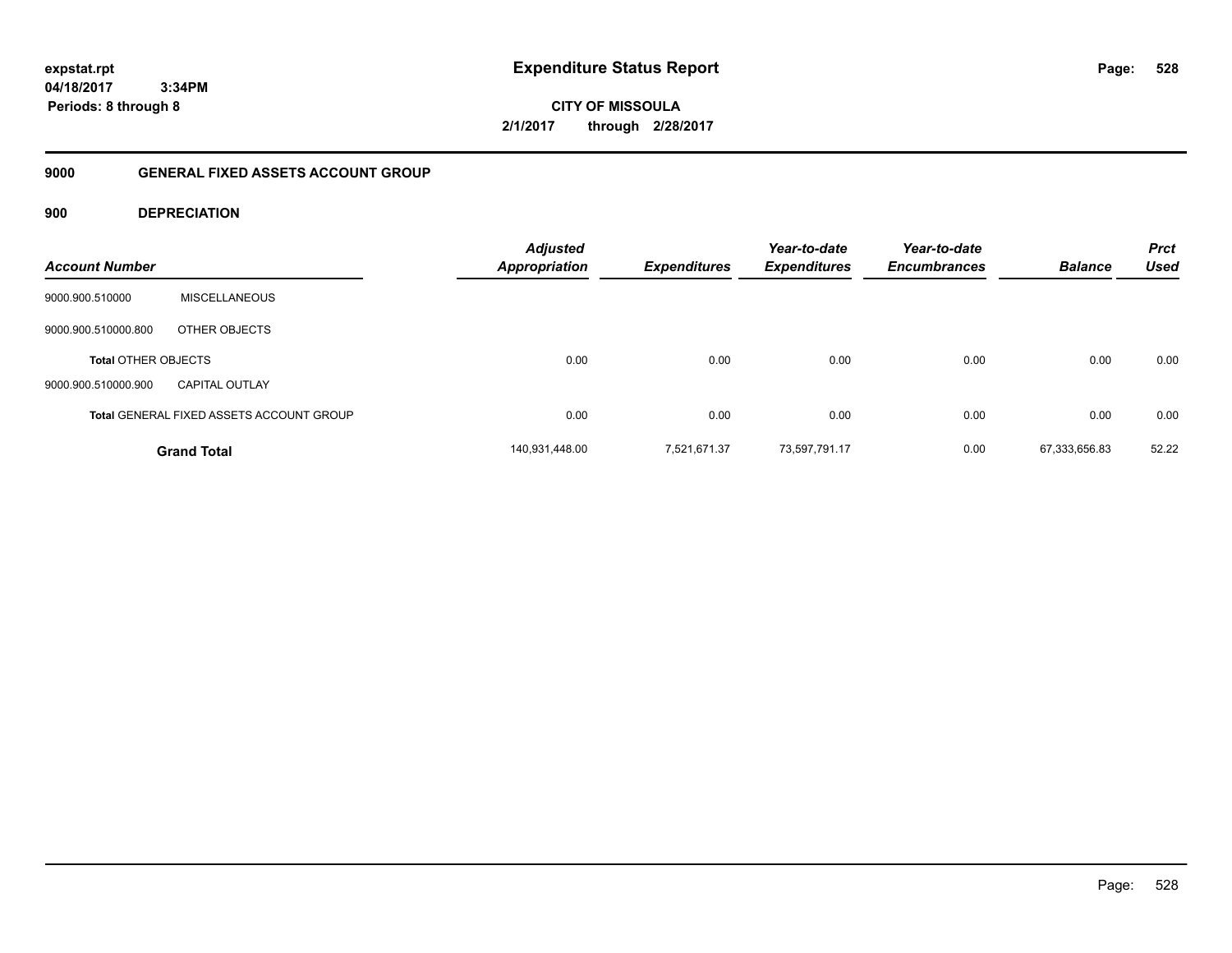**expstat.rpt**
**04/18/2017 3:34PM**
**Periods: 8 through 8**

# Expenditure Status Report

**CITY OF MISSOULA**
**2/1/2017 through 2/28/2017**

## 9000 GENERAL FIXED ASSETS ACCOUNT GROUP

### 900 DEPRECIATION

| Account Number | | Adjusted Appropriation | Expenditures | Year-to-date Expenditures | Year-to-date Encumbrances | Balance | Prct Used |
|---|---|---|---|---|---|---|---|
| 9000.900.510000 | MISCELLANEOUS | | | | | | |
| 9000.900.510000.800 | OTHER OBJECTS | | | | | | |
| **Total** OTHER OBJECTS | | 0.00 | 0.00 | 0.00 | 0.00 | 0.00 | 0.00 |
| 9000.900.510000.900 | CAPITAL OUTLAY | | | | | | |
| **Total** GENERAL FIXED ASSETS ACCOUNT GROUP | | 0.00 | 0.00 | 0.00 | 0.00 | 0.00 | 0.00 |
| **Grand Total** | | 140,931,448.00 | 7,521,671.37 | 73,597,791.17 | 0.00 | 67,333,656.83 | 52.22 |